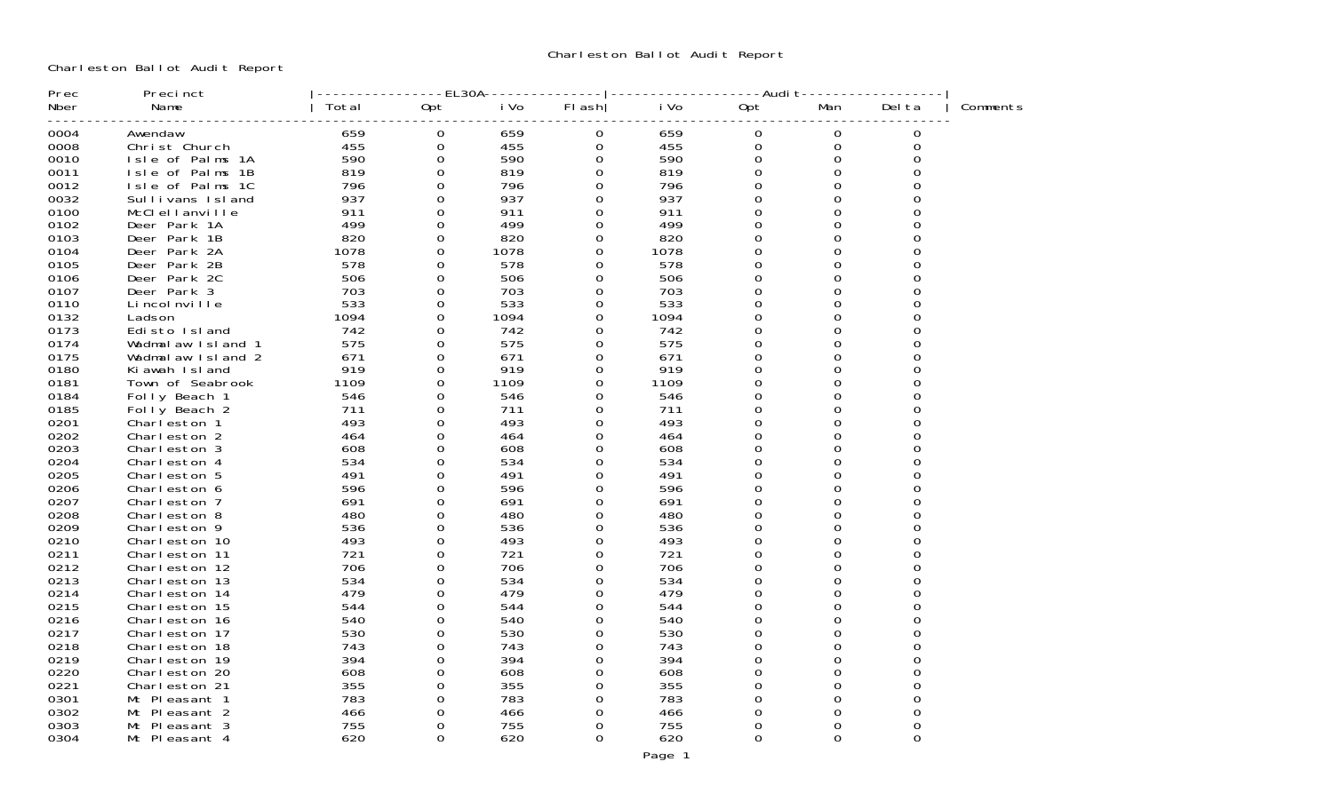# Charleston Ballot Audit Report

Charleston Ballot Audit Report

| Prec Nber | Precinct Name | EL30A Total | EL30A Opt | EL30A iVo | EL30A Flash | Audit iVo | Audit Opt | Audit Man | Audit Delta | Comments |
|---|---|---|---|---|---|---|---|---|---|---|
| 0004 | Awendaw | 659 | 0 | 659 | 0 | 659 | 0 | 0 | 0 | |
| 0008 | Christ Church | 455 | 0 | 455 | 0 | 455 | 0 | 0 | 0 | |
| 0010 | Isle of Palms 1A | 590 | 0 | 590 | 0 | 590 | 0 | 0 | 0 | |
| 0011 | Isle of Palms 1B | 819 | 0 | 819 | 0 | 819 | 0 | 0 | 0 | |
| 0012 | Isle of Palms 1C | 796 | 0 | 796 | 0 | 796 | 0 | 0 | 0 | |
| 0032 | Sullivans Island | 937 | 0 | 937 | 0 | 937 | 0 | 0 | 0 | |
| 0100 | McClellanville | 911 | 0 | 911 | 0 | 911 | 0 | 0 | 0 | |
| 0102 | Deer Park 1A | 499 | 0 | 499 | 0 | 499 | 0 | 0 | 0 | |
| 0103 | Deer Park 1B | 820 | 0 | 820 | 0 | 820 | 0 | 0 | 0 | |
| 0104 | Deer Park 2A | 1078 | 0 | 1078 | 0 | 1078 | 0 | 0 | 0 | |
| 0105 | Deer Park 2B | 578 | 0 | 578 | 0 | 578 | 0 | 0 | 0 | |
| 0106 | Deer Park 2C | 506 | 0 | 506 | 0 | 506 | 0 | 0 | 0 | |
| 0107 | Deer Park 3 | 703 | 0 | 703 | 0 | 703 | 0 | 0 | 0 | |
| 0110 | Lincolnville | 533 | 0 | 533 | 0 | 533 | 0 | 0 | 0 | |
| 0132 | Ladson | 1094 | 0 | 1094 | 0 | 1094 | 0 | 0 | 0 | |
| 0173 | Edisto Island | 742 | 0 | 742 | 0 | 742 | 0 | 0 | 0 | |
| 0174 | Wadmalaw Island 1 | 575 | 0 | 575 | 0 | 575 | 0 | 0 | 0 | |
| 0175 | Wadmalaw Island 2 | 671 | 0 | 671 | 0 | 671 | 0 | 0 | 0 | |
| 0180 | Kiawah Island | 919 | 0 | 919 | 0 | 919 | 0 | 0 | 0 | |
| 0181 | Town of Seabrook | 1109 | 0 | 1109 | 0 | 1109 | 0 | 0 | 0 | |
| 0184 | Folly Beach 1 | 546 | 0 | 546 | 0 | 546 | 0 | 0 | 0 | |
| 0185 | Folly Beach 2 | 711 | 0 | 711 | 0 | 711 | 0 | 0 | 0 | |
| 0201 | Charleston 1 | 493 | 0 | 493 | 0 | 493 | 0 | 0 | 0 | |
| 0202 | Charleston 2 | 464 | 0 | 464 | 0 | 464 | 0 | 0 | 0 | |
| 0203 | Charleston 3 | 608 | 0 | 608 | 0 | 608 | 0 | 0 | 0 | |
| 0204 | Charleston 4 | 534 | 0 | 534 | 0 | 534 | 0 | 0 | 0 | |
| 0205 | Charleston 5 | 491 | 0 | 491 | 0 | 491 | 0 | 0 | 0 | |
| 0206 | Charleston 6 | 596 | 0 | 596 | 0 | 596 | 0 | 0 | 0 | |
| 0207 | Charleston 7 | 691 | 0 | 691 | 0 | 691 | 0 | 0 | 0 | |
| 0208 | Charleston 8 | 480 | 0 | 480 | 0 | 480 | 0 | 0 | 0 | |
| 0209 | Charleston 9 | 536 | 0 | 536 | 0 | 536 | 0 | 0 | 0 | |
| 0210 | Charleston 10 | 493 | 0 | 493 | 0 | 493 | 0 | 0 | 0 | |
| 0211 | Charleston 11 | 721 | 0 | 721 | 0 | 721 | 0 | 0 | 0 | |
| 0212 | Charleston 12 | 706 | 0 | 706 | 0 | 706 | 0 | 0 | 0 | |
| 0213 | Charleston 13 | 534 | 0 | 534 | 0 | 534 | 0 | 0 | 0 | |
| 0214 | Charleston 14 | 479 | 0 | 479 | 0 | 479 | 0 | 0 | 0 | |
| 0215 | Charleston 15 | 544 | 0 | 544 | 0 | 544 | 0 | 0 | 0 | |
| 0216 | Charleston 16 | 540 | 0 | 540 | 0 | 540 | 0 | 0 | 0 | |
| 0217 | Charleston 17 | 530 | 0 | 530 | 0 | 530 | 0 | 0 | 0 | |
| 0218 | Charleston 18 | 743 | 0 | 743 | 0 | 743 | 0 | 0 | 0 | |
| 0219 | Charleston 19 | 394 | 0 | 394 | 0 | 394 | 0 | 0 | 0 | |
| 0220 | Charleston 20 | 608 | 0 | 608 | 0 | 608 | 0 | 0 | 0 | |
| 0221 | Charleston 21 | 355 | 0 | 355 | 0 | 355 | 0 | 0 | 0 | |
| 0301 | Mt Pleasant 1 | 783 | 0 | 783 | 0 | 783 | 0 | 0 | 0 | |
| 0302 | Mt Pleasant 2 | 466 | 0 | 466 | 0 | 466 | 0 | 0 | 0 | |
| 0303 | Mt Pleasant 3 | 755 | 0 | 755 | 0 | 755 | 0 | 0 | 0 | |
| 0304 | Mt Pleasant 4 | 620 | 0 | 620 | 0 | 620 | 0 | 0 | 0 | |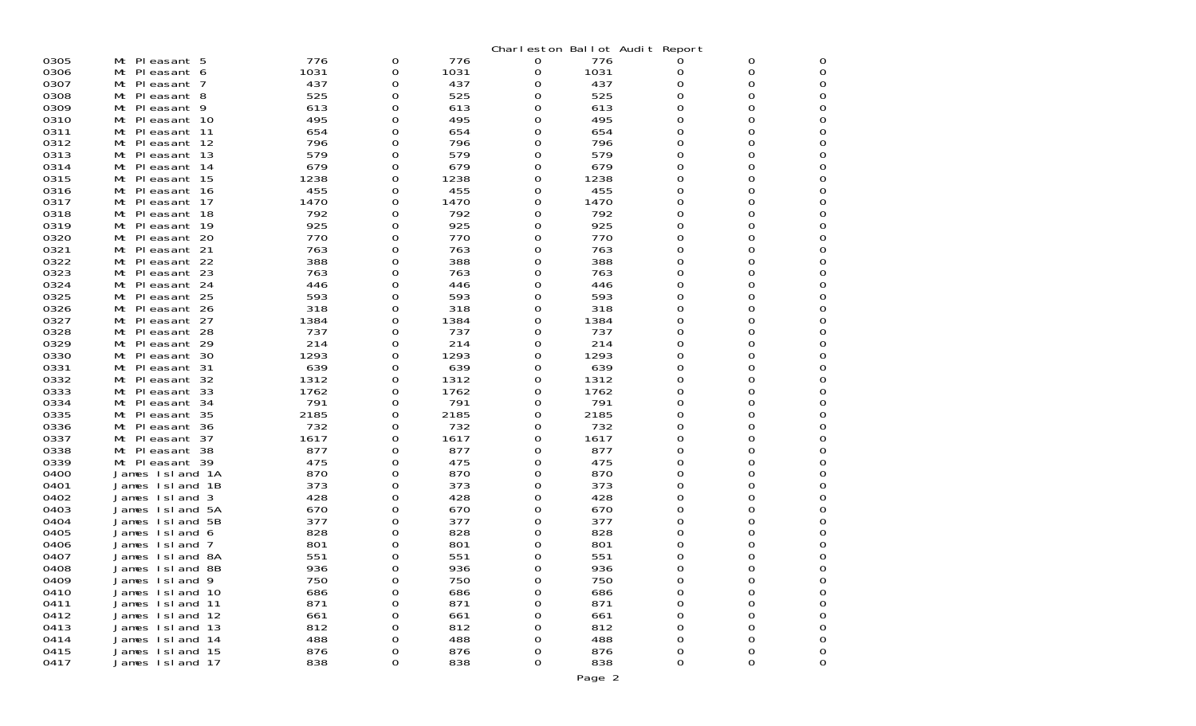Charleston Ballot Audit Report

| | | | | | | | | | |
|---|---|---|---|---|---|---|---|---|---|
| 0305 | Mt Pleasant 5 | 776 | 0 | 776 | 0 | 776 | 0 | 0 | 0 |
| 0306 | Mt Pleasant 6 | 1031 | 0 | 1031 | 0 | 1031 | 0 | 0 | 0 |
| 0307 | Mt Pleasant 7 | 437 | 0 | 437 | 0 | 437 | 0 | 0 | 0 |
| 0308 | Mt Pleasant 8 | 525 | 0 | 525 | 0 | 525 | 0 | 0 | 0 |
| 0309 | Mt Pleasant 9 | 613 | 0 | 613 | 0 | 613 | 0 | 0 | 0 |
| 0310 | Mt Pleasant 10 | 495 | 0 | 495 | 0 | 495 | 0 | 0 | 0 |
| 0311 | Mt Pleasant 11 | 654 | 0 | 654 | 0 | 654 | 0 | 0 | 0 |
| 0312 | Mt Pleasant 12 | 796 | 0 | 796 | 0 | 796 | 0 | 0 | 0 |
| 0313 | Mt Pleasant 13 | 579 | 0 | 579 | 0 | 579 | 0 | 0 | 0 |
| 0314 | Mt Pleasant 14 | 679 | 0 | 679 | 0 | 679 | 0 | 0 | 0 |
| 0315 | Mt Pleasant 15 | 1238 | 0 | 1238 | 0 | 1238 | 0 | 0 | 0 |
| 0316 | Mt Pleasant 16 | 455 | 0 | 455 | 0 | 455 | 0 | 0 | 0 |
| 0317 | Mt Pleasant 17 | 1470 | 0 | 1470 | 0 | 1470 | 0 | 0 | 0 |
| 0318 | Mt Pleasant 18 | 792 | 0 | 792 | 0 | 792 | 0 | 0 | 0 |
| 0319 | Mt Pleasant 19 | 925 | 0 | 925 | 0 | 925 | 0 | 0 | 0 |
| 0320 | Mt Pleasant 20 | 770 | 0 | 770 | 0 | 770 | 0 | 0 | 0 |
| 0321 | Mt Pleasant 21 | 763 | 0 | 763 | 0 | 763 | 0 | 0 | 0 |
| 0322 | Mt Pleasant 22 | 388 | 0 | 388 | 0 | 388 | 0 | 0 | 0 |
| 0323 | Mt Pleasant 23 | 763 | 0 | 763 | 0 | 763 | 0 | 0 | 0 |
| 0324 | Mt Pleasant 24 | 446 | 0 | 446 | 0 | 446 | 0 | 0 | 0 |
| 0325 | Mt Pleasant 25 | 593 | 0 | 593 | 0 | 593 | 0 | 0 | 0 |
| 0326 | Mt Pleasant 26 | 318 | 0 | 318 | 0 | 318 | 0 | 0 | 0 |
| 0327 | Mt Pleasant 27 | 1384 | 0 | 1384 | 0 | 1384 | 0 | 0 | 0 |
| 0328 | Mt Pleasant 28 | 737 | 0 | 737 | 0 | 737 | 0 | 0 | 0 |
| 0329 | Mt Pleasant 29 | 214 | 0 | 214 | 0 | 214 | 0 | 0 | 0 |
| 0330 | Mt Pleasant 30 | 1293 | 0 | 1293 | 0 | 1293 | 0 | 0 | 0 |
| 0331 | Mt Pleasant 31 | 639 | 0 | 639 | 0 | 639 | 0 | 0 | 0 |
| 0332 | Mt Pleasant 32 | 1312 | 0 | 1312 | 0 | 1312 | 0 | 0 | 0 |
| 0333 | Mt Pleasant 33 | 1762 | 0 | 1762 | 0 | 1762 | 0 | 0 | 0 |
| 0334 | Mt Pleasant 34 | 791 | 0 | 791 | 0 | 791 | 0 | 0 | 0 |
| 0335 | Mt Pleasant 35 | 2185 | 0 | 2185 | 0 | 2185 | 0 | 0 | 0 |
| 0336 | Mt Pleasant 36 | 732 | 0 | 732 | 0 | 732 | 0 | 0 | 0 |
| 0337 | Mt Pleasant 37 | 1617 | 0 | 1617 | 0 | 1617 | 0 | 0 | 0 |
| 0338 | Mt Pleasant 38 | 877 | 0 | 877 | 0 | 877 | 0 | 0 | 0 |
| 0339 | Mt Pleasant 39 | 475 | 0 | 475 | 0 | 475 | 0 | 0 | 0 |
| 0400 | James Island 1A | 870 | 0 | 870 | 0 | 870 | 0 | 0 | 0 |
| 0401 | James Island 1B | 373 | 0 | 373 | 0 | 373 | 0 | 0 | 0 |
| 0402 | James Island 3 | 428 | 0 | 428 | 0 | 428 | 0 | 0 | 0 |
| 0403 | James Island 5A | 670 | 0 | 670 | 0 | 670 | 0 | 0 | 0 |
| 0404 | James Island 5B | 377 | 0 | 377 | 0 | 377 | 0 | 0 | 0 |
| 0405 | James Island 6 | 828 | 0 | 828 | 0 | 828 | 0 | 0 | 0 |
| 0406 | James Island 7 | 801 | 0 | 801 | 0 | 801 | 0 | 0 | 0 |
| 0407 | James Island 8A | 551 | 0 | 551 | 0 | 551 | 0 | 0 | 0 |
| 0408 | James Island 8B | 936 | 0 | 936 | 0 | 936 | 0 | 0 | 0 |
| 0409 | James Island 9 | 750 | 0 | 750 | 0 | 750 | 0 | 0 | 0 |
| 0410 | James Island 10 | 686 | 0 | 686 | 0 | 686 | 0 | 0 | 0 |
| 0411 | James Island 11 | 871 | 0 | 871 | 0 | 871 | 0 | 0 | 0 |
| 0412 | James Island 12 | 661 | 0 | 661 | 0 | 661 | 0 | 0 | 0 |
| 0413 | James Island 13 | 812 | 0 | 812 | 0 | 812 | 0 | 0 | 0 |
| 0414 | James Island 14 | 488 | 0 | 488 | 0 | 488 | 0 | 0 | 0 |
| 0415 | James Island 15 | 876 | 0 | 876 | 0 | 876 | 0 | 0 | 0 |
| 0417 | James Island 17 | 838 | 0 | 838 | 0 | 838 | 0 | 0 | 0 |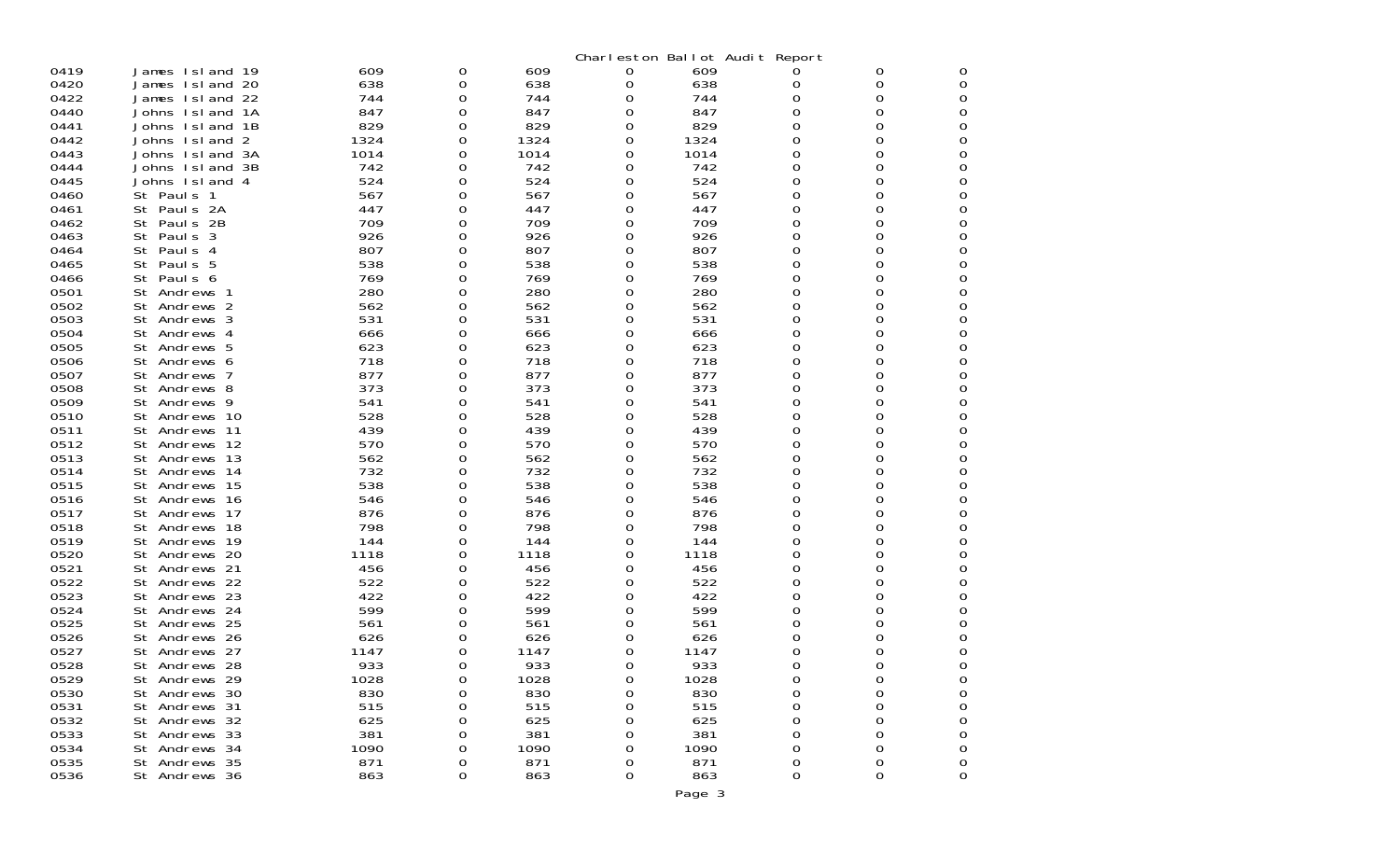Charleston Ballot Audit Report

| | | | | | | | | | |
|---|---|---|---|---|---|---|---|---|---|
| 0419 | James Island 19 | 609 | 0 | 609 | 0 | 609 | 0 | 0 | 0 |
| 0420 | James Island 20 | 638 | 0 | 638 | 0 | 638 | 0 | 0 | 0 |
| 0422 | James Island 22 | 744 | 0 | 744 | 0 | 744 | 0 | 0 | 0 |
| 0440 | Johns Island 1A | 847 | 0 | 847 | 0 | 847 | 0 | 0 | 0 |
| 0441 | Johns Island 1B | 829 | 0 | 829 | 0 | 829 | 0 | 0 | 0 |
| 0442 | Johns Island 2 | 1324 | 0 | 1324 | 0 | 1324 | 0 | 0 | 0 |
| 0443 | Johns Island 3A | 1014 | 0 | 1014 | 0 | 1014 | 0 | 0 | 0 |
| 0444 | Johns Island 3B | 742 | 0 | 742 | 0 | 742 | 0 | 0 | 0 |
| 0445 | Johns Island 4 | 524 | 0 | 524 | 0 | 524 | 0 | 0 | 0 |
| 0460 | St Pauls 1 | 567 | 0 | 567 | 0 | 567 | 0 | 0 | 0 |
| 0461 | St Pauls 2A | 447 | 0 | 447 | 0 | 447 | 0 | 0 | 0 |
| 0462 | St Pauls 2B | 709 | 0 | 709 | 0 | 709 | 0 | 0 | 0 |
| 0463 | St Pauls 3 | 926 | 0 | 926 | 0 | 926 | 0 | 0 | 0 |
| 0464 | St Pauls 4 | 807 | 0 | 807 | 0 | 807 | 0 | 0 | 0 |
| 0465 | St Pauls 5 | 538 | 0 | 538 | 0 | 538 | 0 | 0 | 0 |
| 0466 | St Pauls 6 | 769 | 0 | 769 | 0 | 769 | 0 | 0 | 0 |
| 0501 | St Andrews 1 | 280 | 0 | 280 | 0 | 280 | 0 | 0 | 0 |
| 0502 | St Andrews 2 | 562 | 0 | 562 | 0 | 562 | 0 | 0 | 0 |
| 0503 | St Andrews 3 | 531 | 0 | 531 | 0 | 531 | 0 | 0 | 0 |
| 0504 | St Andrews 4 | 666 | 0 | 666 | 0 | 666 | 0 | 0 | 0 |
| 0505 | St Andrews 5 | 623 | 0 | 623 | 0 | 623 | 0 | 0 | 0 |
| 0506 | St Andrews 6 | 718 | 0 | 718 | 0 | 718 | 0 | 0 | 0 |
| 0507 | St Andrews 7 | 877 | 0 | 877 | 0 | 877 | 0 | 0 | 0 |
| 0508 | St Andrews 8 | 373 | 0 | 373 | 0 | 373 | 0 | 0 | 0 |
| 0509 | St Andrews 9 | 541 | 0 | 541 | 0 | 541 | 0 | 0 | 0 |
| 0510 | St Andrews 10 | 528 | 0 | 528 | 0 | 528 | 0 | 0 | 0 |
| 0511 | St Andrews 11 | 439 | 0 | 439 | 0 | 439 | 0 | 0 | 0 |
| 0512 | St Andrews 12 | 570 | 0 | 570 | 0 | 570 | 0 | 0 | 0 |
| 0513 | St Andrews 13 | 562 | 0 | 562 | 0 | 562 | 0 | 0 | 0 |
| 0514 | St Andrews 14 | 732 | 0 | 732 | 0 | 732 | 0 | 0 | 0 |
| 0515 | St Andrews 15 | 538 | 0 | 538 | 0 | 538 | 0 | 0 | 0 |
| 0516 | St Andrews 16 | 546 | 0 | 546 | 0 | 546 | 0 | 0 | 0 |
| 0517 | St Andrews 17 | 876 | 0 | 876 | 0 | 876 | 0 | 0 | 0 |
| 0518 | St Andrews 18 | 798 | 0 | 798 | 0 | 798 | 0 | 0 | 0 |
| 0519 | St Andrews 19 | 144 | 0 | 144 | 0 | 144 | 0 | 0 | 0 |
| 0520 | St Andrews 20 | 1118 | 0 | 1118 | 0 | 1118 | 0 | 0 | 0 |
| 0521 | St Andrews 21 | 456 | 0 | 456 | 0 | 456 | 0 | 0 | 0 |
| 0522 | St Andrews 22 | 522 | 0 | 522 | 0 | 522 | 0 | 0 | 0 |
| 0523 | St Andrews 23 | 422 | 0 | 422 | 0 | 422 | 0 | 0 | 0 |
| 0524 | St Andrews 24 | 599 | 0 | 599 | 0 | 599 | 0 | 0 | 0 |
| 0525 | St Andrews 25 | 561 | 0 | 561 | 0 | 561 | 0 | 0 | 0 |
| 0526 | St Andrews 26 | 626 | 0 | 626 | 0 | 626 | 0 | 0 | 0 |
| 0527 | St Andrews 27 | 1147 | 0 | 1147 | 0 | 1147 | 0 | 0 | 0 |
| 0528 | St Andrews 28 | 933 | 0 | 933 | 0 | 933 | 0 | 0 | 0 |
| 0529 | St Andrews 29 | 1028 | 0 | 1028 | 0 | 1028 | 0 | 0 | 0 |
| 0530 | St Andrews 30 | 830 | 0 | 830 | 0 | 830 | 0 | 0 | 0 |
| 0531 | St Andrews 31 | 515 | 0 | 515 | 0 | 515 | 0 | 0 | 0 |
| 0532 | St Andrews 32 | 625 | 0 | 625 | 0 | 625 | 0 | 0 | 0 |
| 0533 | St Andrews 33 | 381 | 0 | 381 | 0 | 381 | 0 | 0 | 0 |
| 0534 | St Andrews 34 | 1090 | 0 | 1090 | 0 | 1090 | 0 | 0 | 0 |
| 0535 | St Andrews 35 | 871 | 0 | 871 | 0 | 871 | 0 | 0 | 0 |
| 0536 | St Andrews 36 | 863 | 0 | 863 | 0 | 863 | 0 | 0 | 0 |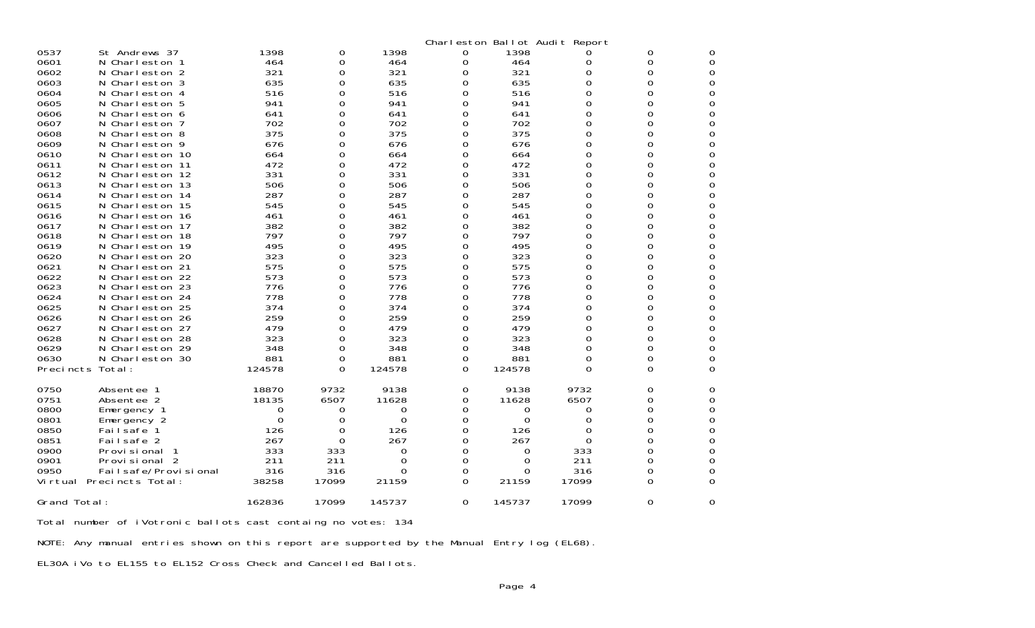Charleston Ballot Audit Report

| | | | | | | | | | |
|---|---|---|---|---|---|---|---|---|---|
| 0537 | St Andrews 37 | 1398 | 0 | 1398 | 0 | 1398 | 0 | 0 | 0 |
| 0601 | N Charleston 1 | 464 | 0 | 464 | 0 | 464 | 0 | 0 | 0 |
| 0602 | N Charleston 2 | 321 | 0 | 321 | 0 | 321 | 0 | 0 | 0 |
| 0603 | N Charleston 3 | 635 | 0 | 635 | 0 | 635 | 0 | 0 | 0 |
| 0604 | N Charleston 4 | 516 | 0 | 516 | 0 | 516 | 0 | 0 | 0 |
| 0605 | N Charleston 5 | 941 | 0 | 941 | 0 | 941 | 0 | 0 | 0 |
| 0606 | N Charleston 6 | 641 | 0 | 641 | 0 | 641 | 0 | 0 | 0 |
| 0607 | N Charleston 7 | 702 | 0 | 702 | 0 | 702 | 0 | 0 | 0 |
| 0608 | N Charleston 8 | 375 | 0 | 375 | 0 | 375 | 0 | 0 | 0 |
| 0609 | N Charleston 9 | 676 | 0 | 676 | 0 | 676 | 0 | 0 | 0 |
| 0610 | N Charleston 10 | 664 | 0 | 664 | 0 | 664 | 0 | 0 | 0 |
| 0611 | N Charleston 11 | 472 | 0 | 472 | 0 | 472 | 0 | 0 | 0 |
| 0612 | N Charleston 12 | 331 | 0 | 331 | 0 | 331 | 0 | 0 | 0 |
| 0613 | N Charleston 13 | 506 | 0 | 506 | 0 | 506 | 0 | 0 | 0 |
| 0614 | N Charleston 14 | 287 | 0 | 287 | 0 | 287 | 0 | 0 | 0 |
| 0615 | N Charleston 15 | 545 | 0 | 545 | 0 | 545 | 0 | 0 | 0 |
| 0616 | N Charleston 16 | 461 | 0 | 461 | 0 | 461 | 0 | 0 | 0 |
| 0617 | N Charleston 17 | 382 | 0 | 382 | 0 | 382 | 0 | 0 | 0 |
| 0618 | N Charleston 18 | 797 | 0 | 797 | 0 | 797 | 0 | 0 | 0 |
| 0619 | N Charleston 19 | 495 | 0 | 495 | 0 | 495 | 0 | 0 | 0 |
| 0620 | N Charleston 20 | 323 | 0 | 323 | 0 | 323 | 0 | 0 | 0 |
| 0621 | N Charleston 21 | 575 | 0 | 575 | 0 | 575 | 0 | 0 | 0 |
| 0622 | N Charleston 22 | 573 | 0 | 573 | 0 | 573 | 0 | 0 | 0 |
| 0623 | N Charleston 23 | 776 | 0 | 776 | 0 | 776 | 0 | 0 | 0 |
| 0624 | N Charleston 24 | 778 | 0 | 778 | 0 | 778 | 0 | 0 | 0 |
| 0625 | N Charleston 25 | 374 | 0 | 374 | 0 | 374 | 0 | 0 | 0 |
| 0626 | N Charleston 26 | 259 | 0 | 259 | 0 | 259 | 0 | 0 | 0 |
| 0627 | N Charleston 27 | 479 | 0 | 479 | 0 | 479 | 0 | 0 | 0 |
| 0628 | N Charleston 28 | 323 | 0 | 323 | 0 | 323 | 0 | 0 | 0 |
| 0629 | N Charleston 29 | 348 | 0 | 348 | 0 | 348 | 0 | 0 | 0 |
| 0630 | N Charleston 30 | 881 | 0 | 881 | 0 | 881 | 0 | 0 | 0 |
| Precincts Total: | | 124578 | 0 | 124578 | 0 | 124578 | 0 | 0 | 0 |
| 0750 | Absentee 1 | 18870 | 9732 | 9138 | 0 | 9138 | 9732 | 0 | 0 |
| 0751 | Absentee 2 | 18135 | 6507 | 11628 | 0 | 11628 | 6507 | 0 | 0 |
| 0800 | Emergency 1 | 0 | 0 | 0 | 0 | 0 | 0 | 0 | 0 |
| 0801 | Emergency 2 | 0 | 0 | 0 | 0 | 0 | 0 | 0 | 0 |
| 0850 | Failsafe 1 | 126 | 0 | 126 | 0 | 126 | 0 | 0 | 0 |
| 0851 | Failsafe 2 | 267 | 0 | 267 | 0 | 267 | 0 | 0 | 0 |
| 0900 | Provisional 1 | 333 | 333 | 0 | 0 | 0 | 333 | 0 | 0 |
| 0901 | Provisional 2 | 211 | 211 | 0 | 0 | 0 | 211 | 0 | 0 |
| 0950 | Failsafe/Provisional | 316 | 316 | 0 | 0 | 0 | 316 | 0 | 0 |
| Virtual Precincts Total: | | 38258 | 17099 | 21159 | 0 | 21159 | 17099 | 0 | 0 |
| Grand Total: | | 162836 | 17099 | 145737 | 0 | 145737 | 17099 | 0 | 0 |

Total number of iVotronic ballots cast containg no votes: 134

NOTE: Any manual entries shown on this report are supported by the Manual Entry log (EL68).

EL30A iVo to EL155 to EL152 Cross Check and Cancelled Ballots.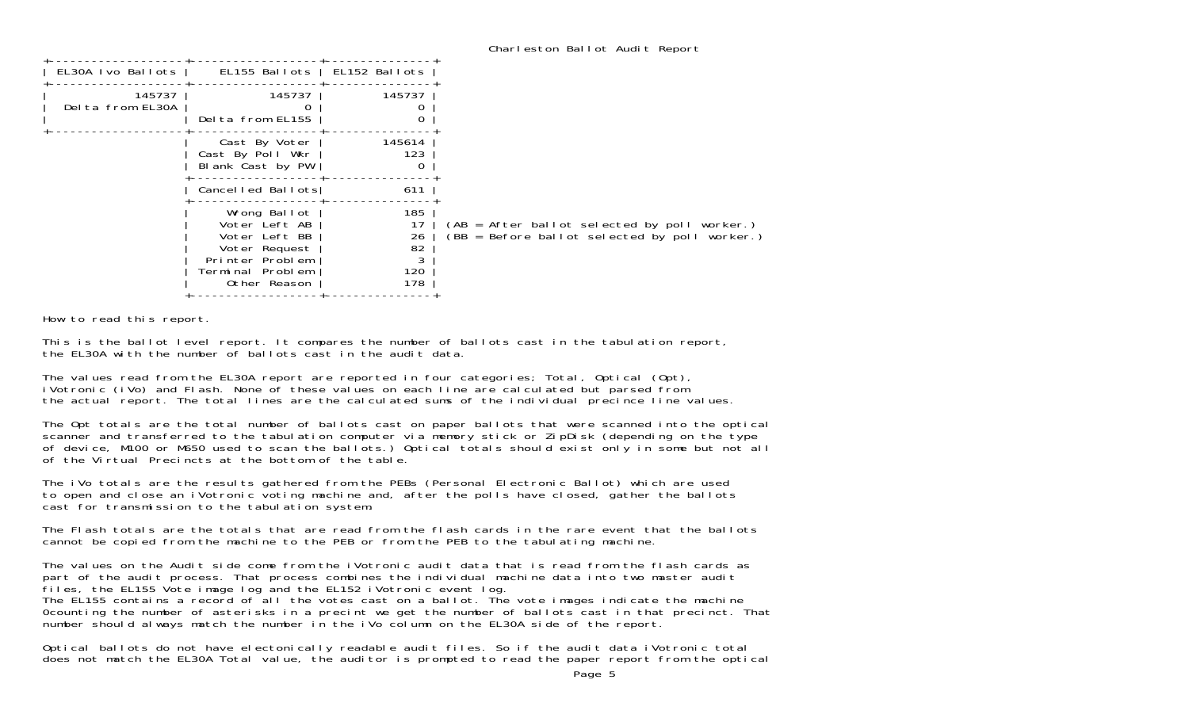# Charleston Ballot Audit Report

| EL30A Ivo Ballots | EL155 Ballots | EL152 Ballots |
|---|---|---|
| 145737 | 145737 | 145737 |
| Delta from EL30A | 0 | 0 |
| | Delta from EL155 | 0 |
| | Cast By Voter | 145614 |
| | Cast By Poll Wkr | 123 |
| | Blank Cast by PW | 0 |
| | Cancelled Ballots | 611 |
| | Wrong Ballot | 185 |
| | Voter Left AB | 17 |
| | Voter Left BB | 26 |
| | Voter Request | 82 |
| | Printer Problem | 3 |
| | Terminal Problem | 120 |
| | Other Reason | 178 |

(AB = After ballot selected by poll worker.)
(BB = Before ballot selected by poll worker.)

How to read this report.

This is the ballot level report. It compares the number of ballots cast in the tabulation report, the EL30A with the number of ballots cast in the audit data.

The values read from the EL30A report are reported in four categories; Total, Optical (Opt), iVotronic (iVo) and Flash. None of these values on each line are calculated but parsed from the actual report. The total lines are the calculated sums of the individual precince line values.

The Opt totals are the total number of ballots cast on paper ballots that were scanned into the optical scanner and transferred to the tabulation computer via memory stick or ZipDisk (depending on the type of device, M100 or M650 used to scan the ballots.) Optical totals should exist only in some but not all of the Virtual Precincts at the bottom of the table.

The iVo totals are the results gathered from the PEBs (Personal Electronic Ballot) which are used to open and close an iVotronic voting machine and, after the polls have closed, gather the ballots cast for transmission to the tabulation system.

The Flash totals are the totals that are read from the flash cards in the rare event that the ballots cannot be copied from the machine to the PEB or from the PEB to the tabulating machine.

The values on the Audit side come from the iVotronic audit data that is read from the flash cards as part of the audit process. That process combines the individual machine data into two master audit files, the EL155 Vote image log and the EL152 iVotronic event log.
The EL155 contains a record of all the votes cast on a ballot. The vote images indicate the machine 0counting the number of asterisks in a precint we get the number of ballots cast in that precinct. That number should always match the number in the iVo column on the EL30A side of the report.

Optical ballots do not have electonically readable audit files. So if the audit data iVotronic total does not match the EL30A Total value, the auditor is prompted to read the paper report from the optical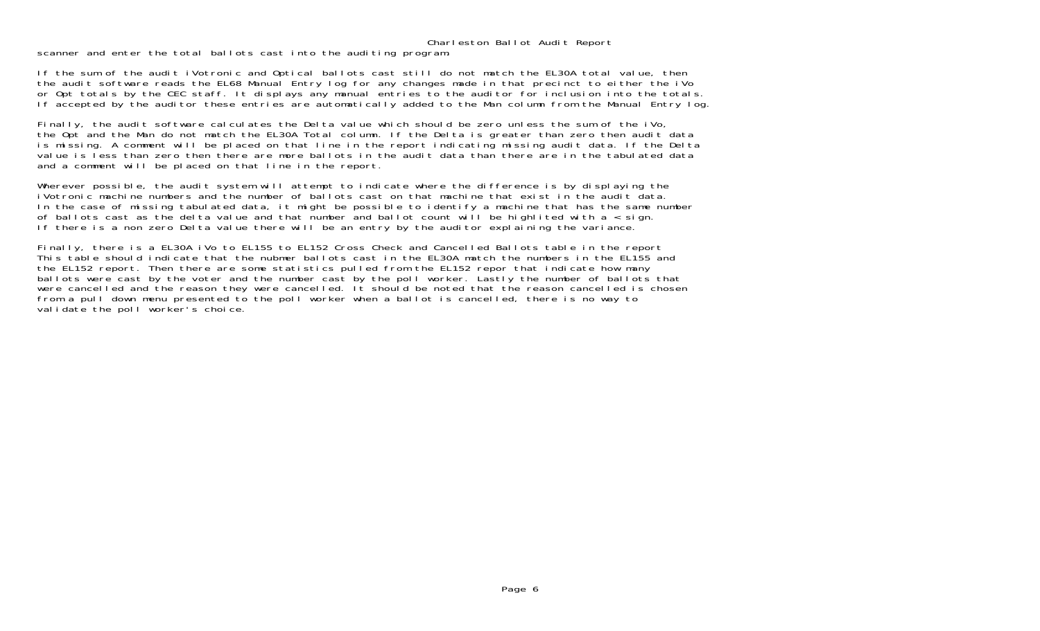scanner and enter the total ballots cast into the auditing program.

If the sum of the audit iVotronic and Optical ballots cast still do not match the EL30A total value, then the audit software reads the EL68 Manual Entry log for any changes made in that precinct to either the iVo or Opt totals by the CEC staff. It displays any manual entries to the auditor for inclusion into the totals. If accepted by the auditor these entries are automatically added to the Man column from the Manual Entry log.

Finally, the audit software calculates the Delta value which should be zero unless the sum of the iVo, the Opt and the Man do not match the EL30A Total column. If the Delta is greater than zero then audit data is missing. A comment will be placed on that line in the report indicating missing audit data. If the Delta value is less than zero then there are more ballots in the audit data than there are in the tabulated data and a comment will be placed on that line in the report.

Wherever possible, the audit system will attempt to indicate where the difference is by displaying the iVotronic machine numbers and the number of ballots cast on that machine that exist in the audit data. In the case of missing tabulated data, it might be possible to identify a machine that has the same number of ballots cast as the delta value and that number and ballot count will be highlited with a < sign. If there is a non zero Delta value there will be an entry by the auditor explaining the variance.

Finally, there is a EL30A iVo to EL155 to EL152 Cross Check and Cancelled Ballots table in the report This table should indicate that the nubmer ballots cast in the EL30A match the numbers in the EL155 and the EL152 report. Then there are some statistics pulled from the EL152 repor that indicate how many ballots were cast by the voter and the number cast by the poll worker. Lastly the number of ballots that were cancelled and the reason they were cancelled. It should be noted that the reason cancelled is chosen from a pull down menu presented to the poll worker when a ballot is cancelled, there is no way to validate the poll worker's choice.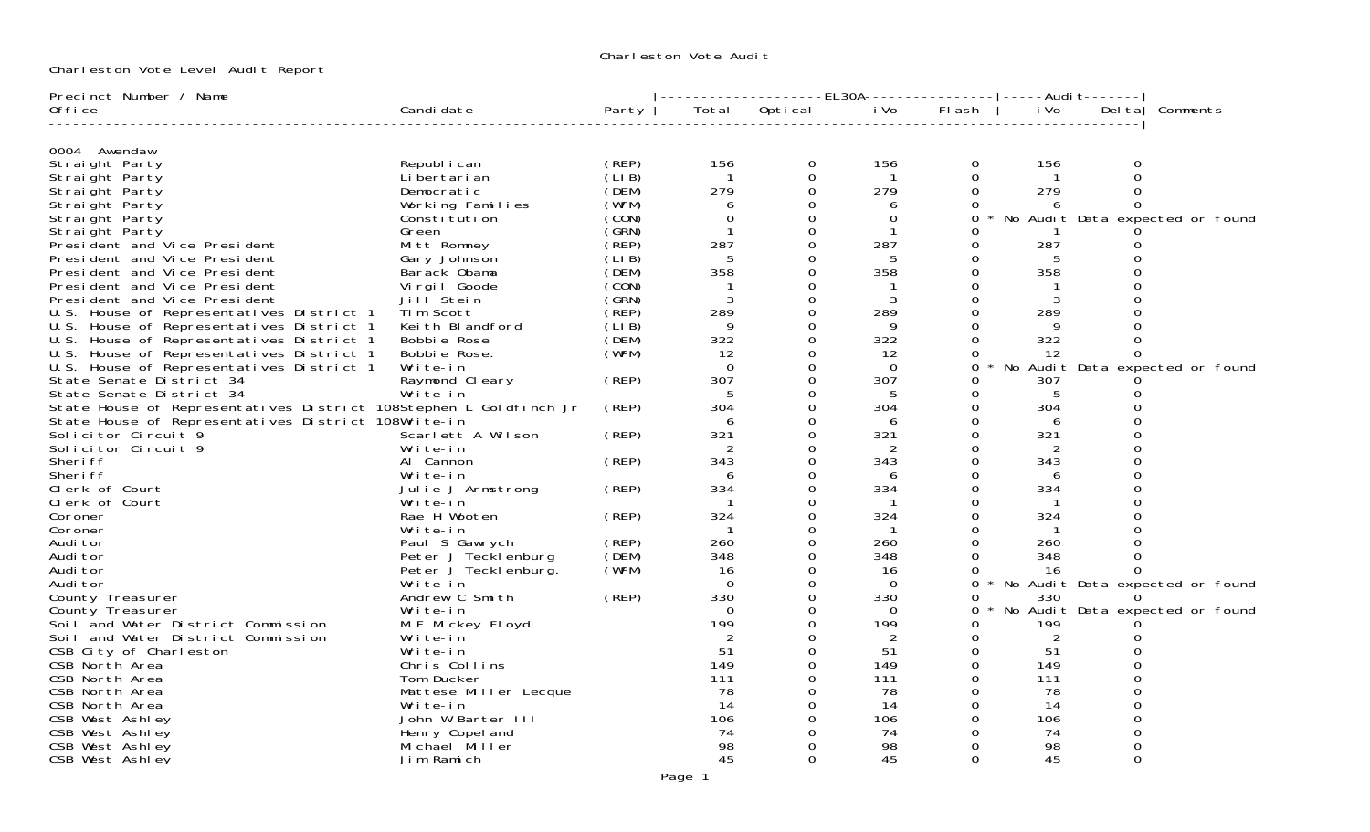# Charleston Vote Audit

Charleston Vote Level Audit Report

| Precinct Number / Name<br>Office | Candidate | Party | EL30A<br>Total | Optical | iVo | Flash | Audit<br>iVo | Delta | Comments |
|---|---|---|---|---|---|---|---|---|---|
| **0004 Awendaw** | | | | | | | | | |
| Straight Party | Republican | (REP) | 156 | 0 | 156 | 0 | 156 | 0 | |
| Straight Party | Libertarian | (LIB) | 1 | 0 | 1 | 0 | 1 | 0 | |
| Straight Party | Democratic | (DEM) | 279 | 0 | 279 | 0 | 279 | 0 | |
| Straight Party | Working Families | (WFM) | 6 | 0 | 6 | 0 | 6 | 0 | |
| Straight Party | Constitution | (CON) | 0 | 0 | 0 | 0 | | | * No Audit Data expected or found |
| Straight Party | Green | (GRN) | 1 | 0 | 1 | 0 | 1 | 0 | |
| President and Vice President | Mitt Romney | (REP) | 287 | 0 | 287 | 0 | 287 | 0 | |
| President and Vice President | Gary Johnson | (LIB) | 5 | 0 | 5 | 0 | 5 | 0 | |
| President and Vice President | Barack Obama | (DEM) | 358 | 0 | 358 | 0 | 358 | 0 | |
| President and Vice President | Virgil Goode | (CON) | 1 | 0 | 1 | 0 | 1 | 0 | |
| President and Vice President | Jill Stein | (GRN) | 3 | 0 | 3 | 0 | 3 | 0 | |
| U.S. House of Representatives District 1 | Tim Scott | (REP) | 289 | 0 | 289 | 0 | 289 | 0 | |
| U.S. House of Representatives District 1 | Keith Blandford | (LIB) | 9 | 0 | 9 | 0 | 9 | 0 | |
| U.S. House of Representatives District 1 | Bobbie Rose | (DEM) | 322 | 0 | 322 | 0 | 322 | 0 | |
| U.S. House of Representatives District 1 | Bobbie Rose. | (WFM) | 12 | 0 | 12 | 0 | 12 | 0 | |
| U.S. House of Representatives District 1 | Write-in | | 0 | 0 | 0 | 0 | | | * No Audit Data expected or found |
| State Senate District 34 | Raymond Cleary | (REP) | 307 | 0 | 307 | 0 | 307 | 0 | |
| State Senate District 34 | Write-in | | 5 | 0 | 5 | 0 | 5 | 0 | |
| State House of Representatives District 108 | Stephen L Goldfinch Jr | (REP) | 304 | 0 | 304 | 0 | 304 | 0 | |
| State House of Representatives District 108 | Write-in | | 6 | 0 | 6 | 0 | 6 | 0 | |
| Solicitor Circuit 9 | Scarlett A Wilson | (REP) | 321 | 0 | 321 | 0 | 321 | 0 | |
| Solicitor Circuit 9 | Write-in | | 2 | 0 | 2 | 0 | 2 | 0 | |
| Sheriff | Al Cannon | (REP) | 343 | 0 | 343 | 0 | 343 | 0 | |
| Sheriff | Write-in | | 6 | 0 | 6 | 0 | 6 | 0 | |
| Clerk of Court | Julie J Armstrong | (REP) | 334 | 0 | 334 | 0 | 334 | 0 | |
| Clerk of Court | Write-in | | 1 | 0 | 1 | 0 | 1 | 0 | |
| Coroner | Rae H Wooten | (REP) | 324 | 0 | 324 | 0 | 324 | 0 | |
| Coroner | Write-in | | 1 | 0 | 1 | 0 | 1 | 0 | |
| Auditor | Paul S Gawrych | (REP) | 260 | 0 | 260 | 0 | 260 | 0 | |
| Auditor | Peter J Tecklenburg | (DEM) | 348 | 0 | 348 | 0 | 348 | 0 | |
| Auditor | Peter J Tecklenburg. | (WFM) | 16 | 0 | 16 | 0 | 16 | 0 | |
| Auditor | Write-in | | 0 | 0 | 0 | 0 | | | * No Audit Data expected or found |
| County Treasurer | Andrew C Smith | (REP) | 330 | 0 | 330 | 0 | 330 | 0 | |
| County Treasurer | Write-in | | 0 | 0 | 0 | 0 | | | * No Audit Data expected or found |
| Soil and Water District Commission | M F Mickey Floyd | | 199 | 0 | 199 | 0 | 199 | 0 | |
| Soil and Water District Commission | Write-in | | 2 | 0 | 2 | 0 | 2 | 0 | |
| CSB City of Charleston | Write-in | | 51 | 0 | 51 | 0 | 51 | 0 | |
| CSB North Area | Chris Collins | | 149 | 0 | 149 | 0 | 149 | 0 | |
| CSB North Area | Tom Ducker | | 111 | 0 | 111 | 0 | 111 | 0 | |
| CSB North Area | Mattese Miller Lecque | | 78 | 0 | 78 | 0 | 78 | 0 | |
| CSB North Area | Write-in | | 14 | 0 | 14 | 0 | 14 | 0 | |
| CSB West Ashley | John W Barter III | | 106 | 0 | 106 | 0 | 106 | 0 | |
| CSB West Ashley | Henry Copeland | | 74 | 0 | 74 | 0 | 74 | 0 | |
| CSB West Ashley | Michael Miller | | 98 | 0 | 98 | 0 | 98 | 0 | |
| CSB West Ashley | Jim Ramich | | 45 | 0 | 45 | 0 | 45 | 0 | |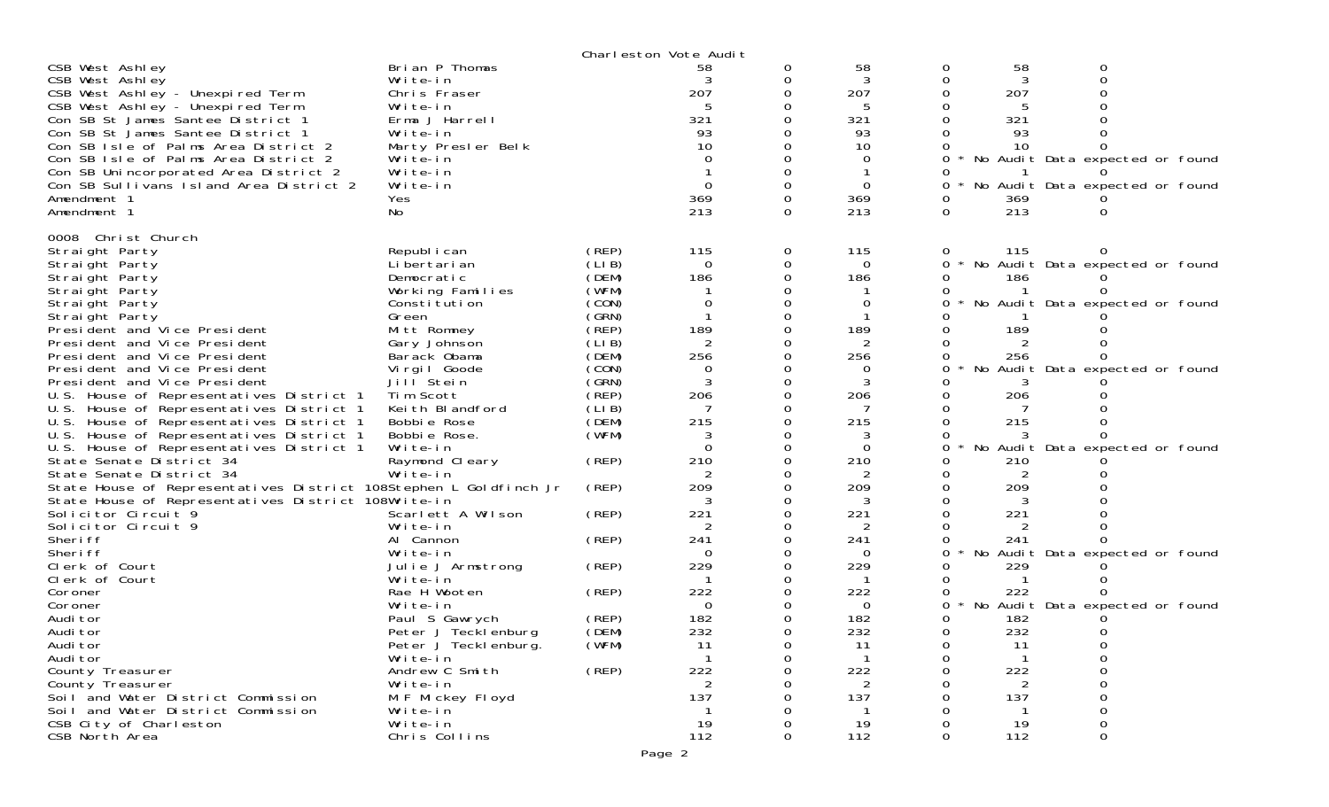Charleston Vote Audit

| Contest | Candidate | Party | | | | | | | |
|---|---|---|---|---|---|---|---|---|---|
| CSB West Ashley | Brian P Thomas | | 58 | 0 | 58 | 0 | 58 | 0 | |
| CSB West Ashley | Write-in | | 3 | 0 | 3 | 0 | 3 | 0 | |
| CSB West Ashley - Unexpired Term | Chris Fraser | | 207 | 0 | 207 | 0 | 207 | 0 | |
| CSB West Ashley - Unexpired Term | Write-in | | 5 | 0 | 5 | 0 | 5 | 0 | |
| Con SB St James Santee District 1 | Erma J Harrell | | 321 | 0 | 321 | 0 | 321 | 0 | |
| Con SB St James Santee District 1 | Write-in | | 93 | 0 | 93 | 0 | 93 | 0 | |
| Con SB Isle of Palms Area District 2 | Marty Presler Belk | | 10 | 0 | 10 | 0 | 10 | 0 | |
| Con SB Isle of Palms Area District 2 | Write-in | | 0 | 0 | 0 | 0 | | | * No Audit Data expected or found |
| Con SB Unincorporated Area District 2 | Write-in | | 1 | 0 | 1 | 0 | 1 | 0 | |
| Con SB Sullivans Island Area District 2 | Write-in | | 0 | 0 | 0 | 0 | | | * No Audit Data expected or found |
| Amendment 1 | Yes | | 369 | 0 | 369 | 0 | 369 | 0 | |
| Amendment 1 | No | | 213 | 0 | 213 | 0 | 213 | 0 | |

0008 Christ Church

| Contest | Candidate | Party | | | | | | | |
|---|---|---|---|---|---|---|---|---|---|
| Straight Party | Republican | (REP) | 115 | 0 | 115 | 0 | 115 | 0 | |
| Straight Party | Libertarian | (LIB) | 0 | 0 | 0 | 0 | | | * No Audit Data expected or found |
| Straight Party | Democratic | (DEM) | 186 | 0 | 186 | 0 | 186 | 0 | |
| Straight Party | Working Families | (WFM) | 1 | 0 | 1 | 0 | 1 | 0 | |
| Straight Party | Constitution | (CON) | 0 | 0 | 0 | 0 | | | * No Audit Data expected or found |
| Straight Party | Green | (GRN) | 1 | 0 | 1 | 0 | 1 | 0 | |
| President and Vice President | Mitt Romney | (REP) | 189 | 0 | 189 | 0 | 189 | 0 | |
| President and Vice President | Gary Johnson | (LIB) | 2 | 0 | 2 | 0 | 2 | 0 | |
| President and Vice President | Barack Obama | (DEM) | 256 | 0 | 256 | 0 | 256 | 0 | |
| President and Vice President | Virgil Goode | (CON) | 0 | 0 | 0 | 0 | | | * No Audit Data expected or found |
| President and Vice President | Jill Stein | (GRN) | 3 | 0 | 3 | 0 | 3 | 0 | |
| U.S. House of Representatives District 1 | Tim Scott | (REP) | 206 | 0 | 206 | 0 | 206 | 0 | |
| U.S. House of Representatives District 1 | Keith Blandford | (LIB) | 7 | 0 | 7 | 0 | 7 | 0 | |
| U.S. House of Representatives District 1 | Bobbie Rose | (DEM) | 215 | 0 | 215 | 0 | 215 | 0 | |
| U.S. House of Representatives District 1 | Bobbie Rose. | (WFM) | 3 | 0 | 3 | 0 | 3 | 0 | |
| U.S. House of Representatives District 1 | Write-in | | 0 | 0 | 0 | 0 | | | * No Audit Data expected or found |
| State Senate District 34 | Raymond Cleary | (REP) | 210 | 0 | 210 | 0 | 210 | 0 | |
| State Senate District 34 | Write-in | | 2 | 0 | 2 | 0 | 2 | 0 | |
| State House of Representatives District 108 | Stephen L Goldfinch Jr | (REP) | 209 | 0 | 209 | 0 | 209 | 0 | |
| State House of Representatives District 108 | Write-in | | 3 | 0 | 3 | 0 | 3 | 0 | |
| Solicitor Circuit 9 | Scarlett A Wilson | (REP) | 221 | 0 | 221 | 0 | 221 | 0 | |
| Solicitor Circuit 9 | Write-in | | 2 | 0 | 2 | 0 | 2 | 0 | |
| Sheriff | Al Cannon | (REP) | 241 | 0 | 241 | 0 | 241 | 0 | |
| Sheriff | Write-in | | 0 | 0 | 0 | 0 | | | * No Audit Data expected or found |
| Clerk of Court | Julie J Armstrong | (REP) | 229 | 0 | 229 | 0 | 229 | 0 | |
| Clerk of Court | Write-in | | 1 | 0 | 1 | 0 | 1 | 0 | |
| Coroner | Rae H Wooten | (REP) | 222 | 0 | 222 | 0 | 222 | 0 | |
| Coroner | Write-in | | 0 | 0 | 0 | 0 | | | * No Audit Data expected or found |
| Auditor | Paul S Gawrych | (REP) | 182 | 0 | 182 | 0 | 182 | 0 | |
| Auditor | Peter J Tecklenburg | (DEM) | 232 | 0 | 232 | 0 | 232 | 0 | |
| Auditor | Peter J Tecklenburg. | (WFM) | 11 | 0 | 11 | 0 | 11 | 0 | |
| Auditor | Write-in | | 1 | 0 | 1 | 0 | 1 | 0 | |
| County Treasurer | Andrew C Smith | (REP) | 222 | 0 | 222 | 0 | 222 | 0 | |
| County Treasurer | Write-in | | 2 | 0 | 2 | 0 | 2 | 0 | |
| Soil and Water District Commission | M F Mickey Floyd | | 137 | 0 | 137 | 0 | 137 | 0 | |
| Soil and Water District Commission | Write-in | | 1 | 0 | 1 | 0 | 1 | 0 | |
| CSB City of Charleston | Write-in | | 19 | 0 | 19 | 0 | 19 | 0 | |
| CSB North Area | Chris Collins | | 112 | 0 | 112 | 0 | 112 | 0 | |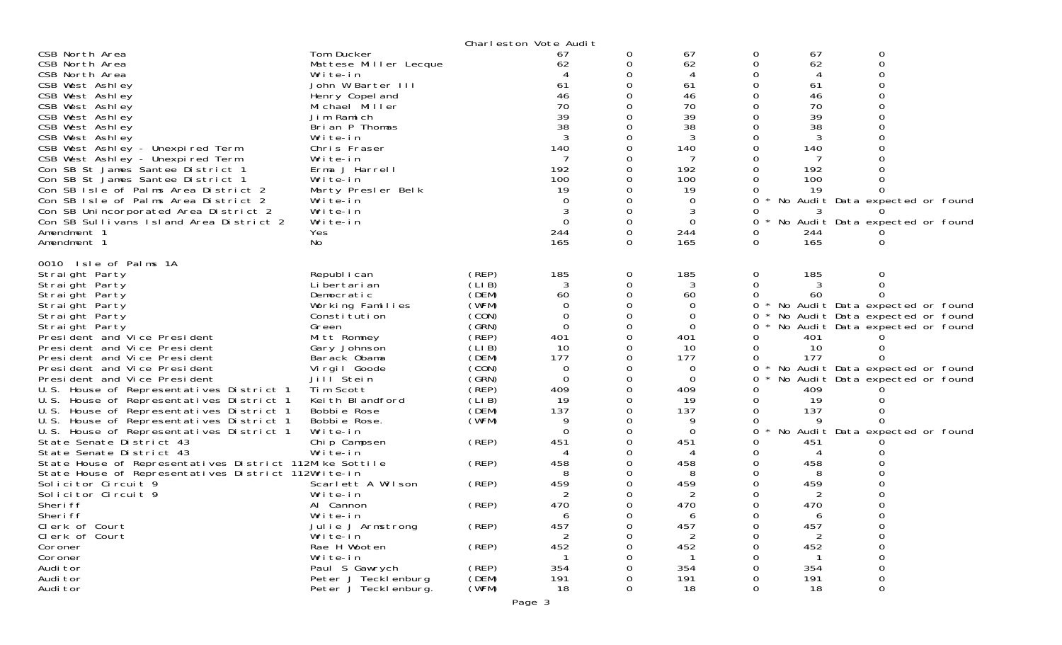Charleston Vote Audit

| Contest | Candidate | Party | | | | | | |
|---|---|---|---|---|---|---|---|---|
| CSB North Area | Tom Ducker | | 67 | 0 | 67 | 0 | 67 | 0 |
| CSB North Area | Mattese Miller Lecque | | 62 | 0 | 62 | 0 | 62 | 0 |
| CSB North Area | Write-in | | 4 | 0 | 4 | 0 | 4 | 0 |
| CSB West Ashley | John W Barter III | | 61 | 0 | 61 | 0 | 61 | 0 |
| CSB West Ashley | Henry Copeland | | 46 | 0 | 46 | 0 | 46 | 0 |
| CSB West Ashley | Michael Miller | | 70 | 0 | 70 | 0 | 70 | 0 |
| CSB West Ashley | Jim Ramich | | 39 | 0 | 39 | 0 | 39 | 0 |
| CSB West Ashley | Brian P Thomas | | 38 | 0 | 38 | 0 | 38 | 0 |
| CSB West Ashley | Write-in | | 3 | 0 | 3 | 0 | 3 | 0 |
| CSB West Ashley - Unexpired Term | Chris Fraser | | 140 | 0 | 140 | 0 | 140 | 0 |
| CSB West Ashley - Unexpired Term | Write-in | | 7 | 0 | 7 | 0 | 7 | 0 |
| Con SB St James Santee District 1 | Erma J Harrell | | 192 | 0 | 192 | 0 | 192 | 0 |
| Con SB St James Santee District 1 | Write-in | | 100 | 0 | 100 | 0 | 100 | 0 |
| Con SB Isle of Palms Area District 2 | Marty Presler Belk | | 19 | 0 | 19 | 0 | 19 | 0 |
| Con SB Isle of Palms Area District 2 | Write-in | | 0 | 0 | 0 | 0 * No Audit Data expected or found | | |
| Con SB Unincorporated Area District 2 | Write-in | | 3 | 0 | 3 | 0 | 3 | 0 |
| Con SB Sullivans Island Area District 2 | Write-in | | 0 | 0 | 0 | 0 * No Audit Data expected or found | | |
| Amendment 1 | Yes | | 244 | 0 | 244 | 0 | 244 | 0 |
| Amendment 1 | No | | 165 | 0 | 165 | 0 | 165 | 0 |

0010 Isle of Palms 1A

| Contest | Candidate | Party | | | | | | |
|---|---|---|---|---|---|---|---|---|
| Straight Party | Republican | (REP) | 185 | 0 | 185 | 0 | 185 | 0 |
| Straight Party | Libertarian | (LIB) | 3 | 0 | 3 | 0 | 3 | 0 |
| Straight Party | Democratic | (DEM) | 60 | 0 | 60 | 0 | 60 | 0 |
| Straight Party | Working Families | (WFM) | 0 | 0 | 0 | 0 * No Audit Data expected or found | | |
| Straight Party | Constitution | (CON) | 0 | 0 | 0 | 0 * No Audit Data expected or found | | |
| Straight Party | Green | (GRN) | 0 | 0 | 0 | 0 * No Audit Data expected or found | | |
| President and Vice President | Mitt Romney | (REP) | 401 | 0 | 401 | 0 | 401 | 0 |
| President and Vice President | Gary Johnson | (LIB) | 10 | 0 | 10 | 0 | 10 | 0 |
| President and Vice President | Barack Obama | (DEM) | 177 | 0 | 177 | 0 | 177 | 0 |
| President and Vice President | Virgil Goode | (CON) | 0 | 0 | 0 | 0 * No Audit Data expected or found | | |
| President and Vice President | Jill Stein | (GRN) | 0 | 0 | 0 | 0 * No Audit Data expected or found | | |
| U.S. House of Representatives District 1 | Tim Scott | (REP) | 409 | 0 | 409 | 0 | 409 | 0 |
| U.S. House of Representatives District 1 | Keith Blandford | (LIB) | 19 | 0 | 19 | 0 | 19 | 0 |
| U.S. House of Representatives District 1 | Bobbie Rose | (DEM) | 137 | 0 | 137 | 0 | 137 | 0 |
| U.S. House of Representatives District 1 | Bobbie Rose. | (WFM) | 9 | 0 | 9 | 0 | 9 | 0 |
| U.S. House of Representatives District 1 | Write-in | | 0 | 0 | 0 | 0 * No Audit Data expected or found | | |
| State Senate District 43 | Chip Campsen | (REP) | 451 | 0 | 451 | 0 | 451 | 0 |
| State Senate District 43 | Write-in | | 4 | 0 | 4 | 0 | 4 | 0 |
| State House of Representatives District 112 | Mike Sottile | (REP) | 458 | 0 | 458 | 0 | 458 | 0 |
| State House of Representatives District 112 | Write-in | | 8 | 0 | 8 | 0 | 8 | 0 |
| Solicitor Circuit 9 | Scarlett A Wilson | (REP) | 459 | 0 | 459 | 0 | 459 | 0 |
| Solicitor Circuit 9 | Write-in | | 2 | 0 | 2 | 0 | 2 | 0 |
| Sheriff | Al Cannon | (REP) | 470 | 0 | 470 | 0 | 470 | 0 |
| Sheriff | Write-in | | 6 | 0 | 6 | 0 | 6 | 0 |
| Clerk of Court | Julie J Armstrong | (REP) | 457 | 0 | 457 | 0 | 457 | 0 |
| Clerk of Court | Write-in | | 2 | 0 | 2 | 0 | 2 | 0 |
| Coroner | Rae H Wooten | (REP) | 452 | 0 | 452 | 0 | 452 | 0 |
| Coroner | Write-in | | 1 | 0 | 1 | 0 | 1 | 0 |
| Auditor | Paul S Gawrych | (REP) | 354 | 0 | 354 | 0 | 354 | 0 |
| Auditor | Peter J Tecklenburg | (DEM) | 191 | 0 | 191 | 0 | 191 | 0 |
| Auditor | Peter J Tecklenburg. | (WFM) | 18 | 0 | 18 | 0 | 18 | 0 |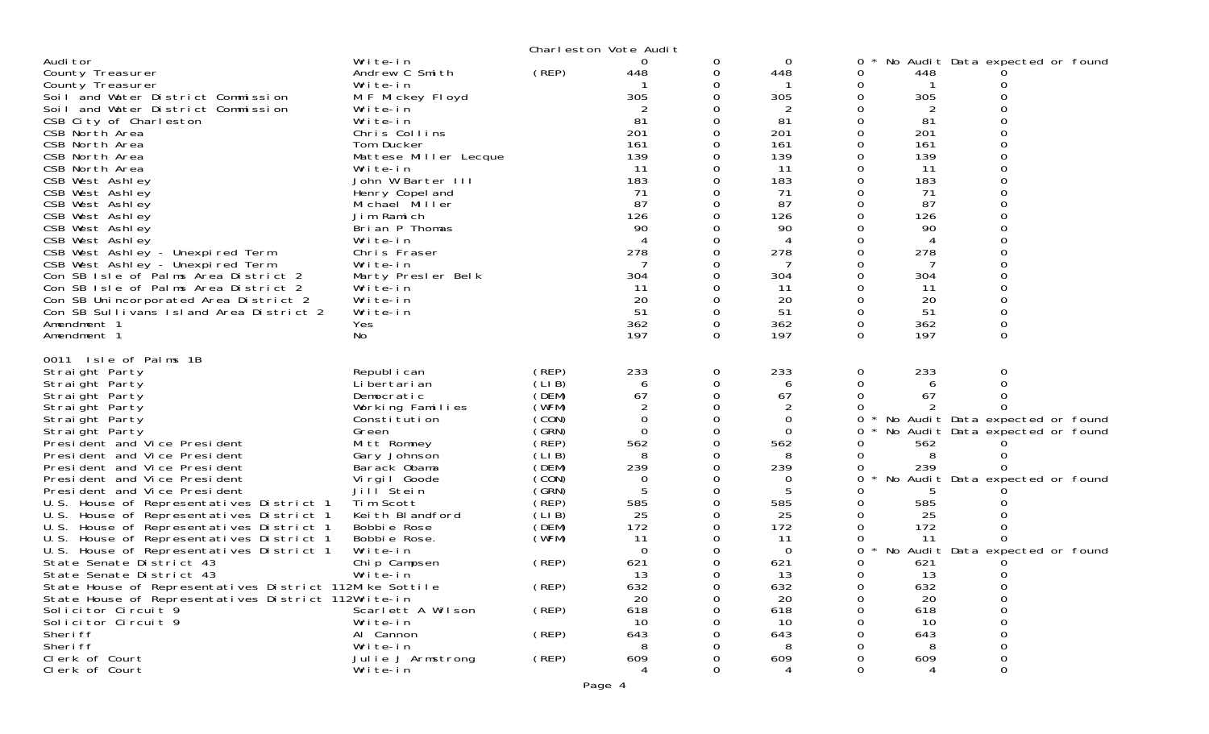Charleston Vote Audit

| | | | | | | | | | |
|---|---|---|---|---|---|---|---|---|---|
| Auditor | Write-in | | 0 | 0 | 0 | 0 * No Audit Data expected or found | | | |
| County Treasurer | Andrew C Smith | (REP) | 448 | 0 | 448 | 0 | 448 | 0 | |
| County Treasurer | Write-in | | 1 | 0 | 1 | 0 | 1 | 0 | |
| Soil and Water District Commission | M F Mickey Floyd | | 305 | 0 | 305 | 0 | 305 | 0 | |
| Soil and Water District Commission | Write-in | | 2 | 0 | 2 | 0 | 2 | 0 | |
| CSB City of Charleston | Write-in | | 81 | 0 | 81 | 0 | 81 | 0 | |
| CSB North Area | Chris Collins | | 201 | 0 | 201 | 0 | 201 | 0 | |
| CSB North Area | Tom Ducker | | 161 | 0 | 161 | 0 | 161 | 0 | |
| CSB North Area | Mattese Miller Lecque | | 139 | 0 | 139 | 0 | 139 | 0 | |
| CSB North Area | Write-in | | 11 | 0 | 11 | 0 | 11 | 0 | |
| CSB West Ashley | John W Barter III | | 183 | 0 | 183 | 0 | 183 | 0 | |
| CSB West Ashley | Henry Copeland | | 71 | 0 | 71 | 0 | 71 | 0 | |
| CSB West Ashley | Michael Miller | | 87 | 0 | 87 | 0 | 87 | 0 | |
| CSB West Ashley | Jim Ramich | | 126 | 0 | 126 | 0 | 126 | 0 | |
| CSB West Ashley | Brian P Thomas | | 90 | 0 | 90 | 0 | 90 | 0 | |
| CSB West Ashley | Write-in | | 4 | 0 | 4 | 0 | 4 | 0 | |
| CSB West Ashley - Unexpired Term | Chris Fraser | | 278 | 0 | 278 | 0 | 278 | 0 | |
| CSB West Ashley - Unexpired Term | Write-in | | 7 | 0 | 7 | 0 | 7 | 0 | |
| Con SB Isle of Palms Area District 2 | Marty Presler Belk | | 304 | 0 | 304 | 0 | 304 | 0 | |
| Con SB Isle of Palms Area District 2 | Write-in | | 11 | 0 | 11 | 0 | 11 | 0 | |
| Con SB Unincorporated Area District 2 | Write-in | | 20 | 0 | 20 | 0 | 20 | 0 | |
| Con SB Sullivans Island Area District 2 | Write-in | | 51 | 0 | 51 | 0 | 51 | 0 | |
| Amendment 1 | Yes | | 362 | 0 | 362 | 0 | 362 | 0 | |
| Amendment 1 | No | | 197 | 0 | 197 | 0 | 197 | 0 | |

0011 Isle of Palms 1B

| | | | | | | | | | |
|---|---|---|---|---|---|---|---|---|---|
| Straight Party | Republican | (REP) | 233 | 0 | 233 | 0 | 233 | 0 | |
| Straight Party | Libertarian | (LIB) | 6 | 0 | 6 | 0 | 6 | 0 | |
| Straight Party | Democratic | (DEM) | 67 | 0 | 67 | 0 | 67 | 0 | |
| Straight Party | Working Families | (WFM) | 2 | 0 | 2 | 0 | 2 | 0 | |
| Straight Party | Constitution | (CON) | 0 | 0 | 0 | 0 * No Audit Data expected or found | | | |
| Straight Party | Green | (GRN) | 0 | 0 | 0 | 0 * No Audit Data expected or found | | | |
| President and Vice President | Mitt Romney | (REP) | 562 | 0 | 562 | 0 | 562 | 0 | |
| President and Vice President | Gary Johnson | (LIB) | 8 | 0 | 8 | 0 | 8 | 0 | |
| President and Vice President | Barack Obama | (DEM) | 239 | 0 | 239 | 0 | 239 | 0 | |
| President and Vice President | Virgil Goode | (CON) | 0 | 0 | 0 | 0 * No Audit Data expected or found | | | |
| President and Vice President | Jill Stein | (GRN) | 5 | 0 | 5 | 0 | 5 | 0 | |
| U.S. House of Representatives District 1 | Tim Scott | (REP) | 585 | 0 | 585 | 0 | 585 | 0 | |
| U.S. House of Representatives District 1 | Keith Blandford | (LIB) | 25 | 0 | 25 | 0 | 25 | 0 | |
| U.S. House of Representatives District 1 | Bobbie Rose | (DEM) | 172 | 0 | 172 | 0 | 172 | 0 | |
| U.S. House of Representatives District 1 | Bobbie Rose. | (WFM) | 11 | 0 | 11 | 0 | 11 | 0 | |
| U.S. House of Representatives District 1 | Write-in | | 0 | 0 | 0 | 0 * No Audit Data expected or found | | | |
| State Senate District 43 | Chip Campsen | (REP) | 621 | 0 | 621 | 0 | 621 | 0 | |
| State Senate District 43 | Write-in | | 13 | 0 | 13 | 0 | 13 | 0 | |
| State House of Representatives District 112 | Mike Sottile | (REP) | 632 | 0 | 632 | 0 | 632 | 0 | |
| State House of Representatives District 112 | Write-in | | 20 | 0 | 20 | 0 | 20 | 0 | |
| Solicitor Circuit 9 | Scarlett A Wilson | (REP) | 618 | 0 | 618 | 0 | 618 | 0 | |
| Solicitor Circuit 9 | Write-in | | 10 | 0 | 10 | 0 | 10 | 0 | |
| Sheriff | Al Cannon | (REP) | 643 | 0 | 643 | 0 | 643 | 0 | |
| Sheriff | Write-in | | 8 | 0 | 8 | 0 | 8 | 0 | |
| Clerk of Court | Julie J Armstrong | (REP) | 609 | 0 | 609 | 0 | 609 | 0 | |
| Clerk of Court | Write-in | | 4 | 0 | 4 | 0 | 4 | 0 | |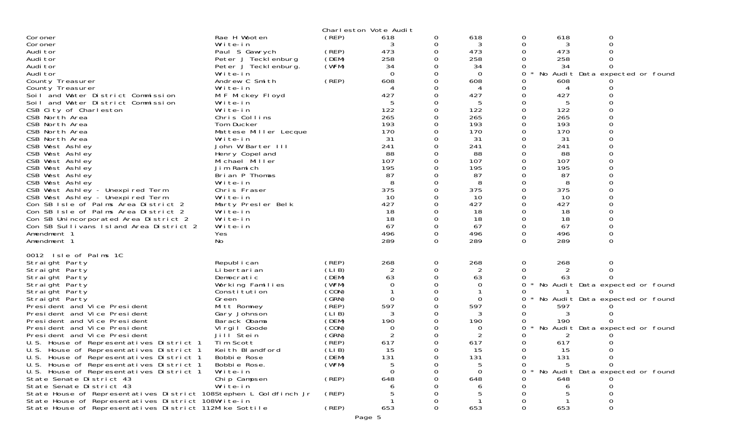Charleston Vote Audit

| Contest | Candidate | Party | Col1 | Col2 | Col3 | Col4 | Col5 | Col6 |
|---|---|---|---|---|---|---|---|---|
| Coroner | Rae H Wooten | (REP) | 618 | 0 | 618 | 0 | 618 | 0 |
| Coroner | Write-in | | 3 | 0 | 3 | 0 | 3 | 0 |
| Auditor | Paul S Gawrych | (REP) | 473 | 0 | 473 | 0 | 473 | 0 |
| Auditor | Peter J Tecklenburg | (DEM) | 258 | 0 | 258 | 0 | 258 | 0 |
| Auditor | Peter J Tecklenburg. | (WFM) | 34 | 0 | 34 | 0 | 34 | 0 |
| Auditor | Write-in | | 0 | 0 | 0 | 0 * No Audit Data expected or found | | |
| County Treasurer | Andrew C Smith | (REP) | 608 | 0 | 608 | 0 | 608 | 0 |
| County Treasurer | Write-in | | 4 | 0 | 4 | 0 | 4 | 0 |
| Soil and Water District Commission | M F Mickey Floyd | | 427 | 0 | 427 | 0 | 427 | 0 |
| Soil and Water District Commission | Write-in | | 5 | 0 | 5 | 0 | 5 | 0 |
| CSB City of Charleston | Write-in | | 122 | 0 | 122 | 0 | 122 | 0 |
| CSB North Area | Chris Collins | | 265 | 0 | 265 | 0 | 265 | 0 |
| CSB North Area | Tom Ducker | | 193 | 0 | 193 | 0 | 193 | 0 |
| CSB North Area | Mattese Miller Lecque | | 170 | 0 | 170 | 0 | 170 | 0 |
| CSB North Area | Write-in | | 31 | 0 | 31 | 0 | 31 | 0 |
| CSB West Ashley | John W Barter III | | 241 | 0 | 241 | 0 | 241 | 0 |
| CSB West Ashley | Henry Copeland | | 88 | 0 | 88 | 0 | 88 | 0 |
| CSB West Ashley | Michael Miller | | 107 | 0 | 107 | 0 | 107 | 0 |
| CSB West Ashley | Jim Ramich | | 195 | 0 | 195 | 0 | 195 | 0 |
| CSB West Ashley | Brian P Thomas | | 87 | 0 | 87 | 0 | 87 | 0 |
| CSB West Ashley | Write-in | | 8 | 0 | 8 | 0 | 8 | 0 |
| CSB West Ashley - Unexpired Term | Chris Fraser | | 375 | 0 | 375 | 0 | 375 | 0 |
| CSB West Ashley - Unexpired Term | Write-in | | 10 | 0 | 10 | 0 | 10 | 0 |
| Con SB Isle of Palms Area District 2 | Marty Presler Belk | | 427 | 0 | 427 | 0 | 427 | 0 |
| Con SB Isle of Palms Area District 2 | Write-in | | 18 | 0 | 18 | 0 | 18 | 0 |
| Con SB Unincorporated Area District 2 | Write-in | | 18 | 0 | 18 | 0 | 18 | 0 |
| Con SB Sullivans Island Area District 2 | Write-in | | 67 | 0 | 67 | 0 | 67 | 0 |
| Amendment 1 | Yes | | 496 | 0 | 496 | 0 | 496 | 0 |
| Amendment 1 | No | | 289 | 0 | 289 | 0 | 289 | 0 |

0012 Isle of Palms 1C

| Contest | Candidate | Party | Col1 | Col2 | Col3 | Col4 | Col5 | Col6 |
|---|---|---|---|---|---|---|---|---|
| Straight Party | Republican | (REP) | 268 | 0 | 268 | 0 | 268 | 0 |
| Straight Party | Libertarian | (LIB) | 2 | 0 | 2 | 0 | 2 | 0 |
| Straight Party | Democratic | (DEM) | 63 | 0 | 63 | 0 | 63 | 0 |
| Straight Party | Working Families | (WFM) | 0 | 0 | 0 | 0 * No Audit Data expected or found | | |
| Straight Party | Constitution | (CON) | 1 | 0 | 1 | 0 | 1 | 0 |
| Straight Party | Green | (GRN) | 0 | 0 | 0 | 0 * No Audit Data expected or found | | |
| President and Vice President | Mitt Romney | (REP) | 597 | 0 | 597 | 0 | 597 | 0 |
| President and Vice President | Gary Johnson | (LIB) | 3 | 0 | 3 | 0 | 3 | 0 |
| President and Vice President | Barack Obama | (DEM) | 190 | 0 | 190 | 0 | 190 | 0 |
| President and Vice President | Virgil Goode | (CON) | 0 | 0 | 0 | 0 * No Audit Data expected or found | | |
| President and Vice President | Jill Stein | (GRN) | 2 | 0 | 2 | 0 | 2 | 0 |
| U.S. House of Representatives District 1 | Tim Scott | (REP) | 617 | 0 | 617 | 0 | 617 | 0 |
| U.S. House of Representatives District 1 | Keith Blandford | (LIB) | 15 | 0 | 15 | 0 | 15 | 0 |
| U.S. House of Representatives District 1 | Bobbie Rose | (DEM) | 131 | 0 | 131 | 0 | 131 | 0 |
| U.S. House of Representatives District 1 | Bobbie Rose. | (WFM) | 5 | 0 | 5 | 0 | 5 | 0 |
| U.S. House of Representatives District 1 | Write-in | | 0 | 0 | 0 | 0 * No Audit Data expected or found | | |
| State Senate District 43 | Chip Campsen | (REP) | 648 | 0 | 648 | 0 | 648 | 0 |
| State Senate District 43 | Write-in | | 6 | 0 | 6 | 0 | 6 | 0 |
| State House of Representatives District 108 | Stephen L Goldfinch Jr | (REP) | 5 | 0 | 5 | 0 | 5 | 0 |
| State House of Representatives District 108 | Write-in | | 1 | 0 | 1 | 0 | 1 | 0 |
| State House of Representatives District 112 | Mike Sottile | (REP) | 653 | 0 | 653 | 0 | 653 | 0 |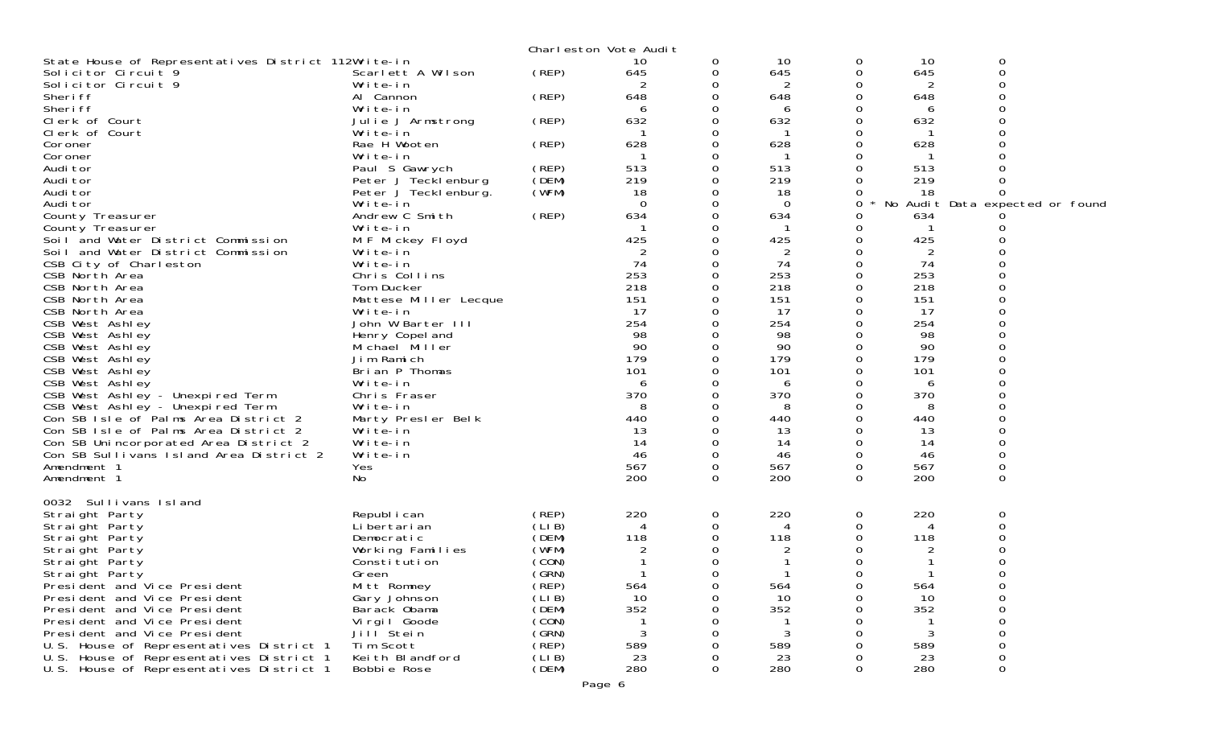Charleston Vote Audit

| Contest | Candidate | Party | | | | | | |
|---|---|---|---|---|---|---|---|---|
| State House of Representatives District 112 | Write-in | | 10 | 0 | 10 | 0 | 10 | 0 |
| Solicitor Circuit 9 | Scarlett A Wilson | (REP) | 645 | 0 | 645 | 0 | 645 | 0 |
| Solicitor Circuit 9 | Write-in | | 2 | 0 | 2 | 0 | 2 | 0 |
| Sheriff | Al Cannon | (REP) | 648 | 0 | 648 | 0 | 648 | 0 |
| Sheriff | Write-in | | 6 | 0 | 6 | 0 | 6 | 0 |
| Clerk of Court | Julie J Armstrong | (REP) | 632 | 0 | 632 | 0 | 632 | 0 |
| Clerk of Court | Write-in | | 1 | 0 | 1 | 0 | 1 | 0 |
| Coroner | Rae H Wooten | (REP) | 628 | 0 | 628 | 0 | 628 | 0 |
| Coroner | Write-in | | 1 | 0 | 1 | 0 | 1 | 0 |
| Auditor | Paul S Gawrych | (REP) | 513 | 0 | 513 | 0 | 513 | 0 |
| Auditor | Peter J Tecklenburg | (DEM) | 219 | 0 | 219 | 0 | 219 | 0 |
| Auditor | Peter J Tecklenburg. | (WFM) | 18 | 0 | 18 | 0 | 18 | 0 |
| Auditor | Write-in | | 0 | 0 | 0 | 0 * No Audit Data expected or found | | |
| County Treasurer | Andrew C Smith | (REP) | 634 | 0 | 634 | 0 | 634 | 0 |
| County Treasurer | Write-in | | 1 | 0 | 1 | 0 | 1 | 0 |
| Soil and Water District Commission | M F Mickey Floyd | | 425 | 0 | 425 | 0 | 425 | 0 |
| Soil and Water District Commission | Write-in | | 2 | 0 | 2 | 0 | 2 | 0 |
| CSB City of Charleston | Write-in | | 74 | 0 | 74 | 0 | 74 | 0 |
| CSB North Area | Chris Collins | | 253 | 0 | 253 | 0 | 253 | 0 |
| CSB North Area | Tom Ducker | | 218 | 0 | 218 | 0 | 218 | 0 |
| CSB North Area | Mattese Miller Lecque | | 151 | 0 | 151 | 0 | 151 | 0 |
| CSB North Area | Write-in | | 17 | 0 | 17 | 0 | 17 | 0 |
| CSB West Ashley | John W Barter III | | 254 | 0 | 254 | 0 | 254 | 0 |
| CSB West Ashley | Henry Copeland | | 98 | 0 | 98 | 0 | 98 | 0 |
| CSB West Ashley | Michael Miller | | 90 | 0 | 90 | 0 | 90 | 0 |
| CSB West Ashley | Jim Ramich | | 179 | 0 | 179 | 0 | 179 | 0 |
| CSB West Ashley | Brian P Thomas | | 101 | 0 | 101 | 0 | 101 | 0 |
| CSB West Ashley | Write-in | | 6 | 0 | 6 | 0 | 6 | 0 |
| CSB West Ashley - Unexpired Term | Chris Fraser | | 370 | 0 | 370 | 0 | 370 | 0 |
| CSB West Ashley - Unexpired Term | Write-in | | 8 | 0 | 8 | 0 | 8 | 0 |
| Con SB Isle of Palms Area District 2 | Marty Presler Belk | | 440 | 0 | 440 | 0 | 440 | 0 |
| Con SB Isle of Palms Area District 2 | Write-in | | 13 | 0 | 13 | 0 | 13 | 0 |
| Con SB Unincorporated Area District 2 | Write-in | | 14 | 0 | 14 | 0 | 14 | 0 |
| Con SB Sullivans Island Area District 2 | Write-in | | 46 | 0 | 46 | 0 | 46 | 0 |
| Amendment 1 | Yes | | 567 | 0 | 567 | 0 | 567 | 0 |
| Amendment 1 | No | | 200 | 0 | 200 | 0 | 200 | 0 |

0032 Sullivans Island

| Contest | Candidate | Party | | | | | | |
|---|---|---|---|---|---|---|---|---|
| Straight Party | Republican | (REP) | 220 | 0 | 220 | 0 | 220 | 0 |
| Straight Party | Libertarian | (LIB) | 4 | 0 | 4 | 0 | 4 | 0 |
| Straight Party | Democratic | (DEM) | 118 | 0 | 118 | 0 | 118 | 0 |
| Straight Party | Working Families | (WFM) | 2 | 0 | 2 | 0 | 2 | 0 |
| Straight Party | Constitution | (CON) | 1 | 0 | 1 | 0 | 1 | 0 |
| Straight Party | Green | (GRN) | 1 | 0 | 1 | 0 | 1 | 0 |
| President and Vice President | Mitt Romney | (REP) | 564 | 0 | 564 | 0 | 564 | 0 |
| President and Vice President | Gary Johnson | (LIB) | 10 | 0 | 10 | 0 | 10 | 0 |
| President and Vice President | Barack Obama | (DEM) | 352 | 0 | 352 | 0 | 352 | 0 |
| President and Vice President | Virgil Goode | (CON) | 1 | 0 | 1 | 0 | 1 | 0 |
| President and Vice President | Jill Stein | (GRN) | 3 | 0 | 3 | 0 | 3 | 0 |
| U.S. House of Representatives District 1 | Tim Scott | (REP) | 589 | 0 | 589 | 0 | 589 | 0 |
| U.S. House of Representatives District 1 | Keith Blandford | (LIB) | 23 | 0 | 23 | 0 | 23 | 0 |
| U.S. House of Representatives District 1 | Bobbie Rose | (DEM) | 280 | 0 | 280 | 0 | 280 | 0 |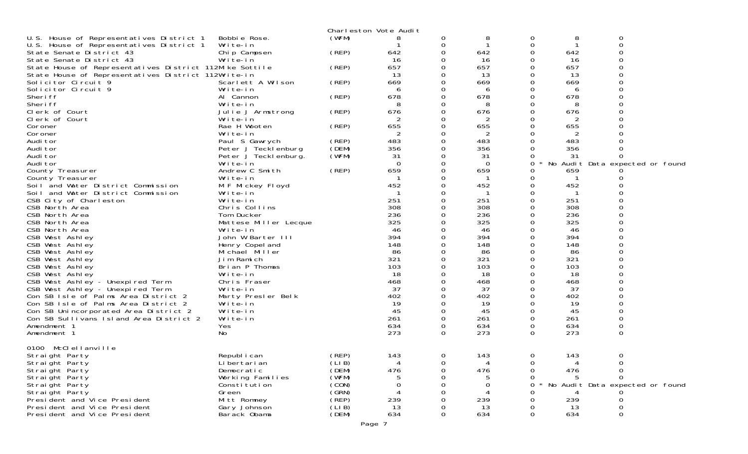Charleston Vote Audit

| Contest | Candidate | Party | | | | | | |
|---|---|---|---|---|---|---|---|---|
| U.S. House of Representatives District 1 | Bobbie Rose. | (WFM) | 8 | 0 | 8 | 0 | 8 | 0 |
| U.S. House of Representatives District 1 | Write-in | | 1 | 0 | 1 | 0 | 1 | 0 |
| State Senate District 43 | Chip Campsen | (REP) | 642 | 0 | 642 | 0 | 642 | 0 |
| State Senate District 43 | Write-in | | 16 | 0 | 16 | 0 | 16 | 0 |
| State House of Representatives District 112 | Mike Sottile | (REP) | 657 | 0 | 657 | 0 | 657 | 0 |
| State House of Representatives District 112 | Write-in | | 13 | 0 | 13 | 0 | 13 | 0 |
| Solicitor Circuit 9 | Scarlett A Wilson | (REP) | 669 | 0 | 669 | 0 | 669 | 0 |
| Solicitor Circuit 9 | Write-in | | 6 | 0 | 6 | 0 | 6 | 0 |
| Sheriff | Al Cannon | (REP) | 678 | 0 | 678 | 0 | 678 | 0 |
| Sheriff | Write-in | | 8 | 0 | 8 | 0 | 8 | 0 |
| Clerk of Court | Julie J Armstrong | (REP) | 676 | 0 | 676 | 0 | 676 | 0 |
| Clerk of Court | Write-in | | 2 | 0 | 2 | 0 | 2 | 0 |
| Coroner | Rae H Wooten | (REP) | 655 | 0 | 655 | 0 | 655 | 0 |
| Coroner | Write-in | | 2 | 0 | 2 | 0 | 2 | 0 |
| Auditor | Paul S Gawrych | (REP) | 483 | 0 | 483 | 0 | 483 | 0 |
| Auditor | Peter J Tecklenburg | (DEM) | 356 | 0 | 356 | 0 | 356 | 0 |
| Auditor | Peter J Tecklenburg. | (WFM) | 31 | 0 | 31 | 0 | 31 | 0 |
| Auditor | Write-in | | 0 | 0 | 0 | 0 * No Audit Data expected or found | | |
| County Treasurer | Andrew C Smith | (REP) | 659 | 0 | 659 | 0 | 659 | 0 |
| County Treasurer | Write-in | | 1 | 0 | 1 | 0 | 1 | 0 |
| Soil and Water District Commission | M F Mickey Floyd | | 452 | 0 | 452 | 0 | 452 | 0 |
| Soil and Water District Commission | Write-in | | 1 | 0 | 1 | 0 | 1 | 0 |
| CSB City of Charleston | Write-in | | 251 | 0 | 251 | 0 | 251 | 0 |
| CSB North Area | Chris Collins | | 308 | 0 | 308 | 0 | 308 | 0 |
| CSB North Area | Tom Ducker | | 236 | 0 | 236 | 0 | 236 | 0 |
| CSB North Area | Mattese Miller Lecque | | 325 | 0 | 325 | 0 | 325 | 0 |
| CSB North Area | Write-in | | 46 | 0 | 46 | 0 | 46 | 0 |
| CSB West Ashley | John W Barter III | | 394 | 0 | 394 | 0 | 394 | 0 |
| CSB West Ashley | Henry Copeland | | 148 | 0 | 148 | 0 | 148 | 0 |
| CSB West Ashley | Michael Miller | | 86 | 0 | 86 | 0 | 86 | 0 |
| CSB West Ashley | Jim Ramich | | 321 | 0 | 321 | 0 | 321 | 0 |
| CSB West Ashley | Brian P Thomas | | 103 | 0 | 103 | 0 | 103 | 0 |
| CSB West Ashley | Write-in | | 18 | 0 | 18 | 0 | 18 | 0 |
| CSB West Ashley - Unexpired Term | Chris Fraser | | 468 | 0 | 468 | 0 | 468 | 0 |
| CSB West Ashley - Unexpired Term | Write-in | | 37 | 0 | 37 | 0 | 37 | 0 |
| Con SB Isle of Palms Area District 2 | Marty Presler Belk | | 402 | 0 | 402 | 0 | 402 | 0 |
| Con SB Isle of Palms Area District 2 | Write-in | | 19 | 0 | 19 | 0 | 19 | 0 |
| Con SB Unincorporated Area District 2 | Write-in | | 45 | 0 | 45 | 0 | 45 | 0 |
| Con SB Sullivans Island Area District 2 | Write-in | | 261 | 0 | 261 | 0 | 261 | 0 |
| Amendment 1 | Yes | | 634 | 0 | 634 | 0 | 634 | 0 |
| Amendment 1 | No | | 273 | 0 | 273 | 0 | 273 | 0 |

0100 McClellanville

| Contest | Candidate | Party | | | | | | |
|---|---|---|---|---|---|---|---|---|
| Straight Party | Republican | (REP) | 143 | 0 | 143 | 0 | 143 | 0 |
| Straight Party | Libertarian | (LIB) | 4 | 0 | 4 | 0 | 4 | 0 |
| Straight Party | Democratic | (DEM) | 476 | 0 | 476 | 0 | 476 | 0 |
| Straight Party | Working Families | (WFM) | 5 | 0 | 5 | 0 | 5 | 0 |
| Straight Party | Constitution | (CON) | 0 | 0 | 0 | 0 * No Audit Data expected or found | | |
| Straight Party | Green | (GRN) | 4 | 0 | 4 | 0 | 4 | 0 |
| President and Vice President | Mitt Romney | (REP) | 239 | 0 | 239 | 0 | 239 | 0 |
| President and Vice President | Gary Johnson | (LIB) | 13 | 0 | 13 | 0 | 13 | 0 |
| President and Vice President | Barack Obama | (DEM) | 634 | 0 | 634 | 0 | 634 | 0 |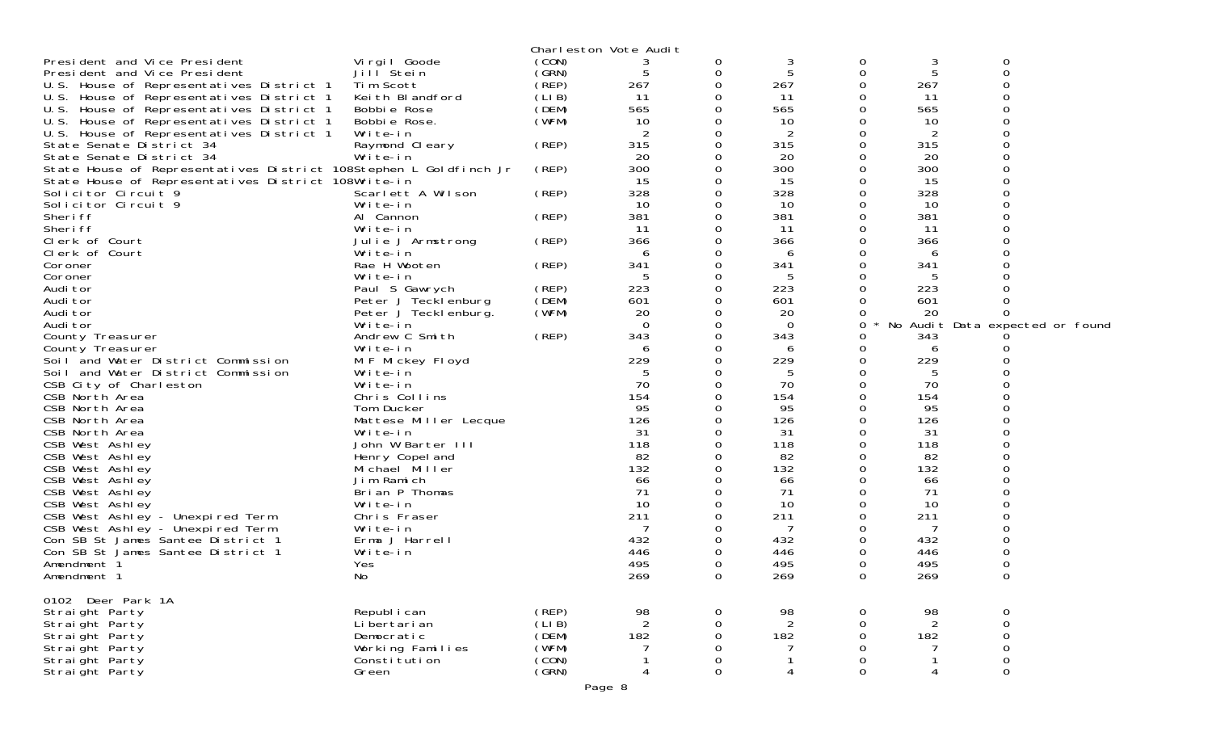Charleston Vote Audit

| | | | | | | | | |
|---|---|---|---|---|---|---|---|---|
| President and Vice President | Virgil Goode | (CON) | 3 | 0 | 3 | 0 | 3 | 0 |
| President and Vice President | Jill Stein | (GRN) | 5 | 0 | 5 | 0 | 5 | 0 |
| U.S. House of Representatives District 1 | Tim Scott | (REP) | 267 | 0 | 267 | 0 | 267 | 0 |
| U.S. House of Representatives District 1 | Keith Blandford | (LIB) | 11 | 0 | 11 | 0 | 11 | 0 |
| U.S. House of Representatives District 1 | Bobbie Rose | (DEM) | 565 | 0 | 565 | 0 | 565 | 0 |
| U.S. House of Representatives District 1 | Bobbie Rose. | (WFM) | 10 | 0 | 10 | 0 | 10 | 0 |
| U.S. House of Representatives District 1 | Write-in | | 2 | 0 | 2 | 0 | 2 | 0 |
| State Senate District 34 | Raymond Cleary | (REP) | 315 | 0 | 315 | 0 | 315 | 0 |
| State Senate District 34 | Write-in | | 20 | 0 | 20 | 0 | 20 | 0 |
| State House of Representatives District 108 | Stephen L Goldfinch Jr | (REP) | 300 | 0 | 300 | 0 | 300 | 0 |
| State House of Representatives District 108 | Write-in | | 15 | 0 | 15 | 0 | 15 | 0 |
| Solicitor Circuit 9 | Scarlett A Wilson | (REP) | 328 | 0 | 328 | 0 | 328 | 0 |
| Solicitor Circuit 9 | Write-in | | 10 | 0 | 10 | 0 | 10 | 0 |
| Sheriff | Al Cannon | (REP) | 381 | 0 | 381 | 0 | 381 | 0 |
| Sheriff | Write-in | | 11 | 0 | 11 | 0 | 11 | 0 |
| Clerk of Court | Julie J Armstrong | (REP) | 366 | 0 | 366 | 0 | 366 | 0 |
| Clerk of Court | Write-in | | 6 | 0 | 6 | 0 | 6 | 0 |
| Coroner | Rae H Wooten | (REP) | 341 | 0 | 341 | 0 | 341 | 0 |
| Coroner | Write-in | | 5 | 0 | 5 | 0 | 5 | 0 |
| Auditor | Paul S Gawrych | (REP) | 223 | 0 | 223 | 0 | 223 | 0 |
| Auditor | Peter J Tecklenburg | (DEM) | 601 | 0 | 601 | 0 | 601 | 0 |
| Auditor | Peter J Tecklenburg. | (WFM) | 20 | 0 | 20 | 0 | 20 | 0 |
| Auditor | Write-in | | 0 | 0 | 0 | 0 * | No Audit Data expected or found | |
| County Treasurer | Andrew C Smith | (REP) | 343 | 0 | 343 | 0 | 343 | 0 |
| County Treasurer | Write-in | | 6 | 0 | 6 | 0 | 6 | 0 |
| Soil and Water District Commission | M F Mickey Floyd | | 229 | 0 | 229 | 0 | 229 | 0 |
| Soil and Water District Commission | Write-in | | 5 | 0 | 5 | 0 | 5 | 0 |
| CSB City of Charleston | Write-in | | 70 | 0 | 70 | 0 | 70 | 0 |
| CSB North Area | Chris Collins | | 154 | 0 | 154 | 0 | 154 | 0 |
| CSB North Area | Tom Ducker | | 95 | 0 | 95 | 0 | 95 | 0 |
| CSB North Area | Mattese Miller Lecque | | 126 | 0 | 126 | 0 | 126 | 0 |
| CSB North Area | Write-in | | 31 | 0 | 31 | 0 | 31 | 0 |
| CSB West Ashley | John W Barter III | | 118 | 0 | 118 | 0 | 118 | 0 |
| CSB West Ashley | Henry Copeland | | 82 | 0 | 82 | 0 | 82 | 0 |
| CSB West Ashley | Michael Miller | | 132 | 0 | 132 | 0 | 132 | 0 |
| CSB West Ashley | Jim Ramich | | 66 | 0 | 66 | 0 | 66 | 0 |
| CSB West Ashley | Brian P Thomas | | 71 | 0 | 71 | 0 | 71 | 0 |
| CSB West Ashley | Write-in | | 10 | 0 | 10 | 0 | 10 | 0 |
| CSB West Ashley - Unexpired Term | Chris Fraser | | 211 | 0 | 211 | 0 | 211 | 0 |
| CSB West Ashley - Unexpired Term | Write-in | | 7 | 0 | 7 | 0 | 7 | 0 |
| Con SB St James Santee District 1 | Erma J Harrell | | 432 | 0 | 432 | 0 | 432 | 0 |
| Con SB St James Santee District 1 | Write-in | | 446 | 0 | 446 | 0 | 446 | 0 |
| Amendment 1 | Yes | | 495 | 0 | 495 | 0 | 495 | 0 |
| Amendment 1 | No | | 269 | 0 | 269 | 0 | 269 | 0 |

0102 Deer Park 1A

| | | | | | | | | |
|---|---|---|---|---|---|---|---|---|
| Straight Party | Republican | (REP) | 98 | 0 | 98 | 0 | 98 | 0 |
| Straight Party | Libertarian | (LIB) | 2 | 0 | 2 | 0 | 2 | 0 |
| Straight Party | Democratic | (DEM) | 182 | 0 | 182 | 0 | 182 | 0 |
| Straight Party | Working Families | (WFM) | 7 | 0 | 7 | 0 | 7 | 0 |
| Straight Party | Constitution | (CON) | 1 | 0 | 1 | 0 | 1 | 0 |
| Straight Party | Green | (GRN) | 4 | 0 | 4 | 0 | 4 | 0 |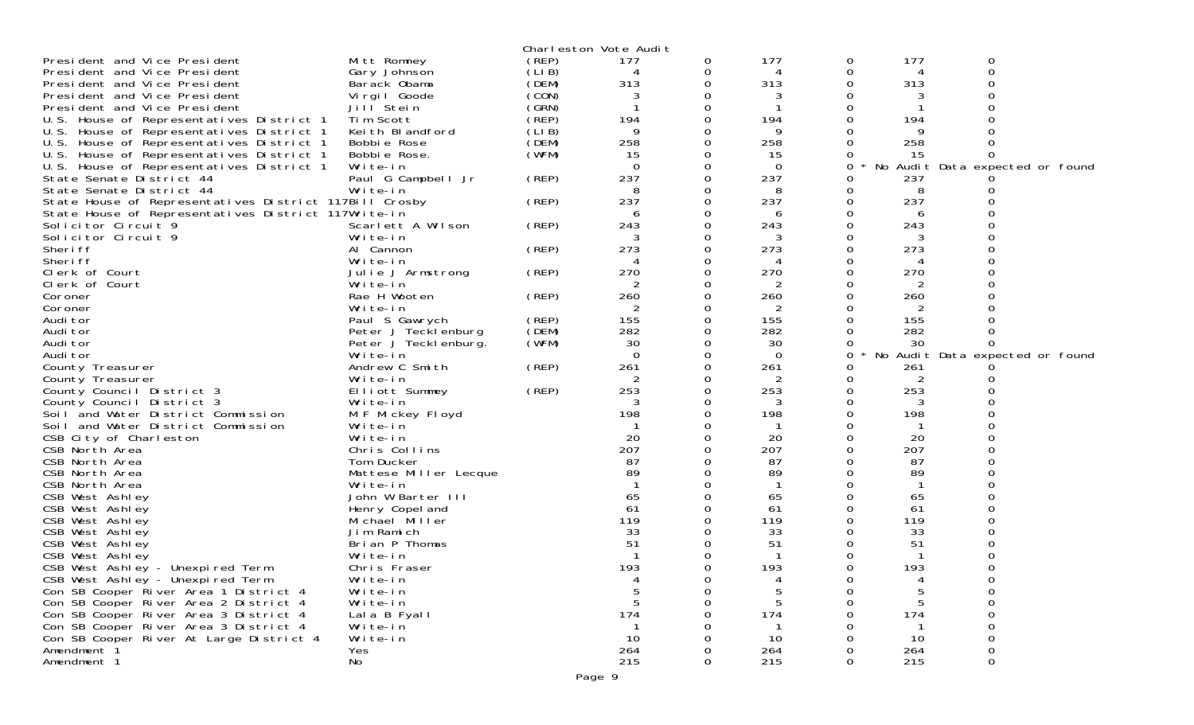Charleston Vote Audit

| | | | | | | | | |
|---|---|---|---|---|---|---|---|---|
| President and Vice President | Mitt Romney | (REP) | 177 | 0 | 177 | 0 | 177 | 0 |
| President and Vice President | Gary Johnson | (LIB) | 4 | 0 | 4 | 0 | 4 | 0 |
| President and Vice President | Barack Obama | (DEM) | 313 | 0 | 313 | 0 | 313 | 0 |
| President and Vice President | Virgil Goode | (CON) | 3 | 0 | 3 | 0 | 3 | 0 |
| President and Vice President | Jill Stein | (GRN) | 1 | 0 | 1 | 0 | 1 | 0 |
| U.S. House of Representatives District 1 | Tim Scott | (REP) | 194 | 0 | 194 | 0 | 194 | 0 |
| U.S. House of Representatives District 1 | Keith Blandford | (LIB) | 9 | 0 | 9 | 0 | 9 | 0 |
| U.S. House of Representatives District 1 | Bobbie Rose | (DEM) | 258 | 0 | 258 | 0 | 258 | 0 |
| U.S. House of Representatives District 1 | Bobbie Rose. | (WFM) | 15 | 0 | 15 | 0 | 15 | 0 |
| U.S. House of Representatives District 1 | Write-in | | 0 | 0 | 0 | 0 * | No Audit Data expected or found | |
| State Senate District 44 | Paul G Campbell Jr | (REP) | 237 | 0 | 237 | 0 | 237 | 0 |
| State Senate District 44 | Write-in | | 8 | 0 | 8 | 0 | 8 | 0 |
| State House of Representatives District 117 | Bill Crosby | (REP) | 237 | 0 | 237 | 0 | 237 | 0 |
| State House of Representatives District 117 | Write-in | | 6 | 0 | 6 | 0 | 6 | 0 |
| Solicitor Circuit 9 | Scarlett A Wilson | (REP) | 243 | 0 | 243 | 0 | 243 | 0 |
| Solicitor Circuit 9 | Write-in | | 3 | 0 | 3 | 0 | 3 | 0 |
| Sheriff | Al Cannon | (REP) | 273 | 0 | 273 | 0 | 273 | 0 |
| Sheriff | Write-in | | 4 | 0 | 4 | 0 | 4 | 0 |
| Clerk of Court | Julie J Armstrong | (REP) | 270 | 0 | 270 | 0 | 270 | 0 |
| Clerk of Court | Write-in | | 2 | 0 | 2 | 0 | 2 | 0 |
| Coroner | Rae H Wooten | (REP) | 260 | 0 | 260 | 0 | 260 | 0 |
| Coroner | Write-in | | 2 | 0 | 2 | 0 | 2 | 0 |
| Auditor | Paul S Gawrych | (REP) | 155 | 0 | 155 | 0 | 155 | 0 |
| Auditor | Peter J Tecklenburg | (DEM) | 282 | 0 | 282 | 0 | 282 | 0 |
| Auditor | Peter J Tecklenburg. | (WFM) | 30 | 0 | 30 | 0 | 30 | 0 |
| Auditor | Write-in | | 0 | 0 | 0 | 0 * | No Audit Data expected or found | |
| County Treasurer | Andrew C Smith | (REP) | 261 | 0 | 261 | 0 | 261 | 0 |
| County Treasurer | Write-in | | 2 | 0 | 2 | 0 | 2 | 0 |
| County Council District 3 | Elliott Summey | (REP) | 253 | 0 | 253 | 0 | 253 | 0 |
| County Council District 3 | Write-in | | 3 | 0 | 3 | 0 | 3 | 0 |
| Soil and Water District Commission | M F Mickey Floyd | | 198 | 0 | 198 | 0 | 198 | 0 |
| Soil and Water District Commission | Write-in | | 1 | 0 | 1 | 0 | 1 | 0 |
| CSB City of Charleston | Write-in | | 20 | 0 | 20 | 0 | 20 | 0 |
| CSB North Area | Chris Collins | | 207 | 0 | 207 | 0 | 207 | 0 |
| CSB North Area | Tom Ducker | | 87 | 0 | 87 | 0 | 87 | 0 |
| CSB North Area | Mattese Miller Lecque | | 89 | 0 | 89 | 0 | 89 | 0 |
| CSB North Area | Write-in | | 1 | 0 | 1 | 0 | 1 | 0 |
| CSB West Ashley | John W Barter III | | 65 | 0 | 65 | 0 | 65 | 0 |
| CSB West Ashley | Henry Copeland | | 61 | 0 | 61 | 0 | 61 | 0 |
| CSB West Ashley | Michael Miller | | 119 | 0 | 119 | 0 | 119 | 0 |
| CSB West Ashley | Jim Ramich | | 33 | 0 | 33 | 0 | 33 | 0 |
| CSB West Ashley | Brian P Thomas | | 51 | 0 | 51 | 0 | 51 | 0 |
| CSB West Ashley | Write-in | | 1 | 0 | 1 | 0 | 1 | 0 |
| CSB West Ashley - Unexpired Term | Chris Fraser | | 193 | 0 | 193 | 0 | 193 | 0 |
| CSB West Ashley - Unexpired Term | Write-in | | 4 | 0 | 4 | 0 | 4 | 0 |
| Con SB Cooper River Area 1 District 4 | Write-in | | 5 | 0 | 5 | 0 | 5 | 0 |
| Con SB Cooper River Area 2 District 4 | Write-in | | 5 | 0 | 5 | 0 | 5 | 0 |
| Con SB Cooper River Area 3 District 4 | Lala B Fyall | | 174 | 0 | 174 | 0 | 174 | 0 |
| Con SB Cooper River Area 3 District 4 | Write-in | | 1 | 0 | 1 | 0 | 1 | 0 |
| Con SB Cooper River At Large District 4 | Write-in | | 10 | 0 | 10 | 0 | 10 | 0 |
| Amendment 1 | Yes | | 264 | 0 | 264 | 0 | 264 | 0 |
| Amendment 1 | No | | 215 | 0 | 215 | 0 | 215 | 0 |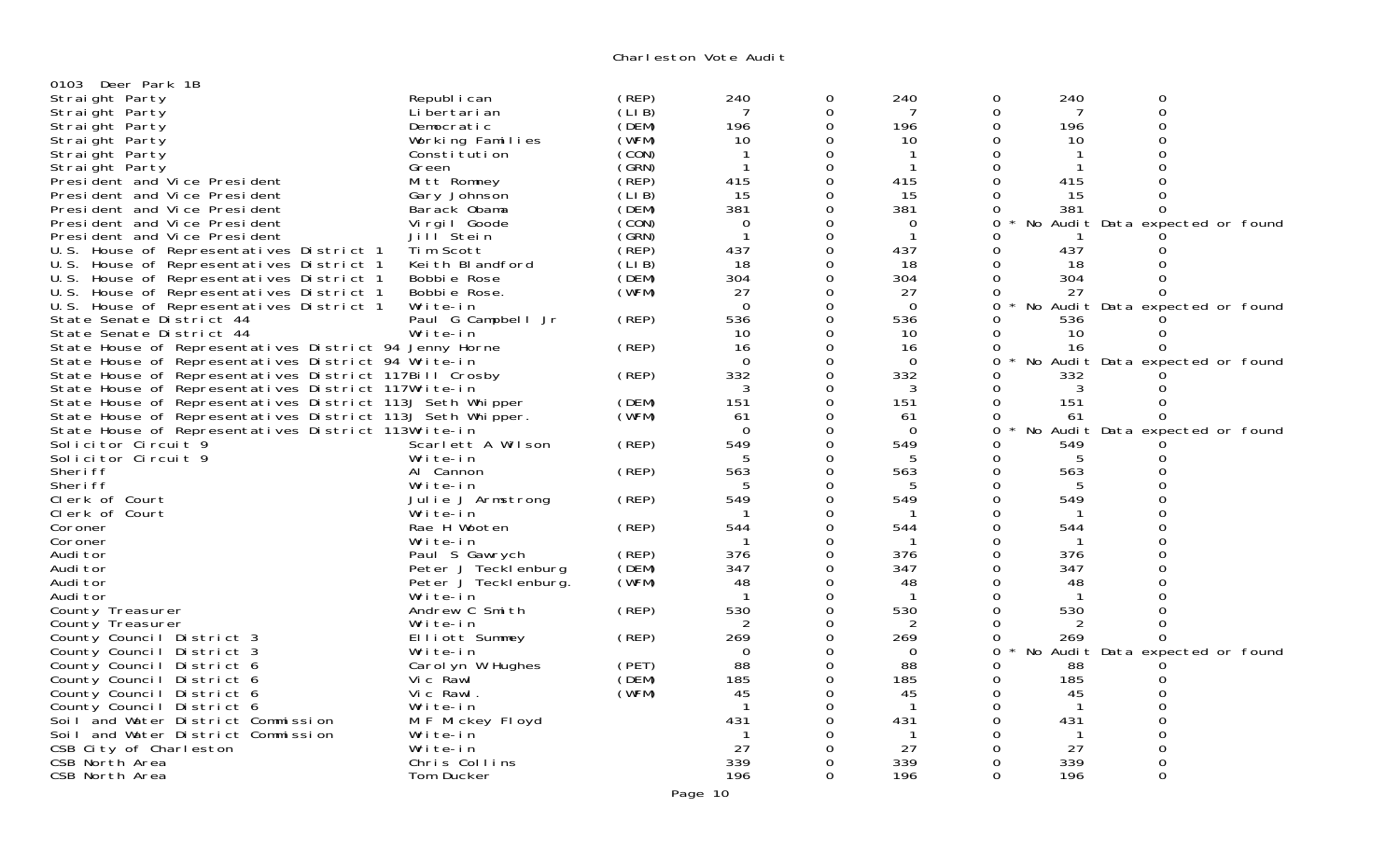# Charleston Vote Audit

0103 Deer Park 1B

| Contest | Candidate | Party | | | | | | |
|---|---|---|---|---|---|---|---|---|
| Straight Party | Republican | (REP) | 240 | 0 | 240 | 0 | 240 | 0 |
| Straight Party | Libertarian | (LIB) | 7 | 0 | 7 | 0 | 7 | 0 |
| Straight Party | Democratic | (DEM) | 196 | 0 | 196 | 0 | 196 | 0 |
| Straight Party | Working Families | (WFM) | 10 | 0 | 10 | 0 | 10 | 0 |
| Straight Party | Constitution | (CON) | 1 | 0 | 1 | 0 | 1 | 0 |
| Straight Party | Green | (GRN) | 1 | 0 | 1 | 0 | 1 | 0 |
| President and Vice President | Mitt Romney | (REP) | 415 | 0 | 415 | 0 | 415 | 0 |
| President and Vice President | Gary Johnson | (LIB) | 15 | 0 | 15 | 0 | 15 | 0 |
| President and Vice President | Barack Obama | (DEM) | 381 | 0 | 381 | 0 | 381 | 0 |
| President and Vice President | Virgil Goode | (CON) | 0 | 0 | 0 | 0 * No Audit Data expected or found | | |
| President and Vice President | Jill Stein | (GRN) | 1 | 0 | 1 | 0 | 1 | 0 |
| U.S. House of Representatives District 1 | Tim Scott | (REP) | 437 | 0 | 437 | 0 | 437 | 0 |
| U.S. House of Representatives District 1 | Keith Blandford | (LIB) | 18 | 0 | 18 | 0 | 18 | 0 |
| U.S. House of Representatives District 1 | Bobbie Rose | (DEM) | 304 | 0 | 304 | 0 | 304 | 0 |
| U.S. House of Representatives District 1 | Bobbie Rose. | (WFM) | 27 | 0 | 27 | 0 | 27 | 0 |
| U.S. House of Representatives District 1 | Write-in | | 0 | 0 | 0 | 0 * No Audit Data expected or found | | |
| State Senate District 44 | Paul G Campbell Jr | (REP) | 536 | 0 | 536 | 0 | 536 | 0 |
| State Senate District 44 | Write-in | | 10 | 0 | 10 | 0 | 10 | 0 |
| State House of Representatives District 94 | Jenny Horne | (REP) | 16 | 0 | 16 | 0 | 16 | 0 |
| State House of Representatives District 94 | Write-in | | 0 | 0 | 0 | 0 * No Audit Data expected or found | | |
| State House of Representatives District 117 | Bill Crosby | (REP) | 332 | 0 | 332 | 0 | 332 | 0 |
| State House of Representatives District 117 | Write-in | | 3 | 0 | 3 | 0 | 3 | 0 |
| State House of Representatives District 113 | J Seth Whipper | (DEM) | 151 | 0 | 151 | 0 | 151 | 0 |
| State House of Representatives District 113 | J Seth Whipper. | (WFM) | 61 | 0 | 61 | 0 | 61 | 0 |
| State House of Representatives District 113 | Write-in | | 0 | 0 | 0 | 0 * No Audit Data expected or found | | |
| Solicitor Circuit 9 | Scarlett A Wilson | (REP) | 549 | 0 | 549 | 0 | 549 | 0 |
| Solicitor Circuit 9 | Write-in | | 5 | 0 | 5 | 0 | 5 | 0 |
| Sheriff | Al Cannon | (REP) | 563 | 0 | 563 | 0 | 563 | 0 |
| Sheriff | Write-in | | 5 | 0 | 5 | 0 | 5 | 0 |
| Clerk of Court | Julie J Armstrong | (REP) | 549 | 0 | 549 | 0 | 549 | 0 |
| Clerk of Court | Write-in | | 1 | 0 | 1 | 0 | 1 | 0 |
| Coroner | Rae H Wooten | (REP) | 544 | 0 | 544 | 0 | 544 | 0 |
| Coroner | Write-in | | 1 | 0 | 1 | 0 | 1 | 0 |
| Auditor | Paul S Gawrych | (REP) | 376 | 0 | 376 | 0 | 376 | 0 |
| Auditor | Peter J Tecklenburg | (DEM) | 347 | 0 | 347 | 0 | 347 | 0 |
| Auditor | Peter J Tecklenburg. | (WFM) | 48 | 0 | 48 | 0 | 48 | 0 |
| Auditor | Write-in | | 1 | 0 | 1 | 0 | 1 | 0 |
| County Treasurer | Andrew C Smith | (REP) | 530 | 0 | 530 | 0 | 530 | 0 |
| County Treasurer | Write-in | | 2 | 0 | 2 | 0 | 2 | 0 |
| County Council District 3 | Elliott Summey | (REP) | 269 | 0 | 269 | 0 | 269 | 0 |
| County Council District 3 | Write-in | | 0 | 0 | 0 | 0 * No Audit Data expected or found | | |
| County Council District 6 | Carolyn W Hughes | (PET) | 88 | 0 | 88 | 0 | 88 | 0 |
| County Council District 6 | Vic Rawl | (DEM) | 185 | 0 | 185 | 0 | 185 | 0 |
| County Council District 6 | Vic Rawl. | (WFM) | 45 | 0 | 45 | 0 | 45 | 0 |
| County Council District 6 | Write-in | | 1 | 0 | 1 | 0 | 1 | 0 |
| Soil and Water District Commission | M F Mickey Floyd | | 431 | 0 | 431 | 0 | 431 | 0 |
| Soil and Water District Commission | Write-in | | 1 | 0 | 1 | 0 | 1 | 0 |
| CSB City of Charleston | Write-in | | 27 | 0 | 27 | 0 | 27 | 0 |
| CSB North Area | Chris Collins | | 339 | 0 | 339 | 0 | 339 | 0 |
| CSB North Area | Tom Ducker | | 196 | 0 | 196 | 0 | 196 | 0 |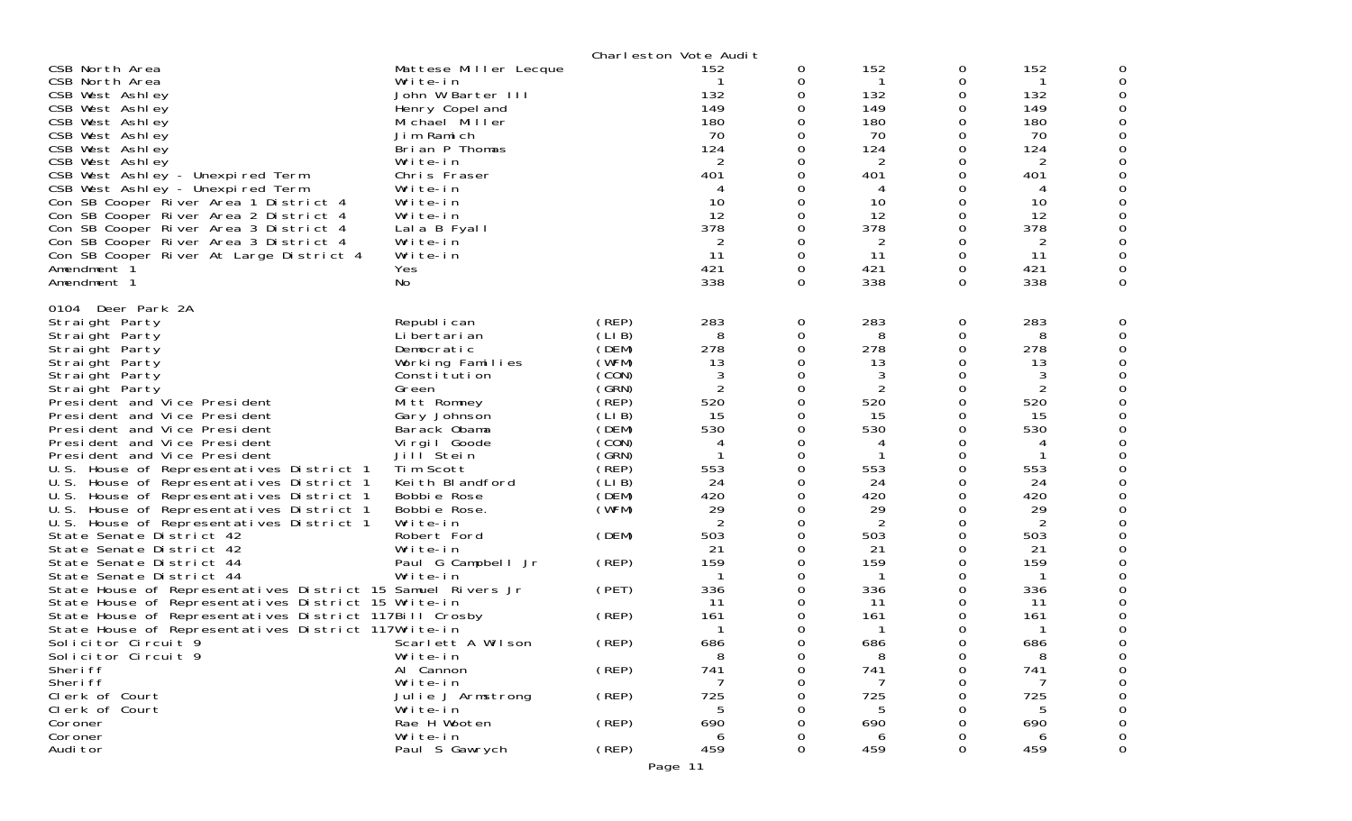Charleston Vote Audit

| | | | | | | | | |
|---|---|---|---|---|---|---|---|---|
| CSB North Area | Mattese Miller Lecque | | 152 | 0 | 152 | 0 | 152 | 0 |
| CSB North Area | Write-in | | 1 | 0 | 1 | 0 | 1 | 0 |
| CSB West Ashley | John W Barter III | | 132 | 0 | 132 | 0 | 132 | 0 |
| CSB West Ashley | Henry Copeland | | 149 | 0 | 149 | 0 | 149 | 0 |
| CSB West Ashley | Michael Miller | | 180 | 0 | 180 | 0 | 180 | 0 |
| CSB West Ashley | Jim Ramich | | 70 | 0 | 70 | 0 | 70 | 0 |
| CSB West Ashley | Brian P Thomas | | 124 | 0 | 124 | 0 | 124 | 0 |
| CSB West Ashley | Write-in | | 2 | 0 | 2 | 0 | 2 | 0 |
| CSB West Ashley - Unexpired Term | Chris Fraser | | 401 | 0 | 401 | 0 | 401 | 0 |
| CSB West Ashley - Unexpired Term | Write-in | | 4 | 0 | 4 | 0 | 4 | 0 |
| Con SB Cooper River Area 1 District 4 | Write-in | | 10 | 0 | 10 | 0 | 10 | 0 |
| Con SB Cooper River Area 2 District 4 | Write-in | | 12 | 0 | 12 | 0 | 12 | 0 |
| Con SB Cooper River Area 3 District 4 | Lala B Fyall | | 378 | 0 | 378 | 0 | 378 | 0 |
| Con SB Cooper River Area 3 District 4 | Write-in | | 2 | 0 | 2 | 0 | 2 | 0 |
| Con SB Cooper River At Large District 4 | Write-in | | 11 | 0 | 11 | 0 | 11 | 0 |
| Amendment 1 | Yes | | 421 | 0 | 421 | 0 | 421 | 0 |
| Amendment 1 | No | | 338 | 0 | 338 | 0 | 338 | 0 |

0104 Deer Park 2A

| | | | | | | | | |
|---|---|---|---|---|---|---|---|---|
| Straight Party | Republican | (REP) | 283 | 0 | 283 | 0 | 283 | 0 |
| Straight Party | Libertarian | (LIB) | 8 | 0 | 8 | 0 | 8 | 0 |
| Straight Party | Democratic | (DEM) | 278 | 0 | 278 | 0 | 278 | 0 |
| Straight Party | Working Families | (WFM) | 13 | 0 | 13 | 0 | 13 | 0 |
| Straight Party | Constitution | (CON) | 3 | 0 | 3 | 0 | 3 | 0 |
| Straight Party | Green | (GRN) | 2 | 0 | 2 | 0 | 2 | 0 |
| President and Vice President | Mitt Romney | (REP) | 520 | 0 | 520 | 0 | 520 | 0 |
| President and Vice President | Gary Johnson | (LIB) | 15 | 0 | 15 | 0 | 15 | 0 |
| President and Vice President | Barack Obama | (DEM) | 530 | 0 | 530 | 0 | 530 | 0 |
| President and Vice President | Virgil Goode | (CON) | 4 | 0 | 4 | 0 | 4 | 0 |
| President and Vice President | Jill Stein | (GRN) | 1 | 0 | 1 | 0 | 1 | 0 |
| U.S. House of Representatives District 1 | Tim Scott | (REP) | 553 | 0 | 553 | 0 | 553 | 0 |
| U.S. House of Representatives District 1 | Keith Blandford | (LIB) | 24 | 0 | 24 | 0 | 24 | 0 |
| U.S. House of Representatives District 1 | Bobbie Rose | (DEM) | 420 | 0 | 420 | 0 | 420 | 0 |
| U.S. House of Representatives District 1 | Bobbie Rose. | (WFM) | 29 | 0 | 29 | 0 | 29 | 0 |
| U.S. House of Representatives District 1 | Write-in | | 2 | 0 | 2 | 0 | 2 | 0 |
| State Senate District 42 | Robert Ford | (DEM) | 503 | 0 | 503 | 0 | 503 | 0 |
| State Senate District 42 | Write-in | | 21 | 0 | 21 | 0 | 21 | 0 |
| State Senate District 44 | Paul G Campbell Jr | (REP) | 159 | 0 | 159 | 0 | 159 | 0 |
| State Senate District 44 | Write-in | | 1 | 0 | 1 | 0 | 1 | 0 |
| State House of Representatives District 15 | Samuel Rivers Jr | (PET) | 336 | 0 | 336 | 0 | 336 | 0 |
| State House of Representatives District 15 | Write-in | | 11 | 0 | 11 | 0 | 11 | 0 |
| State House of Representatives District 117 | Bill Crosby | (REP) | 161 | 0 | 161 | 0 | 161 | 0 |
| State House of Representatives District 117 | Write-in | | 1 | 0 | 1 | 0 | 1 | 0 |
| Solicitor Circuit 9 | Scarlett A Wilson | (REP) | 686 | 0 | 686 | 0 | 686 | 0 |
| Solicitor Circuit 9 | Write-in | | 8 | 0 | 8 | 0 | 8 | 0 |
| Sheriff | Al Cannon | (REP) | 741 | 0 | 741 | 0 | 741 | 0 |
| Sheriff | Write-in | | 7 | 0 | 7 | 0 | 7 | 0 |
| Clerk of Court | Julie J Armstrong | (REP) | 725 | 0 | 725 | 0 | 725 | 0 |
| Clerk of Court | Write-in | | 5 | 0 | 5 | 0 | 5 | 0 |
| Coroner | Rae H Wooten | (REP) | 690 | 0 | 690 | 0 | 690 | 0 |
| Coroner | Write-in | | 6 | 0 | 6 | 0 | 6 | 0 |
| Auditor | Paul S Gawrych | (REP) | 459 | 0 | 459 | 0 | 459 | 0 |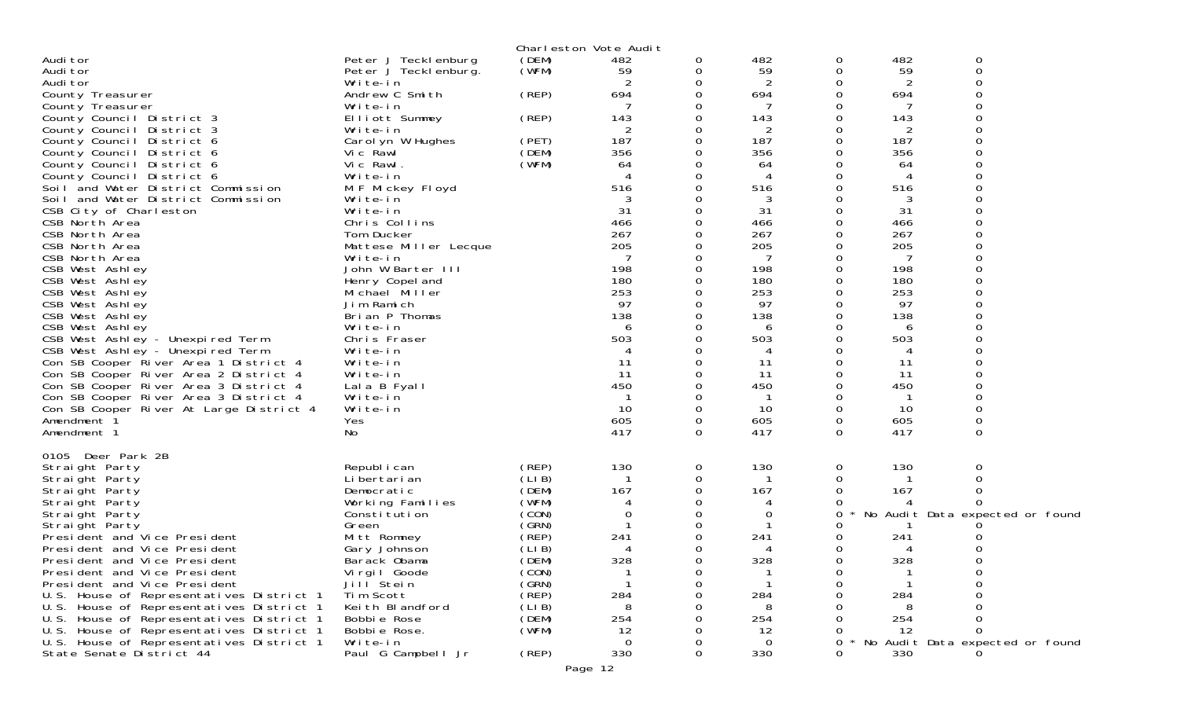Charleston Vote Audit

| | | | | | | | | |
|---|---|---|---|---|---|---|---|---|
| Auditor | Peter J Tecklenburg | (DEM) | 482 | 0 | 482 | 0 | 482 | 0 |
| Auditor | Peter J Tecklenburg. | (WFM) | 59 | 0 | 59 | 0 | 59 | 0 |
| Auditor | Write-in | | 2 | 0 | 2 | 0 | 2 | 0 |
| County Treasurer | Andrew C Smith | (REP) | 694 | 0 | 694 | 0 | 694 | 0 |
| County Treasurer | Write-in | | 7 | 0 | 7 | 0 | 7 | 0 |
| County Council District 3 | Elliott Summey | (REP) | 143 | 0 | 143 | 0 | 143 | 0 |
| County Council District 3 | Write-in | | 2 | 0 | 2 | 0 | 2 | 0 |
| County Council District 6 | Carolyn W Hughes | (PET) | 187 | 0 | 187 | 0 | 187 | 0 |
| County Council District 6 | Vic Rawl | (DEM) | 356 | 0 | 356 | 0 | 356 | 0 |
| County Council District 6 | Vic Rawl. | (WFM) | 64 | 0 | 64 | 0 | 64 | 0 |
| County Council District 6 | Write-in | | 4 | 0 | 4 | 0 | 4 | 0 |
| Soil and Water District Commission | M F Mickey Floyd | | 516 | 0 | 516 | 0 | 516 | 0 |
| Soil and Water District Commission | Write-in | | 3 | 0 | 3 | 0 | 3 | 0 |
| CSB City of Charleston | Write-in | | 31 | 0 | 31 | 0 | 31 | 0 |
| CSB North Area | Chris Collins | | 466 | 0 | 466 | 0 | 466 | 0 |
| CSB North Area | Tom Ducker | | 267 | 0 | 267 | 0 | 267 | 0 |
| CSB North Area | Mattese Miller Lecque | | 205 | 0 | 205 | 0 | 205 | 0 |
| CSB North Area | Write-in | | 7 | 0 | 7 | 0 | 7 | 0 |
| CSB West Ashley | John W Barter III | | 198 | 0 | 198 | 0 | 198 | 0 |
| CSB West Ashley | Henry Copeland | | 180 | 0 | 180 | 0 | 180 | 0 |
| CSB West Ashley | Michael Miller | | 253 | 0 | 253 | 0 | 253 | 0 |
| CSB West Ashley | Jim Ramich | | 97 | 0 | 97 | 0 | 97 | 0 |
| CSB West Ashley | Brian P Thomas | | 138 | 0 | 138 | 0 | 138 | 0 |
| CSB West Ashley | Write-in | | 6 | 0 | 6 | 0 | 6 | 0 |
| CSB West Ashley - Unexpired Term | Chris Fraser | | 503 | 0 | 503 | 0 | 503 | 0 |
| CSB West Ashley - Unexpired Term | Write-in | | 4 | 0 | 4 | 0 | 4 | 0 |
| Con SB Cooper River Area 1 District 4 | Write-in | | 11 | 0 | 11 | 0 | 11 | 0 |
| Con SB Cooper River Area 2 District 4 | Write-in | | 11 | 0 | 11 | 0 | 11 | 0 |
| Con SB Cooper River Area 3 District 4 | Lala B Fyall | | 450 | 0 | 450 | 0 | 450 | 0 |
| Con SB Cooper River Area 3 District 4 | Write-in | | 1 | 0 | 1 | 0 | 1 | 0 |
| Con SB Cooper River At Large District 4 | Write-in | | 10 | 0 | 10 | 0 | 10 | 0 |
| Amendment 1 | Yes | | 605 | 0 | 605 | 0 | 605 | 0 |
| Amendment 1 | No | | 417 | 0 | 417 | 0 | 417 | 0 |

0105 Deer Park 2B

| | | | | | | | | |
|---|---|---|---|---|---|---|---|---|
| Straight Party | Republican | (REP) | 130 | 0 | 130 | 0 | 130 | 0 |
| Straight Party | Libertarian | (LIB) | 1 | 0 | 1 | 0 | 1 | 0 |
| Straight Party | Democratic | (DEM) | 167 | 0 | 167 | 0 | 167 | 0 |
| Straight Party | Working Families | (WFM) | 4 | 0 | 4 | 0 | 4 | 0 |
| Straight Party | Constitution | (CON) | 0 | 0 | 0 | 0 * No Audit Data expected or found | | |
| Straight Party | Green | (GRN) | 1 | 0 | 1 | 0 | 1 | 0 |
| President and Vice President | Mitt Romney | (REP) | 241 | 0 | 241 | 0 | 241 | 0 |
| President and Vice President | Gary Johnson | (LIB) | 4 | 0 | 4 | 0 | 4 | 0 |
| President and Vice President | Barack Obama | (DEM) | 328 | 0 | 328 | 0 | 328 | 0 |
| President and Vice President | Virgil Goode | (CON) | 1 | 0 | 1 | 0 | 1 | 0 |
| President and Vice President | Jill Stein | (GRN) | 1 | 0 | 1 | 0 | 1 | 0 |
| U.S. House of Representatives District 1 | Tim Scott | (REP) | 284 | 0 | 284 | 0 | 284 | 0 |
| U.S. House of Representatives District 1 | Keith Blandford | (LIB) | 8 | 0 | 8 | 0 | 8 | 0 |
| U.S. House of Representatives District 1 | Bobbie Rose | (DEM) | 254 | 0 | 254 | 0 | 254 | 0 |
| U.S. House of Representatives District 1 | Bobbie Rose. | (WFM) | 12 | 0 | 12 | 0 | 12 | 0 |
| U.S. House of Representatives District 1 | Write-in | | 0 | 0 | 0 | 0 * No Audit Data expected or found | | |
| State Senate District 44 | Paul G Campbell Jr | (REP) | 330 | 0 | 330 | 0 | 330 | 0 |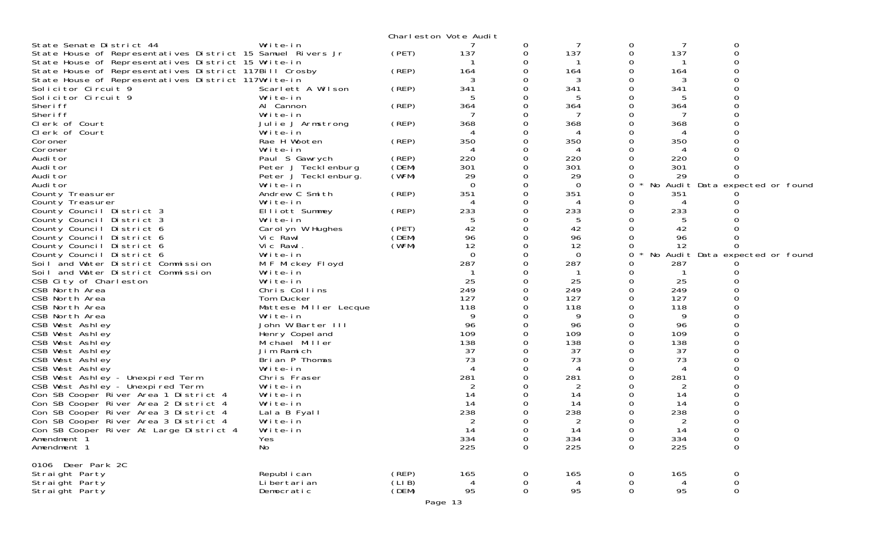Charleston Vote Audit

| Contest | Candidate | Party | | | | | | |
|---|---|---|---|---|---|---|---|---|
| State Senate District 44 | Write-in | | 7 | 0 | 7 | 0 | 7 | 0 |
| State House of Representatives District 15 | Samuel Rivers Jr | (PET) | 137 | 0 | 137 | 0 | 137 | 0 |
| State House of Representatives District 15 | Write-in | | 1 | 0 | 1 | 0 | 1 | 0 |
| State House of Representatives District 117 | Bill Crosby | (REP) | 164 | 0 | 164 | 0 | 164 | 0 |
| State House of Representatives District 117 | Write-in | | 3 | 0 | 3 | 0 | 3 | 0 |
| Solicitor Circuit 9 | Scarlett A Wilson | (REP) | 341 | 0 | 341 | 0 | 341 | 0 |
| Solicitor Circuit 9 | Write-in | | 5 | 0 | 5 | 0 | 5 | 0 |
| Sheriff | Al Cannon | (REP) | 364 | 0 | 364 | 0 | 364 | 0 |
| Sheriff | Write-in | | 7 | 0 | 7 | 0 | 7 | 0 |
| Clerk of Court | Julie J Armstrong | (REP) | 368 | 0 | 368 | 0 | 368 | 0 |
| Clerk of Court | Write-in | | 4 | 0 | 4 | 0 | 4 | 0 |
| Coroner | Rae H Wooten | (REP) | 350 | 0 | 350 | 0 | 350 | 0 |
| Coroner | Write-in | | 4 | 0 | 4 | 0 | 4 | 0 |
| Auditor | Paul S Gawrych | (REP) | 220 | 0 | 220 | 0 | 220 | 0 |
| Auditor | Peter J Tecklenburg | (DEM) | 301 | 0 | 301 | 0 | 301 | 0 |
| Auditor | Peter J Tecklenburg. | (WFM) | 29 | 0 | 29 | 0 | 29 | 0 |
| Auditor | Write-in | | 0 | 0 | 0 | 0 * No Audit Data expected or found | | |
| County Treasurer | Andrew C Smith | (REP) | 351 | 0 | 351 | 0 | 351 | 0 |
| County Treasurer | Write-in | | 4 | 0 | 4 | 0 | 4 | 0 |
| County Council District 3 | Elliott Summey | (REP) | 233 | 0 | 233 | 0 | 233 | 0 |
| County Council District 3 | Write-in | | 5 | 0 | 5 | 0 | 5 | 0 |
| County Council District 6 | Carolyn W Hughes | (PET) | 42 | 0 | 42 | 0 | 42 | 0 |
| County Council District 6 | Vic Rawl | (DEM) | 96 | 0 | 96 | 0 | 96 | 0 |
| County Council District 6 | Vic Rawl. | (WFM) | 12 | 0 | 12 | 0 | 12 | 0 |
| County Council District 6 | Write-in | | 0 | 0 | 0 | 0 * No Audit Data expected or found | | |
| Soil and Water District Commission | M F Mickey Floyd | | 287 | 0 | 287 | 0 | 287 | 0 |
| Soil and Water District Commission | Write-in | | 1 | 0 | 1 | 0 | 1 | 0 |
| CSB City of Charleston | Write-in | | 25 | 0 | 25 | 0 | 25 | 0 |
| CSB North Area | Chris Collins | | 249 | 0 | 249 | 0 | 249 | 0 |
| CSB North Area | Tom Ducker | | 127 | 0 | 127 | 0 | 127 | 0 |
| CSB North Area | Mattese Miller Lecque | | 118 | 0 | 118 | 0 | 118 | 0 |
| CSB North Area | Write-in | | 9 | 0 | 9 | 0 | 9 | 0 |
| CSB West Ashley | John W Barter III | | 96 | 0 | 96 | 0 | 96 | 0 |
| CSB West Ashley | Henry Copeland | | 109 | 0 | 109 | 0 | 109 | 0 |
| CSB West Ashley | Michael Miller | | 138 | 0 | 138 | 0 | 138 | 0 |
| CSB West Ashley | Jim Ramich | | 37 | 0 | 37 | 0 | 37 | 0 |
| CSB West Ashley | Brian P Thomas | | 73 | 0 | 73 | 0 | 73 | 0 |
| CSB West Ashley | Write-in | | 4 | 0 | 4 | 0 | 4 | 0 |
| CSB West Ashley - Unexpired Term | Chris Fraser | | 281 | 0 | 281 | 0 | 281 | 0 |
| CSB West Ashley - Unexpired Term | Write-in | | 2 | 0 | 2 | 0 | 2 | 0 |
| Con SB Cooper River Area 1 District 4 | Write-in | | 14 | 0 | 14 | 0 | 14 | 0 |
| Con SB Cooper River Area 2 District 4 | Write-in | | 14 | 0 | 14 | 0 | 14 | 0 |
| Con SB Cooper River Area 3 District 4 | Lala B Fyall | | 238 | 0 | 238 | 0 | 238 | 0 |
| Con SB Cooper River Area 3 District 4 | Write-in | | 2 | 0 | 2 | 0 | 2 | 0 |
| Con SB Cooper River At Large District 4 | Write-in | | 14 | 0 | 14 | 0 | 14 | 0 |
| Amendment 1 | Yes | | 334 | 0 | 334 | 0 | 334 | 0 |
| Amendment 1 | No | | 225 | 0 | 225 | 0 | 225 | 0 |

0106 Deer Park 2C

| Contest | Candidate | Party | | | | | | |
|---|---|---|---|---|---|---|---|---|
| Straight Party | Republican | (REP) | 165 | 0 | 165 | 0 | 165 | 0 |
| Straight Party | Libertarian | (LIB) | 4 | 0 | 4 | 0 | 4 | 0 |
| Straight Party | Democratic | (DEM) | 95 | 0 | 95 | 0 | 95 | 0 |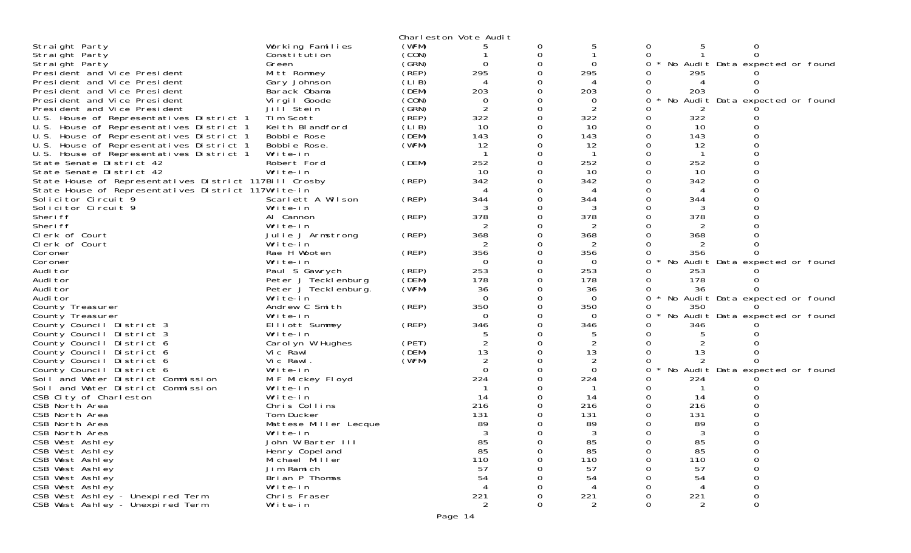Charleston Vote Audit

| | | | | | | | | | |
|---|---|---|---|---|---|---|---|---|---|
| Straight Party | Working Families | (WFM) | 5 | 0 | 5 | 0 | 5 | 0 | |
| Straight Party | Constitution | (CON) | 1 | 0 | 1 | 0 | 1 | 0 | |
| Straight Party | Green | (GRN) | 0 | 0 | 0 | 0 | * No Audit Data expected or found | | |
| President and Vice President | Mitt Romney | (REP) | 295 | 0 | 295 | 0 | 295 | 0 | |
| President and Vice President | Gary Johnson | (LIB) | 4 | 0 | 4 | 0 | 4 | 0 | |
| President and Vice President | Barack Obama | (DEM) | 203 | 0 | 203 | 0 | 203 | 0 | |
| President and Vice President | Virgil Goode | (CON) | 0 | 0 | 0 | 0 | * No Audit Data expected or found | | |
| President and Vice President | Jill Stein | (GRN) | 2 | 0 | 2 | 0 | 2 | 0 | |
| U.S. House of Representatives District 1 | Tim Scott | (REP) | 322 | 0 | 322 | 0 | 322 | 0 | |
| U.S. House of Representatives District 1 | Keith Blandford | (LIB) | 10 | 0 | 10 | 0 | 10 | 0 | |
| U.S. House of Representatives District 1 | Bobbie Rose | (DEM) | 143 | 0 | 143 | 0 | 143 | 0 | |
| U.S. House of Representatives District 1 | Bobbie Rose. | (WFM) | 12 | 0 | 12 | 0 | 12 | 0 | |
| U.S. House of Representatives District 1 | Write-in | | 1 | 0 | 1 | 0 | 1 | 0 | |
| State Senate District 42 | Robert Ford | (DEM) | 252 | 0 | 252 | 0 | 252 | 0 | |
| State Senate District 42 | Write-in | | 10 | 0 | 10 | 0 | 10 | 0 | |
| State House of Representatives District 117 | Bill Crosby | (REP) | 342 | 0 | 342 | 0 | 342 | 0 | |
| State House of Representatives District 117 | Write-in | | 4 | 0 | 4 | 0 | 4 | 0 | |
| Solicitor Circuit 9 | Scarlett A Wilson | (REP) | 344 | 0 | 344 | 0 | 344 | 0 | |
| Solicitor Circuit 9 | Write-in | | 3 | 0 | 3 | 0 | 3 | 0 | |
| Sheriff | Al Cannon | (REP) | 378 | 0 | 378 | 0 | 378 | 0 | |
| Sheriff | Write-in | | 2 | 0 | 2 | 0 | 2 | 0 | |
| Clerk of Court | Julie J Armstrong | (REP) | 368 | 0 | 368 | 0 | 368 | 0 | |
| Clerk of Court | Write-in | | 2 | 0 | 2 | 0 | 2 | 0 | |
| Coroner | Rae H Wooten | (REP) | 356 | 0 | 356 | 0 | 356 | 0 | |
| Coroner | Write-in | | 0 | 0 | 0 | 0 | * No Audit Data expected or found | | |
| Auditor | Paul S Gawrych | (REP) | 253 | 0 | 253 | 0 | 253 | 0 | |
| Auditor | Peter J Tecklenburg | (DEM) | 178 | 0 | 178 | 0 | 178 | 0 | |
| Auditor | Peter J Tecklenburg. | (WFM) | 36 | 0 | 36 | 0 | 36 | 0 | |
| Auditor | Write-in | | 0 | 0 | 0 | 0 | * No Audit Data expected or found | | |
| County Treasurer | Andrew C Smith | (REP) | 350 | 0 | 350 | 0 | 350 | 0 | |
| County Treasurer | Write-in | | 0 | 0 | 0 | 0 | * No Audit Data expected or found | | |
| County Council District 3 | Elliott Summey | (REP) | 346 | 0 | 346 | 0 | 346 | 0 | |
| County Council District 3 | Write-in | | 5 | 0 | 5 | 0 | 5 | 0 | |
| County Council District 6 | Carolyn W Hughes | (PET) | 2 | 0 | 2 | 0 | 2 | 0 | |
| County Council District 6 | Vic Rawl | (DEM) | 13 | 0 | 13 | 0 | 13 | 0 | |
| County Council District 6 | Vic Rawl. | (WFM) | 2 | 0 | 2 | 0 | 2 | 0 | |
| County Council District 6 | Write-in | | 0 | 0 | 0 | 0 | * No Audit Data expected or found | | |
| Soil and Water District Commission | M F Mickey Floyd | | 224 | 0 | 224 | 0 | 224 | 0 | |
| Soil and Water District Commission | Write-in | | 1 | 0 | 1 | 0 | 1 | 0 | |
| CSB City of Charleston | Write-in | | 14 | 0 | 14 | 0 | 14 | 0 | |
| CSB North Area | Chris Collins | | 216 | 0 | 216 | 0 | 216 | 0 | |
| CSB North Area | Tom Ducker | | 131 | 0 | 131 | 0 | 131 | 0 | |
| CSB North Area | Mattese Miller Lecque | | 89 | 0 | 89 | 0 | 89 | 0 | |
| CSB North Area | Write-in | | 3 | 0 | 3 | 0 | 3 | 0 | |
| CSB West Ashley | John W Barter III | | 85 | 0 | 85 | 0 | 85 | 0 | |
| CSB West Ashley | Henry Copeland | | 85 | 0 | 85 | 0 | 85 | 0 | |
| CSB West Ashley | Michael Miller | | 110 | 0 | 110 | 0 | 110 | 0 | |
| CSB West Ashley | Jim Ramich | | 57 | 0 | 57 | 0 | 57 | 0 | |
| CSB West Ashley | Brian P Thomas | | 54 | 0 | 54 | 0 | 54 | 0 | |
| CSB West Ashley | Write-in | | 4 | 0 | 4 | 0 | 4 | 0 | |
| CSB West Ashley - Unexpired Term | Chris Fraser | | 221 | 0 | 221 | 0 | 221 | 0 | |
| CSB West Ashley - Unexpired Term | Write-in | | 2 | 0 | 2 | 0 | 2 | 0 | |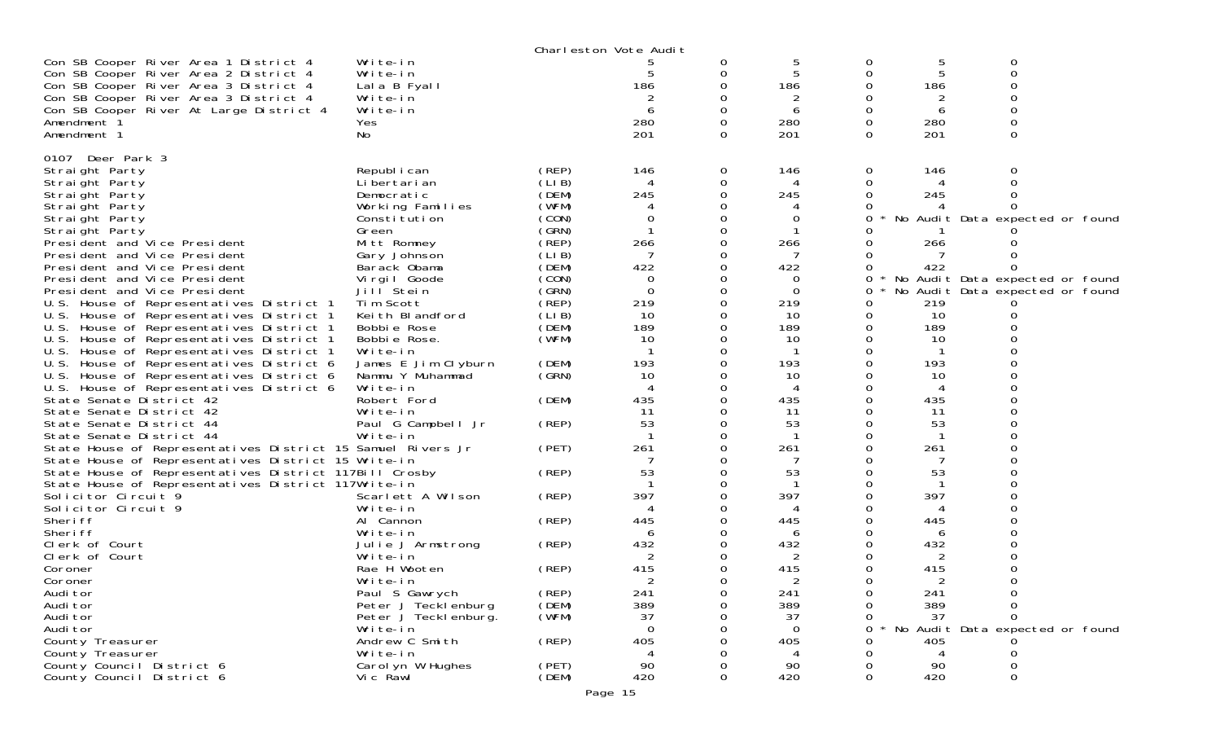Charleston Vote Audit

| | | | | | | | | |
|---|---|---|---|---|---|---|---|---|
| Con SB Cooper River Area 1 District 4 | Write-in | | 5 | 0 | 5 | 0 | 5 | 0 |
| Con SB Cooper River Area 2 District 4 | Write-in | | 5 | 0 | 5 | 0 | 5 | 0 |
| Con SB Cooper River Area 3 District 4 | Lala B Fyall | | 186 | 0 | 186 | 0 | 186 | 0 |
| Con SB Cooper River Area 3 District 4 | Write-in | | 2 | 0 | 2 | 0 | 2 | 0 |
| Con SB Cooper River At Large District 4 | Write-in | | 6 | 0 | 6 | 0 | 6 | 0 |
| Amendment 1 | Yes | | 280 | 0 | 280 | 0 | 280 | 0 |
| Amendment 1 | No | | 201 | 0 | 201 | 0 | 201 | 0 |

0107 Deer Park 3

| | | | | | | | | |
|---|---|---|---|---|---|---|---|---|
| Straight Party | Republican | (REP) | 146 | 0 | 146 | 0 | 146 | 0 |
| Straight Party | Libertarian | (LIB) | 4 | 0 | 4 | 0 | 4 | 0 |
| Straight Party | Democratic | (DEM) | 245 | 0 | 245 | 0 | 245 | 0 |
| Straight Party | Working Families | (WFM) | 4 | 0 | 4 | 0 | 4 | 0 |
| Straight Party | Constitution | (CON) | 0 | 0 | 0 | 0 * | No Audit Data expected or found | |
| Straight Party | Green | (GRN) | 1 | 0 | 1 | 0 | 1 | 0 |
| President and Vice President | Mitt Romney | (REP) | 266 | 0 | 266 | 0 | 266 | 0 |
| President and Vice President | Gary Johnson | (LIB) | 7 | 0 | 7 | 0 | 7 | 0 |
| President and Vice President | Barack Obama | (DEM) | 422 | 0 | 422 | 0 | 422 | 0 |
| President and Vice President | Virgil Goode | (CON) | 0 | 0 | 0 | 0 * | No Audit Data expected or found | |
| President and Vice President | Jill Stein | (GRN) | 0 | 0 | 0 | 0 * | No Audit Data expected or found | |
| U.S. House of Representatives District 1 | Tim Scott | (REP) | 219 | 0 | 219 | 0 | 219 | 0 |
| U.S. House of Representatives District 1 | Keith Blandford | (LIB) | 10 | 0 | 10 | 0 | 10 | 0 |
| U.S. House of Representatives District 1 | Bobbie Rose | (DEM) | 189 | 0 | 189 | 0 | 189 | 0 |
| U.S. House of Representatives District 1 | Bobbie Rose. | (WFM) | 10 | 0 | 10 | 0 | 10 | 0 |
| U.S. House of Representatives District 1 | Write-in | | 1 | 0 | 1 | 0 | 1 | 0 |
| U.S. House of Representatives District 6 | James E Jim Clyburn | (DEM) | 193 | 0 | 193 | 0 | 193 | 0 |
| U.S. House of Representatives District 6 | Nammu Y Muhammad | (GRN) | 10 | 0 | 10 | 0 | 10 | 0 |
| U.S. House of Representatives District 6 | Write-in | | 4 | 0 | 4 | 0 | 4 | 0 |
| State Senate District 42 | Robert Ford | (DEM) | 435 | 0 | 435 | 0 | 435 | 0 |
| State Senate District 42 | Write-in | | 11 | 0 | 11 | 0 | 11 | 0 |
| State Senate District 44 | Paul G Campbell Jr | (REP) | 53 | 0 | 53 | 0 | 53 | 0 |
| State Senate District 44 | Write-in | | 1 | 0 | 1 | 0 | 1 | 0 |
| State House of Representatives District 15 | Samuel Rivers Jr | (PET) | 261 | 0 | 261 | 0 | 261 | 0 |
| State House of Representatives District 15 | Write-in | | 7 | 0 | 7 | 0 | 7 | 0 |
| State House of Representatives District 117 | Bill Crosby | (REP) | 53 | 0 | 53 | 0 | 53 | 0 |
| State House of Representatives District 117 | Write-in | | 1 | 0 | 1 | 0 | 1 | 0 |
| Solicitor Circuit 9 | Scarlett A Wilson | (REP) | 397 | 0 | 397 | 0 | 397 | 0 |
| Solicitor Circuit 9 | Write-in | | 4 | 0 | 4 | 0 | 4 | 0 |
| Sheriff | Al Cannon | (REP) | 445 | 0 | 445 | 0 | 445 | 0 |
| Sheriff | Write-in | | 6 | 0 | 6 | 0 | 6 | 0 |
| Clerk of Court | Julie J Armstrong | (REP) | 432 | 0 | 432 | 0 | 432 | 0 |
| Clerk of Court | Write-in | | 2 | 0 | 2 | 0 | 2 | 0 |
| Coroner | Rae H Wooten | (REP) | 415 | 0 | 415 | 0 | 415 | 0 |
| Coroner | Write-in | | 2 | 0 | 2 | 0 | 2 | 0 |
| Auditor | Paul S Gawrych | (REP) | 241 | 0 | 241 | 0 | 241 | 0 |
| Auditor | Peter J Tecklenburg | (DEM) | 389 | 0 | 389 | 0 | 389 | 0 |
| Auditor | Peter J Tecklenburg. | (WFM) | 37 | 0 | 37 | 0 | 37 | 0 |
| Auditor | Write-in | | 0 | 0 | 0 | 0 * | No Audit Data expected or found | |
| County Treasurer | Andrew C Smith | (REP) | 405 | 0 | 405 | 0 | 405 | 0 |
| County Treasurer | Write-in | | 4 | 0 | 4 | 0 | 4 | 0 |
| County Council District 6 | Carolyn W Hughes | (PET) | 90 | 0 | 90 | 0 | 90 | 0 |
| County Council District 6 | Vic Rawl | (DEM) | 420 | 0 | 420 | 0 | 420 | 0 |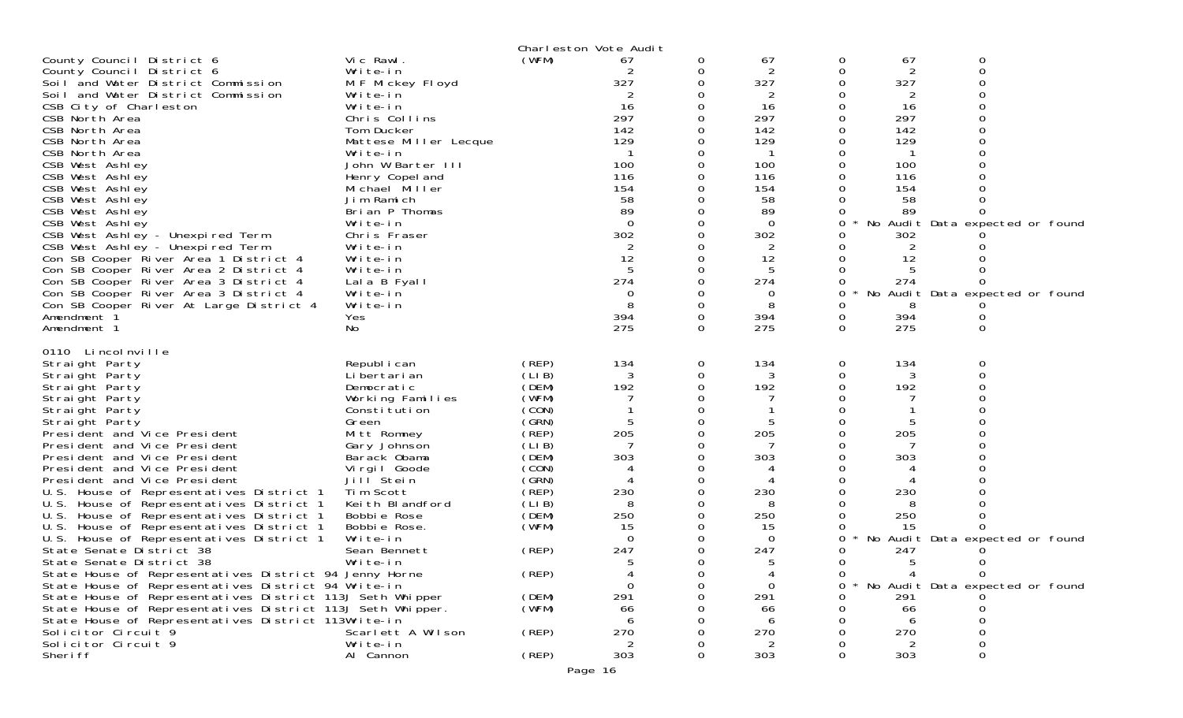Charleston Vote Audit

| Contest | Candidate | Party | | | | | | |
|---|---|---|---|---|---|---|---|---|
| County Council District 6 | Vic Rawl. | (WFM) | 67 | 0 | 67 | 0 | 67 | 0 |
| County Council District 6 | Write-in | | 2 | 0 | 2 | 0 | 2 | 0 |
| Soil and Water District Commission | M F Mickey Floyd | | 327 | 0 | 327 | 0 | 327 | 0 |
| Soil and Water District Commission | Write-in | | 2 | 0 | 2 | 0 | 2 | 0 |
| CSB City of Charleston | Write-in | | 16 | 0 | 16 | 0 | 16 | 0 |
| CSB North Area | Chris Collins | | 297 | 0 | 297 | 0 | 297 | 0 |
| CSB North Area | Tom Ducker | | 142 | 0 | 142 | 0 | 142 | 0 |
| CSB North Area | Mattese Miller Lecque | | 129 | 0 | 129 | 0 | 129 | 0 |
| CSB North Area | Write-in | | 1 | 0 | 1 | 0 | 1 | 0 |
| CSB West Ashley | John W Barter III | | 100 | 0 | 100 | 0 | 100 | 0 |
| CSB West Ashley | Henry Copeland | | 116 | 0 | 116 | 0 | 116 | 0 |
| CSB West Ashley | Michael Miller | | 154 | 0 | 154 | 0 | 154 | 0 |
| CSB West Ashley | Jim Ramich | | 58 | 0 | 58 | 0 | 58 | 0 |
| CSB West Ashley | Brian P Thomas | | 89 | 0 | 89 | 0 | 89 | 0 |
| CSB West Ashley | Write-in | | 0 | 0 | 0 | 0 * No Audit Data expected or found | | |
| CSB West Ashley - Unexpired Term | Chris Fraser | | 302 | 0 | 302 | 0 | 302 | 0 |
| CSB West Ashley - Unexpired Term | Write-in | | 2 | 0 | 2 | 0 | 2 | 0 |
| Con SB Cooper River Area 1 District 4 | Write-in | | 12 | 0 | 12 | 0 | 12 | 0 |
| Con SB Cooper River Area 2 District 4 | Write-in | | 5 | 0 | 5 | 0 | 5 | 0 |
| Con SB Cooper River Area 3 District 4 | Lala B Fyall | | 274 | 0 | 274 | 0 | 274 | 0 |
| Con SB Cooper River Area 3 District 4 | Write-in | | 0 | 0 | 0 | 0 * No Audit Data expected or found | | |
| Con SB Cooper River At Large District 4 | Write-in | | 8 | 0 | 8 | 0 | 8 | 0 |
| Amendment 1 | Yes | | 394 | 0 | 394 | 0 | 394 | 0 |
| Amendment 1 | No | | 275 | 0 | 275 | 0 | 275 | 0 |

0110 Lincolnville

| Contest | Candidate | Party | | | | | | |
|---|---|---|---|---|---|---|---|---|
| Straight Party | Republican | (REP) | 134 | 0 | 134 | 0 | 134 | 0 |
| Straight Party | Libertarian | (LIB) | 3 | 0 | 3 | 0 | 3 | 0 |
| Straight Party | Democratic | (DEM) | 192 | 0 | 192 | 0 | 192 | 0 |
| Straight Party | Working Families | (WFM) | 7 | 0 | 7 | 0 | 7 | 0 |
| Straight Party | Constitution | (CON) | 1 | 0 | 1 | 0 | 1 | 0 |
| Straight Party | Green | (GRN) | 5 | 0 | 5 | 0 | 5 | 0 |
| President and Vice President | Mitt Romney | (REP) | 205 | 0 | 205 | 0 | 205 | 0 |
| President and Vice President | Gary Johnson | (LIB) | 7 | 0 | 7 | 0 | 7 | 0 |
| President and Vice President | Barack Obama | (DEM) | 303 | 0 | 303 | 0 | 303 | 0 |
| President and Vice President | Virgil Goode | (CON) | 4 | 0 | 4 | 0 | 4 | 0 |
| President and Vice President | Jill Stein | (GRN) | 4 | 0 | 4 | 0 | 4 | 0 |
| U.S. House of Representatives District 1 | Tim Scott | (REP) | 230 | 0 | 230 | 0 | 230 | 0 |
| U.S. House of Representatives District 1 | Keith Blandford | (LIB) | 8 | 0 | 8 | 0 | 8 | 0 |
| U.S. House of Representatives District 1 | Bobbie Rose | (DEM) | 250 | 0 | 250 | 0 | 250 | 0 |
| U.S. House of Representatives District 1 | Bobbie Rose. | (WFM) | 15 | 0 | 15 | 0 | 15 | 0 |
| U.S. House of Representatives District 1 | Write-in | | 0 | 0 | 0 | 0 * No Audit Data expected or found | | |
| State Senate District 38 | Sean Bennett | (REP) | 247 | 0 | 247 | 0 | 247 | 0 |
| State Senate District 38 | Write-in | | 5 | 0 | 5 | 0 | 5 | 0 |
| State House of Representatives District 94 | Jenny Horne | (REP) | 4 | 0 | 4 | 0 | 4 | 0 |
| State House of Representatives District 94 | Write-in | | 0 | 0 | 0 | 0 * No Audit Data expected or found | | |
| State House of Representatives District 113 | J Seth Whipper | (DEM) | 291 | 0 | 291 | 0 | 291 | 0 |
| State House of Representatives District 113 | J Seth Whipper. | (WFM) | 66 | 0 | 66 | 0 | 66 | 0 |
| State House of Representatives District 113 | Write-in | | 6 | 0 | 6 | 0 | 6 | 0 |
| Solicitor Circuit 9 | Scarlett A Wilson | (REP) | 270 | 0 | 270 | 0 | 270 | 0 |
| Solicitor Circuit 9 | Write-in | | 2 | 0 | 2 | 0 | 2 | 0 |
| Sheriff | Al Cannon | (REP) | 303 | 0 | 303 | 0 | 303 | 0 |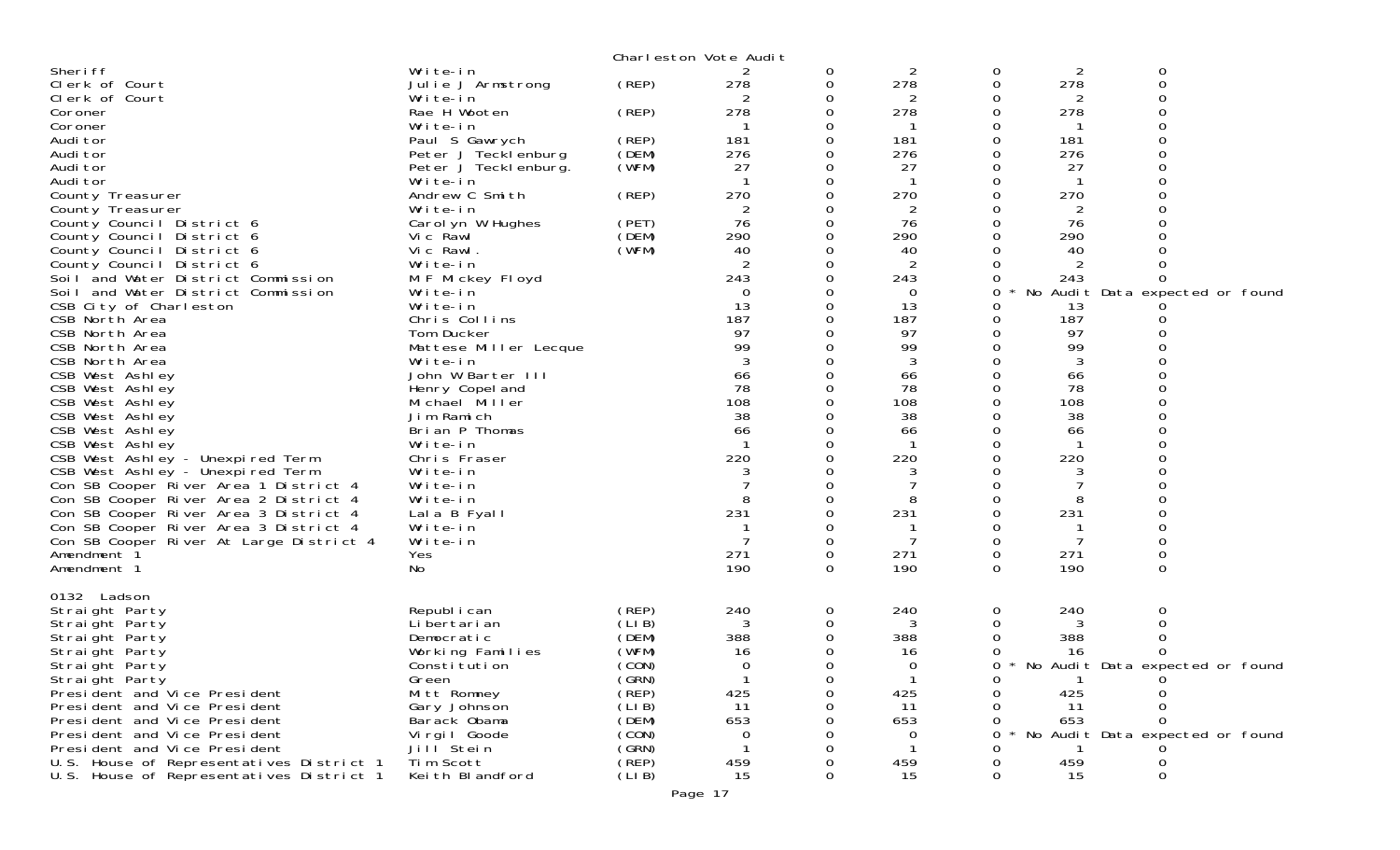Charleston Vote Audit

| Office | Candidate | Party | | | | | | |
|---|---|---|---|---|---|---|---|---|
| Sheriff | Write-in | | 2 | 0 | 2 | 0 | 2 | 0 |
| Clerk of Court | Julie J Armstrong | (REP) | 278 | 0 | 278 | 0 | 278 | 0 |
| Clerk of Court | Write-in | | 2 | 0 | 2 | 0 | 2 | 0 |
| Coroner | Rae H Wooten | (REP) | 278 | 0 | 278 | 0 | 278 | 0 |
| Coroner | Write-in | | 1 | 0 | 1 | 0 | 1 | 0 |
| Auditor | Paul S Gawrych | (REP) | 181 | 0 | 181 | 0 | 181 | 0 |
| Auditor | Peter J Tecklenburg | (DEM) | 276 | 0 | 276 | 0 | 276 | 0 |
| Auditor | Peter J Tecklenburg. | (WFM) | 27 | 0 | 27 | 0 | 27 | 0 |
| Auditor | Write-in | | 1 | 0 | 1 | 0 | 1 | 0 |
| County Treasurer | Andrew C Smith | (REP) | 270 | 0 | 270 | 0 | 270 | 0 |
| County Treasurer | Write-in | | 2 | 0 | 2 | 0 | 2 | 0 |
| County Council District 6 | Carolyn W Hughes | (PET) | 76 | 0 | 76 | 0 | 76 | 0 |
| County Council District 6 | Vic Rawl | (DEM) | 290 | 0 | 290 | 0 | 290 | 0 |
| County Council District 6 | Vic Rawl. | (WFM) | 40 | 0 | 40 | 0 | 40 | 0 |
| County Council District 6 | Write-in | | 2 | 0 | 2 | 0 | 2 | 0 |
| Soil and Water District Commission | M F Mickey Floyd | | 243 | 0 | 243 | 0 | 243 | 0 |
| Soil and Water District Commission | Write-in | | 0 | 0 | 0 | 0 * | No Audit Data expected or found | |
| CSB City of Charleston | Write-in | | 13 | 0 | 13 | 0 | 13 | 0 |
| CSB North Area | Chris Collins | | 187 | 0 | 187 | 0 | 187 | 0 |
| CSB North Area | Tom Ducker | | 97 | 0 | 97 | 0 | 97 | 0 |
| CSB North Area | Mattese Miller Lecque | | 99 | 0 | 99 | 0 | 99 | 0 |
| CSB North Area | Write-in | | 3 | 0 | 3 | 0 | 3 | 0 |
| CSB West Ashley | John W Barter III | | 66 | 0 | 66 | 0 | 66 | 0 |
| CSB West Ashley | Henry Copeland | | 78 | 0 | 78 | 0 | 78 | 0 |
| CSB West Ashley | Michael Miller | | 108 | 0 | 108 | 0 | 108 | 0 |
| CSB West Ashley | Jim Ramich | | 38 | 0 | 38 | 0 | 38 | 0 |
| CSB West Ashley | Brian P Thomas | | 66 | 0 | 66 | 0 | 66 | 0 |
| CSB West Ashley | Write-in | | 1 | 0 | 1 | 0 | 1 | 0 |
| CSB West Ashley - Unexpired Term | Chris Fraser | | 220 | 0 | 220 | 0 | 220 | 0 |
| CSB West Ashley - Unexpired Term | Write-in | | 3 | 0 | 3 | 0 | 3 | 0 |
| Con SB Cooper River Area 1 District 4 | Write-in | | 7 | 0 | 7 | 0 | 7 | 0 |
| Con SB Cooper River Area 2 District 4 | Write-in | | 8 | 0 | 8 | 0 | 8 | 0 |
| Con SB Cooper River Area 3 District 4 | Lala B Fyall | | 231 | 0 | 231 | 0 | 231 | 0 |
| Con SB Cooper River Area 3 District 4 | Write-in | | 1 | 0 | 1 | 0 | 1 | 0 |
| Con SB Cooper River At Large District 4 | Write-in | | 7 | 0 | 7 | 0 | 7 | 0 |
| Amendment 1 | Yes | | 271 | 0 | 271 | 0 | 271 | 0 |
| Amendment 1 | No | | 190 | 0 | 190 | 0 | 190 | 0 |

0132 Ladson

| Office | Candidate | Party | | | | | | |
|---|---|---|---|---|---|---|---|---|
| Straight Party | Republican | (REP) | 240 | 0 | 240 | 0 | 240 | 0 |
| Straight Party | Libertarian | (LIB) | 3 | 0 | 3 | 0 | 3 | 0 |
| Straight Party | Democratic | (DEM) | 388 | 0 | 388 | 0 | 388 | 0 |
| Straight Party | Working Families | (WFM) | 16 | 0 | 16 | 0 | 16 | 0 |
| Straight Party | Constitution | (CON) | 0 | 0 | 0 | 0 * | No Audit Data expected or found | |
| Straight Party | Green | (GRN) | 1 | 0 | 1 | 0 | 1 | 0 |
| President and Vice President | Mitt Romney | (REP) | 425 | 0 | 425 | 0 | 425 | 0 |
| President and Vice President | Gary Johnson | (LIB) | 11 | 0 | 11 | 0 | 11 | 0 |
| President and Vice President | Barack Obama | (DEM) | 653 | 0 | 653 | 0 | 653 | 0 |
| President and Vice President | Virgil Goode | (CON) | 0 | 0 | 0 | 0 * | No Audit Data expected or found | |
| President and Vice President | Jill Stein | (GRN) | 1 | 0 | 1 | 0 | 1 | 0 |
| U.S. House of Representatives District 1 | Tim Scott | (REP) | 459 | 0 | 459 | 0 | 459 | 0 |
| U.S. House of Representatives District 1 | Keith Blandford | (LIB) | 15 | 0 | 15 | 0 | 15 | 0 |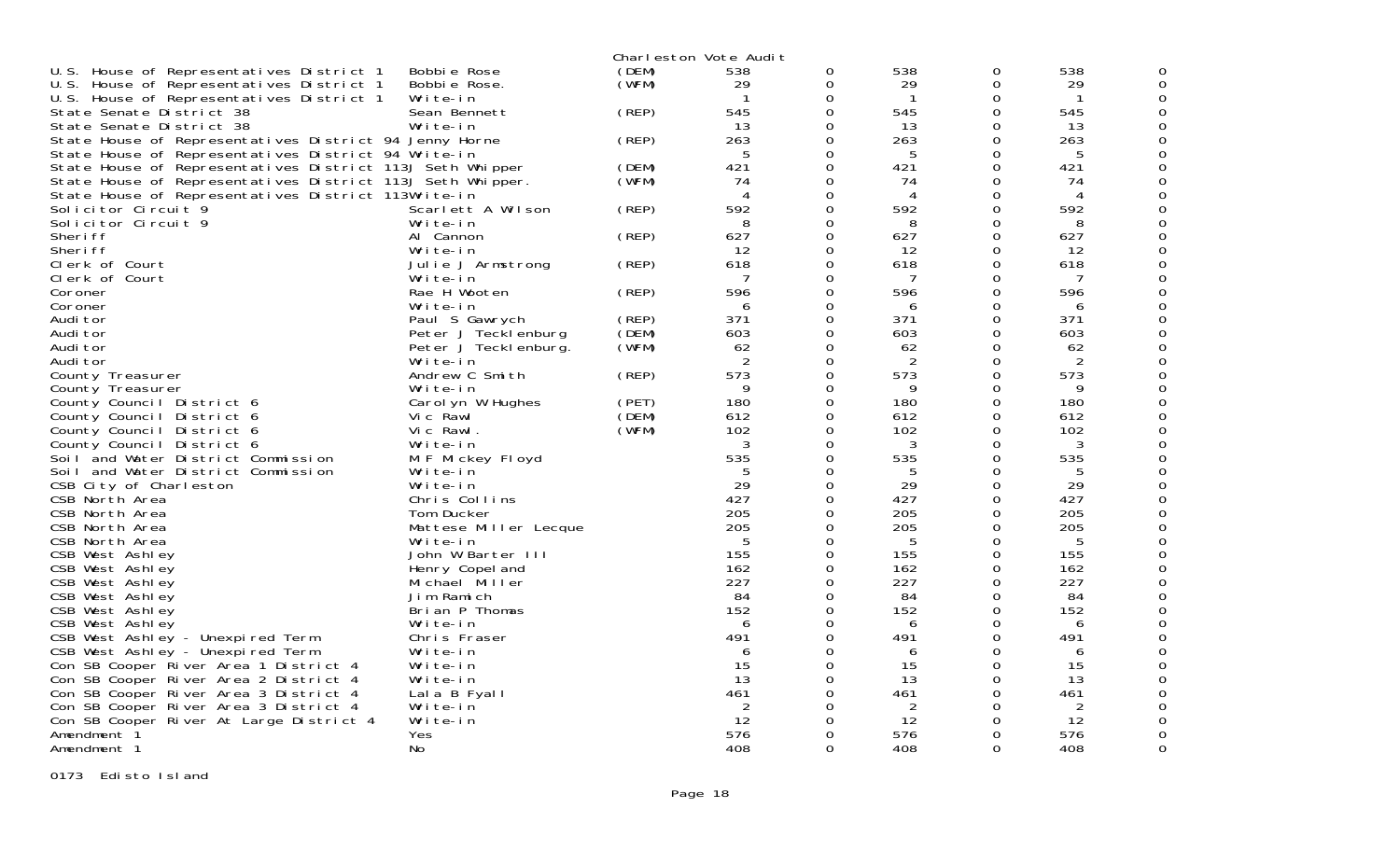Charleston Vote Audit

| Contest | Candidate | Party | | | | | | |
|---|---|---|---|---|---|---|---|---|
| U.S. House of Representatives District 1 | Bobbie Rose | (DEM) | 538 | 0 | 538 | 0 | 538 | 0 |
| U.S. House of Representatives District 1 | Bobbie Rose. | (WFM) | 29 | 0 | 29 | 0 | 29 | 0 |
| U.S. House of Representatives District 1 | Write-in | | 1 | 0 | 1 | 0 | 1 | 0 |
| State Senate District 38 | Sean Bennett | (REP) | 545 | 0 | 545 | 0 | 545 | 0 |
| State Senate District 38 | Write-in | | 13 | 0 | 13 | 0 | 13 | 0 |
| State House of Representatives District 94 | Jenny Horne | (REP) | 263 | 0 | 263 | 0 | 263 | 0 |
| State House of Representatives District 94 | Write-in | | 5 | 0 | 5 | 0 | 5 | 0 |
| State House of Representatives District 113 | J Seth Whipper | (DEM) | 421 | 0 | 421 | 0 | 421 | 0 |
| State House of Representatives District 113 | J Seth Whipper. | (WFM) | 74 | 0 | 74 | 0 | 74 | 0 |
| State House of Representatives District 113 | Write-in | | 4 | 0 | 4 | 0 | 4 | 0 |
| Solicitor Circuit 9 | Scarlett A Wilson | (REP) | 592 | 0 | 592 | 0 | 592 | 0 |
| Solicitor Circuit 9 | Write-in | | 8 | 0 | 8 | 0 | 8 | 0 |
| Sheriff | Al Cannon | (REP) | 627 | 0 | 627 | 0 | 627 | 0 |
| Sheriff | Write-in | | 12 | 0 | 12 | 0 | 12 | 0 |
| Clerk of Court | Julie J Armstrong | (REP) | 618 | 0 | 618 | 0 | 618 | 0 |
| Clerk of Court | Write-in | | 7 | 0 | 7 | 0 | 7 | 0 |
| Coroner | Rae H Wooten | (REP) | 596 | 0 | 596 | 0 | 596 | 0 |
| Coroner | Write-in | | 6 | 0 | 6 | 0 | 6 | 0 |
| Auditor | Paul S Gawrych | (REP) | 371 | 0 | 371 | 0 | 371 | 0 |
| Auditor | Peter J Tecklenburg | (DEM) | 603 | 0 | 603 | 0 | 603 | 0 |
| Auditor | Peter J Tecklenburg. | (WFM) | 62 | 0 | 62 | 0 | 62 | 0 |
| Auditor | Write-in | | 2 | 0 | 2 | 0 | 2 | 0 |
| County Treasurer | Andrew C Smith | (REP) | 573 | 0 | 573 | 0 | 573 | 0 |
| County Treasurer | Write-in | | 9 | 0 | 9 | 0 | 9 | 0 |
| County Council District 6 | Carolyn W Hughes | (PET) | 180 | 0 | 180 | 0 | 180 | 0 |
| County Council District 6 | Vic Rawl | (DEM) | 612 | 0 | 612 | 0 | 612 | 0 |
| County Council District 6 | Vic Rawl. | (WFM) | 102 | 0 | 102 | 0 | 102 | 0 |
| County Council District 6 | Write-in | | 3 | 0 | 3 | 0 | 3 | 0 |
| Soil and Water District Commission | M F Mickey Floyd | | 535 | 0 | 535 | 0 | 535 | 0 |
| Soil and Water District Commission | Write-in | | 5 | 0 | 5 | 0 | 5 | 0 |
| CSB City of Charleston | Write-in | | 29 | 0 | 29 | 0 | 29 | 0 |
| CSB North Area | Chris Collins | | 427 | 0 | 427 | 0 | 427 | 0 |
| CSB North Area | Tom Ducker | | 205 | 0 | 205 | 0 | 205 | 0 |
| CSB North Area | Mattese Miller Lecque | | 205 | 0 | 205 | 0 | 205 | 0 |
| CSB North Area | Write-in | | 5 | 0 | 5 | 0 | 5 | 0 |
| CSB West Ashley | John W Barter III | | 155 | 0 | 155 | 0 | 155 | 0 |
| CSB West Ashley | Henry Copeland | | 162 | 0 | 162 | 0 | 162 | 0 |
| CSB West Ashley | Michael Miller | | 227 | 0 | 227 | 0 | 227 | 0 |
| CSB West Ashley | Jim Ramich | | 84 | 0 | 84 | 0 | 84 | 0 |
| CSB West Ashley | Brian P Thomas | | 152 | 0 | 152 | 0 | 152 | 0 |
| CSB West Ashley | Write-in | | 6 | 0 | 6 | 0 | 6 | 0 |
| CSB West Ashley - Unexpired Term | Chris Fraser | | 491 | 0 | 491 | 0 | 491 | 0 |
| CSB West Ashley - Unexpired Term | Write-in | | 6 | 0 | 6 | 0 | 6 | 0 |
| Con SB Cooper River Area 1 District 4 | Write-in | | 15 | 0 | 15 | 0 | 15 | 0 |
| Con SB Cooper River Area 2 District 4 | Write-in | | 13 | 0 | 13 | 0 | 13 | 0 |
| Con SB Cooper River Area 3 District 4 | Lala B Fyall | | 461 | 0 | 461 | 0 | 461 | 0 |
| Con SB Cooper River Area 3 District 4 | Write-in | | 2 | 0 | 2 | 0 | 2 | 0 |
| Con SB Cooper River At Large District 4 | Write-in | | 12 | 0 | 12 | 0 | 12 | 0 |
| Amendment 1 | Yes | | 576 | 0 | 576 | 0 | 576 | 0 |
| Amendment 1 | No | | 408 | 0 | 408 | 0 | 408 | 0 |

0173 Edisto Island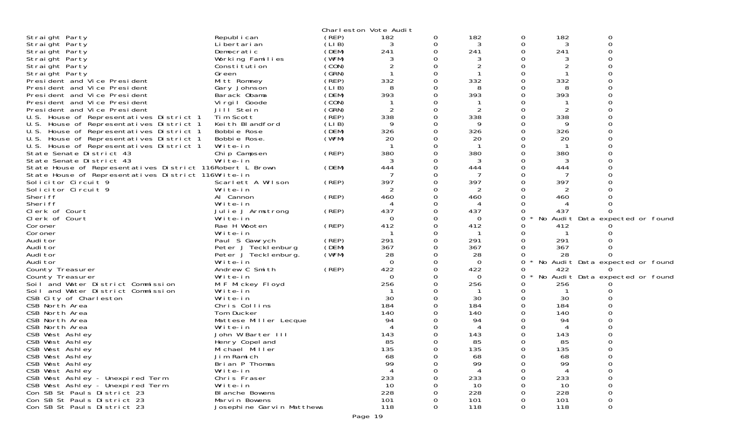Charleston Vote Audit

| Contest | Candidate | Party | | | | | | |
|---|---|---|---|---|---|---|---|---|
| Straight Party | Republican | (REP) | 182 | 0 | 182 | 0 | 182 | 0 |
| Straight Party | Libertarian | (LIB) | 3 | 0 | 3 | 0 | 3 | 0 |
| Straight Party | Democratic | (DEM) | 241 | 0 | 241 | 0 | 241 | 0 |
| Straight Party | Working Families | (WFM) | 3 | 0 | 3 | 0 | 3 | 0 |
| Straight Party | Constitution | (CON) | 2 | 0 | 2 | 0 | 2 | 0 |
| Straight Party | Green | (GRN) | 1 | 0 | 1 | 0 | 1 | 0 |
| President and Vice President | Mitt Romney | (REP) | 332 | 0 | 332 | 0 | 332 | 0 |
| President and Vice President | Gary Johnson | (LIB) | 8 | 0 | 8 | 0 | 8 | 0 |
| President and Vice President | Barack Obama | (DEM) | 393 | 0 | 393 | 0 | 393 | 0 |
| President and Vice President | Virgil Goode | (CON) | 1 | 0 | 1 | 0 | 1 | 0 |
| President and Vice President | Jill Stein | (GRN) | 2 | 0 | 2 | 0 | 2 | 0 |
| U.S. House of Representatives District 1 | Tim Scott | (REP) | 338 | 0 | 338 | 0 | 338 | 0 |
| U.S. House of Representatives District 1 | Keith Blandford | (LIB) | 9 | 0 | 9 | 0 | 9 | 0 |
| U.S. House of Representatives District 1 | Bobbie Rose | (DEM) | 326 | 0 | 326 | 0 | 326 | 0 |
| U.S. House of Representatives District 1 | Bobbie Rose. | (WFM) | 20 | 0 | 20 | 0 | 20 | 0 |
| U.S. House of Representatives District 1 | Write-in | | 1 | 0 | 1 | 0 | 1 | 0 |
| State Senate District 43 | Chip Campsen | (REP) | 380 | 0 | 380 | 0 | 380 | 0 |
| State Senate District 43 | Write-in | | 3 | 0 | 3 | 0 | 3 | 0 |
| State House of Representatives District 116 | Robert L Brown | (DEM) | 444 | 0 | 444 | 0 | 444 | 0 |
| State House of Representatives District 116 | Write-in | | 7 | 0 | 7 | 0 | 7 | 0 |
| Solicitor Circuit 9 | Scarlett A Wilson | (REP) | 397 | 0 | 397 | 0 | 397 | 0 |
| Solicitor Circuit 9 | Write-in | | 2 | 0 | 2 | 0 | 2 | 0 |
| Sheriff | Al Cannon | (REP) | 460 | 0 | 460 | 0 | 460 | 0 |
| Sheriff | Write-in | | 4 | 0 | 4 | 0 | 4 | 0 |
| Clerk of Court | Julie J Armstrong | (REP) | 437 | 0 | 437 | 0 | 437 | 0 |
| Clerk of Court | Write-in | | 0 | 0 | 0 | 0 * No Audit Data expected or found | | |
| Coroner | Rae H Wooten | (REP) | 412 | 0 | 412 | 0 | 412 | 0 |
| Coroner | Write-in | | 1 | 0 | 1 | 0 | 1 | 0 |
| Auditor | Paul S Gawrych | (REP) | 291 | 0 | 291 | 0 | 291 | 0 |
| Auditor | Peter J Tecklenburg | (DEM) | 367 | 0 | 367 | 0 | 367 | 0 |
| Auditor | Peter J Tecklenburg. | (WFM) | 28 | 0 | 28 | 0 | 28 | 0 |
| Auditor | Write-in | | 0 | 0 | 0 | 0 * No Audit Data expected or found | | |
| County Treasurer | Andrew C Smith | (REP) | 422 | 0 | 422 | 0 | 422 | 0 |
| County Treasurer | Write-in | | 0 | 0 | 0 | 0 * No Audit Data expected or found | | |
| Soil and Water District Commission | M F Mickey Floyd | | 256 | 0 | 256 | 0 | 256 | 0 |
| Soil and Water District Commission | Write-in | | 1 | 0 | 1 | 0 | 1 | 0 |
| CSB City of Charleston | Write-in | | 30 | 0 | 30 | 0 | 30 | 0 |
| CSB North Area | Chris Collins | | 184 | 0 | 184 | 0 | 184 | 0 |
| CSB North Area | Tom Ducker | | 140 | 0 | 140 | 0 | 140 | 0 |
| CSB North Area | Mattese Miller Lecque | | 94 | 0 | 94 | 0 | 94 | 0 |
| CSB North Area | Write-in | | 4 | 0 | 4 | 0 | 4 | 0 |
| CSB West Ashley | John W Barter III | | 143 | 0 | 143 | 0 | 143 | 0 |
| CSB West Ashley | Henry Copeland | | 85 | 0 | 85 | 0 | 85 | 0 |
| CSB West Ashley | Michael Miller | | 135 | 0 | 135 | 0 | 135 | 0 |
| CSB West Ashley | Jim Ramich | | 68 | 0 | 68 | 0 | 68 | 0 |
| CSB West Ashley | Brian P Thomas | | 99 | 0 | 99 | 0 | 99 | 0 |
| CSB West Ashley | Write-in | | 4 | 0 | 4 | 0 | 4 | 0 |
| CSB West Ashley - Unexpired Term | Chris Fraser | | 233 | 0 | 233 | 0 | 233 | 0 |
| CSB West Ashley - Unexpired Term | Write-in | | 10 | 0 | 10 | 0 | 10 | 0 |
| Con SB St Pauls District 23 | Blanche Bowens | | 228 | 0 | 228 | 0 | 228 | 0 |
| Con SB St Pauls District 23 | Marvin Bowens | | 101 | 0 | 101 | 0 | 101 | 0 |
| Con SB St Pauls District 23 | Josephine Garvin Matthews | | 118 | 0 | 118 | 0 | 118 | 0 |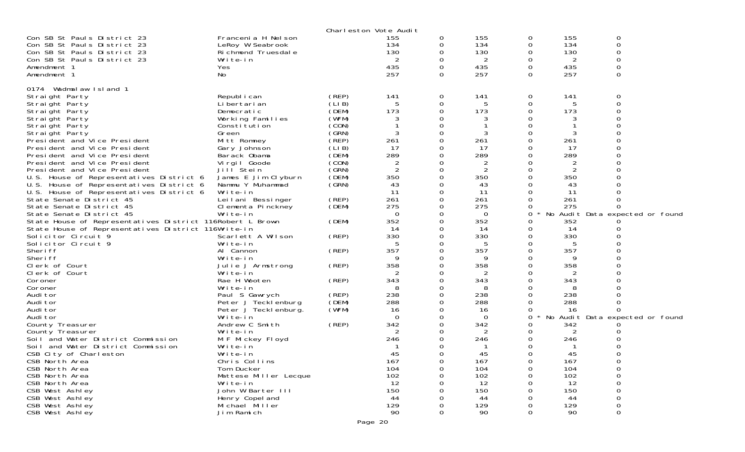Charleston Vote Audit

| Contest | Candidate | Party | | | | | | |
|---|---|---|---|---|---|---|---|---|
| Con SB St Pauls District 23 | Francenia H Nelson | | 155 | 0 | 155 | 0 | 155 | 0 |
| Con SB St Pauls District 23 | LeRoy W Seabrook | | 134 | 0 | 134 | 0 | 134 | 0 |
| Con SB St Pauls District 23 | Richmond Truesdale | | 130 | 0 | 130 | 0 | 130 | 0 |
| Con SB St Pauls District 23 | Write-in | | 2 | 0 | 2 | 0 | 2 | 0 |
| Amendment 1 | Yes | | 435 | 0 | 435 | 0 | 435 | 0 |
| Amendment 1 | No | | 257 | 0 | 257 | 0 | 257 | 0 |

0174 Wadmalaw Island 1

| Contest | Candidate | Party | | | | | | |
|---|---|---|---|---|---|---|---|---|
| Straight Party | Republican | (REP) | 141 | 0 | 141 | 0 | 141 | 0 |
| Straight Party | Libertarian | (LIB) | 5 | 0 | 5 | 0 | 5 | 0 |
| Straight Party | Democratic | (DEM) | 173 | 0 | 173 | 0 | 173 | 0 |
| Straight Party | Working Families | (WFM) | 3 | 0 | 3 | 0 | 3 | 0 |
| Straight Party | Constitution | (CON) | 1 | 0 | 1 | 0 | 1 | 0 |
| Straight Party | Green | (GRN) | 3 | 0 | 3 | 0 | 3 | 0 |
| President and Vice President | Mitt Romney | (REP) | 261 | 0 | 261 | 0 | 261 | 0 |
| President and Vice President | Gary Johnson | (LIB) | 17 | 0 | 17 | 0 | 17 | 0 |
| President and Vice President | Barack Obama | (DEM) | 289 | 0 | 289 | 0 | 289 | 0 |
| President and Vice President | Virgil Goode | (CON) | 2 | 0 | 2 | 0 | 2 | 0 |
| President and Vice President | Jill Stein | (GRN) | 2 | 0 | 2 | 0 | 2 | 0 |
| U.S. House of Representatives District 6 | James E Jim Clyburn | (DEM) | 350 | 0 | 350 | 0 | 350 | 0 |
| U.S. House of Representatives District 6 | Nammu Y Muhammad | (GRN) | 43 | 0 | 43 | 0 | 43 | 0 |
| U.S. House of Representatives District 6 | Write-in | | 11 | 0 | 11 | 0 | 11 | 0 |
| State Senate District 45 | Leilani Bessinger | (REP) | 261 | 0 | 261 | 0 | 261 | 0 |
| State Senate District 45 | Clementa Pinckney | (DEM) | 275 | 0 | 275 | 0 | 275 | 0 |
| State Senate District 45 | Write-in | | 0 | 0 | 0 | 0 * No Audit Data expected or found | | |
| State House of Representatives District 116 | Robert L Brown | (DEM) | 352 | 0 | 352 | 0 | 352 | 0 |
| State House of Representatives District 116 | Write-in | | 14 | 0 | 14 | 0 | 14 | 0 |
| Solicitor Circuit 9 | Scarlett A Wilson | (REP) | 330 | 0 | 330 | 0 | 330 | 0 |
| Solicitor Circuit 9 | Write-in | | 5 | 0 | 5 | 0 | 5 | 0 |
| Sheriff | Al Cannon | (REP) | 357 | 0 | 357 | 0 | 357 | 0 |
| Sheriff | Write-in | | 9 | 0 | 9 | 0 | 9 | 0 |
| Clerk of Court | Julie J Armstrong | (REP) | 358 | 0 | 358 | 0 | 358 | 0 |
| Clerk of Court | Write-in | | 2 | 0 | 2 | 0 | 2 | 0 |
| Coroner | Rae H Wooten | (REP) | 343 | 0 | 343 | 0 | 343 | 0 |
| Coroner | Write-in | | 8 | 0 | 8 | 0 | 8 | 0 |
| Auditor | Paul S Gawrych | (REP) | 238 | 0 | 238 | 0 | 238 | 0 |
| Auditor | Peter J Tecklenburg | (DEM) | 288 | 0 | 288 | 0 | 288 | 0 |
| Auditor | Peter J Tecklenburg. | (WFM) | 16 | 0 | 16 | 0 | 16 | 0 |
| Auditor | Write-in | | 0 | 0 | 0 | 0 * No Audit Data expected or found | | |
| County Treasurer | Andrew C Smith | (REP) | 342 | 0 | 342 | 0 | 342 | 0 |
| County Treasurer | Write-in | | 2 | 0 | 2 | 0 | 2 | 0 |
| Soil and Water District Commission | M F Mickey Floyd | | 246 | 0 | 246 | 0 | 246 | 0 |
| Soil and Water District Commission | Write-in | | 1 | 0 | 1 | 0 | 1 | 0 |
| CSB City of Charleston | Write-in | | 45 | 0 | 45 | 0 | 45 | 0 |
| CSB North Area | Chris Collins | | 167 | 0 | 167 | 0 | 167 | 0 |
| CSB North Area | Tom Ducker | | 104 | 0 | 104 | 0 | 104 | 0 |
| CSB North Area | Mattese Miller Lecque | | 102 | 0 | 102 | 0 | 102 | 0 |
| CSB North Area | Write-in | | 12 | 0 | 12 | 0 | 12 | 0 |
| CSB West Ashley | John W Barter III | | 150 | 0 | 150 | 0 | 150 | 0 |
| CSB West Ashley | Henry Copeland | | 44 | 0 | 44 | 0 | 44 | 0 |
| CSB West Ashley | Michael Miller | | 129 | 0 | 129 | 0 | 129 | 0 |
| CSB West Ashley | Jim Ramich | | 90 | 0 | 90 | 0 | 90 | 0 |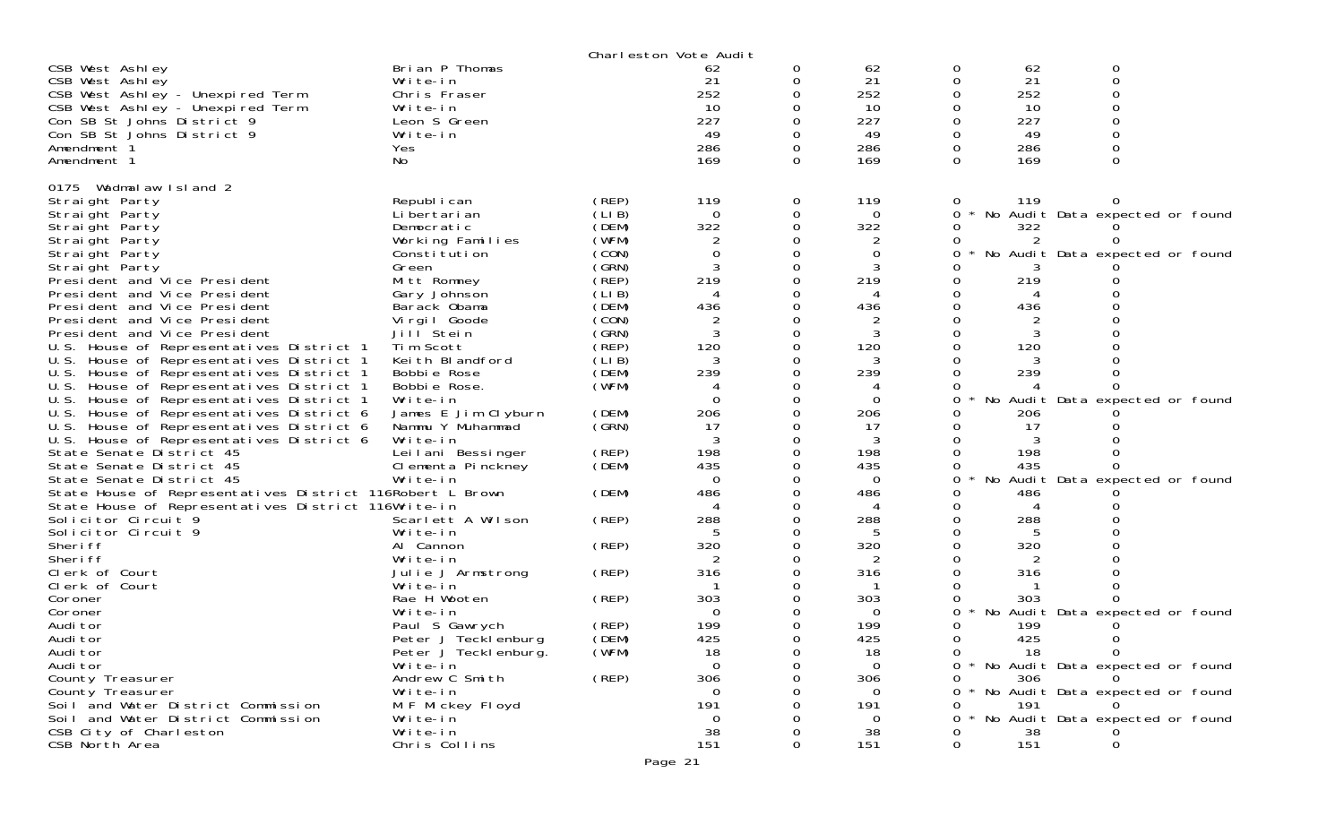Charleston Vote Audit

| Contest | Candidate | Party | Col1 | Col2 | Col3 | Col4 | Col5 | Col6 |
|---|---|---|---|---|---|---|---|---|
| CSB West Ashley | Brian P Thomas | | 62 | 0 | 62 | 0 | 62 | 0 |
| CSB West Ashley | Write-in | | 21 | 0 | 21 | 0 | 21 | 0 |
| CSB West Ashley - Unexpired Term | Chris Fraser | | 252 | 0 | 252 | 0 | 252 | 0 |
| CSB West Ashley - Unexpired Term | Write-in | | 10 | 0 | 10 | 0 | 10 | 0 |
| Con SB St Johns District 9 | Leon S Green | | 227 | 0 | 227 | 0 | 227 | 0 |
| Con SB St Johns District 9 | Write-in | | 49 | 0 | 49 | 0 | 49 | 0 |
| Amendment 1 | Yes | | 286 | 0 | 286 | 0 | 286 | 0 |
| Amendment 1 | No | | 169 | 0 | 169 | 0 | 169 | 0 |

0175 Wadmalaw Island 2

| Contest | Candidate | Party | Col1 | Col2 | Col3 | Col4 | Col5 | Col6 |
|---|---|---|---|---|---|---|---|---|
| Straight Party | Republican | (REP) | 119 | 0 | 119 | 0 | 119 | 0 |
| Straight Party | Libertarian | (LIB) | 0 | 0 | 0 | 0 * | No Audit Data expected or found | |
| Straight Party | Democratic | (DEM) | 322 | 0 | 322 | 0 | 322 | 0 |
| Straight Party | Working Families | (WFM) | 2 | 0 | 2 | 0 | 2 | 0 |
| Straight Party | Constitution | (CON) | 0 | 0 | 0 | 0 * | No Audit Data expected or found | |
| Straight Party | Green | (GRN) | 3 | 0 | 3 | 0 | 3 | 0 |
| President and Vice President | Mitt Romney | (REP) | 219 | 0 | 219 | 0 | 219 | 0 |
| President and Vice President | Gary Johnson | (LIB) | 4 | 0 | 4 | 0 | 4 | 0 |
| President and Vice President | Barack Obama | (DEM) | 436 | 0 | 436 | 0 | 436 | 0 |
| President and Vice President | Virgil Goode | (CON) | 2 | 0 | 2 | 0 | 2 | 0 |
| President and Vice President | Jill Stein | (GRN) | 3 | 0 | 3 | 0 | 3 | 0 |
| U.S. House of Representatives District 1 | Tim Scott | (REP) | 120 | 0 | 120 | 0 | 120 | 0 |
| U.S. House of Representatives District 1 | Keith Blandford | (LIB) | 3 | 0 | 3 | 0 | 3 | 0 |
| U.S. House of Representatives District 1 | Bobbie Rose | (DEM) | 239 | 0 | 239 | 0 | 239 | 0 |
| U.S. House of Representatives District 1 | Bobbie Rose. | (WFM) | 4 | 0 | 4 | 0 | 4 | 0 |
| U.S. House of Representatives District 1 | Write-in | | 0 | 0 | 0 | 0 * | No Audit Data expected or found | |
| U.S. House of Representatives District 6 | James E Jim Clyburn | (DEM) | 206 | 0 | 206 | 0 | 206 | 0 |
| U.S. House of Representatives District 6 | Nammu Y Muhammad | (GRN) | 17 | 0 | 17 | 0 | 17 | 0 |
| U.S. House of Representatives District 6 | Write-in | | 3 | 0 | 3 | 0 | 3 | 0 |
| State Senate District 45 | Leilani Bessinger | (REP) | 198 | 0 | 198 | 0 | 198 | 0 |
| State Senate District 45 | Clementa Pinckney | (DEM) | 435 | 0 | 435 | 0 | 435 | 0 |
| State Senate District 45 | Write-in | | 0 | 0 | 0 | 0 * | No Audit Data expected or found | |
| State House of Representatives District 116 | Robert L Brown | (DEM) | 486 | 0 | 486 | 0 | 486 | 0 |
| State House of Representatives District 116 | Write-in | | 4 | 0 | 4 | 0 | 4 | 0 |
| Solicitor Circuit 9 | Scarlett A Wilson | (REP) | 288 | 0 | 288 | 0 | 288 | 0 |
| Solicitor Circuit 9 | Write-in | | 5 | 0 | 5 | 0 | 5 | 0 |
| Sheriff | Al Cannon | (REP) | 320 | 0 | 320 | 0 | 320 | 0 |
| Sheriff | Write-in | | 2 | 0 | 2 | 0 | 2 | 0 |
| Clerk of Court | Julie J Armstrong | (REP) | 316 | 0 | 316 | 0 | 316 | 0 |
| Clerk of Court | Write-in | | 1 | 0 | 1 | 0 | 1 | 0 |
| Coroner | Rae H Wooten | (REP) | 303 | 0 | 303 | 0 | 303 | 0 |
| Coroner | Write-in | | 0 | 0 | 0 | 0 * | No Audit Data expected or found | |
| Auditor | Paul S Gawrych | (REP) | 199 | 0 | 199 | 0 | 199 | 0 |
| Auditor | Peter J Tecklenburg | (DEM) | 425 | 0 | 425 | 0 | 425 | 0 |
| Auditor | Peter J Tecklenburg. | (WFM) | 18 | 0 | 18 | 0 | 18 | 0 |
| Auditor | Write-in | | 0 | 0 | 0 | 0 * | No Audit Data expected or found | |
| County Treasurer | Andrew C Smith | (REP) | 306 | 0 | 306 | 0 | 306 | 0 |
| County Treasurer | Write-in | | 0 | 0 | 0 | 0 * | No Audit Data expected or found | |
| Soil and Water District Commission | M F Mickey Floyd | | 191 | 0 | 191 | 0 | 191 | 0 |
| Soil and Water District Commission | Write-in | | 0 | 0 | 0 | 0 * | No Audit Data expected or found | |
| CSB City of Charleston | Write-in | | 38 | 0 | 38 | 0 | 38 | 0 |
| CSB North Area | Chris Collins | | 151 | 0 | 151 | 0 | 151 | 0 |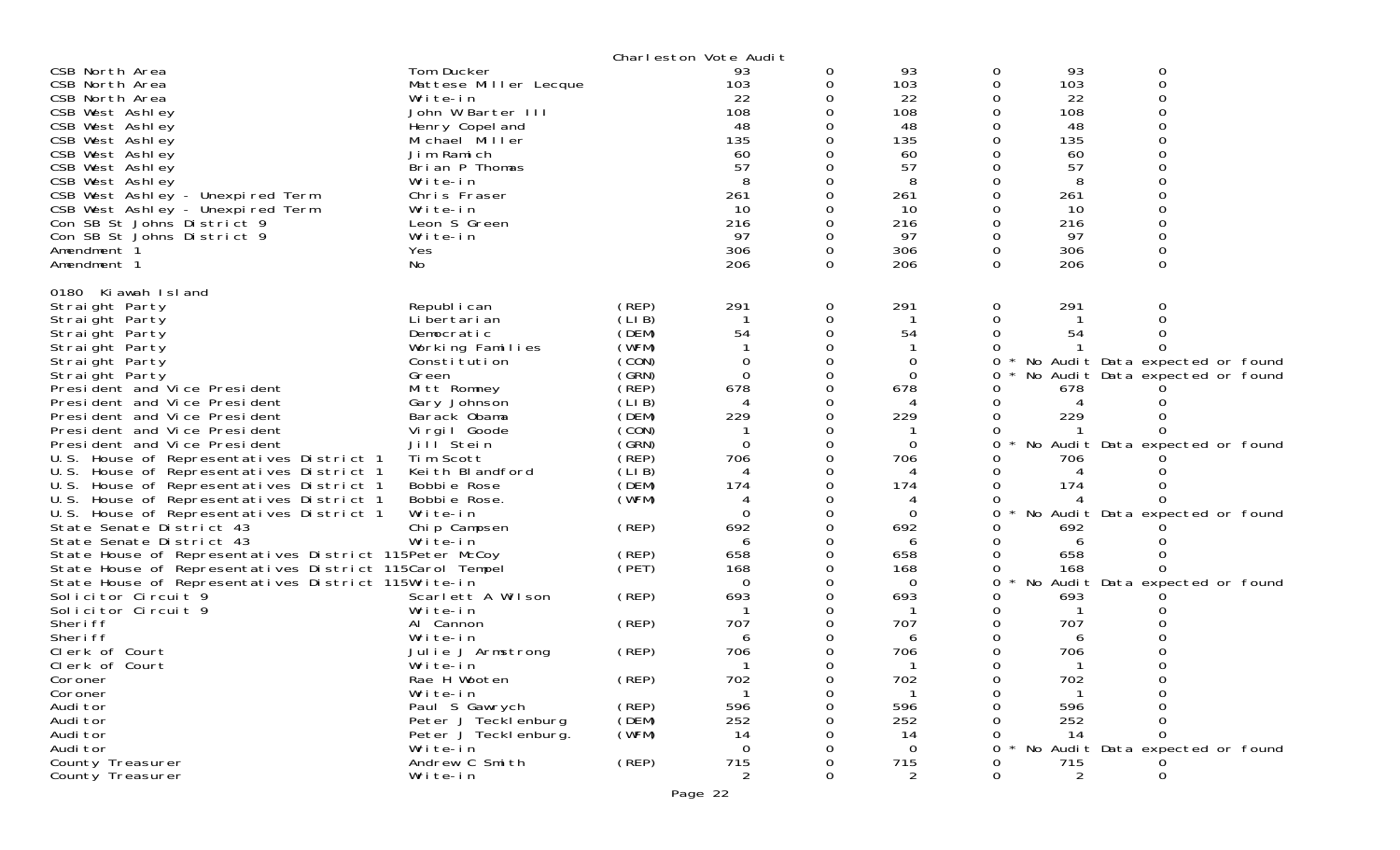Charleston Vote Audit

| | | | | | | | | |
|---|---|---|---|---|---|---|---|---|
| CSB North Area | Tom Ducker | | 93 | 0 | 93 | 0 | 93 | 0 |
| CSB North Area | Mattese Miller Lecque | | 103 | 0 | 103 | 0 | 103 | 0 |
| CSB North Area | Write-in | | 22 | 0 | 22 | 0 | 22 | 0 |
| CSB West Ashley | John W Barter III | | 108 | 0 | 108 | 0 | 108 | 0 |
| CSB West Ashley | Henry Copeland | | 48 | 0 | 48 | 0 | 48 | 0 |
| CSB West Ashley | Michael Miller | | 135 | 0 | 135 | 0 | 135 | 0 |
| CSB West Ashley | Jim Ramich | | 60 | 0 | 60 | 0 | 60 | 0 |
| CSB West Ashley | Brian P Thomas | | 57 | 0 | 57 | 0 | 57 | 0 |
| CSB West Ashley | Write-in | | 8 | 0 | 8 | 0 | 8 | 0 |
| CSB West Ashley - Unexpired Term | Chris Fraser | | 261 | 0 | 261 | 0 | 261 | 0 |
| CSB West Ashley - Unexpired Term | Write-in | | 10 | 0 | 10 | 0 | 10 | 0 |
| Con SB St Johns District 9 | Leon S Green | | 216 | 0 | 216 | 0 | 216 | 0 |
| Con SB St Johns District 9 | Write-in | | 97 | 0 | 97 | 0 | 97 | 0 |
| Amendment 1 | Yes | | 306 | 0 | 306 | 0 | 306 | 0 |
| Amendment 1 | No | | 206 | 0 | 206 | 0 | 206 | 0 |

0180 Kiawah Island

| | | | | | | | | |
|---|---|---|---|---|---|---|---|---|
| Straight Party | Republican | (REP) | 291 | 0 | 291 | 0 | 291 | 0 |
| Straight Party | Libertarian | (LIB) | 1 | 0 | 1 | 0 | 1 | 0 |
| Straight Party | Democratic | (DEM) | 54 | 0 | 54 | 0 | 54 | 0 |
| Straight Party | Working Families | (WFM) | 1 | 0 | 1 | 0 | 1 | 0 |
| Straight Party | Constitution | (CON) | 0 | 0 | 0 | 0 * | No Audit Data expected or found | |
| Straight Party | Green | (GRN) | 0 | 0 | 0 | 0 * | No Audit Data expected or found | |
| President and Vice President | Mitt Romney | (REP) | 678 | 0 | 678 | 0 | 678 | 0 |
| President and Vice President | Gary Johnson | (LIB) | 4 | 0 | 4 | 0 | 4 | 0 |
| President and Vice President | Barack Obama | (DEM) | 229 | 0 | 229 | 0 | 229 | 0 |
| President and Vice President | Virgil Goode | (CON) | 1 | 0 | 1 | 0 | 1 | 0 |
| President and Vice President | Jill Stein | (GRN) | 0 | 0 | 0 | 0 * | No Audit Data expected or found | |
| U.S. House of Representatives District 1 | Tim Scott | (REP) | 706 | 0 | 706 | 0 | 706 | 0 |
| U.S. House of Representatives District 1 | Keith Blandford | (LIB) | 4 | 0 | 4 | 0 | 4 | 0 |
| U.S. House of Representatives District 1 | Bobbie Rose | (DEM) | 174 | 0 | 174 | 0 | 174 | 0 |
| U.S. House of Representatives District 1 | Bobbie Rose. | (WFM) | 4 | 0 | 4 | 0 | 4 | 0 |
| U.S. House of Representatives District 1 | Write-in | | 0 | 0 | 0 | 0 * | No Audit Data expected or found | |
| State Senate District 43 | Chip Campsen | (REP) | 692 | 0 | 692 | 0 | 692 | 0 |
| State Senate District 43 | Write-in | | 6 | 0 | 6 | 0 | 6 | 0 |
| State House of Representatives District 115 | Peter McCoy | (REP) | 658 | 0 | 658 | 0 | 658 | 0 |
| State House of Representatives District 115 | Carol Tempel | (PET) | 168 | 0 | 168 | 0 | 168 | 0 |
| State House of Representatives District 115 | Write-in | | 0 | 0 | 0 | 0 * | No Audit Data expected or found | |
| Solicitor Circuit 9 | Scarlett A Wilson | (REP) | 693 | 0 | 693 | 0 | 693 | 0 |
| Solicitor Circuit 9 | Write-in | | 1 | 0 | 1 | 0 | 1 | 0 |
| Sheriff | Al Cannon | (REP) | 707 | 0 | 707 | 0 | 707 | 0 |
| Sheriff | Write-in | | 6 | 0 | 6 | 0 | 6 | 0 |
| Clerk of Court | Julie J Armstrong | (REP) | 706 | 0 | 706 | 0 | 706 | 0 |
| Clerk of Court | Write-in | | 1 | 0 | 1 | 0 | 1 | 0 |
| Coroner | Rae H Wooten | (REP) | 702 | 0 | 702 | 0 | 702 | 0 |
| Coroner | Write-in | | 1 | 0 | 1 | 0 | 1 | 0 |
| Auditor | Paul S Gawrych | (REP) | 596 | 0 | 596 | 0 | 596 | 0 |
| Auditor | Peter J Tecklenburg | (DEM) | 252 | 0 | 252 | 0 | 252 | 0 |
| Auditor | Peter J Tecklenburg. | (WFM) | 14 | 0 | 14 | 0 | 14 | 0 |
| Auditor | Write-in | | 0 | 0 | 0 | 0 * | No Audit Data expected or found | |
| County Treasurer | Andrew C Smith | (REP) | 715 | 0 | 715 | 0 | 715 | 0 |
| County Treasurer | Write-in | | 2 | 0 | 2 | 0 | 2 | 0 |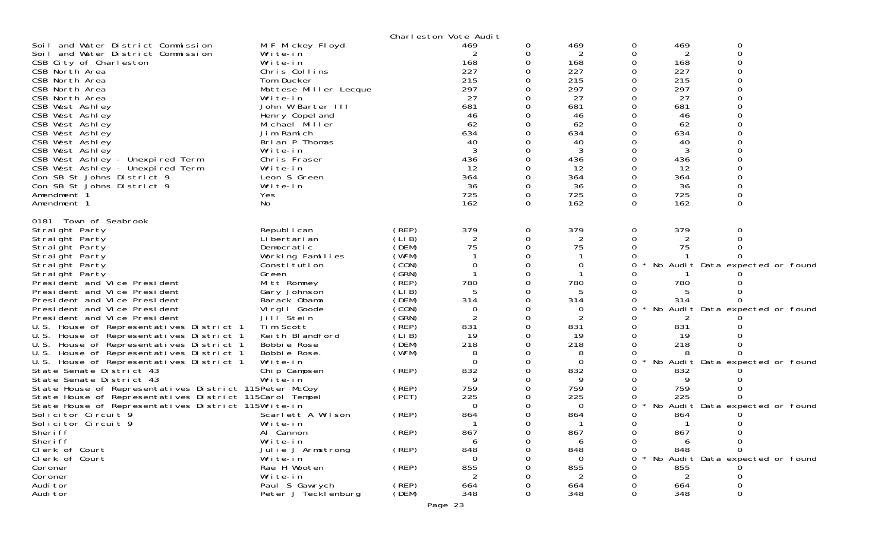Charleston Vote Audit

| | | | | | | | | |
|---|---|---|---|---|---|---|---|---|
| Soil and Water District Commission | M F Mickey Floyd | | 469 | 0 | 469 | 0 | 469 | 0 |
| Soil and Water District Commission | Write-in | | 2 | 0 | 2 | 0 | 2 | 0 |
| CSB City of Charleston | Write-in | | 168 | 0 | 168 | 0 | 168 | 0 |
| CSB North Area | Chris Collins | | 227 | 0 | 227 | 0 | 227 | 0 |
| CSB North Area | Tom Ducker | | 215 | 0 | 215 | 0 | 215 | 0 |
| CSB North Area | Mattese Miller Lecque | | 297 | 0 | 297 | 0 | 297 | 0 |
| CSB North Area | Write-in | | 27 | 0 | 27 | 0 | 27 | 0 |
| CSB West Ashley | John W Barter III | | 681 | 0 | 681 | 0 | 681 | 0 |
| CSB West Ashley | Henry Copeland | | 46 | 0 | 46 | 0 | 46 | 0 |
| CSB West Ashley | Michael Miller | | 62 | 0 | 62 | 0 | 62 | 0 |
| CSB West Ashley | Jim Ramich | | 634 | 0 | 634 | 0 | 634 | 0 |
| CSB West Ashley | Brian P Thomas | | 40 | 0 | 40 | 0 | 40 | 0 |
| CSB West Ashley | Write-in | | 3 | 0 | 3 | 0 | 3 | 0 |
| CSB West Ashley - Unexpired Term | Chris Fraser | | 436 | 0 | 436 | 0 | 436 | 0 |
| CSB West Ashley - Unexpired Term | Write-in | | 12 | 0 | 12 | 0 | 12 | 0 |
| Con SB St Johns District 9 | Leon S Green | | 364 | 0 | 364 | 0 | 364 | 0 |
| Con SB St Johns District 9 | Write-in | | 36 | 0 | 36 | 0 | 36 | 0 |
| Amendment 1 | Yes | | 725 | 0 | 725 | 0 | 725 | 0 |
| Amendment 1 | No | | 162 | 0 | 162 | 0 | 162 | 0 |
| **0181 Town of Seabrook** | | | | | | | | |
| Straight Party | Republican | (REP) | 379 | 0 | 379 | 0 | 379 | 0 |
| Straight Party | Libertarian | (LIB) | 2 | 0 | 2 | 0 | 2 | 0 |
| Straight Party | Democratic | (DEM) | 75 | 0 | 75 | 0 | 75 | 0 |
| Straight Party | Working Families | (WFM) | 1 | 0 | 1 | 0 | 1 | 0 |
| Straight Party | Constitution | (CON) | 0 | 0 | 0 | 0 * | No Audit Data expected or found | |
| Straight Party | Green | (GRN) | 1 | 0 | 1 | 0 | 1 | 0 |
| President and Vice President | Mitt Romney | (REP) | 780 | 0 | 780 | 0 | 780 | 0 |
| President and Vice President | Gary Johnson | (LIB) | 5 | 0 | 5 | 0 | 5 | 0 |
| President and Vice President | Barack Obama | (DEM) | 314 | 0 | 314 | 0 | 314 | 0 |
| President and Vice President | Virgil Goode | (CON) | 0 | 0 | 0 | 0 * | No Audit Data expected or found | |
| President and Vice President | Jill Stein | (GRN) | 2 | 0 | 2 | 0 | 2 | 0 |
| U.S. House of Representatives District 1 | Tim Scott | (REP) | 831 | 0 | 831 | 0 | 831 | 0 |
| U.S. House of Representatives District 1 | Keith Blandford | (LIB) | 19 | 0 | 19 | 0 | 19 | 0 |
| U.S. House of Representatives District 1 | Bobbie Rose | (DEM) | 218 | 0 | 218 | 0 | 218 | 0 |
| U.S. House of Representatives District 1 | Bobbie Rose. | (WFM) | 8 | 0 | 8 | 0 | 8 | 0 |
| U.S. House of Representatives District 1 | Write-in | | 0 | 0 | 0 | 0 * | No Audit Data expected or found | |
| State Senate District 43 | Chip Campsen | (REP) | 832 | 0 | 832 | 0 | 832 | 0 |
| State Senate District 43 | Write-in | | 9 | 0 | 9 | 0 | 9 | 0 |
| State House of Representatives District 115 | Peter McCoy | (REP) | 759 | 0 | 759 | 0 | 759 | 0 |
| State House of Representatives District 115 | Carol Tempel | (PET) | 225 | 0 | 225 | 0 | 225 | 0 |
| State House of Representatives District 115 | Write-in | | 0 | 0 | 0 | 0 * | No Audit Data expected or found | |
| Solicitor Circuit 9 | Scarlett A Wilson | (REP) | 864 | 0 | 864 | 0 | 864 | 0 |
| Solicitor Circuit 9 | Write-in | | 1 | 0 | 1 | 0 | 1 | 0 |
| Sheriff | Al Cannon | (REP) | 867 | 0 | 867 | 0 | 867 | 0 |
| Sheriff | Write-in | | 6 | 0 | 6 | 0 | 6 | 0 |
| Clerk of Court | Julie J Armstrong | (REP) | 848 | 0 | 848 | 0 | 848 | 0 |
| Clerk of Court | Write-in | | 0 | 0 | 0 | 0 * | No Audit Data expected or found | |
| Coroner | Rae H Wooten | (REP) | 855 | 0 | 855 | 0 | 855 | 0 |
| Coroner | Write-in | | 2 | 0 | 2 | 0 | 2 | 0 |
| Auditor | Paul S Gawrych | (REP) | 664 | 0 | 664 | 0 | 664 | 0 |
| Auditor | Peter J Tecklenburg | (DEM) | 348 | 0 | 348 | 0 | 348 | 0 |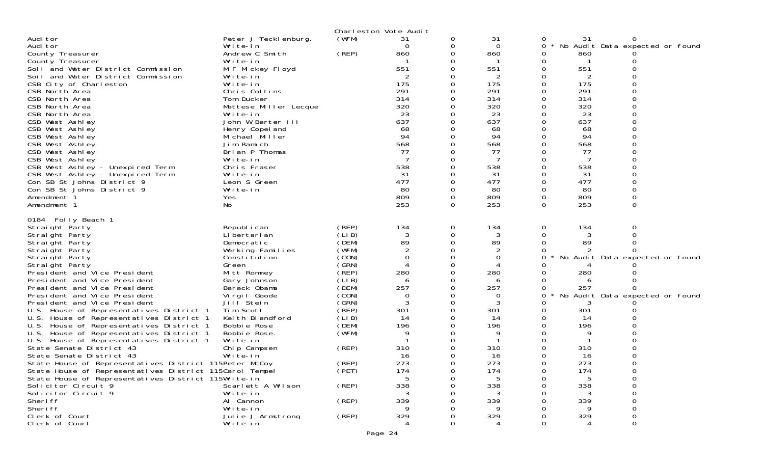Charleston Vote Audit

| Contest | Candidate | Party | | | | | | |
|---|---|---|---|---|---|---|---|---|
| Auditor | Peter J Tecklenburg. | (WFM) | 31 | 0 | 31 | 0 | 31 | 0 |
| Auditor | Write-in | | 0 | 0 | 0 | 0 * No Audit Data expected or found | | |
| County Treasurer | Andrew C Smith | (REP) | 860 | 0 | 860 | 0 | 860 | 0 |
| County Treasurer | Write-in | | 1 | 0 | 1 | 0 | 1 | 0 |
| Soil and Water District Commission | M F Mickey Floyd | | 551 | 0 | 551 | 0 | 551 | 0 |
| Soil and Water District Commission | Write-in | | 2 | 0 | 2 | 0 | 2 | 0 |
| CSB City of Charleston | Write-in | | 175 | 0 | 175 | 0 | 175 | 0 |
| CSB North Area | Chris Collins | | 291 | 0 | 291 | 0 | 291 | 0 |
| CSB North Area | Tom Ducker | | 314 | 0 | 314 | 0 | 314 | 0 |
| CSB North Area | Mattese Miller Lecque | | 320 | 0 | 320 | 0 | 320 | 0 |
| CSB North Area | Write-in | | 23 | 0 | 23 | 0 | 23 | 0 |
| CSB West Ashley | John W Barter III | | 637 | 0 | 637 | 0 | 637 | 0 |
| CSB West Ashley | Henry Copeland | | 68 | 0 | 68 | 0 | 68 | 0 |
| CSB West Ashley | Michael Miller | | 94 | 0 | 94 | 0 | 94 | 0 |
| CSB West Ashley | Jim Ramich | | 568 | 0 | 568 | 0 | 568 | 0 |
| CSB West Ashley | Brian P Thomas | | 77 | 0 | 77 | 0 | 77 | 0 |
| CSB West Ashley | Write-in | | 7 | 0 | 7 | 0 | 7 | 0 |
| CSB West Ashley - Unexpired Term | Chris Fraser | | 538 | 0 | 538 | 0 | 538 | 0 |
| CSB West Ashley - Unexpired Term | Write-in | | 31 | 0 | 31 | 0 | 31 | 0 |
| Con SB St Johns District 9 | Leon S Green | | 477 | 0 | 477 | 0 | 477 | 0 |
| Con SB St Johns District 9 | Write-in | | 80 | 0 | 80 | 0 | 80 | 0 |
| Amendment 1 | Yes | | 809 | 0 | 809 | 0 | 809 | 0 |
| Amendment 1 | No | | 253 | 0 | 253 | 0 | 253 | 0 |

0184 Folly Beach 1

| Contest | Candidate | Party | | | | | | |
|---|---|---|---|---|---|---|---|---|
| Straight Party | Republican | (REP) | 134 | 0 | 134 | 0 | 134 | 0 |
| Straight Party | Libertarian | (LIB) | 3 | 0 | 3 | 0 | 3 | 0 |
| Straight Party | Democratic | (DEM) | 89 | 0 | 89 | 0 | 89 | 0 |
| Straight Party | Working Families | (WFM) | 2 | 0 | 2 | 0 | 2 | 0 |
| Straight Party | Constitution | (CON) | 0 | 0 | 0 | 0 * No Audit Data expected or found | | |
| Straight Party | Green | (GRN) | 4 | 0 | 4 | 0 | 4 | 0 |
| President and Vice President | Mitt Romney | (REP) | 280 | 0 | 280 | 0 | 280 | 0 |
| President and Vice President | Gary Johnson | (LIB) | 6 | 0 | 6 | 0 | 6 | 0 |
| President and Vice President | Barack Obama | (DEM) | 257 | 0 | 257 | 0 | 257 | 0 |
| President and Vice President | Virgil Goode | (CON) | 0 | 0 | 0 | 0 * No Audit Data expected or found | | |
| President and Vice President | Jill Stein | (GRN) | 3 | 0 | 3 | 0 | 3 | 0 |
| U.S. House of Representatives District 1 | Tim Scott | (REP) | 301 | 0 | 301 | 0 | 301 | 0 |
| U.S. House of Representatives District 1 | Keith Blandford | (LIB) | 14 | 0 | 14 | 0 | 14 | 0 |
| U.S. House of Representatives District 1 | Bobbie Rose | (DEM) | 196 | 0 | 196 | 0 | 196 | 0 |
| U.S. House of Representatives District 1 | Bobbie Rose. | (WFM) | 9 | 0 | 9 | 0 | 9 | 0 |
| U.S. House of Representatives District 1 | Write-in | | 1 | 0 | 1 | 0 | 1 | 0 |
| State Senate District 43 | Chip Campsen | (REP) | 310 | 0 | 310 | 0 | 310 | 0 |
| State Senate District 43 | Write-in | | 16 | 0 | 16 | 0 | 16 | 0 |
| State House of Representatives District 115 | Peter McCoy | (REP) | 273 | 0 | 273 | 0 | 273 | 0 |
| State House of Representatives District 115 | Carol Tempel | (PET) | 174 | 0 | 174 | 0 | 174 | 0 |
| State House of Representatives District 115 | Write-in | | 5 | 0 | 5 | 0 | 5 | 0 |
| Solicitor Circuit 9 | Scarlett A Wilson | (REP) | 338 | 0 | 338 | 0 | 338 | 0 |
| Solicitor Circuit 9 | Write-in | | 3 | 0 | 3 | 0 | 3 | 0 |
| Sheriff | Al Cannon | (REP) | 339 | 0 | 339 | 0 | 339 | 0 |
| Sheriff | Write-in | | 9 | 0 | 9 | 0 | 9 | 0 |
| Clerk of Court | Julie J Armstrong | (REP) | 329 | 0 | 329 | 0 | 329 | 0 |
| Clerk of Court | Write-in | | 4 | 0 | 4 | 0 | 4 | 0 |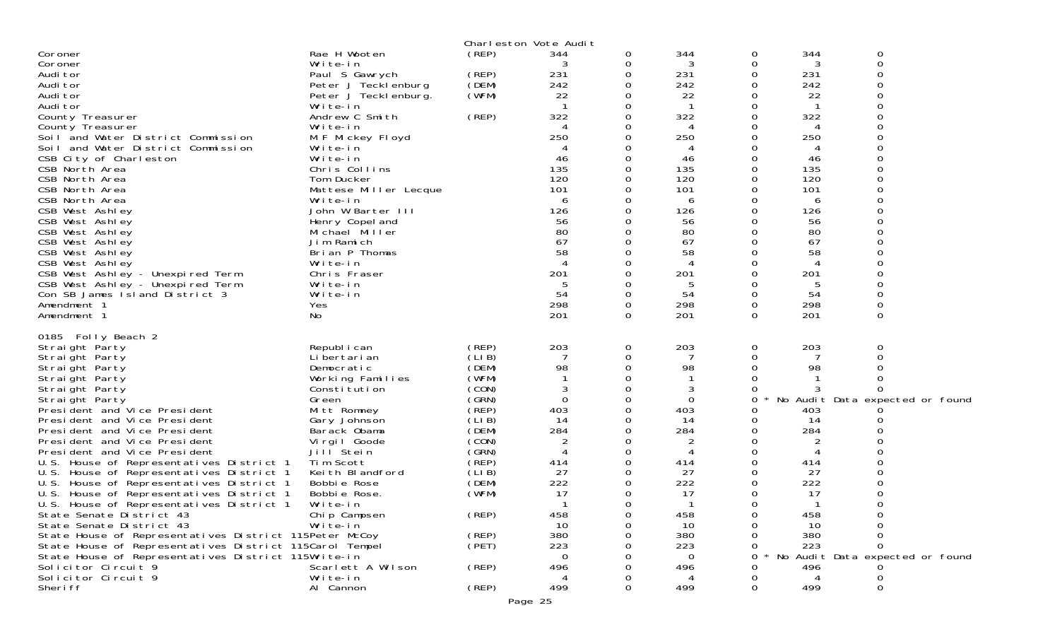Charleston Vote Audit

| | | | | | | | | |
|---|---|---|---|---|---|---|---|---|
| Coroner | Rae H Wooten | (REP) | 344 | 0 | 344 | 0 | 344 | 0 |
| Coroner | Write-in | | 3 | 0 | 3 | 0 | 3 | 0 |
| Auditor | Paul S Gawrych | (REP) | 231 | 0 | 231 | 0 | 231 | 0 |
| Auditor | Peter J Tecklenburg | (DEM) | 242 | 0 | 242 | 0 | 242 | 0 |
| Auditor | Peter J Tecklenburg. | (WFM) | 22 | 0 | 22 | 0 | 22 | 0 |
| Auditor | Write-in | | 1 | 0 | 1 | 0 | 1 | 0 |
| County Treasurer | Andrew C Smith | (REP) | 322 | 0 | 322 | 0 | 322 | 0 |
| County Treasurer | Write-in | | 4 | 0 | 4 | 0 | 4 | 0 |
| Soil and Water District Commission | M F Mickey Floyd | | 250 | 0 | 250 | 0 | 250 | 0 |
| Soil and Water District Commission | Write-in | | 4 | 0 | 4 | 0 | 4 | 0 |
| CSB City of Charleston | Write-in | | 46 | 0 | 46 | 0 | 46 | 0 |
| CSB North Area | Chris Collins | | 135 | 0 | 135 | 0 | 135 | 0 |
| CSB North Area | Tom Ducker | | 120 | 0 | 120 | 0 | 120 | 0 |
| CSB North Area | Mattese Miller Lecque | | 101 | 0 | 101 | 0 | 101 | 0 |
| CSB North Area | Write-in | | 6 | 0 | 6 | 0 | 6 | 0 |
| CSB West Ashley | John W Barter III | | 126 | 0 | 126 | 0 | 126 | 0 |
| CSB West Ashley | Henry Copeland | | 56 | 0 | 56 | 0 | 56 | 0 |
| CSB West Ashley | Michael Miller | | 80 | 0 | 80 | 0 | 80 | 0 |
| CSB West Ashley | Jim Ramich | | 67 | 0 | 67 | 0 | 67 | 0 |
| CSB West Ashley | Brian P Thomas | | 58 | 0 | 58 | 0 | 58 | 0 |
| CSB West Ashley | Write-in | | 4 | 0 | 4 | 0 | 4 | 0 |
| CSB West Ashley - Unexpired Term | Chris Fraser | | 201 | 0 | 201 | 0 | 201 | 0 |
| CSB West Ashley - Unexpired Term | Write-in | | 5 | 0 | 5 | 0 | 5 | 0 |
| Con SB James Island District 3 | Write-in | | 54 | 0 | 54 | 0 | 54 | 0 |
| Amendment 1 | Yes | | 298 | 0 | 298 | 0 | 298 | 0 |
| Amendment 1 | No | | 201 | 0 | 201 | 0 | 201 | 0 |

0185 Folly Beach 2

| | | | | | | | | |
|---|---|---|---|---|---|---|---|---|
| Straight Party | Republican | (REP) | 203 | 0 | 203 | 0 | 203 | 0 |
| Straight Party | Libertarian | (LIB) | 7 | 0 | 7 | 0 | 7 | 0 |
| Straight Party | Democratic | (DEM) | 98 | 0 | 98 | 0 | 98 | 0 |
| Straight Party | Working Families | (WFM) | 1 | 0 | 1 | 0 | 1 | 0 |
| Straight Party | Constitution | (CON) | 3 | 0 | 3 | 0 | 3 | 0 |
| Straight Party | Green | (GRN) | 0 | 0 | 0 | 0 * No Audit Data expected or found | | |
| President and Vice President | Mitt Romney | (REP) | 403 | 0 | 403 | 0 | 403 | 0 |
| President and Vice President | Gary Johnson | (LIB) | 14 | 0 | 14 | 0 | 14 | 0 |
| President and Vice President | Barack Obama | (DEM) | 284 | 0 | 284 | 0 | 284 | 0 |
| President and Vice President | Virgil Goode | (CON) | 2 | 0 | 2 | 0 | 2 | 0 |
| President and Vice President | Jill Stein | (GRN) | 4 | 0 | 4 | 0 | 4 | 0 |
| U.S. House of Representatives District 1 | Tim Scott | (REP) | 414 | 0 | 414 | 0 | 414 | 0 |
| U.S. House of Representatives District 1 | Keith Blandford | (LIB) | 27 | 0 | 27 | 0 | 27 | 0 |
| U.S. House of Representatives District 1 | Bobbie Rose | (DEM) | 222 | 0 | 222 | 0 | 222 | 0 |
| U.S. House of Representatives District 1 | Bobbie Rose. | (WFM) | 17 | 0 | 17 | 0 | 17 | 0 |
| U.S. House of Representatives District 1 | Write-in | | 1 | 0 | 1 | 0 | 1 | 0 |
| State Senate District 43 | Chip Campsen | (REP) | 458 | 0 | 458 | 0 | 458 | 0 |
| State Senate District 43 | Write-in | | 10 | 0 | 10 | 0 | 10 | 0 |
| State House of Representatives District 115 | Peter McCoy | (REP) | 380 | 0 | 380 | 0 | 380 | 0 |
| State House of Representatives District 115 | Carol Tempel | (PET) | 223 | 0 | 223 | 0 | 223 | 0 |
| State House of Representatives District 115 | Write-in | | 0 | 0 | 0 | 0 * No Audit Data expected or found | | |
| Solicitor Circuit 9 | Scarlett A Wilson | (REP) | 496 | 0 | 496 | 0 | 496 | 0 |
| Solicitor Circuit 9 | Write-in | | 4 | 0 | 4 | 0 | 4 | 0 |
| Sheriff | Al Cannon | (REP) | 499 | 0 | 499 | 0 | 499 | 0 |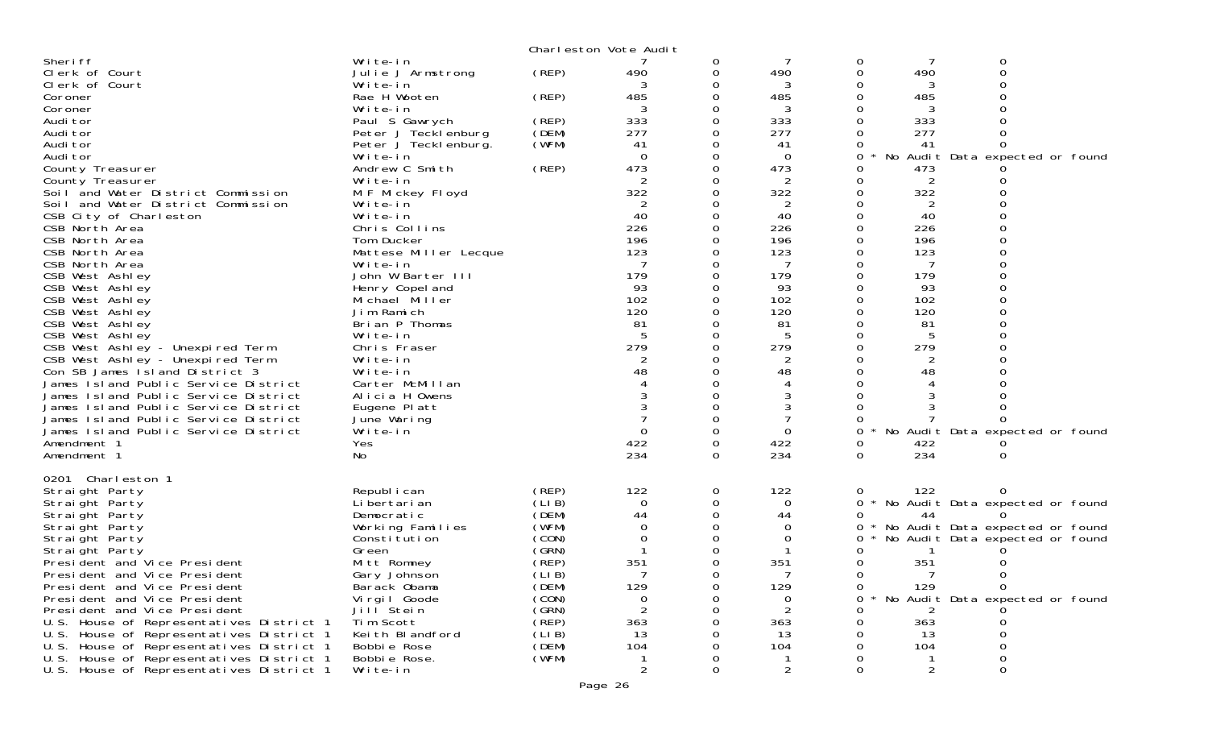Charleston Vote Audit

| Contest | Candidate | Party | | | | | | |
|---|---|---|---|---|---|---|---|---|
| Sheriff | Write-in | | 7 | 0 | 7 | 0 | 7 | 0 |
| Clerk of Court | Julie J Armstrong | (REP) | 490 | 0 | 490 | 0 | 490 | 0 |
| Clerk of Court | Write-in | | 3 | 0 | 3 | 0 | 3 | 0 |
| Coroner | Rae H Wooten | (REP) | 485 | 0 | 485 | 0 | 485 | 0 |
| Coroner | Write-in | | 3 | 0 | 3 | 0 | 3 | 0 |
| Auditor | Paul S Gawrych | (REP) | 333 | 0 | 333 | 0 | 333 | 0 |
| Auditor | Peter J Tecklenburg | (DEM) | 277 | 0 | 277 | 0 | 277 | 0 |
| Auditor | Peter J Tecklenburg. | (WFM) | 41 | 0 | 41 | 0 | 41 | 0 |
| Auditor | Write-in | | 0 | 0 | 0 | 0 * | No Audit Data expected or found | |
| County Treasurer | Andrew C Smith | (REP) | 473 | 0 | 473 | 0 | 473 | 0 |
| County Treasurer | Write-in | | 2 | 0 | 2 | 0 | 2 | 0 |
| Soil and Water District Commission | M F Mickey Floyd | | 322 | 0 | 322 | 0 | 322 | 0 |
| Soil and Water District Commission | Write-in | | 2 | 0 | 2 | 0 | 2 | 0 |
| CSB City of Charleston | Write-in | | 40 | 0 | 40 | 0 | 40 | 0 |
| CSB North Area | Chris Collins | | 226 | 0 | 226 | 0 | 226 | 0 |
| CSB North Area | Tom Ducker | | 196 | 0 | 196 | 0 | 196 | 0 |
| CSB North Area | Mattese Miller Lecque | | 123 | 0 | 123 | 0 | 123 | 0 |
| CSB North Area | Write-in | | 7 | 0 | 7 | 0 | 7 | 0 |
| CSB West Ashley | John W Barter III | | 179 | 0 | 179 | 0 | 179 | 0 |
| CSB West Ashley | Henry Copeland | | 93 | 0 | 93 | 0 | 93 | 0 |
| CSB West Ashley | Michael Miller | | 102 | 0 | 102 | 0 | 102 | 0 |
| CSB West Ashley | Jim Ramich | | 120 | 0 | 120 | 0 | 120 | 0 |
| CSB West Ashley | Brian P Thomas | | 81 | 0 | 81 | 0 | 81 | 0 |
| CSB West Ashley | Write-in | | 5 | 0 | 5 | 0 | 5 | 0 |
| CSB West Ashley - Unexpired Term | Chris Fraser | | 279 | 0 | 279 | 0 | 279 | 0 |
| CSB West Ashley - Unexpired Term | Write-in | | 2 | 0 | 2 | 0 | 2 | 0 |
| Con SB James Island District 3 | Write-in | | 48 | 0 | 48 | 0 | 48 | 0 |
| James Island Public Service District | Carter McMillan | | 4 | 0 | 4 | 0 | 4 | 0 |
| James Island Public Service District | Alicia H Owens | | 3 | 0 | 3 | 0 | 3 | 0 |
| James Island Public Service District | Eugene Platt | | 3 | 0 | 3 | 0 | 3 | 0 |
| James Island Public Service District | June Waring | | 7 | 0 | 7 | 0 | 7 | 0 |
| James Island Public Service District | Write-in | | 0 | 0 | 0 | 0 * | No Audit Data expected or found | |
| Amendment 1 | Yes | | 422 | 0 | 422 | 0 | 422 | 0 |
| Amendment 1 | No | | 234 | 0 | 234 | 0 | 234 | 0 |

0201 Charleston 1

| Contest | Candidate | Party | | | | | | |
|---|---|---|---|---|---|---|---|---|
| Straight Party | Republican | (REP) | 122 | 0 | 122 | 0 | 122 | 0 |
| Straight Party | Libertarian | (LIB) | 0 | 0 | 0 | 0 * | No Audit Data expected or found | |
| Straight Party | Democratic | (DEM) | 44 | 0 | 44 | 0 | 44 | 0 |
| Straight Party | Working Families | (WFM) | 0 | 0 | 0 | 0 * | No Audit Data expected or found | |
| Straight Party | Constitution | (CON) | 0 | 0 | 0 | 0 * | No Audit Data expected or found | |
| Straight Party | Green | (GRN) | 1 | 0 | 1 | 0 | 1 | 0 |
| President and Vice President | Mitt Romney | (REP) | 351 | 0 | 351 | 0 | 351 | 0 |
| President and Vice President | Gary Johnson | (LIB) | 7 | 0 | 7 | 0 | 7 | 0 |
| President and Vice President | Barack Obama | (DEM) | 129 | 0 | 129 | 0 | 129 | 0 |
| President and Vice President | Virgil Goode | (CON) | 0 | 0 | 0 | 0 * | No Audit Data expected or found | |
| President and Vice President | Jill Stein | (GRN) | 2 | 0 | 2 | 0 | 2 | 0 |
| U.S. House of Representatives District 1 | Tim Scott | (REP) | 363 | 0 | 363 | 0 | 363 | 0 |
| U.S. House of Representatives District 1 | Keith Blandford | (LIB) | 13 | 0 | 13 | 0 | 13 | 0 |
| U.S. House of Representatives District 1 | Bobbie Rose | (DEM) | 104 | 0 | 104 | 0 | 104 | 0 |
| U.S. House of Representatives District 1 | Bobbie Rose. | (WFM) | 1 | 0 | 1 | 0 | 1 | 0 |
| U.S. House of Representatives District 1 | Write-in | | 2 | 0 | 2 | 0 | 2 | 0 |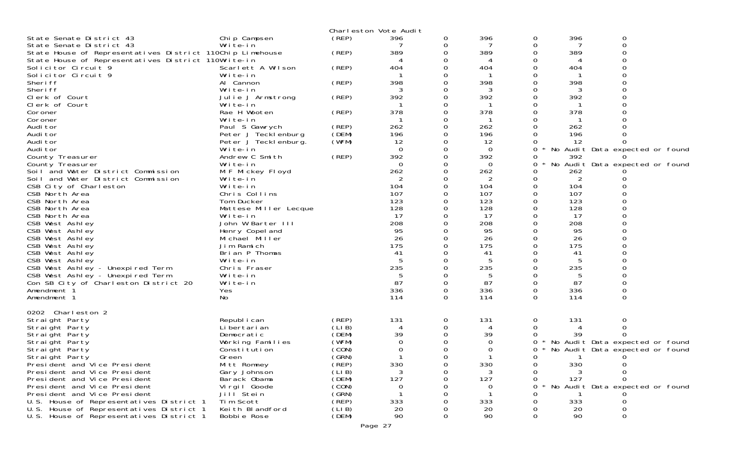Charleston Vote Audit

| Contest | Candidate | Party | | | | | | |
|---|---|---|---|---|---|---|---|---|
| State Senate District 43 | Chip Campsen | (REP) | 396 | 0 | 396 | 0 | 396 | 0 |
| State Senate District 43 | Write-in | | 7 | 0 | 7 | 0 | 7 | 0 |
| State House of Representatives District 110 | Chip Limehouse | (REP) | 389 | 0 | 389 | 0 | 389 | 0 |
| State House of Representatives District 110 | Write-in | | 4 | 0 | 4 | 0 | 4 | 0 |
| Solicitor Circuit 9 | Scarlett A Wilson | (REP) | 404 | 0 | 404 | 0 | 404 | 0 |
| Solicitor Circuit 9 | Write-in | | 1 | 0 | 1 | 0 | 1 | 0 |
| Sheriff | Al Cannon | (REP) | 398 | 0 | 398 | 0 | 398 | 0 |
| Sheriff | Write-in | | 3 | 0 | 3 | 0 | 3 | 0 |
| Clerk of Court | Julie J Armstrong | (REP) | 392 | 0 | 392 | 0 | 392 | 0 |
| Clerk of Court | Write-in | | 1 | 0 | 1 | 0 | 1 | 0 |
| Coroner | Rae H Wooten | (REP) | 378 | 0 | 378 | 0 | 378 | 0 |
| Coroner | Write-in | | 1 | 0 | 1 | 0 | 1 | 0 |
| Auditor | Paul S Gawrych | (REP) | 262 | 0 | 262 | 0 | 262 | 0 |
| Auditor | Peter J Tecklenburg | (DEM) | 196 | 0 | 196 | 0 | 196 | 0 |
| Auditor | Peter J Tecklenburg. | (WFM) | 12 | 0 | 12 | 0 | 12 | 0 |
| Auditor | Write-in | | 0 | 0 | 0 | 0 * No Audit Data expected or found | | |
| County Treasurer | Andrew C Smith | (REP) | 392 | 0 | 392 | 0 | 392 | 0 |
| County Treasurer | Write-in | | 0 | 0 | 0 | 0 * No Audit Data expected or found | | |
| Soil and Water District Commission | M F Mickey Floyd | | 262 | 0 | 262 | 0 | 262 | 0 |
| Soil and Water District Commission | Write-in | | 2 | 0 | 2 | 0 | 2 | 0 |
| CSB City of Charleston | Write-in | | 104 | 0 | 104 | 0 | 104 | 0 |
| CSB North Area | Chris Collins | | 107 | 0 | 107 | 0 | 107 | 0 |
| CSB North Area | Tom Ducker | | 123 | 0 | 123 | 0 | 123 | 0 |
| CSB North Area | Mattese Miller Lecque | | 128 | 0 | 128 | 0 | 128 | 0 |
| CSB North Area | Write-in | | 17 | 0 | 17 | 0 | 17 | 0 |
| CSB West Ashley | John W Barter III | | 208 | 0 | 208 | 0 | 208 | 0 |
| CSB West Ashley | Henry Copeland | | 95 | 0 | 95 | 0 | 95 | 0 |
| CSB West Ashley | Michael Miller | | 26 | 0 | 26 | 0 | 26 | 0 |
| CSB West Ashley | Jim Ramich | | 175 | 0 | 175 | 0 | 175 | 0 |
| CSB West Ashley | Brian P Thomas | | 41 | 0 | 41 | 0 | 41 | 0 |
| CSB West Ashley | Write-in | | 5 | 0 | 5 | 0 | 5 | 0 |
| CSB West Ashley - Unexpired Term | Chris Fraser | | 235 | 0 | 235 | 0 | 235 | 0 |
| CSB West Ashley - Unexpired Term | Write-in | | 5 | 0 | 5 | 0 | 5 | 0 |
| Con SB City of Charleston District 20 | Write-in | | 87 | 0 | 87 | 0 | 87 | 0 |
| Amendment 1 | Yes | | 336 | 0 | 336 | 0 | 336 | 0 |
| Amendment 1 | No | | 114 | 0 | 114 | 0 | 114 | 0 |

0202 Charleston 2

| Contest | Candidate | Party | | | | | | |
|---|---|---|---|---|---|---|---|---|
| Straight Party | Republican | (REP) | 131 | 0 | 131 | 0 | 131 | 0 |
| Straight Party | Libertarian | (LIB) | 4 | 0 | 4 | 0 | 4 | 0 |
| Straight Party | Democratic | (DEM) | 39 | 0 | 39 | 0 | 39 | 0 |
| Straight Party | Working Families | (WFM) | 0 | 0 | 0 | 0 * No Audit Data expected or found | | |
| Straight Party | Constitution | (CON) | 0 | 0 | 0 | 0 * No Audit Data expected or found | | |
| Straight Party | Green | (GRN) | 1 | 0 | 1 | 0 | 1 | 0 |
| President and Vice President | Mitt Romney | (REP) | 330 | 0 | 330 | 0 | 330 | 0 |
| President and Vice President | Gary Johnson | (LIB) | 3 | 0 | 3 | 0 | 3 | 0 |
| President and Vice President | Barack Obama | (DEM) | 127 | 0 | 127 | 0 | 127 | 0 |
| President and Vice President | Virgil Goode | (CON) | 0 | 0 | 0 | 0 * No Audit Data expected or found | | |
| President and Vice President | Jill Stein | (GRN) | 1 | 0 | 1 | 0 | 1 | 0 |
| U.S. House of Representatives District 1 | Tim Scott | (REP) | 333 | 0 | 333 | 0 | 333 | 0 |
| U.S. House of Representatives District 1 | Keith Blandford | (LIB) | 20 | 0 | 20 | 0 | 20 | 0 |
| U.S. House of Representatives District 1 | Bobbie Rose | (DEM) | 90 | 0 | 90 | 0 | 90 | 0 |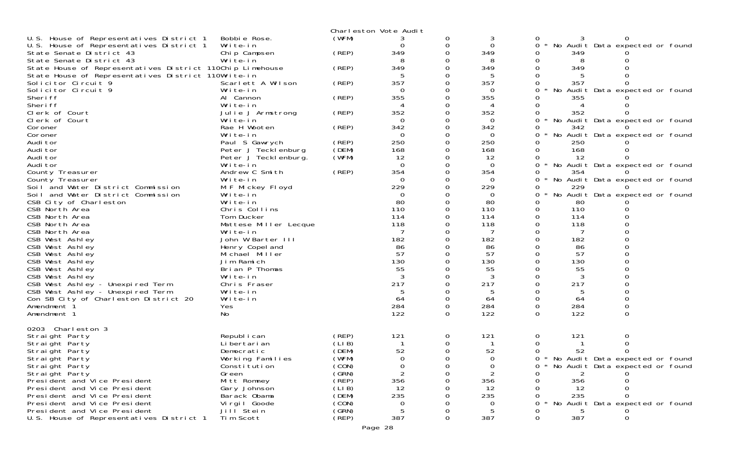Charleston Vote Audit

| Race | Candidate | Party | Votes | | | | | |
|---|---|---|---|---|---|---|---|---|
| U.S. House of Representatives District 1 | Bobbie Rose. | (WFM) | 3 | 0 | 3 | 0 | 3 | 0 |
| U.S. House of Representatives District 1 | Write-in | | 0 | 0 | 0 | 0 * | No Audit Data expected or found | |
| State Senate District 43 | Chip Campsen | (REP) | 349 | 0 | 349 | 0 | 349 | 0 |
| State Senate District 43 | Write-in | | 8 | 0 | 8 | 0 | 8 | 0 |
| State House of Representatives District 110 | Chip Limehouse | (REP) | 349 | 0 | 349 | 0 | 349 | 0 |
| State House of Representatives District 110 | Write-in | | 5 | 0 | 5 | 0 | 5 | 0 |
| Solicitor Circuit 9 | Scarlett A Wilson | (REP) | 357 | 0 | 357 | 0 | 357 | 0 |
| Solicitor Circuit 9 | Write-in | | 0 | 0 | 0 | 0 * | No Audit Data expected or found | |
| Sheriff | Al Cannon | (REP) | 355 | 0 | 355 | 0 | 355 | 0 |
| Sheriff | Write-in | | 4 | 0 | 4 | 0 | 4 | 0 |
| Clerk of Court | Julie J Armstrong | (REP) | 352 | 0 | 352 | 0 | 352 | 0 |
| Clerk of Court | Write-in | | 0 | 0 | 0 | 0 * | No Audit Data expected or found | |
| Coroner | Rae H Wooten | (REP) | 342 | 0 | 342 | 0 | 342 | 0 |
| Coroner | Write-in | | 0 | 0 | 0 | 0 * | No Audit Data expected or found | |
| Auditor | Paul S Gawrych | (REP) | 250 | 0 | 250 | 0 | 250 | 0 |
| Auditor | Peter J Tecklenburg | (DEM) | 168 | 0 | 168 | 0 | 168 | 0 |
| Auditor | Peter J Tecklenburg. | (WFM) | 12 | 0 | 12 | 0 | 12 | 0 |
| Auditor | Write-in | | 0 | 0 | 0 | 0 * | No Audit Data expected or found | |
| County Treasurer | Andrew C Smith | (REP) | 354 | 0 | 354 | 0 | 354 | 0 |
| County Treasurer | Write-in | | 0 | 0 | 0 | 0 * | No Audit Data expected or found | |
| Soil and Water District Commission | M F Mickey Floyd | | 229 | 0 | 229 | 0 | 229 | 0 |
| Soil and Water District Commission | Write-in | | 0 | 0 | 0 | 0 * | No Audit Data expected or found | |
| CSB City of Charleston | Write-in | | 80 | 0 | 80 | 0 | 80 | 0 |
| CSB North Area | Chris Collins | | 110 | 0 | 110 | 0 | 110 | 0 |
| CSB North Area | Tom Ducker | | 114 | 0 | 114 | 0 | 114 | 0 |
| CSB North Area | Mattese Miller Lecque | | 118 | 0 | 118 | 0 | 118 | 0 |
| CSB North Area | Write-in | | 7 | 0 | 7 | 0 | 7 | 0 |
| CSB West Ashley | John W Barter III | | 182 | 0 | 182 | 0 | 182 | 0 |
| CSB West Ashley | Henry Copeland | | 86 | 0 | 86 | 0 | 86 | 0 |
| CSB West Ashley | Michael Miller | | 57 | 0 | 57 | 0 | 57 | 0 |
| CSB West Ashley | Jim Ramich | | 130 | 0 | 130 | 0 | 130 | 0 |
| CSB West Ashley | Brian P Thomas | | 55 | 0 | 55 | 0 | 55 | 0 |
| CSB West Ashley | Write-in | | 3 | 0 | 3 | 0 | 3 | 0 |
| CSB West Ashley - Unexpired Term | Chris Fraser | | 217 | 0 | 217 | 0 | 217 | 0 |
| CSB West Ashley - Unexpired Term | Write-in | | 5 | 0 | 5 | 0 | 5 | 0 |
| Con SB City of Charleston District 20 | Write-in | | 64 | 0 | 64 | 0 | 64 | 0 |
| Amendment 1 | Yes | | 284 | 0 | 284 | 0 | 284 | 0 |
| Amendment 1 | No | | 122 | 0 | 122 | 0 | 122 | 0 |

0203 Charleston 3

| Race | Candidate | Party | Votes | | | | | |
|---|---|---|---|---|---|---|---|---|
| Straight Party | Republican | (REP) | 121 | 0 | 121 | 0 | 121 | 0 |
| Straight Party | Libertarian | (LIB) | 1 | 0 | 1 | 0 | 1 | 0 |
| Straight Party | Democratic | (DEM) | 52 | 0 | 52 | 0 | 52 | 0 |
| Straight Party | Working Families | (WFM) | 0 | 0 | 0 | 0 * | No Audit Data expected or found | |
| Straight Party | Constitution | (CON) | 0 | 0 | 0 | 0 * | No Audit Data expected or found | |
| Straight Party | Green | (GRN) | 2 | 0 | 2 | 0 | 2 | 0 |
| President and Vice President | Mitt Romney | (REP) | 356 | 0 | 356 | 0 | 356 | 0 |
| President and Vice President | Gary Johnson | (LIB) | 12 | 0 | 12 | 0 | 12 | 0 |
| President and Vice President | Barack Obama | (DEM) | 235 | 0 | 235 | 0 | 235 | 0 |
| President and Vice President | Virgil Goode | (CON) | 0 | 0 | 0 | 0 * | No Audit Data expected or found | |
| President and Vice President | Jill Stein | (GRN) | 5 | 0 | 5 | 0 | 5 | 0 |
| U.S. House of Representatives District 1 | Tim Scott | (REP) | 387 | 0 | 387 | 0 | 387 | 0 |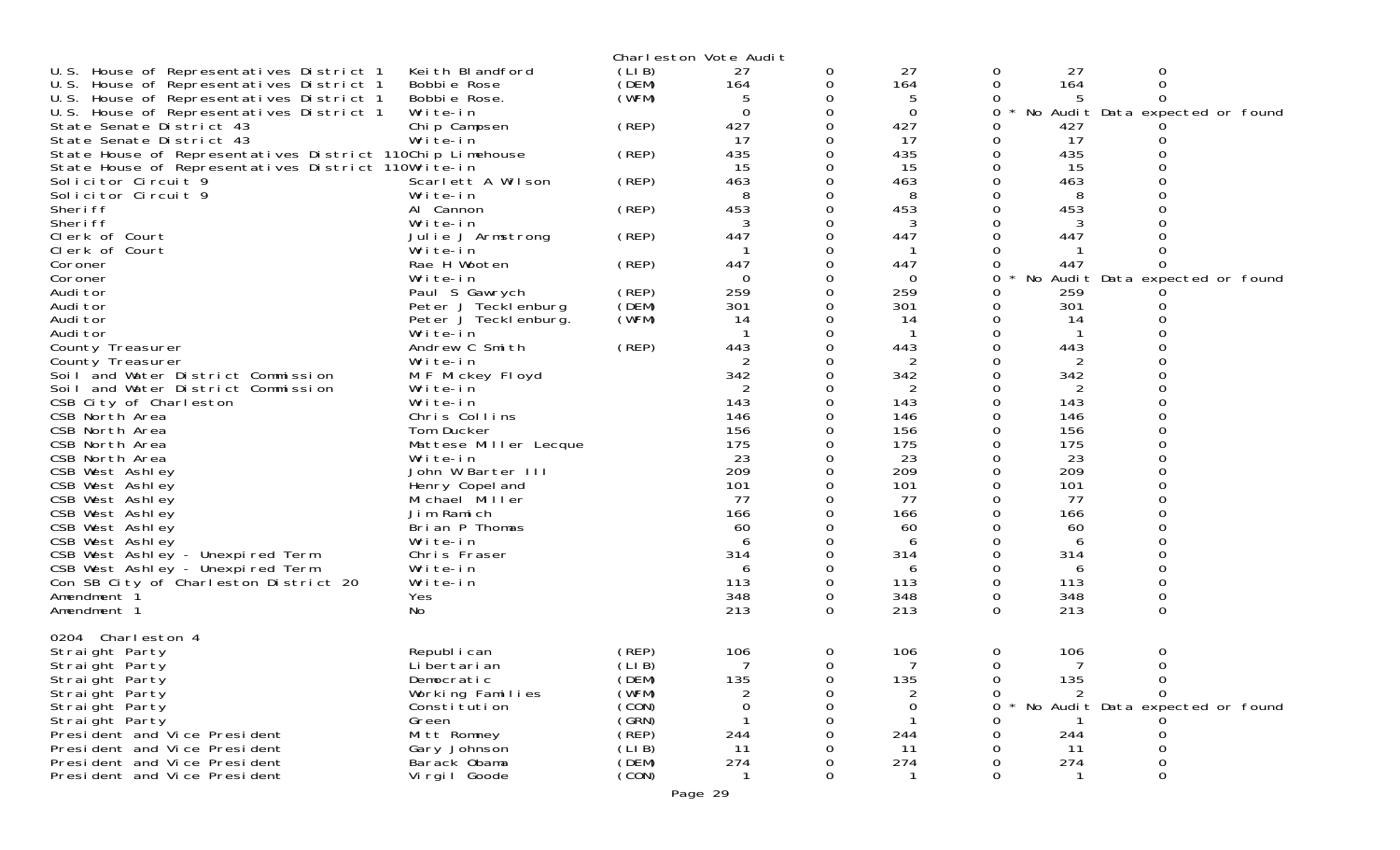Charleston Vote Audit

| Contest | Candidate | Party | | | | | | |
|---|---|---|---|---|---|---|---|---|
| U.S. House of Representatives District 1 | Keith Blandford | (LIB) | 27 | 0 | 27 | 0 | 27 | 0 |
| U.S. House of Representatives District 1 | Bobbie Rose | (DEM) | 164 | 0 | 164 | 0 | 164 | 0 |
| U.S. House of Representatives District 1 | Bobbie Rose. | (WFM) | 5 | 0 | 5 | 0 | 5 | 0 |
| U.S. House of Representatives District 1 | Write-in | | 0 | 0 | 0 | 0 | * No Audit Data expected or found | |
| State Senate District 43 | Chip Campsen | (REP) | 427 | 0 | 427 | 0 | 427 | 0 |
| State Senate District 43 | Write-in | | 17 | 0 | 17 | 0 | 17 | 0 |
| State House of Representatives District 110 | Chip Limehouse | (REP) | 435 | 0 | 435 | 0 | 435 | 0 |
| State House of Representatives District 110 | Write-in | | 15 | 0 | 15 | 0 | 15 | 0 |
| Solicitor Circuit 9 | Scarlett A Wilson | (REP) | 463 | 0 | 463 | 0 | 463 | 0 |
| Solicitor Circuit 9 | Write-in | | 8 | 0 | 8 | 0 | 8 | 0 |
| Sheriff | Al Cannon | (REP) | 453 | 0 | 453 | 0 | 453 | 0 |
| Sheriff | Write-in | | 3 | 0 | 3 | 0 | 3 | 0 |
| Clerk of Court | Julie J Armstrong | (REP) | 447 | 0 | 447 | 0 | 447 | 0 |
| Clerk of Court | Write-in | | 1 | 0 | 1 | 0 | 1 | 0 |
| Coroner | Rae H Wooten | (REP) | 447 | 0 | 447 | 0 | 447 | 0 |
| Coroner | Write-in | | 0 | 0 | 0 | 0 | * No Audit Data expected or found | |
| Auditor | Paul S Gawrych | (REP) | 259 | 0 | 259 | 0 | 259 | 0 |
| Auditor | Peter J Tecklenburg | (DEM) | 301 | 0 | 301 | 0 | 301 | 0 |
| Auditor | Peter J Tecklenburg. | (WFM) | 14 | 0 | 14 | 0 | 14 | 0 |
| Auditor | Write-in | | 1 | 0 | 1 | 0 | 1 | 0 |
| County Treasurer | Andrew C Smith | (REP) | 443 | 0 | 443 | 0 | 443 | 0 |
| County Treasurer | Write-in | | 2 | 0 | 2 | 0 | 2 | 0 |
| Soil and Water District Commission | M F Mickey Floyd | | 342 | 0 | 342 | 0 | 342 | 0 |
| Soil and Water District Commission | Write-in | | 2 | 0 | 2 | 0 | 2 | 0 |
| CSB City of Charleston | Write-in | | 143 | 0 | 143 | 0 | 143 | 0 |
| CSB North Area | Chris Collins | | 146 | 0 | 146 | 0 | 146 | 0 |
| CSB North Area | Tom Ducker | | 156 | 0 | 156 | 0 | 156 | 0 |
| CSB North Area | Mattese Miller Lecque | | 175 | 0 | 175 | 0 | 175 | 0 |
| CSB North Area | Write-in | | 23 | 0 | 23 | 0 | 23 | 0 |
| CSB West Ashley | John W Barter III | | 209 | 0 | 209 | 0 | 209 | 0 |
| CSB West Ashley | Henry Copeland | | 101 | 0 | 101 | 0 | 101 | 0 |
| CSB West Ashley | Michael Miller | | 77 | 0 | 77 | 0 | 77 | 0 |
| CSB West Ashley | Jim Ramich | | 166 | 0 | 166 | 0 | 166 | 0 |
| CSB West Ashley | Brian P Thomas | | 60 | 0 | 60 | 0 | 60 | 0 |
| CSB West Ashley | Write-in | | 6 | 0 | 6 | 0 | 6 | 0 |
| CSB West Ashley - Unexpired Term | Chris Fraser | | 314 | 0 | 314 | 0 | 314 | 0 |
| CSB West Ashley - Unexpired Term | Write-in | | 6 | 0 | 6 | 0 | 6 | 0 |
| Con SB City of Charleston District 20 | Write-in | | 113 | 0 | 113 | 0 | 113 | 0 |
| Amendment 1 | Yes | | 348 | 0 | 348 | 0 | 348 | 0 |
| Amendment 1 | No | | 213 | 0 | 213 | 0 | 213 | 0 |

0204 Charleston 4

| Contest | Candidate | Party | | | | | | |
|---|---|---|---|---|---|---|---|---|
| Straight Party | Republican | (REP) | 106 | 0 | 106 | 0 | 106 | 0 |
| Straight Party | Libertarian | (LIB) | 7 | 0 | 7 | 0 | 7 | 0 |
| Straight Party | Democratic | (DEM) | 135 | 0 | 135 | 0 | 135 | 0 |
| Straight Party | Working Families | (WFM) | 2 | 0 | 2 | 0 | 2 | 0 |
| Straight Party | Constitution | (CON) | 0 | 0 | 0 | 0 | * No Audit Data expected or found | |
| Straight Party | Green | (GRN) | 1 | 0 | 1 | 0 | 1 | 0 |
| President and Vice President | Mitt Romney | (REP) | 244 | 0 | 244 | 0 | 244 | 0 |
| President and Vice President | Gary Johnson | (LIB) | 11 | 0 | 11 | 0 | 11 | 0 |
| President and Vice President | Barack Obama | (DEM) | 274 | 0 | 274 | 0 | 274 | 0 |
| President and Vice President | Virgil Goode | (CON) | 1 | 0 | 1 | 0 | 1 | 0 |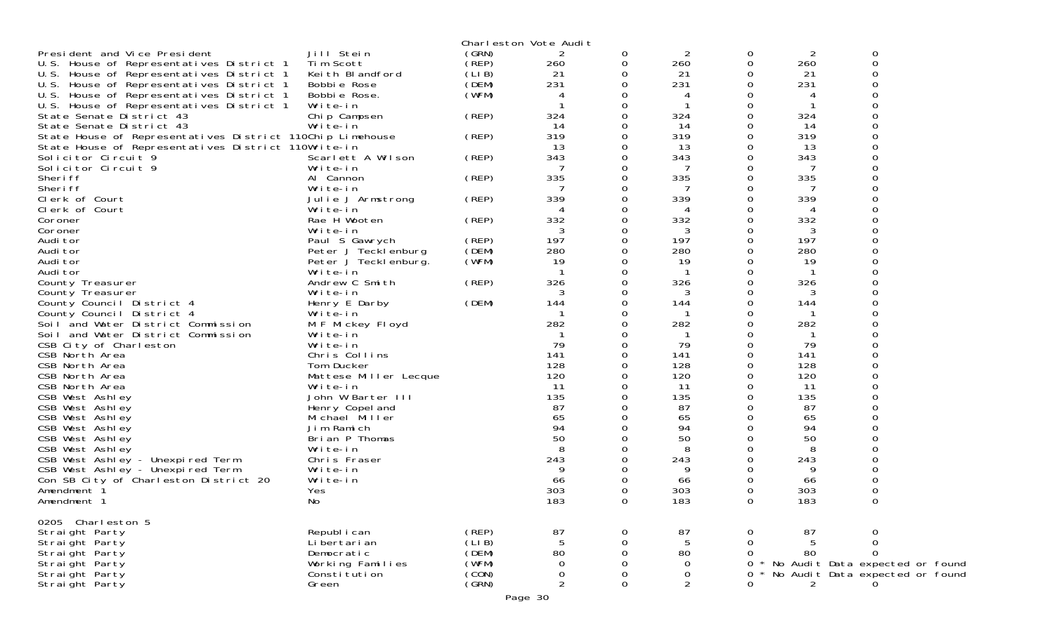Charleston Vote Audit

| Contest | Candidate | Party | | | | | | |
|---|---|---|---|---|---|---|---|---|
| President and Vice President | Jill Stein | (GRN) | 2 | 0 | 2 | 0 | 2 | 0 |
| U.S. House of Representatives District 1 | Tim Scott | (REP) | 260 | 0 | 260 | 0 | 260 | 0 |
| U.S. House of Representatives District 1 | Keith Blandford | (LIB) | 21 | 0 | 21 | 0 | 21 | 0 |
| U.S. House of Representatives District 1 | Bobbie Rose | (DEM) | 231 | 0 | 231 | 0 | 231 | 0 |
| U.S. House of Representatives District 1 | Bobbie Rose. | (WFM) | 4 | 0 | 4 | 0 | 4 | 0 |
| U.S. House of Representatives District 1 | Write-in | | 1 | 0 | 1 | 0 | 1 | 0 |
| State Senate District 43 | Chip Campsen | (REP) | 324 | 0 | 324 | 0 | 324 | 0 |
| State Senate District 43 | Write-in | | 14 | 0 | 14 | 0 | 14 | 0 |
| State House of Representatives District 110 | Chip Limehouse | (REP) | 319 | 0 | 319 | 0 | 319 | 0 |
| State House of Representatives District 110 | Write-in | | 13 | 0 | 13 | 0 | 13 | 0 |
| Solicitor Circuit 9 | Scarlett A Wilson | (REP) | 343 | 0 | 343 | 0 | 343 | 0 |
| Solicitor Circuit 9 | Write-in | | 7 | 0 | 7 | 0 | 7 | 0 |
| Sheriff | Al Cannon | (REP) | 335 | 0 | 335 | 0 | 335 | 0 |
| Sheriff | Write-in | | 7 | 0 | 7 | 0 | 7 | 0 |
| Clerk of Court | Julie J Armstrong | (REP) | 339 | 0 | 339 | 0 | 339 | 0 |
| Clerk of Court | Write-in | | 4 | 0 | 4 | 0 | 4 | 0 |
| Coroner | Rae H Wooten | (REP) | 332 | 0 | 332 | 0 | 332 | 0 |
| Coroner | Write-in | | 3 | 0 | 3 | 0 | 3 | 0 |
| Auditor | Paul S Gawrych | (REP) | 197 | 0 | 197 | 0 | 197 | 0 |
| Auditor | Peter J Tecklenburg | (DEM) | 280 | 0 | 280 | 0 | 280 | 0 |
| Auditor | Peter J Tecklenburg. | (WFM) | 19 | 0 | 19 | 0 | 19 | 0 |
| Auditor | Write-in | | 1 | 0 | 1 | 0 | 1 | 0 |
| County Treasurer | Andrew C Smith | (REP) | 326 | 0 | 326 | 0 | 326 | 0 |
| County Treasurer | Write-in | | 3 | 0 | 3 | 0 | 3 | 0 |
| County Council District 4 | Henry E Darby | (DEM) | 144 | 0 | 144 | 0 | 144 | 0 |
| County Council District 4 | Write-in | | 1 | 0 | 1 | 0 | 1 | 0 |
| Soil and Water District Commission | M F Mickey Floyd | | 282 | 0 | 282 | 0 | 282 | 0 |
| Soil and Water District Commission | Write-in | | 1 | 0 | 1 | 0 | 1 | 0 |
| CSB City of Charleston | Write-in | | 79 | 0 | 79 | 0 | 79 | 0 |
| CSB North Area | Chris Collins | | 141 | 0 | 141 | 0 | 141 | 0 |
| CSB North Area | Tom Ducker | | 128 | 0 | 128 | 0 | 128 | 0 |
| CSB North Area | Mattese Miller Lecque | | 120 | 0 | 120 | 0 | 120 | 0 |
| CSB North Area | Write-in | | 11 | 0 | 11 | 0 | 11 | 0 |
| CSB West Ashley | John W Barter III | | 135 | 0 | 135 | 0 | 135 | 0 |
| CSB West Ashley | Henry Copeland | | 87 | 0 | 87 | 0 | 87 | 0 |
| CSB West Ashley | Michael Miller | | 65 | 0 | 65 | 0 | 65 | 0 |
| CSB West Ashley | Jim Ramich | | 94 | 0 | 94 | 0 | 94 | 0 |
| CSB West Ashley | Brian P Thomas | | 50 | 0 | 50 | 0 | 50 | 0 |
| CSB West Ashley | Write-in | | 8 | 0 | 8 | 0 | 8 | 0 |
| CSB West Ashley - Unexpired Term | Chris Fraser | | 243 | 0 | 243 | 0 | 243 | 0 |
| CSB West Ashley - Unexpired Term | Write-in | | 9 | 0 | 9 | 0 | 9 | 0 |
| Con SB City of Charleston District 20 | Write-in | | 66 | 0 | 66 | 0 | 66 | 0 |
| Amendment 1 | Yes | | 303 | 0 | 303 | 0 | 303 | 0 |
| Amendment 1 | No | | 183 | 0 | 183 | 0 | 183 | 0 |

0205 Charleston 5

| Contest | Candidate | Party | | | | | | |
|---|---|---|---|---|---|---|---|---|
| Straight Party | Republican | (REP) | 87 | 0 | 87 | 0 | 87 | 0 |
| Straight Party | Libertarian | (LIB) | 5 | 0 | 5 | 0 | 5 | 0 |
| Straight Party | Democratic | (DEM) | 80 | 0 | 80 | 0 | 80 | 0 |
| Straight Party | Working Families | (WFM) | 0 | 0 | 0 | 0 * | No Audit Data expected or found | |
| Straight Party | Constitution | (CON) | 0 | 0 | 0 | 0 * | No Audit Data expected or found | |
| Straight Party | Green | (GRN) | 2 | 0 | 2 | 0 | 2 | 0 |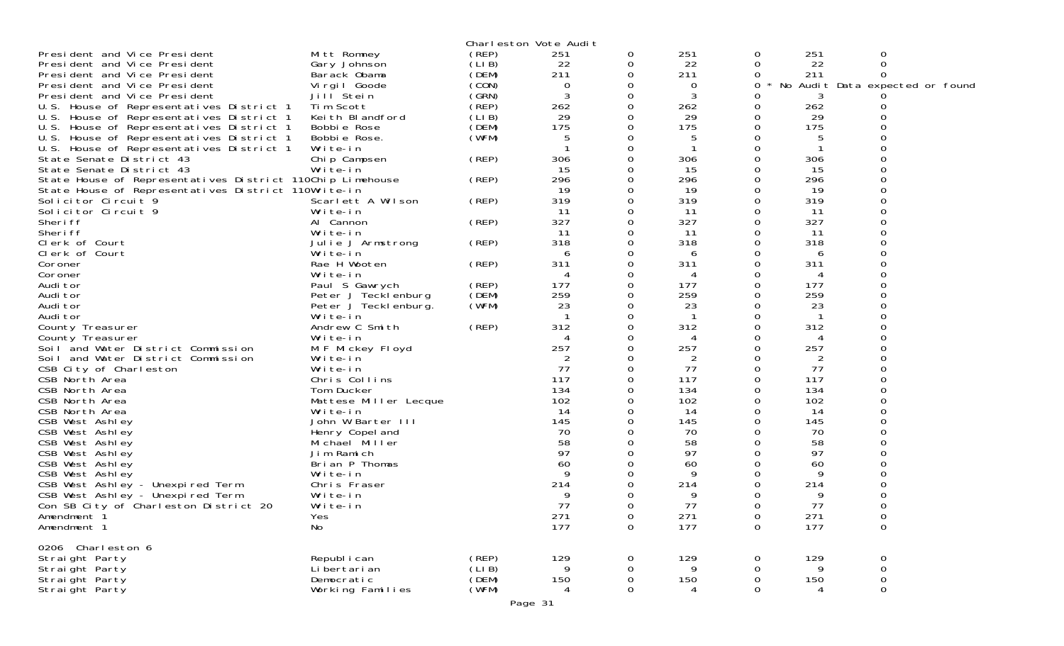Charleston Vote Audit

| | | | | | | | | |
|---|---|---|---|---|---|---|---|---|
| President and Vice President | Mitt Romney | (REP) | 251 | 0 | 251 | 0 | 251 | 0 |
| President and Vice President | Gary Johnson | (LIB) | 22 | 0 | 22 | 0 | 22 | 0 |
| President and Vice President | Barack Obama | (DEM) | 211 | 0 | 211 | 0 | 211 | 0 |
| President and Vice President | Virgil Goode | (CON) | 0 | 0 | 0 | 0 | * No Audit Data expected or found | |
| President and Vice President | Jill Stein | (GRN) | 3 | 0 | 3 | 0 | 3 | 0 |
| U.S. House of Representatives District 1 | Tim Scott | (REP) | 262 | 0 | 262 | 0 | 262 | 0 |
| U.S. House of Representatives District 1 | Keith Blandford | (LIB) | 29 | 0 | 29 | 0 | 29 | 0 |
| U.S. House of Representatives District 1 | Bobbie Rose | (DEM) | 175 | 0 | 175 | 0 | 175 | 0 |
| U.S. House of Representatives District 1 | Bobbie Rose. | (WFM) | 5 | 0 | 5 | 0 | 5 | 0 |
| U.S. House of Representatives District 1 | Write-in | | 1 | 0 | 1 | 0 | 1 | 0 |
| State Senate District 43 | Chip Campsen | (REP) | 306 | 0 | 306 | 0 | 306 | 0 |
| State Senate District 43 | Write-in | | 15 | 0 | 15 | 0 | 15 | 0 |
| State House of Representatives District 110 | Chip Limehouse | (REP) | 296 | 0 | 296 | 0 | 296 | 0 |
| State House of Representatives District 110 | Write-in | | 19 | 0 | 19 | 0 | 19 | 0 |
| Solicitor Circuit 9 | Scarlett A Wilson | (REP) | 319 | 0 | 319 | 0 | 319 | 0 |
| Solicitor Circuit 9 | Write-in | | 11 | 0 | 11 | 0 | 11 | 0 |
| Sheriff | Al Cannon | (REP) | 327 | 0 | 327 | 0 | 327 | 0 |
| Sheriff | Write-in | | 11 | 0 | 11 | 0 | 11 | 0 |
| Clerk of Court | Julie J Armstrong | (REP) | 318 | 0 | 318 | 0 | 318 | 0 |
| Clerk of Court | Write-in | | 6 | 0 | 6 | 0 | 6 | 0 |
| Coroner | Rae H Wooten | (REP) | 311 | 0 | 311 | 0 | 311 | 0 |
| Coroner | Write-in | | 4 | 0 | 4 | 0 | 4 | 0 |
| Auditor | Paul S Gawrych | (REP) | 177 | 0 | 177 | 0 | 177 | 0 |
| Auditor | Peter J Tecklenburg | (DEM) | 259 | 0 | 259 | 0 | 259 | 0 |
| Auditor | Peter J Tecklenburg. | (WFM) | 23 | 0 | 23 | 0 | 23 | 0 |
| Auditor | Write-in | | 1 | 0 | 1 | 0 | 1 | 0 |
| County Treasurer | Andrew C Smith | (REP) | 312 | 0 | 312 | 0 | 312 | 0 |
| County Treasurer | Write-in | | 4 | 0 | 4 | 0 | 4 | 0 |
| Soil and Water District Commission | M F Mickey Floyd | | 257 | 0 | 257 | 0 | 257 | 0 |
| Soil and Water District Commission | Write-in | | 2 | 0 | 2 | 0 | 2 | 0 |
| CSB City of Charleston | Write-in | | 77 | 0 | 77 | 0 | 77 | 0 |
| CSB North Area | Chris Collins | | 117 | 0 | 117 | 0 | 117 | 0 |
| CSB North Area | Tom Ducker | | 134 | 0 | 134 | 0 | 134 | 0 |
| CSB North Area | Mattese Miller Lecque | | 102 | 0 | 102 | 0 | 102 | 0 |
| CSB North Area | Write-in | | 14 | 0 | 14 | 0 | 14 | 0 |
| CSB West Ashley | John W Barter III | | 145 | 0 | 145 | 0 | 145 | 0 |
| CSB West Ashley | Henry Copeland | | 70 | 0 | 70 | 0 | 70 | 0 |
| CSB West Ashley | Michael Miller | | 58 | 0 | 58 | 0 | 58 | 0 |
| CSB West Ashley | Jim Ramich | | 97 | 0 | 97 | 0 | 97 | 0 |
| CSB West Ashley | Brian P Thomas | | 60 | 0 | 60 | 0 | 60 | 0 |
| CSB West Ashley | Write-in | | 9 | 0 | 9 | 0 | 9 | 0 |
| CSB West Ashley - Unexpired Term | Chris Fraser | | 214 | 0 | 214 | 0 | 214 | 0 |
| CSB West Ashley - Unexpired Term | Write-in | | 9 | 0 | 9 | 0 | 9 | 0 |
| Con SB City of Charleston District 20 | Write-in | | 77 | 0 | 77 | 0 | 77 | 0 |
| Amendment 1 | Yes | | 271 | 0 | 271 | 0 | 271 | 0 |
| Amendment 1 | No | | 177 | 0 | 177 | 0 | 177 | 0 |

0206 Charleston 6

| | | | | | | | | |
|---|---|---|---|---|---|---|---|---|
| Straight Party | Republican | (REP) | 129 | 0 | 129 | 0 | 129 | 0 |
| Straight Party | Libertarian | (LIB) | 9 | 0 | 9 | 0 | 9 | 0 |
| Straight Party | Democratic | (DEM) | 150 | 0 | 150 | 0 | 150 | 0 |
| Straight Party | Working Families | (WFM) | 4 | 0 | 4 | 0 | 4 | 0 |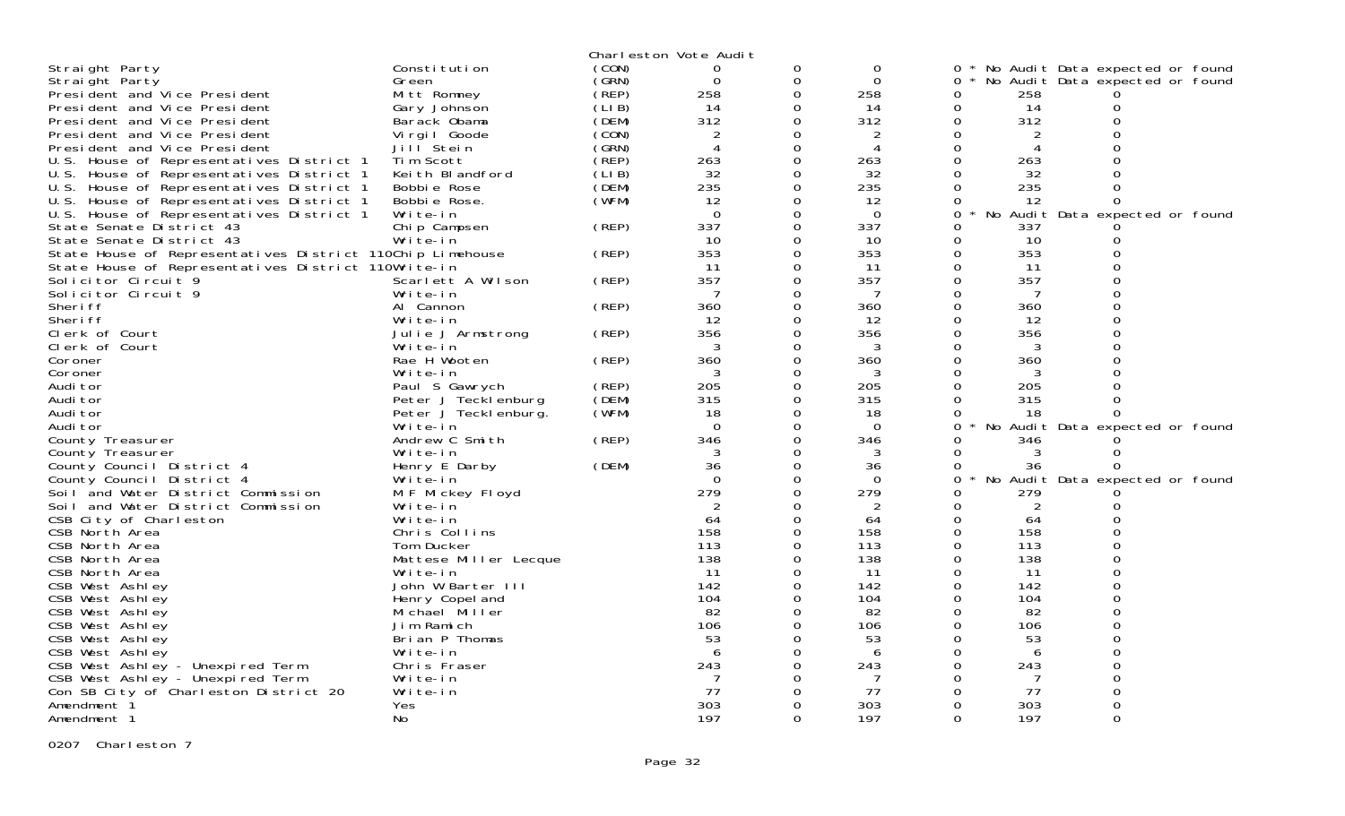Charleston Vote Audit

| | | | | | | | | |
|---|---|---|---|---|---|---|---|---|
| Straight Party | Constitution | (CON) | 0 | 0 | 0 | 0 * No Audit Data expected or found | | |
| Straight Party | Green | (GRN) | 0 | 0 | 0 | 0 * No Audit Data expected or found | | |
| President and Vice President | Mitt Romney | (REP) | 258 | 0 | 258 | 0 | 258 | 0 |
| President and Vice President | Gary Johnson | (LIB) | 14 | 0 | 14 | 0 | 14 | 0 |
| President and Vice President | Barack Obama | (DEM) | 312 | 0 | 312 | 0 | 312 | 0 |
| President and Vice President | Virgil Goode | (CON) | 2 | 0 | 2 | 0 | 2 | 0 |
| President and Vice President | Jill Stein | (GRN) | 4 | 0 | 4 | 0 | 4 | 0 |
| U.S. House of Representatives District 1 | Tim Scott | (REP) | 263 | 0 | 263 | 0 | 263 | 0 |
| U.S. House of Representatives District 1 | Keith Blandford | (LIB) | 32 | 0 | 32 | 0 | 32 | 0 |
| U.S. House of Representatives District 1 | Bobbie Rose | (DEM) | 235 | 0 | 235 | 0 | 235 | 0 |
| U.S. House of Representatives District 1 | Bobbie Rose. | (WFM) | 12 | 0 | 12 | 0 | 12 | 0 |
| U.S. House of Representatives District 1 | Write-in | | 0 | 0 | 0 | 0 * No Audit Data expected or found | | |
| State Senate District 43 | Chip Campsen | (REP) | 337 | 0 | 337 | 0 | 337 | 0 |
| State Senate District 43 | Write-in | | 10 | 0 | 10 | 0 | 10 | 0 |
| State House of Representatives District 110 | Chip Limehouse | (REP) | 353 | 0 | 353 | 0 | 353 | 0 |
| State House of Representatives District 110 | Write-in | | 11 | 0 | 11 | 0 | 11 | 0 |
| Solicitor Circuit 9 | Scarlett A Wilson | (REP) | 357 | 0 | 357 | 0 | 357 | 0 |
| Solicitor Circuit 9 | Write-in | | 7 | 0 | 7 | 0 | 7 | 0 |
| Sheriff | Al Cannon | (REP) | 360 | 0 | 360 | 0 | 360 | 0 |
| Sheriff | Write-in | | 12 | 0 | 12 | 0 | 12 | 0 |
| Clerk of Court | Julie J Armstrong | (REP) | 356 | 0 | 356 | 0 | 356 | 0 |
| Clerk of Court | Write-in | | 3 | 0 | 3 | 0 | 3 | 0 |
| Coroner | Rae H Wooten | (REP) | 360 | 0 | 360 | 0 | 360 | 0 |
| Coroner | Write-in | | 3 | 0 | 3 | 0 | 3 | 0 |
| Auditor | Paul S Gawrych | (REP) | 205 | 0 | 205 | 0 | 205 | 0 |
| Auditor | Peter J Tecklenburg | (DEM) | 315 | 0 | 315 | 0 | 315 | 0 |
| Auditor | Peter J Tecklenburg. | (WFM) | 18 | 0 | 18 | 0 | 18 | 0 |
| Auditor | Write-in | | 0 | 0 | 0 | 0 * No Audit Data expected or found | | |
| County Treasurer | Andrew C Smith | (REP) | 346 | 0 | 346 | 0 | 346 | 0 |
| County Treasurer | Write-in | | 3 | 0 | 3 | 0 | 3 | 0 |
| County Council District 4 | Henry E Darby | (DEM) | 36 | 0 | 36 | 0 | 36 | 0 |
| County Council District 4 | Write-in | | 0 | 0 | 0 | 0 * No Audit Data expected or found | | |
| Soil and Water District Commission | M F Mickey Floyd | | 279 | 0 | 279 | 0 | 279 | 0 |
| Soil and Water District Commission | Write-in | | 2 | 0 | 2 | 0 | 2 | 0 |
| CSB City of Charleston | Write-in | | 64 | 0 | 64 | 0 | 64 | 0 |
| CSB North Area | Chris Collins | | 158 | 0 | 158 | 0 | 158 | 0 |
| CSB North Area | Tom Ducker | | 113 | 0 | 113 | 0 | 113 | 0 |
| CSB North Area | Mattese Miller Lecque | | 138 | 0 | 138 | 0 | 138 | 0 |
| CSB North Area | Write-in | | 11 | 0 | 11 | 0 | 11 | 0 |
| CSB West Ashley | John W Barter III | | 142 | 0 | 142 | 0 | 142 | 0 |
| CSB West Ashley | Henry Copeland | | 104 | 0 | 104 | 0 | 104 | 0 |
| CSB West Ashley | Michael Miller | | 82 | 0 | 82 | 0 | 82 | 0 |
| CSB West Ashley | Jim Ramich | | 106 | 0 | 106 | 0 | 106 | 0 |
| CSB West Ashley | Brian P Thomas | | 53 | 0 | 53 | 0 | 53 | 0 |
| CSB West Ashley | Write-in | | 6 | 0 | 6 | 0 | 6 | 0 |
| CSB West Ashley - Unexpired Term | Chris Fraser | | 243 | 0 | 243 | 0 | 243 | 0 |
| CSB West Ashley - Unexpired Term | Write-in | | 7 | 0 | 7 | 0 | 7 | 0 |
| Con SB City of Charleston District 20 | Write-in | | 77 | 0 | 77 | 0 | 77 | 0 |
| Amendment 1 | Yes | | 303 | 0 | 303 | 0 | 303 | 0 |
| Amendment 1 | No | | 197 | 0 | 197 | 0 | 197 | 0 |

0207 Charleston 7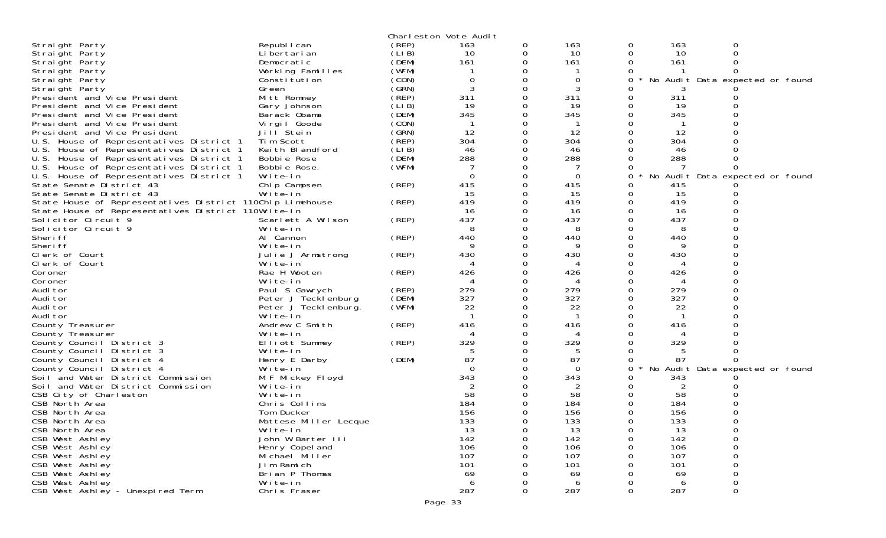Charleston Vote Audit

| Office | Candidate | Party | | | | | | |
|---|---|---|---|---|---|---|---|---|
| Straight Party | Republican | (REP) | 163 | 0 | 163 | 0 | 163 | 0 |
| Straight Party | Libertarian | (LIB) | 10 | 0 | 10 | 0 | 10 | 0 |
| Straight Party | Democratic | (DEM) | 161 | 0 | 161 | 0 | 161 | 0 |
| Straight Party | Working Families | (WFM) | 1 | 0 | 1 | 0 | 1 | 0 |
| Straight Party | Constitution | (CON) | 0 | 0 | 0 | 0 * | No Audit Data expected or found | |
| Straight Party | Green | (GRN) | 3 | 0 | 3 | 0 | 3 | 0 |
| President and Vice President | Mitt Romney | (REP) | 311 | 0 | 311 | 0 | 311 | 0 |
| President and Vice President | Gary Johnson | (LIB) | 19 | 0 | 19 | 0 | 19 | 0 |
| President and Vice President | Barack Obama | (DEM) | 345 | 0 | 345 | 0 | 345 | 0 |
| President and Vice President | Virgil Goode | (CON) | 1 | 0 | 1 | 0 | 1 | 0 |
| President and Vice President | Jill Stein | (GRN) | 12 | 0 | 12 | 0 | 12 | 0 |
| U.S. House of Representatives District 1 | Tim Scott | (REP) | 304 | 0 | 304 | 0 | 304 | 0 |
| U.S. House of Representatives District 1 | Keith Blandford | (LIB) | 46 | 0 | 46 | 0 | 46 | 0 |
| U.S. House of Representatives District 1 | Bobbie Rose | (DEM) | 288 | 0 | 288 | 0 | 288 | 0 |
| U.S. House of Representatives District 1 | Bobbie Rose. | (WFM) | 7 | 0 | 7 | 0 | 7 | 0 |
| U.S. House of Representatives District 1 | Write-in | | 0 | 0 | 0 | 0 * | No Audit Data expected or found | |
| State Senate District 43 | Chip Campsen | (REP) | 415 | 0 | 415 | 0 | 415 | 0 |
| State Senate District 43 | Write-in | | 15 | 0 | 15 | 0 | 15 | 0 |
| State House of Representatives District 110 | Chip Limehouse | (REP) | 419 | 0 | 419 | 0 | 419 | 0 |
| State House of Representatives District 110 | Write-in | | 16 | 0 | 16 | 0 | 16 | 0 |
| Solicitor Circuit 9 | Scarlett A Wilson | (REP) | 437 | 0 | 437 | 0 | 437 | 0 |
| Solicitor Circuit 9 | Write-in | | 8 | 0 | 8 | 0 | 8 | 0 |
| Sheriff | Al Cannon | (REP) | 440 | 0 | 440 | 0 | 440 | 0 |
| Sheriff | Write-in | | 9 | 0 | 9 | 0 | 9 | 0 |
| Clerk of Court | Julie J Armstrong | (REP) | 430 | 0 | 430 | 0 | 430 | 0 |
| Clerk of Court | Write-in | | 4 | 0 | 4 | 0 | 4 | 0 |
| Coroner | Rae H Wooten | (REP) | 426 | 0 | 426 | 0 | 426 | 0 |
| Coroner | Write-in | | 4 | 0 | 4 | 0 | 4 | 0 |
| Auditor | Paul S Gawrych | (REP) | 279 | 0 | 279 | 0 | 279 | 0 |
| Auditor | Peter J Tecklenburg | (DEM) | 327 | 0 | 327 | 0 | 327 | 0 |
| Auditor | Peter J Tecklenburg. | (WFM) | 22 | 0 | 22 | 0 | 22 | 0 |
| Auditor | Write-in | | 1 | 0 | 1 | 0 | 1 | 0 |
| County Treasurer | Andrew C Smith | (REP) | 416 | 0 | 416 | 0 | 416 | 0 |
| County Treasurer | Write-in | | 4 | 0 | 4 | 0 | 4 | 0 |
| County Council District 3 | Elliott Summey | (REP) | 329 | 0 | 329 | 0 | 329 | 0 |
| County Council District 3 | Write-in | | 5 | 0 | 5 | 0 | 5 | 0 |
| County Council District 4 | Henry E Darby | (DEM) | 87 | 0 | 87 | 0 | 87 | 0 |
| County Council District 4 | Write-in | | 0 | 0 | 0 | 0 * | No Audit Data expected or found | |
| Soil and Water District Commission | M F Mickey Floyd | | 343 | 0 | 343 | 0 | 343 | 0 |
| Soil and Water District Commission | Write-in | | 2 | 0 | 2 | 0 | 2 | 0 |
| CSB City of Charleston | Write-in | | 58 | 0 | 58 | 0 | 58 | 0 |
| CSB North Area | Chris Collins | | 184 | 0 | 184 | 0 | 184 | 0 |
| CSB North Area | Tom Ducker | | 156 | 0 | 156 | 0 | 156 | 0 |
| CSB North Area | Mattese Miller Lecque | | 133 | 0 | 133 | 0 | 133 | 0 |
| CSB North Area | Write-in | | 13 | 0 | 13 | 0 | 13 | 0 |
| CSB West Ashley | John W Barter III | | 142 | 0 | 142 | 0 | 142 | 0 |
| CSB West Ashley | Henry Copeland | | 106 | 0 | 106 | 0 | 106 | 0 |
| CSB West Ashley | Michael Miller | | 107 | 0 | 107 | 0 | 107 | 0 |
| CSB West Ashley | Jim Ramich | | 101 | 0 | 101 | 0 | 101 | 0 |
| CSB West Ashley | Brian P Thomas | | 69 | 0 | 69 | 0 | 69 | 0 |
| CSB West Ashley | Write-in | | 6 | 0 | 6 | 0 | 6 | 0 |
| CSB West Ashley - Unexpired Term | Chris Fraser | | 287 | 0 | 287 | 0 | 287 | 0 |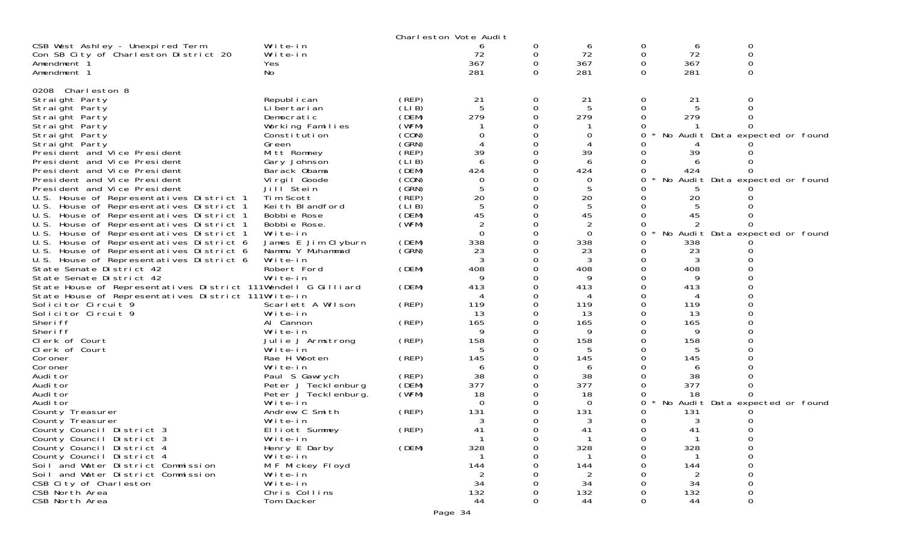Charleston Vote Audit

| | | | | | | | | |
|---|---|---|---|---|---|---|---|---|
| CSB West Ashley - Unexpired Term | Write-in | | 6 | 0 | 6 | 0 | 6 | 0 |
| Con SB City of Charleston District 20 | Write-in | | 72 | 0 | 72 | 0 | 72 | 0 |
| Amendment 1 | Yes | | 367 | 0 | 367 | 0 | 367 | 0 |
| Amendment 1 | No | | 281 | 0 | 281 | 0 | 281 | 0 |

0208 Charleston 8

| | | | | | | | | |
|---|---|---|---|---|---|---|---|---|
| Straight Party | Republican | (REP) | 21 | 0 | 21 | 0 | 21 | 0 |
| Straight Party | Libertarian | (LIB) | 5 | 0 | 5 | 0 | 5 | 0 |
| Straight Party | Democratic | (DEM) | 279 | 0 | 279 | 0 | 279 | 0 |
| Straight Party | Working Families | (WFM) | 1 | 0 | 1 | 0 | 1 | 0 |
| Straight Party | Constitution | (CON) | 0 | 0 | 0 | 0 * | No Audit Data expected or found | |
| Straight Party | Green | (GRN) | 4 | 0 | 4 | 0 | 4 | 0 |
| President and Vice President | Mitt Romney | (REP) | 39 | 0 | 39 | 0 | 39 | 0 |
| President and Vice President | Gary Johnson | (LIB) | 6 | 0 | 6 | 0 | 6 | 0 |
| President and Vice President | Barack Obama | (DEM) | 424 | 0 | 424 | 0 | 424 | 0 |
| President and Vice President | Virgil Goode | (CON) | 0 | 0 | 0 | 0 * | No Audit Data expected or found | |
| President and Vice President | Jill Stein | (GRN) | 5 | 0 | 5 | 0 | 5 | 0 |
| U.S. House of Representatives District 1 | Tim Scott | (REP) | 20 | 0 | 20 | 0 | 20 | 0 |
| U.S. House of Representatives District 1 | Keith Blandford | (LIB) | 5 | 0 | 5 | 0 | 5 | 0 |
| U.S. House of Representatives District 1 | Bobbie Rose | (DEM) | 45 | 0 | 45 | 0 | 45 | 0 |
| U.S. House of Representatives District 1 | Bobbie Rose. | (WFM) | 2 | 0 | 2 | 0 | 2 | 0 |
| U.S. House of Representatives District 1 | Write-in | | 0 | 0 | 0 | 0 * | No Audit Data expected or found | |
| U.S. House of Representatives District 6 | James E Jim Clyburn | (DEM) | 338 | 0 | 338 | 0 | 338 | 0 |
| U.S. House of Representatives District 6 | Nammu Y Muhammad | (GRN) | 23 | 0 | 23 | 0 | 23 | 0 |
| U.S. House of Representatives District 6 | Write-in | | 3 | 0 | 3 | 0 | 3 | 0 |
| State Senate District 42 | Robert Ford | (DEM) | 408 | 0 | 408 | 0 | 408 | 0 |
| State Senate District 42 | Write-in | | 9 | 0 | 9 | 0 | 9 | 0 |
| State House of Representatives District 111 | Wendell G Gilliard | (DEM) | 413 | 0 | 413 | 0 | 413 | 0 |
| State House of Representatives District 111 | Write-in | | 4 | 0 | 4 | 0 | 4 | 0 |
| Solicitor Circuit 9 | Scarlett A Wilson | (REP) | 119 | 0 | 119 | 0 | 119 | 0 |
| Solicitor Circuit 9 | Write-in | | 13 | 0 | 13 | 0 | 13 | 0 |
| Sheriff | Al Cannon | (REP) | 165 | 0 | 165 | 0 | 165 | 0 |
| Sheriff | Write-in | | 9 | 0 | 9 | 0 | 9 | 0 |
| Clerk of Court | Julie J Armstrong | (REP) | 158 | 0 | 158 | 0 | 158 | 0 |
| Clerk of Court | Write-in | | 5 | 0 | 5 | 0 | 5 | 0 |
| Coroner | Rae H Wooten | (REP) | 145 | 0 | 145 | 0 | 145 | 0 |
| Coroner | Write-in | | 6 | 0 | 6 | 0 | 6 | 0 |
| Auditor | Paul S Gawrych | (REP) | 38 | 0 | 38 | 0 | 38 | 0 |
| Auditor | Peter J Tecklenburg | (DEM) | 377 | 0 | 377 | 0 | 377 | 0 |
| Auditor | Peter J Tecklenburg. | (WFM) | 18 | 0 | 18 | 0 | 18 | 0 |
| Auditor | Write-in | | 0 | 0 | 0 | 0 * | No Audit Data expected or found | |
| County Treasurer | Andrew C Smith | (REP) | 131 | 0 | 131 | 0 | 131 | 0 |
| County Treasurer | Write-in | | 3 | 0 | 3 | 0 | 3 | 0 |
| County Council District 3 | Elliott Summey | (REP) | 41 | 0 | 41 | 0 | 41 | 0 |
| County Council District 3 | Write-in | | 1 | 0 | 1 | 0 | 1 | 0 |
| County Council District 4 | Henry E Darby | (DEM) | 328 | 0 | 328 | 0 | 328 | 0 |
| County Council District 4 | Write-in | | 1 | 0 | 1 | 0 | 1 | 0 |
| Soil and Water District Commission | M F Mickey Floyd | | 144 | 0 | 144 | 0 | 144 | 0 |
| Soil and Water District Commission | Write-in | | 2 | 0 | 2 | 0 | 2 | 0 |
| CSB City of Charleston | Write-in | | 34 | 0 | 34 | 0 | 34 | 0 |
| CSB North Area | Chris Collins | | 132 | 0 | 132 | 0 | 132 | 0 |
| CSB North Area | Tom Ducker | | 44 | 0 | 44 | 0 | 44 | 0 |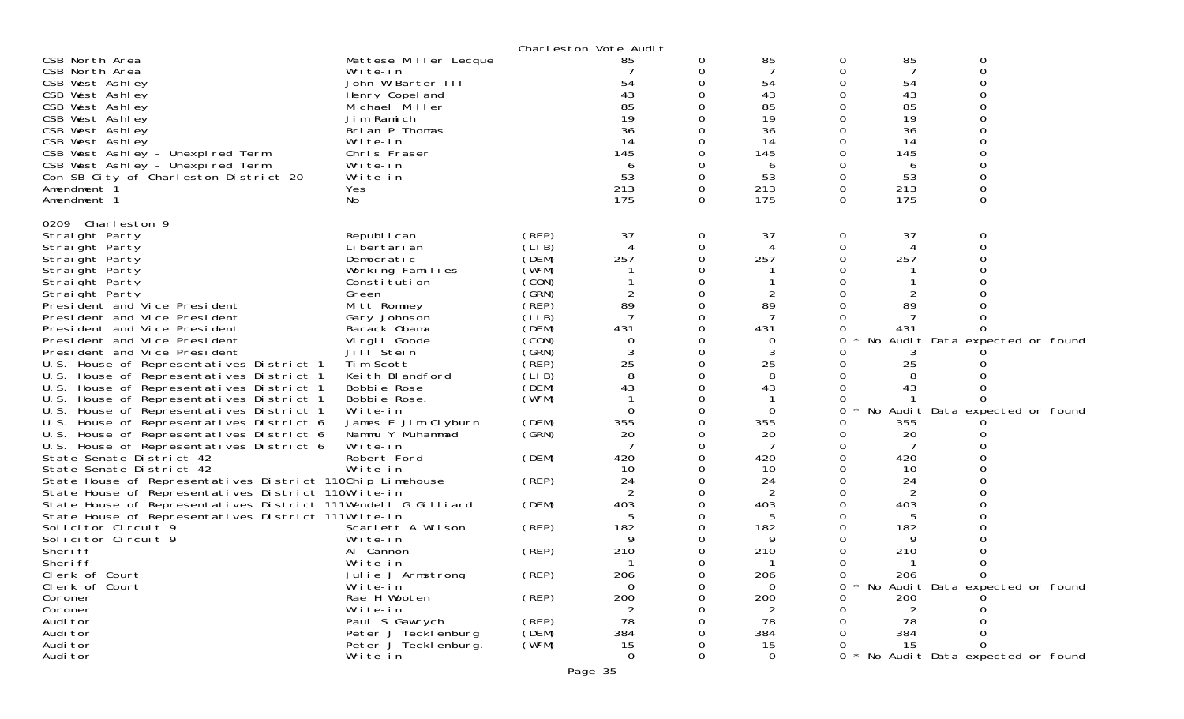Charleston Vote Audit

| | | | | | | | | |
|---|---|---|---|---|---|---|---|---|
| CSB North Area | Mattese Miller Lecque | | 85 | 0 | 85 | 0 | 85 | 0 |
| CSB North Area | Write-in | | 7 | 0 | 7 | 0 | 7 | 0 |
| CSB West Ashley | John W Barter III | | 54 | 0 | 54 | 0 | 54 | 0 |
| CSB West Ashley | Henry Copeland | | 43 | 0 | 43 | 0 | 43 | 0 |
| CSB West Ashley | Michael Miller | | 85 | 0 | 85 | 0 | 85 | 0 |
| CSB West Ashley | Jim Ramich | | 19 | 0 | 19 | 0 | 19 | 0 |
| CSB West Ashley | Brian P Thomas | | 36 | 0 | 36 | 0 | 36 | 0 |
| CSB West Ashley | Write-in | | 14 | 0 | 14 | 0 | 14 | 0 |
| CSB West Ashley - Unexpired Term | Chris Fraser | | 145 | 0 | 145 | 0 | 145 | 0 |
| CSB West Ashley - Unexpired Term | Write-in | | 6 | 0 | 6 | 0 | 6 | 0 |
| Con SB City of Charleston District 20 | Write-in | | 53 | 0 | 53 | 0 | 53 | 0 |
| Amendment 1 | Yes | | 213 | 0 | 213 | 0 | 213 | 0 |
| Amendment 1 | No | | 175 | 0 | 175 | 0 | 175 | 0 |

0209 Charleston 9

| | | | | | | | | |
|---|---|---|---|---|---|---|---|---|
| Straight Party | Republican | (REP) | 37 | 0 | 37 | 0 | 37 | 0 |
| Straight Party | Libertarian | (LIB) | 4 | 0 | 4 | 0 | 4 | 0 |
| Straight Party | Democratic | (DEM) | 257 | 0 | 257 | 0 | 257 | 0 |
| Straight Party | Working Families | (WFM) | 1 | 0 | 1 | 0 | 1 | 0 |
| Straight Party | Constitution | (CON) | 1 | 0 | 1 | 0 | 1 | 0 |
| Straight Party | Green | (GRN) | 2 | 0 | 2 | 0 | 2 | 0 |
| President and Vice President | Mitt Romney | (REP) | 89 | 0 | 89 | 0 | 89 | 0 |
| President and Vice President | Gary Johnson | (LIB) | 7 | 0 | 7 | 0 | 7 | 0 |
| President and Vice President | Barack Obama | (DEM) | 431 | 0 | 431 | 0 | 431 | 0 |
| President and Vice President | Virgil Goode | (CON) | 0 | 0 | 0 | 0 * | No Audit Data expected or found | |
| President and Vice President | Jill Stein | (GRN) | 3 | 0 | 3 | 0 | 3 | 0 |
| U.S. House of Representatives District 1 | Tim Scott | (REP) | 25 | 0 | 25 | 0 | 25 | 0 |
| U.S. House of Representatives District 1 | Keith Blandford | (LIB) | 8 | 0 | 8 | 0 | 8 | 0 |
| U.S. House of Representatives District 1 | Bobbie Rose | (DEM) | 43 | 0 | 43 | 0 | 43 | 0 |
| U.S. House of Representatives District 1 | Bobbie Rose. | (WFM) | 1 | 0 | 1 | 0 | 1 | 0 |
| U.S. House of Representatives District 1 | Write-in | | 0 | 0 | 0 | 0 * | No Audit Data expected or found | |
| U.S. House of Representatives District 6 | James E Jim Clyburn | (DEM) | 355 | 0 | 355 | 0 | 355 | 0 |
| U.S. House of Representatives District 6 | Nammu Y Muhammad | (GRN) | 20 | 0 | 20 | 0 | 20 | 0 |
| U.S. House of Representatives District 6 | Write-in | | 7 | 0 | 7 | 0 | 7 | 0 |
| State Senate District 42 | Robert Ford | (DEM) | 420 | 0 | 420 | 0 | 420 | 0 |
| State Senate District 42 | Write-in | | 10 | 0 | 10 | 0 | 10 | 0 |
| State House of Representatives District 110 | Chip Limehouse | (REP) | 24 | 0 | 24 | 0 | 24 | 0 |
| State House of Representatives District 110 | Write-in | | 2 | 0 | 2 | 0 | 2 | 0 |
| State House of Representatives District 111 | Wendell G Gilliard | (DEM) | 403 | 0 | 403 | 0 | 403 | 0 |
| State House of Representatives District 111 | Write-in | | 5 | 0 | 5 | 0 | 5 | 0 |
| Solicitor Circuit 9 | Scarlett A Wilson | (REP) | 182 | 0 | 182 | 0 | 182 | 0 |
| Solicitor Circuit 9 | Write-in | | 9 | 0 | 9 | 0 | 9 | 0 |
| Sheriff | Al Cannon | (REP) | 210 | 0 | 210 | 0 | 210 | 0 |
| Sheriff | Write-in | | 1 | 0 | 1 | 0 | 1 | 0 |
| Clerk of Court | Julie J Armstrong | (REP) | 206 | 0 | 206 | 0 | 206 | 0 |
| Clerk of Court | Write-in | | 0 | 0 | 0 | 0 * | No Audit Data expected or found | |
| Coroner | Rae H Wooten | (REP) | 200 | 0 | 200 | 0 | 200 | 0 |
| Coroner | Write-in | | 2 | 0 | 2 | 0 | 2 | 0 |
| Auditor | Paul S Gawrych | (REP) | 78 | 0 | 78 | 0 | 78 | 0 |
| Auditor | Peter J Tecklenburg | (DEM) | 384 | 0 | 384 | 0 | 384 | 0 |
| Auditor | Peter J Tecklenburg. | (WFM) | 15 | 0 | 15 | 0 | 15 | 0 |
| Auditor | Write-in | | 0 | 0 | 0 | 0 * | No Audit Data expected or found | |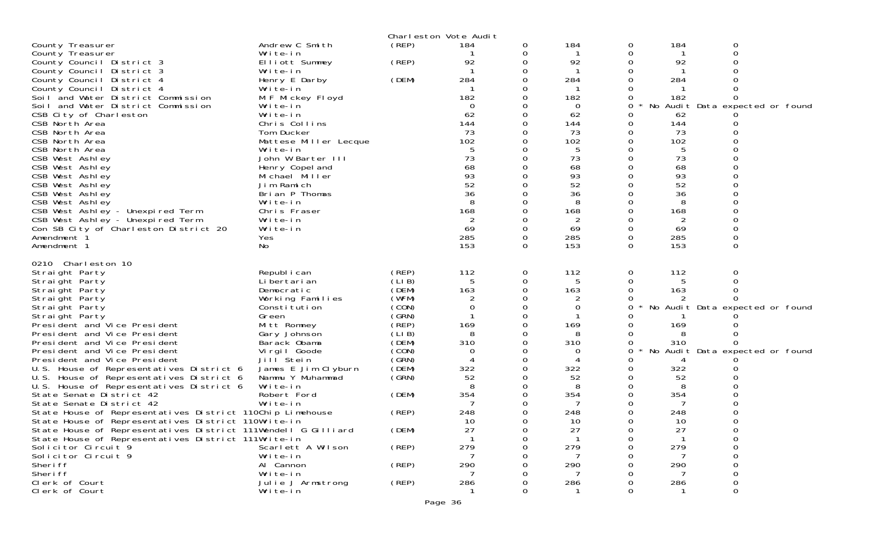Charleston Vote Audit

| | | | | | | | | |
|---|---|---|---|---|---|---|---|---|
| County Treasurer | Andrew C Smith | (REP) | 184 | 0 | 184 | 0 | 184 | 0 |
| County Treasurer | Write-in | | 1 | 0 | 1 | 0 | 1 | 0 |
| County Council District 3 | Elliott Summey | (REP) | 92 | 0 | 92 | 0 | 92 | 0 |
| County Council District 3 | Write-in | | 1 | 0 | 1 | 0 | 1 | 0 |
| County Council District 4 | Henry E Darby | (DEM) | 284 | 0 | 284 | 0 | 284 | 0 |
| County Council District 4 | Write-in | | 1 | 0 | 1 | 0 | 1 | 0 |
| Soil and Water District Commission | M F Mickey Floyd | | 182 | 0 | 182 | 0 | 182 | 0 |
| Soil and Water District Commission | Write-in | | 0 | 0 | 0 | 0 * No Audit Data expected or found | | |
| CSB City of Charleston | Write-in | | 62 | 0 | 62 | 0 | 62 | 0 |
| CSB North Area | Chris Collins | | 144 | 0 | 144 | 0 | 144 | 0 |
| CSB North Area | Tom Ducker | | 73 | 0 | 73 | 0 | 73 | 0 |
| CSB North Area | Mattese Miller Lecque | | 102 | 0 | 102 | 0 | 102 | 0 |
| CSB North Area | Write-in | | 5 | 0 | 5 | 0 | 5 | 0 |
| CSB West Ashley | John W Barter III | | 73 | 0 | 73 | 0 | 73 | 0 |
| CSB West Ashley | Henry Copeland | | 68 | 0 | 68 | 0 | 68 | 0 |
| CSB West Ashley | Michael Miller | | 93 | 0 | 93 | 0 | 93 | 0 |
| CSB West Ashley | Jim Ramich | | 52 | 0 | 52 | 0 | 52 | 0 |
| CSB West Ashley | Brian P Thomas | | 36 | 0 | 36 | 0 | 36 | 0 |
| CSB West Ashley | Write-in | | 8 | 0 | 8 | 0 | 8 | 0 |
| CSB West Ashley - Unexpired Term | Chris Fraser | | 168 | 0 | 168 | 0 | 168 | 0 |
| CSB West Ashley - Unexpired Term | Write-in | | 2 | 0 | 2 | 0 | 2 | 0 |
| Con SB City of Charleston District 20 | Write-in | | 69 | 0 | 69 | 0 | 69 | 0 |
| Amendment 1 | Yes | | 285 | 0 | 285 | 0 | 285 | 0 |
| Amendment 1 | No | | 153 | 0 | 153 | 0 | 153 | 0 |

0210 Charleston 10

| | | | | | | | | |
|---|---|---|---|---|---|---|---|---|
| Straight Party | Republican | (REP) | 112 | 0 | 112 | 0 | 112 | 0 |
| Straight Party | Libertarian | (LIB) | 5 | 0 | 5 | 0 | 5 | 0 |
| Straight Party | Democratic | (DEM) | 163 | 0 | 163 | 0 | 163 | 0 |
| Straight Party | Working Families | (WFM) | 2 | 0 | 2 | 0 | 2 | 0 |
| Straight Party | Constitution | (CON) | 0 | 0 | 0 | 0 * No Audit Data expected or found | | |
| Straight Party | Green | (GRN) | 1 | 0 | 1 | 0 | 1 | 0 |
| President and Vice President | Mitt Romney | (REP) | 169 | 0 | 169 | 0 | 169 | 0 |
| President and Vice President | Gary Johnson | (LIB) | 8 | 0 | 8 | 0 | 8 | 0 |
| President and Vice President | Barack Obama | (DEM) | 310 | 0 | 310 | 0 | 310 | 0 |
| President and Vice President | Virgil Goode | (CON) | 0 | 0 | 0 | 0 * No Audit Data expected or found | | |
| President and Vice President | Jill Stein | (GRN) | 4 | 0 | 4 | 0 | 4 | 0 |
| U.S. House of Representatives District 6 | James E Jim Clyburn | (DEM) | 322 | 0 | 322 | 0 | 322 | 0 |
| U.S. House of Representatives District 6 | Nammu Y Muhammad | (GRN) | 52 | 0 | 52 | 0 | 52 | 0 |
| U.S. House of Representatives District 6 | Write-in | | 8 | 0 | 8 | 0 | 8 | 0 |
| State Senate District 42 | Robert Ford | (DEM) | 354 | 0 | 354 | 0 | 354 | 0 |
| State Senate District 42 | Write-in | | 7 | 0 | 7 | 0 | 7 | 0 |
| State House of Representatives District 110 | Chip Limehouse | (REP) | 248 | 0 | 248 | 0 | 248 | 0 |
| State House of Representatives District 110 | Write-in | | 10 | 0 | 10 | 0 | 10 | 0 |
| State House of Representatives District 111 | Wendell G Gilliard | (DEM) | 27 | 0 | 27 | 0 | 27 | 0 |
| State House of Representatives District 111 | Write-in | | 1 | 0 | 1 | 0 | 1 | 0 |
| Solicitor Circuit 9 | Scarlett A Wilson | (REP) | 279 | 0 | 279 | 0 | 279 | 0 |
| Solicitor Circuit 9 | Write-in | | 7 | 0 | 7 | 0 | 7 | 0 |
| Sheriff | Al Cannon | (REP) | 290 | 0 | 290 | 0 | 290 | 0 |
| Sheriff | Write-in | | 7 | 0 | 7 | 0 | 7 | 0 |
| Clerk of Court | Julie J Armstrong | (REP) | 286 | 0 | 286 | 0 | 286 | 0 |
| Clerk of Court | Write-in | | 1 | 0 | 1 | 0 | 1 | 0 |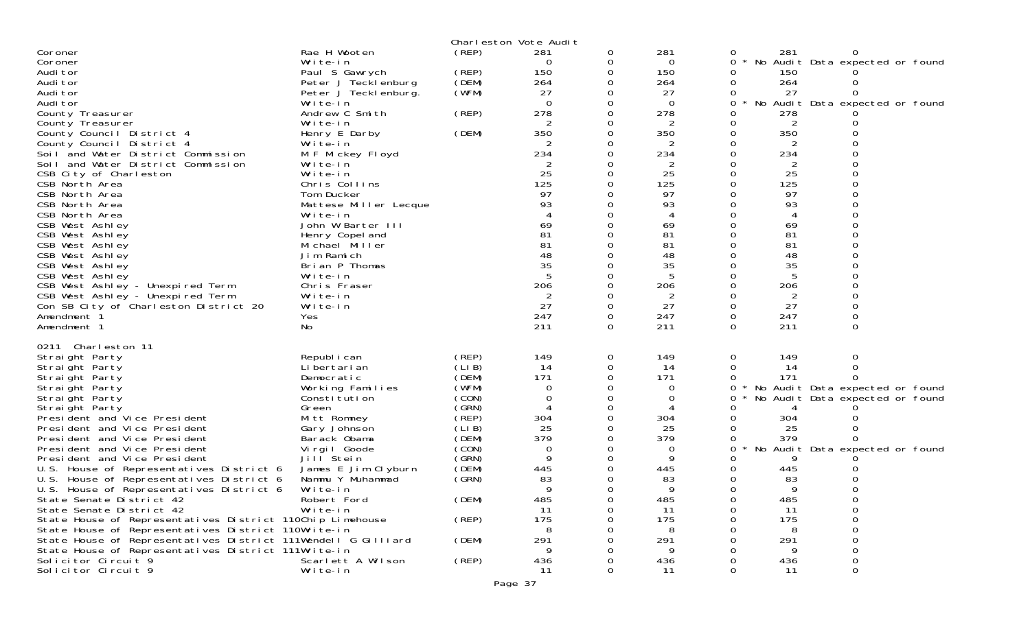Charleston Vote Audit

| | | | | | | | | |
|---|---|---|---|---|---|---|---|---|
| Coroner | Rae H Wooten | (REP) | 281 | 0 | 281 | 0 | 281 | 0 |
| Coroner | Write-in | | 0 | 0 | 0 | 0 * | No Audit Data expected or found | |
| Auditor | Paul S Gawrych | (REP) | 150 | 0 | 150 | 0 | 150 | 0 |
| Auditor | Peter J Tecklenburg | (DEM) | 264 | 0 | 264 | 0 | 264 | 0 |
| Auditor | Peter J Tecklenburg. | (WFM) | 27 | 0 | 27 | 0 | 27 | 0 |
| Auditor | Write-in | | 0 | 0 | 0 | 0 * | No Audit Data expected or found | |
| County Treasurer | Andrew C Smith | (REP) | 278 | 0 | 278 | 0 | 278 | 0 |
| County Treasurer | Write-in | | 2 | 0 | 2 | 0 | 2 | 0 |
| County Council District 4 | Henry E Darby | (DEM) | 350 | 0 | 350 | 0 | 350 | 0 |
| County Council District 4 | Write-in | | 2 | 0 | 2 | 0 | 2 | 0 |
| Soil and Water District Commission | M F Mickey Floyd | | 234 | 0 | 234 | 0 | 234 | 0 |
| Soil and Water District Commission | Write-in | | 2 | 0 | 2 | 0 | 2 | 0 |
| CSB City of Charleston | Write-in | | 25 | 0 | 25 | 0 | 25 | 0 |
| CSB North Area | Chris Collins | | 125 | 0 | 125 | 0 | 125 | 0 |
| CSB North Area | Tom Ducker | | 97 | 0 | 97 | 0 | 97 | 0 |
| CSB North Area | Mattese Miller Lecque | | 93 | 0 | 93 | 0 | 93 | 0 |
| CSB North Area | Write-in | | 4 | 0 | 4 | 0 | 4 | 0 |
| CSB West Ashley | John W Barter III | | 69 | 0 | 69 | 0 | 69 | 0 |
| CSB West Ashley | Henry Copeland | | 81 | 0 | 81 | 0 | 81 | 0 |
| CSB West Ashley | Michael Miller | | 81 | 0 | 81 | 0 | 81 | 0 |
| CSB West Ashley | Jim Ramich | | 48 | 0 | 48 | 0 | 48 | 0 |
| CSB West Ashley | Brian P Thomas | | 35 | 0 | 35 | 0 | 35 | 0 |
| CSB West Ashley | Write-in | | 5 | 0 | 5 | 0 | 5 | 0 |
| CSB West Ashley - Unexpired Term | Chris Fraser | | 206 | 0 | 206 | 0 | 206 | 0 |
| CSB West Ashley - Unexpired Term | Write-in | | 2 | 0 | 2 | 0 | 2 | 0 |
| Con SB City of Charleston District 20 | Write-in | | 27 | 0 | 27 | 0 | 27 | 0 |
| Amendment 1 | Yes | | 247 | 0 | 247 | 0 | 247 | 0 |
| Amendment 1 | No | | 211 | 0 | 211 | 0 | 211 | 0 |

0211 Charleston 11

| | | | | | | | | |
|---|---|---|---|---|---|---|---|---|
| Straight Party | Republican | (REP) | 149 | 0 | 149 | 0 | 149 | 0 |
| Straight Party | Libertarian | (LIB) | 14 | 0 | 14 | 0 | 14 | 0 |
| Straight Party | Democratic | (DEM) | 171 | 0 | 171 | 0 | 171 | 0 |
| Straight Party | Working Families | (WFM) | 0 | 0 | 0 | 0 * | No Audit Data expected or found | |
| Straight Party | Constitution | (CON) | 0 | 0 | 0 | 0 * | No Audit Data expected or found | |
| Straight Party | Green | (GRN) | 4 | 0 | 4 | 0 | 4 | 0 |
| President and Vice President | Mitt Romney | (REP) | 304 | 0 | 304 | 0 | 304 | 0 |
| President and Vice President | Gary Johnson | (LIB) | 25 | 0 | 25 | 0 | 25 | 0 |
| President and Vice President | Barack Obama | (DEM) | 379 | 0 | 379 | 0 | 379 | 0 |
| President and Vice President | Virgil Goode | (CON) | 0 | 0 | 0 | 0 * | No Audit Data expected or found | |
| President and Vice President | Jill Stein | (GRN) | 9 | 0 | 9 | 0 | 9 | 0 |
| U.S. House of Representatives District 6 | James E Jim Clyburn | (DEM) | 445 | 0 | 445 | 0 | 445 | 0 |
| U.S. House of Representatives District 6 | Nammu Y Muhammad | (GRN) | 83 | 0 | 83 | 0 | 83 | 0 |
| U.S. House of Representatives District 6 | Write-in | | 9 | 0 | 9 | 0 | 9 | 0 |
| State Senate District 42 | Robert Ford | (DEM) | 485 | 0 | 485 | 0 | 485 | 0 |
| State Senate District 42 | Write-in | | 11 | 0 | 11 | 0 | 11 | 0 |
| State House of Representatives District 110 | Chip Limehouse | (REP) | 175 | 0 | 175 | 0 | 175 | 0 |
| State House of Representatives District 110 | Write-in | | 8 | 0 | 8 | 0 | 8 | 0 |
| State House of Representatives District 111 | Wendell G Gilliard | (DEM) | 291 | 0 | 291 | 0 | 291 | 0 |
| State House of Representatives District 111 | Write-in | | 9 | 0 | 9 | 0 | 9 | 0 |
| Solicitor Circuit 9 | Scarlett A Wilson | (REP) | 436 | 0 | 436 | 0 | 436 | 0 |
| Solicitor Circuit 9 | Write-in | | 11 | 0 | 11 | 0 | 11 | 0 |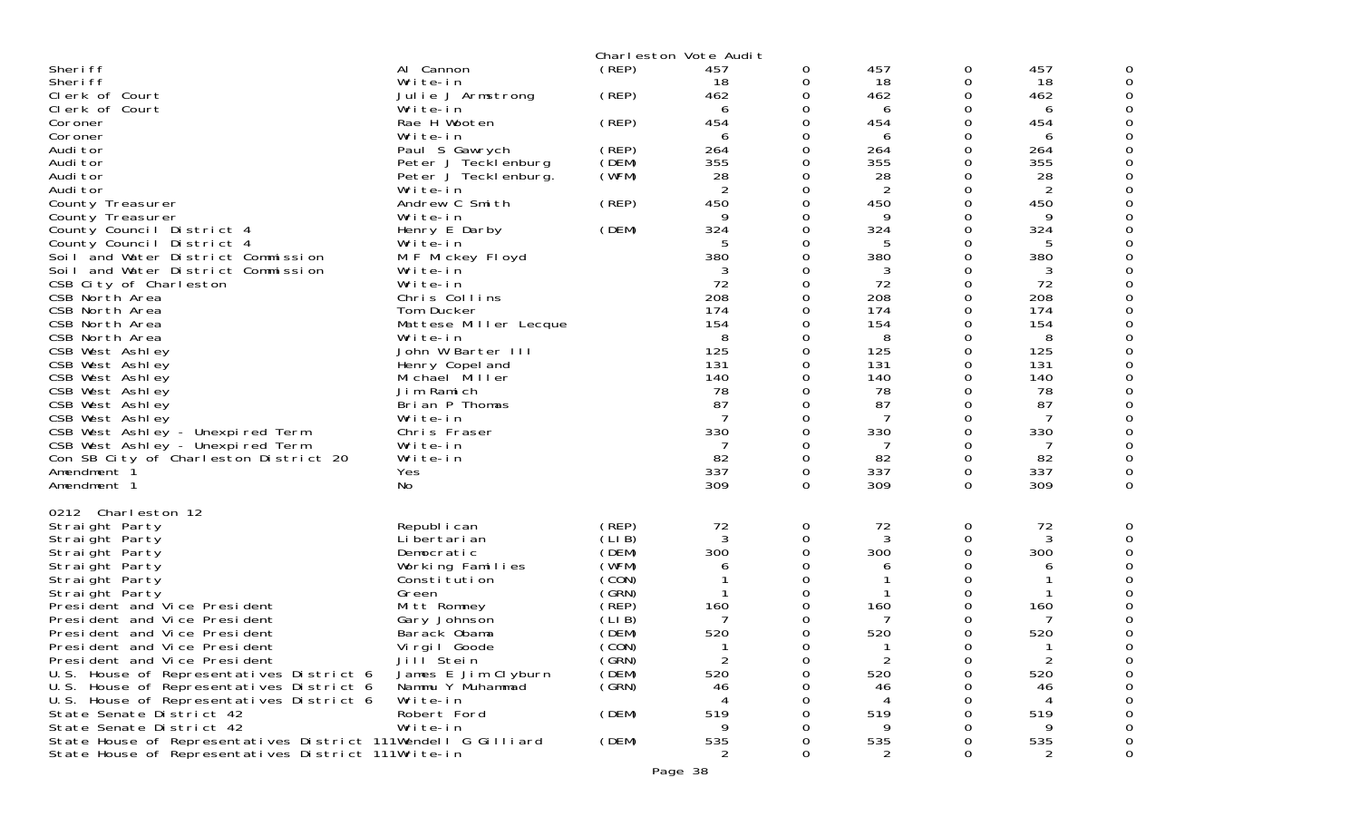Charleston Vote Audit

| | | | | | | | | |
|---|---|---|---|---|---|---|---|---|
| Sheriff | Al Cannon | (REP) | 457 | 0 | 457 | 0 | 457 | 0 |
| Sheriff | Write-in | | 18 | 0 | 18 | 0 | 18 | 0 |
| Clerk of Court | Julie J Armstrong | (REP) | 462 | 0 | 462 | 0 | 462 | 0 |
| Clerk of Court | Write-in | | 6 | 0 | 6 | 0 | 6 | 0 |
| Coroner | Rae H Wooten | (REP) | 454 | 0 | 454 | 0 | 454 | 0 |
| Coroner | Write-in | | 6 | 0 | 6 | 0 | 6 | 0 |
| Auditor | Paul S Gawrych | (REP) | 264 | 0 | 264 | 0 | 264 | 0 |
| Auditor | Peter J Tecklenburg | (DEM) | 355 | 0 | 355 | 0 | 355 | 0 |
| Auditor | Peter J Tecklenburg. | (WFM) | 28 | 0 | 28 | 0 | 28 | 0 |
| Auditor | Write-in | | 2 | 0 | 2 | 0 | 2 | 0 |
| County Treasurer | Andrew C Smith | (REP) | 450 | 0 | 450 | 0 | 450 | 0 |
| County Treasurer | Write-in | | 9 | 0 | 9 | 0 | 9 | 0 |
| County Council District 4 | Henry E Darby | (DEM) | 324 | 0 | 324 | 0 | 324 | 0 |
| County Council District 4 | Write-in | | 5 | 0 | 5 | 0 | 5 | 0 |
| Soil and Water District Commission | M F Mickey Floyd | | 380 | 0 | 380 | 0 | 380 | 0 |
| Soil and Water District Commission | Write-in | | 3 | 0 | 3 | 0 | 3 | 0 |
| CSB City of Charleston | Write-in | | 72 | 0 | 72 | 0 | 72 | 0 |
| CSB North Area | Chris Collins | | 208 | 0 | 208 | 0 | 208 | 0 |
| CSB North Area | Tom Ducker | | 174 | 0 | 174 | 0 | 174 | 0 |
| CSB North Area | Mattese Miller Lecque | | 154 | 0 | 154 | 0 | 154 | 0 |
| CSB North Area | Write-in | | 8 | 0 | 8 | 0 | 8 | 0 |
| CSB West Ashley | John W Barter III | | 125 | 0 | 125 | 0 | 125 | 0 |
| CSB West Ashley | Henry Copeland | | 131 | 0 | 131 | 0 | 131 | 0 |
| CSB West Ashley | Michael Miller | | 140 | 0 | 140 | 0 | 140 | 0 |
| CSB West Ashley | Jim Ramich | | 78 | 0 | 78 | 0 | 78 | 0 |
| CSB West Ashley | Brian P Thomas | | 87 | 0 | 87 | 0 | 87 | 0 |
| CSB West Ashley | Write-in | | 7 | 0 | 7 | 0 | 7 | 0 |
| CSB West Ashley - Unexpired Term | Chris Fraser | | 330 | 0 | 330 | 0 | 330 | 0 |
| CSB West Ashley - Unexpired Term | Write-in | | 7 | 0 | 7 | 0 | 7 | 0 |
| Con SB City of Charleston District 20 | Write-in | | 82 | 0 | 82 | 0 | 82 | 0 |
| Amendment 1 | Yes | | 337 | 0 | 337 | 0 | 337 | 0 |
| Amendment 1 | No | | 309 | 0 | 309 | 0 | 309 | 0 |

0212 Charleston 12

| | | | | | | | | |
|---|---|---|---|---|---|---|---|---|
| Straight Party | Republican | (REP) | 72 | 0 | 72 | 0 | 72 | 0 |
| Straight Party | Libertarian | (LIB) | 3 | 0 | 3 | 0 | 3 | 0 |
| Straight Party | Democratic | (DEM) | 300 | 0 | 300 | 0 | 300 | 0 |
| Straight Party | Working Families | (WFM) | 6 | 0 | 6 | 0 | 6 | 0 |
| Straight Party | Constitution | (CON) | 1 | 0 | 1 | 0 | 1 | 0 |
| Straight Party | Green | (GRN) | 1 | 0 | 1 | 0 | 1 | 0 |
| President and Vice President | Mitt Romney | (REP) | 160 | 0 | 160 | 0 | 160 | 0 |
| President and Vice President | Gary Johnson | (LIB) | 7 | 0 | 7 | 0 | 7 | 0 |
| President and Vice President | Barack Obama | (DEM) | 520 | 0 | 520 | 0 | 520 | 0 |
| President and Vice President | Virgil Goode | (CON) | 1 | 0 | 1 | 0 | 1 | 0 |
| President and Vice President | Jill Stein | (GRN) | 2 | 0 | 2 | 0 | 2 | 0 |
| U.S. House of Representatives District 6 | James E Jim Clyburn | (DEM) | 520 | 0 | 520 | 0 | 520 | 0 |
| U.S. House of Representatives District 6 | Nammu Y Muhammad | (GRN) | 46 | 0 | 46 | 0 | 46 | 0 |
| U.S. House of Representatives District 6 | Write-in | | 4 | 0 | 4 | 0 | 4 | 0 |
| State Senate District 42 | Robert Ford | (DEM) | 519 | 0 | 519 | 0 | 519 | 0 |
| State Senate District 42 | Write-in | | 9 | 0 | 9 | 0 | 9 | 0 |
| State House of Representatives District 111 | Wendell G Gilliard | (DEM) | 535 | 0 | 535 | 0 | 535 | 0 |
| State House of Representatives District 111 | Write-in | | 2 | 0 | 2 | 0 | 2 | 0 |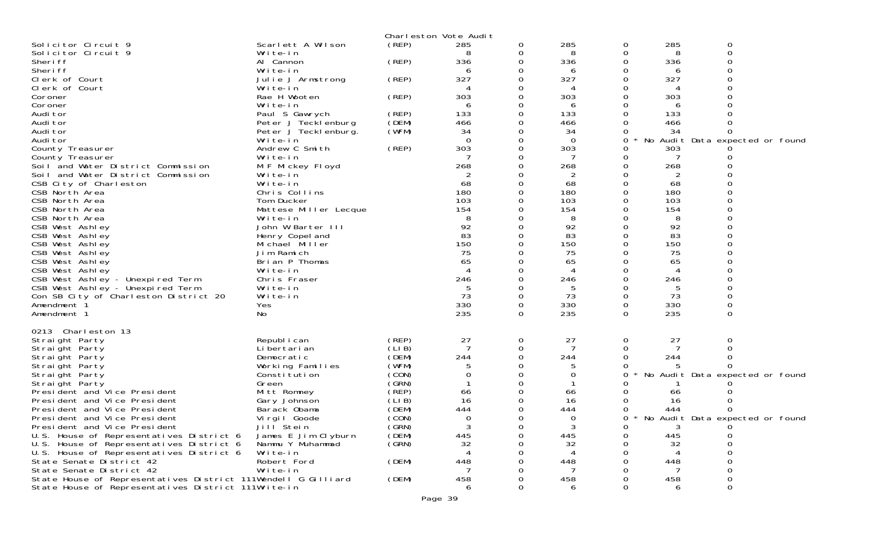Charleston Vote Audit

| Office | Candidate | Party | Votes | | | | | |
|---|---|---|---|---|---|---|---|---|
| Solicitor Circuit 9 | Scarlett A Wilson | (REP) | 285 | 0 | 285 | 0 | 285 | 0 |
| Solicitor Circuit 9 | Write-in | | 8 | 0 | 8 | 0 | 8 | 0 |
| Sheriff | Al Cannon | (REP) | 336 | 0 | 336 | 0 | 336 | 0 |
| Sheriff | Write-in | | 6 | 0 | 6 | 0 | 6 | 0 |
| Clerk of Court | Julie J Armstrong | (REP) | 327 | 0 | 327 | 0 | 327 | 0 |
| Clerk of Court | Write-in | | 4 | 0 | 4 | 0 | 4 | 0 |
| Coroner | Rae H Wooten | (REP) | 303 | 0 | 303 | 0 | 303 | 0 |
| Coroner | Write-in | | 6 | 0 | 6 | 0 | 6 | 0 |
| Auditor | Paul S Gawrych | (REP) | 133 | 0 | 133 | 0 | 133 | 0 |
| Auditor | Peter J Tecklenburg | (DEM) | 466 | 0 | 466 | 0 | 466 | 0 |
| Auditor | Peter J Tecklenburg. | (WFM) | 34 | 0 | 34 | 0 | 34 | 0 |
| Auditor | Write-in | | 0 | 0 | 0 | 0 * No Audit Data expected or found | | |
| County Treasurer | Andrew C Smith | (REP) | 303 | 0 | 303 | 0 | 303 | 0 |
| County Treasurer | Write-in | | 7 | 0 | 7 | 0 | 7 | 0 |
| Soil and Water District Commission | M F Mickey Floyd | | 268 | 0 | 268 | 0 | 268 | 0 |
| Soil and Water District Commission | Write-in | | 2 | 0 | 2 | 0 | 2 | 0 |
| CSB City of Charleston | Write-in | | 68 | 0 | 68 | 0 | 68 | 0 |
| CSB North Area | Chris Collins | | 180 | 0 | 180 | 0 | 180 | 0 |
| CSB North Area | Tom Ducker | | 103 | 0 | 103 | 0 | 103 | 0 |
| CSB North Area | Mattese Miller Lecque | | 154 | 0 | 154 | 0 | 154 | 0 |
| CSB North Area | Write-in | | 8 | 0 | 8 | 0 | 8 | 0 |
| CSB West Ashley | John W Barter III | | 92 | 0 | 92 | 0 | 92 | 0 |
| CSB West Ashley | Henry Copeland | | 83 | 0 | 83 | 0 | 83 | 0 |
| CSB West Ashley | Michael Miller | | 150 | 0 | 150 | 0 | 150 | 0 |
| CSB West Ashley | Jim Ramich | | 75 | 0 | 75 | 0 | 75 | 0 |
| CSB West Ashley | Brian P Thomas | | 65 | 0 | 65 | 0 | 65 | 0 |
| CSB West Ashley | Write-in | | 4 | 0 | 4 | 0 | 4 | 0 |
| CSB West Ashley - Unexpired Term | Chris Fraser | | 246 | 0 | 246 | 0 | 246 | 0 |
| CSB West Ashley - Unexpired Term | Write-in | | 5 | 0 | 5 | 0 | 5 | 0 |
| Con SB City of Charleston District 20 | Write-in | | 73 | 0 | 73 | 0 | 73 | 0 |
| Amendment 1 | Yes | | 330 | 0 | 330 | 0 | 330 | 0 |
| Amendment 1 | No | | 235 | 0 | 235 | 0 | 235 | 0 |

0213 Charleston 13

| Office | Candidate | Party | Votes | | | | | |
|---|---|---|---|---|---|---|---|---|
| Straight Party | Republican | (REP) | 27 | 0 | 27 | 0 | 27 | 0 |
| Straight Party | Libertarian | (LIB) | 7 | 0 | 7 | 0 | 7 | 0 |
| Straight Party | Democratic | (DEM) | 244 | 0 | 244 | 0 | 244 | 0 |
| Straight Party | Working Families | (WFM) | 5 | 0 | 5 | 0 | 5 | 0 |
| Straight Party | Constitution | (CON) | 0 | 0 | 0 | 0 * No Audit Data expected or found | | |
| Straight Party | Green | (GRN) | 1 | 0 | 1 | 0 | 1 | 0 |
| President and Vice President | Mitt Romney | (REP) | 66 | 0 | 66 | 0 | 66 | 0 |
| President and Vice President | Gary Johnson | (LIB) | 16 | 0 | 16 | 0 | 16 | 0 |
| President and Vice President | Barack Obama | (DEM) | 444 | 0 | 444 | 0 | 444 | 0 |
| President and Vice President | Virgil Goode | (CON) | 0 | 0 | 0 | 0 * No Audit Data expected or found | | |
| President and Vice President | Jill Stein | (GRN) | 3 | 0 | 3 | 0 | 3 | 0 |
| U.S. House of Representatives District 6 | James E Jim Clyburn | (DEM) | 445 | 0 | 445 | 0 | 445 | 0 |
| U.S. House of Representatives District 6 | Nammu Y Muhammad | (GRN) | 32 | 0 | 32 | 0 | 32 | 0 |
| U.S. House of Representatives District 6 | Write-in | | 4 | 0 | 4 | 0 | 4 | 0 |
| State Senate District 42 | Robert Ford | (DEM) | 448 | 0 | 448 | 0 | 448 | 0 |
| State Senate District 42 | Write-in | | 7 | 0 | 7 | 0 | 7 | 0 |
| State House of Representatives District 111 | Wendell G Gilliard | (DEM) | 458 | 0 | 458 | 0 | 458 | 0 |
| State House of Representatives District 111 | Write-in | | 6 | 0 | 6 | 0 | 6 | 0 |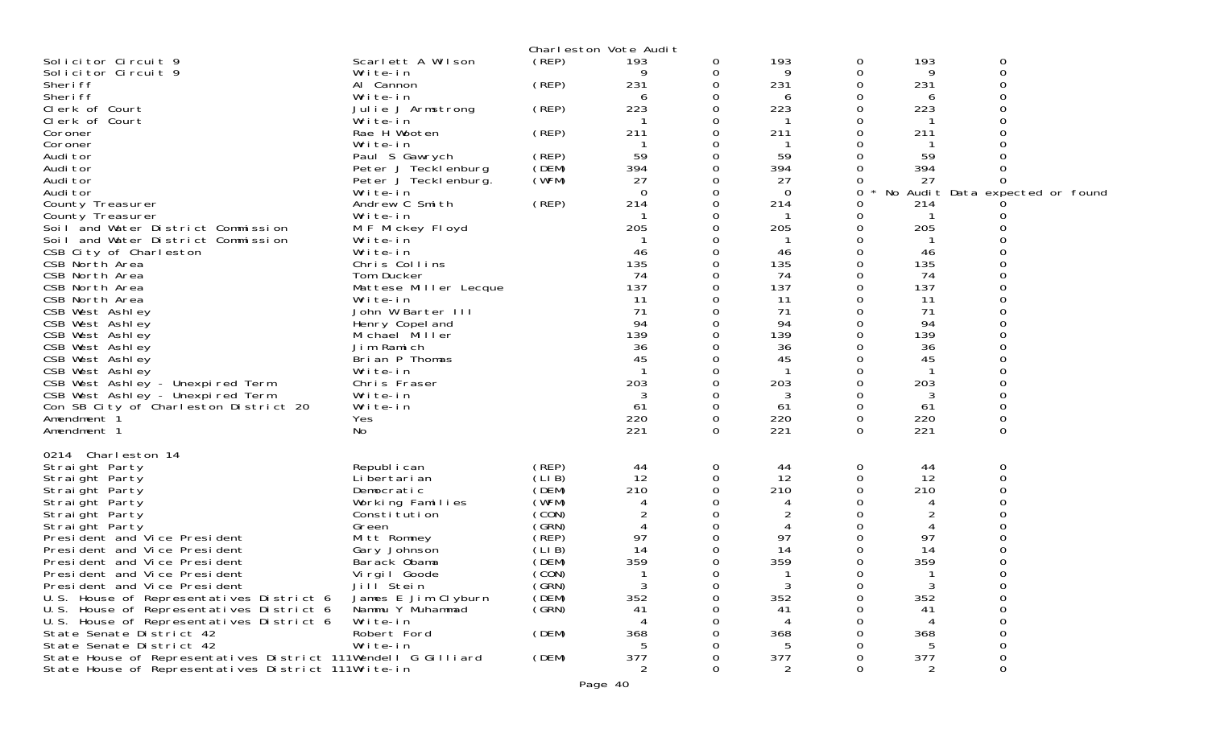Charleston Vote Audit

| Contest | Candidate | Party | | | | | | |
|---|---|---|---|---|---|---|---|---|
| Solicitor Circuit 9 | Scarlett A Wilson | (REP) | 193 | 0 | 193 | 0 | 193 | 0 |
| Solicitor Circuit 9 | Write-in | | 9 | 0 | 9 | 0 | 9 | 0 |
| Sheriff | Al Cannon | (REP) | 231 | 0 | 231 | 0 | 231 | 0 |
| Sheriff | Write-in | | 6 | 0 | 6 | 0 | 6 | 0 |
| Clerk of Court | Julie J Armstrong | (REP) | 223 | 0 | 223 | 0 | 223 | 0 |
| Clerk of Court | Write-in | | 1 | 0 | 1 | 0 | 1 | 0 |
| Coroner | Rae H Wooten | (REP) | 211 | 0 | 211 | 0 | 211 | 0 |
| Coroner | Write-in | | 1 | 0 | 1 | 0 | 1 | 0 |
| Auditor | Paul S Gawrych | (REP) | 59 | 0 | 59 | 0 | 59 | 0 |
| Auditor | Peter J Tecklenburg | (DEM) | 394 | 0 | 394 | 0 | 394 | 0 |
| Auditor | Peter J Tecklenburg. | (WFM) | 27 | 0 | 27 | 0 | 27 | 0 |
| Auditor | Write-in | | 0 | 0 | 0 | 0 * No Audit Data expected or found | | |
| County Treasurer | Andrew C Smith | (REP) | 214 | 0 | 214 | 0 | 214 | 0 |
| County Treasurer | Write-in | | 1 | 0 | 1 | 0 | 1 | 0 |
| Soil and Water District Commission | M F Mickey Floyd | | 205 | 0 | 205 | 0 | 205 | 0 |
| Soil and Water District Commission | Write-in | | 1 | 0 | 1 | 0 | 1 | 0 |
| CSB City of Charleston | Write-in | | 46 | 0 | 46 | 0 | 46 | 0 |
| CSB North Area | Chris Collins | | 135 | 0 | 135 | 0 | 135 | 0 |
| CSB North Area | Tom Ducker | | 74 | 0 | 74 | 0 | 74 | 0 |
| CSB North Area | Mattese Miller Lecque | | 137 | 0 | 137 | 0 | 137 | 0 |
| CSB North Area | Write-in | | 11 | 0 | 11 | 0 | 11 | 0 |
| CSB West Ashley | John W Barter III | | 71 | 0 | 71 | 0 | 71 | 0 |
| CSB West Ashley | Henry Copeland | | 94 | 0 | 94 | 0 | 94 | 0 |
| CSB West Ashley | Michael Miller | | 139 | 0 | 139 | 0 | 139 | 0 |
| CSB West Ashley | Jim Ramich | | 36 | 0 | 36 | 0 | 36 | 0 |
| CSB West Ashley | Brian P Thomas | | 45 | 0 | 45 | 0 | 45 | 0 |
| CSB West Ashley | Write-in | | 1 | 0 | 1 | 0 | 1 | 0 |
| CSB West Ashley - Unexpired Term | Chris Fraser | | 203 | 0 | 203 | 0 | 203 | 0 |
| CSB West Ashley - Unexpired Term | Write-in | | 3 | 0 | 3 | 0 | 3 | 0 |
| Con SB City of Charleston District 20 | Write-in | | 61 | 0 | 61 | 0 | 61 | 0 |
| Amendment 1 | Yes | | 220 | 0 | 220 | 0 | 220 | 0 |
| Amendment 1 | No | | 221 | 0 | 221 | 0 | 221 | 0 |

0214 Charleston 14

| Contest | Candidate | Party | | | | | | |
|---|---|---|---|---|---|---|---|---|
| Straight Party | Republican | (REP) | 44 | 0 | 44 | 0 | 44 | 0 |
| Straight Party | Libertarian | (LIB) | 12 | 0 | 12 | 0 | 12 | 0 |
| Straight Party | Democratic | (DEM) | 210 | 0 | 210 | 0 | 210 | 0 |
| Straight Party | Working Families | (WFM) | 4 | 0 | 4 | 0 | 4 | 0 |
| Straight Party | Constitution | (CON) | 2 | 0 | 2 | 0 | 2 | 0 |
| Straight Party | Green | (GRN) | 4 | 0 | 4 | 0 | 4 | 0 |
| President and Vice President | Mitt Romney | (REP) | 97 | 0 | 97 | 0 | 97 | 0 |
| President and Vice President | Gary Johnson | (LIB) | 14 | 0 | 14 | 0 | 14 | 0 |
| President and Vice President | Barack Obama | (DEM) | 359 | 0 | 359 | 0 | 359 | 0 |
| President and Vice President | Virgil Goode | (CON) | 1 | 0 | 1 | 0 | 1 | 0 |
| President and Vice President | Jill Stein | (GRN) | 3 | 0 | 3 | 0 | 3 | 0 |
| U.S. House of Representatives District 6 | James E Jim Clyburn | (DEM) | 352 | 0 | 352 | 0 | 352 | 0 |
| U.S. House of Representatives District 6 | Nammu Y Muhammad | (GRN) | 41 | 0 | 41 | 0 | 41 | 0 |
| U.S. House of Representatives District 6 | Write-in | | 4 | 0 | 4 | 0 | 4 | 0 |
| State Senate District 42 | Robert Ford | (DEM) | 368 | 0 | 368 | 0 | 368 | 0 |
| State Senate District 42 | Write-in | | 5 | 0 | 5 | 0 | 5 | 0 |
| State House of Representatives District 111 | Wendell G Gilliard | (DEM) | 377 | 0 | 377 | 0 | 377 | 0 |
| State House of Representatives District 111 | Write-in | | 2 | 0 | 2 | 0 | 2 | 0 |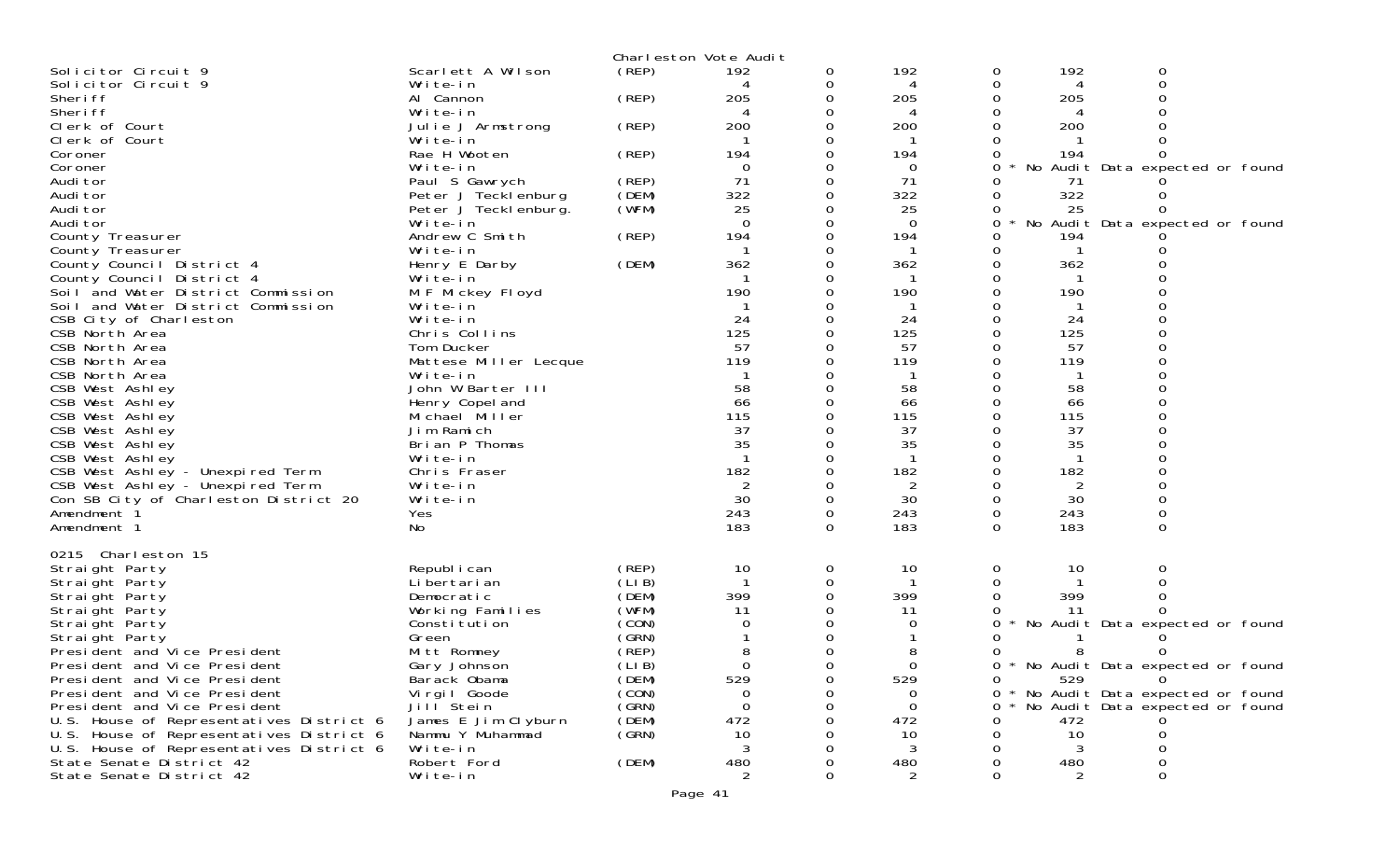Charleston Vote Audit

| Contest | Candidate | Party | | | | | | |
|---|---|---|---|---|---|---|---|---|
| Solicitor Circuit 9 | Scarlett A Wilson | (REP) | 192 | 0 | 192 | 0 | 192 | 0 |
| Solicitor Circuit 9 | Write-in | | 4 | 0 | 4 | 0 | 4 | 0 |
| Sheriff | Al Cannon | (REP) | 205 | 0 | 205 | 0 | 205 | 0 |
| Sheriff | Write-in | | 4 | 0 | 4 | 0 | 4 | 0 |
| Clerk of Court | Julie J Armstrong | (REP) | 200 | 0 | 200 | 0 | 200 | 0 |
| Clerk of Court | Write-in | | 1 | 0 | 1 | 0 | 1 | 0 |
| Coroner | Rae H Wooten | (REP) | 194 | 0 | 194 | 0 | 194 | 0 |
| Coroner | Write-in | | 0 | 0 | 0 | 0 * No Audit Data expected or found | | |
| Auditor | Paul S Gawrych | (REP) | 71 | 0 | 71 | 0 | 71 | 0 |
| Auditor | Peter J Tecklenburg | (DEM) | 322 | 0 | 322 | 0 | 322 | 0 |
| Auditor | Peter J Tecklenburg. | (WFM) | 25 | 0 | 25 | 0 | 25 | 0 |
| Auditor | Write-in | | 0 | 0 | 0 | 0 * No Audit Data expected or found | | |
| County Treasurer | Andrew C Smith | (REP) | 194 | 0 | 194 | 0 | 194 | 0 |
| County Treasurer | Write-in | | 1 | 0 | 1 | 0 | 1 | 0 |
| County Council District 4 | Henry E Darby | (DEM) | 362 | 0 | 362 | 0 | 362 | 0 |
| County Council District 4 | Write-in | | 1 | 0 | 1 | 0 | 1 | 0 |
| Soil and Water District Commission | M F Mickey Floyd | | 190 | 0 | 190 | 0 | 190 | 0 |
| Soil and Water District Commission | Write-in | | 1 | 0 | 1 | 0 | 1 | 0 |
| CSB City of Charleston | Write-in | | 24 | 0 | 24 | 0 | 24 | 0 |
| CSB North Area | Chris Collins | | 125 | 0 | 125 | 0 | 125 | 0 |
| CSB North Area | Tom Ducker | | 57 | 0 | 57 | 0 | 57 | 0 |
| CSB North Area | Mattese Miller Lecque | | 119 | 0 | 119 | 0 | 119 | 0 |
| CSB North Area | Write-in | | 1 | 0 | 1 | 0 | 1 | 0 |
| CSB West Ashley | John W Barter III | | 58 | 0 | 58 | 0 | 58 | 0 |
| CSB West Ashley | Henry Copeland | | 66 | 0 | 66 | 0 | 66 | 0 |
| CSB West Ashley | Michael Miller | | 115 | 0 | 115 | 0 | 115 | 0 |
| CSB West Ashley | Jim Ramich | | 37 | 0 | 37 | 0 | 37 | 0 |
| CSB West Ashley | Brian P Thomas | | 35 | 0 | 35 | 0 | 35 | 0 |
| CSB West Ashley | Write-in | | 1 | 0 | 1 | 0 | 1 | 0 |
| CSB West Ashley - Unexpired Term | Chris Fraser | | 182 | 0 | 182 | 0 | 182 | 0 |
| CSB West Ashley - Unexpired Term | Write-in | | 2 | 0 | 2 | 0 | 2 | 0 |
| Con SB City of Charleston District 20 | Write-in | | 30 | 0 | 30 | 0 | 30 | 0 |
| Amendment 1 | Yes | | 243 | 0 | 243 | 0 | 243 | 0 |
| Amendment 1 | No | | 183 | 0 | 183 | 0 | 183 | 0 |

0215 Charleston 15

| Contest | Candidate | Party | | | | | | |
|---|---|---|---|---|---|---|---|---|
| Straight Party | Republican | (REP) | 10 | 0 | 10 | 0 | 10 | 0 |
| Straight Party | Libertarian | (LIB) | 1 | 0 | 1 | 0 | 1 | 0 |
| Straight Party | Democratic | (DEM) | 399 | 0 | 399 | 0 | 399 | 0 |
| Straight Party | Working Families | (WFM) | 11 | 0 | 11 | 0 | 11 | 0 |
| Straight Party | Constitution | (CON) | 0 | 0 | 0 | 0 * No Audit Data expected or found | | |
| Straight Party | Green | (GRN) | 1 | 0 | 1 | 0 | 1 | 0 |
| President and Vice President | Mitt Romney | (REP) | 8 | 0 | 8 | 0 | 8 | 0 |
| President and Vice President | Gary Johnson | (LIB) | 0 | 0 | 0 | 0 * No Audit Data expected or found | | |
| President and Vice President | Barack Obama | (DEM) | 529 | 0 | 529 | 0 | 529 | 0 |
| President and Vice President | Virgil Goode | (CON) | 0 | 0 | 0 | 0 * No Audit Data expected or found | | |
| President and Vice President | Jill Stein | (GRN) | 0 | 0 | 0 | 0 * No Audit Data expected or found | | |
| U.S. House of Representatives District 6 | James E Jim Clyburn | (DEM) | 472 | 0 | 472 | 0 | 472 | 0 |
| U.S. House of Representatives District 6 | Nammu Y Muhammad | (GRN) | 10 | 0 | 10 | 0 | 10 | 0 |
| U.S. House of Representatives District 6 | Write-in | | 3 | 0 | 3 | 0 | 3 | 0 |
| State Senate District 42 | Robert Ford | (DEM) | 480 | 0 | 480 | 0 | 480 | 0 |
| State Senate District 42 | Write-in | | 2 | 0 | 2 | 0 | 2 | 0 |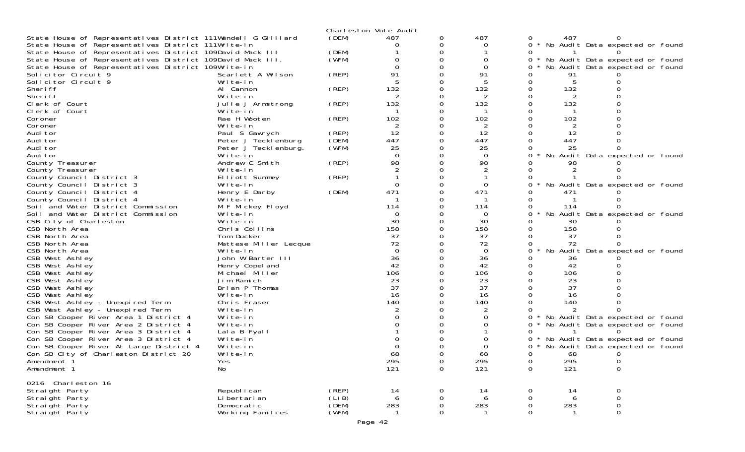Charleston Vote Audit

| Contest | Candidate | Party | | | | | | |
|---|---|---|---|---|---|---|---|---|
| State House of Representatives District 111 | Wendell G Gilliard | (DEM) | 487 | 0 | 487 | 0 | 487 | 0 |
| State House of Representatives District 111 | Write-in | | 0 | 0 | 0 | 0 * | No Audit Data expected or found | |
| State House of Representatives District 109 | David Mack III | (DEM) | 1 | 0 | 1 | 0 | 1 | 0 |
| State House of Representatives District 109 | David Mack III. | (WFM) | 0 | 0 | 0 | 0 * | No Audit Data expected or found | |
| State House of Representatives District 109 | Write-in | | 0 | 0 | 0 | 0 * | No Audit Data expected or found | |
| Solicitor Circuit 9 | Scarlett A Wilson | (REP) | 91 | 0 | 91 | 0 | 91 | 0 |
| Solicitor Circuit 9 | Write-in | | 5 | 0 | 5 | 0 | 5 | 0 |
| Sheriff | Al Cannon | (REP) | 132 | 0 | 132 | 0 | 132 | 0 |
| Sheriff | Write-in | | 2 | 0 | 2 | 0 | 2 | 0 |
| Clerk of Court | Julie J Armstrong | (REP) | 132 | 0 | 132 | 0 | 132 | 0 |
| Clerk of Court | Write-in | | 1 | 0 | 1 | 0 | 1 | 0 |
| Coroner | Rae H Wooten | (REP) | 102 | 0 | 102 | 0 | 102 | 0 |
| Coroner | Write-in | | 2 | 0 | 2 | 0 | 2 | 0 |
| Auditor | Paul S Gawrych | (REP) | 12 | 0 | 12 | 0 | 12 | 0 |
| Auditor | Peter J Tecklenburg | (DEM) | 447 | 0 | 447 | 0 | 447 | 0 |
| Auditor | Peter J Tecklenburg. | (WFM) | 25 | 0 | 25 | 0 | 25 | 0 |
| Auditor | Write-in | | 0 | 0 | 0 | 0 * | No Audit Data expected or found | |
| County Treasurer | Andrew C Smith | (REP) | 98 | 0 | 98 | 0 | 98 | 0 |
| County Treasurer | Write-in | | 2 | 0 | 2 | 0 | 2 | 0 |
| County Council District 3 | Elliott Summey | (REP) | 1 | 0 | 1 | 0 | 1 | 0 |
| County Council District 3 | Write-in | | 0 | 0 | 0 | 0 * | No Audit Data expected or found | |
| County Council District 4 | Henry E Darby | (DEM) | 471 | 0 | 471 | 0 | 471 | 0 |
| County Council District 4 | Write-in | | 1 | 0 | 1 | 0 | 1 | 0 |
| Soil and Water District Commission | M F Mickey Floyd | | 114 | 0 | 114 | 0 | 114 | 0 |
| Soil and Water District Commission | Write-in | | 0 | 0 | 0 | 0 * | No Audit Data expected or found | |
| CSB City of Charleston | Write-in | | 30 | 0 | 30 | 0 | 30 | 0 |
| CSB North Area | Chris Collins | | 158 | 0 | 158 | 0 | 158 | 0 |
| CSB North Area | Tom Ducker | | 37 | 0 | 37 | 0 | 37 | 0 |
| CSB North Area | Mattese Miller Lecque | | 72 | 0 | 72 | 0 | 72 | 0 |
| CSB North Area | Write-in | | 0 | 0 | 0 | 0 * | No Audit Data expected or found | |
| CSB West Ashley | John W Barter III | | 36 | 0 | 36 | 0 | 36 | 0 |
| CSB West Ashley | Henry Copeland | | 42 | 0 | 42 | 0 | 42 | 0 |
| CSB West Ashley | Michael Miller | | 106 | 0 | 106 | 0 | 106 | 0 |
| CSB West Ashley | Jim Ramich | | 23 | 0 | 23 | 0 | 23 | 0 |
| CSB West Ashley | Brian P Thomas | | 37 | 0 | 37 | 0 | 37 | 0 |
| CSB West Ashley | Write-in | | 16 | 0 | 16 | 0 | 16 | 0 |
| CSB West Ashley - Unexpired Term | Chris Fraser | | 140 | 0 | 140 | 0 | 140 | 0 |
| CSB West Ashley - Unexpired Term | Write-in | | 2 | 0 | 2 | 0 | 2 | 0 |
| Con SB Cooper River Area 1 District 4 | Write-in | | 0 | 0 | 0 | 0 * | No Audit Data expected or found | |
| Con SB Cooper River Area 2 District 4 | Write-in | | 0 | 0 | 0 | 0 * | No Audit Data expected or found | |
| Con SB Cooper River Area 3 District 4 | Lala B Fyall | | 1 | 0 | 1 | 0 | 1 | 0 |
| Con SB Cooper River Area 3 District 4 | Write-in | | 0 | 0 | 0 | 0 * | No Audit Data expected or found | |
| Con SB Cooper River At Large District 4 | Write-in | | 0 | 0 | 0 | 0 * | No Audit Data expected or found | |
| Con SB City of Charleston District 20 | Write-in | | 68 | 0 | 68 | 0 | 68 | 0 |
| Amendment 1 | Yes | | 295 | 0 | 295 | 0 | 295 | 0 |
| Amendment 1 | No | | 121 | 0 | 121 | 0 | 121 | 0 |

0216 Charleston 16

| Contest | Candidate | Party | | | | | | |
|---|---|---|---|---|---|---|---|---|
| Straight Party | Republican | (REP) | 14 | 0 | 14 | 0 | 14 | 0 |
| Straight Party | Libertarian | (LIB) | 6 | 0 | 6 | 0 | 6 | 0 |
| Straight Party | Democratic | (DEM) | 283 | 0 | 283 | 0 | 283 | 0 |
| Straight Party | Working Families | (WFM) | 1 | 0 | 1 | 0 | 1 | 0 |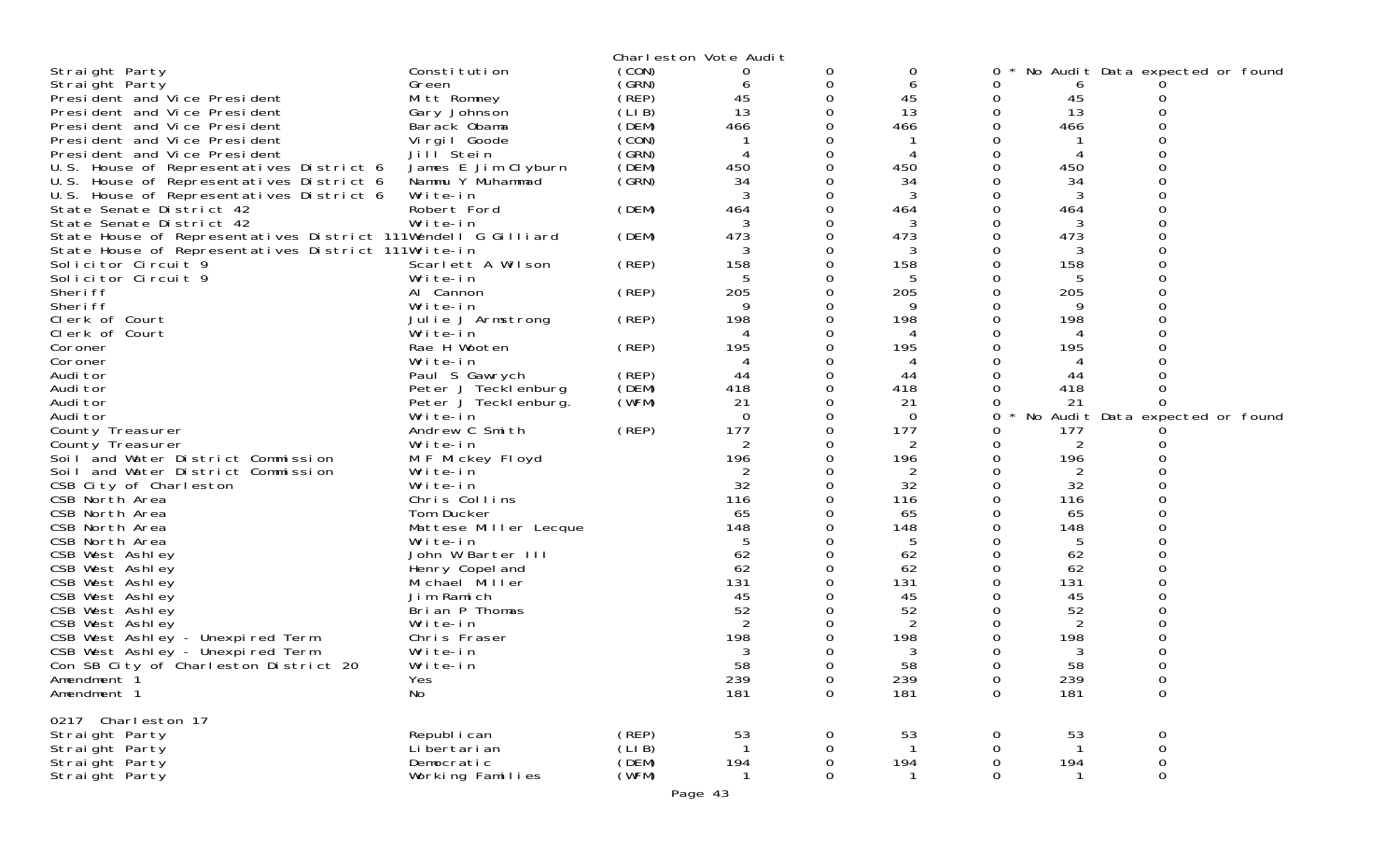Charleston Vote Audit

| | | | | | | | | |
|---|---|---|---|---|---|---|---|---|
| Straight Party | Constitution | (CON) | 0 | 0 | 0 | 0 * No Audit Data expected or found | | |
| Straight Party | Green | (GRN) | 6 | 0 | 6 | 0 | 6 | 0 |
| President and Vice President | Mitt Romney | (REP) | 45 | 0 | 45 | 0 | 45 | 0 |
| President and Vice President | Gary Johnson | (LIB) | 13 | 0 | 13 | 0 | 13 | 0 |
| President and Vice President | Barack Obama | (DEM) | 466 | 0 | 466 | 0 | 466 | 0 |
| President and Vice President | Virgil Goode | (CON) | 1 | 0 | 1 | 0 | 1 | 0 |
| President and Vice President | Jill Stein | (GRN) | 4 | 0 | 4 | 0 | 4 | 0 |
| U.S. House of Representatives District 6 | James E Jim Clyburn | (DEM) | 450 | 0 | 450 | 0 | 450 | 0 |
| U.S. House of Representatives District 6 | Nammu Y Muhammad | (GRN) | 34 | 0 | 34 | 0 | 34 | 0 |
| U.S. House of Representatives District 6 | Write-in | | 3 | 0 | 3 | 0 | 3 | 0 |
| State Senate District 42 | Robert Ford | (DEM) | 464 | 0 | 464 | 0 | 464 | 0 |
| State Senate District 42 | Write-in | | 3 | 0 | 3 | 0 | 3 | 0 |
| State House of Representatives District 111 | Wendell G Gilliard | (DEM) | 473 | 0 | 473 | 0 | 473 | 0 |
| State House of Representatives District 111 | Write-in | | 3 | 0 | 3 | 0 | 3 | 0 |
| Solicitor Circuit 9 | Scarlett A Wilson | (REP) | 158 | 0 | 158 | 0 | 158 | 0 |
| Solicitor Circuit 9 | Write-in | | 5 | 0 | 5 | 0 | 5 | 0 |
| Sheriff | Al Cannon | (REP) | 205 | 0 | 205 | 0 | 205 | 0 |
| Sheriff | Write-in | | 9 | 0 | 9 | 0 | 9 | 0 |
| Clerk of Court | Julie J Armstrong | (REP) | 198 | 0 | 198 | 0 | 198 | 0 |
| Clerk of Court | Write-in | | 4 | 0 | 4 | 0 | 4 | 0 |
| Coroner | Rae H Wooten | (REP) | 195 | 0 | 195 | 0 | 195 | 0 |
| Coroner | Write-in | | 4 | 0 | 4 | 0 | 4 | 0 |
| Auditor | Paul S Gawrych | (REP) | 44 | 0 | 44 | 0 | 44 | 0 |
| Auditor | Peter J Tecklenburg | (DEM) | 418 | 0 | 418 | 0 | 418 | 0 |
| Auditor | Peter J Tecklenburg. | (WFM) | 21 | 0 | 21 | 0 | 21 | 0 |
| Auditor | Write-in | | 0 | 0 | 0 | 0 * No Audit Data expected or found | | |
| County Treasurer | Andrew C Smith | (REP) | 177 | 0 | 177 | 0 | 177 | 0 |
| County Treasurer | Write-in | | 2 | 0 | 2 | 0 | 2 | 0 |
| Soil and Water District Commission | M F Mickey Floyd | | 196 | 0 | 196 | 0 | 196 | 0 |
| Soil and Water District Commission | Write-in | | 2 | 0 | 2 | 0 | 2 | 0 |
| CSB City of Charleston | Write-in | | 32 | 0 | 32 | 0 | 32 | 0 |
| CSB North Area | Chris Collins | | 116 | 0 | 116 | 0 | 116 | 0 |
| CSB North Area | Tom Ducker | | 65 | 0 | 65 | 0 | 65 | 0 |
| CSB North Area | Mattese Miller Lecque | | 148 | 0 | 148 | 0 | 148 | 0 |
| CSB North Area | Write-in | | 5 | 0 | 5 | 0 | 5 | 0 |
| CSB West Ashley | John W Barter III | | 62 | 0 | 62 | 0 | 62 | 0 |
| CSB West Ashley | Henry Copeland | | 62 | 0 | 62 | 0 | 62 | 0 |
| CSB West Ashley | Michael Miller | | 131 | 0 | 131 | 0 | 131 | 0 |
| CSB West Ashley | Jim Ramich | | 45 | 0 | 45 | 0 | 45 | 0 |
| CSB West Ashley | Brian P Thomas | | 52 | 0 | 52 | 0 | 52 | 0 |
| CSB West Ashley | Write-in | | 2 | 0 | 2 | 0 | 2 | 0 |
| CSB West Ashley - Unexpired Term | Chris Fraser | | 198 | 0 | 198 | 0 | 198 | 0 |
| CSB West Ashley - Unexpired Term | Write-in | | 3 | 0 | 3 | 0 | 3 | 0 |
| Con SB City of Charleston District 20 | Write-in | | 58 | 0 | 58 | 0 | 58 | 0 |
| Amendment 1 | Yes | | 239 | 0 | 239 | 0 | 239 | 0 |
| Amendment 1 | No | | 181 | 0 | 181 | 0 | 181 | 0 |

0217 Charleston 17

| | | | | | | | | |
|---|---|---|---|---|---|---|---|---|
| Straight Party | Republican | (REP) | 53 | 0 | 53 | 0 | 53 | 0 |
| Straight Party | Libertarian | (LIB) | 1 | 0 | 1 | 0 | 1 | 0 |
| Straight Party | Democratic | (DEM) | 194 | 0 | 194 | 0 | 194 | 0 |
| Straight Party | Working Families | (WFM) | 1 | 0 | 1 | 0 | 1 | 0 |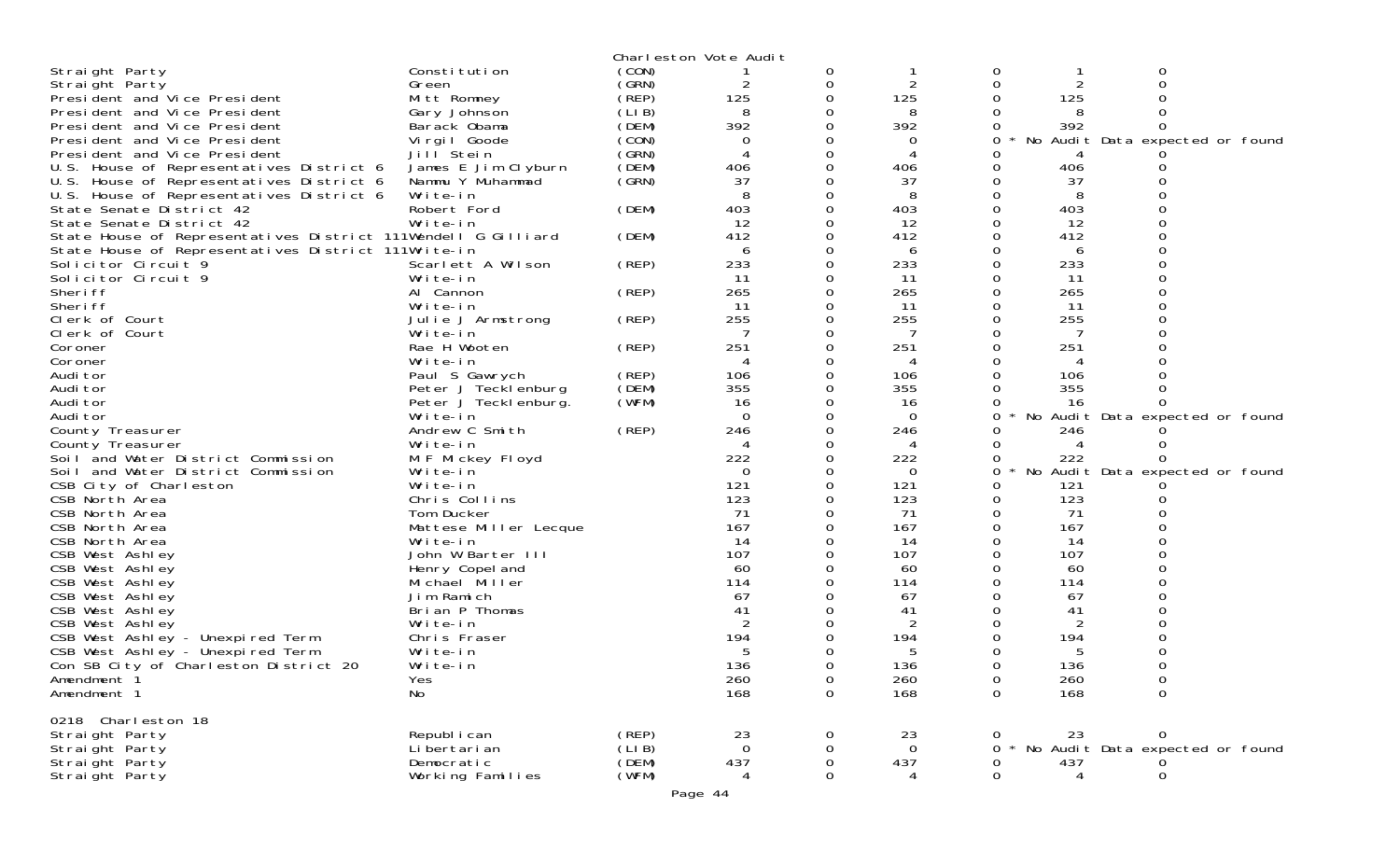Charleston Vote Audit

| Contest | Candidate | Party | Votes | | | | | |
|---|---|---|---|---|---|---|---|---|
| Straight Party | Constitution | (CON) | 1 | 0 | 1 | 0 | 1 | 0 |
| Straight Party | Green | (GRN) | 2 | 0 | 2 | 0 | 2 | 0 |
| President and Vice President | Mitt Romney | (REP) | 125 | 0 | 125 | 0 | 125 | 0 |
| President and Vice President | Gary Johnson | (LIB) | 8 | 0 | 8 | 0 | 8 | 0 |
| President and Vice President | Barack Obama | (DEM) | 392 | 0 | 392 | 0 | 392 | 0 |
| President and Vice President | Virgil Goode | (CON) | 0 | 0 | 0 | 0 * No Audit Data expected or found | | |
| President and Vice President | Jill Stein | (GRN) | 4 | 0 | 4 | 0 | 4 | 0 |
| U.S. House of Representatives District 6 | James E Jim Clyburn | (DEM) | 406 | 0 | 406 | 0 | 406 | 0 |
| U.S. House of Representatives District 6 | Nammu Y Muhammad | (GRN) | 37 | 0 | 37 | 0 | 37 | 0 |
| U.S. House of Representatives District 6 | Write-in | | 8 | 0 | 8 | 0 | 8 | 0 |
| State Senate District 42 | Robert Ford | (DEM) | 403 | 0 | 403 | 0 | 403 | 0 |
| State Senate District 42 | Write-in | | 12 | 0 | 12 | 0 | 12 | 0 |
| State House of Representatives District 111 | Wendell G Gilliard | (DEM) | 412 | 0 | 412 | 0 | 412 | 0 |
| State House of Representatives District 111 | Write-in | | 6 | 0 | 6 | 0 | 6 | 0 |
| Solicitor Circuit 9 | Scarlett A Wilson | (REP) | 233 | 0 | 233 | 0 | 233 | 0 |
| Solicitor Circuit 9 | Write-in | | 11 | 0 | 11 | 0 | 11 | 0 |
| Sheriff | Al Cannon | (REP) | 265 | 0 | 265 | 0 | 265 | 0 |
| Sheriff | Write-in | | 11 | 0 | 11 | 0 | 11 | 0 |
| Clerk of Court | Julie J Armstrong | (REP) | 255 | 0 | 255 | 0 | 255 | 0 |
| Clerk of Court | Write-in | | 7 | 0 | 7 | 0 | 7 | 0 |
| Coroner | Rae H Wooten | (REP) | 251 | 0 | 251 | 0 | 251 | 0 |
| Coroner | Write-in | | 4 | 0 | 4 | 0 | 4 | 0 |
| Auditor | Paul S Gawrych | (REP) | 106 | 0 | 106 | 0 | 106 | 0 |
| Auditor | Peter J Tecklenburg | (DEM) | 355 | 0 | 355 | 0 | 355 | 0 |
| Auditor | Peter J Tecklenburg. | (WFM) | 16 | 0 | 16 | 0 | 16 | 0 |
| Auditor | Write-in | | 0 | 0 | 0 | 0 * No Audit Data expected or found | | |
| County Treasurer | Andrew C Smith | (REP) | 246 | 0 | 246 | 0 | 246 | 0 |
| County Treasurer | Write-in | | 4 | 0 | 4 | 0 | 4 | 0 |
| Soil and Water District Commission | M F Mickey Floyd | | 222 | 0 | 222 | 0 | 222 | 0 |
| Soil and Water District Commission | Write-in | | 0 | 0 | 0 | 0 * No Audit Data expected or found | | |
| CSB City of Charleston | Write-in | | 121 | 0 | 121 | 0 | 121 | 0 |
| CSB North Area | Chris Collins | | 123 | 0 | 123 | 0 | 123 | 0 |
| CSB North Area | Tom Ducker | | 71 | 0 | 71 | 0 | 71 | 0 |
| CSB North Area | Mattese Miller Lecque | | 167 | 0 | 167 | 0 | 167 | 0 |
| CSB North Area | Write-in | | 14 | 0 | 14 | 0 | 14 | 0 |
| CSB West Ashley | John W Barter III | | 107 | 0 | 107 | 0 | 107 | 0 |
| CSB West Ashley | Henry Copeland | | 60 | 0 | 60 | 0 | 60 | 0 |
| CSB West Ashley | Michael Miller | | 114 | 0 | 114 | 0 | 114 | 0 |
| CSB West Ashley | Jim Ramich | | 67 | 0 | 67 | 0 | 67 | 0 |
| CSB West Ashley | Brian P Thomas | | 41 | 0 | 41 | 0 | 41 | 0 |
| CSB West Ashley | Write-in | | 2 | 0 | 2 | 0 | 2 | 0 |
| CSB West Ashley - Unexpired Term | Chris Fraser | | 194 | 0 | 194 | 0 | 194 | 0 |
| CSB West Ashley - Unexpired Term | Write-in | | 5 | 0 | 5 | 0 | 5 | 0 |
| Con SB City of Charleston District 20 | Write-in | | 136 | 0 | 136 | 0 | 136 | 0 |
| Amendment 1 | Yes | | 260 | 0 | 260 | 0 | 260 | 0 |
| Amendment 1 | No | | 168 | 0 | 168 | 0 | 168 | 0 |

0218 Charleston 18

| Contest | Candidate | Party | Votes | | | | | |
|---|---|---|---|---|---|---|---|---|
| Straight Party | Republican | (REP) | 23 | 0 | 23 | 0 | 23 | 0 |
| Straight Party | Libertarian | (LIB) | 0 | 0 | 0 | 0 * No Audit Data expected or found | | |
| Straight Party | Democratic | (DEM) | 437 | 0 | 437 | 0 | 437 | 0 |
| Straight Party | Working Families | (WFM) | 4 | 0 | 4 | 0 | 4 | 0 |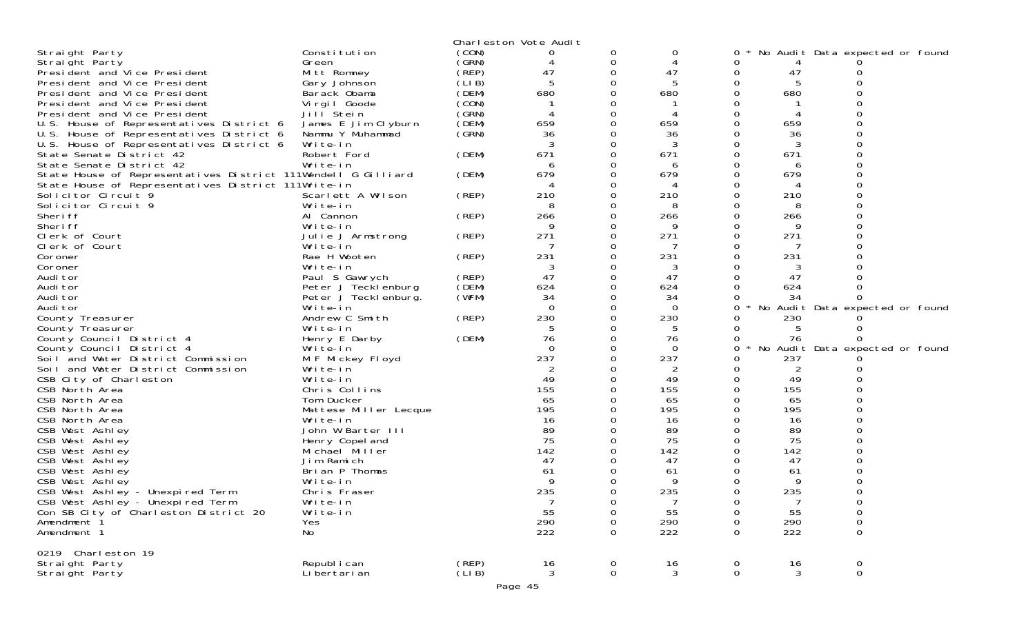Charleston Vote Audit

| | | | | | | | | | |
|---|---|---|---|---|---|---|---|---|---|
| Straight Party | Constitution | (CON) | 0 | 0 | 0 | 0 | * No Audit Data expected or found | | |
| Straight Party | Green | (GRN) | 4 | 0 | 4 | 0 | 4 | 0 | |
| President and Vice President | Mitt Romney | (REP) | 47 | 0 | 47 | 0 | 47 | 0 | |
| President and Vice President | Gary Johnson | (LIB) | 5 | 0 | 5 | 0 | 5 | 0 | |
| President and Vice President | Barack Obama | (DEM) | 680 | 0 | 680 | 0 | 680 | 0 | |
| President and Vice President | Virgil Goode | (CON) | 1 | 0 | 1 | 0 | 1 | 0 | |
| President and Vice President | Jill Stein | (GRN) | 4 | 0 | 4 | 0 | 4 | 0 | |
| U.S. House of Representatives District 6 | James E Jim Clyburn | (DEM) | 659 | 0 | 659 | 0 | 659 | 0 | |
| U.S. House of Representatives District 6 | Nammu Y Muhammad | (GRN) | 36 | 0 | 36 | 0 | 36 | 0 | |
| U.S. House of Representatives District 6 | Write-in | | 3 | 0 | 3 | 0 | 3 | 0 | |
| State Senate District 42 | Robert Ford | (DEM) | 671 | 0 | 671 | 0 | 671 | 0 | |
| State Senate District 42 | Write-in | | 6 | 0 | 6 | 0 | 6 | 0 | |
| State House of Representatives District 111 | Wendell G Gilliard | (DEM) | 679 | 0 | 679 | 0 | 679 | 0 | |
| State House of Representatives District 111 | Write-in | | 4 | 0 | 4 | 0 | 4 | 0 | |
| Solicitor Circuit 9 | Scarlett A Wilson | (REP) | 210 | 0 | 210 | 0 | 210 | 0 | |
| Solicitor Circuit 9 | Write-in | | 8 | 0 | 8 | 0 | 8 | 0 | |
| Sheriff | Al Cannon | (REP) | 266 | 0 | 266 | 0 | 266 | 0 | |
| Sheriff | Write-in | | 9 | 0 | 9 | 0 | 9 | 0 | |
| Clerk of Court | Julie J Armstrong | (REP) | 271 | 0 | 271 | 0 | 271 | 0 | |
| Clerk of Court | Write-in | | 7 | 0 | 7 | 0 | 7 | 0 | |
| Coroner | Rae H Wooten | (REP) | 231 | 0 | 231 | 0 | 231 | 0 | |
| Coroner | Write-in | | 3 | 0 | 3 | 0 | 3 | 0 | |
| Auditor | Paul S Gawrych | (REP) | 47 | 0 | 47 | 0 | 47 | 0 | |
| Auditor | Peter J Tecklenburg | (DEM) | 624 | 0 | 624 | 0 | 624 | 0 | |
| Auditor | Peter J Tecklenburg. | (WFM) | 34 | 0 | 34 | 0 | 34 | 0 | |
| Auditor | Write-in | | 0 | 0 | 0 | 0 | * No Audit Data expected or found | | |
| County Treasurer | Andrew C Smith | (REP) | 230 | 0 | 230 | 0 | 230 | 0 | |
| County Treasurer | Write-in | | 5 | 0 | 5 | 0 | 5 | 0 | |
| County Council District 4 | Henry E Darby | (DEM) | 76 | 0 | 76 | 0 | 76 | 0 | |
| County Council District 4 | Write-in | | 0 | 0 | 0 | 0 | * No Audit Data expected or found | | |
| Soil and Water District Commission | M F Mickey Floyd | | 237 | 0 | 237 | 0 | 237 | 0 | |
| Soil and Water District Commission | Write-in | | 2 | 0 | 2 | 0 | 2 | 0 | |
| CSB City of Charleston | Write-in | | 49 | 0 | 49 | 0 | 49 | 0 | |
| CSB North Area | Chris Collins | | 155 | 0 | 155 | 0 | 155 | 0 | |
| CSB North Area | Tom Ducker | | 65 | 0 | 65 | 0 | 65 | 0 | |
| CSB North Area | Mattese Miller Lecque | | 195 | 0 | 195 | 0 | 195 | 0 | |
| CSB North Area | Write-in | | 16 | 0 | 16 | 0 | 16 | 0 | |
| CSB West Ashley | John W Barter III | | 89 | 0 | 89 | 0 | 89 | 0 | |
| CSB West Ashley | Henry Copeland | | 75 | 0 | 75 | 0 | 75 | 0 | |
| CSB West Ashley | Michael Miller | | 142 | 0 | 142 | 0 | 142 | 0 | |
| CSB West Ashley | Jim Ramich | | 47 | 0 | 47 | 0 | 47 | 0 | |
| CSB West Ashley | Brian P Thomas | | 61 | 0 | 61 | 0 | 61 | 0 | |
| CSB West Ashley | Write-in | | 9 | 0 | 9 | 0 | 9 | 0 | |
| CSB West Ashley - Unexpired Term | Chris Fraser | | 235 | 0 | 235 | 0 | 235 | 0 | |
| CSB West Ashley - Unexpired Term | Write-in | | 7 | 0 | 7 | 0 | 7 | 0 | |
| Con SB City of Charleston District 20 | Write-in | | 55 | 0 | 55 | 0 | 55 | 0 | |
| Amendment 1 | Yes | | 290 | 0 | 290 | 0 | 290 | 0 | |
| Amendment 1 | No | | 222 | 0 | 222 | 0 | 222 | 0 | |

0219 Charleston 19

| | | | | | | | | |
|---|---|---|---|---|---|---|---|---|
| Straight Party | Republican | (REP) | 16 | 0 | 16 | 0 | 16 | 0 |
| Straight Party | Libertarian | (LIB) | 3 | 0 | 3 | 0 | 3 | 0 |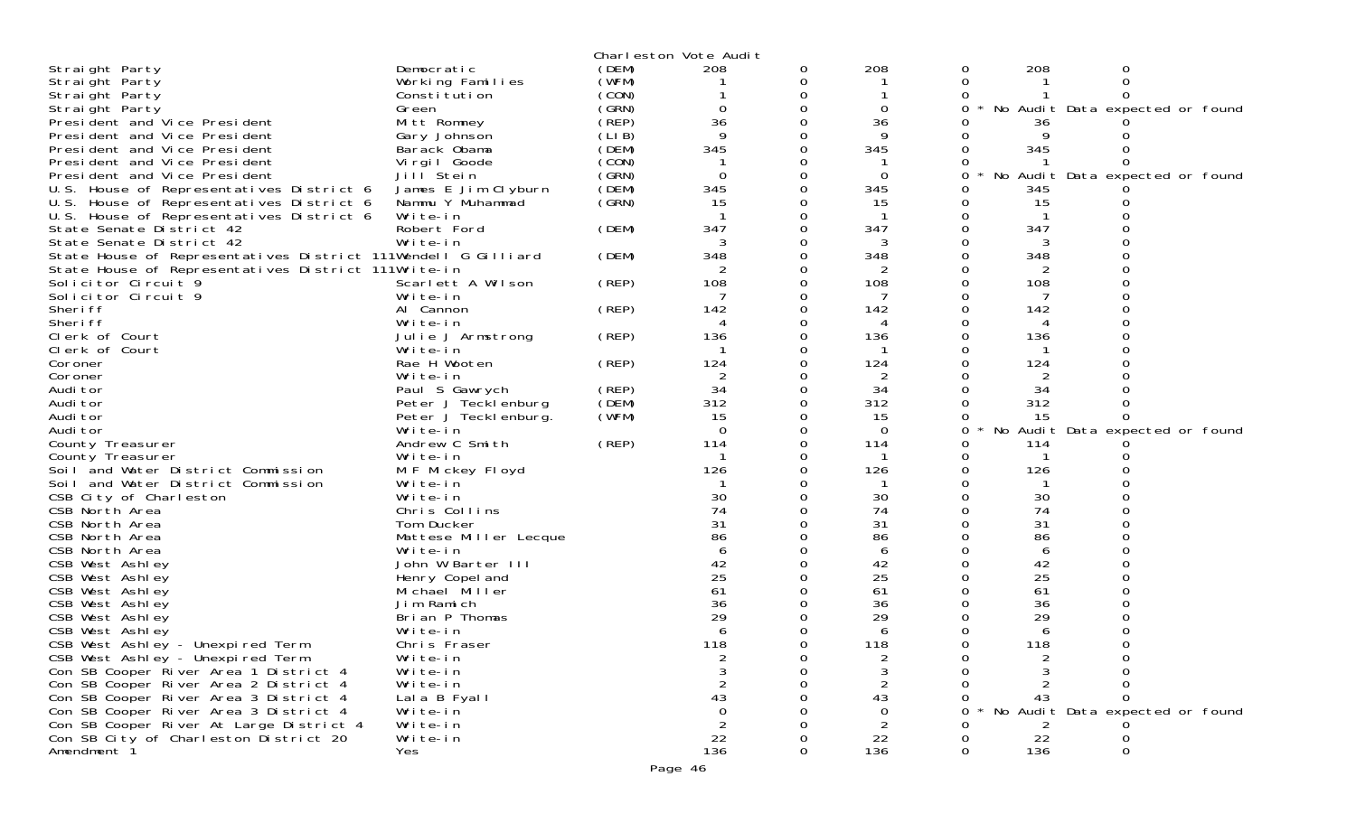Charleston Vote Audit

| Office | Candidate | Party | Votes | | | | | |
|---|---|---|---|---|---|---|---|---|
| Straight Party | Democratic | (DEM) | 208 | 0 | 208 | 0 | 208 | 0 |
| Straight Party | Working Families | (WFM) | 1 | 0 | 1 | 0 | 1 | 0 |
| Straight Party | Constitution | (CON) | 1 | 0 | 1 | 0 | 1 | 0 |
| Straight Party | Green | (GRN) | 0 | 0 | 0 | 0 * | No Audit Data expected or found | |
| President and Vice President | Mitt Romney | (REP) | 36 | 0 | 36 | 0 | 36 | 0 |
| President and Vice President | Gary Johnson | (LIB) | 9 | 0 | 9 | 0 | 9 | 0 |
| President and Vice President | Barack Obama | (DEM) | 345 | 0 | 345 | 0 | 345 | 0 |
| President and Vice President | Virgil Goode | (CON) | 1 | 0 | 1 | 0 | 1 | 0 |
| President and Vice President | Jill Stein | (GRN) | 0 | 0 | 0 | 0 * | No Audit Data expected or found | |
| U.S. House of Representatives District 6 | James E Jim Clyburn | (DEM) | 345 | 0 | 345 | 0 | 345 | 0 |
| U.S. House of Representatives District 6 | Nammu Y Muhammad | (GRN) | 15 | 0 | 15 | 0 | 15 | 0 |
| U.S. House of Representatives District 6 | Write-in | | 1 | 0 | 1 | 0 | 1 | 0 |
| State Senate District 42 | Robert Ford | (DEM) | 347 | 0 | 347 | 0 | 347 | 0 |
| State Senate District 42 | Write-in | | 3 | 0 | 3 | 0 | 3 | 0 |
| State House of Representatives District 111 | Wendell G Gilliard | (DEM) | 348 | 0 | 348 | 0 | 348 | 0 |
| State House of Representatives District 111 | Write-in | | 2 | 0 | 2 | 0 | 2 | 0 |
| Solicitor Circuit 9 | Scarlett A Wilson | (REP) | 108 | 0 | 108 | 0 | 108 | 0 |
| Solicitor Circuit 9 | Write-in | | 7 | 0 | 7 | 0 | 7 | 0 |
| Sheriff | Al Cannon | (REP) | 142 | 0 | 142 | 0 | 142 | 0 |
| Sheriff | Write-in | | 4 | 0 | 4 | 0 | 4 | 0 |
| Clerk of Court | Julie J Armstrong | (REP) | 136 | 0 | 136 | 0 | 136 | 0 |
| Clerk of Court | Write-in | | 1 | 0 | 1 | 0 | 1 | 0 |
| Coroner | Rae H Wooten | (REP) | 124 | 0 | 124 | 0 | 124 | 0 |
| Coroner | Write-in | | 2 | 0 | 2 | 0 | 2 | 0 |
| Auditor | Paul S Gawrych | (REP) | 34 | 0 | 34 | 0 | 34 | 0 |
| Auditor | Peter J Tecklenburg | (DEM) | 312 | 0 | 312 | 0 | 312 | 0 |
| Auditor | Peter J Tecklenburg. | (WFM) | 15 | 0 | 15 | 0 | 15 | 0 |
| Auditor | Write-in | | 0 | 0 | 0 | 0 * | No Audit Data expected or found | |
| County Treasurer | Andrew C Smith | (REP) | 114 | 0 | 114 | 0 | 114 | 0 |
| County Treasurer | Write-in | | 1 | 0 | 1 | 0 | 1 | 0 |
| Soil and Water District Commission | M F Mickey Floyd | | 126 | 0 | 126 | 0 | 126 | 0 |
| Soil and Water District Commission | Write-in | | 1 | 0 | 1 | 0 | 1 | 0 |
| CSB City of Charleston | Write-in | | 30 | 0 | 30 | 0 | 30 | 0 |
| CSB North Area | Chris Collins | | 74 | 0 | 74 | 0 | 74 | 0 |
| CSB North Area | Tom Ducker | | 31 | 0 | 31 | 0 | 31 | 0 |
| CSB North Area | Mattese Miller Lecque | | 86 | 0 | 86 | 0 | 86 | 0 |
| CSB North Area | Write-in | | 6 | 0 | 6 | 0 | 6 | 0 |
| CSB West Ashley | John W Barter III | | 42 | 0 | 42 | 0 | 42 | 0 |
| CSB West Ashley | Henry Copeland | | 25 | 0 | 25 | 0 | 25 | 0 |
| CSB West Ashley | Michael Miller | | 61 | 0 | 61 | 0 | 61 | 0 |
| CSB West Ashley | Jim Ramich | | 36 | 0 | 36 | 0 | 36 | 0 |
| CSB West Ashley | Brian P Thomas | | 29 | 0 | 29 | 0 | 29 | 0 |
| CSB West Ashley | Write-in | | 6 | 0 | 6 | 0 | 6 | 0 |
| CSB West Ashley - Unexpired Term | Chris Fraser | | 118 | 0 | 118 | 0 | 118 | 0 |
| CSB West Ashley - Unexpired Term | Write-in | | 2 | 0 | 2 | 0 | 2 | 0 |
| Con SB Cooper River Area 1 District 4 | Write-in | | 3 | 0 | 3 | 0 | 3 | 0 |
| Con SB Cooper River Area 2 District 4 | Write-in | | 2 | 0 | 2 | 0 | 2 | 0 |
| Con SB Cooper River Area 3 District 4 | Lala B Fyall | | 43 | 0 | 43 | 0 | 43 | 0 |
| Con SB Cooper River Area 3 District 4 | Write-in | | 0 | 0 | 0 | 0 * | No Audit Data expected or found | |
| Con SB Cooper River At Large District 4 | Write-in | | 2 | 0 | 2 | 0 | 2 | 0 |
| Con SB City of Charleston District 20 | Write-in | | 22 | 0 | 22 | 0 | 22 | 0 |
| Amendment 1 | Yes | | 136 | 0 | 136 | 0 | 136 | 0 |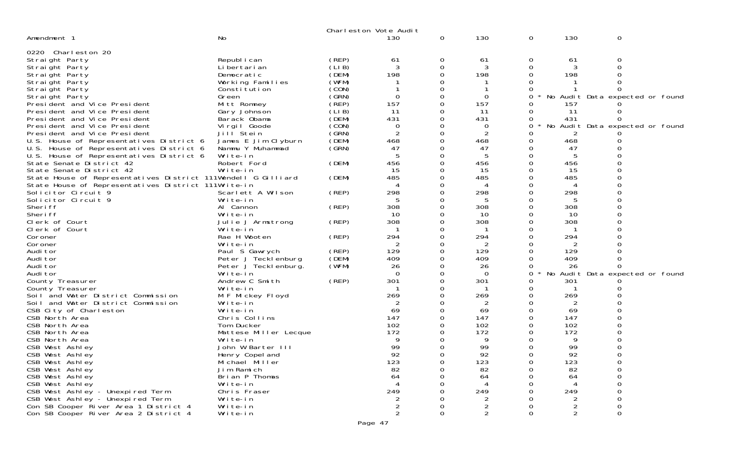Charleston Vote Audit

| | | | | | | | | |
|---|---|---|---|---|---|---|---|---|
| Amendment 1 | No | | 130 | 0 | 130 | 0 | 130 | 0 |
| | | | | | | | | |
| 0220 Charleston 20 | | | | | | | | |
| Straight Party | Republican | (REP) | 61 | 0 | 61 | 0 | 61 | 0 |
| Straight Party | Libertarian | (LIB) | 3 | 0 | 3 | 0 | 3 | 0 |
| Straight Party | Democratic | (DEM) | 198 | 0 | 198 | 0 | 198 | 0 |
| Straight Party | Working Families | (WFM) | 1 | 0 | 1 | 0 | 1 | 0 |
| Straight Party | Constitution | (CON) | 1 | 0 | 1 | 0 | 1 | 0 |
| Straight Party | Green | (GRN) | 0 | 0 | 0 | 0 * | No Audit Data expected or found | |
| President and Vice President | Mitt Romney | (REP) | 157 | 0 | 157 | 0 | 157 | 0 |
| President and Vice President | Gary Johnson | (LIB) | 11 | 0 | 11 | 0 | 11 | 0 |
| President and Vice President | Barack Obama | (DEM) | 431 | 0 | 431 | 0 | 431 | 0 |
| President and Vice President | Virgil Goode | (CON) | 0 | 0 | 0 | 0 * | No Audit Data expected or found | |
| President and Vice President | Jill Stein | (GRN) | 2 | 0 | 2 | 0 | 2 | 0 |
| U.S. House of Representatives District 6 | James E Jim Clyburn | (DEM) | 468 | 0 | 468 | 0 | 468 | 0 |
| U.S. House of Representatives District 6 | Nammu Y Muhammad | (GRN) | 47 | 0 | 47 | 0 | 47 | 0 |
| U.S. House of Representatives District 6 | Write-in | | 5 | 0 | 5 | 0 | 5 | 0 |
| State Senate District 42 | Robert Ford | (DEM) | 456 | 0 | 456 | 0 | 456 | 0 |
| State Senate District 42 | Write-in | | 15 | 0 | 15 | 0 | 15 | 0 |
| State House of Representatives District 111 | Wendell G Gilliard | (DEM) | 485 | 0 | 485 | 0 | 485 | 0 |
| State House of Representatives District 111 | Write-in | | 4 | 0 | 4 | 0 | 4 | 0 |
| Solicitor Circuit 9 | Scarlett A Wilson | (REP) | 298 | 0 | 298 | 0 | 298 | 0 |
| Solicitor Circuit 9 | Write-in | | 5 | 0 | 5 | 0 | 5 | 0 |
| Sheriff | Al Cannon | (REP) | 308 | 0 | 308 | 0 | 308 | 0 |
| Sheriff | Write-in | | 10 | 0 | 10 | 0 | 10 | 0 |
| Clerk of Court | Julie J Armstrong | (REP) | 308 | 0 | 308 | 0 | 308 | 0 |
| Clerk of Court | Write-in | | 1 | 0 | 1 | 0 | 1 | 0 |
| Coroner | Rae H Wooten | (REP) | 294 | 0 | 294 | 0 | 294 | 0 |
| Coroner | Write-in | | 2 | 0 | 2 | 0 | 2 | 0 |
| Auditor | Paul S Gawrych | (REP) | 129 | 0 | 129 | 0 | 129 | 0 |
| Auditor | Peter J Tecklenburg | (DEM) | 409 | 0 | 409 | 0 | 409 | 0 |
| Auditor | Peter J Tecklenburg. | (WFM) | 26 | 0 | 26 | 0 | 26 | 0 |
| Auditor | Write-in | | 0 | 0 | 0 | 0 * | No Audit Data expected or found | |
| County Treasurer | Andrew C Smith | (REP) | 301 | 0 | 301 | 0 | 301 | 0 |
| County Treasurer | Write-in | | 1 | 0 | 1 | 0 | 1 | 0 |
| Soil and Water District Commission | M F Mickey Floyd | | 269 | 0 | 269 | 0 | 269 | 0 |
| Soil and Water District Commission | Write-in | | 2 | 0 | 2 | 0 | 2 | 0 |
| CSB City of Charleston | Write-in | | 69 | 0 | 69 | 0 | 69 | 0 |
| CSB North Area | Chris Collins | | 147 | 0 | 147 | 0 | 147 | 0 |
| CSB North Area | Tom Ducker | | 102 | 0 | 102 | 0 | 102 | 0 |
| CSB North Area | Mattese Miller Lecque | | 172 | 0 | 172 | 0 | 172 | 0 |
| CSB North Area | Write-in | | 9 | 0 | 9 | 0 | 9 | 0 |
| CSB West Ashley | John W Barter III | | 99 | 0 | 99 | 0 | 99 | 0 |
| CSB West Ashley | Henry Copeland | | 92 | 0 | 92 | 0 | 92 | 0 |
| CSB West Ashley | Michael Miller | | 123 | 0 | 123 | 0 | 123 | 0 |
| CSB West Ashley | Jim Ramich | | 82 | 0 | 82 | 0 | 82 | 0 |
| CSB West Ashley | Brian P Thomas | | 64 | 0 | 64 | 0 | 64 | 0 |
| CSB West Ashley | Write-in | | 4 | 0 | 4 | 0 | 4 | 0 |
| CSB West Ashley - Unexpired Term | Chris Fraser | | 249 | 0 | 249 | 0 | 249 | 0 |
| CSB West Ashley - Unexpired Term | Write-in | | 2 | 0 | 2 | 0 | 2 | 0 |
| Con SB Cooper River Area 1 District 4 | Write-in | | 2 | 0 | 2 | 0 | 2 | 0 |
| Con SB Cooper River Area 2 District 4 | Write-in | | 2 | 0 | 2 | 0 | 2 | 0 |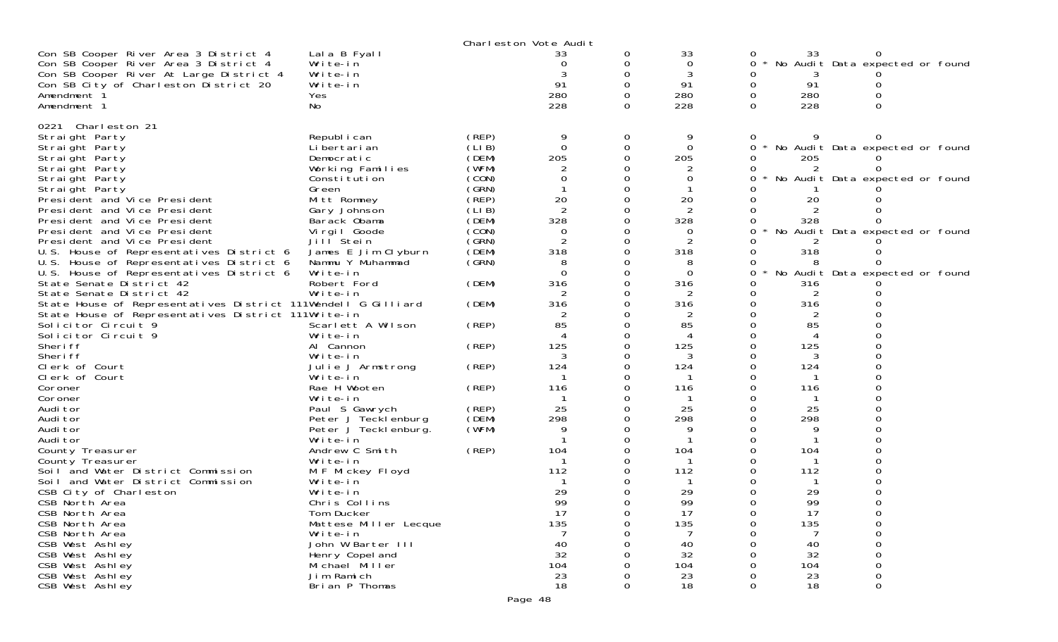Charleston Vote Audit

| Contest | Candidate | Party | | | | | | |
|---|---|---|---|---|---|---|---|---|
| Con SB Cooper River Area 3 District 4 | Lala B Fyall | | 33 | 0 | 33 | 0 | 33 | 0 |
| Con SB Cooper River Area 3 District 4 | Write-in | | 0 | 0 | 0 | 0 * | No Audit Data expected or found | |
| Con SB Cooper River At Large District 4 | Write-in | | 3 | 0 | 3 | 0 | 3 | 0 |
| Con SB City of Charleston District 20 | Write-in | | 91 | 0 | 91 | 0 | 91 | 0 |
| Amendment 1 | Yes | | 280 | 0 | 280 | 0 | 280 | 0 |
| Amendment 1 | No | | 228 | 0 | 228 | 0 | 228 | 0 |

0221 Charleston 21

| Contest | Candidate | Party | | | | | | |
|---|---|---|---|---|---|---|---|---|
| Straight Party | Republican | (REP) | 9 | 0 | 9 | 0 | 9 | 0 |
| Straight Party | Libertarian | (LIB) | 0 | 0 | 0 | 0 * | No Audit Data expected or found | |
| Straight Party | Democratic | (DEM) | 205 | 0 | 205 | 0 | 205 | 0 |
| Straight Party | Working Families | (WFM) | 2 | 0 | 2 | 0 | 2 | 0 |
| Straight Party | Constitution | (CON) | 0 | 0 | 0 | 0 * | No Audit Data expected or found | |
| Straight Party | Green | (GRN) | 1 | 0 | 1 | 0 | 1 | 0 |
| President and Vice President | Mitt Romney | (REP) | 20 | 0 | 20 | 0 | 20 | 0 |
| President and Vice President | Gary Johnson | (LIB) | 2 | 0 | 2 | 0 | 2 | 0 |
| President and Vice President | Barack Obama | (DEM) | 328 | 0 | 328 | 0 | 328 | 0 |
| President and Vice President | Virgil Goode | (CON) | 0 | 0 | 0 | 0 * | No Audit Data expected or found | |
| President and Vice President | Jill Stein | (GRN) | 2 | 0 | 2 | 0 | 2 | 0 |
| U.S. House of Representatives District 6 | James E Jim Clyburn | (DEM) | 318 | 0 | 318 | 0 | 318 | 0 |
| U.S. House of Representatives District 6 | Nammu Y Muhammad | (GRN) | 8 | 0 | 8 | 0 | 8 | 0 |
| U.S. House of Representatives District 6 | Write-in | | 0 | 0 | 0 | 0 * | No Audit Data expected or found | |
| State Senate District 42 | Robert Ford | (DEM) | 316 | 0 | 316 | 0 | 316 | 0 |
| State Senate District 42 | Write-in | | 2 | 0 | 2 | 0 | 2 | 0 |
| State House of Representatives District 111 | Wendell G Gilliard | (DEM) | 316 | 0 | 316 | 0 | 316 | 0 |
| State House of Representatives District 111 | Write-in | | 2 | 0 | 2 | 0 | 2 | 0 |
| Solicitor Circuit 9 | Scarlett A Wilson | (REP) | 85 | 0 | 85 | 0 | 85 | 0 |
| Solicitor Circuit 9 | Write-in | | 4 | 0 | 4 | 0 | 4 | 0 |
| Sheriff | Al Cannon | (REP) | 125 | 0 | 125 | 0 | 125 | 0 |
| Sheriff | Write-in | | 3 | 0 | 3 | 0 | 3 | 0 |
| Clerk of Court | Julie J Armstrong | (REP) | 124 | 0 | 124 | 0 | 124 | 0 |
| Clerk of Court | Write-in | | 1 | 0 | 1 | 0 | 1 | 0 |
| Coroner | Rae H Wooten | (REP) | 116 | 0 | 116 | 0 | 116 | 0 |
| Coroner | Write-in | | 1 | 0 | 1 | 0 | 1 | 0 |
| Auditor | Paul S Gawrych | (REP) | 25 | 0 | 25 | 0 | 25 | 0 |
| Auditor | Peter J Tecklenburg | (DEM) | 298 | 0 | 298 | 0 | 298 | 0 |
| Auditor | Peter J Tecklenburg. | (WFM) | 9 | 0 | 9 | 0 | 9 | 0 |
| Auditor | Write-in | | 1 | 0 | 1 | 0 | 1 | 0 |
| County Treasurer | Andrew C Smith | (REP) | 104 | 0 | 104 | 0 | 104 | 0 |
| County Treasurer | Write-in | | 1 | 0 | 1 | 0 | 1 | 0 |
| Soil and Water District Commission | M F Mickey Floyd | | 112 | 0 | 112 | 0 | 112 | 0 |
| Soil and Water District Commission | Write-in | | 1 | 0 | 1 | 0 | 1 | 0 |
| CSB City of Charleston | Write-in | | 29 | 0 | 29 | 0 | 29 | 0 |
| CSB North Area | Chris Collins | | 99 | 0 | 99 | 0 | 99 | 0 |
| CSB North Area | Tom Ducker | | 17 | 0 | 17 | 0 | 17 | 0 |
| CSB North Area | Mattese Miller Lecque | | 135 | 0 | 135 | 0 | 135 | 0 |
| CSB North Area | Write-in | | 7 | 0 | 7 | 0 | 7 | 0 |
| CSB West Ashley | John W Barter III | | 40 | 0 | 40 | 0 | 40 | 0 |
| CSB West Ashley | Henry Copeland | | 32 | 0 | 32 | 0 | 32 | 0 |
| CSB West Ashley | Michael Miller | | 104 | 0 | 104 | 0 | 104 | 0 |
| CSB West Ashley | Jim Ramich | | 23 | 0 | 23 | 0 | 23 | 0 |
| CSB West Ashley | Brian P Thomas | | 18 | 0 | 18 | 0 | 18 | 0 |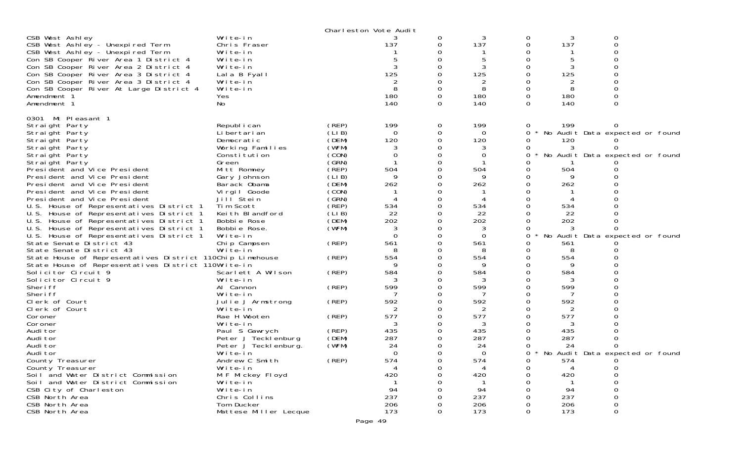Charleston Vote Audit

| Contest | Candidate | Party | Votes | | | | | |
|---|---|---|---|---|---|---|---|---|
| CSB West Ashley | Write-in | | 3 | 0 | 3 | 0 | 3 | 0 |
| CSB West Ashley - Unexpired Term | Chris Fraser | | 137 | 0 | 137 | 0 | 137 | 0 |
| CSB West Ashley - Unexpired Term | Write-in | | 1 | 0 | 1 | 0 | 1 | 0 |
| Con SB Cooper River Area 1 District 4 | Write-in | | 5 | 0 | 5 | 0 | 5 | 0 |
| Con SB Cooper River Area 2 District 4 | Write-in | | 3 | 0 | 3 | 0 | 3 | 0 |
| Con SB Cooper River Area 3 District 4 | Lala B Fyall | | 125 | 0 | 125 | 0 | 125 | 0 |
| Con SB Cooper River Area 3 District 4 | Write-in | | 2 | 0 | 2 | 0 | 2 | 0 |
| Con SB Cooper River At Large District 4 | Write-in | | 8 | 0 | 8 | 0 | 8 | 0 |
| Amendment 1 | Yes | | 180 | 0 | 180 | 0 | 180 | 0 |
| Amendment 1 | No | | 140 | 0 | 140 | 0 | 140 | 0 |

0301 Mt Pleasant 1

| Contest | Candidate | Party | Votes | | | | | |
|---|---|---|---|---|---|---|---|---|
| Straight Party | Republican | (REP) | 199 | 0 | 199 | 0 | 199 | 0 |
| Straight Party | Libertarian | (LIB) | 0 | 0 | 0 | 0 * | No Audit Data expected or found | |
| Straight Party | Democratic | (DEM) | 120 | 0 | 120 | 0 | 120 | 0 |
| Straight Party | Working Families | (WFM) | 3 | 0 | 3 | 0 | 3 | 0 |
| Straight Party | Constitution | (CON) | 0 | 0 | 0 | 0 * | No Audit Data expected or found | |
| Straight Party | Green | (GRN) | 1 | 0 | 1 | 0 | 1 | 0 |
| President and Vice President | Mitt Romney | (REP) | 504 | 0 | 504 | 0 | 504 | 0 |
| President and Vice President | Gary Johnson | (LIB) | 9 | 0 | 9 | 0 | 9 | 0 |
| President and Vice President | Barack Obama | (DEM) | 262 | 0 | 262 | 0 | 262 | 0 |
| President and Vice President | Virgil Goode | (CON) | 1 | 0 | 1 | 0 | 1 | 0 |
| President and Vice President | Jill Stein | (GRN) | 4 | 0 | 4 | 0 | 4 | 0 |
| U.S. House of Representatives District 1 | Tim Scott | (REP) | 534 | 0 | 534 | 0 | 534 | 0 |
| U.S. House of Representatives District 1 | Keith Blandford | (LIB) | 22 | 0 | 22 | 0 | 22 | 0 |
| U.S. House of Representatives District 1 | Bobbie Rose | (DEM) | 202 | 0 | 202 | 0 | 202 | 0 |
| U.S. House of Representatives District 1 | Bobbie Rose. | (WFM) | 3 | 0 | 3 | 0 | 3 | 0 |
| U.S. House of Representatives District 1 | Write-in | | 0 | 0 | 0 | 0 * | No Audit Data expected or found | |
| State Senate District 43 | Chip Campsen | (REP) | 561 | 0 | 561 | 0 | 561 | 0 |
| State Senate District 43 | Write-in | | 8 | 0 | 8 | 0 | 8 | 0 |
| State House of Representatives District 110 | Chip Limehouse | (REP) | 554 | 0 | 554 | 0 | 554 | 0 |
| State House of Representatives District 110 | Write-in | | 9 | 0 | 9 | 0 | 9 | 0 |
| Solicitor Circuit 9 | Scarlett A Wilson | (REP) | 584 | 0 | 584 | 0 | 584 | 0 |
| Solicitor Circuit 9 | Write-in | | 3 | 0 | 3 | 0 | 3 | 0 |
| Sheriff | Al Cannon | (REP) | 599 | 0 | 599 | 0 | 599 | 0 |
| Sheriff | Write-in | | 7 | 0 | 7 | 0 | 7 | 0 |
| Clerk of Court | Julie J Armstrong | (REP) | 592 | 0 | 592 | 0 | 592 | 0 |
| Clerk of Court | Write-in | | 2 | 0 | 2 | 0 | 2 | 0 |
| Coroner | Rae H Wooten | (REP) | 577 | 0 | 577 | 0 | 577 | 0 |
| Coroner | Write-in | | 3 | 0 | 3 | 0 | 3 | 0 |
| Auditor | Paul S Gawrych | (REP) | 435 | 0 | 435 | 0 | 435 | 0 |
| Auditor | Peter J Tecklenburg | (DEM) | 287 | 0 | 287 | 0 | 287 | 0 |
| Auditor | Peter J Tecklenburg. | (WFM) | 24 | 0 | 24 | 0 | 24 | 0 |
| Auditor | Write-in | | 0 | 0 | 0 | 0 * | No Audit Data expected or found | |
| County Treasurer | Andrew C Smith | (REP) | 574 | 0 | 574 | 0 | 574 | 0 |
| County Treasurer | Write-in | | 4 | 0 | 4 | 0 | 4 | 0 |
| Soil and Water District Commission | M F Mickey Floyd | | 420 | 0 | 420 | 0 | 420 | 0 |
| Soil and Water District Commission | Write-in | | 1 | 0 | 1 | 0 | 1 | 0 |
| CSB City of Charleston | Write-in | | 94 | 0 | 94 | 0 | 94 | 0 |
| CSB North Area | Chris Collins | | 237 | 0 | 237 | 0 | 237 | 0 |
| CSB North Area | Tom Ducker | | 206 | 0 | 206 | 0 | 206 | 0 |
| CSB North Area | Mattese Miller Lecque | | 173 | 0 | 173 | 0 | 173 | 0 |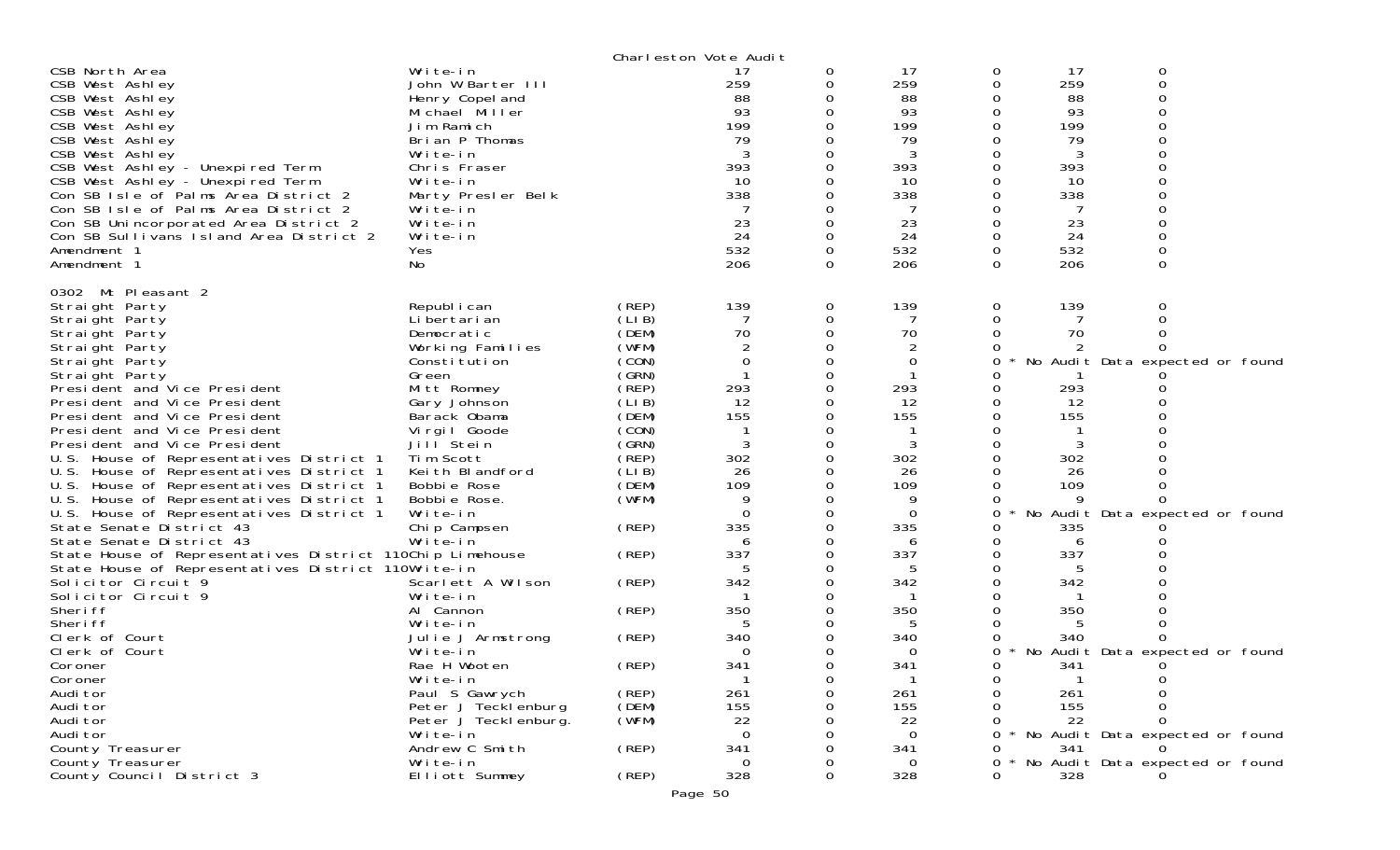Charleston Vote Audit

| Contest | Candidate | Party | | | | | | |
|---|---|---|---|---|---|---|---|---|
| CSB North Area | Write-in | | 17 | 0 | 17 | 0 | 17 | 0 |
| CSB West Ashley | John W Barter III | | 259 | 0 | 259 | 0 | 259 | 0 |
| CSB West Ashley | Henry Copeland | | 88 | 0 | 88 | 0 | 88 | 0 |
| CSB West Ashley | Michael Miller | | 93 | 0 | 93 | 0 | 93 | 0 |
| CSB West Ashley | Jim Ramich | | 199 | 0 | 199 | 0 | 199 | 0 |
| CSB West Ashley | Brian P Thomas | | 79 | 0 | 79 | 0 | 79 | 0 |
| CSB West Ashley | Write-in | | 3 | 0 | 3 | 0 | 3 | 0 |
| CSB West Ashley - Unexpired Term | Chris Fraser | | 393 | 0 | 393 | 0 | 393 | 0 |
| CSB West Ashley - Unexpired Term | Write-in | | 10 | 0 | 10 | 0 | 10 | 0 |
| Con SB Isle of Palms Area District 2 | Marty Presler Belk | | 338 | 0 | 338 | 0 | 338 | 0 |
| Con SB Isle of Palms Area District 2 | Write-in | | 7 | 0 | 7 | 0 | 7 | 0 |
| Con SB Unincorporated Area District 2 | Write-in | | 23 | 0 | 23 | 0 | 23 | 0 |
| Con SB Sullivans Island Area District 2 | Write-in | | 24 | 0 | 24 | 0 | 24 | 0 |
| Amendment 1 | Yes | | 532 | 0 | 532 | 0 | 532 | 0 |
| Amendment 1 | No | | 206 | 0 | 206 | 0 | 206 | 0 |

0302 Mt Pleasant 2

| Contest | Candidate | Party | | | | | | |
|---|---|---|---|---|---|---|---|---|
| Straight Party | Republican | (REP) | 139 | 0 | 139 | 0 | 139 | 0 |
| Straight Party | Libertarian | (LIB) | 7 | 0 | 7 | 0 | 7 | 0 |
| Straight Party | Democratic | (DEM) | 70 | 0 | 70 | 0 | 70 | 0 |
| Straight Party | Working Families | (WFM) | 2 | 0 | 2 | 0 | 2 | 0 |
| Straight Party | Constitution | (CON) | 0 | 0 | 0 | 0 * | No Audit Data expected or found | |
| Straight Party | Green | (GRN) | 1 | 0 | 1 | 0 | 1 | 0 |
| President and Vice President | Mitt Romney | (REP) | 293 | 0 | 293 | 0 | 293 | 0 |
| President and Vice President | Gary Johnson | (LIB) | 12 | 0 | 12 | 0 | 12 | 0 |
| President and Vice President | Barack Obama | (DEM) | 155 | 0 | 155 | 0 | 155 | 0 |
| President and Vice President | Virgil Goode | (CON) | 1 | 0 | 1 | 0 | 1 | 0 |
| President and Vice President | Jill Stein | (GRN) | 3 | 0 | 3 | 0 | 3 | 0 |
| U.S. House of Representatives District 1 | Tim Scott | (REP) | 302 | 0 | 302 | 0 | 302 | 0 |
| U.S. House of Representatives District 1 | Keith Blandford | (LIB) | 26 | 0 | 26 | 0 | 26 | 0 |
| U.S. House of Representatives District 1 | Bobbie Rose | (DEM) | 109 | 0 | 109 | 0 | 109 | 0 |
| U.S. House of Representatives District 1 | Bobbie Rose. | (WFM) | 9 | 0 | 9 | 0 | 9 | 0 |
| U.S. House of Representatives District 1 | Write-in | | 0 | 0 | 0 | 0 * | No Audit Data expected or found | |
| State Senate District 43 | Chip Campsen | (REP) | 335 | 0 | 335 | 0 | 335 | 0 |
| State Senate District 43 | Write-in | | 6 | 0 | 6 | 0 | 6 | 0 |
| State House of Representatives District 110 | Chip Limehouse | (REP) | 337 | 0 | 337 | 0 | 337 | 0 |
| State House of Representatives District 110 | Write-in | | 5 | 0 | 5 | 0 | 5 | 0 |
| Solicitor Circuit 9 | Scarlett A Wilson | (REP) | 342 | 0 | 342 | 0 | 342 | 0 |
| Solicitor Circuit 9 | Write-in | | 1 | 0 | 1 | 0 | 1 | 0 |
| Sheriff | Al Cannon | (REP) | 350 | 0 | 350 | 0 | 350 | 0 |
| Sheriff | Write-in | | 5 | 0 | 5 | 0 | 5 | 0 |
| Clerk of Court | Julie J Armstrong | (REP) | 340 | 0 | 340 | 0 | 340 | 0 |
| Clerk of Court | Write-in | | 0 | 0 | 0 | 0 * | No Audit Data expected or found | |
| Coroner | Rae H Wooten | (REP) | 341 | 0 | 341 | 0 | 341 | 0 |
| Coroner | Write-in | | 1 | 0 | 1 | 0 | 1 | 0 |
| Auditor | Paul S Gawrych | (REP) | 261 | 0 | 261 | 0 | 261 | 0 |
| Auditor | Peter J Tecklenburg | (DEM) | 155 | 0 | 155 | 0 | 155 | 0 |
| Auditor | Peter J Tecklenburg. | (WFM) | 22 | 0 | 22 | 0 | 22 | 0 |
| Auditor | Write-in | | 0 | 0 | 0 | 0 * | No Audit Data expected or found | |
| County Treasurer | Andrew C Smith | (REP) | 341 | 0 | 341 | 0 | 341 | 0 |
| County Treasurer | Write-in | | 0 | 0 | 0 | 0 * | No Audit Data expected or found | |
| County Council District 3 | Elliott Summey | (REP) | 328 | 0 | 328 | 0 | 328 | 0 |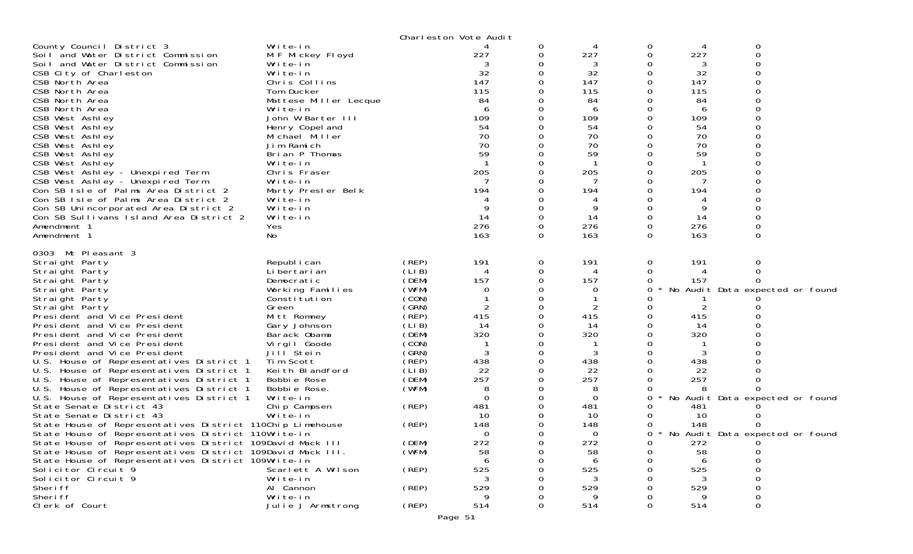Charleston Vote Audit

| Contest | Candidate | Party | Votes | | | | | |
|---|---|---|---|---|---|---|---|---|
| County Council District 3 | Write-in | | 4 | 0 | 4 | 0 | 4 | 0 |
| Soil and Water District Commission | M F Mickey Floyd | | 227 | 0 | 227 | 0 | 227 | 0 |
| Soil and Water District Commission | Write-in | | 3 | 0 | 3 | 0 | 3 | 0 |
| CSB City of Charleston | Write-in | | 32 | 0 | 32 | 0 | 32 | 0 |
| CSB North Area | Chris Collins | | 147 | 0 | 147 | 0 | 147 | 0 |
| CSB North Area | Tom Ducker | | 115 | 0 | 115 | 0 | 115 | 0 |
| CSB North Area | Mattese Miller Lecque | | 84 | 0 | 84 | 0 | 84 | 0 |
| CSB North Area | Write-in | | 6 | 0 | 6 | 0 | 6 | 0 |
| CSB West Ashley | John W Barter III | | 109 | 0 | 109 | 0 | 109 | 0 |
| CSB West Ashley | Henry Copeland | | 54 | 0 | 54 | 0 | 54 | 0 |
| CSB West Ashley | Michael Miller | | 70 | 0 | 70 | 0 | 70 | 0 |
| CSB West Ashley | Jim Ramich | | 70 | 0 | 70 | 0 | 70 | 0 |
| CSB West Ashley | Brian P Thomas | | 59 | 0 | 59 | 0 | 59 | 0 |
| CSB West Ashley | Write-in | | 1 | 0 | 1 | 0 | 1 | 0 |
| CSB West Ashley - Unexpired Term | Chris Fraser | | 205 | 0 | 205 | 0 | 205 | 0 |
| CSB West Ashley - Unexpired Term | Write-in | | 7 | 0 | 7 | 0 | 7 | 0 |
| Con SB Isle of Palms Area District 2 | Marty Presler Belk | | 194 | 0 | 194 | 0 | 194 | 0 |
| Con SB Isle of Palms Area District 2 | Write-in | | 4 | 0 | 4 | 0 | 4 | 0 |
| Con SB Unincorporated Area District 2 | Write-in | | 9 | 0 | 9 | 0 | 9 | 0 |
| Con SB Sullivans Island Area District 2 | Write-in | | 14 | 0 | 14 | 0 | 14 | 0 |
| Amendment 1 | Yes | | 276 | 0 | 276 | 0 | 276 | 0 |
| Amendment 1 | No | | 163 | 0 | 163 | 0 | 163 | 0 |

0303 Mt Pleasant 3

| Contest | Candidate | Party | Votes | | | | | |
|---|---|---|---|---|---|---|---|---|
| Straight Party | Republican | (REP) | 191 | 0 | 191 | 0 | 191 | 0 |
| Straight Party | Libertarian | (LIB) | 4 | 0 | 4 | 0 | 4 | 0 |
| Straight Party | Democratic | (DEM) | 157 | 0 | 157 | 0 | 157 | 0 |
| Straight Party | Working Families | (WFM) | 0 | 0 | 0 | 0 * | No Audit Data expected or found | |
| Straight Party | Constitution | (CON) | 1 | 0 | 1 | 0 | 1 | 0 |
| Straight Party | Green | (GRN) | 2 | 0 | 2 | 0 | 2 | 0 |
| President and Vice President | Mitt Romney | (REP) | 415 | 0 | 415 | 0 | 415 | 0 |
| President and Vice President | Gary Johnson | (LIB) | 14 | 0 | 14 | 0 | 14 | 0 |
| President and Vice President | Barack Obama | (DEM) | 320 | 0 | 320 | 0 | 320 | 0 |
| President and Vice President | Virgil Goode | (CON) | 1 | 0 | 1 | 0 | 1 | 0 |
| President and Vice President | Jill Stein | (GRN) | 3 | 0 | 3 | 0 | 3 | 0 |
| U.S. House of Representatives District 1 | Tim Scott | (REP) | 438 | 0 | 438 | 0 | 438 | 0 |
| U.S. House of Representatives District 1 | Keith Blandford | (LIB) | 22 | 0 | 22 | 0 | 22 | 0 |
| U.S. House of Representatives District 1 | Bobbie Rose | (DEM) | 257 | 0 | 257 | 0 | 257 | 0 |
| U.S. House of Representatives District 1 | Bobbie Rose. | (WFM) | 8 | 0 | 8 | 0 | 8 | 0 |
| U.S. House of Representatives District 1 | Write-in | | 0 | 0 | 0 | 0 * | No Audit Data expected or found | |
| State Senate District 43 | Chip Campsen | (REP) | 481 | 0 | 481 | 0 | 481 | 0 |
| State Senate District 43 | Write-in | | 10 | 0 | 10 | 0 | 10 | 0 |
| State House of Representatives District 110 | Chip Limehouse | (REP) | 148 | 0 | 148 | 0 | 148 | 0 |
| State House of Representatives District 110 | Write-in | | 0 | 0 | 0 | 0 * | No Audit Data expected or found | |
| State House of Representatives District 109 | David Mack III | (DEM) | 272 | 0 | 272 | 0 | 272 | 0 |
| State House of Representatives District 109 | David Mack III. | (WFM) | 58 | 0 | 58 | 0 | 58 | 0 |
| State House of Representatives District 109 | Write-in | | 6 | 0 | 6 | 0 | 6 | 0 |
| Solicitor Circuit 9 | Scarlett A Wilson | (REP) | 525 | 0 | 525 | 0 | 525 | 0 |
| Solicitor Circuit 9 | Write-in | | 3 | 0 | 3 | 0 | 3 | 0 |
| Sheriff | Al Cannon | (REP) | 529 | 0 | 529 | 0 | 529 | 0 |
| Sheriff | Write-in | | 9 | 0 | 9 | 0 | 9 | 0 |
| Clerk of Court | Julie J Armstrong | (REP) | 514 | 0 | 514 | 0 | 514 | 0 |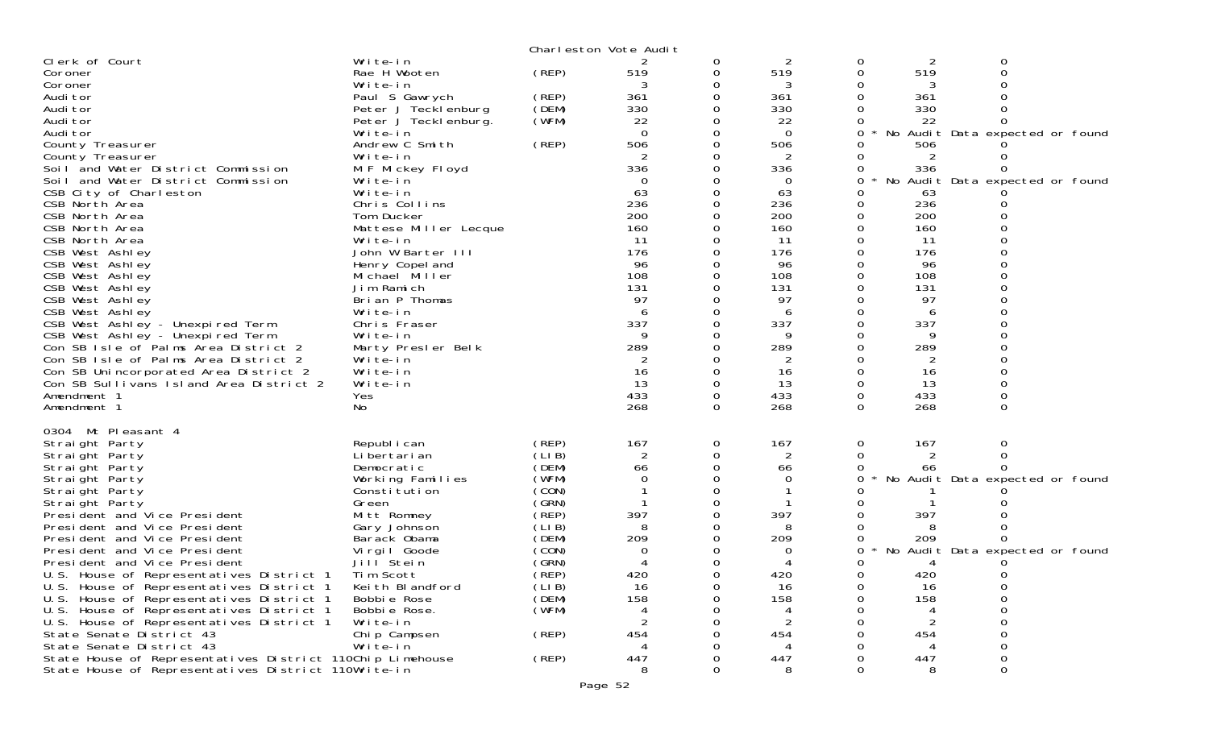Charleston Vote Audit

| Contest | Candidate | Party | | | | | | |
|---|---|---|---|---|---|---|---|---|
| Clerk of Court | Write-in | | 2 | 0 | 2 | 0 | 2 | 0 |
| Coroner | Rae H Wooten | (REP) | 519 | 0 | 519 | 0 | 519 | 0 |
| Coroner | Write-in | | 3 | 0 | 3 | 0 | 3 | 0 |
| Auditor | Paul S Gawrych | (REP) | 361 | 0 | 361 | 0 | 361 | 0 |
| Auditor | Peter J Tecklenburg | (DEM) | 330 | 0 | 330 | 0 | 330 | 0 |
| Auditor | Peter J Tecklenburg. | (WFM) | 22 | 0 | 22 | 0 | 22 | 0 |
| Auditor | Write-in | | 0 | 0 | 0 | 0 * | No Audit Data expected or found | |
| County Treasurer | Andrew C Smith | (REP) | 506 | 0 | 506 | 0 | 506 | 0 |
| County Treasurer | Write-in | | 2 | 0 | 2 | 0 | 2 | 0 |
| Soil and Water District Commission | M F Mickey Floyd | | 336 | 0 | 336 | 0 | 336 | 0 |
| Soil and Water District Commission | Write-in | | 0 | 0 | 0 | 0 * | No Audit Data expected or found | |
| CSB City of Charleston | Write-in | | 63 | 0 | 63 | 0 | 63 | 0 |
| CSB North Area | Chris Collins | | 236 | 0 | 236 | 0 | 236 | 0 |
| CSB North Area | Tom Ducker | | 200 | 0 | 200 | 0 | 200 | 0 |
| CSB North Area | Mattese Miller Lecque | | 160 | 0 | 160 | 0 | 160 | 0 |
| CSB North Area | Write-in | | 11 | 0 | 11 | 0 | 11 | 0 |
| CSB West Ashley | John W Barter III | | 176 | 0 | 176 | 0 | 176 | 0 |
| CSB West Ashley | Henry Copeland | | 96 | 0 | 96 | 0 | 96 | 0 |
| CSB West Ashley | Michael Miller | | 108 | 0 | 108 | 0 | 108 | 0 |
| CSB West Ashley | Jim Ramich | | 131 | 0 | 131 | 0 | 131 | 0 |
| CSB West Ashley | Brian P Thomas | | 97 | 0 | 97 | 0 | 97 | 0 |
| CSB West Ashley | Write-in | | 6 | 0 | 6 | 0 | 6 | 0 |
| CSB West Ashley - Unexpired Term | Chris Fraser | | 337 | 0 | 337 | 0 | 337 | 0 |
| CSB West Ashley - Unexpired Term | Write-in | | 9 | 0 | 9 | 0 | 9 | 0 |
| Con SB Isle of Palms Area District 2 | Marty Presler Belk | | 289 | 0 | 289 | 0 | 289 | 0 |
| Con SB Isle of Palms Area District 2 | Write-in | | 2 | 0 | 2 | 0 | 2 | 0 |
| Con SB Unincorporated Area District 2 | Write-in | | 16 | 0 | 16 | 0 | 16 | 0 |
| Con SB Sullivans Island Area District 2 | Write-in | | 13 | 0 | 13 | 0 | 13 | 0 |
| Amendment 1 | Yes | | 433 | 0 | 433 | 0 | 433 | 0 |
| Amendment 1 | No | | 268 | 0 | 268 | 0 | 268 | 0 |

0304 Mt Pleasant 4

| Contest | Candidate | Party | | | | | | |
|---|---|---|---|---|---|---|---|---|
| Straight Party | Republican | (REP) | 167 | 0 | 167 | 0 | 167 | 0 |
| Straight Party | Libertarian | (LIB) | 2 | 0 | 2 | 0 | 2 | 0 |
| Straight Party | Democratic | (DEM) | 66 | 0 | 66 | 0 | 66 | 0 |
| Straight Party | Working Families | (WFM) | 0 | 0 | 0 | 0 * | No Audit Data expected or found | |
| Straight Party | Constitution | (CON) | 1 | 0 | 1 | 0 | 1 | 0 |
| Straight Party | Green | (GRN) | 1 | 0 | 1 | 0 | 1 | 0 |
| President and Vice President | Mitt Romney | (REP) | 397 | 0 | 397 | 0 | 397 | 0 |
| President and Vice President | Gary Johnson | (LIB) | 8 | 0 | 8 | 0 | 8 | 0 |
| President and Vice President | Barack Obama | (DEM) | 209 | 0 | 209 | 0 | 209 | 0 |
| President and Vice President | Virgil Goode | (CON) | 0 | 0 | 0 | 0 * | No Audit Data expected or found | |
| President and Vice President | Jill Stein | (GRN) | 4 | 0 | 4 | 0 | 4 | 0 |
| U.S. House of Representatives District 1 | Tim Scott | (REP) | 420 | 0 | 420 | 0 | 420 | 0 |
| U.S. House of Representatives District 1 | Keith Blandford | (LIB) | 16 | 0 | 16 | 0 | 16 | 0 |
| U.S. House of Representatives District 1 | Bobbie Rose | (DEM) | 158 | 0 | 158 | 0 | 158 | 0 |
| U.S. House of Representatives District 1 | Bobbie Rose. | (WFM) | 4 | 0 | 4 | 0 | 4 | 0 |
| U.S. House of Representatives District 1 | Write-in | | 2 | 0 | 2 | 0 | 2 | 0 |
| State Senate District 43 | Chip Campsen | (REP) | 454 | 0 | 454 | 0 | 454 | 0 |
| State Senate District 43 | Write-in | | 4 | 0 | 4 | 0 | 4 | 0 |
| State House of Representatives District 110 | Chip Limehouse | (REP) | 447 | 0 | 447 | 0 | 447 | 0 |
| State House of Representatives District 110 | Write-in | | 8 | 0 | 8 | 0 | 8 | 0 |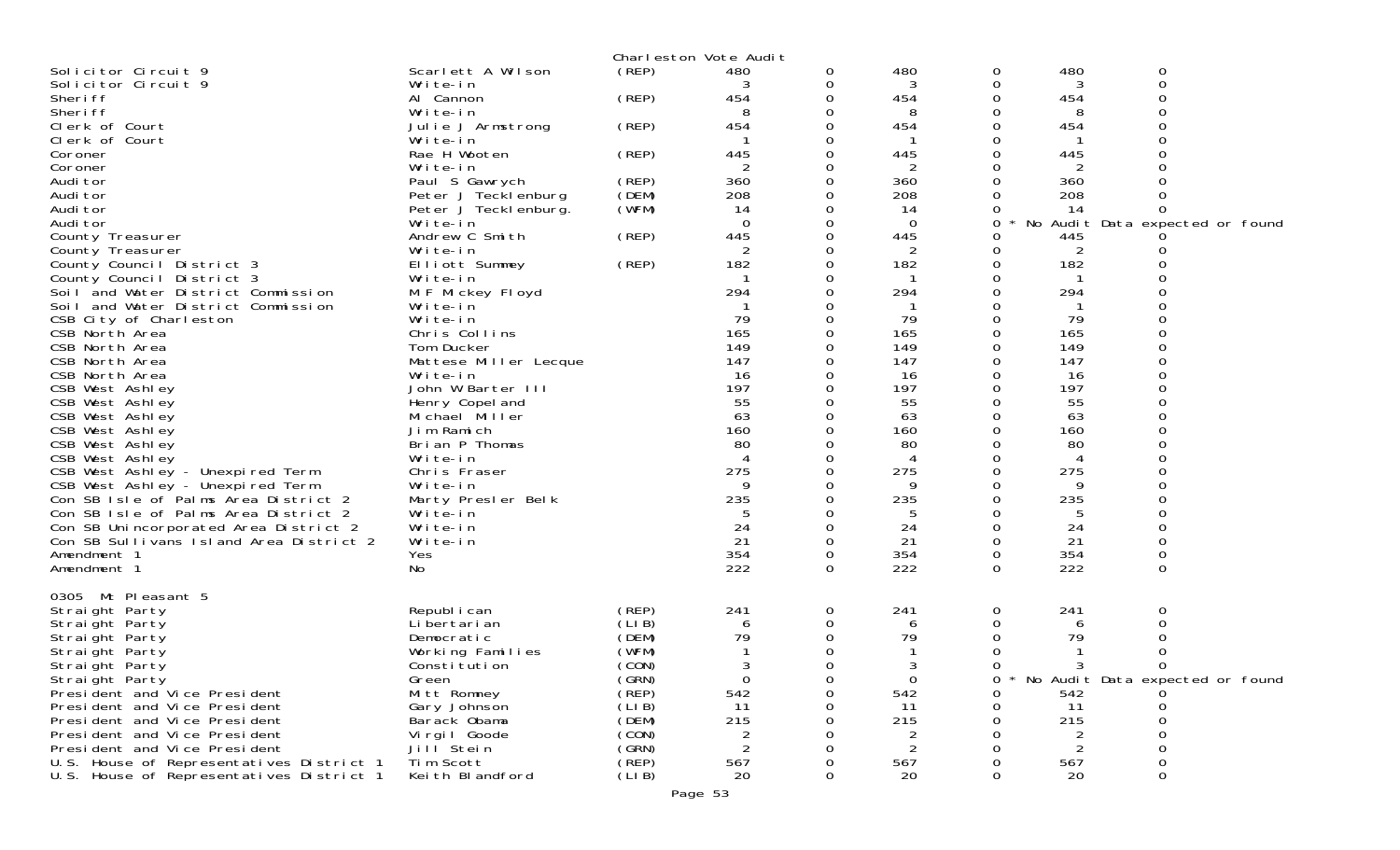Charleston Vote Audit

| Contest | Candidate | Party | | | | | | |
|---|---|---|---|---|---|---|---|---|
| Solicitor Circuit 9 | Scarlett A Wilson | (REP) | 480 | 0 | 480 | 0 | 480 | 0 |
| Solicitor Circuit 9 | Write-in | | 3 | 0 | 3 | 0 | 3 | 0 |
| Sheriff | Al Cannon | (REP) | 454 | 0 | 454 | 0 | 454 | 0 |
| Sheriff | Write-in | | 8 | 0 | 8 | 0 | 8 | 0 |
| Clerk of Court | Julie J Armstrong | (REP) | 454 | 0 | 454 | 0 | 454 | 0 |
| Clerk of Court | Write-in | | 1 | 0 | 1 | 0 | 1 | 0 |
| Coroner | Rae H Wooten | (REP) | 445 | 0 | 445 | 0 | 445 | 0 |
| Coroner | Write-in | | 2 | 0 | 2 | 0 | 2 | 0 |
| Auditor | Paul S Gawrych | (REP) | 360 | 0 | 360 | 0 | 360 | 0 |
| Auditor | Peter J Tecklenburg | (DEM) | 208 | 0 | 208 | 0 | 208 | 0 |
| Auditor | Peter J Tecklenburg. | (WFM) | 14 | 0 | 14 | 0 | 14 | 0 |
| Auditor | Write-in | | 0 | 0 | 0 | 0 * No Audit Data expected or found | | |
| County Treasurer | Andrew C Smith | (REP) | 445 | 0 | 445 | 0 | 445 | 0 |
| County Treasurer | Write-in | | 2 | 0 | 2 | 0 | 2 | 0 |
| County Council District 3 | Elliott Summey | (REP) | 182 | 0 | 182 | 0 | 182 | 0 |
| County Council District 3 | Write-in | | 1 | 0 | 1 | 0 | 1 | 0 |
| Soil and Water District Commission | M F Mickey Floyd | | 294 | 0 | 294 | 0 | 294 | 0 |
| Soil and Water District Commission | Write-in | | 1 | 0 | 1 | 0 | 1 | 0 |
| CSB City of Charleston | Write-in | | 79 | 0 | 79 | 0 | 79 | 0 |
| CSB North Area | Chris Collins | | 165 | 0 | 165 | 0 | 165 | 0 |
| CSB North Area | Tom Ducker | | 149 | 0 | 149 | 0 | 149 | 0 |
| CSB North Area | Mattese Miller Lecque | | 147 | 0 | 147 | 0 | 147 | 0 |
| CSB North Area | Write-in | | 16 | 0 | 16 | 0 | 16 | 0 |
| CSB West Ashley | John W Barter III | | 197 | 0 | 197 | 0 | 197 | 0 |
| CSB West Ashley | Henry Copeland | | 55 | 0 | 55 | 0 | 55 | 0 |
| CSB West Ashley | Michael Miller | | 63 | 0 | 63 | 0 | 63 | 0 |
| CSB West Ashley | Jim Ramich | | 160 | 0 | 160 | 0 | 160 | 0 |
| CSB West Ashley | Brian P Thomas | | 80 | 0 | 80 | 0 | 80 | 0 |
| CSB West Ashley | Write-in | | 4 | 0 | 4 | 0 | 4 | 0 |
| CSB West Ashley - Unexpired Term | Chris Fraser | | 275 | 0 | 275 | 0 | 275 | 0 |
| CSB West Ashley - Unexpired Term | Write-in | | 9 | 0 | 9 | 0 | 9 | 0 |
| Con SB Isle of Palms Area District 2 | Marty Presler Belk | | 235 | 0 | 235 | 0 | 235 | 0 |
| Con SB Isle of Palms Area District 2 | Write-in | | 5 | 0 | 5 | 0 | 5 | 0 |
| Con SB Unincorporated Area District 2 | Write-in | | 24 | 0 | 24 | 0 | 24 | 0 |
| Con SB Sullivans Island Area District 2 | Write-in | | 21 | 0 | 21 | 0 | 21 | 0 |
| Amendment 1 | Yes | | 354 | 0 | 354 | 0 | 354 | 0 |
| Amendment 1 | No | | 222 | 0 | 222 | 0 | 222 | 0 |

0305 Mt Pleasant 5

| Contest | Candidate | Party | | | | | | |
|---|---|---|---|---|---|---|---|---|
| Straight Party | Republican | (REP) | 241 | 0 | 241 | 0 | 241 | 0 |
| Straight Party | Libertarian | (LIB) | 6 | 0 | 6 | 0 | 6 | 0 |
| Straight Party | Democratic | (DEM) | 79 | 0 | 79 | 0 | 79 | 0 |
| Straight Party | Working Families | (WFM) | 1 | 0 | 1 | 0 | 1 | 0 |
| Straight Party | Constitution | (CON) | 3 | 0 | 3 | 0 | 3 | 0 |
| Straight Party | Green | (GRN) | 0 | 0 | 0 | 0 * No Audit Data expected or found | | |
| President and Vice President | Mitt Romney | (REP) | 542 | 0 | 542 | 0 | 542 | 0 |
| President and Vice President | Gary Johnson | (LIB) | 11 | 0 | 11 | 0 | 11 | 0 |
| President and Vice President | Barack Obama | (DEM) | 215 | 0 | 215 | 0 | 215 | 0 |
| President and Vice President | Virgil Goode | (CON) | 2 | 0 | 2 | 0 | 2 | 0 |
| President and Vice President | Jill Stein | (GRN) | 2 | 0 | 2 | 0 | 2 | 0 |
| U.S. House of Representatives District 1 | Tim Scott | (REP) | 567 | 0 | 567 | 0 | 567 | 0 |
| U.S. House of Representatives District 1 | Keith Blandford | (LIB) | 20 | 0 | 20 | 0 | 20 | 0 |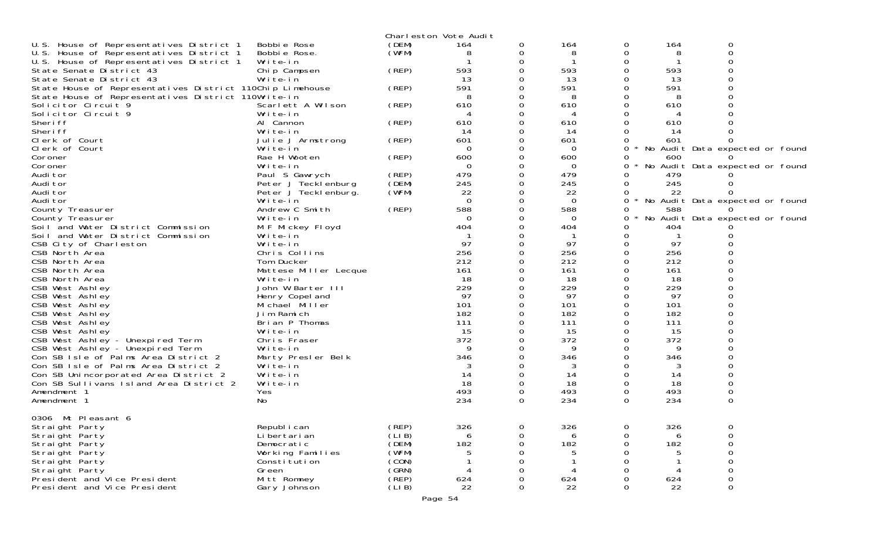Charleston Vote Audit

| Contest | Candidate | Party | | | | | | |
|---|---|---|---|---|---|---|---|---|
| U.S. House of Representatives District 1 | Bobbie Rose | (DEM) | 164 | 0 | 164 | 0 | 164 | 0 |
| U.S. House of Representatives District 1 | Bobbie Rose. | (WFM) | 8 | 0 | 8 | 0 | 8 | 0 |
| U.S. House of Representatives District 1 | Write-in | | 1 | 0 | 1 | 0 | 1 | 0 |
| State Senate District 43 | Chip Campsen | (REP) | 593 | 0 | 593 | 0 | 593 | 0 |
| State Senate District 43 | Write-in | | 13 | 0 | 13 | 0 | 13 | 0 |
| State House of Representatives District 110 | Chip Limehouse | (REP) | 591 | 0 | 591 | 0 | 591 | 0 |
| State House of Representatives District 110 | Write-in | | 8 | 0 | 8 | 0 | 8 | 0 |
| Solicitor Circuit 9 | Scarlett A Wilson | (REP) | 610 | 0 | 610 | 0 | 610 | 0 |
| Solicitor Circuit 9 | Write-in | | 4 | 0 | 4 | 0 | 4 | 0 |
| Sheriff | Al Cannon | (REP) | 610 | 0 | 610 | 0 | 610 | 0 |
| Sheriff | Write-in | | 14 | 0 | 14 | 0 | 14 | 0 |
| Clerk of Court | Julie J Armstrong | (REP) | 601 | 0 | 601 | 0 | 601 | 0 |
| Clerk of Court | Write-in | | 0 | 0 | 0 | 0 * No Audit Data expected or found | | |
| Coroner | Rae H Wooten | (REP) | 600 | 0 | 600 | 0 | 600 | 0 |
| Coroner | Write-in | | 0 | 0 | 0 | 0 * No Audit Data expected or found | | |
| Auditor | Paul S Gawrych | (REP) | 479 | 0 | 479 | 0 | 479 | 0 |
| Auditor | Peter J Tecklenburg | (DEM) | 245 | 0 | 245 | 0 | 245 | 0 |
| Auditor | Peter J Tecklenburg. | (WFM) | 22 | 0 | 22 | 0 | 22 | 0 |
| Auditor | Write-in | | 0 | 0 | 0 | 0 * No Audit Data expected or found | | |
| County Treasurer | Andrew C Smith | (REP) | 588 | 0 | 588 | 0 | 588 | 0 |
| County Treasurer | Write-in | | 0 | 0 | 0 | 0 * No Audit Data expected or found | | |
| Soil and Water District Commission | M F Mickey Floyd | | 404 | 0 | 404 | 0 | 404 | 0 |
| Soil and Water District Commission | Write-in | | 1 | 0 | 1 | 0 | 1 | 0 |
| CSB City of Charleston | Write-in | | 97 | 0 | 97 | 0 | 97 | 0 |
| CSB North Area | Chris Collins | | 256 | 0 | 256 | 0 | 256 | 0 |
| CSB North Area | Tom Ducker | | 212 | 0 | 212 | 0 | 212 | 0 |
| CSB North Area | Mattese Miller Lecque | | 161 | 0 | 161 | 0 | 161 | 0 |
| CSB North Area | Write-in | | 18 | 0 | 18 | 0 | 18 | 0 |
| CSB West Ashley | John W Barter III | | 229 | 0 | 229 | 0 | 229 | 0 |
| CSB West Ashley | Henry Copeland | | 97 | 0 | 97 | 0 | 97 | 0 |
| CSB West Ashley | Michael Miller | | 101 | 0 | 101 | 0 | 101 | 0 |
| CSB West Ashley | Jim Ramich | | 182 | 0 | 182 | 0 | 182 | 0 |
| CSB West Ashley | Brian P Thomas | | 111 | 0 | 111 | 0 | 111 | 0 |
| CSB West Ashley | Write-in | | 15 | 0 | 15 | 0 | 15 | 0 |
| CSB West Ashley - Unexpired Term | Chris Fraser | | 372 | 0 | 372 | 0 | 372 | 0 |
| CSB West Ashley - Unexpired Term | Write-in | | 9 | 0 | 9 | 0 | 9 | 0 |
| Con SB Isle of Palms Area District 2 | Marty Presler Belk | | 346 | 0 | 346 | 0 | 346 | 0 |
| Con SB Isle of Palms Area District 2 | Write-in | | 3 | 0 | 3 | 0 | 3 | 0 |
| Con SB Unincorporated Area District 2 | Write-in | | 14 | 0 | 14 | 0 | 14 | 0 |
| Con SB Sullivans Island Area District 2 | Write-in | | 18 | 0 | 18 | 0 | 18 | 0 |
| Amendment 1 | Yes | | 493 | 0 | 493 | 0 | 493 | 0 |
| Amendment 1 | No | | 234 | 0 | 234 | 0 | 234 | 0 |

0306 Mt Pleasant 6

| Contest | Candidate | Party | | | | | | |
|---|---|---|---|---|---|---|---|---|
| Straight Party | Republican | (REP) | 326 | 0 | 326 | 0 | 326 | 0 |
| Straight Party | Libertarian | (LIB) | 6 | 0 | 6 | 0 | 6 | 0 |
| Straight Party | Democratic | (DEM) | 182 | 0 | 182 | 0 | 182 | 0 |
| Straight Party | Working Families | (WFM) | 5 | 0 | 5 | 0 | 5 | 0 |
| Straight Party | Constitution | (CON) | 1 | 0 | 1 | 0 | 1 | 0 |
| Straight Party | Green | (GRN) | 4 | 0 | 4 | 0 | 4 | 0 |
| President and Vice President | Mitt Romney | (REP) | 624 | 0 | 624 | 0 | 624 | 0 |
| President and Vice President | Gary Johnson | (LIB) | 22 | 0 | 22 | 0 | 22 | 0 |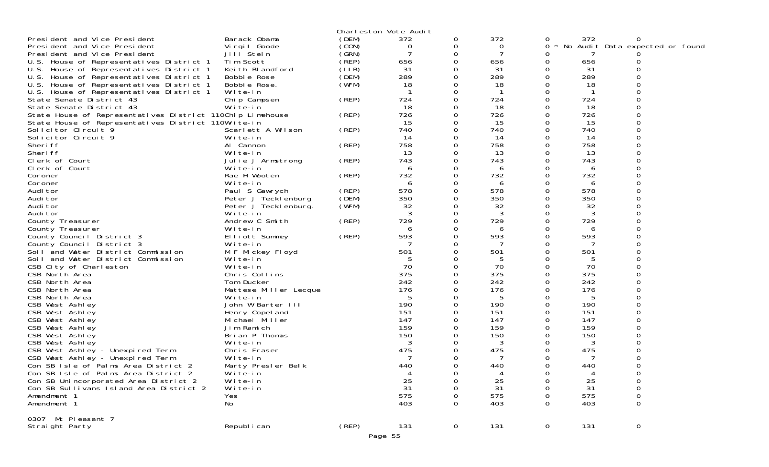Charleston Vote Audit

| Office | Candidate | Party | | | | | | |
|---|---|---|---|---|---|---|---|---|
| President and Vice President | Barack Obama | (DEM) | 372 | 0 | 372 | 0 | 372 | 0 |
| President and Vice President | Virgil Goode | (CON) | 0 | 0 | 0 | 0 * | No Audit Data expected or found | |
| President and Vice President | Jill Stein | (GRN) | 7 | 0 | 7 | 0 | 7 | 0 |
| U.S. House of Representatives District 1 | Tim Scott | (REP) | 656 | 0 | 656 | 0 | 656 | 0 |
| U.S. House of Representatives District 1 | Keith Blandford | (LIB) | 31 | 0 | 31 | 0 | 31 | 0 |
| U.S. House of Representatives District 1 | Bobbie Rose | (DEM) | 289 | 0 | 289 | 0 | 289 | 0 |
| U.S. House of Representatives District 1 | Bobbie Rose. | (WFM) | 18 | 0 | 18 | 0 | 18 | 0 |
| U.S. House of Representatives District 1 | Write-in | | 1 | 0 | 1 | 0 | 1 | 0 |
| State Senate District 43 | Chip Campsen | (REP) | 724 | 0 | 724 | 0 | 724 | 0 |
| State Senate District 43 | Write-in | | 18 | 0 | 18 | 0 | 18 | 0 |
| State House of Representatives District 110 | Chip Limehouse | (REP) | 726 | 0 | 726 | 0 | 726 | 0 |
| State House of Representatives District 110 | Write-in | | 15 | 0 | 15 | 0 | 15 | 0 |
| Solicitor Circuit 9 | Scarlett A Wilson | (REP) | 740 | 0 | 740 | 0 | 740 | 0 |
| Solicitor Circuit 9 | Write-in | | 14 | 0 | 14 | 0 | 14 | 0 |
| Sheriff | Al Cannon | (REP) | 758 | 0 | 758 | 0 | 758 | 0 |
| Sheriff | Write-in | | 13 | 0 | 13 | 0 | 13 | 0 |
| Clerk of Court | Julie J Armstrong | (REP) | 743 | 0 | 743 | 0 | 743 | 0 |
| Clerk of Court | Write-in | | 6 | 0 | 6 | 0 | 6 | 0 |
| Coroner | Rae H Wooten | (REP) | 732 | 0 | 732 | 0 | 732 | 0 |
| Coroner | Write-in | | 6 | 0 | 6 | 0 | 6 | 0 |
| Auditor | Paul S Gawrych | (REP) | 578 | 0 | 578 | 0 | 578 | 0 |
| Auditor | Peter J Tecklenburg | (DEM) | 350 | 0 | 350 | 0 | 350 | 0 |
| Auditor | Peter J Tecklenburg. | (WFM) | 32 | 0 | 32 | 0 | 32 | 0 |
| Auditor | Write-in | | 3 | 0 | 3 | 0 | 3 | 0 |
| County Treasurer | Andrew C Smith | (REP) | 729 | 0 | 729 | 0 | 729 | 0 |
| County Treasurer | Write-in | | 6 | 0 | 6 | 0 | 6 | 0 |
| County Council District 3 | Elliott Summey | (REP) | 593 | 0 | 593 | 0 | 593 | 0 |
| County Council District 3 | Write-in | | 7 | 0 | 7 | 0 | 7 | 0 |
| Soil and Water District Commission | M F Mickey Floyd | | 501 | 0 | 501 | 0 | 501 | 0 |
| Soil and Water District Commission | Write-in | | 5 | 0 | 5 | 0 | 5 | 0 |
| CSB City of Charleston | Write-in | | 70 | 0 | 70 | 0 | 70 | 0 |
| CSB North Area | Chris Collins | | 375 | 0 | 375 | 0 | 375 | 0 |
| CSB North Area | Tom Ducker | | 242 | 0 | 242 | 0 | 242 | 0 |
| CSB North Area | Mattese Miller Lecque | | 176 | 0 | 176 | 0 | 176 | 0 |
| CSB North Area | Write-in | | 5 | 0 | 5 | 0 | 5 | 0 |
| CSB West Ashley | John W Barter III | | 190 | 0 | 190 | 0 | 190 | 0 |
| CSB West Ashley | Henry Copeland | | 151 | 0 | 151 | 0 | 151 | 0 |
| CSB West Ashley | Michael Miller | | 147 | 0 | 147 | 0 | 147 | 0 |
| CSB West Ashley | Jim Ramich | | 159 | 0 | 159 | 0 | 159 | 0 |
| CSB West Ashley | Brian P Thomas | | 150 | 0 | 150 | 0 | 150 | 0 |
| CSB West Ashley | Write-in | | 3 | 0 | 3 | 0 | 3 | 0 |
| CSB West Ashley - Unexpired Term | Chris Fraser | | 475 | 0 | 475 | 0 | 475 | 0 |
| CSB West Ashley - Unexpired Term | Write-in | | 7 | 0 | 7 | 0 | 7 | 0 |
| Con SB Isle of Palms Area District 2 | Marty Presler Belk | | 440 | 0 | 440 | 0 | 440 | 0 |
| Con SB Isle of Palms Area District 2 | Write-in | | 4 | 0 | 4 | 0 | 4 | 0 |
| Con SB Unincorporated Area District 2 | Write-in | | 25 | 0 | 25 | 0 | 25 | 0 |
| Con SB Sullivans Island Area District 2 | Write-in | | 31 | 0 | 31 | 0 | 31 | 0 |
| Amendment 1 | Yes | | 575 | 0 | 575 | 0 | 575 | 0 |
| Amendment 1 | No | | 403 | 0 | 403 | 0 | 403 | 0 |

0307 Mt Pleasant 7

| Office | Candidate | Party | | | | | | |
|---|---|---|---|---|---|---|---|---|
| Straight Party | Republican | (REP) | 131 | 0 | 131 | 0 | 131 | 0 |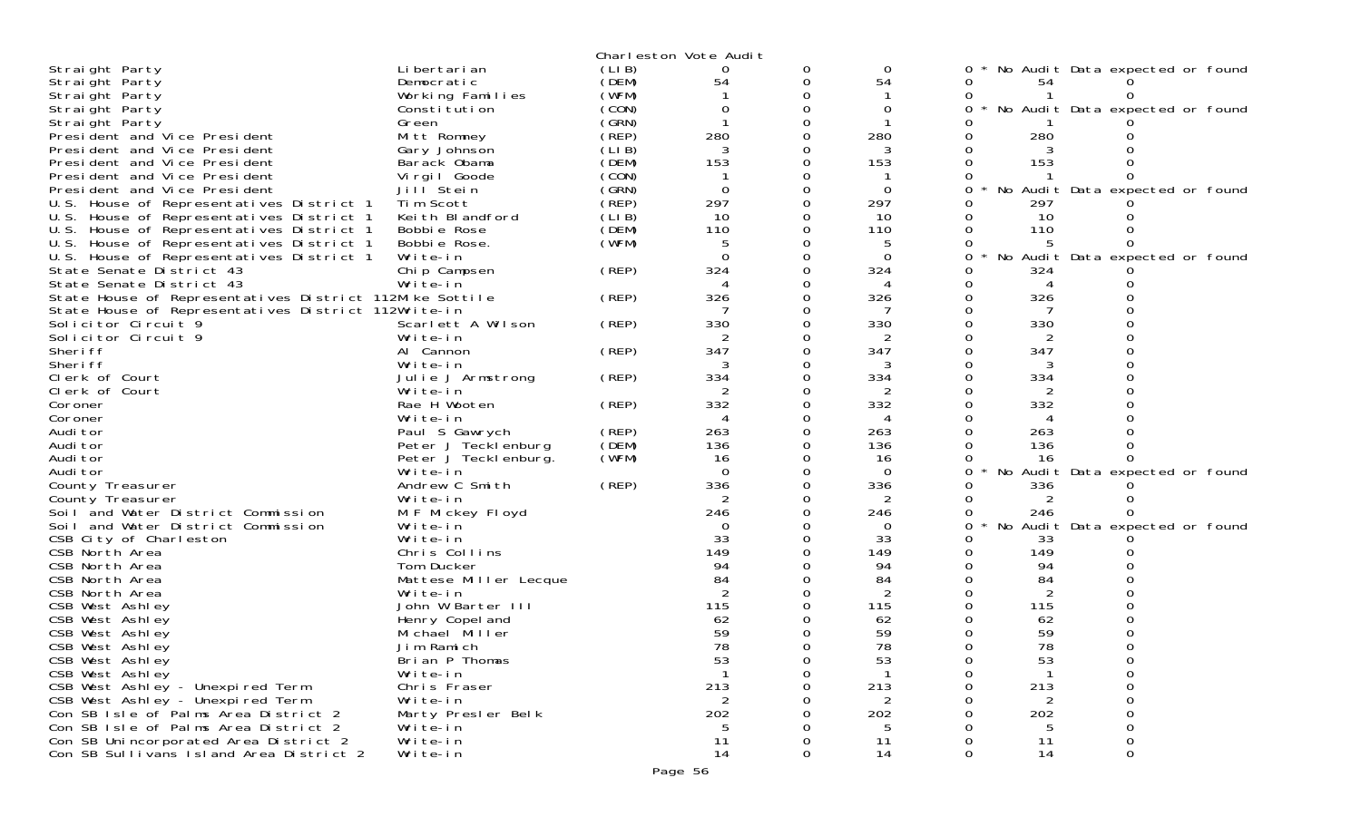Charleston Vote Audit

| Office | Candidate | Party | | | | | | | |
|---|---|---|---|---|---|---|---|---|---|
| Straight Party | Libertarian | (LIB) | 0 | 0 | 0 | 0 * No Audit Data expected or found | | | |
| Straight Party | Democratic | (DEM) | 54 | 0 | 54 | 0 | 54 | 0 | |
| Straight Party | Working Families | (WFM) | 1 | 0 | 1 | 0 | 1 | 0 | |
| Straight Party | Constitution | (CON) | 0 | 0 | 0 | 0 * No Audit Data expected or found | | | |
| Straight Party | Green | (GRN) | 1 | 0 | 1 | 0 | 1 | 0 | |
| President and Vice President | Mitt Romney | (REP) | 280 | 0 | 280 | 0 | 280 | 0 | |
| President and Vice President | Gary Johnson | (LIB) | 3 | 0 | 3 | 0 | 3 | 0 | |
| President and Vice President | Barack Obama | (DEM) | 153 | 0 | 153 | 0 | 153 | 0 | |
| President and Vice President | Virgil Goode | (CON) | 1 | 0 | 1 | 0 | 1 | 0 | |
| President and Vice President | Jill Stein | (GRN) | 0 | 0 | 0 | 0 * No Audit Data expected or found | | | |
| U.S. House of Representatives District 1 | Tim Scott | (REP) | 297 | 0 | 297 | 0 | 297 | 0 | |
| U.S. House of Representatives District 1 | Keith Blandford | (LIB) | 10 | 0 | 10 | 0 | 10 | 0 | |
| U.S. House of Representatives District 1 | Bobbie Rose | (DEM) | 110 | 0 | 110 | 0 | 110 | 0 | |
| U.S. House of Representatives District 1 | Bobbie Rose. | (WFM) | 5 | 0 | 5 | 0 | 5 | 0 | |
| U.S. House of Representatives District 1 | Write-in | | 0 | 0 | 0 | 0 * No Audit Data expected or found | | | |
| State Senate District 43 | Chip Campsen | (REP) | 324 | 0 | 324 | 0 | 324 | 0 | |
| State Senate District 43 | Write-in | | 4 | 0 | 4 | 0 | 4 | 0 | |
| State House of Representatives District 112 | Mike Sottile | (REP) | 326 | 0 | 326 | 0 | 326 | 0 | |
| State House of Representatives District 112 | Write-in | | 7 | 0 | 7 | 0 | 7 | 0 | |
| Solicitor Circuit 9 | Scarlett A Wilson | (REP) | 330 | 0 | 330 | 0 | 330 | 0 | |
| Solicitor Circuit 9 | Write-in | | 2 | 0 | 2 | 0 | 2 | 0 | |
| Sheriff | Al Cannon | (REP) | 347 | 0 | 347 | 0 | 347 | 0 | |
| Sheriff | Write-in | | 3 | 0 | 3 | 0 | 3 | 0 | |
| Clerk of Court | Julie J Armstrong | (REP) | 334 | 0 | 334 | 0 | 334 | 0 | |
| Clerk of Court | Write-in | | 2 | 0 | 2 | 0 | 2 | 0 | |
| Coroner | Rae H Wooten | (REP) | 332 | 0 | 332 | 0 | 332 | 0 | |
| Coroner | Write-in | | 4 | 0 | 4 | 0 | 4 | 0 | |
| Auditor | Paul S Gawrych | (REP) | 263 | 0 | 263 | 0 | 263 | 0 | |
| Auditor | Peter J Tecklenburg | (DEM) | 136 | 0 | 136 | 0 | 136 | 0 | |
| Auditor | Peter J Tecklenburg. | (WFM) | 16 | 0 | 16 | 0 | 16 | 0 | |
| Auditor | Write-in | | 0 | 0 | 0 | 0 * No Audit Data expected or found | | | |
| County Treasurer | Andrew C Smith | (REP) | 336 | 0 | 336 | 0 | 336 | 0 | |
| County Treasurer | Write-in | | 2 | 0 | 2 | 0 | 2 | 0 | |
| Soil and Water District Commission | M F Mickey Floyd | | 246 | 0 | 246 | 0 | 246 | 0 | |
| Soil and Water District Commission | Write-in | | 0 | 0 | 0 | 0 * No Audit Data expected or found | | | |
| CSB City of Charleston | Write-in | | 33 | 0 | 33 | 0 | 33 | 0 | |
| CSB North Area | Chris Collins | | 149 | 0 | 149 | 0 | 149 | 0 | |
| CSB North Area | Tom Ducker | | 94 | 0 | 94 | 0 | 94 | 0 | |
| CSB North Area | Mattese Miller Lecque | | 84 | 0 | 84 | 0 | 84 | 0 | |
| CSB North Area | Write-in | | 2 | 0 | 2 | 0 | 2 | 0 | |
| CSB West Ashley | John W Barter III | | 115 | 0 | 115 | 0 | 115 | 0 | |
| CSB West Ashley | Henry Copeland | | 62 | 0 | 62 | 0 | 62 | 0 | |
| CSB West Ashley | Michael Miller | | 59 | 0 | 59 | 0 | 59 | 0 | |
| CSB West Ashley | Jim Ramich | | 78 | 0 | 78 | 0 | 78 | 0 | |
| CSB West Ashley | Brian P Thomas | | 53 | 0 | 53 | 0 | 53 | 0 | |
| CSB West Ashley | Write-in | | 1 | 0 | 1 | 0 | 1 | 0 | |
| CSB West Ashley - Unexpired Term | Chris Fraser | | 213 | 0 | 213 | 0 | 213 | 0 | |
| CSB West Ashley - Unexpired Term | Write-in | | 2 | 0 | 2 | 0 | 2 | 0 | |
| Con SB Isle of Palms Area District 2 | Marty Presler Belk | | 202 | 0 | 202 | 0 | 202 | 0 | |
| Con SB Isle of Palms Area District 2 | Write-in | | 5 | 0 | 5 | 0 | 5 | 0 | |
| Con SB Unincorporated Area District 2 | Write-in | | 11 | 0 | 11 | 0 | 11 | 0 | |
| Con SB Sullivans Island Area District 2 | Write-in | | 14 | 0 | 14 | 0 | 14 | 0 | |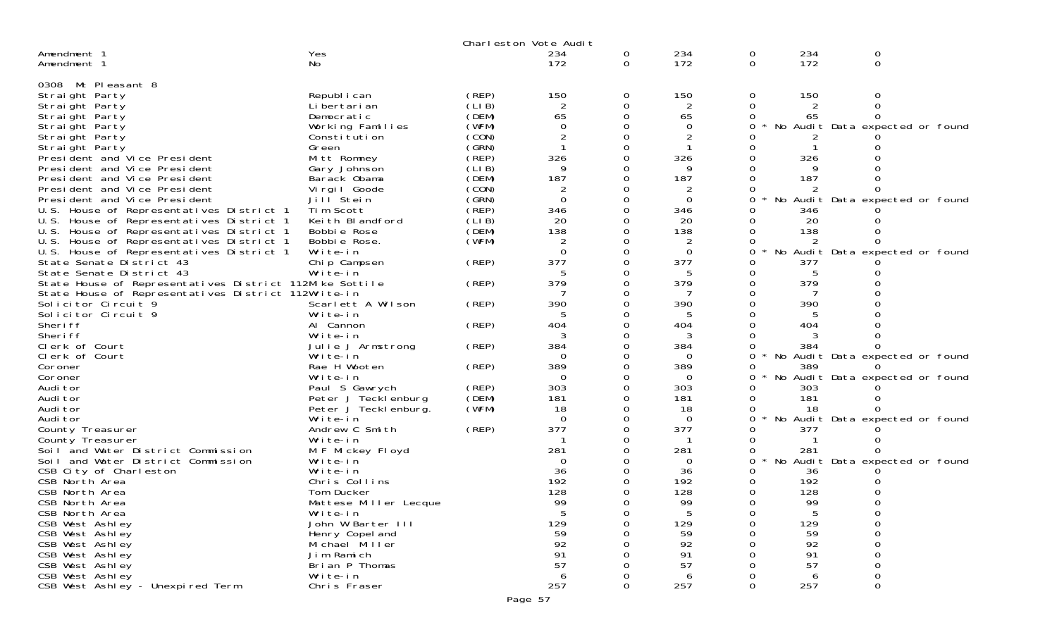Charleston Vote Audit

| | | | | | | | | |
|---|---|---|---|---|---|---|---|---|
| Amendment 1 | Yes | | 234 | 0 | 234 | 0 | 234 | 0 |
| Amendment 1 | No | | 172 | 0 | 172 | 0 | 172 | 0 |

0308 Mt Pleasant 8

| | | | | | | | | |
|---|---|---|---|---|---|---|---|---|
| Straight Party | Republican | (REP) | 150 | 0 | 150 | 0 | 150 | 0 |
| Straight Party | Libertarian | (LIB) | 2 | 0 | 2 | 0 | 2 | 0 |
| Straight Party | Democratic | (DEM) | 65 | 0 | 65 | 0 | 65 | 0 |
| Straight Party | Working Families | (WFM) | 0 | 0 | 0 | 0 * | No Audit Data expected or found | |
| Straight Party | Constitution | (CON) | 2 | 0 | 2 | 0 | 2 | 0 |
| Straight Party | Green | (GRN) | 1 | 0 | 1 | 0 | 1 | 0 |
| President and Vice President | Mitt Romney | (REP) | 326 | 0 | 326 | 0 | 326 | 0 |
| President and Vice President | Gary Johnson | (LIB) | 9 | 0 | 9 | 0 | 9 | 0 |
| President and Vice President | Barack Obama | (DEM) | 187 | 0 | 187 | 0 | 187 | 0 |
| President and Vice President | Virgil Goode | (CON) | 2 | 0 | 2 | 0 | 2 | 0 |
| President and Vice President | Jill Stein | (GRN) | 0 | 0 | 0 | 0 * | No Audit Data expected or found | |
| U.S. House of Representatives District 1 | Tim Scott | (REP) | 346 | 0 | 346 | 0 | 346 | 0 |
| U.S. House of Representatives District 1 | Keith Blandford | (LIB) | 20 | 0 | 20 | 0 | 20 | 0 |
| U.S. House of Representatives District 1 | Bobbie Rose | (DEM) | 138 | 0 | 138 | 0 | 138 | 0 |
| U.S. House of Representatives District 1 | Bobbie Rose. | (WFM) | 2 | 0 | 2 | 0 | 2 | 0 |
| U.S. House of Representatives District 1 | Write-in | | 0 | 0 | 0 | 0 * | No Audit Data expected or found | |
| State Senate District 43 | Chip Campsen | (REP) | 377 | 0 | 377 | 0 | 377 | 0 |
| State Senate District 43 | Write-in | | 5 | 0 | 5 | 0 | 5 | 0 |
| State House of Representatives District 112 | Mike Sottile | (REP) | 379 | 0 | 379 | 0 | 379 | 0 |
| State House of Representatives District 112 | Write-in | | 7 | 0 | 7 | 0 | 7 | 0 |
| Solicitor Circuit 9 | Scarlett A Wilson | (REP) | 390 | 0 | 390 | 0 | 390 | 0 |
| Solicitor Circuit 9 | Write-in | | 5 | 0 | 5 | 0 | 5 | 0 |
| Sheriff | Al Cannon | (REP) | 404 | 0 | 404 | 0 | 404 | 0 |
| Sheriff | Write-in | | 3 | 0 | 3 | 0 | 3 | 0 |
| Clerk of Court | Julie J Armstrong | (REP) | 384 | 0 | 384 | 0 | 384 | 0 |
| Clerk of Court | Write-in | | 0 | 0 | 0 | 0 * | No Audit Data expected or found | |
| Coroner | Rae H Wooten | (REP) | 389 | 0 | 389 | 0 | 389 | 0 |
| Coroner | Write-in | | 0 | 0 | 0 | 0 * | No Audit Data expected or found | |
| Auditor | Paul S Gawrych | (REP) | 303 | 0 | 303 | 0 | 303 | 0 |
| Auditor | Peter J Tecklenburg | (DEM) | 181 | 0 | 181 | 0 | 181 | 0 |
| Auditor | Peter J Tecklenburg. | (WFM) | 18 | 0 | 18 | 0 | 18 | 0 |
| Auditor | Write-in | | 0 | 0 | 0 | 0 * | No Audit Data expected or found | |
| County Treasurer | Andrew C Smith | (REP) | 377 | 0 | 377 | 0 | 377 | 0 |
| County Treasurer | Write-in | | 1 | 0 | 1 | 0 | 1 | 0 |
| Soil and Water District Commission | M F Mickey Floyd | | 281 | 0 | 281 | 0 | 281 | 0 |
| Soil and Water District Commission | Write-in | | 0 | 0 | 0 | 0 * | No Audit Data expected or found | |
| CSB City of Charleston | Write-in | | 36 | 0 | 36 | 0 | 36 | 0 |
| CSB North Area | Chris Collins | | 192 | 0 | 192 | 0 | 192 | 0 |
| CSB North Area | Tom Ducker | | 128 | 0 | 128 | 0 | 128 | 0 |
| CSB North Area | Mattese Miller Lecque | | 99 | 0 | 99 | 0 | 99 | 0 |
| CSB North Area | Write-in | | 5 | 0 | 5 | 0 | 5 | 0 |
| CSB West Ashley | John W Barter III | | 129 | 0 | 129 | 0 | 129 | 0 |
| CSB West Ashley | Henry Copeland | | 59 | 0 | 59 | 0 | 59 | 0 |
| CSB West Ashley | Michael Miller | | 92 | 0 | 92 | 0 | 92 | 0 |
| CSB West Ashley | Jim Ramich | | 91 | 0 | 91 | 0 | 91 | 0 |
| CSB West Ashley | Brian P Thomas | | 57 | 0 | 57 | 0 | 57 | 0 |
| CSB West Ashley | Write-in | | 6 | 0 | 6 | 0 | 6 | 0 |
| CSB West Ashley - Unexpired Term | Chris Fraser | | 257 | 0 | 257 | 0 | 257 | 0 |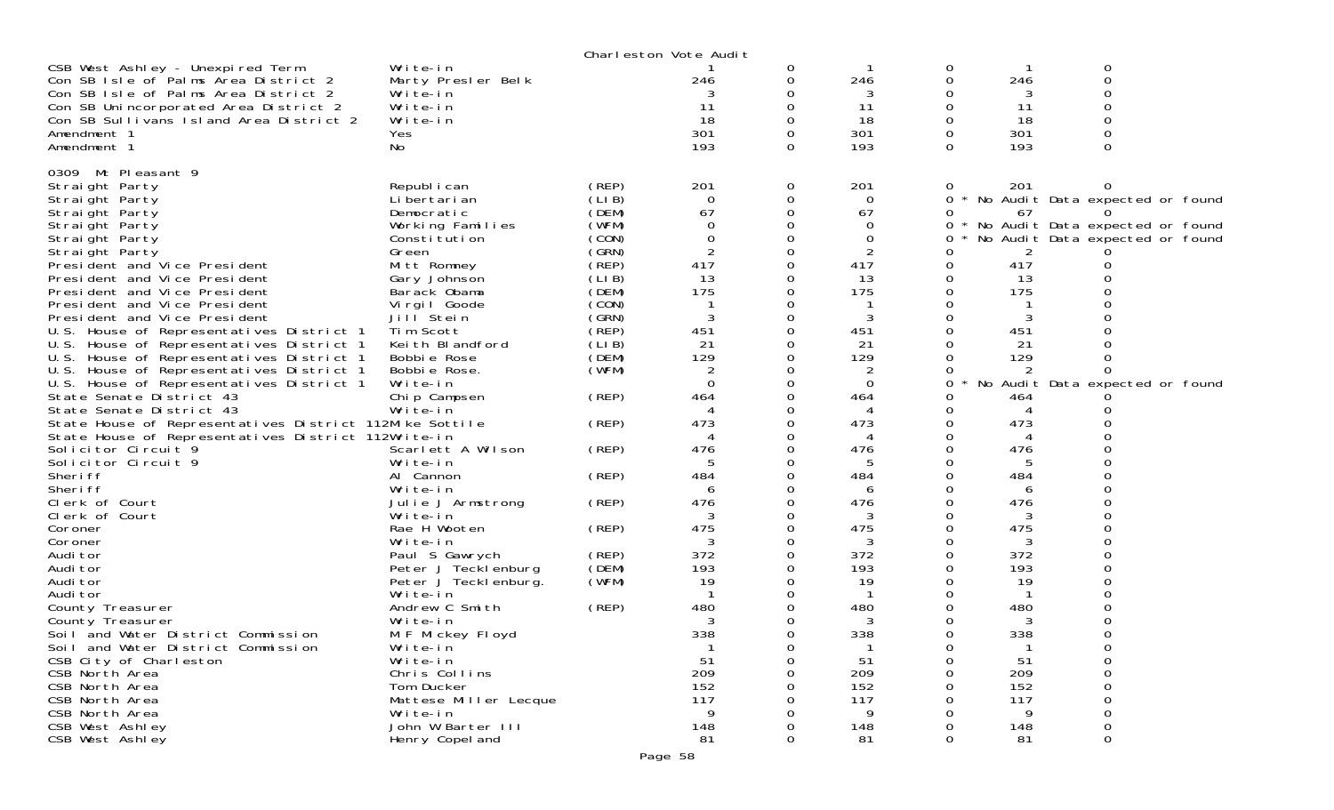Charleston Vote Audit

| | | | | | | | | |
|---|---|---|---|---|---|---|---|---|
| CSB West Ashley - Unexpired Term | Write-in | | 1 | 0 | 1 | 0 | 1 | 0 |
| Con SB Isle of Palms Area District 2 | Marty Presler Belk | | 246 | 0 | 246 | 0 | 246 | 0 |
| Con SB Isle of Palms Area District 2 | Write-in | | 3 | 0 | 3 | 0 | 3 | 0 |
| Con SB Unincorporated Area District 2 | Write-in | | 11 | 0 | 11 | 0 | 11 | 0 |
| Con SB Sullivans Island Area District 2 | Write-in | | 18 | 0 | 18 | 0 | 18 | 0 |
| Amendment 1 | Yes | | 301 | 0 | 301 | 0 | 301 | 0 |
| Amendment 1 | No | | 193 | 0 | 193 | 0 | 193 | 0 |

0309 Mt Pleasant 9

| | | | | | | | | |
|---|---|---|---|---|---|---|---|---|
| Straight Party | Republican | (REP) | 201 | 0 | 201 | 0 | 201 | 0 |
| Straight Party | Libertarian | (LIB) | 0 | 0 | 0 | 0 * | No Audit Data expected or found | |
| Straight Party | Democratic | (DEM) | 67 | 0 | 67 | 0 | 67 | 0 |
| Straight Party | Working Families | (WFM) | 0 | 0 | 0 | 0 * | No Audit Data expected or found | |
| Straight Party | Constitution | (CON) | 0 | 0 | 0 | 0 * | No Audit Data expected or found | |
| Straight Party | Green | (GRN) | 2 | 0 | 2 | 0 | 2 | 0 |
| President and Vice President | Mitt Romney | (REP) | 417 | 0 | 417 | 0 | 417 | 0 |
| President and Vice President | Gary Johnson | (LIB) | 13 | 0 | 13 | 0 | 13 | 0 |
| President and Vice President | Barack Obama | (DEM) | 175 | 0 | 175 | 0 | 175 | 0 |
| President and Vice President | Virgil Goode | (CON) | 1 | 0 | 1 | 0 | 1 | 0 |
| President and Vice President | Jill Stein | (GRN) | 3 | 0 | 3 | 0 | 3 | 0 |
| U.S. House of Representatives District 1 | Tim Scott | (REP) | 451 | 0 | 451 | 0 | 451 | 0 |
| U.S. House of Representatives District 1 | Keith Blandford | (LIB) | 21 | 0 | 21 | 0 | 21 | 0 |
| U.S. House of Representatives District 1 | Bobbie Rose | (DEM) | 129 | 0 | 129 | 0 | 129 | 0 |
| U.S. House of Representatives District 1 | Bobbie Rose. | (WFM) | 2 | 0 | 2 | 0 | 2 | 0 |
| U.S. House of Representatives District 1 | Write-in | | 0 | 0 | 0 | 0 * | No Audit Data expected or found | |
| State Senate District 43 | Chip Campsen | (REP) | 464 | 0 | 464 | 0 | 464 | 0 |
| State Senate District 43 | Write-in | | 4 | 0 | 4 | 0 | 4 | 0 |
| State House of Representatives District 112 | Mike Sottile | (REP) | 473 | 0 | 473 | 0 | 473 | 0 |
| State House of Representatives District 112 | Write-in | | 4 | 0 | 4 | 0 | 4 | 0 |
| Solicitor Circuit 9 | Scarlett A Wilson | (REP) | 476 | 0 | 476 | 0 | 476 | 0 |
| Solicitor Circuit 9 | Write-in | | 5 | 0 | 5 | 0 | 5 | 0 |
| Sheriff | Al Cannon | (REP) | 484 | 0 | 484 | 0 | 484 | 0 |
| Sheriff | Write-in | | 6 | 0 | 6 | 0 | 6 | 0 |
| Clerk of Court | Julie J Armstrong | (REP) | 476 | 0 | 476 | 0 | 476 | 0 |
| Clerk of Court | Write-in | | 3 | 0 | 3 | 0 | 3 | 0 |
| Coroner | Rae H Wooten | (REP) | 475 | 0 | 475 | 0 | 475 | 0 |
| Coroner | Write-in | | 3 | 0 | 3 | 0 | 3 | 0 |
| Auditor | Paul S Gawrych | (REP) | 372 | 0 | 372 | 0 | 372 | 0 |
| Auditor | Peter J Tecklenburg | (DEM) | 193 | 0 | 193 | 0 | 193 | 0 |
| Auditor | Peter J Tecklenburg. | (WFM) | 19 | 0 | 19 | 0 | 19 | 0 |
| Auditor | Write-in | | 1 | 0 | 1 | 0 | 1 | 0 |
| County Treasurer | Andrew C Smith | (REP) | 480 | 0 | 480 | 0 | 480 | 0 |
| County Treasurer | Write-in | | 3 | 0 | 3 | 0 | 3 | 0 |
| Soil and Water District Commission | M F Mickey Floyd | | 338 | 0 | 338 | 0 | 338 | 0 |
| Soil and Water District Commission | Write-in | | 1 | 0 | 1 | 0 | 1 | 0 |
| CSB City of Charleston | Write-in | | 51 | 0 | 51 | 0 | 51 | 0 |
| CSB North Area | Chris Collins | | 209 | 0 | 209 | 0 | 209 | 0 |
| CSB North Area | Tom Ducker | | 152 | 0 | 152 | 0 | 152 | 0 |
| CSB North Area | Mattese Miller Lecque | | 117 | 0 | 117 | 0 | 117 | 0 |
| CSB North Area | Write-in | | 9 | 0 | 9 | 0 | 9 | 0 |
| CSB West Ashley | John W Barter III | | 148 | 0 | 148 | 0 | 148 | 0 |
| CSB West Ashley | Henry Copeland | | 81 | 0 | 81 | 0 | 81 | 0 |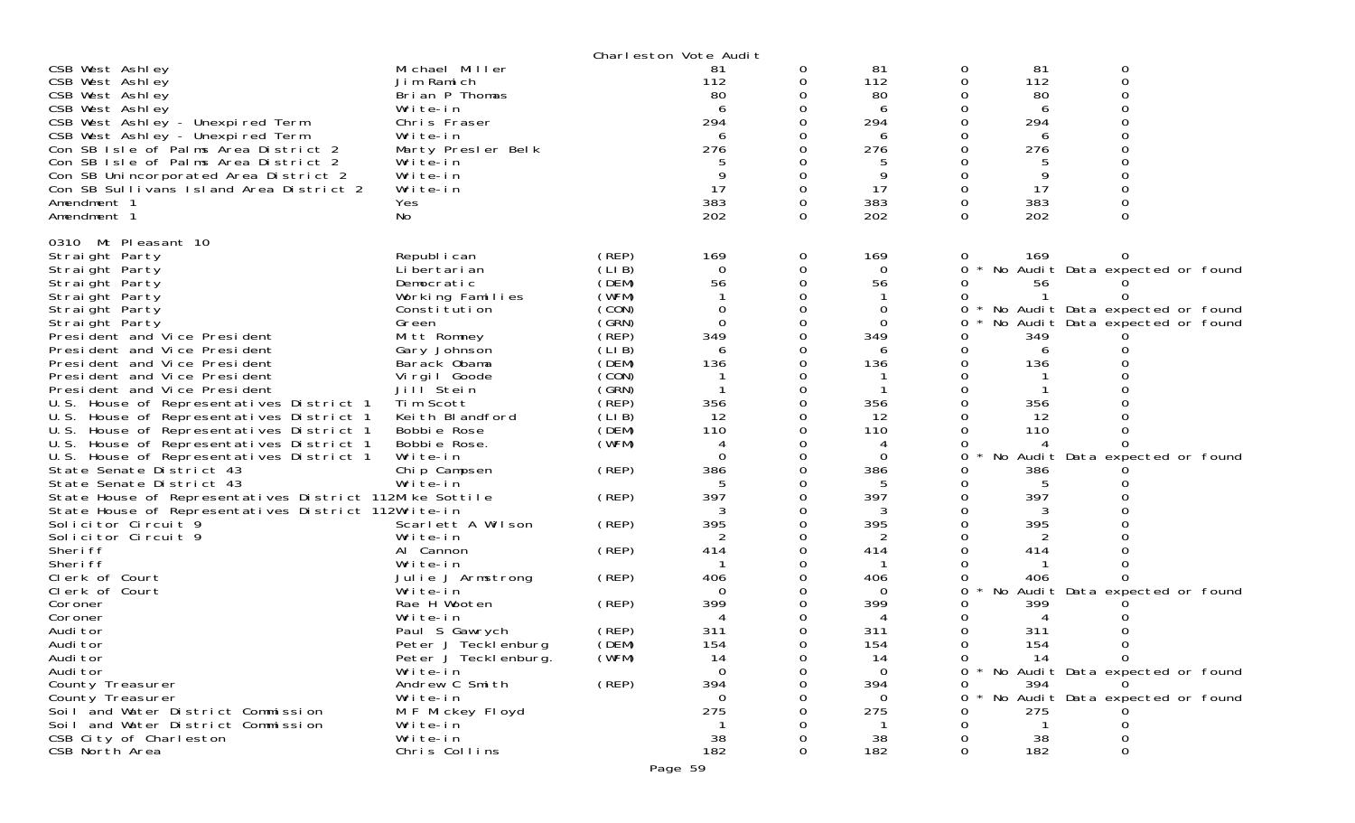Charleston Vote Audit

| | | | | | | | | |
|---|---|---|---|---|---|---|---|---|
| CSB West Ashley | Michael Miller | | 81 | 0 | 81 | 0 | 81 | 0 |
| CSB West Ashley | Jim Ramich | | 112 | 0 | 112 | 0 | 112 | 0 |
| CSB West Ashley | Brian P Thomas | | 80 | 0 | 80 | 0 | 80 | 0 |
| CSB West Ashley | Write-in | | 6 | 0 | 6 | 0 | 6 | 0 |
| CSB West Ashley - Unexpired Term | Chris Fraser | | 294 | 0 | 294 | 0 | 294 | 0 |
| CSB West Ashley - Unexpired Term | Write-in | | 6 | 0 | 6 | 0 | 6 | 0 |
| Con SB Isle of Palms Area District 2 | Marty Presler Belk | | 276 | 0 | 276 | 0 | 276 | 0 |
| Con SB Isle of Palms Area District 2 | Write-in | | 5 | 0 | 5 | 0 | 5 | 0 |
| Con SB Unincorporated Area District 2 | Write-in | | 9 | 0 | 9 | 0 | 9 | 0 |
| Con SB Sullivans Island Area District 2 | Write-in | | 17 | 0 | 17 | 0 | 17 | 0 |
| Amendment 1 | Yes | | 383 | 0 | 383 | 0 | 383 | 0 |
| Amendment 1 | No | | 202 | 0 | 202 | 0 | 202 | 0 |

0310 Mt Pleasant 10

| | | | | | | | | |
|---|---|---|---|---|---|---|---|---|
| Straight Party | Republican | (REP) | 169 | 0 | 169 | 0 | 169 | 0 |
| Straight Party | Libertarian | (LIB) | 0 | 0 | 0 | 0 * | No Audit Data expected or found | |
| Straight Party | Democratic | (DEM) | 56 | 0 | 56 | 0 | 56 | 0 |
| Straight Party | Working Families | (WFM) | 1 | 0 | 1 | 0 | 1 | 0 |
| Straight Party | Constitution | (CON) | 0 | 0 | 0 | 0 * | No Audit Data expected or found | |
| Straight Party | Green | (GRN) | 0 | 0 | 0 | 0 * | No Audit Data expected or found | |
| President and Vice President | Mitt Romney | (REP) | 349 | 0 | 349 | 0 | 349 | 0 |
| President and Vice President | Gary Johnson | (LIB) | 6 | 0 | 6 | 0 | 6 | 0 |
| President and Vice President | Barack Obama | (DEM) | 136 | 0 | 136 | 0 | 136 | 0 |
| President and Vice President | Virgil Goode | (CON) | 1 | 0 | 1 | 0 | 1 | 0 |
| President and Vice President | Jill Stein | (GRN) | 1 | 0 | 1 | 0 | 1 | 0 |
| U.S. House of Representatives District 1 | Tim Scott | (REP) | 356 | 0 | 356 | 0 | 356 | 0 |
| U.S. House of Representatives District 1 | Keith Blandford | (LIB) | 12 | 0 | 12 | 0 | 12 | 0 |
| U.S. House of Representatives District 1 | Bobbie Rose | (DEM) | 110 | 0 | 110 | 0 | 110 | 0 |
| U.S. House of Representatives District 1 | Bobbie Rose. | (WFM) | 4 | 0 | 4 | 0 | 4 | 0 |
| U.S. House of Representatives District 1 | Write-in | | 0 | 0 | 0 | 0 * | No Audit Data expected or found | |
| State Senate District 43 | Chip Campsen | (REP) | 386 | 0 | 386 | 0 | 386 | 0 |
| State Senate District 43 | Write-in | | 5 | 0 | 5 | 0 | 5 | 0 |
| State House of Representatives District 112 | Mike Sottile | (REP) | 397 | 0 | 397 | 0 | 397 | 0 |
| State House of Representatives District 112 | Write-in | | 3 | 0 | 3 | 0 | 3 | 0 |
| Solicitor Circuit 9 | Scarlett A Wilson | (REP) | 395 | 0 | 395 | 0 | 395 | 0 |
| Solicitor Circuit 9 | Write-in | | 2 | 0 | 2 | 0 | 2 | 0 |
| Sheriff | Al Cannon | (REP) | 414 | 0 | 414 | 0 | 414 | 0 |
| Sheriff | Write-in | | 1 | 0 | 1 | 0 | 1 | 0 |
| Clerk of Court | Julie J Armstrong | (REP) | 406 | 0 | 406 | 0 | 406 | 0 |
| Clerk of Court | Write-in | | 0 | 0 | 0 | 0 * | No Audit Data expected or found | |
| Coroner | Rae H Wooten | (REP) | 399 | 0 | 399 | 0 | 399 | 0 |
| Coroner | Write-in | | 4 | 0 | 4 | 0 | 4 | 0 |
| Auditor | Paul S Gawrych | (REP) | 311 | 0 | 311 | 0 | 311 | 0 |
| Auditor | Peter J Tecklenburg | (DEM) | 154 | 0 | 154 | 0 | 154 | 0 |
| Auditor | Peter J Tecklenburg. | (WFM) | 14 | 0 | 14 | 0 | 14 | 0 |
| Auditor | Write-in | | 0 | 0 | 0 | 0 * | No Audit Data expected or found | |
| County Treasurer | Andrew C Smith | (REP) | 394 | 0 | 394 | 0 | 394 | 0 |
| County Treasurer | Write-in | | 0 | 0 | 0 | 0 * | No Audit Data expected or found | |
| Soil and Water District Commission | M F Mickey Floyd | | 275 | 0 | 275 | 0 | 275 | 0 |
| Soil and Water District Commission | Write-in | | 1 | 0 | 1 | 0 | 1 | 0 |
| CSB City of Charleston | Write-in | | 38 | 0 | 38 | 0 | 38 | 0 |
| CSB North Area | Chris Collins | | 182 | 0 | 182 | 0 | 182 | 0 |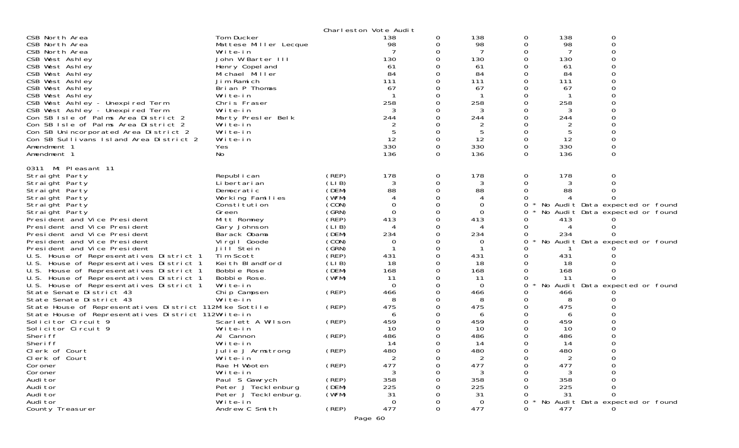Charleston Vote Audit

| Contest | Candidate | Party | | | | | | |
|---|---|---|---|---|---|---|---|---|
| CSB North Area | Tom Ducker | | 138 | 0 | 138 | 0 | 138 | 0 |
| CSB North Area | Mattese Miller Lecque | | 98 | 0 | 98 | 0 | 98 | 0 |
| CSB North Area | Write-in | | 7 | 0 | 7 | 0 | 7 | 0 |
| CSB West Ashley | John W Barter III | | 130 | 0 | 130 | 0 | 130 | 0 |
| CSB West Ashley | Henry Copeland | | 61 | 0 | 61 | 0 | 61 | 0 |
| CSB West Ashley | Michael Miller | | 84 | 0 | 84 | 0 | 84 | 0 |
| CSB West Ashley | Jim Ramich | | 111 | 0 | 111 | 0 | 111 | 0 |
| CSB West Ashley | Brian P Thomas | | 67 | 0 | 67 | 0 | 67 | 0 |
| CSB West Ashley | Write-in | | 1 | 0 | 1 | 0 | 1 | 0 |
| CSB West Ashley - Unexpired Term | Chris Fraser | | 258 | 0 | 258 | 0 | 258 | 0 |
| CSB West Ashley - Unexpired Term | Write-in | | 3 | 0 | 3 | 0 | 3 | 0 |
| Con SB Isle of Palms Area District 2 | Marty Presler Belk | | 244 | 0 | 244 | 0 | 244 | 0 |
| Con SB Isle of Palms Area District 2 | Write-in | | 2 | 0 | 2 | 0 | 2 | 0 |
| Con SB Unincorporated Area District 2 | Write-in | | 5 | 0 | 5 | 0 | 5 | 0 |
| Con SB Sullivans Island Area District 2 | Write-in | | 12 | 0 | 12 | 0 | 12 | 0 |
| Amendment 1 | Yes | | 330 | 0 | 330 | 0 | 330 | 0 |
| Amendment 1 | No | | 136 | 0 | 136 | 0 | 136 | 0 |

0311 Mt Pleasant 11

| Contest | Candidate | Party | | | | | | |
|---|---|---|---|---|---|---|---|---|
| Straight Party | Republican | (REP) | 178 | 0 | 178 | 0 | 178 | 0 |
| Straight Party | Libertarian | (LIB) | 3 | 0 | 3 | 0 | 3 | 0 |
| Straight Party | Democratic | (DEM) | 88 | 0 | 88 | 0 | 88 | 0 |
| Straight Party | Working Families | (WFM) | 4 | 0 | 4 | 0 | 4 | 0 |
| Straight Party | Constitution | (CON) | 0 | 0 | 0 | 0 * | No Audit Data expected or found | |
| Straight Party | Green | (GRN) | 0 | 0 | 0 | 0 * | No Audit Data expected or found | |
| President and Vice President | Mitt Romney | (REP) | 413 | 0 | 413 | 0 | 413 | 0 |
| President and Vice President | Gary Johnson | (LIB) | 4 | 0 | 4 | 0 | 4 | 0 |
| President and Vice President | Barack Obama | (DEM) | 234 | 0 | 234 | 0 | 234 | 0 |
| President and Vice President | Virgil Goode | (CON) | 0 | 0 | 0 | 0 * | No Audit Data expected or found | |
| President and Vice President | Jill Stein | (GRN) | 1 | 0 | 1 | 0 | 1 | 0 |
| U.S. House of Representatives District 1 | Tim Scott | (REP) | 431 | 0 | 431 | 0 | 431 | 0 |
| U.S. House of Representatives District 1 | Keith Blandford | (LIB) | 18 | 0 | 18 | 0 | 18 | 0 |
| U.S. House of Representatives District 1 | Bobbie Rose | (DEM) | 168 | 0 | 168 | 0 | 168 | 0 |
| U.S. House of Representatives District 1 | Bobbie Rose. | (WFM) | 11 | 0 | 11 | 0 | 11 | 0 |
| U.S. House of Representatives District 1 | Write-in | | 0 | 0 | 0 | 0 * | No Audit Data expected or found | |
| State Senate District 43 | Chip Campsen | (REP) | 466 | 0 | 466 | 0 | 466 | 0 |
| State Senate District 43 | Write-in | | 8 | 0 | 8 | 0 | 8 | 0 |
| State House of Representatives District 112 | Mike Sottile | (REP) | 475 | 0 | 475 | 0 | 475 | 0 |
| State House of Representatives District 112 | Write-in | | 6 | 0 | 6 | 0 | 6 | 0 |
| Solicitor Circuit 9 | Scarlett A Wilson | (REP) | 459 | 0 | 459 | 0 | 459 | 0 |
| Solicitor Circuit 9 | Write-in | | 10 | 0 | 10 | 0 | 10 | 0 |
| Sheriff | Al Cannon | (REP) | 486 | 0 | 486 | 0 | 486 | 0 |
| Sheriff | Write-in | | 14 | 0 | 14 | 0 | 14 | 0 |
| Clerk of Court | Julie J Armstrong | (REP) | 480 | 0 | 480 | 0 | 480 | 0 |
| Clerk of Court | Write-in | | 2 | 0 | 2 | 0 | 2 | 0 |
| Coroner | Rae H Wooten | (REP) | 477 | 0 | 477 | 0 | 477 | 0 |
| Coroner | Write-in | | 3 | 0 | 3 | 0 | 3 | 0 |
| Auditor | Paul S Gawrych | (REP) | 358 | 0 | 358 | 0 | 358 | 0 |
| Auditor | Peter J Tecklenburg | (DEM) | 225 | 0 | 225 | 0 | 225 | 0 |
| Auditor | Peter J Tecklenburg. | (WFM) | 31 | 0 | 31 | 0 | 31 | 0 |
| Auditor | Write-in | | 0 | 0 | 0 | 0 * | No Audit Data expected or found | |
| County Treasurer | Andrew C Smith | (REP) | 477 | 0 | 477 | 0 | 477 | 0 |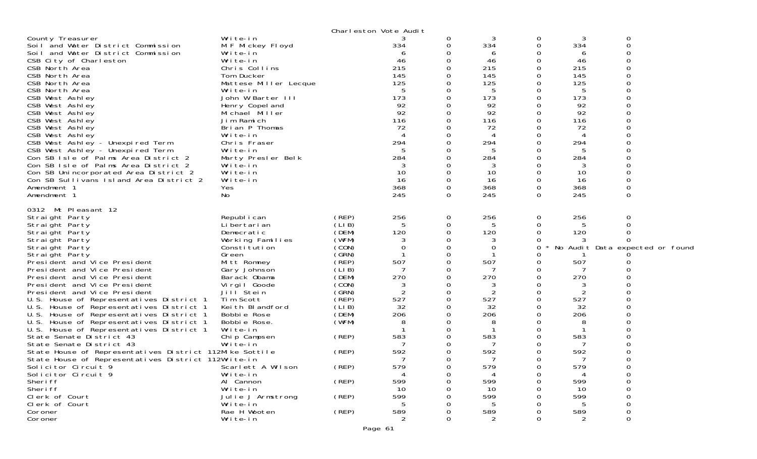Charleston Vote Audit

| | | | | | | | | |
|---|---|---|---|---|---|---|---|---|
| County Treasurer | Write-in | | 3 | 0 | 3 | 0 | 3 | 0 |
| Soil and Water District Commission | M F Mickey Floyd | | 334 | 0 | 334 | 0 | 334 | 0 |
| Soil and Water District Commission | Write-in | | 6 | 0 | 6 | 0 | 6 | 0 |
| CSB City of Charleston | Write-in | | 46 | 0 | 46 | 0 | 46 | 0 |
| CSB North Area | Chris Collins | | 215 | 0 | 215 | 0 | 215 | 0 |
| CSB North Area | Tom Ducker | | 145 | 0 | 145 | 0 | 145 | 0 |
| CSB North Area | Mattese Miller Lecque | | 125 | 0 | 125 | 0 | 125 | 0 |
| CSB North Area | Write-in | | 5 | 0 | 5 | 0 | 5 | 0 |
| CSB West Ashley | John W Barter III | | 173 | 0 | 173 | 0 | 173 | 0 |
| CSB West Ashley | Henry Copeland | | 92 | 0 | 92 | 0 | 92 | 0 |
| CSB West Ashley | Michael Miller | | 92 | 0 | 92 | 0 | 92 | 0 |
| CSB West Ashley | Jim Ramich | | 116 | 0 | 116 | 0 | 116 | 0 |
| CSB West Ashley | Brian P Thomas | | 72 | 0 | 72 | 0 | 72 | 0 |
| CSB West Ashley | Write-in | | 4 | 0 | 4 | 0 | 4 | 0 |
| CSB West Ashley - Unexpired Term | Chris Fraser | | 294 | 0 | 294 | 0 | 294 | 0 |
| CSB West Ashley - Unexpired Term | Write-in | | 5 | 0 | 5 | 0 | 5 | 0 |
| Con SB Isle of Palms Area District 2 | Marty Presler Belk | | 284 | 0 | 284 | 0 | 284 | 0 |
| Con SB Isle of Palms Area District 2 | Write-in | | 3 | 0 | 3 | 0 | 3 | 0 |
| Con SB Unincorporated Area District 2 | Write-in | | 10 | 0 | 10 | 0 | 10 | 0 |
| Con SB Sullivans Island Area District 2 | Write-in | | 16 | 0 | 16 | 0 | 16 | 0 |
| Amendment 1 | Yes | | 368 | 0 | 368 | 0 | 368 | 0 |
| Amendment 1 | No | | 245 | 0 | 245 | 0 | 245 | 0 |

0312 Mt Pleasant 12

| | | | | | | | | |
|---|---|---|---|---|---|---|---|---|
| Straight Party | Republican | (REP) | 256 | 0 | 256 | 0 | 256 | 0 |
| Straight Party | Libertarian | (LIB) | 5 | 0 | 5 | 0 | 5 | 0 |
| Straight Party | Democratic | (DEM) | 120 | 0 | 120 | 0 | 120 | 0 |
| Straight Party | Working Families | (WFM) | 3 | 0 | 3 | 0 | 3 | 0 |
| Straight Party | Constitution | (CON) | 0 | 0 | 0 | 0 * No Audit Data expected or found | | |
| Straight Party | Green | (GRN) | 1 | 0 | 1 | 0 | 1 | 0 |
| President and Vice President | Mitt Romney | (REP) | 507 | 0 | 507 | 0 | 507 | 0 |
| President and Vice President | Gary Johnson | (LIB) | 7 | 0 | 7 | 0 | 7 | 0 |
| President and Vice President | Barack Obama | (DEM) | 270 | 0 | 270 | 0 | 270 | 0 |
| President and Vice President | Virgil Goode | (CON) | 3 | 0 | 3 | 0 | 3 | 0 |
| President and Vice President | Jill Stein | (GRN) | 2 | 0 | 2 | 0 | 2 | 0 |
| U.S. House of Representatives District 1 | Tim Scott | (REP) | 527 | 0 | 527 | 0 | 527 | 0 |
| U.S. House of Representatives District 1 | Keith Blandford | (LIB) | 32 | 0 | 32 | 0 | 32 | 0 |
| U.S. House of Representatives District 1 | Bobbie Rose | (DEM) | 206 | 0 | 206 | 0 | 206 | 0 |
| U.S. House of Representatives District 1 | Bobbie Rose. | (WFM) | 8 | 0 | 8 | 0 | 8 | 0 |
| U.S. House of Representatives District 1 | Write-in | | 1 | 0 | 1 | 0 | 1 | 0 |
| State Senate District 43 | Chip Campsen | (REP) | 583 | 0 | 583 | 0 | 583 | 0 |
| State Senate District 43 | Write-in | | 7 | 0 | 7 | 0 | 7 | 0 |
| State House of Representatives District 112 | Mike Sottile | (REP) | 592 | 0 | 592 | 0 | 592 | 0 |
| State House of Representatives District 112 | Write-in | | 7 | 0 | 7 | 0 | 7 | 0 |
| Solicitor Circuit 9 | Scarlett A Wilson | (REP) | 579 | 0 | 579 | 0 | 579 | 0 |
| Solicitor Circuit 9 | Write-in | | 4 | 0 | 4 | 0 | 4 | 0 |
| Sheriff | Al Cannon | (REP) | 599 | 0 | 599 | 0 | 599 | 0 |
| Sheriff | Write-in | | 10 | 0 | 10 | 0 | 10 | 0 |
| Clerk of Court | Julie J Armstrong | (REP) | 599 | 0 | 599 | 0 | 599 | 0 |
| Clerk of Court | Write-in | | 5 | 0 | 5 | 0 | 5 | 0 |
| Coroner | Rae H Wooten | (REP) | 589 | 0 | 589 | 0 | 589 | 0 |
| Coroner | Write-in | | 2 | 0 | 2 | 0 | 2 | 0 |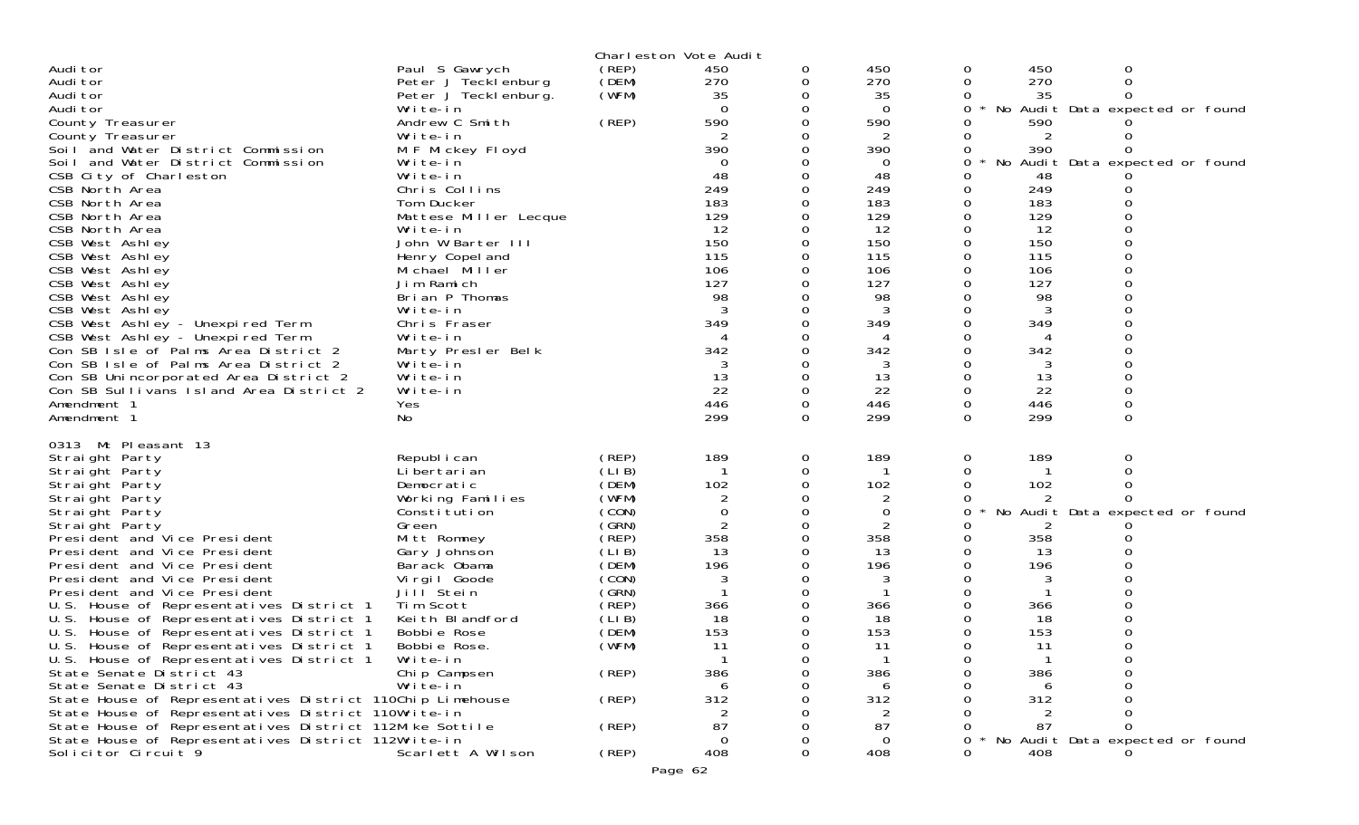Charleston Vote Audit

| | | | | | | | | | |
|---|---|---|---|---|---|---|---|---|---|
| Auditor | Paul S Gawrych | (REP) | 450 | 0 | 450 | 0 | 450 | 0 | |
| Auditor | Peter J Tecklenburg | (DEM) | 270 | 0 | 270 | 0 | 270 | 0 | |
| Auditor | Peter J Tecklenburg. | (WFM) | 35 | 0 | 35 | 0 | 35 | 0 | |
| Auditor | Write-in | | 0 | 0 | 0 | 0 | * No Audit Data expected or found | | |
| County Treasurer | Andrew C Smith | (REP) | 590 | 0 | 590 | 0 | 590 | 0 | |
| County Treasurer | Write-in | | 2 | 0 | 2 | 0 | 2 | 0 | |
| Soil and Water District Commission | M F Mickey Floyd | | 390 | 0 | 390 | 0 | 390 | 0 | |
| Soil and Water District Commission | Write-in | | 0 | 0 | 0 | 0 | * No Audit Data expected or found | | |
| CSB City of Charleston | Write-in | | 48 | 0 | 48 | 0 | 48 | 0 | |
| CSB North Area | Chris Collins | | 249 | 0 | 249 | 0 | 249 | 0 | |
| CSB North Area | Tom Ducker | | 183 | 0 | 183 | 0 | 183 | 0 | |
| CSB North Area | Mattese Miller Lecque | | 129 | 0 | 129 | 0 | 129 | 0 | |
| CSB North Area | Write-in | | 12 | 0 | 12 | 0 | 12 | 0 | |
| CSB West Ashley | John W Barter III | | 150 | 0 | 150 | 0 | 150 | 0 | |
| CSB West Ashley | Henry Copeland | | 115 | 0 | 115 | 0 | 115 | 0 | |
| CSB West Ashley | Michael Miller | | 106 | 0 | 106 | 0 | 106 | 0 | |
| CSB West Ashley | Jim Ramich | | 127 | 0 | 127 | 0 | 127 | 0 | |
| CSB West Ashley | Brian P Thomas | | 98 | 0 | 98 | 0 | 98 | 0 | |
| CSB West Ashley | Write-in | | 3 | 0 | 3 | 0 | 3 | 0 | |
| CSB West Ashley - Unexpired Term | Chris Fraser | | 349 | 0 | 349 | 0 | 349 | 0 | |
| CSB West Ashley - Unexpired Term | Write-in | | 4 | 0 | 4 | 0 | 4 | 0 | |
| Con SB Isle of Palms Area District 2 | Marty Presler Belk | | 342 | 0 | 342 | 0 | 342 | 0 | |
| Con SB Isle of Palms Area District 2 | Write-in | | 3 | 0 | 3 | 0 | 3 | 0 | |
| Con SB Unincorporated Area District 2 | Write-in | | 13 | 0 | 13 | 0 | 13 | 0 | |
| Con SB Sullivans Island Area District 2 | Write-in | | 22 | 0 | 22 | 0 | 22 | 0 | |
| Amendment 1 | Yes | | 446 | 0 | 446 | 0 | 446 | 0 | |
| Amendment 1 | No | | 299 | 0 | 299 | 0 | 299 | 0 | |

0313 Mt Pleasant 13

| | | | | | | | | | |
|---|---|---|---|---|---|---|---|---|---|
| Straight Party | Republican | (REP) | 189 | 0 | 189 | 0 | 189 | 0 | |
| Straight Party | Libertarian | (LIB) | 1 | 0 | 1 | 0 | 1 | 0 | |
| Straight Party | Democratic | (DEM) | 102 | 0 | 102 | 0 | 102 | 0 | |
| Straight Party | Working Families | (WFM) | 2 | 0 | 2 | 0 | 2 | 0 | |
| Straight Party | Constitution | (CON) | 0 | 0 | 0 | 0 | * No Audit Data expected or found | | |
| Straight Party | Green | (GRN) | 2 | 0 | 2 | 0 | 2 | 0 | |
| President and Vice President | Mitt Romney | (REP) | 358 | 0 | 358 | 0 | 358 | 0 | |
| President and Vice President | Gary Johnson | (LIB) | 13 | 0 | 13 | 0 | 13 | 0 | |
| President and Vice President | Barack Obama | (DEM) | 196 | 0 | 196 | 0 | 196 | 0 | |
| President and Vice President | Virgil Goode | (CON) | 3 | 0 | 3 | 0 | 3 | 0 | |
| President and Vice President | Jill Stein | (GRN) | 1 | 0 | 1 | 0 | 1 | 0 | |
| U.S. House of Representatives District 1 | Tim Scott | (REP) | 366 | 0 | 366 | 0 | 366 | 0 | |
| U.S. House of Representatives District 1 | Keith Blandford | (LIB) | 18 | 0 | 18 | 0 | 18 | 0 | |
| U.S. House of Representatives District 1 | Bobbie Rose | (DEM) | 153 | 0 | 153 | 0 | 153 | 0 | |
| U.S. House of Representatives District 1 | Bobbie Rose. | (WFM) | 11 | 0 | 11 | 0 | 11 | 0 | |
| U.S. House of Representatives District 1 | Write-in | | 1 | 0 | 1 | 0 | 1 | 0 | |
| State Senate District 43 | Chip Campsen | (REP) | 386 | 0 | 386 | 0 | 386 | 0 | |
| State Senate District 43 | Write-in | | 6 | 0 | 6 | 0 | 6 | 0 | |
| State House of Representatives District 110 | Chip Limehouse | (REP) | 312 | 0 | 312 | 0 | 312 | 0 | |
| State House of Representatives District 110 | Write-in | | 2 | 0 | 2 | 0 | 2 | 0 | |
| State House of Representatives District 112 | Mike Sottile | (REP) | 87 | 0 | 87 | 0 | 87 | 0 | |
| State House of Representatives District 112 | Write-in | | 0 | 0 | 0 | 0 | * No Audit Data expected or found | | |
| Solicitor Circuit 9 | Scarlett A Wilson | (REP) | 408 | 0 | 408 | 0 | 408 | 0 | |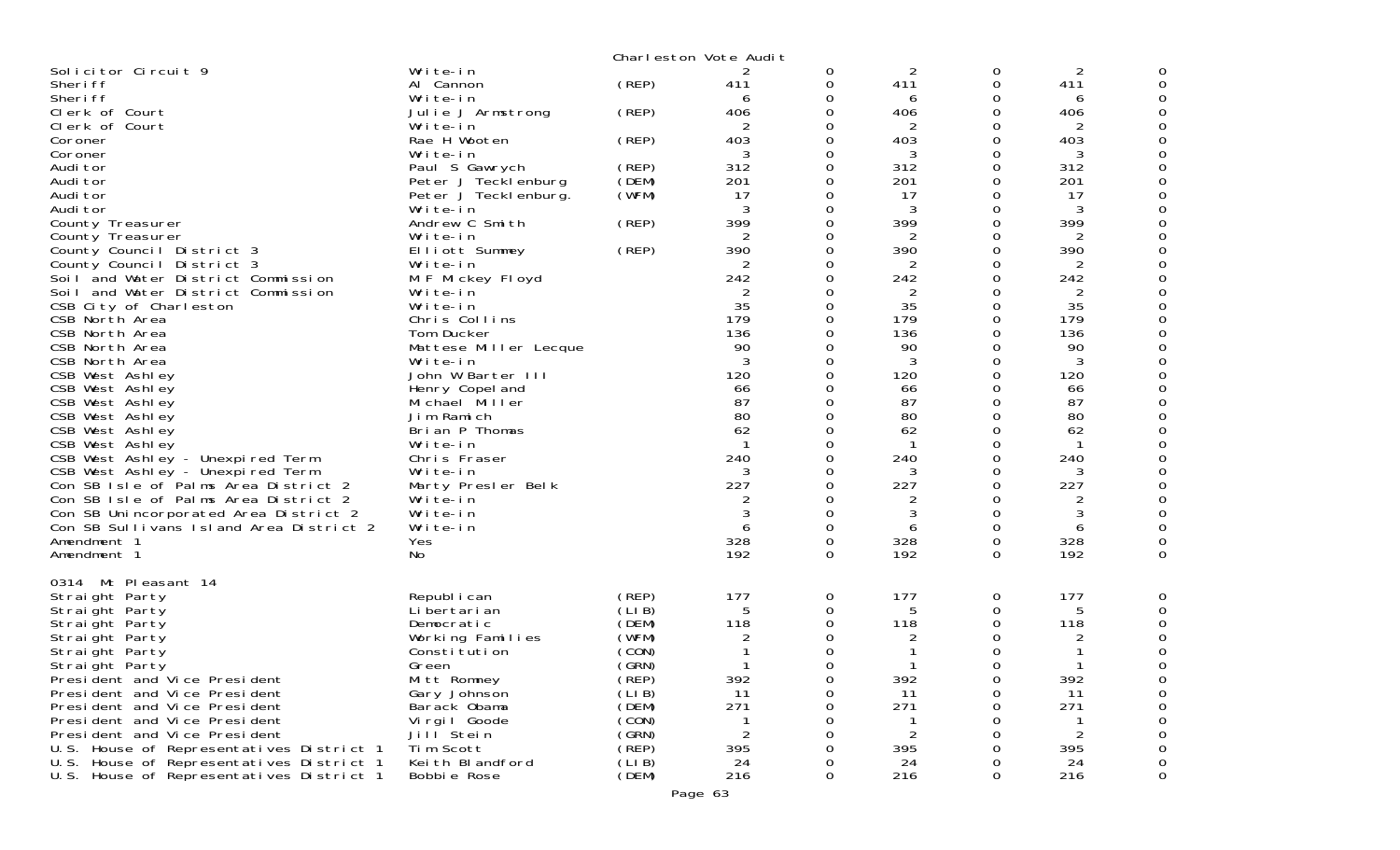Charleston Vote Audit

| Office | Candidate | Party | | | | | | |
|---|---|---|---|---|---|---|---|---|
| Solicitor Circuit 9 | Write-in | | 2 | 0 | 2 | 0 | 2 | 0 |
| Sheriff | Al Cannon | (REP) | 411 | 0 | 411 | 0 | 411 | 0 |
| Sheriff | Write-in | | 6 | 0 | 6 | 0 | 6 | 0 |
| Clerk of Court | Julie J Armstrong | (REP) | 406 | 0 | 406 | 0 | 406 | 0 |
| Clerk of Court | Write-in | | 2 | 0 | 2 | 0 | 2 | 0 |
| Coroner | Rae H Wooten | (REP) | 403 | 0 | 403 | 0 | 403 | 0 |
| Coroner | Write-in | | 3 | 0 | 3 | 0 | 3 | 0 |
| Auditor | Paul S Gawrych | (REP) | 312 | 0 | 312 | 0 | 312 | 0 |
| Auditor | Peter J Tecklenburg | (DEM) | 201 | 0 | 201 | 0 | 201 | 0 |
| Auditor | Peter J Tecklenburg. | (WFM) | 17 | 0 | 17 | 0 | 17 | 0 |
| Auditor | Write-in | | 3 | 0 | 3 | 0 | 3 | 0 |
| County Treasurer | Andrew C Smith | (REP) | 399 | 0 | 399 | 0 | 399 | 0 |
| County Treasurer | Write-in | | 2 | 0 | 2 | 0 | 2 | 0 |
| County Council District 3 | Elliott Summey | (REP) | 390 | 0 | 390 | 0 | 390 | 0 |
| County Council District 3 | Write-in | | 2 | 0 | 2 | 0 | 2 | 0 |
| Soil and Water District Commission | M F Mickey Floyd | | 242 | 0 | 242 | 0 | 242 | 0 |
| Soil and Water District Commission | Write-in | | 2 | 0 | 2 | 0 | 2 | 0 |
| CSB City of Charleston | Write-in | | 35 | 0 | 35 | 0 | 35 | 0 |
| CSB North Area | Chris Collins | | 179 | 0 | 179 | 0 | 179 | 0 |
| CSB North Area | Tom Ducker | | 136 | 0 | 136 | 0 | 136 | 0 |
| CSB North Area | Mattese Miller Lecque | | 90 | 0 | 90 | 0 | 90 | 0 |
| CSB North Area | Write-in | | 3 | 0 | 3 | 0 | 3 | 0 |
| CSB West Ashley | John W Barter III | | 120 | 0 | 120 | 0 | 120 | 0 |
| CSB West Ashley | Henry Copeland | | 66 | 0 | 66 | 0 | 66 | 0 |
| CSB West Ashley | Michael Miller | | 87 | 0 | 87 | 0 | 87 | 0 |
| CSB West Ashley | Jim Ramich | | 80 | 0 | 80 | 0 | 80 | 0 |
| CSB West Ashley | Brian P Thomas | | 62 | 0 | 62 | 0 | 62 | 0 |
| CSB West Ashley | Write-in | | 1 | 0 | 1 | 0 | 1 | 0 |
| CSB West Ashley - Unexpired Term | Chris Fraser | | 240 | 0 | 240 | 0 | 240 | 0 |
| CSB West Ashley - Unexpired Term | Write-in | | 3 | 0 | 3 | 0 | 3 | 0 |
| Con SB Isle of Palms Area District 2 | Marty Presler Belk | | 227 | 0 | 227 | 0 | 227 | 0 |
| Con SB Isle of Palms Area District 2 | Write-in | | 2 | 0 | 2 | 0 | 2 | 0 |
| Con SB Unincorporated Area District 2 | Write-in | | 3 | 0 | 3 | 0 | 3 | 0 |
| Con SB Sullivans Island Area District 2 | Write-in | | 6 | 0 | 6 | 0 | 6 | 0 |
| Amendment 1 | Yes | | 328 | 0 | 328 | 0 | 328 | 0 |
| Amendment 1 | No | | 192 | 0 | 192 | 0 | 192 | 0 |

0314 Mt Pleasant 14

| Office | Candidate | Party | | | | | | |
|---|---|---|---|---|---|---|---|---|
| Straight Party | Republican | (REP) | 177 | 0 | 177 | 0 | 177 | 0 |
| Straight Party | Libertarian | (LIB) | 5 | 0 | 5 | 0 | 5 | 0 |
| Straight Party | Democratic | (DEM) | 118 | 0 | 118 | 0 | 118 | 0 |
| Straight Party | Working Families | (WFM) | 2 | 0 | 2 | 0 | 2 | 0 |
| Straight Party | Constitution | (CON) | 1 | 0 | 1 | 0 | 1 | 0 |
| Straight Party | Green | (GRN) | 1 | 0 | 1 | 0 | 1 | 0 |
| President and Vice President | Mitt Romney | (REP) | 392 | 0 | 392 | 0 | 392 | 0 |
| President and Vice President | Gary Johnson | (LIB) | 11 | 0 | 11 | 0 | 11 | 0 |
| President and Vice President | Barack Obama | (DEM) | 271 | 0 | 271 | 0 | 271 | 0 |
| President and Vice President | Virgil Goode | (CON) | 1 | 0 | 1 | 0 | 1 | 0 |
| President and Vice President | Jill Stein | (GRN) | 2 | 0 | 2 | 0 | 2 | 0 |
| U.S. House of Representatives District 1 | Tim Scott | (REP) | 395 | 0 | 395 | 0 | 395 | 0 |
| U.S. House of Representatives District 1 | Keith Blandford | (LIB) | 24 | 0 | 24 | 0 | 24 | 0 |
| U.S. House of Representatives District 1 | Bobbie Rose | (DEM) | 216 | 0 | 216 | 0 | 216 | 0 |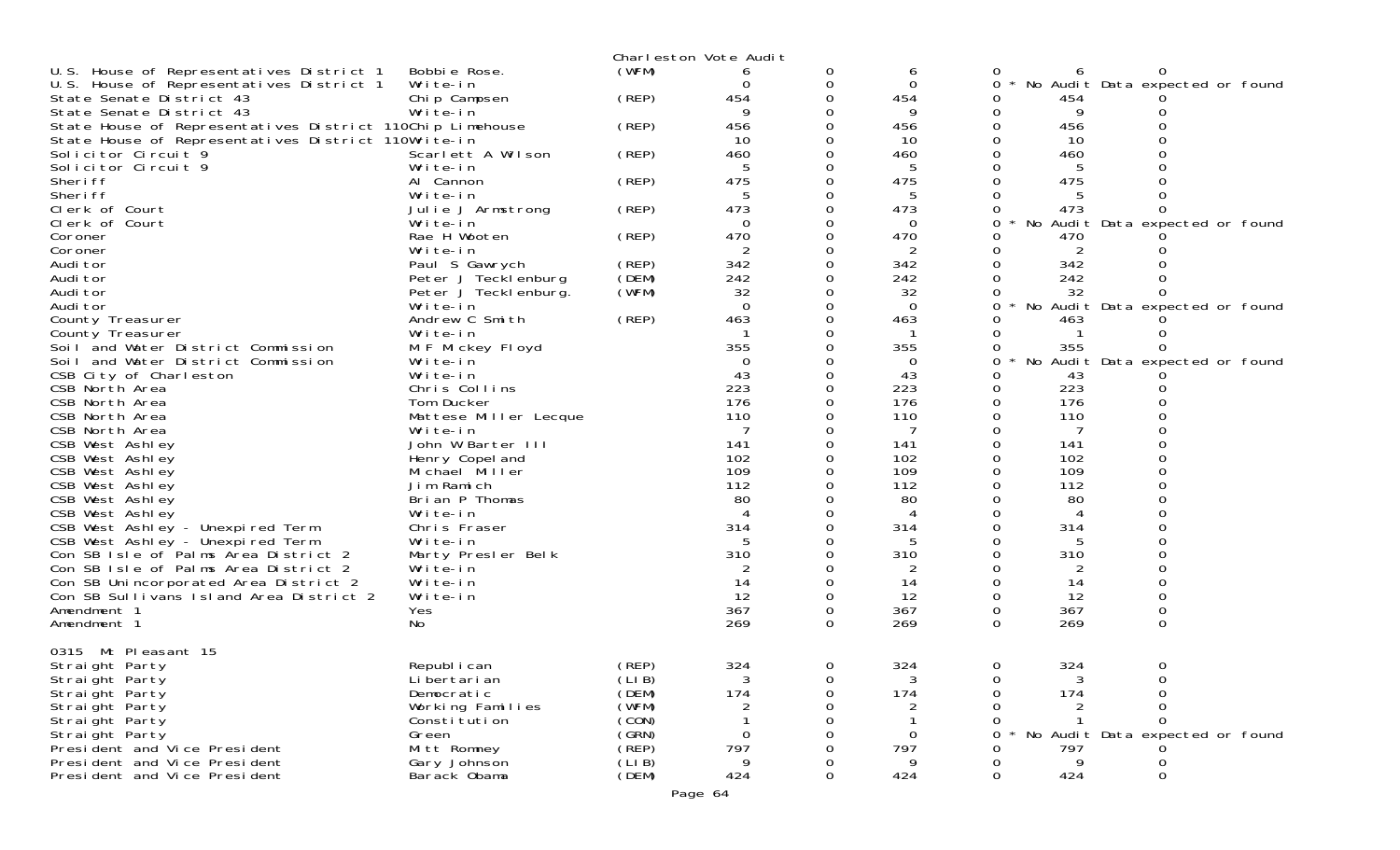Charleston Vote Audit

| Contest | Candidate | Party | | | | | | |
|---|---|---|---|---|---|---|---|---|
| U.S. House of Representatives District 1 | Bobbie Rose. | (WFM) | 6 | 0 | 6 | 0 | 6 | 0 |
| U.S. House of Representatives District 1 | Write-in | | 0 | 0 | 0 | 0 * No Audit Data expected or found | | |
| State Senate District 43 | Chip Campsen | (REP) | 454 | 0 | 454 | 0 | 454 | 0 |
| State Senate District 43 | Write-in | | 9 | 0 | 9 | 0 | 9 | 0 |
| State House of Representatives District 110 | Chip Limehouse | (REP) | 456 | 0 | 456 | 0 | 456 | 0 |
| State House of Representatives District 110 | Write-in | | 10 | 0 | 10 | 0 | 10 | 0 |
| Solicitor Circuit 9 | Scarlett A Wilson | (REP) | 460 | 0 | 460 | 0 | 460 | 0 |
| Solicitor Circuit 9 | Write-in | | 5 | 0 | 5 | 0 | 5 | 0 |
| Sheriff | Al Cannon | (REP) | 475 | 0 | 475 | 0 | 475 | 0 |
| Sheriff | Write-in | | 5 | 0 | 5 | 0 | 5 | 0 |
| Clerk of Court | Julie J Armstrong | (REP) | 473 | 0 | 473 | 0 | 473 | 0 |
| Clerk of Court | Write-in | | 0 | 0 | 0 | 0 * No Audit Data expected or found | | |
| Coroner | Rae H Wooten | (REP) | 470 | 0 | 470 | 0 | 470 | 0 |
| Coroner | Write-in | | 2 | 0 | 2 | 0 | 2 | 0 |
| Auditor | Paul S Gawrych | (REP) | 342 | 0 | 342 | 0 | 342 | 0 |
| Auditor | Peter J Tecklenburg | (DEM) | 242 | 0 | 242 | 0 | 242 | 0 |
| Auditor | Peter J Tecklenburg. | (WFM) | 32 | 0 | 32 | 0 | 32 | 0 |
| Auditor | Write-in | | 0 | 0 | 0 | 0 * No Audit Data expected or found | | |
| County Treasurer | Andrew C Smith | (REP) | 463 | 0 | 463 | 0 | 463 | 0 |
| County Treasurer | Write-in | | 1 | 0 | 1 | 0 | 1 | 0 |
| Soil and Water District Commission | M F Mickey Floyd | | 355 | 0 | 355 | 0 | 355 | 0 |
| Soil and Water District Commission | Write-in | | 0 | 0 | 0 | 0 * No Audit Data expected or found | | |
| CSB City of Charleston | Write-in | | 43 | 0 | 43 | 0 | 43 | 0 |
| CSB North Area | Chris Collins | | 223 | 0 | 223 | 0 | 223 | 0 |
| CSB North Area | Tom Ducker | | 176 | 0 | 176 | 0 | 176 | 0 |
| CSB North Area | Mattese Miller Lecque | | 110 | 0 | 110 | 0 | 110 | 0 |
| CSB North Area | Write-in | | 7 | 0 | 7 | 0 | 7 | 0 |
| CSB West Ashley | John W Barter III | | 141 | 0 | 141 | 0 | 141 | 0 |
| CSB West Ashley | Henry Copeland | | 102 | 0 | 102 | 0 | 102 | 0 |
| CSB West Ashley | Michael Miller | | 109 | 0 | 109 | 0 | 109 | 0 |
| CSB West Ashley | Jim Ramich | | 112 | 0 | 112 | 0 | 112 | 0 |
| CSB West Ashley | Brian P Thomas | | 80 | 0 | 80 | 0 | 80 | 0 |
| CSB West Ashley | Write-in | | 4 | 0 | 4 | 0 | 4 | 0 |
| CSB West Ashley - Unexpired Term | Chris Fraser | | 314 | 0 | 314 | 0 | 314 | 0 |
| CSB West Ashley - Unexpired Term | Write-in | | 5 | 0 | 5 | 0 | 5 | 0 |
| Con SB Isle of Palms Area District 2 | Marty Presler Belk | | 310 | 0 | 310 | 0 | 310 | 0 |
| Con SB Isle of Palms Area District 2 | Write-in | | 2 | 0 | 2 | 0 | 2 | 0 |
| Con SB Unincorporated Area District 2 | Write-in | | 14 | 0 | 14 | 0 | 14 | 0 |
| Con SB Sullivans Island Area District 2 | Write-in | | 12 | 0 | 12 | 0 | 12 | 0 |
| Amendment 1 | Yes | | 367 | 0 | 367 | 0 | 367 | 0 |
| Amendment 1 | No | | 269 | 0 | 269 | 0 | 269 | 0 |

0315 Mt Pleasant 15

| Contest | Candidate | Party | | | | | | |
|---|---|---|---|---|---|---|---|---|
| Straight Party | Republican | (REP) | 324 | 0 | 324 | 0 | 324 | 0 |
| Straight Party | Libertarian | (LIB) | 3 | 0 | 3 | 0 | 3 | 0 |
| Straight Party | Democratic | (DEM) | 174 | 0 | 174 | 0 | 174 | 0 |
| Straight Party | Working Families | (WFM) | 2 | 0 | 2 | 0 | 2 | 0 |
| Straight Party | Constitution | (CON) | 1 | 0 | 1 | 0 | 1 | 0 |
| Straight Party | Green | (GRN) | 0 | 0 | 0 | 0 * No Audit Data expected or found | | |
| President and Vice President | Mitt Romney | (REP) | 797 | 0 | 797 | 0 | 797 | 0 |
| President and Vice President | Gary Johnson | (LIB) | 9 | 0 | 9 | 0 | 9 | 0 |
| President and Vice President | Barack Obama | (DEM) | 424 | 0 | 424 | 0 | 424 | 0 |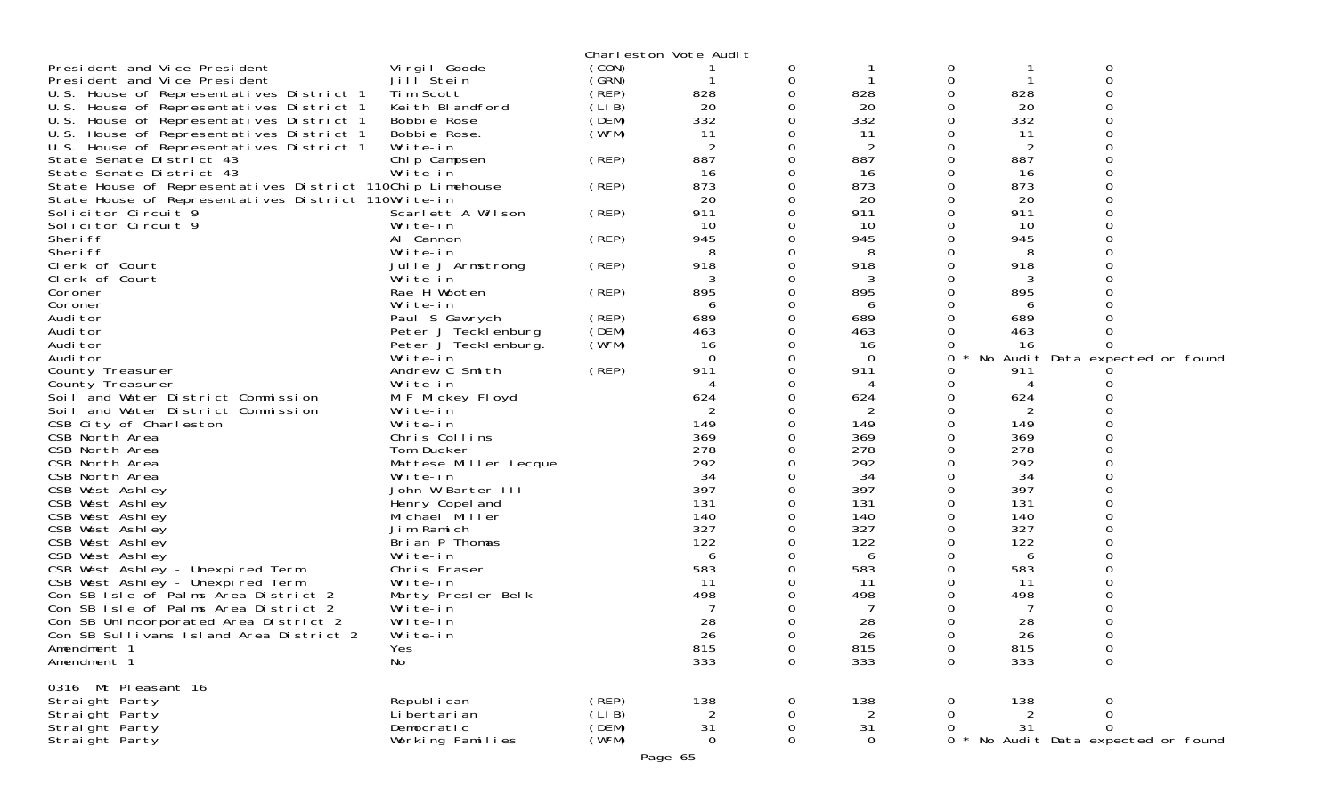Charleston Vote Audit

| Contest | Candidate | Party | | | | | | |
|---|---|---|---|---|---|---|---|---|
| President and Vice President | Virgil Goode | (CON) | 1 | 0 | 1 | 0 | 1 | 0 |
| President and Vice President | Jill Stein | (GRN) | 1 | 0 | 1 | 0 | 1 | 0 |
| U.S. House of Representatives District 1 | Tim Scott | (REP) | 828 | 0 | 828 | 0 | 828 | 0 |
| U.S. House of Representatives District 1 | Keith Blandford | (LIB) | 20 | 0 | 20 | 0 | 20 | 0 |
| U.S. House of Representatives District 1 | Bobbie Rose | (DEM) | 332 | 0 | 332 | 0 | 332 | 0 |
| U.S. House of Representatives District 1 | Bobbie Rose. | (WFM) | 11 | 0 | 11 | 0 | 11 | 0 |
| U.S. House of Representatives District 1 | Write-in | | 2 | 0 | 2 | 0 | 2 | 0 |
| State Senate District 43 | Chip Campsen | (REP) | 887 | 0 | 887 | 0 | 887 | 0 |
| State Senate District 43 | Write-in | | 16 | 0 | 16 | 0 | 16 | 0 |
| State House of Representatives District 110 | Chip Limehouse | (REP) | 873 | 0 | 873 | 0 | 873 | 0 |
| State House of Representatives District 110 | Write-in | | 20 | 0 | 20 | 0 | 20 | 0 |
| Solicitor Circuit 9 | Scarlett A Wilson | (REP) | 911 | 0 | 911 | 0 | 911 | 0 |
| Solicitor Circuit 9 | Write-in | | 10 | 0 | 10 | 0 | 10 | 0 |
| Sheriff | Al Cannon | (REP) | 945 | 0 | 945 | 0 | 945 | 0 |
| Sheriff | Write-in | | 8 | 0 | 8 | 0 | 8 | 0 |
| Clerk of Court | Julie J Armstrong | (REP) | 918 | 0 | 918 | 0 | 918 | 0 |
| Clerk of Court | Write-in | | 3 | 0 | 3 | 0 | 3 | 0 |
| Coroner | Rae H Wooten | (REP) | 895 | 0 | 895 | 0 | 895 | 0 |
| Coroner | Write-in | | 6 | 0 | 6 | 0 | 6 | 0 |
| Auditor | Paul S Gawrych | (REP) | 689 | 0 | 689 | 0 | 689 | 0 |
| Auditor | Peter J Tecklenburg | (DEM) | 463 | 0 | 463 | 0 | 463 | 0 |
| Auditor | Peter J Tecklenburg. | (WFM) | 16 | 0 | 16 | 0 | 16 | 0 |
| Auditor | Write-in | | 0 | 0 | 0 | 0 * No Audit Data expected or found | | |
| County Treasurer | Andrew C Smith | (REP) | 911 | 0 | 911 | 0 | 911 | 0 |
| County Treasurer | Write-in | | 4 | 0 | 4 | 0 | 4 | 0 |
| Soil and Water District Commission | M F Mickey Floyd | | 624 | 0 | 624 | 0 | 624 | 0 |
| Soil and Water District Commission | Write-in | | 2 | 0 | 2 | 0 | 2 | 0 |
| CSB City of Charleston | Write-in | | 149 | 0 | 149 | 0 | 149 | 0 |
| CSB North Area | Chris Collins | | 369 | 0 | 369 | 0 | 369 | 0 |
| CSB North Area | Tom Ducker | | 278 | 0 | 278 | 0 | 278 | 0 |
| CSB North Area | Mattese Miller Lecque | | 292 | 0 | 292 | 0 | 292 | 0 |
| CSB North Area | Write-in | | 34 | 0 | 34 | 0 | 34 | 0 |
| CSB West Ashley | John W Barter III | | 397 | 0 | 397 | 0 | 397 | 0 |
| CSB West Ashley | Henry Copeland | | 131 | 0 | 131 | 0 | 131 | 0 |
| CSB West Ashley | Michael Miller | | 140 | 0 | 140 | 0 | 140 | 0 |
| CSB West Ashley | Jim Ramich | | 327 | 0 | 327 | 0 | 327 | 0 |
| CSB West Ashley | Brian P Thomas | | 122 | 0 | 122 | 0 | 122 | 0 |
| CSB West Ashley | Write-in | | 6 | 0 | 6 | 0 | 6 | 0 |
| CSB West Ashley - Unexpired Term | Chris Fraser | | 583 | 0 | 583 | 0 | 583 | 0 |
| CSB West Ashley - Unexpired Term | Write-in | | 11 | 0 | 11 | 0 | 11 | 0 |
| Con SB Isle of Palms Area District 2 | Marty Presler Belk | | 498 | 0 | 498 | 0 | 498 | 0 |
| Con SB Isle of Palms Area District 2 | Write-in | | 7 | 0 | 7 | 0 | 7 | 0 |
| Con SB Unincorporated Area District 2 | Write-in | | 28 | 0 | 28 | 0 | 28 | 0 |
| Con SB Sullivans Island Area District 2 | Write-in | | 26 | 0 | 26 | 0 | 26 | 0 |
| Amendment 1 | Yes | | 815 | 0 | 815 | 0 | 815 | 0 |
| Amendment 1 | No | | 333 | 0 | 333 | 0 | 333 | 0 |

0316 Mt Pleasant 16

| Contest | Candidate | Party | | | | | | |
|---|---|---|---|---|---|---|---|---|
| Straight Party | Republican | (REP) | 138 | 0 | 138 | 0 | 138 | 0 |
| Straight Party | Libertarian | (LIB) | 2 | 0 | 2 | 0 | 2 | 0 |
| Straight Party | Democratic | (DEM) | 31 | 0 | 31 | 0 | 31 | 0 |
| Straight Party | Working Families | (WFM) | 0 | 0 | 0 | 0 * No Audit Data expected or found | | |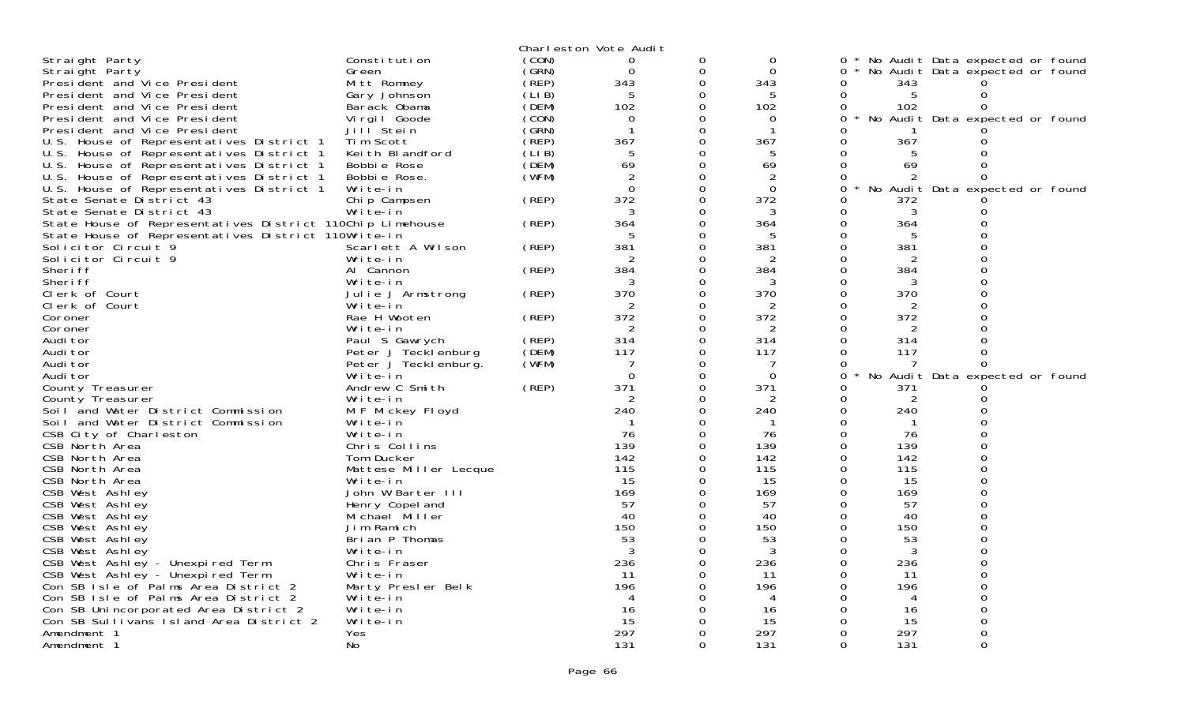Charleston Vote Audit

| Contest | Candidate | Party | | | | | | | |
|---|---|---|---|---|---|---|---|---|---|
| Straight Party | Constitution | (CON) | 0 | 0 | 0 | 0 * | No Audit Data expected or found | | |
| Straight Party | Green | (GRN) | 0 | 0 | 0 | 0 * | No Audit Data expected or found | | |
| President and Vice President | Mitt Romney | (REP) | 343 | 0 | 343 | 0 | 343 | 0 | |
| President and Vice President | Gary Johnson | (LIB) | 5 | 0 | 5 | 0 | 5 | 0 | |
| President and Vice President | Barack Obama | (DEM) | 102 | 0 | 102 | 0 | 102 | 0 | |
| President and Vice President | Virgil Goode | (CON) | 0 | 0 | 0 | 0 * | No Audit Data expected or found | | |
| President and Vice President | Jill Stein | (GRN) | 1 | 0 | 1 | 0 | 1 | 0 | |
| U.S. House of Representatives District 1 | Tim Scott | (REP) | 367 | 0 | 367 | 0 | 367 | 0 | |
| U.S. House of Representatives District 1 | Keith Blandford | (LIB) | 5 | 0 | 5 | 0 | 5 | 0 | |
| U.S. House of Representatives District 1 | Bobbie Rose | (DEM) | 69 | 0 | 69 | 0 | 69 | 0 | |
| U.S. House of Representatives District 1 | Bobbie Rose. | (WFM) | 2 | 0 | 2 | 0 | 2 | 0 | |
| U.S. House of Representatives District 1 | Write-in | | 0 | 0 | 0 | 0 * | No Audit Data expected or found | | |
| State Senate District 43 | Chip Campsen | (REP) | 372 | 0 | 372 | 0 | 372 | 0 | |
| State Senate District 43 | Write-in | | 3 | 0 | 3 | 0 | 3 | 0 | |
| State House of Representatives District 110 | Chip Limehouse | (REP) | 364 | 0 | 364 | 0 | 364 | 0 | |
| State House of Representatives District 110 | Write-in | | 5 | 0 | 5 | 0 | 5 | 0 | |
| Solicitor Circuit 9 | Scarlett A Wilson | (REP) | 381 | 0 | 381 | 0 | 381 | 0 | |
| Solicitor Circuit 9 | Write-in | | 2 | 0 | 2 | 0 | 2 | 0 | |
| Sheriff | Al Cannon | (REP) | 384 | 0 | 384 | 0 | 384 | 0 | |
| Sheriff | Write-in | | 3 | 0 | 3 | 0 | 3 | 0 | |
| Clerk of Court | Julie J Armstrong | (REP) | 370 | 0 | 370 | 0 | 370 | 0 | |
| Clerk of Court | Write-in | | 2 | 0 | 2 | 0 | 2 | 0 | |
| Coroner | Rae H Wooten | (REP) | 372 | 0 | 372 | 0 | 372 | 0 | |
| Coroner | Write-in | | 2 | 0 | 2 | 0 | 2 | 0 | |
| Auditor | Paul S Gawrych | (REP) | 314 | 0 | 314 | 0 | 314 | 0 | |
| Auditor | Peter J Tecklenburg | (DEM) | 117 | 0 | 117 | 0 | 117 | 0 | |
| Auditor | Peter J Tecklenburg. | (WFM) | 7 | 0 | 7 | 0 | 7 | 0 | |
| Auditor | Write-in | | 0 | 0 | 0 | 0 * | No Audit Data expected or found | | |
| County Treasurer | Andrew C Smith | (REP) | 371 | 0 | 371 | 0 | 371 | 0 | |
| County Treasurer | Write-in | | 2 | 0 | 2 | 0 | 2 | 0 | |
| Soil and Water District Commission | M F Mickey Floyd | | 240 | 0 | 240 | 0 | 240 | 0 | |
| Soil and Water District Commission | Write-in | | 1 | 0 | 1 | 0 | 1 | 0 | |
| CSB City of Charleston | Write-in | | 76 | 0 | 76 | 0 | 76 | 0 | |
| CSB North Area | Chris Collins | | 139 | 0 | 139 | 0 | 139 | 0 | |
| CSB North Area | Tom Ducker | | 142 | 0 | 142 | 0 | 142 | 0 | |
| CSB North Area | Mattese Miller Lecque | | 115 | 0 | 115 | 0 | 115 | 0 | |
| CSB North Area | Write-in | | 15 | 0 | 15 | 0 | 15 | 0 | |
| CSB West Ashley | John W Barter III | | 169 | 0 | 169 | 0 | 169 | 0 | |
| CSB West Ashley | Henry Copeland | | 57 | 0 | 57 | 0 | 57 | 0 | |
| CSB West Ashley | Michael Miller | | 40 | 0 | 40 | 0 | 40 | 0 | |
| CSB West Ashley | Jim Ramich | | 150 | 0 | 150 | 0 | 150 | 0 | |
| CSB West Ashley | Brian P Thomas | | 53 | 0 | 53 | 0 | 53 | 0 | |
| CSB West Ashley | Write-in | | 3 | 0 | 3 | 0 | 3 | 0 | |
| CSB West Ashley - Unexpired Term | Chris Fraser | | 236 | 0 | 236 | 0 | 236 | 0 | |
| CSB West Ashley - Unexpired Term | Write-in | | 11 | 0 | 11 | 0 | 11 | 0 | |
| Con SB Isle of Palms Area District 2 | Marty Presler Belk | | 196 | 0 | 196 | 0 | 196 | 0 | |
| Con SB Isle of Palms Area District 2 | Write-in | | 4 | 0 | 4 | 0 | 4 | 0 | |
| Con SB Unincorporated Area District 2 | Write-in | | 16 | 0 | 16 | 0 | 16 | 0 | |
| Con SB Sullivans Island Area District 2 | Write-in | | 15 | 0 | 15 | 0 | 15 | 0 | |
| Amendment 1 | Yes | | 297 | 0 | 297 | 0 | 297 | 0 | |
| Amendment 1 | No | | 131 | 0 | 131 | 0 | 131 | 0 | |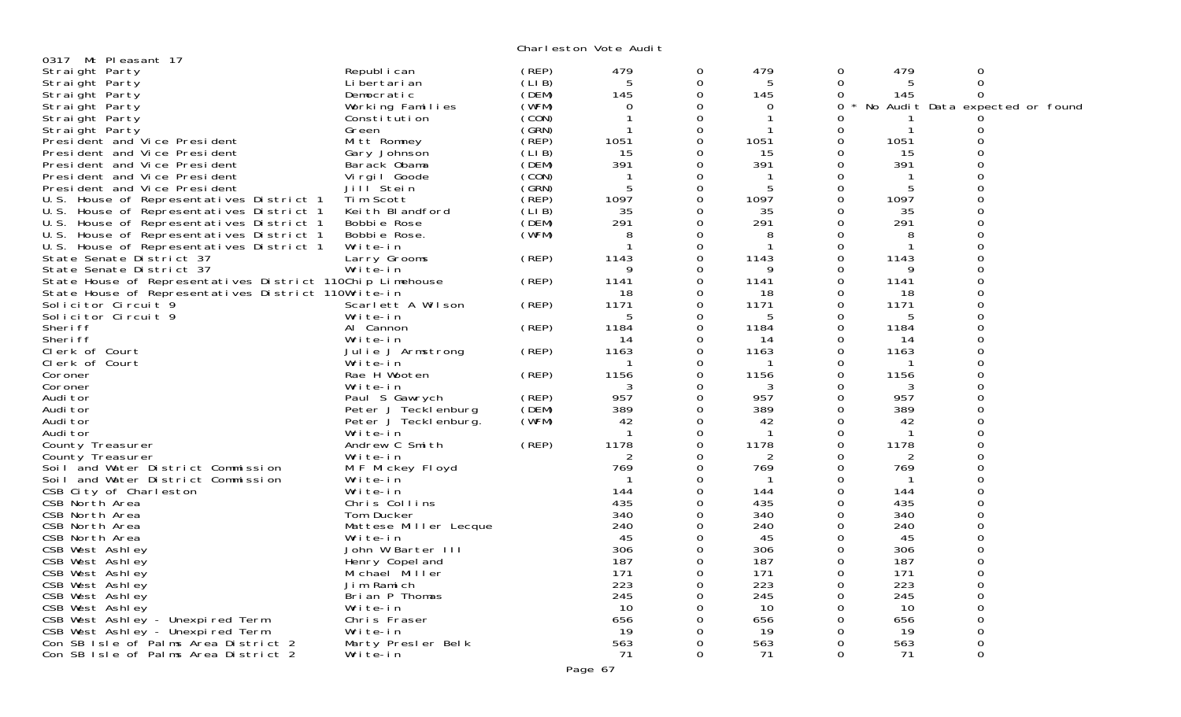Charleston Vote Audit

0317 Mt Pleasant 17

| Contest | Candidate | Party | | | | | | |
|---|---|---|---|---|---|---|---|---|
| Straight Party | Republican | (REP) | 479 | 0 | 479 | 0 | 479 | 0 |
| Straight Party | Libertarian | (LIB) | 5 | 0 | 5 | 0 | 5 | 0 |
| Straight Party | Democratic | (DEM) | 145 | 0 | 145 | 0 | 145 | 0 |
| Straight Party | Working Families | (WFM) | 0 | 0 | 0 | 0 * No Audit Data expected or found | | |
| Straight Party | Constitution | (CON) | 1 | 0 | 1 | 0 | 1 | 0 |
| Straight Party | Green | (GRN) | 1 | 0 | 1 | 0 | 1 | 0 |
| President and Vice President | Mitt Romney | (REP) | 1051 | 0 | 1051 | 0 | 1051 | 0 |
| President and Vice President | Gary Johnson | (LIB) | 15 | 0 | 15 | 0 | 15 | 0 |
| President and Vice President | Barack Obama | (DEM) | 391 | 0 | 391 | 0 | 391 | 0 |
| President and Vice President | Virgil Goode | (CON) | 1 | 0 | 1 | 0 | 1 | 0 |
| President and Vice President | Jill Stein | (GRN) | 5 | 0 | 5 | 0 | 5 | 0 |
| U.S. House of Representatives District 1 | Tim Scott | (REP) | 1097 | 0 | 1097 | 0 | 1097 | 0 |
| U.S. House of Representatives District 1 | Keith Blandford | (LIB) | 35 | 0 | 35 | 0 | 35 | 0 |
| U.S. House of Representatives District 1 | Bobbie Rose | (DEM) | 291 | 0 | 291 | 0 | 291 | 0 |
| U.S. House of Representatives District 1 | Bobbie Rose. | (WFM) | 8 | 0 | 8 | 0 | 8 | 0 |
| U.S. House of Representatives District 1 | Write-in | | 1 | 0 | 1 | 0 | 1 | 0 |
| State Senate District 37 | Larry Grooms | (REP) | 1143 | 0 | 1143 | 0 | 1143 | 0 |
| State Senate District 37 | Write-in | | 9 | 0 | 9 | 0 | 9 | 0 |
| State House of Representatives District 110 | Chip Limehouse | (REP) | 1141 | 0 | 1141 | 0 | 1141 | 0 |
| State House of Representatives District 110 | Write-in | | 18 | 0 | 18 | 0 | 18 | 0 |
| Solicitor Circuit 9 | Scarlett A Wilson | (REP) | 1171 | 0 | 1171 | 0 | 1171 | 0 |
| Solicitor Circuit 9 | Write-in | | 5 | 0 | 5 | 0 | 5 | 0 |
| Sheriff | Al Cannon | (REP) | 1184 | 0 | 1184 | 0 | 1184 | 0 |
| Sheriff | Write-in | | 14 | 0 | 14 | 0 | 14 | 0 |
| Clerk of Court | Julie J Armstrong | (REP) | 1163 | 0 | 1163 | 0 | 1163 | 0 |
| Clerk of Court | Write-in | | 1 | 0 | 1 | 0 | 1 | 0 |
| Coroner | Rae H Wooten | (REP) | 1156 | 0 | 1156 | 0 | 1156 | 0 |
| Coroner | Write-in | | 3 | 0 | 3 | 0 | 3 | 0 |
| Auditor | Paul S Gawrych | (REP) | 957 | 0 | 957 | 0 | 957 | 0 |
| Auditor | Peter J Tecklenburg | (DEM) | 389 | 0 | 389 | 0 | 389 | 0 |
| Auditor | Peter J Tecklenburg. | (WFM) | 42 | 0 | 42 | 0 | 42 | 0 |
| Auditor | Write-in | | 1 | 0 | 1 | 0 | 1 | 0 |
| County Treasurer | Andrew C Smith | (REP) | 1178 | 0 | 1178 | 0 | 1178 | 0 |
| County Treasurer | Write-in | | 2 | 0 | 2 | 0 | 2 | 0 |
| Soil and Water District Commission | M F Mickey Floyd | | 769 | 0 | 769 | 0 | 769 | 0 |
| Soil and Water District Commission | Write-in | | 1 | 0 | 1 | 0 | 1 | 0 |
| CSB City of Charleston | Write-in | | 144 | 0 | 144 | 0 | 144 | 0 |
| CSB North Area | Chris Collins | | 435 | 0 | 435 | 0 | 435 | 0 |
| CSB North Area | Tom Ducker | | 340 | 0 | 340 | 0 | 340 | 0 |
| CSB North Area | Mattese Miller Lecque | | 240 | 0 | 240 | 0 | 240 | 0 |
| CSB North Area | Write-in | | 45 | 0 | 45 | 0 | 45 | 0 |
| CSB West Ashley | John W Barter III | | 306 | 0 | 306 | 0 | 306 | 0 |
| CSB West Ashley | Henry Copeland | | 187 | 0 | 187 | 0 | 187 | 0 |
| CSB West Ashley | Michael Miller | | 171 | 0 | 171 | 0 | 171 | 0 |
| CSB West Ashley | Jim Ramich | | 223 | 0 | 223 | 0 | 223 | 0 |
| CSB West Ashley | Brian P Thomas | | 245 | 0 | 245 | 0 | 245 | 0 |
| CSB West Ashley | Write-in | | 10 | 0 | 10 | 0 | 10 | 0 |
| CSB West Ashley - Unexpired Term | Chris Fraser | | 656 | 0 | 656 | 0 | 656 | 0 |
| CSB West Ashley - Unexpired Term | Write-in | | 19 | 0 | 19 | 0 | 19 | 0 |
| Con SB Isle of Palms Area District 2 | Marty Presler Belk | | 563 | 0 | 563 | 0 | 563 | 0 |
| Con SB Isle of Palms Area District 2 | Write-in | | 71 | 0 | 71 | 0 | 71 | 0 |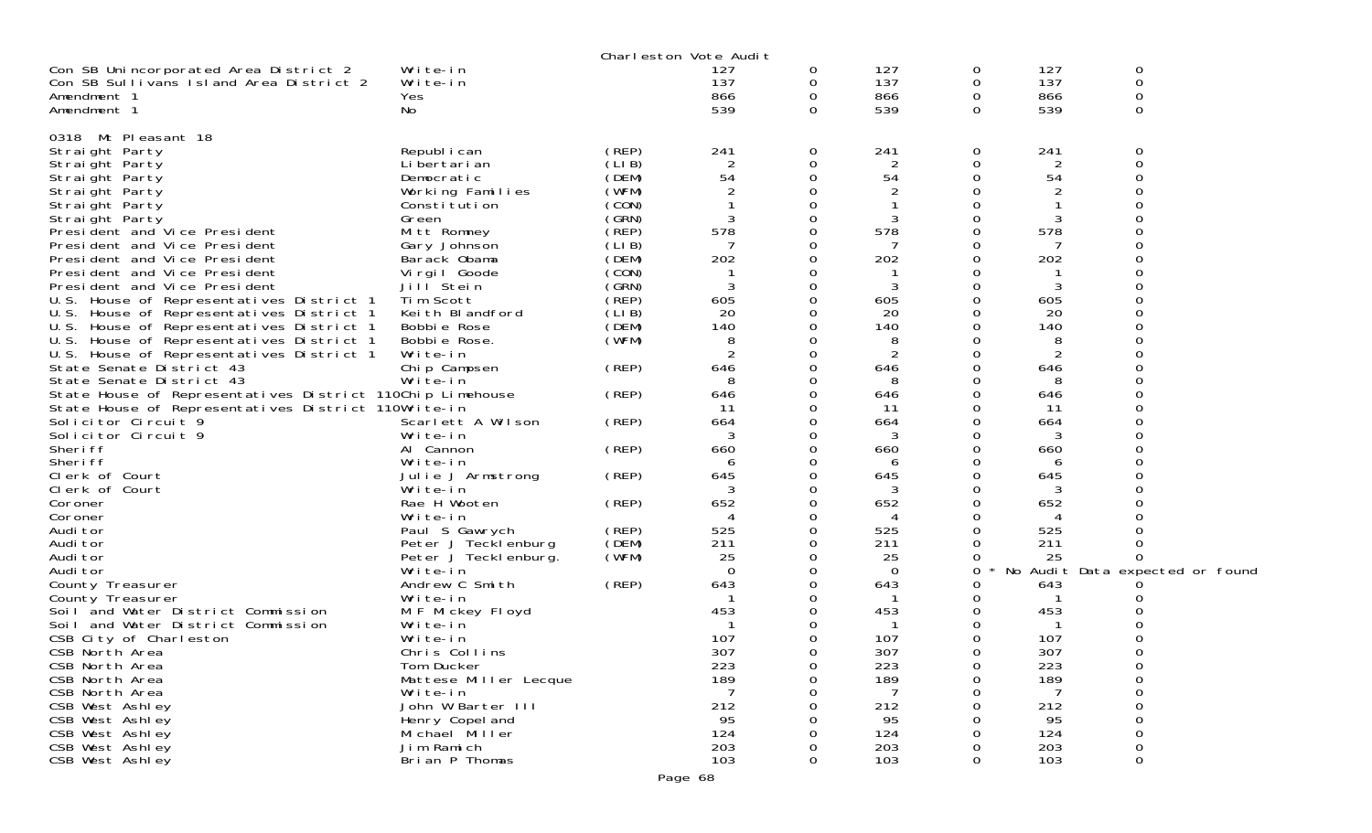Charleston Vote Audit

| | | | | | | | | |
|---|---|---|---|---|---|---|---|---|
| Con SB Unincorporated Area District 2 | Write-in | | 127 | 0 | 127 | 0 | 127 | 0 |
| Con SB Sullivans Island Area District 2 | Write-in | | 137 | 0 | 137 | 0 | 137 | 0 |
| Amendment 1 | Yes | | 866 | 0 | 866 | 0 | 866 | 0 |
| Amendment 1 | No | | 539 | 0 | 539 | 0 | 539 | 0 |

0318 Mt Pleasant 18

| | | | | | | | | |
|---|---|---|---|---|---|---|---|---|
| Straight Party | Republican | (REP) | 241 | 0 | 241 | 0 | 241 | 0 |
| Straight Party | Libertarian | (LIB) | 2 | 0 | 2 | 0 | 2 | 0 |
| Straight Party | Democratic | (DEM) | 54 | 0 | 54 | 0 | 54 | 0 |
| Straight Party | Working Families | (WFM) | 2 | 0 | 2 | 0 | 2 | 0 |
| Straight Party | Constitution | (CON) | 1 | 0 | 1 | 0 | 1 | 0 |
| Straight Party | Green | (GRN) | 3 | 0 | 3 | 0 | 3 | 0 |
| President and Vice President | Mitt Romney | (REP) | 578 | 0 | 578 | 0 | 578 | 0 |
| President and Vice President | Gary Johnson | (LIB) | 7 | 0 | 7 | 0 | 7 | 0 |
| President and Vice President | Barack Obama | (DEM) | 202 | 0 | 202 | 0 | 202 | 0 |
| President and Vice President | Virgil Goode | (CON) | 1 | 0 | 1 | 0 | 1 | 0 |
| President and Vice President | Jill Stein | (GRN) | 3 | 0 | 3 | 0 | 3 | 0 |
| U.S. House of Representatives District 1 | Tim Scott | (REP) | 605 | 0 | 605 | 0 | 605 | 0 |
| U.S. House of Representatives District 1 | Keith Blandford | (LIB) | 20 | 0 | 20 | 0 | 20 | 0 |
| U.S. House of Representatives District 1 | Bobbie Rose | (DEM) | 140 | 0 | 140 | 0 | 140 | 0 |
| U.S. House of Representatives District 1 | Bobbie Rose. | (WFM) | 8 | 0 | 8 | 0 | 8 | 0 |
| U.S. House of Representatives District 1 | Write-in | | 2 | 0 | 2 | 0 | 2 | 0 |
| State Senate District 43 | Chip Campsen | (REP) | 646 | 0 | 646 | 0 | 646 | 0 |
| State Senate District 43 | Write-in | | 8 | 0 | 8 | 0 | 8 | 0 |
| State House of Representatives District 110 | Chip Limehouse | (REP) | 646 | 0 | 646 | 0 | 646 | 0 |
| State House of Representatives District 110 | Write-in | | 11 | 0 | 11 | 0 | 11 | 0 |
| Solicitor Circuit 9 | Scarlett A Wilson | (REP) | 664 | 0 | 664 | 0 | 664 | 0 |
| Solicitor Circuit 9 | Write-in | | 3 | 0 | 3 | 0 | 3 | 0 |
| Sheriff | Al Cannon | (REP) | 660 | 0 | 660 | 0 | 660 | 0 |
| Sheriff | Write-in | | 6 | 0 | 6 | 0 | 6 | 0 |
| Clerk of Court | Julie J Armstrong | (REP) | 645 | 0 | 645 | 0 | 645 | 0 |
| Clerk of Court | Write-in | | 3 | 0 | 3 | 0 | 3 | 0 |
| Coroner | Rae H Wooten | (REP) | 652 | 0 | 652 | 0 | 652 | 0 |
| Coroner | Write-in | | 4 | 0 | 4 | 0 | 4 | 0 |
| Auditor | Paul S Gawrych | (REP) | 525 | 0 | 525 | 0 | 525 | 0 |
| Auditor | Peter J Tecklenburg | (DEM) | 211 | 0 | 211 | 0 | 211 | 0 |
| Auditor | Peter J Tecklenburg. | (WFM) | 25 | 0 | 25 | 0 | 25 | 0 |
| Auditor | Write-in | | 0 | 0 | 0 | 0 * No Audit Data expected or found | | |
| County Treasurer | Andrew C Smith | (REP) | 643 | 0 | 643 | 0 | 643 | 0 |
| County Treasurer | Write-in | | 1 | 0 | 1 | 0 | 1 | 0 |
| Soil and Water District Commission | M F Mickey Floyd | | 453 | 0 | 453 | 0 | 453 | 0 |
| Soil and Water District Commission | Write-in | | 1 | 0 | 1 | 0 | 1 | 0 |
| CSB City of Charleston | Write-in | | 107 | 0 | 107 | 0 | 107 | 0 |
| CSB North Area | Chris Collins | | 307 | 0 | 307 | 0 | 307 | 0 |
| CSB North Area | Tom Ducker | | 223 | 0 | 223 | 0 | 223 | 0 |
| CSB North Area | Mattese Miller Lecque | | 189 | 0 | 189 | 0 | 189 | 0 |
| CSB North Area | Write-in | | 7 | 0 | 7 | 0 | 7 | 0 |
| CSB West Ashley | John W Barter III | | 212 | 0 | 212 | 0 | 212 | 0 |
| CSB West Ashley | Henry Copeland | | 95 | 0 | 95 | 0 | 95 | 0 |
| CSB West Ashley | Michael Miller | | 124 | 0 | 124 | 0 | 124 | 0 |
| CSB West Ashley | Jim Ramich | | 203 | 0 | 203 | 0 | 203 | 0 |
| CSB West Ashley | Brian P Thomas | | 103 | 0 | 103 | 0 | 103 | 0 |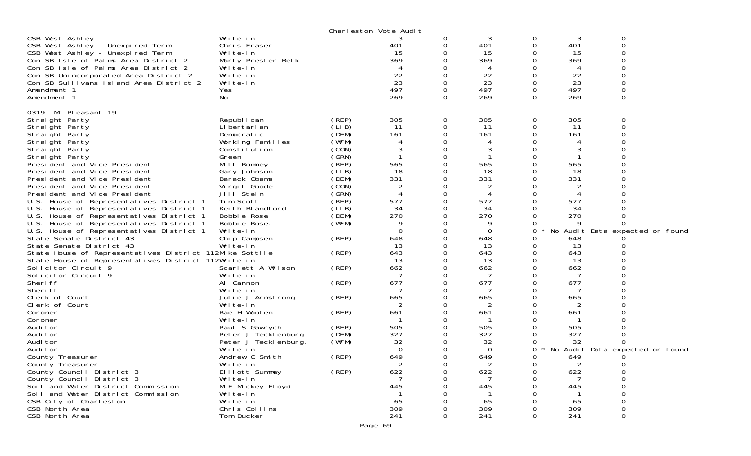Charleston Vote Audit

| Contest | Candidate | Party | | | | | | |
|---|---|---|---|---|---|---|---|---|
| CSB West Ashley | Write-in | | 3 | 0 | 3 | 0 | 3 | 0 |
| CSB West Ashley - Unexpired Term | Chris Fraser | | 401 | 0 | 401 | 0 | 401 | 0 |
| CSB West Ashley - Unexpired Term | Write-in | | 15 | 0 | 15 | 0 | 15 | 0 |
| Con SB Isle of Palms Area District 2 | Marty Presler Belk | | 369 | 0 | 369 | 0 | 369 | 0 |
| Con SB Isle of Palms Area District 2 | Write-in | | 4 | 0 | 4 | 0 | 4 | 0 |
| Con SB Unincorporated Area District 2 | Write-in | | 22 | 0 | 22 | 0 | 22 | 0 |
| Con SB Sullivans Island Area District 2 | Write-in | | 23 | 0 | 23 | 0 | 23 | 0 |
| Amendment 1 | Yes | | 497 | 0 | 497 | 0 | 497 | 0 |
| Amendment 1 | No | | 269 | 0 | 269 | 0 | 269 | 0 |

0319 Mt Pleasant 19

| Contest | Candidate | Party | | | | | | |
|---|---|---|---|---|---|---|---|---|
| Straight Party | Republican | (REP) | 305 | 0 | 305 | 0 | 305 | 0 |
| Straight Party | Libertarian | (LIB) | 11 | 0 | 11 | 0 | 11 | 0 |
| Straight Party | Democratic | (DEM) | 161 | 0 | 161 | 0 | 161 | 0 |
| Straight Party | Working Families | (WFM) | 4 | 0 | 4 | 0 | 4 | 0 |
| Straight Party | Constitution | (CON) | 3 | 0 | 3 | 0 | 3 | 0 |
| Straight Party | Green | (GRN) | 1 | 0 | 1 | 0 | 1 | 0 |
| President and Vice President | Mitt Romney | (REP) | 565 | 0 | 565 | 0 | 565 | 0 |
| President and Vice President | Gary Johnson | (LIB) | 18 | 0 | 18 | 0 | 18 | 0 |
| President and Vice President | Barack Obama | (DEM) | 331 | 0 | 331 | 0 | 331 | 0 |
| President and Vice President | Virgil Goode | (CON) | 2 | 0 | 2 | 0 | 2 | 0 |
| President and Vice President | Jill Stein | (GRN) | 4 | 0 | 4 | 0 | 4 | 0 |
| U.S. House of Representatives District 1 | Tim Scott | (REP) | 577 | 0 | 577 | 0 | 577 | 0 |
| U.S. House of Representatives District 1 | Keith Blandford | (LIB) | 34 | 0 | 34 | 0 | 34 | 0 |
| U.S. House of Representatives District 1 | Bobbie Rose | (DEM) | 270 | 0 | 270 | 0 | 270 | 0 |
| U.S. House of Representatives District 1 | Bobbie Rose. | (WFM) | 9 | 0 | 9 | 0 | 9 | 0 |
| U.S. House of Representatives District 1 | Write-in | | 0 | 0 | 0 | 0 * No Audit Data expected or found | | |
| State Senate District 43 | Chip Campsen | (REP) | 648 | 0 | 648 | 0 | 648 | 0 |
| State Senate District 43 | Write-in | | 13 | 0 | 13 | 0 | 13 | 0 |
| State House of Representatives District 112 | Mike Sottile | (REP) | 643 | 0 | 643 | 0 | 643 | 0 |
| State House of Representatives District 112 | Write-in | | 13 | 0 | 13 | 0 | 13 | 0 |
| Solicitor Circuit 9 | Scarlett A Wilson | (REP) | 662 | 0 | 662 | 0 | 662 | 0 |
| Solicitor Circuit 9 | Write-in | | 7 | 0 | 7 | 0 | 7 | 0 |
| Sheriff | Al Cannon | (REP) | 677 | 0 | 677 | 0 | 677 | 0 |
| Sheriff | Write-in | | 7 | 0 | 7 | 0 | 7 | 0 |
| Clerk of Court | Julie J Armstrong | (REP) | 665 | 0 | 665 | 0 | 665 | 0 |
| Clerk of Court | Write-in | | 2 | 0 | 2 | 0 | 2 | 0 |
| Coroner | Rae H Wooten | (REP) | 661 | 0 | 661 | 0 | 661 | 0 |
| Coroner | Write-in | | 1 | 0 | 1 | 0 | 1 | 0 |
| Auditor | Paul S Gawrych | (REP) | 505 | 0 | 505 | 0 | 505 | 0 |
| Auditor | Peter J Tecklenburg | (DEM) | 327 | 0 | 327 | 0 | 327 | 0 |
| Auditor | Peter J Tecklenburg. | (WFM) | 32 | 0 | 32 | 0 | 32 | 0 |
| Auditor | Write-in | | 0 | 0 | 0 | 0 * No Audit Data expected or found | | |
| County Treasurer | Andrew C Smith | (REP) | 649 | 0 | 649 | 0 | 649 | 0 |
| County Treasurer | Write-in | | 2 | 0 | 2 | 0 | 2 | 0 |
| County Council District 3 | Elliott Summey | (REP) | 622 | 0 | 622 | 0 | 622 | 0 |
| County Council District 3 | Write-in | | 7 | 0 | 7 | 0 | 7 | 0 |
| Soil and Water District Commission | M F Mickey Floyd | | 445 | 0 | 445 | 0 | 445 | 0 |
| Soil and Water District Commission | Write-in | | 1 | 0 | 1 | 0 | 1 | 0 |
| CSB City of Charleston | Write-in | | 65 | 0 | 65 | 0 | 65 | 0 |
| CSB North Area | Chris Collins | | 309 | 0 | 309 | 0 | 309 | 0 |
| CSB North Area | Tom Ducker | | 241 | 0 | 241 | 0 | 241 | 0 |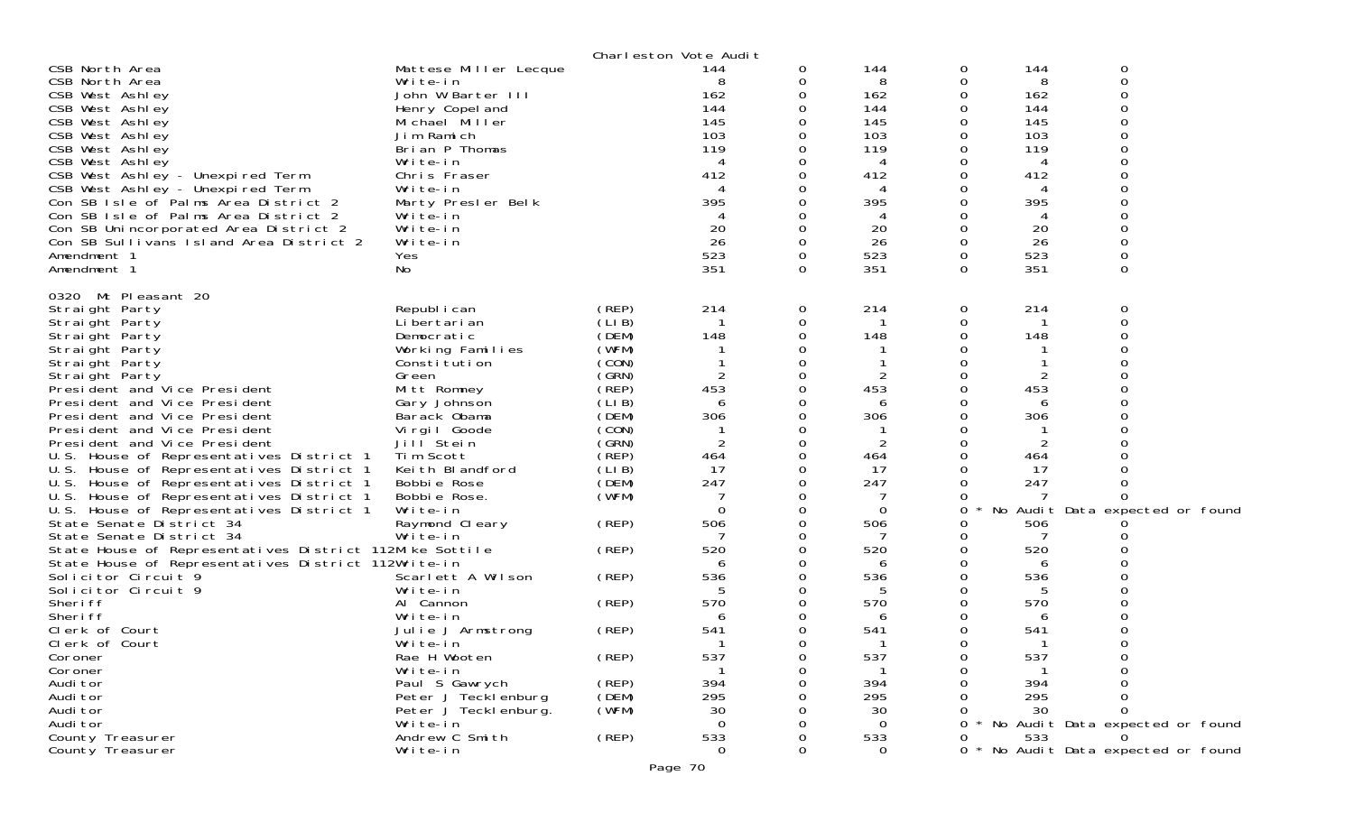Charleston Vote Audit

| | | | | | | | | |
|---|---|---|---|---|---|---|---|---|
| CSB North Area | Mattese Miller Lecque | | 144 | 0 | 144 | 0 | 144 | 0 |
| CSB North Area | Write-in | | 8 | 0 | 8 | 0 | 8 | 0 |
| CSB West Ashley | John W Barter III | | 162 | 0 | 162 | 0 | 162 | 0 |
| CSB West Ashley | Henry Copeland | | 144 | 0 | 144 | 0 | 144 | 0 |
| CSB West Ashley | Michael Miller | | 145 | 0 | 145 | 0 | 145 | 0 |
| CSB West Ashley | Jim Ramich | | 103 | 0 | 103 | 0 | 103 | 0 |
| CSB West Ashley | Brian P Thomas | | 119 | 0 | 119 | 0 | 119 | 0 |
| CSB West Ashley | Write-in | | 4 | 0 | 4 | 0 | 4 | 0 |
| CSB West Ashley - Unexpired Term | Chris Fraser | | 412 | 0 | 412 | 0 | 412 | 0 |
| CSB West Ashley - Unexpired Term | Write-in | | 4 | 0 | 4 | 0 | 4 | 0 |
| Con SB Isle of Palms Area District 2 | Marty Presler Belk | | 395 | 0 | 395 | 0 | 395 | 0 |
| Con SB Isle of Palms Area District 2 | Write-in | | 4 | 0 | 4 | 0 | 4 | 0 |
| Con SB Unincorporated Area District 2 | Write-in | | 20 | 0 | 20 | 0 | 20 | 0 |
| Con SB Sullivans Island Area District 2 | Write-in | | 26 | 0 | 26 | 0 | 26 | 0 |
| Amendment 1 | Yes | | 523 | 0 | 523 | 0 | 523 | 0 |
| Amendment 1 | No | | 351 | 0 | 351 | 0 | 351 | 0 |

0320 Mt Pleasant 20

| | | | | | | | | |
|---|---|---|---|---|---|---|---|---|
| Straight Party | Republican | (REP) | 214 | 0 | 214 | 0 | 214 | 0 |
| Straight Party | Libertarian | (LIB) | 1 | 0 | 1 | 0 | 1 | 0 |
| Straight Party | Democratic | (DEM) | 148 | 0 | 148 | 0 | 148 | 0 |
| Straight Party | Working Families | (WFM) | 1 | 0 | 1 | 0 | 1 | 0 |
| Straight Party | Constitution | (CON) | 1 | 0 | 1 | 0 | 1 | 0 |
| Straight Party | Green | (GRN) | 2 | 0 | 2 | 0 | 2 | 0 |
| President and Vice President | Mitt Romney | (REP) | 453 | 0 | 453 | 0 | 453 | 0 |
| President and Vice President | Gary Johnson | (LIB) | 6 | 0 | 6 | 0 | 6 | 0 |
| President and Vice President | Barack Obama | (DEM) | 306 | 0 | 306 | 0 | 306 | 0 |
| President and Vice President | Virgil Goode | (CON) | 1 | 0 | 1 | 0 | 1 | 0 |
| President and Vice President | Jill Stein | (GRN) | 2 | 0 | 2 | 0 | 2 | 0 |
| U.S. House of Representatives District 1 | Tim Scott | (REP) | 464 | 0 | 464 | 0 | 464 | 0 |
| U.S. House of Representatives District 1 | Keith Blandford | (LIB) | 17 | 0 | 17 | 0 | 17 | 0 |
| U.S. House of Representatives District 1 | Bobbie Rose | (DEM) | 247 | 0 | 247 | 0 | 247 | 0 |
| U.S. House of Representatives District 1 | Bobbie Rose. | (WFM) | 7 | 0 | 7 | 0 | 7 | 0 |
| U.S. House of Representatives District 1 | Write-in | | 0 | 0 | 0 | 0 * No Audit Data expected or found | | |
| State Senate District 34 | Raymond Cleary | (REP) | 506 | 0 | 506 | 0 | 506 | 0 |
| State Senate District 34 | Write-in | | 7 | 0 | 7 | 0 | 7 | 0 |
| State House of Representatives District 112 | Mike Sottile | (REP) | 520 | 0 | 520 | 0 | 520 | 0 |
| State House of Representatives District 112 | Write-in | | 6 | 0 | 6 | 0 | 6 | 0 |
| Solicitor Circuit 9 | Scarlett A Wilson | (REP) | 536 | 0 | 536 | 0 | 536 | 0 |
| Solicitor Circuit 9 | Write-in | | 5 | 0 | 5 | 0 | 5 | 0 |
| Sheriff | Al Cannon | (REP) | 570 | 0 | 570 | 0 | 570 | 0 |
| Sheriff | Write-in | | 6 | 0 | 6 | 0 | 6 | 0 |
| Clerk of Court | Julie J Armstrong | (REP) | 541 | 0 | 541 | 0 | 541 | 0 |
| Clerk of Court | Write-in | | 1 | 0 | 1 | 0 | 1 | 0 |
| Coroner | Rae H Wooten | (REP) | 537 | 0 | 537 | 0 | 537 | 0 |
| Coroner | Write-in | | 1 | 0 | 1 | 0 | 1 | 0 |
| Auditor | Paul S Gawrych | (REP) | 394 | 0 | 394 | 0 | 394 | 0 |
| Auditor | Peter J Tecklenburg | (DEM) | 295 | 0 | 295 | 0 | 295 | 0 |
| Auditor | Peter J Tecklenburg. | (WFM) | 30 | 0 | 30 | 0 | 30 | 0 |
| Auditor | Write-in | | 0 | 0 | 0 | 0 * No Audit Data expected or found | | |
| County Treasurer | Andrew C Smith | (REP) | 533 | 0 | 533 | 0 | 533 | 0 |
| County Treasurer | Write-in | | 0 | 0 | 0 | 0 * No Audit Data expected or found | | |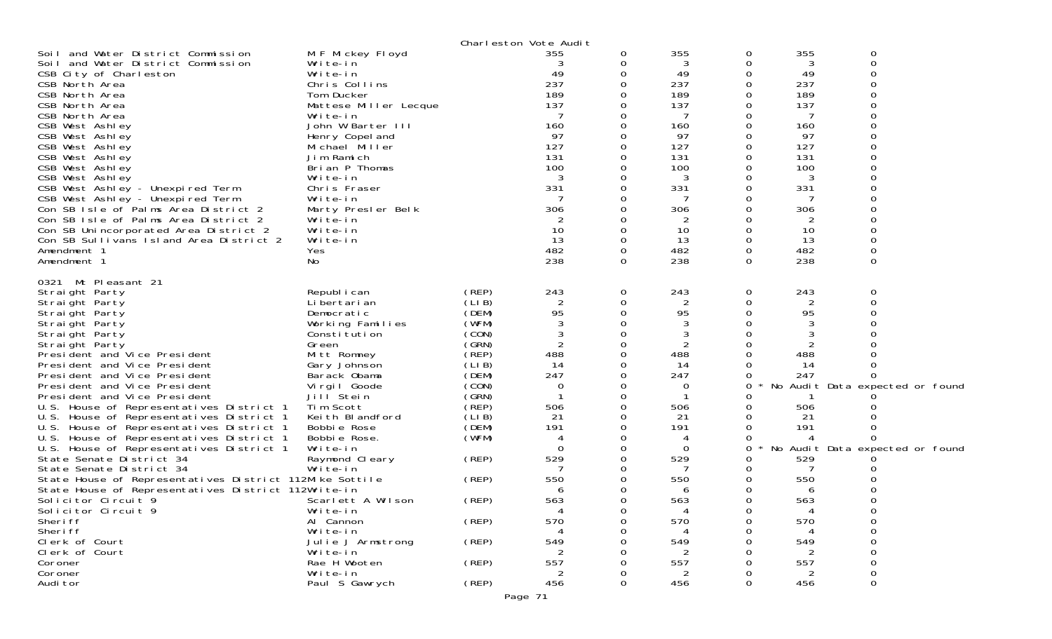Charleston Vote Audit

| Contest | Candidate | Party | | | | | | |
|---|---|---|---|---|---|---|---|---|
| Soil and Water District Commission | M F Mickey Floyd | | 355 | 0 | 355 | 0 | 355 | 0 |
| Soil and Water District Commission | Write-in | | 3 | 0 | 3 | 0 | 3 | 0 |
| CSB City of Charleston | Write-in | | 49 | 0 | 49 | 0 | 49 | 0 |
| CSB North Area | Chris Collins | | 237 | 0 | 237 | 0 | 237 | 0 |
| CSB North Area | Tom Ducker | | 189 | 0 | 189 | 0 | 189 | 0 |
| CSB North Area | Mattese Miller Lecque | | 137 | 0 | 137 | 0 | 137 | 0 |
| CSB North Area | Write-in | | 7 | 0 | 7 | 0 | 7 | 0 |
| CSB West Ashley | John W Barter III | | 160 | 0 | 160 | 0 | 160 | 0 |
| CSB West Ashley | Henry Copeland | | 97 | 0 | 97 | 0 | 97 | 0 |
| CSB West Ashley | Michael Miller | | 127 | 0 | 127 | 0 | 127 | 0 |
| CSB West Ashley | Jim Ramich | | 131 | 0 | 131 | 0 | 131 | 0 |
| CSB West Ashley | Brian P Thomas | | 100 | 0 | 100 | 0 | 100 | 0 |
| CSB West Ashley | Write-in | | 3 | 0 | 3 | 0 | 3 | 0 |
| CSB West Ashley - Unexpired Term | Chris Fraser | | 331 | 0 | 331 | 0 | 331 | 0 |
| CSB West Ashley - Unexpired Term | Write-in | | 7 | 0 | 7 | 0 | 7 | 0 |
| Con SB Isle of Palms Area District 2 | Marty Presler Belk | | 306 | 0 | 306 | 0 | 306 | 0 |
| Con SB Isle of Palms Area District 2 | Write-in | | 2 | 0 | 2 | 0 | 2 | 0 |
| Con SB Unincorporated Area District 2 | Write-in | | 10 | 0 | 10 | 0 | 10 | 0 |
| Con SB Sullivans Island Area District 2 | Write-in | | 13 | 0 | 13 | 0 | 13 | 0 |
| Amendment 1 | Yes | | 482 | 0 | 482 | 0 | 482 | 0 |
| Amendment 1 | No | | 238 | 0 | 238 | 0 | 238 | 0 |

0321 Mt Pleasant 21

| Contest | Candidate | Party | | | | | | |
|---|---|---|---|---|---|---|---|---|
| Straight Party | Republican | (REP) | 243 | 0 | 243 | 0 | 243 | 0 |
| Straight Party | Libertarian | (LIB) | 2 | 0 | 2 | 0 | 2 | 0 |
| Straight Party | Democratic | (DEM) | 95 | 0 | 95 | 0 | 95 | 0 |
| Straight Party | Working Families | (WFM) | 3 | 0 | 3 | 0 | 3 | 0 |
| Straight Party | Constitution | (CON) | 3 | 0 | 3 | 0 | 3 | 0 |
| Straight Party | Green | (GRN) | 2 | 0 | 2 | 0 | 2 | 0 |
| President and Vice President | Mitt Romney | (REP) | 488 | 0 | 488 | 0 | 488 | 0 |
| President and Vice President | Gary Johnson | (LIB) | 14 | 0 | 14 | 0 | 14 | 0 |
| President and Vice President | Barack Obama | (DEM) | 247 | 0 | 247 | 0 | 247 | 0 |
| President and Vice President | Virgil Goode | (CON) | 0 | 0 | 0 | 0 * No Audit Data expected or found | | |
| President and Vice President | Jill Stein | (GRN) | 1 | 0 | 1 | 0 | 1 | 0 |
| U.S. House of Representatives District 1 | Tim Scott | (REP) | 506 | 0 | 506 | 0 | 506 | 0 |
| U.S. House of Representatives District 1 | Keith Blandford | (LIB) | 21 | 0 | 21 | 0 | 21 | 0 |
| U.S. House of Representatives District 1 | Bobbie Rose | (DEM) | 191 | 0 | 191 | 0 | 191 | 0 |
| U.S. House of Representatives District 1 | Bobbie Rose. | (WFM) | 4 | 0 | 4 | 0 | 4 | 0 |
| U.S. House of Representatives District 1 | Write-in | | 0 | 0 | 0 | 0 * No Audit Data expected or found | | |
| State Senate District 34 | Raymond Cleary | (REP) | 529 | 0 | 529 | 0 | 529 | 0 |
| State Senate District 34 | Write-in | | 7 | 0 | 7 | 0 | 7 | 0 |
| State House of Representatives District 112 | Mike Sottile | (REP) | 550 | 0 | 550 | 0 | 550 | 0 |
| State House of Representatives District 112 | Write-in | | 6 | 0 | 6 | 0 | 6 | 0 |
| Solicitor Circuit 9 | Scarlett A Wilson | (REP) | 563 | 0 | 563 | 0 | 563 | 0 |
| Solicitor Circuit 9 | Write-in | | 4 | 0 | 4 | 0 | 4 | 0 |
| Sheriff | Al Cannon | (REP) | 570 | 0 | 570 | 0 | 570 | 0 |
| Sheriff | Write-in | | 4 | 0 | 4 | 0 | 4 | 0 |
| Clerk of Court | Julie J Armstrong | (REP) | 549 | 0 | 549 | 0 | 549 | 0 |
| Clerk of Court | Write-in | | 2 | 0 | 2 | 0 | 2 | 0 |
| Coroner | Rae H Wooten | (REP) | 557 | 0 | 557 | 0 | 557 | 0 |
| Coroner | Write-in | | 2 | 0 | 2 | 0 | 2 | 0 |
| Auditor | Paul S Gawrych | (REP) | 456 | 0 | 456 | 0 | 456 | 0 |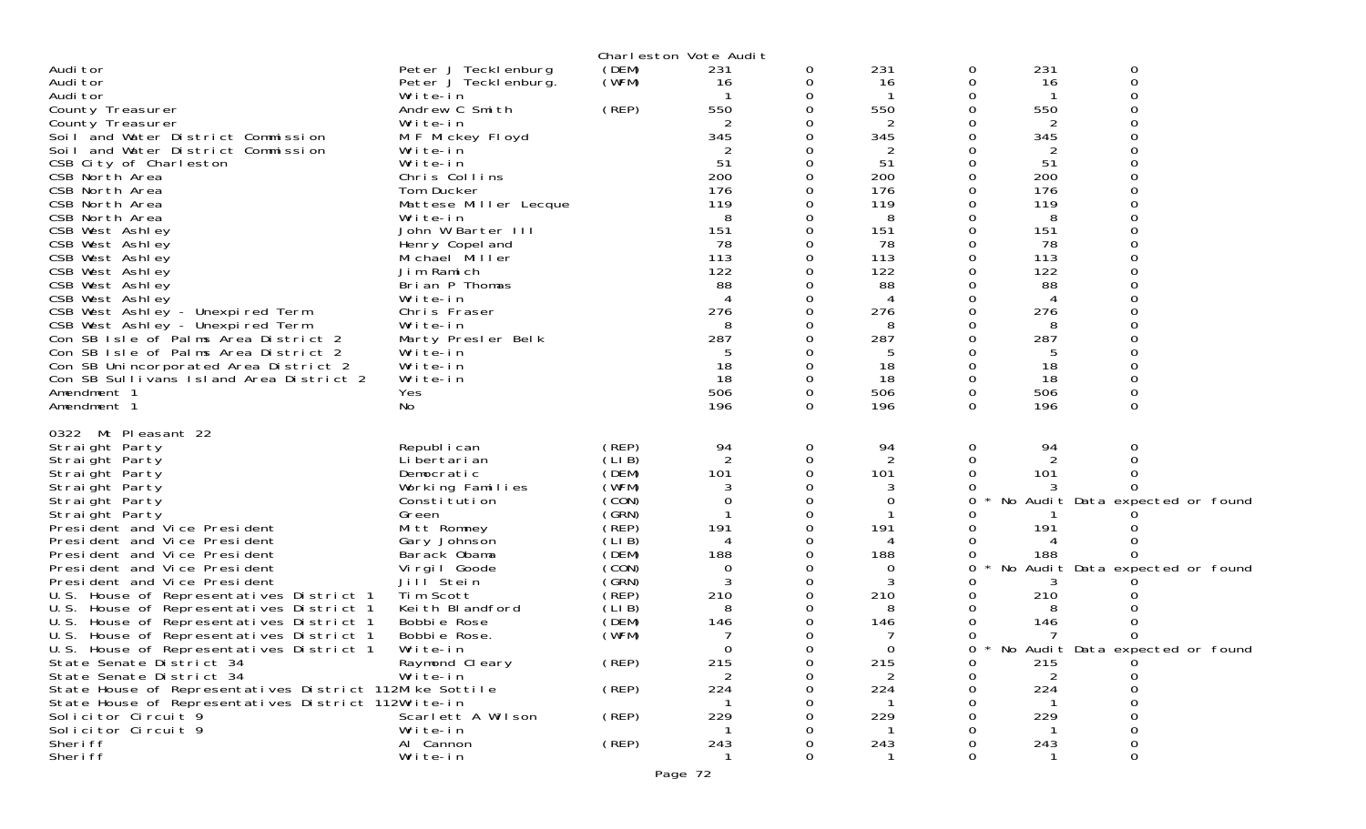Charleston Vote Audit

| | | | | | | | | |
|---|---|---|---|---|---|---|---|---|
| Auditor | Peter J Tecklenburg | (DEM) | 231 | 0 | 231 | 0 | 231 | 0 |
| Auditor | Peter J Tecklenburg. | (WFM) | 16 | 0 | 16 | 0 | 16 | 0 |
| Auditor | Write-in | | 1 | 0 | 1 | 0 | 1 | 0 |
| County Treasurer | Andrew C Smith | (REP) | 550 | 0 | 550 | 0 | 550 | 0 |
| County Treasurer | Write-in | | 2 | 0 | 2 | 0 | 2 | 0 |
| Soil and Water District Commission | M F Mickey Floyd | | 345 | 0 | 345 | 0 | 345 | 0 |
| Soil and Water District Commission | Write-in | | 2 | 0 | 2 | 0 | 2 | 0 |
| CSB City of Charleston | Write-in | | 51 | 0 | 51 | 0 | 51 | 0 |
| CSB North Area | Chris Collins | | 200 | 0 | 200 | 0 | 200 | 0 |
| CSB North Area | Tom Ducker | | 176 | 0 | 176 | 0 | 176 | 0 |
| CSB North Area | Mattese Miller Lecque | | 119 | 0 | 119 | 0 | 119 | 0 |
| CSB North Area | Write-in | | 8 | 0 | 8 | 0 | 8 | 0 |
| CSB West Ashley | John W Barter III | | 151 | 0 | 151 | 0 | 151 | 0 |
| CSB West Ashley | Henry Copeland | | 78 | 0 | 78 | 0 | 78 | 0 |
| CSB West Ashley | Michael Miller | | 113 | 0 | 113 | 0 | 113 | 0 |
| CSB West Ashley | Jim Ramich | | 122 | 0 | 122 | 0 | 122 | 0 |
| CSB West Ashley | Brian P Thomas | | 88 | 0 | 88 | 0 | 88 | 0 |
| CSB West Ashley | Write-in | | 4 | 0 | 4 | 0 | 4 | 0 |
| CSB West Ashley - Unexpired Term | Chris Fraser | | 276 | 0 | 276 | 0 | 276 | 0 |
| CSB West Ashley - Unexpired Term | Write-in | | 8 | 0 | 8 | 0 | 8 | 0 |
| Con SB Isle of Palms Area District 2 | Marty Presler Belk | | 287 | 0 | 287 | 0 | 287 | 0 |
| Con SB Isle of Palms Area District 2 | Write-in | | 5 | 0 | 5 | 0 | 5 | 0 |
| Con SB Unincorporated Area District 2 | Write-in | | 18 | 0 | 18 | 0 | 18 | 0 |
| Con SB Sullivans Island Area District 2 | Write-in | | 18 | 0 | 18 | 0 | 18 | 0 |
| Amendment 1 | Yes | | 506 | 0 | 506 | 0 | 506 | 0 |
| Amendment 1 | No | | 196 | 0 | 196 | 0 | 196 | 0 |

0322 Mt Pleasant 22

| | | | | | | | | |
|---|---|---|---|---|---|---|---|---|
| Straight Party | Republican | (REP) | 94 | 0 | 94 | 0 | 94 | 0 |
| Straight Party | Libertarian | (LIB) | 2 | 0 | 2 | 0 | 2 | 0 |
| Straight Party | Democratic | (DEM) | 101 | 0 | 101 | 0 | 101 | 0 |
| Straight Party | Working Families | (WFM) | 3 | 0 | 3 | 0 | 3 | 0 |
| Straight Party | Constitution | (CON) | 0 | 0 | 0 | 0 * No Audit Data expected or found | | |
| Straight Party | Green | (GRN) | 1 | 0 | 1 | 0 | 1 | 0 |
| President and Vice President | Mitt Romney | (REP) | 191 | 0 | 191 | 0 | 191 | 0 |
| President and Vice President | Gary Johnson | (LIB) | 4 | 0 | 4 | 0 | 4 | 0 |
| President and Vice President | Barack Obama | (DEM) | 188 | 0 | 188 | 0 | 188 | 0 |
| President and Vice President | Virgil Goode | (CON) | 0 | 0 | 0 | 0 * No Audit Data expected or found | | |
| President and Vice President | Jill Stein | (GRN) | 3 | 0 | 3 | 0 | 3 | 0 |
| U.S. House of Representatives District 1 | Tim Scott | (REP) | 210 | 0 | 210 | 0 | 210 | 0 |
| U.S. House of Representatives District 1 | Keith Blandford | (LIB) | 8 | 0 | 8 | 0 | 8 | 0 |
| U.S. House of Representatives District 1 | Bobbie Rose | (DEM) | 146 | 0 | 146 | 0 | 146 | 0 |
| U.S. House of Representatives District 1 | Bobbie Rose. | (WFM) | 7 | 0 | 7 | 0 | 7 | 0 |
| U.S. House of Representatives District 1 | Write-in | | 0 | 0 | 0 | 0 * No Audit Data expected or found | | |
| State Senate District 34 | Raymond Cleary | (REP) | 215 | 0 | 215 | 0 | 215 | 0 |
| State Senate District 34 | Write-in | | 2 | 0 | 2 | 0 | 2 | 0 |
| State House of Representatives District 112 | Mike Sottile | (REP) | 224 | 0 | 224 | 0 | 224 | 0 |
| State House of Representatives District 112 | Write-in | | 1 | 0 | 1 | 0 | 1 | 0 |
| Solicitor Circuit 9 | Scarlett A Wilson | (REP) | 229 | 0 | 229 | 0 | 229 | 0 |
| Solicitor Circuit 9 | Write-in | | 1 | 0 | 1 | 0 | 1 | 0 |
| Sheriff | Al Cannon | (REP) | 243 | 0 | 243 | 0 | 243 | 0 |
| Sheriff | Write-in | | 1 | 0 | 1 | 0 | 1 | 0 |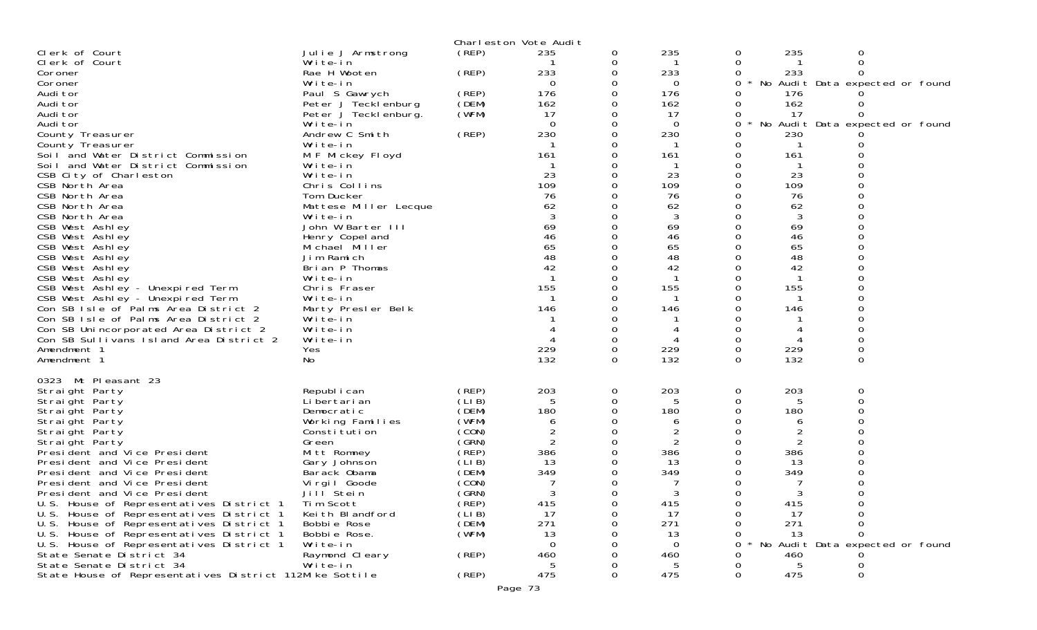Charleston Vote Audit

| | | | | | | | | |
|---|---|---|---|---|---|---|---|---|
| Clerk of Court | Julie J Armstrong | (REP) | 235 | 0 | 235 | 0 | 235 | 0 |
| Clerk of Court | Write-in | | 1 | 0 | 1 | 0 | 1 | 0 |
| Coroner | Rae H Wooten | (REP) | 233 | 0 | 233 | 0 | 233 | 0 |
| Coroner | Write-in | | 0 | 0 | 0 | 0 * No Audit Data expected or found | | |
| Auditor | Paul S Gawrych | (REP) | 176 | 0 | 176 | 0 | 176 | 0 |
| Auditor | Peter J Tecklenburg | (DEM) | 162 | 0 | 162 | 0 | 162 | 0 |
| Auditor | Peter J Tecklenburg. | (WFM) | 17 | 0 | 17 | 0 | 17 | 0 |
| Auditor | Write-in | | 0 | 0 | 0 | 0 * No Audit Data expected or found | | |
| County Treasurer | Andrew C Smith | (REP) | 230 | 0 | 230 | 0 | 230 | 0 |
| County Treasurer | Write-in | | 1 | 0 | 1 | 0 | 1 | 0 |
| Soil and Water District Commission | M F Mickey Floyd | | 161 | 0 | 161 | 0 | 161 | 0 |
| Soil and Water District Commission | Write-in | | 1 | 0 | 1 | 0 | 1 | 0 |
| CSB City of Charleston | Write-in | | 23 | 0 | 23 | 0 | 23 | 0 |
| CSB North Area | Chris Collins | | 109 | 0 | 109 | 0 | 109 | 0 |
| CSB North Area | Tom Ducker | | 76 | 0 | 76 | 0 | 76 | 0 |
| CSB North Area | Mattese Miller Lecque | | 62 | 0 | 62 | 0 | 62 | 0 |
| CSB North Area | Write-in | | 3 | 0 | 3 | 0 | 3 | 0 |
| CSB West Ashley | John W Barter III | | 69 | 0 | 69 | 0 | 69 | 0 |
| CSB West Ashley | Henry Copeland | | 46 | 0 | 46 | 0 | 46 | 0 |
| CSB West Ashley | Michael Miller | | 65 | 0 | 65 | 0 | 65 | 0 |
| CSB West Ashley | Jim Ramich | | 48 | 0 | 48 | 0 | 48 | 0 |
| CSB West Ashley | Brian P Thomas | | 42 | 0 | 42 | 0 | 42 | 0 |
| CSB West Ashley | Write-in | | 1 | 0 | 1 | 0 | 1 | 0 |
| CSB West Ashley - Unexpired Term | Chris Fraser | | 155 | 0 | 155 | 0 | 155 | 0 |
| CSB West Ashley - Unexpired Term | Write-in | | 1 | 0 | 1 | 0 | 1 | 0 |
| Con SB Isle of Palms Area District 2 | Marty Presler Belk | | 146 | 0 | 146 | 0 | 146 | 0 |
| Con SB Isle of Palms Area District 2 | Write-in | | 1 | 0 | 1 | 0 | 1 | 0 |
| Con SB Unincorporated Area District 2 | Write-in | | 4 | 0 | 4 | 0 | 4 | 0 |
| Con SB Sullivans Island Area District 2 | Write-in | | 4 | 0 | 4 | 0 | 4 | 0 |
| Amendment 1 | Yes | | 229 | 0 | 229 | 0 | 229 | 0 |
| Amendment 1 | No | | 132 | 0 | 132 | 0 | 132 | 0 |
| **0323 Mt Pleasant 23** | | | | | | | | |
| Straight Party | Republican | (REP) | 203 | 0 | 203 | 0 | 203 | 0 |
| Straight Party | Libertarian | (LIB) | 5 | 0 | 5 | 0 | 5 | 0 |
| Straight Party | Democratic | (DEM) | 180 | 0 | 180 | 0 | 180 | 0 |
| Straight Party | Working Families | (WFM) | 6 | 0 | 6 | 0 | 6 | 0 |
| Straight Party | Constitution | (CON) | 2 | 0 | 2 | 0 | 2 | 0 |
| Straight Party | Green | (GRN) | 2 | 0 | 2 | 0 | 2 | 0 |
| President and Vice President | Mitt Romney | (REP) | 386 | 0 | 386 | 0 | 386 | 0 |
| President and Vice President | Gary Johnson | (LIB) | 13 | 0 | 13 | 0 | 13 | 0 |
| President and Vice President | Barack Obama | (DEM) | 349 | 0 | 349 | 0 | 349 | 0 |
| President and Vice President | Virgil Goode | (CON) | 7 | 0 | 7 | 0 | 7 | 0 |
| President and Vice President | Jill Stein | (GRN) | 3 | 0 | 3 | 0 | 3 | 0 |
| U.S. House of Representatives District 1 | Tim Scott | (REP) | 415 | 0 | 415 | 0 | 415 | 0 |
| U.S. House of Representatives District 1 | Keith Blandford | (LIB) | 17 | 0 | 17 | 0 | 17 | 0 |
| U.S. House of Representatives District 1 | Bobbie Rose | (DEM) | 271 | 0 | 271 | 0 | 271 | 0 |
| U.S. House of Representatives District 1 | Bobbie Rose. | (WFM) | 13 | 0 | 13 | 0 | 13 | 0 |
| U.S. House of Representatives District 1 | Write-in | | 0 | 0 | 0 | 0 * No Audit Data expected or found | | |
| State Senate District 34 | Raymond Cleary | (REP) | 460 | 0 | 460 | 0 | 460 | 0 |
| State Senate District 34 | Write-in | | 5 | 0 | 5 | 0 | 5 | 0 |
| State House of Representatives District 112 | Mike Sottile | (REP) | 475 | 0 | 475 | 0 | 475 | 0 |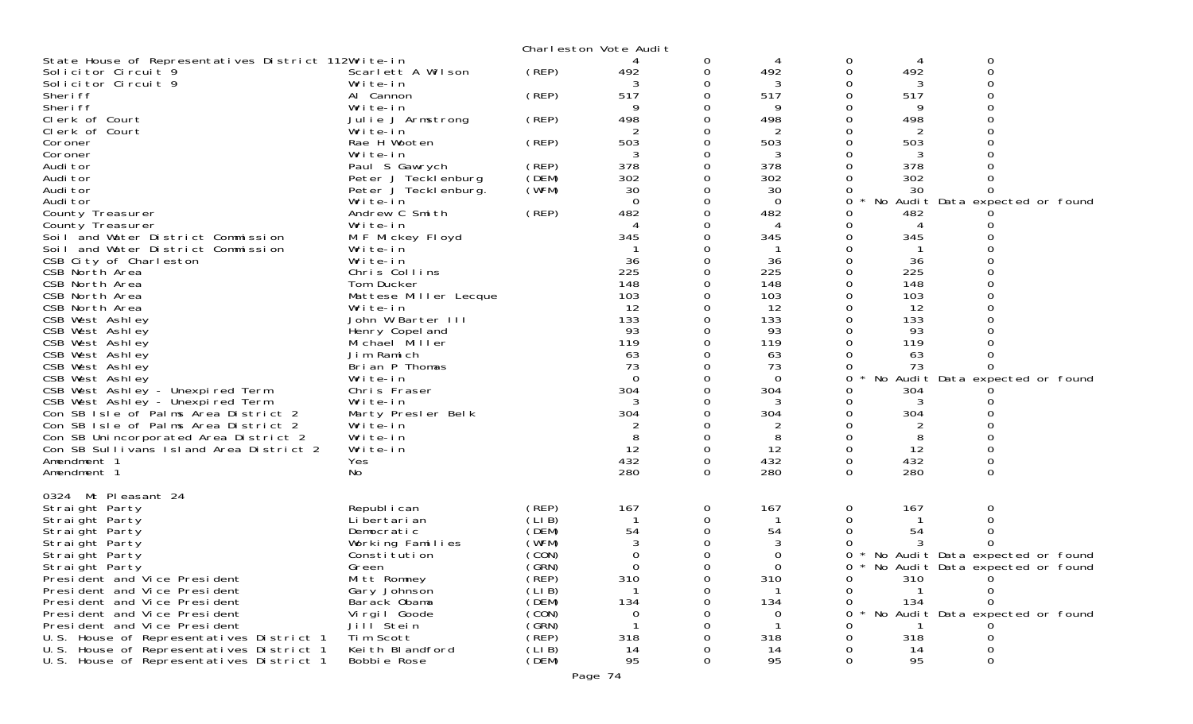Charleston Vote Audit

| Contest | Candidate | Party | | | | | | |
|---|---|---|---|---|---|---|---|---|
| State House of Representatives District 112 | Write-in | | 4 | 0 | 4 | 0 | 4 | 0 |
| Solicitor Circuit 9 | Scarlett A Wilson | (REP) | 492 | 0 | 492 | 0 | 492 | 0 |
| Solicitor Circuit 9 | Write-in | | 3 | 0 | 3 | 0 | 3 | 0 |
| Sheriff | Al Cannon | (REP) | 517 | 0 | 517 | 0 | 517 | 0 |
| Sheriff | Write-in | | 9 | 0 | 9 | 0 | 9 | 0 |
| Clerk of Court | Julie J Armstrong | (REP) | 498 | 0 | 498 | 0 | 498 | 0 |
| Clerk of Court | Write-in | | 2 | 0 | 2 | 0 | 2 | 0 |
| Coroner | Rae H Wooten | (REP) | 503 | 0 | 503 | 0 | 503 | 0 |
| Coroner | Write-in | | 3 | 0 | 3 | 0 | 3 | 0 |
| Auditor | Paul S Gawrych | (REP) | 378 | 0 | 378 | 0 | 378 | 0 |
| Auditor | Peter J Tecklenburg | (DEM) | 302 | 0 | 302 | 0 | 302 | 0 |
| Auditor | Peter J Tecklenburg. | (WFM) | 30 | 0 | 30 | 0 | 30 | 0 |
| Auditor | Write-in | | 0 | 0 | 0 | 0 * | No Audit Data expected or found | |
| County Treasurer | Andrew C Smith | (REP) | 482 | 0 | 482 | 0 | 482 | 0 |
| County Treasurer | Write-in | | 4 | 0 | 4 | 0 | 4 | 0 |
| Soil and Water District Commission | M F Mickey Floyd | | 345 | 0 | 345 | 0 | 345 | 0 |
| Soil and Water District Commission | Write-in | | 1 | 0 | 1 | 0 | 1 | 0 |
| CSB City of Charleston | Write-in | | 36 | 0 | 36 | 0 | 36 | 0 |
| CSB North Area | Chris Collins | | 225 | 0 | 225 | 0 | 225 | 0 |
| CSB North Area | Tom Ducker | | 148 | 0 | 148 | 0 | 148 | 0 |
| CSB North Area | Mattese Miller Lecque | | 103 | 0 | 103 | 0 | 103 | 0 |
| CSB North Area | Write-in | | 12 | 0 | 12 | 0 | 12 | 0 |
| CSB West Ashley | John W Barter III | | 133 | 0 | 133 | 0 | 133 | 0 |
| CSB West Ashley | Henry Copeland | | 93 | 0 | 93 | 0 | 93 | 0 |
| CSB West Ashley | Michael Miller | | 119 | 0 | 119 | 0 | 119 | 0 |
| CSB West Ashley | Jim Ramich | | 63 | 0 | 63 | 0 | 63 | 0 |
| CSB West Ashley | Brian P Thomas | | 73 | 0 | 73 | 0 | 73 | 0 |
| CSB West Ashley | Write-in | | 0 | 0 | 0 | 0 * | No Audit Data expected or found | |
| CSB West Ashley - Unexpired Term | Chris Fraser | | 304 | 0 | 304 | 0 | 304 | 0 |
| CSB West Ashley - Unexpired Term | Write-in | | 3 | 0 | 3 | 0 | 3 | 0 |
| Con SB Isle of Palms Area District 2 | Marty Presler Belk | | 304 | 0 | 304 | 0 | 304 | 0 |
| Con SB Isle of Palms Area District 2 | Write-in | | 2 | 0 | 2 | 0 | 2 | 0 |
| Con SB Unincorporated Area District 2 | Write-in | | 8 | 0 | 8 | 0 | 8 | 0 |
| Con SB Sullivans Island Area District 2 | Write-in | | 12 | 0 | 12 | 0 | 12 | 0 |
| Amendment 1 | Yes | | 432 | 0 | 432 | 0 | 432 | 0 |
| Amendment 1 | No | | 280 | 0 | 280 | 0 | 280 | 0 |

0324 Mt Pleasant 24

| Contest | Candidate | Party | | | | | | |
|---|---|---|---|---|---|---|---|---|
| Straight Party | Republican | (REP) | 167 | 0 | 167 | 0 | 167 | 0 |
| Straight Party | Libertarian | (LIB) | 1 | 0 | 1 | 0 | 1 | 0 |
| Straight Party | Democratic | (DEM) | 54 | 0 | 54 | 0 | 54 | 0 |
| Straight Party | Working Families | (WFM) | 3 | 0 | 3 | 0 | 3 | 0 |
| Straight Party | Constitution | (CON) | 0 | 0 | 0 | 0 * | No Audit Data expected or found | |
| Straight Party | Green | (GRN) | 0 | 0 | 0 | 0 * | No Audit Data expected or found | |
| President and Vice President | Mitt Romney | (REP) | 310 | 0 | 310 | 0 | 310 | 0 |
| President and Vice President | Gary Johnson | (LIB) | 1 | 0 | 1 | 0 | 1 | 0 |
| President and Vice President | Barack Obama | (DEM) | 134 | 0 | 134 | 0 | 134 | 0 |
| President and Vice President | Virgil Goode | (CON) | 0 | 0 | 0 | 0 * | No Audit Data expected or found | |
| President and Vice President | Jill Stein | (GRN) | 1 | 0 | 1 | 0 | 1 | 0 |
| U.S. House of Representatives District 1 | Tim Scott | (REP) | 318 | 0 | 318 | 0 | 318 | 0 |
| U.S. House of Representatives District 1 | Keith Blandford | (LIB) | 14 | 0 | 14 | 0 | 14 | 0 |
| U.S. House of Representatives District 1 | Bobbie Rose | (DEM) | 95 | 0 | 95 | 0 | 95 | 0 |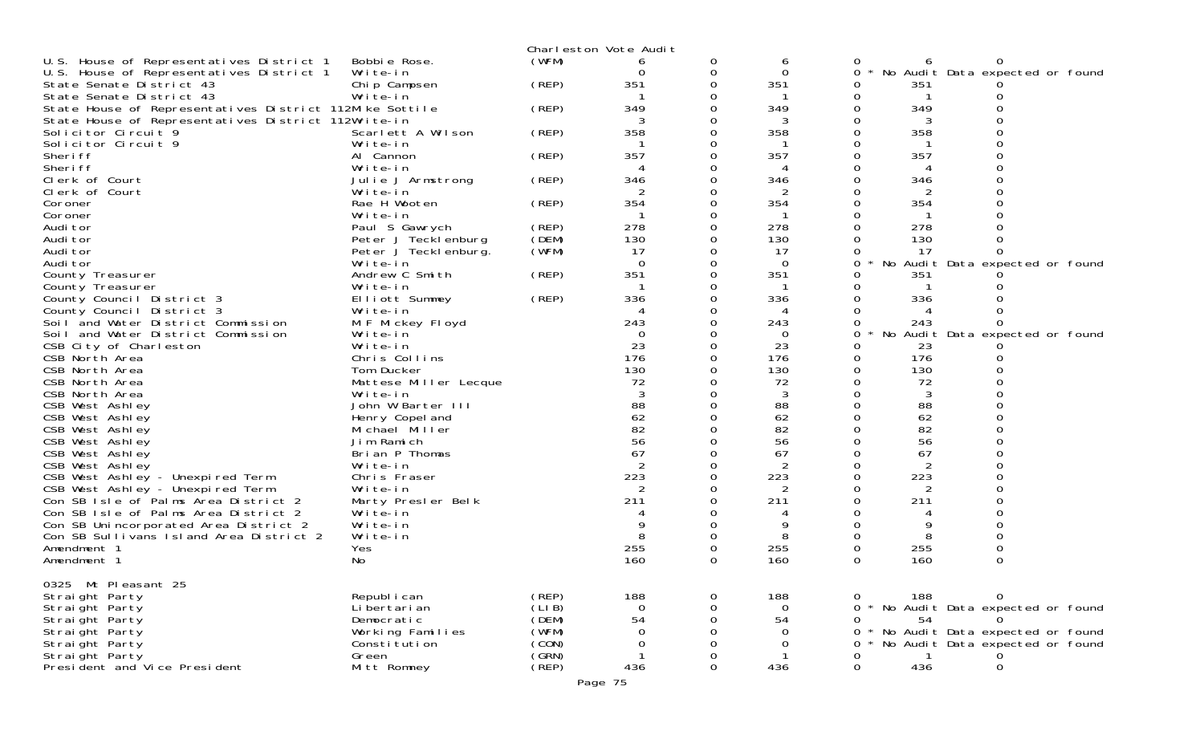Charleston Vote Audit

| Contest | Candidate | Party | | | | | | |
|---|---|---|---|---|---|---|---|---|
| U.S. House of Representatives District 1 | Bobbie Rose. | (WFM) | 6 | 0 | 6 | 0 | 6 | 0 |
| U.S. House of Representatives District 1 | Write-in | | 0 | 0 | 0 | 0 * No Audit Data expected or found | | |
| State Senate District 43 | Chip Campsen | (REP) | 351 | 0 | 351 | 0 | 351 | 0 |
| State Senate District 43 | Write-in | | 1 | 0 | 1 | 0 | 1 | 0 |
| State House of Representatives District 112 | Mike Sottile | (REP) | 349 | 0 | 349 | 0 | 349 | 0 |
| State House of Representatives District 112 | Write-in | | 3 | 0 | 3 | 0 | 3 | 0 |
| Solicitor Circuit 9 | Scarlett A Wilson | (REP) | 358 | 0 | 358 | 0 | 358 | 0 |
| Solicitor Circuit 9 | Write-in | | 1 | 0 | 1 | 0 | 1 | 0 |
| Sheriff | Al Cannon | (REP) | 357 | 0 | 357 | 0 | 357 | 0 |
| Sheriff | Write-in | | 4 | 0 | 4 | 0 | 4 | 0 |
| Clerk of Court | Julie J Armstrong | (REP) | 346 | 0 | 346 | 0 | 346 | 0 |
| Clerk of Court | Write-in | | 2 | 0 | 2 | 0 | 2 | 0 |
| Coroner | Rae H Wooten | (REP) | 354 | 0 | 354 | 0 | 354 | 0 |
| Coroner | Write-in | | 1 | 0 | 1 | 0 | 1 | 0 |
| Auditor | Paul S Gawrych | (REP) | 278 | 0 | 278 | 0 | 278 | 0 |
| Auditor | Peter J Tecklenburg | (DEM) | 130 | 0 | 130 | 0 | 130 | 0 |
| Auditor | Peter J Tecklenburg. | (WFM) | 17 | 0 | 17 | 0 | 17 | 0 |
| Auditor | Write-in | | 0 | 0 | 0 | 0 * No Audit Data expected or found | | |
| County Treasurer | Andrew C Smith | (REP) | 351 | 0 | 351 | 0 | 351 | 0 |
| County Treasurer | Write-in | | 1 | 0 | 1 | 0 | 1 | 0 |
| County Council District 3 | Elliott Summey | (REP) | 336 | 0 | 336 | 0 | 336 | 0 |
| County Council District 3 | Write-in | | 4 | 0 | 4 | 0 | 4 | 0 |
| Soil and Water District Commission | M F Mickey Floyd | | 243 | 0 | 243 | 0 | 243 | 0 |
| Soil and Water District Commission | Write-in | | 0 | 0 | 0 | 0 * No Audit Data expected or found | | |
| CSB City of Charleston | Write-in | | 23 | 0 | 23 | 0 | 23 | 0 |
| CSB North Area | Chris Collins | | 176 | 0 | 176 | 0 | 176 | 0 |
| CSB North Area | Tom Ducker | | 130 | 0 | 130 | 0 | 130 | 0 |
| CSB North Area | Mattese Miller Lecque | | 72 | 0 | 72 | 0 | 72 | 0 |
| CSB North Area | Write-in | | 3 | 0 | 3 | 0 | 3 | 0 |
| CSB West Ashley | John W Barter III | | 88 | 0 | 88 | 0 | 88 | 0 |
| CSB West Ashley | Henry Copeland | | 62 | 0 | 62 | 0 | 62 | 0 |
| CSB West Ashley | Michael Miller | | 82 | 0 | 82 | 0 | 82 | 0 |
| CSB West Ashley | Jim Ramich | | 56 | 0 | 56 | 0 | 56 | 0 |
| CSB West Ashley | Brian P Thomas | | 67 | 0 | 67 | 0 | 67 | 0 |
| CSB West Ashley | Write-in | | 2 | 0 | 2 | 0 | 2 | 0 |
| CSB West Ashley - Unexpired Term | Chris Fraser | | 223 | 0 | 223 | 0 | 223 | 0 |
| CSB West Ashley - Unexpired Term | Write-in | | 2 | 0 | 2 | 0 | 2 | 0 |
| Con SB Isle of Palms Area District 2 | Marty Presler Belk | | 211 | 0 | 211 | 0 | 211 | 0 |
| Con SB Isle of Palms Area District 2 | Write-in | | 4 | 0 | 4 | 0 | 4 | 0 |
| Con SB Unincorporated Area District 2 | Write-in | | 9 | 0 | 9 | 0 | 9 | 0 |
| Con SB Sullivans Island Area District 2 | Write-in | | 8 | 0 | 8 | 0 | 8 | 0 |
| Amendment 1 | Yes | | 255 | 0 | 255 | 0 | 255 | 0 |
| Amendment 1 | No | | 160 | 0 | 160 | 0 | 160 | 0 |

0325 Mt Pleasant 25

| Contest | Candidate | Party | | | | | | |
|---|---|---|---|---|---|---|---|---|
| Straight Party | Republican | (REP) | 188 | 0 | 188 | 0 | 188 | 0 |
| Straight Party | Libertarian | (LIB) | 0 | 0 | 0 | 0 * No Audit Data expected or found | | |
| Straight Party | Democratic | (DEM) | 54 | 0 | 54 | 0 | 54 | 0 |
| Straight Party | Working Families | (WFM) | 0 | 0 | 0 | 0 * No Audit Data expected or found | | |
| Straight Party | Constitution | (CON) | 0 | 0 | 0 | 0 * No Audit Data expected or found | | |
| Straight Party | Green | (GRN) | 1 | 0 | 1 | 0 | 1 | 0 |
| President and Vice President | Mitt Romney | (REP) | 436 | 0 | 436 | 0 | 436 | 0 |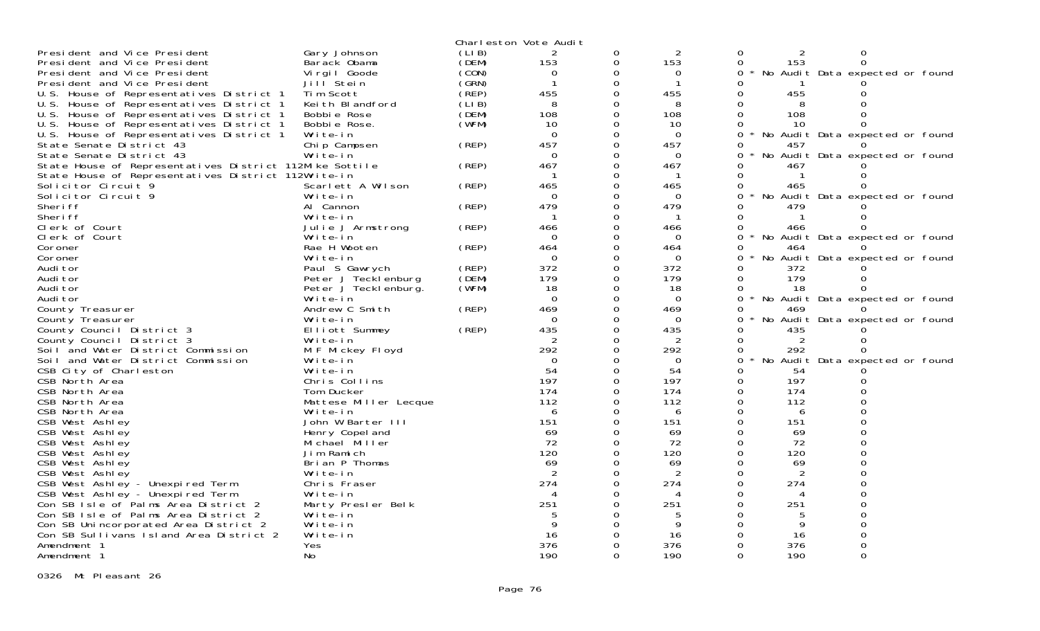Charleston Vote Audit

| Office | Candidate | Party | | | | | | |
|---|---|---|---|---|---|---|---|---|
| President and Vice President | Gary Johnson | (LIB) | 2 | 0 | 2 | 0 | 2 | 0 |
| President and Vice President | Barack Obama | (DEM) | 153 | 0 | 153 | 0 | 153 | 0 |
| President and Vice President | Virgil Goode | (CON) | 0 | 0 | 0 | 0 * No Audit Data expected or found | | |
| President and Vice President | Jill Stein | (GRN) | 1 | 0 | 1 | 0 | 1 | 0 |
| U.S. House of Representatives District 1 | Tim Scott | (REP) | 455 | 0 | 455 | 0 | 455 | 0 |
| U.S. House of Representatives District 1 | Keith Blandford | (LIB) | 8 | 0 | 8 | 0 | 8 | 0 |
| U.S. House of Representatives District 1 | Bobbie Rose | (DEM) | 108 | 0 | 108 | 0 | 108 | 0 |
| U.S. House of Representatives District 1 | Bobbie Rose. | (WFM) | 10 | 0 | 10 | 0 | 10 | 0 |
| U.S. House of Representatives District 1 | Write-in | | 0 | 0 | 0 | 0 * No Audit Data expected or found | | |
| State Senate District 43 | Chip Campsen | (REP) | 457 | 0 | 457 | 0 | 457 | 0 |
| State Senate District 43 | Write-in | | 0 | 0 | 0 | 0 * No Audit Data expected or found | | |
| State House of Representatives District 112 | Mike Sottile | (REP) | 467 | 0 | 467 | 0 | 467 | 0 |
| State House of Representatives District 112 | Write-in | | 1 | 0 | 1 | 0 | 1 | 0 |
| Solicitor Circuit 9 | Scarlett A Wilson | (REP) | 465 | 0 | 465 | 0 | 465 | 0 |
| Solicitor Circuit 9 | Write-in | | 0 | 0 | 0 | 0 * No Audit Data expected or found | | |
| Sheriff | Al Cannon | (REP) | 479 | 0 | 479 | 0 | 479 | 0 |
| Sheriff | Write-in | | 1 | 0 | 1 | 0 | 1 | 0 |
| Clerk of Court | Julie J Armstrong | (REP) | 466 | 0 | 466 | 0 | 466 | 0 |
| Clerk of Court | Write-in | | 0 | 0 | 0 | 0 * No Audit Data expected or found | | |
| Coroner | Rae H Wooten | (REP) | 464 | 0 | 464 | 0 | 464 | 0 |
| Coroner | Write-in | | 0 | 0 | 0 | 0 * No Audit Data expected or found | | |
| Auditor | Paul S Gawrych | (REP) | 372 | 0 | 372 | 0 | 372 | 0 |
| Auditor | Peter J Tecklenburg | (DEM) | 179 | 0 | 179 | 0 | 179 | 0 |
| Auditor | Peter J Tecklenburg. | (WFM) | 18 | 0 | 18 | 0 | 18 | 0 |
| Auditor | Write-in | | 0 | 0 | 0 | 0 * No Audit Data expected or found | | |
| County Treasurer | Andrew C Smith | (REP) | 469 | 0 | 469 | 0 | 469 | 0 |
| County Treasurer | Write-in | | 0 | 0 | 0 | 0 * No Audit Data expected or found | | |
| County Council District 3 | Elliott Summey | (REP) | 435 | 0 | 435 | 0 | 435 | 0 |
| County Council District 3 | Write-in | | 2 | 0 | 2 | 0 | 2 | 0 |
| Soil and Water District Commission | M F Mickey Floyd | | 292 | 0 | 292 | 0 | 292 | 0 |
| Soil and Water District Commission | Write-in | | 0 | 0 | 0 | 0 * No Audit Data expected or found | | |
| CSB City of Charleston | Write-in | | 54 | 0 | 54 | 0 | 54 | 0 |
| CSB North Area | Chris Collins | | 197 | 0 | 197 | 0 | 197 | 0 |
| CSB North Area | Tom Ducker | | 174 | 0 | 174 | 0 | 174 | 0 |
| CSB North Area | Mattese Miller Lecque | | 112 | 0 | 112 | 0 | 112 | 0 |
| CSB North Area | Write-in | | 6 | 0 | 6 | 0 | 6 | 0 |
| CSB West Ashley | John W Barter III | | 151 | 0 | 151 | 0 | 151 | 0 |
| CSB West Ashley | Henry Copeland | | 69 | 0 | 69 | 0 | 69 | 0 |
| CSB West Ashley | Michael Miller | | 72 | 0 | 72 | 0 | 72 | 0 |
| CSB West Ashley | Jim Ramich | | 120 | 0 | 120 | 0 | 120 | 0 |
| CSB West Ashley | Brian P Thomas | | 69 | 0 | 69 | 0 | 69 | 0 |
| CSB West Ashley | Write-in | | 2 | 0 | 2 | 0 | 2 | 0 |
| CSB West Ashley - Unexpired Term | Chris Fraser | | 274 | 0 | 274 | 0 | 274 | 0 |
| CSB West Ashley - Unexpired Term | Write-in | | 4 | 0 | 4 | 0 | 4 | 0 |
| Con SB Isle of Palms Area District 2 | Marty Presler Belk | | 251 | 0 | 251 | 0 | 251 | 0 |
| Con SB Isle of Palms Area District 2 | Write-in | | 5 | 0 | 5 | 0 | 5 | 0 |
| Con SB Unincorporated Area District 2 | Write-in | | 9 | 0 | 9 | 0 | 9 | 0 |
| Con SB Sullivans Island Area District 2 | Write-in | | 16 | 0 | 16 | 0 | 16 | 0 |
| Amendment 1 | Yes | | 376 | 0 | 376 | 0 | 376 | 0 |
| Amendment 1 | No | | 190 | 0 | 190 | 0 | 190 | 0 |

0326 Mt Pleasant 26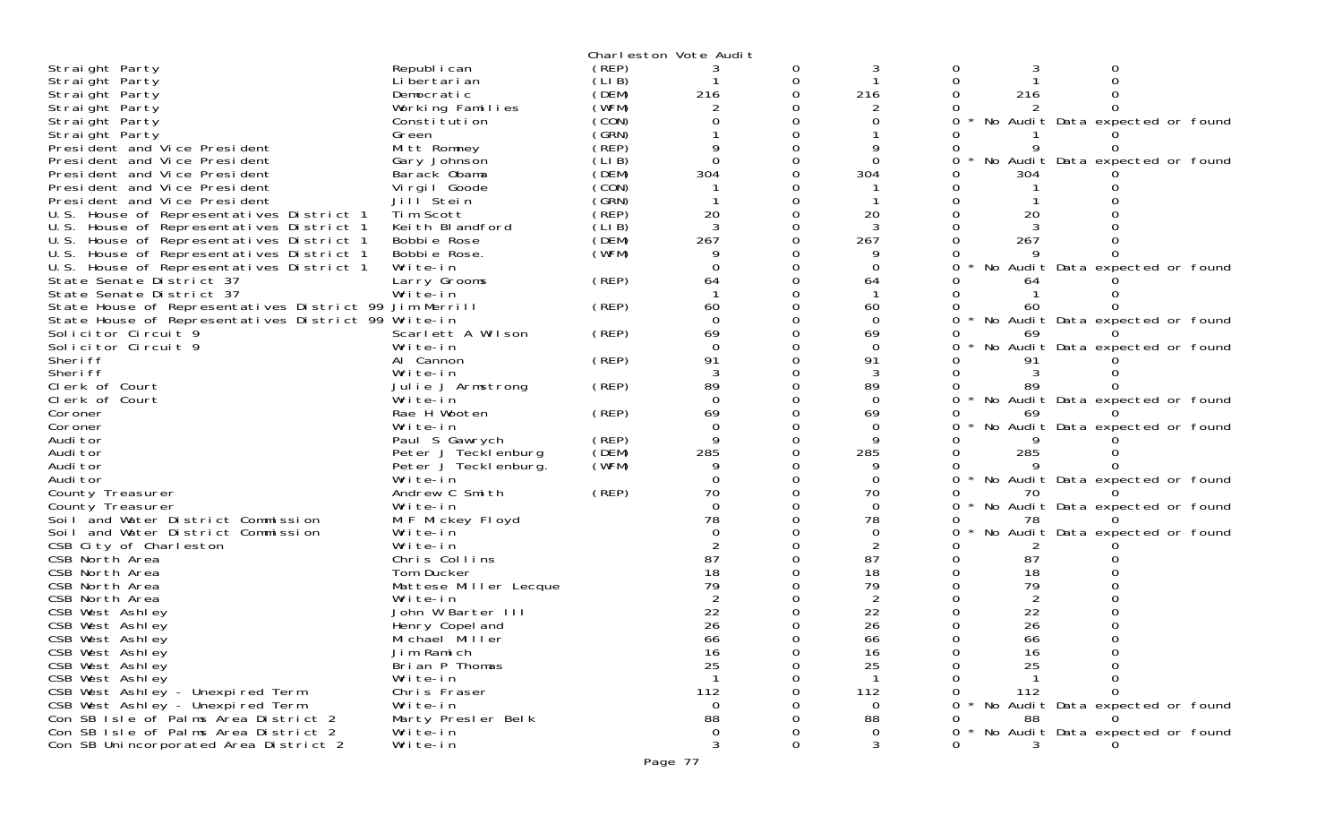Charleston Vote Audit

| Office | Candidate | Party | | | | | | |
|---|---|---|---|---|---|---|---|---|
| Straight Party | Republican | (REP) | 3 | 0 | 3 | 0 | 3 | 0 |
| Straight Party | Libertarian | (LIB) | 1 | 0 | 1 | 0 | 1 | 0 |
| Straight Party | Democratic | (DEM) | 216 | 0 | 216 | 0 | 216 | 0 |
| Straight Party | Working Families | (WFM) | 2 | 0 | 2 | 0 | 2 | 0 |
| Straight Party | Constitution | (CON) | 0 | 0 | 0 | 0 * | No Audit Data expected or found | |
| Straight Party | Green | (GRN) | 1 | 0 | 1 | 0 | 1 | 0 |
| President and Vice President | Mitt Romney | (REP) | 9 | 0 | 9 | 0 | 9 | 0 |
| President and Vice President | Gary Johnson | (LIB) | 0 | 0 | 0 | 0 * | No Audit Data expected or found | |
| President and Vice President | Barack Obama | (DEM) | 304 | 0 | 304 | 0 | 304 | 0 |
| President and Vice President | Virgil Goode | (CON) | 1 | 0 | 1 | 0 | 1 | 0 |
| President and Vice President | Jill Stein | (GRN) | 1 | 0 | 1 | 0 | 1 | 0 |
| U.S. House of Representatives District 1 | Tim Scott | (REP) | 20 | 0 | 20 | 0 | 20 | 0 |
| U.S. House of Representatives District 1 | Keith Blandford | (LIB) | 3 | 0 | 3 | 0 | 3 | 0 |
| U.S. House of Representatives District 1 | Bobbie Rose | (DEM) | 267 | 0 | 267 | 0 | 267 | 0 |
| U.S. House of Representatives District 1 | Bobbie Rose. | (WFM) | 9 | 0 | 9 | 0 | 9 | 0 |
| U.S. House of Representatives District 1 | Write-in | | 0 | 0 | 0 | 0 * | No Audit Data expected or found | |
| State Senate District 37 | Larry Grooms | (REP) | 64 | 0 | 64 | 0 | 64 | 0 |
| State Senate District 37 | Write-in | | 1 | 0 | 1 | 0 | 1 | 0 |
| State House of Representatives District 99 | Jim Merrill | (REP) | 60 | 0 | 60 | 0 | 60 | 0 |
| State House of Representatives District 99 | Write-in | | 0 | 0 | 0 | 0 * | No Audit Data expected or found | |
| Solicitor Circuit 9 | Scarlett A Wilson | (REP) | 69 | 0 | 69 | 0 | 69 | 0 |
| Solicitor Circuit 9 | Write-in | | 0 | 0 | 0 | 0 * | No Audit Data expected or found | |
| Sheriff | Al Cannon | (REP) | 91 | 0 | 91 | 0 | 91 | 0 |
| Sheriff | Write-in | | 3 | 0 | 3 | 0 | 3 | 0 |
| Clerk of Court | Julie J Armstrong | (REP) | 89 | 0 | 89 | 0 | 89 | 0 |
| Clerk of Court | Write-in | | 0 | 0 | 0 | 0 * | No Audit Data expected or found | |
| Coroner | Rae H Wooten | (REP) | 69 | 0 | 69 | 0 | 69 | 0 |
| Coroner | Write-in | | 0 | 0 | 0 | 0 * | No Audit Data expected or found | |
| Auditor | Paul S Gawrych | (REP) | 9 | 0 | 9 | 0 | 9 | 0 |
| Auditor | Peter J Tecklenburg | (DEM) | 285 | 0 | 285 | 0 | 285 | 0 |
| Auditor | Peter J Tecklenburg. | (WFM) | 9 | 0 | 9 | 0 | 9 | 0 |
| Auditor | Write-in | | 0 | 0 | 0 | 0 * | No Audit Data expected or found | |
| County Treasurer | Andrew C Smith | (REP) | 70 | 0 | 70 | 0 | 70 | 0 |
| County Treasurer | Write-in | | 0 | 0 | 0 | 0 * | No Audit Data expected or found | |
| Soil and Water District Commission | M F Mickey Floyd | | 78 | 0 | 78 | 0 | 78 | 0 |
| Soil and Water District Commission | Write-in | | 0 | 0 | 0 | 0 * | No Audit Data expected or found | |
| CSB City of Charleston | Write-in | | 2 | 0 | 2 | 0 | 2 | 0 |
| CSB North Area | Chris Collins | | 87 | 0 | 87 | 0 | 87 | 0 |
| CSB North Area | Tom Ducker | | 18 | 0 | 18 | 0 | 18 | 0 |
| CSB North Area | Mattese Miller Lecque | | 79 | 0 | 79 | 0 | 79 | 0 |
| CSB North Area | Write-in | | 2 | 0 | 2 | 0 | 2 | 0 |
| CSB West Ashley | John W Barter III | | 22 | 0 | 22 | 0 | 22 | 0 |
| CSB West Ashley | Henry Copeland | | 26 | 0 | 26 | 0 | 26 | 0 |
| CSB West Ashley | Michael Miller | | 66 | 0 | 66 | 0 | 66 | 0 |
| CSB West Ashley | Jim Ramich | | 16 | 0 | 16 | 0 | 16 | 0 |
| CSB West Ashley | Brian P Thomas | | 25 | 0 | 25 | 0 | 25 | 0 |
| CSB West Ashley | Write-in | | 1 | 0 | 1 | 0 | 1 | 0 |
| CSB West Ashley - Unexpired Term | Chris Fraser | | 112 | 0 | 112 | 0 | 112 | 0 |
| CSB West Ashley - Unexpired Term | Write-in | | 0 | 0 | 0 | 0 * | No Audit Data expected or found | |
| Con SB Isle of Palms Area District 2 | Marty Presler Belk | | 88 | 0 | 88 | 0 | 88 | 0 |
| Con SB Isle of Palms Area District 2 | Write-in | | 0 | 0 | 0 | 0 * | No Audit Data expected or found | |
| Con SB Unincorporated Area District 2 | Write-in | | 3 | 0 | 3 | 0 | 3 | 0 |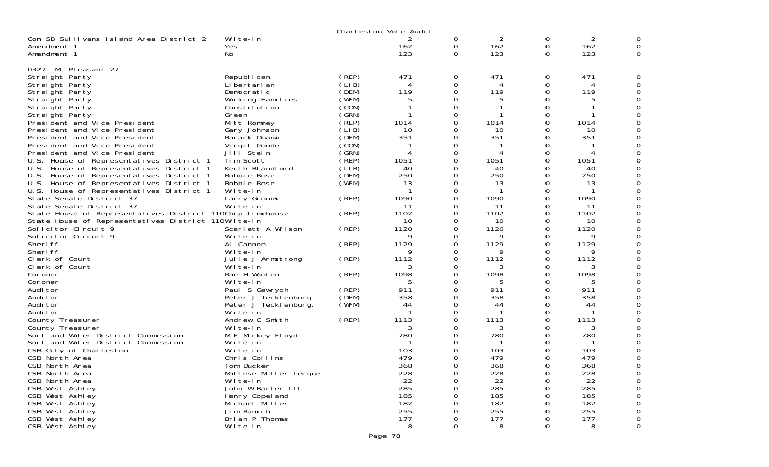Charleston Vote Audit

| | | | | | | | | |
|---|---|---|---|---|---|---|---|---|
| Con SB Sullivans Island Area District 2 | Write-in | | 2 | 0 | 2 | 0 | 2 | 0 |
| Amendment 1 | Yes | | 162 | 0 | 162 | 0 | 162 | 0 |
| Amendment 1 | No | | 123 | 0 | 123 | 0 | 123 | 0 |

0327 Mt Pleasant 27

| | | | | | | | | |
|---|---|---|---|---|---|---|---|---|
| Straight Party | Republican | (REP) | 471 | 0 | 471 | 0 | 471 | 0 |
| Straight Party | Libertarian | (LIB) | 4 | 0 | 4 | 0 | 4 | 0 |
| Straight Party | Democratic | (DEM) | 119 | 0 | 119 | 0 | 119 | 0 |
| Straight Party | Working Families | (WFM) | 5 | 0 | 5 | 0 | 5 | 0 |
| Straight Party | Constitution | (CON) | 1 | 0 | 1 | 0 | 1 | 0 |
| Straight Party | Green | (GRN) | 1 | 0 | 1 | 0 | 1 | 0 |
| President and Vice President | Mitt Romney | (REP) | 1014 | 0 | 1014 | 0 | 1014 | 0 |
| President and Vice President | Gary Johnson | (LIB) | 10 | 0 | 10 | 0 | 10 | 0 |
| President and Vice President | Barack Obama | (DEM) | 351 | 0 | 351 | 0 | 351 | 0 |
| President and Vice President | Virgil Goode | (CON) | 1 | 0 | 1 | 0 | 1 | 0 |
| President and Vice President | Jill Stein | (GRN) | 4 | 0 | 4 | 0 | 4 | 0 |
| U.S. House of Representatives District 1 | Tim Scott | (REP) | 1051 | 0 | 1051 | 0 | 1051 | 0 |
| U.S. House of Representatives District 1 | Keith Blandford | (LIB) | 40 | 0 | 40 | 0 | 40 | 0 |
| U.S. House of Representatives District 1 | Bobbie Rose | (DEM) | 250 | 0 | 250 | 0 | 250 | 0 |
| U.S. House of Representatives District 1 | Bobbie Rose. | (WFM) | 13 | 0 | 13 | 0 | 13 | 0 |
| U.S. House of Representatives District 1 | Write-in | | 1 | 0 | 1 | 0 | 1 | 0 |
| State Senate District 37 | Larry Grooms | (REP) | 1090 | 0 | 1090 | 0 | 1090 | 0 |
| State Senate District 37 | Write-in | | 11 | 0 | 11 | 0 | 11 | 0 |
| State House of Representatives District 110 | Chip Limehouse | (REP) | 1102 | 0 | 1102 | 0 | 1102 | 0 |
| State House of Representatives District 110 | Write-in | | 10 | 0 | 10 | 0 | 10 | 0 |
| Solicitor Circuit 9 | Scarlett A Wilson | (REP) | 1120 | 0 | 1120 | 0 | 1120 | 0 |
| Solicitor Circuit 9 | Write-in | | 9 | 0 | 9 | 0 | 9 | 0 |
| Sheriff | Al Cannon | (REP) | 1129 | 0 | 1129 | 0 | 1129 | 0 |
| Sheriff | Write-in | | 9 | 0 | 9 | 0 | 9 | 0 |
| Clerk of Court | Julie J Armstrong | (REP) | 1112 | 0 | 1112 | 0 | 1112 | 0 |
| Clerk of Court | Write-in | | 3 | 0 | 3 | 0 | 3 | 0 |
| Coroner | Rae H Wooten | (REP) | 1098 | 0 | 1098 | 0 | 1098 | 0 |
| Coroner | Write-in | | 5 | 0 | 5 | 0 | 5 | 0 |
| Auditor | Paul S Gawrych | (REP) | 911 | 0 | 911 | 0 | 911 | 0 |
| Auditor | Peter J Tecklenburg | (DEM) | 358 | 0 | 358 | 0 | 358 | 0 |
| Auditor | Peter J Tecklenburg. | (WFM) | 44 | 0 | 44 | 0 | 44 | 0 |
| Auditor | Write-in | | 1 | 0 | 1 | 0 | 1 | 0 |
| County Treasurer | Andrew C Smith | (REP) | 1113 | 0 | 1113 | 0 | 1113 | 0 |
| County Treasurer | Write-in | | 3 | 0 | 3 | 0 | 3 | 0 |
| Soil and Water District Commission | M F Mickey Floyd | | 780 | 0 | 780 | 0 | 780 | 0 |
| Soil and Water District Commission | Write-in | | 1 | 0 | 1 | 0 | 1 | 0 |
| CSB City of Charleston | Write-in | | 103 | 0 | 103 | 0 | 103 | 0 |
| CSB North Area | Chris Collins | | 479 | 0 | 479 | 0 | 479 | 0 |
| CSB North Area | Tom Ducker | | 368 | 0 | 368 | 0 | 368 | 0 |
| CSB North Area | Mattese Miller Lecque | | 228 | 0 | 228 | 0 | 228 | 0 |
| CSB North Area | Write-in | | 22 | 0 | 22 | 0 | 22 | 0 |
| CSB West Ashley | John W Barter III | | 285 | 0 | 285 | 0 | 285 | 0 |
| CSB West Ashley | Henry Copeland | | 185 | 0 | 185 | 0 | 185 | 0 |
| CSB West Ashley | Michael Miller | | 182 | 0 | 182 | 0 | 182 | 0 |
| CSB West Ashley | Jim Ramich | | 255 | 0 | 255 | 0 | 255 | 0 |
| CSB West Ashley | Brian P Thomas | | 177 | 0 | 177 | 0 | 177 | 0 |
| CSB West Ashley | Write-in | | 8 | 0 | 8 | 0 | 8 | 0 |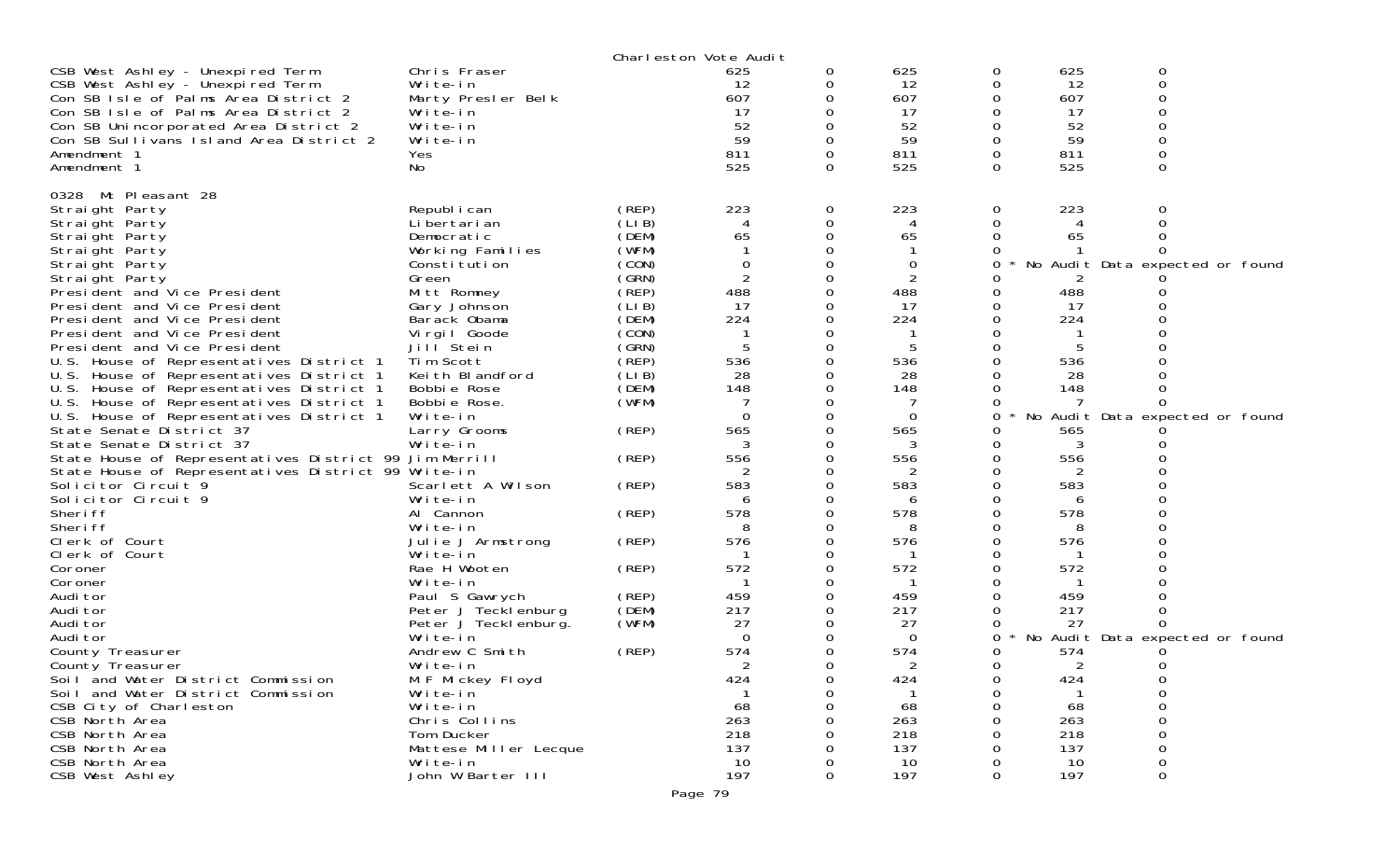Charleston Vote Audit

| Contest | Candidate | Party | Col1 | Col2 | Col3 | Col4 | Col5 | Col6 |
|---|---|---|---|---|---|---|---|---|
| CSB West Ashley - Unexpired Term | Chris Fraser | | 625 | 0 | 625 | 0 | 625 | 0 |
| CSB West Ashley - Unexpired Term | Write-in | | 12 | 0 | 12 | 0 | 12 | 0 |
| Con SB Isle of Palms Area District 2 | Marty Presler Belk | | 607 | 0 | 607 | 0 | 607 | 0 |
| Con SB Isle of Palms Area District 2 | Write-in | | 17 | 0 | 17 | 0 | 17 | 0 |
| Con SB Unincorporated Area District 2 | Write-in | | 52 | 0 | 52 | 0 | 52 | 0 |
| Con SB Sullivans Island Area District 2 | Write-in | | 59 | 0 | 59 | 0 | 59 | 0 |
| Amendment 1 | Yes | | 811 | 0 | 811 | 0 | 811 | 0 |
| Amendment 1 | No | | 525 | 0 | 525 | 0 | 525 | 0 |

0328 Mt Pleasant 28

| Contest | Candidate | Party | Col1 | Col2 | Col3 | Col4 | Col5 | Col6 |
|---|---|---|---|---|---|---|---|---|
| Straight Party | Republican | (REP) | 223 | 0 | 223 | 0 | 223 | 0 |
| Straight Party | Libertarian | (LIB) | 4 | 0 | 4 | 0 | 4 | 0 |
| Straight Party | Democratic | (DEM) | 65 | 0 | 65 | 0 | 65 | 0 |
| Straight Party | Working Families | (WFM) | 1 | 0 | 1 | 0 | 1 | 0 |
| Straight Party | Constitution | (CON) | 0 | 0 | 0 | 0 * | No Audit Data expected or found | |
| Straight Party | Green | (GRN) | 2 | 0 | 2 | 0 | 2 | 0 |
| President and Vice President | Mitt Romney | (REP) | 488 | 0 | 488 | 0 | 488 | 0 |
| President and Vice President | Gary Johnson | (LIB) | 17 | 0 | 17 | 0 | 17 | 0 |
| President and Vice President | Barack Obama | (DEM) | 224 | 0 | 224 | 0 | 224 | 0 |
| President and Vice President | Virgil Goode | (CON) | 1 | 0 | 1 | 0 | 1 | 0 |
| President and Vice President | Jill Stein | (GRN) | 5 | 0 | 5 | 0 | 5 | 0 |
| U.S. House of Representatives District 1 | Tim Scott | (REP) | 536 | 0 | 536 | 0 | 536 | 0 |
| U.S. House of Representatives District 1 | Keith Blandford | (LIB) | 28 | 0 | 28 | 0 | 28 | 0 |
| U.S. House of Representatives District 1 | Bobbie Rose | (DEM) | 148 | 0 | 148 | 0 | 148 | 0 |
| U.S. House of Representatives District 1 | Bobbie Rose. | (WFM) | 7 | 0 | 7 | 0 | 7 | 0 |
| U.S. House of Representatives District 1 | Write-in | | 0 | 0 | 0 | 0 * | No Audit Data expected or found | |
| State Senate District 37 | Larry Grooms | (REP) | 565 | 0 | 565 | 0 | 565 | 0 |
| State Senate District 37 | Write-in | | 3 | 0 | 3 | 0 | 3 | 0 |
| State House of Representatives District 99 | Jim Merrill | (REP) | 556 | 0 | 556 | 0 | 556 | 0 |
| State House of Representatives District 99 | Write-in | | 2 | 0 | 2 | 0 | 2 | 0 |
| Solicitor Circuit 9 | Scarlett A Wilson | (REP) | 583 | 0 | 583 | 0 | 583 | 0 |
| Solicitor Circuit 9 | Write-in | | 6 | 0 | 6 | 0 | 6 | 0 |
| Sheriff | Al Cannon | (REP) | 578 | 0 | 578 | 0 | 578 | 0 |
| Sheriff | Write-in | | 8 | 0 | 8 | 0 | 8 | 0 |
| Clerk of Court | Julie J Armstrong | (REP) | 576 | 0 | 576 | 0 | 576 | 0 |
| Clerk of Court | Write-in | | 1 | 0 | 1 | 0 | 1 | 0 |
| Coroner | Rae H Wooten | (REP) | 572 | 0 | 572 | 0 | 572 | 0 |
| Coroner | Write-in | | 1 | 0 | 1 | 0 | 1 | 0 |
| Auditor | Paul S Gawrych | (REP) | 459 | 0 | 459 | 0 | 459 | 0 |
| Auditor | Peter J Tecklenburg | (DEM) | 217 | 0 | 217 | 0 | 217 | 0 |
| Auditor | Peter J Tecklenburg. | (WFM) | 27 | 0 | 27 | 0 | 27 | 0 |
| Auditor | Write-in | | 0 | 0 | 0 | 0 * | No Audit Data expected or found | |
| County Treasurer | Andrew C Smith | (REP) | 574 | 0 | 574 | 0 | 574 | 0 |
| County Treasurer | Write-in | | 2 | 0 | 2 | 0 | 2 | 0 |
| Soil and Water District Commission | M F Mickey Floyd | | 424 | 0 | 424 | 0 | 424 | 0 |
| Soil and Water District Commission | Write-in | | 1 | 0 | 1 | 0 | 1 | 0 |
| CSB City of Charleston | Write-in | | 68 | 0 | 68 | 0 | 68 | 0 |
| CSB North Area | Chris Collins | | 263 | 0 | 263 | 0 | 263 | 0 |
| CSB North Area | Tom Ducker | | 218 | 0 | 218 | 0 | 218 | 0 |
| CSB North Area | Mattese Miller Lecque | | 137 | 0 | 137 | 0 | 137 | 0 |
| CSB North Area | Write-in | | 10 | 0 | 10 | 0 | 10 | 0 |
| CSB West Ashley | John W Barter III | | 197 | 0 | 197 | 0 | 197 | 0 |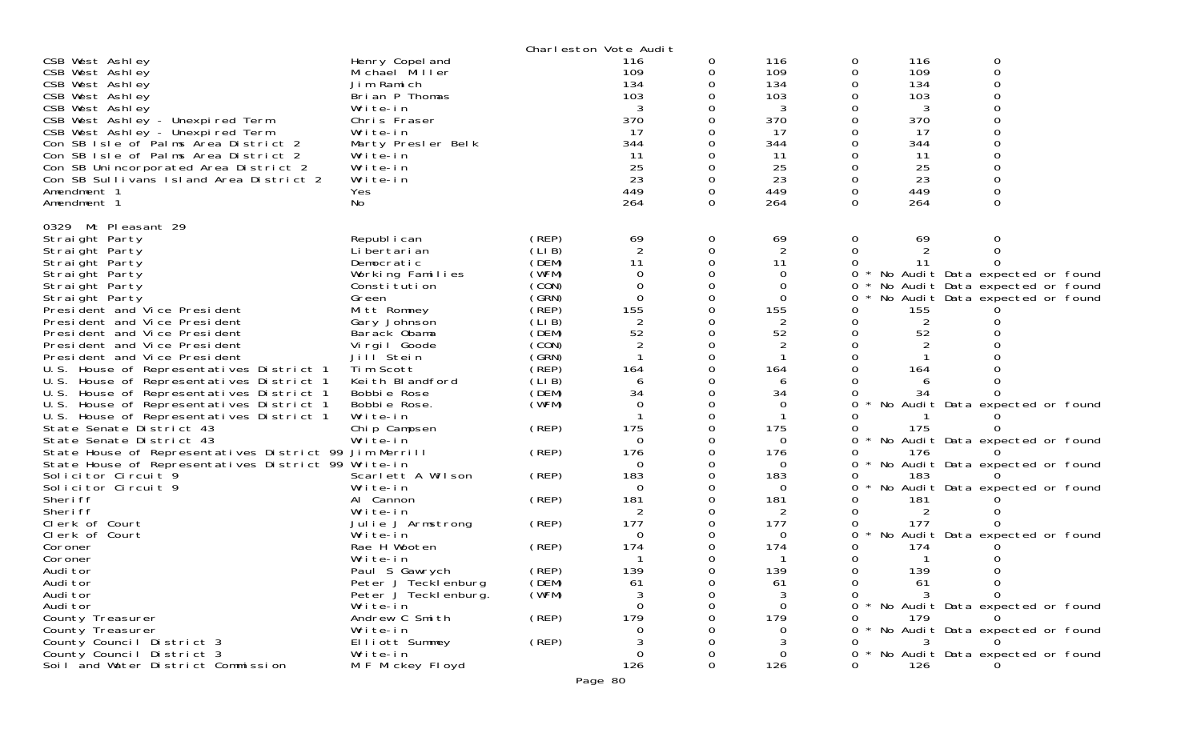Charleston Vote Audit

| Contest | Candidate | Party | | | | | | |
|---|---|---|---|---|---|---|---|---|
| CSB West Ashley | Henry Copeland | | 116 | 0 | 116 | 0 | 116 | 0 |
| CSB West Ashley | Michael Miller | | 109 | 0 | 109 | 0 | 109 | 0 |
| CSB West Ashley | Jim Ramich | | 134 | 0 | 134 | 0 | 134 | 0 |
| CSB West Ashley | Brian P Thomas | | 103 | 0 | 103 | 0 | 103 | 0 |
| CSB West Ashley | Write-in | | 3 | 0 | 3 | 0 | 3 | 0 |
| CSB West Ashley - Unexpired Term | Chris Fraser | | 370 | 0 | 370 | 0 | 370 | 0 |
| CSB West Ashley - Unexpired Term | Write-in | | 17 | 0 | 17 | 0 | 17 | 0 |
| Con SB Isle of Palms Area District 2 | Marty Presler Belk | | 344 | 0 | 344 | 0 | 344 | 0 |
| Con SB Isle of Palms Area District 2 | Write-in | | 11 | 0 | 11 | 0 | 11 | 0 |
| Con SB Unincorporated Area District 2 | Write-in | | 25 | 0 | 25 | 0 | 25 | 0 |
| Con SB Sullivans Island Area District 2 | Write-in | | 23 | 0 | 23 | 0 | 23 | 0 |
| Amendment 1 | Yes | | 449 | 0 | 449 | 0 | 449 | 0 |
| Amendment 1 | No | | 264 | 0 | 264 | 0 | 264 | 0 |

0329 Mt Pleasant 29

| Contest | Candidate | Party | | | | | | |
|---|---|---|---|---|---|---|---|---|
| Straight Party | Republican | (REP) | 69 | 0 | 69 | 0 | 69 | 0 |
| Straight Party | Libertarian | (LIB) | 2 | 0 | 2 | 0 | 2 | 0 |
| Straight Party | Democratic | (DEM) | 11 | 0 | 11 | 0 | 11 | 0 |
| Straight Party | Working Families | (WFM) | 0 | 0 | 0 | 0 * | No Audit Data expected or found | |
| Straight Party | Constitution | (CON) | 0 | 0 | 0 | 0 * | No Audit Data expected or found | |
| Straight Party | Green | (GRN) | 0 | 0 | 0 | 0 * | No Audit Data expected or found | |
| President and Vice President | Mitt Romney | (REP) | 155 | 0 | 155 | 0 | 155 | 0 |
| President and Vice President | Gary Johnson | (LIB) | 2 | 0 | 2 | 0 | 2 | 0 |
| President and Vice President | Barack Obama | (DEM) | 52 | 0 | 52 | 0 | 52 | 0 |
| President and Vice President | Virgil Goode | (CON) | 2 | 0 | 2 | 0 | 2 | 0 |
| President and Vice President | Jill Stein | (GRN) | 1 | 0 | 1 | 0 | 1 | 0 |
| U.S. House of Representatives District 1 | Tim Scott | (REP) | 164 | 0 | 164 | 0 | 164 | 0 |
| U.S. House of Representatives District 1 | Keith Blandford | (LIB) | 6 | 0 | 6 | 0 | 6 | 0 |
| U.S. House of Representatives District 1 | Bobbie Rose | (DEM) | 34 | 0 | 34 | 0 | 34 | 0 |
| U.S. House of Representatives District 1 | Bobbie Rose. | (WFM) | 0 | 0 | 0 | 0 * | No Audit Data expected or found | |
| U.S. House of Representatives District 1 | Write-in | | 1 | 0 | 1 | 0 | 1 | 0 |
| State Senate District 43 | Chip Campsen | (REP) | 175 | 0 | 175 | 0 | 175 | 0 |
| State Senate District 43 | Write-in | | 0 | 0 | 0 | 0 * | No Audit Data expected or found | |
| State House of Representatives District 99 | Jim Merrill | (REP) | 176 | 0 | 176 | 0 | 176 | 0 |
| State House of Representatives District 99 | Write-in | | 0 | 0 | 0 | 0 * | No Audit Data expected or found | |
| Solicitor Circuit 9 | Scarlett A Wilson | (REP) | 183 | 0 | 183 | 0 | 183 | 0 |
| Solicitor Circuit 9 | Write-in | | 0 | 0 | 0 | 0 * | No Audit Data expected or found | |
| Sheriff | Al Cannon | (REP) | 181 | 0 | 181 | 0 | 181 | 0 |
| Sheriff | Write-in | | 2 | 0 | 2 | 0 | 2 | 0 |
| Clerk of Court | Julie J Armstrong | (REP) | 177 | 0 | 177 | 0 | 177 | 0 |
| Clerk of Court | Write-in | | 0 | 0 | 0 | 0 * | No Audit Data expected or found | |
| Coroner | Rae H Wooten | (REP) | 174 | 0 | 174 | 0 | 174 | 0 |
| Coroner | Write-in | | 1 | 0 | 1 | 0 | 1 | 0 |
| Auditor | Paul S Gawrych | (REP) | 139 | 0 | 139 | 0 | 139 | 0 |
| Auditor | Peter J Tecklenburg | (DEM) | 61 | 0 | 61 | 0 | 61 | 0 |
| Auditor | Peter J Tecklenburg. | (WFM) | 3 | 0 | 3 | 0 | 3 | 0 |
| Auditor | Write-in | | 0 | 0 | 0 | 0 * | No Audit Data expected or found | |
| County Treasurer | Andrew C Smith | (REP) | 179 | 0 | 179 | 0 | 179 | 0 |
| County Treasurer | Write-in | | 0 | 0 | 0 | 0 * | No Audit Data expected or found | |
| County Council District 3 | Elliott Summey | (REP) | 3 | 0 | 3 | 0 | 3 | 0 |
| County Council District 3 | Write-in | | 0 | 0 | 0 | 0 * | No Audit Data expected or found | |
| Soil and Water District Commission | M F Mickey Floyd | | 126 | 0 | 126 | 0 | 126 | 0 |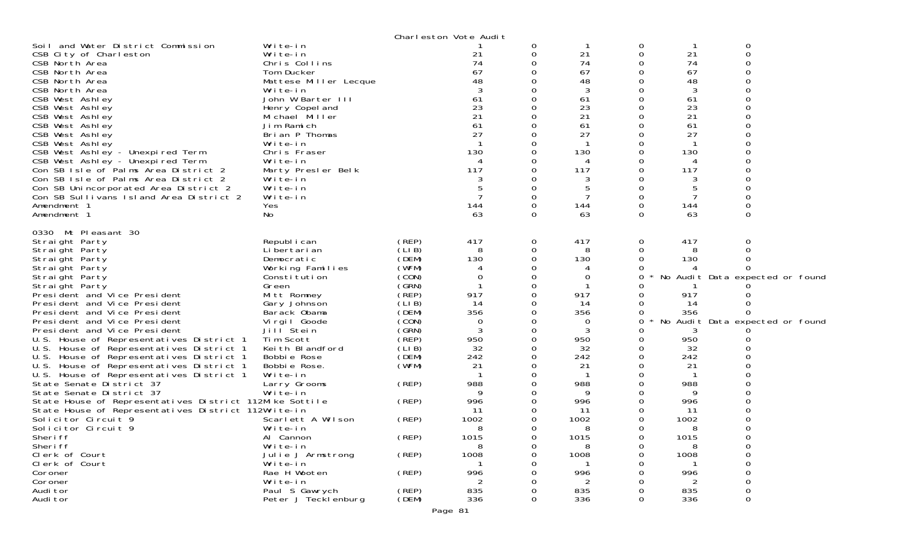Charleston Vote Audit

| | | | | | | | | |
|---|---|---|---|---|---|---|---|---|
| Soil and Water District Commission | Write-in | | 1 | 0 | 1 | 0 | 1 | 0 |
| CSB City of Charleston | Write-in | | 21 | 0 | 21 | 0 | 21 | 0 |
| CSB North Area | Chris Collins | | 74 | 0 | 74 | 0 | 74 | 0 |
| CSB North Area | Tom Ducker | | 67 | 0 | 67 | 0 | 67 | 0 |
| CSB North Area | Mattese Miller Lecque | | 48 | 0 | 48 | 0 | 48 | 0 |
| CSB North Area | Write-in | | 3 | 0 | 3 | 0 | 3 | 0 |
| CSB West Ashley | John W Barter III | | 61 | 0 | 61 | 0 | 61 | 0 |
| CSB West Ashley | Henry Copeland | | 23 | 0 | 23 | 0 | 23 | 0 |
| CSB West Ashley | Michael Miller | | 21 | 0 | 21 | 0 | 21 | 0 |
| CSB West Ashley | Jim Ramich | | 61 | 0 | 61 | 0 | 61 | 0 |
| CSB West Ashley | Brian P Thomas | | 27 | 0 | 27 | 0 | 27 | 0 |
| CSB West Ashley | Write-in | | 1 | 0 | 1 | 0 | 1 | 0 |
| CSB West Ashley - Unexpired Term | Chris Fraser | | 130 | 0 | 130 | 0 | 130 | 0 |
| CSB West Ashley - Unexpired Term | Write-in | | 4 | 0 | 4 | 0 | 4 | 0 |
| Con SB Isle of Palms Area District 2 | Marty Presler Belk | | 117 | 0 | 117 | 0 | 117 | 0 |
| Con SB Isle of Palms Area District 2 | Write-in | | 3 | 0 | 3 | 0 | 3 | 0 |
| Con SB Unincorporated Area District 2 | Write-in | | 5 | 0 | 5 | 0 | 5 | 0 |
| Con SB Sullivans Island Area District 2 | Write-in | | 7 | 0 | 7 | 0 | 7 | 0 |
| Amendment 1 | Yes | | 144 | 0 | 144 | 0 | 144 | 0 |
| Amendment 1 | No | | 63 | 0 | 63 | 0 | 63 | 0 |

0330 Mt Pleasant 30

| | | | | | | | | |
|---|---|---|---|---|---|---|---|---|
| Straight Party | Republican | (REP) | 417 | 0 | 417 | 0 | 417 | 0 |
| Straight Party | Libertarian | (LIB) | 8 | 0 | 8 | 0 | 8 | 0 |
| Straight Party | Democratic | (DEM) | 130 | 0 | 130 | 0 | 130 | 0 |
| Straight Party | Working Families | (WFM) | 4 | 0 | 4 | 0 | 4 | 0 |
| Straight Party | Constitution | (CON) | 0 | 0 | 0 | 0 * No Audit Data expected or found | | |
| Straight Party | Green | (GRN) | 1 | 0 | 1 | 0 | 1 | 0 |
| President and Vice President | Mitt Romney | (REP) | 917 | 0 | 917 | 0 | 917 | 0 |
| President and Vice President | Gary Johnson | (LIB) | 14 | 0 | 14 | 0 | 14 | 0 |
| President and Vice President | Barack Obama | (DEM) | 356 | 0 | 356 | 0 | 356 | 0 |
| President and Vice President | Virgil Goode | (CON) | 0 | 0 | 0 | 0 * No Audit Data expected or found | | |
| President and Vice President | Jill Stein | (GRN) | 3 | 0 | 3 | 0 | 3 | 0 |
| U.S. House of Representatives District 1 | Tim Scott | (REP) | 950 | 0 | 950 | 0 | 950 | 0 |
| U.S. House of Representatives District 1 | Keith Blandford | (LIB) | 32 | 0 | 32 | 0 | 32 | 0 |
| U.S. House of Representatives District 1 | Bobbie Rose | (DEM) | 242 | 0 | 242 | 0 | 242 | 0 |
| U.S. House of Representatives District 1 | Bobbie Rose. | (WFM) | 21 | 0 | 21 | 0 | 21 | 0 |
| U.S. House of Representatives District 1 | Write-in | | 1 | 0 | 1 | 0 | 1 | 0 |
| State Senate District 37 | Larry Grooms | (REP) | 988 | 0 | 988 | 0 | 988 | 0 |
| State Senate District 37 | Write-in | | 9 | 0 | 9 | 0 | 9 | 0 |
| State House of Representatives District 112 | Mike Sottile | (REP) | 996 | 0 | 996 | 0 | 996 | 0 |
| State House of Representatives District 112 | Write-in | | 11 | 0 | 11 | 0 | 11 | 0 |
| Solicitor Circuit 9 | Scarlett A Wilson | (REP) | 1002 | 0 | 1002 | 0 | 1002 | 0 |
| Solicitor Circuit 9 | Write-in | | 8 | 0 | 8 | 0 | 8 | 0 |
| Sheriff | Al Cannon | (REP) | 1015 | 0 | 1015 | 0 | 1015 | 0 |
| Sheriff | Write-in | | 8 | 0 | 8 | 0 | 8 | 0 |
| Clerk of Court | Julie J Armstrong | (REP) | 1008 | 0 | 1008 | 0 | 1008 | 0 |
| Clerk of Court | Write-in | | 1 | 0 | 1 | 0 | 1 | 0 |
| Coroner | Rae H Wooten | (REP) | 996 | 0 | 996 | 0 | 996 | 0 |
| Coroner | Write-in | | 2 | 0 | 2 | 0 | 2 | 0 |
| Auditor | Paul S Gawrych | (REP) | 835 | 0 | 835 | 0 | 835 | 0 |
| Auditor | Peter J Tecklenburg | (DEM) | 336 | 0 | 336 | 0 | 336 | 0 |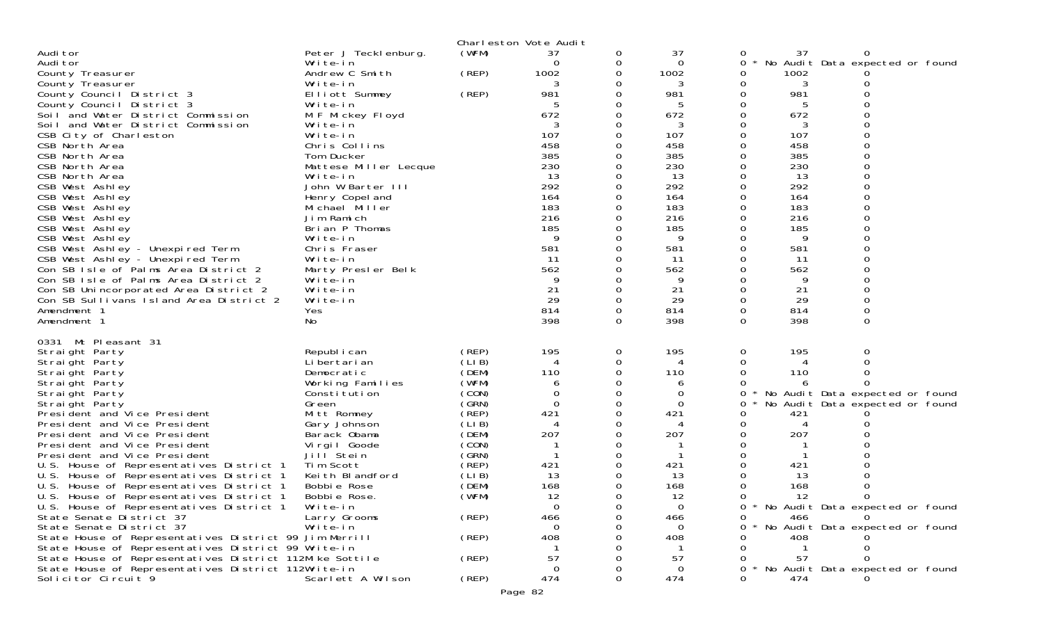Charleston Vote Audit

| Contest | Candidate | Party | | | | | | |
|---|---|---|---|---|---|---|---|---|
| Auditor | Peter J Tecklenburg. | (WFM) | 37 | 0 | 37 | 0 | 37 | 0 |
| Auditor | Write-in | | 0 | 0 | 0 | 0 * | No Audit Data expected or found | |
| County Treasurer | Andrew C Smith | (REP) | 1002 | 0 | 1002 | 0 | 1002 | 0 |
| County Treasurer | Write-in | | 3 | 0 | 3 | 0 | 3 | 0 |
| County Council District 3 | Elliott Summey | (REP) | 981 | 0 | 981 | 0 | 981 | 0 |
| County Council District 3 | Write-in | | 5 | 0 | 5 | 0 | 5 | 0 |
| Soil and Water District Commission | M F Mickey Floyd | | 672 | 0 | 672 | 0 | 672 | 0 |
| Soil and Water District Commission | Write-in | | 3 | 0 | 3 | 0 | 3 | 0 |
| CSB City of Charleston | Write-in | | 107 | 0 | 107 | 0 | 107 | 0 |
| CSB North Area | Chris Collins | | 458 | 0 | 458 | 0 | 458 | 0 |
| CSB North Area | Tom Ducker | | 385 | 0 | 385 | 0 | 385 | 0 |
| CSB North Area | Mattese Miller Lecque | | 230 | 0 | 230 | 0 | 230 | 0 |
| CSB North Area | Write-in | | 13 | 0 | 13 | 0 | 13 | 0 |
| CSB West Ashley | John W Barter III | | 292 | 0 | 292 | 0 | 292 | 0 |
| CSB West Ashley | Henry Copeland | | 164 | 0 | 164 | 0 | 164 | 0 |
| CSB West Ashley | Michael Miller | | 183 | 0 | 183 | 0 | 183 | 0 |
| CSB West Ashley | Jim Ramich | | 216 | 0 | 216 | 0 | 216 | 0 |
| CSB West Ashley | Brian P Thomas | | 185 | 0 | 185 | 0 | 185 | 0 |
| CSB West Ashley | Write-in | | 9 | 0 | 9 | 0 | 9 | 0 |
| CSB West Ashley - Unexpired Term | Chris Fraser | | 581 | 0 | 581 | 0 | 581 | 0 |
| CSB West Ashley - Unexpired Term | Write-in | | 11 | 0 | 11 | 0 | 11 | 0 |
| Con SB Isle of Palms Area District 2 | Marty Presler Belk | | 562 | 0 | 562 | 0 | 562 | 0 |
| Con SB Isle of Palms Area District 2 | Write-in | | 9 | 0 | 9 | 0 | 9 | 0 |
| Con SB Unincorporated Area District 2 | Write-in | | 21 | 0 | 21 | 0 | 21 | 0 |
| Con SB Sullivans Island Area District 2 | Write-in | | 29 | 0 | 29 | 0 | 29 | 0 |
| Amendment 1 | Yes | | 814 | 0 | 814 | 0 | 814 | 0 |
| Amendment 1 | No | | 398 | 0 | 398 | 0 | 398 | 0 |

0331 Mt Pleasant 31

| Contest | Candidate | Party | | | | | | |
|---|---|---|---|---|---|---|---|---|
| Straight Party | Republican | (REP) | 195 | 0 | 195 | 0 | 195 | 0 |
| Straight Party | Libertarian | (LIB) | 4 | 0 | 4 | 0 | 4 | 0 |
| Straight Party | Democratic | (DEM) | 110 | 0 | 110 | 0 | 110 | 0 |
| Straight Party | Working Families | (WFM) | 6 | 0 | 6 | 0 | 6 | 0 |
| Straight Party | Constitution | (CON) | 0 | 0 | 0 | 0 * | No Audit Data expected or found | |
| Straight Party | Green | (GRN) | 0 | 0 | 0 | 0 * | No Audit Data expected or found | |
| President and Vice President | Mitt Romney | (REP) | 421 | 0 | 421 | 0 | 421 | 0 |
| President and Vice President | Gary Johnson | (LIB) | 4 | 0 | 4 | 0 | 4 | 0 |
| President and Vice President | Barack Obama | (DEM) | 207 | 0 | 207 | 0 | 207 | 0 |
| President and Vice President | Virgil Goode | (CON) | 1 | 0 | 1 | 0 | 1 | 0 |
| President and Vice President | Jill Stein | (GRN) | 1 | 0 | 1 | 0 | 1 | 0 |
| U.S. House of Representatives District 1 | Tim Scott | (REP) | 421 | 0 | 421 | 0 | 421 | 0 |
| U.S. House of Representatives District 1 | Keith Blandford | (LIB) | 13 | 0 | 13 | 0 | 13 | 0 |
| U.S. House of Representatives District 1 | Bobbie Rose | (DEM) | 168 | 0 | 168 | 0 | 168 | 0 |
| U.S. House of Representatives District 1 | Bobbie Rose. | (WFM) | 12 | 0 | 12 | 0 | 12 | 0 |
| U.S. House of Representatives District 1 | Write-in | | 0 | 0 | 0 | 0 * | No Audit Data expected or found | |
| State Senate District 37 | Larry Grooms | (REP) | 466 | 0 | 466 | 0 | 466 | 0 |
| State Senate District 37 | Write-in | | 0 | 0 | 0 | 0 * | No Audit Data expected or found | |
| State House of Representatives District 99 | Jim Merrill | (REP) | 408 | 0 | 408 | 0 | 408 | 0 |
| State House of Representatives District 99 | Write-in | | 1 | 0 | 1 | 0 | 1 | 0 |
| State House of Representatives District 112 | Mike Sottile | (REP) | 57 | 0 | 57 | 0 | 57 | 0 |
| State House of Representatives District 112 | Write-in | | 0 | 0 | 0 | 0 * | No Audit Data expected or found | |
| Solicitor Circuit 9 | Scarlett A Wilson | (REP) | 474 | 0 | 474 | 0 | 474 | 0 |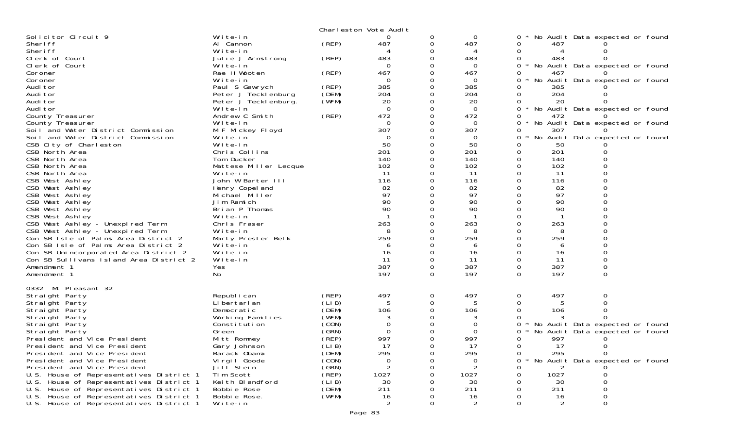Charleston Vote Audit

| Contest | Candidate | Party | | | | | | | |
|---|---|---|---|---|---|---|---|---|---|
| Solicitor Circuit 9 | Write-in | | 0 | 0 | 0 | 0 * No Audit Data expected or found | | | |
| Sheriff | Al Cannon | (REP) | 487 | 0 | 487 | 0 | 487 | 0 | |
| Sheriff | Write-in | | 4 | 0 | 4 | 0 | 4 | 0 | |
| Clerk of Court | Julie J Armstrong | (REP) | 483 | 0 | 483 | 0 | 483 | 0 | |
| Clerk of Court | Write-in | | 0 | 0 | 0 | 0 * No Audit Data expected or found | | | |
| Coroner | Rae H Wooten | (REP) | 467 | 0 | 467 | 0 | 467 | 0 | |
| Coroner | Write-in | | 0 | 0 | 0 | 0 * No Audit Data expected or found | | | |
| Auditor | Paul S Gawrych | (REP) | 385 | 0 | 385 | 0 | 385 | 0 | |
| Auditor | Peter J Tecklenburg | (DEM) | 204 | 0 | 204 | 0 | 204 | 0 | |
| Auditor | Peter J Tecklenburg. | (WFM) | 20 | 0 | 20 | 0 | 20 | 0 | |
| Auditor | Write-in | | 0 | 0 | 0 | 0 * No Audit Data expected or found | | | |
| County Treasurer | Andrew C Smith | (REP) | 472 | 0 | 472 | 0 | 472 | 0 | |
| County Treasurer | Write-in | | 0 | 0 | 0 | 0 * No Audit Data expected or found | | | |
| Soil and Water District Commission | M F Mickey Floyd | | 307 | 0 | 307 | 0 | 307 | 0 | |
| Soil and Water District Commission | Write-in | | 0 | 0 | 0 | 0 * No Audit Data expected or found | | | |
| CSB City of Charleston | Write-in | | 50 | 0 | 50 | 0 | 50 | 0 | |
| CSB North Area | Chris Collins | | 201 | 0 | 201 | 0 | 201 | 0 | |
| CSB North Area | Tom Ducker | | 140 | 0 | 140 | 0 | 140 | 0 | |
| CSB North Area | Mattese Miller Lecque | | 102 | 0 | 102 | 0 | 102 | 0 | |
| CSB North Area | Write-in | | 11 | 0 | 11 | 0 | 11 | 0 | |
| CSB West Ashley | John W Barter III | | 116 | 0 | 116 | 0 | 116 | 0 | |
| CSB West Ashley | Henry Copeland | | 82 | 0 | 82 | 0 | 82 | 0 | |
| CSB West Ashley | Michael Miller | | 97 | 0 | 97 | 0 | 97 | 0 | |
| CSB West Ashley | Jim Ramich | | 90 | 0 | 90 | 0 | 90 | 0 | |
| CSB West Ashley | Brian P Thomas | | 90 | 0 | 90 | 0 | 90 | 0 | |
| CSB West Ashley | Write-in | | 1 | 0 | 1 | 0 | 1 | 0 | |
| CSB West Ashley - Unexpired Term | Chris Fraser | | 263 | 0 | 263 | 0 | 263 | 0 | |
| CSB West Ashley - Unexpired Term | Write-in | | 8 | 0 | 8 | 0 | 8 | 0 | |
| Con SB Isle of Palms Area District 2 | Marty Presler Belk | | 259 | 0 | 259 | 0 | 259 | 0 | |
| Con SB Isle of Palms Area District 2 | Write-in | | 6 | 0 | 6 | 0 | 6 | 0 | |
| Con SB Unincorporated Area District 2 | Write-in | | 16 | 0 | 16 | 0 | 16 | 0 | |
| Con SB Sullivans Island Area District 2 | Write-in | | 11 | 0 | 11 | 0 | 11 | 0 | |
| Amendment 1 | Yes | | 387 | 0 | 387 | 0 | 387 | 0 | |
| Amendment 1 | No | | 197 | 0 | 197 | 0 | 197 | 0 | |

0332 Mt Pleasant 32

| Contest | Candidate | Party | | | | | | | |
|---|---|---|---|---|---|---|---|---|---|
| Straight Party | Republican | (REP) | 497 | 0 | 497 | 0 | 497 | 0 | |
| Straight Party | Libertarian | (LIB) | 5 | 0 | 5 | 0 | 5 | 0 | |
| Straight Party | Democratic | (DEM) | 106 | 0 | 106 | 0 | 106 | 0 | |
| Straight Party | Working Families | (WFM) | 3 | 0 | 3 | 0 | 3 | 0 | |
| Straight Party | Constitution | (CON) | 0 | 0 | 0 | 0 * No Audit Data expected or found | | | |
| Straight Party | Green | (GRN) | 0 | 0 | 0 | 0 * No Audit Data expected or found | | | |
| President and Vice President | Mitt Romney | (REP) | 997 | 0 | 997 | 0 | 997 | 0 | |
| President and Vice President | Gary Johnson | (LIB) | 17 | 0 | 17 | 0 | 17 | 0 | |
| President and Vice President | Barack Obama | (DEM) | 295 | 0 | 295 | 0 | 295 | 0 | |
| President and Vice President | Virgil Goode | (CON) | 0 | 0 | 0 | 0 * No Audit Data expected or found | | | |
| President and Vice President | Jill Stein | (GRN) | 2 | 0 | 2 | 0 | 2 | 0 | |
| U.S. House of Representatives District 1 | Tim Scott | (REP) | 1027 | 0 | 1027 | 0 | 1027 | 0 | |
| U.S. House of Representatives District 1 | Keith Blandford | (LIB) | 30 | 0 | 30 | 0 | 30 | 0 | |
| U.S. House of Representatives District 1 | Bobbie Rose | (DEM) | 211 | 0 | 211 | 0 | 211 | 0 | |
| U.S. House of Representatives District 1 | Bobbie Rose. | (WFM) | 16 | 0 | 16 | 0 | 16 | 0 | |
| U.S. House of Representatives District 1 | Write-in | | 2 | 0 | 2 | 0 | 2 | 0 | |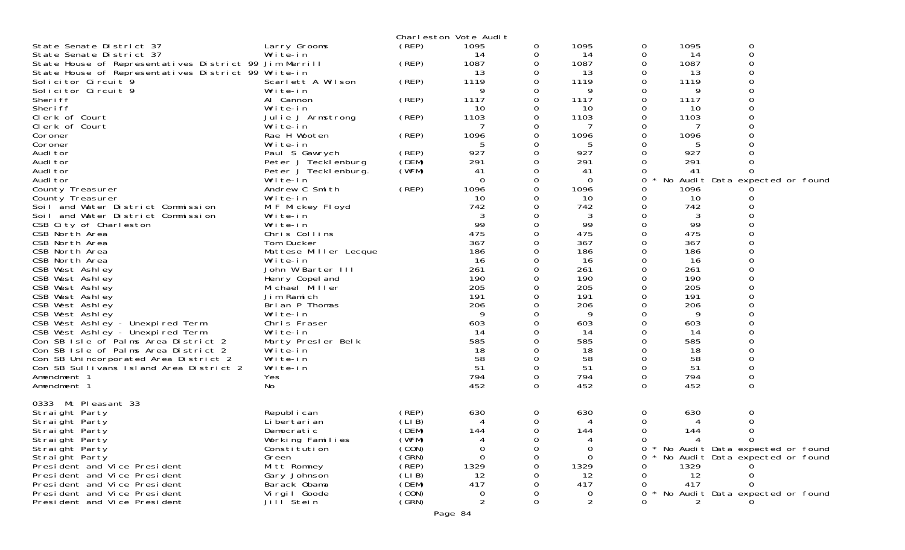Charleston Vote Audit

| Office | Candidate | Party | Votes | | | | | Notes |
|---|---|---|---|---|---|---|---|---|
| State Senate District 37 | Larry Grooms | (REP) | 1095 | 0 | 1095 | 0 | 1095 | 0 |
| State Senate District 37 | Write-in | | 14 | 0 | 14 | 0 | 14 | 0 |
| State House of Representatives District 99 | Jim Merrill | (REP) | 1087 | 0 | 1087 | 0 | 1087 | 0 |
| State House of Representatives District 99 | Write-in | | 13 | 0 | 13 | 0 | 13 | 0 |
| Solicitor Circuit 9 | Scarlett A Wilson | (REP) | 1119 | 0 | 1119 | 0 | 1119 | 0 |
| Solicitor Circuit 9 | Write-in | | 9 | 0 | 9 | 0 | 9 | 0 |
| Sheriff | Al Cannon | (REP) | 1117 | 0 | 1117 | 0 | 1117 | 0 |
| Sheriff | Write-in | | 10 | 0 | 10 | 0 | 10 | 0 |
| Clerk of Court | Julie J Armstrong | (REP) | 1103 | 0 | 1103 | 0 | 1103 | 0 |
| Clerk of Court | Write-in | | 7 | 0 | 7 | 0 | 7 | 0 |
| Coroner | Rae H Wooten | (REP) | 1096 | 0 | 1096 | 0 | 1096 | 0 |
| Coroner | Write-in | | 5 | 0 | 5 | 0 | 5 | 0 |
| Auditor | Paul S Gawrych | (REP) | 927 | 0 | 927 | 0 | 927 | 0 |
| Auditor | Peter J Tecklenburg | (DEM) | 291 | 0 | 291 | 0 | 291 | 0 |
| Auditor | Peter J Tecklenburg. | (WFM) | 41 | 0 | 41 | 0 | 41 | 0 |
| Auditor | Write-in | | 0 | 0 | 0 | 0 * | No Audit Data expected or found | |
| County Treasurer | Andrew C Smith | (REP) | 1096 | 0 | 1096 | 0 | 1096 | 0 |
| County Treasurer | Write-in | | 10 | 0 | 10 | 0 | 10 | 0 |
| Soil and Water District Commission | M F Mickey Floyd | | 742 | 0 | 742 | 0 | 742 | 0 |
| Soil and Water District Commission | Write-in | | 3 | 0 | 3 | 0 | 3 | 0 |
| CSB City of Charleston | Write-in | | 99 | 0 | 99 | 0 | 99 | 0 |
| CSB North Area | Chris Collins | | 475 | 0 | 475 | 0 | 475 | 0 |
| CSB North Area | Tom Ducker | | 367 | 0 | 367 | 0 | 367 | 0 |
| CSB North Area | Mattese Miller Lecque | | 186 | 0 | 186 | 0 | 186 | 0 |
| CSB North Area | Write-in | | 16 | 0 | 16 | 0 | 16 | 0 |
| CSB West Ashley | John W Barter III | | 261 | 0 | 261 | 0 | 261 | 0 |
| CSB West Ashley | Henry Copeland | | 190 | 0 | 190 | 0 | 190 | 0 |
| CSB West Ashley | Michael Miller | | 205 | 0 | 205 | 0 | 205 | 0 |
| CSB West Ashley | Jim Ramich | | 191 | 0 | 191 | 0 | 191 | 0 |
| CSB West Ashley | Brian P Thomas | | 206 | 0 | 206 | 0 | 206 | 0 |
| CSB West Ashley | Write-in | | 9 | 0 | 9 | 0 | 9 | 0 |
| CSB West Ashley - Unexpired Term | Chris Fraser | | 603 | 0 | 603 | 0 | 603 | 0 |
| CSB West Ashley - Unexpired Term | Write-in | | 14 | 0 | 14 | 0 | 14 | 0 |
| Con SB Isle of Palms Area District 2 | Marty Presler Belk | | 585 | 0 | 585 | 0 | 585 | 0 |
| Con SB Isle of Palms Area District 2 | Write-in | | 18 | 0 | 18 | 0 | 18 | 0 |
| Con SB Unincorporated Area District 2 | Write-in | | 58 | 0 | 58 | 0 | 58 | 0 |
| Con SB Sullivans Island Area District 2 | Write-in | | 51 | 0 | 51 | 0 | 51 | 0 |
| Amendment 1 | Yes | | 794 | 0 | 794 | 0 | 794 | 0 |
| Amendment 1 | No | | 452 | 0 | 452 | 0 | 452 | 0 |

0333 Mt Pleasant 33

| Office | Candidate | Party | Votes | | | | | Notes |
|---|---|---|---|---|---|---|---|---|
| Straight Party | Republican | (REP) | 630 | 0 | 630 | 0 | 630 | 0 |
| Straight Party | Libertarian | (LIB) | 4 | 0 | 4 | 0 | 4 | 0 |
| Straight Party | Democratic | (DEM) | 144 | 0 | 144 | 0 | 144 | 0 |
| Straight Party | Working Families | (WFM) | 4 | 0 | 4 | 0 | 4 | 0 |
| Straight Party | Constitution | (CON) | 0 | 0 | 0 | 0 * | No Audit Data expected or found | |
| Straight Party | Green | (GRN) | 0 | 0 | 0 | 0 * | No Audit Data expected or found | |
| President and Vice President | Mitt Romney | (REP) | 1329 | 0 | 1329 | 0 | 1329 | 0 |
| President and Vice President | Gary Johnson | (LIB) | 12 | 0 | 12 | 0 | 12 | 0 |
| President and Vice President | Barack Obama | (DEM) | 417 | 0 | 417 | 0 | 417 | 0 |
| President and Vice President | Virgil Goode | (CON) | 0 | 0 | 0 | 0 * | No Audit Data expected or found | |
| President and Vice President | Jill Stein | (GRN) | 2 | 0 | 2 | 0 | 2 | 0 |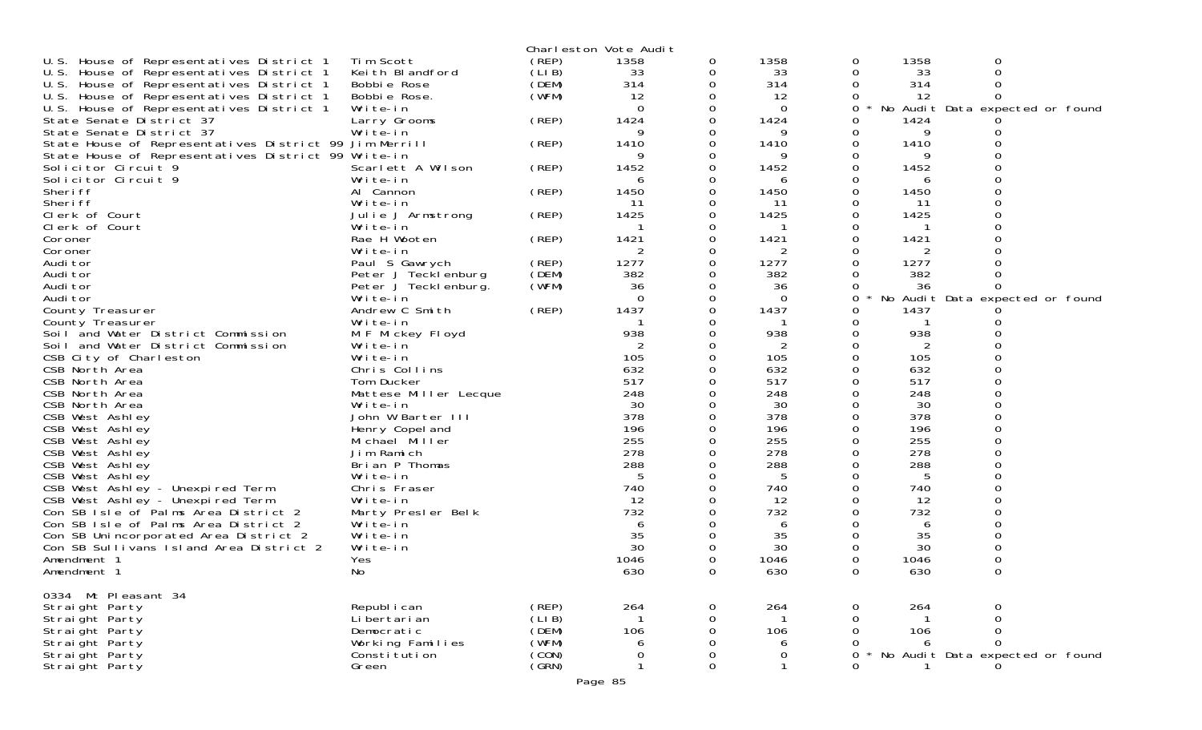Charleston Vote Audit

| Race | Candidate | Party | Votes | | | | Audit | |
|---|---|---|---|---|---|---|---|---|
| U.S. House of Representatives District 1 | Tim Scott | (REP) | 1358 | 0 | 1358 | 0 | 1358 | 0 |
| U.S. House of Representatives District 1 | Keith Blandford | (LIB) | 33 | 0 | 33 | 0 | 33 | 0 |
| U.S. House of Representatives District 1 | Bobbie Rose | (DEM) | 314 | 0 | 314 | 0 | 314 | 0 |
| U.S. House of Representatives District 1 | Bobbie Rose. | (WFM) | 12 | 0 | 12 | 0 | 12 | 0 |
| U.S. House of Representatives District 1 | Write-in | | 0 | 0 | 0 | 0 * | No Audit Data expected or found | |
| State Senate District 37 | Larry Grooms | (REP) | 1424 | 0 | 1424 | 0 | 1424 | 0 |
| State Senate District 37 | Write-in | | 9 | 0 | 9 | 0 | 9 | 0 |
| State House of Representatives District 99 | Jim Merrill | (REP) | 1410 | 0 | 1410 | 0 | 1410 | 0 |
| State House of Representatives District 99 | Write-in | | 9 | 0 | 9 | 0 | 9 | 0 |
| Solicitor Circuit 9 | Scarlett A Wilson | (REP) | 1452 | 0 | 1452 | 0 | 1452 | 0 |
| Solicitor Circuit 9 | Write-in | | 6 | 0 | 6 | 0 | 6 | 0 |
| Sheriff | Al Cannon | (REP) | 1450 | 0 | 1450 | 0 | 1450 | 0 |
| Sheriff | Write-in | | 11 | 0 | 11 | 0 | 11 | 0 |
| Clerk of Court | Julie J Armstrong | (REP) | 1425 | 0 | 1425 | 0 | 1425 | 0 |
| Clerk of Court | Write-in | | 1 | 0 | 1 | 0 | 1 | 0 |
| Coroner | Rae H Wooten | (REP) | 1421 | 0 | 1421 | 0 | 1421 | 0 |
| Coroner | Write-in | | 2 | 0 | 2 | 0 | 2 | 0 |
| Auditor | Paul S Gawrych | (REP) | 1277 | 0 | 1277 | 0 | 1277 | 0 |
| Auditor | Peter J Tecklenburg | (DEM) | 382 | 0 | 382 | 0 | 382 | 0 |
| Auditor | Peter J Tecklenburg. | (WFM) | 36 | 0 | 36 | 0 | 36 | 0 |
| Auditor | Write-in | | 0 | 0 | 0 | 0 * | No Audit Data expected or found | |
| County Treasurer | Andrew C Smith | (REP) | 1437 | 0 | 1437 | 0 | 1437 | 0 |
| County Treasurer | Write-in | | 1 | 0 | 1 | 0 | 1 | 0 |
| Soil and Water District Commission | M F Mickey Floyd | | 938 | 0 | 938 | 0 | 938 | 0 |
| Soil and Water District Commission | Write-in | | 2 | 0 | 2 | 0 | 2 | 0 |
| CSB City of Charleston | Write-in | | 105 | 0 | 105 | 0 | 105 | 0 |
| CSB North Area | Chris Collins | | 632 | 0 | 632 | 0 | 632 | 0 |
| CSB North Area | Tom Ducker | | 517 | 0 | 517 | 0 | 517 | 0 |
| CSB North Area | Mattese Miller Lecque | | 248 | 0 | 248 | 0 | 248 | 0 |
| CSB North Area | Write-in | | 30 | 0 | 30 | 0 | 30 | 0 |
| CSB West Ashley | John W Barter III | | 378 | 0 | 378 | 0 | 378 | 0 |
| CSB West Ashley | Henry Copeland | | 196 | 0 | 196 | 0 | 196 | 0 |
| CSB West Ashley | Michael Miller | | 255 | 0 | 255 | 0 | 255 | 0 |
| CSB West Ashley | Jim Ramich | | 278 | 0 | 278 | 0 | 278 | 0 |
| CSB West Ashley | Brian P Thomas | | 288 | 0 | 288 | 0 | 288 | 0 |
| CSB West Ashley | Write-in | | 5 | 0 | 5 | 0 | 5 | 0 |
| CSB West Ashley - Unexpired Term | Chris Fraser | | 740 | 0 | 740 | 0 | 740 | 0 |
| CSB West Ashley - Unexpired Term | Write-in | | 12 | 0 | 12 | 0 | 12 | 0 |
| Con SB Isle of Palms Area District 2 | Marty Presler Belk | | 732 | 0 | 732 | 0 | 732 | 0 |
| Con SB Isle of Palms Area District 2 | Write-in | | 6 | 0 | 6 | 0 | 6 | 0 |
| Con SB Unincorporated Area District 2 | Write-in | | 35 | 0 | 35 | 0 | 35 | 0 |
| Con SB Sullivans Island Area District 2 | Write-in | | 30 | 0 | 30 | 0 | 30 | 0 |
| Amendment 1 | Yes | | 1046 | 0 | 1046 | 0 | 1046 | 0 |
| Amendment 1 | No | | 630 | 0 | 630 | 0 | 630 | 0 |

0334 Mt Pleasant 34

| Race | Candidate | Party | Votes | | | | Audit | |
|---|---|---|---|---|---|---|---|---|
| Straight Party | Republican | (REP) | 264 | 0 | 264 | 0 | 264 | 0 |
| Straight Party | Libertarian | (LIB) | 1 | 0 | 1 | 0 | 1 | 0 |
| Straight Party | Democratic | (DEM) | 106 | 0 | 106 | 0 | 106 | 0 |
| Straight Party | Working Families | (WFM) | 6 | 0 | 6 | 0 | 6 | 0 |
| Straight Party | Constitution | (CON) | 0 | 0 | 0 | 0 * | No Audit Data expected or found | |
| Straight Party | Green | (GRN) | 1 | 0 | 1 | 0 | 1 | 0 |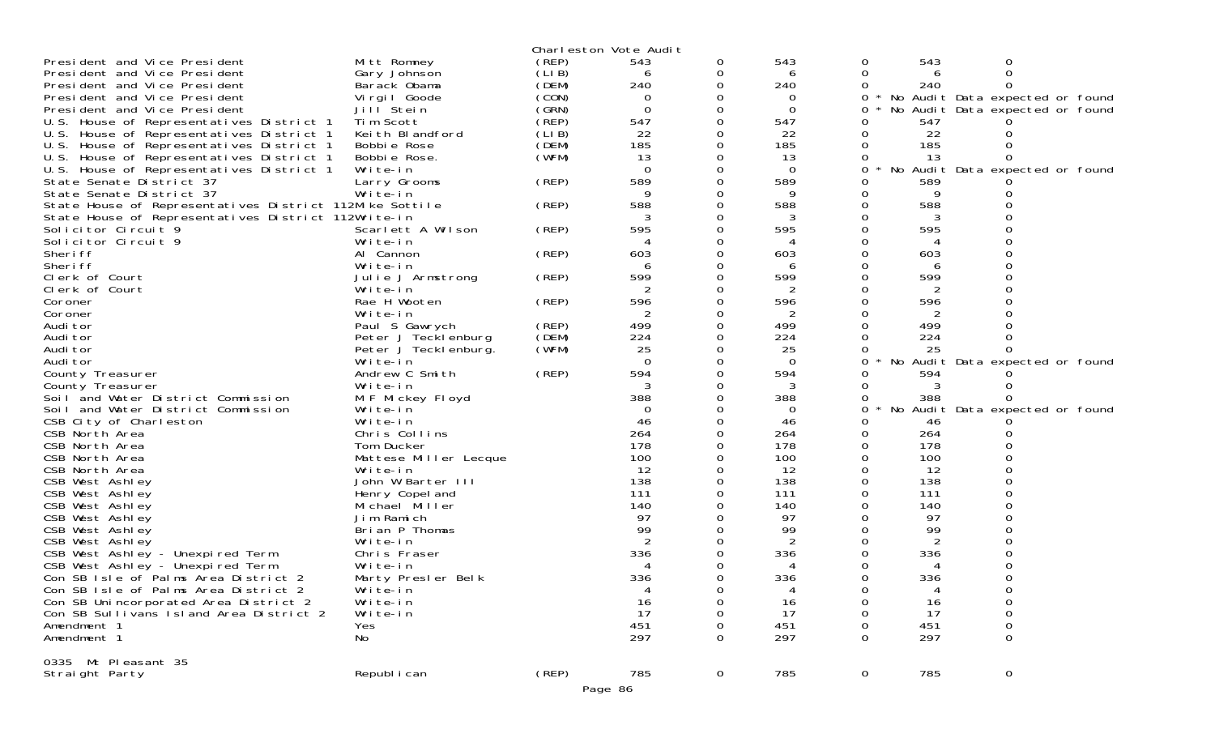Charleston Vote Audit

| Contest | Candidate | Party | | | | | | |
|---|---|---|---|---|---|---|---|---|
| President and Vice President | Mitt Romney | (REP) | 543 | 0 | 543 | 0 | 543 | 0 |
| President and Vice President | Gary Johnson | (LIB) | 6 | 0 | 6 | 0 | 6 | 0 |
| President and Vice President | Barack Obama | (DEM) | 240 | 0 | 240 | 0 | 240 | 0 |
| President and Vice President | Virgil Goode | (CON) | 0 | 0 | 0 | 0 * No Audit Data expected or found | | |
| President and Vice President | Jill Stein | (GRN) | 0 | 0 | 0 | 0 * No Audit Data expected or found | | |
| U.S. House of Representatives District 1 | Tim Scott | (REP) | 547 | 0 | 547 | 0 | 547 | 0 |
| U.S. House of Representatives District 1 | Keith Blandford | (LIB) | 22 | 0 | 22 | 0 | 22 | 0 |
| U.S. House of Representatives District 1 | Bobbie Rose | (DEM) | 185 | 0 | 185 | 0 | 185 | 0 |
| U.S. House of Representatives District 1 | Bobbie Rose. | (WFM) | 13 | 0 | 13 | 0 | 13 | 0 |
| U.S. House of Representatives District 1 | Write-in | | 0 | 0 | 0 | 0 * No Audit Data expected or found | | |
| State Senate District 37 | Larry Grooms | (REP) | 589 | 0 | 589 | 0 | 589 | 0 |
| State Senate District 37 | Write-in | | 9 | 0 | 9 | 0 | 9 | 0 |
| State House of Representatives District 112 | Mike Sottile | (REP) | 588 | 0 | 588 | 0 | 588 | 0 |
| State House of Representatives District 112 | Write-in | | 3 | 0 | 3 | 0 | 3 | 0 |
| Solicitor Circuit 9 | Scarlett A Wilson | (REP) | 595 | 0 | 595 | 0 | 595 | 0 |
| Solicitor Circuit 9 | Write-in | | 4 | 0 | 4 | 0 | 4 | 0 |
| Sheriff | Al Cannon | (REP) | 603 | 0 | 603 | 0 | 603 | 0 |
| Sheriff | Write-in | | 6 | 0 | 6 | 0 | 6 | 0 |
| Clerk of Court | Julie J Armstrong | (REP) | 599 | 0 | 599 | 0 | 599 | 0 |
| Clerk of Court | Write-in | | 2 | 0 | 2 | 0 | 2 | 0 |
| Coroner | Rae H Wooten | (REP) | 596 | 0 | 596 | 0 | 596 | 0 |
| Coroner | Write-in | | 2 | 0 | 2 | 0 | 2 | 0 |
| Auditor | Paul S Gawrych | (REP) | 499 | 0 | 499 | 0 | 499 | 0 |
| Auditor | Peter J Tecklenburg | (DEM) | 224 | 0 | 224 | 0 | 224 | 0 |
| Auditor | Peter J Tecklenburg. | (WFM) | 25 | 0 | 25 | 0 | 25 | 0 |
| Auditor | Write-in | | 0 | 0 | 0 | 0 * No Audit Data expected or found | | |
| County Treasurer | Andrew C Smith | (REP) | 594 | 0 | 594 | 0 | 594 | 0 |
| County Treasurer | Write-in | | 3 | 0 | 3 | 0 | 3 | 0 |
| Soil and Water District Commission | M F Mickey Floyd | | 388 | 0 | 388 | 0 | 388 | 0 |
| Soil and Water District Commission | Write-in | | 0 | 0 | 0 | 0 * No Audit Data expected or found | | |
| CSB City of Charleston | Write-in | | 46 | 0 | 46 | 0 | 46 | 0 |
| CSB North Area | Chris Collins | | 264 | 0 | 264 | 0 | 264 | 0 |
| CSB North Area | Tom Ducker | | 178 | 0 | 178 | 0 | 178 | 0 |
| CSB North Area | Mattese Miller Lecque | | 100 | 0 | 100 | 0 | 100 | 0 |
| CSB North Area | Write-in | | 12 | 0 | 12 | 0 | 12 | 0 |
| CSB West Ashley | John W Barter III | | 138 | 0 | 138 | 0 | 138 | 0 |
| CSB West Ashley | Henry Copeland | | 111 | 0 | 111 | 0 | 111 | 0 |
| CSB West Ashley | Michael Miller | | 140 | 0 | 140 | 0 | 140 | 0 |
| CSB West Ashley | Jim Ramich | | 97 | 0 | 97 | 0 | 97 | 0 |
| CSB West Ashley | Brian P Thomas | | 99 | 0 | 99 | 0 | 99 | 0 |
| CSB West Ashley | Write-in | | 2 | 0 | 2 | 0 | 2 | 0 |
| CSB West Ashley - Unexpired Term | Chris Fraser | | 336 | 0 | 336 | 0 | 336 | 0 |
| CSB West Ashley - Unexpired Term | Write-in | | 4 | 0 | 4 | 0 | 4 | 0 |
| Con SB Isle of Palms Area District 2 | Marty Presler Belk | | 336 | 0 | 336 | 0 | 336 | 0 |
| Con SB Isle of Palms Area District 2 | Write-in | | 4 | 0 | 4 | 0 | 4 | 0 |
| Con SB Unincorporated Area District 2 | Write-in | | 16 | 0 | 16 | 0 | 16 | 0 |
| Con SB Sullivans Island Area District 2 | Write-in | | 17 | 0 | 17 | 0 | 17 | 0 |
| Amendment 1 | Yes | | 451 | 0 | 451 | 0 | 451 | 0 |
| Amendment 1 | No | | 297 | 0 | 297 | 0 | 297 | 0 |

0335 Mt Pleasant 35

| Contest | Candidate | Party | | | | | | |
|---|---|---|---|---|---|---|---|---|
| Straight Party | Republican | (REP) | 785 | 0 | 785 | 0 | 785 | 0 |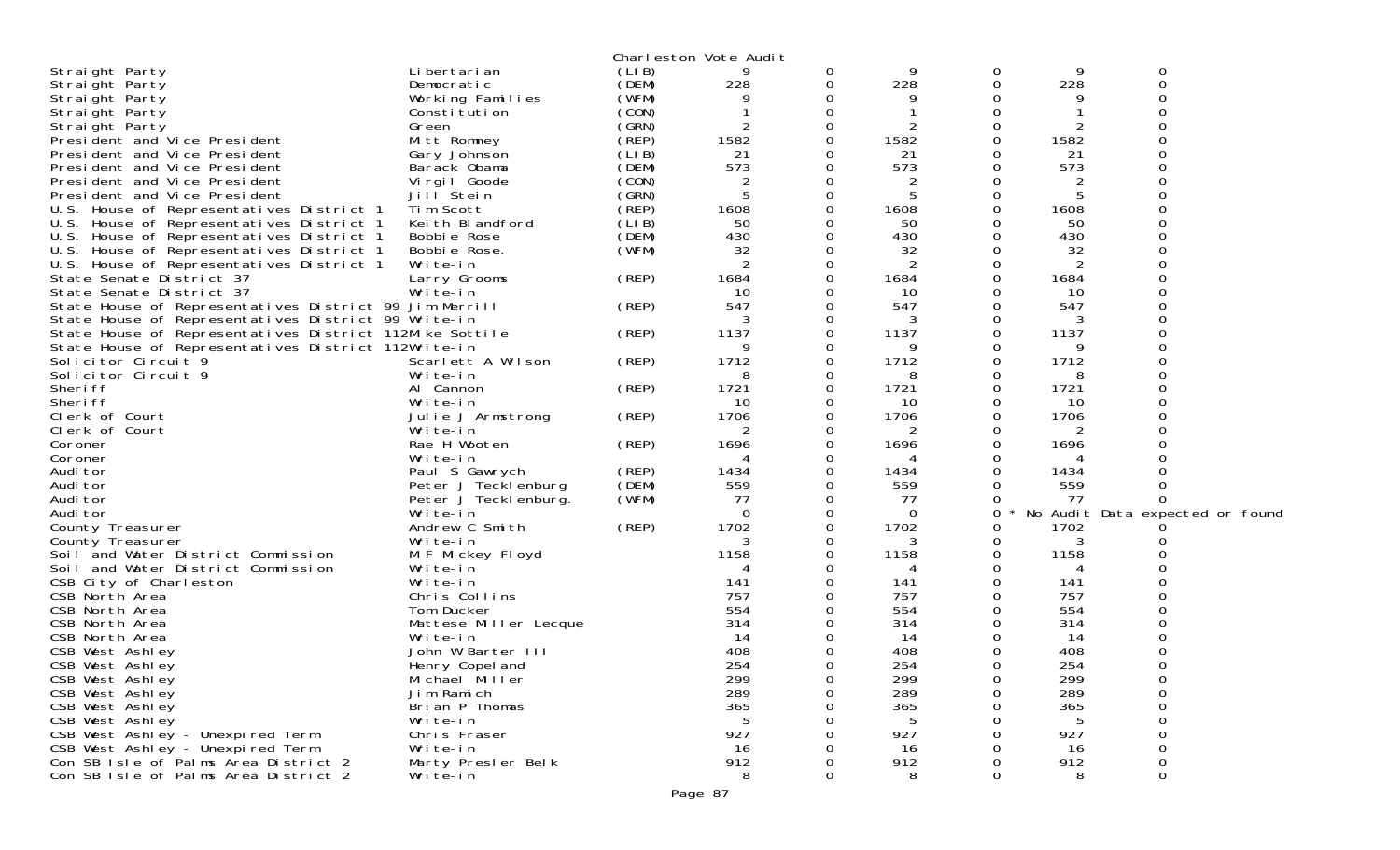Charleston Vote Audit

| | | | | | | | | |
|---|---|---|---|---|---|---|---|---|
| Straight Party | Libertarian | (LIB) | 9 | 0 | 9 | 0 | 9 | 0 |
| Straight Party | Democratic | (DEM) | 228 | 0 | 228 | 0 | 228 | 0 |
| Straight Party | Working Families | (WFM) | 9 | 0 | 9 | 0 | 9 | 0 |
| Straight Party | Constitution | (CON) | 1 | 0 | 1 | 0 | 1 | 0 |
| Straight Party | Green | (GRN) | 2 | 0 | 2 | 0 | 2 | 0 |
| President and Vice President | Mitt Romney | (REP) | 1582 | 0 | 1582 | 0 | 1582 | 0 |
| President and Vice President | Gary Johnson | (LIB) | 21 | 0 | 21 | 0 | 21 | 0 |
| President and Vice President | Barack Obama | (DEM) | 573 | 0 | 573 | 0 | 573 | 0 |
| President and Vice President | Virgil Goode | (CON) | 2 | 0 | 2 | 0 | 2 | 0 |
| President and Vice President | Jill Stein | (GRN) | 5 | 0 | 5 | 0 | 5 | 0 |
| U.S. House of Representatives District 1 | Tim Scott | (REP) | 1608 | 0 | 1608 | 0 | 1608 | 0 |
| U.S. House of Representatives District 1 | Keith Blandford | (LIB) | 50 | 0 | 50 | 0 | 50 | 0 |
| U.S. House of Representatives District 1 | Bobbie Rose | (DEM) | 430 | 0 | 430 | 0 | 430 | 0 |
| U.S. House of Representatives District 1 | Bobbie Rose. | (WFM) | 32 | 0 | 32 | 0 | 32 | 0 |
| U.S. House of Representatives District 1 | Write-in | | 2 | 0 | 2 | 0 | 2 | 0 |
| State Senate District 37 | Larry Grooms | (REP) | 1684 | 0 | 1684 | 0 | 1684 | 0 |
| State Senate District 37 | Write-in | | 10 | 0 | 10 | 0 | 10 | 0 |
| State House of Representatives District 99 | Jim Merrill | (REP) | 547 | 0 | 547 | 0 | 547 | 0 |
| State House of Representatives District 99 | Write-in | | 3 | 0 | 3 | 0 | 3 | 0 |
| State House of Representatives District 112 | Mike Sottile | (REP) | 1137 | 0 | 1137 | 0 | 1137 | 0 |
| State House of Representatives District 112 | Write-in | | 9 | 0 | 9 | 0 | 9 | 0 |
| Solicitor Circuit 9 | Scarlett A Wilson | (REP) | 1712 | 0 | 1712 | 0 | 1712 | 0 |
| Solicitor Circuit 9 | Write-in | | 8 | 0 | 8 | 0 | 8 | 0 |
| Sheriff | Al Cannon | (REP) | 1721 | 0 | 1721 | 0 | 1721 | 0 |
| Sheriff | Write-in | | 10 | 0 | 10 | 0 | 10 | 0 |
| Clerk of Court | Julie J Armstrong | (REP) | 1706 | 0 | 1706 | 0 | 1706 | 0 |
| Clerk of Court | Write-in | | 2 | 0 | 2 | 0 | 2 | 0 |
| Coroner | Rae H Wooten | (REP) | 1696 | 0 | 1696 | 0 | 1696 | 0 |
| Coroner | Write-in | | 4 | 0 | 4 | 0 | 4 | 0 |
| Auditor | Paul S Gawrych | (REP) | 1434 | 0 | 1434 | 0 | 1434 | 0 |
| Auditor | Peter J Tecklenburg | (DEM) | 559 | 0 | 559 | 0 | 559 | 0 |
| Auditor | Peter J Tecklenburg. | (WFM) | 77 | 0 | 77 | 0 | 77 | 0 |
| Auditor | Write-in | | 0 | 0 | 0 | 0 * No Audit Data expected or found | | |
| County Treasurer | Andrew C Smith | (REP) | 1702 | 0 | 1702 | 0 | 1702 | 0 |
| County Treasurer | Write-in | | 3 | 0 | 3 | 0 | 3 | 0 |
| Soil and Water District Commission | M F Mickey Floyd | | 1158 | 0 | 1158 | 0 | 1158 | 0 |
| Soil and Water District Commission | Write-in | | 4 | 0 | 4 | 0 | 4 | 0 |
| CSB City of Charleston | Write-in | | 141 | 0 | 141 | 0 | 141 | 0 |
| CSB North Area | Chris Collins | | 757 | 0 | 757 | 0 | 757 | 0 |
| CSB North Area | Tom Ducker | | 554 | 0 | 554 | 0 | 554 | 0 |
| CSB North Area | Mattese Miller Lecque | | 314 | 0 | 314 | 0 | 314 | 0 |
| CSB North Area | Write-in | | 14 | 0 | 14 | 0 | 14 | 0 |
| CSB West Ashley | John W Barter III | | 408 | 0 | 408 | 0 | 408 | 0 |
| CSB West Ashley | Henry Copeland | | 254 | 0 | 254 | 0 | 254 | 0 |
| CSB West Ashley | Michael Miller | | 299 | 0 | 299 | 0 | 299 | 0 |
| CSB West Ashley | Jim Ramich | | 289 | 0 | 289 | 0 | 289 | 0 |
| CSB West Ashley | Brian P Thomas | | 365 | 0 | 365 | 0 | 365 | 0 |
| CSB West Ashley | Write-in | | 5 | 0 | 5 | 0 | 5 | 0 |
| CSB West Ashley - Unexpired Term | Chris Fraser | | 927 | 0 | 927 | 0 | 927 | 0 |
| CSB West Ashley - Unexpired Term | Write-in | | 16 | 0 | 16 | 0 | 16 | 0 |
| Con SB Isle of Palms Area District 2 | Marty Presler Belk | | 912 | 0 | 912 | 0 | 912 | 0 |
| Con SB Isle of Palms Area District 2 | Write-in | | 8 | 0 | 8 | 0 | 8 | 0 |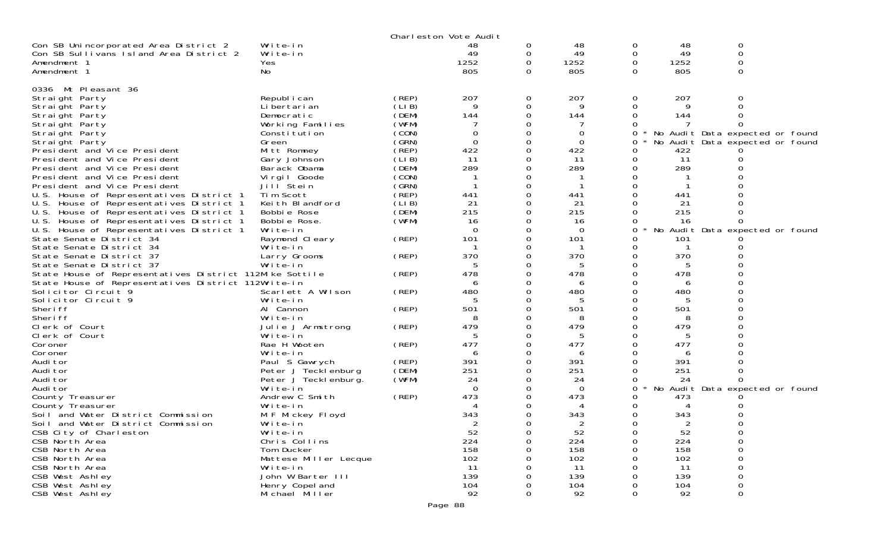Charleston Vote Audit

| Contest | Candidate | Party | | | | | | |
|---|---|---|---|---|---|---|---|---|
| Con SB Unincorporated Area District 2 | Write-in | | 48 | 0 | 48 | 0 | 48 | 0 |
| Con SB Sullivans Island Area District 2 | Write-in | | 49 | 0 | 49 | 0 | 49 | 0 |
| Amendment 1 | Yes | | 1252 | 0 | 1252 | 0 | 1252 | 0 |
| Amendment 1 | No | | 805 | 0 | 805 | 0 | 805 | 0 |

0336 Mt Pleasant 36

| Contest | Candidate | Party | | | | | | |
|---|---|---|---|---|---|---|---|---|
| Straight Party | Republican | (REP) | 207 | 0 | 207 | 0 | 207 | 0 |
| Straight Party | Libertarian | (LIB) | 9 | 0 | 9 | 0 | 9 | 0 |
| Straight Party | Democratic | (DEM) | 144 | 0 | 144 | 0 | 144 | 0 |
| Straight Party | Working Families | (WFM) | 7 | 0 | 7 | 0 | 7 | 0 |
| Straight Party | Constitution | (CON) | 0 | 0 | 0 | 0 * | No Audit Data expected or found | |
| Straight Party | Green | (GRN) | 0 | 0 | 0 | 0 * | No Audit Data expected or found | |
| President and Vice President | Mitt Romney | (REP) | 422 | 0 | 422 | 0 | 422 | 0 |
| President and Vice President | Gary Johnson | (LIB) | 11 | 0 | 11 | 0 | 11 | 0 |
| President and Vice President | Barack Obama | (DEM) | 289 | 0 | 289 | 0 | 289 | 0 |
| President and Vice President | Virgil Goode | (CON) | 1 | 0 | 1 | 0 | 1 | 0 |
| President and Vice President | Jill Stein | (GRN) | 1 | 0 | 1 | 0 | 1 | 0 |
| U.S. House of Representatives District 1 | Tim Scott | (REP) | 441 | 0 | 441 | 0 | 441 | 0 |
| U.S. House of Representatives District 1 | Keith Blandford | (LIB) | 21 | 0 | 21 | 0 | 21 | 0 |
| U.S. House of Representatives District 1 | Bobbie Rose | (DEM) | 215 | 0 | 215 | 0 | 215 | 0 |
| U.S. House of Representatives District 1 | Bobbie Rose. | (WFM) | 16 | 0 | 16 | 0 | 16 | 0 |
| U.S. House of Representatives District 1 | Write-in | | 0 | 0 | 0 | 0 * | No Audit Data expected or found | |
| State Senate District 34 | Raymond Cleary | (REP) | 101 | 0 | 101 | 0 | 101 | 0 |
| State Senate District 34 | Write-in | | 1 | 0 | 1 | 0 | 1 | 0 |
| State Senate District 37 | Larry Grooms | (REP) | 370 | 0 | 370 | 0 | 370 | 0 |
| State Senate District 37 | Write-in | | 5 | 0 | 5 | 0 | 5 | 0 |
| State House of Representatives District 112 | Mike Sottile | (REP) | 478 | 0 | 478 | 0 | 478 | 0 |
| State House of Representatives District 112 | Write-in | | 6 | 0 | 6 | 0 | 6 | 0 |
| Solicitor Circuit 9 | Scarlett A Wilson | (REP) | 480 | 0 | 480 | 0 | 480 | 0 |
| Solicitor Circuit 9 | Write-in | | 5 | 0 | 5 | 0 | 5 | 0 |
| Sheriff | Al Cannon | (REP) | 501 | 0 | 501 | 0 | 501 | 0 |
| Sheriff | Write-in | | 8 | 0 | 8 | 0 | 8 | 0 |
| Clerk of Court | Julie J Armstrong | (REP) | 479 | 0 | 479 | 0 | 479 | 0 |
| Clerk of Court | Write-in | | 5 | 0 | 5 | 0 | 5 | 0 |
| Coroner | Rae H Wooten | (REP) | 477 | 0 | 477 | 0 | 477 | 0 |
| Coroner | Write-in | | 6 | 0 | 6 | 0 | 6 | 0 |
| Auditor | Paul S Gawrych | (REP) | 391 | 0 | 391 | 0 | 391 | 0 |
| Auditor | Peter J Tecklenburg | (DEM) | 251 | 0 | 251 | 0 | 251 | 0 |
| Auditor | Peter J Tecklenburg. | (WFM) | 24 | 0 | 24 | 0 | 24 | 0 |
| Auditor | Write-in | | 0 | 0 | 0 | 0 * | No Audit Data expected or found | |
| County Treasurer | Andrew C Smith | (REP) | 473 | 0 | 473 | 0 | 473 | 0 |
| County Treasurer | Write-in | | 4 | 0 | 4 | 0 | 4 | 0 |
| Soil and Water District Commission | M F Mickey Floyd | | 343 | 0 | 343 | 0 | 343 | 0 |
| Soil and Water District Commission | Write-in | | 2 | 0 | 2 | 0 | 2 | 0 |
| CSB City of Charleston | Write-in | | 52 | 0 | 52 | 0 | 52 | 0 |
| CSB North Area | Chris Collins | | 224 | 0 | 224 | 0 | 224 | 0 |
| CSB North Area | Tom Ducker | | 158 | 0 | 158 | 0 | 158 | 0 |
| CSB North Area | Mattese Miller Lecque | | 102 | 0 | 102 | 0 | 102 | 0 |
| CSB North Area | Write-in | | 11 | 0 | 11 | 0 | 11 | 0 |
| CSB West Ashley | John W Barter III | | 139 | 0 | 139 | 0 | 139 | 0 |
| CSB West Ashley | Henry Copeland | | 104 | 0 | 104 | 0 | 104 | 0 |
| CSB West Ashley | Michael Miller | | 92 | 0 | 92 | 0 | 92 | 0 |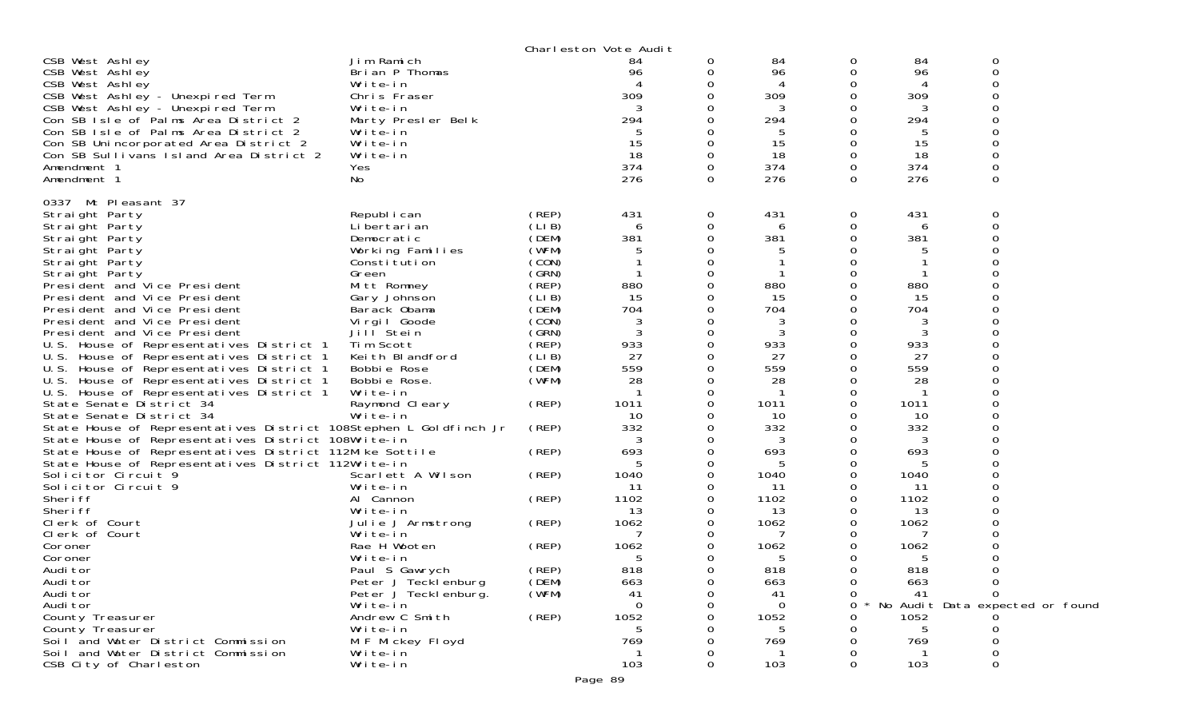Charleston Vote Audit

| Contest | Candidate | Party | | | | | | |
|---|---|---|---|---|---|---|---|---|
| CSB West Ashley | Jim Ramich | | 84 | 0 | 84 | 0 | 84 | 0 |
| CSB West Ashley | Brian P Thomas | | 96 | 0 | 96 | 0 | 96 | 0 |
| CSB West Ashley | Write-in | | 4 | 0 | 4 | 0 | 4 | 0 |
| CSB West Ashley - Unexpired Term | Chris Fraser | | 309 | 0 | 309 | 0 | 309 | 0 |
| CSB West Ashley - Unexpired Term | Write-in | | 3 | 0 | 3 | 0 | 3 | 0 |
| Con SB Isle of Palms Area District 2 | Marty Presler Belk | | 294 | 0 | 294 | 0 | 294 | 0 |
| Con SB Isle of Palms Area District 2 | Write-in | | 5 | 0 | 5 | 0 | 5 | 0 |
| Con SB Unincorporated Area District 2 | Write-in | | 15 | 0 | 15 | 0 | 15 | 0 |
| Con SB Sullivans Island Area District 2 | Write-in | | 18 | 0 | 18 | 0 | 18 | 0 |
| Amendment 1 | Yes | | 374 | 0 | 374 | 0 | 374 | 0 |
| Amendment 1 | No | | 276 | 0 | 276 | 0 | 276 | 0 |

0337 Mt Pleasant 37

| Contest | Candidate | Party | | | | | | |
|---|---|---|---|---|---|---|---|---|
| Straight Party | Republican | (REP) | 431 | 0 | 431 | 0 | 431 | 0 |
| Straight Party | Libertarian | (LIB) | 6 | 0 | 6 | 0 | 6 | 0 |
| Straight Party | Democratic | (DEM) | 381 | 0 | 381 | 0 | 381 | 0 |
| Straight Party | Working Families | (WFM) | 5 | 0 | 5 | 0 | 5 | 0 |
| Straight Party | Constitution | (CON) | 1 | 0 | 1 | 0 | 1 | 0 |
| Straight Party | Green | (GRN) | 1 | 0 | 1 | 0 | 1 | 0 |
| President and Vice President | Mitt Romney | (REP) | 880 | 0 | 880 | 0 | 880 | 0 |
| President and Vice President | Gary Johnson | (LIB) | 15 | 0 | 15 | 0 | 15 | 0 |
| President and Vice President | Barack Obama | (DEM) | 704 | 0 | 704 | 0 | 704 | 0 |
| President and Vice President | Virgil Goode | (CON) | 3 | 0 | 3 | 0 | 3 | 0 |
| President and Vice President | Jill Stein | (GRN) | 3 | 0 | 3 | 0 | 3 | 0 |
| U.S. House of Representatives District 1 | Tim Scott | (REP) | 933 | 0 | 933 | 0 | 933 | 0 |
| U.S. House of Representatives District 1 | Keith Blandford | (LIB) | 27 | 0 | 27 | 0 | 27 | 0 |
| U.S. House of Representatives District 1 | Bobbie Rose | (DEM) | 559 | 0 | 559 | 0 | 559 | 0 |
| U.S. House of Representatives District 1 | Bobbie Rose. | (WFM) | 28 | 0 | 28 | 0 | 28 | 0 |
| U.S. House of Representatives District 1 | Write-in | | 1 | 0 | 1 | 0 | 1 | 0 |
| State Senate District 34 | Raymond Cleary | (REP) | 1011 | 0 | 1011 | 0 | 1011 | 0 |
| State Senate District 34 | Write-in | | 10 | 0 | 10 | 0 | 10 | 0 |
| State House of Representatives District 108 | Stephen L Goldfinch Jr | (REP) | 332 | 0 | 332 | 0 | 332 | 0 |
| State House of Representatives District 108 | Write-in | | 3 | 0 | 3 | 0 | 3 | 0 |
| State House of Representatives District 112 | Mike Sottile | (REP) | 693 | 0 | 693 | 0 | 693 | 0 |
| State House of Representatives District 112 | Write-in | | 5 | 0 | 5 | 0 | 5 | 0 |
| Solicitor Circuit 9 | Scarlett A Wilson | (REP) | 1040 | 0 | 1040 | 0 | 1040 | 0 |
| Solicitor Circuit 9 | Write-in | | 11 | 0 | 11 | 0 | 11 | 0 |
| Sheriff | Al Cannon | (REP) | 1102 | 0 | 1102 | 0 | 1102 | 0 |
| Sheriff | Write-in | | 13 | 0 | 13 | 0 | 13 | 0 |
| Clerk of Court | Julie J Armstrong | (REP) | 1062 | 0 | 1062 | 0 | 1062 | 0 |
| Clerk of Court | Write-in | | 7 | 0 | 7 | 0 | 7 | 0 |
| Coroner | Rae H Wooten | (REP) | 1062 | 0 | 1062 | 0 | 1062 | 0 |
| Coroner | Write-in | | 5 | 0 | 5 | 0 | 5 | 0 |
| Auditor | Paul S Gawrych | (REP) | 818 | 0 | 818 | 0 | 818 | 0 |
| Auditor | Peter J Tecklenburg | (DEM) | 663 | 0 | 663 | 0 | 663 | 0 |
| Auditor | Peter J Tecklenburg. | (WFM) | 41 | 0 | 41 | 0 | 41 | 0 |
| Auditor | Write-in | | 0 | 0 | 0 | 0 * No Audit Data expected or found | | |
| County Treasurer | Andrew C Smith | (REP) | 1052 | 0 | 1052 | 0 | 1052 | 0 |
| County Treasurer | Write-in | | 5 | 0 | 5 | 0 | 5 | 0 |
| Soil and Water District Commission | M F Mickey Floyd | | 769 | 0 | 769 | 0 | 769 | 0 |
| Soil and Water District Commission | Write-in | | 1 | 0 | 1 | 0 | 1 | 0 |
| CSB City of Charleston | Write-in | | 103 | 0 | 103 | 0 | 103 | 0 |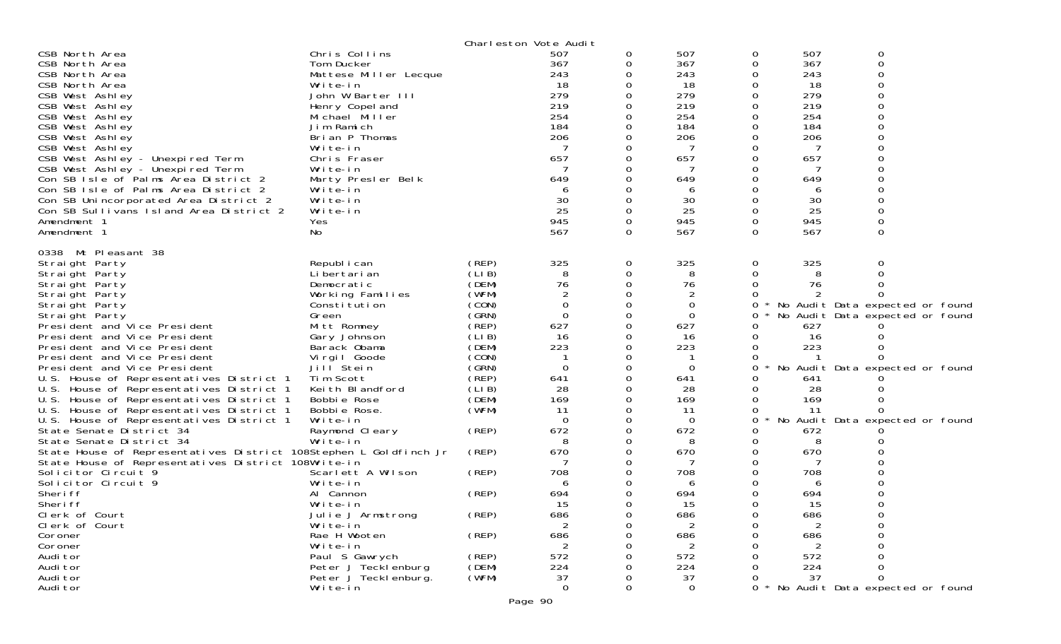Charleston Vote Audit

| Contest | Candidate | Party | Votes | | | | | |
|---|---|---|---|---|---|---|---|---|
| CSB North Area | Chris Collins | | 507 | 0 | 507 | 0 | 507 | 0 |
| CSB North Area | Tom Ducker | | 367 | 0 | 367 | 0 | 367 | 0 |
| CSB North Area | Mattese Miller Lecque | | 243 | 0 | 243 | 0 | 243 | 0 |
| CSB North Area | Write-in | | 18 | 0 | 18 | 0 | 18 | 0 |
| CSB West Ashley | John W Barter III | | 279 | 0 | 279 | 0 | 279 | 0 |
| CSB West Ashley | Henry Copeland | | 219 | 0 | 219 | 0 | 219 | 0 |
| CSB West Ashley | Michael Miller | | 254 | 0 | 254 | 0 | 254 | 0 |
| CSB West Ashley | Jim Ramich | | 184 | 0 | 184 | 0 | 184 | 0 |
| CSB West Ashley | Brian P Thomas | | 206 | 0 | 206 | 0 | 206 | 0 |
| CSB West Ashley | Write-in | | 7 | 0 | 7 | 0 | 7 | 0 |
| CSB West Ashley - Unexpired Term | Chris Fraser | | 657 | 0 | 657 | 0 | 657 | 0 |
| CSB West Ashley - Unexpired Term | Write-in | | 7 | 0 | 7 | 0 | 7 | 0 |
| Con SB Isle of Palms Area District 2 | Marty Presler Belk | | 649 | 0 | 649 | 0 | 649 | 0 |
| Con SB Isle of Palms Area District 2 | Write-in | | 6 | 0 | 6 | 0 | 6 | 0 |
| Con SB Unincorporated Area District 2 | Write-in | | 30 | 0 | 30 | 0 | 30 | 0 |
| Con SB Sullivans Island Area District 2 | Write-in | | 25 | 0 | 25 | 0 | 25 | 0 |
| Amendment 1 | Yes | | 945 | 0 | 945 | 0 | 945 | 0 |
| Amendment 1 | No | | 567 | 0 | 567 | 0 | 567 | 0 |

0338 Mt Pleasant 38

| Contest | Candidate | Party | Votes | | | | | |
|---|---|---|---|---|---|---|---|---|
| Straight Party | Republican | (REP) | 325 | 0 | 325 | 0 | 325 | 0 |
| Straight Party | Libertarian | (LIB) | 8 | 0 | 8 | 0 | 8 | 0 |
| Straight Party | Democratic | (DEM) | 76 | 0 | 76 | 0 | 76 | 0 |
| Straight Party | Working Families | (WFM) | 2 | 0 | 2 | 0 | 2 | 0 |
| Straight Party | Constitution | (CON) | 0 | 0 | 0 | 0 * | No Audit Data expected or found | |
| Straight Party | Green | (GRN) | 0 | 0 | 0 | 0 * | No Audit Data expected or found | |
| President and Vice President | Mitt Romney | (REP) | 627 | 0 | 627 | 0 | 627 | 0 |
| President and Vice President | Gary Johnson | (LIB) | 16 | 0 | 16 | 0 | 16 | 0 |
| President and Vice President | Barack Obama | (DEM) | 223 | 0 | 223 | 0 | 223 | 0 |
| President and Vice President | Virgil Goode | (CON) | 1 | 0 | 1 | 0 | 1 | 0 |
| President and Vice President | Jill Stein | (GRN) | 0 | 0 | 0 | 0 * | No Audit Data expected or found | |
| U.S. House of Representatives District 1 | Tim Scott | (REP) | 641 | 0 | 641 | 0 | 641 | 0 |
| U.S. House of Representatives District 1 | Keith Blandford | (LIB) | 28 | 0 | 28 | 0 | 28 | 0 |
| U.S. House of Representatives District 1 | Bobbie Rose | (DEM) | 169 | 0 | 169 | 0 | 169 | 0 |
| U.S. House of Representatives District 1 | Bobbie Rose. | (WFM) | 11 | 0 | 11 | 0 | 11 | 0 |
| U.S. House of Representatives District 1 | Write-in | | 0 | 0 | 0 | 0 * | No Audit Data expected or found | |
| State Senate District 34 | Raymond Cleary | (REP) | 672 | 0 | 672 | 0 | 672 | 0 |
| State Senate District 34 | Write-in | | 8 | 0 | 8 | 0 | 8 | 0 |
| State House of Representatives District 108 | Stephen L Goldfinch Jr | (REP) | 670 | 0 | 670 | 0 | 670 | 0 |
| State House of Representatives District 108 | Write-in | | 7 | 0 | 7 | 0 | 7 | 0 |
| Solicitor Circuit 9 | Scarlett A Wilson | (REP) | 708 | 0 | 708 | 0 | 708 | 0 |
| Solicitor Circuit 9 | Write-in | | 6 | 0 | 6 | 0 | 6 | 0 |
| Sheriff | Al Cannon | (REP) | 694 | 0 | 694 | 0 | 694 | 0 |
| Sheriff | Write-in | | 15 | 0 | 15 | 0 | 15 | 0 |
| Clerk of Court | Julie J Armstrong | (REP) | 686 | 0 | 686 | 0 | 686 | 0 |
| Clerk of Court | Write-in | | 2 | 0 | 2 | 0 | 2 | 0 |
| Coroner | Rae H Wooten | (REP) | 686 | 0 | 686 | 0 | 686 | 0 |
| Coroner | Write-in | | 2 | 0 | 2 | 0 | 2 | 0 |
| Auditor | Paul S Gawrych | (REP) | 572 | 0 | 572 | 0 | 572 | 0 |
| Auditor | Peter J Tecklenburg | (DEM) | 224 | 0 | 224 | 0 | 224 | 0 |
| Auditor | Peter J Tecklenburg. | (WFM) | 37 | 0 | 37 | 0 | 37 | 0 |
| Auditor | Write-in | | 0 | 0 | 0 | 0 * | No Audit Data expected or found | |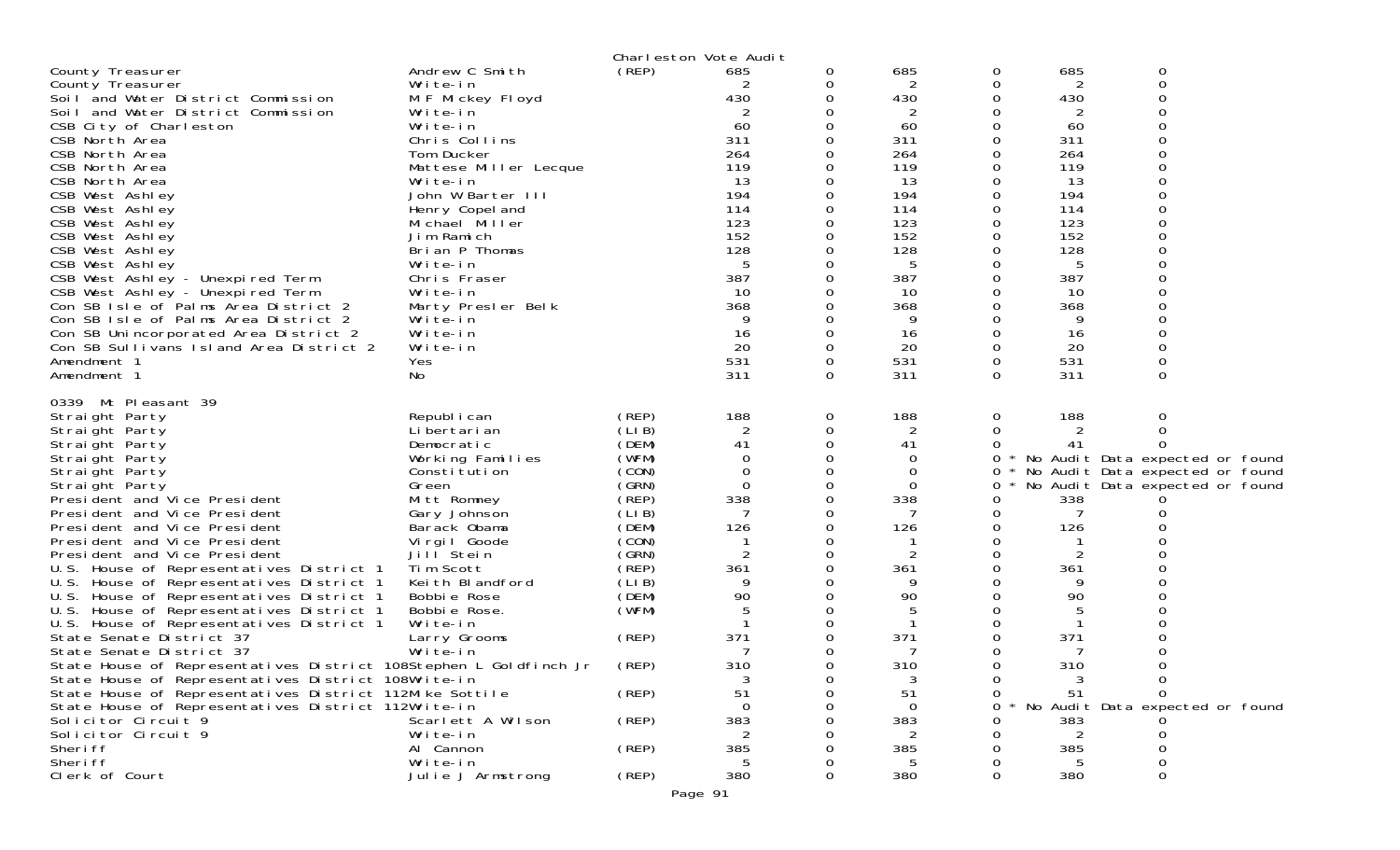Charleston Vote Audit

| Contest | Candidate | Party | | | | | | |
|---|---|---|---|---|---|---|---|---|
| County Treasurer | Andrew C Smith | (REP) | 685 | 0 | 685 | 0 | 685 | 0 |
| County Treasurer | Write-in | | 2 | 0 | 2 | 0 | 2 | 0 |
| Soil and Water District Commission | M F Mickey Floyd | | 430 | 0 | 430 | 0 | 430 | 0 |
| Soil and Water District Commission | Write-in | | 2 | 0 | 2 | 0 | 2 | 0 |
| CSB City of Charleston | Write-in | | 60 | 0 | 60 | 0 | 60 | 0 |
| CSB North Area | Chris Collins | | 311 | 0 | 311 | 0 | 311 | 0 |
| CSB North Area | Tom Ducker | | 264 | 0 | 264 | 0 | 264 | 0 |
| CSB North Area | Mattese Miller Lecque | | 119 | 0 | 119 | 0 | 119 | 0 |
| CSB North Area | Write-in | | 13 | 0 | 13 | 0 | 13 | 0 |
| CSB West Ashley | John W Barter III | | 194 | 0 | 194 | 0 | 194 | 0 |
| CSB West Ashley | Henry Copeland | | 114 | 0 | 114 | 0 | 114 | 0 |
| CSB West Ashley | Michael Miller | | 123 | 0 | 123 | 0 | 123 | 0 |
| CSB West Ashley | Jim Ramich | | 152 | 0 | 152 | 0 | 152 | 0 |
| CSB West Ashley | Brian P Thomas | | 128 | 0 | 128 | 0 | 128 | 0 |
| CSB West Ashley | Write-in | | 5 | 0 | 5 | 0 | 5 | 0 |
| CSB West Ashley - Unexpired Term | Chris Fraser | | 387 | 0 | 387 | 0 | 387 | 0 |
| CSB West Ashley - Unexpired Term | Write-in | | 10 | 0 | 10 | 0 | 10 | 0 |
| Con SB Isle of Palms Area District 2 | Marty Presler Belk | | 368 | 0 | 368 | 0 | 368 | 0 |
| Con SB Isle of Palms Area District 2 | Write-in | | 9 | 0 | 9 | 0 | 9 | 0 |
| Con SB Unincorporated Area District 2 | Write-in | | 16 | 0 | 16 | 0 | 16 | 0 |
| Con SB Sullivans Island Area District 2 | Write-in | | 20 | 0 | 20 | 0 | 20 | 0 |
| Amendment 1 | Yes | | 531 | 0 | 531 | 0 | 531 | 0 |
| Amendment 1 | No | | 311 | 0 | 311 | 0 | 311 | 0 |

0339 Mt Pleasant 39

| Contest | Candidate | Party | | | | | | |
|---|---|---|---|---|---|---|---|---|
| Straight Party | Republican | (REP) | 188 | 0 | 188 | 0 | 188 | 0 |
| Straight Party | Libertarian | (LIB) | 2 | 0 | 2 | 0 | 2 | 0 |
| Straight Party | Democratic | (DEM) | 41 | 0 | 41 | 0 | 41 | 0 |
| Straight Party | Working Families | (WFM) | 0 | 0 | 0 | 0 * No Audit Data expected or found | | |
| Straight Party | Constitution | (CON) | 0 | 0 | 0 | 0 * No Audit Data expected or found | | |
| Straight Party | Green | (GRN) | 0 | 0 | 0 | 0 * No Audit Data expected or found | | |
| President and Vice President | Mitt Romney | (REP) | 338 | 0 | 338 | 0 | 338 | 0 |
| President and Vice President | Gary Johnson | (LIB) | 7 | 0 | 7 | 0 | 7 | 0 |
| President and Vice President | Barack Obama | (DEM) | 126 | 0 | 126 | 0 | 126 | 0 |
| President and Vice President | Virgil Goode | (CON) | 1 | 0 | 1 | 0 | 1 | 0 |
| President and Vice President | Jill Stein | (GRN) | 2 | 0 | 2 | 0 | 2 | 0 |
| U.S. House of Representatives District 1 | Tim Scott | (REP) | 361 | 0 | 361 | 0 | 361 | 0 |
| U.S. House of Representatives District 1 | Keith Blandford | (LIB) | 9 | 0 | 9 | 0 | 9 | 0 |
| U.S. House of Representatives District 1 | Bobbie Rose | (DEM) | 90 | 0 | 90 | 0 | 90 | 0 |
| U.S. House of Representatives District 1 | Bobbie Rose. | (WFM) | 5 | 0 | 5 | 0 | 5 | 0 |
| U.S. House of Representatives District 1 | Write-in | | 1 | 0 | 1 | 0 | 1 | 0 |
| State Senate District 37 | Larry Grooms | (REP) | 371 | 0 | 371 | 0 | 371 | 0 |
| State Senate District 37 | Write-in | | 7 | 0 | 7 | 0 | 7 | 0 |
| State House of Representatives District 108 | Stephen L Goldfinch Jr | (REP) | 310 | 0 | 310 | 0 | 310 | 0 |
| State House of Representatives District 108 | Write-in | | 3 | 0 | 3 | 0 | 3 | 0 |
| State House of Representatives District 112 | Mike Sottile | (REP) | 51 | 0 | 51 | 0 | 51 | 0 |
| State House of Representatives District 112 | Write-in | | 0 | 0 | 0 | 0 * No Audit Data expected or found | | |
| Solicitor Circuit 9 | Scarlett A Wilson | (REP) | 383 | 0 | 383 | 0 | 383 | 0 |
| Solicitor Circuit 9 | Write-in | | 2 | 0 | 2 | 0 | 2 | 0 |
| Sheriff | Al Cannon | (REP) | 385 | 0 | 385 | 0 | 385 | 0 |
| Sheriff | Write-in | | 5 | 0 | 5 | 0 | 5 | 0 |
| Clerk of Court | Julie J Armstrong | (REP) | 380 | 0 | 380 | 0 | 380 | 0 |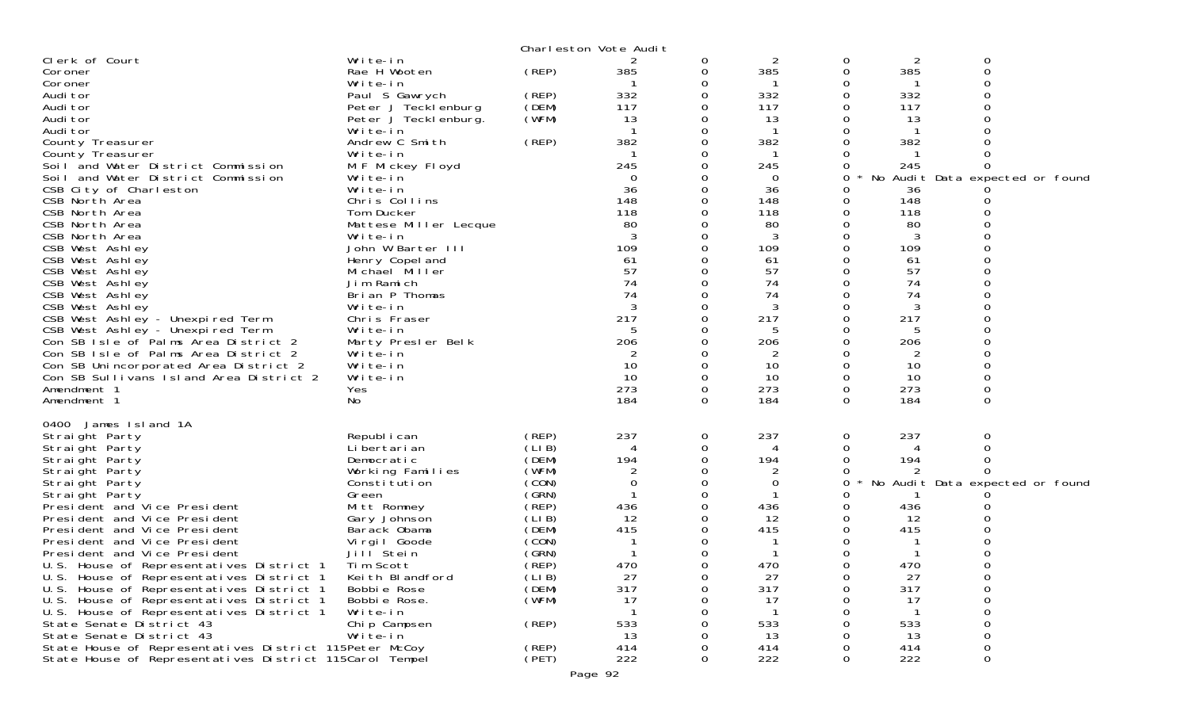Charleston Vote Audit

| | | | | | | | | |
|---|---|---|---|---|---|---|---|---|
| Clerk of Court | Write-in | | 2 | 0 | 2 | 0 | 2 | 0 |
| Coroner | Rae H Wooten | (REP) | 385 | 0 | 385 | 0 | 385 | 0 |
| Coroner | Write-in | | 1 | 0 | 1 | 0 | 1 | 0 |
| Auditor | Paul S Gawrych | (REP) | 332 | 0 | 332 | 0 | 332 | 0 |
| Auditor | Peter J Tecklenburg | (DEM) | 117 | 0 | 117 | 0 | 117 | 0 |
| Auditor | Peter J Tecklenburg. | (WFM) | 13 | 0 | 13 | 0 | 13 | 0 |
| Auditor | Write-in | | 1 | 0 | 1 | 0 | 1 | 0 |
| County Treasurer | Andrew C Smith | (REP) | 382 | 0 | 382 | 0 | 382 | 0 |
| County Treasurer | Write-in | | 1 | 0 | 1 | 0 | 1 | 0 |
| Soil and Water District Commission | M F Mickey Floyd | | 245 | 0 | 245 | 0 | 245 | 0 |
| Soil and Water District Commission | Write-in | | 0 | 0 | 0 | 0 * No Audit Data expected or found | | |
| CSB City of Charleston | Write-in | | 36 | 0 | 36 | 0 | 36 | 0 |
| CSB North Area | Chris Collins | | 148 | 0 | 148 | 0 | 148 | 0 |
| CSB North Area | Tom Ducker | | 118 | 0 | 118 | 0 | 118 | 0 |
| CSB North Area | Mattese Miller Lecque | | 80 | 0 | 80 | 0 | 80 | 0 |
| CSB North Area | Write-in | | 3 | 0 | 3 | 0 | 3 | 0 |
| CSB West Ashley | John W Barter III | | 109 | 0 | 109 | 0 | 109 | 0 |
| CSB West Ashley | Henry Copeland | | 61 | 0 | 61 | 0 | 61 | 0 |
| CSB West Ashley | Michael Miller | | 57 | 0 | 57 | 0 | 57 | 0 |
| CSB West Ashley | Jim Ramich | | 74 | 0 | 74 | 0 | 74 | 0 |
| CSB West Ashley | Brian P Thomas | | 74 | 0 | 74 | 0 | 74 | 0 |
| CSB West Ashley | Write-in | | 3 | 0 | 3 | 0 | 3 | 0 |
| CSB West Ashley - Unexpired Term | Chris Fraser | | 217 | 0 | 217 | 0 | 217 | 0 |
| CSB West Ashley - Unexpired Term | Write-in | | 5 | 0 | 5 | 0 | 5 | 0 |
| Con SB Isle of Palms Area District 2 | Marty Presler Belk | | 206 | 0 | 206 | 0 | 206 | 0 |
| Con SB Isle of Palms Area District 2 | Write-in | | 2 | 0 | 2 | 0 | 2 | 0 |
| Con SB Unincorporated Area District 2 | Write-in | | 10 | 0 | 10 | 0 | 10 | 0 |
| Con SB Sullivans Island Area District 2 | Write-in | | 10 | 0 | 10 | 0 | 10 | 0 |
| Amendment 1 | Yes | | 273 | 0 | 273 | 0 | 273 | 0 |
| Amendment 1 | No | | 184 | 0 | 184 | 0 | 184 | 0 |

0400 James Island 1A

| | | | | | | | | |
|---|---|---|---|---|---|---|---|---|
| Straight Party | Republican | (REP) | 237 | 0 | 237 | 0 | 237 | 0 |
| Straight Party | Libertarian | (LIB) | 4 | 0 | 4 | 0 | 4 | 0 |
| Straight Party | Democratic | (DEM) | 194 | 0 | 194 | 0 | 194 | 0 |
| Straight Party | Working Families | (WFM) | 2 | 0 | 2 | 0 | 2 | 0 |
| Straight Party | Constitution | (CON) | 0 | 0 | 0 | 0 * No Audit Data expected or found | | |
| Straight Party | Green | (GRN) | 1 | 0 | 1 | 0 | 1 | 0 |
| President and Vice President | Mitt Romney | (REP) | 436 | 0 | 436 | 0 | 436 | 0 |
| President and Vice President | Gary Johnson | (LIB) | 12 | 0 | 12 | 0 | 12 | 0 |
| President and Vice President | Barack Obama | (DEM) | 415 | 0 | 415 | 0 | 415 | 0 |
| President and Vice President | Virgil Goode | (CON) | 1 | 0 | 1 | 0 | 1 | 0 |
| President and Vice President | Jill Stein | (GRN) | 1 | 0 | 1 | 0 | 1 | 0 |
| U.S. House of Representatives District 1 | Tim Scott | (REP) | 470 | 0 | 470 | 0 | 470 | 0 |
| U.S. House of Representatives District 1 | Keith Blandford | (LIB) | 27 | 0 | 27 | 0 | 27 | 0 |
| U.S. House of Representatives District 1 | Bobbie Rose | (DEM) | 317 | 0 | 317 | 0 | 317 | 0 |
| U.S. House of Representatives District 1 | Bobbie Rose. | (WFM) | 17 | 0 | 17 | 0 | 17 | 0 |
| U.S. House of Representatives District 1 | Write-in | | 1 | 0 | 1 | 0 | 1 | 0 |
| State Senate District 43 | Chip Campsen | (REP) | 533 | 0 | 533 | 0 | 533 | 0 |
| State Senate District 43 | Write-in | | 13 | 0 | 13 | 0 | 13 | 0 |
| State House of Representatives District 115 | Peter McCoy | (REP) | 414 | 0 | 414 | 0 | 414 | 0 |
| State House of Representatives District 115 | Carol Tempel | (PET) | 222 | 0 | 222 | 0 | 222 | 0 |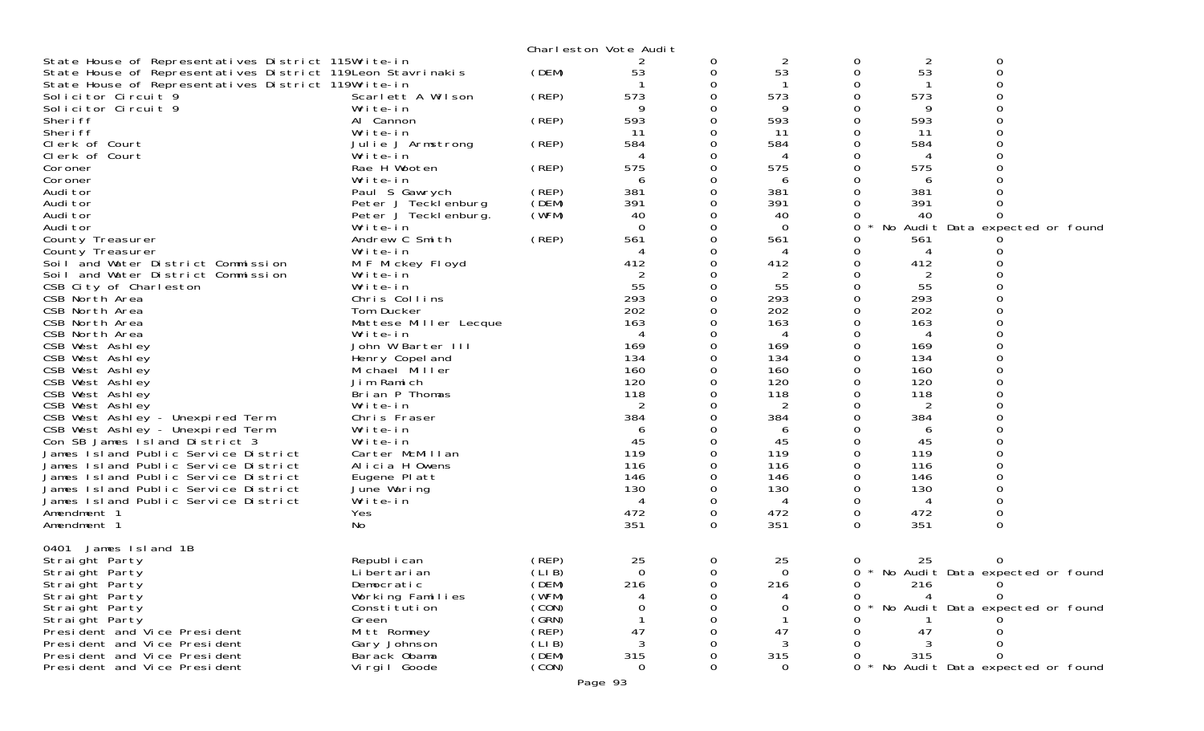Charleston Vote Audit

| | | | | | | | | | |
|---|---|---|---|---|---|---|---|---|---|
| State House of Representatives District 115 | Write-in | | 2 | 0 | 2 | 0 | 2 | 0 | |
| State House of Representatives District 119 | Leon Stavrinakis | (DEM) | 53 | 0 | 53 | 0 | 53 | 0 | |
| State House of Representatives District 119 | Write-in | | 1 | 0 | 1 | 0 | 1 | 0 | |
| Solicitor Circuit 9 | Scarlett A Wilson | (REP) | 573 | 0 | 573 | 0 | 573 | 0 | |
| Solicitor Circuit 9 | Write-in | | 9 | 0 | 9 | 0 | 9 | 0 | |
| Sheriff | Al Cannon | (REP) | 593 | 0 | 593 | 0 | 593 | 0 | |
| Sheriff | Write-in | | 11 | 0 | 11 | 0 | 11 | 0 | |
| Clerk of Court | Julie J Armstrong | (REP) | 584 | 0 | 584 | 0 | 584 | 0 | |
| Clerk of Court | Write-in | | 4 | 0 | 4 | 0 | 4 | 0 | |
| Coroner | Rae H Wooten | (REP) | 575 | 0 | 575 | 0 | 575 | 0 | |
| Coroner | Write-in | | 6 | 0 | 6 | 0 | 6 | 0 | |
| Auditor | Paul S Gawrych | (REP) | 381 | 0 | 381 | 0 | 381 | 0 | |
| Auditor | Peter J Tecklenburg | (DEM) | 391 | 0 | 391 | 0 | 391 | 0 | |
| Auditor | Peter J Tecklenburg. | (WFM) | 40 | 0 | 40 | 0 | 40 | 0 | |
| Auditor | Write-in | | 0 | 0 | 0 | 0 | | | * No Audit Data expected or found |
| County Treasurer | Andrew C Smith | (REP) | 561 | 0 | 561 | 0 | 561 | 0 | |
| County Treasurer | Write-in | | 4 | 0 | 4 | 0 | 4 | 0 | |
| Soil and Water District Commission | M F Mickey Floyd | | 412 | 0 | 412 | 0 | 412 | 0 | |
| Soil and Water District Commission | Write-in | | 2 | 0 | 2 | 0 | 2 | 0 | |
| CSB City of Charleston | Write-in | | 55 | 0 | 55 | 0 | 55 | 0 | |
| CSB North Area | Chris Collins | | 293 | 0 | 293 | 0 | 293 | 0 | |
| CSB North Area | Tom Ducker | | 202 | 0 | 202 | 0 | 202 | 0 | |
| CSB North Area | Mattese Miller Lecque | | 163 | 0 | 163 | 0 | 163 | 0 | |
| CSB North Area | Write-in | | 4 | 0 | 4 | 0 | 4 | 0 | |
| CSB West Ashley | John W Barter III | | 169 | 0 | 169 | 0 | 169 | 0 | |
| CSB West Ashley | Henry Copeland | | 134 | 0 | 134 | 0 | 134 | 0 | |
| CSB West Ashley | Michael Miller | | 160 | 0 | 160 | 0 | 160 | 0 | |
| CSB West Ashley | Jim Ramich | | 120 | 0 | 120 | 0 | 120 | 0 | |
| CSB West Ashley | Brian P Thomas | | 118 | 0 | 118 | 0 | 118 | 0 | |
| CSB West Ashley | Write-in | | 2 | 0 | 2 | 0 | 2 | 0 | |
| CSB West Ashley - Unexpired Term | Chris Fraser | | 384 | 0 | 384 | 0 | 384 | 0 | |
| CSB West Ashley - Unexpired Term | Write-in | | 6 | 0 | 6 | 0 | 6 | 0 | |
| Con SB James Island District 3 | Write-in | | 45 | 0 | 45 | 0 | 45 | 0 | |
| James Island Public Service District | Carter McMillan | | 119 | 0 | 119 | 0 | 119 | 0 | |
| James Island Public Service District | Alicia H Owens | | 116 | 0 | 116 | 0 | 116 | 0 | |
| James Island Public Service District | Eugene Platt | | 146 | 0 | 146 | 0 | 146 | 0 | |
| James Island Public Service District | June Waring | | 130 | 0 | 130 | 0 | 130 | 0 | |
| James Island Public Service District | Write-in | | 4 | 0 | 4 | 0 | 4 | 0 | |
| Amendment 1 | Yes | | 472 | 0 | 472 | 0 | 472 | 0 | |
| Amendment 1 | No | | 351 | 0 | 351 | 0 | 351 | 0 | |

0401 James Island 1B

| | | | | | | | | | |
|---|---|---|---|---|---|---|---|---|---|
| Straight Party | Republican | (REP) | 25 | 0 | 25 | 0 | 25 | 0 | |
| Straight Party | Libertarian | (LIB) | 0 | 0 | 0 | 0 | | | * No Audit Data expected or found |
| Straight Party | Democratic | (DEM) | 216 | 0 | 216 | 0 | 216 | 0 | |
| Straight Party | Working Families | (WFM) | 4 | 0 | 4 | 0 | 4 | 0 | |
| Straight Party | Constitution | (CON) | 0 | 0 | 0 | 0 | | | * No Audit Data expected or found |
| Straight Party | Green | (GRN) | 1 | 0 | 1 | 0 | 1 | 0 | |
| President and Vice President | Mitt Romney | (REP) | 47 | 0 | 47 | 0 | 47 | 0 | |
| President and Vice President | Gary Johnson | (LIB) | 3 | 0 | 3 | 0 | 3 | 0 | |
| President and Vice President | Barack Obama | (DEM) | 315 | 0 | 315 | 0 | 315 | 0 | |
| President and Vice President | Virgil Goode | (CON) | 0 | 0 | 0 | 0 | | | * No Audit Data expected or found |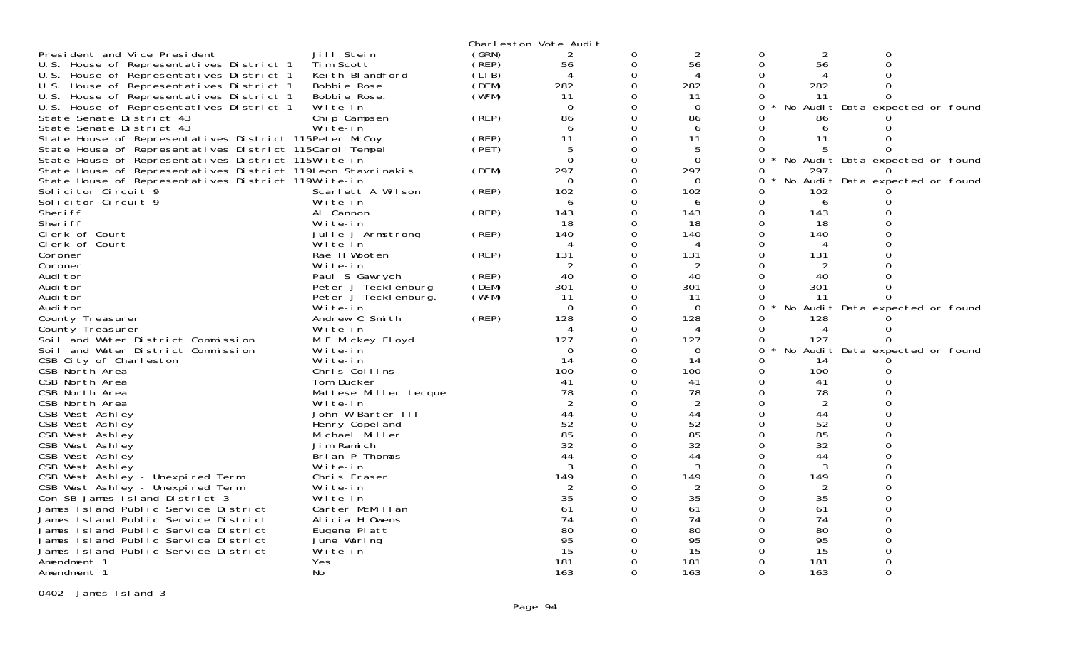Charleston Vote Audit

| | | | | | | | | |
|---|---|---|---|---|---|---|---|---|
| President and Vice President | Jill Stein | (GRN) | 2 | 0 | 2 | 0 | 2 | 0 |
| U.S. House of Representatives District 1 | Tim Scott | (REP) | 56 | 0 | 56 | 0 | 56 | 0 |
| U.S. House of Representatives District 1 | Keith Blandford | (LIB) | 4 | 0 | 4 | 0 | 4 | 0 |
| U.S. House of Representatives District 1 | Bobbie Rose | (DEM) | 282 | 0 | 282 | 0 | 282 | 0 |
| U.S. House of Representatives District 1 | Bobbie Rose. | (WFM) | 11 | 0 | 11 | 0 | 11 | 0 |
| U.S. House of Representatives District 1 | Write-in | | 0 | 0 | 0 | 0 * | No Audit Data expected or found | |
| State Senate District 43 | Chip Campsen | (REP) | 86 | 0 | 86 | 0 | 86 | 0 |
| State Senate District 43 | Write-in | | 6 | 0 | 6 | 0 | 6 | 0 |
| State House of Representatives District 115 | Peter McCoy | (REP) | 11 | 0 | 11 | 0 | 11 | 0 |
| State House of Representatives District 115 | Carol Tempel | (PET) | 5 | 0 | 5 | 0 | 5 | 0 |
| State House of Representatives District 115 | Write-in | | 0 | 0 | 0 | 0 * | No Audit Data expected or found | |
| State House of Representatives District 119 | Leon Stavrinakis | (DEM) | 297 | 0 | 297 | 0 | 297 | 0 |
| State House of Representatives District 119 | Write-in | | 0 | 0 | 0 | 0 * | No Audit Data expected or found | |
| Solicitor Circuit 9 | Scarlett A Wilson | (REP) | 102 | 0 | 102 | 0 | 102 | 0 |
| Solicitor Circuit 9 | Write-in | | 6 | 0 | 6 | 0 | 6 | 0 |
| Sheriff | Al Cannon | (REP) | 143 | 0 | 143 | 0 | 143 | 0 |
| Sheriff | Write-in | | 18 | 0 | 18 | 0 | 18 | 0 |
| Clerk of Court | Julie J Armstrong | (REP) | 140 | 0 | 140 | 0 | 140 | 0 |
| Clerk of Court | Write-in | | 4 | 0 | 4 | 0 | 4 | 0 |
| Coroner | Rae H Wooten | (REP) | 131 | 0 | 131 | 0 | 131 | 0 |
| Coroner | Write-in | | 2 | 0 | 2 | 0 | 2 | 0 |
| Auditor | Paul S Gawrych | (REP) | 40 | 0 | 40 | 0 | 40 | 0 |
| Auditor | Peter J Tecklenburg | (DEM) | 301 | 0 | 301 | 0 | 301 | 0 |
| Auditor | Peter J Tecklenburg. | (WFM) | 11 | 0 | 11 | 0 | 11 | 0 |
| Auditor | Write-in | | 0 | 0 | 0 | 0 * | No Audit Data expected or found | |
| County Treasurer | Andrew C Smith | (REP) | 128 | 0 | 128 | 0 | 128 | 0 |
| County Treasurer | Write-in | | 4 | 0 | 4 | 0 | 4 | 0 |
| Soil and Water District Commission | M F Mickey Floyd | | 127 | 0 | 127 | 0 | 127 | 0 |
| Soil and Water District Commission | Write-in | | 0 | 0 | 0 | 0 * | No Audit Data expected or found | |
| CSB City of Charleston | Write-in | | 14 | 0 | 14 | 0 | 14 | 0 |
| CSB North Area | Chris Collins | | 100 | 0 | 100 | 0 | 100 | 0 |
| CSB North Area | Tom Ducker | | 41 | 0 | 41 | 0 | 41 | 0 |
| CSB North Area | Mattese Miller Lecque | | 78 | 0 | 78 | 0 | 78 | 0 |
| CSB North Area | Write-in | | 2 | 0 | 2 | 0 | 2 | 0 |
| CSB West Ashley | John W Barter III | | 44 | 0 | 44 | 0 | 44 | 0 |
| CSB West Ashley | Henry Copeland | | 52 | 0 | 52 | 0 | 52 | 0 |
| CSB West Ashley | Michael Miller | | 85 | 0 | 85 | 0 | 85 | 0 |
| CSB West Ashley | Jim Ramich | | 32 | 0 | 32 | 0 | 32 | 0 |
| CSB West Ashley | Brian P Thomas | | 44 | 0 | 44 | 0 | 44 | 0 |
| CSB West Ashley | Write-in | | 3 | 0 | 3 | 0 | 3 | 0 |
| CSB West Ashley - Unexpired Term | Chris Fraser | | 149 | 0 | 149 | 0 | 149 | 0 |
| CSB West Ashley - Unexpired Term | Write-in | | 2 | 0 | 2 | 0 | 2 | 0 |
| Con SB James Island District 3 | Write-in | | 35 | 0 | 35 | 0 | 35 | 0 |
| James Island Public Service District | Carter McMillan | | 61 | 0 | 61 | 0 | 61 | 0 |
| James Island Public Service District | Alicia H Owens | | 74 | 0 | 74 | 0 | 74 | 0 |
| James Island Public Service District | Eugene Platt | | 80 | 0 | 80 | 0 | 80 | 0 |
| James Island Public Service District | June Waring | | 95 | 0 | 95 | 0 | 95 | 0 |
| James Island Public Service District | Write-in | | 15 | 0 | 15 | 0 | 15 | 0 |
| Amendment 1 | Yes | | 181 | 0 | 181 | 0 | 181 | 0 |
| Amendment 1 | No | | 163 | 0 | 163 | 0 | 163 | 0 |

0402 James Island 3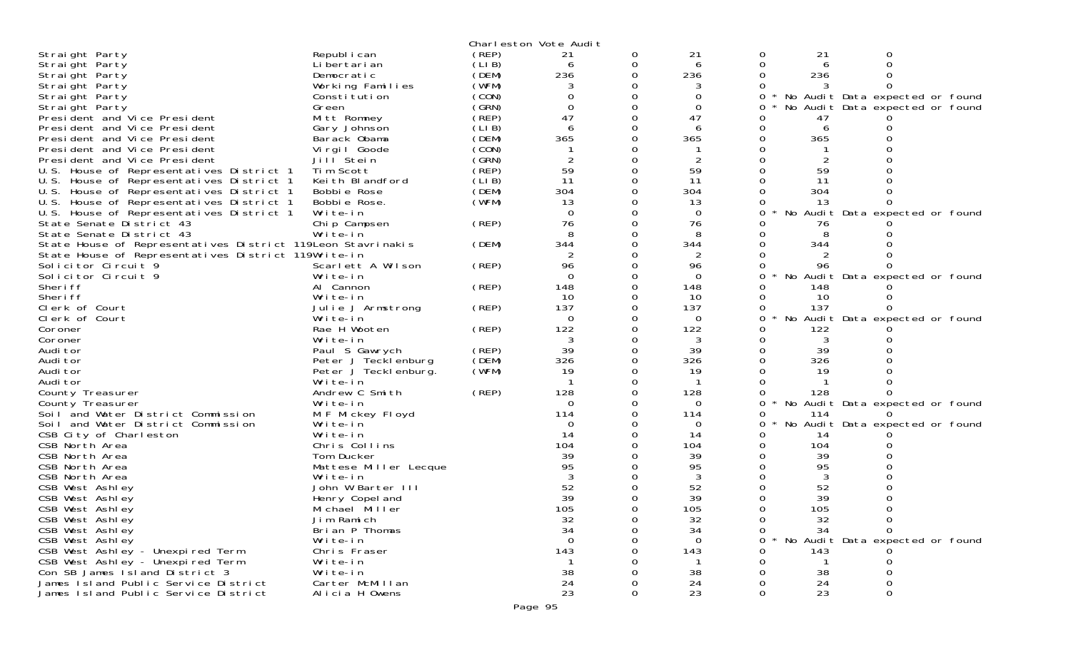Charleston Vote Audit

| Office | Candidate | Party | | | | | | | |
|---|---|---|---|---|---|---|---|---|---|
| Straight Party | Republican | (REP) | 21 | 0 | 21 | 0 | 21 | 0 | |
| Straight Party | Libertarian | (LIB) | 6 | 0 | 6 | 0 | 6 | 0 | |
| Straight Party | Democratic | (DEM) | 236 | 0 | 236 | 0 | 236 | 0 | |
| Straight Party | Working Families | (WFM) | 3 | 0 | 3 | 0 | 3 | 0 | |
| Straight Party | Constitution | (CON) | 0 | 0 | 0 | 0 | | | * No Audit Data expected or found |
| Straight Party | Green | (GRN) | 0 | 0 | 0 | 0 | | | * No Audit Data expected or found |
| President and Vice President | Mitt Romney | (REP) | 47 | 0 | 47 | 0 | 47 | 0 | |
| President and Vice President | Gary Johnson | (LIB) | 6 | 0 | 6 | 0 | 6 | 0 | |
| President and Vice President | Barack Obama | (DEM) | 365 | 0 | 365 | 0 | 365 | 0 | |
| President and Vice President | Virgil Goode | (CON) | 1 | 0 | 1 | 0 | 1 | 0 | |
| President and Vice President | Jill Stein | (GRN) | 2 | 0 | 2 | 0 | 2 | 0 | |
| U.S. House of Representatives District 1 | Tim Scott | (REP) | 59 | 0 | 59 | 0 | 59 | 0 | |
| U.S. House of Representatives District 1 | Keith Blandford | (LIB) | 11 | 0 | 11 | 0 | 11 | 0 | |
| U.S. House of Representatives District 1 | Bobbie Rose | (DEM) | 304 | 0 | 304 | 0 | 304 | 0 | |
| U.S. House of Representatives District 1 | Bobbie Rose. | (WFM) | 13 | 0 | 13 | 0 | 13 | 0 | |
| U.S. House of Representatives District 1 | Write-in | | 0 | 0 | 0 | 0 | | | * No Audit Data expected or found |
| State Senate District 43 | Chip Campsen | (REP) | 76 | 0 | 76 | 0 | 76 | 0 | |
| State Senate District 43 | Write-in | | 8 | 0 | 8 | 0 | 8 | 0 | |
| State House of Representatives District 119 | Leon Stavrinakis | (DEM) | 344 | 0 | 344 | 0 | 344 | 0 | |
| State House of Representatives District 119 | Write-in | | 2 | 0 | 2 | 0 | 2 | 0 | |
| Solicitor Circuit 9 | Scarlett A Wilson | (REP) | 96 | 0 | 96 | 0 | 96 | 0 | |
| Solicitor Circuit 9 | Write-in | | 0 | 0 | 0 | 0 | | | * No Audit Data expected or found |
| Sheriff | Al Cannon | (REP) | 148 | 0 | 148 | 0 | 148 | 0 | |
| Sheriff | Write-in | | 10 | 0 | 10 | 0 | 10 | 0 | |
| Clerk of Court | Julie J Armstrong | (REP) | 137 | 0 | 137 | 0 | 137 | 0 | |
| Clerk of Court | Write-in | | 0 | 0 | 0 | 0 | | | * No Audit Data expected or found |
| Coroner | Rae H Wooten | (REP) | 122 | 0 | 122 | 0 | 122 | 0 | |
| Coroner | Write-in | | 3 | 0 | 3 | 0 | 3 | 0 | |
| Auditor | Paul S Gawrych | (REP) | 39 | 0 | 39 | 0 | 39 | 0 | |
| Auditor | Peter J Tecklenburg | (DEM) | 326 | 0 | 326 | 0 | 326 | 0 | |
| Auditor | Peter J Tecklenburg. | (WFM) | 19 | 0 | 19 | 0 | 19 | 0 | |
| Auditor | Write-in | | 1 | 0 | 1 | 0 | 1 | 0 | |
| County Treasurer | Andrew C Smith | (REP) | 128 | 0 | 128 | 0 | 128 | 0 | |
| County Treasurer | Write-in | | 0 | 0 | 0 | 0 | | | * No Audit Data expected or found |
| Soil and Water District Commission | M F Mickey Floyd | | 114 | 0 | 114 | 0 | 114 | 0 | |
| Soil and Water District Commission | Write-in | | 0 | 0 | 0 | 0 | | | * No Audit Data expected or found |
| CSB City of Charleston | Write-in | | 14 | 0 | 14 | 0 | 14 | 0 | |
| CSB North Area | Chris Collins | | 104 | 0 | 104 | 0 | 104 | 0 | |
| CSB North Area | Tom Ducker | | 39 | 0 | 39 | 0 | 39 | 0 | |
| CSB North Area | Mattese Miller Lecque | | 95 | 0 | 95 | 0 | 95 | 0 | |
| CSB North Area | Write-in | | 3 | 0 | 3 | 0 | 3 | 0 | |
| CSB West Ashley | John W Barter III | | 52 | 0 | 52 | 0 | 52 | 0 | |
| CSB West Ashley | Henry Copeland | | 39 | 0 | 39 | 0 | 39 | 0 | |
| CSB West Ashley | Michael Miller | | 105 | 0 | 105 | 0 | 105 | 0 | |
| CSB West Ashley | Jim Ramich | | 32 | 0 | 32 | 0 | 32 | 0 | |
| CSB West Ashley | Brian P Thomas | | 34 | 0 | 34 | 0 | 34 | 0 | |
| CSB West Ashley | Write-in | | 0 | 0 | 0 | 0 | | | * No Audit Data expected or found |
| CSB West Ashley - Unexpired Term | Chris Fraser | | 143 | 0 | 143 | 0 | 143 | 0 | |
| CSB West Ashley - Unexpired Term | Write-in | | 1 | 0 | 1 | 0 | 1 | 0 | |
| Con SB James Island District 3 | Write-in | | 38 | 0 | 38 | 0 | 38 | 0 | |
| James Island Public Service District | Carter McMillan | | 24 | 0 | 24 | 0 | 24 | 0 | |
| James Island Public Service District | Alicia H Owens | | 23 | 0 | 23 | 0 | 23 | 0 | |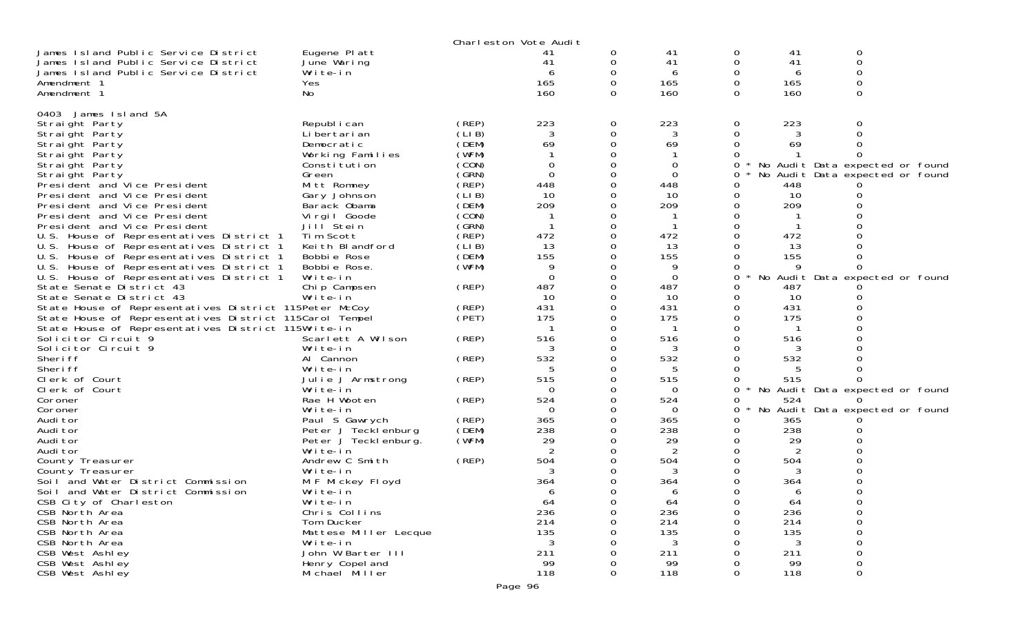Charleston Vote Audit

| | | | | | | | | |
|---|---|---|---|---|---|---|---|---|
| James Island Public Service District | Eugene Platt | | 41 | 0 | 41 | 0 | 41 | 0 |
| James Island Public Service District | June Waring | | 41 | 0 | 41 | 0 | 41 | 0 |
| James Island Public Service District | Write-in | | 6 | 0 | 6 | 0 | 6 | 0 |
| Amendment 1 | Yes | | 165 | 0 | 165 | 0 | 165 | 0 |
| Amendment 1 | No | | 160 | 0 | 160 | 0 | 160 | 0 |

0403 James Island 5A

| | | | | | | | | |
|---|---|---|---|---|---|---|---|---|
| Straight Party | Republican | (REP) | 223 | 0 | 223 | 0 | 223 | 0 |
| Straight Party | Libertarian | (LIB) | 3 | 0 | 3 | 0 | 3 | 0 |
| Straight Party | Democratic | (DEM) | 69 | 0 | 69 | 0 | 69 | 0 |
| Straight Party | Working Families | (WFM) | 1 | 0 | 1 | 0 | 1 | 0 |
| Straight Party | Constitution | (CON) | 0 | 0 | 0 | 0 * No Audit Data expected or found | | |
| Straight Party | Green | (GRN) | 0 | 0 | 0 | 0 * No Audit Data expected or found | | |
| President and Vice President | Mitt Romney | (REP) | 448 | 0 | 448 | 0 | 448 | 0 |
| President and Vice President | Gary Johnson | (LIB) | 10 | 0 | 10 | 0 | 10 | 0 |
| President and Vice President | Barack Obama | (DEM) | 209 | 0 | 209 | 0 | 209 | 0 |
| President and Vice President | Virgil Goode | (CON) | 1 | 0 | 1 | 0 | 1 | 0 |
| President and Vice President | Jill Stein | (GRN) | 1 | 0 | 1 | 0 | 1 | 0 |
| U.S. House of Representatives District 1 | Tim Scott | (REP) | 472 | 0 | 472 | 0 | 472 | 0 |
| U.S. House of Representatives District 1 | Keith Blandford | (LIB) | 13 | 0 | 13 | 0 | 13 | 0 |
| U.S. House of Representatives District 1 | Bobbie Rose | (DEM) | 155 | 0 | 155 | 0 | 155 | 0 |
| U.S. House of Representatives District 1 | Bobbie Rose. | (WFM) | 9 | 0 | 9 | 0 | 9 | 0 |
| U.S. House of Representatives District 1 | Write-in | | 0 | 0 | 0 | 0 * No Audit Data expected or found | | |
| State Senate District 43 | Chip Campsen | (REP) | 487 | 0 | 487 | 0 | 487 | 0 |
| State Senate District 43 | Write-in | | 10 | 0 | 10 | 0 | 10 | 0 |
| State House of Representatives District 115 | Peter McCoy | (REP) | 431 | 0 | 431 | 0 | 431 | 0 |
| State House of Representatives District 115 | Carol Tempel | (PET) | 175 | 0 | 175 | 0 | 175 | 0 |
| State House of Representatives District 115 | Write-in | | 1 | 0 | 1 | 0 | 1 | 0 |
| Solicitor Circuit 9 | Scarlett A Wilson | (REP) | 516 | 0 | 516 | 0 | 516 | 0 |
| Solicitor Circuit 9 | Write-in | | 3 | 0 | 3 | 0 | 3 | 0 |
| Sheriff | Al Cannon | (REP) | 532 | 0 | 532 | 0 | 532 | 0 |
| Sheriff | Write-in | | 5 | 0 | 5 | 0 | 5 | 0 |
| Clerk of Court | Julie J Armstrong | (REP) | 515 | 0 | 515 | 0 | 515 | 0 |
| Clerk of Court | Write-in | | 0 | 0 | 0 | 0 * No Audit Data expected or found | | |
| Coroner | Rae H Wooten | (REP) | 524 | 0 | 524 | 0 | 524 | 0 |
| Coroner | Write-in | | 0 | 0 | 0 | 0 * No Audit Data expected or found | | |
| Auditor | Paul S Gawrych | (REP) | 365 | 0 | 365 | 0 | 365 | 0 |
| Auditor | Peter J Tecklenburg | (DEM) | 238 | 0 | 238 | 0 | 238 | 0 |
| Auditor | Peter J Tecklenburg. | (WFM) | 29 | 0 | 29 | 0 | 29 | 0 |
| Auditor | Write-in | | 2 | 0 | 2 | 0 | 2 | 0 |
| County Treasurer | Andrew C Smith | (REP) | 504 | 0 | 504 | 0 | 504 | 0 |
| County Treasurer | Write-in | | 3 | 0 | 3 | 0 | 3 | 0 |
| Soil and Water District Commission | M F Mickey Floyd | | 364 | 0 | 364 | 0 | 364 | 0 |
| Soil and Water District Commission | Write-in | | 6 | 0 | 6 | 0 | 6 | 0 |
| CSB City of Charleston | Write-in | | 64 | 0 | 64 | 0 | 64 | 0 |
| CSB North Area | Chris Collins | | 236 | 0 | 236 | 0 | 236 | 0 |
| CSB North Area | Tom Ducker | | 214 | 0 | 214 | 0 | 214 | 0 |
| CSB North Area | Mattese Miller Lecque | | 135 | 0 | 135 | 0 | 135 | 0 |
| CSB North Area | Write-in | | 3 | 0 | 3 | 0 | 3 | 0 |
| CSB West Ashley | John W Barter III | | 211 | 0 | 211 | 0 | 211 | 0 |
| CSB West Ashley | Henry Copeland | | 99 | 0 | 99 | 0 | 99 | 0 |
| CSB West Ashley | Michael Miller | | 118 | 0 | 118 | 0 | 118 | 0 |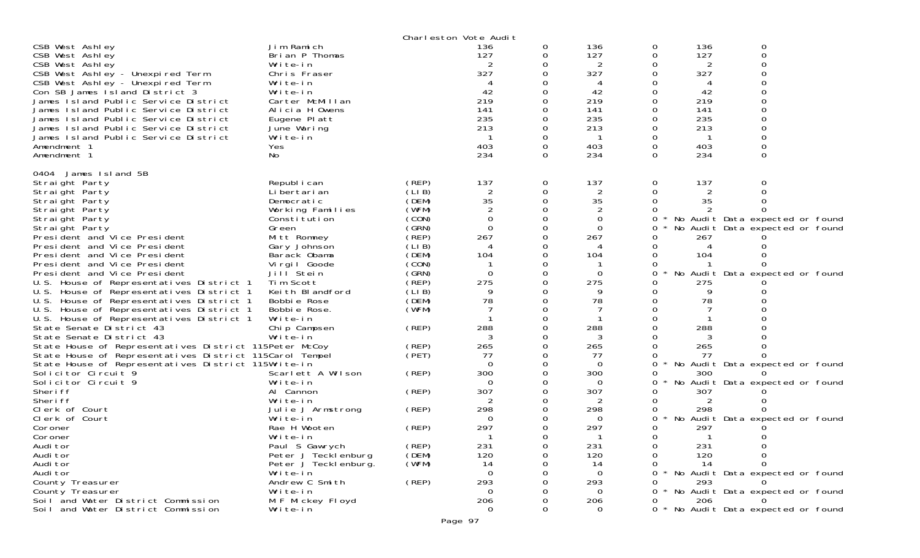Charleston Vote Audit

| | | | | | | | | |
|---|---|---|---|---|---|---|---|---|
| CSB West Ashley | Jim Ramich | | 136 | 0 | 136 | 0 | 136 | 0 |
| CSB West Ashley | Brian P Thomas | | 127 | 0 | 127 | 0 | 127 | 0 |
| CSB West Ashley | Write-in | | 2 | 0 | 2 | 0 | 2 | 0 |
| CSB West Ashley - Unexpired Term | Chris Fraser | | 327 | 0 | 327 | 0 | 327 | 0 |
| CSB West Ashley - Unexpired Term | Write-in | | 4 | 0 | 4 | 0 | 4 | 0 |
| Con SB James Island District 3 | Write-in | | 42 | 0 | 42 | 0 | 42 | 0 |
| James Island Public Service District | Carter McMillan | | 219 | 0 | 219 | 0 | 219 | 0 |
| James Island Public Service District | Alicia H Owens | | 141 | 0 | 141 | 0 | 141 | 0 |
| James Island Public Service District | Eugene Platt | | 235 | 0 | 235 | 0 | 235 | 0 |
| James Island Public Service District | June Waring | | 213 | 0 | 213 | 0 | 213 | 0 |
| James Island Public Service District | Write-in | | 1 | 0 | 1 | 0 | 1 | 0 |
| Amendment 1 | Yes | | 403 | 0 | 403 | 0 | 403 | 0 |
| Amendment 1 | No | | 234 | 0 | 234 | 0 | 234 | 0 |

0404 James Island 5B

| | | | | | | | | |
|---|---|---|---|---|---|---|---|---|
| Straight Party | Republican | (REP) | 137 | 0 | 137 | 0 | 137 | 0 |
| Straight Party | Libertarian | (LIB) | 2 | 0 | 2 | 0 | 2 | 0 |
| Straight Party | Democratic | (DEM) | 35 | 0 | 35 | 0 | 35 | 0 |
| Straight Party | Working Families | (WFM) | 2 | 0 | 2 | 0 | 2 | 0 |
| Straight Party | Constitution | (CON) | 0 | 0 | 0 | 0 * | No Audit Data expected or found | |
| Straight Party | Green | (GRN) | 0 | 0 | 0 | 0 * | No Audit Data expected or found | |
| President and Vice President | Mitt Romney | (REP) | 267 | 0 | 267 | 0 | 267 | 0 |
| President and Vice President | Gary Johnson | (LIB) | 4 | 0 | 4 | 0 | 4 | 0 |
| President and Vice President | Barack Obama | (DEM) | 104 | 0 | 104 | 0 | 104 | 0 |
| President and Vice President | Virgil Goode | (CON) | 1 | 0 | 1 | 0 | 1 | 0 |
| President and Vice President | Jill Stein | (GRN) | 0 | 0 | 0 | 0 * | No Audit Data expected or found | |
| U.S. House of Representatives District 1 | Tim Scott | (REP) | 275 | 0 | 275 | 0 | 275 | 0 |
| U.S. House of Representatives District 1 | Keith Blandford | (LIB) | 9 | 0 | 9 | 0 | 9 | 0 |
| U.S. House of Representatives District 1 | Bobbie Rose | (DEM) | 78 | 0 | 78 | 0 | 78 | 0 |
| U.S. House of Representatives District 1 | Bobbie Rose. | (WFM) | 7 | 0 | 7 | 0 | 7 | 0 |
| U.S. House of Representatives District 1 | Write-in | | 1 | 0 | 1 | 0 | 1 | 0 |
| State Senate District 43 | Chip Campsen | (REP) | 288 | 0 | 288 | 0 | 288 | 0 |
| State Senate District 43 | Write-in | | 3 | 0 | 3 | 0 | 3 | 0 |
| State House of Representatives District 115 | Peter McCoy | (REP) | 265 | 0 | 265 | 0 | 265 | 0 |
| State House of Representatives District 115 | Carol Tempel | (PET) | 77 | 0 | 77 | 0 | 77 | 0 |
| State House of Representatives District 115 | Write-in | | 0 | 0 | 0 | 0 * | No Audit Data expected or found | |
| Solicitor Circuit 9 | Scarlett A Wilson | (REP) | 300 | 0 | 300 | 0 | 300 | 0 |
| Solicitor Circuit 9 | Write-in | | 0 | 0 | 0 | 0 * | No Audit Data expected or found | |
| Sheriff | Al Cannon | (REP) | 307 | 0 | 307 | 0 | 307 | 0 |
| Sheriff | Write-in | | 2 | 0 | 2 | 0 | 2 | 0 |
| Clerk of Court | Julie J Armstrong | (REP) | 298 | 0 | 298 | 0 | 298 | 0 |
| Clerk of Court | Write-in | | 0 | 0 | 0 | 0 * | No Audit Data expected or found | |
| Coroner | Rae H Wooten | (REP) | 297 | 0 | 297 | 0 | 297 | 0 |
| Coroner | Write-in | | 1 | 0 | 1 | 0 | 1 | 0 |
| Auditor | Paul S Gawrych | (REP) | 231 | 0 | 231 | 0 | 231 | 0 |
| Auditor | Peter J Tecklenburg | (DEM) | 120 | 0 | 120 | 0 | 120 | 0 |
| Auditor | Peter J Tecklenburg. | (WFM) | 14 | 0 | 14 | 0 | 14 | 0 |
| Auditor | Write-in | | 0 | 0 | 0 | 0 * | No Audit Data expected or found | |
| County Treasurer | Andrew C Smith | (REP) | 293 | 0 | 293 | 0 | 293 | 0 |
| County Treasurer | Write-in | | 0 | 0 | 0 | 0 * | No Audit Data expected or found | |
| Soil and Water District Commission | M F Mickey Floyd | | 206 | 0 | 206 | 0 | 206 | 0 |
| Soil and Water District Commission | Write-in | | 0 | 0 | 0 | 0 * | No Audit Data expected or found | |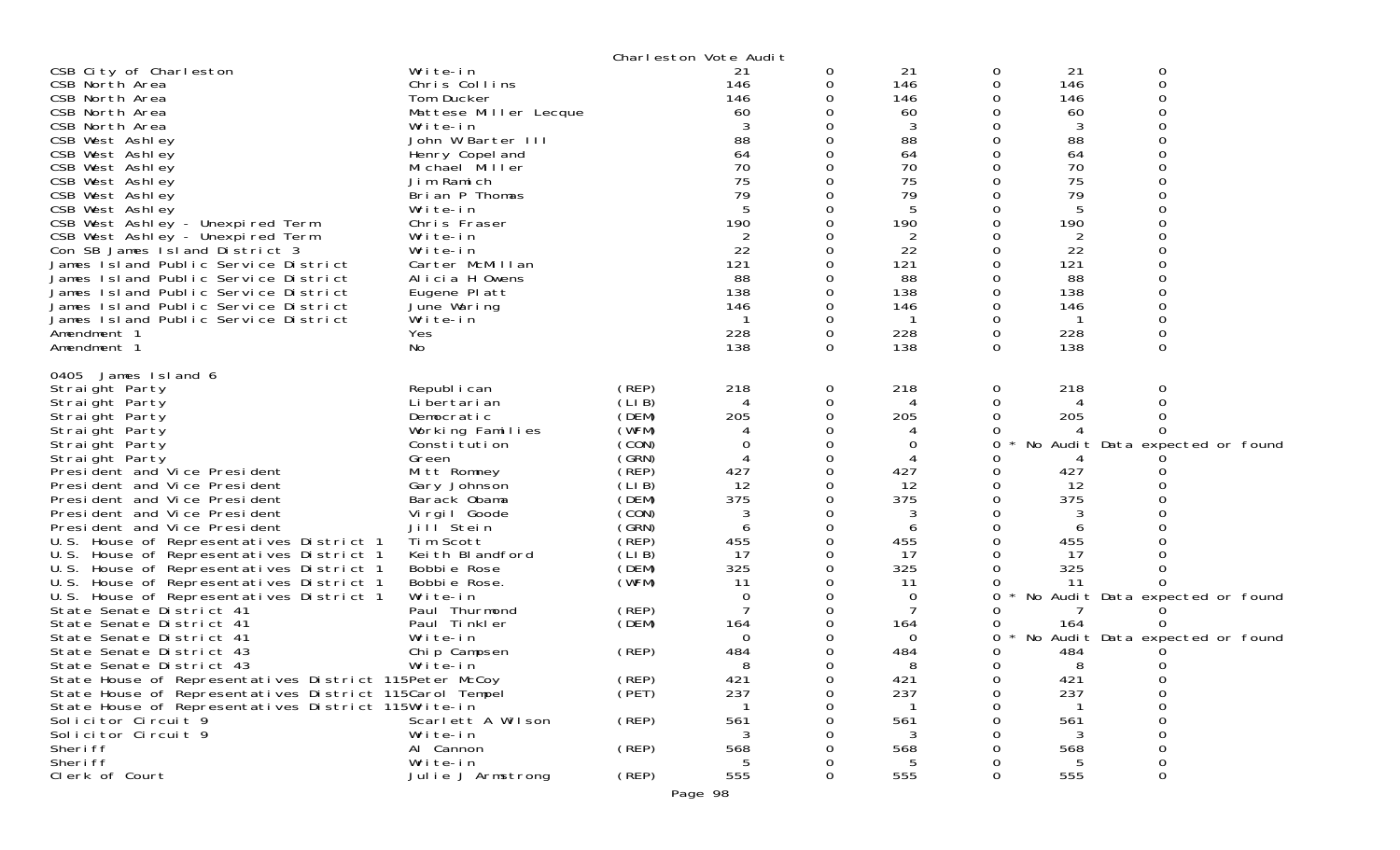Charleston Vote Audit

| | | | | | | | | |
|---|---|---|---|---|---|---|---|---|
| CSB City of Charleston | Write-in | | 21 | 0 | 21 | 0 | 21 | 0 |
| CSB North Area | Chris Collins | | 146 | 0 | 146 | 0 | 146 | 0 |
| CSB North Area | Tom Ducker | | 146 | 0 | 146 | 0 | 146 | 0 |
| CSB North Area | Mattese Miller Lecque | | 60 | 0 | 60 | 0 | 60 | 0 |
| CSB North Area | Write-in | | 3 | 0 | 3 | 0 | 3 | 0 |
| CSB West Ashley | John W Barter III | | 88 | 0 | 88 | 0 | 88 | 0 |
| CSB West Ashley | Henry Copeland | | 64 | 0 | 64 | 0 | 64 | 0 |
| CSB West Ashley | Michael Miller | | 70 | 0 | 70 | 0 | 70 | 0 |
| CSB West Ashley | Jim Ramich | | 75 | 0 | 75 | 0 | 75 | 0 |
| CSB West Ashley | Brian P Thomas | | 79 | 0 | 79 | 0 | 79 | 0 |
| CSB West Ashley | Write-in | | 5 | 0 | 5 | 0 | 5 | 0 |
| CSB West Ashley - Unexpired Term | Chris Fraser | | 190 | 0 | 190 | 0 | 190 | 0 |
| CSB West Ashley - Unexpired Term | Write-in | | 2 | 0 | 2 | 0 | 2 | 0 |
| Con SB James Island District 3 | Write-in | | 22 | 0 | 22 | 0 | 22 | 0 |
| James Island Public Service District | Carter McMillan | | 121 | 0 | 121 | 0 | 121 | 0 |
| James Island Public Service District | Alicia H Owens | | 88 | 0 | 88 | 0 | 88 | 0 |
| James Island Public Service District | Eugene Platt | | 138 | 0 | 138 | 0 | 138 | 0 |
| James Island Public Service District | June Waring | | 146 | 0 | 146 | 0 | 146 | 0 |
| James Island Public Service District | Write-in | | 1 | 0 | 1 | 0 | 1 | 0 |
| Amendment 1 | Yes | | 228 | 0 | 228 | 0 | 228 | 0 |
| Amendment 1 | No | | 138 | 0 | 138 | 0 | 138 | 0 |

0405 James Island 6

| | | | | | | | | |
|---|---|---|---|---|---|---|---|---|
| Straight Party | Republican | (REP) | 218 | 0 | 218 | 0 | 218 | 0 |
| Straight Party | Libertarian | (LIB) | 4 | 0 | 4 | 0 | 4 | 0 |
| Straight Party | Democratic | (DEM) | 205 | 0 | 205 | 0 | 205 | 0 |
| Straight Party | Working Families | (WFM) | 4 | 0 | 4 | 0 | 4 | 0 |
| Straight Party | Constitution | (CON) | 0 | 0 | 0 | 0 * No Audit Data expected or found | | |
| Straight Party | Green | (GRN) | 4 | 0 | 4 | 0 | 4 | 0 |
| President and Vice President | Mitt Romney | (REP) | 427 | 0 | 427 | 0 | 427 | 0 |
| President and Vice President | Gary Johnson | (LIB) | 12 | 0 | 12 | 0 | 12 | 0 |
| President and Vice President | Barack Obama | (DEM) | 375 | 0 | 375 | 0 | 375 | 0 |
| President and Vice President | Virgil Goode | (CON) | 3 | 0 | 3 | 0 | 3 | 0 |
| President and Vice President | Jill Stein | (GRN) | 6 | 0 | 6 | 0 | 6 | 0 |
| U.S. House of Representatives District 1 | Tim Scott | (REP) | 455 | 0 | 455 | 0 | 455 | 0 |
| U.S. House of Representatives District 1 | Keith Blandford | (LIB) | 17 | 0 | 17 | 0 | 17 | 0 |
| U.S. House of Representatives District 1 | Bobbie Rose | (DEM) | 325 | 0 | 325 | 0 | 325 | 0 |
| U.S. House of Representatives District 1 | Bobbie Rose. | (WFM) | 11 | 0 | 11 | 0 | 11 | 0 |
| U.S. House of Representatives District 1 | Write-in | | 0 | 0 | 0 | 0 * No Audit Data expected or found | | |
| State Senate District 41 | Paul Thurmond | (REP) | 7 | 0 | 7 | 0 | 7 | 0 |
| State Senate District 41 | Paul Tinkler | (DEM) | 164 | 0 | 164 | 0 | 164 | 0 |
| State Senate District 41 | Write-in | | 0 | 0 | 0 | 0 * No Audit Data expected or found | | |
| State Senate District 43 | Chip Campsen | (REP) | 484 | 0 | 484 | 0 | 484 | 0 |
| State Senate District 43 | Write-in | | 8 | 0 | 8 | 0 | 8 | 0 |
| State House of Representatives District 115 | Peter McCoy | (REP) | 421 | 0 | 421 | 0 | 421 | 0 |
| State House of Representatives District 115 | Carol Tempel | (PET) | 237 | 0 | 237 | 0 | 237 | 0 |
| State House of Representatives District 115 | Write-in | | 1 | 0 | 1 | 0 | 1 | 0 |
| Solicitor Circuit 9 | Scarlett A Wilson | (REP) | 561 | 0 | 561 | 0 | 561 | 0 |
| Solicitor Circuit 9 | Write-in | | 3 | 0 | 3 | 0 | 3 | 0 |
| Sheriff | Al Cannon | (REP) | 568 | 0 | 568 | 0 | 568 | 0 |
| Sheriff | Write-in | | 5 | 0 | 5 | 0 | 5 | 0 |
| Clerk of Court | Julie J Armstrong | (REP) | 555 | 0 | 555 | 0 | 555 | 0 |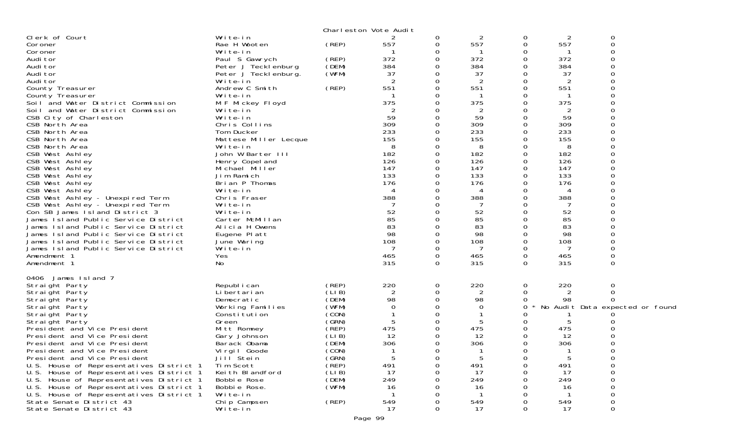Charleston Vote Audit

| | | | | | | | | |
|---|---|---|---|---|---|---|---|---|
| Clerk of Court | Write-in | | 2 | 0 | 2 | 0 | 2 | 0 |
| Coroner | Rae H Wooten | (REP) | 557 | 0 | 557 | 0 | 557 | 0 |
| Coroner | Write-in | | 1 | 0 | 1 | 0 | 1 | 0 |
| Auditor | Paul S Gawrych | (REP) | 372 | 0 | 372 | 0 | 372 | 0 |
| Auditor | Peter J Tecklenburg | (DEM) | 384 | 0 | 384 | 0 | 384 | 0 |
| Auditor | Peter J Tecklenburg. | (WFM) | 37 | 0 | 37 | 0 | 37 | 0 |
| Auditor | Write-in | | 2 | 0 | 2 | 0 | 2 | 0 |
| County Treasurer | Andrew C Smith | (REP) | 551 | 0 | 551 | 0 | 551 | 0 |
| County Treasurer | Write-in | | 1 | 0 | 1 | 0 | 1 | 0 |
| Soil and Water District Commission | M F Mickey Floyd | | 375 | 0 | 375 | 0 | 375 | 0 |
| Soil and Water District Commission | Write-in | | 2 | 0 | 2 | 0 | 2 | 0 |
| CSB City of Charleston | Write-in | | 59 | 0 | 59 | 0 | 59 | 0 |
| CSB North Area | Chris Collins | | 309 | 0 | 309 | 0 | 309 | 0 |
| CSB North Area | Tom Ducker | | 233 | 0 | 233 | 0 | 233 | 0 |
| CSB North Area | Mattese Miller Lecque | | 155 | 0 | 155 | 0 | 155 | 0 |
| CSB North Area | Write-in | | 8 | 0 | 8 | 0 | 8 | 0 |
| CSB West Ashley | John W Barter III | | 182 | 0 | 182 | 0 | 182 | 0 |
| CSB West Ashley | Henry Copeland | | 126 | 0 | 126 | 0 | 126 | 0 |
| CSB West Ashley | Michael Miller | | 147 | 0 | 147 | 0 | 147 | 0 |
| CSB West Ashley | Jim Ramich | | 133 | 0 | 133 | 0 | 133 | 0 |
| CSB West Ashley | Brian P Thomas | | 176 | 0 | 176 | 0 | 176 | 0 |
| CSB West Ashley | Write-in | | 4 | 0 | 4 | 0 | 4 | 0 |
| CSB West Ashley - Unexpired Term | Chris Fraser | | 388 | 0 | 388 | 0 | 388 | 0 |
| CSB West Ashley - Unexpired Term | Write-in | | 7 | 0 | 7 | 0 | 7 | 0 |
| Con SB James Island District 3 | Write-in | | 52 | 0 | 52 | 0 | 52 | 0 |
| James Island Public Service District | Carter McMillan | | 85 | 0 | 85 | 0 | 85 | 0 |
| James Island Public Service District | Alicia H Owens | | 83 | 0 | 83 | 0 | 83 | 0 |
| James Island Public Service District | Eugene Platt | | 98 | 0 | 98 | 0 | 98 | 0 |
| James Island Public Service District | June Waring | | 108 | 0 | 108 | 0 | 108 | 0 |
| James Island Public Service District | Write-in | | 7 | 0 | 7 | 0 | 7 | 0 |
| Amendment 1 | Yes | | 465 | 0 | 465 | 0 | 465 | 0 |
| Amendment 1 | No | | 315 | 0 | 315 | 0 | 315 | 0 |
| **0406 James Island 7** | | | | | | | | |
| Straight Party | Republican | (REP) | 220 | 0 | 220 | 0 | 220 | 0 |
| Straight Party | Libertarian | (LIB) | 2 | 0 | 2 | 0 | 2 | 0 |
| Straight Party | Democratic | (DEM) | 98 | 0 | 98 | 0 | 98 | 0 |
| Straight Party | Working Families | (WFM) | 0 | 0 | 0 | 0 * No Audit Data expected or found | | |
| Straight Party | Constitution | (CON) | 1 | 0 | 1 | 0 | 1 | 0 |
| Straight Party | Green | (GRN) | 5 | 0 | 5 | 0 | 5 | 0 |
| President and Vice President | Mitt Romney | (REP) | 475 | 0 | 475 | 0 | 475 | 0 |
| President and Vice President | Gary Johnson | (LIB) | 12 | 0 | 12 | 0 | 12 | 0 |
| President and Vice President | Barack Obama | (DEM) | 306 | 0 | 306 | 0 | 306 | 0 |
| President and Vice President | Virgil Goode | (CON) | 1 | 0 | 1 | 0 | 1 | 0 |
| President and Vice President | Jill Stein | (GRN) | 5 | 0 | 5 | 0 | 5 | 0 |
| U.S. House of Representatives District 1 | Tim Scott | (REP) | 491 | 0 | 491 | 0 | 491 | 0 |
| U.S. House of Representatives District 1 | Keith Blandford | (LIB) | 17 | 0 | 17 | 0 | 17 | 0 |
| U.S. House of Representatives District 1 | Bobbie Rose | (DEM) | 249 | 0 | 249 | 0 | 249 | 0 |
| U.S. House of Representatives District 1 | Bobbie Rose. | (WFM) | 16 | 0 | 16 | 0 | 16 | 0 |
| U.S. House of Representatives District 1 | Write-in | | 1 | 0 | 1 | 0 | 1 | 0 |
| State Senate District 43 | Chip Campsen | (REP) | 549 | 0 | 549 | 0 | 549 | 0 |
| State Senate District 43 | Write-in | | 17 | 0 | 17 | 0 | 17 | 0 |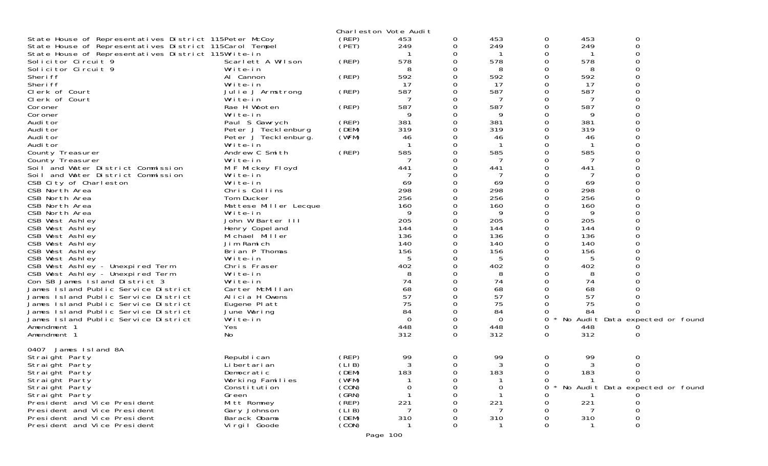Charleston Vote Audit

| Contest | Candidate | Party | | | | | | |
|---|---|---|---|---|---|---|---|---|
| State House of Representatives District 115 | Peter McCoy | (REP) | 453 | 0 | 453 | 0 | 453 | 0 |
| State House of Representatives District 115 | Carol Tempel | (PET) | 249 | 0 | 249 | 0 | 249 | 0 |
| State House of Representatives District 115 | Write-in | | 1 | 0 | 1 | 0 | 1 | 0 |
| Solicitor Circuit 9 | Scarlett A Wilson | (REP) | 578 | 0 | 578 | 0 | 578 | 0 |
| Solicitor Circuit 9 | Write-in | | 8 | 0 | 8 | 0 | 8 | 0 |
| Sheriff | Al Cannon | (REP) | 592 | 0 | 592 | 0 | 592 | 0 |
| Sheriff | Write-in | | 17 | 0 | 17 | 0 | 17 | 0 |
| Clerk of Court | Julie J Armstrong | (REP) | 587 | 0 | 587 | 0 | 587 | 0 |
| Clerk of Court | Write-in | | 7 | 0 | 7 | 0 | 7 | 0 |
| Coroner | Rae H Wooten | (REP) | 587 | 0 | 587 | 0 | 587 | 0 |
| Coroner | Write-in | | 9 | 0 | 9 | 0 | 9 | 0 |
| Auditor | Paul S Gawrych | (REP) | 381 | 0 | 381 | 0 | 381 | 0 |
| Auditor | Peter J Tecklenburg | (DEM) | 319 | 0 | 319 | 0 | 319 | 0 |
| Auditor | Peter J Tecklenburg. | (WFM) | 46 | 0 | 46 | 0 | 46 | 0 |
| Auditor | Write-in | | 1 | 0 | 1 | 0 | 1 | 0 |
| County Treasurer | Andrew C Smith | (REP) | 585 | 0 | 585 | 0 | 585 | 0 |
| County Treasurer | Write-in | | 7 | 0 | 7 | 0 | 7 | 0 |
| Soil and Water District Commission | M F Mickey Floyd | | 441 | 0 | 441 | 0 | 441 | 0 |
| Soil and Water District Commission | Write-in | | 7 | 0 | 7 | 0 | 7 | 0 |
| CSB City of Charleston | Write-in | | 69 | 0 | 69 | 0 | 69 | 0 |
| CSB North Area | Chris Collins | | 298 | 0 | 298 | 0 | 298 | 0 |
| CSB North Area | Tom Ducker | | 256 | 0 | 256 | 0 | 256 | 0 |
| CSB North Area | Mattese Miller Lecque | | 160 | 0 | 160 | 0 | 160 | 0 |
| CSB North Area | Write-in | | 9 | 0 | 9 | 0 | 9 | 0 |
| CSB West Ashley | John W Barter III | | 205 | 0 | 205 | 0 | 205 | 0 |
| CSB West Ashley | Henry Copeland | | 144 | 0 | 144 | 0 | 144 | 0 |
| CSB West Ashley | Michael Miller | | 136 | 0 | 136 | 0 | 136 | 0 |
| CSB West Ashley | Jim Ramich | | 140 | 0 | 140 | 0 | 140 | 0 |
| CSB West Ashley | Brian P Thomas | | 156 | 0 | 156 | 0 | 156 | 0 |
| CSB West Ashley | Write-in | | 5 | 0 | 5 | 0 | 5 | 0 |
| CSB West Ashley - Unexpired Term | Chris Fraser | | 402 | 0 | 402 | 0 | 402 | 0 |
| CSB West Ashley - Unexpired Term | Write-in | | 8 | 0 | 8 | 0 | 8 | 0 |
| Con SB James Island District 3 | Write-in | | 74 | 0 | 74 | 0 | 74 | 0 |
| James Island Public Service District | Carter McMillan | | 68 | 0 | 68 | 0 | 68 | 0 |
| James Island Public Service District | Alicia H Owens | | 57 | 0 | 57 | 0 | 57 | 0 |
| James Island Public Service District | Eugene Platt | | 75 | 0 | 75 | 0 | 75 | 0 |
| James Island Public Service District | June Waring | | 84 | 0 | 84 | 0 | 84 | 0 |
| James Island Public Service District | Write-in | | 0 | 0 | 0 | 0 * No Audit Data expected or found | | |
| Amendment 1 | Yes | | 448 | 0 | 448 | 0 | 448 | 0 |
| Amendment 1 | No | | 312 | 0 | 312 | 0 | 312 | 0 |

0407 James Island 8A

| Contest | Candidate | Party | | | | | | |
|---|---|---|---|---|---|---|---|---|
| Straight Party | Republican | (REP) | 99 | 0 | 99 | 0 | 99 | 0 |
| Straight Party | Libertarian | (LIB) | 3 | 0 | 3 | 0 | 3 | 0 |
| Straight Party | Democratic | (DEM) | 183 | 0 | 183 | 0 | 183 | 0 |
| Straight Party | Working Families | (WFM) | 1 | 0 | 1 | 0 | 1 | 0 |
| Straight Party | Constitution | (CON) | 0 | 0 | 0 | 0 * No Audit Data expected or found | | |
| Straight Party | Green | (GRN) | 1 | 0 | 1 | 0 | 1 | 0 |
| President and Vice President | Mitt Romney | (REP) | 221 | 0 | 221 | 0 | 221 | 0 |
| President and Vice President | Gary Johnson | (LIB) | 7 | 0 | 7 | 0 | 7 | 0 |
| President and Vice President | Barack Obama | (DEM) | 310 | 0 | 310 | 0 | 310 | 0 |
| President and Vice President | Virgil Goode | (CON) | 1 | 0 | 1 | 0 | 1 | 0 |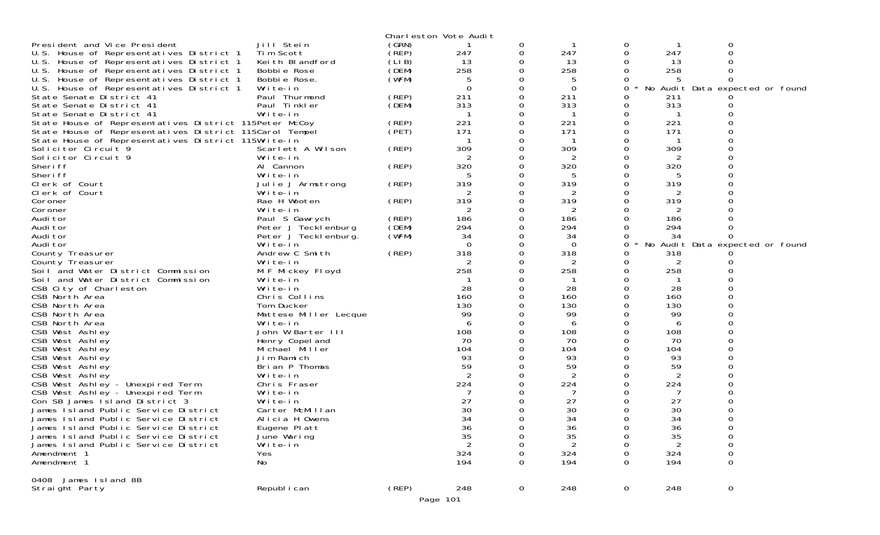Charleston Vote Audit

| | | | | | | | | |
|---|---|---|---|---|---|---|---|---|
| President and Vice President | Jill Stein | (GRN) | 1 | 0 | 1 | 0 | 1 | 0 |
| U.S. House of Representatives District 1 | Tim Scott | (REP) | 247 | 0 | 247 | 0 | 247 | 0 |
| U.S. House of Representatives District 1 | Keith Blandford | (LIB) | 13 | 0 | 13 | 0 | 13 | 0 |
| U.S. House of Representatives District 1 | Bobbie Rose | (DEM) | 258 | 0 | 258 | 0 | 258 | 0 |
| U.S. House of Representatives District 1 | Bobbie Rose. | (WFM) | 5 | 0 | 5 | 0 | 5 | 0 |
| U.S. House of Representatives District 1 | Write-in | | 0 | 0 | 0 | 0 * | No Audit Data expected or found | |
| State Senate District 41 | Paul Thurmond | (REP) | 211 | 0 | 211 | 0 | 211 | 0 |
| State Senate District 41 | Paul Tinkler | (DEM) | 313 | 0 | 313 | 0 | 313 | 0 |
| State Senate District 41 | Write-in | | 1 | 0 | 1 | 0 | 1 | 0 |
| State House of Representatives District 115 | Peter McCoy | (REP) | 221 | 0 | 221 | 0 | 221 | 0 |
| State House of Representatives District 115 | Carol Tempel | (PET) | 171 | 0 | 171 | 0 | 171 | 0 |
| State House of Representatives District 115 | Write-in | | 1 | 0 | 1 | 0 | 1 | 0 |
| Solicitor Circuit 9 | Scarlett A Wilson | (REP) | 309 | 0 | 309 | 0 | 309 | 0 |
| Solicitor Circuit 9 | Write-in | | 2 | 0 | 2 | 0 | 2 | 0 |
| Sheriff | Al Cannon | (REP) | 320 | 0 | 320 | 0 | 320 | 0 |
| Sheriff | Write-in | | 5 | 0 | 5 | 0 | 5 | 0 |
| Clerk of Court | Julie J Armstrong | (REP) | 319 | 0 | 319 | 0 | 319 | 0 |
| Clerk of Court | Write-in | | 2 | 0 | 2 | 0 | 2 | 0 |
| Coroner | Rae H Wooten | (REP) | 319 | 0 | 319 | 0 | 319 | 0 |
| Coroner | Write-in | | 2 | 0 | 2 | 0 | 2 | 0 |
| Auditor | Paul S Gawrych | (REP) | 186 | 0 | 186 | 0 | 186 | 0 |
| Auditor | Peter J Tecklenburg | (DEM) | 294 | 0 | 294 | 0 | 294 | 0 |
| Auditor | Peter J Tecklenburg. | (WFM) | 34 | 0 | 34 | 0 | 34 | 0 |
| Auditor | Write-in | | 0 | 0 | 0 | 0 * | No Audit Data expected or found | |
| County Treasurer | Andrew C Smith | (REP) | 318 | 0 | 318 | 0 | 318 | 0 |
| County Treasurer | Write-in | | 2 | 0 | 2 | 0 | 2 | 0 |
| Soil and Water District Commission | M F Mickey Floyd | | 258 | 0 | 258 | 0 | 258 | 0 |
| Soil and Water District Commission | Write-in | | 1 | 0 | 1 | 0 | 1 | 0 |
| CSB City of Charleston | Write-in | | 28 | 0 | 28 | 0 | 28 | 0 |
| CSB North Area | Chris Collins | | 160 | 0 | 160 | 0 | 160 | 0 |
| CSB North Area | Tom Ducker | | 130 | 0 | 130 | 0 | 130 | 0 |
| CSB North Area | Mattese Miller Lecque | | 99 | 0 | 99 | 0 | 99 | 0 |
| CSB North Area | Write-in | | 6 | 0 | 6 | 0 | 6 | 0 |
| CSB West Ashley | John W Barter III | | 108 | 0 | 108 | 0 | 108 | 0 |
| CSB West Ashley | Henry Copeland | | 70 | 0 | 70 | 0 | 70 | 0 |
| CSB West Ashley | Michael Miller | | 104 | 0 | 104 | 0 | 104 | 0 |
| CSB West Ashley | Jim Ramich | | 93 | 0 | 93 | 0 | 93 | 0 |
| CSB West Ashley | Brian P Thomas | | 59 | 0 | 59 | 0 | 59 | 0 |
| CSB West Ashley | Write-in | | 2 | 0 | 2 | 0 | 2 | 0 |
| CSB West Ashley - Unexpired Term | Chris Fraser | | 224 | 0 | 224 | 0 | 224 | 0 |
| CSB West Ashley - Unexpired Term | Write-in | | 7 | 0 | 7 | 0 | 7 | 0 |
| Con SB James Island District 3 | Write-in | | 27 | 0 | 27 | 0 | 27 | 0 |
| James Island Public Service District | Carter McMillan | | 30 | 0 | 30 | 0 | 30 | 0 |
| James Island Public Service District | Alicia H Owens | | 34 | 0 | 34 | 0 | 34 | 0 |
| James Island Public Service District | Eugene Platt | | 36 | 0 | 36 | 0 | 36 | 0 |
| James Island Public Service District | June Waring | | 35 | 0 | 35 | 0 | 35 | 0 |
| James Island Public Service District | Write-in | | 2 | 0 | 2 | 0 | 2 | 0 |
| Amendment 1 | Yes | | 324 | 0 | 324 | 0 | 324 | 0 |
| Amendment 1 | No | | 194 | 0 | 194 | 0 | 194 | 0 |

0408 James Island 8B

| | | | | | | | | |
|---|---|---|---|---|---|---|---|---|
| Straight Party | Republican | (REP) | 248 | 0 | 248 | 0 | 248 | 0 |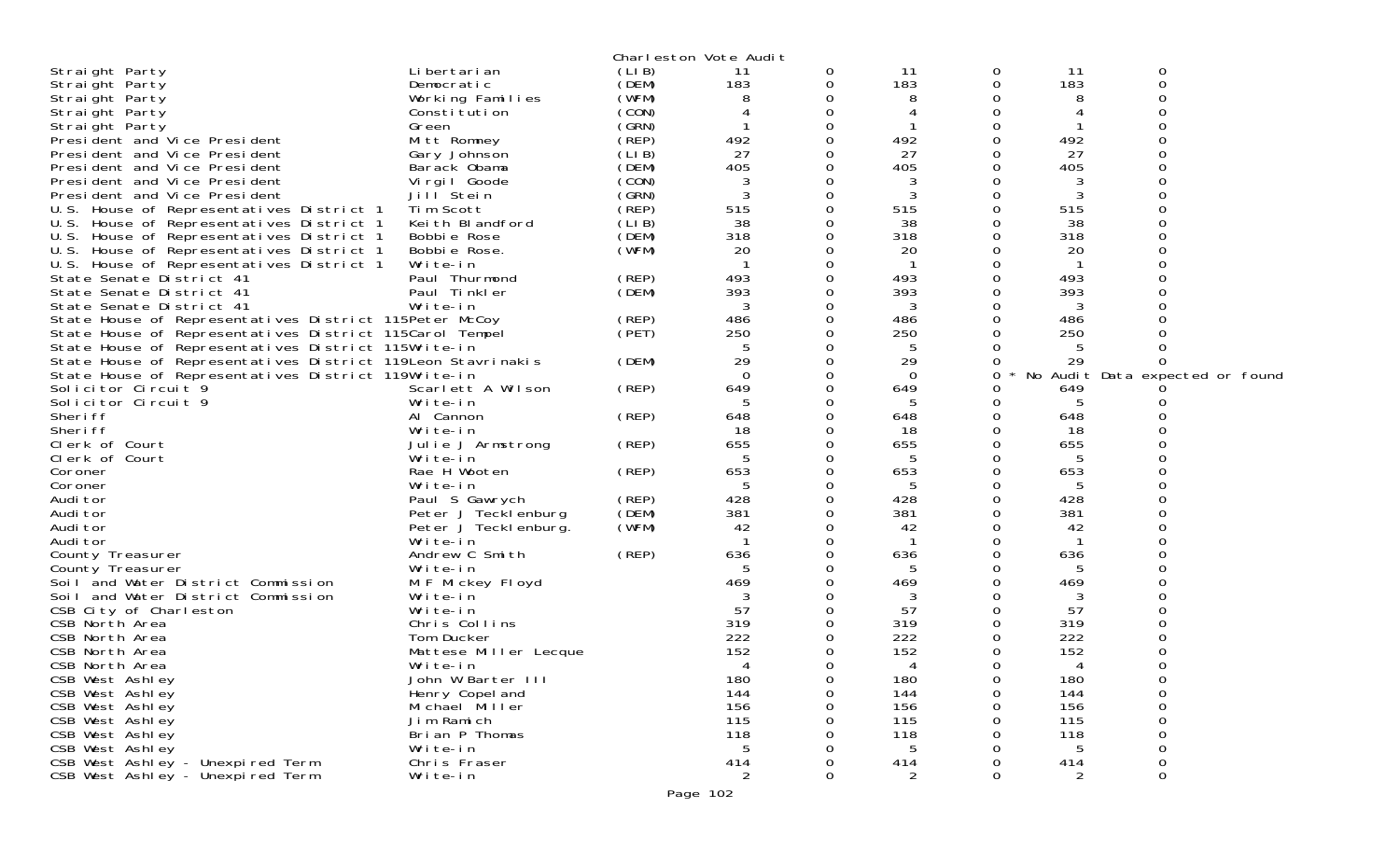Charleston Vote Audit

| Office | Candidate | Party | | | | | | |
|---|---|---|---|---|---|---|---|---|
| Straight Party | Libertarian | (LIB) | 11 | 0 | 11 | 0 | 11 | 0 |
| Straight Party | Democratic | (DEM) | 183 | 0 | 183 | 0 | 183 | 0 |
| Straight Party | Working Families | (WFM) | 8 | 0 | 8 | 0 | 8 | 0 |
| Straight Party | Constitution | (CON) | 4 | 0 | 4 | 0 | 4 | 0 |
| Straight Party | Green | (GRN) | 1 | 0 | 1 | 0 | 1 | 0 |
| President and Vice President | Mitt Romney | (REP) | 492 | 0 | 492 | 0 | 492 | 0 |
| President and Vice President | Gary Johnson | (LIB) | 27 | 0 | 27 | 0 | 27 | 0 |
| President and Vice President | Barack Obama | (DEM) | 405 | 0 | 405 | 0 | 405 | 0 |
| President and Vice President | Virgil Goode | (CON) | 3 | 0 | 3 | 0 | 3 | 0 |
| President and Vice President | Jill Stein | (GRN) | 3 | 0 | 3 | 0 | 3 | 0 |
| U.S. House of Representatives District 1 | Tim Scott | (REP) | 515 | 0 | 515 | 0 | 515 | 0 |
| U.S. House of Representatives District 1 | Keith Blandford | (LIB) | 38 | 0 | 38 | 0 | 38 | 0 |
| U.S. House of Representatives District 1 | Bobbie Rose | (DEM) | 318 | 0 | 318 | 0 | 318 | 0 |
| U.S. House of Representatives District 1 | Bobbie Rose. | (WFM) | 20 | 0 | 20 | 0 | 20 | 0 |
| U.S. House of Representatives District 1 | Write-in | | 1 | 0 | 1 | 0 | 1 | 0 |
| State Senate District 41 | Paul Thurmond | (REP) | 493 | 0 | 493 | 0 | 493 | 0 |
| State Senate District 41 | Paul Tinkler | (DEM) | 393 | 0 | 393 | 0 | 393 | 0 |
| State Senate District 41 | Write-in | | 3 | 0 | 3 | 0 | 3 | 0 |
| State House of Representatives District 115 | Peter McCoy | (REP) | 486 | 0 | 486 | 0 | 486 | 0 |
| State House of Representatives District 115 | Carol Tempel | (PET) | 250 | 0 | 250 | 0 | 250 | 0 |
| State House of Representatives District 115 | Write-in | | 5 | 0 | 5 | 0 | 5 | 0 |
| State House of Representatives District 119 | Leon Stavrinakis | (DEM) | 29 | 0 | 29 | 0 | 29 | 0 |
| State House of Representatives District 119 | Write-in | | 0 | 0 | 0 | 0 * No Audit Data expected or found | | |
| Solicitor Circuit 9 | Scarlett A Wilson | (REP) | 649 | 0 | 649 | 0 | 649 | 0 |
| Solicitor Circuit 9 | Write-in | | 5 | 0 | 5 | 0 | 5 | 0 |
| Sheriff | Al Cannon | (REP) | 648 | 0 | 648 | 0 | 648 | 0 |
| Sheriff | Write-in | | 18 | 0 | 18 | 0 | 18 | 0 |
| Clerk of Court | Julie J Armstrong | (REP) | 655 | 0 | 655 | 0 | 655 | 0 |
| Clerk of Court | Write-in | | 5 | 0 | 5 | 0 | 5 | 0 |
| Coroner | Rae H Wooten | (REP) | 653 | 0 | 653 | 0 | 653 | 0 |
| Coroner | Write-in | | 5 | 0 | 5 | 0 | 5 | 0 |
| Auditor | Paul S Gawrych | (REP) | 428 | 0 | 428 | 0 | 428 | 0 |
| Auditor | Peter J Tecklenburg | (DEM) | 381 | 0 | 381 | 0 | 381 | 0 |
| Auditor | Peter J Tecklenburg. | (WFM) | 42 | 0 | 42 | 0 | 42 | 0 |
| Auditor | Write-in | | 1 | 0 | 1 | 0 | 1 | 0 |
| County Treasurer | Andrew C Smith | (REP) | 636 | 0 | 636 | 0 | 636 | 0 |
| County Treasurer | Write-in | | 5 | 0 | 5 | 0 | 5 | 0 |
| Soil and Water District Commission | M F Mickey Floyd | | 469 | 0 | 469 | 0 | 469 | 0 |
| Soil and Water District Commission | Write-in | | 3 | 0 | 3 | 0 | 3 | 0 |
| CSB City of Charleston | Write-in | | 57 | 0 | 57 | 0 | 57 | 0 |
| CSB North Area | Chris Collins | | 319 | 0 | 319 | 0 | 319 | 0 |
| CSB North Area | Tom Ducker | | 222 | 0 | 222 | 0 | 222 | 0 |
| CSB North Area | Mattese Miller Lecque | | 152 | 0 | 152 | 0 | 152 | 0 |
| CSB North Area | Write-in | | 4 | 0 | 4 | 0 | 4 | 0 |
| CSB West Ashley | John W Barter III | | 180 | 0 | 180 | 0 | 180 | 0 |
| CSB West Ashley | Henry Copeland | | 144 | 0 | 144 | 0 | 144 | 0 |
| CSB West Ashley | Michael Miller | | 156 | 0 | 156 | 0 | 156 | 0 |
| CSB West Ashley | Jim Ramich | | 115 | 0 | 115 | 0 | 115 | 0 |
| CSB West Ashley | Brian P Thomas | | 118 | 0 | 118 | 0 | 118 | 0 |
| CSB West Ashley | Write-in | | 5 | 0 | 5 | 0 | 5 | 0 |
| CSB West Ashley - Unexpired Term | Chris Fraser | | 414 | 0 | 414 | 0 | 414 | 0 |
| CSB West Ashley - Unexpired Term | Write-in | | 2 | 0 | 2 | 0 | 2 | 0 |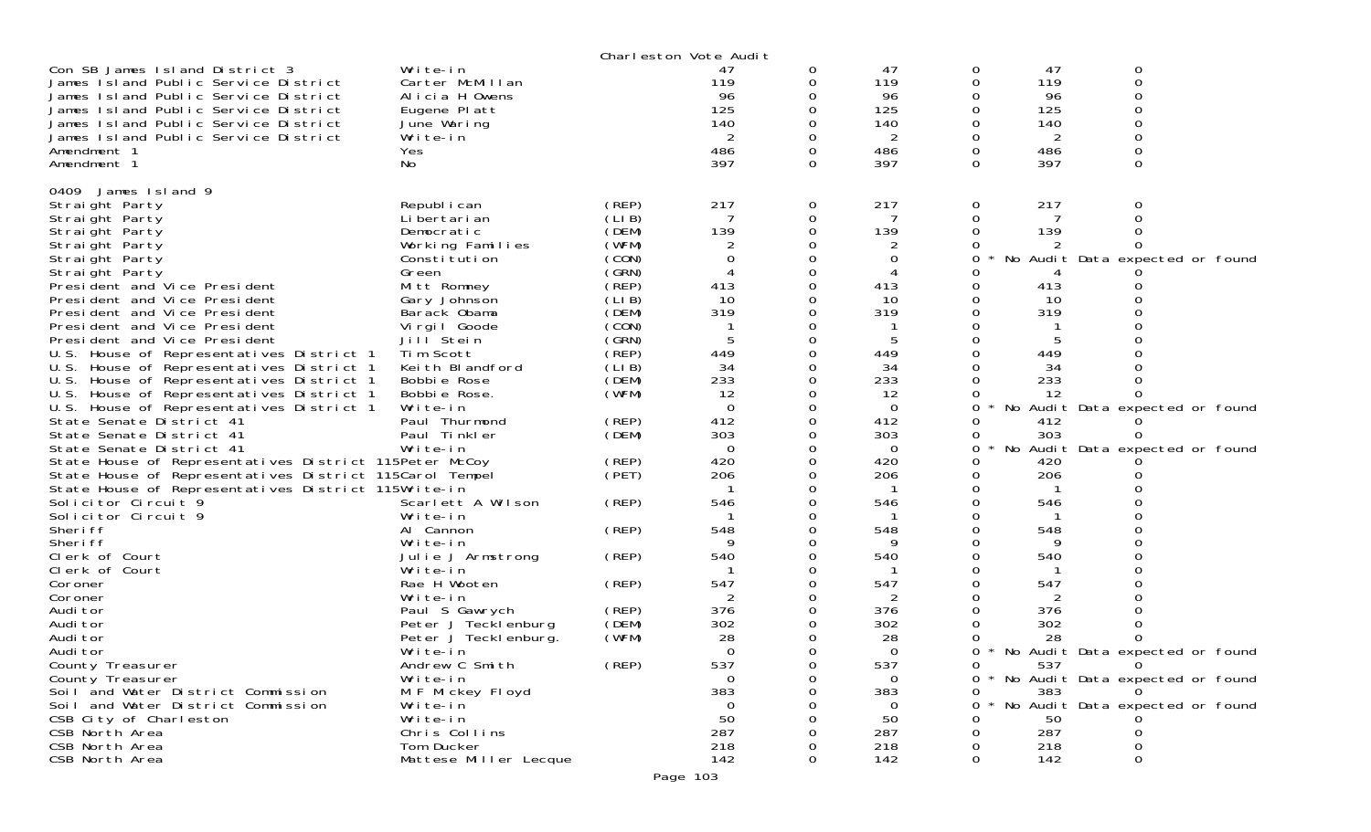Charleston Vote Audit

| | | | | | | | | |
|---|---|---|---|---|---|---|---|---|
| Con SB James Island District 3 | Write-in | | 47 | 0 | 47 | 0 | 47 | 0 |
| James Island Public Service District | Carter McMillan | | 119 | 0 | 119 | 0 | 119 | 0 |
| James Island Public Service District | Alicia H Owens | | 96 | 0 | 96 | 0 | 96 | 0 |
| James Island Public Service District | Eugene Platt | | 125 | 0 | 125 | 0 | 125 | 0 |
| James Island Public Service District | June Waring | | 140 | 0 | 140 | 0 | 140 | 0 |
| James Island Public Service District | Write-in | | 2 | 0 | 2 | 0 | 2 | 0 |
| Amendment 1 | Yes | | 486 | 0 | 486 | 0 | 486 | 0 |
| Amendment 1 | No | | 397 | 0 | 397 | 0 | 397 | 0 |

0409 James Island 9

| | | | | | | | | |
|---|---|---|---|---|---|---|---|---|
| Straight Party | Republican | (REP) | 217 | 0 | 217 | 0 | 217 | 0 |
| Straight Party | Libertarian | (LIB) | 7 | 0 | 7 | 0 | 7 | 0 |
| Straight Party | Democratic | (DEM) | 139 | 0 | 139 | 0 | 139 | 0 |
| Straight Party | Working Families | (WFM) | 2 | 0 | 2 | 0 | 2 | 0 |
| Straight Party | Constitution | (CON) | 0 | 0 | 0 | 0 * | No Audit Data expected or found | |
| Straight Party | Green | (GRN) | 4 | 0 | 4 | 0 | 4 | 0 |
| President and Vice President | Mitt Romney | (REP) | 413 | 0 | 413 | 0 | 413 | 0 |
| President and Vice President | Gary Johnson | (LIB) | 10 | 0 | 10 | 0 | 10 | 0 |
| President and Vice President | Barack Obama | (DEM) | 319 | 0 | 319 | 0 | 319 | 0 |
| President and Vice President | Virgil Goode | (CON) | 1 | 0 | 1 | 0 | 1 | 0 |
| President and Vice President | Jill Stein | (GRN) | 5 | 0 | 5 | 0 | 5 | 0 |
| U.S. House of Representatives District 1 | Tim Scott | (REP) | 449 | 0 | 449 | 0 | 449 | 0 |
| U.S. House of Representatives District 1 | Keith Blandford | (LIB) | 34 | 0 | 34 | 0 | 34 | 0 |
| U.S. House of Representatives District 1 | Bobbie Rose | (DEM) | 233 | 0 | 233 | 0 | 233 | 0 |
| U.S. House of Representatives District 1 | Bobbie Rose. | (WFM) | 12 | 0 | 12 | 0 | 12 | 0 |
| U.S. House of Representatives District 1 | Write-in | | 0 | 0 | 0 | 0 * | No Audit Data expected or found | |
| State Senate District 41 | Paul Thurmond | (REP) | 412 | 0 | 412 | 0 | 412 | 0 |
| State Senate District 41 | Paul Tinkler | (DEM) | 303 | 0 | 303 | 0 | 303 | 0 |
| State Senate District 41 | Write-in | | 0 | 0 | 0 | 0 * | No Audit Data expected or found | |
| State House of Representatives District 115 | Peter McCoy | (REP) | 420 | 0 | 420 | 0 | 420 | 0 |
| State House of Representatives District 115 | Carol Tempel | (PET) | 206 | 0 | 206 | 0 | 206 | 0 |
| State House of Representatives District 115 | Write-in | | 1 | 0 | 1 | 0 | 1 | 0 |
| Solicitor Circuit 9 | Scarlett A Wilson | (REP) | 546 | 0 | 546 | 0 | 546 | 0 |
| Solicitor Circuit 9 | Write-in | | 1 | 0 | 1 | 0 | 1 | 0 |
| Sheriff | Al Cannon | (REP) | 548 | 0 | 548 | 0 | 548 | 0 |
| Sheriff | Write-in | | 9 | 0 | 9 | 0 | 9 | 0 |
| Clerk of Court | Julie J Armstrong | (REP) | 540 | 0 | 540 | 0 | 540 | 0 |
| Clerk of Court | Write-in | | 1 | 0 | 1 | 0 | 1 | 0 |
| Coroner | Rae H Wooten | (REP) | 547 | 0 | 547 | 0 | 547 | 0 |
| Coroner | Write-in | | 2 | 0 | 2 | 0 | 2 | 0 |
| Auditor | Paul S Gawrych | (REP) | 376 | 0 | 376 | 0 | 376 | 0 |
| Auditor | Peter J Tecklenburg | (DEM) | 302 | 0 | 302 | 0 | 302 | 0 |
| Auditor | Peter J Tecklenburg. | (WFM) | 28 | 0 | 28 | 0 | 28 | 0 |
| Auditor | Write-in | | 0 | 0 | 0 | 0 * | No Audit Data expected or found | |
| County Treasurer | Andrew C Smith | (REP) | 537 | 0 | 537 | 0 | 537 | 0 |
| County Treasurer | Write-in | | 0 | 0 | 0 | 0 * | No Audit Data expected or found | |
| Soil and Water District Commission | M F Mickey Floyd | | 383 | 0 | 383 | 0 | 383 | 0 |
| Soil and Water District Commission | Write-in | | 0 | 0 | 0 | 0 * | No Audit Data expected or found | |
| CSB City of Charleston | Write-in | | 50 | 0 | 50 | 0 | 50 | 0 |
| CSB North Area | Chris Collins | | 287 | 0 | 287 | 0 | 287 | 0 |
| CSB North Area | Tom Ducker | | 218 | 0 | 218 | 0 | 218 | 0 |
| CSB North Area | Mattese Miller Lecque | | 142 | 0 | 142 | 0 | 142 | 0 |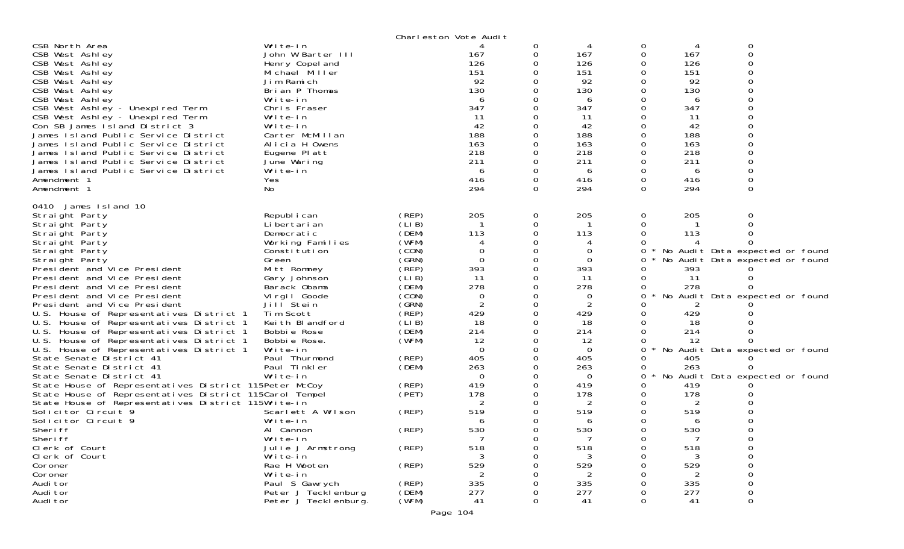Charleston Vote Audit

| Contest | Candidate | Party | | | | | | |
|---|---|---|---|---|---|---|---|---|
| CSB North Area | Write-in | | 4 | 0 | 4 | 0 | 4 | 0 |
| CSB West Ashley | John W Barter III | | 167 | 0 | 167 | 0 | 167 | 0 |
| CSB West Ashley | Henry Copeland | | 126 | 0 | 126 | 0 | 126 | 0 |
| CSB West Ashley | Michael Miller | | 151 | 0 | 151 | 0 | 151 | 0 |
| CSB West Ashley | Jim Ramich | | 92 | 0 | 92 | 0 | 92 | 0 |
| CSB West Ashley | Brian P Thomas | | 130 | 0 | 130 | 0 | 130 | 0 |
| CSB West Ashley | Write-in | | 6 | 0 | 6 | 0 | 6 | 0 |
| CSB West Ashley - Unexpired Term | Chris Fraser | | 347 | 0 | 347 | 0 | 347 | 0 |
| CSB West Ashley - Unexpired Term | Write-in | | 11 | 0 | 11 | 0 | 11 | 0 |
| Con SB James Island District 3 | Write-in | | 42 | 0 | 42 | 0 | 42 | 0 |
| James Island Public Service District | Carter McMillan | | 188 | 0 | 188 | 0 | 188 | 0 |
| James Island Public Service District | Alicia H Owens | | 163 | 0 | 163 | 0 | 163 | 0 |
| James Island Public Service District | Eugene Platt | | 218 | 0 | 218 | 0 | 218 | 0 |
| James Island Public Service District | June Waring | | 211 | 0 | 211 | 0 | 211 | 0 |
| James Island Public Service District | Write-in | | 6 | 0 | 6 | 0 | 6 | 0 |
| Amendment 1 | Yes | | 416 | 0 | 416 | 0 | 416 | 0 |
| Amendment 1 | No | | 294 | 0 | 294 | 0 | 294 | 0 |

0410 James Island 10

| Contest | Candidate | Party | | | | | | |
|---|---|---|---|---|---|---|---|---|
| Straight Party | Republican | (REP) | 205 | 0 | 205 | 0 | 205 | 0 |
| Straight Party | Libertarian | (LIB) | 1 | 0 | 1 | 0 | 1 | 0 |
| Straight Party | Democratic | (DEM) | 113 | 0 | 113 | 0 | 113 | 0 |
| Straight Party | Working Families | (WFM) | 4 | 0 | 4 | 0 | 4 | 0 |
| Straight Party | Constitution | (CON) | 0 | 0 | 0 | 0 * | No Audit Data expected or found | |
| Straight Party | Green | (GRN) | 0 | 0 | 0 | 0 * | No Audit Data expected or found | |
| President and Vice President | Mitt Romney | (REP) | 393 | 0 | 393 | 0 | 393 | 0 |
| President and Vice President | Gary Johnson | (LIB) | 11 | 0 | 11 | 0 | 11 | 0 |
| President and Vice President | Barack Obama | (DEM) | 278 | 0 | 278 | 0 | 278 | 0 |
| President and Vice President | Virgil Goode | (CON) | 0 | 0 | 0 | 0 * | No Audit Data expected or found | |
| President and Vice President | Jill Stein | (GRN) | 2 | 0 | 2 | 0 | 2 | 0 |
| U.S. House of Representatives District 1 | Tim Scott | (REP) | 429 | 0 | 429 | 0 | 429 | 0 |
| U.S. House of Representatives District 1 | Keith Blandford | (LIB) | 18 | 0 | 18 | 0 | 18 | 0 |
| U.S. House of Representatives District 1 | Bobbie Rose | (DEM) | 214 | 0 | 214 | 0 | 214 | 0 |
| U.S. House of Representatives District 1 | Bobbie Rose. | (WFM) | 12 | 0 | 12 | 0 | 12 | 0 |
| U.S. House of Representatives District 1 | Write-in | | 0 | 0 | 0 | 0 * | No Audit Data expected or found | |
| State Senate District 41 | Paul Thurmond | (REP) | 405 | 0 | 405 | 0 | 405 | 0 |
| State Senate District 41 | Paul Tinkler | (DEM) | 263 | 0 | 263 | 0 | 263 | 0 |
| State Senate District 41 | Write-in | | 0 | 0 | 0 | 0 * | No Audit Data expected or found | |
| State House of Representatives District 115 | Peter McCoy | (REP) | 419 | 0 | 419 | 0 | 419 | 0 |
| State House of Representatives District 115 | Carol Tempel | (PET) | 178 | 0 | 178 | 0 | 178 | 0 |
| State House of Representatives District 115 | Write-in | | 2 | 0 | 2 | 0 | 2 | 0 |
| Solicitor Circuit 9 | Scarlett A Wilson | (REP) | 519 | 0 | 519 | 0 | 519 | 0 |
| Solicitor Circuit 9 | Write-in | | 6 | 0 | 6 | 0 | 6 | 0 |
| Sheriff | Al Cannon | (REP) | 530 | 0 | 530 | 0 | 530 | 0 |
| Sheriff | Write-in | | 7 | 0 | 7 | 0 | 7 | 0 |
| Clerk of Court | Julie J Armstrong | (REP) | 518 | 0 | 518 | 0 | 518 | 0 |
| Clerk of Court | Write-in | | 3 | 0 | 3 | 0 | 3 | 0 |
| Coroner | Rae H Wooten | (REP) | 529 | 0 | 529 | 0 | 529 | 0 |
| Coroner | Write-in | | 2 | 0 | 2 | 0 | 2 | 0 |
| Auditor | Paul S Gawrych | (REP) | 335 | 0 | 335 | 0 | 335 | 0 |
| Auditor | Peter J Tecklenburg | (DEM) | 277 | 0 | 277 | 0 | 277 | 0 |
| Auditor | Peter J Tecklenburg. | (WFM) | 41 | 0 | 41 | 0 | 41 | 0 |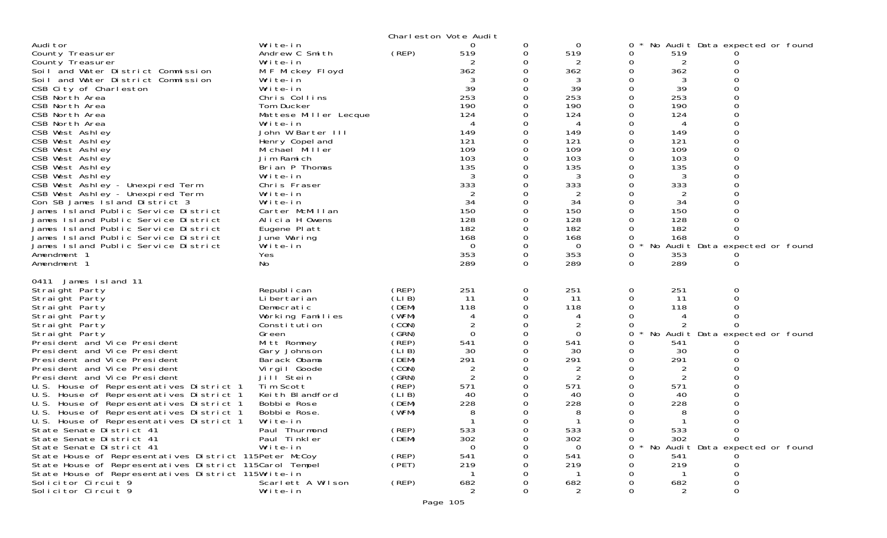Charleston Vote Audit

| | | | | | | | | | |
|---|---|---|---|---|---|---|---|---|---|
| Auditor | Write-in | | 0 | 0 | 0 | 0 * No Audit Data expected or found | | | |
| County Treasurer | Andrew C Smith | (REP) | 519 | 0 | 519 | 0 | 519 | 0 | |
| County Treasurer | Write-in | | 2 | 0 | 2 | 0 | 2 | 0 | |
| Soil and Water District Commission | M F Mickey Floyd | | 362 | 0 | 362 | 0 | 362 | 0 | |
| Soil and Water District Commission | Write-in | | 3 | 0 | 3 | 0 | 3 | 0 | |
| CSB City of Charleston | Write-in | | 39 | 0 | 39 | 0 | 39 | 0 | |
| CSB North Area | Chris Collins | | 253 | 0 | 253 | 0 | 253 | 0 | |
| CSB North Area | Tom Ducker | | 190 | 0 | 190 | 0 | 190 | 0 | |
| CSB North Area | Mattese Miller Lecque | | 124 | 0 | 124 | 0 | 124 | 0 | |
| CSB North Area | Write-in | | 4 | 0 | 4 | 0 | 4 | 0 | |
| CSB West Ashley | John W Barter III | | 149 | 0 | 149 | 0 | 149 | 0 | |
| CSB West Ashley | Henry Copeland | | 121 | 0 | 121 | 0 | 121 | 0 | |
| CSB West Ashley | Michael Miller | | 109 | 0 | 109 | 0 | 109 | 0 | |
| CSB West Ashley | Jim Ramich | | 103 | 0 | 103 | 0 | 103 | 0 | |
| CSB West Ashley | Brian P Thomas | | 135 | 0 | 135 | 0 | 135 | 0 | |
| CSB West Ashley | Write-in | | 3 | 0 | 3 | 0 | 3 | 0 | |
| CSB West Ashley - Unexpired Term | Chris Fraser | | 333 | 0 | 333 | 0 | 333 | 0 | |
| CSB West Ashley - Unexpired Term | Write-in | | 2 | 0 | 2 | 0 | 2 | 0 | |
| Con SB James Island District 3 | Write-in | | 34 | 0 | 34 | 0 | 34 | 0 | |
| James Island Public Service District | Carter McMillan | | 150 | 0 | 150 | 0 | 150 | 0 | |
| James Island Public Service District | Alicia H Owens | | 128 | 0 | 128 | 0 | 128 | 0 | |
| James Island Public Service District | Eugene Platt | | 182 | 0 | 182 | 0 | 182 | 0 | |
| James Island Public Service District | June Waring | | 168 | 0 | 168 | 0 | 168 | 0 | |
| James Island Public Service District | Write-in | | 0 | 0 | 0 | 0 * No Audit Data expected or found | | | |
| Amendment 1 | Yes | | 353 | 0 | 353 | 0 | 353 | 0 | |
| Amendment 1 | No | | 289 | 0 | 289 | 0 | 289 | 0 | |
| **0411 James Island 11** | | | | | | | | | |
| Straight Party | Republican | (REP) | 251 | 0 | 251 | 0 | 251 | 0 | |
| Straight Party | Libertarian | (LIB) | 11 | 0 | 11 | 0 | 11 | 0 | |
| Straight Party | Democratic | (DEM) | 118 | 0 | 118 | 0 | 118 | 0 | |
| Straight Party | Working Families | (WFM) | 4 | 0 | 4 | 0 | 4 | 0 | |
| Straight Party | Constitution | (CON) | 2 | 0 | 2 | 0 | 2 | 0 | |
| Straight Party | Green | (GRN) | 0 | 0 | 0 | 0 * No Audit Data expected or found | | | |
| President and Vice President | Mitt Romney | (REP) | 541 | 0 | 541 | 0 | 541 | 0 | |
| President and Vice President | Gary Johnson | (LIB) | 30 | 0 | 30 | 0 | 30 | 0 | |
| President and Vice President | Barack Obama | (DEM) | 291 | 0 | 291 | 0 | 291 | 0 | |
| President and Vice President | Virgil Goode | (CON) | 2 | 0 | 2 | 0 | 2 | 0 | |
| President and Vice President | Jill Stein | (GRN) | 2 | 0 | 2 | 0 | 2 | 0 | |
| U.S. House of Representatives District 1 | Tim Scott | (REP) | 571 | 0 | 571 | 0 | 571 | 0 | |
| U.S. House of Representatives District 1 | Keith Blandford | (LIB) | 40 | 0 | 40 | 0 | 40 | 0 | |
| U.S. House of Representatives District 1 | Bobbie Rose | (DEM) | 228 | 0 | 228 | 0 | 228 | 0 | |
| U.S. House of Representatives District 1 | Bobbie Rose. | (WFM) | 8 | 0 | 8 | 0 | 8 | 0 | |
| U.S. House of Representatives District 1 | Write-in | | 1 | 0 | 1 | 0 | 1 | 0 | |
| State Senate District 41 | Paul Thurmond | (REP) | 533 | 0 | 533 | 0 | 533 | 0 | |
| State Senate District 41 | Paul Tinkler | (DEM) | 302 | 0 | 302 | 0 | 302 | 0 | |
| State Senate District 41 | Write-in | | 0 | 0 | 0 | 0 * No Audit Data expected or found | | | |
| State House of Representatives District 115 | Peter McCoy | (REP) | 541 | 0 | 541 | 0 | 541 | 0 | |
| State House of Representatives District 115 | Carol Tempel | (PET) | 219 | 0 | 219 | 0 | 219 | 0 | |
| State House of Representatives District 115 | Write-in | | 1 | 0 | 1 | 0 | 1 | 0 | |
| Solicitor Circuit 9 | Scarlett A Wilson | (REP) | 682 | 0 | 682 | 0 | 682 | 0 | |
| Solicitor Circuit 9 | Write-in | | 2 | 0 | 2 | 0 | 2 | 0 | |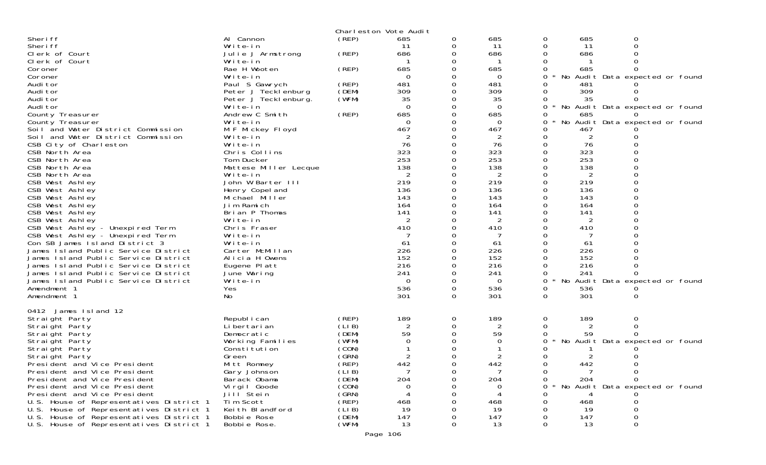Charleston Vote Audit

| | | | | | | | | | |
|---|---|---|---|---|---|---|---|---|---|
| Sheriff | Al Cannon | (REP) | 685 | 0 | 685 | 0 | 685 | 0 | |
| Sheriff | Write-in | | 11 | 0 | 11 | 0 | 11 | 0 | |
| Clerk of Court | Julie J Armstrong | (REP) | 686 | 0 | 686 | 0 | 686 | 0 | |
| Clerk of Court | Write-in | | 1 | 0 | 1 | 0 | 1 | 0 | |
| Coroner | Rae H Wooten | (REP) | 685 | 0 | 685 | 0 | 685 | 0 | |
| Coroner | Write-in | | 0 | 0 | 0 | 0 | | | * No Audit Data expected or found |
| Auditor | Paul S Gawrych | (REP) | 481 | 0 | 481 | 0 | 481 | 0 | |
| Auditor | Peter J Tecklenburg | (DEM) | 309 | 0 | 309 | 0 | 309 | 0 | |
| Auditor | Peter J Tecklenburg. | (WFM) | 35 | 0 | 35 | 0 | 35 | 0 | |
| Auditor | Write-in | | 0 | 0 | 0 | 0 | | | * No Audit Data expected or found |
| County Treasurer | Andrew C Smith | (REP) | 685 | 0 | 685 | 0 | 685 | 0 | |
| County Treasurer | Write-in | | 0 | 0 | 0 | 0 | | | * No Audit Data expected or found |
| Soil and Water District Commission | M F Mickey Floyd | | 467 | 0 | 467 | 0 | 467 | 0 | |
| Soil and Water District Commission | Write-in | | 2 | 0 | 2 | 0 | 2 | 0 | |
| CSB City of Charleston | Write-in | | 76 | 0 | 76 | 0 | 76 | 0 | |
| CSB North Area | Chris Collins | | 323 | 0 | 323 | 0 | 323 | 0 | |
| CSB North Area | Tom Ducker | | 253 | 0 | 253 | 0 | 253 | 0 | |
| CSB North Area | Mattese Miller Lecque | | 138 | 0 | 138 | 0 | 138 | 0 | |
| CSB North Area | Write-in | | 2 | 0 | 2 | 0 | 2 | 0 | |
| CSB West Ashley | John W Barter III | | 219 | 0 | 219 | 0 | 219 | 0 | |
| CSB West Ashley | Henry Copeland | | 136 | 0 | 136 | 0 | 136 | 0 | |
| CSB West Ashley | Michael Miller | | 143 | 0 | 143 | 0 | 143 | 0 | |
| CSB West Ashley | Jim Ramich | | 164 | 0 | 164 | 0 | 164 | 0 | |
| CSB West Ashley | Brian P Thomas | | 141 | 0 | 141 | 0 | 141 | 0 | |
| CSB West Ashley | Write-in | | 2 | 0 | 2 | 0 | 2 | 0 | |
| CSB West Ashley - Unexpired Term | Chris Fraser | | 410 | 0 | 410 | 0 | 410 | 0 | |
| CSB West Ashley - Unexpired Term | Write-in | | 7 | 0 | 7 | 0 | 7 | 0 | |
| Con SB James Island District 3 | Write-in | | 61 | 0 | 61 | 0 | 61 | 0 | |
| James Island Public Service District | Carter McMillan | | 226 | 0 | 226 | 0 | 226 | 0 | |
| James Island Public Service District | Alicia H Owens | | 152 | 0 | 152 | 0 | 152 | 0 | |
| James Island Public Service District | Eugene Platt | | 216 | 0 | 216 | 0 | 216 | 0 | |
| James Island Public Service District | June Waring | | 241 | 0 | 241 | 0 | 241 | 0 | |
| James Island Public Service District | Write-in | | 0 | 0 | 0 | 0 | | | * No Audit Data expected or found |
| Amendment 1 | Yes | | 536 | 0 | 536 | 0 | 536 | 0 | |
| Amendment 1 | No | | 301 | 0 | 301 | 0 | 301 | 0 | |

0412 James Island 12

| | | | | | | | | | |
|---|---|---|---|---|---|---|---|---|---|
| Straight Party | Republican | (REP) | 189 | 0 | 189 | 0 | 189 | 0 | |
| Straight Party | Libertarian | (LIB) | 2 | 0 | 2 | 0 | 2 | 0 | |
| Straight Party | Democratic | (DEM) | 59 | 0 | 59 | 0 | 59 | 0 | |
| Straight Party | Working Families | (WFM) | 0 | 0 | 0 | 0 | | | * No Audit Data expected or found |
| Straight Party | Constitution | (CON) | 1 | 0 | 1 | 0 | 1 | 0 | |
| Straight Party | Green | (GRN) | 2 | 0 | 2 | 0 | 2 | 0 | |
| President and Vice President | Mitt Romney | (REP) | 442 | 0 | 442 | 0 | 442 | 0 | |
| President and Vice President | Gary Johnson | (LIB) | 7 | 0 | 7 | 0 | 7 | 0 | |
| President and Vice President | Barack Obama | (DEM) | 204 | 0 | 204 | 0 | 204 | 0 | |
| President and Vice President | Virgil Goode | (CON) | 0 | 0 | 0 | 0 | | | * No Audit Data expected or found |
| President and Vice President | Jill Stein | (GRN) | 4 | 0 | 4 | 0 | 4 | 0 | |
| U.S. House of Representatives District 1 | Tim Scott | (REP) | 468 | 0 | 468 | 0 | 468 | 0 | |
| U.S. House of Representatives District 1 | Keith Blandford | (LIB) | 19 | 0 | 19 | 0 | 19 | 0 | |
| U.S. House of Representatives District 1 | Bobbie Rose | (DEM) | 147 | 0 | 147 | 0 | 147 | 0 | |
| U.S. House of Representatives District 1 | Bobbie Rose. | (WFM) | 13 | 0 | 13 | 0 | 13 | 0 | |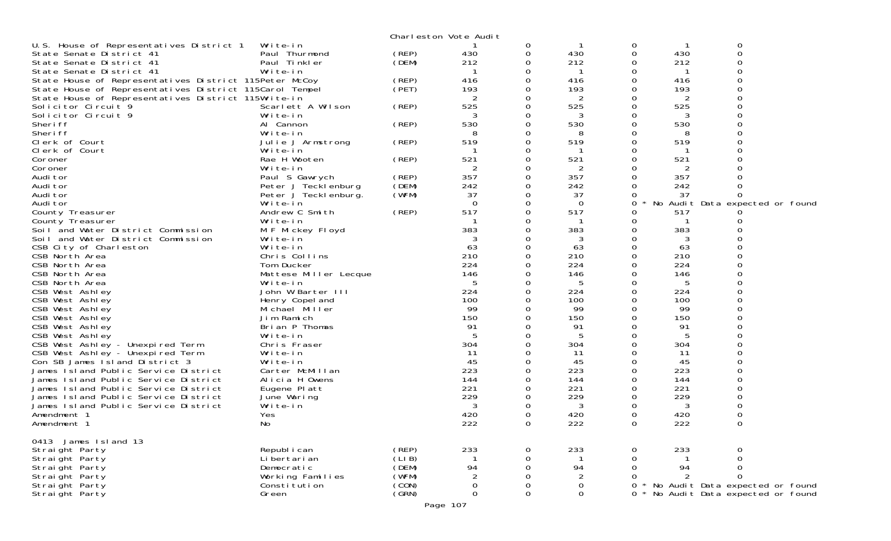Charleston Vote Audit

| | | | | | | | | |
|---|---|---|---|---|---|---|---|---|
| U.S. House of Representatives District 1 | Write-in | | 1 | 0 | 1 | 0 | 1 | 0 |
| State Senate District 41 | Paul Thurmond | (REP) | 430 | 0 | 430 | 0 | 430 | 0 |
| State Senate District 41 | Paul Tinkler | (DEM) | 212 | 0 | 212 | 0 | 212 | 0 |
| State Senate District 41 | Write-in | | 1 | 0 | 1 | 0 | 1 | 0 |
| State House of Representatives District 115 | Peter McCoy | (REP) | 416 | 0 | 416 | 0 | 416 | 0 |
| State House of Representatives District 115 | Carol Tempel | (PET) | 193 | 0 | 193 | 0 | 193 | 0 |
| State House of Representatives District 115 | Write-in | | 2 | 0 | 2 | 0 | 2 | 0 |
| Solicitor Circuit 9 | Scarlett A Wilson | (REP) | 525 | 0 | 525 | 0 | 525 | 0 |
| Solicitor Circuit 9 | Write-in | | 3 | 0 | 3 | 0 | 3 | 0 |
| Sheriff | Al Cannon | (REP) | 530 | 0 | 530 | 0 | 530 | 0 |
| Sheriff | Write-in | | 8 | 0 | 8 | 0 | 8 | 0 |
| Clerk of Court | Julie J Armstrong | (REP) | 519 | 0 | 519 | 0 | 519 | 0 |
| Clerk of Court | Write-in | | 1 | 0 | 1 | 0 | 1 | 0 |
| Coroner | Rae H Wooten | (REP) | 521 | 0 | 521 | 0 | 521 | 0 |
| Coroner | Write-in | | 2 | 0 | 2 | 0 | 2 | 0 |
| Auditor | Paul S Gawrych | (REP) | 357 | 0 | 357 | 0 | 357 | 0 |
| Auditor | Peter J Tecklenburg | (DEM) | 242 | 0 | 242 | 0 | 242 | 0 |
| Auditor | Peter J Tecklenburg. | (WFM) | 37 | 0 | 37 | 0 | 37 | 0 |
| Auditor | Write-in | | 0 | 0 | 0 | 0 * No Audit Data expected or found | | |
| County Treasurer | Andrew C Smith | (REP) | 517 | 0 | 517 | 0 | 517 | 0 |
| County Treasurer | Write-in | | 1 | 0 | 1 | 0 | 1 | 0 |
| Soil and Water District Commission | M F Mickey Floyd | | 383 | 0 | 383 | 0 | 383 | 0 |
| Soil and Water District Commission | Write-in | | 3 | 0 | 3 | 0 | 3 | 0 |
| CSB City of Charleston | Write-in | | 63 | 0 | 63 | 0 | 63 | 0 |
| CSB North Area | Chris Collins | | 210 | 0 | 210 | 0 | 210 | 0 |
| CSB North Area | Tom Ducker | | 224 | 0 | 224 | 0 | 224 | 0 |
| CSB North Area | Mattese Miller Lecque | | 146 | 0 | 146 | 0 | 146 | 0 |
| CSB North Area | Write-in | | 5 | 0 | 5 | 0 | 5 | 0 |
| CSB West Ashley | John W Barter III | | 224 | 0 | 224 | 0 | 224 | 0 |
| CSB West Ashley | Henry Copeland | | 100 | 0 | 100 | 0 | 100 | 0 |
| CSB West Ashley | Michael Miller | | 99 | 0 | 99 | 0 | 99 | 0 |
| CSB West Ashley | Jim Ramich | | 150 | 0 | 150 | 0 | 150 | 0 |
| CSB West Ashley | Brian P Thomas | | 91 | 0 | 91 | 0 | 91 | 0 |
| CSB West Ashley | Write-in | | 5 | 0 | 5 | 0 | 5 | 0 |
| CSB West Ashley - Unexpired Term | Chris Fraser | | 304 | 0 | 304 | 0 | 304 | 0 |
| CSB West Ashley - Unexpired Term | Write-in | | 11 | 0 | 11 | 0 | 11 | 0 |
| Con SB James Island District 3 | Write-in | | 45 | 0 | 45 | 0 | 45 | 0 |
| James Island Public Service District | Carter McMillan | | 223 | 0 | 223 | 0 | 223 | 0 |
| James Island Public Service District | Alicia H Owens | | 144 | 0 | 144 | 0 | 144 | 0 |
| James Island Public Service District | Eugene Platt | | 221 | 0 | 221 | 0 | 221 | 0 |
| James Island Public Service District | June Waring | | 229 | 0 | 229 | 0 | 229 | 0 |
| James Island Public Service District | Write-in | | 3 | 0 | 3 | 0 | 3 | 0 |
| Amendment 1 | Yes | | 420 | 0 | 420 | 0 | 420 | 0 |
| Amendment 1 | No | | 222 | 0 | 222 | 0 | 222 | 0 |

0413 James Island 13

| | | | | | | | | |
|---|---|---|---|---|---|---|---|---|
| Straight Party | Republican | (REP) | 233 | 0 | 233 | 0 | 233 | 0 |
| Straight Party | Libertarian | (LIB) | 1 | 0 | 1 | 0 | 1 | 0 |
| Straight Party | Democratic | (DEM) | 94 | 0 | 94 | 0 | 94 | 0 |
| Straight Party | Working Families | (WFM) | 2 | 0 | 2 | 0 | 2 | 0 |
| Straight Party | Constitution | (CON) | 0 | 0 | 0 | 0 * No Audit Data expected or found | | |
| Straight Party | Green | (GRN) | 0 | 0 | 0 | 0 * No Audit Data expected or found | | |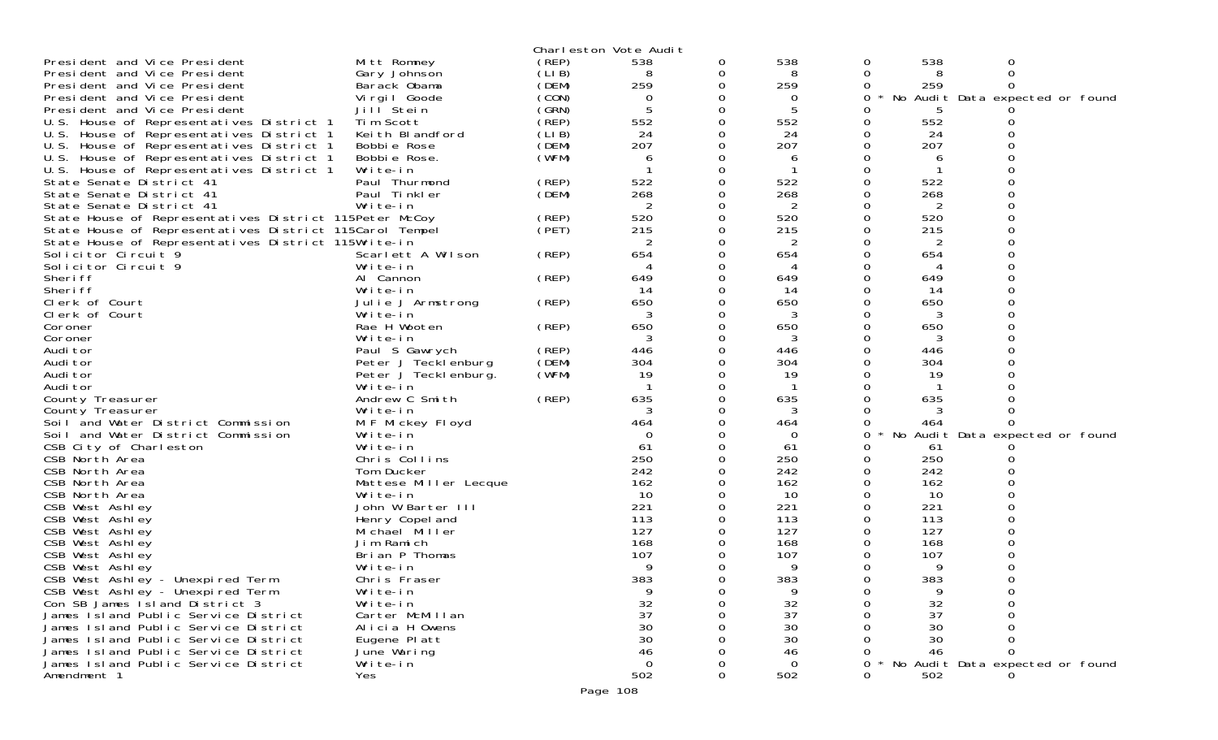Charleston Vote Audit

| Contest | Candidate | Party | | | | | | |
|---|---|---|---|---|---|---|---|---|
| President and Vice President | Mitt Romney | (REP) | 538 | 0 | 538 | 0 | 538 | 0 |
| President and Vice President | Gary Johnson | (LIB) | 8 | 0 | 8 | 0 | 8 | 0 |
| President and Vice President | Barack Obama | (DEM) | 259 | 0 | 259 | 0 | 259 | 0 |
| President and Vice President | Virgil Goode | (CON) | 0 | 0 | 0 | 0 | * No Audit Data expected or found | |
| President and Vice President | Jill Stein | (GRN) | 5 | 0 | 5 | 0 | 5 | 0 |
| U.S. House of Representatives District 1 | Tim Scott | (REP) | 552 | 0 | 552 | 0 | 552 | 0 |
| U.S. House of Representatives District 1 | Keith Blandford | (LIB) | 24 | 0 | 24 | 0 | 24 | 0 |
| U.S. House of Representatives District 1 | Bobbie Rose | (DEM) | 207 | 0 | 207 | 0 | 207 | 0 |
| U.S. House of Representatives District 1 | Bobbie Rose. | (WFM) | 6 | 0 | 6 | 0 | 6 | 0 |
| U.S. House of Representatives District 1 | Write-in | | 1 | 0 | 1 | 0 | 1 | 0 |
| State Senate District 41 | Paul Thurmond | (REP) | 522 | 0 | 522 | 0 | 522 | 0 |
| State Senate District 41 | Paul Tinkler | (DEM) | 268 | 0 | 268 | 0 | 268 | 0 |
| State Senate District 41 | Write-in | | 2 | 0 | 2 | 0 | 2 | 0 |
| State House of Representatives District 115 | Peter McCoy | (REP) | 520 | 0 | 520 | 0 | 520 | 0 |
| State House of Representatives District 115 | Carol Tempel | (PET) | 215 | 0 | 215 | 0 | 215 | 0 |
| State House of Representatives District 115 | Write-in | | 2 | 0 | 2 | 0 | 2 | 0 |
| Solicitor Circuit 9 | Scarlett A Wilson | (REP) | 654 | 0 | 654 | 0 | 654 | 0 |
| Solicitor Circuit 9 | Write-in | | 4 | 0 | 4 | 0 | 4 | 0 |
| Sheriff | Al Cannon | (REP) | 649 | 0 | 649 | 0 | 649 | 0 |
| Sheriff | Write-in | | 14 | 0 | 14 | 0 | 14 | 0 |
| Clerk of Court | Julie J Armstrong | (REP) | 650 | 0 | 650 | 0 | 650 | 0 |
| Clerk of Court | Write-in | | 3 | 0 | 3 | 0 | 3 | 0 |
| Coroner | Rae H Wooten | (REP) | 650 | 0 | 650 | 0 | 650 | 0 |
| Coroner | Write-in | | 3 | 0 | 3 | 0 | 3 | 0 |
| Auditor | Paul S Gawrych | (REP) | 446 | 0 | 446 | 0 | 446 | 0 |
| Auditor | Peter J Tecklenburg | (DEM) | 304 | 0 | 304 | 0 | 304 | 0 |
| Auditor | Peter J Tecklenburg. | (WFM) | 19 | 0 | 19 | 0 | 19 | 0 |
| Auditor | Write-in | | 1 | 0 | 1 | 0 | 1 | 0 |
| County Treasurer | Andrew C Smith | (REP) | 635 | 0 | 635 | 0 | 635 | 0 |
| County Treasurer | Write-in | | 3 | 0 | 3 | 0 | 3 | 0 |
| Soil and Water District Commission | M F Mickey Floyd | | 464 | 0 | 464 | 0 | 464 | 0 |
| Soil and Water District Commission | Write-in | | 0 | 0 | 0 | 0 | * No Audit Data expected or found | |
| CSB City of Charleston | Write-in | | 61 | 0 | 61 | 0 | 61 | 0 |
| CSB North Area | Chris Collins | | 250 | 0 | 250 | 0 | 250 | 0 |
| CSB North Area | Tom Ducker | | 242 | 0 | 242 | 0 | 242 | 0 |
| CSB North Area | Mattese Miller Lecque | | 162 | 0 | 162 | 0 | 162 | 0 |
| CSB North Area | Write-in | | 10 | 0 | 10 | 0 | 10 | 0 |
| CSB West Ashley | John W Barter III | | 221 | 0 | 221 | 0 | 221 | 0 |
| CSB West Ashley | Henry Copeland | | 113 | 0 | 113 | 0 | 113 | 0 |
| CSB West Ashley | Michael Miller | | 127 | 0 | 127 | 0 | 127 | 0 |
| CSB West Ashley | Jim Ramich | | 168 | 0 | 168 | 0 | 168 | 0 |
| CSB West Ashley | Brian P Thomas | | 107 | 0 | 107 | 0 | 107 | 0 |
| CSB West Ashley | Write-in | | 9 | 0 | 9 | 0 | 9 | 0 |
| CSB West Ashley - Unexpired Term | Chris Fraser | | 383 | 0 | 383 | 0 | 383 | 0 |
| CSB West Ashley - Unexpired Term | Write-in | | 9 | 0 | 9 | 0 | 9 | 0 |
| Con SB James Island District 3 | Write-in | | 32 | 0 | 32 | 0 | 32 | 0 |
| James Island Public Service District | Carter McMillan | | 37 | 0 | 37 | 0 | 37 | 0 |
| James Island Public Service District | Alicia H Owens | | 30 | 0 | 30 | 0 | 30 | 0 |
| James Island Public Service District | Eugene Platt | | 30 | 0 | 30 | 0 | 30 | 0 |
| James Island Public Service District | June Waring | | 46 | 0 | 46 | 0 | 46 | 0 |
| James Island Public Service District | Write-in | | 0 | 0 | 0 | 0 | * No Audit Data expected or found | |
| Amendment 1 | Yes | | 502 | 0 | 502 | 0 | 502 | 0 |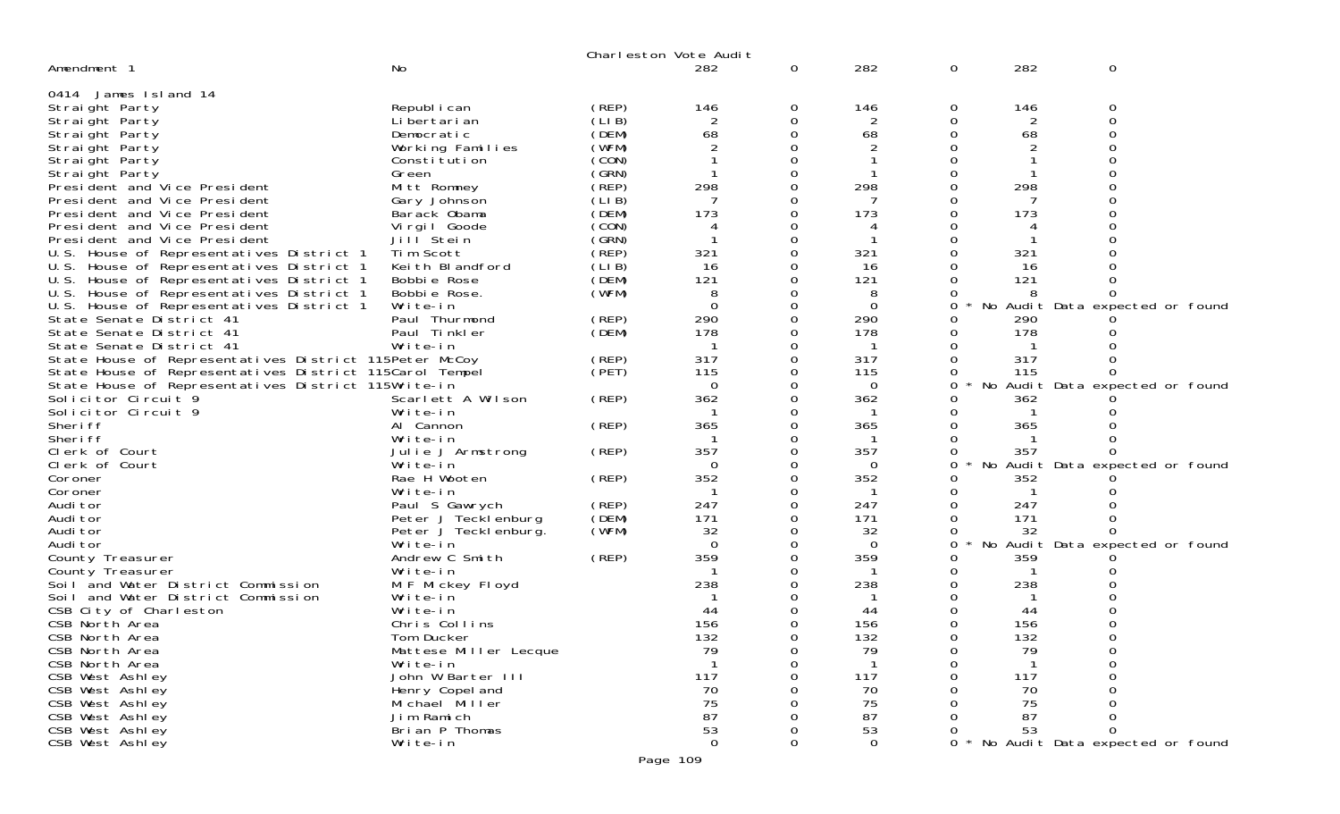Charleston Vote Audit

| Contest | Candidate | Party | | | | | | |
|---|---|---|---|---|---|---|---|---|
| Amendment 1 | No | | 282 | 0 | 282 | 0 | 282 | 0 |

0414 James Island 14

| Contest | Candidate | Party | | | | | | |
|---|---|---|---|---|---|---|---|---|
| Straight Party | Republican | (REP) | 146 | 0 | 146 | 0 | 146 | 0 |
| Straight Party | Libertarian | (LIB) | 2 | 0 | 2 | 0 | 2 | 0 |
| Straight Party | Democratic | (DEM) | 68 | 0 | 68 | 0 | 68 | 0 |
| Straight Party | Working Families | (WFM) | 2 | 0 | 2 | 0 | 2 | 0 |
| Straight Party | Constitution | (CON) | 1 | 0 | 1 | 0 | 1 | 0 |
| Straight Party | Green | (GRN) | 1 | 0 | 1 | 0 | 1 | 0 |
| President and Vice President | Mitt Romney | (REP) | 298 | 0 | 298 | 0 | 298 | 0 |
| President and Vice President | Gary Johnson | (LIB) | 7 | 0 | 7 | 0 | 7 | 0 |
| President and Vice President | Barack Obama | (DEM) | 173 | 0 | 173 | 0 | 173 | 0 |
| President and Vice President | Virgil Goode | (CON) | 4 | 0 | 4 | 0 | 4 | 0 |
| President and Vice President | Jill Stein | (GRN) | 1 | 0 | 1 | 0 | 1 | 0 |
| U.S. House of Representatives District 1 | Tim Scott | (REP) | 321 | 0 | 321 | 0 | 321 | 0 |
| U.S. House of Representatives District 1 | Keith Blandford | (LIB) | 16 | 0 | 16 | 0 | 16 | 0 |
| U.S. House of Representatives District 1 | Bobbie Rose | (DEM) | 121 | 0 | 121 | 0 | 121 | 0 |
| U.S. House of Representatives District 1 | Bobbie Rose. | (WFM) | 8 | 0 | 8 | 0 | 8 | 0 |
| U.S. House of Representatives District 1 | Write-in | | 0 | 0 | 0 | 0 * | No Audit Data expected or found | |
| State Senate District 41 | Paul Thurmond | (REP) | 290 | 0 | 290 | 0 | 290 | 0 |
| State Senate District 41 | Paul Tinkler | (DEM) | 178 | 0 | 178 | 0 | 178 | 0 |
| State Senate District 41 | Write-in | | 1 | 0 | 1 | 0 | 1 | 0 |
| State House of Representatives District 115 | Peter McCoy | (REP) | 317 | 0 | 317 | 0 | 317 | 0 |
| State House of Representatives District 115 | Carol Tempel | (PET) | 115 | 0 | 115 | 0 | 115 | 0 |
| State House of Representatives District 115 | Write-in | | 0 | 0 | 0 | 0 * | No Audit Data expected or found | |
| Solicitor Circuit 9 | Scarlett A Wilson | (REP) | 362 | 0 | 362 | 0 | 362 | 0 |
| Solicitor Circuit 9 | Write-in | | 1 | 0 | 1 | 0 | 1 | 0 |
| Sheriff | Al Cannon | (REP) | 365 | 0 | 365 | 0 | 365 | 0 |
| Sheriff | Write-in | | 1 | 0 | 1 | 0 | 1 | 0 |
| Clerk of Court | Julie J Armstrong | (REP) | 357 | 0 | 357 | 0 | 357 | 0 |
| Clerk of Court | Write-in | | 0 | 0 | 0 | 0 * | No Audit Data expected or found | |
| Coroner | Rae H Wooten | (REP) | 352 | 0 | 352 | 0 | 352 | 0 |
| Coroner | Write-in | | 1 | 0 | 1 | 0 | 1 | 0 |
| Auditor | Paul S Gawrych | (REP) | 247 | 0 | 247 | 0 | 247 | 0 |
| Auditor | Peter J Tecklenburg | (DEM) | 171 | 0 | 171 | 0 | 171 | 0 |
| Auditor | Peter J Tecklenburg. | (WFM) | 32 | 0 | 32 | 0 | 32 | 0 |
| Auditor | Write-in | | 0 | 0 | 0 | 0 * | No Audit Data expected or found | |
| County Treasurer | Andrew C Smith | (REP) | 359 | 0 | 359 | 0 | 359 | 0 |
| County Treasurer | Write-in | | 1 | 0 | 1 | 0 | 1 | 0 |
| Soil and Water District Commission | M F Mickey Floyd | | 238 | 0 | 238 | 0 | 238 | 0 |
| Soil and Water District Commission | Write-in | | 1 | 0 | 1 | 0 | 1 | 0 |
| CSB City of Charleston | Write-in | | 44 | 0 | 44 | 0 | 44 | 0 |
| CSB North Area | Chris Collins | | 156 | 0 | 156 | 0 | 156 | 0 |
| CSB North Area | Tom Ducker | | 132 | 0 | 132 | 0 | 132 | 0 |
| CSB North Area | Mattese Miller Lecque | | 79 | 0 | 79 | 0 | 79 | 0 |
| CSB North Area | Write-in | | 1 | 0 | 1 | 0 | 1 | 0 |
| CSB West Ashley | John W Barter III | | 117 | 0 | 117 | 0 | 117 | 0 |
| CSB West Ashley | Henry Copeland | | 70 | 0 | 70 | 0 | 70 | 0 |
| CSB West Ashley | Michael Miller | | 75 | 0 | 75 | 0 | 75 | 0 |
| CSB West Ashley | Jim Ramich | | 87 | 0 | 87 | 0 | 87 | 0 |
| CSB West Ashley | Brian P Thomas | | 53 | 0 | 53 | 0 | 53 | 0 |
| CSB West Ashley | Write-in | | 0 | 0 | 0 | 0 * | No Audit Data expected or found | |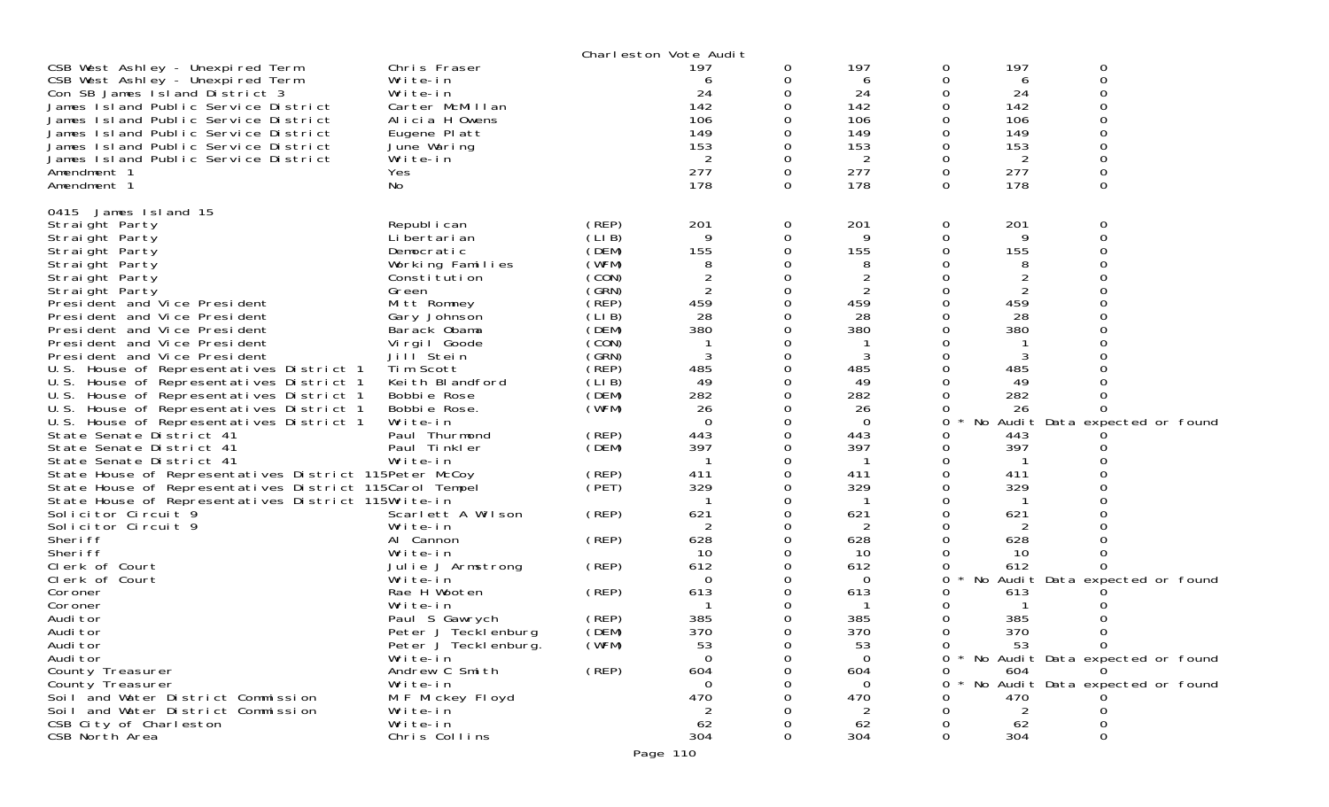Charleston Vote Audit

| | | | | | | | | |
|---|---|---|---|---|---|---|---|---|
| CSB West Ashley - Unexpired Term | Chris Fraser | | 197 | 0 | 197 | 0 | 197 | 0 |
| CSB West Ashley - Unexpired Term | Write-in | | 6 | 0 | 6 | 0 | 6 | 0 |
| Con SB James Island District 3 | Write-in | | 24 | 0 | 24 | 0 | 24 | 0 |
| James Island Public Service District | Carter McMillan | | 142 | 0 | 142 | 0 | 142 | 0 |
| James Island Public Service District | Alicia H Owens | | 106 | 0 | 106 | 0 | 106 | 0 |
| James Island Public Service District | Eugene Platt | | 149 | 0 | 149 | 0 | 149 | 0 |
| James Island Public Service District | June Waring | | 153 | 0 | 153 | 0 | 153 | 0 |
| James Island Public Service District | Write-in | | 2 | 0 | 2 | 0 | 2 | 0 |
| Amendment 1 | Yes | | 277 | 0 | 277 | 0 | 277 | 0 |
| Amendment 1 | No | | 178 | 0 | 178 | 0 | 178 | 0 |

0415 James Island 15

| | | | | | | | | |
|---|---|---|---|---|---|---|---|---|
| Straight Party | Republican | (REP) | 201 | 0 | 201 | 0 | 201 | 0 |
| Straight Party | Libertarian | (LIB) | 9 | 0 | 9 | 0 | 9 | 0 |
| Straight Party | Democratic | (DEM) | 155 | 0 | 155 | 0 | 155 | 0 |
| Straight Party | Working Families | (WFM) | 8 | 0 | 8 | 0 | 8 | 0 |
| Straight Party | Constitution | (CON) | 2 | 0 | 2 | 0 | 2 | 0 |
| Straight Party | Green | (GRN) | 2 | 0 | 2 | 0 | 2 | 0 |
| President and Vice President | Mitt Romney | (REP) | 459 | 0 | 459 | 0 | 459 | 0 |
| President and Vice President | Gary Johnson | (LIB) | 28 | 0 | 28 | 0 | 28 | 0 |
| President and Vice President | Barack Obama | (DEM) | 380 | 0 | 380 | 0 | 380 | 0 |
| President and Vice President | Virgil Goode | (CON) | 1 | 0 | 1 | 0 | 1 | 0 |
| President and Vice President | Jill Stein | (GRN) | 3 | 0 | 3 | 0 | 3 | 0 |
| U.S. House of Representatives District 1 | Tim Scott | (REP) | 485 | 0 | 485 | 0 | 485 | 0 |
| U.S. House of Representatives District 1 | Keith Blandford | (LIB) | 49 | 0 | 49 | 0 | 49 | 0 |
| U.S. House of Representatives District 1 | Bobbie Rose | (DEM) | 282 | 0 | 282 | 0 | 282 | 0 |
| U.S. House of Representatives District 1 | Bobbie Rose. | (WFM) | 26 | 0 | 26 | 0 | 26 | 0 |
| U.S. House of Representatives District 1 | Write-in | | 0 | 0 | 0 | 0 * | No Audit Data expected or found | |
| State Senate District 41 | Paul Thurmond | (REP) | 443 | 0 | 443 | 0 | 443 | 0 |
| State Senate District 41 | Paul Tinkler | (DEM) | 397 | 0 | 397 | 0 | 397 | 0 |
| State Senate District 41 | Write-in | | 1 | 0 | 1 | 0 | 1 | 0 |
| State House of Representatives District 115 | Peter McCoy | (REP) | 411 | 0 | 411 | 0 | 411 | 0 |
| State House of Representatives District 115 | Carol Tempel | (PET) | 329 | 0 | 329 | 0 | 329 | 0 |
| State House of Representatives District 115 | Write-in | | 1 | 0 | 1 | 0 | 1 | 0 |
| Solicitor Circuit 9 | Scarlett A Wilson | (REP) | 621 | 0 | 621 | 0 | 621 | 0 |
| Solicitor Circuit 9 | Write-in | | 2 | 0 | 2 | 0 | 2 | 0 |
| Sheriff | Al Cannon | (REP) | 628 | 0 | 628 | 0 | 628 | 0 |
| Sheriff | Write-in | | 10 | 0 | 10 | 0 | 10 | 0 |
| Clerk of Court | Julie J Armstrong | (REP) | 612 | 0 | 612 | 0 | 612 | 0 |
| Clerk of Court | Write-in | | 0 | 0 | 0 | 0 * | No Audit Data expected or found | |
| Coroner | Rae H Wooten | (REP) | 613 | 0 | 613 | 0 | 613 | 0 |
| Coroner | Write-in | | 1 | 0 | 1 | 0 | 1 | 0 |
| Auditor | Paul S Gawrych | (REP) | 385 | 0 | 385 | 0 | 385 | 0 |
| Auditor | Peter J Tecklenburg | (DEM) | 370 | 0 | 370 | 0 | 370 | 0 |
| Auditor | Peter J Tecklenburg. | (WFM) | 53 | 0 | 53 | 0 | 53 | 0 |
| Auditor | Write-in | | 0 | 0 | 0 | 0 * | No Audit Data expected or found | |
| County Treasurer | Andrew C Smith | (REP) | 604 | 0 | 604 | 0 | 604 | 0 |
| County Treasurer | Write-in | | 0 | 0 | 0 | 0 * | No Audit Data expected or found | |
| Soil and Water District Commission | M F Mickey Floyd | | 470 | 0 | 470 | 0 | 470 | 0 |
| Soil and Water District Commission | Write-in | | 2 | 0 | 2 | 0 | 2 | 0 |
| CSB City of Charleston | Write-in | | 62 | 0 | 62 | 0 | 62 | 0 |
| CSB North Area | Chris Collins | | 304 | 0 | 304 | 0 | 304 | 0 |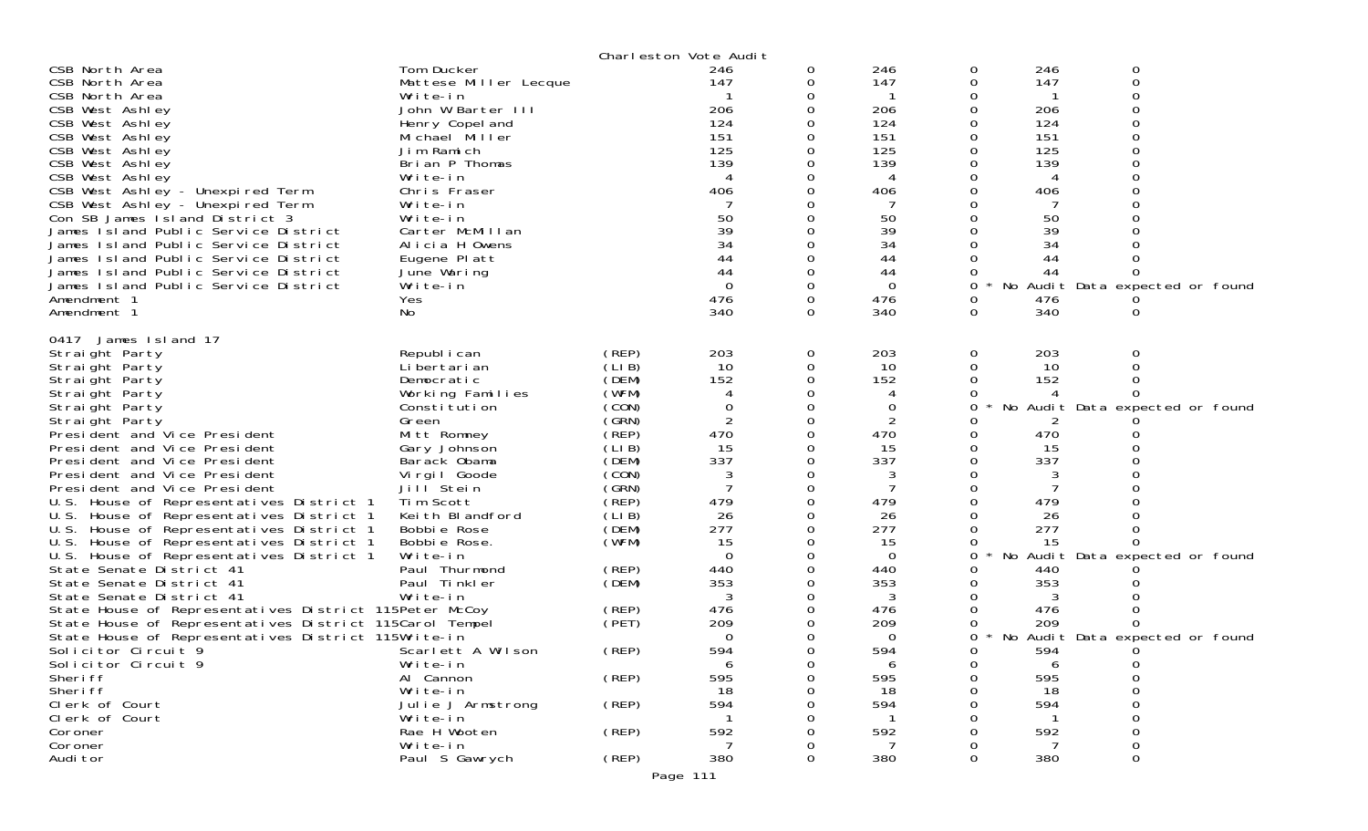Charleston Vote Audit

| Contest | Candidate | Party | Votes | | | | | |
|---|---|---|---|---|---|---|---|---|
| CSB North Area | Tom Ducker | | 246 | 0 | 246 | 0 | 246 | 0 |
| CSB North Area | Mattese Miller Lecque | | 147 | 0 | 147 | 0 | 147 | 0 |
| CSB North Area | Write-in | | 1 | 0 | 1 | 0 | 1 | 0 |
| CSB West Ashley | John W Barter III | | 206 | 0 | 206 | 0 | 206 | 0 |
| CSB West Ashley | Henry Copeland | | 124 | 0 | 124 | 0 | 124 | 0 |
| CSB West Ashley | Michael Miller | | 151 | 0 | 151 | 0 | 151 | 0 |
| CSB West Ashley | Jim Ramich | | 125 | 0 | 125 | 0 | 125 | 0 |
| CSB West Ashley | Brian P Thomas | | 139 | 0 | 139 | 0 | 139 | 0 |
| CSB West Ashley | Write-in | | 4 | 0 | 4 | 0 | 4 | 0 |
| CSB West Ashley - Unexpired Term | Chris Fraser | | 406 | 0 | 406 | 0 | 406 | 0 |
| CSB West Ashley - Unexpired Term | Write-in | | 7 | 0 | 7 | 0 | 7 | 0 |
| Con SB James Island District 3 | Write-in | | 50 | 0 | 50 | 0 | 50 | 0 |
| James Island Public Service District | Carter McMillan | | 39 | 0 | 39 | 0 | 39 | 0 |
| James Island Public Service District | Alicia H Owens | | 34 | 0 | 34 | 0 | 34 | 0 |
| James Island Public Service District | Eugene Platt | | 44 | 0 | 44 | 0 | 44 | 0 |
| James Island Public Service District | June Waring | | 44 | 0 | 44 | 0 | 44 | 0 |
| James Island Public Service District | Write-in | | 0 | 0 | 0 | 0 * | No Audit Data expected or found | |
| Amendment 1 | Yes | | 476 | 0 | 476 | 0 | 476 | 0 |
| Amendment 1 | No | | 340 | 0 | 340 | 0 | 340 | 0 |

0417 James Island 17

| Contest | Candidate | Party | Votes | | | | | |
|---|---|---|---|---|---|---|---|---|
| Straight Party | Republican | (REP) | 203 | 0 | 203 | 0 | 203 | 0 |
| Straight Party | Libertarian | (LIB) | 10 | 0 | 10 | 0 | 10 | 0 |
| Straight Party | Democratic | (DEM) | 152 | 0 | 152 | 0 | 152 | 0 |
| Straight Party | Working Families | (WFM) | 4 | 0 | 4 | 0 | 4 | 0 |
| Straight Party | Constitution | (CON) | 0 | 0 | 0 | 0 * | No Audit Data expected or found | |
| Straight Party | Green | (GRN) | 2 | 0 | 2 | 0 | 2 | 0 |
| President and Vice President | Mitt Romney | (REP) | 470 | 0 | 470 | 0 | 470 | 0 |
| President and Vice President | Gary Johnson | (LIB) | 15 | 0 | 15 | 0 | 15 | 0 |
| President and Vice President | Barack Obama | (DEM) | 337 | 0 | 337 | 0 | 337 | 0 |
| President and Vice President | Virgil Goode | (CON) | 3 | 0 | 3 | 0 | 3 | 0 |
| President and Vice President | Jill Stein | (GRN) | 7 | 0 | 7 | 0 | 7 | 0 |
| U.S. House of Representatives District 1 | Tim Scott | (REP) | 479 | 0 | 479 | 0 | 479 | 0 |
| U.S. House of Representatives District 1 | Keith Blandford | (LIB) | 26 | 0 | 26 | 0 | 26 | 0 |
| U.S. House of Representatives District 1 | Bobbie Rose | (DEM) | 277 | 0 | 277 | 0 | 277 | 0 |
| U.S. House of Representatives District 1 | Bobbie Rose. | (WFM) | 15 | 0 | 15 | 0 | 15 | 0 |
| U.S. House of Representatives District 1 | Write-in | | 0 | 0 | 0 | 0 * | No Audit Data expected or found | |
| State Senate District 41 | Paul Thurmond | (REP) | 440 | 0 | 440 | 0 | 440 | 0 |
| State Senate District 41 | Paul Tinkler | (DEM) | 353 | 0 | 353 | 0 | 353 | 0 |
| State Senate District 41 | Write-in | | 3 | 0 | 3 | 0 | 3 | 0 |
| State House of Representatives District 115 | Peter McCoy | (REP) | 476 | 0 | 476 | 0 | 476 | 0 |
| State House of Representatives District 115 | Carol Tempel | (PET) | 209 | 0 | 209 | 0 | 209 | 0 |
| State House of Representatives District 115 | Write-in | | 0 | 0 | 0 | 0 * | No Audit Data expected or found | |
| Solicitor Circuit 9 | Scarlett A Wilson | (REP) | 594 | 0 | 594 | 0 | 594 | 0 |
| Solicitor Circuit 9 | Write-in | | 6 | 0 | 6 | 0 | 6 | 0 |
| Sheriff | Al Cannon | (REP) | 595 | 0 | 595 | 0 | 595 | 0 |
| Sheriff | Write-in | | 18 | 0 | 18 | 0 | 18 | 0 |
| Clerk of Court | Julie J Armstrong | (REP) | 594 | 0 | 594 | 0 | 594 | 0 |
| Clerk of Court | Write-in | | 1 | 0 | 1 | 0 | 1 | 0 |
| Coroner | Rae H Wooten | (REP) | 592 | 0 | 592 | 0 | 592 | 0 |
| Coroner | Write-in | | 7 | 0 | 7 | 0 | 7 | 0 |
| Auditor | Paul S Gawrych | (REP) | 380 | 0 | 380 | 0 | 380 | 0 |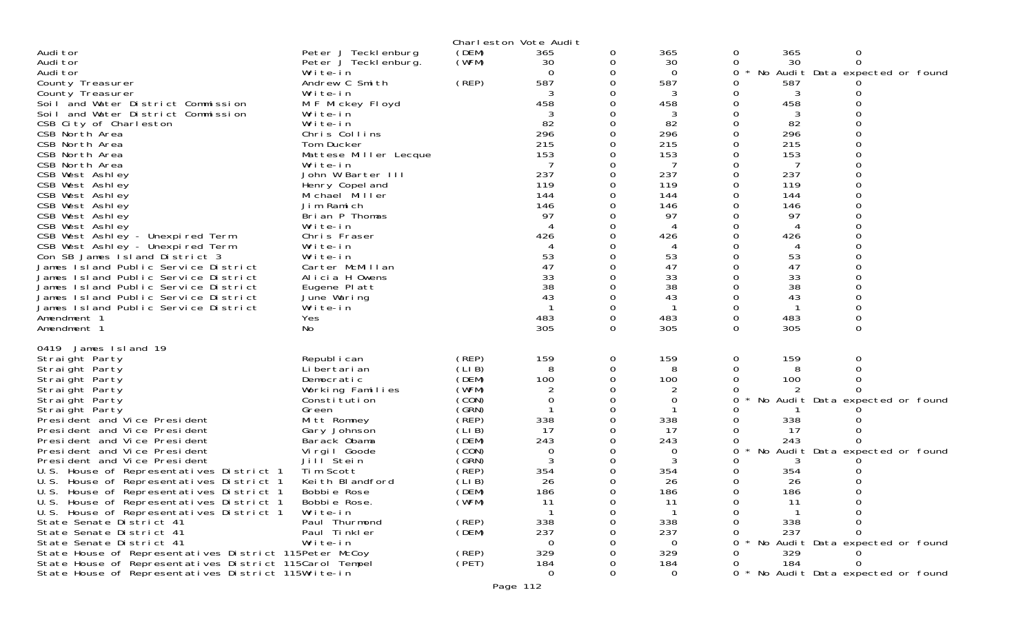Charleston Vote Audit

| | | | | | | | | | |
|---|---|---|---|---|---|---|---|---|---|
| Auditor | Peter J Tecklenburg | (DEM) | 365 | 0 | 365 | 0 | 365 | 0 | |
| Auditor | Peter J Tecklenburg. | (WFM) | 30 | 0 | 30 | 0 | 30 | 0 | |
| Auditor | Write-in | | 0 | 0 | 0 | 0 * | No Audit Data expected or found | | |
| County Treasurer | Andrew C Smith | (REP) | 587 | 0 | 587 | 0 | 587 | 0 | |
| County Treasurer | Write-in | | 3 | 0 | 3 | 0 | 3 | 0 | |
| Soil and Water District Commission | M F Mickey Floyd | | 458 | 0 | 458 | 0 | 458 | 0 | |
| Soil and Water District Commission | Write-in | | 3 | 0 | 3 | 0 | 3 | 0 | |
| CSB City of Charleston | Write-in | | 82 | 0 | 82 | 0 | 82 | 0 | |
| CSB North Area | Chris Collins | | 296 | 0 | 296 | 0 | 296 | 0 | |
| CSB North Area | Tom Ducker | | 215 | 0 | 215 | 0 | 215 | 0 | |
| CSB North Area | Mattese Miller Lecque | | 153 | 0 | 153 | 0 | 153 | 0 | |
| CSB North Area | Write-in | | 7 | 0 | 7 | 0 | 7 | 0 | |
| CSB West Ashley | John W Barter III | | 237 | 0 | 237 | 0 | 237 | 0 | |
| CSB West Ashley | Henry Copeland | | 119 | 0 | 119 | 0 | 119 | 0 | |
| CSB West Ashley | Michael Miller | | 144 | 0 | 144 | 0 | 144 | 0 | |
| CSB West Ashley | Jim Ramich | | 146 | 0 | 146 | 0 | 146 | 0 | |
| CSB West Ashley | Brian P Thomas | | 97 | 0 | 97 | 0 | 97 | 0 | |
| CSB West Ashley | Write-in | | 4 | 0 | 4 | 0 | 4 | 0 | |
| CSB West Ashley - Unexpired Term | Chris Fraser | | 426 | 0 | 426 | 0 | 426 | 0 | |
| CSB West Ashley - Unexpired Term | Write-in | | 4 | 0 | 4 | 0 | 4 | 0 | |
| Con SB James Island District 3 | Write-in | | 53 | 0 | 53 | 0 | 53 | 0 | |
| James Island Public Service District | Carter McMillan | | 47 | 0 | 47 | 0 | 47 | 0 | |
| James Island Public Service District | Alicia H Owens | | 33 | 0 | 33 | 0 | 33 | 0 | |
| James Island Public Service District | Eugene Platt | | 38 | 0 | 38 | 0 | 38 | 0 | |
| James Island Public Service District | June Waring | | 43 | 0 | 43 | 0 | 43 | 0 | |
| James Island Public Service District | Write-in | | 1 | 0 | 1 | 0 | 1 | 0 | |
| Amendment 1 | Yes | | 483 | 0 | 483 | 0 | 483 | 0 | |
| Amendment 1 | No | | 305 | 0 | 305 | 0 | 305 | 0 | |

0419 James Island 19

| | | | | | | | | | |
|---|---|---|---|---|---|---|---|---|---|
| Straight Party | Republican | (REP) | 159 | 0 | 159 | 0 | 159 | 0 | |
| Straight Party | Libertarian | (LIB) | 8 | 0 | 8 | 0 | 8 | 0 | |
| Straight Party | Democratic | (DEM) | 100 | 0 | 100 | 0 | 100 | 0 | |
| Straight Party | Working Families | (WFM) | 2 | 0 | 2 | 0 | 2 | 0 | |
| Straight Party | Constitution | (CON) | 0 | 0 | 0 | 0 * | No Audit Data expected or found | | |
| Straight Party | Green | (GRN) | 1 | 0 | 1 | 0 | 1 | 0 | |
| President and Vice President | Mitt Romney | (REP) | 338 | 0 | 338 | 0 | 338 | 0 | |
| President and Vice President | Gary Johnson | (LIB) | 17 | 0 | 17 | 0 | 17 | 0 | |
| President and Vice President | Barack Obama | (DEM) | 243 | 0 | 243 | 0 | 243 | 0 | |
| President and Vice President | Virgil Goode | (CON) | 0 | 0 | 0 | 0 * | No Audit Data expected or found | | |
| President and Vice President | Jill Stein | (GRN) | 3 | 0 | 3 | 0 | 3 | 0 | |
| U.S. House of Representatives District 1 | Tim Scott | (REP) | 354 | 0 | 354 | 0 | 354 | 0 | |
| U.S. House of Representatives District 1 | Keith Blandford | (LIB) | 26 | 0 | 26 | 0 | 26 | 0 | |
| U.S. House of Representatives District 1 | Bobbie Rose | (DEM) | 186 | 0 | 186 | 0 | 186 | 0 | |
| U.S. House of Representatives District 1 | Bobbie Rose. | (WFM) | 11 | 0 | 11 | 0 | 11 | 0 | |
| U.S. House of Representatives District 1 | Write-in | | 1 | 0 | 1 | 0 | 1 | 0 | |
| State Senate District 41 | Paul Thurmond | (REP) | 338 | 0 | 338 | 0 | 338 | 0 | |
| State Senate District 41 | Paul Tinkler | (DEM) | 237 | 0 | 237 | 0 | 237 | 0 | |
| State Senate District 41 | Write-in | | 0 | 0 | 0 | 0 * | No Audit Data expected or found | | |
| State House of Representatives District 115 | Peter McCoy | (REP) | 329 | 0 | 329 | 0 | 329 | 0 | |
| State House of Representatives District 115 | Carol Tempel | (PET) | 184 | 0 | 184 | 0 | 184 | 0 | |
| State House of Representatives District 115 | Write-in | | 0 | 0 | 0 | 0 * | No Audit Data expected or found | | |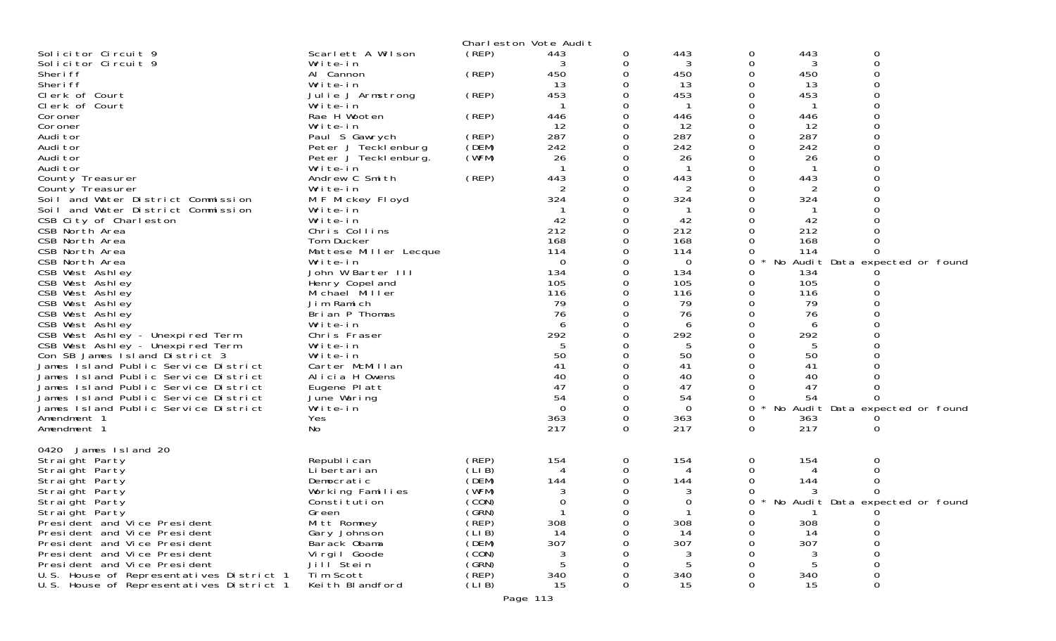Charleston Vote Audit

| Contest | Candidate | Party | | | | | | |
|---|---|---|---|---|---|---|---|---|
| Solicitor Circuit 9 | Scarlett A Wilson | (REP) | 443 | 0 | 443 | 0 | 443 | 0 |
| Solicitor Circuit 9 | Write-in | | 3 | 0 | 3 | 0 | 3 | 0 |
| Sheriff | Al Cannon | (REP) | 450 | 0 | 450 | 0 | 450 | 0 |
| Sheriff | Write-in | | 13 | 0 | 13 | 0 | 13 | 0 |
| Clerk of Court | Julie J Armstrong | (REP) | 453 | 0 | 453 | 0 | 453 | 0 |
| Clerk of Court | Write-in | | 1 | 0 | 1 | 0 | 1 | 0 |
| Coroner | Rae H Wooten | (REP) | 446 | 0 | 446 | 0 | 446 | 0 |
| Coroner | Write-in | | 12 | 0 | 12 | 0 | 12 | 0 |
| Auditor | Paul S Gawrych | (REP) | 287 | 0 | 287 | 0 | 287 | 0 |
| Auditor | Peter J Tecklenburg | (DEM) | 242 | 0 | 242 | 0 | 242 | 0 |
| Auditor | Peter J Tecklenburg. | (WFM) | 26 | 0 | 26 | 0 | 26 | 0 |
| Auditor | Write-in | | 1 | 0 | 1 | 0 | 1 | 0 |
| County Treasurer | Andrew C Smith | (REP) | 443 | 0 | 443 | 0 | 443 | 0 |
| County Treasurer | Write-in | | 2 | 0 | 2 | 0 | 2 | 0 |
| Soil and Water District Commission | M F Mickey Floyd | | 324 | 0 | 324 | 0 | 324 | 0 |
| Soil and Water District Commission | Write-in | | 1 | 0 | 1 | 0 | 1 | 0 |
| CSB City of Charleston | Write-in | | 42 | 0 | 42 | 0 | 42 | 0 |
| CSB North Area | Chris Collins | | 212 | 0 | 212 | 0 | 212 | 0 |
| CSB North Area | Tom Ducker | | 168 | 0 | 168 | 0 | 168 | 0 |
| CSB North Area | Mattese Miller Lecque | | 114 | 0 | 114 | 0 | 114 | 0 |
| CSB North Area | Write-in | | 0 | 0 | 0 | 0 * | No Audit Data expected or found | |
| CSB West Ashley | John W Barter III | | 134 | 0 | 134 | 0 | 134 | 0 |
| CSB West Ashley | Henry Copeland | | 105 | 0 | 105 | 0 | 105 | 0 |
| CSB West Ashley | Michael Miller | | 116 | 0 | 116 | 0 | 116 | 0 |
| CSB West Ashley | Jim Ramich | | 79 | 0 | 79 | 0 | 79 | 0 |
| CSB West Ashley | Brian P Thomas | | 76 | 0 | 76 | 0 | 76 | 0 |
| CSB West Ashley | Write-in | | 6 | 0 | 6 | 0 | 6 | 0 |
| CSB West Ashley - Unexpired Term | Chris Fraser | | 292 | 0 | 292 | 0 | 292 | 0 |
| CSB West Ashley - Unexpired Term | Write-in | | 5 | 0 | 5 | 0 | 5 | 0 |
| Con SB James Island District 3 | Write-in | | 50 | 0 | 50 | 0 | 50 | 0 |
| James Island Public Service District | Carter McMillan | | 41 | 0 | 41 | 0 | 41 | 0 |
| James Island Public Service District | Alicia H Owens | | 40 | 0 | 40 | 0 | 40 | 0 |
| James Island Public Service District | Eugene Platt | | 47 | 0 | 47 | 0 | 47 | 0 |
| James Island Public Service District | June Waring | | 54 | 0 | 54 | 0 | 54 | 0 |
| James Island Public Service District | Write-in | | 0 | 0 | 0 | 0 * | No Audit Data expected or found | |
| Amendment 1 | Yes | | 363 | 0 | 363 | 0 | 363 | 0 |
| Amendment 1 | No | | 217 | 0 | 217 | 0 | 217 | 0 |

0420 James Island 20

| Contest | Candidate | Party | | | | | | |
|---|---|---|---|---|---|---|---|---|
| Straight Party | Republican | (REP) | 154 | 0 | 154 | 0 | 154 | 0 |
| Straight Party | Libertarian | (LIB) | 4 | 0 | 4 | 0 | 4 | 0 |
| Straight Party | Democratic | (DEM) | 144 | 0 | 144 | 0 | 144 | 0 |
| Straight Party | Working Families | (WFM) | 3 | 0 | 3 | 0 | 3 | 0 |
| Straight Party | Constitution | (CON) | 0 | 0 | 0 | 0 * | No Audit Data expected or found | |
| Straight Party | Green | (GRN) | 1 | 0 | 1 | 0 | 1 | 0 |
| President and Vice President | Mitt Romney | (REP) | 308 | 0 | 308 | 0 | 308 | 0 |
| President and Vice President | Gary Johnson | (LIB) | 14 | 0 | 14 | 0 | 14 | 0 |
| President and Vice President | Barack Obama | (DEM) | 307 | 0 | 307 | 0 | 307 | 0 |
| President and Vice President | Virgil Goode | (CON) | 3 | 0 | 3 | 0 | 3 | 0 |
| President and Vice President | Jill Stein | (GRN) | 5 | 0 | 5 | 0 | 5 | 0 |
| U.S. House of Representatives District 1 | Tim Scott | (REP) | 340 | 0 | 340 | 0 | 340 | 0 |
| U.S. House of Representatives District 1 | Keith Blandford | (LIB) | 15 | 0 | 15 | 0 | 15 | 0 |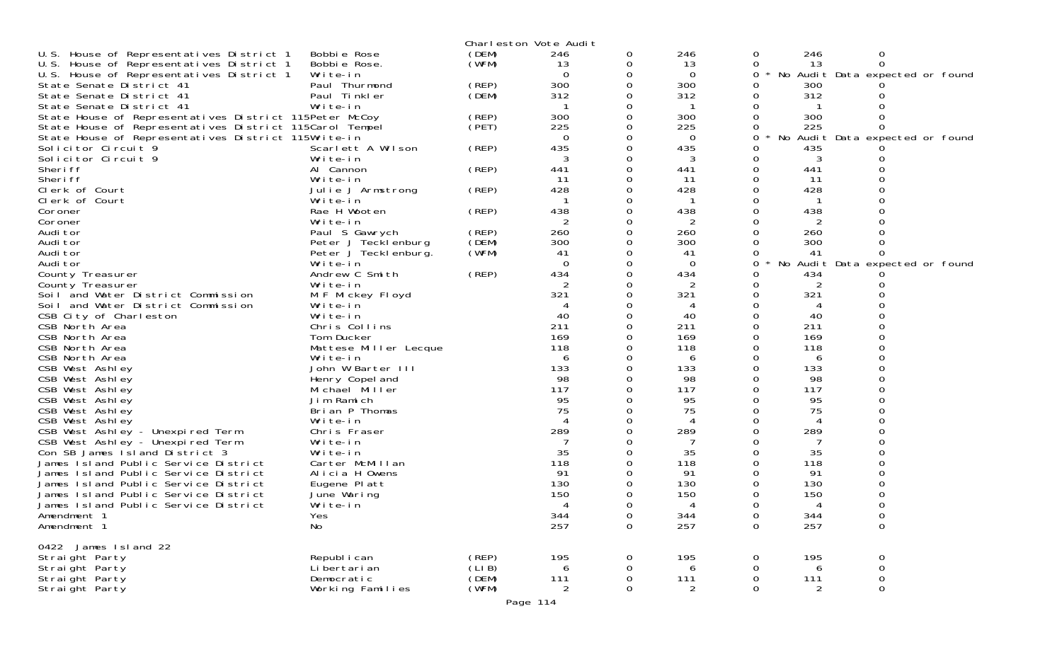Charleston Vote Audit

| | | | | | | | | |
|---|---|---|---|---|---|---|---|---|
| U.S. House of Representatives District 1 | Bobbie Rose | (DEM) | 246 | 0 | 246 | 0 | 246 | 0 |
| U.S. House of Representatives District 1 | Bobbie Rose. | (WFM) | 13 | 0 | 13 | 0 | 13 | 0 |
| U.S. House of Representatives District 1 | Write-in | | 0 | 0 | 0 | 0 * No Audit Data expected or found | | |
| State Senate District 41 | Paul Thurmond | (REP) | 300 | 0 | 300 | 0 | 300 | 0 |
| State Senate District 41 | Paul Tinkler | (DEM) | 312 | 0 | 312 | 0 | 312 | 0 |
| State Senate District 41 | Write-in | | 1 | 0 | 1 | 0 | 1 | 0 |
| State House of Representatives District 115 | Peter McCoy | (REP) | 300 | 0 | 300 | 0 | 300 | 0 |
| State House of Representatives District 115 | Carol Tempel | (PET) | 225 | 0 | 225 | 0 | 225 | 0 |
| State House of Representatives District 115 | Write-in | | 0 | 0 | 0 | 0 * No Audit Data expected or found | | |
| Solicitor Circuit 9 | Scarlett A Wilson | (REP) | 435 | 0 | 435 | 0 | 435 | 0 |
| Solicitor Circuit 9 | Write-in | | 3 | 0 | 3 | 0 | 3 | 0 |
| Sheriff | Al Cannon | (REP) | 441 | 0 | 441 | 0 | 441 | 0 |
| Sheriff | Write-in | | 11 | 0 | 11 | 0 | 11 | 0 |
| Clerk of Court | Julie J Armstrong | (REP) | 428 | 0 | 428 | 0 | 428 | 0 |
| Clerk of Court | Write-in | | 1 | 0 | 1 | 0 | 1 | 0 |
| Coroner | Rae H Wooten | (REP) | 438 | 0 | 438 | 0 | 438 | 0 |
| Coroner | Write-in | | 2 | 0 | 2 | 0 | 2 | 0 |
| Auditor | Paul S Gawrych | (REP) | 260 | 0 | 260 | 0 | 260 | 0 |
| Auditor | Peter J Tecklenburg | (DEM) | 300 | 0 | 300 | 0 | 300 | 0 |
| Auditor | Peter J Tecklenburg. | (WFM) | 41 | 0 | 41 | 0 | 41 | 0 |
| Auditor | Write-in | | 0 | 0 | 0 | 0 * No Audit Data expected or found | | |
| County Treasurer | Andrew C Smith | (REP) | 434 | 0 | 434 | 0 | 434 | 0 |
| County Treasurer | Write-in | | 2 | 0 | 2 | 0 | 2 | 0 |
| Soil and Water District Commission | M F Mickey Floyd | | 321 | 0 | 321 | 0 | 321 | 0 |
| Soil and Water District Commission | Write-in | | 4 | 0 | 4 | 0 | 4 | 0 |
| CSB City of Charleston | Write-in | | 40 | 0 | 40 | 0 | 40 | 0 |
| CSB North Area | Chris Collins | | 211 | 0 | 211 | 0 | 211 | 0 |
| CSB North Area | Tom Ducker | | 169 | 0 | 169 | 0 | 169 | 0 |
| CSB North Area | Mattese Miller Lecque | | 118 | 0 | 118 | 0 | 118 | 0 |
| CSB North Area | Write-in | | 6 | 0 | 6 | 0 | 6 | 0 |
| CSB West Ashley | John W Barter III | | 133 | 0 | 133 | 0 | 133 | 0 |
| CSB West Ashley | Henry Copeland | | 98 | 0 | 98 | 0 | 98 | 0 |
| CSB West Ashley | Michael Miller | | 117 | 0 | 117 | 0 | 117 | 0 |
| CSB West Ashley | Jim Ramich | | 95 | 0 | 95 | 0 | 95 | 0 |
| CSB West Ashley | Brian P Thomas | | 75 | 0 | 75 | 0 | 75 | 0 |
| CSB West Ashley | Write-in | | 4 | 0 | 4 | 0 | 4 | 0 |
| CSB West Ashley - Unexpired Term | Chris Fraser | | 289 | 0 | 289 | 0 | 289 | 0 |
| CSB West Ashley - Unexpired Term | Write-in | | 7 | 0 | 7 | 0 | 7 | 0 |
| Con SB James Island District 3 | Write-in | | 35 | 0 | 35 | 0 | 35 | 0 |
| James Island Public Service District | Carter McMillan | | 118 | 0 | 118 | 0 | 118 | 0 |
| James Island Public Service District | Alicia H Owens | | 91 | 0 | 91 | 0 | 91 | 0 |
| James Island Public Service District | Eugene Platt | | 130 | 0 | 130 | 0 | 130 | 0 |
| James Island Public Service District | June Waring | | 150 | 0 | 150 | 0 | 150 | 0 |
| James Island Public Service District | Write-in | | 4 | 0 | 4 | 0 | 4 | 0 |
| Amendment 1 | Yes | | 344 | 0 | 344 | 0 | 344 | 0 |
| Amendment 1 | No | | 257 | 0 | 257 | 0 | 257 | 0 |

0422 James Island 22

| | | | | | | | | |
|---|---|---|---|---|---|---|---|---|
| Straight Party | Republican | (REP) | 195 | 0 | 195 | 0 | 195 | 0 |
| Straight Party | Libertarian | (LIB) | 6 | 0 | 6 | 0 | 6 | 0 |
| Straight Party | Democratic | (DEM) | 111 | 0 | 111 | 0 | 111 | 0 |
| Straight Party | Working Families | (WFM) | 2 | 0 | 2 | 0 | 2 | 0 |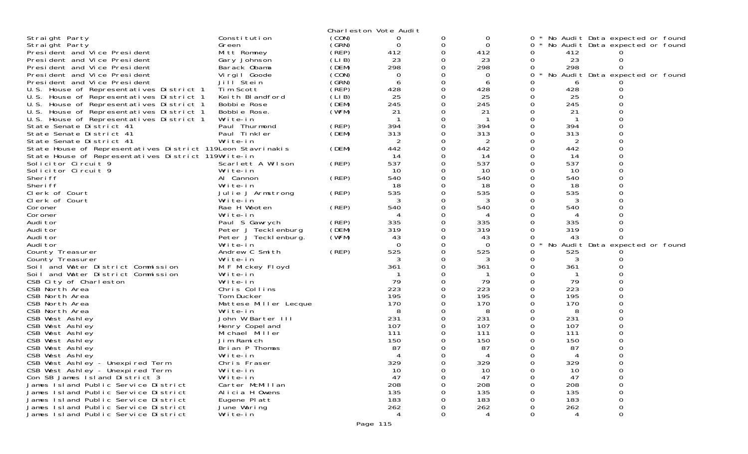Charleston Vote Audit

| | | | | | | | | |
|---|---|---|---|---|---|---|---|---|
| Straight Party | Constitution | (CON) | 0 | 0 | 0 | 0 | * No Audit Data expected or found | |
| Straight Party | Green | (GRN) | 0 | 0 | 0 | 0 | * No Audit Data expected or found | |
| President and Vice President | Mitt Romney | (REP) | 412 | 0 | 412 | 0 | 412 | 0 |
| President and Vice President | Gary Johnson | (LIB) | 23 | 0 | 23 | 0 | 23 | 0 |
| President and Vice President | Barack Obama | (DEM) | 298 | 0 | 298 | 0 | 298 | 0 |
| President and Vice President | Virgil Goode | (CON) | 0 | 0 | 0 | 0 | * No Audit Data expected or found | |
| President and Vice President | Jill Stein | (GRN) | 6 | 0 | 6 | 0 | 6 | 0 |
| U.S. House of Representatives District 1 | Tim Scott | (REP) | 428 | 0 | 428 | 0 | 428 | 0 |
| U.S. House of Representatives District 1 | Keith Blandford | (LIB) | 25 | 0 | 25 | 0 | 25 | 0 |
| U.S. House of Representatives District 1 | Bobbie Rose | (DEM) | 245 | 0 | 245 | 0 | 245 | 0 |
| U.S. House of Representatives District 1 | Bobbie Rose. | (WFM) | 21 | 0 | 21 | 0 | 21 | 0 |
| U.S. House of Representatives District 1 | Write-in | | 1 | 0 | 1 | 0 | 1 | 0 |
| State Senate District 41 | Paul Thurmond | (REP) | 394 | 0 | 394 | 0 | 394 | 0 |
| State Senate District 41 | Paul Tinkler | (DEM) | 313 | 0 | 313 | 0 | 313 | 0 |
| State Senate District 41 | Write-in | | 2 | 0 | 2 | 0 | 2 | 0 |
| State House of Representatives District 119 | Leon Stavrinakis | (DEM) | 442 | 0 | 442 | 0 | 442 | 0 |
| State House of Representatives District 119 | Write-in | | 14 | 0 | 14 | 0 | 14 | 0 |
| Solicitor Circuit 9 | Scarlett A Wilson | (REP) | 537 | 0 | 537 | 0 | 537 | 0 |
| Solicitor Circuit 9 | Write-in | | 10 | 0 | 10 | 0 | 10 | 0 |
| Sheriff | Al Cannon | (REP) | 540 | 0 | 540 | 0 | 540 | 0 |
| Sheriff | Write-in | | 18 | 0 | 18 | 0 | 18 | 0 |
| Clerk of Court | Julie J Armstrong | (REP) | 535 | 0 | 535 | 0 | 535 | 0 |
| Clerk of Court | Write-in | | 3 | 0 | 3 | 0 | 3 | 0 |
| Coroner | Rae H Wooten | (REP) | 540 | 0 | 540 | 0 | 540 | 0 |
| Coroner | Write-in | | 4 | 0 | 4 | 0 | 4 | 0 |
| Auditor | Paul S Gawrych | (REP) | 335 | 0 | 335 | 0 | 335 | 0 |
| Auditor | Peter J Tecklenburg | (DEM) | 319 | 0 | 319 | 0 | 319 | 0 |
| Auditor | Peter J Tecklenburg. | (WFM) | 43 | 0 | 43 | 0 | 43 | 0 |
| Auditor | Write-in | | 0 | 0 | 0 | 0 | * No Audit Data expected or found | |
| County Treasurer | Andrew C Smith | (REP) | 525 | 0 | 525 | 0 | 525 | 0 |
| County Treasurer | Write-in | | 3 | 0 | 3 | 0 | 3 | 0 |
| Soil and Water District Commission | M F Mickey Floyd | | 361 | 0 | 361 | 0 | 361 | 0 |
| Soil and Water District Commission | Write-in | | 1 | 0 | 1 | 0 | 1 | 0 |
| CSB City of Charleston | Write-in | | 79 | 0 | 79 | 0 | 79 | 0 |
| CSB North Area | Chris Collins | | 223 | 0 | 223 | 0 | 223 | 0 |
| CSB North Area | Tom Ducker | | 195 | 0 | 195 | 0 | 195 | 0 |
| CSB North Area | Mattese Miller Lecque | | 170 | 0 | 170 | 0 | 170 | 0 |
| CSB North Area | Write-in | | 8 | 0 | 8 | 0 | 8 | 0 |
| CSB West Ashley | John W Barter III | | 231 | 0 | 231 | 0 | 231 | 0 |
| CSB West Ashley | Henry Copeland | | 107 | 0 | 107 | 0 | 107 | 0 |
| CSB West Ashley | Michael Miller | | 111 | 0 | 111 | 0 | 111 | 0 |
| CSB West Ashley | Jim Ramich | | 150 | 0 | 150 | 0 | 150 | 0 |
| CSB West Ashley | Brian P Thomas | | 87 | 0 | 87 | 0 | 87 | 0 |
| CSB West Ashley | Write-in | | 4 | 0 | 4 | 0 | 4 | 0 |
| CSB West Ashley - Unexpired Term | Chris Fraser | | 329 | 0 | 329 | 0 | 329 | 0 |
| CSB West Ashley - Unexpired Term | Write-in | | 10 | 0 | 10 | 0 | 10 | 0 |
| Con SB James Island District 3 | Write-in | | 47 | 0 | 47 | 0 | 47 | 0 |
| James Island Public Service District | Carter McMillan | | 208 | 0 | 208 | 0 | 208 | 0 |
| James Island Public Service District | Alicia H Owens | | 135 | 0 | 135 | 0 | 135 | 0 |
| James Island Public Service District | Eugene Platt | | 183 | 0 | 183 | 0 | 183 | 0 |
| James Island Public Service District | June Waring | | 262 | 0 | 262 | 0 | 262 | 0 |
| James Island Public Service District | Write-in | | 4 | 0 | 4 | 0 | 4 | 0 |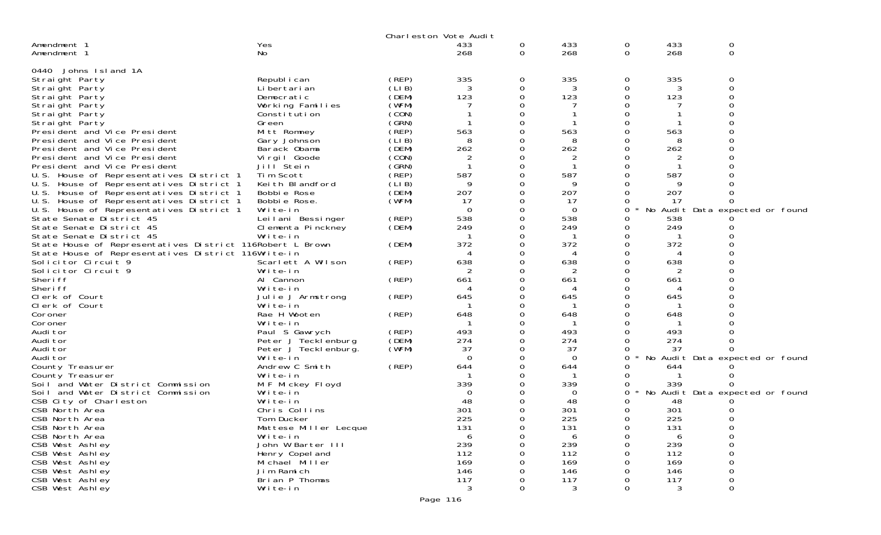Charleston Vote Audit

| | | | | | | | | |
|---|---|---|---|---|---|---|---|---|
| Amendment 1 | Yes | | 433 | 0 | 433 | 0 | 433 | 0 |
| Amendment 1 | No | | 268 | 0 | 268 | 0 | 268 | 0 |

0440 Johns Island 1A

| | | | | | | | | |
|---|---|---|---|---|---|---|---|---|
| Straight Party | Republican | (REP) | 335 | 0 | 335 | 0 | 335 | 0 |
| Straight Party | Libertarian | (LIB) | 3 | 0 | 3 | 0 | 3 | 0 |
| Straight Party | Democratic | (DEM) | 123 | 0 | 123 | 0 | 123 | 0 |
| Straight Party | Working Families | (WFM) | 7 | 0 | 7 | 0 | 7 | 0 |
| Straight Party | Constitution | (CON) | 1 | 0 | 1 | 0 | 1 | 0 |
| Straight Party | Green | (GRN) | 1 | 0 | 1 | 0 | 1 | 0 |
| President and Vice President | Mitt Romney | (REP) | 563 | 0 | 563 | 0 | 563 | 0 |
| President and Vice President | Gary Johnson | (LIB) | 8 | 0 | 8 | 0 | 8 | 0 |
| President and Vice President | Barack Obama | (DEM) | 262 | 0 | 262 | 0 | 262 | 0 |
| President and Vice President | Virgil Goode | (CON) | 2 | 0 | 2 | 0 | 2 | 0 |
| President and Vice President | Jill Stein | (GRN) | 1 | 0 | 1 | 0 | 1 | 0 |
| U.S. House of Representatives District 1 | Tim Scott | (REP) | 587 | 0 | 587 | 0 | 587 | 0 |
| U.S. House of Representatives District 1 | Keith Blandford | (LIB) | 9 | 0 | 9 | 0 | 9 | 0 |
| U.S. House of Representatives District 1 | Bobbie Rose | (DEM) | 207 | 0 | 207 | 0 | 207 | 0 |
| U.S. House of Representatives District 1 | Bobbie Rose. | (WFM) | 17 | 0 | 17 | 0 | 17 | 0 |
| U.S. House of Representatives District 1 | Write-in | | 0 | 0 | 0 | 0 * No Audit Data expected or found | | |
| State Senate District 45 | Leilani Bessinger | (REP) | 538 | 0 | 538 | 0 | 538 | 0 |
| State Senate District 45 | Clementa Pinckney | (DEM) | 249 | 0 | 249 | 0 | 249 | 0 |
| State Senate District 45 | Write-in | | 1 | 0 | 1 | 0 | 1 | 0 |
| State House of Representatives District 116 | Robert L Brown | (DEM) | 372 | 0 | 372 | 0 | 372 | 0 |
| State House of Representatives District 116 | Write-in | | 4 | 0 | 4 | 0 | 4 | 0 |
| Solicitor Circuit 9 | Scarlett A Wilson | (REP) | 638 | 0 | 638 | 0 | 638 | 0 |
| Solicitor Circuit 9 | Write-in | | 2 | 0 | 2 | 0 | 2 | 0 |
| Sheriff | Al Cannon | (REP) | 661 | 0 | 661 | 0 | 661 | 0 |
| Sheriff | Write-in | | 4 | 0 | 4 | 0 | 4 | 0 |
| Clerk of Court | Julie J Armstrong | (REP) | 645 | 0 | 645 | 0 | 645 | 0 |
| Clerk of Court | Write-in | | 1 | 0 | 1 | 0 | 1 | 0 |
| Coroner | Rae H Wooten | (REP) | 648 | 0 | 648 | 0 | 648 | 0 |
| Coroner | Write-in | | 1 | 0 | 1 | 0 | 1 | 0 |
| Auditor | Paul S Gawrych | (REP) | 493 | 0 | 493 | 0 | 493 | 0 |
| Auditor | Peter J Tecklenburg | (DEM) | 274 | 0 | 274 | 0 | 274 | 0 |
| Auditor | Peter J Tecklenburg. | (WFM) | 37 | 0 | 37 | 0 | 37 | 0 |
| Auditor | Write-in | | 0 | 0 | 0 | 0 * No Audit Data expected or found | | |
| County Treasurer | Andrew C Smith | (REP) | 644 | 0 | 644 | 0 | 644 | 0 |
| County Treasurer | Write-in | | 1 | 0 | 1 | 0 | 1 | 0 |
| Soil and Water District Commission | M F Mickey Floyd | | 339 | 0 | 339 | 0 | 339 | 0 |
| Soil and Water District Commission | Write-in | | 0 | 0 | 0 | 0 * No Audit Data expected or found | | |
| CSB City of Charleston | Write-in | | 48 | 0 | 48 | 0 | 48 | 0 |
| CSB North Area | Chris Collins | | 301 | 0 | 301 | 0 | 301 | 0 |
| CSB North Area | Tom Ducker | | 225 | 0 | 225 | 0 | 225 | 0 |
| CSB North Area | Mattese Miller Lecque | | 131 | 0 | 131 | 0 | 131 | 0 |
| CSB North Area | Write-in | | 6 | 0 | 6 | 0 | 6 | 0 |
| CSB West Ashley | John W Barter III | | 239 | 0 | 239 | 0 | 239 | 0 |
| CSB West Ashley | Henry Copeland | | 112 | 0 | 112 | 0 | 112 | 0 |
| CSB West Ashley | Michael Miller | | 169 | 0 | 169 | 0 | 169 | 0 |
| CSB West Ashley | Jim Ramich | | 146 | 0 | 146 | 0 | 146 | 0 |
| CSB West Ashley | Brian P Thomas | | 117 | 0 | 117 | 0 | 117 | 0 |
| CSB West Ashley | Write-in | | 3 | 0 | 3 | 0 | 3 | 0 |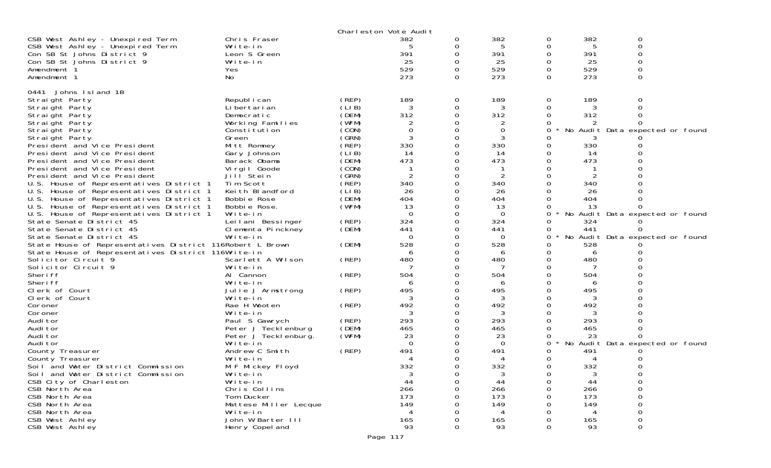Charleston Vote Audit

| | | | | | | | | |
|---|---|---|---|---|---|---|---|---|
| CSB West Ashley - Unexpired Term | Chris Fraser | | 382 | 0 | 382 | 0 | 382 | 0 |
| CSB West Ashley - Unexpired Term | Write-in | | 5 | 0 | 5 | 0 | 5 | 0 |
| Con SB St Johns District 9 | Leon S Green | | 391 | 0 | 391 | 0 | 391 | 0 |
| Con SB St Johns District 9 | Write-in | | 25 | 0 | 25 | 0 | 25 | 0 |
| Amendment 1 | Yes | | 529 | 0 | 529 | 0 | 529 | 0 |
| Amendment 1 | No | | 273 | 0 | 273 | 0 | 273 | 0 |

0441 Johns Island 1B

| | | | | | | | | |
|---|---|---|---|---|---|---|---|---|
| Straight Party | Republican | (REP) | 189 | 0 | 189 | 0 | 189 | 0 |
| Straight Party | Libertarian | (LIB) | 3 | 0 | 3 | 0 | 3 | 0 |
| Straight Party | Democratic | (DEM) | 312 | 0 | 312 | 0 | 312 | 0 |
| Straight Party | Working Families | (WFM) | 2 | 0 | 2 | 0 | 2 | 0 |
| Straight Party | Constitution | (CON) | 0 | 0 | 0 | 0 * | No Audit Data expected or found | |
| Straight Party | Green | (GRN) | 3 | 0 | 3 | 0 | 3 | 0 |
| President and Vice President | Mitt Romney | (REP) | 330 | 0 | 330 | 0 | 330 | 0 |
| President and Vice President | Gary Johnson | (LIB) | 14 | 0 | 14 | 0 | 14 | 0 |
| President and Vice President | Barack Obama | (DEM) | 473 | 0 | 473 | 0 | 473 | 0 |
| President and Vice President | Virgil Goode | (CON) | 1 | 0 | 1 | 0 | 1 | 0 |
| President and Vice President | Jill Stein | (GRN) | 2 | 0 | 2 | 0 | 2 | 0 |
| U.S. House of Representatives District 1 | Tim Scott | (REP) | 340 | 0 | 340 | 0 | 340 | 0 |
| U.S. House of Representatives District 1 | Keith Blandford | (LIB) | 26 | 0 | 26 | 0 | 26 | 0 |
| U.S. House of Representatives District 1 | Bobbie Rose | (DEM) | 404 | 0 | 404 | 0 | 404 | 0 |
| U.S. House of Representatives District 1 | Bobbie Rose. | (WFM) | 13 | 0 | 13 | 0 | 13 | 0 |
| U.S. House of Representatives District 1 | Write-in | | 0 | 0 | 0 | 0 * | No Audit Data expected or found | |
| State Senate District 45 | Leilani Bessinger | (REP) | 324 | 0 | 324 | 0 | 324 | 0 |
| State Senate District 45 | Clementa Pinckney | (DEM) | 441 | 0 | 441 | 0 | 441 | 0 |
| State Senate District 45 | Write-in | | 0 | 0 | 0 | 0 * | No Audit Data expected or found | |
| State House of Representatives District 116 | Robert L Brown | (DEM) | 528 | 0 | 528 | 0 | 528 | 0 |
| State House of Representatives District 116 | Write-in | | 6 | 0 | 6 | 0 | 6 | 0 |
| Solicitor Circuit 9 | Scarlett A Wilson | (REP) | 480 | 0 | 480 | 0 | 480 | 0 |
| Solicitor Circuit 9 | Write-in | | 7 | 0 | 7 | 0 | 7 | 0 |
| Sheriff | Al Cannon | (REP) | 504 | 0 | 504 | 0 | 504 | 0 |
| Sheriff | Write-in | | 6 | 0 | 6 | 0 | 6 | 0 |
| Clerk of Court | Julie J Armstrong | (REP) | 495 | 0 | 495 | 0 | 495 | 0 |
| Clerk of Court | Write-in | | 3 | 0 | 3 | 0 | 3 | 0 |
| Coroner | Rae H Wooten | (REP) | 492 | 0 | 492 | 0 | 492 | 0 |
| Coroner | Write-in | | 3 | 0 | 3 | 0 | 3 | 0 |
| Auditor | Paul S Gawrych | (REP) | 293 | 0 | 293 | 0 | 293 | 0 |
| Auditor | Peter J Tecklenburg | (DEM) | 465 | 0 | 465 | 0 | 465 | 0 |
| Auditor | Peter J Tecklenburg. | (WFM) | 23 | 0 | 23 | 0 | 23 | 0 |
| Auditor | Write-in | | 0 | 0 | 0 | 0 * | No Audit Data expected or found | |
| County Treasurer | Andrew C Smith | (REP) | 491 | 0 | 491 | 0 | 491 | 0 |
| County Treasurer | Write-in | | 4 | 0 | 4 | 0 | 4 | 0 |
| Soil and Water District Commission | M F Mickey Floyd | | 332 | 0 | 332 | 0 | 332 | 0 |
| Soil and Water District Commission | Write-in | | 3 | 0 | 3 | 0 | 3 | 0 |
| CSB City of Charleston | Write-in | | 44 | 0 | 44 | 0 | 44 | 0 |
| CSB North Area | Chris Collins | | 266 | 0 | 266 | 0 | 266 | 0 |
| CSB North Area | Tom Ducker | | 173 | 0 | 173 | 0 | 173 | 0 |
| CSB North Area | Mattese Miller Lecque | | 149 | 0 | 149 | 0 | 149 | 0 |
| CSB North Area | Write-in | | 4 | 0 | 4 | 0 | 4 | 0 |
| CSB West Ashley | John W Barter III | | 165 | 0 | 165 | 0 | 165 | 0 |
| CSB West Ashley | Henry Copeland | | 93 | 0 | 93 | 0 | 93 | 0 |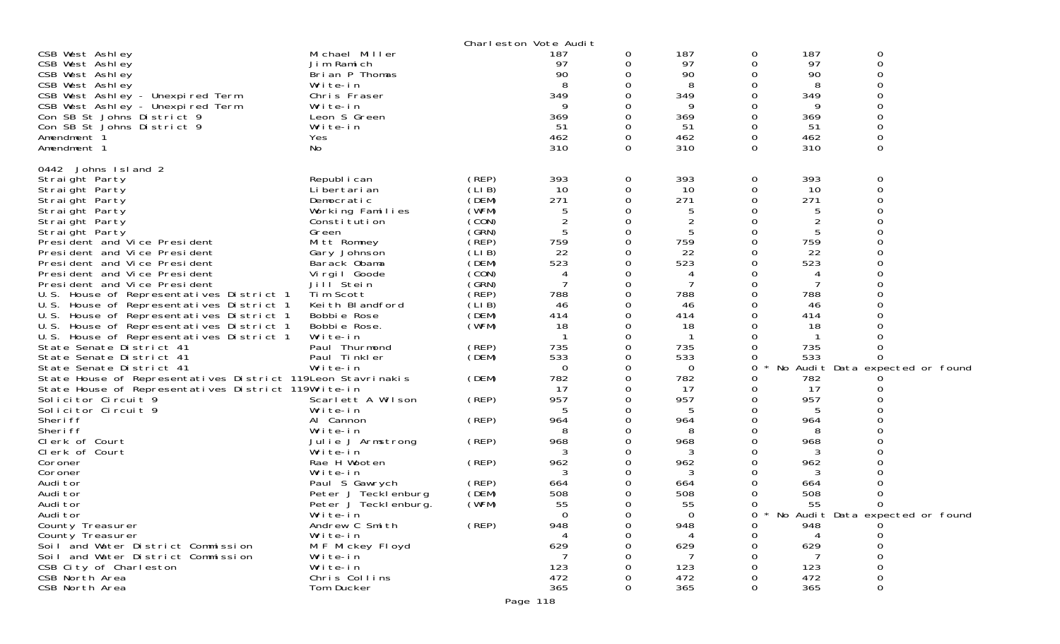Charleston Vote Audit

| | | | | | | | | |
|---|---|---|---|---|---|---|---|---|
| CSB West Ashley | Michael Miller | | 187 | 0 | 187 | 0 | 187 | 0 |
| CSB West Ashley | Jim Ramich | | 97 | 0 | 97 | 0 | 97 | 0 |
| CSB West Ashley | Brian P Thomas | | 90 | 0 | 90 | 0 | 90 | 0 |
| CSB West Ashley | Write-in | | 8 | 0 | 8 | 0 | 8 | 0 |
| CSB West Ashley - Unexpired Term | Chris Fraser | | 349 | 0 | 349 | 0 | 349 | 0 |
| CSB West Ashley - Unexpired Term | Write-in | | 9 | 0 | 9 | 0 | 9 | 0 |
| Con SB St Johns District 9 | Leon S Green | | 369 | 0 | 369 | 0 | 369 | 0 |
| Con SB St Johns District 9 | Write-in | | 51 | 0 | 51 | 0 | 51 | 0 |
| Amendment 1 | Yes | | 462 | 0 | 462 | 0 | 462 | 0 |
| Amendment 1 | No | | 310 | 0 | 310 | 0 | 310 | 0 |

0442 Johns Island 2

| | | | | | | | | |
|---|---|---|---|---|---|---|---|---|
| Straight Party | Republican | (REP) | 393 | 0 | 393 | 0 | 393 | 0 |
| Straight Party | Libertarian | (LIB) | 10 | 0 | 10 | 0 | 10 | 0 |
| Straight Party | Democratic | (DEM) | 271 | 0 | 271 | 0 | 271 | 0 |
| Straight Party | Working Families | (WFM) | 5 | 0 | 5 | 0 | 5 | 0 |
| Straight Party | Constitution | (CON) | 2 | 0 | 2 | 0 | 2 | 0 |
| Straight Party | Green | (GRN) | 5 | 0 | 5 | 0 | 5 | 0 |
| President and Vice President | Mitt Romney | (REP) | 759 | 0 | 759 | 0 | 759 | 0 |
| President and Vice President | Gary Johnson | (LIB) | 22 | 0 | 22 | 0 | 22 | 0 |
| President and Vice President | Barack Obama | (DEM) | 523 | 0 | 523 | 0 | 523 | 0 |
| President and Vice President | Virgil Goode | (CON) | 4 | 0 | 4 | 0 | 4 | 0 |
| President and Vice President | Jill Stein | (GRN) | 7 | 0 | 7 | 0 | 7 | 0 |
| U.S. House of Representatives District 1 | Tim Scott | (REP) | 788 | 0 | 788 | 0 | 788 | 0 |
| U.S. House of Representatives District 1 | Keith Blandford | (LIB) | 46 | 0 | 46 | 0 | 46 | 0 |
| U.S. House of Representatives District 1 | Bobbie Rose | (DEM) | 414 | 0 | 414 | 0 | 414 | 0 |
| U.S. House of Representatives District 1 | Bobbie Rose. | (WFM) | 18 | 0 | 18 | 0 | 18 | 0 |
| U.S. House of Representatives District 1 | Write-in | | 1 | 0 | 1 | 0 | 1 | 0 |
| State Senate District 41 | Paul Thurmond | (REP) | 735 | 0 | 735 | 0 | 735 | 0 |
| State Senate District 41 | Paul Tinkler | (DEM) | 533 | 0 | 533 | 0 | 533 | 0 |
| State Senate District 41 | Write-in | | 0 | 0 | 0 | 0 * No Audit Data expected or found | | |
| State House of Representatives District 119 | Leon Stavrinakis | (DEM) | 782 | 0 | 782 | 0 | 782 | 0 |
| State House of Representatives District 119 | Write-in | | 17 | 0 | 17 | 0 | 17 | 0 |
| Solicitor Circuit 9 | Scarlett A Wilson | (REP) | 957 | 0 | 957 | 0 | 957 | 0 |
| Solicitor Circuit 9 | Write-in | | 5 | 0 | 5 | 0 | 5 | 0 |
| Sheriff | Al Cannon | (REP) | 964 | 0 | 964 | 0 | 964 | 0 |
| Sheriff | Write-in | | 8 | 0 | 8 | 0 | 8 | 0 |
| Clerk of Court | Julie J Armstrong | (REP) | 968 | 0 | 968 | 0 | 968 | 0 |
| Clerk of Court | Write-in | | 3 | 0 | 3 | 0 | 3 | 0 |
| Coroner | Rae H Wooten | (REP) | 962 | 0 | 962 | 0 | 962 | 0 |
| Coroner | Write-in | | 3 | 0 | 3 | 0 | 3 | 0 |
| Auditor | Paul S Gawrych | (REP) | 664 | 0 | 664 | 0 | 664 | 0 |
| Auditor | Peter J Tecklenburg | (DEM) | 508 | 0 | 508 | 0 | 508 | 0 |
| Auditor | Peter J Tecklenburg. | (WFM) | 55 | 0 | 55 | 0 | 55 | 0 |
| Auditor | Write-in | | 0 | 0 | 0 | 0 * No Audit Data expected or found | | |
| County Treasurer | Andrew C Smith | (REP) | 948 | 0 | 948 | 0 | 948 | 0 |
| County Treasurer | Write-in | | 4 | 0 | 4 | 0 | 4 | 0 |
| Soil and Water District Commission | M F Mickey Floyd | | 629 | 0 | 629 | 0 | 629 | 0 |
| Soil and Water District Commission | Write-in | | 7 | 0 | 7 | 0 | 7 | 0 |
| CSB City of Charleston | Write-in | | 123 | 0 | 123 | 0 | 123 | 0 |
| CSB North Area | Chris Collins | | 472 | 0 | 472 | 0 | 472 | 0 |
| CSB North Area | Tom Ducker | | 365 | 0 | 365 | 0 | 365 | 0 |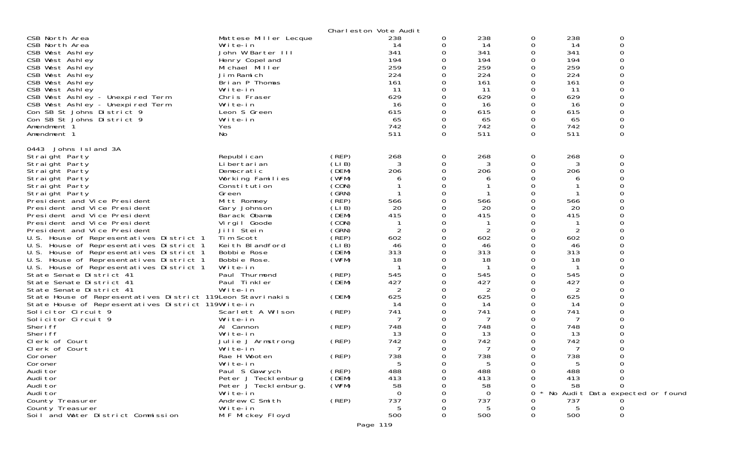Charleston Vote Audit

| | | | | | | | | |
|---|---|---|---|---|---|---|---|---|
| CSB North Area | Mattese Miller Lecque | | 238 | 0 | 238 | 0 | 238 | 0 |
| CSB North Area | Write-in | | 14 | 0 | 14 | 0 | 14 | 0 |
| CSB West Ashley | John W Barter III | | 341 | 0 | 341 | 0 | 341 | 0 |
| CSB West Ashley | Henry Copeland | | 194 | 0 | 194 | 0 | 194 | 0 |
| CSB West Ashley | Michael Miller | | 259 | 0 | 259 | 0 | 259 | 0 |
| CSB West Ashley | Jim Ramich | | 224 | 0 | 224 | 0 | 224 | 0 |
| CSB West Ashley | Brian P Thomas | | 161 | 0 | 161 | 0 | 161 | 0 |
| CSB West Ashley | Write-in | | 11 | 0 | 11 | 0 | 11 | 0 |
| CSB West Ashley - Unexpired Term | Chris Fraser | | 629 | 0 | 629 | 0 | 629 | 0 |
| CSB West Ashley - Unexpired Term | Write-in | | 16 | 0 | 16 | 0 | 16 | 0 |
| Con SB St Johns District 9 | Leon S Green | | 615 | 0 | 615 | 0 | 615 | 0 |
| Con SB St Johns District 9 | Write-in | | 65 | 0 | 65 | 0 | 65 | 0 |
| Amendment 1 | Yes | | 742 | 0 | 742 | 0 | 742 | 0 |
| Amendment 1 | No | | 511 | 0 | 511 | 0 | 511 | 0 |
| **0443 Johns Island 3A** | | | | | | | | |
| Straight Party | Republican | (REP) | 268 | 0 | 268 | 0 | 268 | 0 |
| Straight Party | Libertarian | (LIB) | 3 | 0 | 3 | 0 | 3 | 0 |
| Straight Party | Democratic | (DEM) | 206 | 0 | 206 | 0 | 206 | 0 |
| Straight Party | Working Families | (WFM) | 6 | 0 | 6 | 0 | 6 | 0 |
| Straight Party | Constitution | (CON) | 1 | 0 | 1 | 0 | 1 | 0 |
| Straight Party | Green | (GRN) | 1 | 0 | 1 | 0 | 1 | 0 |
| President and Vice President | Mitt Romney | (REP) | 566 | 0 | 566 | 0 | 566 | 0 |
| President and Vice President | Gary Johnson | (LIB) | 20 | 0 | 20 | 0 | 20 | 0 |
| President and Vice President | Barack Obama | (DEM) | 415 | 0 | 415 | 0 | 415 | 0 |
| President and Vice President | Virgil Goode | (CON) | 1 | 0 | 1 | 0 | 1 | 0 |
| President and Vice President | Jill Stein | (GRN) | 2 | 0 | 2 | 0 | 2 | 0 |
| U.S. House of Representatives District 1 | Tim Scott | (REP) | 602 | 0 | 602 | 0 | 602 | 0 |
| U.S. House of Representatives District 1 | Keith Blandford | (LIB) | 46 | 0 | 46 | 0 | 46 | 0 |
| U.S. House of Representatives District 1 | Bobbie Rose | (DEM) | 313 | 0 | 313 | 0 | 313 | 0 |
| U.S. House of Representatives District 1 | Bobbie Rose. | (WFM) | 18 | 0 | 18 | 0 | 18 | 0 |
| U.S. House of Representatives District 1 | Write-in | | 1 | 0 | 1 | 0 | 1 | 0 |
| State Senate District 41 | Paul Thurmond | (REP) | 545 | 0 | 545 | 0 | 545 | 0 |
| State Senate District 41 | Paul Tinkler | (DEM) | 427 | 0 | 427 | 0 | 427 | 0 |
| State Senate District 41 | Write-in | | 2 | 0 | 2 | 0 | 2 | 0 |
| State House of Representatives District 119 | Leon Stavrinakis | (DEM) | 625 | 0 | 625 | 0 | 625 | 0 |
| State House of Representatives District 119 | Write-in | | 14 | 0 | 14 | 0 | 14 | 0 |
| Solicitor Circuit 9 | Scarlett A Wilson | (REP) | 741 | 0 | 741 | 0 | 741 | 0 |
| Solicitor Circuit 9 | Write-in | | 7 | 0 | 7 | 0 | 7 | 0 |
| Sheriff | Al Cannon | (REP) | 748 | 0 | 748 | 0 | 748 | 0 |
| Sheriff | Write-in | | 13 | 0 | 13 | 0 | 13 | 0 |
| Clerk of Court | Julie J Armstrong | (REP) | 742 | 0 | 742 | 0 | 742 | 0 |
| Clerk of Court | Write-in | | 7 | 0 | 7 | 0 | 7 | 0 |
| Coroner | Rae H Wooten | (REP) | 738 | 0 | 738 | 0 | 738 | 0 |
| Coroner | Write-in | | 5 | 0 | 5 | 0 | 5 | 0 |
| Auditor | Paul S Gawrych | (REP) | 488 | 0 | 488 | 0 | 488 | 0 |
| Auditor | Peter J Tecklenburg | (DEM) | 413 | 0 | 413 | 0 | 413 | 0 |
| Auditor | Peter J Tecklenburg. | (WFM) | 58 | 0 | 58 | 0 | 58 | 0 |
| Auditor | Write-in | | 0 | 0 | 0 | 0 * No Audit Data expected or found | | |
| County Treasurer | Andrew C Smith | (REP) | 737 | 0 | 737 | 0 | 737 | 0 |
| County Treasurer | Write-in | | 5 | 0 | 5 | 0 | 5 | 0 |
| Soil and Water District Commission | M F Mickey Floyd | | 500 | 0 | 500 | 0 | 500 | 0 |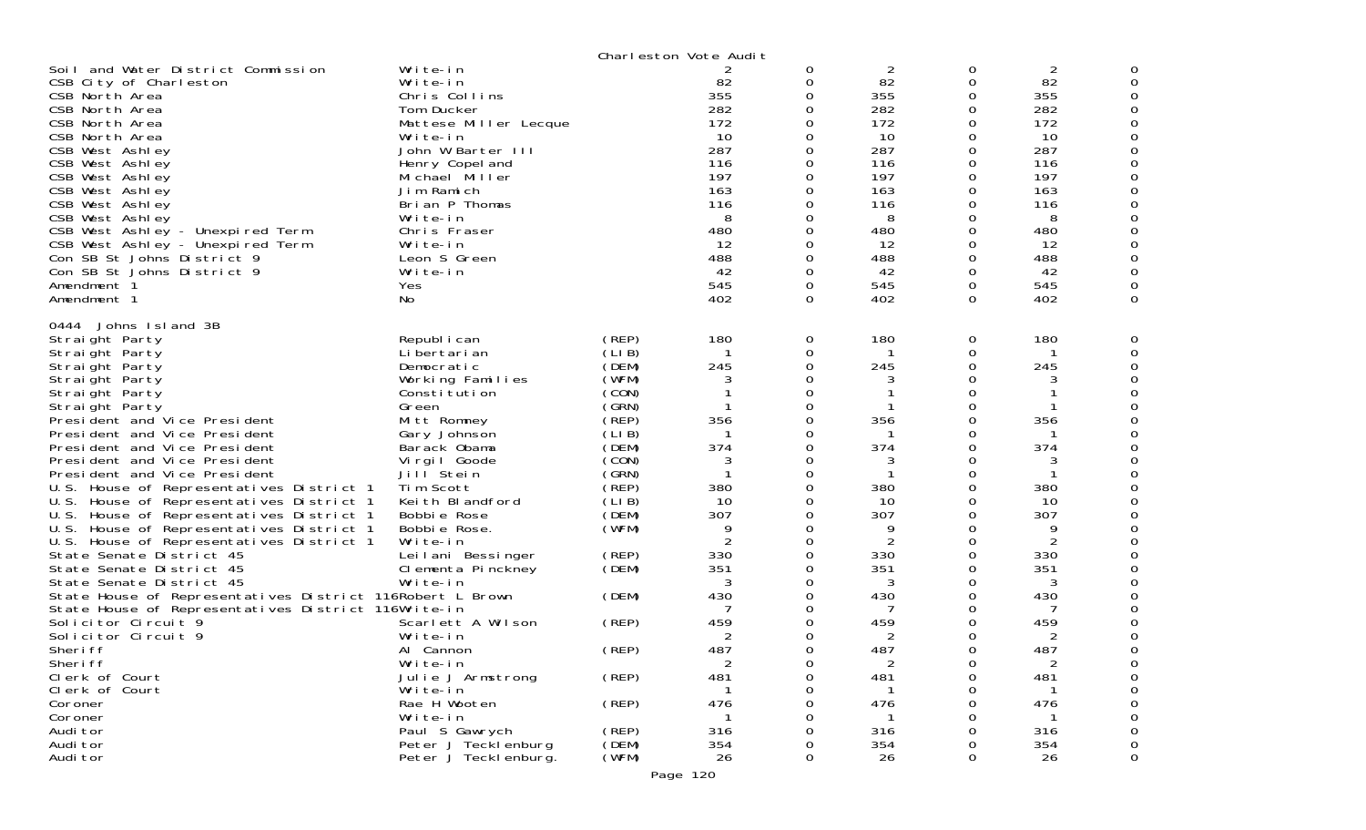Charleston Vote Audit

| Contest | Candidate | Party | | | | | | |
|---|---|---|---|---|---|---|---|---|
| Soil and Water District Commission | Write-in | | 2 | 0 | 2 | 0 | 2 | 0 |
| CSB City of Charleston | Write-in | | 82 | 0 | 82 | 0 | 82 | 0 |
| CSB North Area | Chris Collins | | 355 | 0 | 355 | 0 | 355 | 0 |
| CSB North Area | Tom Ducker | | 282 | 0 | 282 | 0 | 282 | 0 |
| CSB North Area | Mattese Miller Lecque | | 172 | 0 | 172 | 0 | 172 | 0 |
| CSB North Area | Write-in | | 10 | 0 | 10 | 0 | 10 | 0 |
| CSB West Ashley | John W Barter III | | 287 | 0 | 287 | 0 | 287 | 0 |
| CSB West Ashley | Henry Copeland | | 116 | 0 | 116 | 0 | 116 | 0 |
| CSB West Ashley | Michael Miller | | 197 | 0 | 197 | 0 | 197 | 0 |
| CSB West Ashley | Jim Ramich | | 163 | 0 | 163 | 0 | 163 | 0 |
| CSB West Ashley | Brian P Thomas | | 116 | 0 | 116 | 0 | 116 | 0 |
| CSB West Ashley | Write-in | | 8 | 0 | 8 | 0 | 8 | 0 |
| CSB West Ashley - Unexpired Term | Chris Fraser | | 480 | 0 | 480 | 0 | 480 | 0 |
| CSB West Ashley - Unexpired Term | Write-in | | 12 | 0 | 12 | 0 | 12 | 0 |
| Con SB St Johns District 9 | Leon S Green | | 488 | 0 | 488 | 0 | 488 | 0 |
| Con SB St Johns District 9 | Write-in | | 42 | 0 | 42 | 0 | 42 | 0 |
| Amendment 1 | Yes | | 545 | 0 | 545 | 0 | 545 | 0 |
| Amendment 1 | No | | 402 | 0 | 402 | 0 | 402 | 0 |
| **0444 Johns Island 3B** | | | | | | | | |
| Straight Party | Republican | (REP) | 180 | 0 | 180 | 0 | 180 | 0 |
| Straight Party | Libertarian | (LIB) | 1 | 0 | 1 | 0 | 1 | 0 |
| Straight Party | Democratic | (DEM) | 245 | 0 | 245 | 0 | 245 | 0 |
| Straight Party | Working Families | (WFM) | 3 | 0 | 3 | 0 | 3 | 0 |
| Straight Party | Constitution | (CON) | 1 | 0 | 1 | 0 | 1 | 0 |
| Straight Party | Green | (GRN) | 1 | 0 | 1 | 0 | 1 | 0 |
| President and Vice President | Mitt Romney | (REP) | 356 | 0 | 356 | 0 | 356 | 0 |
| President and Vice President | Gary Johnson | (LIB) | 1 | 0 | 1 | 0 | 1 | 0 |
| President and Vice President | Barack Obama | (DEM) | 374 | 0 | 374 | 0 | 374 | 0 |
| President and Vice President | Virgil Goode | (CON) | 3 | 0 | 3 | 0 | 3 | 0 |
| President and Vice President | Jill Stein | (GRN) | 1 | 0 | 1 | 0 | 1 | 0 |
| U.S. House of Representatives District 1 | Tim Scott | (REP) | 380 | 0 | 380 | 0 | 380 | 0 |
| U.S. House of Representatives District 1 | Keith Blandford | (LIB) | 10 | 0 | 10 | 0 | 10 | 0 |
| U.S. House of Representatives District 1 | Bobbie Rose | (DEM) | 307 | 0 | 307 | 0 | 307 | 0 |
| U.S. House of Representatives District 1 | Bobbie Rose. | (WFM) | 9 | 0 | 9 | 0 | 9 | 0 |
| U.S. House of Representatives District 1 | Write-in | | 2 | 0 | 2 | 0 | 2 | 0 |
| State Senate District 45 | Leilani Bessinger | (REP) | 330 | 0 | 330 | 0 | 330 | 0 |
| State Senate District 45 | Clementa Pinckney | (DEM) | 351 | 0 | 351 | 0 | 351 | 0 |
| State Senate District 45 | Write-in | | 3 | 0 | 3 | 0 | 3 | 0 |
| State House of Representatives District 116 | Robert L Brown | (DEM) | 430 | 0 | 430 | 0 | 430 | 0 |
| State House of Representatives District 116 | Write-in | | 7 | 0 | 7 | 0 | 7 | 0 |
| Solicitor Circuit 9 | Scarlett A Wilson | (REP) | 459 | 0 | 459 | 0 | 459 | 0 |
| Solicitor Circuit 9 | Write-in | | 2 | 0 | 2 | 0 | 2 | 0 |
| Sheriff | Al Cannon | (REP) | 487 | 0 | 487 | 0 | 487 | 0 |
| Sheriff | Write-in | | 2 | 0 | 2 | 0 | 2 | 0 |
| Clerk of Court | Julie J Armstrong | (REP) | 481 | 0 | 481 | 0 | 481 | 0 |
| Clerk of Court | Write-in | | 1 | 0 | 1 | 0 | 1 | 0 |
| Coroner | Rae H Wooten | (REP) | 476 | 0 | 476 | 0 | 476 | 0 |
| Coroner | Write-in | | 1 | 0 | 1 | 0 | 1 | 0 |
| Auditor | Paul S Gawrych | (REP) | 316 | 0 | 316 | 0 | 316 | 0 |
| Auditor | Peter J Tecklenburg | (DEM) | 354 | 0 | 354 | 0 | 354 | 0 |
| Auditor | Peter J Tecklenburg. | (WFM) | 26 | 0 | 26 | 0 | 26 | 0 |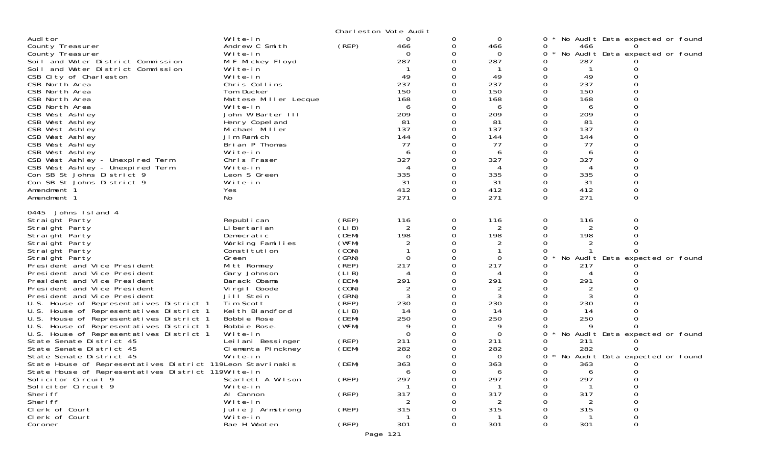Charleston Vote Audit

| Office | Candidate | Party | | | | | | | |
|---|---|---|---|---|---|---|---|---|---|
| Auditor | Write-in | | 0 | 0 | 0 | 0 * No Audit Data expected or found | | | |
| County Treasurer | Andrew C Smith | (REP) | 466 | 0 | 466 | 0 | 466 | 0 | |
| County Treasurer | Write-in | | 0 | 0 | 0 | 0 * No Audit Data expected or found | | | |
| Soil and Water District Commission | M F Mickey Floyd | | 287 | 0 | 287 | 0 | 287 | 0 | |
| Soil and Water District Commission | Write-in | | 1 | 0 | 1 | 0 | 1 | 0 | |
| CSB City of Charleston | Write-in | | 49 | 0 | 49 | 0 | 49 | 0 | |
| CSB North Area | Chris Collins | | 237 | 0 | 237 | 0 | 237 | 0 | |
| CSB North Area | Tom Ducker | | 150 | 0 | 150 | 0 | 150 | 0 | |
| CSB North Area | Mattese Miller Lecque | | 168 | 0 | 168 | 0 | 168 | 0 | |
| CSB North Area | Write-in | | 6 | 0 | 6 | 0 | 6 | 0 | |
| CSB West Ashley | John W Barter III | | 209 | 0 | 209 | 0 | 209 | 0 | |
| CSB West Ashley | Henry Copeland | | 81 | 0 | 81 | 0 | 81 | 0 | |
| CSB West Ashley | Michael Miller | | 137 | 0 | 137 | 0 | 137 | 0 | |
| CSB West Ashley | Jim Ramich | | 144 | 0 | 144 | 0 | 144 | 0 | |
| CSB West Ashley | Brian P Thomas | | 77 | 0 | 77 | 0 | 77 | 0 | |
| CSB West Ashley | Write-in | | 6 | 0 | 6 | 0 | 6 | 0 | |
| CSB West Ashley - Unexpired Term | Chris Fraser | | 327 | 0 | 327 | 0 | 327 | 0 | |
| CSB West Ashley - Unexpired Term | Write-in | | 4 | 0 | 4 | 0 | 4 | 0 | |
| Con SB St Johns District 9 | Leon S Green | | 335 | 0 | 335 | 0 | 335 | 0 | |
| Con SB St Johns District 9 | Write-in | | 31 | 0 | 31 | 0 | 31 | 0 | |
| Amendment 1 | Yes | | 412 | 0 | 412 | 0 | 412 | 0 | |
| Amendment 1 | No | | 271 | 0 | 271 | 0 | 271 | 0 | |

0445 Johns Island 4

| Office | Candidate | Party | | | | | | | |
|---|---|---|---|---|---|---|---|---|---|
| Straight Party | Republican | (REP) | 116 | 0 | 116 | 0 | 116 | 0 | |
| Straight Party | Libertarian | (LIB) | 2 | 0 | 2 | 0 | 2 | 0 | |
| Straight Party | Democratic | (DEM) | 198 | 0 | 198 | 0 | 198 | 0 | |
| Straight Party | Working Families | (WFM) | 2 | 0 | 2 | 0 | 2 | 0 | |
| Straight Party | Constitution | (CON) | 1 | 0 | 1 | 0 | 1 | 0 | |
| Straight Party | Green | (GRN) | 0 | 0 | 0 | 0 * No Audit Data expected or found | | | |
| President and Vice President | Mitt Romney | (REP) | 217 | 0 | 217 | 0 | 217 | 0 | |
| President and Vice President | Gary Johnson | (LIB) | 4 | 0 | 4 | 0 | 4 | 0 | |
| President and Vice President | Barack Obama | (DEM) | 291 | 0 | 291 | 0 | 291 | 0 | |
| President and Vice President | Virgil Goode | (CON) | 2 | 0 | 2 | 0 | 2 | 0 | |
| President and Vice President | Jill Stein | (GRN) | 3 | 0 | 3 | 0 | 3 | 0 | |
| U.S. House of Representatives District 1 | Tim Scott | (REP) | 230 | 0 | 230 | 0 | 230 | 0 | |
| U.S. House of Representatives District 1 | Keith Blandford | (LIB) | 14 | 0 | 14 | 0 | 14 | 0 | |
| U.S. House of Representatives District 1 | Bobbie Rose | (DEM) | 250 | 0 | 250 | 0 | 250 | 0 | |
| U.S. House of Representatives District 1 | Bobbie Rose. | (WFM) | 9 | 0 | 9 | 0 | 9 | 0 | |
| U.S. House of Representatives District 1 | Write-in | | 0 | 0 | 0 | 0 * No Audit Data expected or found | | | |
| State Senate District 45 | Leilani Bessinger | (REP) | 211 | 0 | 211 | 0 | 211 | 0 | |
| State Senate District 45 | Clementa Pinckney | (DEM) | 282 | 0 | 282 | 0 | 282 | 0 | |
| State Senate District 45 | Write-in | | 0 | 0 | 0 | 0 * No Audit Data expected or found | | | |
| State House of Representatives District 119 | Leon Stavrinakis | (DEM) | 363 | 0 | 363 | 0 | 363 | 0 | |
| State House of Representatives District 119 | Write-in | | 6 | 0 | 6 | 0 | 6 | 0 | |
| Solicitor Circuit 9 | Scarlett A Wilson | (REP) | 297 | 0 | 297 | 0 | 297 | 0 | |
| Solicitor Circuit 9 | Write-in | | 1 | 0 | 1 | 0 | 1 | 0 | |
| Sheriff | Al Cannon | (REP) | 317 | 0 | 317 | 0 | 317 | 0 | |
| Sheriff | Write-in | | 2 | 0 | 2 | 0 | 2 | 0 | |
| Clerk of Court | Julie J Armstrong | (REP) | 315 | 0 | 315 | 0 | 315 | 0 | |
| Clerk of Court | Write-in | | 1 | 0 | 1 | 0 | 1 | 0 | |
| Coroner | Rae H Wooten | (REP) | 301 | 0 | 301 | 0 | 301 | 0 | |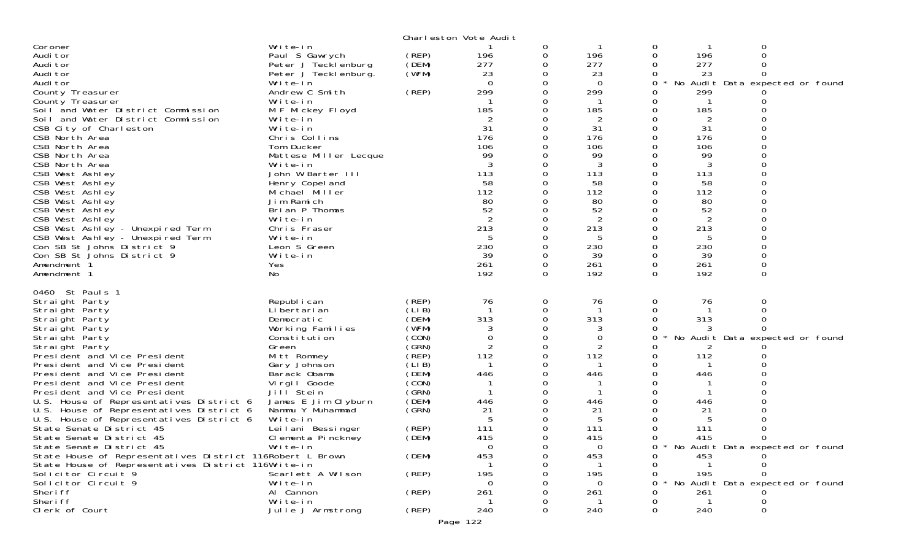Charleston Vote Audit

| Contest | Candidate | Party | Votes | | | | Audit | |
|---|---|---|---|---|---|---|---|---|
| Coroner | Write-in | | 1 | 0 | 1 | 0 | 1 | 0 |
| Auditor | Paul S Gawrych | (REP) | 196 | 0 | 196 | 0 | 196 | 0 |
| Auditor | Peter J Tecklenburg | (DEM) | 277 | 0 | 277 | 0 | 277 | 0 |
| Auditor | Peter J Tecklenburg. | (WFM) | 23 | 0 | 23 | 0 | 23 | 0 |
| Auditor | Write-in | | 0 | 0 | 0 | 0 * | No Audit Data expected or found | |
| County Treasurer | Andrew C Smith | (REP) | 299 | 0 | 299 | 0 | 299 | 0 |
| County Treasurer | Write-in | | 1 | 0 | 1 | 0 | 1 | 0 |
| Soil and Water District Commission | M F Mickey Floyd | | 185 | 0 | 185 | 0 | 185 | 0 |
| Soil and Water District Commission | Write-in | | 2 | 0 | 2 | 0 | 2 | 0 |
| CSB City of Charleston | Write-in | | 31 | 0 | 31 | 0 | 31 | 0 |
| CSB North Area | Chris Collins | | 176 | 0 | 176 | 0 | 176 | 0 |
| CSB North Area | Tom Ducker | | 106 | 0 | 106 | 0 | 106 | 0 |
| CSB North Area | Mattese Miller Lecque | | 99 | 0 | 99 | 0 | 99 | 0 |
| CSB North Area | Write-in | | 3 | 0 | 3 | 0 | 3 | 0 |
| CSB West Ashley | John W Barter III | | 113 | 0 | 113 | 0 | 113 | 0 |
| CSB West Ashley | Henry Copeland | | 58 | 0 | 58 | 0 | 58 | 0 |
| CSB West Ashley | Michael Miller | | 112 | 0 | 112 | 0 | 112 | 0 |
| CSB West Ashley | Jim Ramich | | 80 | 0 | 80 | 0 | 80 | 0 |
| CSB West Ashley | Brian P Thomas | | 52 | 0 | 52 | 0 | 52 | 0 |
| CSB West Ashley | Write-in | | 2 | 0 | 2 | 0 | 2 | 0 |
| CSB West Ashley - Unexpired Term | Chris Fraser | | 213 | 0 | 213 | 0 | 213 | 0 |
| CSB West Ashley - Unexpired Term | Write-in | | 5 | 0 | 5 | 0 | 5 | 0 |
| Con SB St Johns District 9 | Leon S Green | | 230 | 0 | 230 | 0 | 230 | 0 |
| Con SB St Johns District 9 | Write-in | | 39 | 0 | 39 | 0 | 39 | 0 |
| Amendment 1 | Yes | | 261 | 0 | 261 | 0 | 261 | 0 |
| Amendment 1 | No | | 192 | 0 | 192 | 0 | 192 | 0 |

0460 St Pauls 1

| Contest | Candidate | Party | Votes | | | | Audit | |
|---|---|---|---|---|---|---|---|---|
| Straight Party | Republican | (REP) | 76 | 0 | 76 | 0 | 76 | 0 |
| Straight Party | Libertarian | (LIB) | 1 | 0 | 1 | 0 | 1 | 0 |
| Straight Party | Democratic | (DEM) | 313 | 0 | 313 | 0 | 313 | 0 |
| Straight Party | Working Families | (WFM) | 3 | 0 | 3 | 0 | 3 | 0 |
| Straight Party | Constitution | (CON) | 0 | 0 | 0 | 0 * | No Audit Data expected or found | |
| Straight Party | Green | (GRN) | 2 | 0 | 2 | 0 | 2 | 0 |
| President and Vice President | Mitt Romney | (REP) | 112 | 0 | 112 | 0 | 112 | 0 |
| President and Vice President | Gary Johnson | (LIB) | 1 | 0 | 1 | 0 | 1 | 0 |
| President and Vice President | Barack Obama | (DEM) | 446 | 0 | 446 | 0 | 446 | 0 |
| President and Vice President | Virgil Goode | (CON) | 1 | 0 | 1 | 0 | 1 | 0 |
| President and Vice President | Jill Stein | (GRN) | 1 | 0 | 1 | 0 | 1 | 0 |
| U.S. House of Representatives District 6 | James E Jim Clyburn | (DEM) | 446 | 0 | 446 | 0 | 446 | 0 |
| U.S. House of Representatives District 6 | Nammu Y Muhammad | (GRN) | 21 | 0 | 21 | 0 | 21 | 0 |
| U.S. House of Representatives District 6 | Write-in | | 5 | 0 | 5 | 0 | 5 | 0 |
| State Senate District 45 | Leilani Bessinger | (REP) | 111 | 0 | 111 | 0 | 111 | 0 |
| State Senate District 45 | Clementa Pinckney | (DEM) | 415 | 0 | 415 | 0 | 415 | 0 |
| State Senate District 45 | Write-in | | 0 | 0 | 0 | 0 * | No Audit Data expected or found | |
| State House of Representatives District 116 | Robert L Brown | (DEM) | 453 | 0 | 453 | 0 | 453 | 0 |
| State House of Representatives District 116 | Write-in | | 1 | 0 | 1 | 0 | 1 | 0 |
| Solicitor Circuit 9 | Scarlett A Wilson | (REP) | 195 | 0 | 195 | 0 | 195 | 0 |
| Solicitor Circuit 9 | Write-in | | 0 | 0 | 0 | 0 * | No Audit Data expected or found | |
| Sheriff | Al Cannon | (REP) | 261 | 0 | 261 | 0 | 261 | 0 |
| Sheriff | Write-in | | 1 | 0 | 1 | 0 | 1 | 0 |
| Clerk of Court | Julie J Armstrong | (REP) | 240 | 0 | 240 | 0 | 240 | 0 |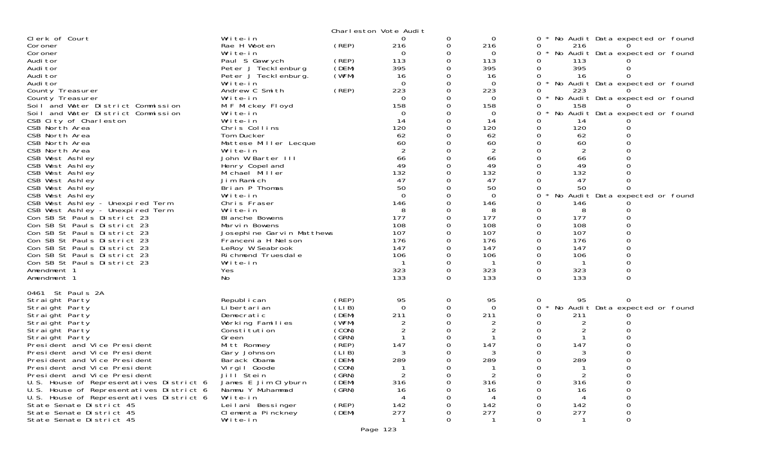Charleston Vote Audit

| Contest | Candidate | Party | Count 1 | Count 2 | Count 3 | Count 4 | Count 5 | Count 6 |
|---|---|---|---|---|---|---|---|---|
| Clerk of Court | Write-in | | 0 | 0 | 0 | 0 * No Audit Data expected or found | | |
| Coroner | Rae H Wooten | (REP) | 216 | 0 | 216 | 0 | 216 | 0 |
| Coroner | Write-in | | 0 | 0 | 0 | 0 * No Audit Data expected or found | | |
| Auditor | Paul S Gawrych | (REP) | 113 | 0 | 113 | 0 | 113 | 0 |
| Auditor | Peter J Tecklenburg | (DEM) | 395 | 0 | 395 | 0 | 395 | 0 |
| Auditor | Peter J Tecklenburg. | (WFM) | 16 | 0 | 16 | 0 | 16 | 0 |
| Auditor | Write-in | | 0 | 0 | 0 | 0 * No Audit Data expected or found | | |
| County Treasurer | Andrew C Smith | (REP) | 223 | 0 | 223 | 0 | 223 | 0 |
| County Treasurer | Write-in | | 0 | 0 | 0 | 0 * No Audit Data expected or found | | |
| Soil and Water District Commission | M F Mickey Floyd | | 158 | 0 | 158 | 0 | 158 | 0 |
| Soil and Water District Commission | Write-in | | 0 | 0 | 0 | 0 * No Audit Data expected or found | | |
| CSB City of Charleston | Write-in | | 14 | 0 | 14 | 0 | 14 | 0 |
| CSB North Area | Chris Collins | | 120 | 0 | 120 | 0 | 120 | 0 |
| CSB North Area | Tom Ducker | | 62 | 0 | 62 | 0 | 62 | 0 |
| CSB North Area | Mattese Miller Lecque | | 60 | 0 | 60 | 0 | 60 | 0 |
| CSB North Area | Write-in | | 2 | 0 | 2 | 0 | 2 | 0 |
| CSB West Ashley | John W Barter III | | 66 | 0 | 66 | 0 | 66 | 0 |
| CSB West Ashley | Henry Copeland | | 49 | 0 | 49 | 0 | 49 | 0 |
| CSB West Ashley | Michael Miller | | 132 | 0 | 132 | 0 | 132 | 0 |
| CSB West Ashley | Jim Ramich | | 47 | 0 | 47 | 0 | 47 | 0 |
| CSB West Ashley | Brian P Thomas | | 50 | 0 | 50 | 0 | 50 | 0 |
| CSB West Ashley | Write-in | | 0 | 0 | 0 | 0 * No Audit Data expected or found | | |
| CSB West Ashley - Unexpired Term | Chris Fraser | | 146 | 0 | 146 | 0 | 146 | 0 |
| CSB West Ashley - Unexpired Term | Write-in | | 8 | 0 | 8 | 0 | 8 | 0 |
| Con SB St Pauls District 23 | Blanche Bowens | | 177 | 0 | 177 | 0 | 177 | 0 |
| Con SB St Pauls District 23 | Marvin Bowens | | 108 | 0 | 108 | 0 | 108 | 0 |
| Con SB St Pauls District 23 | Josephine Garvin Matthews | | 107 | 0 | 107 | 0 | 107 | 0 |
| Con SB St Pauls District 23 | Francenia H Nelson | | 176 | 0 | 176 | 0 | 176 | 0 |
| Con SB St Pauls District 23 | LeRoy W Seabrook | | 147 | 0 | 147 | 0 | 147 | 0 |
| Con SB St Pauls District 23 | Richmond Truesdale | | 106 | 0 | 106 | 0 | 106 | 0 |
| Con SB St Pauls District 23 | Write-in | | 1 | 0 | 1 | 0 | 1 | 0 |
| Amendment 1 | Yes | | 323 | 0 | 323 | 0 | 323 | 0 |
| Amendment 1 | No | | 133 | 0 | 133 | 0 | 133 | 0 |

0461 St Pauls 2A

| Contest | Candidate | Party | Count 1 | Count 2 | Count 3 | Count 4 | Count 5 | Count 6 |
|---|---|---|---|---|---|---|---|---|
| Straight Party | Republican | (REP) | 95 | 0 | 95 | 0 | 95 | 0 |
| Straight Party | Libertarian | (LIB) | 0 | 0 | 0 | 0 * No Audit Data expected or found | | |
| Straight Party | Democratic | (DEM) | 211 | 0 | 211 | 0 | 211 | 0 |
| Straight Party | Working Families | (WFM) | 2 | 0 | 2 | 0 | 2 | 0 |
| Straight Party | Constitution | (CON) | 2 | 0 | 2 | 0 | 2 | 0 |
| Straight Party | Green | (GRN) | 1 | 0 | 1 | 0 | 1 | 0 |
| President and Vice President | Mitt Romney | (REP) | 147 | 0 | 147 | 0 | 147 | 0 |
| President and Vice President | Gary Johnson | (LIB) | 3 | 0 | 3 | 0 | 3 | 0 |
| President and Vice President | Barack Obama | (DEM) | 289 | 0 | 289 | 0 | 289 | 0 |
| President and Vice President | Virgil Goode | (CON) | 1 | 0 | 1 | 0 | 1 | 0 |
| President and Vice President | Jill Stein | (GRN) | 2 | 0 | 2 | 0 | 2 | 0 |
| U.S. House of Representatives District 6 | James E Jim Clyburn | (DEM) | 316 | 0 | 316 | 0 | 316 | 0 |
| U.S. House of Representatives District 6 | Nammu Y Muhammad | (GRN) | 16 | 0 | 16 | 0 | 16 | 0 |
| U.S. House of Representatives District 6 | Write-in | | 4 | 0 | 4 | 0 | 4 | 0 |
| State Senate District 45 | Leilani Bessinger | (REP) | 142 | 0 | 142 | 0 | 142 | 0 |
| State Senate District 45 | Clementa Pinckney | (DEM) | 277 | 0 | 277 | 0 | 277 | 0 |
| State Senate District 45 | Write-in | | 1 | 0 | 1 | 0 | 1 | 0 |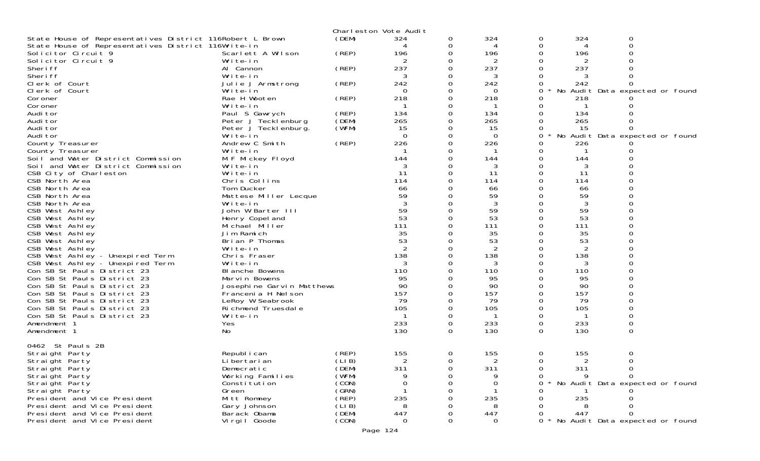Charleston Vote Audit

| Contest | Candidate | Party | | | | | | |
|---|---|---|---|---|---|---|---|---|
| State House of Representatives District 116 | Robert L Brown | (DEM) | 324 | 0 | 324 | 0 | 324 | 0 |
| State House of Representatives District 116 | Write-in | | 4 | 0 | 4 | 0 | 4 | 0 |
| Solicitor Circuit 9 | Scarlett A Wilson | (REP) | 196 | 0 | 196 | 0 | 196 | 0 |
| Solicitor Circuit 9 | Write-in | | 2 | 0 | 2 | 0 | 2 | 0 |
| Sheriff | Al Cannon | (REP) | 237 | 0 | 237 | 0 | 237 | 0 |
| Sheriff | Write-in | | 3 | 0 | 3 | 0 | 3 | 0 |
| Clerk of Court | Julie J Armstrong | (REP) | 242 | 0 | 242 | 0 | 242 | 0 |
| Clerk of Court | Write-in | | 0 | 0 | 0 | 0 * | No Audit Data expected or found | |
| Coroner | Rae H Wooten | (REP) | 218 | 0 | 218 | 0 | 218 | 0 |
| Coroner | Write-in | | 1 | 0 | 1 | 0 | 1 | 0 |
| Auditor | Paul S Gawrych | (REP) | 134 | 0 | 134 | 0 | 134 | 0 |
| Auditor | Peter J Tecklenburg | (DEM) | 265 | 0 | 265 | 0 | 265 | 0 |
| Auditor | Peter J Tecklenburg. | (WFM) | 15 | 0 | 15 | 0 | 15 | 0 |
| Auditor | Write-in | | 0 | 0 | 0 | 0 * | No Audit Data expected or found | |
| County Treasurer | Andrew C Smith | (REP) | 226 | 0 | 226 | 0 | 226 | 0 |
| County Treasurer | Write-in | | 1 | 0 | 1 | 0 | 1 | 0 |
| Soil and Water District Commission | M F Mickey Floyd | | 144 | 0 | 144 | 0 | 144 | 0 |
| Soil and Water District Commission | Write-in | | 3 | 0 | 3 | 0 | 3 | 0 |
| CSB City of Charleston | Write-in | | 11 | 0 | 11 | 0 | 11 | 0 |
| CSB North Area | Chris Collins | | 114 | 0 | 114 | 0 | 114 | 0 |
| CSB North Area | Tom Ducker | | 66 | 0 | 66 | 0 | 66 | 0 |
| CSB North Area | Mattese Miller Lecque | | 59 | 0 | 59 | 0 | 59 | 0 |
| CSB North Area | Write-in | | 3 | 0 | 3 | 0 | 3 | 0 |
| CSB West Ashley | John W Barter III | | 59 | 0 | 59 | 0 | 59 | 0 |
| CSB West Ashley | Henry Copeland | | 53 | 0 | 53 | 0 | 53 | 0 |
| CSB West Ashley | Michael Miller | | 111 | 0 | 111 | 0 | 111 | 0 |
| CSB West Ashley | Jim Ramich | | 35 | 0 | 35 | 0 | 35 | 0 |
| CSB West Ashley | Brian P Thomas | | 53 | 0 | 53 | 0 | 53 | 0 |
| CSB West Ashley | Write-in | | 2 | 0 | 2 | 0 | 2 | 0 |
| CSB West Ashley - Unexpired Term | Chris Fraser | | 138 | 0 | 138 | 0 | 138 | 0 |
| CSB West Ashley - Unexpired Term | Write-in | | 3 | 0 | 3 | 0 | 3 | 0 |
| Con SB St Pauls District 23 | Blanche Bowens | | 110 | 0 | 110 | 0 | 110 | 0 |
| Con SB St Pauls District 23 | Marvin Bowens | | 95 | 0 | 95 | 0 | 95 | 0 |
| Con SB St Pauls District 23 | Josephine Garvin Matthews | | 90 | 0 | 90 | 0 | 90 | 0 |
| Con SB St Pauls District 23 | Francenia H Nelson | | 157 | 0 | 157 | 0 | 157 | 0 |
| Con SB St Pauls District 23 | LeRoy W Seabrook | | 79 | 0 | 79 | 0 | 79 | 0 |
| Con SB St Pauls District 23 | Richmond Truesdale | | 105 | 0 | 105 | 0 | 105 | 0 |
| Con SB St Pauls District 23 | Write-in | | 1 | 0 | 1 | 0 | 1 | 0 |
| Amendment 1 | Yes | | 233 | 0 | 233 | 0 | 233 | 0 |
| Amendment 1 | No | | 130 | 0 | 130 | 0 | 130 | 0 |

0462 St Pauls 2B

| Contest | Candidate | Party | | | | | | |
|---|---|---|---|---|---|---|---|---|
| Straight Party | Republican | (REP) | 155 | 0 | 155 | 0 | 155 | 0 |
| Straight Party | Libertarian | (LIB) | 2 | 0 | 2 | 0 | 2 | 0 |
| Straight Party | Democratic | (DEM) | 311 | 0 | 311 | 0 | 311 | 0 |
| Straight Party | Working Families | (WFM) | 9 | 0 | 9 | 0 | 9 | 0 |
| Straight Party | Constitution | (CON) | 0 | 0 | 0 | 0 * | No Audit Data expected or found | |
| Straight Party | Green | (GRN) | 1 | 0 | 1 | 0 | 1 | 0 |
| President and Vice President | Mitt Romney | (REP) | 235 | 0 | 235 | 0 | 235 | 0 |
| President and Vice President | Gary Johnson | (LIB) | 8 | 0 | 8 | 0 | 8 | 0 |
| President and Vice President | Barack Obama | (DEM) | 447 | 0 | 447 | 0 | 447 | 0 |
| President and Vice President | Virgil Goode | (CON) | 0 | 0 | 0 | 0 * | No Audit Data expected or found | |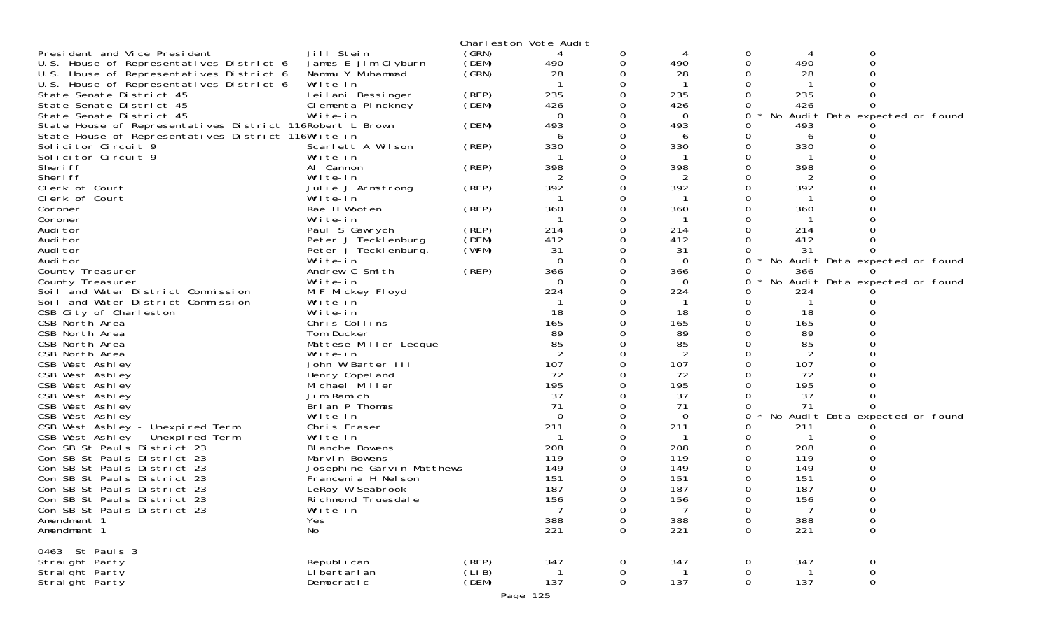Charleston Vote Audit

| Contest | Candidate | Party | | | | | | |
|---|---|---|---|---|---|---|---|---|
| President and Vice President | Jill Stein | (GRN) | 4 | 0 | 4 | 0 | 4 | 0 |
| U.S. House of Representatives District 6 | James E Jim Clyburn | (DEM) | 490 | 0 | 490 | 0 | 490 | 0 |
| U.S. House of Representatives District 6 | Nammu Y Muhammad | (GRN) | 28 | 0 | 28 | 0 | 28 | 0 |
| U.S. House of Representatives District 6 | Write-in | | 1 | 0 | 1 | 0 | 1 | 0 |
| State Senate District 45 | Leilani Bessinger | (REP) | 235 | 0 | 235 | 0 | 235 | 0 |
| State Senate District 45 | Clementa Pinckney | (DEM) | 426 | 0 | 426 | 0 | 426 | 0 |
| State Senate District 45 | Write-in | | 0 | 0 | 0 | 0 * No Audit Data expected or found | | |
| State House of Representatives District 116 | Robert L Brown | (DEM) | 493 | 0 | 493 | 0 | 493 | 0 |
| State House of Representatives District 116 | Write-in | | 6 | 0 | 6 | 0 | 6 | 0 |
| Solicitor Circuit 9 | Scarlett A Wilson | (REP) | 330 | 0 | 330 | 0 | 330 | 0 |
| Solicitor Circuit 9 | Write-in | | 1 | 0 | 1 | 0 | 1 | 0 |
| Sheriff | Al Cannon | (REP) | 398 | 0 | 398 | 0 | 398 | 0 |
| Sheriff | Write-in | | 2 | 0 | 2 | 0 | 2 | 0 |
| Clerk of Court | Julie J Armstrong | (REP) | 392 | 0 | 392 | 0 | 392 | 0 |
| Clerk of Court | Write-in | | 1 | 0 | 1 | 0 | 1 | 0 |
| Coroner | Rae H Wooten | (REP) | 360 | 0 | 360 | 0 | 360 | 0 |
| Coroner | Write-in | | 1 | 0 | 1 | 0 | 1 | 0 |
| Auditor | Paul S Gawrych | (REP) | 214 | 0 | 214 | 0 | 214 | 0 |
| Auditor | Peter J Tecklenburg | (DEM) | 412 | 0 | 412 | 0 | 412 | 0 |
| Auditor | Peter J Tecklenburg. | (WFM) | 31 | 0 | 31 | 0 | 31 | 0 |
| Auditor | Write-in | | 0 | 0 | 0 | 0 * No Audit Data expected or found | | |
| County Treasurer | Andrew C Smith | (REP) | 366 | 0 | 366 | 0 | 366 | 0 |
| County Treasurer | Write-in | | 0 | 0 | 0 | 0 * No Audit Data expected or found | | |
| Soil and Water District Commission | M F Mickey Floyd | | 224 | 0 | 224 | 0 | 224 | 0 |
| Soil and Water District Commission | Write-in | | 1 | 0 | 1 | 0 | 1 | 0 |
| CSB City of Charleston | Write-in | | 18 | 0 | 18 | 0 | 18 | 0 |
| CSB North Area | Chris Collins | | 165 | 0 | 165 | 0 | 165 | 0 |
| CSB North Area | Tom Ducker | | 89 | 0 | 89 | 0 | 89 | 0 |
| CSB North Area | Mattese Miller Lecque | | 85 | 0 | 85 | 0 | 85 | 0 |
| CSB North Area | Write-in | | 2 | 0 | 2 | 0 | 2 | 0 |
| CSB West Ashley | John W Barter III | | 107 | 0 | 107 | 0 | 107 | 0 |
| CSB West Ashley | Henry Copeland | | 72 | 0 | 72 | 0 | 72 | 0 |
| CSB West Ashley | Michael Miller | | 195 | 0 | 195 | 0 | 195 | 0 |
| CSB West Ashley | Jim Ramich | | 37 | 0 | 37 | 0 | 37 | 0 |
| CSB West Ashley | Brian P Thomas | | 71 | 0 | 71 | 0 | 71 | 0 |
| CSB West Ashley | Write-in | | 0 | 0 | 0 | 0 * No Audit Data expected or found | | |
| CSB West Ashley - Unexpired Term | Chris Fraser | | 211 | 0 | 211 | 0 | 211 | 0 |
| CSB West Ashley - Unexpired Term | Write-in | | 1 | 0 | 1 | 0 | 1 | 0 |
| Con SB St Pauls District 23 | Blanche Bowens | | 208 | 0 | 208 | 0 | 208 | 0 |
| Con SB St Pauls District 23 | Marvin Bowens | | 119 | 0 | 119 | 0 | 119 | 0 |
| Con SB St Pauls District 23 | Josephine Garvin Matthews | | 149 | 0 | 149 | 0 | 149 | 0 |
| Con SB St Pauls District 23 | Francenia H Nelson | | 151 | 0 | 151 | 0 | 151 | 0 |
| Con SB St Pauls District 23 | LeRoy W Seabrook | | 187 | 0 | 187 | 0 | 187 | 0 |
| Con SB St Pauls District 23 | Richmond Truesdale | | 156 | 0 | 156 | 0 | 156 | 0 |
| Con SB St Pauls District 23 | Write-in | | 7 | 0 | 7 | 0 | 7 | 0 |
| Amendment 1 | Yes | | 388 | 0 | 388 | 0 | 388 | 0 |
| Amendment 1 | No | | 221 | 0 | 221 | 0 | 221 | 0 |

0463 St Pauls 3

| Contest | Candidate | Party | | | | | | |
|---|---|---|---|---|---|---|---|---|
| Straight Party | Republican | (REP) | 347 | 0 | 347 | 0 | 347 | 0 |
| Straight Party | Libertarian | (LIB) | 1 | 0 | 1 | 0 | 1 | 0 |
| Straight Party | Democratic | (DEM) | 137 | 0 | 137 | 0 | 137 | 0 |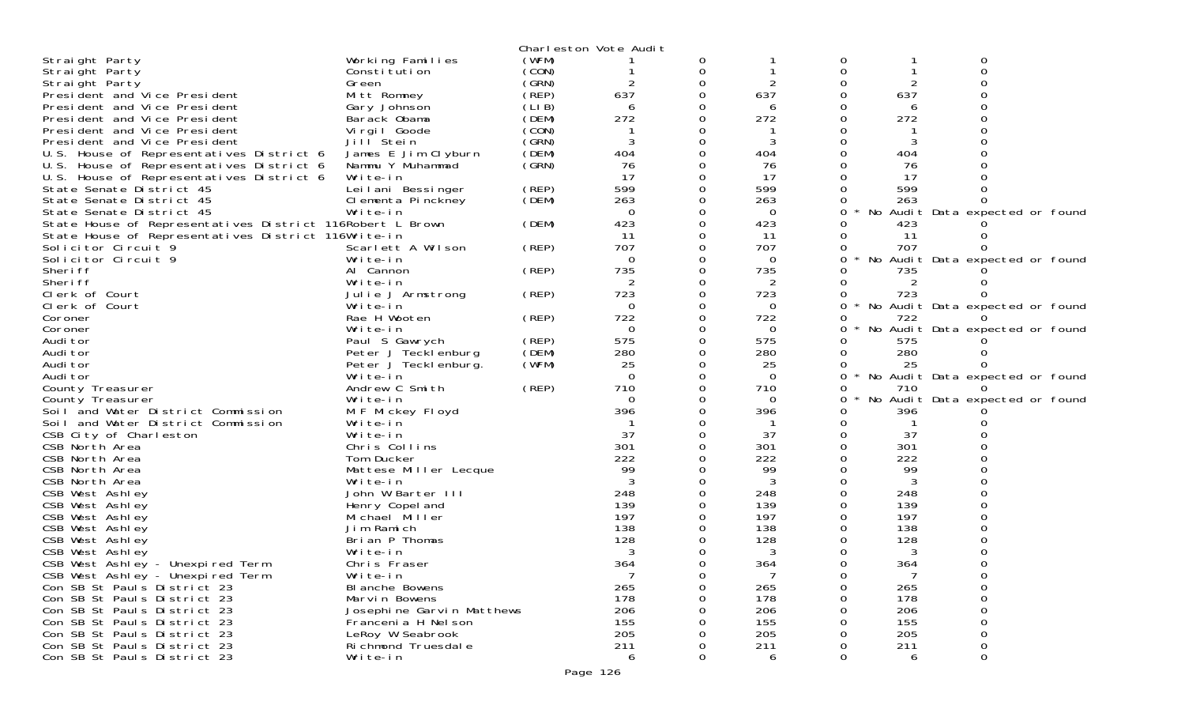Charleston Vote Audit

| Office | Candidate | Party | | | | | | |
|---|---|---|---|---|---|---|---|---|
| Straight Party | Working Families | (WFM) | 1 | 0 | 1 | 0 | 1 | 0 |
| Straight Party | Constitution | (CON) | 1 | 0 | 1 | 0 | 1 | 0 |
| Straight Party | Green | (GRN) | 2 | 0 | 2 | 0 | 2 | 0 |
| President and Vice President | Mitt Romney | (REP) | 637 | 0 | 637 | 0 | 637 | 0 |
| President and Vice President | Gary Johnson | (LIB) | 6 | 0 | 6 | 0 | 6 | 0 |
| President and Vice President | Barack Obama | (DEM) | 272 | 0 | 272 | 0 | 272 | 0 |
| President and Vice President | Virgil Goode | (CON) | 1 | 0 | 1 | 0 | 1 | 0 |
| President and Vice President | Jill Stein | (GRN) | 3 | 0 | 3 | 0 | 3 | 0 |
| U.S. House of Representatives District 6 | James E Jim Clyburn | (DEM) | 404 | 0 | 404 | 0 | 404 | 0 |
| U.S. House of Representatives District 6 | Nammu Y Muhammad | (GRN) | 76 | 0 | 76 | 0 | 76 | 0 |
| U.S. House of Representatives District 6 | Write-in | | 17 | 0 | 17 | 0 | 17 | 0 |
| State Senate District 45 | Leilani Bessinger | (REP) | 599 | 0 | 599 | 0 | 599 | 0 |
| State Senate District 45 | Clementa Pinckney | (DEM) | 263 | 0 | 263 | 0 | 263 | 0 |
| State Senate District 45 | Write-in | | 0 | 0 | 0 | 0 * No Audit Data expected or found | | |
| State House of Representatives District 116 | Robert L Brown | (DEM) | 423 | 0 | 423 | 0 | 423 | 0 |
| State House of Representatives District 116 | Write-in | | 11 | 0 | 11 | 0 | 11 | 0 |
| Solicitor Circuit 9 | Scarlett A Wilson | (REP) | 707 | 0 | 707 | 0 | 707 | 0 |
| Solicitor Circuit 9 | Write-in | | 0 | 0 | 0 | 0 * No Audit Data expected or found | | |
| Sheriff | Al Cannon | (REP) | 735 | 0 | 735 | 0 | 735 | 0 |
| Sheriff | Write-in | | 2 | 0 | 2 | 0 | 2 | 0 |
| Clerk of Court | Julie J Armstrong | (REP) | 723 | 0 | 723 | 0 | 723 | 0 |
| Clerk of Court | Write-in | | 0 | 0 | 0 | 0 * No Audit Data expected or found | | |
| Coroner | Rae H Wooten | (REP) | 722 | 0 | 722 | 0 | 722 | 0 |
| Coroner | Write-in | | 0 | 0 | 0 | 0 * No Audit Data expected or found | | |
| Auditor | Paul S Gawrych | (REP) | 575 | 0 | 575 | 0 | 575 | 0 |
| Auditor | Peter J Tecklenburg | (DEM) | 280 | 0 | 280 | 0 | 280 | 0 |
| Auditor | Peter J Tecklenburg. | (WFM) | 25 | 0 | 25 | 0 | 25 | 0 |
| Auditor | Write-in | | 0 | 0 | 0 | 0 * No Audit Data expected or found | | |
| County Treasurer | Andrew C Smith | (REP) | 710 | 0 | 710 | 0 | 710 | 0 |
| County Treasurer | Write-in | | 0 | 0 | 0 | 0 * No Audit Data expected or found | | |
| Soil and Water District Commission | M F Mickey Floyd | | 396 | 0 | 396 | 0 | 396 | 0 |
| Soil and Water District Commission | Write-in | | 1 | 0 | 1 | 0 | 1 | 0 |
| CSB City of Charleston | Write-in | | 37 | 0 | 37 | 0 | 37 | 0 |
| CSB North Area | Chris Collins | | 301 | 0 | 301 | 0 | 301 | 0 |
| CSB North Area | Tom Ducker | | 222 | 0 | 222 | 0 | 222 | 0 |
| CSB North Area | Mattese Miller Lecque | | 99 | 0 | 99 | 0 | 99 | 0 |
| CSB North Area | Write-in | | 3 | 0 | 3 | 0 | 3 | 0 |
| CSB West Ashley | John W Barter III | | 248 | 0 | 248 | 0 | 248 | 0 |
| CSB West Ashley | Henry Copeland | | 139 | 0 | 139 | 0 | 139 | 0 |
| CSB West Ashley | Michael Miller | | 197 | 0 | 197 | 0 | 197 | 0 |
| CSB West Ashley | Jim Ramich | | 138 | 0 | 138 | 0 | 138 | 0 |
| CSB West Ashley | Brian P Thomas | | 128 | 0 | 128 | 0 | 128 | 0 |
| CSB West Ashley | Write-in | | 3 | 0 | 3 | 0 | 3 | 0 |
| CSB West Ashley - Unexpired Term | Chris Fraser | | 364 | 0 | 364 | 0 | 364 | 0 |
| CSB West Ashley - Unexpired Term | Write-in | | 7 | 0 | 7 | 0 | 7 | 0 |
| Con SB St Pauls District 23 | Blanche Bowens | | 265 | 0 | 265 | 0 | 265 | 0 |
| Con SB St Pauls District 23 | Marvin Bowens | | 178 | 0 | 178 | 0 | 178 | 0 |
| Con SB St Pauls District 23 | Josephine Garvin Matthews | | 206 | 0 | 206 | 0 | 206 | 0 |
| Con SB St Pauls District 23 | Franceni a H Nelson | | 155 | 0 | 155 | 0 | 155 | 0 |
| Con SB St Pauls District 23 | LeRoy W Seabrook | | 205 | 0 | 205 | 0 | 205 | 0 |
| Con SB St Pauls District 23 | Richmond Truesdale | | 211 | 0 | 211 | 0 | 211 | 0 |
| Con SB St Pauls District 23 | Write-in | | 6 | 0 | 6 | 0 | 6 | 0 |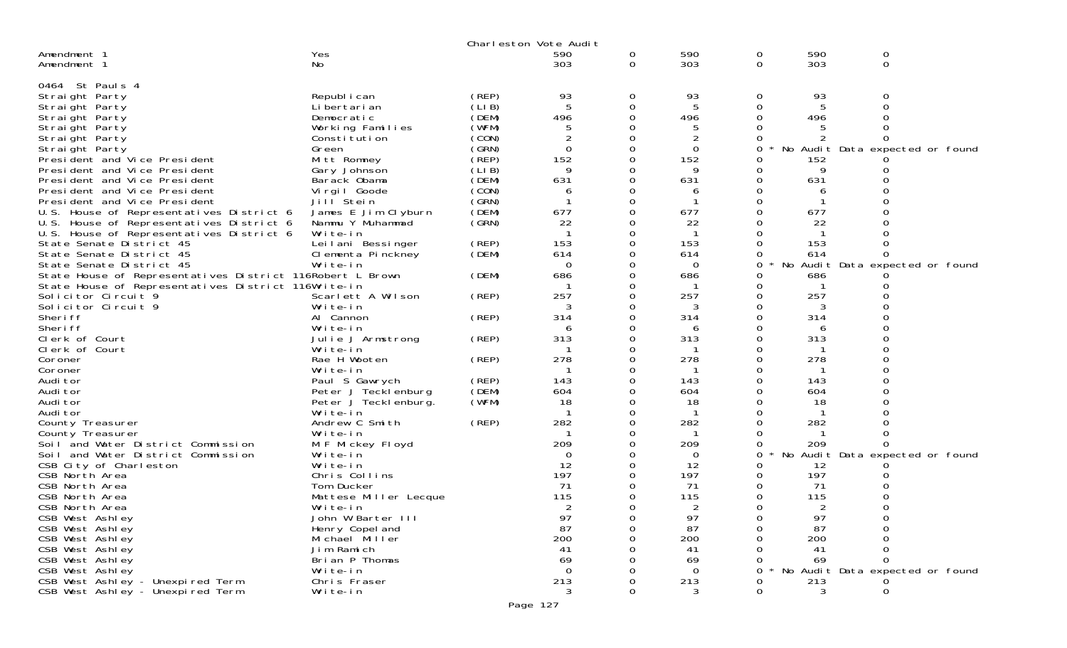Charleston Vote Audit

| | | | | | | | | |
|---|---|---|---|---|---|---|---|---|
| Amendment 1 | Yes | | 590 | 0 | 590 | 0 | 590 | 0 |
| Amendment 1 | No | | 303 | 0 | 303 | 0 | 303 | 0 |

0464 St Pauls 4

| | | | | | | | | |
|---|---|---|---|---|---|---|---|---|
| Straight Party | Republican | (REP) | 93 | 0 | 93 | 0 | 93 | 0 |
| Straight Party | Libertarian | (LIB) | 5 | 0 | 5 | 0 | 5 | 0 |
| Straight Party | Democratic | (DEM) | 496 | 0 | 496 | 0 | 496 | 0 |
| Straight Party | Working Families | (WFM) | 5 | 0 | 5 | 0 | 5 | 0 |
| Straight Party | Constitution | (CON) | 2 | 0 | 2 | 0 | 2 | 0 |
| Straight Party | Green | (GRN) | 0 | 0 | 0 | 0 * | No Audit Data expected or found | |
| President and Vice President | Mitt Romney | (REP) | 152 | 0 | 152 | 0 | 152 | 0 |
| President and Vice President | Gary Johnson | (LIB) | 9 | 0 | 9 | 0 | 9 | 0 |
| President and Vice President | Barack Obama | (DEM) | 631 | 0 | 631 | 0 | 631 | 0 |
| President and Vice President | Virgil Goode | (CON) | 6 | 0 | 6 | 0 | 6 | 0 |
| President and Vice President | Jill Stein | (GRN) | 1 | 0 | 1 | 0 | 1 | 0 |
| U.S. House of Representatives District 6 | James E Jim Clyburn | (DEM) | 677 | 0 | 677 | 0 | 677 | 0 |
| U.S. House of Representatives District 6 | Nammu Y Muhammad | (GRN) | 22 | 0 | 22 | 0 | 22 | 0 |
| U.S. House of Representatives District 6 | Write-in | | 1 | 0 | 1 | 0 | 1 | 0 |
| State Senate District 45 | Leilani Bessinger | (REP) | 153 | 0 | 153 | 0 | 153 | 0 |
| State Senate District 45 | Clementa Pinckney | (DEM) | 614 | 0 | 614 | 0 | 614 | 0 |
| State Senate District 45 | Write-in | | 0 | 0 | 0 | 0 * | No Audit Data expected or found | |
| State House of Representatives District 116 | Robert L Brown | (DEM) | 686 | 0 | 686 | 0 | 686 | 0 |
| State House of Representatives District 116 | Write-in | | 1 | 0 | 1 | 0 | 1 | 0 |
| Solicitor Circuit 9 | Scarlett A Wilson | (REP) | 257 | 0 | 257 | 0 | 257 | 0 |
| Solicitor Circuit 9 | Write-in | | 3 | 0 | 3 | 0 | 3 | 0 |
| Sheriff | Al Cannon | (REP) | 314 | 0 | 314 | 0 | 314 | 0 |
| Sheriff | Write-in | | 6 | 0 | 6 | 0 | 6 | 0 |
| Clerk of Court | Julie J Armstrong | (REP) | 313 | 0 | 313 | 0 | 313 | 0 |
| Clerk of Court | Write-in | | 1 | 0 | 1 | 0 | 1 | 0 |
| Coroner | Rae H Wooten | (REP) | 278 | 0 | 278 | 0 | 278 | 0 |
| Coroner | Write-in | | 1 | 0 | 1 | 0 | 1 | 0 |
| Auditor | Paul S Gawrych | (REP) | 143 | 0 | 143 | 0 | 143 | 0 |
| Auditor | Peter J Tecklenburg | (DEM) | 604 | 0 | 604 | 0 | 604 | 0 |
| Auditor | Peter J Tecklenburg. | (WFM) | 18 | 0 | 18 | 0 | 18 | 0 |
| Auditor | Write-in | | 1 | 0 | 1 | 0 | 1 | 0 |
| County Treasurer | Andrew C Smith | (REP) | 282 | 0 | 282 | 0 | 282 | 0 |
| County Treasurer | Write-in | | 1 | 0 | 1 | 0 | 1 | 0 |
| Soil and Water District Commission | M F Mickey Floyd | | 209 | 0 | 209 | 0 | 209 | 0 |
| Soil and Water District Commission | Write-in | | 0 | 0 | 0 | 0 * | No Audit Data expected or found | |
| CSB City of Charleston | Write-in | | 12 | 0 | 12 | 0 | 12 | 0 |
| CSB North Area | Chris Collins | | 197 | 0 | 197 | 0 | 197 | 0 |
| CSB North Area | Tom Ducker | | 71 | 0 | 71 | 0 | 71 | 0 |
| CSB North Area | Mattese Miller Lecque | | 115 | 0 | 115 | 0 | 115 | 0 |
| CSB North Area | Write-in | | 2 | 0 | 2 | 0 | 2 | 0 |
| CSB West Ashley | John W Barter III | | 97 | 0 | 97 | 0 | 97 | 0 |
| CSB West Ashley | Henry Copeland | | 87 | 0 | 87 | 0 | 87 | 0 |
| CSB West Ashley | Michael Miller | | 200 | 0 | 200 | 0 | 200 | 0 |
| CSB West Ashley | Jim Ramich | | 41 | 0 | 41 | 0 | 41 | 0 |
| CSB West Ashley | Brian P Thomas | | 69 | 0 | 69 | 0 | 69 | 0 |
| CSB West Ashley | Write-in | | 0 | 0 | 0 | 0 * | No Audit Data expected or found | |
| CSB West Ashley - Unexpired Term | Chris Fraser | | 213 | 0 | 213 | 0 | 213 | 0 |
| CSB West Ashley - Unexpired Term | Write-in | | 3 | 0 | 3 | 0 | 3 | 0 |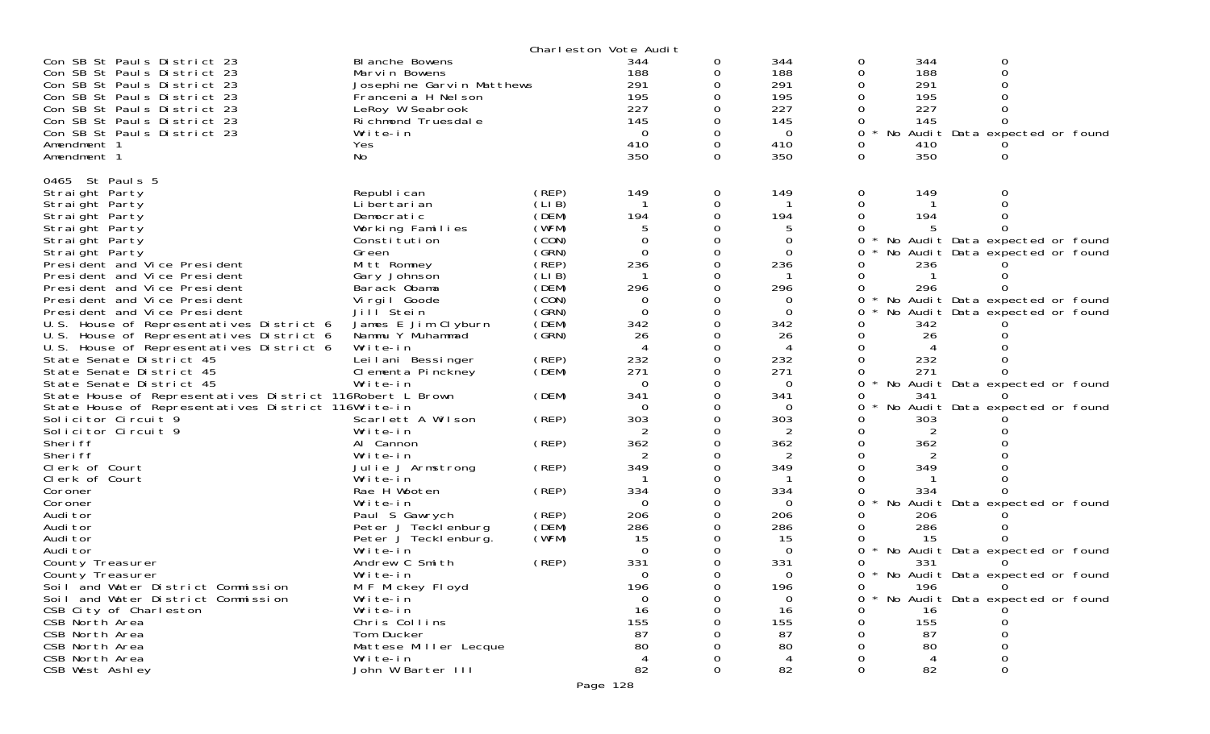Charleston Vote Audit

| Contest | Candidate | Party | | | | | | |
|---|---|---|---|---|---|---|---|---|
| Con SB St Pauls District 23 | Blanche Bowens | | 344 | 0 | 344 | 0 | 344 | 0 |
| Con SB St Pauls District 23 | Marvin Bowens | | 188 | 0 | 188 | 0 | 188 | 0 |
| Con SB St Pauls District 23 | Josephine Garvin Matthews | | 291 | 0 | 291 | 0 | 291 | 0 |
| Con SB St Pauls District 23 | Francenia H Nelson | | 195 | 0 | 195 | 0 | 195 | 0 |
| Con SB St Pauls District 23 | LeRoy W Seabrook | | 227 | 0 | 227 | 0 | 227 | 0 |
| Con SB St Pauls District 23 | Richmond Truesdale | | 145 | 0 | 145 | 0 | 145 | 0 |
| Con SB St Pauls District 23 | Write-in | | 0 | 0 | 0 | 0 * | No Audit Data expected or found | |
| Amendment 1 | Yes | | 410 | 0 | 410 | 0 | 410 | 0 |
| Amendment 1 | No | | 350 | 0 | 350 | 0 | 350 | 0 |

0465 St Pauls 5

| Contest | Candidate | Party | | | | | | |
|---|---|---|---|---|---|---|---|---|
| Straight Party | Republican | (REP) | 149 | 0 | 149 | 0 | 149 | 0 |
| Straight Party | Libertarian | (LIB) | 1 | 0 | 1 | 0 | 1 | 0 |
| Straight Party | Democratic | (DEM) | 194 | 0 | 194 | 0 | 194 | 0 |
| Straight Party | Working Families | (WFM) | 5 | 0 | 5 | 0 | 5 | 0 |
| Straight Party | Constitution | (CON) | 0 | 0 | 0 | 0 * | No Audit Data expected or found | |
| Straight Party | Green | (GRN) | 0 | 0 | 0 | 0 * | No Audit Data expected or found | |
| President and Vice President | Mitt Romney | (REP) | 236 | 0 | 236 | 0 | 236 | 0 |
| President and Vice President | Gary Johnson | (LIB) | 1 | 0 | 1 | 0 | 1 | 0 |
| President and Vice President | Barack Obama | (DEM) | 296 | 0 | 296 | 0 | 296 | 0 |
| President and Vice President | Virgil Goode | (CON) | 0 | 0 | 0 | 0 * | No Audit Data expected or found | |
| President and Vice President | Jill Stein | (GRN) | 0 | 0 | 0 | 0 * | No Audit Data expected or found | |
| U.S. House of Representatives District 6 | James E Jim Clyburn | (DEM) | 342 | 0 | 342 | 0 | 342 | 0 |
| U.S. House of Representatives District 6 | Nammu Y Muhammad | (GRN) | 26 | 0 | 26 | 0 | 26 | 0 |
| U.S. House of Representatives District 6 | Write-in | | 4 | 0 | 4 | 0 | 4 | 0 |
| State Senate District 45 | Leilani Bessinger | (REP) | 232 | 0 | 232 | 0 | 232 | 0 |
| State Senate District 45 | Clementa Pinckney | (DEM) | 271 | 0 | 271 | 0 | 271 | 0 |
| State Senate District 45 | Write-in | | 0 | 0 | 0 | 0 * | No Audit Data expected or found | |
| State House of Representatives District 116 | Robert L Brown | (DEM) | 341 | 0 | 341 | 0 | 341 | 0 |
| State House of Representatives District 116 | Write-in | | 0 | 0 | 0 | 0 * | No Audit Data expected or found | |
| Solicitor Circuit 9 | Scarlett A Wilson | (REP) | 303 | 0 | 303 | 0 | 303 | 0 |
| Solicitor Circuit 9 | Write-in | | 2 | 0 | 2 | 0 | 2 | 0 |
| Sheriff | Al Cannon | (REP) | 362 | 0 | 362 | 0 | 362 | 0 |
| Sheriff | Write-in | | 2 | 0 | 2 | 0 | 2 | 0 |
| Clerk of Court | Julie J Armstrong | (REP) | 349 | 0 | 349 | 0 | 349 | 0 |
| Clerk of Court | Write-in | | 1 | 0 | 1 | 0 | 1 | 0 |
| Coroner | Rae H Wooten | (REP) | 334 | 0 | 334 | 0 | 334 | 0 |
| Coroner | Write-in | | 0 | 0 | 0 | 0 * | No Audit Data expected or found | |
| Auditor | Paul S Gawrych | (REP) | 206 | 0 | 206 | 0 | 206 | 0 |
| Auditor | Peter J Tecklenburg | (DEM) | 286 | 0 | 286 | 0 | 286 | 0 |
| Auditor | Peter J Tecklenburg. | (WFM) | 15 | 0 | 15 | 0 | 15 | 0 |
| Auditor | Write-in | | 0 | 0 | 0 | 0 * | No Audit Data expected or found | |
| County Treasurer | Andrew C Smith | (REP) | 331 | 0 | 331 | 0 | 331 | 0 |
| County Treasurer | Write-in | | 0 | 0 | 0 | 0 * | No Audit Data expected or found | |
| Soil and Water District Commission | M F Mickey Floyd | | 196 | 0 | 196 | 0 | 196 | 0 |
| Soil and Water District Commission | Write-in | | 0 | 0 | 0 | 0 * | No Audit Data expected or found | |
| CSB City of Charleston | Write-in | | 16 | 0 | 16 | 0 | 16 | 0 |
| CSB North Area | Chris Collins | | 155 | 0 | 155 | 0 | 155 | 0 |
| CSB North Area | Tom Ducker | | 87 | 0 | 87 | 0 | 87 | 0 |
| CSB North Area | Mattese Miller Lecque | | 80 | 0 | 80 | 0 | 80 | 0 |
| CSB North Area | Write-in | | 4 | 0 | 4 | 0 | 4 | 0 |
| CSB West Ashley | John W Barter III | | 82 | 0 | 82 | 0 | 82 | 0 |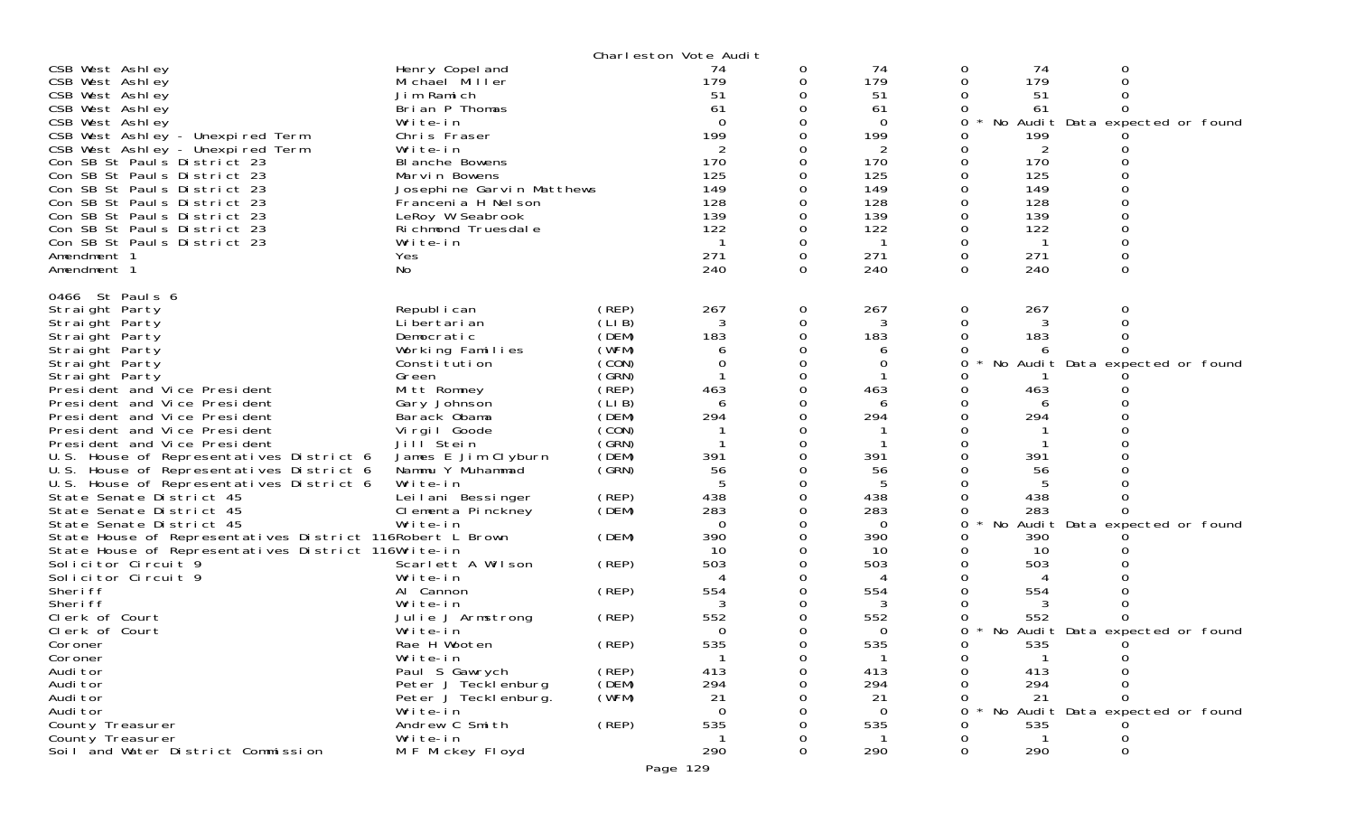Charleston Vote Audit

| | | | | | | | | |
|---|---|---|---|---|---|---|---|---|
| CSB West Ashley | Henry Copeland | | 74 | 0 | 74 | 0 | 74 | 0 |
| CSB West Ashley | Michael Miller | | 179 | 0 | 179 | 0 | 179 | 0 |
| CSB West Ashley | Jim Ramich | | 51 | 0 | 51 | 0 | 51 | 0 |
| CSB West Ashley | Brian P Thomas | | 61 | 0 | 61 | 0 | 61 | 0 |
| CSB West Ashley | Write-in | | 0 | 0 | 0 | 0 * | No Audit Data expected or found | |
| CSB West Ashley - Unexpired Term | Chris Fraser | | 199 | 0 | 199 | 0 | 199 | 0 |
| CSB West Ashley - Unexpired Term | Write-in | | 2 | 0 | 2 | 0 | 2 | 0 |
| Con SB St Pauls District 23 | Blanche Bowens | | 170 | 0 | 170 | 0 | 170 | 0 |
| Con SB St Pauls District 23 | Marvin Bowens | | 125 | 0 | 125 | 0 | 125 | 0 |
| Con SB St Pauls District 23 | Josephine Garvin Matthews | | 149 | 0 | 149 | 0 | 149 | 0 |
| Con SB St Pauls District 23 | Francenia H Nelson | | 128 | 0 | 128 | 0 | 128 | 0 |
| Con SB St Pauls District 23 | LeRoy W Seabrook | | 139 | 0 | 139 | 0 | 139 | 0 |
| Con SB St Pauls District 23 | Richmond Truesdale | | 122 | 0 | 122 | 0 | 122 | 0 |
| Con SB St Pauls District 23 | Write-in | | 1 | 0 | 1 | 0 | 1 | 0 |
| Amendment 1 | Yes | | 271 | 0 | 271 | 0 | 271 | 0 |
| Amendment 1 | No | | 240 | 0 | 240 | 0 | 240 | 0 |

0466 St Pauls 6

| | | | | | | | | |
|---|---|---|---|---|---|---|---|---|
| Straight Party | Republican | (REP) | 267 | 0 | 267 | 0 | 267 | 0 |
| Straight Party | Libertarian | (LIB) | 3 | 0 | 3 | 0 | 3 | 0 |
| Straight Party | Democratic | (DEM) | 183 | 0 | 183 | 0 | 183 | 0 |
| Straight Party | Working Families | (WFM) | 6 | 0 | 6 | 0 | 6 | 0 |
| Straight Party | Constitution | (CON) | 0 | 0 | 0 | 0 * | No Audit Data expected or found | |
| Straight Party | Green | (GRN) | 1 | 0 | 1 | 0 | 1 | 0 |
| President and Vice President | Mitt Romney | (REP) | 463 | 0 | 463 | 0 | 463 | 0 |
| President and Vice President | Gary Johnson | (LIB) | 6 | 0 | 6 | 0 | 6 | 0 |
| President and Vice President | Barack Obama | (DEM) | 294 | 0 | 294 | 0 | 294 | 0 |
| President and Vice President | Virgil Goode | (CON) | 1 | 0 | 1 | 0 | 1 | 0 |
| President and Vice President | Jill Stein | (GRN) | 1 | 0 | 1 | 0 | 1 | 0 |
| U.S. House of Representatives District 6 | James E Jim Clyburn | (DEM) | 391 | 0 | 391 | 0 | 391 | 0 |
| U.S. House of Representatives District 6 | Nammu Y Muhammad | (GRN) | 56 | 0 | 56 | 0 | 56 | 0 |
| U.S. House of Representatives District 6 | Write-in | | 5 | 0 | 5 | 0 | 5 | 0 |
| State Senate District 45 | Leilani Bessinger | (REP) | 438 | 0 | 438 | 0 | 438 | 0 |
| State Senate District 45 | Clementa Pinckney | (DEM) | 283 | 0 | 283 | 0 | 283 | 0 |
| State Senate District 45 | Write-in | | 0 | 0 | 0 | 0 * | No Audit Data expected or found | |
| State House of Representatives District 116 | Robert L Brown | (DEM) | 390 | 0 | 390 | 0 | 390 | 0 |
| State House of Representatives District 116 | Write-in | | 10 | 0 | 10 | 0 | 10 | 0 |
| Solicitor Circuit 9 | Scarlett A Wilson | (REP) | 503 | 0 | 503 | 0 | 503 | 0 |
| Solicitor Circuit 9 | Write-in | | 4 | 0 | 4 | 0 | 4 | 0 |
| Sheriff | Al Cannon | (REP) | 554 | 0 | 554 | 0 | 554 | 0 |
| Sheriff | Write-in | | 3 | 0 | 3 | 0 | 3 | 0 |
| Clerk of Court | Julie J Armstrong | (REP) | 552 | 0 | 552 | 0 | 552 | 0 |
| Clerk of Court | Write-in | | 0 | 0 | 0 | 0 * | No Audit Data expected or found | |
| Coroner | Rae H Wooten | (REP) | 535 | 0 | 535 | 0 | 535 | 0 |
| Coroner | Write-in | | 1 | 0 | 1 | 0 | 1 | 0 |
| Auditor | Paul S Gawrych | (REP) | 413 | 0 | 413 | 0 | 413 | 0 |
| Auditor | Peter J Tecklenburg | (DEM) | 294 | 0 | 294 | 0 | 294 | 0 |
| Auditor | Peter J Tecklenburg. | (WFM) | 21 | 0 | 21 | 0 | 21 | 0 |
| Auditor | Write-in | | 0 | 0 | 0 | 0 * | No Audit Data expected or found | |
| County Treasurer | Andrew C Smith | (REP) | 535 | 0 | 535 | 0 | 535 | 0 |
| County Treasurer | Write-in | | 1 | 0 | 1 | 0 | 1 | 0 |
| Soil and Water District Commission | M F Mickey Floyd | | 290 | 0 | 290 | 0 | 290 | 0 |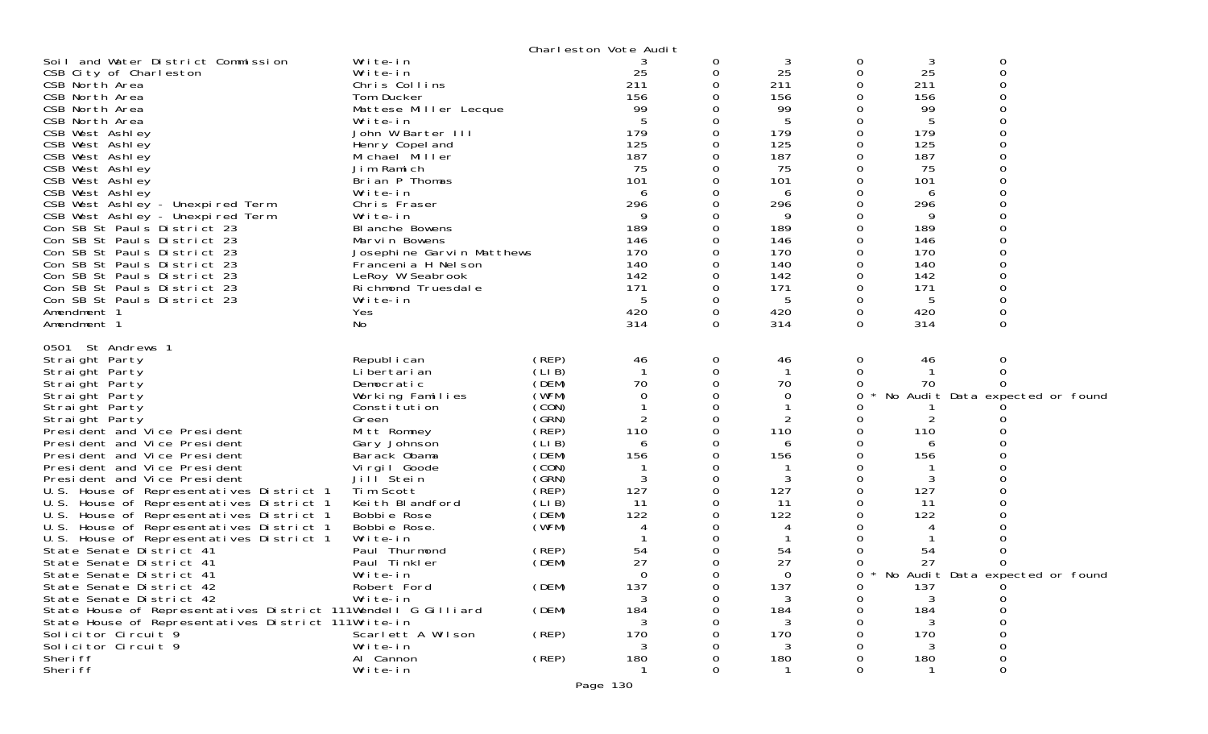Charleston Vote Audit

| | | | | | | | | |
|---|---|---|---|---|---|---|---|---|
| Soil and Water District Commission | Write-in | | 3 | 0 | 3 | 0 | 3 | 0 |
| CSB City of Charleston | Write-in | | 25 | 0 | 25 | 0 | 25 | 0 |
| CSB North Area | Chris Collins | | 211 | 0 | 211 | 0 | 211 | 0 |
| CSB North Area | Tom Ducker | | 156 | 0 | 156 | 0 | 156 | 0 |
| CSB North Area | Mattese Miller Lecque | | 99 | 0 | 99 | 0 | 99 | 0 |
| CSB North Area | Write-in | | 5 | 0 | 5 | 0 | 5 | 0 |
| CSB West Ashley | John W Barter III | | 179 | 0 | 179 | 0 | 179 | 0 |
| CSB West Ashley | Henry Copeland | | 125 | 0 | 125 | 0 | 125 | 0 |
| CSB West Ashley | Michael Miller | | 187 | 0 | 187 | 0 | 187 | 0 |
| CSB West Ashley | Jim Ramich | | 75 | 0 | 75 | 0 | 75 | 0 |
| CSB West Ashley | Brian P Thomas | | 101 | 0 | 101 | 0 | 101 | 0 |
| CSB West Ashley | Write-in | | 6 | 0 | 6 | 0 | 6 | 0 |
| CSB West Ashley - Unexpired Term | Chris Fraser | | 296 | 0 | 296 | 0 | 296 | 0 |
| CSB West Ashley - Unexpired Term | Write-in | | 9 | 0 | 9 | 0 | 9 | 0 |
| Con SB St Pauls District 23 | Blanche Bowens | | 189 | 0 | 189 | 0 | 189 | 0 |
| Con SB St Pauls District 23 | Marvin Bowens | | 146 | 0 | 146 | 0 | 146 | 0 |
| Con SB St Pauls District 23 | Josephine Garvin Matthews | | 170 | 0 | 170 | 0 | 170 | 0 |
| Con SB St Pauls District 23 | Francenia H Nelson | | 140 | 0 | 140 | 0 | 140 | 0 |
| Con SB St Pauls District 23 | LeRoy W Seabrook | | 142 | 0 | 142 | 0 | 142 | 0 |
| Con SB St Pauls District 23 | Richmond Truesdale | | 171 | 0 | 171 | 0 | 171 | 0 |
| Con SB St Pauls District 23 | Write-in | | 5 | 0 | 5 | 0 | 5 | 0 |
| Amendment 1 | Yes | | 420 | 0 | 420 | 0 | 420 | 0 |
| Amendment 1 | No | | 314 | 0 | 314 | 0 | 314 | 0 |

0501 St Andrews 1

| | | | | | | | | |
|---|---|---|---|---|---|---|---|---|
| Straight Party | Republican | (REP) | 46 | 0 | 46 | 0 | 46 | 0 |
| Straight Party | Libertarian | (LIB) | 1 | 0 | 1 | 0 | 1 | 0 |
| Straight Party | Democratic | (DEM) | 70 | 0 | 70 | 0 | 70 | 0 |
| Straight Party | Working Families | (WFM) | 0 | 0 | 0 | 0 * | No Audit Data expected or found | |
| Straight Party | Constitution | (CON) | 1 | 0 | 1 | 0 | 1 | 0 |
| Straight Party | Green | (GRN) | 2 | 0 | 2 | 0 | 2 | 0 |
| President and Vice President | Mitt Romney | (REP) | 110 | 0 | 110 | 0 | 110 | 0 |
| President and Vice President | Gary Johnson | (LIB) | 6 | 0 | 6 | 0 | 6 | 0 |
| President and Vice President | Barack Obama | (DEM) | 156 | 0 | 156 | 0 | 156 | 0 |
| President and Vice President | Virgil Goode | (CON) | 1 | 0 | 1 | 0 | 1 | 0 |
| President and Vice President | Jill Stein | (GRN) | 3 | 0 | 3 | 0 | 3 | 0 |
| U.S. House of Representatives District 1 | Tim Scott | (REP) | 127 | 0 | 127 | 0 | 127 | 0 |
| U.S. House of Representatives District 1 | Keith Blandford | (LIB) | 11 | 0 | 11 | 0 | 11 | 0 |
| U.S. House of Representatives District 1 | Bobbie Rose | (DEM) | 122 | 0 | 122 | 0 | 122 | 0 |
| U.S. House of Representatives District 1 | Bobbie Rose. | (WFM) | 4 | 0 | 4 | 0 | 4 | 0 |
| U.S. House of Representatives District 1 | Write-in | | 1 | 0 | 1 | 0 | 1 | 0 |
| State Senate District 41 | Paul Thurmond | (REP) | 54 | 0 | 54 | 0 | 54 | 0 |
| State Senate District 41 | Paul Tinkler | (DEM) | 27 | 0 | 27 | 0 | 27 | 0 |
| State Senate District 41 | Write-in | | 0 | 0 | 0 | 0 * | No Audit Data expected or found | |
| State Senate District 42 | Robert Ford | (DEM) | 137 | 0 | 137 | 0 | 137 | 0 |
| State Senate District 42 | Write-in | | 3 | 0 | 3 | 0 | 3 | 0 |
| State House of Representatives District 111 | Wendell G Gilliard | (DEM) | 184 | 0 | 184 | 0 | 184 | 0 |
| State House of Representatives District 111 | Write-in | | 3 | 0 | 3 | 0 | 3 | 0 |
| Solicitor Circuit 9 | Scarlett A Wilson | (REP) | 170 | 0 | 170 | 0 | 170 | 0 |
| Solicitor Circuit 9 | Write-in | | 3 | 0 | 3 | 0 | 3 | 0 |
| Sheriff | Al Cannon | (REP) | 180 | 0 | 180 | 0 | 180 | 0 |
| Sheriff | Write-in | | 1 | 0 | 1 | 0 | 1 | 0 |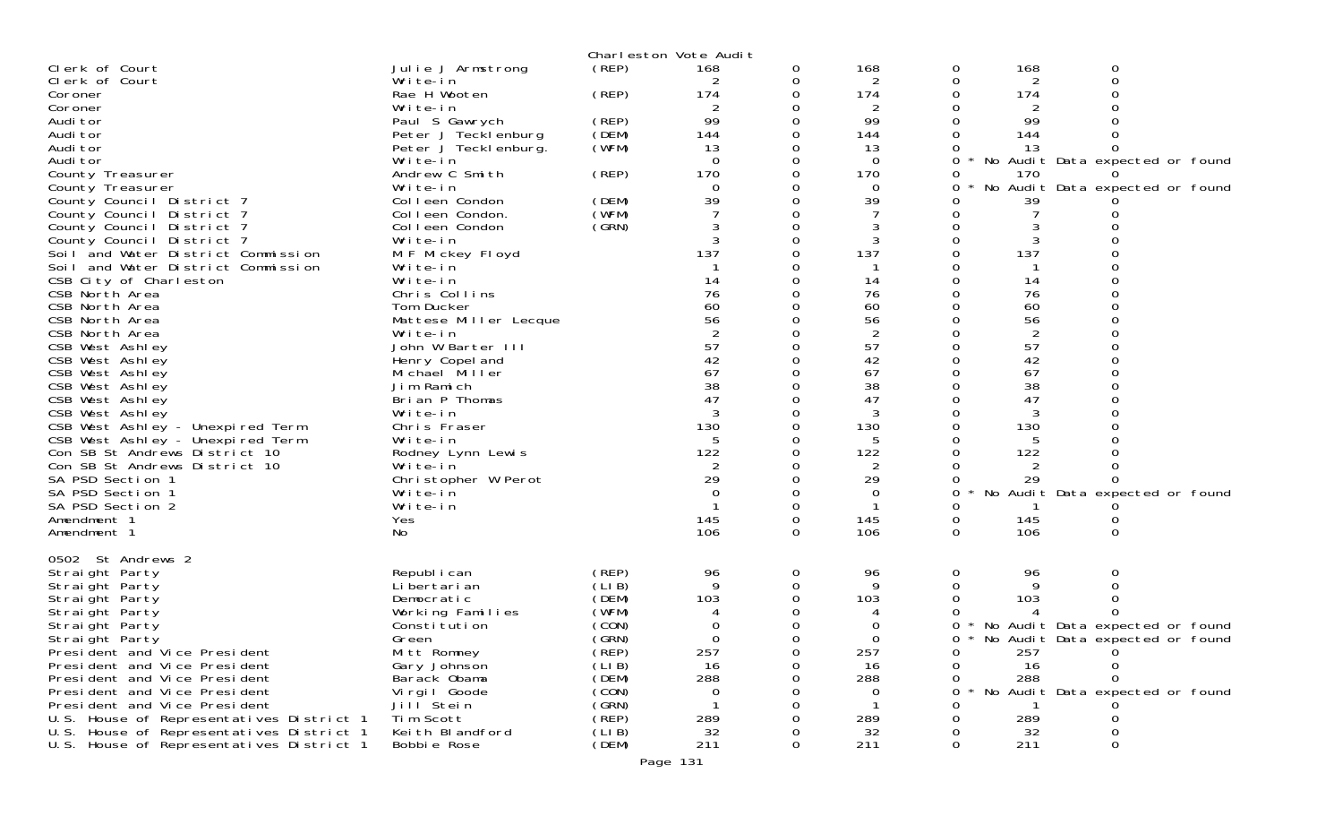Charleston Vote Audit

| | | | | | | | | | |
|---|---|---|---|---|---|---|---|---|---|
| Clerk of Court | Julie J Armstrong | (REP) | 168 | 0 | 168 | 0 | 168 | 0 | |
| Clerk of Court | Write-in | | 2 | 0 | 2 | 0 | 2 | 0 | |
| Coroner | Rae H Wooten | (REP) | 174 | 0 | 174 | 0 | 174 | 0 | |
| Coroner | Write-in | | 2 | 0 | 2 | 0 | 2 | 0 | |
| Auditor | Paul S Gawrych | (REP) | 99 | 0 | 99 | 0 | 99 | 0 | |
| Auditor | Peter J Tecklenburg | (DEM) | 144 | 0 | 144 | 0 | 144 | 0 | |
| Auditor | Peter J Tecklenburg. | (WFM) | 13 | 0 | 13 | 0 | 13 | 0 | |
| Auditor | Write-in | | 0 | 0 | 0 | 0 | * | | No Audit Data expected or found |
| County Treasurer | Andrew C Smith | (REP) | 170 | 0 | 170 | 0 | 170 | 0 | |
| County Treasurer | Write-in | | 0 | 0 | 0 | 0 | * | | No Audit Data expected or found |
| County Council District 7 | Colleen Condon | (DEM) | 39 | 0 | 39 | 0 | 39 | 0 | |
| County Council District 7 | Colleen Condon. | (WFM) | 7 | 0 | 7 | 0 | 7 | 0 | |
| County Council District 7 | Colleen Condon | (GRN) | 3 | 0 | 3 | 0 | 3 | 0 | |
| County Council District 7 | Write-in | | 3 | 0 | 3 | 0 | 3 | 0 | |
| Soil and Water District Commission | M F Mickey Floyd | | 137 | 0 | 137 | 0 | 137 | 0 | |
| Soil and Water District Commission | Write-in | | 1 | 0 | 1 | 0 | 1 | 0 | |
| CSB City of Charleston | Write-in | | 14 | 0 | 14 | 0 | 14 | 0 | |
| CSB North Area | Chris Collins | | 76 | 0 | 76 | 0 | 76 | 0 | |
| CSB North Area | Tom Ducker | | 60 | 0 | 60 | 0 | 60 | 0 | |
| CSB North Area | Mattese Miller Lecque | | 56 | 0 | 56 | 0 | 56 | 0 | |
| CSB North Area | Write-in | | 2 | 0 | 2 | 0 | 2 | 0 | |
| CSB West Ashley | John W Barter III | | 57 | 0 | 57 | 0 | 57 | 0 | |
| CSB West Ashley | Henry Copeland | | 42 | 0 | 42 | 0 | 42 | 0 | |
| CSB West Ashley | Michael Miller | | 67 | 0 | 67 | 0 | 67 | 0 | |
| CSB West Ashley | Jim Ramich | | 38 | 0 | 38 | 0 | 38 | 0 | |
| CSB West Ashley | Brian P Thomas | | 47 | 0 | 47 | 0 | 47 | 0 | |
| CSB West Ashley | Write-in | | 3 | 0 | 3 | 0 | 3 | 0 | |
| CSB West Ashley - Unexpired Term | Chris Fraser | | 130 | 0 | 130 | 0 | 130 | 0 | |
| CSB West Ashley - Unexpired Term | Write-in | | 5 | 0 | 5 | 0 | 5 | 0 | |
| Con SB St Andrews District 10 | Rodney Lynn Lewis | | 122 | 0 | 122 | 0 | 122 | 0 | |
| Con SB St Andrews District 10 | Write-in | | 2 | 0 | 2 | 0 | 2 | 0 | |
| SA PSD Section 1 | Christopher W Perot | | 29 | 0 | 29 | 0 | 29 | 0 | |
| SA PSD Section 1 | Write-in | | 0 | 0 | 0 | 0 | * | | No Audit Data expected or found |
| SA PSD Section 2 | Write-in | | 1 | 0 | 1 | 0 | 1 | 0 | |
| Amendment 1 | Yes | | 145 | 0 | 145 | 0 | 145 | 0 | |
| Amendment 1 | No | | 106 | 0 | 106 | 0 | 106 | 0 | |

0502 St Andrews 2

| | | | | | | | | | |
|---|---|---|---|---|---|---|---|---|---|
| Straight Party | Republican | (REP) | 96 | 0 | 96 | 0 | 96 | 0 | |
| Straight Party | Libertarian | (LIB) | 9 | 0 | 9 | 0 | 9 | 0 | |
| Straight Party | Democratic | (DEM) | 103 | 0 | 103 | 0 | 103 | 0 | |
| Straight Party | Working Families | (WFM) | 4 | 0 | 4 | 0 | 4 | 0 | |
| Straight Party | Constitution | (CON) | 0 | 0 | 0 | 0 | * | | No Audit Data expected or found |
| Straight Party | Green | (GRN) | 0 | 0 | 0 | 0 | * | | No Audit Data expected or found |
| President and Vice President | Mitt Romney | (REP) | 257 | 0 | 257 | 0 | 257 | 0 | |
| President and Vice President | Gary Johnson | (LIB) | 16 | 0 | 16 | 0 | 16 | 0 | |
| President and Vice President | Barack Obama | (DEM) | 288 | 0 | 288 | 0 | 288 | 0 | |
| President and Vice President | Virgil Goode | (CON) | 0 | 0 | 0 | 0 | * | | No Audit Data expected or found |
| President and Vice President | Jill Stein | (GRN) | 1 | 0 | 1 | 0 | 1 | 0 | |
| U.S. House of Representatives District 1 | Tim Scott | (REP) | 289 | 0 | 289 | 0 | 289 | 0 | |
| U.S. House of Representatives District 1 | Keith Blandford | (LIB) | 32 | 0 | 32 | 0 | 32 | 0 | |
| U.S. House of Representatives District 1 | Bobbie Rose | (DEM) | 211 | 0 | 211 | 0 | 211 | 0 | |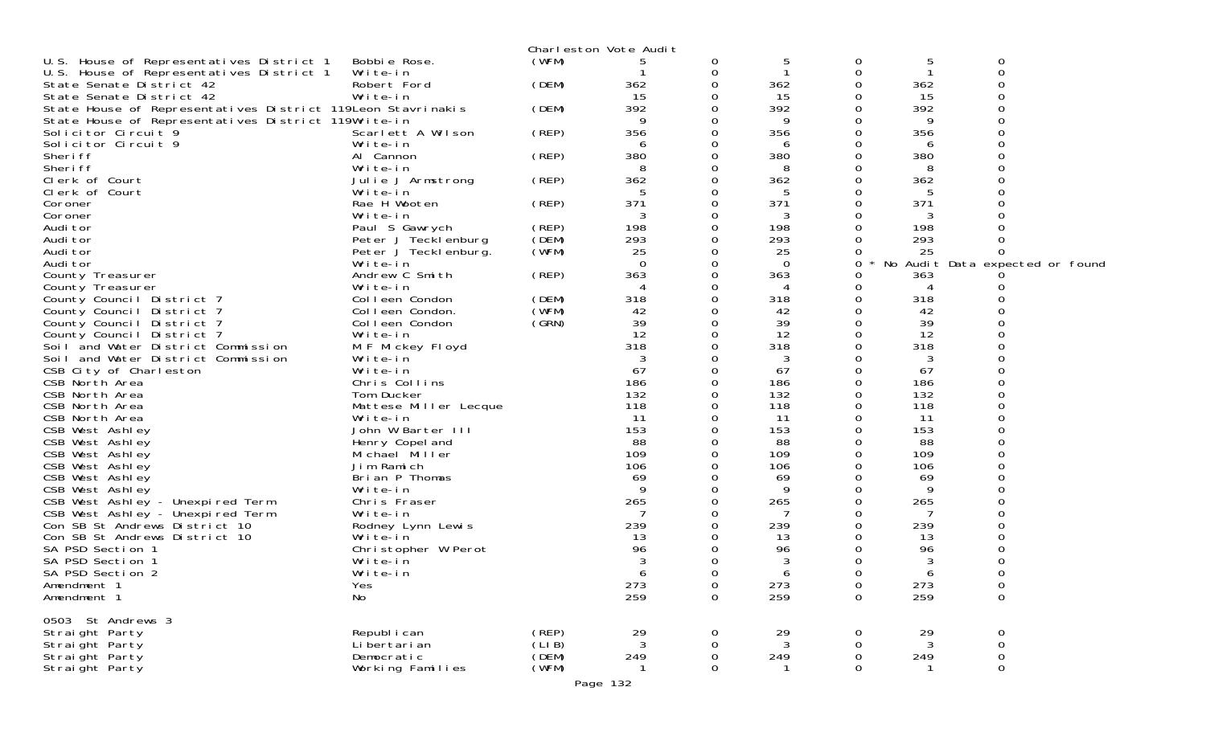Charleston Vote Audit

| Office | Candidate | Party | Votes | | | | | |
|---|---|---|---|---|---|---|---|---|
| U.S. House of Representatives District 1 | Bobbie Rose. | (WFM) | 5 | 0 | 5 | 0 | 5 | 0 |
| U.S. House of Representatives District 1 | Write-in | | 1 | 0 | 1 | 0 | 1 | 0 |
| State Senate District 42 | Robert Ford | (DEM) | 362 | 0 | 362 | 0 | 362 | 0 |
| State Senate District 42 | Write-in | | 15 | 0 | 15 | 0 | 15 | 0 |
| State House of Representatives District 119 | Leon Stavrinakis | (DEM) | 392 | 0 | 392 | 0 | 392 | 0 |
| State House of Representatives District 119 | Write-in | | 9 | 0 | 9 | 0 | 9 | 0 |
| Solicitor Circuit 9 | Scarlett A Wilson | (REP) | 356 | 0 | 356 | 0 | 356 | 0 |
| Solicitor Circuit 9 | Write-in | | 6 | 0 | 6 | 0 | 6 | 0 |
| Sheriff | Al Cannon | (REP) | 380 | 0 | 380 | 0 | 380 | 0 |
| Sheriff | Write-in | | 8 | 0 | 8 | 0 | 8 | 0 |
| Clerk of Court | Julie J Armstrong | (REP) | 362 | 0 | 362 | 0 | 362 | 0 |
| Clerk of Court | Write-in | | 5 | 0 | 5 | 0 | 5 | 0 |
| Coroner | Rae H Wooten | (REP) | 371 | 0 | 371 | 0 | 371 | 0 |
| Coroner | Write-in | | 3 | 0 | 3 | 0 | 3 | 0 |
| Auditor | Paul S Gawrych | (REP) | 198 | 0 | 198 | 0 | 198 | 0 |
| Auditor | Peter J Tecklenburg | (DEM) | 293 | 0 | 293 | 0 | 293 | 0 |
| Auditor | Peter J Tecklenburg. | (WFM) | 25 | 0 | 25 | 0 | 25 | 0 |
| Auditor | Write-in | | 0 | 0 | 0 | 0 * No Audit Data expected or found | | |
| County Treasurer | Andrew C Smith | (REP) | 363 | 0 | 363 | 0 | 363 | 0 |
| County Treasurer | Write-in | | 4 | 0 | 4 | 0 | 4 | 0 |
| County Council District 7 | Colleen Condon | (DEM) | 318 | 0 | 318 | 0 | 318 | 0 |
| County Council District 7 | Colleen Condon. | (WFM) | 42 | 0 | 42 | 0 | 42 | 0 |
| County Council District 7 | Colleen Condon | (GRN) | 39 | 0 | 39 | 0 | 39 | 0 |
| County Council District 7 | Write-in | | 12 | 0 | 12 | 0 | 12 | 0 |
| Soil and Water District Commission | M F Mickey Floyd | | 318 | 0 | 318 | 0 | 318 | 0 |
| Soil and Water District Commission | Write-in | | 3 | 0 | 3 | 0 | 3 | 0 |
| CSB City of Charleston | Write-in | | 67 | 0 | 67 | 0 | 67 | 0 |
| CSB North Area | Chris Collins | | 186 | 0 | 186 | 0 | 186 | 0 |
| CSB North Area | Tom Ducker | | 132 | 0 | 132 | 0 | 132 | 0 |
| CSB North Area | Mattese Miller Lecque | | 118 | 0 | 118 | 0 | 118 | 0 |
| CSB North Area | Write-in | | 11 | 0 | 11 | 0 | 11 | 0 |
| CSB West Ashley | John W Barter III | | 153 | 0 | 153 | 0 | 153 | 0 |
| CSB West Ashley | Henry Copeland | | 88 | 0 | 88 | 0 | 88 | 0 |
| CSB West Ashley | Michael Miller | | 109 | 0 | 109 | 0 | 109 | 0 |
| CSB West Ashley | Jim Ramich | | 106 | 0 | 106 | 0 | 106 | 0 |
| CSB West Ashley | Brian P Thomas | | 69 | 0 | 69 | 0 | 69 | 0 |
| CSB West Ashley | Write-in | | 9 | 0 | 9 | 0 | 9 | 0 |
| CSB West Ashley - Unexpired Term | Chris Fraser | | 265 | 0 | 265 | 0 | 265 | 0 |
| CSB West Ashley - Unexpired Term | Write-in | | 7 | 0 | 7 | 0 | 7 | 0 |
| Con SB St Andrews District 10 | Rodney Lynn Lewis | | 239 | 0 | 239 | 0 | 239 | 0 |
| Con SB St Andrews District 10 | Write-in | | 13 | 0 | 13 | 0 | 13 | 0 |
| SA PSD Section 1 | Christopher W Perot | | 96 | 0 | 96 | 0 | 96 | 0 |
| SA PSD Section 1 | Write-in | | 3 | 0 | 3 | 0 | 3 | 0 |
| SA PSD Section 2 | Write-in | | 6 | 0 | 6 | 0 | 6 | 0 |
| Amendment 1 | Yes | | 273 | 0 | 273 | 0 | 273 | 0 |
| Amendment 1 | No | | 259 | 0 | 259 | 0 | 259 | 0 |

0503 St Andrews 3

| Office | Candidate | Party | Votes | | | | | |
|---|---|---|---|---|---|---|---|---|
| Straight Party | Republican | (REP) | 29 | 0 | 29 | 0 | 29 | 0 |
| Straight Party | Libertarian | (LIB) | 3 | 0 | 3 | 0 | 3 | 0 |
| Straight Party | Democratic | (DEM) | 249 | 0 | 249 | 0 | 249 | 0 |
| Straight Party | Working Families | (WFM) | 1 | 0 | 1 | 0 | 1 | 0 |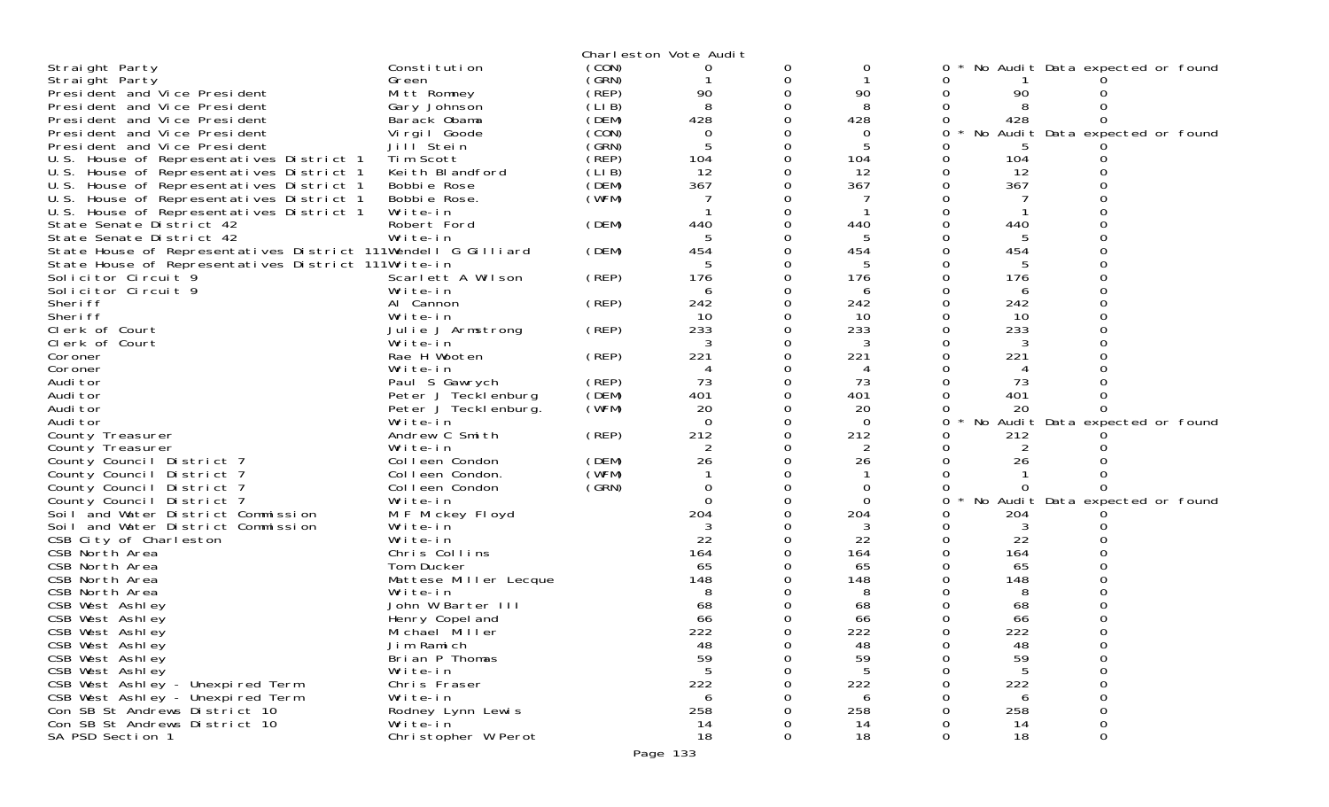Charleston Vote Audit

| Office | Candidate | Party | | | | | | |
|---|---|---|---|---|---|---|---|---|
| Straight Party | Constitution | (CON) | 0 | 0 | 0 | 0 * No Audit Data expected or found | | |
| Straight Party | Green | (GRN) | 1 | 0 | 1 | 0 | 1 | 0 |
| President and Vice President | Mitt Romney | (REP) | 90 | 0 | 90 | 0 | 90 | 0 |
| President and Vice President | Gary Johnson | (LIB) | 8 | 0 | 8 | 0 | 8 | 0 |
| President and Vice President | Barack Obama | (DEM) | 428 | 0 | 428 | 0 | 428 | 0 |
| President and Vice President | Virgil Goode | (CON) | 0 | 0 | 0 | 0 * No Audit Data expected or found | | |
| President and Vice President | Jill Stein | (GRN) | 5 | 0 | 5 | 0 | 5 | 0 |
| U.S. House of Representatives District 1 | Tim Scott | (REP) | 104 | 0 | 104 | 0 | 104 | 0 |
| U.S. House of Representatives District 1 | Keith Blandford | (LIB) | 12 | 0 | 12 | 0 | 12 | 0 |
| U.S. House of Representatives District 1 | Bobbie Rose | (DEM) | 367 | 0 | 367 | 0 | 367 | 0 |
| U.S. House of Representatives District 1 | Bobbie Rose. | (WFM) | 7 | 0 | 7 | 0 | 7 | 0 |
| U.S. House of Representatives District 1 | Write-in | | 1 | 0 | 1 | 0 | 1 | 0 |
| State Senate District 42 | Robert Ford | (DEM) | 440 | 0 | 440 | 0 | 440 | 0 |
| State Senate District 42 | Write-in | | 5 | 0 | 5 | 0 | 5 | 0 |
| State House of Representatives District 111 | Wendell G Gilliard | (DEM) | 454 | 0 | 454 | 0 | 454 | 0 |
| State House of Representatives District 111 | Write-in | | 5 | 0 | 5 | 0 | 5 | 0 |
| Solicitor Circuit 9 | Scarlett A Wilson | (REP) | 176 | 0 | 176 | 0 | 176 | 0 |
| Solicitor Circuit 9 | Write-in | | 6 | 0 | 6 | 0 | 6 | 0 |
| Sheriff | Al Cannon | (REP) | 242 | 0 | 242 | 0 | 242 | 0 |
| Sheriff | Write-in | | 10 | 0 | 10 | 0 | 10 | 0 |
| Clerk of Court | Julie J Armstrong | (REP) | 233 | 0 | 233 | 0 | 233 | 0 |
| Clerk of Court | Write-in | | 3 | 0 | 3 | 0 | 3 | 0 |
| Coroner | Rae H Wooten | (REP) | 221 | 0 | 221 | 0 | 221 | 0 |
| Coroner | Write-in | | 4 | 0 | 4 | 0 | 4 | 0 |
| Auditor | Paul S Gawrych | (REP) | 73 | 0 | 73 | 0 | 73 | 0 |
| Auditor | Peter J Tecklenburg | (DEM) | 401 | 0 | 401 | 0 | 401 | 0 |
| Auditor | Peter J Tecklenburg. | (WFM) | 20 | 0 | 20 | 0 | 20 | 0 |
| Auditor | Write-in | | 0 | 0 | 0 | 0 * No Audit Data expected or found | | |
| County Treasurer | Andrew C Smith | (REP) | 212 | 0 | 212 | 0 | 212 | 0 |
| County Treasurer | Write-in | | 2 | 0 | 2 | 0 | 2 | 0 |
| County Council District 7 | Colleen Condon | (DEM) | 26 | 0 | 26 | 0 | 26 | 0 |
| County Council District 7 | Colleen Condon. | (WFM) | 1 | 0 | 1 | 0 | 1 | 0 |
| County Council District 7 | Colleen Condon | (GRN) | 0 | 0 | 0 | 0 | 0 | 0 |
| County Council District 7 | Write-in | | 0 | 0 | 0 | 0 * No Audit Data expected or found | | |
| Soil and Water District Commission | M F Mickey Floyd | | 204 | 0 | 204 | 0 | 204 | 0 |
| Soil and Water District Commission | Write-in | | 3 | 0 | 3 | 0 | 3 | 0 |
| CSB City of Charleston | Write-in | | 22 | 0 | 22 | 0 | 22 | 0 |
| CSB North Area | Chris Collins | | 164 | 0 | 164 | 0 | 164 | 0 |
| CSB North Area | Tom Ducker | | 65 | 0 | 65 | 0 | 65 | 0 |
| CSB North Area | Mattese Miller Lecque | | 148 | 0 | 148 | 0 | 148 | 0 |
| CSB North Area | Write-in | | 8 | 0 | 8 | 0 | 8 | 0 |
| CSB West Ashley | John W Barter III | | 68 | 0 | 68 | 0 | 68 | 0 |
| CSB West Ashley | Henry Copeland | | 66 | 0 | 66 | 0 | 66 | 0 |
| CSB West Ashley | Michael Miller | | 222 | 0 | 222 | 0 | 222 | 0 |
| CSB West Ashley | Jim Ramich | | 48 | 0 | 48 | 0 | 48 | 0 |
| CSB West Ashley | Brian P Thomas | | 59 | 0 | 59 | 0 | 59 | 0 |
| CSB West Ashley | Write-in | | 5 | 0 | 5 | 0 | 5 | 0 |
| CSB West Ashley - Unexpired Term | Chris Fraser | | 222 | 0 | 222 | 0 | 222 | 0 |
| CSB West Ashley - Unexpired Term | Write-in | | 6 | 0 | 6 | 0 | 6 | 0 |
| Con SB St Andrews District 10 | Rodney Lynn Lewis | | 258 | 0 | 258 | 0 | 258 | 0 |
| Con SB St Andrews District 10 | Write-in | | 14 | 0 | 14 | 0 | 14 | 0 |
| SA PSD Section 1 | Christopher W Perot | | 18 | 0 | 18 | 0 | 18 | 0 |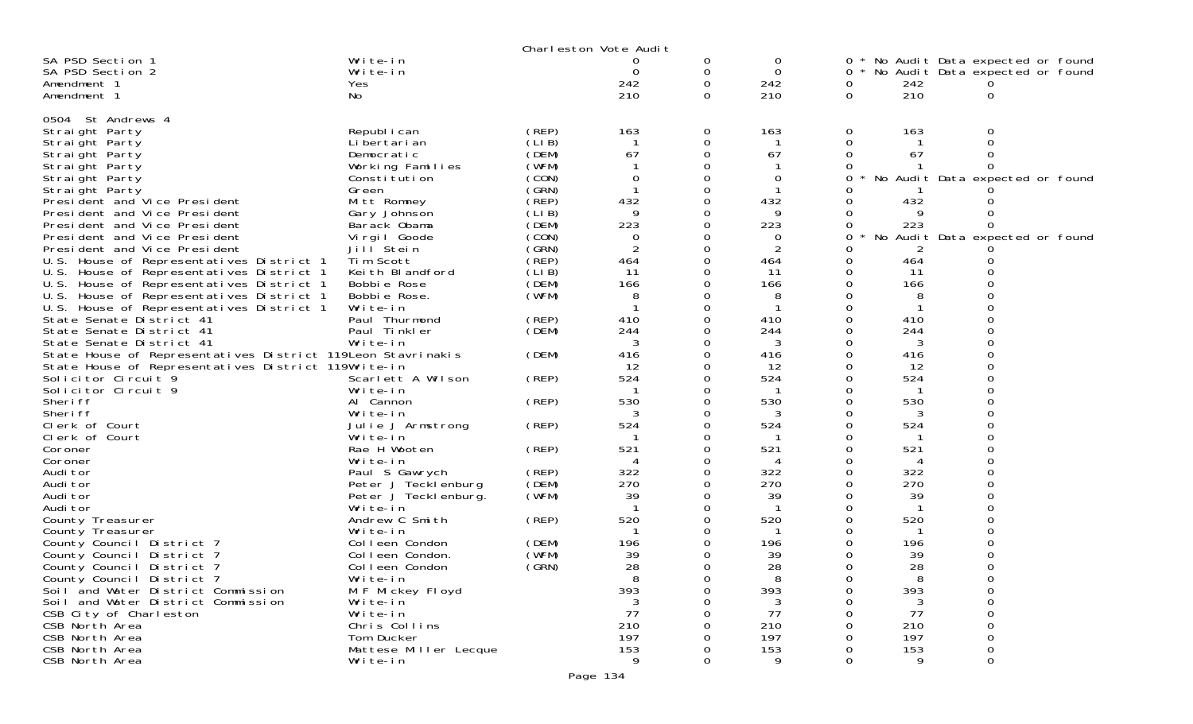Charleston Vote Audit

| | | | | | | | | |
|---|---|---|---|---|---|---|---|---|
| SA PSD Section 1 | Write-in | | 0 | 0 | 0 | 0 * No Audit Data expected or found | | |
| SA PSD Section 2 | Write-in | | 0 | 0 | 0 | 0 * No Audit Data expected or found | | |
| Amendment 1 | Yes | | 242 | 0 | 242 | 0 | 242 | 0 |
| Amendment 1 | No | | 210 | 0 | 210 | 0 | 210 | 0 |
| | | | | | | | | |
| 0504 St Andrews 4 | | | | | | | | |
| Straight Party | Republican | (REP) | 163 | 0 | 163 | 0 | 163 | 0 |
| Straight Party | Libertarian | (LIB) | 1 | 0 | 1 | 0 | 1 | 0 |
| Straight Party | Democratic | (DEM) | 67 | 0 | 67 | 0 | 67 | 0 |
| Straight Party | Working Families | (WFM) | 1 | 0 | 1 | 0 | 1 | 0 |
| Straight Party | Constitution | (CON) | 0 | 0 | 0 | 0 * No Audit Data expected or found | | |
| Straight Party | Green | (GRN) | 1 | 0 | 1 | 0 | 1 | 0 |
| President and Vice President | Mitt Romney | (REP) | 432 | 0 | 432 | 0 | 432 | 0 |
| President and Vice President | Gary Johnson | (LIB) | 9 | 0 | 9 | 0 | 9 | 0 |
| President and Vice President | Barack Obama | (DEM) | 223 | 0 | 223 | 0 | 223 | 0 |
| President and Vice President | Virgil Goode | (CON) | 0 | 0 | 0 | 0 * No Audit Data expected or found | | |
| President and Vice President | Jill Stein | (GRN) | 2 | 0 | 2 | 0 | 2 | 0 |
| U.S. House of Representatives District 1 | Tim Scott | (REP) | 464 | 0 | 464 | 0 | 464 | 0 |
| U.S. House of Representatives District 1 | Keith Blandford | (LIB) | 11 | 0 | 11 | 0 | 11 | 0 |
| U.S. House of Representatives District 1 | Bobbie Rose | (DEM) | 166 | 0 | 166 | 0 | 166 | 0 |
| U.S. House of Representatives District 1 | Bobbie Rose. | (WFM) | 8 | 0 | 8 | 0 | 8 | 0 |
| U.S. House of Representatives District 1 | Write-in | | 1 | 0 | 1 | 0 | 1 | 0 |
| State Senate District 41 | Paul Thurmond | (REP) | 410 | 0 | 410 | 0 | 410 | 0 |
| State Senate District 41 | Paul Tinkler | (DEM) | 244 | 0 | 244 | 0 | 244 | 0 |
| State Senate District 41 | Write-in | | 3 | 0 | 3 | 0 | 3 | 0 |
| State House of Representatives District 119 | Leon Stavrinakis | (DEM) | 416 | 0 | 416 | 0 | 416 | 0 |
| State House of Representatives District 119 | Write-in | | 12 | 0 | 12 | 0 | 12 | 0 |
| Solicitor Circuit 9 | Scarlett A Wilson | (REP) | 524 | 0 | 524 | 0 | 524 | 0 |
| Solicitor Circuit 9 | Write-in | | 1 | 0 | 1 | 0 | 1 | 0 |
| Sheriff | Al Cannon | (REP) | 530 | 0 | 530 | 0 | 530 | 0 |
| Sheriff | Write-in | | 3 | 0 | 3 | 0 | 3 | 0 |
| Clerk of Court | Julie J Armstrong | (REP) | 524 | 0 | 524 | 0 | 524 | 0 |
| Clerk of Court | Write-in | | 1 | 0 | 1 | 0 | 1 | 0 |
| Coroner | Rae H Wooten | (REP) | 521 | 0 | 521 | 0 | 521 | 0 |
| Coroner | Write-in | | 4 | 0 | 4 | 0 | 4 | 0 |
| Auditor | Paul S Gawrych | (REP) | 322 | 0 | 322 | 0 | 322 | 0 |
| Auditor | Peter J Tecklenburg | (DEM) | 270 | 0 | 270 | 0 | 270 | 0 |
| Auditor | Peter J Tecklenburg. | (WFM) | 39 | 0 | 39 | 0 | 39 | 0 |
| Auditor | Write-in | | 1 | 0 | 1 | 0 | 1 | 0 |
| County Treasurer | Andrew C Smith | (REP) | 520 | 0 | 520 | 0 | 520 | 0 |
| County Treasurer | Write-in | | 1 | 0 | 1 | 0 | 1 | 0 |
| County Council District 7 | Colleen Condon | (DEM) | 196 | 0 | 196 | 0 | 196 | 0 |
| County Council District 7 | Colleen Condon. | (WFM) | 39 | 0 | 39 | 0 | 39 | 0 |
| County Council District 7 | Colleen Condon | (GRN) | 28 | 0 | 28 | 0 | 28 | 0 |
| County Council District 7 | Write-in | | 8 | 0 | 8 | 0 | 8 | 0 |
| Soil and Water District Commission | M F Mickey Floyd | | 393 | 0 | 393 | 0 | 393 | 0 |
| Soil and Water District Commission | Write-in | | 3 | 0 | 3 | 0 | 3 | 0 |
| CSB City of Charleston | Write-in | | 77 | 0 | 77 | 0 | 77 | 0 |
| CSB North Area | Chris Collins | | 210 | 0 | 210 | 0 | 210 | 0 |
| CSB North Area | Tom Ducker | | 197 | 0 | 197 | 0 | 197 | 0 |
| CSB North Area | Mattese Miller Lecque | | 153 | 0 | 153 | 0 | 153 | 0 |
| CSB North Area | Write-in | | 9 | 0 | 9 | 0 | 9 | 0 |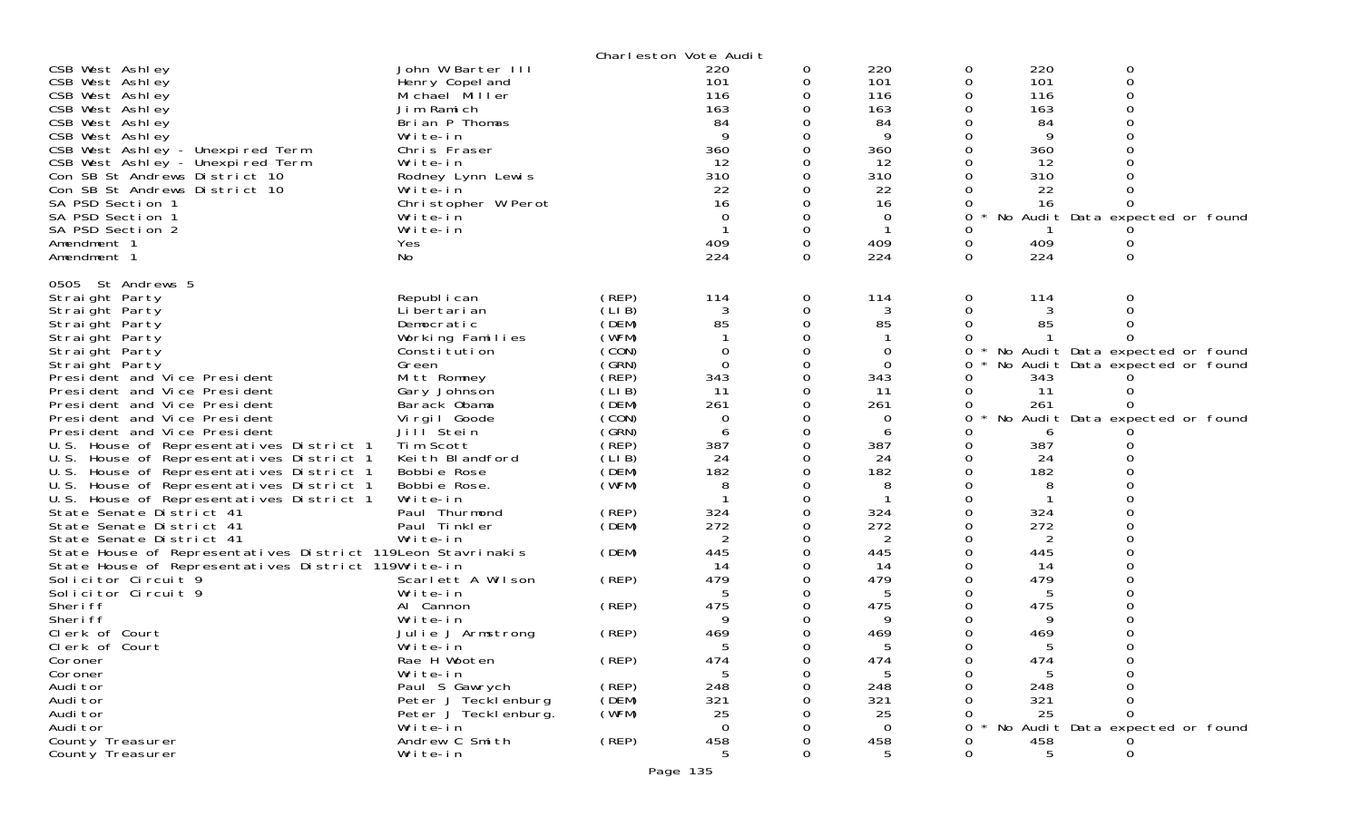Charleston Vote Audit

| Contest | Candidate | Party | Votes | | Votes | | Votes | |
|---|---|---|---|---|---|---|---|---|
| CSB West Ashley | John W Barter III | | 220 | 0 | 220 | 0 | 220 | 0 |
| CSB West Ashley | Henry Copeland | | 101 | 0 | 101 | 0 | 101 | 0 |
| CSB West Ashley | Michael Miller | | 116 | 0 | 116 | 0 | 116 | 0 |
| CSB West Ashley | Jim Ramich | | 163 | 0 | 163 | 0 | 163 | 0 |
| CSB West Ashley | Brian P Thomas | | 84 | 0 | 84 | 0 | 84 | 0 |
| CSB West Ashley | Write-in | | 9 | 0 | 9 | 0 | 9 | 0 |
| CSB West Ashley - Unexpired Term | Chris Fraser | | 360 | 0 | 360 | 0 | 360 | 0 |
| CSB West Ashley - Unexpired Term | Write-in | | 12 | 0 | 12 | 0 | 12 | 0 |
| Con SB St Andrews District 10 | Rodney Lynn Lewis | | 310 | 0 | 310 | 0 | 310 | 0 |
| Con SB St Andrews District 10 | Write-in | | 22 | 0 | 22 | 0 | 22 | 0 |
| SA PSD Section 1 | Christopher W Perot | | 16 | 0 | 16 | 0 | 16 | 0 |
| SA PSD Section 1 | Write-in | | 0 | 0 | 0 | 0 * | No Audit Data expected or found | |
| SA PSD Section 2 | Write-in | | 1 | 0 | 1 | 0 | 1 | 0 |
| Amendment 1 | Yes | | 409 | 0 | 409 | 0 | 409 | 0 |
| Amendment 1 | No | | 224 | 0 | 224 | 0 | 224 | 0 |
| **0505 St Andrews 5** | | | | | | | | |
| Straight Party | Republican | (REP) | 114 | 0 | 114 | 0 | 114 | 0 |
| Straight Party | Libertarian | (LIB) | 3 | 0 | 3 | 0 | 3 | 0 |
| Straight Party | Democratic | (DEM) | 85 | 0 | 85 | 0 | 85 | 0 |
| Straight Party | Working Families | (WFM) | 1 | 0 | 1 | 0 | 1 | 0 |
| Straight Party | Constitution | (CON) | 0 | 0 | 0 | 0 * | No Audit Data expected or found | |
| Straight Party | Green | (GRN) | 0 | 0 | 0 | 0 * | No Audit Data expected or found | |
| President and Vice President | Mitt Romney | (REP) | 343 | 0 | 343 | 0 | 343 | 0 |
| President and Vice President | Gary Johnson | (LIB) | 11 | 0 | 11 | 0 | 11 | 0 |
| President and Vice President | Barack Obama | (DEM) | 261 | 0 | 261 | 0 | 261 | 0 |
| President and Vice President | Virgil Goode | (CON) | 0 | 0 | 0 | 0 * | No Audit Data expected or found | |
| President and Vice President | Jill Stein | (GRN) | 6 | 0 | 6 | 0 | 6 | 0 |
| U.S. House of Representatives District 1 | Tim Scott | (REP) | 387 | 0 | 387 | 0 | 387 | 0 |
| U.S. House of Representatives District 1 | Keith Blandford | (LIB) | 24 | 0 | 24 | 0 | 24 | 0 |
| U.S. House of Representatives District 1 | Bobbie Rose | (DEM) | 182 | 0 | 182 | 0 | 182 | 0 |
| U.S. House of Representatives District 1 | Bobbie Rose. | (WFM) | 8 | 0 | 8 | 0 | 8 | 0 |
| U.S. House of Representatives District 1 | Write-in | | 1 | 0 | 1 | 0 | 1 | 0 |
| State Senate District 41 | Paul Thurmond | (REP) | 324 | 0 | 324 | 0 | 324 | 0 |
| State Senate District 41 | Paul Tinkler | (DEM) | 272 | 0 | 272 | 0 | 272 | 0 |
| State Senate District 41 | Write-in | | 2 | 0 | 2 | 0 | 2 | 0 |
| State House of Representatives District 119 | Leon Stavrinakis | (DEM) | 445 | 0 | 445 | 0 | 445 | 0 |
| State House of Representatives District 119 | Write-in | | 14 | 0 | 14 | 0 | 14 | 0 |
| Solicitor Circuit 9 | Scarlett A Wilson | (REP) | 479 | 0 | 479 | 0 | 479 | 0 |
| Solicitor Circuit 9 | Write-in | | 5 | 0 | 5 | 0 | 5 | 0 |
| Sheriff | Al Cannon | (REP) | 475 | 0 | 475 | 0 | 475 | 0 |
| Sheriff | Write-in | | 9 | 0 | 9 | 0 | 9 | 0 |
| Clerk of Court | Julie J Armstrong | (REP) | 469 | 0 | 469 | 0 | 469 | 0 |
| Clerk of Court | Write-in | | 5 | 0 | 5 | 0 | 5 | 0 |
| Coroner | Rae H Wooten | (REP) | 474 | 0 | 474 | 0 | 474 | 0 |
| Coroner | Write-in | | 5 | 0 | 5 | 0 | 5 | 0 |
| Auditor | Paul S Gawrych | (REP) | 248 | 0 | 248 | 0 | 248 | 0 |
| Auditor | Peter J Tecklenburg | (DEM) | 321 | 0 | 321 | 0 | 321 | 0 |
| Auditor | Peter J Tecklenburg. | (WFM) | 25 | 0 | 25 | 0 | 25 | 0 |
| Auditor | Write-in | | 0 | 0 | 0 | 0 * | No Audit Data expected or found | |
| County Treasurer | Andrew C Smith | (REP) | 458 | 0 | 458 | 0 | 458 | 0 |
| County Treasurer | Write-in | | 5 | 0 | 5 | 0 | 5 | 0 |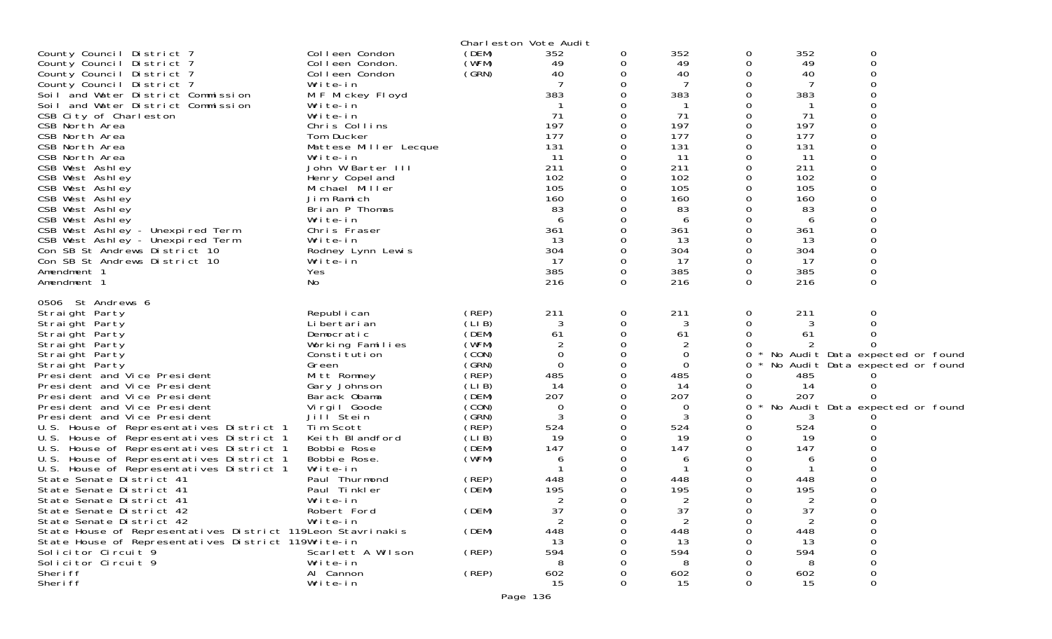Charleston Vote Audit

| | | | | | | | | |
|---|---|---|---|---|---|---|---|---|
| County Council District 7 | Colleen Condon | (DEM) | 352 | 0 | 352 | 0 | 352 | 0 |
| County Council District 7 | Colleen Condon. | (WFM) | 49 | 0 | 49 | 0 | 49 | 0 |
| County Council District 7 | Colleen Condon | (GRN) | 40 | 0 | 40 | 0 | 40 | 0 |
| County Council District 7 | Write-in | | 7 | 0 | 7 | 0 | 7 | 0 |
| Soil and Water District Commission | M F Mickey Floyd | | 383 | 0 | 383 | 0 | 383 | 0 |
| Soil and Water District Commission | Write-in | | 1 | 0 | 1 | 0 | 1 | 0 |
| CSB City of Charleston | Write-in | | 71 | 0 | 71 | 0 | 71 | 0 |
| CSB North Area | Chris Collins | | 197 | 0 | 197 | 0 | 197 | 0 |
| CSB North Area | Tom Ducker | | 177 | 0 | 177 | 0 | 177 | 0 |
| CSB North Area | Mattese Miller Lecque | | 131 | 0 | 131 | 0 | 131 | 0 |
| CSB North Area | Write-in | | 11 | 0 | 11 | 0 | 11 | 0 |
| CSB West Ashley | John W Barter III | | 211 | 0 | 211 | 0 | 211 | 0 |
| CSB West Ashley | Henry Copeland | | 102 | 0 | 102 | 0 | 102 | 0 |
| CSB West Ashley | Michael Miller | | 105 | 0 | 105 | 0 | 105 | 0 |
| CSB West Ashley | Jim Ramich | | 160 | 0 | 160 | 0 | 160 | 0 |
| CSB West Ashley | Brian P Thomas | | 83 | 0 | 83 | 0 | 83 | 0 |
| CSB West Ashley | Write-in | | 6 | 0 | 6 | 0 | 6 | 0 |
| CSB West Ashley - Unexpired Term | Chris Fraser | | 361 | 0 | 361 | 0 | 361 | 0 |
| CSB West Ashley - Unexpired Term | Write-in | | 13 | 0 | 13 | 0 | 13 | 0 |
| Con SB St Andrews District 10 | Rodney Lynn Lewis | | 304 | 0 | 304 | 0 | 304 | 0 |
| Con SB St Andrews District 10 | Write-in | | 17 | 0 | 17 | 0 | 17 | 0 |
| Amendment 1 | Yes | | 385 | 0 | 385 | 0 | 385 | 0 |
| Amendment 1 | No | | 216 | 0 | 216 | 0 | 216 | 0 |

0506 St Andrews 6

| | | | | | | | | |
|---|---|---|---|---|---|---|---|---|
| Straight Party | Republican | (REP) | 211 | 0 | 211 | 0 | 211 | 0 |
| Straight Party | Libertarian | (LIB) | 3 | 0 | 3 | 0 | 3 | 0 |
| Straight Party | Democratic | (DEM) | 61 | 0 | 61 | 0 | 61 | 0 |
| Straight Party | Working Families | (WFM) | 2 | 0 | 2 | 0 | 2 | 0 |
| Straight Party | Constitution | (CON) | 0 | 0 | 0 | 0 * | No Audit Data expected or found | |
| Straight Party | Green | (GRN) | 0 | 0 | 0 | 0 * | No Audit Data expected or found | |
| President and Vice President | Mitt Romney | (REP) | 485 | 0 | 485 | 0 | 485 | 0 |
| President and Vice President | Gary Johnson | (LIB) | 14 | 0 | 14 | 0 | 14 | 0 |
| President and Vice President | Barack Obama | (DEM) | 207 | 0 | 207 | 0 | 207 | 0 |
| President and Vice President | Virgil Goode | (CON) | 0 | 0 | 0 | 0 * | No Audit Data expected or found | |
| President and Vice President | Jill Stein | (GRN) | 3 | 0 | 3 | 0 | 3 | 0 |
| U.S. House of Representatives District 1 | Tim Scott | (REP) | 524 | 0 | 524 | 0 | 524 | 0 |
| U.S. House of Representatives District 1 | Keith Blandford | (LIB) | 19 | 0 | 19 | 0 | 19 | 0 |
| U.S. House of Representatives District 1 | Bobbie Rose | (DEM) | 147 | 0 | 147 | 0 | 147 | 0 |
| U.S. House of Representatives District 1 | Bobbie Rose. | (WFM) | 6 | 0 | 6 | 0 | 6 | 0 |
| U.S. House of Representatives District 1 | Write-in | | 1 | 0 | 1 | 0 | 1 | 0 |
| State Senate District 41 | Paul Thurmond | (REP) | 448 | 0 | 448 | 0 | 448 | 0 |
| State Senate District 41 | Paul Tinkler | (DEM) | 195 | 0 | 195 | 0 | 195 | 0 |
| State Senate District 41 | Write-in | | 2 | 0 | 2 | 0 | 2 | 0 |
| State Senate District 42 | Robert Ford | (DEM) | 37 | 0 | 37 | 0 | 37 | 0 |
| State Senate District 42 | Write-in | | 2 | 0 | 2 | 0 | 2 | 0 |
| State House of Representatives District 119 | Leon Stavrinakis | (DEM) | 448 | 0 | 448 | 0 | 448 | 0 |
| State House of Representatives District 119 | Write-in | | 13 | 0 | 13 | 0 | 13 | 0 |
| Solicitor Circuit 9 | Scarlett A Wilson | (REP) | 594 | 0 | 594 | 0 | 594 | 0 |
| Solicitor Circuit 9 | Write-in | | 8 | 0 | 8 | 0 | 8 | 0 |
| Sheriff | Al Cannon | (REP) | 602 | 0 | 602 | 0 | 602 | 0 |
| Sheriff | Write-in | | 15 | 0 | 15 | 0 | 15 | 0 |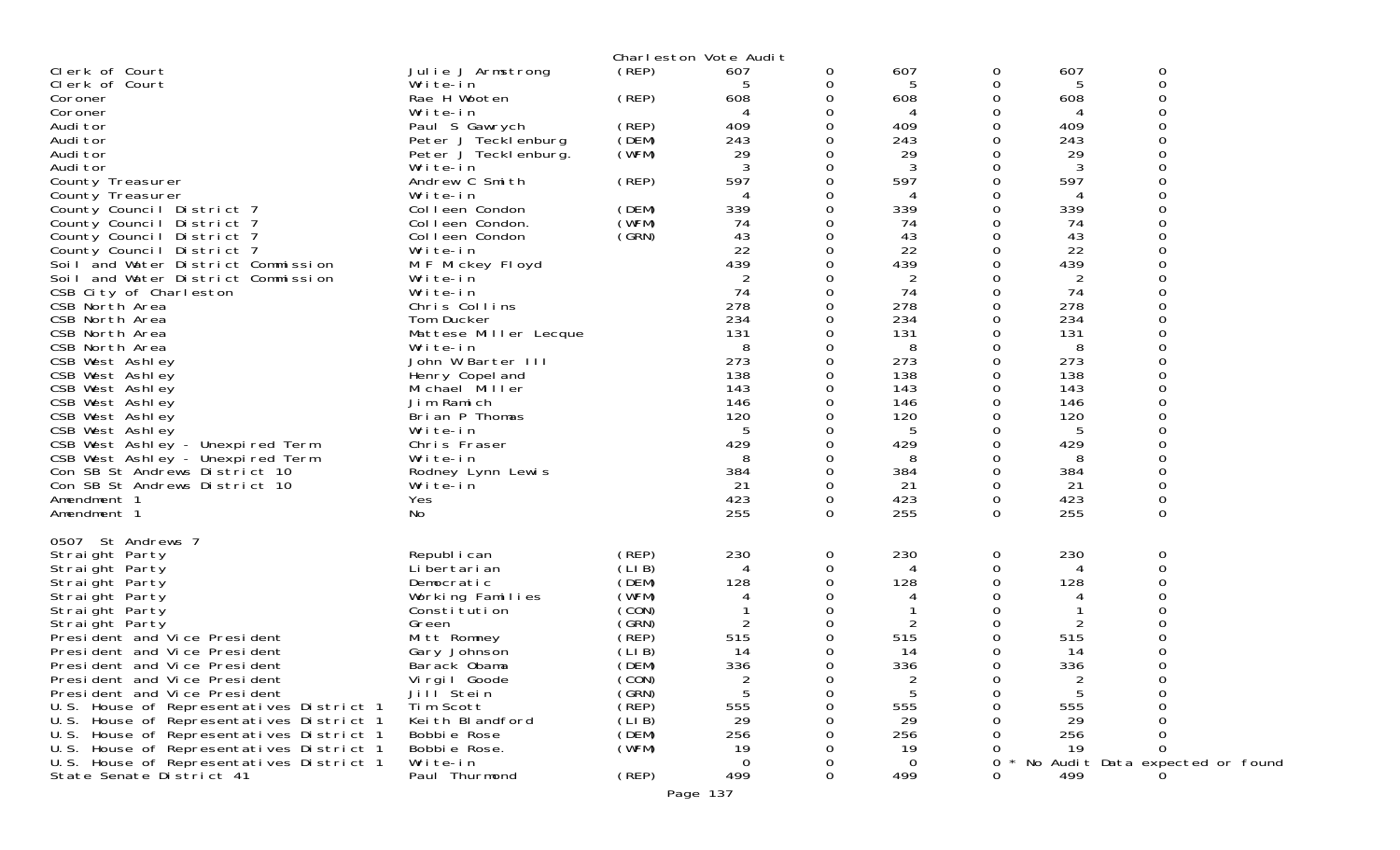Charleston Vote Audit

| | | | | | | | | | |
|---|---|---|---|---|---|---|---|---|---|
| Clerk of Court | Julie J Armstrong | (REP) | 607 | 0 | 607 | 0 | 607 | 0 |
| Clerk of Court | Write-in | | 5 | 0 | 5 | 0 | 5 | 0 |
| Coroner | Rae H Wooten | (REP) | 608 | 0 | 608 | 0 | 608 | 0 |
| Coroner | Write-in | | 4 | 0 | 4 | 0 | 4 | 0 |
| Auditor | Paul S Gawrych | (REP) | 409 | 0 | 409 | 0 | 409 | 0 |
| Auditor | Peter J Tecklenburg | (DEM) | 243 | 0 | 243 | 0 | 243 | 0 |
| Auditor | Peter J Tecklenburg. | (WFM) | 29 | 0 | 29 | 0 | 29 | 0 |
| Auditor | Write-in | | 3 | 0 | 3 | 0 | 3 | 0 |
| County Treasurer | Andrew C Smith | (REP) | 597 | 0 | 597 | 0 | 597 | 0 |
| County Treasurer | Write-in | | 4 | 0 | 4 | 0 | 4 | 0 |
| County Council District 7 | Colleen Condon | (DEM) | 339 | 0 | 339 | 0 | 339 | 0 |
| County Council District 7 | Colleen Condon. | (WFM) | 74 | 0 | 74 | 0 | 74 | 0 |
| County Council District 7 | Colleen Condon | (GRN) | 43 | 0 | 43 | 0 | 43 | 0 |
| County Council District 7 | Write-in | | 22 | 0 | 22 | 0 | 22 | 0 |
| Soil and Water District Commission | M F Mickey Floyd | | 439 | 0 | 439 | 0 | 439 | 0 |
| Soil and Water District Commission | Write-in | | 2 | 0 | 2 | 0 | 2 | 0 |
| CSB City of Charleston | Write-in | | 74 | 0 | 74 | 0 | 74 | 0 |
| CSB North Area | Chris Collins | | 278 | 0 | 278 | 0 | 278 | 0 |
| CSB North Area | Tom Ducker | | 234 | 0 | 234 | 0 | 234 | 0 |
| CSB North Area | Mattese Miller Lecque | | 131 | 0 | 131 | 0 | 131 | 0 |
| CSB North Area | Write-in | | 8 | 0 | 8 | 0 | 8 | 0 |
| CSB West Ashley | John W Barter III | | 273 | 0 | 273 | 0 | 273 | 0 |
| CSB West Ashley | Henry Copeland | | 138 | 0 | 138 | 0 | 138 | 0 |
| CSB West Ashley | Michael Miller | | 143 | 0 | 143 | 0 | 143 | 0 |
| CSB West Ashley | Jim Ramich | | 146 | 0 | 146 | 0 | 146 | 0 |
| CSB West Ashley | Brian P Thomas | | 120 | 0 | 120 | 0 | 120 | 0 |
| CSB West Ashley | Write-in | | 5 | 0 | 5 | 0 | 5 | 0 |
| CSB West Ashley - Unexpired Term | Chris Fraser | | 429 | 0 | 429 | 0 | 429 | 0 |
| CSB West Ashley - Unexpired Term | Write-in | | 8 | 0 | 8 | 0 | 8 | 0 |
| Con SB St Andrews District 10 | Rodney Lynn Lewis | | 384 | 0 | 384 | 0 | 384 | 0 |
| Con SB St Andrews District 10 | Write-in | | 21 | 0 | 21 | 0 | 21 | 0 |
| Amendment 1 | Yes | | 423 | 0 | 423 | 0 | 423 | 0 |
| Amendment 1 | No | | 255 | 0 | 255 | 0 | 255 | 0 |

0507 St Andrews 7

| | | | | | | | | |
|---|---|---|---|---|---|---|---|---|
| Straight Party | Republican | (REP) | 230 | 0 | 230 | 0 | 230 | 0 |
| Straight Party | Libertarian | (LIB) | 4 | 0 | 4 | 0 | 4 | 0 |
| Straight Party | Democratic | (DEM) | 128 | 0 | 128 | 0 | 128 | 0 |
| Straight Party | Working Families | (WFM) | 4 | 0 | 4 | 0 | 4 | 0 |
| Straight Party | Constitution | (CON) | 1 | 0 | 1 | 0 | 1 | 0 |
| Straight Party | Green | (GRN) | 2 | 0 | 2 | 0 | 2 | 0 |
| President and Vice President | Mitt Romney | (REP) | 515 | 0 | 515 | 0 | 515 | 0 |
| President and Vice President | Gary Johnson | (LIB) | 14 | 0 | 14 | 0 | 14 | 0 |
| President and Vice President | Barack Obama | (DEM) | 336 | 0 | 336 | 0 | 336 | 0 |
| President and Vice President | Virgil Goode | (CON) | 2 | 0 | 2 | 0 | 2 | 0 |
| President and Vice President | Jill Stein | (GRN) | 5 | 0 | 5 | 0 | 5 | 0 |
| U.S. House of Representatives District 1 | Tim Scott | (REP) | 555 | 0 | 555 | 0 | 555 | 0 |
| U.S. House of Representatives District 1 | Keith Blandford | (LIB) | 29 | 0 | 29 | 0 | 29 | 0 |
| U.S. House of Representatives District 1 | Bobbie Rose | (DEM) | 256 | 0 | 256 | 0 | 256 | 0 |
| U.S. House of Representatives District 1 | Bobbie Rose. | (WFM) | 19 | 0 | 19 | 0 | 19 | 0 |
| U.S. House of Representatives District 1 | Write-in | | 0 | 0 | 0 | 0 * No Audit Data expected or found | | |
| State Senate District 41 | Paul Thurmond | (REP) | 499 | 0 | 499 | 0 | 499 | 0 |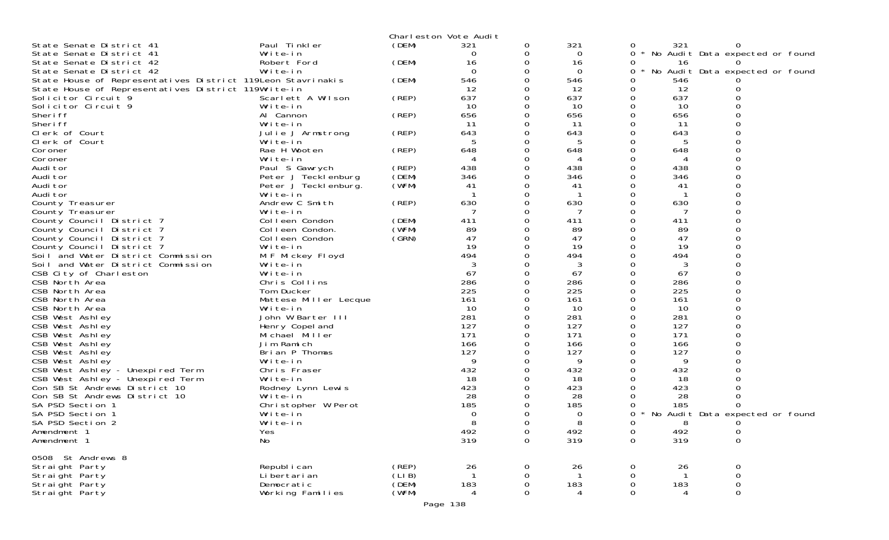Charleston Vote Audit

| Contest | Candidate | Party | | | | | | |
|---|---|---|---|---|---|---|---|---|
| State Senate District 41 | Paul Tinkler | (DEM) | 321 | 0 | 321 | 0 | 321 | 0 |
| State Senate District 41 | Write-in | | 0 | 0 | 0 | 0 * No Audit Data expected or found | | |
| State Senate District 42 | Robert Ford | (DEM) | 16 | 0 | 16 | 0 | 16 | 0 |
| State Senate District 42 | Write-in | | 0 | 0 | 0 | 0 * No Audit Data expected or found | | |
| State House of Representatives District 119 | Leon Stavrinakis | (DEM) | 546 | 0 | 546 | 0 | 546 | 0 |
| State House of Representatives District 119 | Write-in | | 12 | 0 | 12 | 0 | 12 | 0 |
| Solicitor Circuit 9 | Scarlett A Wilson | (REP) | 637 | 0 | 637 | 0 | 637 | 0 |
| Solicitor Circuit 9 | Write-in | | 10 | 0 | 10 | 0 | 10 | 0 |
| Sheriff | Al Cannon | (REP) | 656 | 0 | 656 | 0 | 656 | 0 |
| Sheriff | Write-in | | 11 | 0 | 11 | 0 | 11 | 0 |
| Clerk of Court | Julie J Armstrong | (REP) | 643 | 0 | 643 | 0 | 643 | 0 |
| Clerk of Court | Write-in | | 5 | 0 | 5 | 0 | 5 | 0 |
| Coroner | Rae H Wooten | (REP) | 648 | 0 | 648 | 0 | 648 | 0 |
| Coroner | Write-in | | 4 | 0 | 4 | 0 | 4 | 0 |
| Auditor | Paul S Gawrych | (REP) | 438 | 0 | 438 | 0 | 438 | 0 |
| Auditor | Peter J Tecklenburg | (DEM) | 346 | 0 | 346 | 0 | 346 | 0 |
| Auditor | Peter J Tecklenburg. | (WFM) | 41 | 0 | 41 | 0 | 41 | 0 |
| Auditor | Write-in | | 1 | 0 | 1 | 0 | 1 | 0 |
| County Treasurer | Andrew C Smith | (REP) | 630 | 0 | 630 | 0 | 630 | 0 |
| County Treasurer | Write-in | | 7 | 0 | 7 | 0 | 7 | 0 |
| County Council District 7 | Colleen Condon | (DEM) | 411 | 0 | 411 | 0 | 411 | 0 |
| County Council District 7 | Colleen Condon. | (WFM) | 89 | 0 | 89 | 0 | 89 | 0 |
| County Council District 7 | Colleen Condon | (GRN) | 47 | 0 | 47 | 0 | 47 | 0 |
| County Council District 7 | Write-in | | 19 | 0 | 19 | 0 | 19 | 0 |
| Soil and Water District Commission | M F Mickey Floyd | | 494 | 0 | 494 | 0 | 494 | 0 |
| Soil and Water District Commission | Write-in | | 3 | 0 | 3 | 0 | 3 | 0 |
| CSB City of Charleston | Write-in | | 67 | 0 | 67 | 0 | 67 | 0 |
| CSB North Area | Chris Collins | | 286 | 0 | 286 | 0 | 286 | 0 |
| CSB North Area | Tom Ducker | | 225 | 0 | 225 | 0 | 225 | 0 |
| CSB North Area | Mattese Miller Lecque | | 161 | 0 | 161 | 0 | 161 | 0 |
| CSB North Area | Write-in | | 10 | 0 | 10 | 0 | 10 | 0 |
| CSB West Ashley | John W Barter III | | 281 | 0 | 281 | 0 | 281 | 0 |
| CSB West Ashley | Henry Copeland | | 127 | 0 | 127 | 0 | 127 | 0 |
| CSB West Ashley | Michael Miller | | 171 | 0 | 171 | 0 | 171 | 0 |
| CSB West Ashley | Jim Ramich | | 166 | 0 | 166 | 0 | 166 | 0 |
| CSB West Ashley | Brian P Thomas | | 127 | 0 | 127 | 0 | 127 | 0 |
| CSB West Ashley | Write-in | | 9 | 0 | 9 | 0 | 9 | 0 |
| CSB West Ashley - Unexpired Term | Chris Fraser | | 432 | 0 | 432 | 0 | 432 | 0 |
| CSB West Ashley - Unexpired Term | Write-in | | 18 | 0 | 18 | 0 | 18 | 0 |
| Con SB St Andrews District 10 | Rodney Lynn Lewis | | 423 | 0 | 423 | 0 | 423 | 0 |
| Con SB St Andrews District 10 | Write-in | | 28 | 0 | 28 | 0 | 28 | 0 |
| SA PSD Section 1 | Christopher W Perot | | 185 | 0 | 185 | 0 | 185 | 0 |
| SA PSD Section 1 | Write-in | | 0 | 0 | 0 | 0 * No Audit Data expected or found | | |
| SA PSD Section 2 | Write-in | | 8 | 0 | 8 | 0 | 8 | 0 |
| Amendment 1 | Yes | | 492 | 0 | 492 | 0 | 492 | 0 |
| Amendment 1 | No | | 319 | 0 | 319 | 0 | 319 | 0 |

0508 St Andrews 8

| Contest | Candidate | Party | | | | | | |
|---|---|---|---|---|---|---|---|---|
| Straight Party | Republican | (REP) | 26 | 0 | 26 | 0 | 26 | 0 |
| Straight Party | Libertarian | (LIB) | 1 | 0 | 1 | 0 | 1 | 0 |
| Straight Party | Democratic | (DEM) | 183 | 0 | 183 | 0 | 183 | 0 |
| Straight Party | Working Families | (WFM) | 4 | 0 | 4 | 0 | 4 | 0 |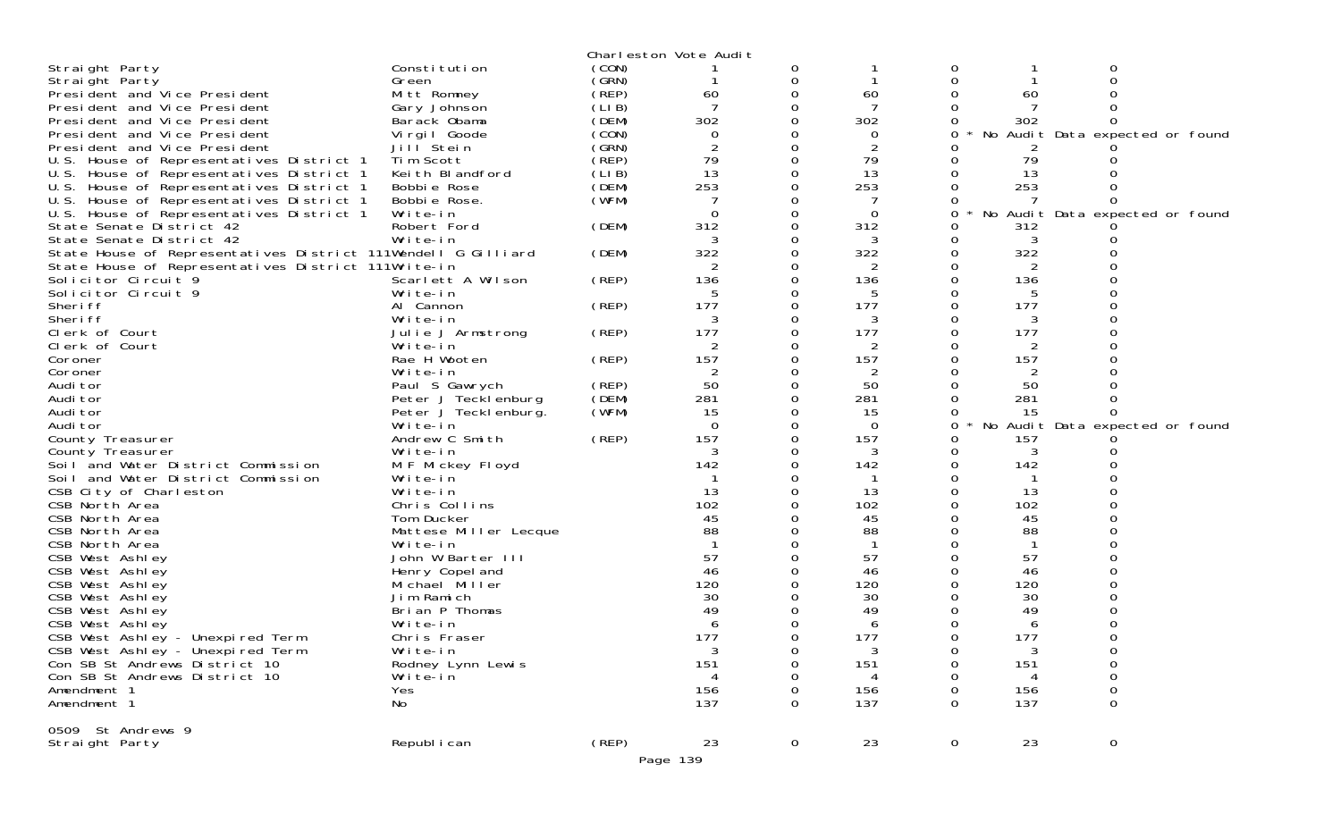Charleston Vote Audit

| Contest | Candidate | Party | | | | | | |
|---|---|---|---|---|---|---|---|---|
| Straight Party | Constitution | (CON) | 1 | 0 | 1 | 0 | 1 | 0 |
| Straight Party | Green | (GRN) | 1 | 0 | 1 | 0 | 1 | 0 |
| President and Vice President | Mitt Romney | (REP) | 60 | 0 | 60 | 0 | 60 | 0 |
| President and Vice President | Gary Johnson | (LIB) | 7 | 0 | 7 | 0 | 7 | 0 |
| President and Vice President | Barack Obama | (DEM) | 302 | 0 | 302 | 0 | 302 | 0 |
| President and Vice President | Virgil Goode | (CON) | 0 | 0 | 0 | 0 * No Audit Data expected or found | | |
| President and Vice President | Jill Stein | (GRN) | 2 | 0 | 2 | 0 | 2 | 0 |
| U.S. House of Representatives District 1 | Tim Scott | (REP) | 79 | 0 | 79 | 0 | 79 | 0 |
| U.S. House of Representatives District 1 | Keith Blandford | (LIB) | 13 | 0 | 13 | 0 | 13 | 0 |
| U.S. House of Representatives District 1 | Bobbie Rose | (DEM) | 253 | 0 | 253 | 0 | 253 | 0 |
| U.S. House of Representatives District 1 | Bobbie Rose. | (WFM) | 7 | 0 | 7 | 0 | 7 | 0 |
| U.S. House of Representatives District 1 | Write-in | | 0 | 0 | 0 | 0 * No Audit Data expected or found | | |
| State Senate District 42 | Robert Ford | (DEM) | 312 | 0 | 312 | 0 | 312 | 0 |
| State Senate District 42 | Write-in | | 3 | 0 | 3 | 0 | 3 | 0 |
| State House of Representatives District 111 | Wendell G Gilliard | (DEM) | 322 | 0 | 322 | 0 | 322 | 0 |
| State House of Representatives District 111 | Write-in | | 2 | 0 | 2 | 0 | 2 | 0 |
| Solicitor Circuit 9 | Scarlett A Wilson | (REP) | 136 | 0 | 136 | 0 | 136 | 0 |
| Solicitor Circuit 9 | Write-in | | 5 | 0 | 5 | 0 | 5 | 0 |
| Sheriff | Al Cannon | (REP) | 177 | 0 | 177 | 0 | 177 | 0 |
| Sheriff | Write-in | | 3 | 0 | 3 | 0 | 3 | 0 |
| Clerk of Court | Julie J Armstrong | (REP) | 177 | 0 | 177 | 0 | 177 | 0 |
| Clerk of Court | Write-in | | 2 | 0 | 2 | 0 | 2 | 0 |
| Coroner | Rae H Wooten | (REP) | 157 | 0 | 157 | 0 | 157 | 0 |
| Coroner | Write-in | | 2 | 0 | 2 | 0 | 2 | 0 |
| Auditor | Paul S Gawrych | (REP) | 50 | 0 | 50 | 0 | 50 | 0 |
| Auditor | Peter J Tecklenburg | (DEM) | 281 | 0 | 281 | 0 | 281 | 0 |
| Auditor | Peter J Tecklenburg. | (WFM) | 15 | 0 | 15 | 0 | 15 | 0 |
| Auditor | Write-in | | 0 | 0 | 0 | 0 * No Audit Data expected or found | | |
| County Treasurer | Andrew C Smith | (REP) | 157 | 0 | 157 | 0 | 157 | 0 |
| County Treasurer | Write-in | | 3 | 0 | 3 | 0 | 3 | 0 |
| Soil and Water District Commission | M F Mickey Floyd | | 142 | 0 | 142 | 0 | 142 | 0 |
| Soil and Water District Commission | Write-in | | 1 | 0 | 1 | 0 | 1 | 0 |
| CSB City of Charleston | Write-in | | 13 | 0 | 13 | 0 | 13 | 0 |
| CSB North Area | Chris Collins | | 102 | 0 | 102 | 0 | 102 | 0 |
| CSB North Area | Tom Ducker | | 45 | 0 | 45 | 0 | 45 | 0 |
| CSB North Area | Mattese Miller Lecque | | 88 | 0 | 88 | 0 | 88 | 0 |
| CSB North Area | Write-in | | 1 | 0 | 1 | 0 | 1 | 0 |
| CSB West Ashley | John W Barter III | | 57 | 0 | 57 | 0 | 57 | 0 |
| CSB West Ashley | Henry Copeland | | 46 | 0 | 46 | 0 | 46 | 0 |
| CSB West Ashley | Michael Miller | | 120 | 0 | 120 | 0 | 120 | 0 |
| CSB West Ashley | Jim Ramich | | 30 | 0 | 30 | 0 | 30 | 0 |
| CSB West Ashley | Brian P Thomas | | 49 | 0 | 49 | 0 | 49 | 0 |
| CSB West Ashley | Write-in | | 6 | 0 | 6 | 0 | 6 | 0 |
| CSB West Ashley - Unexpired Term | Chris Fraser | | 177 | 0 | 177 | 0 | 177 | 0 |
| CSB West Ashley - Unexpired Term | Write-in | | 3 | 0 | 3 | 0 | 3 | 0 |
| Con SB St Andrews District 10 | Rodney Lynn Lewis | | 151 | 0 | 151 | 0 | 151 | 0 |
| Con SB St Andrews District 10 | Write-in | | 4 | 0 | 4 | 0 | 4 | 0 |
| Amendment 1 | Yes | | 156 | 0 | 156 | 0 | 156 | 0 |
| Amendment 1 | No | | 137 | 0 | 137 | 0 | 137 | 0 |

0509 St Andrews 9

| Contest | Candidate | Party | | | | | | |
|---|---|---|---|---|---|---|---|---|
| Straight Party | Republican | (REP) | 23 | 0 | 23 | 0 | 23 | 0 |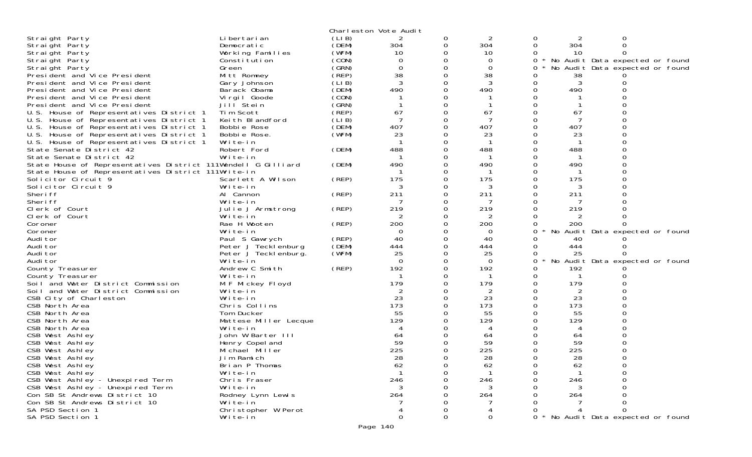Charleston Vote Audit

| | | | | | | | | |
|---|---|---|---|---|---|---|---|---|
| Straight Party | Libertarian | (LIB) | 2 | 0 | 2 | 0 | 2 | 0 |
| Straight Party | Democratic | (DEM) | 304 | 0 | 304 | 0 | 304 | 0 |
| Straight Party | Working Families | (WFM) | 10 | 0 | 10 | 0 | 10 | 0 |
| Straight Party | Constitution | (CON) | 0 | 0 | 0 | 0 | * No Audit Data expected or found | |
| Straight Party | Green | (GRN) | 0 | 0 | 0 | 0 | * No Audit Data expected or found | |
| President and Vice President | Mitt Romney | (REP) | 38 | 0 | 38 | 0 | 38 | 0 |
| President and Vice President | Gary Johnson | (LIB) | 3 | 0 | 3 | 0 | 3 | 0 |
| President and Vice President | Barack Obama | (DEM) | 490 | 0 | 490 | 0 | 490 | 0 |
| President and Vice President | Virgil Goode | (CON) | 1 | 0 | 1 | 0 | 1 | 0 |
| President and Vice President | Jill Stein | (GRN) | 1 | 0 | 1 | 0 | 1 | 0 |
| U.S. House of Representatives District 1 | Tim Scott | (REP) | 67 | 0 | 67 | 0 | 67 | 0 |
| U.S. House of Representatives District 1 | Keith Blandford | (LIB) | 7 | 0 | 7 | 0 | 7 | 0 |
| U.S. House of Representatives District 1 | Bobbie Rose | (DEM) | 407 | 0 | 407 | 0 | 407 | 0 |
| U.S. House of Representatives District 1 | Bobbie Rose. | (WFM) | 23 | 0 | 23 | 0 | 23 | 0 |
| U.S. House of Representatives District 1 | Write-in | | 1 | 0 | 1 | 0 | 1 | 0 |
| State Senate District 42 | Robert Ford | (DEM) | 488 | 0 | 488 | 0 | 488 | 0 |
| State Senate District 42 | Write-in | | 1 | 0 | 1 | 0 | 1 | 0 |
| State House of Representatives District 111 | Wendell G Gilliard | (DEM) | 490 | 0 | 490 | 0 | 490 | 0 |
| State House of Representatives District 111 | Write-in | | 1 | 0 | 1 | 0 | 1 | 0 |
| Solicitor Circuit 9 | Scarlett A Wilson | (REP) | 175 | 0 | 175 | 0 | 175 | 0 |
| Solicitor Circuit 9 | Write-in | | 3 | 0 | 3 | 0 | 3 | 0 |
| Sheriff | Al Cannon | (REP) | 211 | 0 | 211 | 0 | 211 | 0 |
| Sheriff | Write-in | | 7 | 0 | 7 | 0 | 7 | 0 |
| Clerk of Court | Julie J Armstrong | (REP) | 219 | 0 | 219 | 0 | 219 | 0 |
| Clerk of Court | Write-in | | 2 | 0 | 2 | 0 | 2 | 0 |
| Coroner | Rae H Wooten | (REP) | 200 | 0 | 200 | 0 | 200 | 0 |
| Coroner | Write-in | | 0 | 0 | 0 | 0 | * No Audit Data expected or found | |
| Auditor | Paul S Gawrych | (REP) | 40 | 0 | 40 | 0 | 40 | 0 |
| Auditor | Peter J Tecklenburg | (DEM) | 444 | 0 | 444 | 0 | 444 | 0 |
| Auditor | Peter J Tecklenburg. | (WFM) | 25 | 0 | 25 | 0 | 25 | 0 |
| Auditor | Write-in | | 0 | 0 | 0 | 0 | * No Audit Data expected or found | |
| County Treasurer | Andrew C Smith | (REP) | 192 | 0 | 192 | 0 | 192 | 0 |
| County Treasurer | Write-in | | 1 | 0 | 1 | 0 | 1 | 0 |
| Soil and Water District Commission | M F Mickey Floyd | | 179 | 0 | 179 | 0 | 179 | 0 |
| Soil and Water District Commission | Write-in | | 2 | 0 | 2 | 0 | 2 | 0 |
| CSB City of Charleston | Write-in | | 23 | 0 | 23 | 0 | 23 | 0 |
| CSB North Area | Chris Collins | | 173 | 0 | 173 | 0 | 173 | 0 |
| CSB North Area | Tom Ducker | | 55 | 0 | 55 | 0 | 55 | 0 |
| CSB North Area | Mattese Miller Lecque | | 129 | 0 | 129 | 0 | 129 | 0 |
| CSB North Area | Write-in | | 4 | 0 | 4 | 0 | 4 | 0 |
| CSB West Ashley | John W Barter III | | 64 | 0 | 64 | 0 | 64 | 0 |
| CSB West Ashley | Henry Copeland | | 59 | 0 | 59 | 0 | 59 | 0 |
| CSB West Ashley | Michael Miller | | 225 | 0 | 225 | 0 | 225 | 0 |
| CSB West Ashley | Jim Ramich | | 28 | 0 | 28 | 0 | 28 | 0 |
| CSB West Ashley | Brian P Thomas | | 62 | 0 | 62 | 0 | 62 | 0 |
| CSB West Ashley | Write-in | | 1 | 0 | 1 | 0 | 1 | 0 |
| CSB West Ashley - Unexpired Term | Chris Fraser | | 246 | 0 | 246 | 0 | 246 | 0 |
| CSB West Ashley - Unexpired Term | Write-in | | 3 | 0 | 3 | 0 | 3 | 0 |
| Con SB St Andrews District 10 | Rodney Lynn Lewis | | 264 | 0 | 264 | 0 | 264 | 0 |
| Con SB St Andrews District 10 | Write-in | | 7 | 0 | 7 | 0 | 7 | 0 |
| SA PSD Section 1 | Christopher W Perot | | 4 | 0 | 4 | 0 | 4 | 0 |
| SA PSD Section 1 | Write-in | | 0 | 0 | 0 | 0 | * No Audit Data expected or found | |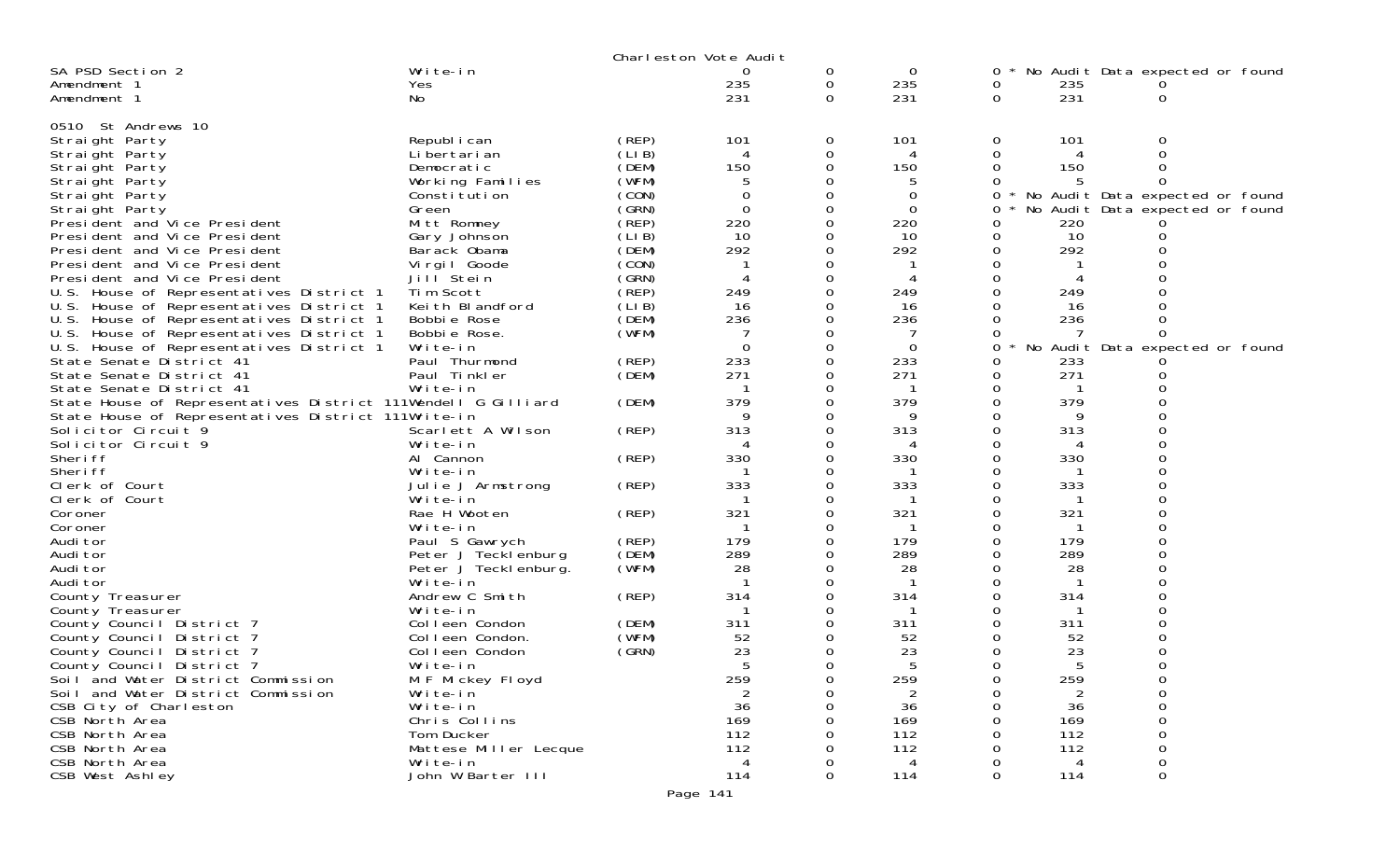Charleston Vote Audit

| | | | | | | | | | |
|---|---|---|---|---|---|---|---|---|---|
| SA PSD Section 2 | Write-in | | 0 | 0 | 0 | 0 * | No Audit Data expected or found | | |
| Amendment 1 | Yes | | 235 | 0 | 235 | 0 | 235 | 0 | |
| Amendment 1 | No | | 231 | 0 | 231 | 0 | 231 | 0 | |
| **0510 St Andrews 10** | | | | | | | | | |
| Straight Party | Republican | (REP) | 101 | 0 | 101 | 0 | 101 | 0 | |
| Straight Party | Libertarian | (LIB) | 4 | 0 | 4 | 0 | 4 | 0 | |
| Straight Party | Democratic | (DEM) | 150 | 0 | 150 | 0 | 150 | 0 | |
| Straight Party | Working Families | (WFM) | 5 | 0 | 5 | 0 | 5 | 0 | |
| Straight Party | Constitution | (CON) | 0 | 0 | 0 | 0 * | No Audit Data expected or found | | |
| Straight Party | Green | (GRN) | 0 | 0 | 0 | 0 * | No Audit Data expected or found | | |
| President and Vice President | Mitt Romney | (REP) | 220 | 0 | 220 | 0 | 220 | 0 | |
| President and Vice President | Gary Johnson | (LIB) | 10 | 0 | 10 | 0 | 10 | 0 | |
| President and Vice President | Barack Obama | (DEM) | 292 | 0 | 292 | 0 | 292 | 0 | |
| President and Vice President | Virgil Goode | (CON) | 1 | 0 | 1 | 0 | 1 | 0 | |
| President and Vice President | Jill Stein | (GRN) | 4 | 0 | 4 | 0 | 4 | 0 | |
| U.S. House of Representatives District 1 | Tim Scott | (REP) | 249 | 0 | 249 | 0 | 249 | 0 | |
| U.S. House of Representatives District 1 | Keith Blandford | (LIB) | 16 | 0 | 16 | 0 | 16 | 0 | |
| U.S. House of Representatives District 1 | Bobbie Rose | (DEM) | 236 | 0 | 236 | 0 | 236 | 0 | |
| U.S. House of Representatives District 1 | Bobbie Rose. | (WFM) | 7 | 0 | 7 | 0 | 7 | 0 | |
| U.S. House of Representatives District 1 | Write-in | | 0 | 0 | 0 | 0 * | No Audit Data expected or found | | |
| State Senate District 41 | Paul Thurmond | (REP) | 233 | 0 | 233 | 0 | 233 | 0 | |
| State Senate District 41 | Paul Tinkler | (DEM) | 271 | 0 | 271 | 0 | 271 | 0 | |
| State Senate District 41 | Write-in | | 1 | 0 | 1 | 0 | 1 | 0 | |
| State House of Representatives District 111 | Wendell G Gilliard | (DEM) | 379 | 0 | 379 | 0 | 379 | 0 | |
| State House of Representatives District 111 | Write-in | | 9 | 0 | 9 | 0 | 9 | 0 | |
| Solicitor Circuit 9 | Scarlett A Wilson | (REP) | 313 | 0 | 313 | 0 | 313 | 0 | |
| Solicitor Circuit 9 | Write-in | | 4 | 0 | 4 | 0 | 4 | 0 | |
| Sheriff | Al Cannon | (REP) | 330 | 0 | 330 | 0 | 330 | 0 | |
| Sheriff | Write-in | | 1 | 0 | 1 | 0 | 1 | 0 | |
| Clerk of Court | Julie J Armstrong | (REP) | 333 | 0 | 333 | 0 | 333 | 0 | |
| Clerk of Court | Write-in | | 1 | 0 | 1 | 0 | 1 | 0 | |
| Coroner | Rae H Wooten | (REP) | 321 | 0 | 321 | 0 | 321 | 0 | |
| Coroner | Write-in | | 1 | 0 | 1 | 0 | 1 | 0 | |
| Auditor | Paul S Gawrych | (REP) | 179 | 0 | 179 | 0 | 179 | 0 | |
| Auditor | Peter J Tecklenburg | (DEM) | 289 | 0 | 289 | 0 | 289 | 0 | |
| Auditor | Peter J Tecklenburg. | (WFM) | 28 | 0 | 28 | 0 | 28 | 0 | |
| Auditor | Write-in | | 1 | 0 | 1 | 0 | 1 | 0 | |
| County Treasurer | Andrew C Smith | (REP) | 314 | 0 | 314 | 0 | 314 | 0 | |
| County Treasurer | Write-in | | 1 | 0 | 1 | 0 | 1 | 0 | |
| County Council District 7 | Colleen Condon | (DEM) | 311 | 0 | 311 | 0 | 311 | 0 | |
| County Council District 7 | Colleen Condon. | (WFM) | 52 | 0 | 52 | 0 | 52 | 0 | |
| County Council District 7 | Colleen Condon | (GRN) | 23 | 0 | 23 | 0 | 23 | 0 | |
| County Council District 7 | Write-in | | 5 | 0 | 5 | 0 | 5 | 0 | |
| Soil and Water District Commission | M F Mickey Floyd | | 259 | 0 | 259 | 0 | 259 | 0 | |
| Soil and Water District Commission | Write-in | | 2 | 0 | 2 | 0 | 2 | 0 | |
| CSB City of Charleston | Write-in | | 36 | 0 | 36 | 0 | 36 | 0 | |
| CSB North Area | Chris Collins | | 169 | 0 | 169 | 0 | 169 | 0 | |
| CSB North Area | Tom Ducker | | 112 | 0 | 112 | 0 | 112 | 0 | |
| CSB North Area | Mattese Miller Lecque | | 112 | 0 | 112 | 0 | 112 | 0 | |
| CSB North Area | Write-in | | 4 | 0 | 4 | 0 | 4 | 0 | |
| CSB West Ashley | John W Barter III | | 114 | 0 | 114 | 0 | 114 | 0 | |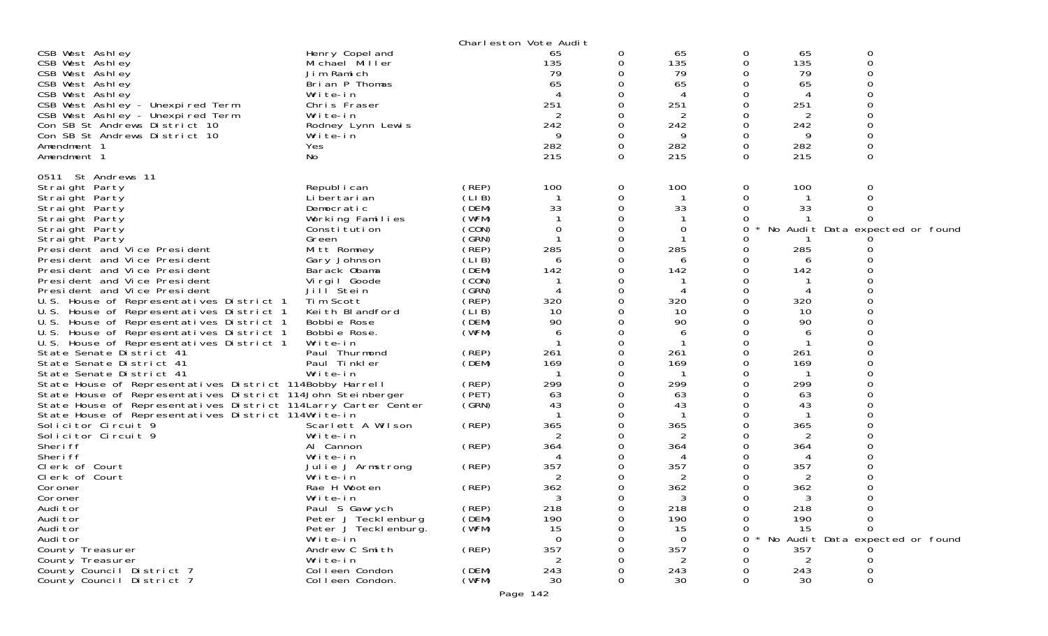Charleston Vote Audit

| | | | | | | | | |
|---|---|---|---|---|---|---|---|---|
| CSB West Ashley | Henry Copeland | | 65 | 0 | 65 | 0 | 65 | 0 |
| CSB West Ashley | Michael Miller | | 135 | 0 | 135 | 0 | 135 | 0 |
| CSB West Ashley | Jim Ramich | | 79 | 0 | 79 | 0 | 79 | 0 |
| CSB West Ashley | Brian P Thomas | | 65 | 0 | 65 | 0 | 65 | 0 |
| CSB West Ashley | Write-in | | 4 | 0 | 4 | 0 | 4 | 0 |
| CSB West Ashley - Unexpired Term | Chris Fraser | | 251 | 0 | 251 | 0 | 251 | 0 |
| CSB West Ashley - Unexpired Term | Write-in | | 2 | 0 | 2 | 0 | 2 | 0 |
| Con SB St Andrews District 10 | Rodney Lynn Lewis | | 242 | 0 | 242 | 0 | 242 | 0 |
| Con SB St Andrews District 10 | Write-in | | 9 | 0 | 9 | 0 | 9 | 0 |
| Amendment 1 | Yes | | 282 | 0 | 282 | 0 | 282 | 0 |
| Amendment 1 | No | | 215 | 0 | 215 | 0 | 215 | 0 |
| **0511 St Andrews 11** | | | | | | | | |
| Straight Party | Republican | (REP) | 100 | 0 | 100 | 0 | 100 | 0 |
| Straight Party | Libertarian | (LIB) | 1 | 0 | 1 | 0 | 1 | 0 |
| Straight Party | Democratic | (DEM) | 33 | 0 | 33 | 0 | 33 | 0 |
| Straight Party | Working Families | (WFM) | 1 | 0 | 1 | 0 | 1 | 0 |
| Straight Party | Constitution | (CON) | 0 | 0 | 0 | 0 * | No Audit Data expected or found | |
| Straight Party | Green | (GRN) | 1 | 0 | 1 | 0 | 1 | 0 |
| President and Vice President | Mitt Romney | (REP) | 285 | 0 | 285 | 0 | 285 | 0 |
| President and Vice President | Gary Johnson | (LIB) | 6 | 0 | 6 | 0 | 6 | 0 |
| President and Vice President | Barack Obama | (DEM) | 142 | 0 | 142 | 0 | 142 | 0 |
| President and Vice President | Virgil Goode | (CON) | 1 | 0 | 1 | 0 | 1 | 0 |
| President and Vice President | Jill Stein | (GRN) | 4 | 0 | 4 | 0 | 4 | 0 |
| U.S. House of Representatives District 1 | Tim Scott | (REP) | 320 | 0 | 320 | 0 | 320 | 0 |
| U.S. House of Representatives District 1 | Keith Blandford | (LIB) | 10 | 0 | 10 | 0 | 10 | 0 |
| U.S. House of Representatives District 1 | Bobbie Rose | (DEM) | 90 | 0 | 90 | 0 | 90 | 0 |
| U.S. House of Representatives District 1 | Bobbie Rose. | (WFM) | 6 | 0 | 6 | 0 | 6 | 0 |
| U.S. House of Representatives District 1 | Write-in | | 1 | 0 | 1 | 0 | 1 | 0 |
| State Senate District 41 | Paul Thurmond | (REP) | 261 | 0 | 261 | 0 | 261 | 0 |
| State Senate District 41 | Paul Tinkler | (DEM) | 169 | 0 | 169 | 0 | 169 | 0 |
| State Senate District 41 | Write-in | | 1 | 0 | 1 | 0 | 1 | 0 |
| State House of Representatives District 114 | Bobby Harrell | (REP) | 299 | 0 | 299 | 0 | 299 | 0 |
| State House of Representatives District 114 | John Steinberger | (PET) | 63 | 0 | 63 | 0 | 63 | 0 |
| State House of Representatives District 114 | Larry Carter Center | (GRN) | 43 | 0 | 43 | 0 | 43 | 0 |
| State House of Representatives District 114 | Write-in | | 1 | 0 | 1 | 0 | 1 | 0 |
| Solicitor Circuit 9 | Scarlett A Wilson | (REP) | 365 | 0 | 365 | 0 | 365 | 0 |
| Solicitor Circuit 9 | Write-in | | 2 | 0 | 2 | 0 | 2 | 0 |
| Sheriff | Al Cannon | (REP) | 364 | 0 | 364 | 0 | 364 | 0 |
| Sheriff | Write-in | | 4 | 0 | 4 | 0 | 4 | 0 |
| Clerk of Court | Julie J Armstrong | (REP) | 357 | 0 | 357 | 0 | 357 | 0 |
| Clerk of Court | Write-in | | 2 | 0 | 2 | 0 | 2 | 0 |
| Coroner | Rae H Wooten | (REP) | 362 | 0 | 362 | 0 | 362 | 0 |
| Coroner | Write-in | | 3 | 0 | 3 | 0 | 3 | 0 |
| Auditor | Paul S Gawrych | (REP) | 218 | 0 | 218 | 0 | 218 | 0 |
| Auditor | Peter J Tecklenburg | (DEM) | 190 | 0 | 190 | 0 | 190 | 0 |
| Auditor | Peter J Tecklenburg. | (WFM) | 15 | 0 | 15 | 0 | 15 | 0 |
| Auditor | Write-in | | 0 | 0 | 0 | 0 * | No Audit Data expected or found | |
| County Treasurer | Andrew C Smith | (REP) | 357 | 0 | 357 | 0 | 357 | 0 |
| County Treasurer | Write-in | | 2 | 0 | 2 | 0 | 2 | 0 |
| County Council District 7 | Colleen Condon | (DEM) | 243 | 0 | 243 | 0 | 243 | 0 |
| County Council District 7 | Colleen Condon. | (WFM) | 30 | 0 | 30 | 0 | 30 | 0 |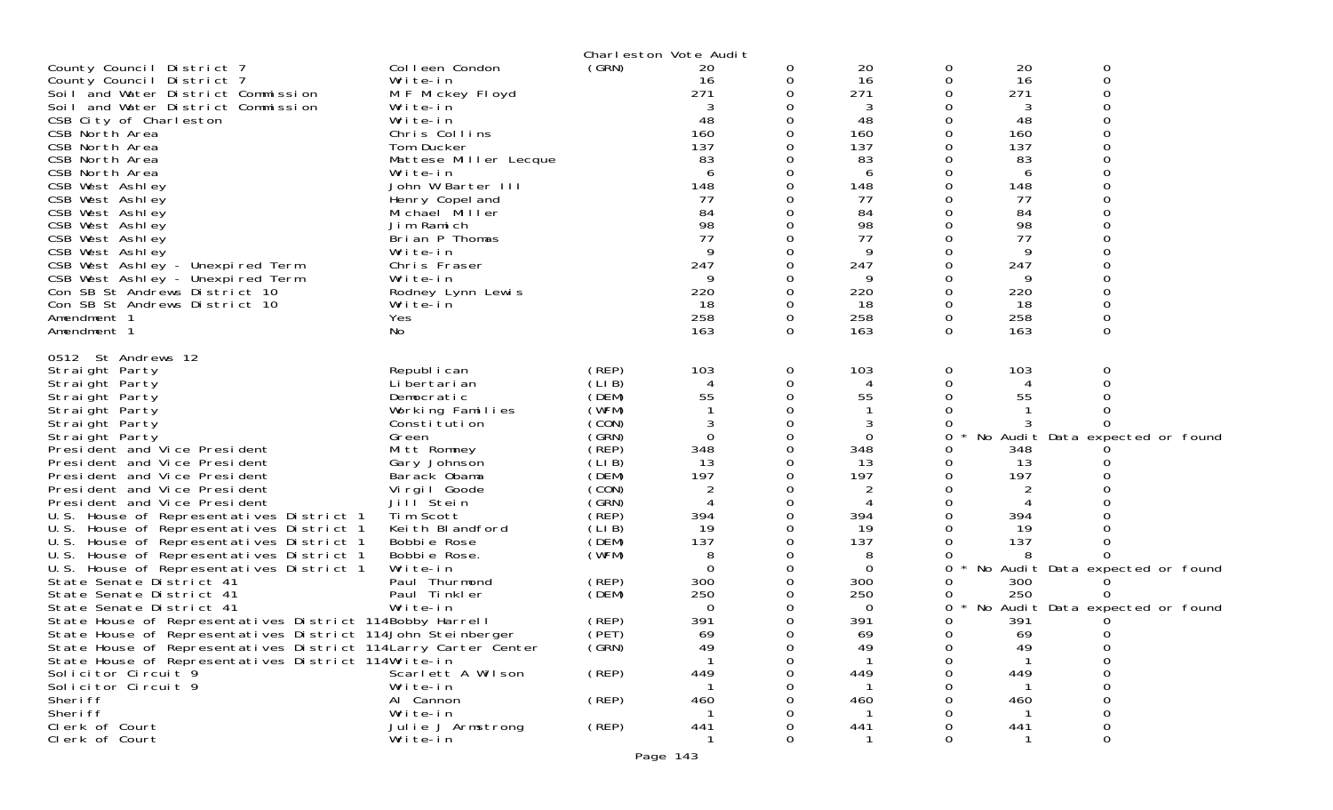Charleston Vote Audit

| Contest | Candidate | Party | | | | | | |
|---|---|---|---|---|---|---|---|---|
| County Council District 7 | Colleen Condon | (GRN) | 20 | 0 | 20 | 0 | 20 | 0 |
| County Council District 7 | Write-in | | 16 | 0 | 16 | 0 | 16 | 0 |
| Soil and Water District Commission | M F Mickey Floyd | | 271 | 0 | 271 | 0 | 271 | 0 |
| Soil and Water District Commission | Write-in | | 3 | 0 | 3 | 0 | 3 | 0 |
| CSB City of Charleston | Write-in | | 48 | 0 | 48 | 0 | 48 | 0 |
| CSB North Area | Chris Collins | | 160 | 0 | 160 | 0 | 160 | 0 |
| CSB North Area | Tom Ducker | | 137 | 0 | 137 | 0 | 137 | 0 |
| CSB North Area | Mattese Miller Lecque | | 83 | 0 | 83 | 0 | 83 | 0 |
| CSB North Area | Write-in | | 6 | 0 | 6 | 0 | 6 | 0 |
| CSB West Ashley | John W Barter III | | 148 | 0 | 148 | 0 | 148 | 0 |
| CSB West Ashley | Henry Copeland | | 77 | 0 | 77 | 0 | 77 | 0 |
| CSB West Ashley | Michael Miller | | 84 | 0 | 84 | 0 | 84 | 0 |
| CSB West Ashley | Jim Ramich | | 98 | 0 | 98 | 0 | 98 | 0 |
| CSB West Ashley | Brian P Thomas | | 77 | 0 | 77 | 0 | 77 | 0 |
| CSB West Ashley | Write-in | | 9 | 0 | 9 | 0 | 9 | 0 |
| CSB West Ashley - Unexpired Term | Chris Fraser | | 247 | 0 | 247 | 0 | 247 | 0 |
| CSB West Ashley - Unexpired Term | Write-in | | 9 | 0 | 9 | 0 | 9 | 0 |
| Con SB St Andrews District 10 | Rodney Lynn Lewis | | 220 | 0 | 220 | 0 | 220 | 0 |
| Con SB St Andrews District 10 | Write-in | | 18 | 0 | 18 | 0 | 18 | 0 |
| Amendment 1 | Yes | | 258 | 0 | 258 | 0 | 258 | 0 |
| Amendment 1 | No | | 163 | 0 | 163 | 0 | 163 | 0 |

0512 St Andrews 12

| Contest | Candidate | Party | | | | | | |
|---|---|---|---|---|---|---|---|---|
| Straight Party | Republican | (REP) | 103 | 0 | 103 | 0 | 103 | 0 |
| Straight Party | Libertarian | (LIB) | 4 | 0 | 4 | 0 | 4 | 0 |
| Straight Party | Democratic | (DEM) | 55 | 0 | 55 | 0 | 55 | 0 |
| Straight Party | Working Families | (WFM) | 1 | 0 | 1 | 0 | 1 | 0 |
| Straight Party | Constitution | (CON) | 3 | 0 | 3 | 0 | 3 | 0 |
| Straight Party | Green | (GRN) | 0 | 0 | 0 | 0 * | No Audit Data expected or found | |
| President and Vice President | Mitt Romney | (REP) | 348 | 0 | 348 | 0 | 348 | 0 |
| President and Vice President | Gary Johnson | (LIB) | 13 | 0 | 13 | 0 | 13 | 0 |
| President and Vice President | Barack Obama | (DEM) | 197 | 0 | 197 | 0 | 197 | 0 |
| President and Vice President | Virgil Goode | (CON) | 2 | 0 | 2 | 0 | 2 | 0 |
| President and Vice President | Jill Stein | (GRN) | 4 | 0 | 4 | 0 | 4 | 0 |
| U.S. House of Representatives District 1 | Tim Scott | (REP) | 394 | 0 | 394 | 0 | 394 | 0 |
| U.S. House of Representatives District 1 | Keith Blandford | (LIB) | 19 | 0 | 19 | 0 | 19 | 0 |
| U.S. House of Representatives District 1 | Bobbie Rose | (DEM) | 137 | 0 | 137 | 0 | 137 | 0 |
| U.S. House of Representatives District 1 | Bobbie Rose. | (WFM) | 8 | 0 | 8 | 0 | 8 | 0 |
| U.S. House of Representatives District 1 | Write-in | | 0 | 0 | 0 | 0 * | No Audit Data expected or found | |
| State Senate District 41 | Paul Thurmond | (REP) | 300 | 0 | 300 | 0 | 300 | 0 |
| State Senate District 41 | Paul Tinkler | (DEM) | 250 | 0 | 250 | 0 | 250 | 0 |
| State Senate District 41 | Write-in | | 0 | 0 | 0 | 0 * | No Audit Data expected or found | |
| State House of Representatives District 114 | Bobby Harrell | (REP) | 391 | 0 | 391 | 0 | 391 | 0 |
| State House of Representatives District 114 | John Steinberger | (PET) | 69 | 0 | 69 | 0 | 69 | 0 |
| State House of Representatives District 114 | Larry Carter Center | (GRN) | 49 | 0 | 49 | 0 | 49 | 0 |
| State House of Representatives District 114 | Write-in | | 1 | 0 | 1 | 0 | 1 | 0 |
| Solicitor Circuit 9 | Scarlett A Wilson | (REP) | 449 | 0 | 449 | 0 | 449 | 0 |
| Solicitor Circuit 9 | Write-in | | 1 | 0 | 1 | 0 | 1 | 0 |
| Sheriff | Al Cannon | (REP) | 460 | 0 | 460 | 0 | 460 | 0 |
| Sheriff | Write-in | | 1 | 0 | 1 | 0 | 1 | 0 |
| Clerk of Court | Julie J Armstrong | (REP) | 441 | 0 | 441 | 0 | 441 | 0 |
| Clerk of Court | Write-in | | 1 | 0 | 1 | 0 | 1 | 0 |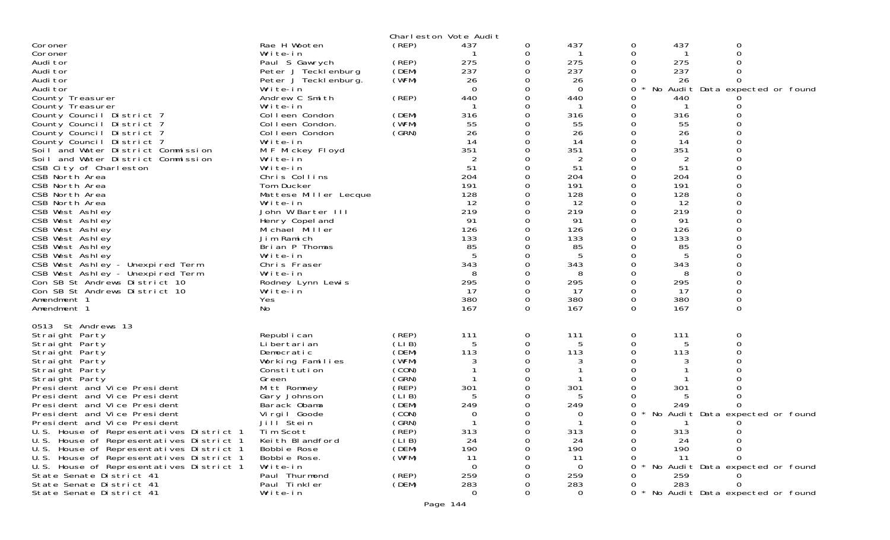Charleston Vote Audit

| | | | | | | | | | |
|---|---|---|---|---|---|---|---|---|---|
| Coroner | Rae H Wooten | (REP) | 437 | 0 | 437 | 0 | 437 | 0 | |
| Coroner | Write-in | | 1 | 0 | 1 | 0 | 1 | 0 | |
| Auditor | Paul S Gawrych | (REP) | 275 | 0 | 275 | 0 | 275 | 0 | |
| Auditor | Peter J Tecklenburg | (DEM) | 237 | 0 | 237 | 0 | 237 | 0 | |
| Auditor | Peter J Tecklenburg. | (WFM) | 26 | 0 | 26 | 0 | 26 | 0 | |
| Auditor | Write-in | | 0 | 0 | 0 | 0 | | | * No Audit Data expected or found |
| County Treasurer | Andrew C Smith | (REP) | 440 | 0 | 440 | 0 | 440 | 0 | |
| County Treasurer | Write-in | | 1 | 0 | 1 | 0 | 1 | 0 | |
| County Council District 7 | Colleen Condon | (DEM) | 316 | 0 | 316 | 0 | 316 | 0 | |
| County Council District 7 | Colleen Condon. | (WFM) | 55 | 0 | 55 | 0 | 55 | 0 | |
| County Council District 7 | Colleen Condon | (GRN) | 26 | 0 | 26 | 0 | 26 | 0 | |
| County Council District 7 | Write-in | | 14 | 0 | 14 | 0 | 14 | 0 | |
| Soil and Water District Commission | M F Mickey Floyd | | 351 | 0 | 351 | 0 | 351 | 0 | |
| Soil and Water District Commission | Write-in | | 2 | 0 | 2 | 0 | 2 | 0 | |
| CSB City of Charleston | Write-in | | 51 | 0 | 51 | 0 | 51 | 0 | |
| CSB North Area | Chris Collins | | 204 | 0 | 204 | 0 | 204 | 0 | |
| CSB North Area | Tom Ducker | | 191 | 0 | 191 | 0 | 191 | 0 | |
| CSB North Area | Mattese Miller Lecque | | 128 | 0 | 128 | 0 | 128 | 0 | |
| CSB North Area | Write-in | | 12 | 0 | 12 | 0 | 12 | 0 | |
| CSB West Ashley | John W Barter III | | 219 | 0 | 219 | 0 | 219 | 0 | |
| CSB West Ashley | Henry Copeland | | 91 | 0 | 91 | 0 | 91 | 0 | |
| CSB West Ashley | Michael Miller | | 126 | 0 | 126 | 0 | 126 | 0 | |
| CSB West Ashley | Jim Ramich | | 133 | 0 | 133 | 0 | 133 | 0 | |
| CSB West Ashley | Brian P Thomas | | 85 | 0 | 85 | 0 | 85 | 0 | |
| CSB West Ashley | Write-in | | 5 | 0 | 5 | 0 | 5 | 0 | |
| CSB West Ashley - Unexpired Term | Chris Fraser | | 343 | 0 | 343 | 0 | 343 | 0 | |
| CSB West Ashley - Unexpired Term | Write-in | | 8 | 0 | 8 | 0 | 8 | 0 | |
| Con SB St Andrews District 10 | Rodney Lynn Lewis | | 295 | 0 | 295 | 0 | 295 | 0 | |
| Con SB St Andrews District 10 | Write-in | | 17 | 0 | 17 | 0 | 17 | 0 | |
| Amendment 1 | Yes | | 380 | 0 | 380 | 0 | 380 | 0 | |
| Amendment 1 | No | | 167 | 0 | 167 | 0 | 167 | 0 | |

0513 St Andrews 13

| | | | | | | | | | |
|---|---|---|---|---|---|---|---|---|---|
| Straight Party | Republican | (REP) | 111 | 0 | 111 | 0 | 111 | 0 | |
| Straight Party | Libertarian | (LIB) | 5 | 0 | 5 | 0 | 5 | 0 | |
| Straight Party | Democratic | (DEM) | 113 | 0 | 113 | 0 | 113 | 0 | |
| Straight Party | Working Families | (WFM) | 3 | 0 | 3 | 0 | 3 | 0 | |
| Straight Party | Constitution | (CON) | 1 | 0 | 1 | 0 | 1 | 0 | |
| Straight Party | Green | (GRN) | 1 | 0 | 1 | 0 | 1 | 0 | |
| President and Vice President | Mitt Romney | (REP) | 301 | 0 | 301 | 0 | 301 | 0 | |
| President and Vice President | Gary Johnson | (LIB) | 5 | 0 | 5 | 0 | 5 | 0 | |
| President and Vice President | Barack Obama | (DEM) | 249 | 0 | 249 | 0 | 249 | 0 | |
| President and Vice President | Virgil Goode | (CON) | 0 | 0 | 0 | 0 | | | * No Audit Data expected or found |
| President and Vice President | Jill Stein | (GRN) | 1 | 0 | 1 | 0 | 1 | 0 | |
| U.S. House of Representatives District 1 | Tim Scott | (REP) | 313 | 0 | 313 | 0 | 313 | 0 | |
| U.S. House of Representatives District 1 | Keith Blandford | (LIB) | 24 | 0 | 24 | 0 | 24 | 0 | |
| U.S. House of Representatives District 1 | Bobbie Rose | (DEM) | 190 | 0 | 190 | 0 | 190 | 0 | |
| U.S. House of Representatives District 1 | Bobbie Rose. | (WFM) | 11 | 0 | 11 | 0 | 11 | 0 | |
| U.S. House of Representatives District 1 | Write-in | | 0 | 0 | 0 | 0 | | | * No Audit Data expected or found |
| State Senate District 41 | Paul Thurmond | (REP) | 259 | 0 | 259 | 0 | 259 | 0 | |
| State Senate District 41 | Paul Tinkler | (DEM) | 283 | 0 | 283 | 0 | 283 | 0 | |
| State Senate District 41 | Write-in | | 0 | 0 | 0 | 0 | | | * No Audit Data expected or found |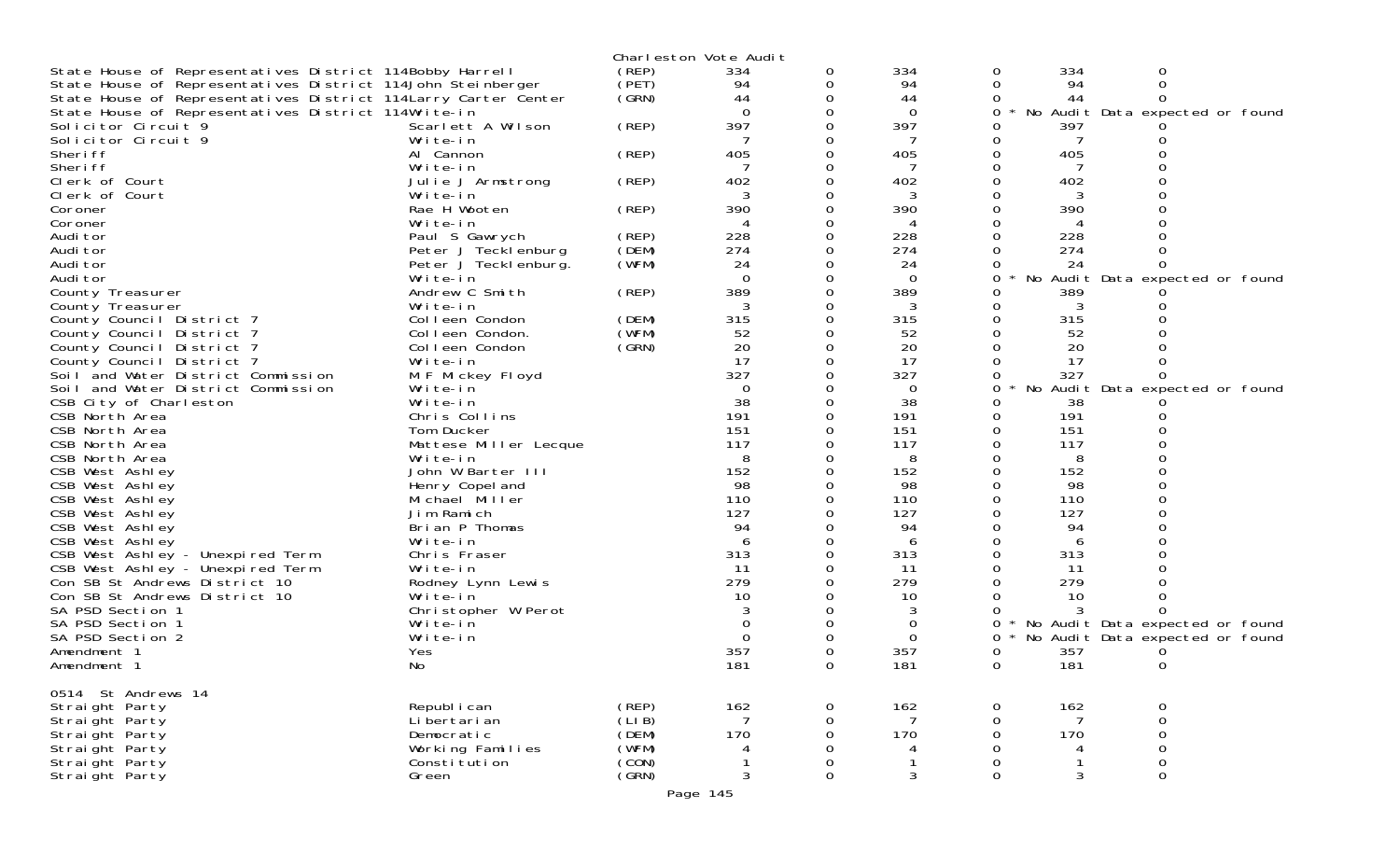Charleston Vote Audit

| | | | | | | | | |
|---|---|---|---|---|---|---|---|---|
| State House of Representatives District 114 | Bobby Harrell | (REP) | 334 | 0 | 334 | 0 | 334 | 0 |
| State House of Representatives District 114 | John Steinberger | (PET) | 94 | 0 | 94 | 0 | 94 | 0 |
| State House of Representatives District 114 | Larry Carter Center | (GRN) | 44 | 0 | 44 | 0 | 44 | 0 |
| State House of Representatives District 114 | Write-in | | 0 | 0 | 0 | 0 * No Audit Data expected or found | | |
| Solicitor Circuit 9 | Scarlett A Wilson | (REP) | 397 | 0 | 397 | 0 | 397 | 0 |
| Solicitor Circuit 9 | Write-in | | 7 | 0 | 7 | 0 | 7 | 0 |
| Sheriff | Al Cannon | (REP) | 405 | 0 | 405 | 0 | 405 | 0 |
| Sheriff | Write-in | | 7 | 0 | 7 | 0 | 7 | 0 |
| Clerk of Court | Julie J Armstrong | (REP) | 402 | 0 | 402 | 0 | 402 | 0 |
| Clerk of Court | Write-in | | 3 | 0 | 3 | 0 | 3 | 0 |
| Coroner | Rae H Wooten | (REP) | 390 | 0 | 390 | 0 | 390 | 0 |
| Coroner | Write-in | | 4 | 0 | 4 | 0 | 4 | 0 |
| Auditor | Paul S Gawrych | (REP) | 228 | 0 | 228 | 0 | 228 | 0 |
| Auditor | Peter J Tecklenburg | (DEM) | 274 | 0 | 274 | 0 | 274 | 0 |
| Auditor | Peter J Tecklenburg. | (WFM) | 24 | 0 | 24 | 0 | 24 | 0 |
| Auditor | Write-in | | 0 | 0 | 0 | 0 * No Audit Data expected or found | | |
| County Treasurer | Andrew C Smith | (REP) | 389 | 0 | 389 | 0 | 389 | 0 |
| County Treasurer | Write-in | | 3 | 0 | 3 | 0 | 3 | 0 |
| County Council District 7 | Colleen Condon | (DEM) | 315 | 0 | 315 | 0 | 315 | 0 |
| County Council District 7 | Colleen Condon. | (WFM) | 52 | 0 | 52 | 0 | 52 | 0 |
| County Council District 7 | Colleen Condon | (GRN) | 20 | 0 | 20 | 0 | 20 | 0 |
| County Council District 7 | Write-in | | 17 | 0 | 17 | 0 | 17 | 0 |
| Soil and Water District Commission | M F Mickey Floyd | | 327 | 0 | 327 | 0 | 327 | 0 |
| Soil and Water District Commission | Write-in | | 0 | 0 | 0 | 0 * No Audit Data expected or found | | |
| CSB City of Charleston | Write-in | | 38 | 0 | 38 | 0 | 38 | 0 |
| CSB North Area | Chris Collins | | 191 | 0 | 191 | 0 | 191 | 0 |
| CSB North Area | Tom Ducker | | 151 | 0 | 151 | 0 | 151 | 0 |
| CSB North Area | Mattese Miller Lecque | | 117 | 0 | 117 | 0 | 117 | 0 |
| CSB North Area | Write-in | | 8 | 0 | 8 | 0 | 8 | 0 |
| CSB West Ashley | John W Barter III | | 152 | 0 | 152 | 0 | 152 | 0 |
| CSB West Ashley | Henry Copeland | | 98 | 0 | 98 | 0 | 98 | 0 |
| CSB West Ashley | Michael Miller | | 110 | 0 | 110 | 0 | 110 | 0 |
| CSB West Ashley | Jim Ramich | | 127 | 0 | 127 | 0 | 127 | 0 |
| CSB West Ashley | Brian P Thomas | | 94 | 0 | 94 | 0 | 94 | 0 |
| CSB West Ashley | Write-in | | 6 | 0 | 6 | 0 | 6 | 0 |
| CSB West Ashley - Unexpired Term | Chris Fraser | | 313 | 0 | 313 | 0 | 313 | 0 |
| CSB West Ashley - Unexpired Term | Write-in | | 11 | 0 | 11 | 0 | 11 | 0 |
| Con SB St Andrews District 10 | Rodney Lynn Lewis | | 279 | 0 | 279 | 0 | 279 | 0 |
| Con SB St Andrews District 10 | Write-in | | 10 | 0 | 10 | 0 | 10 | 0 |
| SA PSD Section 1 | Christopher W Perot | | 3 | 0 | 3 | 0 | 3 | 0 |
| SA PSD Section 1 | Write-in | | 0 | 0 | 0 | 0 * No Audit Data expected or found | | |
| SA PSD Section 2 | Write-in | | 0 | 0 | 0 | 0 * No Audit Data expected or found | | |
| Amendment 1 | Yes | | 357 | 0 | 357 | 0 | 357 | 0 |
| Amendment 1 | No | | 181 | 0 | 181 | 0 | 181 | 0 |

0514 St Andrews 14

| | | | | | | | | |
|---|---|---|---|---|---|---|---|---|
| Straight Party | Republican | (REP) | 162 | 0 | 162 | 0 | 162 | 0 |
| Straight Party | Libertarian | (LIB) | 7 | 0 | 7 | 0 | 7 | 0 |
| Straight Party | Democratic | (DEM) | 170 | 0 | 170 | 0 | 170 | 0 |
| Straight Party | Working Families | (WFM) | 4 | 0 | 4 | 0 | 4 | 0 |
| Straight Party | Constitution | (CON) | 1 | 0 | 1 | 0 | 1 | 0 |
| Straight Party | Green | (GRN) | 3 | 0 | 3 | 0 | 3 | 0 |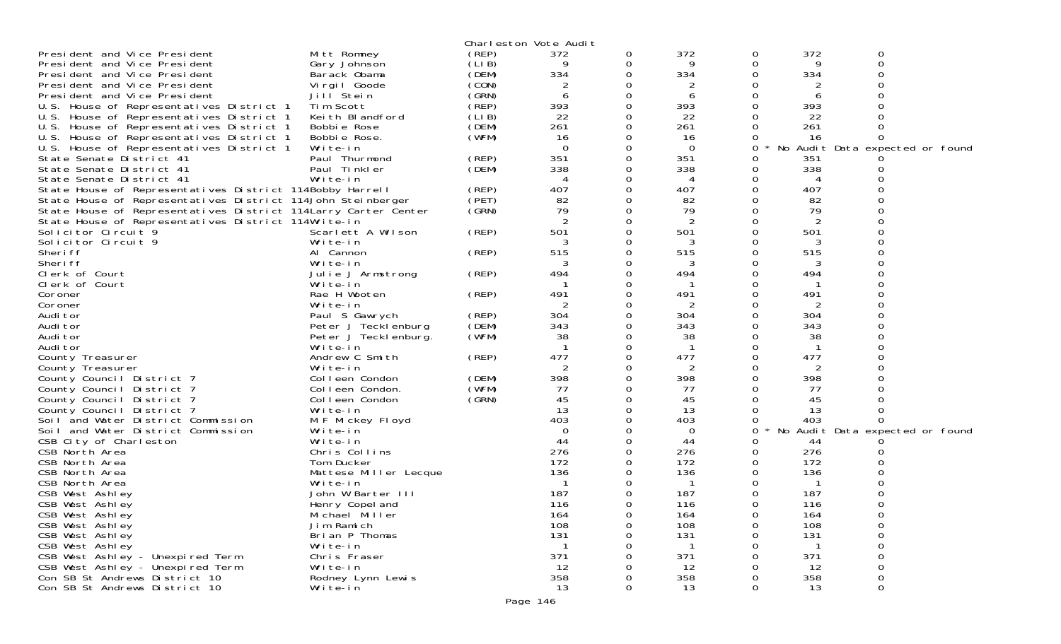Charleston Vote Audit

| Contest | Candidate | Party | | | | | | |
|---|---|---|---|---|---|---|---|---|
| President and Vice President | Mitt Romney | (REP) | 372 | 0 | 372 | 0 | 372 | 0 |
| President and Vice President | Gary Johnson | (LIB) | 9 | 0 | 9 | 0 | 9 | 0 |
| President and Vice President | Barack Obama | (DEM) | 334 | 0 | 334 | 0 | 334 | 0 |
| President and Vice President | Virgil Goode | (CON) | 2 | 0 | 2 | 0 | 2 | 0 |
| President and Vice President | Jill Stein | (GRN) | 6 | 0 | 6 | 0 | 6 | 0 |
| U.S. House of Representatives District 1 | Tim Scott | (REP) | 393 | 0 | 393 | 0 | 393 | 0 |
| U.S. House of Representatives District 1 | Keith Blandford | (LIB) | 22 | 0 | 22 | 0 | 22 | 0 |
| U.S. House of Representatives District 1 | Bobbie Rose | (DEM) | 261 | 0 | 261 | 0 | 261 | 0 |
| U.S. House of Representatives District 1 | Bobbie Rose. | (WFM) | 16 | 0 | 16 | 0 | 16 | 0 |
| U.S. House of Representatives District 1 | Write-in | | 0 | 0 | 0 | 0 * | No Audit Data expected or found | |
| State Senate District 41 | Paul Thurmond | (REP) | 351 | 0 | 351 | 0 | 351 | 0 |
| State Senate District 41 | Paul Tinkler | (DEM) | 338 | 0 | 338 | 0 | 338 | 0 |
| State Senate District 41 | Write-in | | 4 | 0 | 4 | 0 | 4 | 0 |
| State House of Representatives District 114 | Bobby Harrell | (REP) | 407 | 0 | 407 | 0 | 407 | 0 |
| State House of Representatives District 114 | John Steinberger | (PET) | 82 | 0 | 82 | 0 | 82 | 0 |
| State House of Representatives District 114 | Larry Carter Center | (GRN) | 79 | 0 | 79 | 0 | 79 | 0 |
| State House of Representatives District 114 | Write-in | | 2 | 0 | 2 | 0 | 2 | 0 |
| Solicitor Circuit 9 | Scarlett A Wilson | (REP) | 501 | 0 | 501 | 0 | 501 | 0 |
| Solicitor Circuit 9 | Write-in | | 3 | 0 | 3 | 0 | 3 | 0 |
| Sheriff | Al Cannon | (REP) | 515 | 0 | 515 | 0 | 515 | 0 |
| Sheriff | Write-in | | 3 | 0 | 3 | 0 | 3 | 0 |
| Clerk of Court | Julie J Armstrong | (REP) | 494 | 0 | 494 | 0 | 494 | 0 |
| Clerk of Court | Write-in | | 1 | 0 | 1 | 0 | 1 | 0 |
| Coroner | Rae H Wooten | (REP) | 491 | 0 | 491 | 0 | 491 | 0 |
| Coroner | Write-in | | 2 | 0 | 2 | 0 | 2 | 0 |
| Auditor | Paul S Gawrych | (REP) | 304 | 0 | 304 | 0 | 304 | 0 |
| Auditor | Peter J Tecklenburg | (DEM) | 343 | 0 | 343 | 0 | 343 | 0 |
| Auditor | Peter J Tecklenburg. | (WFM) | 38 | 0 | 38 | 0 | 38 | 0 |
| Auditor | Write-in | | 1 | 0 | 1 | 0 | 1 | 0 |
| County Treasurer | Andrew C Smith | (REP) | 477 | 0 | 477 | 0 | 477 | 0 |
| County Treasurer | Write-in | | 2 | 0 | 2 | 0 | 2 | 0 |
| County Council District 7 | Colleen Condon | (DEM) | 398 | 0 | 398 | 0 | 398 | 0 |
| County Council District 7 | Colleen Condon. | (WFM) | 77 | 0 | 77 | 0 | 77 | 0 |
| County Council District 7 | Colleen Condon | (GRN) | 45 | 0 | 45 | 0 | 45 | 0 |
| County Council District 7 | Write-in | | 13 | 0 | 13 | 0 | 13 | 0 |
| Soil and Water District Commission | M F Mickey Floyd | | 403 | 0 | 403 | 0 | 403 | 0 |
| Soil and Water District Commission | Write-in | | 0 | 0 | 0 | 0 * | No Audit Data expected or found | |
| CSB City of Charleston | Write-in | | 44 | 0 | 44 | 0 | 44 | 0 |
| CSB North Area | Chris Collins | | 276 | 0 | 276 | 0 | 276 | 0 |
| CSB North Area | Tom Ducker | | 172 | 0 | 172 | 0 | 172 | 0 |
| CSB North Area | Mattese Miller Lecque | | 136 | 0 | 136 | 0 | 136 | 0 |
| CSB North Area | Write-in | | 1 | 0 | 1 | 0 | 1 | 0 |
| CSB West Ashley | John W Barter III | | 187 | 0 | 187 | 0 | 187 | 0 |
| CSB West Ashley | Henry Copeland | | 116 | 0 | 116 | 0 | 116 | 0 |
| CSB West Ashley | Michael Miller | | 164 | 0 | 164 | 0 | 164 | 0 |
| CSB West Ashley | Jim Ramich | | 108 | 0 | 108 | 0 | 108 | 0 |
| CSB West Ashley | Brian P Thomas | | 131 | 0 | 131 | 0 | 131 | 0 |
| CSB West Ashley | Write-in | | 1 | 0 | 1 | 0 | 1 | 0 |
| CSB West Ashley - Unexpired Term | Chris Fraser | | 371 | 0 | 371 | 0 | 371 | 0 |
| CSB West Ashley - Unexpired Term | Write-in | | 12 | 0 | 12 | 0 | 12 | 0 |
| Con SB St Andrews District 10 | Rodney Lynn Lewis | | 358 | 0 | 358 | 0 | 358 | 0 |
| Con SB St Andrews District 10 | Write-in | | 13 | 0 | 13 | 0 | 13 | 0 |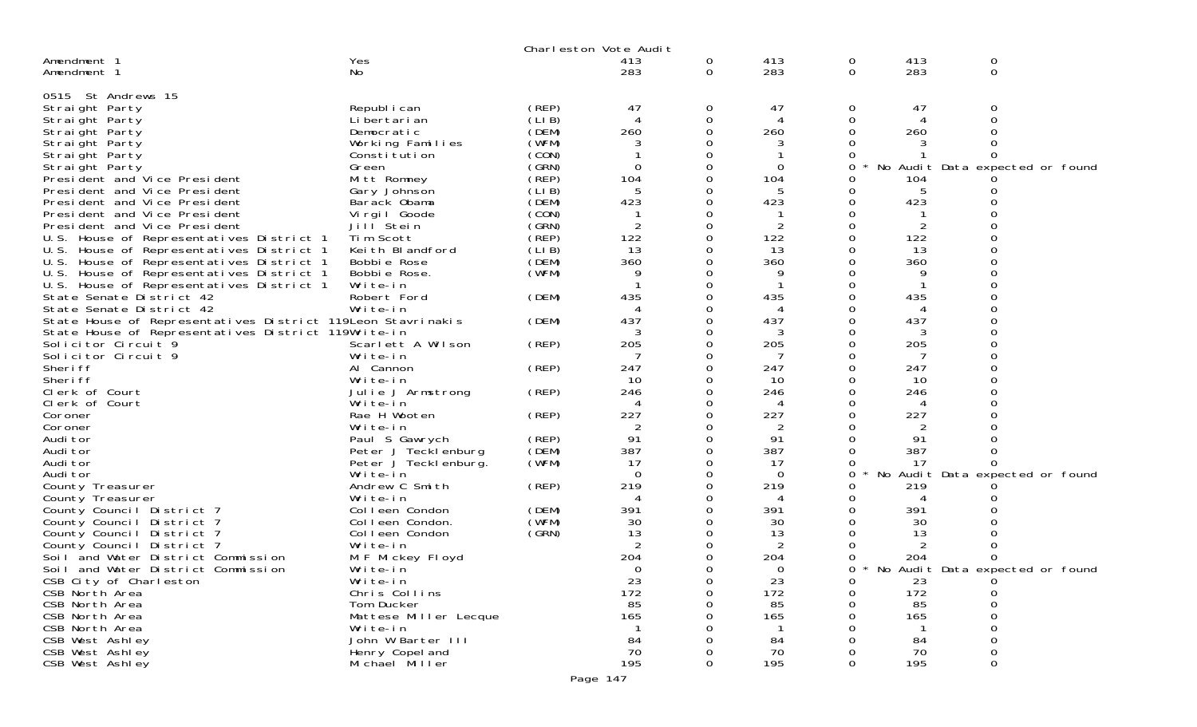Charleston Vote Audit

| | | | | | | | | |
|---|---|---|---|---|---|---|---|---|
| Amendment 1 | Yes | | 413 | 0 | 413 | 0 | 413 | 0 |
| Amendment 1 | No | | 283 | 0 | 283 | 0 | 283 | 0 |

0515 St Andrews 15

| | | | | | | | | |
|---|---|---|---|---|---|---|---|---|
| Straight Party | Republican | (REP) | 47 | 0 | 47 | 0 | 47 | 0 |
| Straight Party | Libertarian | (LIB) | 4 | 0 | 4 | 0 | 4 | 0 |
| Straight Party | Democratic | (DEM) | 260 | 0 | 260 | 0 | 260 | 0 |
| Straight Party | Working Families | (WFM) | 3 | 0 | 3 | 0 | 3 | 0 |
| Straight Party | Constitution | (CON) | 1 | 0 | 1 | 0 | 1 | 0 |
| Straight Party | Green | (GRN) | 0 | 0 | 0 | 0 * | No Audit Data expected or found | |
| President and Vice President | Mitt Romney | (REP) | 104 | 0 | 104 | 0 | 104 | 0 |
| President and Vice President | Gary Johnson | (LIB) | 5 | 0 | 5 | 0 | 5 | 0 |
| President and Vice President | Barack Obama | (DEM) | 423 | 0 | 423 | 0 | 423 | 0 |
| President and Vice President | Virgil Goode | (CON) | 1 | 0 | 1 | 0 | 1 | 0 |
| President and Vice President | Jill Stein | (GRN) | 2 | 0 | 2 | 0 | 2 | 0 |
| U.S. House of Representatives District 1 | Tim Scott | (REP) | 122 | 0 | 122 | 0 | 122 | 0 |
| U.S. House of Representatives District 1 | Keith Blandford | (LIB) | 13 | 0 | 13 | 0 | 13 | 0 |
| U.S. House of Representatives District 1 | Bobbie Rose | (DEM) | 360 | 0 | 360 | 0 | 360 | 0 |
| U.S. House of Representatives District 1 | Bobbie Rose. | (WFM) | 9 | 0 | 9 | 0 | 9 | 0 |
| U.S. House of Representatives District 1 | Write-in | | 1 | 0 | 1 | 0 | 1 | 0 |
| State Senate District 42 | Robert Ford | (DEM) | 435 | 0 | 435 | 0 | 435 | 0 |
| State Senate District 42 | Write-in | | 4 | 0 | 4 | 0 | 4 | 0 |
| State House of Representatives District 119 | Leon Stavrinakis | (DEM) | 437 | 0 | 437 | 0 | 437 | 0 |
| State House of Representatives District 119 | Write-in | | 3 | 0 | 3 | 0 | 3 | 0 |
| Solicitor Circuit 9 | Scarlett A Wilson | (REP) | 205 | 0 | 205 | 0 | 205 | 0 |
| Solicitor Circuit 9 | Write-in | | 7 | 0 | 7 | 0 | 7 | 0 |
| Sheriff | Al Cannon | (REP) | 247 | 0 | 247 | 0 | 247 | 0 |
| Sheriff | Write-in | | 10 | 0 | 10 | 0 | 10 | 0 |
| Clerk of Court | Julie J Armstrong | (REP) | 246 | 0 | 246 | 0 | 246 | 0 |
| Clerk of Court | Write-in | | 4 | 0 | 4 | 0 | 4 | 0 |
| Coroner | Rae H Wooten | (REP) | 227 | 0 | 227 | 0 | 227 | 0 |
| Coroner | Write-in | | 2 | 0 | 2 | 0 | 2 | 0 |
| Auditor | Paul S Gawrych | (REP) | 91 | 0 | 91 | 0 | 91 | 0 |
| Auditor | Peter J Tecklenburg | (DEM) | 387 | 0 | 387 | 0 | 387 | 0 |
| Auditor | Peter J Tecklenburg. | (WFM) | 17 | 0 | 17 | 0 | 17 | 0 |
| Auditor | Write-in | | 0 | 0 | 0 | 0 * | No Audit Data expected or found | |
| County Treasurer | Andrew C Smith | (REP) | 219 | 0 | 219 | 0 | 219 | 0 |
| County Treasurer | Write-in | | 4 | 0 | 4 | 0 | 4 | 0 |
| County Council District 7 | Colleen Condon | (DEM) | 391 | 0 | 391 | 0 | 391 | 0 |
| County Council District 7 | Colleen Condon. | (WFM) | 30 | 0 | 30 | 0 | 30 | 0 |
| County Council District 7 | Colleen Condon | (GRN) | 13 | 0 | 13 | 0 | 13 | 0 |
| County Council District 7 | Write-in | | 2 | 0 | 2 | 0 | 2 | 0 |
| Soil and Water District Commission | M F Mickey Floyd | | 204 | 0 | 204 | 0 | 204 | 0 |
| Soil and Water District Commission | Write-in | | 0 | 0 | 0 | 0 * | No Audit Data expected or found | |
| CSB City of Charleston | Write-in | | 23 | 0 | 23 | 0 | 23 | 0 |
| CSB North Area | Chris Collins | | 172 | 0 | 172 | 0 | 172 | 0 |
| CSB North Area | Tom Ducker | | 85 | 0 | 85 | 0 | 85 | 0 |
| CSB North Area | Mattese Miller Lecque | | 165 | 0 | 165 | 0 | 165 | 0 |
| CSB North Area | Write-in | | 1 | 0 | 1 | 0 | 1 | 0 |
| CSB West Ashley | John W Barter III | | 84 | 0 | 84 | 0 | 84 | 0 |
| CSB West Ashley | Henry Copeland | | 70 | 0 | 70 | 0 | 70 | 0 |
| CSB West Ashley | Michael Miller | | 195 | 0 | 195 | 0 | 195 | 0 |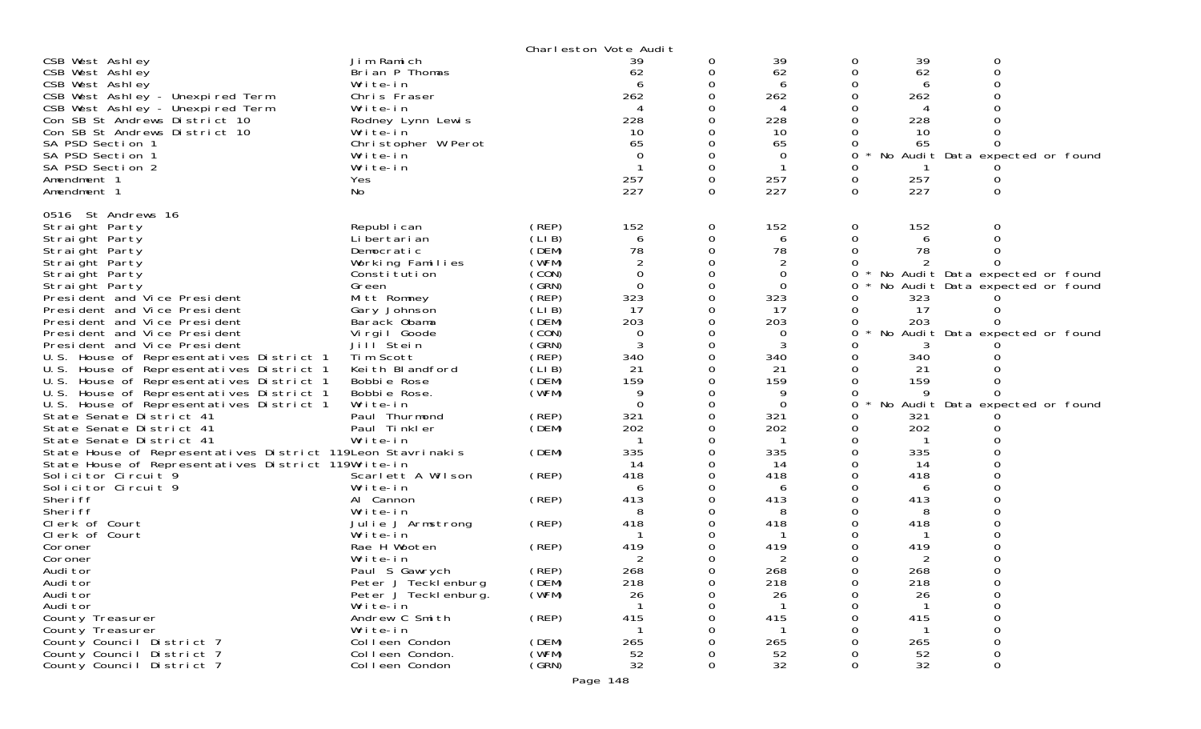Charleston Vote Audit

| Contest | Candidate | Party | | | | | | |
|---|---|---|---|---|---|---|---|---|
| CSB West Ashley | Jim Ramich | | 39 | 0 | 39 | 0 | 39 | 0 |
| CSB West Ashley | Brian P Thomas | | 62 | 0 | 62 | 0 | 62 | 0 |
| CSB West Ashley | Write-in | | 6 | 0 | 6 | 0 | 6 | 0 |
| CSB West Ashley - Unexpired Term | Chris Fraser | | 262 | 0 | 262 | 0 | 262 | 0 |
| CSB West Ashley - Unexpired Term | Write-in | | 4 | 0 | 4 | 0 | 4 | 0 |
| Con SB St Andrews District 10 | Rodney Lynn Lewis | | 228 | 0 | 228 | 0 | 228 | 0 |
| Con SB St Andrews District 10 | Write-in | | 10 | 0 | 10 | 0 | 10 | 0 |
| SA PSD Section 1 | Christopher W Perot | | 65 | 0 | 65 | 0 | 65 | 0 |
| SA PSD Section 1 | Write-in | | 0 | 0 | 0 | 0 * | No Audit Data expected or found | |
| SA PSD Section 2 | Write-in | | 1 | 0 | 1 | 0 | 1 | 0 |
| Amendment 1 | Yes | | 257 | 0 | 257 | 0 | 257 | 0 |
| Amendment 1 | No | | 227 | 0 | 227 | 0 | 227 | 0 |
| **0516 St Andrews 16** | | | | | | | | |
| Straight Party | Republican | (REP) | 152 | 0 | 152 | 0 | 152 | 0 |
| Straight Party | Libertarian | (LIB) | 6 | 0 | 6 | 0 | 6 | 0 |
| Straight Party | Democratic | (DEM) | 78 | 0 | 78 | 0 | 78 | 0 |
| Straight Party | Working Families | (WFM) | 2 | 0 | 2 | 0 | 2 | 0 |
| Straight Party | Constitution | (CON) | 0 | 0 | 0 | 0 * | No Audit Data expected or found | |
| Straight Party | Green | (GRN) | 0 | 0 | 0 | 0 * | No Audit Data expected or found | |
| President and Vice President | Mitt Romney | (REP) | 323 | 0 | 323 | 0 | 323 | 0 |
| President and Vice President | Gary Johnson | (LIB) | 17 | 0 | 17 | 0 | 17 | 0 |
| President and Vice President | Barack Obama | (DEM) | 203 | 0 | 203 | 0 | 203 | 0 |
| President and Vice President | Virgil Goode | (CON) | 0 | 0 | 0 | 0 * | No Audit Data expected or found | |
| President and Vice President | Jill Stein | (GRN) | 3 | 0 | 3 | 0 | 3 | 0 |
| U.S. House of Representatives District 1 | Tim Scott | (REP) | 340 | 0 | 340 | 0 | 340 | 0 |
| U.S. House of Representatives District 1 | Keith Blandford | (LIB) | 21 | 0 | 21 | 0 | 21 | 0 |
| U.S. House of Representatives District 1 | Bobbie Rose | (DEM) | 159 | 0 | 159 | 0 | 159 | 0 |
| U.S. House of Representatives District 1 | Bobbie Rose. | (WFM) | 9 | 0 | 9 | 0 | 9 | 0 |
| U.S. House of Representatives District 1 | Write-in | | 0 | 0 | 0 | 0 * | No Audit Data expected or found | |
| State Senate District 41 | Paul Thurmond | (REP) | 321 | 0 | 321 | 0 | 321 | 0 |
| State Senate District 41 | Paul Tinkler | (DEM) | 202 | 0 | 202 | 0 | 202 | 0 |
| State Senate District 41 | Write-in | | 1 | 0 | 1 | 0 | 1 | 0 |
| State House of Representatives District 119 | Leon Stavrinakis | (DEM) | 335 | 0 | 335 | 0 | 335 | 0 |
| State House of Representatives District 119 | Write-in | | 14 | 0 | 14 | 0 | 14 | 0 |
| Solicitor Circuit 9 | Scarlett A Wilson | (REP) | 418 | 0 | 418 | 0 | 418 | 0 |
| Solicitor Circuit 9 | Write-in | | 6 | 0 | 6 | 0 | 6 | 0 |
| Sheriff | Al Cannon | (REP) | 413 | 0 | 413 | 0 | 413 | 0 |
| Sheriff | Write-in | | 8 | 0 | 8 | 0 | 8 | 0 |
| Clerk of Court | Julie J Armstrong | (REP) | 418 | 0 | 418 | 0 | 418 | 0 |
| Clerk of Court | Write-in | | 1 | 0 | 1 | 0 | 1 | 0 |
| Coroner | Rae H Wooten | (REP) | 419 | 0 | 419 | 0 | 419 | 0 |
| Coroner | Write-in | | 2 | 0 | 2 | 0 | 2 | 0 |
| Auditor | Paul S Gawrych | (REP) | 268 | 0 | 268 | 0 | 268 | 0 |
| Auditor | Peter J Tecklenburg | (DEM) | 218 | 0 | 218 | 0 | 218 | 0 |
| Auditor | Peter J Tecklenburg. | (WFM) | 26 | 0 | 26 | 0 | 26 | 0 |
| Auditor | Write-in | | 1 | 0 | 1 | 0 | 1 | 0 |
| County Treasurer | Andrew C Smith | (REP) | 415 | 0 | 415 | 0 | 415 | 0 |
| County Treasurer | Write-in | | 1 | 0 | 1 | 0 | 1 | 0 |
| County Council District 7 | Colleen Condon | (DEM) | 265 | 0 | 265 | 0 | 265 | 0 |
| County Council District 7 | Colleen Condon. | (WFM) | 52 | 0 | 52 | 0 | 52 | 0 |
| County Council District 7 | Colleen Condon | (GRN) | 32 | 0 | 32 | 0 | 32 | 0 |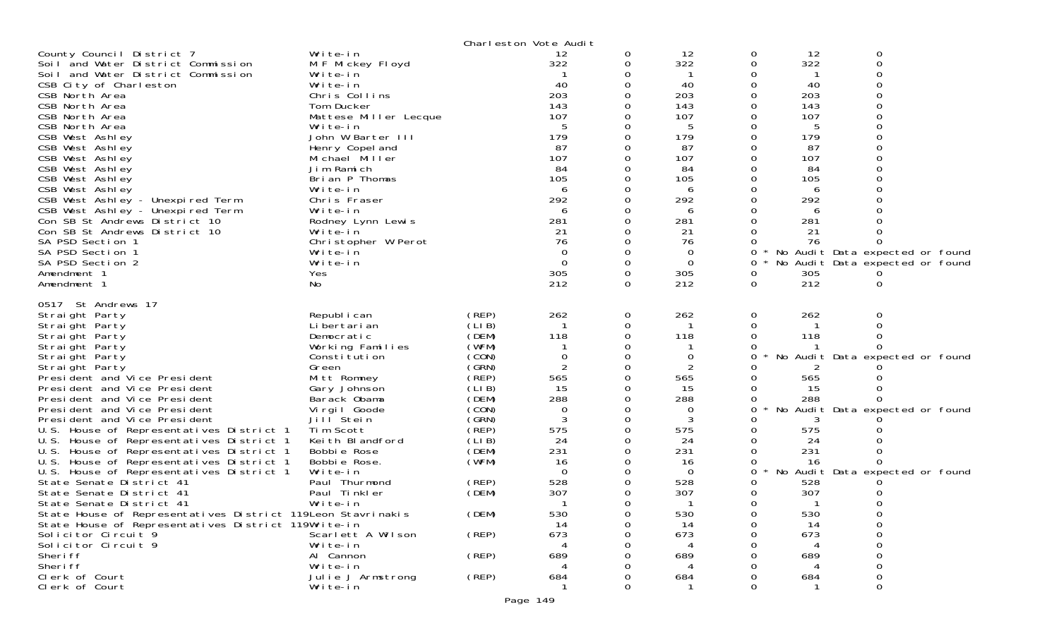Charleston Vote Audit

| Contest | Candidate | Party | | | | | | |
|---|---|---|---|---|---|---|---|---|
| County Council District 7 | Write-in | | 12 | 0 | 12 | 0 | 12 | 0 |
| Soil and Water District Commission | M F Mickey Floyd | | 322 | 0 | 322 | 0 | 322 | 0 |
| Soil and Water District Commission | Write-in | | 1 | 0 | 1 | 0 | 1 | 0 |
| CSB City of Charleston | Write-in | | 40 | 0 | 40 | 0 | 40 | 0 |
| CSB North Area | Chris Collins | | 203 | 0 | 203 | 0 | 203 | 0 |
| CSB North Area | Tom Ducker | | 143 | 0 | 143 | 0 | 143 | 0 |
| CSB North Area | Mattese Miller Lecque | | 107 | 0 | 107 | 0 | 107 | 0 |
| CSB North Area | Write-in | | 5 | 0 | 5 | 0 | 5 | 0 |
| CSB West Ashley | John W Barter III | | 179 | 0 | 179 | 0 | 179 | 0 |
| CSB West Ashley | Henry Copeland | | 87 | 0 | 87 | 0 | 87 | 0 |
| CSB West Ashley | Michael Miller | | 107 | 0 | 107 | 0 | 107 | 0 |
| CSB West Ashley | Jim Ramich | | 84 | 0 | 84 | 0 | 84 | 0 |
| CSB West Ashley | Brian P Thomas | | 105 | 0 | 105 | 0 | 105 | 0 |
| CSB West Ashley | Write-in | | 6 | 0 | 6 | 0 | 6 | 0 |
| CSB West Ashley - Unexpired Term | Chris Fraser | | 292 | 0 | 292 | 0 | 292 | 0 |
| CSB West Ashley - Unexpired Term | Write-in | | 6 | 0 | 6 | 0 | 6 | 0 |
| Con SB St Andrews District 10 | Rodney Lynn Lewis | | 281 | 0 | 281 | 0 | 281 | 0 |
| Con SB St Andrews District 10 | Write-in | | 21 | 0 | 21 | 0 | 21 | 0 |
| SA PSD Section 1 | Christopher W Perot | | 76 | 0 | 76 | 0 | 76 | 0 |
| SA PSD Section 1 | Write-in | | 0 | 0 | 0 | 0 * No Audit Data expected or found | | |
| SA PSD Section 2 | Write-in | | 0 | 0 | 0 | 0 * No Audit Data expected or found | | |
| Amendment 1 | Yes | | 305 | 0 | 305 | 0 | 305 | 0 |
| Amendment 1 | No | | 212 | 0 | 212 | 0 | 212 | 0 |
| **0517 St Andrews 17** | | | | | | | | |
| Straight Party | Republican | (REP) | 262 | 0 | 262 | 0 | 262 | 0 |
| Straight Party | Libertarian | (LIB) | 1 | 0 | 1 | 0 | 1 | 0 |
| Straight Party | Democratic | (DEM) | 118 | 0 | 118 | 0 | 118 | 0 |
| Straight Party | Working Families | (WFM) | 1 | 0 | 1 | 0 | 1 | 0 |
| Straight Party | Constitution | (CON) | 0 | 0 | 0 | 0 * No Audit Data expected or found | | |
| Straight Party | Green | (GRN) | 2 | 0 | 2 | 0 | 2 | 0 |
| President and Vice President | Mitt Romney | (REP) | 565 | 0 | 565 | 0 | 565 | 0 |
| President and Vice President | Gary Johnson | (LIB) | 15 | 0 | 15 | 0 | 15 | 0 |
| President and Vice President | Barack Obama | (DEM) | 288 | 0 | 288 | 0 | 288 | 0 |
| President and Vice President | Virgil Goode | (CON) | 0 | 0 | 0 | 0 * No Audit Data expected or found | | |
| President and Vice President | Jill Stein | (GRN) | 3 | 0 | 3 | 0 | 3 | 0 |
| U.S. House of Representatives District 1 | Tim Scott | (REP) | 575 | 0 | 575 | 0 | 575 | 0 |
| U.S. House of Representatives District 1 | Keith Blandford | (LIB) | 24 | 0 | 24 | 0 | 24 | 0 |
| U.S. House of Representatives District 1 | Bobbie Rose | (DEM) | 231 | 0 | 231 | 0 | 231 | 0 |
| U.S. House of Representatives District 1 | Bobbie Rose. | (WFM) | 16 | 0 | 16 | 0 | 16 | 0 |
| U.S. House of Representatives District 1 | Write-in | | 0 | 0 | 0 | 0 * No Audit Data expected or found | | |
| State Senate District 41 | Paul Thurmond | (REP) | 528 | 0 | 528 | 0 | 528 | 0 |
| State Senate District 41 | Paul Tinkler | (DEM) | 307 | 0 | 307 | 0 | 307 | 0 |
| State Senate District 41 | Write-in | | 1 | 0 | 1 | 0 | 1 | 0 |
| State House of Representatives District 119 | Leon Stavrinakis | (DEM) | 530 | 0 | 530 | 0 | 530 | 0 |
| State House of Representatives District 119 | Write-in | | 14 | 0 | 14 | 0 | 14 | 0 |
| Solicitor Circuit 9 | Scarlett A Wilson | (REP) | 673 | 0 | 673 | 0 | 673 | 0 |
| Solicitor Circuit 9 | Write-in | | 4 | 0 | 4 | 0 | 4 | 0 |
| Sheriff | Al Cannon | (REP) | 689 | 0 | 689 | 0 | 689 | 0 |
| Sheriff | Write-in | | 4 | 0 | 4 | 0 | 4 | 0 |
| Clerk of Court | Julie J Armstrong | (REP) | 684 | 0 | 684 | 0 | 684 | 0 |
| Clerk of Court | Write-in | | 1 | 0 | 1 | 0 | 1 | 0 |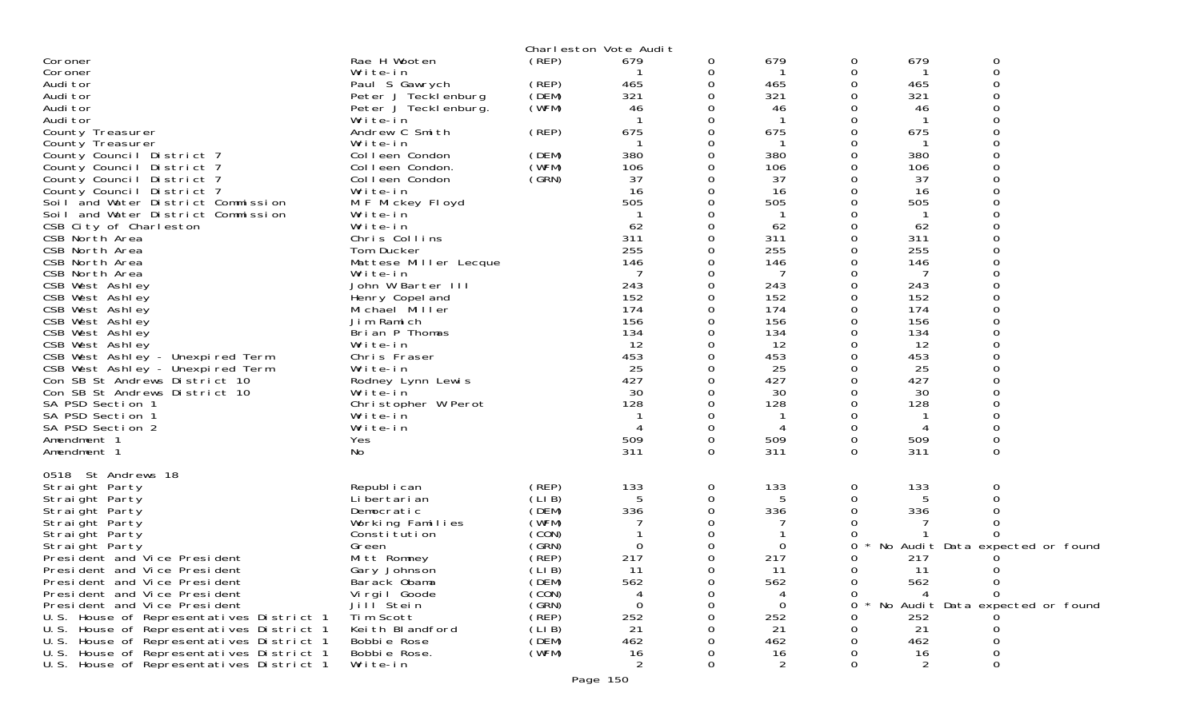Charleston Vote Audit

| Contest | Candidate | Party | Votes | | | | | |
|---|---|---|---|---|---|---|---|---|
| Coroner | Rae H Wooten | (REP) | 679 | 0 | 679 | 0 | 679 | 0 |
| Coroner | Write-in | | 1 | 0 | 1 | 0 | 1 | 0 |
| Auditor | Paul S Gawrych | (REP) | 465 | 0 | 465 | 0 | 465 | 0 |
| Auditor | Peter J Tecklenburg | (DEM) | 321 | 0 | 321 | 0 | 321 | 0 |
| Auditor | Peter J Tecklenburg. | (WFM) | 46 | 0 | 46 | 0 | 46 | 0 |
| Auditor | Write-in | | 1 | 0 | 1 | 0 | 1 | 0 |
| County Treasurer | Andrew C Smith | (REP) | 675 | 0 | 675 | 0 | 675 | 0 |
| County Treasurer | Write-in | | 1 | 0 | 1 | 0 | 1 | 0 |
| County Council District 7 | Colleen Condon | (DEM) | 380 | 0 | 380 | 0 | 380 | 0 |
| County Council District 7 | Colleen Condon. | (WFM) | 106 | 0 | 106 | 0 | 106 | 0 |
| County Council District 7 | Colleen Condon | (GRN) | 37 | 0 | 37 | 0 | 37 | 0 |
| County Council District 7 | Write-in | | 16 | 0 | 16 | 0 | 16 | 0 |
| Soil and Water District Commission | M F Mickey Floyd | | 505 | 0 | 505 | 0 | 505 | 0 |
| Soil and Water District Commission | Write-in | | 1 | 0 | 1 | 0 | 1 | 0 |
| CSB City of Charleston | Write-in | | 62 | 0 | 62 | 0 | 62 | 0 |
| CSB North Area | Chris Collins | | 311 | 0 | 311 | 0 | 311 | 0 |
| CSB North Area | Tom Ducker | | 255 | 0 | 255 | 0 | 255 | 0 |
| CSB North Area | Mattese Miller Lecque | | 146 | 0 | 146 | 0 | 146 | 0 |
| CSB North Area | Write-in | | 7 | 0 | 7 | 0 | 7 | 0 |
| CSB West Ashley | John W Barter III | | 243 | 0 | 243 | 0 | 243 | 0 |
| CSB West Ashley | Henry Copeland | | 152 | 0 | 152 | 0 | 152 | 0 |
| CSB West Ashley | Michael Miller | | 174 | 0 | 174 | 0 | 174 | 0 |
| CSB West Ashley | Jim Ramich | | 156 | 0 | 156 | 0 | 156 | 0 |
| CSB West Ashley | Brian P Thomas | | 134 | 0 | 134 | 0 | 134 | 0 |
| CSB West Ashley | Write-in | | 12 | 0 | 12 | 0 | 12 | 0 |
| CSB West Ashley - Unexpired Term | Chris Fraser | | 453 | 0 | 453 | 0 | 453 | 0 |
| CSB West Ashley - Unexpired Term | Write-in | | 25 | 0 | 25 | 0 | 25 | 0 |
| Con SB St Andrews District 10 | Rodney Lynn Lewis | | 427 | 0 | 427 | 0 | 427 | 0 |
| Con SB St Andrews District 10 | Write-in | | 30 | 0 | 30 | 0 | 30 | 0 |
| SA PSD Section 1 | Christopher W Perot | | 128 | 0 | 128 | 0 | 128 | 0 |
| SA PSD Section 1 | Write-in | | 1 | 0 | 1 | 0 | 1 | 0 |
| SA PSD Section 2 | Write-in | | 4 | 0 | 4 | 0 | 4 | 0 |
| Amendment 1 | Yes | | 509 | 0 | 509 | 0 | 509 | 0 |
| Amendment 1 | No | | 311 | 0 | 311 | 0 | 311 | 0 |

0518 St Andrews 18

| Contest | Candidate | Party | Votes | | | | | |
|---|---|---|---|---|---|---|---|---|
| Straight Party | Republican | (REP) | 133 | 0 | 133 | 0 | 133 | 0 |
| Straight Party | Libertarian | (LIB) | 5 | 0 | 5 | 0 | 5 | 0 |
| Straight Party | Democratic | (DEM) | 336 | 0 | 336 | 0 | 336 | 0 |
| Straight Party | Working Families | (WFM) | 7 | 0 | 7 | 0 | 7 | 0 |
| Straight Party | Constitution | (CON) | 1 | 0 | 1 | 0 | 1 | 0 |
| Straight Party | Green | (GRN) | 0 | 0 | 0 | 0 * No Audit Data expected or found | | |
| President and Vice President | Mitt Romney | (REP) | 217 | 0 | 217 | 0 | 217 | 0 |
| President and Vice President | Gary Johnson | (LIB) | 11 | 0 | 11 | 0 | 11 | 0 |
| President and Vice President | Barack Obama | (DEM) | 562 | 0 | 562 | 0 | 562 | 0 |
| President and Vice President | Virgil Goode | (CON) | 4 | 0 | 4 | 0 | 4 | 0 |
| President and Vice President | Jill Stein | (GRN) | 0 | 0 | 0 | 0 * No Audit Data expected or found | | |
| U.S. House of Representatives District 1 | Tim Scott | (REP) | 252 | 0 | 252 | 0 | 252 | 0 |
| U.S. House of Representatives District 1 | Keith Blandford | (LIB) | 21 | 0 | 21 | 0 | 21 | 0 |
| U.S. House of Representatives District 1 | Bobbie Rose | (DEM) | 462 | 0 | 462 | 0 | 462 | 0 |
| U.S. House of Representatives District 1 | Bobbie Rose. | (WFM) | 16 | 0 | 16 | 0 | 16 | 0 |
| U.S. House of Representatives District 1 | Write-in | | 2 | 0 | 2 | 0 | 2 | 0 |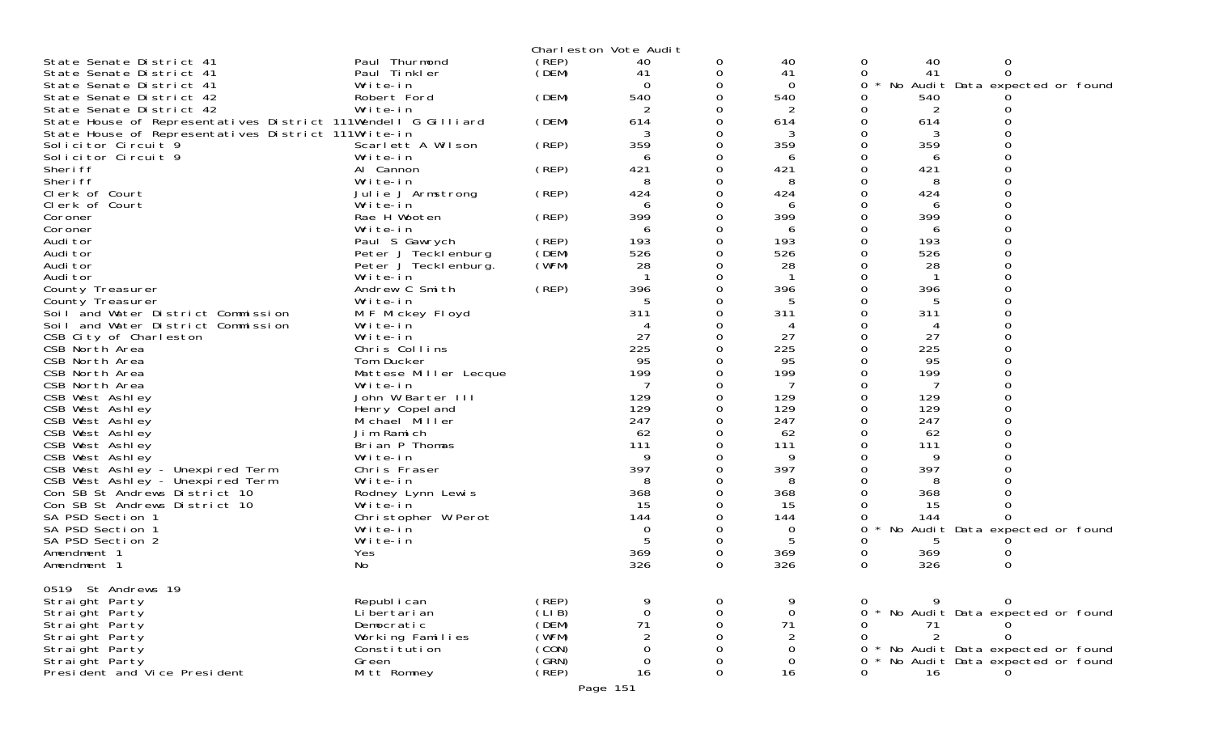Charleston Vote Audit

| Contest | Candidate | Party | | | | | | |
|---|---|---|---|---|---|---|---|---|
| State Senate District 41 | Paul Thurmond | (REP) | 40 | 0 | 40 | 0 | 40 | 0 |
| State Senate District 41 | Paul Tinkler | (DEM) | 41 | 0 | 41 | 0 | 41 | 0 |
| State Senate District 41 | Write-in | | 0 | 0 | 0 | 0 * No Audit Data expected or found | | |
| State Senate District 42 | Robert Ford | (DEM) | 540 | 0 | 540 | 0 | 540 | 0 |
| State Senate District 42 | Write-in | | 2 | 0 | 2 | 0 | 2 | 0 |
| State House of Representatives District 111 | Wendell G Gilliard | (DEM) | 614 | 0 | 614 | 0 | 614 | 0 |
| State House of Representatives District 111 | Write-in | | 3 | 0 | 3 | 0 | 3 | 0 |
| Solicitor Circuit 9 | Scarlett A Wilson | (REP) | 359 | 0 | 359 | 0 | 359 | 0 |
| Solicitor Circuit 9 | Write-in | | 6 | 0 | 6 | 0 | 6 | 0 |
| Sheriff | Al Cannon | (REP) | 421 | 0 | 421 | 0 | 421 | 0 |
| Sheriff | Write-in | | 8 | 0 | 8 | 0 | 8 | 0 |
| Clerk of Court | Julie J Armstrong | (REP) | 424 | 0 | 424 | 0 | 424 | 0 |
| Clerk of Court | Write-in | | 6 | 0 | 6 | 0 | 6 | 0 |
| Coroner | Rae H Wooten | (REP) | 399 | 0 | 399 | 0 | 399 | 0 |
| Coroner | Write-in | | 6 | 0 | 6 | 0 | 6 | 0 |
| Auditor | Paul S Gawrych | (REP) | 193 | 0 | 193 | 0 | 193 | 0 |
| Auditor | Peter J Tecklenburg | (DEM) | 526 | 0 | 526 | 0 | 526 | 0 |
| Auditor | Peter J Tecklenburg. | (WFM) | 28 | 0 | 28 | 0 | 28 | 0 |
| Auditor | Write-in | | 1 | 0 | 1 | 0 | 1 | 0 |
| County Treasurer | Andrew C Smith | (REP) | 396 | 0 | 396 | 0 | 396 | 0 |
| County Treasurer | Write-in | | 5 | 0 | 5 | 0 | 5 | 0 |
| Soil and Water District Commission | M F Mickey Floyd | | 311 | 0 | 311 | 0 | 311 | 0 |
| Soil and Water District Commission | Write-in | | 4 | 0 | 4 | 0 | 4 | 0 |
| CSB City of Charleston | Write-in | | 27 | 0 | 27 | 0 | 27 | 0 |
| CSB North Area | Chris Collins | | 225 | 0 | 225 | 0 | 225 | 0 |
| CSB North Area | Tom Ducker | | 95 | 0 | 95 | 0 | 95 | 0 |
| CSB North Area | Mattese Miller Lecque | | 199 | 0 | 199 | 0 | 199 | 0 |
| CSB North Area | Write-in | | 7 | 0 | 7 | 0 | 7 | 0 |
| CSB West Ashley | John W Barter III | | 129 | 0 | 129 | 0 | 129 | 0 |
| CSB West Ashley | Henry Copeland | | 129 | 0 | 129 | 0 | 129 | 0 |
| CSB West Ashley | Michael Miller | | 247 | 0 | 247 | 0 | 247 | 0 |
| CSB West Ashley | Jim Ramich | | 62 | 0 | 62 | 0 | 62 | 0 |
| CSB West Ashley | Brian P Thomas | | 111 | 0 | 111 | 0 | 111 | 0 |
| CSB West Ashley | Write-in | | 9 | 0 | 9 | 0 | 9 | 0 |
| CSB West Ashley - Unexpired Term | Chris Fraser | | 397 | 0 | 397 | 0 | 397 | 0 |
| CSB West Ashley - Unexpired Term | Write-in | | 8 | 0 | 8 | 0 | 8 | 0 |
| Con SB St Andrews District 10 | Rodney Lynn Lewis | | 368 | 0 | 368 | 0 | 368 | 0 |
| Con SB St Andrews District 10 | Write-in | | 15 | 0 | 15 | 0 | 15 | 0 |
| SA PSD Section 1 | Christopher W Perot | | 144 | 0 | 144 | 0 | 144 | 0 |
| SA PSD Section 1 | Write-in | | 0 | 0 | 0 | 0 * No Audit Data expected or found | | |
| SA PSD Section 2 | Write-in | | 5 | 0 | 5 | 0 | 5 | 0 |
| Amendment 1 | Yes | | 369 | 0 | 369 | 0 | 369 | 0 |
| Amendment 1 | No | | 326 | 0 | 326 | 0 | 326 | 0 |

0519 St Andrews 19

| Contest | Candidate | Party | | | | | | |
|---|---|---|---|---|---|---|---|---|
| Straight Party | Republican | (REP) | 9 | 0 | 9 | 0 | 9 | 0 |
| Straight Party | Libertarian | (LIB) | 0 | 0 | 0 | 0 * No Audit Data expected or found | | |
| Straight Party | Democratic | (DEM) | 71 | 0 | 71 | 0 | 71 | 0 |
| Straight Party | Working Families | (WFM) | 2 | 0 | 2 | 0 | 2 | 0 |
| Straight Party | Constitution | (CON) | 0 | 0 | 0 | 0 * No Audit Data expected or found | | |
| Straight Party | Green | (GRN) | 0 | 0 | 0 | 0 * No Audit Data expected or found | | |
| President and Vice President | Mitt Romney | (REP) | 16 | 0 | 16 | 0 | 16 | 0 |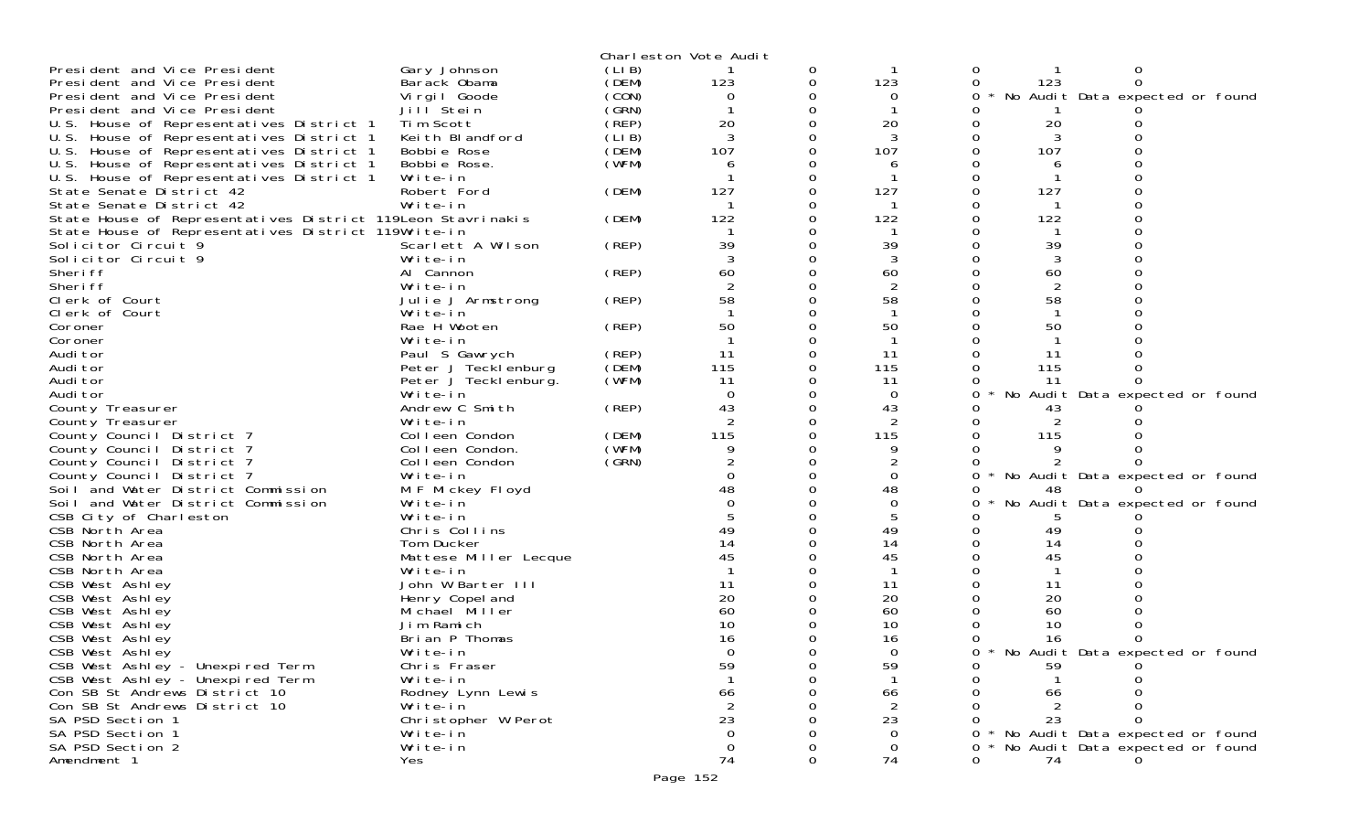Charleston Vote Audit

| Office | Candidate | Party | | | | | | |
|---|---|---|---|---|---|---|---|---|
| President and Vice President | Gary Johnson | (LIB) | 1 | 0 | 1 | 0 | 1 | 0 |
| President and Vice President | Barack Obama | (DEM) | 123 | 0 | 123 | 0 | 123 | 0 |
| President and Vice President | Virgil Goode | (CON) | 0 | 0 | 0 | 0 * | No Audit Data expected or found | |
| President and Vice President | Jill Stein | (GRN) | 1 | 0 | 1 | 0 | 1 | 0 |
| U.S. House of Representatives District 1 | Tim Scott | (REP) | 20 | 0 | 20 | 0 | 20 | 0 |
| U.S. House of Representatives District 1 | Keith Blandford | (LIB) | 3 | 0 | 3 | 0 | 3 | 0 |
| U.S. House of Representatives District 1 | Bobbie Rose | (DEM) | 107 | 0 | 107 | 0 | 107 | 0 |
| U.S. House of Representatives District 1 | Bobbie Rose. | (WFM) | 6 | 0 | 6 | 0 | 6 | 0 |
| U.S. House of Representatives District 1 | Write-in | | 1 | 0 | 1 | 0 | 1 | 0 |
| State Senate District 42 | Robert Ford | (DEM) | 127 | 0 | 127 | 0 | 127 | 0 |
| State Senate District 42 | Write-in | | 1 | 0 | 1 | 0 | 1 | 0 |
| State House of Representatives District 119 | Leon Stavrinakis | (DEM) | 122 | 0 | 122 | 0 | 122 | 0 |
| State House of Representatives District 119 | Write-in | | 1 | 0 | 1 | 0 | 1 | 0 |
| Solicitor Circuit 9 | Scarlett A Wilson | (REP) | 39 | 0 | 39 | 0 | 39 | 0 |
| Solicitor Circuit 9 | Write-in | | 3 | 0 | 3 | 0 | 3 | 0 |
| Sheriff | Al Cannon | (REP) | 60 | 0 | 60 | 0 | 60 | 0 |
| Sheriff | Write-in | | 2 | 0 | 2 | 0 | 2 | 0 |
| Clerk of Court | Julie J Armstrong | (REP) | 58 | 0 | 58 | 0 | 58 | 0 |
| Clerk of Court | Write-in | | 1 | 0 | 1 | 0 | 1 | 0 |
| Coroner | Rae H Wooten | (REP) | 50 | 0 | 50 | 0 | 50 | 0 |
| Coroner | Write-in | | 1 | 0 | 1 | 0 | 1 | 0 |
| Auditor | Paul S Gawrych | (REP) | 11 | 0 | 11 | 0 | 11 | 0 |
| Auditor | Peter J Tecklenburg | (DEM) | 115 | 0 | 115 | 0 | 115 | 0 |
| Auditor | Peter J Tecklenburg. | (WFM) | 11 | 0 | 11 | 0 | 11 | 0 |
| Auditor | Write-in | | 0 | 0 | 0 | 0 * | No Audit Data expected or found | |
| County Treasurer | Andrew C Smith | (REP) | 43 | 0 | 43 | 0 | 43 | 0 |
| County Treasurer | Write-in | | 2 | 0 | 2 | 0 | 2 | 0 |
| County Council District 7 | Colleen Condon | (DEM) | 115 | 0 | 115 | 0 | 115 | 0 |
| County Council District 7 | Colleen Condon. | (WFM) | 9 | 0 | 9 | 0 | 9 | 0 |
| County Council District 7 | Colleen Condon | (GRN) | 2 | 0 | 2 | 0 | 2 | 0 |
| County Council District 7 | Write-in | | 0 | 0 | 0 | 0 * | No Audit Data expected or found | |
| Soil and Water District Commission | M F Mickey Floyd | | 48 | 0 | 48 | 0 | 48 | 0 |
| Soil and Water District Commission | Write-in | | 0 | 0 | 0 | 0 * | No Audit Data expected or found | |
| CSB City of Charleston | Write-in | | 5 | 0 | 5 | 0 | 5 | 0 |
| CSB North Area | Chris Collins | | 49 | 0 | 49 | 0 | 49 | 0 |
| CSB North Area | Tom Ducker | | 14 | 0 | 14 | 0 | 14 | 0 |
| CSB North Area | Mattese Miller Lecque | | 45 | 0 | 45 | 0 | 45 | 0 |
| CSB North Area | Write-in | | 1 | 0 | 1 | 0 | 1 | 0 |
| CSB West Ashley | John W Barter III | | 11 | 0 | 11 | 0 | 11 | 0 |
| CSB West Ashley | Henry Copeland | | 20 | 0 | 20 | 0 | 20 | 0 |
| CSB West Ashley | Michael Miller | | 60 | 0 | 60 | 0 | 60 | 0 |
| CSB West Ashley | Jim Ramich | | 10 | 0 | 10 | 0 | 10 | 0 |
| CSB West Ashley | Brian P Thomas | | 16 | 0 | 16 | 0 | 16 | 0 |
| CSB West Ashley | Write-in | | 0 | 0 | 0 | 0 * | No Audit Data expected or found | |
| CSB West Ashley - Unexpired Term | Chris Fraser | | 59 | 0 | 59 | 0 | 59 | 0 |
| CSB West Ashley - Unexpired Term | Write-in | | 1 | 0 | 1 | 0 | 1 | 0 |
| Con SB St Andrews District 10 | Rodney Lynn Lewis | | 66 | 0 | 66 | 0 | 66 | 0 |
| Con SB St Andrews District 10 | Write-in | | 2 | 0 | 2 | 0 | 2 | 0 |
| SA PSD Section 1 | Christopher W Perot | | 23 | 0 | 23 | 0 | 23 | 0 |
| SA PSD Section 1 | Write-in | | 0 | 0 | 0 | 0 * | No Audit Data expected or found | |
| SA PSD Section 2 | Write-in | | 0 | 0 | 0 | 0 * | No Audit Data expected or found | |
| Amendment 1 | Yes | | 74 | 0 | 74 | 0 | 74 | 0 |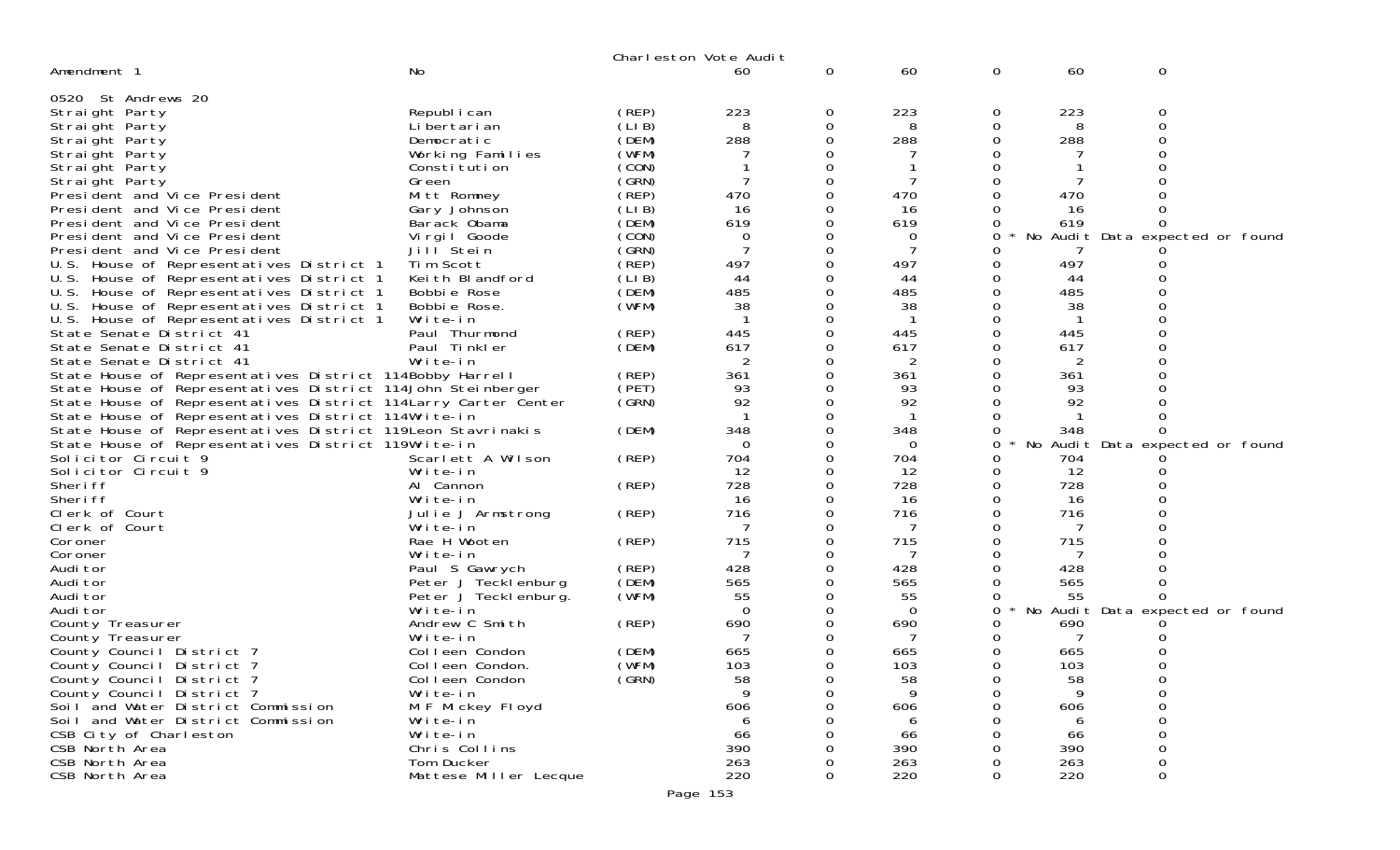Charleston Vote Audit

| Contest | Candidate | Party | | | | | | |
|---|---|---|---|---|---|---|---|---|
| Amendment 1 | No | | 60 | 0 | 60 | 0 | 60 | 0 |
| **0520 St Andrews 20** | | | | | | | | |
| Straight Party | Republican | (REP) | 223 | 0 | 223 | 0 | 223 | 0 |
| Straight Party | Libertarian | (LIB) | 8 | 0 | 8 | 0 | 8 | 0 |
| Straight Party | Democratic | (DEM) | 288 | 0 | 288 | 0 | 288 | 0 |
| Straight Party | Working Families | (WFM) | 7 | 0 | 7 | 0 | 7 | 0 |
| Straight Party | Constitution | (CON) | 1 | 0 | 1 | 0 | 1 | 0 |
| Straight Party | Green | (GRN) | 7 | 0 | 7 | 0 | 7 | 0 |
| President and Vice President | Mitt Romney | (REP) | 470 | 0 | 470 | 0 | 470 | 0 |
| President and Vice President | Gary Johnson | (LIB) | 16 | 0 | 16 | 0 | 16 | 0 |
| President and Vice President | Barack Obama | (DEM) | 619 | 0 | 619 | 0 | 619 | 0 |
| President and Vice President | Virgil Goode | (CON) | 0 | 0 | 0 | 0 * No Audit Data expected or found | | |
| President and Vice President | Jill Stein | (GRN) | 7 | 0 | 7 | 0 | 7 | 0 |
| U.S. House of Representatives District 1 | Tim Scott | (REP) | 497 | 0 | 497 | 0 | 497 | 0 |
| U.S. House of Representatives District 1 | Keith Blandford | (LIB) | 44 | 0 | 44 | 0 | 44 | 0 |
| U.S. House of Representatives District 1 | Bobbie Rose | (DEM) | 485 | 0 | 485 | 0 | 485 | 0 |
| U.S. House of Representatives District 1 | Bobbie Rose. | (WFM) | 38 | 0 | 38 | 0 | 38 | 0 |
| U.S. House of Representatives District 1 | Write-in | | 1 | 0 | 1 | 0 | 1 | 0 |
| State Senate District 41 | Paul Thurmond | (REP) | 445 | 0 | 445 | 0 | 445 | 0 |
| State Senate District 41 | Paul Tinkler | (DEM) | 617 | 0 | 617 | 0 | 617 | 0 |
| State Senate District 41 | Write-in | | 2 | 0 | 2 | 0 | 2 | 0 |
| State House of Representatives District 114 | Bobby Harrell | (REP) | 361 | 0 | 361 | 0 | 361 | 0 |
| State House of Representatives District 114 | John Steinberger | (PET) | 93 | 0 | 93 | 0 | 93 | 0 |
| State House of Representatives District 114 | Larry Carter Center | (GRN) | 92 | 0 | 92 | 0 | 92 | 0 |
| State House of Representatives District 114 | Write-in | | 1 | 0 | 1 | 0 | 1 | 0 |
| State House of Representatives District 119 | Leon Stavrinakis | (DEM) | 348 | 0 | 348 | 0 | 348 | 0 |
| State House of Representatives District 119 | Write-in | | 0 | 0 | 0 | 0 * No Audit Data expected or found | | |
| Solicitor Circuit 9 | Scarlett A Wilson | (REP) | 704 | 0 | 704 | 0 | 704 | 0 |
| Solicitor Circuit 9 | Write-in | | 12 | 0 | 12 | 0 | 12 | 0 |
| Sheriff | Al Cannon | (REP) | 728 | 0 | 728 | 0 | 728 | 0 |
| Sheriff | Write-in | | 16 | 0 | 16 | 0 | 16 | 0 |
| Clerk of Court | Julie J Armstrong | (REP) | 716 | 0 | 716 | 0 | 716 | 0 |
| Clerk of Court | Write-in | | 7 | 0 | 7 | 0 | 7 | 0 |
| Coroner | Rae H Wooten | (REP) | 715 | 0 | 715 | 0 | 715 | 0 |
| Coroner | Write-in | | 7 | 0 | 7 | 0 | 7 | 0 |
| Auditor | Paul S Gawrych | (REP) | 428 | 0 | 428 | 0 | 428 | 0 |
| Auditor | Peter J Tecklenburg | (DEM) | 565 | 0 | 565 | 0 | 565 | 0 |
| Auditor | Peter J Tecklenburg. | (WFM) | 55 | 0 | 55 | 0 | 55 | 0 |
| Auditor | Write-in | | 0 | 0 | 0 | 0 * No Audit Data expected or found | | |
| County Treasurer | Andrew C Smith | (REP) | 690 | 0 | 690 | 0 | 690 | 0 |
| County Treasurer | Write-in | | 7 | 0 | 7 | 0 | 7 | 0 |
| County Council District 7 | Colleen Condon | (DEM) | 665 | 0 | 665 | 0 | 665 | 0 |
| County Council District 7 | Colleen Condon. | (WFM) | 103 | 0 | 103 | 0 | 103 | 0 |
| County Council District 7 | Colleen Condon | (GRN) | 58 | 0 | 58 | 0 | 58 | 0 |
| County Council District 7 | Write-in | | 9 | 0 | 9 | 0 | 9 | 0 |
| Soil and Water District Commission | M F Mickey Floyd | | 606 | 0 | 606 | 0 | 606 | 0 |
| Soil and Water District Commission | Write-in | | 6 | 0 | 6 | 0 | 6 | 0 |
| CSB City of Charleston | Write-in | | 66 | 0 | 66 | 0 | 66 | 0 |
| CSB North Area | Chris Collins | | 390 | 0 | 390 | 0 | 390 | 0 |
| CSB North Area | Tom Ducker | | 263 | 0 | 263 | 0 | 263 | 0 |
| CSB North Area | Mattese Miller Lecque | | 220 | 0 | 220 | 0 | 220 | 0 |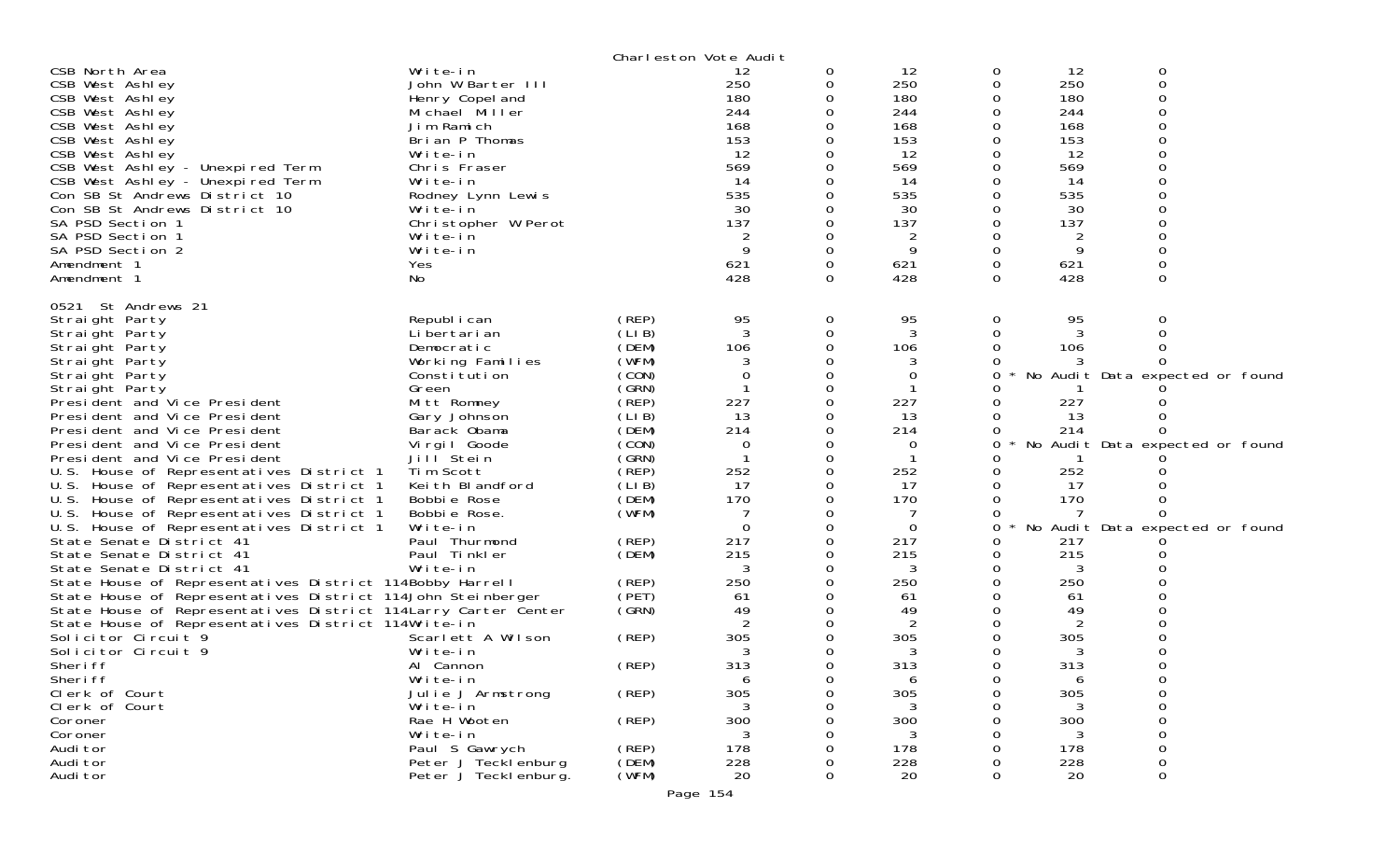Charleston Vote Audit

| Contest | Candidate | Party | | | | | | |
|---|---|---|---|---|---|---|---|---|
| CSB North Area | Write-in | | 12 | 0 | 12 | 0 | 12 | 0 |
| CSB West Ashley | John W Barter III | | 250 | 0 | 250 | 0 | 250 | 0 |
| CSB West Ashley | Henry Copeland | | 180 | 0 | 180 | 0 | 180 | 0 |
| CSB West Ashley | Michael Miller | | 244 | 0 | 244 | 0 | 244 | 0 |
| CSB West Ashley | Jim Ramich | | 168 | 0 | 168 | 0 | 168 | 0 |
| CSB West Ashley | Brian P Thomas | | 153 | 0 | 153 | 0 | 153 | 0 |
| CSB West Ashley | Write-in | | 12 | 0 | 12 | 0 | 12 | 0 |
| CSB West Ashley - Unexpired Term | Chris Fraser | | 569 | 0 | 569 | 0 | 569 | 0 |
| CSB West Ashley - Unexpired Term | Write-in | | 14 | 0 | 14 | 0 | 14 | 0 |
| Con SB St Andrews District 10 | Rodney Lynn Lewis | | 535 | 0 | 535 | 0 | 535 | 0 |
| Con SB St Andrews District 10 | Write-in | | 30 | 0 | 30 | 0 | 30 | 0 |
| SA PSD Section 1 | Christopher W Perot | | 137 | 0 | 137 | 0 | 137 | 0 |
| SA PSD Section 1 | Write-in | | 2 | 0 | 2 | 0 | 2 | 0 |
| SA PSD Section 2 | Write-in | | 9 | 0 | 9 | 0 | 9 | 0 |
| Amendment 1 | Yes | | 621 | 0 | 621 | 0 | 621 | 0 |
| Amendment 1 | No | | 428 | 0 | 428 | 0 | 428 | 0 |

0521 St Andrews 21

| Contest | Candidate | Party | | | | | | |
|---|---|---|---|---|---|---|---|---|
| Straight Party | Republican | (REP) | 95 | 0 | 95 | 0 | 95 | 0 |
| Straight Party | Libertarian | (LIB) | 3 | 0 | 3 | 0 | 3 | 0 |
| Straight Party | Democratic | (DEM) | 106 | 0 | 106 | 0 | 106 | 0 |
| Straight Party | Working Families | (WFM) | 3 | 0 | 3 | 0 | 3 | 0 |
| Straight Party | Constitution | (CON) | 0 | 0 | 0 | 0 * No Audit Data expected or found | | |
| Straight Party | Green | (GRN) | 1 | 0 | 1 | 0 | 1 | 0 |
| President and Vice President | Mitt Romney | (REP) | 227 | 0 | 227 | 0 | 227 | 0 |
| President and Vice President | Gary Johnson | (LIB) | 13 | 0 | 13 | 0 | 13 | 0 |
| President and Vice President | Barack Obama | (DEM) | 214 | 0 | 214 | 0 | 214 | 0 |
| President and Vice President | Virgil Goode | (CON) | 0 | 0 | 0 | 0 * No Audit Data expected or found | | |
| President and Vice President | Jill Stein | (GRN) | 1 | 0 | 1 | 0 | 1 | 0 |
| U.S. House of Representatives District 1 | Tim Scott | (REP) | 252 | 0 | 252 | 0 | 252 | 0 |
| U.S. House of Representatives District 1 | Keith Blandford | (LIB) | 17 | 0 | 17 | 0 | 17 | 0 |
| U.S. House of Representatives District 1 | Bobbie Rose | (DEM) | 170 | 0 | 170 | 0 | 170 | 0 |
| U.S. House of Representatives District 1 | Bobbie Rose. | (WFM) | 7 | 0 | 7 | 0 | 7 | 0 |
| U.S. House of Representatives District 1 | Write-in | | 0 | 0 | 0 | 0 * No Audit Data expected or found | | |
| State Senate District 41 | Paul Thurmond | (REP) | 217 | 0 | 217 | 0 | 217 | 0 |
| State Senate District 41 | Paul Tinkler | (DEM) | 215 | 0 | 215 | 0 | 215 | 0 |
| State Senate District 41 | Write-in | | 3 | 0 | 3 | 0 | 3 | 0 |
| State House of Representatives District 114 | Bobby Harrell | (REP) | 250 | 0 | 250 | 0 | 250 | 0 |
| State House of Representatives District 114 | John Steinberger | (PET) | 61 | 0 | 61 | 0 | 61 | 0 |
| State House of Representatives District 114 | Larry Carter Center | (GRN) | 49 | 0 | 49 | 0 | 49 | 0 |
| State House of Representatives District 114 | Write-in | | 2 | 0 | 2 | 0 | 2 | 0 |
| Solicitor Circuit 9 | Scarlett A Wilson | (REP) | 305 | 0 | 305 | 0 | 305 | 0 |
| Solicitor Circuit 9 | Write-in | | 3 | 0 | 3 | 0 | 3 | 0 |
| Sheriff | Al Cannon | (REP) | 313 | 0 | 313 | 0 | 313 | 0 |
| Sheriff | Write-in | | 6 | 0 | 6 | 0 | 6 | 0 |
| Clerk of Court | Julie J Armstrong | (REP) | 305 | 0 | 305 | 0 | 305 | 0 |
| Clerk of Court | Write-in | | 3 | 0 | 3 | 0 | 3 | 0 |
| Coroner | Rae H Wooten | (REP) | 300 | 0 | 300 | 0 | 300 | 0 |
| Coroner | Write-in | | 3 | 0 | 3 | 0 | 3 | 0 |
| Auditor | Paul S Gawrych | (REP) | 178 | 0 | 178 | 0 | 178 | 0 |
| Auditor | Peter J Tecklenburg | (DEM) | 228 | 0 | 228 | 0 | 228 | 0 |
| Auditor | Peter J Tecklenburg. | (WFM) | 20 | 0 | 20 | 0 | 20 | 0 |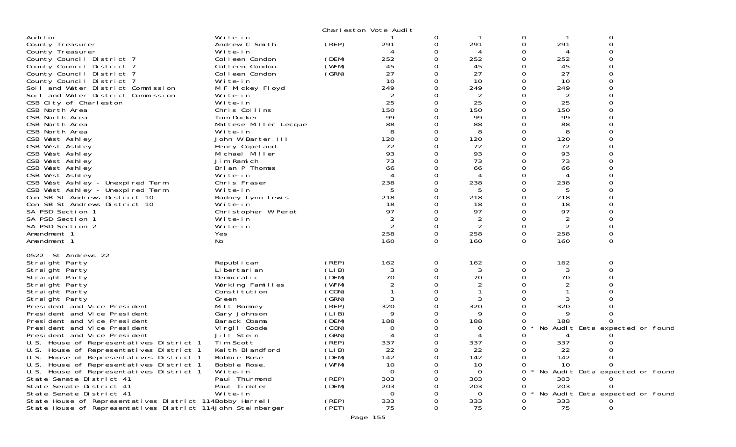Charleston Vote Audit

| | | | | | | | | |
|---|---|---|---|---|---|---|---|---|
| Auditor | Write-in | | 1 | 0 | 1 | 0 | 1 | 0 |
| County Treasurer | Andrew C Smith | (REP) | 291 | 0 | 291 | 0 | 291 | 0 |
| County Treasurer | Write-in | | 4 | 0 | 4 | 0 | 4 | 0 |
| County Council District 7 | Colleen Condon | (DEM) | 252 | 0 | 252 | 0 | 252 | 0 |
| County Council District 7 | Colleen Condon. | (WFM) | 45 | 0 | 45 | 0 | 45 | 0 |
| County Council District 7 | Colleen Condon | (GRN) | 27 | 0 | 27 | 0 | 27 | 0 |
| County Council District 7 | Write-in | | 10 | 0 | 10 | 0 | 10 | 0 |
| Soil and Water District Commission | M F Mickey Floyd | | 249 | 0 | 249 | 0 | 249 | 0 |
| Soil and Water District Commission | Write-in | | 2 | 0 | 2 | 0 | 2 | 0 |
| CSB City of Charleston | Write-in | | 25 | 0 | 25 | 0 | 25 | 0 |
| CSB North Area | Chris Collins | | 150 | 0 | 150 | 0 | 150 | 0 |
| CSB North Area | Tom Ducker | | 99 | 0 | 99 | 0 | 99 | 0 |
| CSB North Area | Mattese Miller Lecque | | 88 | 0 | 88 | 0 | 88 | 0 |
| CSB North Area | Write-in | | 8 | 0 | 8 | 0 | 8 | 0 |
| CSB West Ashley | John W Barter III | | 120 | 0 | 120 | 0 | 120 | 0 |
| CSB West Ashley | Henry Copeland | | 72 | 0 | 72 | 0 | 72 | 0 |
| CSB West Ashley | Michael Miller | | 93 | 0 | 93 | 0 | 93 | 0 |
| CSB West Ashley | Jim Ramich | | 73 | 0 | 73 | 0 | 73 | 0 |
| CSB West Ashley | Brian P Thomas | | 66 | 0 | 66 | 0 | 66 | 0 |
| CSB West Ashley | Write-in | | 4 | 0 | 4 | 0 | 4 | 0 |
| CSB West Ashley - Unexpired Term | Chris Fraser | | 238 | 0 | 238 | 0 | 238 | 0 |
| CSB West Ashley - Unexpired Term | Write-in | | 5 | 0 | 5 | 0 | 5 | 0 |
| Con SB St Andrews District 10 | Rodney Lynn Lewis | | 218 | 0 | 218 | 0 | 218 | 0 |
| Con SB St Andrews District 10 | Write-in | | 18 | 0 | 18 | 0 | 18 | 0 |
| SA PSD Section 1 | Christopher W Perot | | 97 | 0 | 97 | 0 | 97 | 0 |
| SA PSD Section 1 | Write-in | | 2 | 0 | 2 | 0 | 2 | 0 |
| SA PSD Section 2 | Write-in | | 2 | 0 | 2 | 0 | 2 | 0 |
| Amendment 1 | Yes | | 258 | 0 | 258 | 0 | 258 | 0 |
| Amendment 1 | No | | 160 | 0 | 160 | 0 | 160 | 0 |

0522 St Andrews 22

| | | | | | | | | |
|---|---|---|---|---|---|---|---|---|
| Straight Party | Republican | (REP) | 162 | 0 | 162 | 0 | 162 | 0 |
| Straight Party | Libertarian | (LIB) | 3 | 0 | 3 | 0 | 3 | 0 |
| Straight Party | Democratic | (DEM) | 70 | 0 | 70 | 0 | 70 | 0 |
| Straight Party | Working Families | (WFM) | 2 | 0 | 2 | 0 | 2 | 0 |
| Straight Party | Constitution | (CON) | 1 | 0 | 1 | 0 | 1 | 0 |
| Straight Party | Green | (GRN) | 3 | 0 | 3 | 0 | 3 | 0 |
| President and Vice President | Mitt Romney | (REP) | 320 | 0 | 320 | 0 | 320 | 0 |
| President and Vice President | Gary Johnson | (LIB) | 9 | 0 | 9 | 0 | 9 | 0 |
| President and Vice President | Barack Obama | (DEM) | 188 | 0 | 188 | 0 | 188 | 0 |
| President and Vice President | Virgil Goode | (CON) | 0 | 0 | 0 | 0 * | No Audit Data expected or found | |
| President and Vice President | Jill Stein | (GRN) | 4 | 0 | 4 | 0 | 4 | 0 |
| U.S. House of Representatives District 1 | Tim Scott | (REP) | 337 | 0 | 337 | 0 | 337 | 0 |
| U.S. House of Representatives District 1 | Keith Blandford | (LIB) | 22 | 0 | 22 | 0 | 22 | 0 |
| U.S. House of Representatives District 1 | Bobbie Rose | (DEM) | 142 | 0 | 142 | 0 | 142 | 0 |
| U.S. House of Representatives District 1 | Bobbie Rose. | (WFM) | 10 | 0 | 10 | 0 | 10 | 0 |
| U.S. House of Representatives District 1 | Write-in | | 0 | 0 | 0 | 0 * | No Audit Data expected or found | |
| State Senate District 41 | Paul Thurmond | (REP) | 303 | 0 | 303 | 0 | 303 | 0 |
| State Senate District 41 | Paul Tinkler | (DEM) | 203 | 0 | 203 | 0 | 203 | 0 |
| State Senate District 41 | Write-in | | 0 | 0 | 0 | 0 * | No Audit Data expected or found | |
| State House of Representatives District 114 | Bobby Harrell | (REP) | 333 | 0 | 333 | 0 | 333 | 0 |
| State House of Representatives District 114 | John Steinberger | (PET) | 75 | 0 | 75 | 0 | 75 | 0 |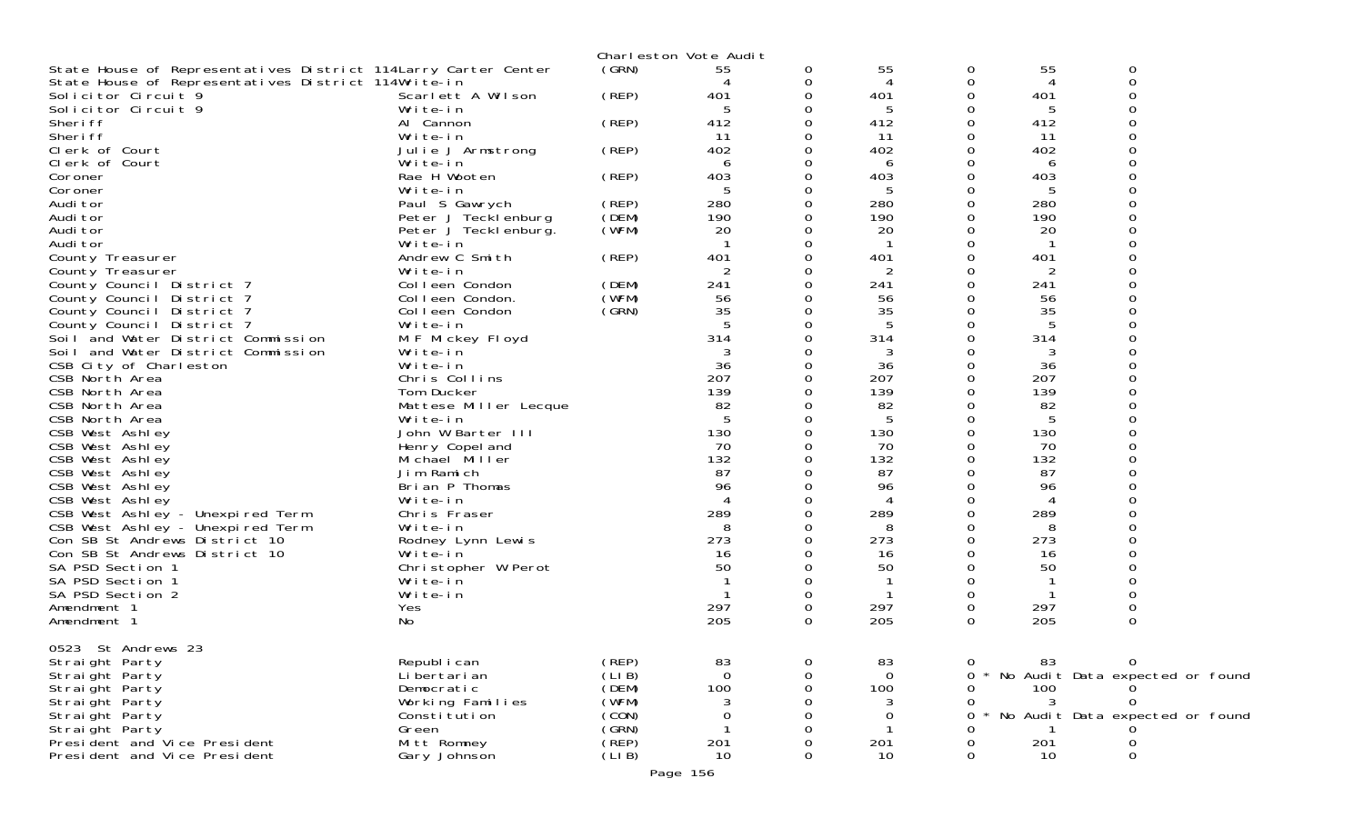Charleston Vote Audit

| Contest | Candidate | Party | | | | | | |
|---|---|---|---|---|---|---|---|---|
| State House of Representatives District 114 | Larry Carter Center | (GRN) | 55 | 0 | 55 | 0 | 55 | 0 |
| State House of Representatives District 114 | Write-in | | 4 | 0 | 4 | 0 | 4 | 0 |
| Solicitor Circuit 9 | Scarlett A Wilson | (REP) | 401 | 0 | 401 | 0 | 401 | 0 |
| Solicitor Circuit 9 | Write-in | | 5 | 0 | 5 | 0 | 5 | 0 |
| Sheriff | Al Cannon | (REP) | 412 | 0 | 412 | 0 | 412 | 0 |
| Sheriff | Write-in | | 11 | 0 | 11 | 0 | 11 | 0 |
| Clerk of Court | Julie J Armstrong | (REP) | 402 | 0 | 402 | 0 | 402 | 0 |
| Clerk of Court | Write-in | | 6 | 0 | 6 | 0 | 6 | 0 |
| Coroner | Rae H Wooten | (REP) | 403 | 0 | 403 | 0 | 403 | 0 |
| Coroner | Write-in | | 5 | 0 | 5 | 0 | 5 | 0 |
| Auditor | Paul S Gawrych | (REP) | 280 | 0 | 280 | 0 | 280 | 0 |
| Auditor | Peter J Tecklenburg | (DEM) | 190 | 0 | 190 | 0 | 190 | 0 |
| Auditor | Peter J Tecklenburg. | (WFM) | 20 | 0 | 20 | 0 | 20 | 0 |
| Auditor | Write-in | | 1 | 0 | 1 | 0 | 1 | 0 |
| County Treasurer | Andrew C Smith | (REP) | 401 | 0 | 401 | 0 | 401 | 0 |
| County Treasurer | Write-in | | 2 | 0 | 2 | 0 | 2 | 0 |
| County Council District 7 | Colleen Condon | (DEM) | 241 | 0 | 241 | 0 | 241 | 0 |
| County Council District 7 | Colleen Condon. | (WFM) | 56 | 0 | 56 | 0 | 56 | 0 |
| County Council District 7 | Colleen Condon | (GRN) | 35 | 0 | 35 | 0 | 35 | 0 |
| County Council District 7 | Write-in | | 5 | 0 | 5 | 0 | 5 | 0 |
| Soil and Water District Commission | M F Mickey Floyd | | 314 | 0 | 314 | 0 | 314 | 0 |
| Soil and Water District Commission | Write-in | | 3 | 0 | 3 | 0 | 3 | 0 |
| CSB City of Charleston | Write-in | | 36 | 0 | 36 | 0 | 36 | 0 |
| CSB North Area | Chris Collins | | 207 | 0 | 207 | 0 | 207 | 0 |
| CSB North Area | Tom Ducker | | 139 | 0 | 139 | 0 | 139 | 0 |
| CSB North Area | Mattese Miller Lecque | | 82 | 0 | 82 | 0 | 82 | 0 |
| CSB North Area | Write-in | | 5 | 0 | 5 | 0 | 5 | 0 |
| CSB West Ashley | John W Barter III | | 130 | 0 | 130 | 0 | 130 | 0 |
| CSB West Ashley | Henry Copeland | | 70 | 0 | 70 | 0 | 70 | 0 |
| CSB West Ashley | Michael Miller | | 132 | 0 | 132 | 0 | 132 | 0 |
| CSB West Ashley | Jim Ramich | | 87 | 0 | 87 | 0 | 87 | 0 |
| CSB West Ashley | Brian P Thomas | | 96 | 0 | 96 | 0 | 96 | 0 |
| CSB West Ashley | Write-in | | 4 | 0 | 4 | 0 | 4 | 0 |
| CSB West Ashley - Unexpired Term | Chris Fraser | | 289 | 0 | 289 | 0 | 289 | 0 |
| CSB West Ashley - Unexpired Term | Write-in | | 8 | 0 | 8 | 0 | 8 | 0 |
| Con SB St Andrews District 10 | Rodney Lynn Lewis | | 273 | 0 | 273 | 0 | 273 | 0 |
| Con SB St Andrews District 10 | Write-in | | 16 | 0 | 16 | 0 | 16 | 0 |
| SA PSD Section 1 | Christopher W Perot | | 50 | 0 | 50 | 0 | 50 | 0 |
| SA PSD Section 1 | Write-in | | 1 | 0 | 1 | 0 | 1 | 0 |
| SA PSD Section 2 | Write-in | | 1 | 0 | 1 | 0 | 1 | 0 |
| Amendment 1 | Yes | | 297 | 0 | 297 | 0 | 297 | 0 |
| Amendment 1 | No | | 205 | 0 | 205 | 0 | 205 | 0 |

0523 St Andrews 23

| Contest | Candidate | Party | | | | | | |
|---|---|---|---|---|---|---|---|---|
| Straight Party | Republican | (REP) | 83 | 0 | 83 | 0 | 83 | 0 |
| Straight Party | Libertarian | (LIB) | 0 | 0 | 0 | 0 * No Audit Data expected or found | | |
| Straight Party | Democratic | (DEM) | 100 | 0 | 100 | 0 | 100 | 0 |
| Straight Party | Working Families | (WFM) | 3 | 0 | 3 | 0 | 3 | 0 |
| Straight Party | Constitution | (CON) | 0 | 0 | 0 | 0 * No Audit Data expected or found | | |
| Straight Party | Green | (GRN) | 1 | 0 | 1 | 0 | 1 | 0 |
| President and Vice President | Mitt Romney | (REP) | 201 | 0 | 201 | 0 | 201 | 0 |
| President and Vice President | Gary Johnson | (LIB) | 10 | 0 | 10 | 0 | 10 | 0 |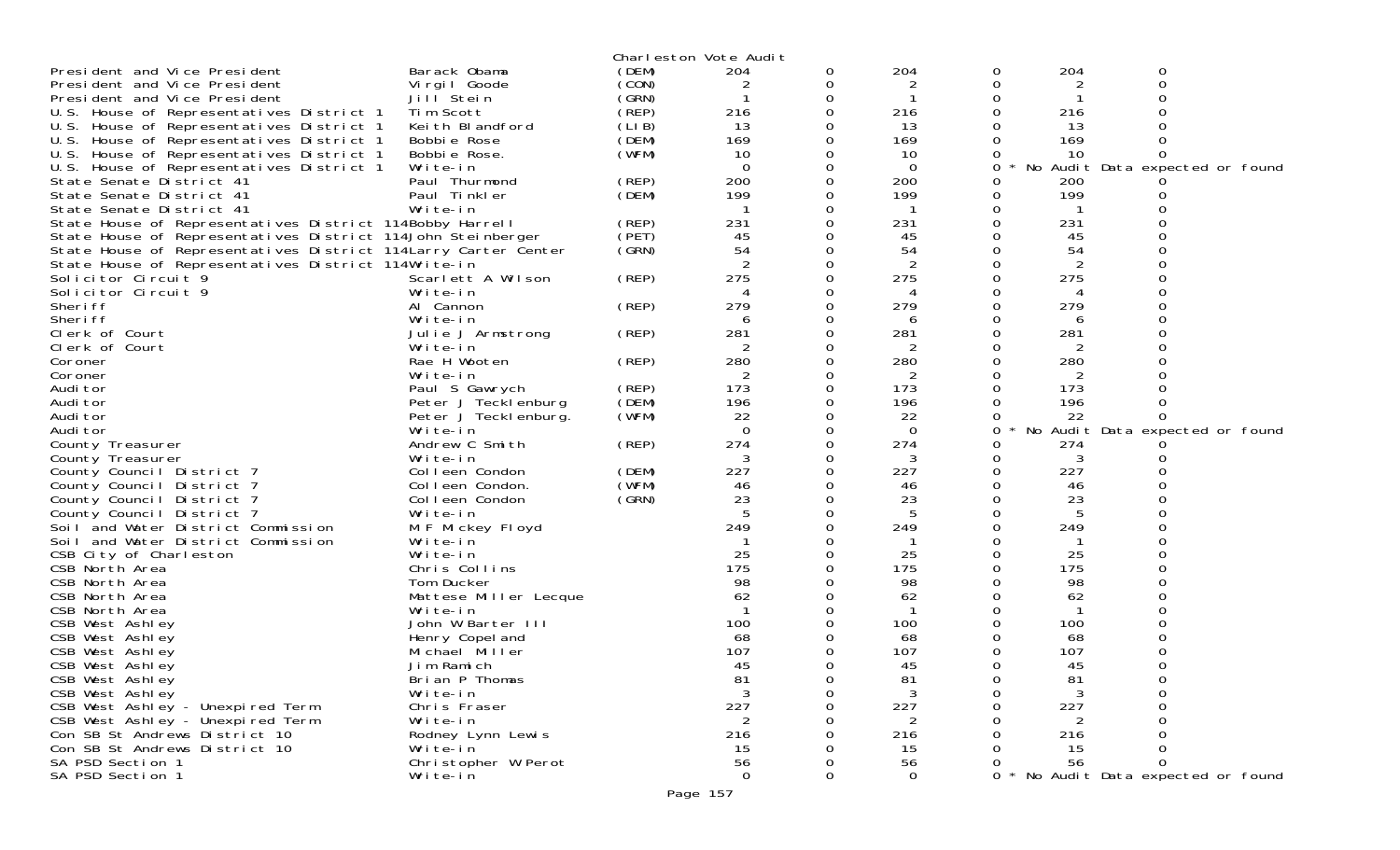Charleston Vote Audit

| Contest | Candidate | Party | | | | | | |
|---|---|---|---|---|---|---|---|---|
| President and Vice President | Barack Obama | (DEM) | 204 | 0 | 204 | 0 | 204 | 0 |
| President and Vice President | Virgil Goode | (CON) | 2 | 0 | 2 | 0 | 2 | 0 |
| President and Vice President | Jill Stein | (GRN) | 1 | 0 | 1 | 0 | 1 | 0 |
| U.S. House of Representatives District 1 | Tim Scott | (REP) | 216 | 0 | 216 | 0 | 216 | 0 |
| U.S. House of Representatives District 1 | Keith Blandford | (LIB) | 13 | 0 | 13 | 0 | 13 | 0 |
| U.S. House of Representatives District 1 | Bobbie Rose | (DEM) | 169 | 0 | 169 | 0 | 169 | 0 |
| U.S. House of Representatives District 1 | Bobbie Rose. | (WFM) | 10 | 0 | 10 | 0 | 10 | 0 |
| U.S. House of Representatives District 1 | Write-in | | 0 | 0 | 0 | 0 * No Audit Data expected or found | | |
| State Senate District 41 | Paul Thurmond | (REP) | 200 | 0 | 200 | 0 | 200 | 0 |
| State Senate District 41 | Paul Tinkler | (DEM) | 199 | 0 | 199 | 0 | 199 | 0 |
| State Senate District 41 | Write-in | | 1 | 0 | 1 | 0 | 1 | 0 |
| State House of Representatives District 114 | Bobby Harrell | (REP) | 231 | 0 | 231 | 0 | 231 | 0 |
| State House of Representatives District 114 | John Steinberger | (PET) | 45 | 0 | 45 | 0 | 45 | 0 |
| State House of Representatives District 114 | Larry Carter Center | (GRN) | 54 | 0 | 54 | 0 | 54 | 0 |
| State House of Representatives District 114 | Write-in | | 2 | 0 | 2 | 0 | 2 | 0 |
| Solicitor Circuit 9 | Scarlett A Wilson | (REP) | 275 | 0 | 275 | 0 | 275 | 0 |
| Solicitor Circuit 9 | Write-in | | 4 | 0 | 4 | 0 | 4 | 0 |
| Sheriff | Al Cannon | (REP) | 279 | 0 | 279 | 0 | 279 | 0 |
| Sheriff | Write-in | | 6 | 0 | 6 | 0 | 6 | 0 |
| Clerk of Court | Julie J Armstrong | (REP) | 281 | 0 | 281 | 0 | 281 | 0 |
| Clerk of Court | Write-in | | 2 | 0 | 2 | 0 | 2 | 0 |
| Coroner | Rae H Wooten | (REP) | 280 | 0 | 280 | 0 | 280 | 0 |
| Coroner | Write-in | | 2 | 0 | 2 | 0 | 2 | 0 |
| Auditor | Paul S Gawrych | (REP) | 173 | 0 | 173 | 0 | 173 | 0 |
| Auditor | Peter J Tecklenburg | (DEM) | 196 | 0 | 196 | 0 | 196 | 0 |
| Auditor | Peter J Tecklenburg. | (WFM) | 22 | 0 | 22 | 0 | 22 | 0 |
| Auditor | Write-in | | 0 | 0 | 0 | 0 * No Audit Data expected or found | | |
| County Treasurer | Andrew C Smith | (REP) | 274 | 0 | 274 | 0 | 274 | 0 |
| County Treasurer | Write-in | | 3 | 0 | 3 | 0 | 3 | 0 |
| County Council District 7 | Colleen Condon | (DEM) | 227 | 0 | 227 | 0 | 227 | 0 |
| County Council District 7 | Colleen Condon. | (WFM) | 46 | 0 | 46 | 0 | 46 | 0 |
| County Council District 7 | Colleen Condon | (GRN) | 23 | 0 | 23 | 0 | 23 | 0 |
| County Council District 7 | Write-in | | 5 | 0 | 5 | 0 | 5 | 0 |
| Soil and Water District Commission | M F Mickey Floyd | | 249 | 0 | 249 | 0 | 249 | 0 |
| Soil and Water District Commission | Write-in | | 1 | 0 | 1 | 0 | 1 | 0 |
| CSB City of Charleston | Write-in | | 25 | 0 | 25 | 0 | 25 | 0 |
| CSB North Area | Chris Collins | | 175 | 0 | 175 | 0 | 175 | 0 |
| CSB North Area | Tom Ducker | | 98 | 0 | 98 | 0 | 98 | 0 |
| CSB North Area | Mattese Miller Lecque | | 62 | 0 | 62 | 0 | 62 | 0 |
| CSB North Area | Write-in | | 1 | 0 | 1 | 0 | 1 | 0 |
| CSB West Ashley | John W Barter III | | 100 | 0 | 100 | 0 | 100 | 0 |
| CSB West Ashley | Henry Copeland | | 68 | 0 | 68 | 0 | 68 | 0 |
| CSB West Ashley | Michael Miller | | 107 | 0 | 107 | 0 | 107 | 0 |
| CSB West Ashley | Jim Ramich | | 45 | 0 | 45 | 0 | 45 | 0 |
| CSB West Ashley | Brian P Thomas | | 81 | 0 | 81 | 0 | 81 | 0 |
| CSB West Ashley | Write-in | | 3 | 0 | 3 | 0 | 3 | 0 |
| CSB West Ashley - Unexpired Term | Chris Fraser | | 227 | 0 | 227 | 0 | 227 | 0 |
| CSB West Ashley - Unexpired Term | Write-in | | 2 | 0 | 2 | 0 | 2 | 0 |
| Con SB St Andrews District 10 | Rodney Lynn Lewis | | 216 | 0 | 216 | 0 | 216 | 0 |
| Con SB St Andrews District 10 | Write-in | | 15 | 0 | 15 | 0 | 15 | 0 |
| SA PSD Section 1 | Christopher W Perot | | 56 | 0 | 56 | 0 | 56 | 0 |
| SA PSD Section 1 | Write-in | | 0 | 0 | 0 | 0 * No Audit Data expected or found | | |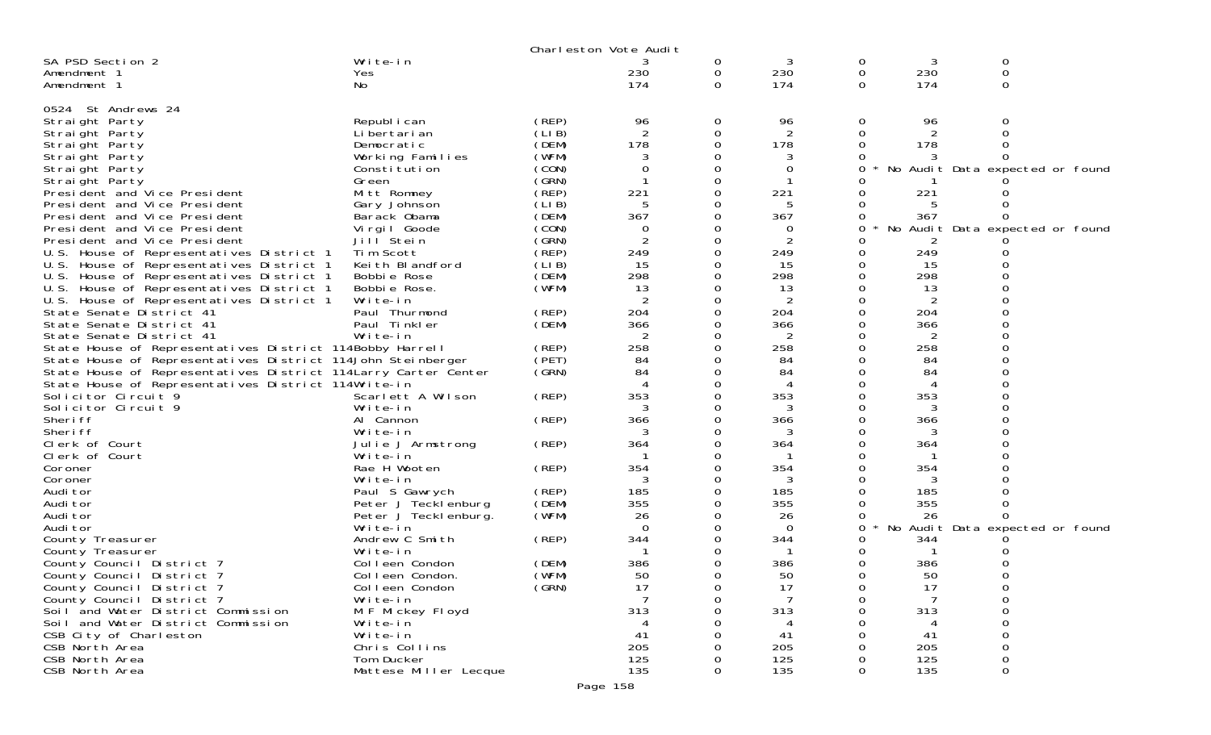Charleston Vote Audit

| Contest | Candidate | Party | Votes | | | | | |
|---|---|---|---|---|---|---|---|---|
| SA PSD Section 2 | Write-in | | 3 | 0 | 3 | 0 | 3 | 0 |
| Amendment 1 | Yes | | 230 | 0 | 230 | 0 | 230 | 0 |
| Amendment 1 | No | | 174 | 0 | 174 | 0 | 174 | 0 |
| **0524 St Andrews 24** | | | | | | | | |
| Straight Party | Republican | (REP) | 96 | 0 | 96 | 0 | 96 | 0 |
| Straight Party | Libertarian | (LIB) | 2 | 0 | 2 | 0 | 2 | 0 |
| Straight Party | Democratic | (DEM) | 178 | 0 | 178 | 0 | 178 | 0 |
| Straight Party | Working Families | (WFM) | 3 | 0 | 3 | 0 | 3 | 0 |
| Straight Party | Constitution | (CON) | 0 | 0 | 0 | 0 * | No Audit Data expected or found | |
| Straight Party | Green | (GRN) | 1 | 0 | 1 | 0 | 1 | 0 |
| President and Vice President | Mitt Romney | (REP) | 221 | 0 | 221 | 0 | 221 | 0 |
| President and Vice President | Gary Johnson | (LIB) | 5 | 0 | 5 | 0 | 5 | 0 |
| President and Vice President | Barack Obama | (DEM) | 367 | 0 | 367 | 0 | 367 | 0 |
| President and Vice President | Virgil Goode | (CON) | 0 | 0 | 0 | 0 * | No Audit Data expected or found | |
| President and Vice President | Jill Stein | (GRN) | 2 | 0 | 2 | 0 | 2 | 0 |
| U.S. House of Representatives District 1 | Tim Scott | (REP) | 249 | 0 | 249 | 0 | 249 | 0 |
| U.S. House of Representatives District 1 | Keith Blandford | (LIB) | 15 | 0 | 15 | 0 | 15 | 0 |
| U.S. House of Representatives District 1 | Bobbie Rose | (DEM) | 298 | 0 | 298 | 0 | 298 | 0 |
| U.S. House of Representatives District 1 | Bobbie Rose. | (WFM) | 13 | 0 | 13 | 0 | 13 | 0 |
| U.S. House of Representatives District 1 | Write-in | | 2 | 0 | 2 | 0 | 2 | 0 |
| State Senate District 41 | Paul Thurmond | (REP) | 204 | 0 | 204 | 0 | 204 | 0 |
| State Senate District 41 | Paul Tinkler | (DEM) | 366 | 0 | 366 | 0 | 366 | 0 |
| State Senate District 41 | Write-in | | 2 | 0 | 2 | 0 | 2 | 0 |
| State House of Representatives District 114 | Bobby Harrell | (REP) | 258 | 0 | 258 | 0 | 258 | 0 |
| State House of Representatives District 114 | John Steinberger | (PET) | 84 | 0 | 84 | 0 | 84 | 0 |
| State House of Representatives District 114 | Larry Carter Center | (GRN) | 84 | 0 | 84 | 0 | 84 | 0 |
| State House of Representatives District 114 | Write-in | | 4 | 0 | 4 | 0 | 4 | 0 |
| Solicitor Circuit 9 | Scarlett A Wilson | (REP) | 353 | 0 | 353 | 0 | 353 | 0 |
| Solicitor Circuit 9 | Write-in | | 3 | 0 | 3 | 0 | 3 | 0 |
| Sheriff | Al Cannon | (REP) | 366 | 0 | 366 | 0 | 366 | 0 |
| Sheriff | Write-in | | 3 | 0 | 3 | 0 | 3 | 0 |
| Clerk of Court | Julie J Armstrong | (REP) | 364 | 0 | 364 | 0 | 364 | 0 |
| Clerk of Court | Write-in | | 1 | 0 | 1 | 0 | 1 | 0 |
| Coroner | Rae H Wooten | (REP) | 354 | 0 | 354 | 0 | 354 | 0 |
| Coroner | Write-in | | 3 | 0 | 3 | 0 | 3 | 0 |
| Auditor | Paul S Gawrych | (REP) | 185 | 0 | 185 | 0 | 185 | 0 |
| Auditor | Peter J Tecklenburg | (DEM) | 355 | 0 | 355 | 0 | 355 | 0 |
| Auditor | Peter J Tecklenburg. | (WFM) | 26 | 0 | 26 | 0 | 26 | 0 |
| Auditor | Write-in | | 0 | 0 | 0 | 0 * | No Audit Data expected or found | |
| County Treasurer | Andrew C Smith | (REP) | 344 | 0 | 344 | 0 | 344 | 0 |
| County Treasurer | Write-in | | 1 | 0 | 1 | 0 | 1 | 0 |
| County Council District 7 | Colleen Condon | (DEM) | 386 | 0 | 386 | 0 | 386 | 0 |
| County Council District 7 | Colleen Condon. | (WFM) | 50 | 0 | 50 | 0 | 50 | 0 |
| County Council District 7 | Colleen Condon | (GRN) | 17 | 0 | 17 | 0 | 17 | 0 |
| County Council District 7 | Write-in | | 7 | 0 | 7 | 0 | 7 | 0 |
| Soil and Water District Commission | M F Mickey Floyd | | 313 | 0 | 313 | 0 | 313 | 0 |
| Soil and Water District Commission | Write-in | | 4 | 0 | 4 | 0 | 4 | 0 |
| CSB City of Charleston | Write-in | | 41 | 0 | 41 | 0 | 41 | 0 |
| CSB North Area | Chris Collins | | 205 | 0 | 205 | 0 | 205 | 0 |
| CSB North Area | Tom Ducker | | 125 | 0 | 125 | 0 | 125 | 0 |
| CSB North Area | Mattese Miller Lecque | | 135 | 0 | 135 | 0 | 135 | 0 |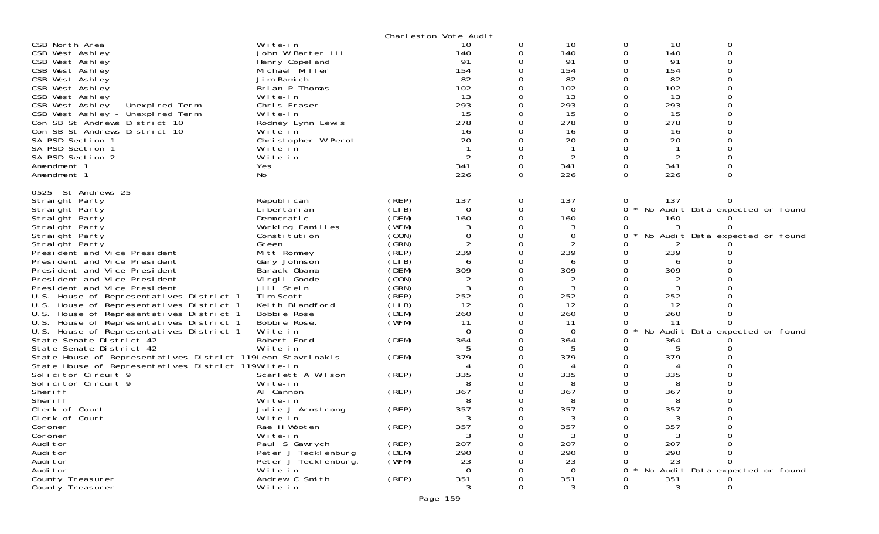Charleston Vote Audit

| | | | | | | | | |
|---|---|---|---|---|---|---|---|---|
| CSB North Area | Write-in | | 10 | 0 | 10 | 0 | 10 | 0 |
| CSB West Ashley | John W Barter III | | 140 | 0 | 140 | 0 | 140 | 0 |
| CSB West Ashley | Henry Copeland | | 91 | 0 | 91 | 0 | 91 | 0 |
| CSB West Ashley | Michael Miller | | 154 | 0 | 154 | 0 | 154 | 0 |
| CSB West Ashley | Jim Ramich | | 82 | 0 | 82 | 0 | 82 | 0 |
| CSB West Ashley | Brian P Thomas | | 102 | 0 | 102 | 0 | 102 | 0 |
| CSB West Ashley | Write-in | | 13 | 0 | 13 | 0 | 13 | 0 |
| CSB West Ashley - Unexpired Term | Chris Fraser | | 293 | 0 | 293 | 0 | 293 | 0 |
| CSB West Ashley - Unexpired Term | Write-in | | 15 | 0 | 15 | 0 | 15 | 0 |
| Con SB St Andrews District 10 | Rodney Lynn Lewis | | 278 | 0 | 278 | 0 | 278 | 0 |
| Con SB St Andrews District 10 | Write-in | | 16 | 0 | 16 | 0 | 16 | 0 |
| SA PSD Section 1 | Christopher W Perot | | 20 | 0 | 20 | 0 | 20 | 0 |
| SA PSD Section 1 | Write-in | | 1 | 0 | 1 | 0 | 1 | 0 |
| SA PSD Section 2 | Write-in | | 2 | 0 | 2 | 0 | 2 | 0 |
| Amendment 1 | Yes | | 341 | 0 | 341 | 0 | 341 | 0 |
| Amendment 1 | No | | 226 | 0 | 226 | 0 | 226 | 0 |
| **0525 St Andrews 25** | | | | | | | | |
| Straight Party | Republican | (REP) | 137 | 0 | 137 | 0 | 137 | 0 |
| Straight Party | Libertarian | (LIB) | 0 | 0 | 0 | 0 * | No Audit Data expected or found | |
| Straight Party | Democratic | (DEM) | 160 | 0 | 160 | 0 | 160 | 0 |
| Straight Party | Working Families | (WFM) | 3 | 0 | 3 | 0 | 3 | 0 |
| Straight Party | Constitution | (CON) | 0 | 0 | 0 | 0 * | No Audit Data expected or found | |
| Straight Party | Green | (GRN) | 2 | 0 | 2 | 0 | 2 | 0 |
| President and Vice President | Mitt Romney | (REP) | 239 | 0 | 239 | 0 | 239 | 0 |
| President and Vice President | Gary Johnson | (LIB) | 6 | 0 | 6 | 0 | 6 | 0 |
| President and Vice President | Barack Obama | (DEM) | 309 | 0 | 309 | 0 | 309 | 0 |
| President and Vice President | Virgil Goode | (CON) | 2 | 0 | 2 | 0 | 2 | 0 |
| President and Vice President | Jill Stein | (GRN) | 3 | 0 | 3 | 0 | 3 | 0 |
| U.S. House of Representatives District 1 | Tim Scott | (REP) | 252 | 0 | 252 | 0 | 252 | 0 |
| U.S. House of Representatives District 1 | Keith Blandford | (LIB) | 12 | 0 | 12 | 0 | 12 | 0 |
| U.S. House of Representatives District 1 | Bobbie Rose | (DEM) | 260 | 0 | 260 | 0 | 260 | 0 |
| U.S. House of Representatives District 1 | Bobbie Rose. | (WFM) | 11 | 0 | 11 | 0 | 11 | 0 |
| U.S. House of Representatives District 1 | Write-in | | 0 | 0 | 0 | 0 * | No Audit Data expected or found | |
| State Senate District 42 | Robert Ford | (DEM) | 364 | 0 | 364 | 0 | 364 | 0 |
| State Senate District 42 | Write-in | | 5 | 0 | 5 | 0 | 5 | 0 |
| State House of Representatives District 119 | Leon Stavrinakis | (DEM) | 379 | 0 | 379 | 0 | 379 | 0 |
| State House of Representatives District 119 | Write-in | | 4 | 0 | 4 | 0 | 4 | 0 |
| Solicitor Circuit 9 | Scarlett A Wilson | (REP) | 335 | 0 | 335 | 0 | 335 | 0 |
| Solicitor Circuit 9 | Write-in | | 8 | 0 | 8 | 0 | 8 | 0 |
| Sheriff | Al Cannon | (REP) | 367 | 0 | 367 | 0 | 367 | 0 |
| Sheriff | Write-in | | 8 | 0 | 8 | 0 | 8 | 0 |
| Clerk of Court | Julie J Armstrong | (REP) | 357 | 0 | 357 | 0 | 357 | 0 |
| Clerk of Court | Write-in | | 3 | 0 | 3 | 0 | 3 | 0 |
| Coroner | Rae H Wooten | (REP) | 357 | 0 | 357 | 0 | 357 | 0 |
| Coroner | Write-in | | 3 | 0 | 3 | 0 | 3 | 0 |
| Auditor | Paul S Gawrych | (REP) | 207 | 0 | 207 | 0 | 207 | 0 |
| Auditor | Peter J Tecklenburg | (DEM) | 290 | 0 | 290 | 0 | 290 | 0 |
| Auditor | Peter J Tecklenburg. | (WFM) | 23 | 0 | 23 | 0 | 23 | 0 |
| Auditor | Write-in | | 0 | 0 | 0 | 0 * | No Audit Data expected or found | |
| County Treasurer | Andrew C Smith | (REP) | 351 | 0 | 351 | 0 | 351 | 0 |
| County Treasurer | Write-in | | 3 | 0 | 3 | 0 | 3 | 0 |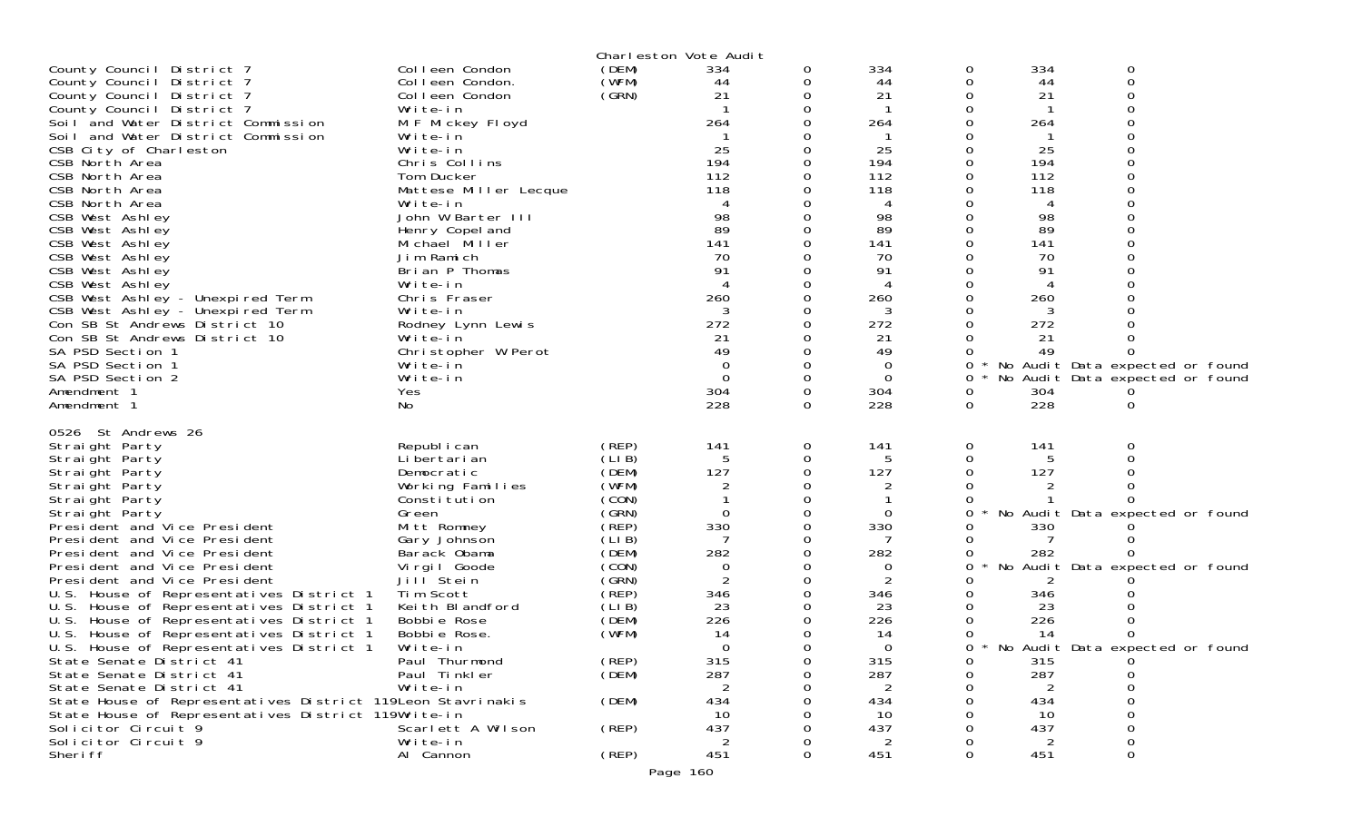Charleston Vote Audit

| | | | | | | | | | |
|---|---|---|---|---|---|---|---|---|---|
| County Council District 7 | Colleen Condon | (DEM) | 334 | 0 | 334 | 0 | 334 | 0 | |
| County Council District 7 | Colleen Condon. | (WFM) | 44 | 0 | 44 | 0 | 44 | 0 | |
| County Council District 7 | Colleen Condon | (GRN) | 21 | 0 | 21 | 0 | 21 | 0 | |
| County Council District 7 | Write-in | | 1 | 0 | 1 | 0 | 1 | 0 | |
| Soil and Water District Commission | M F Mickey Floyd | | 264 | 0 | 264 | 0 | 264 | 0 | |
| Soil and Water District Commission | Write-in | | 1 | 0 | 1 | 0 | 1 | 0 | |
| CSB City of Charleston | Write-in | | 25 | 0 | 25 | 0 | 25 | 0 | |
| CSB North Area | Chris Collins | | 194 | 0 | 194 | 0 | 194 | 0 | |
| CSB North Area | Tom Ducker | | 112 | 0 | 112 | 0 | 112 | 0 | |
| CSB North Area | Mattese Miller Lecque | | 118 | 0 | 118 | 0 | 118 | 0 | |
| CSB North Area | Write-in | | 4 | 0 | 4 | 0 | 4 | 0 | |
| CSB West Ashley | John W Barter III | | 98 | 0 | 98 | 0 | 98 | 0 | |
| CSB West Ashley | Henry Copeland | | 89 | 0 | 89 | 0 | 89 | 0 | |
| CSB West Ashley | Michael Miller | | 141 | 0 | 141 | 0 | 141 | 0 | |
| CSB West Ashley | Jim Ramich | | 70 | 0 | 70 | 0 | 70 | 0 | |
| CSB West Ashley | Brian P Thomas | | 91 | 0 | 91 | 0 | 91 | 0 | |
| CSB West Ashley | Write-in | | 4 | 0 | 4 | 0 | 4 | 0 | |
| CSB West Ashley - Unexpired Term | Chris Fraser | | 260 | 0 | 260 | 0 | 260 | 0 | |
| CSB West Ashley - Unexpired Term | Write-in | | 3 | 0 | 3 | 0 | 3 | 0 | |
| Con SB St Andrews District 10 | Rodney Lynn Lewis | | 272 | 0 | 272 | 0 | 272 | 0 | |
| Con SB St Andrews District 10 | Write-in | | 21 | 0 | 21 | 0 | 21 | 0 | |
| SA PSD Section 1 | Christopher W Perot | | 49 | 0 | 49 | 0 | 49 | 0 | |
| SA PSD Section 1 | Write-in | | 0 | 0 | 0 | 0 * | No Audit Data expected or found | | |
| SA PSD Section 2 | Write-in | | 0 | 0 | 0 | 0 * | No Audit Data expected or found | | |
| Amendment 1 | Yes | | 304 | 0 | 304 | 0 | 304 | 0 | |
| Amendment 1 | No | | 228 | 0 | 228 | 0 | 228 | 0 | |

0526 St Andrews 26

| | | | | | | | | | |
|---|---|---|---|---|---|---|---|---|---|
| Straight Party | Republican | (REP) | 141 | 0 | 141 | 0 | 141 | 0 | |
| Straight Party | Libertarian | (LIB) | 5 | 0 | 5 | 0 | 5 | 0 | |
| Straight Party | Democratic | (DEM) | 127 | 0 | 127 | 0 | 127 | 0 | |
| Straight Party | Working Families | (WFM) | 2 | 0 | 2 | 0 | 2 | 0 | |
| Straight Party | Constitution | (CON) | 1 | 0 | 1 | 0 | 1 | 0 | |
| Straight Party | Green | (GRN) | 0 | 0 | 0 | 0 * | No Audit Data expected or found | | |
| President and Vice President | Mitt Romney | (REP) | 330 | 0 | 330 | 0 | 330 | 0 | |
| President and Vice President | Gary Johnson | (LIB) | 7 | 0 | 7 | 0 | 7 | 0 | |
| President and Vice President | Barack Obama | (DEM) | 282 | 0 | 282 | 0 | 282 | 0 | |
| President and Vice President | Virgil Goode | (CON) | 0 | 0 | 0 | 0 * | No Audit Data expected or found | | |
| President and Vice President | Jill Stein | (GRN) | 2 | 0 | 2 | 0 | 2 | 0 | |
| U.S. House of Representatives District 1 | Tim Scott | (REP) | 346 | 0 | 346 | 0 | 346 | 0 | |
| U.S. House of Representatives District 1 | Keith Blandford | (LIB) | 23 | 0 | 23 | 0 | 23 | 0 | |
| U.S. House of Representatives District 1 | Bobbie Rose | (DEM) | 226 | 0 | 226 | 0 | 226 | 0 | |
| U.S. House of Representatives District 1 | Bobbie Rose. | (WFM) | 14 | 0 | 14 | 0 | 14 | 0 | |
| U.S. House of Representatives District 1 | Write-in | | 0 | 0 | 0 | 0 * | No Audit Data expected or found | | |
| State Senate District 41 | Paul Thurmond | (REP) | 315 | 0 | 315 | 0 | 315 | 0 | |
| State Senate District 41 | Paul Tinkler | (DEM) | 287 | 0 | 287 | 0 | 287 | 0 | |
| State Senate District 41 | Write-in | | 2 | 0 | 2 | 0 | 2 | 0 | |
| State House of Representatives District 119 | Leon Stavrinakis | (DEM) | 434 | 0 | 434 | 0 | 434 | 0 | |
| State House of Representatives District 119 | Write-in | | 10 | 0 | 10 | 0 | 10 | 0 | |
| Solicitor Circuit 9 | Scarlett A Wilson | (REP) | 437 | 0 | 437 | 0 | 437 | 0 | |
| Solicitor Circuit 9 | Write-in | | 2 | 0 | 2 | 0 | 2 | 0 | |
| Sheriff | Al Cannon | (REP) | 451 | 0 | 451 | 0 | 451 | 0 | |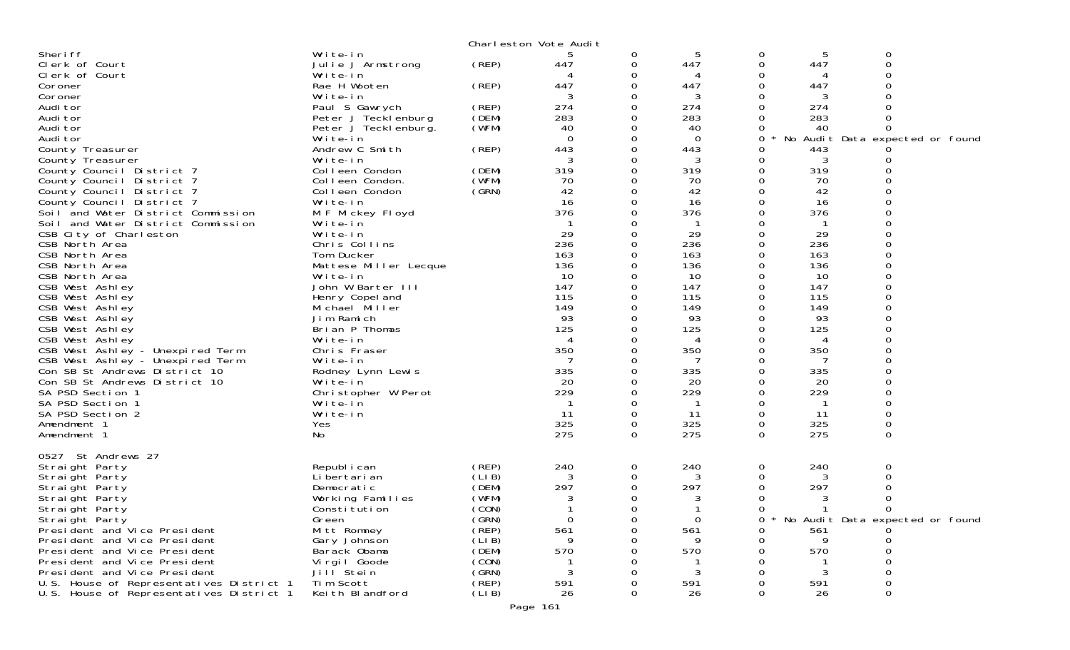Charleston Vote Audit

| Office | Candidate | Party | Votes | | | | | |
|---|---|---|---|---|---|---|---|---|
| Sheriff | Write-in | | 5 | 0 | 5 | 0 | 5 | 0 |
| Clerk of Court | Julie J Armstrong | (REP) | 447 | 0 | 447 | 0 | 447 | 0 |
| Clerk of Court | Write-in | | 4 | 0 | 4 | 0 | 4 | 0 |
| Coroner | Rae H Wooten | (REP) | 447 | 0 | 447 | 0 | 447 | 0 |
| Coroner | Write-in | | 3 | 0 | 3 | 0 | 3 | 0 |
| Auditor | Paul S Gawrych | (REP) | 274 | 0 | 274 | 0 | 274 | 0 |
| Auditor | Peter J Tecklenburg | (DEM) | 283 | 0 | 283 | 0 | 283 | 0 |
| Auditor | Peter J Tecklenburg. | (WFM) | 40 | 0 | 40 | 0 | 40 | 0 |
| Auditor | Write-in | | 0 | 0 | 0 | 0 * | No Audit Data expected or found | |
| County Treasurer | Andrew C Smith | (REP) | 443 | 0 | 443 | 0 | 443 | 0 |
| County Treasurer | Write-in | | 3 | 0 | 3 | 0 | 3 | 0 |
| County Council District 7 | Colleen Condon | (DEM) | 319 | 0 | 319 | 0 | 319 | 0 |
| County Council District 7 | Colleen Condon. | (WFM) | 70 | 0 | 70 | 0 | 70 | 0 |
| County Council District 7 | Colleen Condon | (GRN) | 42 | 0 | 42 | 0 | 42 | 0 |
| County Council District 7 | Write-in | | 16 | 0 | 16 | 0 | 16 | 0 |
| Soil and Water District Commission | M F Mickey Floyd | | 376 | 0 | 376 | 0 | 376 | 0 |
| Soil and Water District Commission | Write-in | | 1 | 0 | 1 | 0 | 1 | 0 |
| CSB City of Charleston | Write-in | | 29 | 0 | 29 | 0 | 29 | 0 |
| CSB North Area | Chris Collins | | 236 | 0 | 236 | 0 | 236 | 0 |
| CSB North Area | Tom Ducker | | 163 | 0 | 163 | 0 | 163 | 0 |
| CSB North Area | Mattese Miller Lecque | | 136 | 0 | 136 | 0 | 136 | 0 |
| CSB North Area | Write-in | | 10 | 0 | 10 | 0 | 10 | 0 |
| CSB West Ashley | John W Barter III | | 147 | 0 | 147 | 0 | 147 | 0 |
| CSB West Ashley | Henry Copeland | | 115 | 0 | 115 | 0 | 115 | 0 |
| CSB West Ashley | Michael Miller | | 149 | 0 | 149 | 0 | 149 | 0 |
| CSB West Ashley | Jim Ramich | | 93 | 0 | 93 | 0 | 93 | 0 |
| CSB West Ashley | Brian P Thomas | | 125 | 0 | 125 | 0 | 125 | 0 |
| CSB West Ashley | Write-in | | 4 | 0 | 4 | 0 | 4 | 0 |
| CSB West Ashley - Unexpired Term | Chris Fraser | | 350 | 0 | 350 | 0 | 350 | 0 |
| CSB West Ashley - Unexpired Term | Write-in | | 7 | 0 | 7 | 0 | 7 | 0 |
| Con SB St Andrews District 10 | Rodney Lynn Lewis | | 335 | 0 | 335 | 0 | 335 | 0 |
| Con SB St Andrews District 10 | Write-in | | 20 | 0 | 20 | 0 | 20 | 0 |
| SA PSD Section 1 | Christopher W Perot | | 229 | 0 | 229 | 0 | 229 | 0 |
| SA PSD Section 1 | Write-in | | 1 | 0 | 1 | 0 | 1 | 0 |
| SA PSD Section 2 | Write-in | | 11 | 0 | 11 | 0 | 11 | 0 |
| Amendment 1 | Yes | | 325 | 0 | 325 | 0 | 325 | 0 |
| Amendment 1 | No | | 275 | 0 | 275 | 0 | 275 | 0 |

0527 St Andrews 27

| Office | Candidate | Party | Votes | | | | | |
|---|---|---|---|---|---|---|---|---|
| Straight Party | Republican | (REP) | 240 | 0 | 240 | 0 | 240 | 0 |
| Straight Party | Libertarian | (LIB) | 3 | 0 | 3 | 0 | 3 | 0 |
| Straight Party | Democratic | (DEM) | 297 | 0 | 297 | 0 | 297 | 0 |
| Straight Party | Working Families | (WFM) | 3 | 0 | 3 | 0 | 3 | 0 |
| Straight Party | Constitution | (CON) | 1 | 0 | 1 | 0 | 1 | 0 |
| Straight Party | Green | (GRN) | 0 | 0 | 0 | 0 * | No Audit Data expected or found | |
| President and Vice President | Mitt Romney | (REP) | 561 | 0 | 561 | 0 | 561 | 0 |
| President and Vice President | Gary Johnson | (LIB) | 9 | 0 | 9 | 0 | 9 | 0 |
| President and Vice President | Barack Obama | (DEM) | 570 | 0 | 570 | 0 | 570 | 0 |
| President and Vice President | Virgil Goode | (CON) | 1 | 0 | 1 | 0 | 1 | 0 |
| President and Vice President | Jill Stein | (GRN) | 3 | 0 | 3 | 0 | 3 | 0 |
| U.S. House of Representatives District 1 | Tim Scott | (REP) | 591 | 0 | 591 | 0 | 591 | 0 |
| U.S. House of Representatives District 1 | Keith Blandford | (LIB) | 26 | 0 | 26 | 0 | 26 | 0 |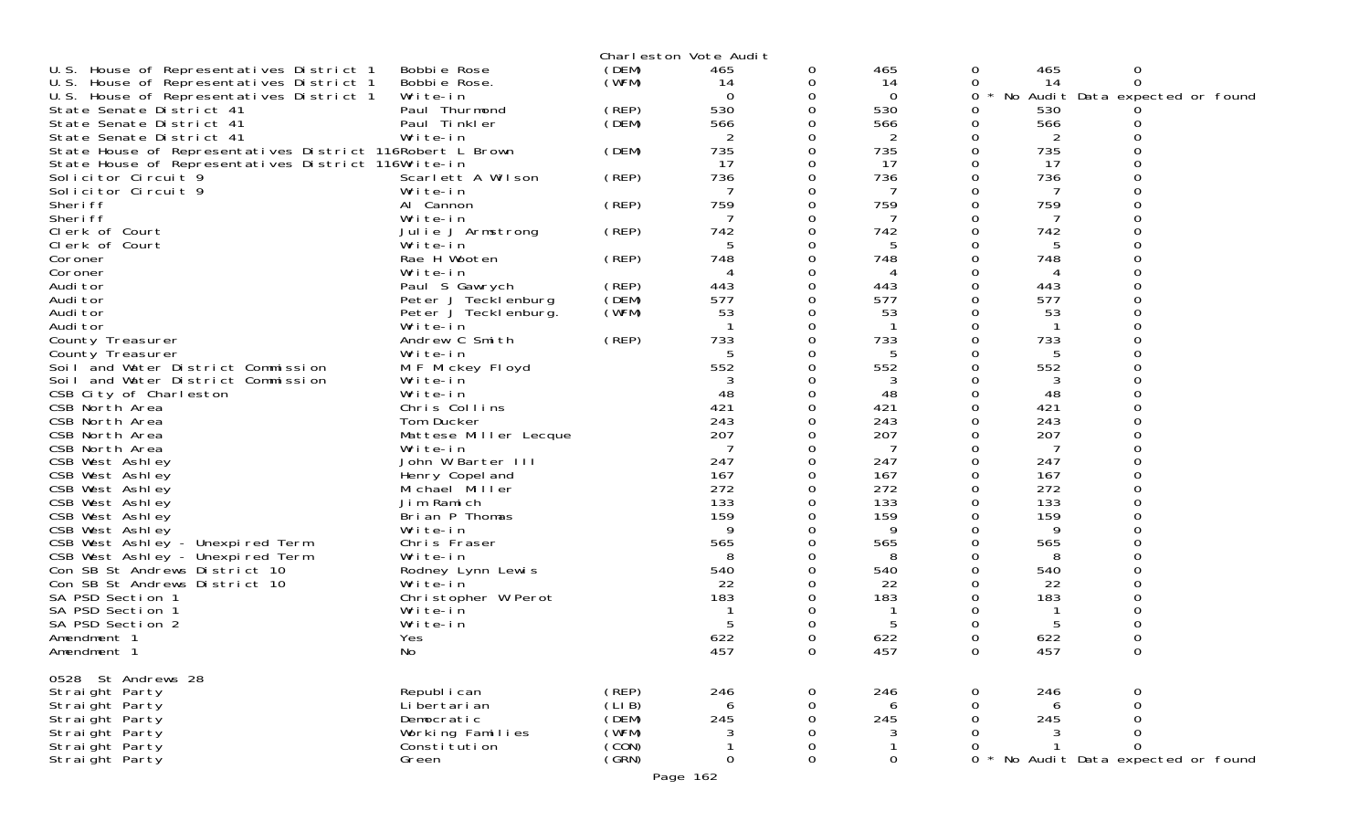Charleston Vote Audit

| Contest | Candidate | Party | | | | | | |
|---|---|---|---|---|---|---|---|---|
| U.S. House of Representatives District 1 | Bobbie Rose | (DEM) | 465 | 0 | 465 | 0 | 465 | 0 |
| U.S. House of Representatives District 1 | Bobbie Rose. | (WFM) | 14 | 0 | 14 | 0 | 14 | 0 |
| U.S. House of Representatives District 1 | Write-in | | 0 | 0 | 0 | 0 * No Audit Data expected or found | | |
| State Senate District 41 | Paul Thurmond | (REP) | 530 | 0 | 530 | 0 | 530 | 0 |
| State Senate District 41 | Paul Tinkler | (DEM) | 566 | 0 | 566 | 0 | 566 | 0 |
| State Senate District 41 | Write-in | | 2 | 0 | 2 | 0 | 2 | 0 |
| State House of Representatives District 116 | Robert L Brown | (DEM) | 735 | 0 | 735 | 0 | 735 | 0 |
| State House of Representatives District 116 | Write-in | | 17 | 0 | 17 | 0 | 17 | 0 |
| Solicitor Circuit 9 | Scarlett A Wilson | (REP) | 736 | 0 | 736 | 0 | 736 | 0 |
| Solicitor Circuit 9 | Write-in | | 7 | 0 | 7 | 0 | 7 | 0 |
| Sheriff | Al Cannon | (REP) | 759 | 0 | 759 | 0 | 759 | 0 |
| Sheriff | Write-in | | 7 | 0 | 7 | 0 | 7 | 0 |
| Clerk of Court | Julie J Armstrong | (REP) | 742 | 0 | 742 | 0 | 742 | 0 |
| Clerk of Court | Write-in | | 5 | 0 | 5 | 0 | 5 | 0 |
| Coroner | Rae H Wooten | (REP) | 748 | 0 | 748 | 0 | 748 | 0 |
| Coroner | Write-in | | 4 | 0 | 4 | 0 | 4 | 0 |
| Auditor | Paul S Gawrych | (REP) | 443 | 0 | 443 | 0 | 443 | 0 |
| Auditor | Peter J Tecklenburg | (DEM) | 577 | 0 | 577 | 0 | 577 | 0 |
| Auditor | Peter J Tecklenburg. | (WFM) | 53 | 0 | 53 | 0 | 53 | 0 |
| Auditor | Write-in | | 1 | 0 | 1 | 0 | 1 | 0 |
| County Treasurer | Andrew C Smith | (REP) | 733 | 0 | 733 | 0 | 733 | 0 |
| County Treasurer | Write-in | | 5 | 0 | 5 | 0 | 5 | 0 |
| Soil and Water District Commission | M F Mickey Floyd | | 552 | 0 | 552 | 0 | 552 | 0 |
| Soil and Water District Commission | Write-in | | 3 | 0 | 3 | 0 | 3 | 0 |
| CSB City of Charleston | Write-in | | 48 | 0 | 48 | 0 | 48 | 0 |
| CSB North Area | Chris Collins | | 421 | 0 | 421 | 0 | 421 | 0 |
| CSB North Area | Tom Ducker | | 243 | 0 | 243 | 0 | 243 | 0 |
| CSB North Area | Mattese Miller Lecque | | 207 | 0 | 207 | 0 | 207 | 0 |
| CSB North Area | Write-in | | 7 | 0 | 7 | 0 | 7 | 0 |
| CSB West Ashley | John W Barter III | | 247 | 0 | 247 | 0 | 247 | 0 |
| CSB West Ashley | Henry Copeland | | 167 | 0 | 167 | 0 | 167 | 0 |
| CSB West Ashley | Michael Miller | | 272 | 0 | 272 | 0 | 272 | 0 |
| CSB West Ashley | Jim Ramich | | 133 | 0 | 133 | 0 | 133 | 0 |
| CSB West Ashley | Brian P Thomas | | 159 | 0 | 159 | 0 | 159 | 0 |
| CSB West Ashley | Write-in | | 9 | 0 | 9 | 0 | 9 | 0 |
| CSB West Ashley - Unexpired Term | Chris Fraser | | 565 | 0 | 565 | 0 | 565 | 0 |
| CSB West Ashley - Unexpired Term | Write-in | | 8 | 0 | 8 | 0 | 8 | 0 |
| Con SB St Andrews District 10 | Rodney Lynn Lewis | | 540 | 0 | 540 | 0 | 540 | 0 |
| Con SB St Andrews District 10 | Write-in | | 22 | 0 | 22 | 0 | 22 | 0 |
| SA PSD Section 1 | Christopher W Perot | | 183 | 0 | 183 | 0 | 183 | 0 |
| SA PSD Section 1 | Write-in | | 1 | 0 | 1 | 0 | 1 | 0 |
| SA PSD Section 2 | Write-in | | 5 | 0 | 5 | 0 | 5 | 0 |
| Amendment 1 | Yes | | 622 | 0 | 622 | 0 | 622 | 0 |
| Amendment 1 | No | | 457 | 0 | 457 | 0 | 457 | 0 |

0528 St Andrews 28

| Contest | Candidate | Party | | | | | | |
|---|---|---|---|---|---|---|---|---|
| Straight Party | Republican | (REP) | 246 | 0 | 246 | 0 | 246 | 0 |
| Straight Party | Libertarian | (LIB) | 6 | 0 | 6 | 0 | 6 | 0 |
| Straight Party | Democratic | (DEM) | 245 | 0 | 245 | 0 | 245 | 0 |
| Straight Party | Working Families | (WFM) | 3 | 0 | 3 | 0 | 3 | 0 |
| Straight Party | Constitution | (CON) | 1 | 0 | 1 | 0 | 1 | 0 |
| Straight Party | Green | (GRN) | 0 | 0 | 0 | 0 * No Audit Data expected or found | | |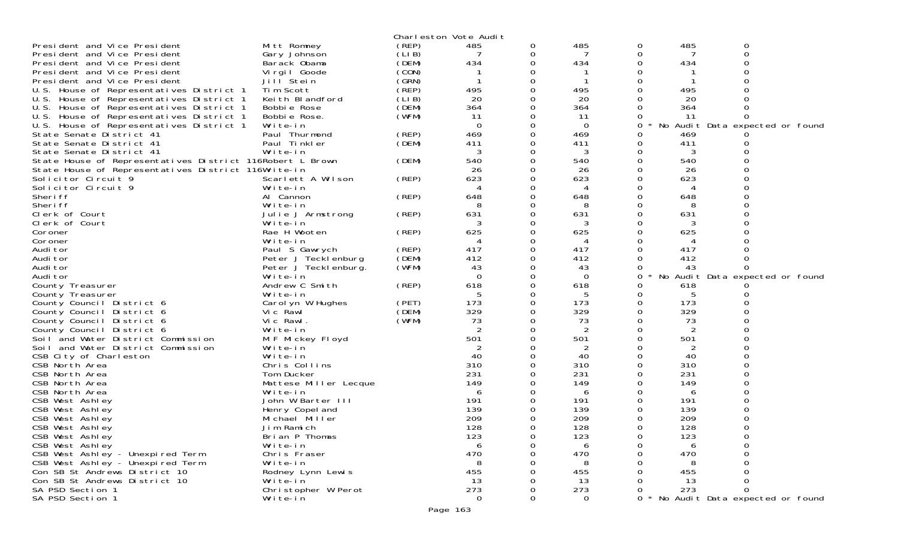Charleston Vote Audit

| Contest | Candidate | Party | | | | | | |
|---|---|---|---|---|---|---|---|---|
| President and Vice President | Mitt Romney | (REP) | 485 | 0 | 485 | 0 | 485 | 0 |
| President and Vice President | Gary Johnson | (LIB) | 7 | 0 | 7 | 0 | 7 | 0 |
| President and Vice President | Barack Obama | (DEM) | 434 | 0 | 434 | 0 | 434 | 0 |
| President and Vice President | Virgil Goode | (CON) | 1 | 0 | 1 | 0 | 1 | 0 |
| President and Vice President | Jill Stein | (GRN) | 1 | 0 | 1 | 0 | 1 | 0 |
| U.S. House of Representatives District 1 | Tim Scott | (REP) | 495 | 0 | 495 | 0 | 495 | 0 |
| U.S. House of Representatives District 1 | Keith Blandford | (LIB) | 20 | 0 | 20 | 0 | 20 | 0 |
| U.S. House of Representatives District 1 | Bobbie Rose | (DEM) | 364 | 0 | 364 | 0 | 364 | 0 |
| U.S. House of Representatives District 1 | Bobbie Rose. | (WFM) | 11 | 0 | 11 | 0 | 11 | 0 |
| U.S. House of Representatives District 1 | Write-in | | 0 | 0 | 0 | 0 * No Audit Data expected or found | | |
| State Senate District 41 | Paul Thurmond | (REP) | 469 | 0 | 469 | 0 | 469 | 0 |
| State Senate District 41 | Paul Tinkler | (DEM) | 411 | 0 | 411 | 0 | 411 | 0 |
| State Senate District 41 | Write-in | | 3 | 0 | 3 | 0 | 3 | 0 |
| State House of Representatives District 116 | Robert L Brown | (DEM) | 540 | 0 | 540 | 0 | 540 | 0 |
| State House of Representatives District 116 | Write-in | | 26 | 0 | 26 | 0 | 26 | 0 |
| Solicitor Circuit 9 | Scarlett A Wilson | (REP) | 623 | 0 | 623 | 0 | 623 | 0 |
| Solicitor Circuit 9 | Write-in | | 4 | 0 | 4 | 0 | 4 | 0 |
| Sheriff | Al Cannon | (REP) | 648 | 0 | 648 | 0 | 648 | 0 |
| Sheriff | Write-in | | 8 | 0 | 8 | 0 | 8 | 0 |
| Clerk of Court | Julie J Armstrong | (REP) | 631 | 0 | 631 | 0 | 631 | 0 |
| Clerk of Court | Write-in | | 3 | 0 | 3 | 0 | 3 | 0 |
| Coroner | Rae H Wooten | (REP) | 625 | 0 | 625 | 0 | 625 | 0 |
| Coroner | Write-in | | 4 | 0 | 4 | 0 | 4 | 0 |
| Auditor | Paul S Gawrych | (REP) | 417 | 0 | 417 | 0 | 417 | 0 |
| Auditor | Peter J Tecklenburg | (DEM) | 412 | 0 | 412 | 0 | 412 | 0 |
| Auditor | Peter J Tecklenburg. | (WFM) | 43 | 0 | 43 | 0 | 43 | 0 |
| Auditor | Write-in | | 0 | 0 | 0 | 0 * No Audit Data expected or found | | |
| County Treasurer | Andrew C Smith | (REP) | 618 | 0 | 618 | 0 | 618 | 0 |
| County Treasurer | Write-in | | 5 | 0 | 5 | 0 | 5 | 0 |
| County Council District 6 | Carolyn W Hughes | (PET) | 173 | 0 | 173 | 0 | 173 | 0 |
| County Council District 6 | Vic Rawl | (DEM) | 329 | 0 | 329 | 0 | 329 | 0 |
| County Council District 6 | Vic Rawl. | (WFM) | 73 | 0 | 73 | 0 | 73 | 0 |
| County Council District 6 | Write-in | | 2 | 0 | 2 | 0 | 2 | 0 |
| Soil and Water District Commission | M F Mickey Floyd | | 501 | 0 | 501 | 0 | 501 | 0 |
| Soil and Water District Commission | Write-in | | 2 | 0 | 2 | 0 | 2 | 0 |
| CSB City of Charleston | Write-in | | 40 | 0 | 40 | 0 | 40 | 0 |
| CSB North Area | Chris Collins | | 310 | 0 | 310 | 0 | 310 | 0 |
| CSB North Area | Tom Ducker | | 231 | 0 | 231 | 0 | 231 | 0 |
| CSB North Area | Mattese Miller Lecque | | 149 | 0 | 149 | 0 | 149 | 0 |
| CSB North Area | Write-in | | 6 | 0 | 6 | 0 | 6 | 0 |
| CSB West Ashley | John W Barter III | | 191 | 0 | 191 | 0 | 191 | 0 |
| CSB West Ashley | Henry Copeland | | 139 | 0 | 139 | 0 | 139 | 0 |
| CSB West Ashley | Michael Miller | | 209 | 0 | 209 | 0 | 209 | 0 |
| CSB West Ashley | Jim Ramich | | 128 | 0 | 128 | 0 | 128 | 0 |
| CSB West Ashley | Brian P Thomas | | 123 | 0 | 123 | 0 | 123 | 0 |
| CSB West Ashley | Write-in | | 6 | 0 | 6 | 0 | 6 | 0 |
| CSB West Ashley - Unexpired Term | Chris Fraser | | 470 | 0 | 470 | 0 | 470 | 0 |
| CSB West Ashley - Unexpired Term | Write-in | | 8 | 0 | 8 | 0 | 8 | 0 |
| Con SB St Andrews District 10 | Rodney Lynn Lewis | | 455 | 0 | 455 | 0 | 455 | 0 |
| Con SB St Andrews District 10 | Write-in | | 13 | 0 | 13 | 0 | 13 | 0 |
| SA PSD Section 1 | Christopher W Perot | | 273 | 0 | 273 | 0 | 273 | 0 |
| SA PSD Section 1 | Write-in | | 0 | 0 | 0 | 0 * No Audit Data expected or found | | |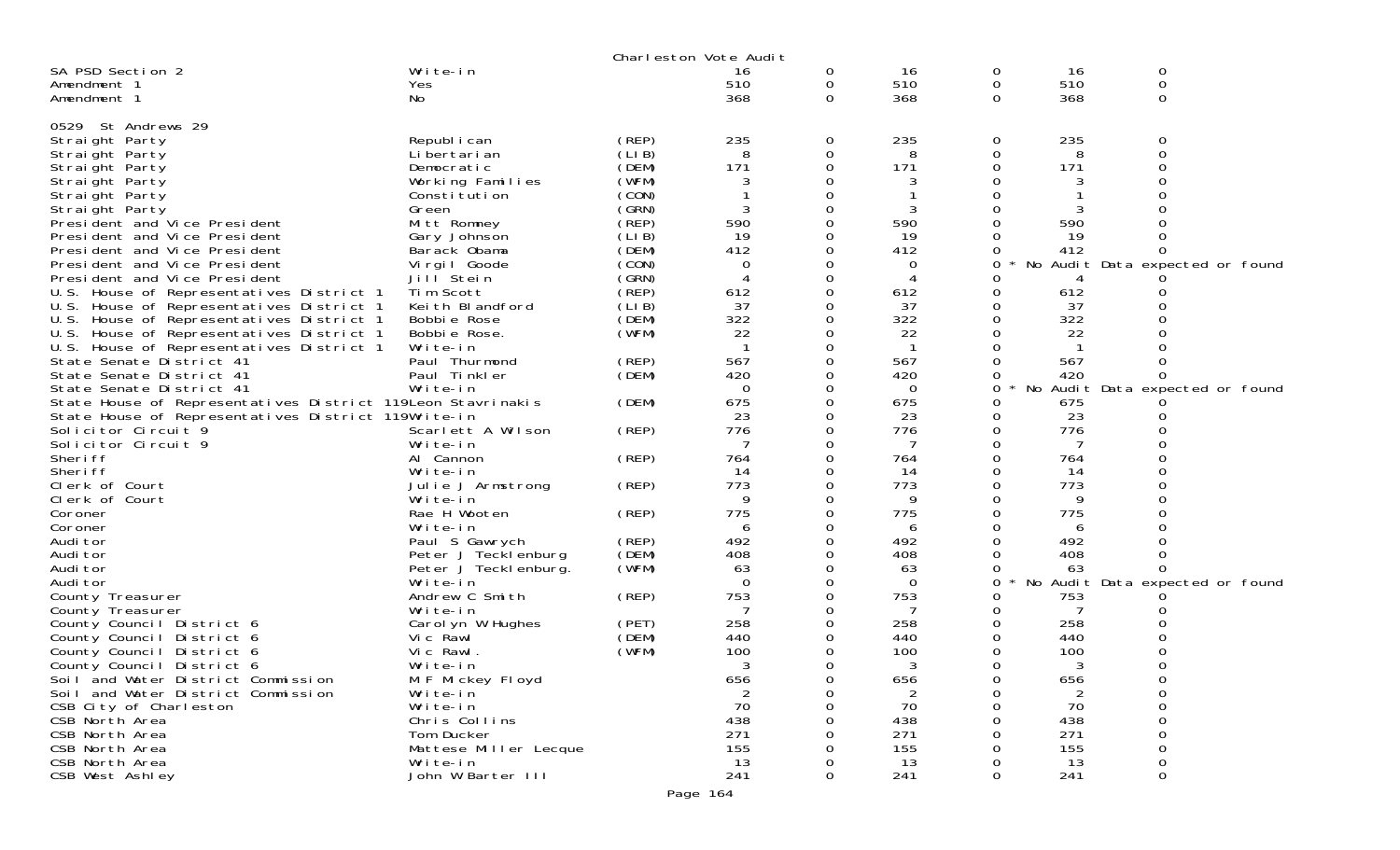Charleston Vote Audit

| Contest | Candidate | Party | | | | | | |
|---|---|---|---|---|---|---|---|---|
| SA PSD Section 2 | Write-in | | 16 | 0 | 16 | 0 | 16 | 0 |
| Amendment 1 | Yes | | 510 | 0 | 510 | 0 | 510 | 0 |
| Amendment 1 | No | | 368 | 0 | 368 | 0 | 368 | 0 |
| **0529 St Andrews 29** | | | | | | | | |
| Straight Party | Republican | (REP) | 235 | 0 | 235 | 0 | 235 | 0 |
| Straight Party | Libertarian | (LIB) | 8 | 0 | 8 | 0 | 8 | 0 |
| Straight Party | Democratic | (DEM) | 171 | 0 | 171 | 0 | 171 | 0 |
| Straight Party | Working Families | (WFM) | 3 | 0 | 3 | 0 | 3 | 0 |
| Straight Party | Constitution | (CON) | 1 | 0 | 1 | 0 | 1 | 0 |
| Straight Party | Green | (GRN) | 3 | 0 | 3 | 0 | 3 | 0 |
| President and Vice President | Mitt Romney | (REP) | 590 | 0 | 590 | 0 | 590 | 0 |
| President and Vice President | Gary Johnson | (LIB) | 19 | 0 | 19 | 0 | 19 | 0 |
| President and Vice President | Barack Obama | (DEM) | 412 | 0 | 412 | 0 | 412 | 0 |
| President and Vice President | Virgil Goode | (CON) | 0 | 0 | 0 | 0 * No Audit Data expected or found | | |
| President and Vice President | Jill Stein | (GRN) | 4 | 0 | 4 | 0 | 4 | 0 |
| U.S. House of Representatives District 1 | Tim Scott | (REP) | 612 | 0 | 612 | 0 | 612 | 0 |
| U.S. House of Representatives District 1 | Keith Blandford | (LIB) | 37 | 0 | 37 | 0 | 37 | 0 |
| U.S. House of Representatives District 1 | Bobbie Rose | (DEM) | 322 | 0 | 322 | 0 | 322 | 0 |
| U.S. House of Representatives District 1 | Bobbie Rose. | (WFM) | 22 | 0 | 22 | 0 | 22 | 0 |
| U.S. House of Representatives District 1 | Write-in | | 1 | 0 | 1 | 0 | 1 | 0 |
| State Senate District 41 | Paul Thurmond | (REP) | 567 | 0 | 567 | 0 | 567 | 0 |
| State Senate District 41 | Paul Tinkler | (DEM) | 420 | 0 | 420 | 0 | 420 | 0 |
| State Senate District 41 | Write-in | | 0 | 0 | 0 | 0 * No Audit Data expected or found | | |
| State House of Representatives District 119 | Leon Stavrinakis | (DEM) | 675 | 0 | 675 | 0 | 675 | 0 |
| State House of Representatives District 119 | Write-in | | 23 | 0 | 23 | 0 | 23 | 0 |
| Solicitor Circuit 9 | Scarlett A Wilson | (REP) | 776 | 0 | 776 | 0 | 776 | 0 |
| Solicitor Circuit 9 | Write-in | | 7 | 0 | 7 | 0 | 7 | 0 |
| Sheriff | Al Cannon | (REP) | 764 | 0 | 764 | 0 | 764 | 0 |
| Sheriff | Write-in | | 14 | 0 | 14 | 0 | 14 | 0 |
| Clerk of Court | Julie J Armstrong | (REP) | 773 | 0 | 773 | 0 | 773 | 0 |
| Clerk of Court | Write-in | | 9 | 0 | 9 | 0 | 9 | 0 |
| Coroner | Rae H Wooten | (REP) | 775 | 0 | 775 | 0 | 775 | 0 |
| Coroner | Write-in | | 6 | 0 | 6 | 0 | 6 | 0 |
| Auditor | Paul S Gawrych | (REP) | 492 | 0 | 492 | 0 | 492 | 0 |
| Auditor | Peter J Tecklenburg | (DEM) | 408 | 0 | 408 | 0 | 408 | 0 |
| Auditor | Peter J Tecklenburg. | (WFM) | 63 | 0 | 63 | 0 | 63 | 0 |
| Auditor | Write-in | | 0 | 0 | 0 | 0 * No Audit Data expected or found | | |
| County Treasurer | Andrew C Smith | (REP) | 753 | 0 | 753 | 0 | 753 | 0 |
| County Treasurer | Write-in | | 7 | 0 | 7 | 0 | 7 | 0 |
| County Council District 6 | Carolyn W Hughes | (PET) | 258 | 0 | 258 | 0 | 258 | 0 |
| County Council District 6 | Vic Rawl | (DEM) | 440 | 0 | 440 | 0 | 440 | 0 |
| County Council District 6 | Vic Rawl. | (WFM) | 100 | 0 | 100 | 0 | 100 | 0 |
| County Council District 6 | Write-in | | 3 | 0 | 3 | 0 | 3 | 0 |
| Soil and Water District Commission | M F Mickey Floyd | | 656 | 0 | 656 | 0 | 656 | 0 |
| Soil and Water District Commission | Write-in | | 2 | 0 | 2 | 0 | 2 | 0 |
| CSB City of Charleston | Write-in | | 70 | 0 | 70 | 0 | 70 | 0 |
| CSB North Area | Chris Collins | | 438 | 0 | 438 | 0 | 438 | 0 |
| CSB North Area | Tom Ducker | | 271 | 0 | 271 | 0 | 271 | 0 |
| CSB North Area | Mattese Miller Lecque | | 155 | 0 | 155 | 0 | 155 | 0 |
| CSB North Area | Write-in | | 13 | 0 | 13 | 0 | 13 | 0 |
| CSB West Ashley | John W Barter III | | 241 | 0 | 241 | 0 | 241 | 0 |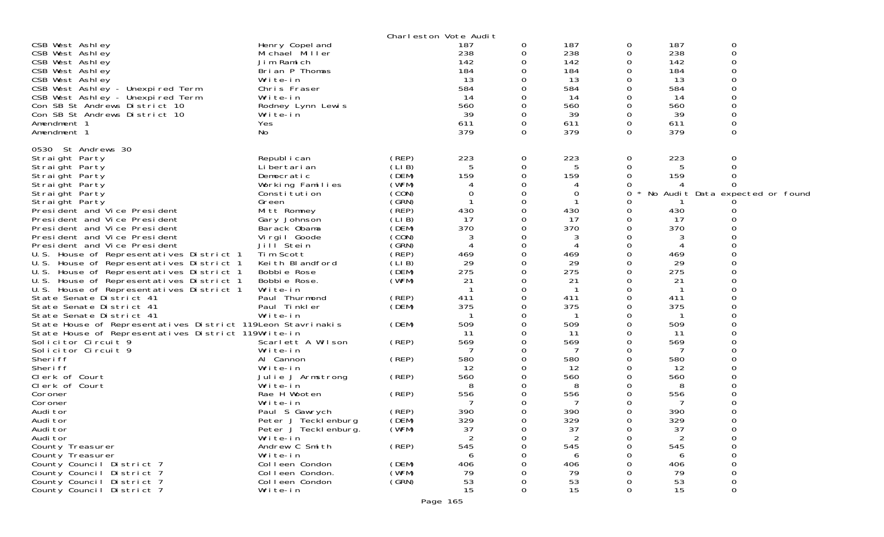Charleston Vote Audit

| | | | | | | | | |
|---|---|---|---|---|---|---|---|---|
| CSB West Ashley | Henry Copeland | | 187 | 0 | 187 | 0 | 187 | 0 |
| CSB West Ashley | Michael Miller | | 238 | 0 | 238 | 0 | 238 | 0 |
| CSB West Ashley | Jim Ramich | | 142 | 0 | 142 | 0 | 142 | 0 |
| CSB West Ashley | Brian P Thomas | | 184 | 0 | 184 | 0 | 184 | 0 |
| CSB West Ashley | Write-in | | 13 | 0 | 13 | 0 | 13 | 0 |
| CSB West Ashley - Unexpired Term | Chris Fraser | | 584 | 0 | 584 | 0 | 584 | 0 |
| CSB West Ashley - Unexpired Term | Write-in | | 14 | 0 | 14 | 0 | 14 | 0 |
| Con SB St Andrews District 10 | Rodney Lynn Lewis | | 560 | 0 | 560 | 0 | 560 | 0 |
| Con SB St Andrews District 10 | Write-in | | 39 | 0 | 39 | 0 | 39 | 0 |
| Amendment 1 | Yes | | 611 | 0 | 611 | 0 | 611 | 0 |
| Amendment 1 | No | | 379 | 0 | 379 | 0 | 379 | 0 |

0530 St Andrews 30

| | | | | | | | | |
|---|---|---|---|---|---|---|---|---|
| Straight Party | Republican | (REP) | 223 | 0 | 223 | 0 | 223 | 0 |
| Straight Party | Libertarian | (LIB) | 5 | 0 | 5 | 0 | 5 | 0 |
| Straight Party | Democratic | (DEM) | 159 | 0 | 159 | 0 | 159 | 0 |
| Straight Party | Working Families | (WFM) | 4 | 0 | 4 | 0 | 4 | 0 |
| Straight Party | Constitution | (CON) | 0 | 0 | 0 | 0 * No Audit Data expected or found | | |
| Straight Party | Green | (GRN) | 1 | 0 | 1 | 0 | 1 | 0 |
| President and Vice President | Mitt Romney | (REP) | 430 | 0 | 430 | 0 | 430 | 0 |
| President and Vice President | Gary Johnson | (LIB) | 17 | 0 | 17 | 0 | 17 | 0 |
| President and Vice President | Barack Obama | (DEM) | 370 | 0 | 370 | 0 | 370 | 0 |
| President and Vice President | Virgil Goode | (CON) | 3 | 0 | 3 | 0 | 3 | 0 |
| President and Vice President | Jill Stein | (GRN) | 4 | 0 | 4 | 0 | 4 | 0 |
| U.S. House of Representatives District 1 | Tim Scott | (REP) | 469 | 0 | 469 | 0 | 469 | 0 |
| U.S. House of Representatives District 1 | Keith Blandford | (LIB) | 29 | 0 | 29 | 0 | 29 | 0 |
| U.S. House of Representatives District 1 | Bobbie Rose | (DEM) | 275 | 0 | 275 | 0 | 275 | 0 |
| U.S. House of Representatives District 1 | Bobbie Rose. | (WFM) | 21 | 0 | 21 | 0 | 21 | 0 |
| U.S. House of Representatives District 1 | Write-in | | 1 | 0 | 1 | 0 | 1 | 0 |
| State Senate District 41 | Paul Thurmond | (REP) | 411 | 0 | 411 | 0 | 411 | 0 |
| State Senate District 41 | Paul Tinkler | (DEM) | 375 | 0 | 375 | 0 | 375 | 0 |
| State Senate District 41 | Write-in | | 1 | 0 | 1 | 0 | 1 | 0 |
| State House of Representatives District 119 | Leon Stavrinakis | (DEM) | 509 | 0 | 509 | 0 | 509 | 0 |
| State House of Representatives District 119 | Write-in | | 11 | 0 | 11 | 0 | 11 | 0 |
| Solicitor Circuit 9 | Scarlett A Wilson | (REP) | 569 | 0 | 569 | 0 | 569 | 0 |
| Solicitor Circuit 9 | Write-in | | 7 | 0 | 7 | 0 | 7 | 0 |
| Sheriff | Al Cannon | (REP) | 580 | 0 | 580 | 0 | 580 | 0 |
| Sheriff | Write-in | | 12 | 0 | 12 | 0 | 12 | 0 |
| Clerk of Court | Julie J Armstrong | (REP) | 560 | 0 | 560 | 0 | 560 | 0 |
| Clerk of Court | Write-in | | 8 | 0 | 8 | 0 | 8 | 0 |
| Coroner | Rae H Wooten | (REP) | 556 | 0 | 556 | 0 | 556 | 0 |
| Coroner | Write-in | | 7 | 0 | 7 | 0 | 7 | 0 |
| Auditor | Paul S Gawrych | (REP) | 390 | 0 | 390 | 0 | 390 | 0 |
| Auditor | Peter J Tecklenburg | (DEM) | 329 | 0 | 329 | 0 | 329 | 0 |
| Auditor | Peter J Tecklenburg. | (WFM) | 37 | 0 | 37 | 0 | 37 | 0 |
| Auditor | Write-in | | 2 | 0 | 2 | 0 | 2 | 0 |
| County Treasurer | Andrew C Smith | (REP) | 545 | 0 | 545 | 0 | 545 | 0 |
| County Treasurer | Write-in | | 6 | 0 | 6 | 0 | 6 | 0 |
| County Council District 7 | Colleen Condon | (DEM) | 406 | 0 | 406 | 0 | 406 | 0 |
| County Council District 7 | Colleen Condon. | (WFM) | 79 | 0 | 79 | 0 | 79 | 0 |
| County Council District 7 | Colleen Condon | (GRN) | 53 | 0 | 53 | 0 | 53 | 0 |
| County Council District 7 | Write-in | | 15 | 0 | 15 | 0 | 15 | 0 |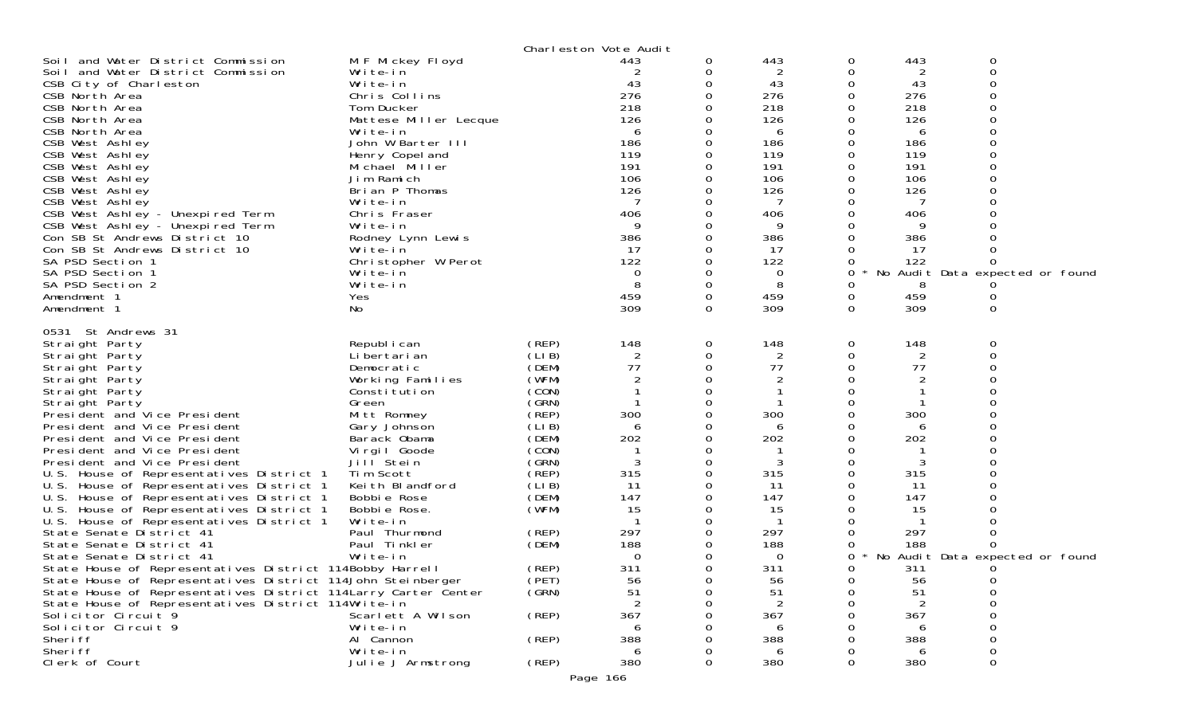Charleston Vote Audit

| Contest | Candidate | Party | | | | | | |
|---|---|---|---|---|---|---|---|---|
| Soil and Water District Commission | M F Mickey Floyd | | 443 | 0 | 443 | 0 | 443 | 0 |
| Soil and Water District Commission | Write-in | | 2 | 0 | 2 | 0 | 2 | 0 |
| CSB City of Charleston | Write-in | | 43 | 0 | 43 | 0 | 43 | 0 |
| CSB North Area | Chris Collins | | 276 | 0 | 276 | 0 | 276 | 0 |
| CSB North Area | Tom Ducker | | 218 | 0 | 218 | 0 | 218 | 0 |
| CSB North Area | Mattese Miller Lecque | | 126 | 0 | 126 | 0 | 126 | 0 |
| CSB North Area | Write-in | | 6 | 0 | 6 | 0 | 6 | 0 |
| CSB West Ashley | John W Barter III | | 186 | 0 | 186 | 0 | 186 | 0 |
| CSB West Ashley | Henry Copeland | | 119 | 0 | 119 | 0 | 119 | 0 |
| CSB West Ashley | Michael Miller | | 191 | 0 | 191 | 0 | 191 | 0 |
| CSB West Ashley | Jim Ramich | | 106 | 0 | 106 | 0 | 106 | 0 |
| CSB West Ashley | Brian P Thomas | | 126 | 0 | 126 | 0 | 126 | 0 |
| CSB West Ashley | Write-in | | 7 | 0 | 7 | 0 | 7 | 0 |
| CSB West Ashley - Unexpired Term | Chris Fraser | | 406 | 0 | 406 | 0 | 406 | 0 |
| CSB West Ashley - Unexpired Term | Write-in | | 9 | 0 | 9 | 0 | 9 | 0 |
| Con SB St Andrews District 10 | Rodney Lynn Lewis | | 386 | 0 | 386 | 0 | 386 | 0 |
| Con SB St Andrews District 10 | Write-in | | 17 | 0 | 17 | 0 | 17 | 0 |
| SA PSD Section 1 | Christopher W Perot | | 122 | 0 | 122 | 0 | 122 | 0 |
| SA PSD Section 1 | Write-in | | 0 | 0 | 0 | 0 * No Audit Data expected or found | | |
| SA PSD Section 2 | Write-in | | 8 | 0 | 8 | 0 | 8 | 0 |
| Amendment 1 | Yes | | 459 | 0 | 459 | 0 | 459 | 0 |
| Amendment 1 | No | | 309 | 0 | 309 | 0 | 309 | 0 |

0531 St Andrews 31

| Contest | Candidate | Party | | | | | | |
|---|---|---|---|---|---|---|---|---|
| Straight Party | Republican | (REP) | 148 | 0 | 148 | 0 | 148 | 0 |
| Straight Party | Libertarian | (LIB) | 2 | 0 | 2 | 0 | 2 | 0 |
| Straight Party | Democratic | (DEM) | 77 | 0 | 77 | 0 | 77 | 0 |
| Straight Party | Working Families | (WFM) | 2 | 0 | 2 | 0 | 2 | 0 |
| Straight Party | Constitution | (CON) | 1 | 0 | 1 | 0 | 1 | 0 |
| Straight Party | Green | (GRN) | 1 | 0 | 1 | 0 | 1 | 0 |
| President and Vice President | Mitt Romney | (REP) | 300 | 0 | 300 | 0 | 300 | 0 |
| President and Vice President | Gary Johnson | (LIB) | 6 | 0 | 6 | 0 | 6 | 0 |
| President and Vice President | Barack Obama | (DEM) | 202 | 0 | 202 | 0 | 202 | 0 |
| President and Vice President | Virgil Goode | (CON) | 1 | 0 | 1 | 0 | 1 | 0 |
| President and Vice President | Jill Stein | (GRN) | 3 | 0 | 3 | 0 | 3 | 0 |
| U.S. House of Representatives District 1 | Tim Scott | (REP) | 315 | 0 | 315 | 0 | 315 | 0 |
| U.S. House of Representatives District 1 | Keith Blandford | (LIB) | 11 | 0 | 11 | 0 | 11 | 0 |
| U.S. House of Representatives District 1 | Bobbie Rose | (DEM) | 147 | 0 | 147 | 0 | 147 | 0 |
| U.S. House of Representatives District 1 | Bobbie Rose. | (WFM) | 15 | 0 | 15 | 0 | 15 | 0 |
| U.S. House of Representatives District 1 | Write-in | | 1 | 0 | 1 | 0 | 1 | 0 |
| State Senate District 41 | Paul Thurmond | (REP) | 297 | 0 | 297 | 0 | 297 | 0 |
| State Senate District 41 | Paul Tinkler | (DEM) | 188 | 0 | 188 | 0 | 188 | 0 |
| State Senate District 41 | Write-in | | 0 | 0 | 0 | 0 * No Audit Data expected or found | | |
| State House of Representatives District 114 | Bobby Harrell | (REP) | 311 | 0 | 311 | 0 | 311 | 0 |
| State House of Representatives District 114 | John Steinberger | (PET) | 56 | 0 | 56 | 0 | 56 | 0 |
| State House of Representatives District 114 | Larry Carter Center | (GRN) | 51 | 0 | 51 | 0 | 51 | 0 |
| State House of Representatives District 114 | Write-in | | 2 | 0 | 2 | 0 | 2 | 0 |
| Solicitor Circuit 9 | Scarlett A Wilson | (REP) | 367 | 0 | 367 | 0 | 367 | 0 |
| Solicitor Circuit 9 | Write-in | | 6 | 0 | 6 | 0 | 6 | 0 |
| Sheriff | Al Cannon | (REP) | 388 | 0 | 388 | 0 | 388 | 0 |
| Sheriff | Write-in | | 6 | 0 | 6 | 0 | 6 | 0 |
| Clerk of Court | Julie J Armstrong | (REP) | 380 | 0 | 380 | 0 | 380 | 0 |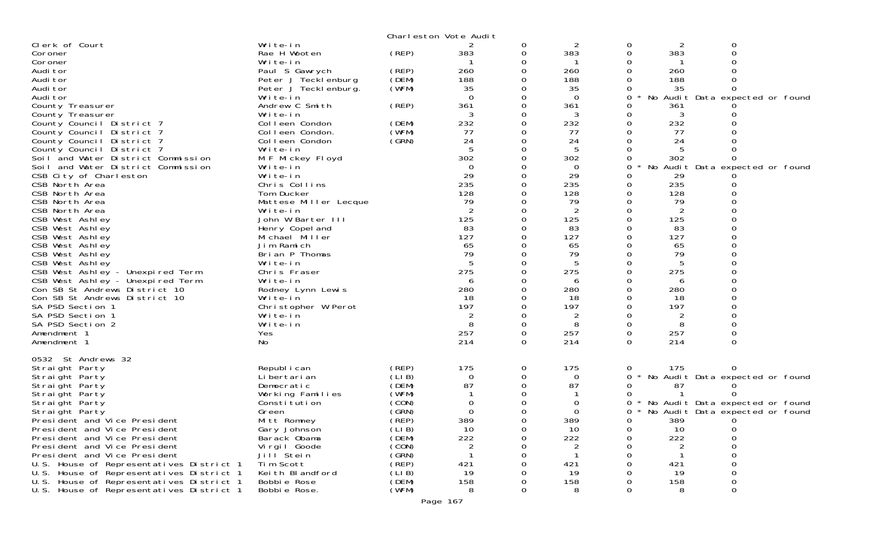Charleston Vote Audit

| Office | Candidate | Party | Votes | | | | | |
|---|---|---|---|---|---|---|---|---|
| Clerk of Court | Write-in | | 2 | 0 | 2 | 0 | 2 | 0 |
| Coroner | Rae H Wooten | (REP) | 383 | 0 | 383 | 0 | 383 | 0 |
| Coroner | Write-in | | 1 | 0 | 1 | 0 | 1 | 0 |
| Auditor | Paul S Gawrych | (REP) | 260 | 0 | 260 | 0 | 260 | 0 |
| Auditor | Peter J Tecklenburg | (DEM) | 188 | 0 | 188 | 0 | 188 | 0 |
| Auditor | Peter J Tecklenburg. | (WFM) | 35 | 0 | 35 | 0 | 35 | 0 |
| Auditor | Write-in | | 0 | 0 | 0 | 0 * | No Audit Data expected or found | |
| County Treasurer | Andrew C Smith | (REP) | 361 | 0 | 361 | 0 | 361 | 0 |
| County Treasurer | Write-in | | 3 | 0 | 3 | 0 | 3 | 0 |
| County Council District 7 | Colleen Condon | (DEM) | 232 | 0 | 232 | 0 | 232 | 0 |
| County Council District 7 | Colleen Condon. | (WFM) | 77 | 0 | 77 | 0 | 77 | 0 |
| County Council District 7 | Colleen Condon | (GRN) | 24 | 0 | 24 | 0 | 24 | 0 |
| County Council District 7 | Write-in | | 5 | 0 | 5 | 0 | 5 | 0 |
| Soil and Water District Commission | M F Mickey Floyd | | 302 | 0 | 302 | 0 | 302 | 0 |
| Soil and Water District Commission | Write-in | | 0 | 0 | 0 | 0 * | No Audit Data expected or found | |
| CSB City of Charleston | Write-in | | 29 | 0 | 29 | 0 | 29 | 0 |
| CSB North Area | Chris Collins | | 235 | 0 | 235 | 0 | 235 | 0 |
| CSB North Area | Tom Ducker | | 128 | 0 | 128 | 0 | 128 | 0 |
| CSB North Area | Mattese Miller Lecque | | 79 | 0 | 79 | 0 | 79 | 0 |
| CSB North Area | Write-in | | 2 | 0 | 2 | 0 | 2 | 0 |
| CSB West Ashley | John W Barter III | | 125 | 0 | 125 | 0 | 125 | 0 |
| CSB West Ashley | Henry Copeland | | 83 | 0 | 83 | 0 | 83 | 0 |
| CSB West Ashley | Michael Miller | | 127 | 0 | 127 | 0 | 127 | 0 |
| CSB West Ashley | Jim Ramich | | 65 | 0 | 65 | 0 | 65 | 0 |
| CSB West Ashley | Brian P Thomas | | 79 | 0 | 79 | 0 | 79 | 0 |
| CSB West Ashley | Write-in | | 5 | 0 | 5 | 0 | 5 | 0 |
| CSB West Ashley - Unexpired Term | Chris Fraser | | 275 | 0 | 275 | 0 | 275 | 0 |
| CSB West Ashley - Unexpired Term | Write-in | | 6 | 0 | 6 | 0 | 6 | 0 |
| Con SB St Andrews District 10 | Rodney Lynn Lewis | | 280 | 0 | 280 | 0 | 280 | 0 |
| Con SB St Andrews District 10 | Write-in | | 18 | 0 | 18 | 0 | 18 | 0 |
| SA PSD Section 1 | Christopher W Perot | | 197 | 0 | 197 | 0 | 197 | 0 |
| SA PSD Section 1 | Write-in | | 2 | 0 | 2 | 0 | 2 | 0 |
| SA PSD Section 2 | Write-in | | 8 | 0 | 8 | 0 | 8 | 0 |
| Amendment 1 | Yes | | 257 | 0 | 257 | 0 | 257 | 0 |
| Amendment 1 | No | | 214 | 0 | 214 | 0 | 214 | 0 |

0532 St Andrews 32

| Office | Candidate | Party | Votes | | | | | |
|---|---|---|---|---|---|---|---|---|
| Straight Party | Republican | (REP) | 175 | 0 | 175 | 0 | 175 | 0 |
| Straight Party | Libertarian | (LIB) | 0 | 0 | 0 | 0 * | No Audit Data expected or found | |
| Straight Party | Democratic | (DEM) | 87 | 0 | 87 | 0 | 87 | 0 |
| Straight Party | Working Families | (WFM) | 1 | 0 | 1 | 0 | 1 | 0 |
| Straight Party | Constitution | (CON) | 0 | 0 | 0 | 0 * | No Audit Data expected or found | |
| Straight Party | Green | (GRN) | 0 | 0 | 0 | 0 * | No Audit Data expected or found | |
| President and Vice President | Mitt Romney | (REP) | 389 | 0 | 389 | 0 | 389 | 0 |
| President and Vice President | Gary Johnson | (LIB) | 10 | 0 | 10 | 0 | 10 | 0 |
| President and Vice President | Barack Obama | (DEM) | 222 | 0 | 222 | 0 | 222 | 0 |
| President and Vice President | Virgil Goode | (CON) | 2 | 0 | 2 | 0 | 2 | 0 |
| President and Vice President | Jill Stein | (GRN) | 1 | 0 | 1 | 0 | 1 | 0 |
| U.S. House of Representatives District 1 | Tim Scott | (REP) | 421 | 0 | 421 | 0 | 421 | 0 |
| U.S. House of Representatives District 1 | Keith Blandford | (LIB) | 19 | 0 | 19 | 0 | 19 | 0 |
| U.S. House of Representatives District 1 | Bobbie Rose | (DEM) | 158 | 0 | 158 | 0 | 158 | 0 |
| U.S. House of Representatives District 1 | Bobbie Rose. | (WFM) | 8 | 0 | 8 | 0 | 8 | 0 |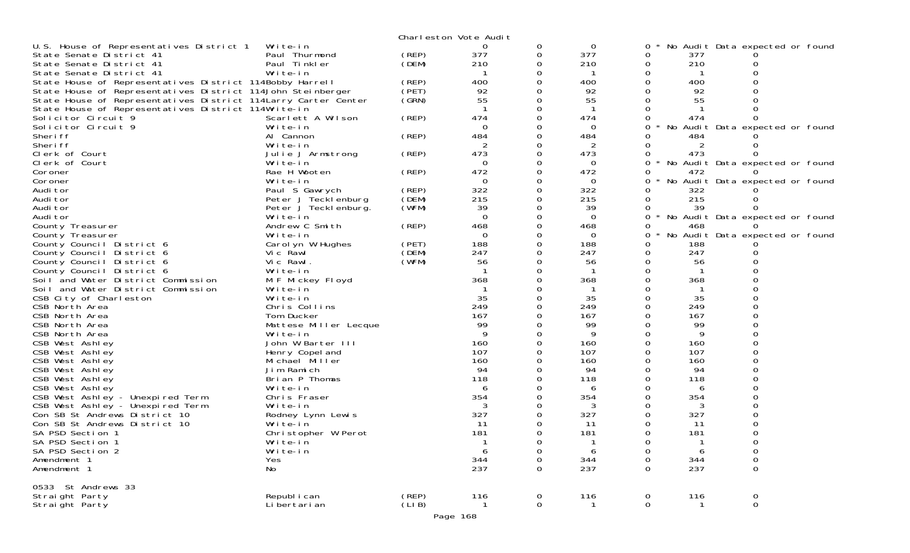Charleston Vote Audit

| | | | | | | | | | |
|---|---|---|---|---|---|---|---|---|---|
| U.S. House of Representatives District 1 | Write-in | | 0 | 0 | 0 | 0 | * No Audit Data expected or found | | |
| State Senate District 41 | Paul Thurmond | (REP) | 377 | 0 | 377 | 0 | 377 | 0 | |
| State Senate District 41 | Paul Tinkler | (DEM) | 210 | 0 | 210 | 0 | 210 | 0 | |
| State Senate District 41 | Write-in | | 1 | 0 | 1 | 0 | 1 | 0 | |
| State House of Representatives District 114 | Bobby Harrell | (REP) | 400 | 0 | 400 | 0 | 400 | 0 | |
| State House of Representatives District 114 | John Steinberger | (PET) | 92 | 0 | 92 | 0 | 92 | 0 | |
| State House of Representatives District 114 | Larry Carter Center | (GRN) | 55 | 0 | 55 | 0 | 55 | 0 | |
| State House of Representatives District 114 | Write-in | | 1 | 0 | 1 | 0 | 1 | 0 | |
| Solicitor Circuit 9 | Scarlett A Wilson | (REP) | 474 | 0 | 474 | 0 | 474 | 0 | |
| Solicitor Circuit 9 | Write-in | | 0 | 0 | 0 | 0 | * No Audit Data expected or found | | |
| Sheriff | Al Cannon | (REP) | 484 | 0 | 484 | 0 | 484 | 0 | |
| Sheriff | Write-in | | 2 | 0 | 2 | 0 | 2 | 0 | |
| Clerk of Court | Julie J Armstrong | (REP) | 473 | 0 | 473 | 0 | 473 | 0 | |
| Clerk of Court | Write-in | | 0 | 0 | 0 | 0 | * No Audit Data expected or found | | |
| Coroner | Rae H Wooten | (REP) | 472 | 0 | 472 | 0 | 472 | 0 | |
| Coroner | Write-in | | 0 | 0 | 0 | 0 | * No Audit Data expected or found | | |
| Auditor | Paul S Gawrych | (REP) | 322 | 0 | 322 | 0 | 322 | 0 | |
| Auditor | Peter J Tecklenburg | (DEM) | 215 | 0 | 215 | 0 | 215 | 0 | |
| Auditor | Peter J Tecklenburg. | (WFM) | 39 | 0 | 39 | 0 | 39 | 0 | |
| Auditor | Write-in | | 0 | 0 | 0 | 0 | * No Audit Data expected or found | | |
| County Treasurer | Andrew C Smith | (REP) | 468 | 0 | 468 | 0 | 468 | 0 | |
| County Treasurer | Write-in | | 0 | 0 | 0 | 0 | * No Audit Data expected or found | | |
| County Council District 6 | Carolyn W Hughes | (PET) | 188 | 0 | 188 | 0 | 188 | 0 | |
| County Council District 6 | Vic Rawl | (DEM) | 247 | 0 | 247 | 0 | 247 | 0 | |
| County Council District 6 | Vic Rawl. | (WFM) | 56 | 0 | 56 | 0 | 56 | 0 | |
| County Council District 6 | Write-in | | 1 | 0 | 1 | 0 | 1 | 0 | |
| Soil and Water District Commission | M F Mickey Floyd | | 368 | 0 | 368 | 0 | 368 | 0 | |
| Soil and Water District Commission | Write-in | | 1 | 0 | 1 | 0 | 1 | 0 | |
| CSB City of Charleston | Write-in | | 35 | 0 | 35 | 0 | 35 | 0 | |
| CSB North Area | Chris Collins | | 249 | 0 | 249 | 0 | 249 | 0 | |
| CSB North Area | Tom Ducker | | 167 | 0 | 167 | 0 | 167 | 0 | |
| CSB North Area | Mattese Miller Lecque | | 99 | 0 | 99 | 0 | 99 | 0 | |
| CSB North Area | Write-in | | 9 | 0 | 9 | 0 | 9 | 0 | |
| CSB West Ashley | John W Barter III | | 160 | 0 | 160 | 0 | 160 | 0 | |
| CSB West Ashley | Henry Copeland | | 107 | 0 | 107 | 0 | 107 | 0 | |
| CSB West Ashley | Michael Miller | | 160 | 0 | 160 | 0 | 160 | 0 | |
| CSB West Ashley | Jim Ramich | | 94 | 0 | 94 | 0 | 94 | 0 | |
| CSB West Ashley | Brian P Thomas | | 118 | 0 | 118 | 0 | 118 | 0 | |
| CSB West Ashley | Write-in | | 6 | 0 | 6 | 0 | 6 | 0 | |
| CSB West Ashley - Unexpired Term | Chris Fraser | | 354 | 0 | 354 | 0 | 354 | 0 | |
| CSB West Ashley - Unexpired Term | Write-in | | 3 | 0 | 3 | 0 | 3 | 0 | |
| Con SB St Andrews District 10 | Rodney Lynn Lewis | | 327 | 0 | 327 | 0 | 327 | 0 | |
| Con SB St Andrews District 10 | Write-in | | 11 | 0 | 11 | 0 | 11 | 0 | |
| SA PSD Section 1 | Christopher W Perot | | 181 | 0 | 181 | 0 | 181 | 0 | |
| SA PSD Section 1 | Write-in | | 1 | 0 | 1 | 0 | 1 | 0 | |
| SA PSD Section 2 | Write-in | | 6 | 0 | 6 | 0 | 6 | 0 | |
| Amendment 1 | Yes | | 344 | 0 | 344 | 0 | 344 | 0 | |
| Amendment 1 | No | | 237 | 0 | 237 | 0 | 237 | 0 | |

0533 St Andrews 33

| | | | | | | | | |
|---|---|---|---|---|---|---|---|---|
| Straight Party | Republican | (REP) | 116 | 0 | 116 | 0 | 116 | 0 |
| Straight Party | Libertarian | (LIB) | 1 | 0 | 1 | 0 | 1 | 0 |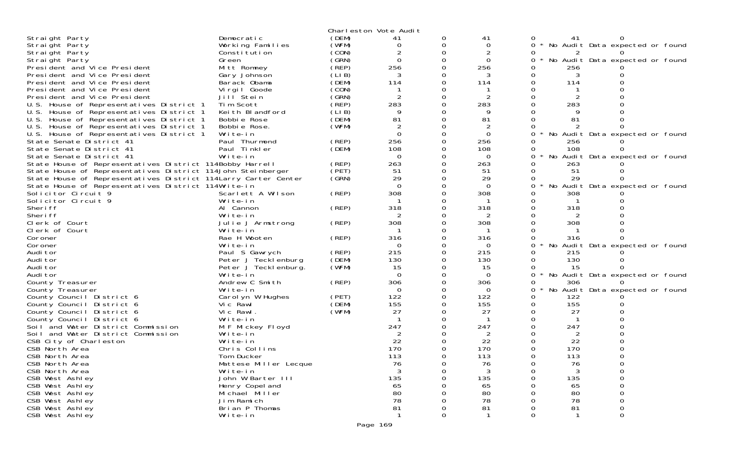Charleston Vote Audit

| Contest | Candidate | Party | | | | | | |
|---|---|---|---|---|---|---|---|---|
| Straight Party | Democratic | (DEM) | 41 | 0 | 41 | 0 | 41 | 0 |
| Straight Party | Working Families | (WFM) | 0 | 0 | 0 | 0 * No Audit Data expected or found | | |
| Straight Party | Constitution | (CON) | 2 | 0 | 2 | 0 | 2 | 0 |
| Straight Party | Green | (GRN) | 0 | 0 | 0 | 0 * No Audit Data expected or found | | |
| President and Vice President | Mitt Romney | (REP) | 256 | 0 | 256 | 0 | 256 | 0 |
| President and Vice President | Gary Johnson | (LIB) | 3 | 0 | 3 | 0 | 3 | 0 |
| President and Vice President | Barack Obama | (DEM) | 114 | 0 | 114 | 0 | 114 | 0 |
| President and Vice President | Virgil Goode | (CON) | 1 | 0 | 1 | 0 | 1 | 0 |
| President and Vice President | Jill Stein | (GRN) | 2 | 0 | 2 | 0 | 2 | 0 |
| U.S. House of Representatives District 1 | Tim Scott | (REP) | 283 | 0 | 283 | 0 | 283 | 0 |
| U.S. House of Representatives District 1 | Keith Blandford | (LIB) | 9 | 0 | 9 | 0 | 9 | 0 |
| U.S. House of Representatives District 1 | Bobbie Rose | (DEM) | 81 | 0 | 81 | 0 | 81 | 0 |
| U.S. House of Representatives District 1 | Bobbie Rose. | (WFM) | 2 | 0 | 2 | 0 | 2 | 0 |
| U.S. House of Representatives District 1 | Write-in | | 0 | 0 | 0 | 0 * No Audit Data expected or found | | |
| State Senate District 41 | Paul Thurmond | (REP) | 256 | 0 | 256 | 0 | 256 | 0 |
| State Senate District 41 | Paul Tinkler | (DEM) | 108 | 0 | 108 | 0 | 108 | 0 |
| State Senate District 41 | Write-in | | 0 | 0 | 0 | 0 * No Audit Data expected or found | | |
| State House of Representatives District 114 | Bobby Harrell | (REP) | 263 | 0 | 263 | 0 | 263 | 0 |
| State House of Representatives District 114 | John Steinberger | (PET) | 51 | 0 | 51 | 0 | 51 | 0 |
| State House of Representatives District 114 | Larry Carter Center | (GRN) | 29 | 0 | 29 | 0 | 29 | 0 |
| State House of Representatives District 114 | Write-in | | 0 | 0 | 0 | 0 * No Audit Data expected or found | | |
| Solicitor Circuit 9 | Scarlett A Wilson | (REP) | 308 | 0 | 308 | 0 | 308 | 0 |
| Solicitor Circuit 9 | Write-in | | 1 | 0 | 1 | 0 | 1 | 0 |
| Sheriff | Al Cannon | (REP) | 318 | 0 | 318 | 0 | 318 | 0 |
| Sheriff | Write-in | | 2 | 0 | 2 | 0 | 2 | 0 |
| Clerk of Court | Julie J Armstrong | (REP) | 308 | 0 | 308 | 0 | 308 | 0 |
| Clerk of Court | Write-in | | 1 | 0 | 1 | 0 | 1 | 0 |
| Coroner | Rae H Wooten | (REP) | 316 | 0 | 316 | 0 | 316 | 0 |
| Coroner | Write-in | | 0 | 0 | 0 | 0 * No Audit Data expected or found | | |
| Auditor | Paul S Gawrych | (REP) | 215 | 0 | 215 | 0 | 215 | 0 |
| Auditor | Peter J Tecklenburg | (DEM) | 130 | 0 | 130 | 0 | 130 | 0 |
| Auditor | Peter J Tecklenburg. | (WFM) | 15 | 0 | 15 | 0 | 15 | 0 |
| Auditor | Write-in | | 0 | 0 | 0 | 0 * No Audit Data expected or found | | |
| County Treasurer | Andrew C Smith | (REP) | 306 | 0 | 306 | 0 | 306 | 0 |
| County Treasurer | Write-in | | 0 | 0 | 0 | 0 * No Audit Data expected or found | | |
| County Council District 6 | Carolyn W Hughes | (PET) | 122 | 0 | 122 | 0 | 122 | 0 |
| County Council District 6 | Vic Rawl | (DEM) | 155 | 0 | 155 | 0 | 155 | 0 |
| County Council District 6 | Vic Rawl. | (WFM) | 27 | 0 | 27 | 0 | 27 | 0 |
| County Council District 6 | Write-in | | 1 | 0 | 1 | 0 | 1 | 0 |
| Soil and Water District Commission | M F Mickey Floyd | | 247 | 0 | 247 | 0 | 247 | 0 |
| Soil and Water District Commission | Write-in | | 2 | 0 | 2 | 0 | 2 | 0 |
| CSB City of Charleston | Write-in | | 22 | 0 | 22 | 0 | 22 | 0 |
| CSB North Area | Chris Collins | | 170 | 0 | 170 | 0 | 170 | 0 |
| CSB North Area | Tom Ducker | | 113 | 0 | 113 | 0 | 113 | 0 |
| CSB North Area | Mattese Miller Lecque | | 76 | 0 | 76 | 0 | 76 | 0 |
| CSB North Area | Write-in | | 3 | 0 | 3 | 0 | 3 | 0 |
| CSB West Ashley | John W Barter III | | 135 | 0 | 135 | 0 | 135 | 0 |
| CSB West Ashley | Henry Copeland | | 65 | 0 | 65 | 0 | 65 | 0 |
| CSB West Ashley | Michael Miller | | 80 | 0 | 80 | 0 | 80 | 0 |
| CSB West Ashley | Jim Ramich | | 78 | 0 | 78 | 0 | 78 | 0 |
| CSB West Ashley | Brian P Thomas | | 81 | 0 | 81 | 0 | 81 | 0 |
| CSB West Ashley | Write-in | | 1 | 0 | 1 | 0 | 1 | 0 |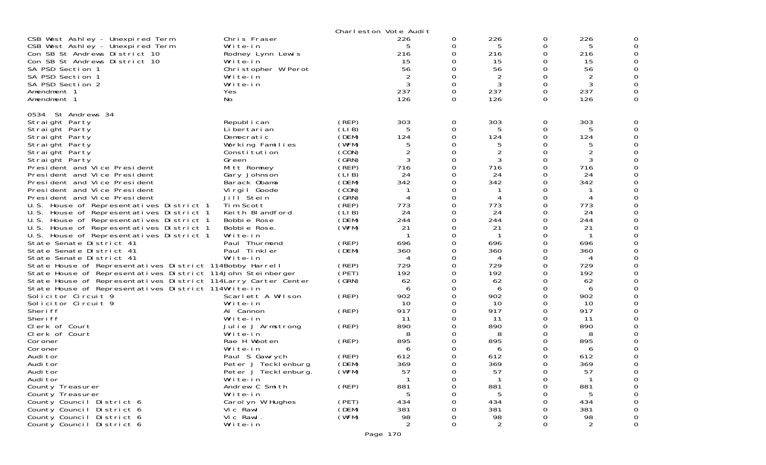Charleston Vote Audit

| | | | | | | | | |
|---|---|---|---|---|---|---|---|---|
| CSB West Ashley - Unexpired Term | Chris Fraser | | 226 | 0 | 226 | 0 | 226 | 0 |
| CSB West Ashley - Unexpired Term | Write-in | | 5 | 0 | 5 | 0 | 5 | 0 |
| Con SB St Andrews District 10 | Rodney Lynn Lewis | | 216 | 0 | 216 | 0 | 216 | 0 |
| Con SB St Andrews District 10 | Write-in | | 15 | 0 | 15 | 0 | 15 | 0 |
| SA PSD Section 1 | Christopher W Perot | | 56 | 0 | 56 | 0 | 56 | 0 |
| SA PSD Section 1 | Write-in | | 2 | 0 | 2 | 0 | 2 | 0 |
| SA PSD Section 2 | Write-in | | 3 | 0 | 3 | 0 | 3 | 0 |
| Amendment 1 | Yes | | 237 | 0 | 237 | 0 | 237 | 0 |
| Amendment 1 | No | | 126 | 0 | 126 | 0 | 126 | 0 |

0534 St Andrews 34

| | | | | | | | | |
|---|---|---|---|---|---|---|---|---|
| Straight Party | Republican | (REP) | 303 | 0 | 303 | 0 | 303 | 0 |
| Straight Party | Libertarian | (LIB) | 5 | 0 | 5 | 0 | 5 | 0 |
| Straight Party | Democratic | (DEM) | 124 | 0 | 124 | 0 | 124 | 0 |
| Straight Party | Working Families | (WFM) | 5 | 0 | 5 | 0 | 5 | 0 |
| Straight Party | Constitution | (CON) | 2 | 0 | 2 | 0 | 2 | 0 |
| Straight Party | Green | (GRN) | 3 | 0 | 3 | 0 | 3 | 0 |
| President and Vice President | Mitt Romney | (REP) | 716 | 0 | 716 | 0 | 716 | 0 |
| President and Vice President | Gary Johnson | (LIB) | 24 | 0 | 24 | 0 | 24 | 0 |
| President and Vice President | Barack Obama | (DEM) | 342 | 0 | 342 | 0 | 342 | 0 |
| President and Vice President | Virgil Goode | (CON) | 1 | 0 | 1 | 0 | 1 | 0 |
| President and Vice President | Jill Stein | (GRN) | 4 | 0 | 4 | 0 | 4 | 0 |
| U.S. House of Representatives District 1 | Tim Scott | (REP) | 773 | 0 | 773 | 0 | 773 | 0 |
| U.S. House of Representatives District 1 | Keith Blandford | (LIB) | 24 | 0 | 24 | 0 | 24 | 0 |
| U.S. House of Representatives District 1 | Bobbie Rose | (DEM) | 244 | 0 | 244 | 0 | 244 | 0 |
| U.S. House of Representatives District 1 | Bobbie Rose. | (WFM) | 21 | 0 | 21 | 0 | 21 | 0 |
| U.S. House of Representatives District 1 | Write-in | | 1 | 0 | 1 | 0 | 1 | 0 |
| State Senate District 41 | Paul Thurmond | (REP) | 696 | 0 | 696 | 0 | 696 | 0 |
| State Senate District 41 | Paul Tinkler | (DEM) | 360 | 0 | 360 | 0 | 360 | 0 |
| State Senate District 41 | Write-in | | 4 | 0 | 4 | 0 | 4 | 0 |
| State House of Representatives District 114 | Bobby Harrell | (REP) | 729 | 0 | 729 | 0 | 729 | 0 |
| State House of Representatives District 114 | John Steinberger | (PET) | 192 | 0 | 192 | 0 | 192 | 0 |
| State House of Representatives District 114 | Larry Carter Center | (GRN) | 62 | 0 | 62 | 0 | 62 | 0 |
| State House of Representatives District 114 | Write-in | | 6 | 0 | 6 | 0 | 6 | 0 |
| Solicitor Circuit 9 | Scarlett A Wilson | (REP) | 902 | 0 | 902 | 0 | 902 | 0 |
| Solicitor Circuit 9 | Write-in | | 10 | 0 | 10 | 0 | 10 | 0 |
| Sheriff | Al Cannon | (REP) | 917 | 0 | 917 | 0 | 917 | 0 |
| Sheriff | Write-in | | 11 | 0 | 11 | 0 | 11 | 0 |
| Clerk of Court | Julie J Armstrong | (REP) | 890 | 0 | 890 | 0 | 890 | 0 |
| Clerk of Court | Write-in | | 8 | 0 | 8 | 0 | 8 | 0 |
| Coroner | Rae H Wooten | (REP) | 895 | 0 | 895 | 0 | 895 | 0 |
| Coroner | Write-in | | 6 | 0 | 6 | 0 | 6 | 0 |
| Auditor | Paul S Gawrych | (REP) | 612 | 0 | 612 | 0 | 612 | 0 |
| Auditor | Peter J Tecklenburg | (DEM) | 369 | 0 | 369 | 0 | 369 | 0 |
| Auditor | Peter J Tecklenburg. | (WFM) | 57 | 0 | 57 | 0 | 57 | 0 |
| Auditor | Write-in | | 1 | 0 | 1 | 0 | 1 | 0 |
| County Treasurer | Andrew C Smith | (REP) | 881 | 0 | 881 | 0 | 881 | 0 |
| County Treasurer | Write-in | | 5 | 0 | 5 | 0 | 5 | 0 |
| County Council District 6 | Carolyn W Hughes | (PET) | 434 | 0 | 434 | 0 | 434 | 0 |
| County Council District 6 | Vic Rawl | (DEM) | 381 | 0 | 381 | 0 | 381 | 0 |
| County Council District 6 | Vic Rawl. | (WFM) | 98 | 0 | 98 | 0 | 98 | 0 |
| County Council District 6 | Write-in | | 2 | 0 | 2 | 0 | 2 | 0 |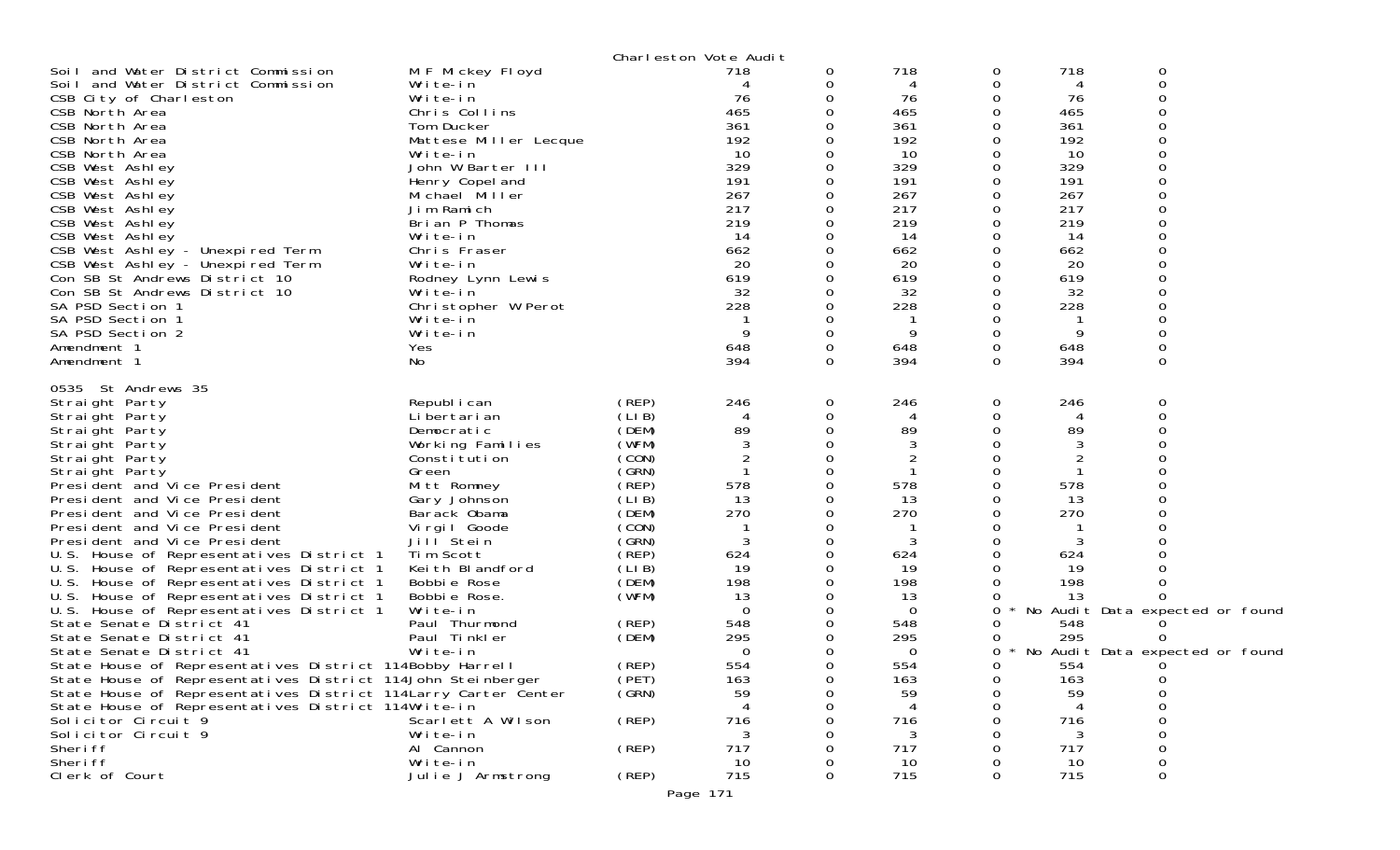Charleston Vote Audit

| | | | | | | | | | |
|---|---|---|---|---|---|---|---|---|---|
| Soil and Water District Commission | M F Mickey Floyd | | 718 | 0 | 718 | 0 | 718 | 0 | |
| Soil and Water District Commission | Write-in | | 4 | 0 | 4 | 0 | 4 | 0 | |
| CSB City of Charleston | Write-in | | 76 | 0 | 76 | 0 | 76 | 0 | |
| CSB North Area | Chris Collins | | 465 | 0 | 465 | 0 | 465 | 0 | |
| CSB North Area | Tom Ducker | | 361 | 0 | 361 | 0 | 361 | 0 | |
| CSB North Area | Mattese Miller Lecque | | 192 | 0 | 192 | 0 | 192 | 0 | |
| CSB North Area | Write-in | | 10 | 0 | 10 | 0 | 10 | 0 | |
| CSB West Ashley | John W Barter III | | 329 | 0 | 329 | 0 | 329 | 0 | |
| CSB West Ashley | Henry Copeland | | 191 | 0 | 191 | 0 | 191 | 0 | |
| CSB West Ashley | Michael Miller | | 267 | 0 | 267 | 0 | 267 | 0 | |
| CSB West Ashley | Jim Ramich | | 217 | 0 | 217 | 0 | 217 | 0 | |
| CSB West Ashley | Brian P Thomas | | 219 | 0 | 219 | 0 | 219 | 0 | |
| CSB West Ashley | Write-in | | 14 | 0 | 14 | 0 | 14 | 0 | |
| CSB West Ashley - Unexpired Term | Chris Fraser | | 662 | 0 | 662 | 0 | 662 | 0 | |
| CSB West Ashley - Unexpired Term | Write-in | | 20 | 0 | 20 | 0 | 20 | 0 | |
| Con SB St Andrews District 10 | Rodney Lynn Lewis | | 619 | 0 | 619 | 0 | 619 | 0 | |
| Con SB St Andrews District 10 | Write-in | | 32 | 0 | 32 | 0 | 32 | 0 | |
| SA PSD Section 1 | Christopher W Perot | | 228 | 0 | 228 | 0 | 228 | 0 | |
| SA PSD Section 1 | Write-in | | 1 | 0 | 1 | 0 | 1 | 0 | |
| SA PSD Section 2 | Write-in | | 9 | 0 | 9 | 0 | 9 | 0 | |
| Amendment 1 | Yes | | 648 | 0 | 648 | 0 | 648 | 0 | |
| Amendment 1 | No | | 394 | 0 | 394 | 0 | 394 | 0 | |

0535 St Andrews 35

| | | | | | | | | | |
|---|---|---|---|---|---|---|---|---|---|
| Straight Party | Republican | (REP) | 246 | 0 | 246 | 0 | 246 | 0 | |
| Straight Party | Libertarian | (LIB) | 4 | 0 | 4 | 0 | 4 | 0 | |
| Straight Party | Democratic | (DEM) | 89 | 0 | 89 | 0 | 89 | 0 | |
| Straight Party | Working Families | (WFM) | 3 | 0 | 3 | 0 | 3 | 0 | |
| Straight Party | Constitution | (CON) | 2 | 0 | 2 | 0 | 2 | 0 | |
| Straight Party | Green | (GRN) | 1 | 0 | 1 | 0 | 1 | 0 | |
| President and Vice President | Mitt Romney | (REP) | 578 | 0 | 578 | 0 | 578 | 0 | |
| President and Vice President | Gary Johnson | (LIB) | 13 | 0 | 13 | 0 | 13 | 0 | |
| President and Vice President | Barack Obama | (DEM) | 270 | 0 | 270 | 0 | 270 | 0 | |
| President and Vice President | Virgil Goode | (CON) | 1 | 0 | 1 | 0 | 1 | 0 | |
| President and Vice President | Jill Stein | (GRN) | 3 | 0 | 3 | 0 | 3 | 0 | |
| U.S. House of Representatives District 1 | Tim Scott | (REP) | 624 | 0 | 624 | 0 | 624 | 0 | |
| U.S. House of Representatives District 1 | Keith Blandford | (LIB) | 19 | 0 | 19 | 0 | 19 | 0 | |
| U.S. House of Representatives District 1 | Bobbie Rose | (DEM) | 198 | 0 | 198 | 0 | 198 | 0 | |
| U.S. House of Representatives District 1 | Bobbie Rose. | (WFM) | 13 | 0 | 13 | 0 | 13 | 0 | |
| U.S. House of Representatives District 1 | Write-in | | 0 | 0 | 0 | 0 | * No Audit Data expected or found | | |
| State Senate District 41 | Paul Thurmond | (REP) | 548 | 0 | 548 | 0 | 548 | 0 | |
| State Senate District 41 | Paul Tinkler | (DEM) | 295 | 0 | 295 | 0 | 295 | 0 | |
| State Senate District 41 | Write-in | | 0 | 0 | 0 | 0 | * No Audit Data expected or found | | |
| State House of Representatives District 114 | Bobby Harrell | (REP) | 554 | 0 | 554 | 0 | 554 | 0 | |
| State House of Representatives District 114 | John Steinberger | (PET) | 163 | 0 | 163 | 0 | 163 | 0 | |
| State House of Representatives District 114 | Larry Carter Center | (GRN) | 59 | 0 | 59 | 0 | 59 | 0 | |
| State House of Representatives District 114 | Write-in | | 4 | 0 | 4 | 0 | 4 | 0 | |
| Solicitor Circuit 9 | Scarlett A Wilson | (REP) | 716 | 0 | 716 | 0 | 716 | 0 | |
| Solicitor Circuit 9 | Write-in | | 3 | 0 | 3 | 0 | 3 | 0 | |
| Sheriff | Al Cannon | (REP) | 717 | 0 | 717 | 0 | 717 | 0 | |
| Sheriff | Write-in | | 10 | 0 | 10 | 0 | 10 | 0 | |
| Clerk of Court | Julie J Armstrong | (REP) | 715 | 0 | 715 | 0 | 715 | 0 | |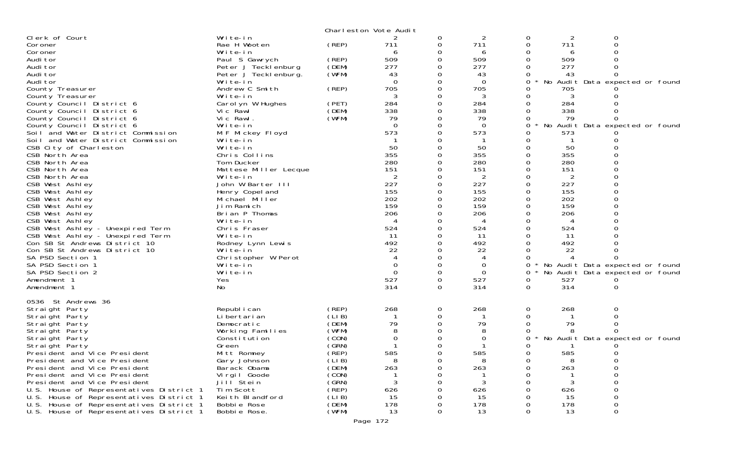Charleston Vote Audit

| Contest | Candidate | Party | Votes | | | | | |
|---|---|---|---|---|---|---|---|---|
| Clerk of Court | Write-in | | 2 | 0 | 2 | 0 | 2 | 0 |
| Coroner | Rae H Wooten | (REP) | 711 | 0 | 711 | 0 | 711 | 0 |
| Coroner | Write-in | | 6 | 0 | 6 | 0 | 6 | 0 |
| Auditor | Paul S Gawrych | (REP) | 509 | 0 | 509 | 0 | 509 | 0 |
| Auditor | Peter J Tecklenburg | (DEM) | 277 | 0 | 277 | 0 | 277 | 0 |
| Auditor | Peter J Tecklenburg. | (WFM) | 43 | 0 | 43 | 0 | 43 | 0 |
| Auditor | Write-in | | 0 | 0 | 0 | 0 * | No Audit Data expected or found | |
| County Treasurer | Andrew C Smith | (REP) | 705 | 0 | 705 | 0 | 705 | 0 |
| County Treasurer | Write-in | | 3 | 0 | 3 | 0 | 3 | 0 |
| County Council District 6 | Carolyn W Hughes | (PET) | 284 | 0 | 284 | 0 | 284 | 0 |
| County Council District 6 | Vic Rawl | (DEM) | 338 | 0 | 338 | 0 | 338 | 0 |
| County Council District 6 | Vic Rawl. | (WFM) | 79 | 0 | 79 | 0 | 79 | 0 |
| County Council District 6 | Write-in | | 0 | 0 | 0 | 0 * | No Audit Data expected or found | |
| Soil and Water District Commission | M F Mickey Floyd | | 573 | 0 | 573 | 0 | 573 | 0 |
| Soil and Water District Commission | Write-in | | 1 | 0 | 1 | 0 | 1 | 0 |
| CSB City of Charleston | Write-in | | 50 | 0 | 50 | 0 | 50 | 0 |
| CSB North Area | Chris Collins | | 355 | 0 | 355 | 0 | 355 | 0 |
| CSB North Area | Tom Ducker | | 280 | 0 | 280 | 0 | 280 | 0 |
| CSB North Area | Mattese Miller Lecque | | 151 | 0 | 151 | 0 | 151 | 0 |
| CSB North Area | Write-in | | 2 | 0 | 2 | 0 | 2 | 0 |
| CSB West Ashley | John W Barter III | | 227 | 0 | 227 | 0 | 227 | 0 |
| CSB West Ashley | Henry Copeland | | 155 | 0 | 155 | 0 | 155 | 0 |
| CSB West Ashley | Michael Miller | | 202 | 0 | 202 | 0 | 202 | 0 |
| CSB West Ashley | Jim Ramich | | 159 | 0 | 159 | 0 | 159 | 0 |
| CSB West Ashley | Brian P Thomas | | 206 | 0 | 206 | 0 | 206 | 0 |
| CSB West Ashley | Write-in | | 4 | 0 | 4 | 0 | 4 | 0 |
| CSB West Ashley - Unexpired Term | Chris Fraser | | 524 | 0 | 524 | 0 | 524 | 0 |
| CSB West Ashley - Unexpired Term | Write-in | | 11 | 0 | 11 | 0 | 11 | 0 |
| Con SB St Andrews District 10 | Rodney Lynn Lewis | | 492 | 0 | 492 | 0 | 492 | 0 |
| Con SB St Andrews District 10 | Write-in | | 22 | 0 | 22 | 0 | 22 | 0 |
| SA PSD Section 1 | Christopher W Perot | | 4 | 0 | 4 | 0 | 4 | 0 |
| SA PSD Section 1 | Write-in | | 0 | 0 | 0 | 0 * | No Audit Data expected or found | |
| SA PSD Section 2 | Write-in | | 0 | 0 | 0 | 0 * | No Audit Data expected or found | |
| Amendment 1 | Yes | | 527 | 0 | 527 | 0 | 527 | 0 |
| Amendment 1 | No | | 314 | 0 | 314 | 0 | 314 | 0 |

0536 St Andrews 36

| Contest | Candidate | Party | Votes | | | | | |
|---|---|---|---|---|---|---|---|---|
| Straight Party | Republican | (REP) | 268 | 0 | 268 | 0 | 268 | 0 |
| Straight Party | Libertarian | (LIB) | 1 | 0 | 1 | 0 | 1 | 0 |
| Straight Party | Democratic | (DEM) | 79 | 0 | 79 | 0 | 79 | 0 |
| Straight Party | Working Families | (WFM) | 8 | 0 | 8 | 0 | 8 | 0 |
| Straight Party | Constitution | (CON) | 0 | 0 | 0 | 0 * | No Audit Data expected or found | |
| Straight Party | Green | (GRN) | 1 | 0 | 1 | 0 | 1 | 0 |
| President and Vice President | Mitt Romney | (REP) | 585 | 0 | 585 | 0 | 585 | 0 |
| President and Vice President | Gary Johnson | (LIB) | 8 | 0 | 8 | 0 | 8 | 0 |
| President and Vice President | Barack Obama | (DEM) | 263 | 0 | 263 | 0 | 263 | 0 |
| President and Vice President | Virgil Goode | (CON) | 1 | 0 | 1 | 0 | 1 | 0 |
| President and Vice President | Jill Stein | (GRN) | 3 | 0 | 3 | 0 | 3 | 0 |
| U.S. House of Representatives District 1 | Tim Scott | (REP) | 626 | 0 | 626 | 0 | 626 | 0 |
| U.S. House of Representatives District 1 | Keith Blandford | (LIB) | 15 | 0 | 15 | 0 | 15 | 0 |
| U.S. House of Representatives District 1 | Bobbie Rose | (DEM) | 178 | 0 | 178 | 0 | 178 | 0 |
| U.S. House of Representatives District 1 | Bobbie Rose. | (WFM) | 13 | 0 | 13 | 0 | 13 | 0 |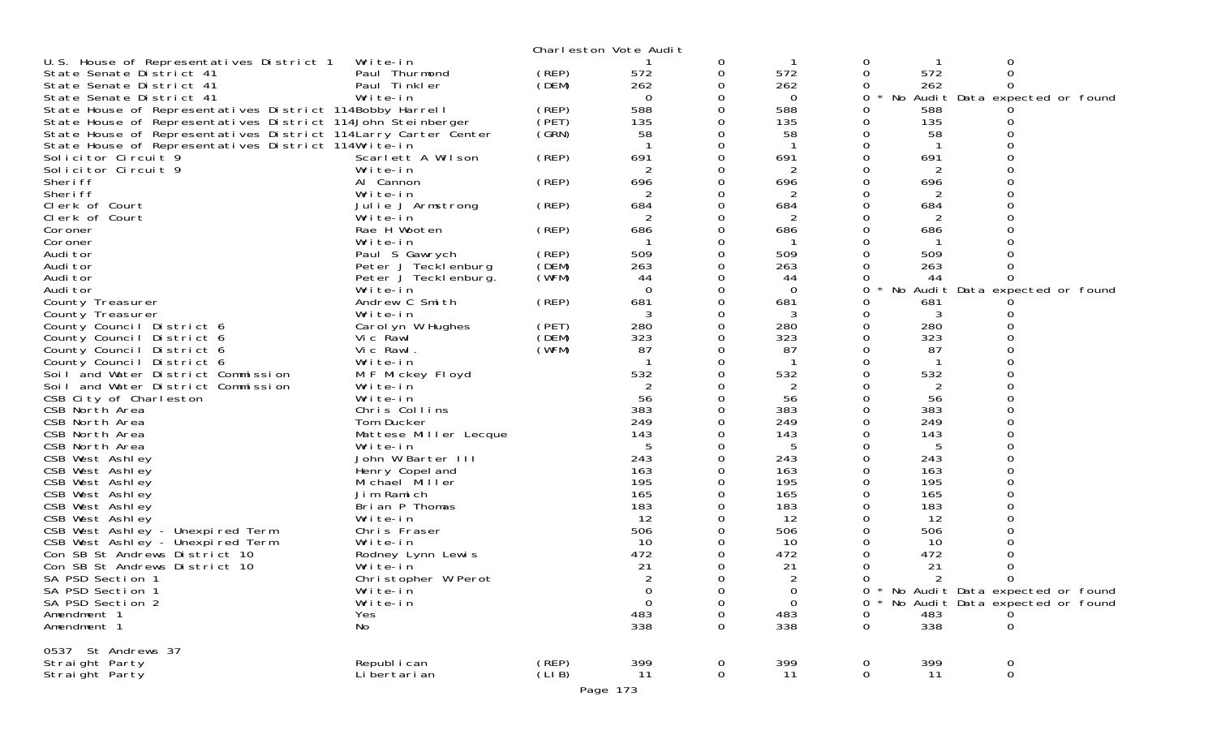Charleston Vote Audit

| | | | | | | | | | |
|---|---|---|---|---|---|---|---|---|---|
| U.S. House of Representatives District 1 | Write-in | | 1 | 0 | 1 | 0 | 1 | 0 | |
| State Senate District 41 | Paul Thurmond | (REP) | 572 | 0 | 572 | 0 | 572 | 0 | |
| State Senate District 41 | Paul Tinkler | (DEM) | 262 | 0 | 262 | 0 | 262 | 0 | |
| State Senate District 41 | Write-in | | 0 | 0 | 0 | 0 | * No Audit Data expected or found | | |
| State House of Representatives District 114 | Bobby Harrell | (REP) | 588 | 0 | 588 | 0 | 588 | 0 | |
| State House of Representatives District 114 | John Steinberger | (PET) | 135 | 0 | 135 | 0 | 135 | 0 | |
| State House of Representatives District 114 | Larry Carter Center | (GRN) | 58 | 0 | 58 | 0 | 58 | 0 | |
| State House of Representatives District 114 | Write-in | | 1 | 0 | 1 | 0 | 1 | 0 | |
| Solicitor Circuit 9 | Scarlett A Wilson | (REP) | 691 | 0 | 691 | 0 | 691 | 0 | |
| Solicitor Circuit 9 | Write-in | | 2 | 0 | 2 | 0 | 2 | 0 | |
| Sheriff | Al Cannon | (REP) | 696 | 0 | 696 | 0 | 696 | 0 | |
| Sheriff | Write-in | | 2 | 0 | 2 | 0 | 2 | 0 | |
| Clerk of Court | Julie J Armstrong | (REP) | 684 | 0 | 684 | 0 | 684 | 0 | |
| Clerk of Court | Write-in | | 2 | 0 | 2 | 0 | 2 | 0 | |
| Coroner | Rae H Wooten | (REP) | 686 | 0 | 686 | 0 | 686 | 0 | |
| Coroner | Write-in | | 1 | 0 | 1 | 0 | 1 | 0 | |
| Auditor | Paul S Gawrych | (REP) | 509 | 0 | 509 | 0 | 509 | 0 | |
| Auditor | Peter J Tecklenburg | (DEM) | 263 | 0 | 263 | 0 | 263 | 0 | |
| Auditor | Peter J Tecklenburg. | (WFM) | 44 | 0 | 44 | 0 | 44 | 0 | |
| Auditor | Write-in | | 0 | 0 | 0 | 0 | * No Audit Data expected or found | | |
| County Treasurer | Andrew C Smith | (REP) | 681 | 0 | 681 | 0 | 681 | 0 | |
| County Treasurer | Write-in | | 3 | 0 | 3 | 0 | 3 | 0 | |
| County Council District 6 | Carolyn W Hughes | (PET) | 280 | 0 | 280 | 0 | 280 | 0 | |
| County Council District 6 | Vic Rawl | (DEM) | 323 | 0 | 323 | 0 | 323 | 0 | |
| County Council District 6 | Vic Rawl. | (WFM) | 87 | 0 | 87 | 0 | 87 | 0 | |
| County Council District 6 | Write-in | | 1 | 0 | 1 | 0 | 1 | 0 | |
| Soil and Water District Commission | M F Mickey Floyd | | 532 | 0 | 532 | 0 | 532 | 0 | |
| Soil and Water District Commission | Write-in | | 2 | 0 | 2 | 0 | 2 | 0 | |
| CSB City of Charleston | Write-in | | 56 | 0 | 56 | 0 | 56 | 0 | |
| CSB North Area | Chris Collins | | 383 | 0 | 383 | 0 | 383 | 0 | |
| CSB North Area | Tom Ducker | | 249 | 0 | 249 | 0 | 249 | 0 | |
| CSB North Area | Mattese Miller Lecque | | 143 | 0 | 143 | 0 | 143 | 0 | |
| CSB North Area | Write-in | | 5 | 0 | 5 | 0 | 5 | 0 | |
| CSB West Ashley | John W Barter III | | 243 | 0 | 243 | 0 | 243 | 0 | |
| CSB West Ashley | Henry Copeland | | 163 | 0 | 163 | 0 | 163 | 0 | |
| CSB West Ashley | Michael Miller | | 195 | 0 | 195 | 0 | 195 | 0 | |
| CSB West Ashley | Jim Ramich | | 165 | 0 | 165 | 0 | 165 | 0 | |
| CSB West Ashley | Brian P Thomas | | 183 | 0 | 183 | 0 | 183 | 0 | |
| CSB West Ashley | Write-in | | 12 | 0 | 12 | 0 | 12 | 0 | |
| CSB West Ashley - Unexpired Term | Chris Fraser | | 506 | 0 | 506 | 0 | 506 | 0 | |
| CSB West Ashley - Unexpired Term | Write-in | | 10 | 0 | 10 | 0 | 10 | 0 | |
| Con SB St Andrews District 10 | Rodney Lynn Lewis | | 472 | 0 | 472 | 0 | 472 | 0 | |
| Con SB St Andrews District 10 | Write-in | | 21 | 0 | 21 | 0 | 21 | 0 | |
| SA PSD Section 1 | Christopher W Perot | | 2 | 0 | 2 | 0 | 2 | 0 | |
| SA PSD Section 1 | Write-in | | 0 | 0 | 0 | 0 | * No Audit Data expected or found | | |
| SA PSD Section 2 | Write-in | | 0 | 0 | 0 | 0 | * No Audit Data expected or found | | |
| Amendment 1 | Yes | | 483 | 0 | 483 | 0 | 483 | 0 | |
| Amendment 1 | No | | 338 | 0 | 338 | 0 | 338 | 0 | |

0537 St Andrews 37

| | | | | | | | | |
|---|---|---|---|---|---|---|---|---|
| Straight Party | Republican | (REP) | 399 | 0 | 399 | 0 | 399 | 0 |
| Straight Party | Libertarian | (LIB) | 11 | 0 | 11 | 0 | 11 | 0 |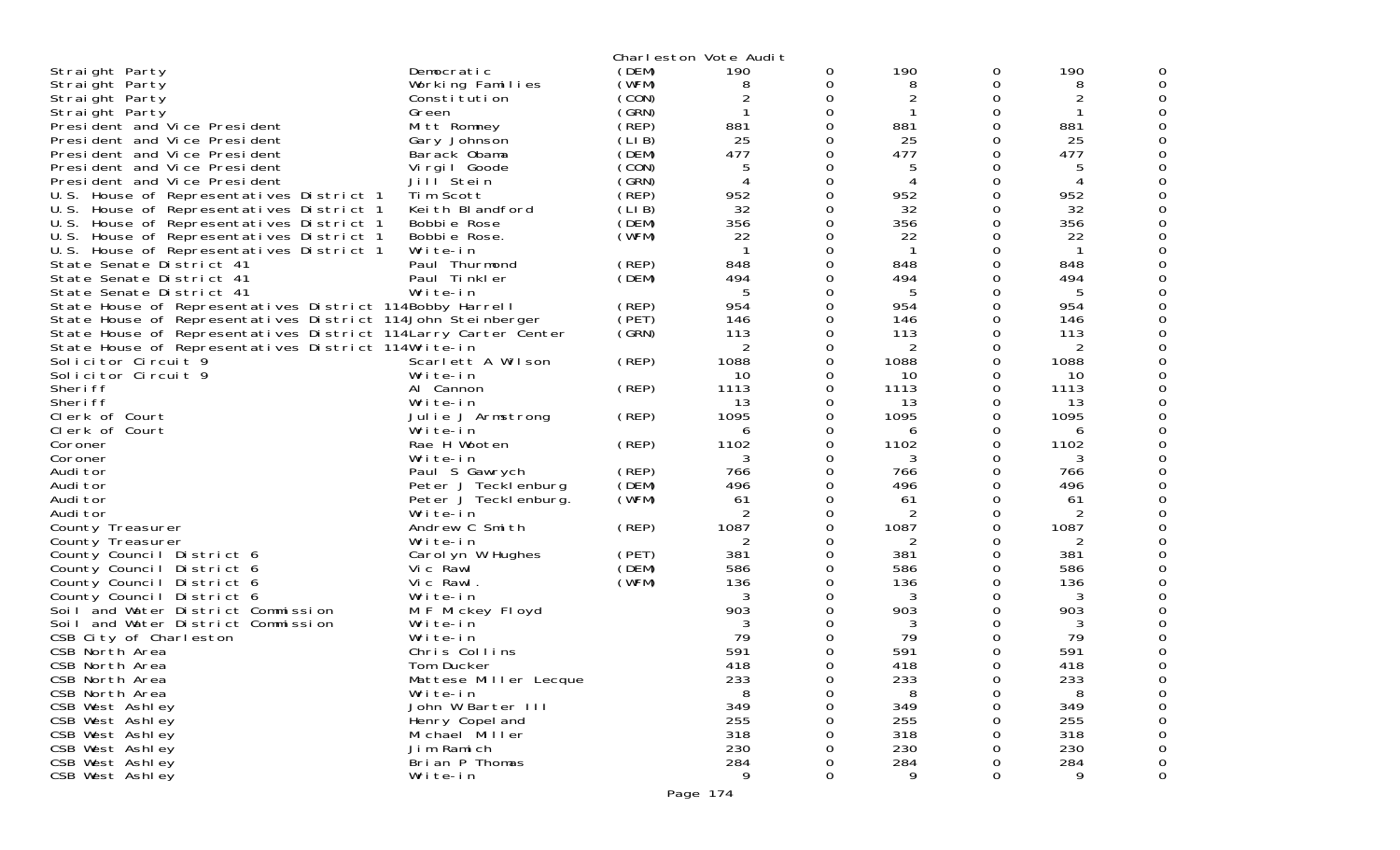Charleston Vote Audit

| | | | | | | | | |
|---|---|---|---|---|---|---|---|---|
| Straight Party | Democratic | (DEM) | 190 | 0 | 190 | 0 | 190 | 0 |
| Straight Party | Working Families | (WFM) | 8 | 0 | 8 | 0 | 8 | 0 |
| Straight Party | Constitution | (CON) | 2 | 0 | 2 | 0 | 2 | 0 |
| Straight Party | Green | (GRN) | 1 | 0 | 1 | 0 | 1 | 0 |
| President and Vice President | Mitt Romney | (REP) | 881 | 0 | 881 | 0 | 881 | 0 |
| President and Vice President | Gary Johnson | (LIB) | 25 | 0 | 25 | 0 | 25 | 0 |
| President and Vice President | Barack Obama | (DEM) | 477 | 0 | 477 | 0 | 477 | 0 |
| President and Vice President | Virgil Goode | (CON) | 5 | 0 | 5 | 0 | 5 | 0 |
| President and Vice President | Jill Stein | (GRN) | 4 | 0 | 4 | 0 | 4 | 0 |
| U.S. House of Representatives District 1 | Tim Scott | (REP) | 952 | 0 | 952 | 0 | 952 | 0 |
| U.S. House of Representatives District 1 | Keith Blandford | (LIB) | 32 | 0 | 32 | 0 | 32 | 0 |
| U.S. House of Representatives District 1 | Bobbie Rose | (DEM) | 356 | 0 | 356 | 0 | 356 | 0 |
| U.S. House of Representatives District 1 | Bobbie Rose. | (WFM) | 22 | 0 | 22 | 0 | 22 | 0 |
| U.S. House of Representatives District 1 | Write-in | | 1 | 0 | 1 | 0 | 1 | 0 |
| State Senate District 41 | Paul Thurmond | (REP) | 848 | 0 | 848 | 0 | 848 | 0 |
| State Senate District 41 | Paul Tinkler | (DEM) | 494 | 0 | 494 | 0 | 494 | 0 |
| State Senate District 41 | Write-in | | 5 | 0 | 5 | 0 | 5 | 0 |
| State House of Representatives District 114 | Bobby Harrell | (REP) | 954 | 0 | 954 | 0 | 954 | 0 |
| State House of Representatives District 114 | John Steinberger | (PET) | 146 | 0 | 146 | 0 | 146 | 0 |
| State House of Representatives District 114 | Larry Carter Center | (GRN) | 113 | 0 | 113 | 0 | 113 | 0 |
| State House of Representatives District 114 | Write-in | | 2 | 0 | 2 | 0 | 2 | 0 |
| Solicitor Circuit 9 | Scarlett A Wilson | (REP) | 1088 | 0 | 1088 | 0 | 1088 | 0 |
| Solicitor Circuit 9 | Write-in | | 10 | 0 | 10 | 0 | 10 | 0 |
| Sheriff | Al Cannon | (REP) | 1113 | 0 | 1113 | 0 | 1113 | 0 |
| Sheriff | Write-in | | 13 | 0 | 13 | 0 | 13 | 0 |
| Clerk of Court | Julie J Armstrong | (REP) | 1095 | 0 | 1095 | 0 | 1095 | 0 |
| Clerk of Court | Write-in | | 6 | 0 | 6 | 0 | 6 | 0 |
| Coroner | Rae H Wooten | (REP) | 1102 | 0 | 1102 | 0 | 1102 | 0 |
| Coroner | Write-in | | 3 | 0 | 3 | 0 | 3 | 0 |
| Auditor | Paul S Gawrych | (REP) | 766 | 0 | 766 | 0 | 766 | 0 |
| Auditor | Peter J Tecklenburg | (DEM) | 496 | 0 | 496 | 0 | 496 | 0 |
| Auditor | Peter J Tecklenburg. | (WFM) | 61 | 0 | 61 | 0 | 61 | 0 |
| Auditor | Write-in | | 2 | 0 | 2 | 0 | 2 | 0 |
| County Treasurer | Andrew C Smith | (REP) | 1087 | 0 | 1087 | 0 | 1087 | 0 |
| County Treasurer | Write-in | | 2 | 0 | 2 | 0 | 2 | 0 |
| County Council District 6 | Carolyn W Hughes | (PET) | 381 | 0 | 381 | 0 | 381 | 0 |
| County Council District 6 | Vic Rawl | (DEM) | 586 | 0 | 586 | 0 | 586 | 0 |
| County Council District 6 | Vic Rawl. | (WFM) | 136 | 0 | 136 | 0 | 136 | 0 |
| County Council District 6 | Write-in | | 3 | 0 | 3 | 0 | 3 | 0 |
| Soil and Water District Commission | M F Mickey Floyd | | 903 | 0 | 903 | 0 | 903 | 0 |
| Soil and Water District Commission | Write-in | | 3 | 0 | 3 | 0 | 3 | 0 |
| CSB City of Charleston | Write-in | | 79 | 0 | 79 | 0 | 79 | 0 |
| CSB North Area | Chris Collins | | 591 | 0 | 591 | 0 | 591 | 0 |
| CSB North Area | Tom Ducker | | 418 | 0 | 418 | 0 | 418 | 0 |
| CSB North Area | Mattese Miller Lecque | | 233 | 0 | 233 | 0 | 233 | 0 |
| CSB North Area | Write-in | | 8 | 0 | 8 | 0 | 8 | 0 |
| CSB West Ashley | John W Barter III | | 349 | 0 | 349 | 0 | 349 | 0 |
| CSB West Ashley | Henry Copeland | | 255 | 0 | 255 | 0 | 255 | 0 |
| CSB West Ashley | Michael Miller | | 318 | 0 | 318 | 0 | 318 | 0 |
| CSB West Ashley | Jim Ramich | | 230 | 0 | 230 | 0 | 230 | 0 |
| CSB West Ashley | Brian P Thomas | | 284 | 0 | 284 | 0 | 284 | 0 |
| CSB West Ashley | Write-in | | 9 | 0 | 9 | 0 | 9 | 0 |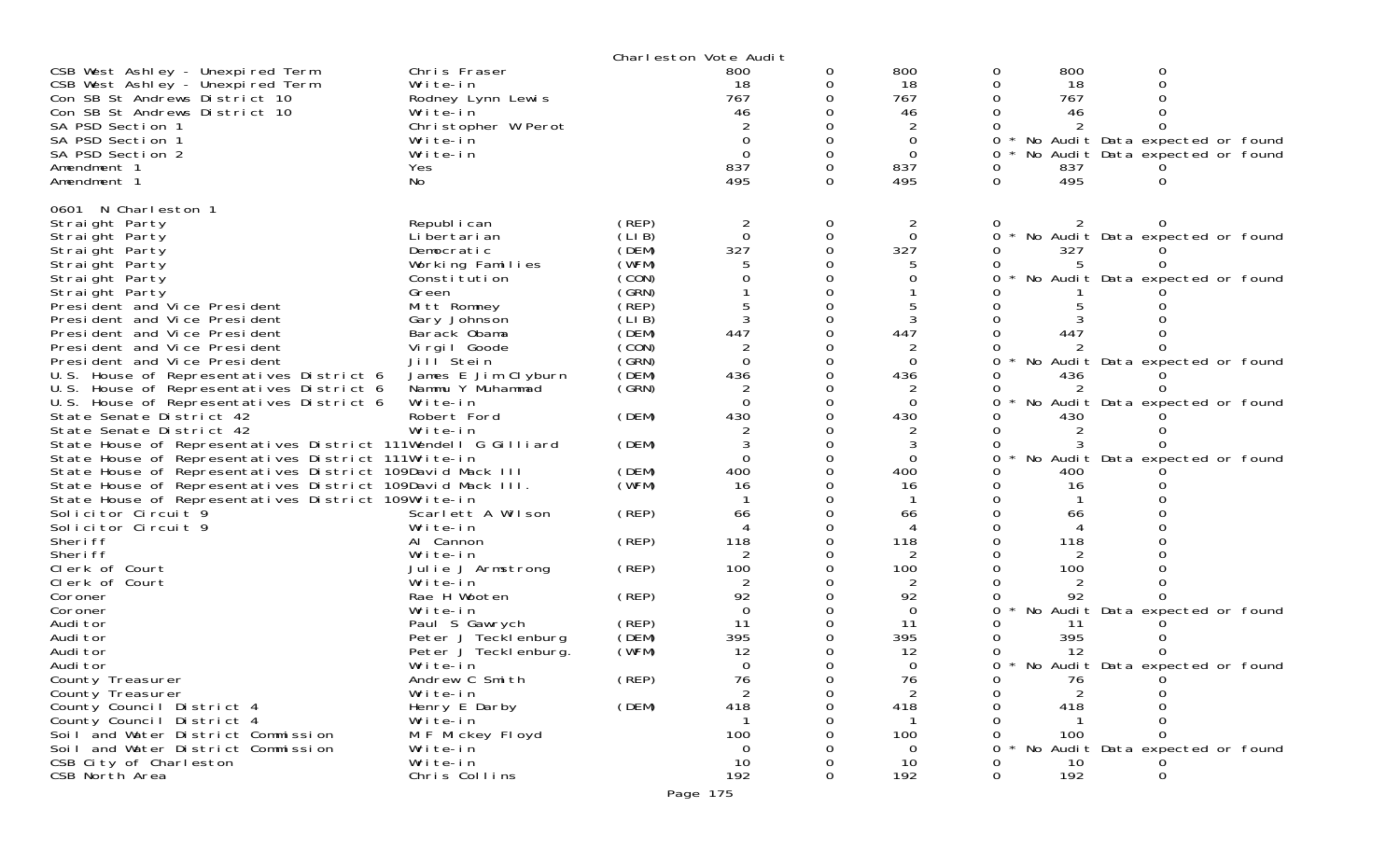Charleston Vote Audit

| | | | | | | | | |
|---|---|---|---|---|---|---|---|---|
| CSB West Ashley - Unexpired Term | Chris Fraser | | 800 | 0 | 800 | 0 | 800 | 0 |
| CSB West Ashley - Unexpired Term | Write-in | | 18 | 0 | 18 | 0 | 18 | 0 |
| Con SB St Andrews District 10 | Rodney Lynn Lewis | | 767 | 0 | 767 | 0 | 767 | 0 |
| Con SB St Andrews District 10 | Write-in | | 46 | 0 | 46 | 0 | 46 | 0 |
| SA PSD Section 1 | Christopher W Perot | | 2 | 0 | 2 | 0 | 2 | 0 |
| SA PSD Section 1 | Write-in | | 0 | 0 | 0 | 0 * | No Audit Data expected or found | |
| SA PSD Section 2 | Write-in | | 0 | 0 | 0 | 0 * | No Audit Data expected or found | |
| Amendment 1 | Yes | | 837 | 0 | 837 | 0 | 837 | 0 |
| Amendment 1 | No | | 495 | 0 | 495 | 0 | 495 | 0 |

0601 N Charleston 1

| | | | | | | | | |
|---|---|---|---|---|---|---|---|---|
| Straight Party | Republican | (REP) | 2 | 0 | 2 | 0 | 2 | 0 |
| Straight Party | Libertarian | (LIB) | 0 | 0 | 0 | 0 * | No Audit Data expected or found | |
| Straight Party | Democratic | (DEM) | 327 | 0 | 327 | 0 | 327 | 0 |
| Straight Party | Working Families | (WFM) | 5 | 0 | 5 | 0 | 5 | 0 |
| Straight Party | Constitution | (CON) | 0 | 0 | 0 | 0 * | No Audit Data expected or found | |
| Straight Party | Green | (GRN) | 1 | 0 | 1 | 0 | 1 | 0 |
| President and Vice President | Mitt Romney | (REP) | 5 | 0 | 5 | 0 | 5 | 0 |
| President and Vice President | Gary Johnson | (LIB) | 3 | 0 | 3 | 0 | 3 | 0 |
| President and Vice President | Barack Obama | (DEM) | 447 | 0 | 447 | 0 | 447 | 0 |
| President and Vice President | Virgil Goode | (CON) | 2 | 0 | 2 | 0 | 2 | 0 |
| President and Vice President | Jill Stein | (GRN) | 0 | 0 | 0 | 0 * | No Audit Data expected or found | |
| U.S. House of Representatives District 6 | James E Jim Clyburn | (DEM) | 436 | 0 | 436 | 0 | 436 | 0 |
| U.S. House of Representatives District 6 | Nammu Y Muhammad | (GRN) | 2 | 0 | 2 | 0 | 2 | 0 |
| U.S. House of Representatives District 6 | Write-in | | 0 | 0 | 0 | 0 * | No Audit Data expected or found | |
| State Senate District 42 | Robert Ford | (DEM) | 430 | 0 | 430 | 0 | 430 | 0 |
| State Senate District 42 | Write-in | | 2 | 0 | 2 | 0 | 2 | 0 |
| State House of Representatives District 111 | Wendell G Gilliard | (DEM) | 3 | 0 | 3 | 0 | 3 | 0 |
| State House of Representatives District 111 | Write-in | | 0 | 0 | 0 | 0 * | No Audit Data expected or found | |
| State House of Representatives District 109 | David Mack III | (DEM) | 400 | 0 | 400 | 0 | 400 | 0 |
| State House of Representatives District 109 | David Mack III. | (WFM) | 16 | 0 | 16 | 0 | 16 | 0 |
| State House of Representatives District 109 | Write-in | | 1 | 0 | 1 | 0 | 1 | 0 |
| Solicitor Circuit 9 | Scarlett A Wilson | (REP) | 66 | 0 | 66 | 0 | 66 | 0 |
| Solicitor Circuit 9 | Write-in | | 4 | 0 | 4 | 0 | 4 | 0 |
| Sheriff | Al Cannon | (REP) | 118 | 0 | 118 | 0 | 118 | 0 |
| Sheriff | Write-in | | 2 | 0 | 2 | 0 | 2 | 0 |
| Clerk of Court | Julie J Armstrong | (REP) | 100 | 0 | 100 | 0 | 100 | 0 |
| Clerk of Court | Write-in | | 2 | 0 | 2 | 0 | 2 | 0 |
| Coroner | Rae H Wooten | (REP) | 92 | 0 | 92 | 0 | 92 | 0 |
| Coroner | Write-in | | 0 | 0 | 0 | 0 * | No Audit Data expected or found | |
| Auditor | Paul S Gawrych | (REP) | 11 | 0 | 11 | 0 | 11 | 0 |
| Auditor | Peter J Tecklenburg | (DEM) | 395 | 0 | 395 | 0 | 395 | 0 |
| Auditor | Peter J Tecklenburg. | (WFM) | 12 | 0 | 12 | 0 | 12 | 0 |
| Auditor | Write-in | | 0 | 0 | 0 | 0 * | No Audit Data expected or found | |
| County Treasurer | Andrew C Smith | (REP) | 76 | 0 | 76 | 0 | 76 | 0 |
| County Treasurer | Write-in | | 2 | 0 | 2 | 0 | 2 | 0 |
| County Council District 4 | Henry E Darby | (DEM) | 418 | 0 | 418 | 0 | 418 | 0 |
| County Council District 4 | Write-in | | 1 | 0 | 1 | 0 | 1 | 0 |
| Soil and Water District Commission | M F Mickey Floyd | | 100 | 0 | 100 | 0 | 100 | 0 |
| Soil and Water District Commission | Write-in | | 0 | 0 | 0 | 0 * | No Audit Data expected or found | |
| CSB City of Charleston | Write-in | | 10 | 0 | 10 | 0 | 10 | 0 |
| CSB North Area | Chris Collins | | 192 | 0 | 192 | 0 | 192 | 0 |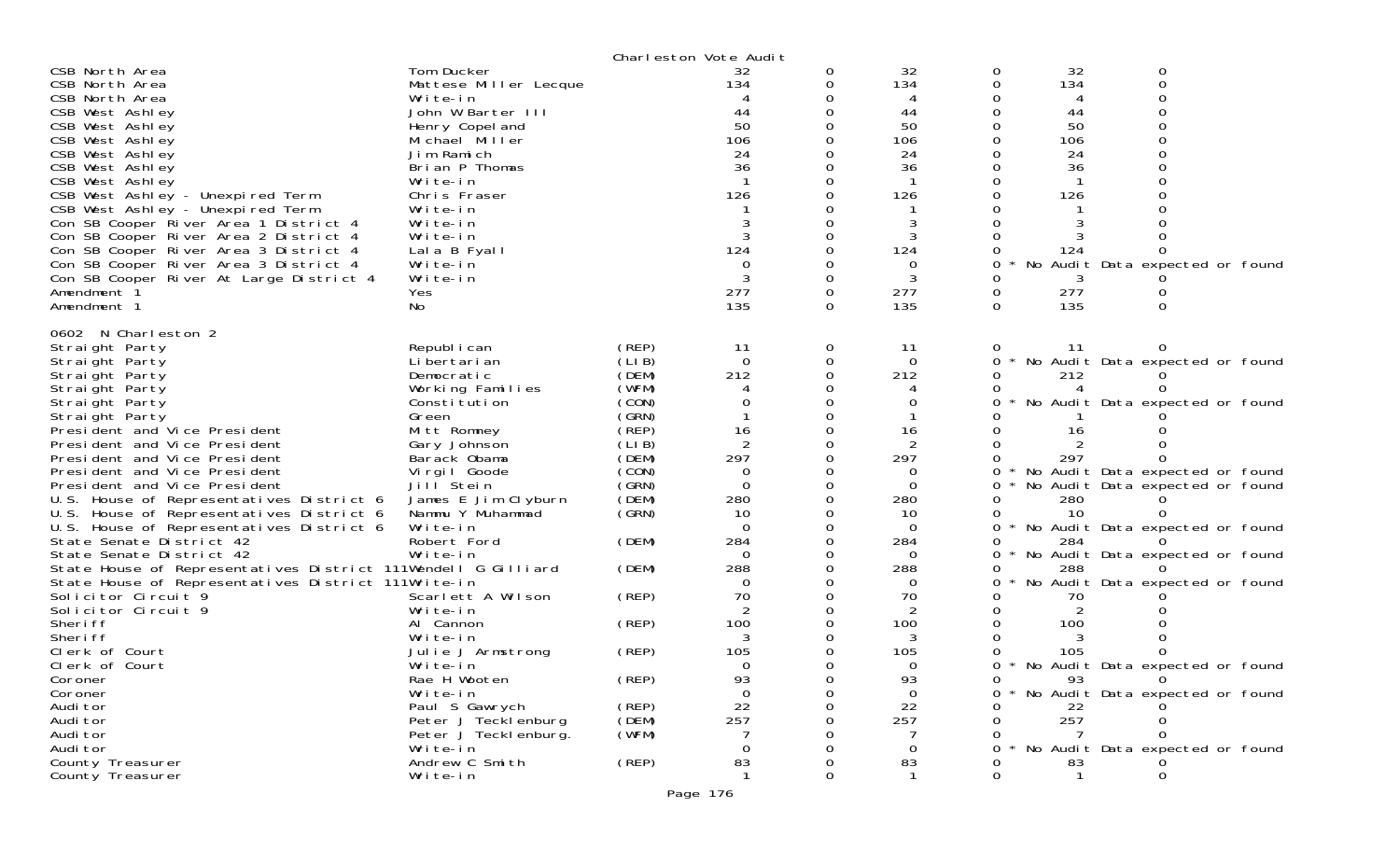Charleston Vote Audit

| Contest | Candidate | Party | Votes | | | | | |
|---|---|---|---|---|---|---|---|---|
| CSB North Area | Tom Ducker | | 32 | 0 | 32 | 0 | 32 | 0 |
| CSB North Area | Mattese Miller Lecque | | 134 | 0 | 134 | 0 | 134 | 0 |
| CSB North Area | Write-in | | 4 | 0 | 4 | 0 | 4 | 0 |
| CSB West Ashley | John W Barter III | | 44 | 0 | 44 | 0 | 44 | 0 |
| CSB West Ashley | Henry Copeland | | 50 | 0 | 50 | 0 | 50 | 0 |
| CSB West Ashley | Michael Miller | | 106 | 0 | 106 | 0 | 106 | 0 |
| CSB West Ashley | Jim Ramich | | 24 | 0 | 24 | 0 | 24 | 0 |
| CSB West Ashley | Brian P Thomas | | 36 | 0 | 36 | 0 | 36 | 0 |
| CSB West Ashley | Write-in | | 1 | 0 | 1 | 0 | 1 | 0 |
| CSB West Ashley - Unexpired Term | Chris Fraser | | 126 | 0 | 126 | 0 | 126 | 0 |
| CSB West Ashley - Unexpired Term | Write-in | | 1 | 0 | 1 | 0 | 1 | 0 |
| Con SB Cooper River Area 1 District 4 | Write-in | | 3 | 0 | 3 | 0 | 3 | 0 |
| Con SB Cooper River Area 2 District 4 | Write-in | | 3 | 0 | 3 | 0 | 3 | 0 |
| Con SB Cooper River Area 3 District 4 | Lala B Fyall | | 124 | 0 | 124 | 0 | 124 | 0 |
| Con SB Cooper River Area 3 District 4 | Write-in | | 0 | 0 | 0 | 0 * No Audit Data expected or found | | |
| Con SB Cooper River At Large District 4 | Write-in | | 3 | 0 | 3 | 0 | 3 | 0 |
| Amendment 1 | Yes | | 277 | 0 | 277 | 0 | 277 | 0 |
| Amendment 1 | No | | 135 | 0 | 135 | 0 | 135 | 0 |

0602 N Charleston 2

| Contest | Candidate | Party | Votes | | | | | |
|---|---|---|---|---|---|---|---|---|
| Straight Party | Republican | (REP) | 11 | 0 | 11 | 0 | 11 | 0 |
| Straight Party | Libertarian | (LIB) | 0 | 0 | 0 | 0 * No Audit Data expected or found | | |
| Straight Party | Democratic | (DEM) | 212 | 0 | 212 | 0 | 212 | 0 |
| Straight Party | Working Families | (WFM) | 4 | 0 | 4 | 0 | 4 | 0 |
| Straight Party | Constitution | (CON) | 0 | 0 | 0 | 0 * No Audit Data expected or found | | |
| Straight Party | Green | (GRN) | 1 | 0 | 1 | 0 | 1 | 0 |
| President and Vice President | Mitt Romney | (REP) | 16 | 0 | 16 | 0 | 16 | 0 |
| President and Vice President | Gary Johnson | (LIB) | 2 | 0 | 2 | 0 | 2 | 0 |
| President and Vice President | Barack Obama | (DEM) | 297 | 0 | 297 | 0 | 297 | 0 |
| President and Vice President | Virgil Goode | (CON) | 0 | 0 | 0 | 0 * No Audit Data expected or found | | |
| President and Vice President | Jill Stein | (GRN) | 0 | 0 | 0 | 0 * No Audit Data expected or found | | |
| U.S. House of Representatives District 6 | James E Jim Clyburn | (DEM) | 280 | 0 | 280 | 0 | 280 | 0 |
| U.S. House of Representatives District 6 | Nammu Y Muhammad | (GRN) | 10 | 0 | 10 | 0 | 10 | 0 |
| U.S. House of Representatives District 6 | Write-in | | 0 | 0 | 0 | 0 * No Audit Data expected or found | | |
| State Senate District 42 | Robert Ford | (DEM) | 284 | 0 | 284 | 0 | 284 | 0 |
| State Senate District 42 | Write-in | | 0 | 0 | 0 | 0 * No Audit Data expected or found | | |
| State House of Representatives District 111 | Wendell G Gilliard | (DEM) | 288 | 0 | 288 | 0 | 288 | 0 |
| State House of Representatives District 111 | Write-in | | 0 | 0 | 0 | 0 * No Audit Data expected or found | | |
| Solicitor Circuit 9 | Scarlett A Wilson | (REP) | 70 | 0 | 70 | 0 | 70 | 0 |
| Solicitor Circuit 9 | Write-in | | 2 | 0 | 2 | 0 | 2 | 0 |
| Sheriff | Al Cannon | (REP) | 100 | 0 | 100 | 0 | 100 | 0 |
| Sheriff | Write-in | | 3 | 0 | 3 | 0 | 3 | 0 |
| Clerk of Court | Julie J Armstrong | (REP) | 105 | 0 | 105 | 0 | 105 | 0 |
| Clerk of Court | Write-in | | 0 | 0 | 0 | 0 * No Audit Data expected or found | | |
| Coroner | Rae H Wooten | (REP) | 93 | 0 | 93 | 0 | 93 | 0 |
| Coroner | Write-in | | 0 | 0 | 0 | 0 * No Audit Data expected or found | | |
| Auditor | Paul S Gawrych | (REP) | 22 | 0 | 22 | 0 | 22 | 0 |
| Auditor | Peter J Tecklenburg | (DEM) | 257 | 0 | 257 | 0 | 257 | 0 |
| Auditor | Peter J Tecklenburg. | (WFM) | 7 | 0 | 7 | 0 | 7 | 0 |
| Auditor | Write-in | | 0 | 0 | 0 | 0 * No Audit Data expected or found | | |
| County Treasurer | Andrew C Smith | (REP) | 83 | 0 | 83 | 0 | 83 | 0 |
| County Treasurer | Write-in | | 1 | 0 | 1 | 0 | 1 | 0 |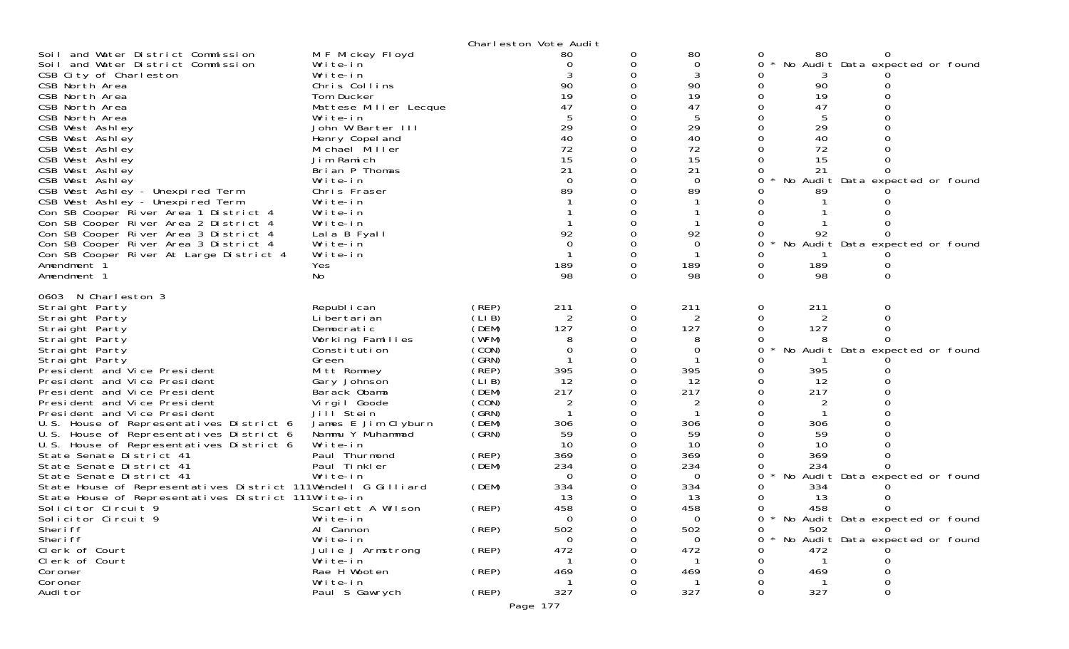| | | | | | | | | | |
|---|---|---|---|---|---|---|---|---|---|
| Soil and Water District Commission | M F Mickey Floyd | | 80 | 0 | 80 | 0 | 80 | 0 | |
| Soil and Water District Commission | Write-in | | 0 | 0 | 0 | 0 | * No Audit Data expected or found | | |
| CSB City of Charleston | Write-in | | 3 | 0 | 3 | 0 | 3 | 0 | |
| CSB North Area | Chris Collins | | 90 | 0 | 90 | 0 | 90 | 0 | |
| CSB North Area | Tom Ducker | | 19 | 0 | 19 | 0 | 19 | 0 | |
| CSB North Area | Mattese Miller Lecque | | 47 | 0 | 47 | 0 | 47 | 0 | |
| CSB North Area | Write-in | | 5 | 0 | 5 | 0 | 5 | 0 | |
| CSB West Ashley | John W Barter III | | 29 | 0 | 29 | 0 | 29 | 0 | |
| CSB West Ashley | Henry Copeland | | 40 | 0 | 40 | 0 | 40 | 0 | |
| CSB West Ashley | Michael Miller | | 72 | 0 | 72 | 0 | 72 | 0 | |
| CSB West Ashley | Jim Ramich | | 15 | 0 | 15 | 0 | 15 | 0 | |
| CSB West Ashley | Brian P Thomas | | 21 | 0 | 21 | 0 | 21 | 0 | |
| CSB West Ashley | Write-in | | 0 | 0 | 0 | 0 | * No Audit Data expected or found | | |
| CSB West Ashley - Unexpired Term | Chris Fraser | | 89 | 0 | 89 | 0 | 89 | 0 | |
| CSB West Ashley - Unexpired Term | Write-in | | 1 | 0 | 1 | 0 | 1 | 0 | |
| Con SB Cooper River Area 1 District 4 | Write-in | | 1 | 0 | 1 | 0 | 1 | 0 | |
| Con SB Cooper River Area 2 District 4 | Write-in | | 1 | 0 | 1 | 0 | 1 | 0 | |
| Con SB Cooper River Area 3 District 4 | Lala B Fyall | | 92 | 0 | 92 | 0 | 92 | 0 | |
| Con SB Cooper River Area 3 District 4 | Write-in | | 0 | 0 | 0 | 0 | * No Audit Data expected or found | | |
| Con SB Cooper River At Large District 4 | Write-in | | 1 | 0 | 1 | 0 | 1 | 0 | |
| Amendment 1 | Yes | | 189 | 0 | 189 | 0 | 189 | 0 | |
| Amendment 1 | No | | 98 | 0 | 98 | 0 | 98 | 0 | |
| **0603 N Charleston 3** | | | | | | | | | |
| Straight Party | Republican | (REP) | 211 | 0 | 211 | 0 | 211 | 0 | |
| Straight Party | Libertarian | (LIB) | 2 | 0 | 2 | 0 | 2 | 0 | |
| Straight Party | Democratic | (DEM) | 127 | 0 | 127 | 0 | 127 | 0 | |
| Straight Party | Working Families | (WFM) | 8 | 0 | 8 | 0 | 8 | 0 | |
| Straight Party | Constitution | (CON) | 0 | 0 | 0 | 0 | * No Audit Data expected or found | | |
| Straight Party | Green | (GRN) | 1 | 0 | 1 | 0 | 1 | 0 | |
| President and Vice President | Mitt Romney | (REP) | 395 | 0 | 395 | 0 | 395 | 0 | |
| President and Vice President | Gary Johnson | (LIB) | 12 | 0 | 12 | 0 | 12 | 0 | |
| President and Vice President | Barack Obama | (DEM) | 217 | 0 | 217 | 0 | 217 | 0 | |
| President and Vice President | Virgil Goode | (CON) | 2 | 0 | 2 | 0 | 2 | 0 | |
| President and Vice President | Jill Stein | (GRN) | 1 | 0 | 1 | 0 | 1 | 0 | |
| U.S. House of Representatives District 6 | James E Jim Clyburn | (DEM) | 306 | 0 | 306 | 0 | 306 | 0 | |
| U.S. House of Representatives District 6 | Nammu Y Muhammad | (GRN) | 59 | 0 | 59 | 0 | 59 | 0 | |
| U.S. House of Representatives District 6 | Write-in | | 10 | 0 | 10 | 0 | 10 | 0 | |
| State Senate District 41 | Paul Thurmond | (REP) | 369 | 0 | 369 | 0 | 369 | 0 | |
| State Senate District 41 | Paul Tinkler | (DEM) | 234 | 0 | 234 | 0 | 234 | 0 | |
| State Senate District 41 | Write-in | | 0 | 0 | 0 | 0 | * No Audit Data expected or found | | |
| State House of Representatives District 111 | Wendell G Gilliard | (DEM) | 334 | 0 | 334 | 0 | 334 | 0 | |
| State House of Representatives District 111 | Write-in | | 13 | 0 | 13 | 0 | 13 | 0 | |
| Solicitor Circuit 9 | Scarlett A Wilson | (REP) | 458 | 0 | 458 | 0 | 458 | 0 | |
| Solicitor Circuit 9 | Write-in | | 0 | 0 | 0 | 0 | * No Audit Data expected or found | | |
| Sheriff | Al Cannon | (REP) | 502 | 0 | 502 | 0 | 502 | 0 | |
| Sheriff | Write-in | | 0 | 0 | 0 | 0 | * No Audit Data expected or found | | |
| Clerk of Court | Julie J Armstrong | (REP) | 472 | 0 | 472 | 0 | 472 | 0 | |
| Clerk of Court | Write-in | | 1 | 0 | 1 | 0 | 1 | 0 | |
| Coroner | Rae H Wooten | (REP) | 469 | 0 | 469 | 0 | 469 | 0 | |
| Coroner | Write-in | | 1 | 0 | 1 | 0 | 1 | 0 | |
| Auditor | Paul S Gawrych | (REP) | 327 | 0 | 327 | 0 | 327 | 0 | |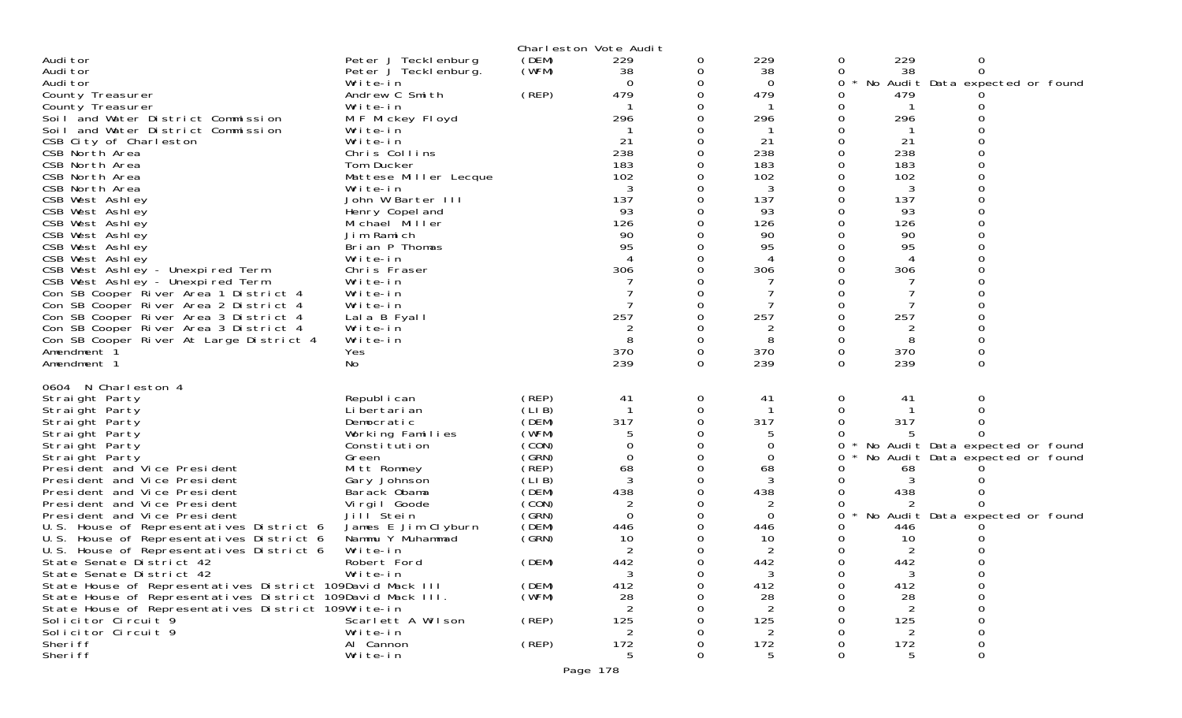Charleston Vote Audit

| | | | | | | | | | |
|---|---|---|---|---|---|---|---|---|---|
| Auditor | Peter J Tecklenburg | (DEM) | 229 | 0 | 229 | 0 | 229 | 0 | |
| Auditor | Peter J Tecklenburg. | (WFM) | 38 | 0 | 38 | 0 | 38 | 0 | |
| Auditor | Write-in | | 0 | 0 | 0 | 0 | * No Audit Data expected or found | | |
| County Treasurer | Andrew C Smith | (REP) | 479 | 0 | 479 | 0 | 479 | 0 | |
| County Treasurer | Write-in | | 1 | 0 | 1 | 0 | 1 | 0 | |
| Soil and Water District Commission | M F Mickey Floyd | | 296 | 0 | 296 | 0 | 296 | 0 | |
| Soil and Water District Commission | Write-in | | 1 | 0 | 1 | 0 | 1 | 0 | |
| CSB City of Charleston | Write-in | | 21 | 0 | 21 | 0 | 21 | 0 | |
| CSB North Area | Chris Collins | | 238 | 0 | 238 | 0 | 238 | 0 | |
| CSB North Area | Tom Ducker | | 183 | 0 | 183 | 0 | 183 | 0 | |
| CSB North Area | Mattese Miller Lecque | | 102 | 0 | 102 | 0 | 102 | 0 | |
| CSB North Area | Write-in | | 3 | 0 | 3 | 0 | 3 | 0 | |
| CSB West Ashley | John W Barter III | | 137 | 0 | 137 | 0 | 137 | 0 | |
| CSB West Ashley | Henry Copeland | | 93 | 0 | 93 | 0 | 93 | 0 | |
| CSB West Ashley | Michael Miller | | 126 | 0 | 126 | 0 | 126 | 0 | |
| CSB West Ashley | Jim Ramich | | 90 | 0 | 90 | 0 | 90 | 0 | |
| CSB West Ashley | Brian P Thomas | | 95 | 0 | 95 | 0 | 95 | 0 | |
| CSB West Ashley | Write-in | | 4 | 0 | 4 | 0 | 4 | 0 | |
| CSB West Ashley - Unexpired Term | Chris Fraser | | 306 | 0 | 306 | 0 | 306 | 0 | |
| CSB West Ashley - Unexpired Term | Write-in | | 7 | 0 | 7 | 0 | 7 | 0 | |
| Con SB Cooper River Area 1 District 4 | Write-in | | 7 | 0 | 7 | 0 | 7 | 0 | |
| Con SB Cooper River Area 2 District 4 | Write-in | | 7 | 0 | 7 | 0 | 7 | 0 | |
| Con SB Cooper River Area 3 District 4 | Lala B Fyall | | 257 | 0 | 257 | 0 | 257 | 0 | |
| Con SB Cooper River Area 3 District 4 | Write-in | | 2 | 0 | 2 | 0 | 2 | 0 | |
| Con SB Cooper River At Large District 4 | Write-in | | 8 | 0 | 8 | 0 | 8 | 0 | |
| Amendment 1 | Yes | | 370 | 0 | 370 | 0 | 370 | 0 | |
| Amendment 1 | No | | 239 | 0 | 239 | 0 | 239 | 0 | |

0604 N Charleston 4

| | | | | | | | | | |
|---|---|---|---|---|---|---|---|---|---|
| Straight Party | Republican | (REP) | 41 | 0 | 41 | 0 | 41 | 0 | |
| Straight Party | Libertarian | (LIB) | 1 | 0 | 1 | 0 | 1 | 0 | |
| Straight Party | Democratic | (DEM) | 317 | 0 | 317 | 0 | 317 | 0 | |
| Straight Party | Working Families | (WFM) | 5 | 0 | 5 | 0 | 5 | 0 | |
| Straight Party | Constitution | (CON) | 0 | 0 | 0 | 0 | * No Audit Data expected or found | | |
| Straight Party | Green | (GRN) | 0 | 0 | 0 | 0 | * No Audit Data expected or found | | |
| President and Vice President | Mitt Romney | (REP) | 68 | 0 | 68 | 0 | 68 | 0 | |
| President and Vice President | Gary Johnson | (LIB) | 3 | 0 | 3 | 0 | 3 | 0 | |
| President and Vice President | Barack Obama | (DEM) | 438 | 0 | 438 | 0 | 438 | 0 | |
| President and Vice President | Virgil Goode | (CON) | 2 | 0 | 2 | 0 | 2 | 0 | |
| President and Vice President | Jill Stein | (GRN) | 0 | 0 | 0 | 0 | * No Audit Data expected or found | | |
| U.S. House of Representatives District 6 | James E Jim Clyburn | (DEM) | 446 | 0 | 446 | 0 | 446 | 0 | |
| U.S. House of Representatives District 6 | Nammu Y Muhammad | (GRN) | 10 | 0 | 10 | 0 | 10 | 0 | |
| U.S. House of Representatives District 6 | Write-in | | 2 | 0 | 2 | 0 | 2 | 0 | |
| State Senate District 42 | Robert Ford | (DEM) | 442 | 0 | 442 | 0 | 442 | 0 | |
| State Senate District 42 | Write-in | | 3 | 0 | 3 | 0 | 3 | 0 | |
| State House of Representatives District 109 | David Mack III | (DEM) | 412 | 0 | 412 | 0 | 412 | 0 | |
| State House of Representatives District 109 | David Mack III. | (WFM) | 28 | 0 | 28 | 0 | 28 | 0 | |
| State House of Representatives District 109 | Write-in | | 2 | 0 | 2 | 0 | 2 | 0 | |
| Solicitor Circuit 9 | Scarlett A Wilson | (REP) | 125 | 0 | 125 | 0 | 125 | 0 | |
| Solicitor Circuit 9 | Write-in | | 2 | 0 | 2 | 0 | 2 | 0 | |
| Sheriff | Al Cannon | (REP) | 172 | 0 | 172 | 0 | 172 | 0 | |
| Sheriff | Write-in | | 5 | 0 | 5 | 0 | 5 | 0 | |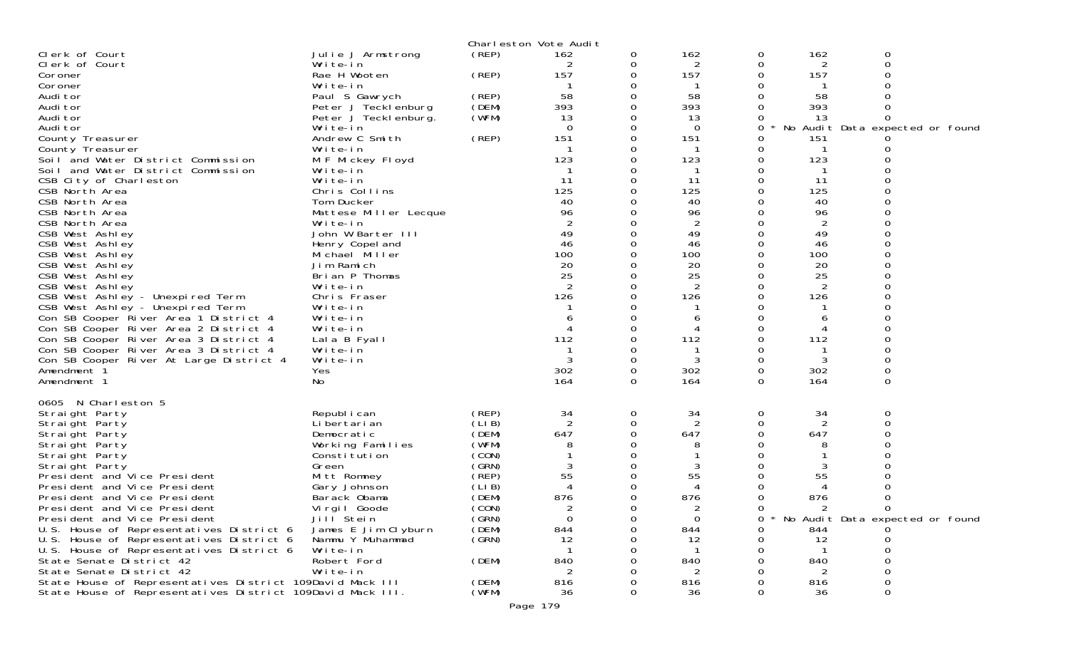Charleston Vote Audit

| | | | | | | | | |
|---|---|---|---|---|---|---|---|---|
| Clerk of Court | Julie J Armstrong | (REP) | 162 | 0 | 162 | 0 | 162 | 0 |
| Clerk of Court | Write-in | | 2 | 0 | 2 | 0 | 2 | 0 |
| Coroner | Rae H Wooten | (REP) | 157 | 0 | 157 | 0 | 157 | 0 |
| Coroner | Write-in | | 1 | 0 | 1 | 0 | 1 | 0 |
| Auditor | Paul S Gawrych | (REP) | 58 | 0 | 58 | 0 | 58 | 0 |
| Auditor | Peter J Tecklenburg | (DEM) | 393 | 0 | 393 | 0 | 393 | 0 |
| Auditor | Peter J Tecklenburg. | (WFM) | 13 | 0 | 13 | 0 | 13 | 0 |
| Auditor | Write-in | | 0 | 0 | 0 | 0 * No Audit Data expected or found | | |
| County Treasurer | Andrew C Smith | (REP) | 151 | 0 | 151 | 0 | 151 | 0 |
| County Treasurer | Write-in | | 1 | 0 | 1 | 0 | 1 | 0 |
| Soil and Water District Commission | M F Mickey Floyd | | 123 | 0 | 123 | 0 | 123 | 0 |
| Soil and Water District Commission | Write-in | | 1 | 0 | 1 | 0 | 1 | 0 |
| CSB City of Charleston | Write-in | | 11 | 0 | 11 | 0 | 11 | 0 |
| CSB North Area | Chris Collins | | 125 | 0 | 125 | 0 | 125 | 0 |
| CSB North Area | Tom Ducker | | 40 | 0 | 40 | 0 | 40 | 0 |
| CSB North Area | Mattese Miller Lecque | | 96 | 0 | 96 | 0 | 96 | 0 |
| CSB North Area | Write-in | | 2 | 0 | 2 | 0 | 2 | 0 |
| CSB West Ashley | John W Barter III | | 49 | 0 | 49 | 0 | 49 | 0 |
| CSB West Ashley | Henry Copeland | | 46 | 0 | 46 | 0 | 46 | 0 |
| CSB West Ashley | Michael Miller | | 100 | 0 | 100 | 0 | 100 | 0 |
| CSB West Ashley | Jim Ramich | | 20 | 0 | 20 | 0 | 20 | 0 |
| CSB West Ashley | Brian P Thomas | | 25 | 0 | 25 | 0 | 25 | 0 |
| CSB West Ashley | Write-in | | 2 | 0 | 2 | 0 | 2 | 0 |
| CSB West Ashley - Unexpired Term | Chris Fraser | | 126 | 0 | 126 | 0 | 126 | 0 |
| CSB West Ashley - Unexpired Term | Write-in | | 1 | 0 | 1 | 0 | 1 | 0 |
| Con SB Cooper River Area 1 District 4 | Write-in | | 6 | 0 | 6 | 0 | 6 | 0 |
| Con SB Cooper River Area 2 District 4 | Write-in | | 4 | 0 | 4 | 0 | 4 | 0 |
| Con SB Cooper River Area 3 District 4 | Lala B Fyall | | 112 | 0 | 112 | 0 | 112 | 0 |
| Con SB Cooper River Area 3 District 4 | Write-in | | 1 | 0 | 1 | 0 | 1 | 0 |
| Con SB Cooper River At Large District 4 | Write-in | | 3 | 0 | 3 | 0 | 3 | 0 |
| Amendment 1 | Yes | | 302 | 0 | 302 | 0 | 302 | 0 |
| Amendment 1 | No | | 164 | 0 | 164 | 0 | 164 | 0 |

0605 N Charleston 5

| | | | | | | | | |
|---|---|---|---|---|---|---|---|---|
| Straight Party | Republican | (REP) | 34 | 0 | 34 | 0 | 34 | 0 |
| Straight Party | Libertarian | (LIB) | 2 | 0 | 2 | 0 | 2 | 0 |
| Straight Party | Democratic | (DEM) | 647 | 0 | 647 | 0 | 647 | 0 |
| Straight Party | Working Families | (WFM) | 8 | 0 | 8 | 0 | 8 | 0 |
| Straight Party | Constitution | (CON) | 1 | 0 | 1 | 0 | 1 | 0 |
| Straight Party | Green | (GRN) | 3 | 0 | 3 | 0 | 3 | 0 |
| President and Vice President | Mitt Romney | (REP) | 55 | 0 | 55 | 0 | 55 | 0 |
| President and Vice President | Gary Johnson | (LIB) | 4 | 0 | 4 | 0 | 4 | 0 |
| President and Vice President | Barack Obama | (DEM) | 876 | 0 | 876 | 0 | 876 | 0 |
| President and Vice President | Virgil Goode | (CON) | 2 | 0 | 2 | 0 | 2 | 0 |
| President and Vice President | Jill Stein | (GRN) | 0 | 0 | 0 | 0 * No Audit Data expected or found | | |
| U.S. House of Representatives District 6 | James E Jim Clyburn | (DEM) | 844 | 0 | 844 | 0 | 844 | 0 |
| U.S. House of Representatives District 6 | Nammu Y Muhammad | (GRN) | 12 | 0 | 12 | 0 | 12 | 0 |
| U.S. House of Representatives District 6 | Write-in | | 1 | 0 | 1 | 0 | 1 | 0 |
| State Senate District 42 | Robert Ford | (DEM) | 840 | 0 | 840 | 0 | 840 | 0 |
| State Senate District 42 | Write-in | | 2 | 0 | 2 | 0 | 2 | 0 |
| State House of Representatives District 109 | David Mack III | (DEM) | 816 | 0 | 816 | 0 | 816 | 0 |
| State House of Representatives District 109 | David Mack III. | (WFM) | 36 | 0 | 36 | 0 | 36 | 0 |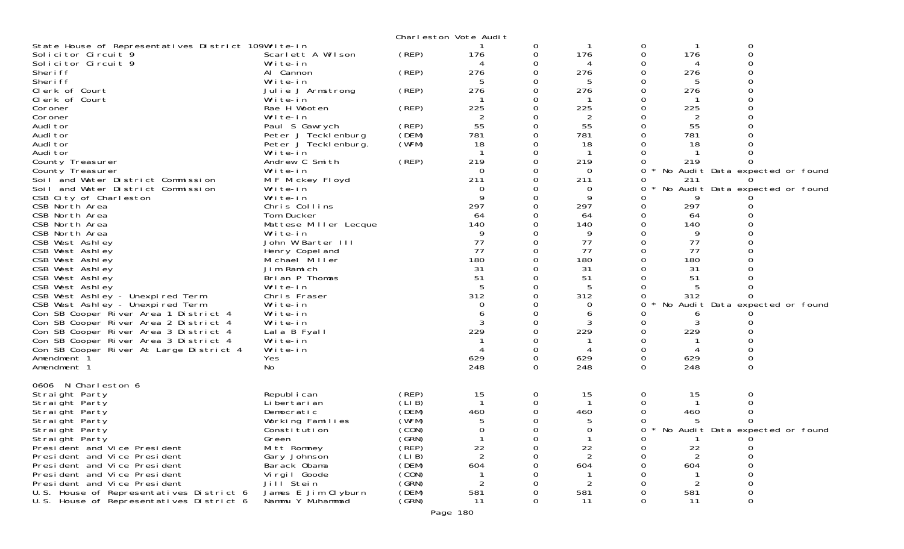Charleston Vote Audit

| | | | | | | | | |
|---|---|---|---|---|---|---|---|---|
| State House of Representatives District 109 | Write-in | | 1 | 0 | 1 | 0 | 1 | 0 |
| Solicitor Circuit 9 | Scarlett A Wilson | (REP) | 176 | 0 | 176 | 0 | 176 | 0 |
| Solicitor Circuit 9 | Write-in | | 4 | 0 | 4 | 0 | 4 | 0 |
| Sheriff | Al Cannon | (REP) | 276 | 0 | 276 | 0 | 276 | 0 |
| Sheriff | Write-in | | 5 | 0 | 5 | 0 | 5 | 0 |
| Clerk of Court | Julie J Armstrong | (REP) | 276 | 0 | 276 | 0 | 276 | 0 |
| Clerk of Court | Write-in | | 1 | 0 | 1 | 0 | 1 | 0 |
| Coroner | Rae H Wooten | (REP) | 225 | 0 | 225 | 0 | 225 | 0 |
| Coroner | Write-in | | 2 | 0 | 2 | 0 | 2 | 0 |
| Auditor | Paul S Gawrych | (REP) | 55 | 0 | 55 | 0 | 55 | 0 |
| Auditor | Peter J Tecklenburg | (DEM) | 781 | 0 | 781 | 0 | 781 | 0 |
| Auditor | Peter J Tecklenburg. | (WFM) | 18 | 0 | 18 | 0 | 18 | 0 |
| Auditor | Write-in | | 1 | 0 | 1 | 0 | 1 | 0 |
| County Treasurer | Andrew C Smith | (REP) | 219 | 0 | 219 | 0 | 219 | 0 |
| County Treasurer | Write-in | | 0 | 0 | 0 | 0 * No Audit Data expected or found | | |
| Soil and Water District Commission | M F Mickey Floyd | | 211 | 0 | 211 | 0 | 211 | 0 |
| Soil and Water District Commission | Write-in | | 0 | 0 | 0 | 0 * No Audit Data expected or found | | |
| CSB City of Charleston | Write-in | | 9 | 0 | 9 | 0 | 9 | 0 |
| CSB North Area | Chris Collins | | 297 | 0 | 297 | 0 | 297 | 0 |
| CSB North Area | Tom Ducker | | 64 | 0 | 64 | 0 | 64 | 0 |
| CSB North Area | Mattese Miller Lecque | | 140 | 0 | 140 | 0 | 140 | 0 |
| CSB North Area | Write-in | | 9 | 0 | 9 | 0 | 9 | 0 |
| CSB West Ashley | John W Barter III | | 77 | 0 | 77 | 0 | 77 | 0 |
| CSB West Ashley | Henry Copeland | | 77 | 0 | 77 | 0 | 77 | 0 |
| CSB West Ashley | Michael Miller | | 180 | 0 | 180 | 0 | 180 | 0 |
| CSB West Ashley | Jim Ramich | | 31 | 0 | 31 | 0 | 31 | 0 |
| CSB West Ashley | Brian P Thomas | | 51 | 0 | 51 | 0 | 51 | 0 |
| CSB West Ashley | Write-in | | 5 | 0 | 5 | 0 | 5 | 0 |
| CSB West Ashley - Unexpired Term | Chris Fraser | | 312 | 0 | 312 | 0 | 312 | 0 |
| CSB West Ashley - Unexpired Term | Write-in | | 0 | 0 | 0 | 0 * No Audit Data expected or found | | |
| Con SB Cooper River Area 1 District 4 | Write-in | | 6 | 0 | 6 | 0 | 6 | 0 |
| Con SB Cooper River Area 2 District 4 | Write-in | | 3 | 0 | 3 | 0 | 3 | 0 |
| Con SB Cooper River Area 3 District 4 | Lala B Fyall | | 229 | 0 | 229 | 0 | 229 | 0 |
| Con SB Cooper River Area 3 District 4 | Write-in | | 1 | 0 | 1 | 0 | 1 | 0 |
| Con SB Cooper River At Large District 4 | Write-in | | 4 | 0 | 4 | 0 | 4 | 0 |
| Amendment 1 | Yes | | 629 | 0 | 629 | 0 | 629 | 0 |
| Amendment 1 | No | | 248 | 0 | 248 | 0 | 248 | 0 |

0606 N Charleston 6

| | | | | | | | | |
|---|---|---|---|---|---|---|---|---|
| Straight Party | Republican | (REP) | 15 | 0 | 15 | 0 | 15 | 0 |
| Straight Party | Libertarian | (LIB) | 1 | 0 | 1 | 0 | 1 | 0 |
| Straight Party | Democratic | (DEM) | 460 | 0 | 460 | 0 | 460 | 0 |
| Straight Party | Working Families | (WFM) | 5 | 0 | 5 | 0 | 5 | 0 |
| Straight Party | Constitution | (CON) | 0 | 0 | 0 | 0 * No Audit Data expected or found | | |
| Straight Party | Green | (GRN) | 1 | 0 | 1 | 0 | 1 | 0 |
| President and Vice President | Mitt Romney | (REP) | 22 | 0 | 22 | 0 | 22 | 0 |
| President and Vice President | Gary Johnson | (LIB) | 2 | 0 | 2 | 0 | 2 | 0 |
| President and Vice President | Barack Obama | (DEM) | 604 | 0 | 604 | 0 | 604 | 0 |
| President and Vice President | Virgil Goode | (CON) | 1 | 0 | 1 | 0 | 1 | 0 |
| President and Vice President | Jill Stein | (GRN) | 2 | 0 | 2 | 0 | 2 | 0 |
| U.S. House of Representatives District 6 | James E Jim Clyburn | (DEM) | 581 | 0 | 581 | 0 | 581 | 0 |
| U.S. House of Representatives District 6 | Nammu Y Muhammad | (GRN) | 11 | 0 | 11 | 0 | 11 | 0 |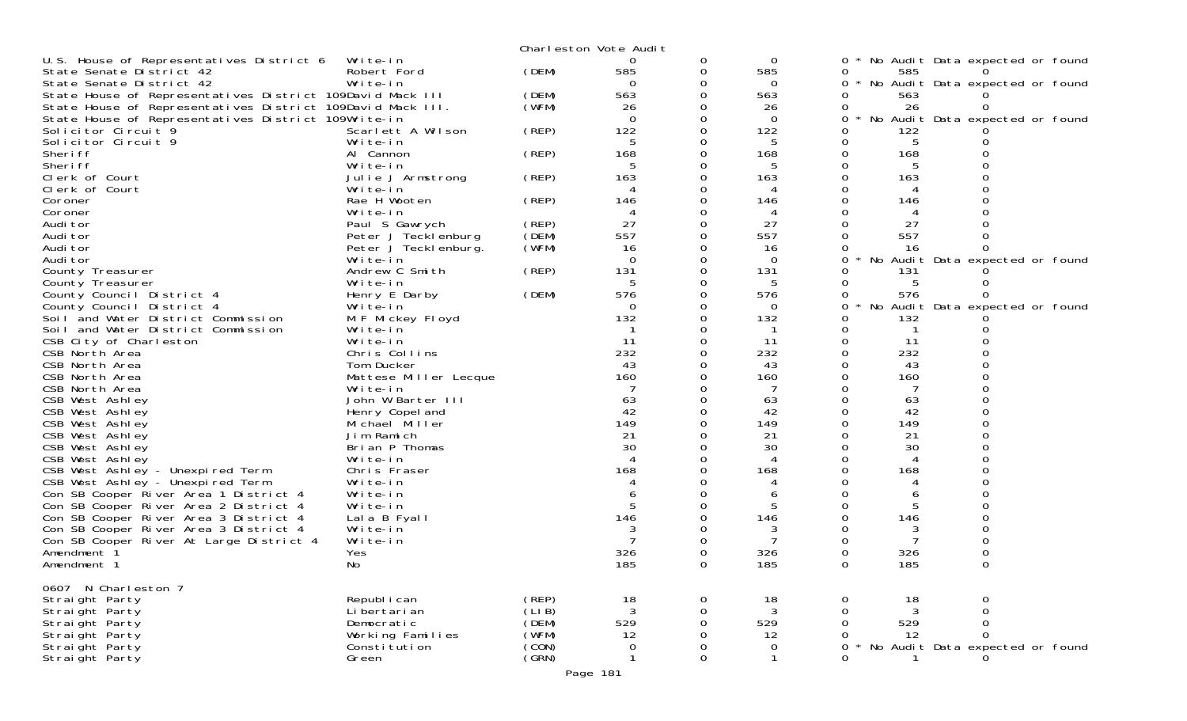Charleston Vote Audit

| Contest | Candidate | Party | Votes | | | | | | |
|---|---|---|---|---|---|---|---|---|---|
| U.S. House of Representatives District 6 | Write-in | | 0 | 0 | 0 | 0 * No Audit Data expected or found | | | |
| State Senate District 42 | Robert Ford | (DEM) | 585 | 0 | 585 | 0 | 585 | 0 | |
| State Senate District 42 | Write-in | | 0 | 0 | 0 | 0 * No Audit Data expected or found | | | |
| State House of Representatives District 109 | David Mack III | (DEM) | 563 | 0 | 563 | 0 | 563 | 0 | |
| State House of Representatives District 109 | David Mack III. | (WFM) | 26 | 0 | 26 | 0 | 26 | 0 | |
| State House of Representatives District 109 | Write-in | | 0 | 0 | 0 | 0 * No Audit Data expected or found | | | |
| Solicitor Circuit 9 | Scarlett A Wilson | (REP) | 122 | 0 | 122 | 0 | 122 | 0 | |
| Solicitor Circuit 9 | Write-in | | 5 | 0 | 5 | 0 | 5 | 0 | |
| Sheriff | Al Cannon | (REP) | 168 | 0 | 168 | 0 | 168 | 0 | |
| Sheriff | Write-in | | 5 | 0 | 5 | 0 | 5 | 0 | |
| Clerk of Court | Julie J Armstrong | (REP) | 163 | 0 | 163 | 0 | 163 | 0 | |
| Clerk of Court | Write-in | | 4 | 0 | 4 | 0 | 4 | 0 | |
| Coroner | Rae H Wooten | (REP) | 146 | 0 | 146 | 0 | 146 | 0 | |
| Coroner | Write-in | | 4 | 0 | 4 | 0 | 4 | 0 | |
| Auditor | Paul S Gawrych | (REP) | 27 | 0 | 27 | 0 | 27 | 0 | |
| Auditor | Peter J Tecklenburg | (DEM) | 557 | 0 | 557 | 0 | 557 | 0 | |
| Auditor | Peter J Tecklenburg. | (WFM) | 16 | 0 | 16 | 0 | 16 | 0 | |
| Auditor | Write-in | | 0 | 0 | 0 | 0 * No Audit Data expected or found | | | |
| County Treasurer | Andrew C Smith | (REP) | 131 | 0 | 131 | 0 | 131 | 0 | |
| County Treasurer | Write-in | | 5 | 0 | 5 | 0 | 5 | 0 | |
| County Council District 4 | Henry E Darby | (DEM) | 576 | 0 | 576 | 0 | 576 | 0 | |
| County Council District 4 | Write-in | | 0 | 0 | 0 | 0 * No Audit Data expected or found | | | |
| Soil and Water District Commission | M F Mickey Floyd | | 132 | 0 | 132 | 0 | 132 | 0 | |
| Soil and Water District Commission | Write-in | | 1 | 0 | 1 | 0 | 1 | 0 | |
| CSB City of Charleston | Write-in | | 11 | 0 | 11 | 0 | 11 | 0 | |
| CSB North Area | Chris Collins | | 232 | 0 | 232 | 0 | 232 | 0 | |
| CSB North Area | Tom Ducker | | 43 | 0 | 43 | 0 | 43 | 0 | |
| CSB North Area | Mattese Miller Lecque | | 160 | 0 | 160 | 0 | 160 | 0 | |
| CSB North Area | Write-in | | 7 | 0 | 7 | 0 | 7 | 0 | |
| CSB West Ashley | John W Barter III | | 63 | 0 | 63 | 0 | 63 | 0 | |
| CSB West Ashley | Henry Copeland | | 42 | 0 | 42 | 0 | 42 | 0 | |
| CSB West Ashley | Michael Miller | | 149 | 0 | 149 | 0 | 149 | 0 | |
| CSB West Ashley | Jim Ramich | | 21 | 0 | 21 | 0 | 21 | 0 | |
| CSB West Ashley | Brian P Thomas | | 30 | 0 | 30 | 0 | 30 | 0 | |
| CSB West Ashley | Write-in | | 4 | 0 | 4 | 0 | 4 | 0 | |
| CSB West Ashley - Unexpired Term | Chris Fraser | | 168 | 0 | 168 | 0 | 168 | 0 | |
| CSB West Ashley - Unexpired Term | Write-in | | 4 | 0 | 4 | 0 | 4 | 0 | |
| Con SB Cooper River Area 1 District 4 | Write-in | | 6 | 0 | 6 | 0 | 6 | 0 | |
| Con SB Cooper River Area 2 District 4 | Write-in | | 5 | 0 | 5 | 0 | 5 | 0 | |
| Con SB Cooper River Area 3 District 4 | Lala B Fyall | | 146 | 0 | 146 | 0 | 146 | 0 | |
| Con SB Cooper River Area 3 District 4 | Write-in | | 3 | 0 | 3 | 0 | 3 | 0 | |
| Con SB Cooper River At Large District 4 | Write-in | | 7 | 0 | 7 | 0 | 7 | 0 | |
| Amendment 1 | Yes | | 326 | 0 | 326 | 0 | 326 | 0 | |
| Amendment 1 | No | | 185 | 0 | 185 | 0 | 185 | 0 | |

0607 N Charleston 7

| Contest | Candidate | Party | Votes | | | | | | |
|---|---|---|---|---|---|---|---|---|---|
| Straight Party | Republican | (REP) | 18 | 0 | 18 | 0 | 18 | 0 | |
| Straight Party | Libertarian | (LIB) | 3 | 0 | 3 | 0 | 3 | 0 | |
| Straight Party | Democratic | (DEM) | 529 | 0 | 529 | 0 | 529 | 0 | |
| Straight Party | Working Families | (WFM) | 12 | 0 | 12 | 0 | 12 | 0 | |
| Straight Party | Constitution | (CON) | 0 | 0 | 0 | 0 * No Audit Data expected or found | | | |
| Straight Party | Green | (GRN) | 1 | 0 | 1 | 0 | 1 | 0 | |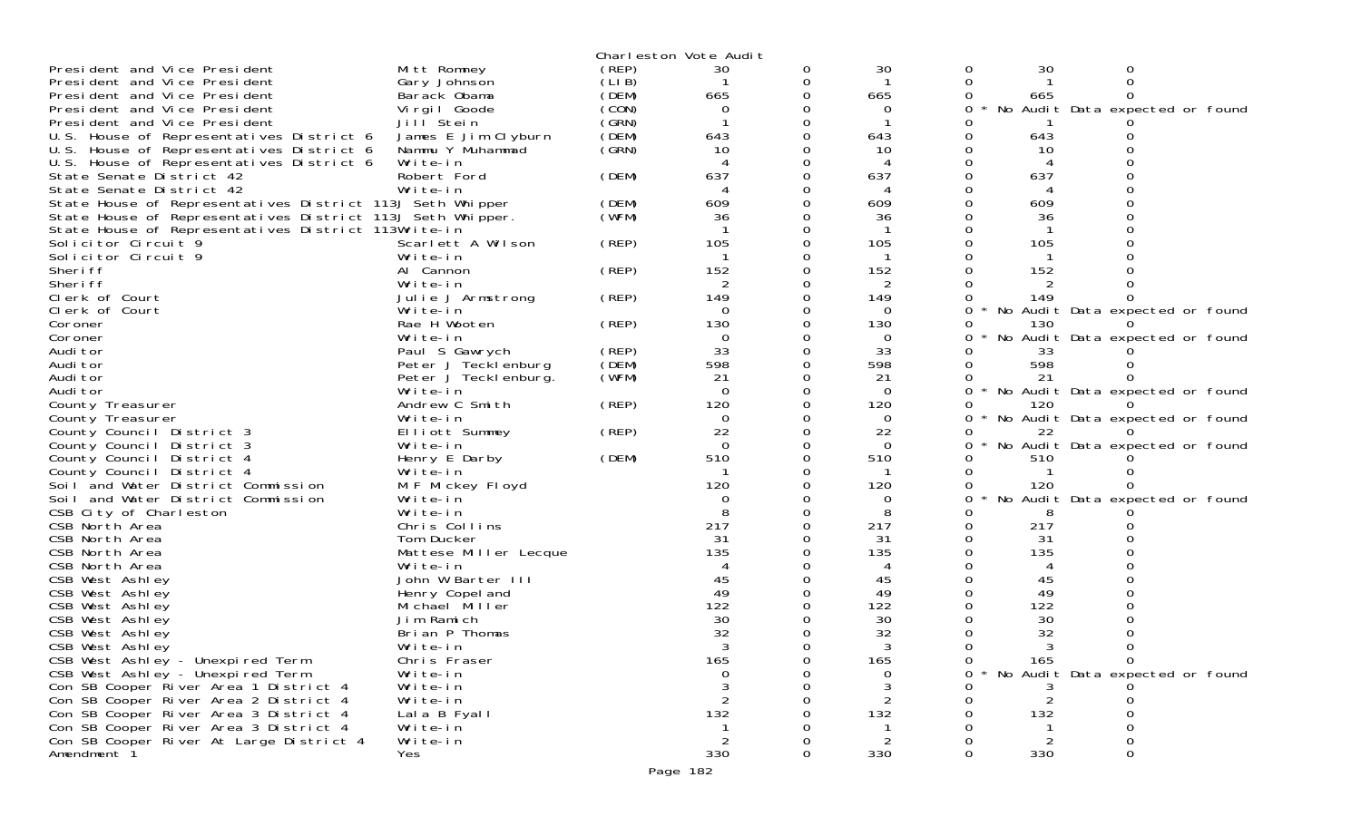Charleston Vote Audit

| | | | | | | | | |
|---|---|---|---|---|---|---|---|---|
| President and Vice President | Mitt Romney | (REP) | 30 | 0 | 30 | 0 | 30 | 0 |
| President and Vice President | Gary Johnson | (LIB) | 1 | 0 | 1 | 0 | 1 | 0 |
| President and Vice President | Barack Obama | (DEM) | 665 | 0 | 665 | 0 | 665 | 0 |
| President and Vice President | Virgil Goode | (CON) | 0 | 0 | 0 | 0 * | No Audit Data expected or found | |
| President and Vice President | Jill Stein | (GRN) | 1 | 0 | 1 | 0 | 1 | 0 |
| U.S. House of Representatives District 6 | James E Jim Clyburn | (DEM) | 643 | 0 | 643 | 0 | 643 | 0 |
| U.S. House of Representatives District 6 | Nammu Y Muhammad | (GRN) | 10 | 0 | 10 | 0 | 10 | 0 |
| U.S. House of Representatives District 6 | Write-in | | 4 | 0 | 4 | 0 | 4 | 0 |
| State Senate District 42 | Robert Ford | (DEM) | 637 | 0 | 637 | 0 | 637 | 0 |
| State Senate District 42 | Write-in | | 4 | 0 | 4 | 0 | 4 | 0 |
| State House of Representatives District 113 | J Seth Whipper | (DEM) | 609 | 0 | 609 | 0 | 609 | 0 |
| State House of Representatives District 113 | J Seth Whipper. | (WFM) | 36 | 0 | 36 | 0 | 36 | 0 |
| State House of Representatives District 113 | Write-in | | 1 | 0 | 1 | 0 | 1 | 0 |
| Solicitor Circuit 9 | Scarlett A Wilson | (REP) | 105 | 0 | 105 | 0 | 105 | 0 |
| Solicitor Circuit 9 | Write-in | | 1 | 0 | 1 | 0 | 1 | 0 |
| Sheriff | Al Cannon | (REP) | 152 | 0 | 152 | 0 | 152 | 0 |
| Sheriff | Write-in | | 2 | 0 | 2 | 0 | 2 | 0 |
| Clerk of Court | Julie J Armstrong | (REP) | 149 | 0 | 149 | 0 | 149 | 0 |
| Clerk of Court | Write-in | | 0 | 0 | 0 | 0 * | No Audit Data expected or found | |
| Coroner | Rae H Wooten | (REP) | 130 | 0 | 130 | 0 | 130 | 0 |
| Coroner | Write-in | | 0 | 0 | 0 | 0 * | No Audit Data expected or found | |
| Auditor | Paul S Gawrych | (REP) | 33 | 0 | 33 | 0 | 33 | 0 |
| Auditor | Peter J Tecklenburg | (DEM) | 598 | 0 | 598 | 0 | 598 | 0 |
| Auditor | Peter J Tecklenburg. | (WFM) | 21 | 0 | 21 | 0 | 21 | 0 |
| Auditor | Write-in | | 0 | 0 | 0 | 0 * | No Audit Data expected or found | |
| County Treasurer | Andrew C Smith | (REP) | 120 | 0 | 120 | 0 | 120 | 0 |
| County Treasurer | Write-in | | 0 | 0 | 0 | 0 * | No Audit Data expected or found | |
| County Council District 3 | Elliott Summey | (REP) | 22 | 0 | 22 | 0 | 22 | 0 |
| County Council District 3 | Write-in | | 0 | 0 | 0 | 0 * | No Audit Data expected or found | |
| County Council District 4 | Henry E Darby | (DEM) | 510 | 0 | 510 | 0 | 510 | 0 |
| County Council District 4 | Write-in | | 1 | 0 | 1 | 0 | 1 | 0 |
| Soil and Water District Commission | M F Mickey Floyd | | 120 | 0 | 120 | 0 | 120 | 0 |
| Soil and Water District Commission | Write-in | | 0 | 0 | 0 | 0 * | No Audit Data expected or found | |
| CSB City of Charleston | Write-in | | 8 | 0 | 8 | 0 | 8 | 0 |
| CSB North Area | Chris Collins | | 217 | 0 | 217 | 0 | 217 | 0 |
| CSB North Area | Tom Ducker | | 31 | 0 | 31 | 0 | 31 | 0 |
| CSB North Area | Mattese Miller Lecque | | 135 | 0 | 135 | 0 | 135 | 0 |
| CSB North Area | Write-in | | 4 | 0 | 4 | 0 | 4 | 0 |
| CSB West Ashley | John W Barter III | | 45 | 0 | 45 | 0 | 45 | 0 |
| CSB West Ashley | Henry Copeland | | 49 | 0 | 49 | 0 | 49 | 0 |
| CSB West Ashley | Michael Miller | | 122 | 0 | 122 | 0 | 122 | 0 |
| CSB West Ashley | Jim Ramich | | 30 | 0 | 30 | 0 | 30 | 0 |
| CSB West Ashley | Brian P Thomas | | 32 | 0 | 32 | 0 | 32 | 0 |
| CSB West Ashley | Write-in | | 3 | 0 | 3 | 0 | 3 | 0 |
| CSB West Ashley - Unexpired Term | Chris Fraser | | 165 | 0 | 165 | 0 | 165 | 0 |
| CSB West Ashley - Unexpired Term | Write-in | | 0 | 0 | 0 | 0 * | No Audit Data expected or found | |
| Con SB Cooper River Area 1 District 4 | Write-in | | 3 | 0 | 3 | 0 | 3 | 0 |
| Con SB Cooper River Area 2 District 4 | Write-in | | 2 | 0 | 2 | 0 | 2 | 0 |
| Con SB Cooper River Area 3 District 4 | Lala B Fyall | | 132 | 0 | 132 | 0 | 132 | 0 |
| Con SB Cooper River Area 3 District 4 | Write-in | | 1 | 0 | 1 | 0 | 1 | 0 |
| Con SB Cooper River At Large District 4 | Write-in | | 2 | 0 | 2 | 0 | 2 | 0 |
| Amendment 1 | Yes | | 330 | 0 | 330 | 0 | 330 | 0 |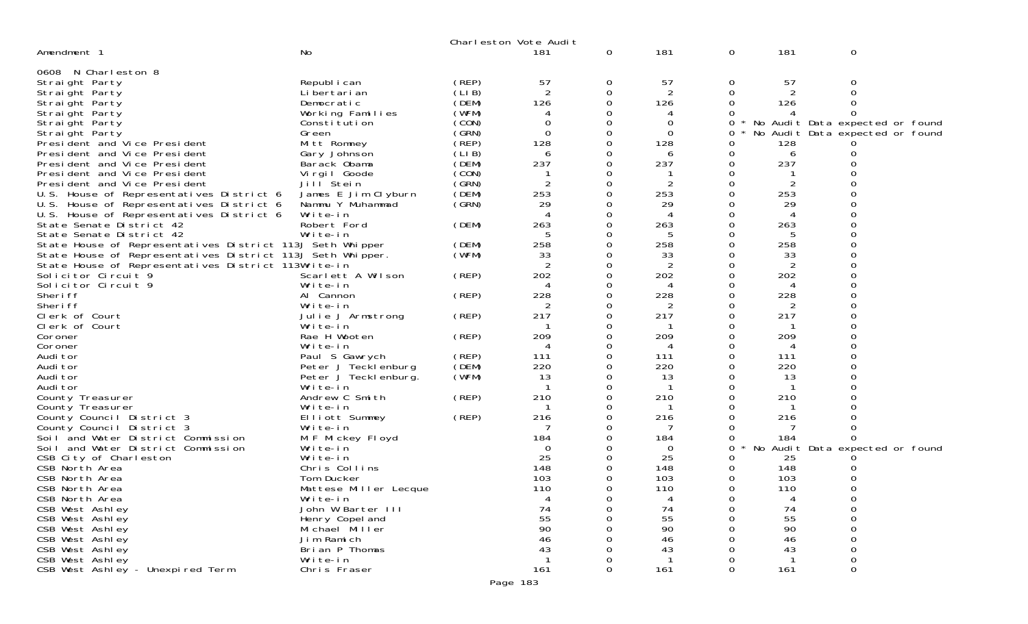Charleston Vote Audit

| Amendment 1 | No | | 181 | 0 | 181 | 0 | 181 | 0 |
|---|---|---|---|---|---|---|---|---|

0608 N Charleston 8

| Contest | Candidate | Party | | | | | | |
|---|---|---|---|---|---|---|---|---|
| Straight Party | Republican | (REP) | 57 | 0 | 57 | 0 | 57 | 0 |
| Straight Party | Libertarian | (LIB) | 2 | 0 | 2 | 0 | 2 | 0 |
| Straight Party | Democratic | (DEM) | 126 | 0 | 126 | 0 | 126 | 0 |
| Straight Party | Working Families | (WFM) | 4 | 0 | 4 | 0 | 4 | 0 |
| Straight Party | Constitution | (CON) | 0 | 0 | 0 | 0 * | No Audit Data expected or found | |
| Straight Party | Green | (GRN) | 0 | 0 | 0 | 0 * | No Audit Data expected or found | |
| President and Vice President | Mitt Romney | (REP) | 128 | 0 | 128 | 0 | 128 | 0 |
| President and Vice President | Gary Johnson | (LIB) | 6 | 0 | 6 | 0 | 6 | 0 |
| President and Vice President | Barack Obama | (DEM) | 237 | 0 | 237 | 0 | 237 | 0 |
| President and Vice President | Virgil Goode | (CON) | 1 | 0 | 1 | 0 | 1 | 0 |
| President and Vice President | Jill Stein | (GRN) | 2 | 0 | 2 | 0 | 2 | 0 |
| U.S. House of Representatives District 6 | James E Jim Clyburn | (DEM) | 253 | 0 | 253 | 0 | 253 | 0 |
| U.S. House of Representatives District 6 | Nammu Y Muhammad | (GRN) | 29 | 0 | 29 | 0 | 29 | 0 |
| U.S. House of Representatives District 6 | Write-in | | 4 | 0 | 4 | 0 | 4 | 0 |
| State Senate District 42 | Robert Ford | (DEM) | 263 | 0 | 263 | 0 | 263 | 0 |
| State Senate District 42 | Write-in | | 5 | 0 | 5 | 0 | 5 | 0 |
| State House of Representatives District 113 | J Seth Whipper | (DEM) | 258 | 0 | 258 | 0 | 258 | 0 |
| State House of Representatives District 113 | J Seth Whipper. | (WFM) | 33 | 0 | 33 | 0 | 33 | 0 |
| State House of Representatives District 113 | Write-in | | 2 | 0 | 2 | 0 | 2 | 0 |
| Solicitor Circuit 9 | Scarlett A Wilson | (REP) | 202 | 0 | 202 | 0 | 202 | 0 |
| Solicitor Circuit 9 | Write-in | | 4 | 0 | 4 | 0 | 4 | 0 |
| Sheriff | Al Cannon | (REP) | 228 | 0 | 228 | 0 | 228 | 0 |
| Sheriff | Write-in | | 2 | 0 | 2 | 0 | 2 | 0 |
| Clerk of Court | Julie J Armstrong | (REP) | 217 | 0 | 217 | 0 | 217 | 0 |
| Clerk of Court | Write-in | | 1 | 0 | 1 | 0 | 1 | 0 |
| Coroner | Rae H Wooten | (REP) | 209 | 0 | 209 | 0 | 209 | 0 |
| Coroner | Write-in | | 4 | 0 | 4 | 0 | 4 | 0 |
| Auditor | Paul S Gawrych | (REP) | 111 | 0 | 111 | 0 | 111 | 0 |
| Auditor | Peter J Tecklenburg | (DEM) | 220 | 0 | 220 | 0 | 220 | 0 |
| Auditor | Peter J Tecklenburg. | (WFM) | 13 | 0 | 13 | 0 | 13 | 0 |
| Auditor | Write-in | | 1 | 0 | 1 | 0 | 1 | 0 |
| County Treasurer | Andrew C Smith | (REP) | 210 | 0 | 210 | 0 | 210 | 0 |
| County Treasurer | Write-in | | 1 | 0 | 1 | 0 | 1 | 0 |
| County Council District 3 | Elliott Summey | (REP) | 216 | 0 | 216 | 0 | 216 | 0 |
| County Council District 3 | Write-in | | 7 | 0 | 7 | 0 | 7 | 0 |
| Soil and Water District Commission | M F Mickey Floyd | | 184 | 0 | 184 | 0 | 184 | 0 |
| Soil and Water District Commission | Write-in | | 0 | 0 | 0 | 0 * | No Audit Data expected or found | |
| CSB City of Charleston | Write-in | | 25 | 0 | 25 | 0 | 25 | 0 |
| CSB North Area | Chris Collins | | 148 | 0 | 148 | 0 | 148 | 0 |
| CSB North Area | Tom Ducker | | 103 | 0 | 103 | 0 | 103 | 0 |
| CSB North Area | Mattese Miller Lecque | | 110 | 0 | 110 | 0 | 110 | 0 |
| CSB North Area | Write-in | | 4 | 0 | 4 | 0 | 4 | 0 |
| CSB West Ashley | John W Barter III | | 74 | 0 | 74 | 0 | 74 | 0 |
| CSB West Ashley | Henry Copeland | | 55 | 0 | 55 | 0 | 55 | 0 |
| CSB West Ashley | Michael Miller | | 90 | 0 | 90 | 0 | 90 | 0 |
| CSB West Ashley | Jim Ramich | | 46 | 0 | 46 | 0 | 46 | 0 |
| CSB West Ashley | Brian P Thomas | | 43 | 0 | 43 | 0 | 43 | 0 |
| CSB West Ashley | Write-in | | 1 | 0 | 1 | 0 | 1 | 0 |
| CSB West Ashley - Unexpired Term | Chris Fraser | | 161 | 0 | 161 | 0 | 161 | 0 |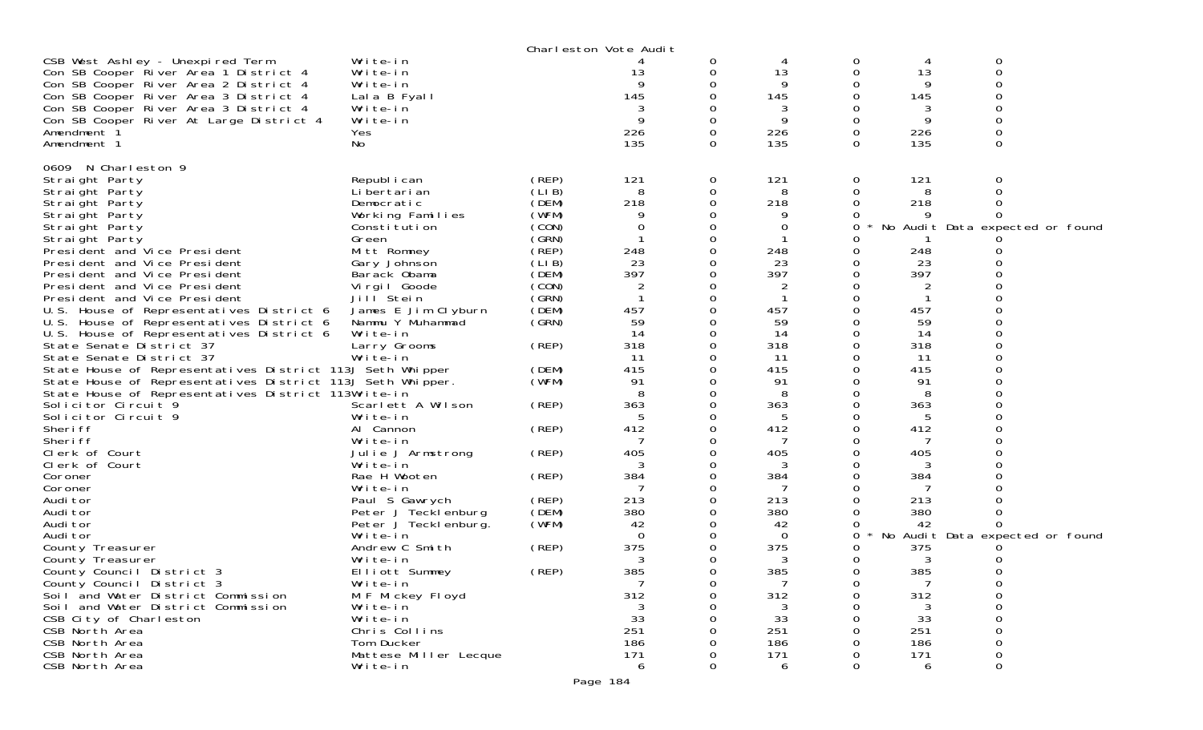Charleston Vote Audit

| Contest | Candidate | Party | | | | | | |
|---|---|---|---|---|---|---|---|---|
| CSB West Ashley - Unexpired Term | Write-in | | 4 | 0 | 4 | 0 | 4 | 0 |
| Con SB Cooper River Area 1 District 4 | Write-in | | 13 | 0 | 13 | 0 | 13 | 0 |
| Con SB Cooper River Area 2 District 4 | Write-in | | 9 | 0 | 9 | 0 | 9 | 0 |
| Con SB Cooper River Area 3 District 4 | Lala B Fyall | | 145 | 0 | 145 | 0 | 145 | 0 |
| Con SB Cooper River Area 3 District 4 | Write-in | | 3 | 0 | 3 | 0 | 3 | 0 |
| Con SB Cooper River At Large District 4 | Write-in | | 9 | 0 | 9 | 0 | 9 | 0 |
| Amendment 1 | Yes | | 226 | 0 | 226 | 0 | 226 | 0 |
| Amendment 1 | No | | 135 | 0 | 135 | 0 | 135 | 0 |

0609 N Charleston 9

| Contest | Candidate | Party | | | | | | |
|---|---|---|---|---|---|---|---|---|
| Straight Party | Republican | (REP) | 121 | 0 | 121 | 0 | 121 | 0 |
| Straight Party | Libertarian | (LIB) | 8 | 0 | 8 | 0 | 8 | 0 |
| Straight Party | Democratic | (DEM) | 218 | 0 | 218 | 0 | 218 | 0 |
| Straight Party | Working Families | (WFM) | 9 | 0 | 9 | 0 | 9 | 0 |
| Straight Party | Constitution | (CON) | 0 | 0 | 0 | 0 * No Audit Data expected or found | | |
| Straight Party | Green | (GRN) | 1 | 0 | 1 | 0 | 1 | 0 |
| President and Vice President | Mitt Romney | (REP) | 248 | 0 | 248 | 0 | 248 | 0 |
| President and Vice President | Gary Johnson | (LIB) | 23 | 0 | 23 | 0 | 23 | 0 |
| President and Vice President | Barack Obama | (DEM) | 397 | 0 | 397 | 0 | 397 | 0 |
| President and Vice President | Virgil Goode | (CON) | 2 | 0 | 2 | 0 | 2 | 0 |
| President and Vice President | Jill Stein | (GRN) | 1 | 0 | 1 | 0 | 1 | 0 |
| U.S. House of Representatives District 6 | James E Jim Clyburn | (DEM) | 457 | 0 | 457 | 0 | 457 | 0 |
| U.S. House of Representatives District 6 | Nammu Y Muhammad | (GRN) | 59 | 0 | 59 | 0 | 59 | 0 |
| U.S. House of Representatives District 6 | Write-in | | 14 | 0 | 14 | 0 | 14 | 0 |
| State Senate District 37 | Larry Grooms | (REP) | 318 | 0 | 318 | 0 | 318 | 0 |
| State Senate District 37 | Write-in | | 11 | 0 | 11 | 0 | 11 | 0 |
| State House of Representatives District 113 | J Seth Whipper | (DEM) | 415 | 0 | 415 | 0 | 415 | 0 |
| State House of Representatives District 113 | J Seth Whipper. | (WFM) | 91 | 0 | 91 | 0 | 91 | 0 |
| State House of Representatives District 113 | Write-in | | 8 | 0 | 8 | 0 | 8 | 0 |
| Solicitor Circuit 9 | Scarlett A Wilson | (REP) | 363 | 0 | 363 | 0 | 363 | 0 |
| Solicitor Circuit 9 | Write-in | | 5 | 0 | 5 | 0 | 5 | 0 |
| Sheriff | Al Cannon | (REP) | 412 | 0 | 412 | 0 | 412 | 0 |
| Sheriff | Write-in | | 7 | 0 | 7 | 0 | 7 | 0 |
| Clerk of Court | Julie J Armstrong | (REP) | 405 | 0 | 405 | 0 | 405 | 0 |
| Clerk of Court | Write-in | | 3 | 0 | 3 | 0 | 3 | 0 |
| Coroner | Rae H Wooten | (REP) | 384 | 0 | 384 | 0 | 384 | 0 |
| Coroner | Write-in | | 7 | 0 | 7 | 0 | 7 | 0 |
| Auditor | Paul S Gawrych | (REP) | 213 | 0 | 213 | 0 | 213 | 0 |
| Auditor | Peter J Tecklenburg | (DEM) | 380 | 0 | 380 | 0 | 380 | 0 |
| Auditor | Peter J Tecklenburg. | (WFM) | 42 | 0 | 42 | 0 | 42 | 0 |
| Auditor | Write-in | | 0 | 0 | 0 | 0 * No Audit Data expected or found | | |
| County Treasurer | Andrew C Smith | (REP) | 375 | 0 | 375 | 0 | 375 | 0 |
| County Treasurer | Write-in | | 3 | 0 | 3 | 0 | 3 | 0 |
| County Council District 3 | Elliott Summey | (REP) | 385 | 0 | 385 | 0 | 385 | 0 |
| County Council District 3 | Write-in | | 7 | 0 | 7 | 0 | 7 | 0 |
| Soil and Water District Commission | M F Mickey Floyd | | 312 | 0 | 312 | 0 | 312 | 0 |
| Soil and Water District Commission | Write-in | | 3 | 0 | 3 | 0 | 3 | 0 |
| CSB City of Charleston | Write-in | | 33 | 0 | 33 | 0 | 33 | 0 |
| CSB North Area | Chris Collins | | 251 | 0 | 251 | 0 | 251 | 0 |
| CSB North Area | Tom Ducker | | 186 | 0 | 186 | 0 | 186 | 0 |
| CSB North Area | Mattese Miller Lecque | | 171 | 0 | 171 | 0 | 171 | 0 |
| CSB North Area | Write-in | | 6 | 0 | 6 | 0 | 6 | 0 |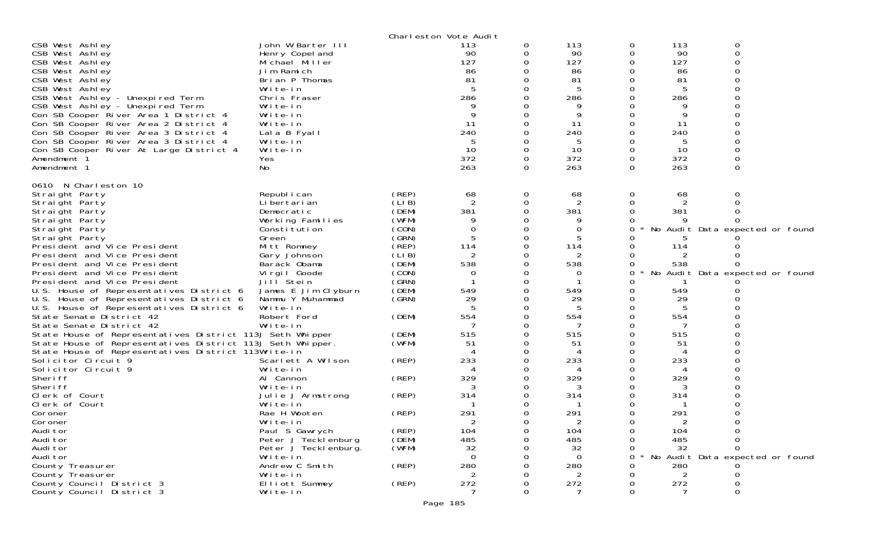Charleston Vote Audit

| Contest | Candidate | Party | | | | | | |
|---|---|---|---|---|---|---|---|---|
| CSB West Ashley | John W Barter III | | 113 | 0 | 113 | 0 | 113 | 0 |
| CSB West Ashley | Henry Copeland | | 90 | 0 | 90 | 0 | 90 | 0 |
| CSB West Ashley | Michael Miller | | 127 | 0 | 127 | 0 | 127 | 0 |
| CSB West Ashley | Jim Ramich | | 86 | 0 | 86 | 0 | 86 | 0 |
| CSB West Ashley | Brian P Thomas | | 81 | 0 | 81 | 0 | 81 | 0 |
| CSB West Ashley | Write-in | | 5 | 0 | 5 | 0 | 5 | 0 |
| CSB West Ashley - Unexpired Term | Chris Fraser | | 286 | 0 | 286 | 0 | 286 | 0 |
| CSB West Ashley - Unexpired Term | Write-in | | 9 | 0 | 9 | 0 | 9 | 0 |
| Con SB Cooper River Area 1 District 4 | Write-in | | 9 | 0 | 9 | 0 | 9 | 0 |
| Con SB Cooper River Area 2 District 4 | Write-in | | 11 | 0 | 11 | 0 | 11 | 0 |
| Con SB Cooper River Area 3 District 4 | Lala B Fyall | | 240 | 0 | 240 | 0 | 240 | 0 |
| Con SB Cooper River Area 3 District 4 | Write-in | | 5 | 0 | 5 | 0 | 5 | 0 |
| Con SB Cooper River At Large District 4 | Write-in | | 10 | 0 | 10 | 0 | 10 | 0 |
| Amendment 1 | Yes | | 372 | 0 | 372 | 0 | 372 | 0 |
| Amendment 1 | No | | 263 | 0 | 263 | 0 | 263 | 0 |

0610 N Charleston 10

| Contest | Candidate | Party | | | | | | |
|---|---|---|---|---|---|---|---|---|
| Straight Party | Republican | (REP) | 68 | 0 | 68 | 0 | 68 | 0 |
| Straight Party | Libertarian | (LIB) | 2 | 0 | 2 | 0 | 2 | 0 |
| Straight Party | Democratic | (DEM) | 381 | 0 | 381 | 0 | 381 | 0 |
| Straight Party | Working Families | (WFM) | 9 | 0 | 9 | 0 | 9 | 0 |
| Straight Party | Constitution | (CON) | 0 | 0 | 0 | 0 * | No Audit Data expected or found | |
| Straight Party | Green | (GRN) | 5 | 0 | 5 | 0 | 5 | 0 |
| President and Vice President | Mitt Romney | (REP) | 114 | 0 | 114 | 0 | 114 | 0 |
| President and Vice President | Gary Johnson | (LIB) | 2 | 0 | 2 | 0 | 2 | 0 |
| President and Vice President | Barack Obama | (DEM) | 538 | 0 | 538 | 0 | 538 | 0 |
| President and Vice President | Virgil Goode | (CON) | 0 | 0 | 0 | 0 * | No Audit Data expected or found | |
| President and Vice President | Jill Stein | (GRN) | 1 | 0 | 1 | 0 | 1 | 0 |
| U.S. House of Representatives District 6 | James E Jim Clyburn | (DEM) | 549 | 0 | 549 | 0 | 549 | 0 |
| U.S. House of Representatives District 6 | Nammu Y Muhammad | (GRN) | 29 | 0 | 29 | 0 | 29 | 0 |
| U.S. House of Representatives District 6 | Write-in | | 5 | 0 | 5 | 0 | 5 | 0 |
| State Senate District 42 | Robert Ford | (DEM) | 554 | 0 | 554 | 0 | 554 | 0 |
| State Senate District 42 | Write-in | | 7 | 0 | 7 | 0 | 7 | 0 |
| State House of Representatives District 113 | J Seth Whipper | (DEM) | 515 | 0 | 515 | 0 | 515 | 0 |
| State House of Representatives District 113 | J Seth Whipper. | (WFM) | 51 | 0 | 51 | 0 | 51 | 0 |
| State House of Representatives District 113 | Write-in | | 4 | 0 | 4 | 0 | 4 | 0 |
| Solicitor Circuit 9 | Scarlett A Wilson | (REP) | 233 | 0 | 233 | 0 | 233 | 0 |
| Solicitor Circuit 9 | Write-in | | 4 | 0 | 4 | 0 | 4 | 0 |
| Sheriff | Al Cannon | (REP) | 329 | 0 | 329 | 0 | 329 | 0 |
| Sheriff | Write-in | | 3 | 0 | 3 | 0 | 3 | 0 |
| Clerk of Court | Julie J Armstrong | (REP) | 314 | 0 | 314 | 0 | 314 | 0 |
| Clerk of Court | Write-in | | 1 | 0 | 1 | 0 | 1 | 0 |
| Coroner | Rae H Wooten | (REP) | 291 | 0 | 291 | 0 | 291 | 0 |
| Coroner | Write-in | | 2 | 0 | 2 | 0 | 2 | 0 |
| Auditor | Paul S Gawrych | (REP) | 104 | 0 | 104 | 0 | 104 | 0 |
| Auditor | Peter J Tecklenburg | (DEM) | 485 | 0 | 485 | 0 | 485 | 0 |
| Auditor | Peter J Tecklenburg. | (WFM) | 32 | 0 | 32 | 0 | 32 | 0 |
| Auditor | Write-in | | 0 | 0 | 0 | 0 * | No Audit Data expected or found | |
| County Treasurer | Andrew C Smith | (REP) | 280 | 0 | 280 | 0 | 280 | 0 |
| County Treasurer | Write-in | | 2 | 0 | 2 | 0 | 2 | 0 |
| County Council District 3 | Elliott Summey | (REP) | 272 | 0 | 272 | 0 | 272 | 0 |
| County Council District 3 | Write-in | | 7 | 0 | 7 | 0 | 7 | 0 |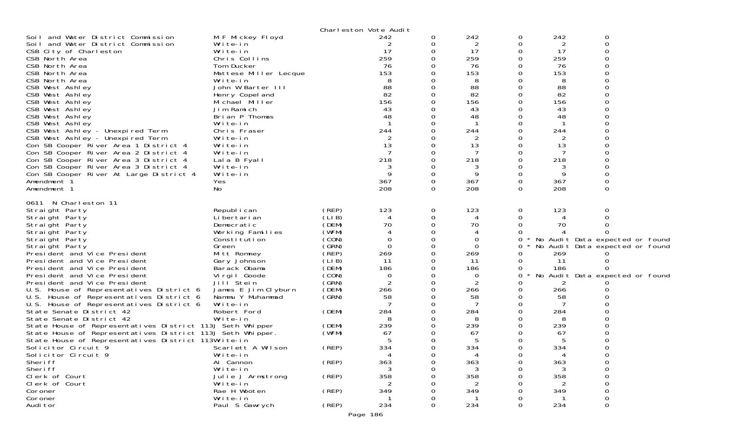Charleston Vote Audit

| | | | | | | | | |
|---|---|---|---|---|---|---|---|---|
| Soil and Water District Commission | M F Mickey Floyd | | 242 | 0 | 242 | 0 | 242 | 0 |
| Soil and Water District Commission | Write-in | | 2 | 0 | 2 | 0 | 2 | 0 |
| CSB City of Charleston | Write-in | | 17 | 0 | 17 | 0 | 17 | 0 |
| CSB North Area | Chris Collins | | 259 | 0 | 259 | 0 | 259 | 0 |
| CSB North Area | Tom Ducker | | 76 | 0 | 76 | 0 | 76 | 0 |
| CSB North Area | Mattese Miller Lecque | | 153 | 0 | 153 | 0 | 153 | 0 |
| CSB North Area | Write-in | | 8 | 0 | 8 | 0 | 8 | 0 |
| CSB West Ashley | John W Barter III | | 88 | 0 | 88 | 0 | 88 | 0 |
| CSB West Ashley | Henry Copeland | | 82 | 0 | 82 | 0 | 82 | 0 |
| CSB West Ashley | Michael Miller | | 156 | 0 | 156 | 0 | 156 | 0 |
| CSB West Ashley | Jim Ramich | | 43 | 0 | 43 | 0 | 43 | 0 |
| CSB West Ashley | Brian P Thomas | | 48 | 0 | 48 | 0 | 48 | 0 |
| CSB West Ashley | Write-in | | 1 | 0 | 1 | 0 | 1 | 0 |
| CSB West Ashley - Unexpired Term | Chris Fraser | | 244 | 0 | 244 | 0 | 244 | 0 |
| CSB West Ashley - Unexpired Term | Write-in | | 2 | 0 | 2 | 0 | 2 | 0 |
| Con SB Cooper River Area 1 District 4 | Write-in | | 13 | 0 | 13 | 0 | 13 | 0 |
| Con SB Cooper River Area 2 District 4 | Write-in | | 7 | 0 | 7 | 0 | 7 | 0 |
| Con SB Cooper River Area 3 District 4 | Lala B Fyall | | 218 | 0 | 218 | 0 | 218 | 0 |
| Con SB Cooper River Area 3 District 4 | Write-in | | 3 | 0 | 3 | 0 | 3 | 0 |
| Con SB Cooper River At Large District 4 | Write-in | | 9 | 0 | 9 | 0 | 9 | 0 |
| Amendment 1 | Yes | | 367 | 0 | 367 | 0 | 367 | 0 |
| Amendment 1 | No | | 208 | 0 | 208 | 0 | 208 | 0 |

0611 N Charleston 11

| | | | | | | | | |
|---|---|---|---|---|---|---|---|---|
| Straight Party | Republican | (REP) | 123 | 0 | 123 | 0 | 123 | 0 |
| Straight Party | Libertarian | (LIB) | 4 | 0 | 4 | 0 | 4 | 0 |
| Straight Party | Democratic | (DEM) | 70 | 0 | 70 | 0 | 70 | 0 |
| Straight Party | Working Families | (WFM) | 4 | 0 | 4 | 0 | 4 | 0 |
| Straight Party | Constitution | (CON) | 0 | 0 | 0 | 0 * No Audit Data expected or found | | |
| Straight Party | Green | (GRN) | 0 | 0 | 0 | 0 * No Audit Data expected or found | | |
| President and Vice President | Mitt Romney | (REP) | 269 | 0 | 269 | 0 | 269 | 0 |
| President and Vice President | Gary Johnson | (LIB) | 11 | 0 | 11 | 0 | 11 | 0 |
| President and Vice President | Barack Obama | (DEM) | 186 | 0 | 186 | 0 | 186 | 0 |
| President and Vice President | Virgil Goode | (CON) | 0 | 0 | 0 | 0 * No Audit Data expected or found | | |
| President and Vice President | Jill Stein | (GRN) | 2 | 0 | 2 | 0 | 2 | 0 |
| U.S. House of Representatives District 6 | James E Jim Clyburn | (DEM) | 266 | 0 | 266 | 0 | 266 | 0 |
| U.S. House of Representatives District 6 | Nammu Y Muhammad | (GRN) | 58 | 0 | 58 | 0 | 58 | 0 |
| U.S. House of Representatives District 6 | Write-in | | 7 | 0 | 7 | 0 | 7 | 0 |
| State Senate District 42 | Robert Ford | (DEM) | 284 | 0 | 284 | 0 | 284 | 0 |
| State Senate District 42 | Write-in | | 8 | 0 | 8 | 0 | 8 | 0 |
| State House of Representatives District 113 | J Seth Whipper | (DEM) | 239 | 0 | 239 | 0 | 239 | 0 |
| State House of Representatives District 113 | J Seth Whipper. | (WFM) | 67 | 0 | 67 | 0 | 67 | 0 |
| State House of Representatives District 113 | Write-in | | 5 | 0 | 5 | 0 | 5 | 0 |
| Solicitor Circuit 9 | Scarlett A Wilson | (REP) | 334 | 0 | 334 | 0 | 334 | 0 |
| Solicitor Circuit 9 | Write-in | | 4 | 0 | 4 | 0 | 4 | 0 |
| Sheriff | Al Cannon | (REP) | 363 | 0 | 363 | 0 | 363 | 0 |
| Sheriff | Write-in | | 3 | 0 | 3 | 0 | 3 | 0 |
| Clerk of Court | Julie J Armstrong | (REP) | 358 | 0 | 358 | 0 | 358 | 0 |
| Clerk of Court | Write-in | | 2 | 0 | 2 | 0 | 2 | 0 |
| Coroner | Rae H Wooten | (REP) | 349 | 0 | 349 | 0 | 349 | 0 |
| Coroner | Write-in | | 1 | 0 | 1 | 0 | 1 | 0 |
| Auditor | Paul S Gawrych | (REP) | 234 | 0 | 234 | 0 | 234 | 0 |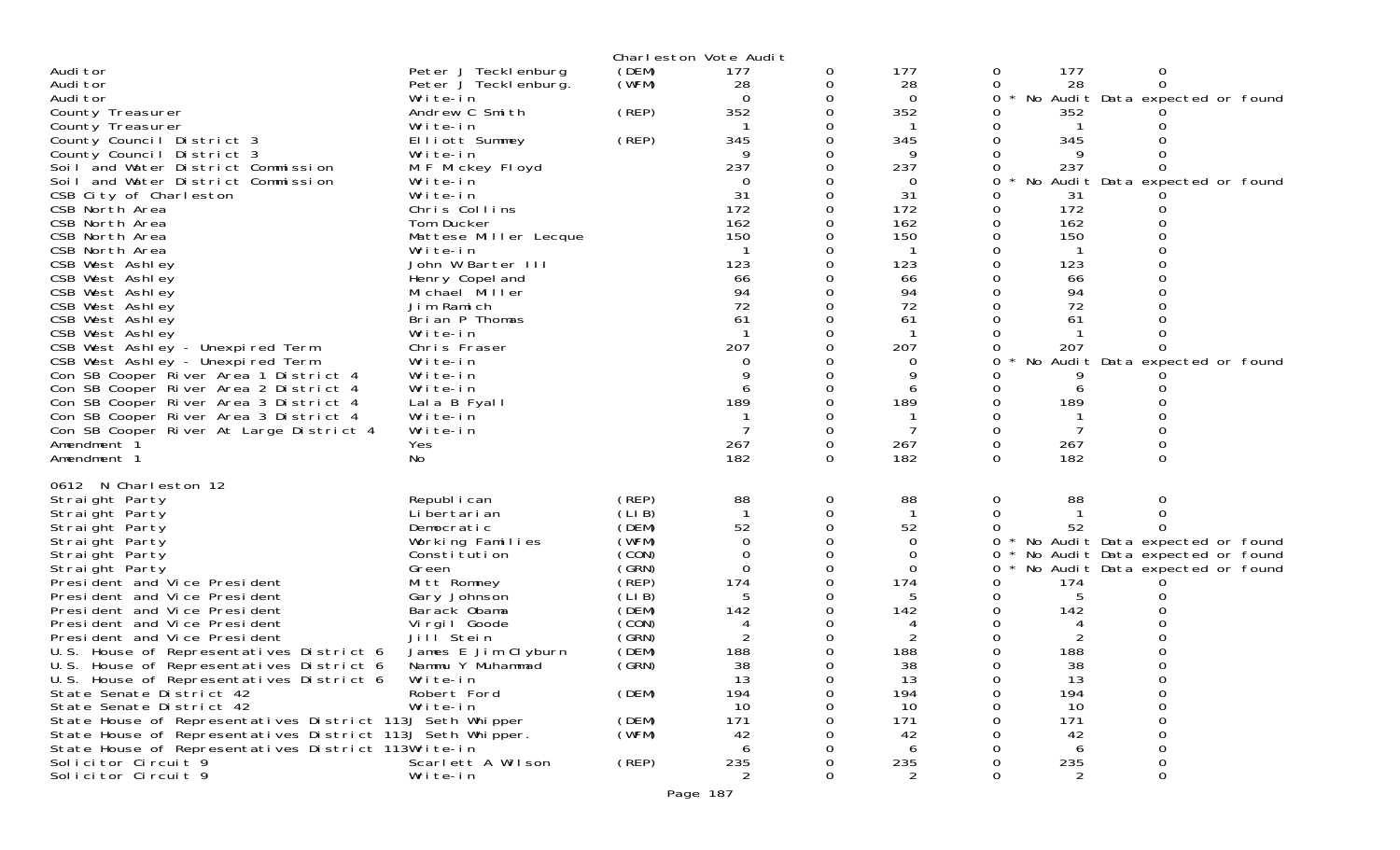Charleston Vote Audit

| Contest | Candidate | Party | Votes | | | | | |
|---|---|---|---|---|---|---|---|---|
| Auditor | Peter J Tecklenburg | (DEM) | 177 | 0 | 177 | 0 | 177 | 0 |
| Auditor | Peter J Tecklenburg. | (WFM) | 28 | 0 | 28 | 0 | 28 | 0 |
| Auditor | Write-in | | 0 | 0 | 0 | 0 * | No Audit Data expected or found | |
| County Treasurer | Andrew C Smith | (REP) | 352 | 0 | 352 | 0 | 352 | 0 |
| County Treasurer | Write-in | | 1 | 0 | 1 | 0 | 1 | 0 |
| County Council District 3 | Elliott Summey | (REP) | 345 | 0 | 345 | 0 | 345 | 0 |
| County Council District 3 | Write-in | | 9 | 0 | 9 | 0 | 9 | 0 |
| Soil and Water District Commission | M F Mickey Floyd | | 237 | 0 | 237 | 0 | 237 | 0 |
| Soil and Water District Commission | Write-in | | 0 | 0 | 0 | 0 * | No Audit Data expected or found | |
| CSB City of Charleston | Write-in | | 31 | 0 | 31 | 0 | 31 | 0 |
| CSB North Area | Chris Collins | | 172 | 0 | 172 | 0 | 172 | 0 |
| CSB North Area | Tom Ducker | | 162 | 0 | 162 | 0 | 162 | 0 |
| CSB North Area | Mattese Miller Lecque | | 150 | 0 | 150 | 0 | 150 | 0 |
| CSB North Area | Write-in | | 1 | 0 | 1 | 0 | 1 | 0 |
| CSB West Ashley | John W Barter III | | 123 | 0 | 123 | 0 | 123 | 0 |
| CSB West Ashley | Henry Copeland | | 66 | 0 | 66 | 0 | 66 | 0 |
| CSB West Ashley | Michael Miller | | 94 | 0 | 94 | 0 | 94 | 0 |
| CSB West Ashley | Jim Ramich | | 72 | 0 | 72 | 0 | 72 | 0 |
| CSB West Ashley | Brian P Thomas | | 61 | 0 | 61 | 0 | 61 | 0 |
| CSB West Ashley | Write-in | | 1 | 0 | 1 | 0 | 1 | 0 |
| CSB West Ashley - Unexpired Term | Chris Fraser | | 207 | 0 | 207 | 0 | 207 | 0 |
| CSB West Ashley - Unexpired Term | Write-in | | 0 | 0 | 0 | 0 * | No Audit Data expected or found | |
| Con SB Cooper River Area 1 District 4 | Write-in | | 9 | 0 | 9 | 0 | 9 | 0 |
| Con SB Cooper River Area 2 District 4 | Write-in | | 6 | 0 | 6 | 0 | 6 | 0 |
| Con SB Cooper River Area 3 District 4 | Lala B Fyall | | 189 | 0 | 189 | 0 | 189 | 0 |
| Con SB Cooper River Area 3 District 4 | Write-in | | 1 | 0 | 1 | 0 | 1 | 0 |
| Con SB Cooper River At Large District 4 | Write-in | | 7 | 0 | 7 | 0 | 7 | 0 |
| Amendment 1 | Yes | | 267 | 0 | 267 | 0 | 267 | 0 |
| Amendment 1 | No | | 182 | 0 | 182 | 0 | 182 | 0 |

0612 N Charleston 12

| Contest | Candidate | Party | Votes | | | | | |
|---|---|---|---|---|---|---|---|---|
| Straight Party | Republican | (REP) | 88 | 0 | 88 | 0 | 88 | 0 |
| Straight Party | Libertarian | (LIB) | 1 | 0 | 1 | 0 | 1 | 0 |
| Straight Party | Democratic | (DEM) | 52 | 0 | 52 | 0 | 52 | 0 |
| Straight Party | Working Families | (WFM) | 0 | 0 | 0 | 0 * | No Audit Data expected or found | |
| Straight Party | Constitution | (CON) | 0 | 0 | 0 | 0 * | No Audit Data expected or found | |
| Straight Party | Green | (GRN) | 0 | 0 | 0 | 0 * | No Audit Data expected or found | |
| President and Vice President | Mitt Romney | (REP) | 174 | 0 | 174 | 0 | 174 | 0 |
| President and Vice President | Gary Johnson | (LIB) | 5 | 0 | 5 | 0 | 5 | 0 |
| President and Vice President | Barack Obama | (DEM) | 142 | 0 | 142 | 0 | 142 | 0 |
| President and Vice President | Virgil Goode | (CON) | 4 | 0 | 4 | 0 | 4 | 0 |
| President and Vice President | Jill Stein | (GRN) | 2 | 0 | 2 | 0 | 2 | 0 |
| U.S. House of Representatives District 6 | James E Jim Clyburn | (DEM) | 188 | 0 | 188 | 0 | 188 | 0 |
| U.S. House of Representatives District 6 | Nammu Y Muhammad | (GRN) | 38 | 0 | 38 | 0 | 38 | 0 |
| U.S. House of Representatives District 6 | Write-in | | 13 | 0 | 13 | 0 | 13 | 0 |
| State Senate District 42 | Robert Ford | (DEM) | 194 | 0 | 194 | 0 | 194 | 0 |
| State Senate District 42 | Write-in | | 10 | 0 | 10 | 0 | 10 | 0 |
| State House of Representatives District 113 | J Seth Whipper | (DEM) | 171 | 0 | 171 | 0 | 171 | 0 |
| State House of Representatives District 113 | J Seth Whipper. | (WFM) | 42 | 0 | 42 | 0 | 42 | 0 |
| State House of Representatives District 113 | Write-in | | 6 | 0 | 6 | 0 | 6 | 0 |
| Solicitor Circuit 9 | Scarlett A Wilson | (REP) | 235 | 0 | 235 | 0 | 235 | 0 |
| Solicitor Circuit 9 | Write-in | | 2 | 0 | 2 | 0 | 2 | 0 |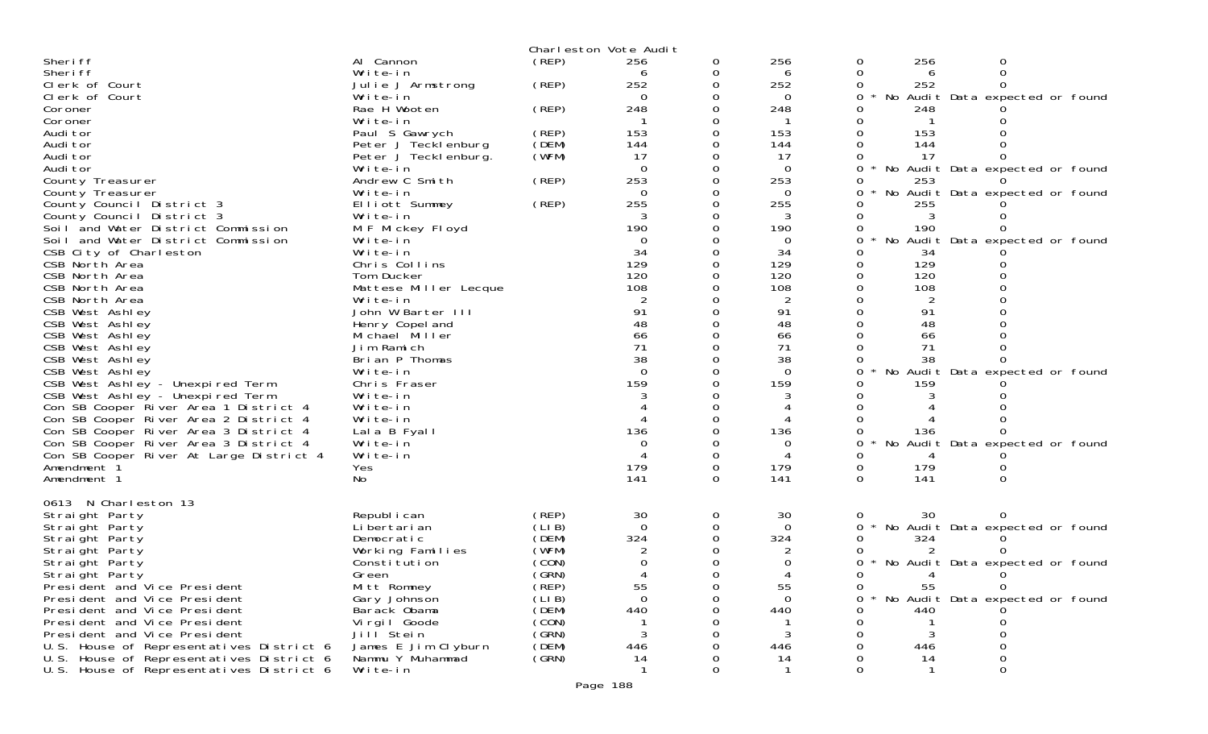Charleston Vote Audit

| Contest | Candidate | Party | | | | | | |
|---|---|---|---|---|---|---|---|---|
| Sheriff | Al Cannon | (REP) | 256 | 0 | 256 | 0 | 256 | 0 |
| Sheriff | Write-in | | 6 | 0 | 6 | 0 | 6 | 0 |
| Clerk of Court | Julie J Armstrong | (REP) | 252 | 0 | 252 | 0 | 252 | 0 |
| Clerk of Court | Write-in | | 0 | 0 | 0 | 0 * No Audit Data expected or found | | |
| Coroner | Rae H Wooten | (REP) | 248 | 0 | 248 | 0 | 248 | 0 |
| Coroner | Write-in | | 1 | 0 | 1 | 0 | 1 | 0 |
| Auditor | Paul S Gawrych | (REP) | 153 | 0 | 153 | 0 | 153 | 0 |
| Auditor | Peter J Tecklenburg | (DEM) | 144 | 0 | 144 | 0 | 144 | 0 |
| Auditor | Peter J Tecklenburg. | (WFM) | 17 | 0 | 17 | 0 | 17 | 0 |
| Auditor | Write-in | | 0 | 0 | 0 | 0 * No Audit Data expected or found | | |
| County Treasurer | Andrew C Smith | (REP) | 253 | 0 | 253 | 0 | 253 | 0 |
| County Treasurer | Write-in | | 0 | 0 | 0 | 0 * No Audit Data expected or found | | |
| County Council District 3 | Elliott Summey | (REP) | 255 | 0 | 255 | 0 | 255 | 0 |
| County Council District 3 | Write-in | | 3 | 0 | 3 | 0 | 3 | 0 |
| Soil and Water District Commission | M F Mickey Floyd | | 190 | 0 | 190 | 0 | 190 | 0 |
| Soil and Water District Commission | Write-in | | 0 | 0 | 0 | 0 * No Audit Data expected or found | | |
| CSB City of Charleston | Write-in | | 34 | 0 | 34 | 0 | 34 | 0 |
| CSB North Area | Chris Collins | | 129 | 0 | 129 | 0 | 129 | 0 |
| CSB North Area | Tom Ducker | | 120 | 0 | 120 | 0 | 120 | 0 |
| CSB North Area | Mattese Miller Lecque | | 108 | 0 | 108 | 0 | 108 | 0 |
| CSB North Area | Write-in | | 2 | 0 | 2 | 0 | 2 | 0 |
| CSB West Ashley | John W Barter III | | 91 | 0 | 91 | 0 | 91 | 0 |
| CSB West Ashley | Henry Copeland | | 48 | 0 | 48 | 0 | 48 | 0 |
| CSB West Ashley | Michael Miller | | 66 | 0 | 66 | 0 | 66 | 0 |
| CSB West Ashley | Jim Ramich | | 71 | 0 | 71 | 0 | 71 | 0 |
| CSB West Ashley | Brian P Thomas | | 38 | 0 | 38 | 0 | 38 | 0 |
| CSB West Ashley | Write-in | | 0 | 0 | 0 | 0 * No Audit Data expected or found | | |
| CSB West Ashley - Unexpired Term | Chris Fraser | | 159 | 0 | 159 | 0 | 159 | 0 |
| CSB West Ashley - Unexpired Term | Write-in | | 3 | 0 | 3 | 0 | 3 | 0 |
| Con SB Cooper River Area 1 District 4 | Write-in | | 4 | 0 | 4 | 0 | 4 | 0 |
| Con SB Cooper River Area 2 District 4 | Write-in | | 4 | 0 | 4 | 0 | 4 | 0 |
| Con SB Cooper River Area 3 District 4 | Lala B Fyall | | 136 | 0 | 136 | 0 | 136 | 0 |
| Con SB Cooper River Area 3 District 4 | Write-in | | 0 | 0 | 0 | 0 * No Audit Data expected or found | | |
| Con SB Cooper River At Large District 4 | Write-in | | 4 | 0 | 4 | 0 | 4 | 0 |
| Amendment 1 | Yes | | 179 | 0 | 179 | 0 | 179 | 0 |
| Amendment 1 | No | | 141 | 0 | 141 | 0 | 141 | 0 |

0613 N Charleston 13

| Contest | Candidate | Party | | | | | | |
|---|---|---|---|---|---|---|---|---|
| Straight Party | Republican | (REP) | 30 | 0 | 30 | 0 | 30 | 0 |
| Straight Party | Libertarian | (LIB) | 0 | 0 | 0 | 0 * No Audit Data expected or found | | |
| Straight Party | Democratic | (DEM) | 324 | 0 | 324 | 0 | 324 | 0 |
| Straight Party | Working Families | (WFM) | 2 | 0 | 2 | 0 | 2 | 0 |
| Straight Party | Constitution | (CON) | 0 | 0 | 0 | 0 * No Audit Data expected or found | | |
| Straight Party | Green | (GRN) | 4 | 0 | 4 | 0 | 4 | 0 |
| President and Vice President | Mitt Romney | (REP) | 55 | 0 | 55 | 0 | 55 | 0 |
| President and Vice President | Gary Johnson | (LIB) | 0 | 0 | 0 | 0 * No Audit Data expected or found | | |
| President and Vice President | Barack Obama | (DEM) | 440 | 0 | 440 | 0 | 440 | 0 |
| President and Vice President | Virgil Goode | (CON) | 1 | 0 | 1 | 0 | 1 | 0 |
| President and Vice President | Jill Stein | (GRN) | 3 | 0 | 3 | 0 | 3 | 0 |
| U.S. House of Representatives District 6 | James E Jim Clyburn | (DEM) | 446 | 0 | 446 | 0 | 446 | 0 |
| U.S. House of Representatives District 6 | Nammu Y Muhammad | (GRN) | 14 | 0 | 14 | 0 | 14 | 0 |
| U.S. House of Representatives District 6 | Write-in | | 1 | 0 | 1 | 0 | 1 | 0 |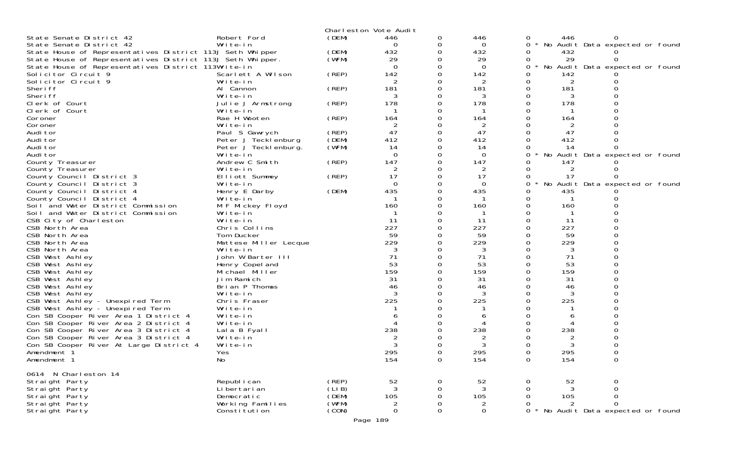Charleston Vote Audit

| | | | | | | | | | |
|---|---|---|---|---|---|---|---|---|---|
| State Senate District 42 | Robert Ford | (DEM) | 446 | 0 | 446 | 0 | 446 | 0 | |
| State Senate District 42 | Write-in | | 0 | 0 | 0 | 0 | * No Audit Data expected or found | | |
| State House of Representatives District 113 | J Seth Whipper | (DEM) | 432 | 0 | 432 | 0 | 432 | 0 | |
| State House of Representatives District 113 | J Seth Whipper. | (WFM) | 29 | 0 | 29 | 0 | 29 | 0 | |
| State House of Representatives District 113 | Write-in | | 0 | 0 | 0 | 0 | * No Audit Data expected or found | | |
| Solicitor Circuit 9 | Scarlett A Wilson | (REP) | 142 | 0 | 142 | 0 | 142 | 0 | |
| Solicitor Circuit 9 | Write-in | | 2 | 0 | 2 | 0 | 2 | 0 | |
| Sheriff | Al Cannon | (REP) | 181 | 0 | 181 | 0 | 181 | 0 | |
| Sheriff | Write-in | | 3 | 0 | 3 | 0 | 3 | 0 | |
| Clerk of Court | Julie J Armstrong | (REP) | 178 | 0 | 178 | 0 | 178 | 0 | |
| Clerk of Court | Write-in | | 1 | 0 | 1 | 0 | 1 | 0 | |
| Coroner | Rae H Wooten | (REP) | 164 | 0 | 164 | 0 | 164 | 0 | |
| Coroner | Write-in | | 2 | 0 | 2 | 0 | 2 | 0 | |
| Auditor | Paul S Gawrych | (REP) | 47 | 0 | 47 | 0 | 47 | 0 | |
| Auditor | Peter J Tecklenburg | (DEM) | 412 | 0 | 412 | 0 | 412 | 0 | |
| Auditor | Peter J Tecklenburg. | (WFM) | 14 | 0 | 14 | 0 | 14 | 0 | |
| Auditor | Write-in | | 0 | 0 | 0 | 0 | * No Audit Data expected or found | | |
| County Treasurer | Andrew C Smith | (REP) | 147 | 0 | 147 | 0 | 147 | 0 | |
| County Treasurer | Write-in | | 2 | 0 | 2 | 0 | 2 | 0 | |
| County Council District 3 | Elliott Summey | (REP) | 17 | 0 | 17 | 0 | 17 | 0 | |
| County Council District 3 | Write-in | | 0 | 0 | 0 | 0 | * No Audit Data expected or found | | |
| County Council District 4 | Henry E Darby | (DEM) | 435 | 0 | 435 | 0 | 435 | 0 | |
| County Council District 4 | Write-in | | 1 | 0 | 1 | 0 | 1 | 0 | |
| Soil and Water District Commission | M F Mickey Floyd | | 160 | 0 | 160 | 0 | 160 | 0 | |
| Soil and Water District Commission | Write-in | | 1 | 0 | 1 | 0 | 1 | 0 | |
| CSB City of Charleston | Write-in | | 11 | 0 | 11 | 0 | 11 | 0 | |
| CSB North Area | Chris Collins | | 227 | 0 | 227 | 0 | 227 | 0 | |
| CSB North Area | Tom Ducker | | 59 | 0 | 59 | 0 | 59 | 0 | |
| CSB North Area | Mattese Miller Lecque | | 229 | 0 | 229 | 0 | 229 | 0 | |
| CSB North Area | Write-in | | 3 | 0 | 3 | 0 | 3 | 0 | |
| CSB West Ashley | John W Barter III | | 71 | 0 | 71 | 0 | 71 | 0 | |
| CSB West Ashley | Henry Copeland | | 53 | 0 | 53 | 0 | 53 | 0 | |
| CSB West Ashley | Michael Miller | | 159 | 0 | 159 | 0 | 159 | 0 | |
| CSB West Ashley | Jim Ramich | | 31 | 0 | 31 | 0 | 31 | 0 | |
| CSB West Ashley | Brian P Thomas | | 46 | 0 | 46 | 0 | 46 | 0 | |
| CSB West Ashley | Write-in | | 3 | 0 | 3 | 0 | 3 | 0 | |
| CSB West Ashley - Unexpired Term | Chris Fraser | | 225 | 0 | 225 | 0 | 225 | 0 | |
| CSB West Ashley - Unexpired Term | Write-in | | 1 | 0 | 1 | 0 | 1 | 0 | |
| Con SB Cooper River Area 1 District 4 | Write-in | | 6 | 0 | 6 | 0 | 6 | 0 | |
| Con SB Cooper River Area 2 District 4 | Write-in | | 4 | 0 | 4 | 0 | 4 | 0 | |
| Con SB Cooper River Area 3 District 4 | Lala B Fyall | | 238 | 0 | 238 | 0 | 238 | 0 | |
| Con SB Cooper River Area 3 District 4 | Write-in | | 2 | 0 | 2 | 0 | 2 | 0 | |
| Con SB Cooper River At Large District 4 | Write-in | | 3 | 0 | 3 | 0 | 3 | 0 | |
| Amendment 1 | Yes | | 295 | 0 | 295 | 0 | 295 | 0 | |
| Amendment 1 | No | | 154 | 0 | 154 | 0 | 154 | 0 | |

0614 N Charleston 14

| | | | | | | | | | |
|---|---|---|---|---|---|---|---|---|---|
| Straight Party | Republican | (REP) | 52 | 0 | 52 | 0 | 52 | 0 | |
| Straight Party | Libertarian | (LIB) | 3 | 0 | 3 | 0 | 3 | 0 | |
| Straight Party | Democratic | (DEM) | 105 | 0 | 105 | 0 | 105 | 0 | |
| Straight Party | Working Families | (WFM) | 2 | 0 | 2 | 0 | 2 | 0 | |
| Straight Party | Constitution | (CON) | 0 | 0 | 0 | 0 | * No Audit Data expected or found | | |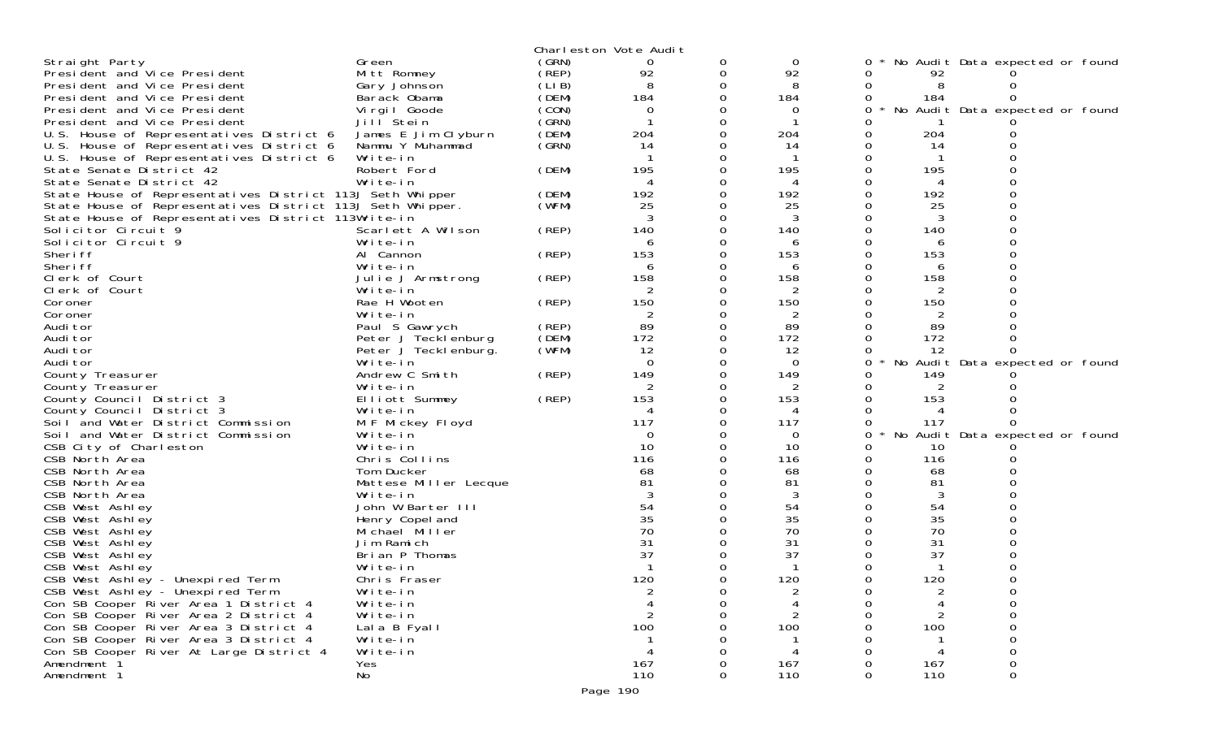Charleston Vote Audit

| Contest | Candidate | Party | Votes | | | | | | Note |
|---|---|---|---|---|---|---|---|---|---|
| Straight Party | Green | (GRN) | 0 | 0 | 0 | 0 * | | | No Audit Data expected or found |
| President and Vice President | Mitt Romney | (REP) | 92 | 0 | 92 | 0 | 92 | 0 | |
| President and Vice President | Gary Johnson | (LIB) | 8 | 0 | 8 | 0 | 8 | 0 | |
| President and Vice President | Barack Obama | (DEM) | 184 | 0 | 184 | 0 | 184 | 0 | |
| President and Vice President | Virgil Goode | (CON) | 0 | 0 | 0 | 0 * | | | No Audit Data expected or found |
| President and Vice President | Jill Stein | (GRN) | 1 | 0 | 1 | 0 | 1 | 0 | |
| U.S. House of Representatives District 6 | James E Jim Clyburn | (DEM) | 204 | 0 | 204 | 0 | 204 | 0 | |
| U.S. House of Representatives District 6 | Nammu Y Muhammad | (GRN) | 14 | 0 | 14 | 0 | 14 | 0 | |
| U.S. House of Representatives District 6 | Write-in | | 1 | 0 | 1 | 0 | 1 | 0 | |
| State Senate District 42 | Robert Ford | (DEM) | 195 | 0 | 195 | 0 | 195 | 0 | |
| State Senate District 42 | Write-in | | 4 | 0 | 4 | 0 | 4 | 0 | |
| State House of Representatives District 113 | J Seth Whipper | (DEM) | 192 | 0 | 192 | 0 | 192 | 0 | |
| State House of Representatives District 113 | J Seth Whipper. | (WFM) | 25 | 0 | 25 | 0 | 25 | 0 | |
| State House of Representatives District 113 | Write-in | | 3 | 0 | 3 | 0 | 3 | 0 | |
| Solicitor Circuit 9 | Scarlett A Wilson | (REP) | 140 | 0 | 140 | 0 | 140 | 0 | |
| Solicitor Circuit 9 | Write-in | | 6 | 0 | 6 | 0 | 6 | 0 | |
| Sheriff | Al Cannon | (REP) | 153 | 0 | 153 | 0 | 153 | 0 | |
| Sheriff | Write-in | | 6 | 0 | 6 | 0 | 6 | 0 | |
| Clerk of Court | Julie J Armstrong | (REP) | 158 | 0 | 158 | 0 | 158 | 0 | |
| Clerk of Court | Write-in | | 2 | 0 | 2 | 0 | 2 | 0 | |
| Coroner | Rae H Wooten | (REP) | 150 | 0 | 150 | 0 | 150 | 0 | |
| Coroner | Write-in | | 2 | 0 | 2 | 0 | 2 | 0 | |
| Auditor | Paul S Gawrych | (REP) | 89 | 0 | 89 | 0 | 89 | 0 | |
| Auditor | Peter J Tecklenburg | (DEM) | 172 | 0 | 172 | 0 | 172 | 0 | |
| Auditor | Peter J Tecklenburg. | (WFM) | 12 | 0 | 12 | 0 | 12 | 0 | |
| Auditor | Write-in | | 0 | 0 | 0 | 0 * | | | No Audit Data expected or found |
| County Treasurer | Andrew C Smith | (REP) | 149 | 0 | 149 | 0 | 149 | 0 | |
| County Treasurer | Write-in | | 2 | 0 | 2 | 0 | 2 | 0 | |
| County Council District 3 | Elliott Summey | (REP) | 153 | 0 | 153 | 0 | 153 | 0 | |
| County Council District 3 | Write-in | | 4 | 0 | 4 | 0 | 4 | 0 | |
| Soil and Water District Commission | M F Mickey Floyd | | 117 | 0 | 117 | 0 | 117 | 0 | |
| Soil and Water District Commission | Write-in | | 0 | 0 | 0 | 0 * | | | No Audit Data expected or found |
| CSB City of Charleston | Write-in | | 10 | 0 | 10 | 0 | 10 | 0 | |
| CSB North Area | Chris Collins | | 116 | 0 | 116 | 0 | 116 | 0 | |
| CSB North Area | Tom Ducker | | 68 | 0 | 68 | 0 | 68 | 0 | |
| CSB North Area | Mattese Miller Lecque | | 81 | 0 | 81 | 0 | 81 | 0 | |
| CSB North Area | Write-in | | 3 | 0 | 3 | 0 | 3 | 0 | |
| CSB West Ashley | John W Barter III | | 54 | 0 | 54 | 0 | 54 | 0 | |
| CSB West Ashley | Henry Copeland | | 35 | 0 | 35 | 0 | 35 | 0 | |
| CSB West Ashley | Michael Miller | | 70 | 0 | 70 | 0 | 70 | 0 | |
| CSB West Ashley | Jim Ramich | | 31 | 0 | 31 | 0 | 31 | 0 | |
| CSB West Ashley | Brian P Thomas | | 37 | 0 | 37 | 0 | 37 | 0 | |
| CSB West Ashley | Write-in | | 1 | 0 | 1 | 0 | 1 | 0 | |
| CSB West Ashley - Unexpired Term | Chris Fraser | | 120 | 0 | 120 | 0 | 120 | 0 | |
| CSB West Ashley - Unexpired Term | Write-in | | 2 | 0 | 2 | 0 | 2 | 0 | |
| Con SB Cooper River Area 1 District 4 | Write-in | | 4 | 0 | 4 | 0 | 4 | 0 | |
| Con SB Cooper River Area 2 District 4 | Write-in | | 2 | 0 | 2 | 0 | 2 | 0 | |
| Con SB Cooper River Area 3 District 4 | Lala B Fyall | | 100 | 0 | 100 | 0 | 100 | 0 | |
| Con SB Cooper River Area 3 District 4 | Write-in | | 1 | 0 | 1 | 0 | 1 | 0 | |
| Con SB Cooper River At Large District 4 | Write-in | | 4 | 0 | 4 | 0 | 4 | 0 | |
| Amendment 1 | Yes | | 167 | 0 | 167 | 0 | 167 | 0 | |
| Amendment 1 | No | | 110 | 0 | 110 | 0 | 110 | 0 | |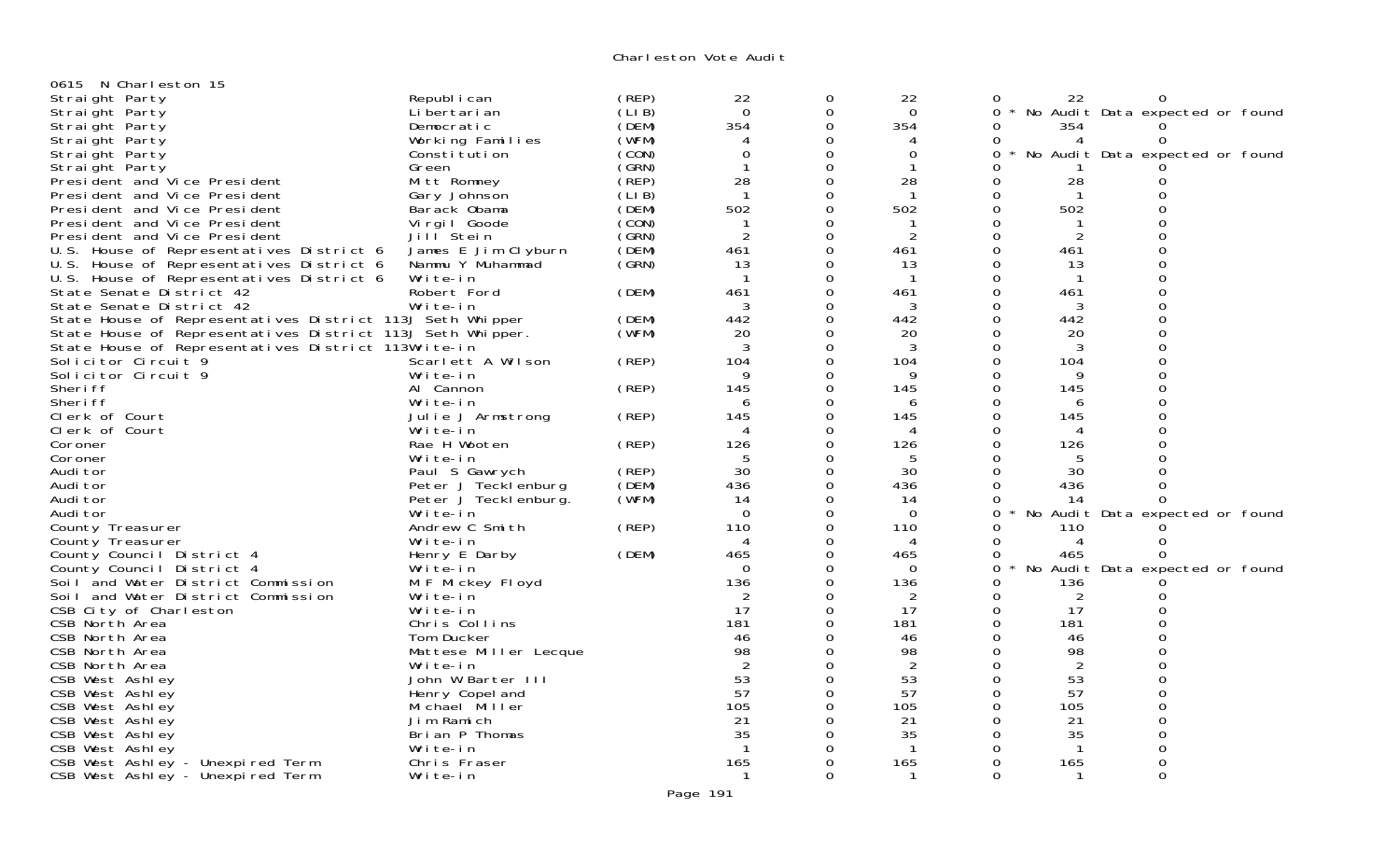Charleston Vote Audit

0615 N Charleston 15

| Contest | Candidate | Party | | | | | | |
|---|---|---|---|---|---|---|---|---|
| Straight Party | Republican | (REP) | 22 | 0 | 22 | 0 | 22 | 0 |
| Straight Party | Libertarian | (LIB) | 0 | 0 | 0 | 0 * | No Audit Data expected or found | |
| Straight Party | Democratic | (DEM) | 354 | 0 | 354 | 0 | 354 | 0 |
| Straight Party | Working Families | (WFM) | 4 | 0 | 4 | 0 | 4 | 0 |
| Straight Party | Constitution | (CON) | 0 | 0 | 0 | 0 * | No Audit Data expected or found | |
| Straight Party | Green | (GRN) | 1 | 0 | 1 | 0 | 1 | 0 |
| President and Vice President | Mitt Romney | (REP) | 28 | 0 | 28 | 0 | 28 | 0 |
| President and Vice President | Gary Johnson | (LIB) | 1 | 0 | 1 | 0 | 1 | 0 |
| President and Vice President | Barack Obama | (DEM) | 502 | 0 | 502 | 0 | 502 | 0 |
| President and Vice President | Virgil Goode | (CON) | 1 | 0 | 1 | 0 | 1 | 0 |
| President and Vice President | Jill Stein | (GRN) | 2 | 0 | 2 | 0 | 2 | 0 |
| U.S. House of Representatives District 6 | James E Jim Clyburn | (DEM) | 461 | 0 | 461 | 0 | 461 | 0 |
| U.S. House of Representatives District 6 | Nammu Y Muhammad | (GRN) | 13 | 0 | 13 | 0 | 13 | 0 |
| U.S. House of Representatives District 6 | Write-in | | 1 | 0 | 1 | 0 | 1 | 0 |
| State Senate District 42 | Robert Ford | (DEM) | 461 | 0 | 461 | 0 | 461 | 0 |
| State Senate District 42 | Write-in | | 3 | 0 | 3 | 0 | 3 | 0 |
| State House of Representatives District 113 | J Seth Whipper | (DEM) | 442 | 0 | 442 | 0 | 442 | 0 |
| State House of Representatives District 113 | J Seth Whipper. | (WFM) | 20 | 0 | 20 | 0 | 20 | 0 |
| State House of Representatives District 113 | Write-in | | 3 | 0 | 3 | 0 | 3 | 0 |
| Solicitor Circuit 9 | Scarlett A Wilson | (REP) | 104 | 0 | 104 | 0 | 104 | 0 |
| Solicitor Circuit 9 | Write-in | | 9 | 0 | 9 | 0 | 9 | 0 |
| Sheriff | Al Cannon | (REP) | 145 | 0 | 145 | 0 | 145 | 0 |
| Sheriff | Write-in | | 6 | 0 | 6 | 0 | 6 | 0 |
| Clerk of Court | Julie J Armstrong | (REP) | 145 | 0 | 145 | 0 | 145 | 0 |
| Clerk of Court | Write-in | | 4 | 0 | 4 | 0 | 4 | 0 |
| Coroner | Rae H Wooten | (REP) | 126 | 0 | 126 | 0 | 126 | 0 |
| Coroner | Write-in | | 5 | 0 | 5 | 0 | 5 | 0 |
| Auditor | Paul S Gawrych | (REP) | 30 | 0 | 30 | 0 | 30 | 0 |
| Auditor | Peter J Tecklenburg | (DEM) | 436 | 0 | 436 | 0 | 436 | 0 |
| Auditor | Peter J Tecklenburg. | (WFM) | 14 | 0 | 14 | 0 | 14 | 0 |
| Auditor | Write-in | | 0 | 0 | 0 | 0 * | No Audit Data expected or found | |
| County Treasurer | Andrew C Smith | (REP) | 110 | 0 | 110 | 0 | 110 | 0 |
| County Treasurer | Write-in | | 4 | 0 | 4 | 0 | 4 | 0 |
| County Council District 4 | Henry E Darby | (DEM) | 465 | 0 | 465 | 0 | 465 | 0 |
| County Council District 4 | Write-in | | 0 | 0 | 0 | 0 * | No Audit Data expected or found | |
| Soil and Water District Commission | M F Mickey Floyd | | 136 | 0 | 136 | 0 | 136 | 0 |
| Soil and Water District Commission | Write-in | | 2 | 0 | 2 | 0 | 2 | 0 |
| CSB City of Charleston | Write-in | | 17 | 0 | 17 | 0 | 17 | 0 |
| CSB North Area | Chris Collins | | 181 | 0 | 181 | 0 | 181 | 0 |
| CSB North Area | Tom Ducker | | 46 | 0 | 46 | 0 | 46 | 0 |
| CSB North Area | Mattese Miller Lecque | | 98 | 0 | 98 | 0 | 98 | 0 |
| CSB North Area | Write-in | | 2 | 0 | 2 | 0 | 2 | 0 |
| CSB West Ashley | John W Barter III | | 53 | 0 | 53 | 0 | 53 | 0 |
| CSB West Ashley | Henry Copeland | | 57 | 0 | 57 | 0 | 57 | 0 |
| CSB West Ashley | Michael Miller | | 105 | 0 | 105 | 0 | 105 | 0 |
| CSB West Ashley | Jim Ramich | | 21 | 0 | 21 | 0 | 21 | 0 |
| CSB West Ashley | Brian P Thomas | | 35 | 0 | 35 | 0 | 35 | 0 |
| CSB West Ashley | Write-in | | 1 | 0 | 1 | 0 | 1 | 0 |
| CSB West Ashley - Unexpired Term | Chris Fraser | | 165 | 0 | 165 | 0 | 165 | 0 |
| CSB West Ashley - Unexpired Term | Write-in | | 1 | 0 | 1 | 0 | 1 | 0 |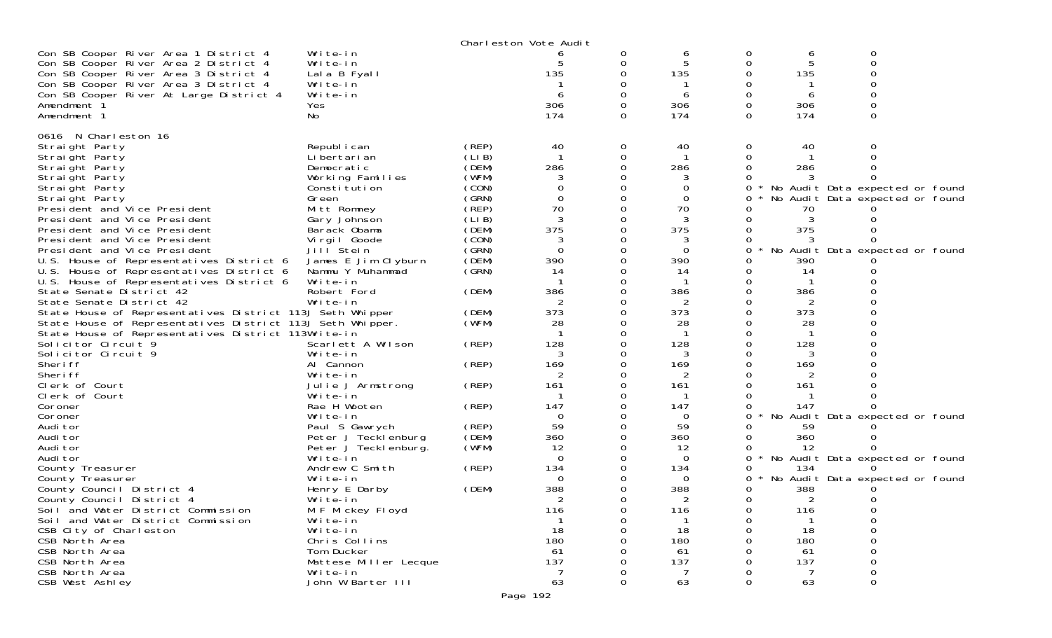Charleston Vote Audit

| | | | | | | | | |
|---|---|---|---|---|---|---|---|---|
| Con SB Cooper River Area 1 District 4 | Write-in | | 6 | 0 | 6 | 0 | 6 | 0 |
| Con SB Cooper River Area 2 District 4 | Write-in | | 5 | 0 | 5 | 0 | 5 | 0 |
| Con SB Cooper River Area 3 District 4 | Lala B Fyall | | 135 | 0 | 135 | 0 | 135 | 0 |
| Con SB Cooper River Area 3 District 4 | Write-in | | 1 | 0 | 1 | 0 | 1 | 0 |
| Con SB Cooper River At Large District 4 | Write-in | | 6 | 0 | 6 | 0 | 6 | 0 |
| Amendment 1 | Yes | | 306 | 0 | 306 | 0 | 306 | 0 |
| Amendment 1 | No | | 174 | 0 | 174 | 0 | 174 | 0 |

0616 N Charleston 16

| | | | | | | | | |
|---|---|---|---|---|---|---|---|---|
| Straight Party | Republican | (REP) | 40 | 0 | 40 | 0 | 40 | 0 |
| Straight Party | Libertarian | (LIB) | 1 | 0 | 1 | 0 | 1 | 0 |
| Straight Party | Democratic | (DEM) | 286 | 0 | 286 | 0 | 286 | 0 |
| Straight Party | Working Families | (WFM) | 3 | 0 | 3 | 0 | 3 | 0 |
| Straight Party | Constitution | (CON) | 0 | 0 | 0 | 0 * | No Audit Data expected or found | |
| Straight Party | Green | (GRN) | 0 | 0 | 0 | 0 * | No Audit Data expected or found | |
| President and Vice President | Mitt Romney | (REP) | 70 | 0 | 70 | 0 | 70 | 0 |
| President and Vice President | Gary Johnson | (LIB) | 3 | 0 | 3 | 0 | 3 | 0 |
| President and Vice President | Barack Obama | (DEM) | 375 | 0 | 375 | 0 | 375 | 0 |
| President and Vice President | Virgil Goode | (CON) | 3 | 0 | 3 | 0 | 3 | 0 |
| President and Vice President | Jill Stein | (GRN) | 0 | 0 | 0 | 0 * | No Audit Data expected or found | |
| U.S. House of Representatives District 6 | James E Jim Clyburn | (DEM) | 390 | 0 | 390 | 0 | 390 | 0 |
| U.S. House of Representatives District 6 | Nammu Y Muhammad | (GRN) | 14 | 0 | 14 | 0 | 14 | 0 |
| U.S. House of Representatives District 6 | Write-in | | 1 | 0 | 1 | 0 | 1 | 0 |
| State Senate District 42 | Robert Ford | (DEM) | 386 | 0 | 386 | 0 | 386 | 0 |
| State Senate District 42 | Write-in | | 2 | 0 | 2 | 0 | 2 | 0 |
| State House of Representatives District 113 | J Seth Whipper | (DEM) | 373 | 0 | 373 | 0 | 373 | 0 |
| State House of Representatives District 113 | J Seth Whipper. | (WFM) | 28 | 0 | 28 | 0 | 28 | 0 |
| State House of Representatives District 113 | Write-in | | 1 | 0 | 1 | 0 | 1 | 0 |
| Solicitor Circuit 9 | Scarlett A Wilson | (REP) | 128 | 0 | 128 | 0 | 128 | 0 |
| Solicitor Circuit 9 | Write-in | | 3 | 0 | 3 | 0 | 3 | 0 |
| Sheriff | Al Cannon | (REP) | 169 | 0 | 169 | 0 | 169 | 0 |
| Sheriff | Write-in | | 2 | 0 | 2 | 0 | 2 | 0 |
| Clerk of Court | Julie J Armstrong | (REP) | 161 | 0 | 161 | 0 | 161 | 0 |
| Clerk of Court | Write-in | | 1 | 0 | 1 | 0 | 1 | 0 |
| Coroner | Rae H Wooten | (REP) | 147 | 0 | 147 | 0 | 147 | 0 |
| Coroner | Write-in | | 0 | 0 | 0 | 0 * | No Audit Data expected or found | |
| Auditor | Paul S Gawrych | (REP) | 59 | 0 | 59 | 0 | 59 | 0 |
| Auditor | Peter J Tecklenburg | (DEM) | 360 | 0 | 360 | 0 | 360 | 0 |
| Auditor | Peter J Tecklenburg. | (WFM) | 12 | 0 | 12 | 0 | 12 | 0 |
| Auditor | Write-in | | 0 | 0 | 0 | 0 * | No Audit Data expected or found | |
| County Treasurer | Andrew C Smith | (REP) | 134 | 0 | 134 | 0 | 134 | 0 |
| County Treasurer | Write-in | | 0 | 0 | 0 | 0 * | No Audit Data expected or found | |
| County Council District 4 | Henry E Darby | (DEM) | 388 | 0 | 388 | 0 | 388 | 0 |
| County Council District 4 | Write-in | | 2 | 0 | 2 | 0 | 2 | 0 |
| Soil and Water District Commission | M F Mickey Floyd | | 116 | 0 | 116 | 0 | 116 | 0 |
| Soil and Water District Commission | Write-in | | 1 | 0 | 1 | 0 | 1 | 0 |
| CSB City of Charleston | Write-in | | 18 | 0 | 18 | 0 | 18 | 0 |
| CSB North Area | Chris Collins | | 180 | 0 | 180 | 0 | 180 | 0 |
| CSB North Area | Tom Ducker | | 61 | 0 | 61 | 0 | 61 | 0 |
| CSB North Area | Mattese Miller Lecque | | 137 | 0 | 137 | 0 | 137 | 0 |
| CSB North Area | Write-in | | 7 | 0 | 7 | 0 | 7 | 0 |
| CSB West Ashley | John W Barter III | | 63 | 0 | 63 | 0 | 63 | 0 |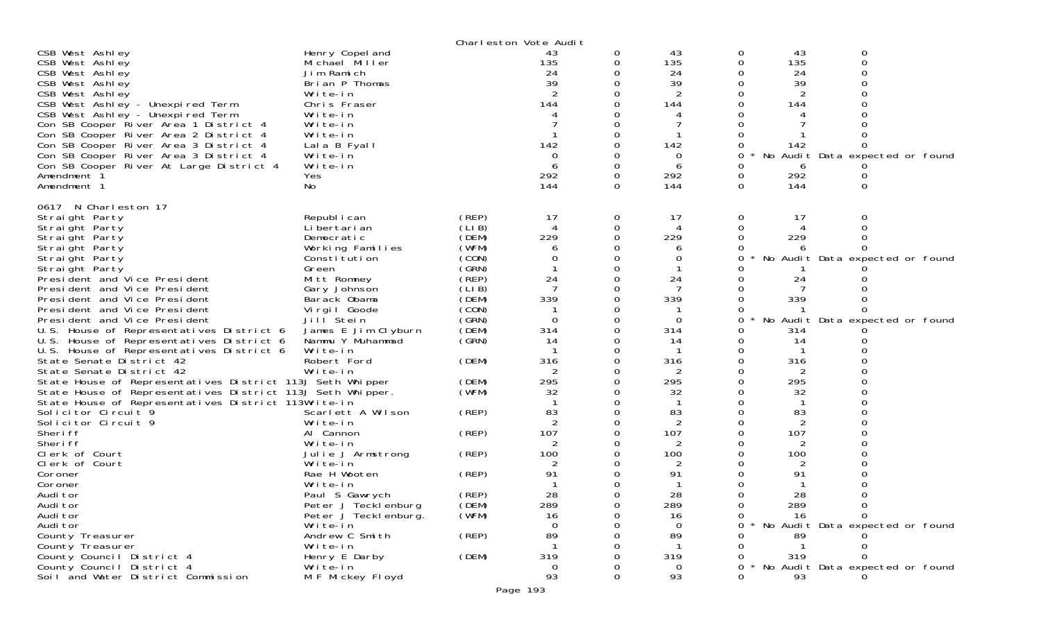Charleston Vote Audit

| Contest | Candidate | Party | | | | | | |
|---|---|---|---|---|---|---|---|---|
| CSB West Ashley | Henry Copeland | | 43 | 0 | 43 | 0 | 43 | 0 |
| CSB West Ashley | Michael Miller | | 135 | 0 | 135 | 0 | 135 | 0 |
| CSB West Ashley | Jim Ramich | | 24 | 0 | 24 | 0 | 24 | 0 |
| CSB West Ashley | Brian P Thomas | | 39 | 0 | 39 | 0 | 39 | 0 |
| CSB West Ashley | Write-in | | 2 | 0 | 2 | 0 | 2 | 0 |
| CSB West Ashley - Unexpired Term | Chris Fraser | | 144 | 0 | 144 | 0 | 144 | 0 |
| CSB West Ashley - Unexpired Term | Write-in | | 4 | 0 | 4 | 0 | 4 | 0 |
| Con SB Cooper River Area 1 District 4 | Write-in | | 7 | 0 | 7 | 0 | 7 | 0 |
| Con SB Cooper River Area 2 District 4 | Write-in | | 1 | 0 | 1 | 0 | 1 | 0 |
| Con SB Cooper River Area 3 District 4 | Lala B Fyall | | 142 | 0 | 142 | 0 | 142 | 0 |
| Con SB Cooper River Area 3 District 4 | Write-in | | 0 | 0 | 0 | 0 * | No Audit Data expected or found | |
| Con SB Cooper River At Large District 4 | Write-in | | 6 | 0 | 6 | 0 | 6 | 0 |
| Amendment 1 | Yes | | 292 | 0 | 292 | 0 | 292 | 0 |
| Amendment 1 | No | | 144 | 0 | 144 | 0 | 144 | 0 |

0617 N Charleston 17

| Contest | Candidate | Party | | | | | | |
|---|---|---|---|---|---|---|---|---|
| Straight Party | Republican | (REP) | 17 | 0 | 17 | 0 | 17 | 0 |
| Straight Party | Libertarian | (LIB) | 4 | 0 | 4 | 0 | 4 | 0 |
| Straight Party | Democratic | (DEM) | 229 | 0 | 229 | 0 | 229 | 0 |
| Straight Party | Working Families | (WFM) | 6 | 0 | 6 | 0 | 6 | 0 |
| Straight Party | Constitution | (CON) | 0 | 0 | 0 | 0 * | No Audit Data expected or found | |
| Straight Party | Green | (GRN) | 1 | 0 | 1 | 0 | 1 | 0 |
| President and Vice President | Mitt Romney | (REP) | 24 | 0 | 24 | 0 | 24 | 0 |
| President and Vice President | Gary Johnson | (LIB) | 7 | 0 | 7 | 0 | 7 | 0 |
| President and Vice President | Barack Obama | (DEM) | 339 | 0 | 339 | 0 | 339 | 0 |
| President and Vice President | Virgil Goode | (CON) | 1 | 0 | 1 | 0 | 1 | 0 |
| President and Vice President | Jill Stein | (GRN) | 0 | 0 | 0 | 0 * | No Audit Data expected or found | |
| U.S. House of Representatives District 6 | James E Jim Clyburn | (DEM) | 314 | 0 | 314 | 0 | 314 | 0 |
| U.S. House of Representatives District 6 | Nammu Y Muhammad | (GRN) | 14 | 0 | 14 | 0 | 14 | 0 |
| U.S. House of Representatives District 6 | Write-in | | 1 | 0 | 1 | 0 | 1 | 0 |
| State Senate District 42 | Robert Ford | (DEM) | 316 | 0 | 316 | 0 | 316 | 0 |
| State Senate District 42 | Write-in | | 2 | 0 | 2 | 0 | 2 | 0 |
| State House of Representatives District 113 | J Seth Whipper | (DEM) | 295 | 0 | 295 | 0 | 295 | 0 |
| State House of Representatives District 113 | J Seth Whipper. | (WFM) | 32 | 0 | 32 | 0 | 32 | 0 |
| State House of Representatives District 113 | Write-in | | 1 | 0 | 1 | 0 | 1 | 0 |
| Solicitor Circuit 9 | Scarlett A Wilson | (REP) | 83 | 0 | 83 | 0 | 83 | 0 |
| Solicitor Circuit 9 | Write-in | | 2 | 0 | 2 | 0 | 2 | 0 |
| Sheriff | Al Cannon | (REP) | 107 | 0 | 107 | 0 | 107 | 0 |
| Sheriff | Write-in | | 2 | 0 | 2 | 0 | 2 | 0 |
| Clerk of Court | Julie J Armstrong | (REP) | 100 | 0 | 100 | 0 | 100 | 0 |
| Clerk of Court | Write-in | | 2 | 0 | 2 | 0 | 2 | 0 |
| Coroner | Rae H Wooten | (REP) | 91 | 0 | 91 | 0 | 91 | 0 |
| Coroner | Write-in | | 1 | 0 | 1 | 0 | 1 | 0 |
| Auditor | Paul S Gawrych | (REP) | 28 | 0 | 28 | 0 | 28 | 0 |
| Auditor | Peter J Tecklenburg | (DEM) | 289 | 0 | 289 | 0 | 289 | 0 |
| Auditor | Peter J Tecklenburg. | (WFM) | 16 | 0 | 16 | 0 | 16 | 0 |
| Auditor | Write-in | | 0 | 0 | 0 | 0 * | No Audit Data expected or found | |
| County Treasurer | Andrew C Smith | (REP) | 89 | 0 | 89 | 0 | 89 | 0 |
| County Treasurer | Write-in | | 1 | 0 | 1 | 0 | 1 | 0 |
| County Council District 4 | Henry E Darby | (DEM) | 319 | 0 | 319 | 0 | 319 | 0 |
| County Council District 4 | Write-in | | 0 | 0 | 0 | 0 * | No Audit Data expected or found | |
| Soil and Water District Commission | M F Mickey Floyd | | 93 | 0 | 93 | 0 | 93 | 0 |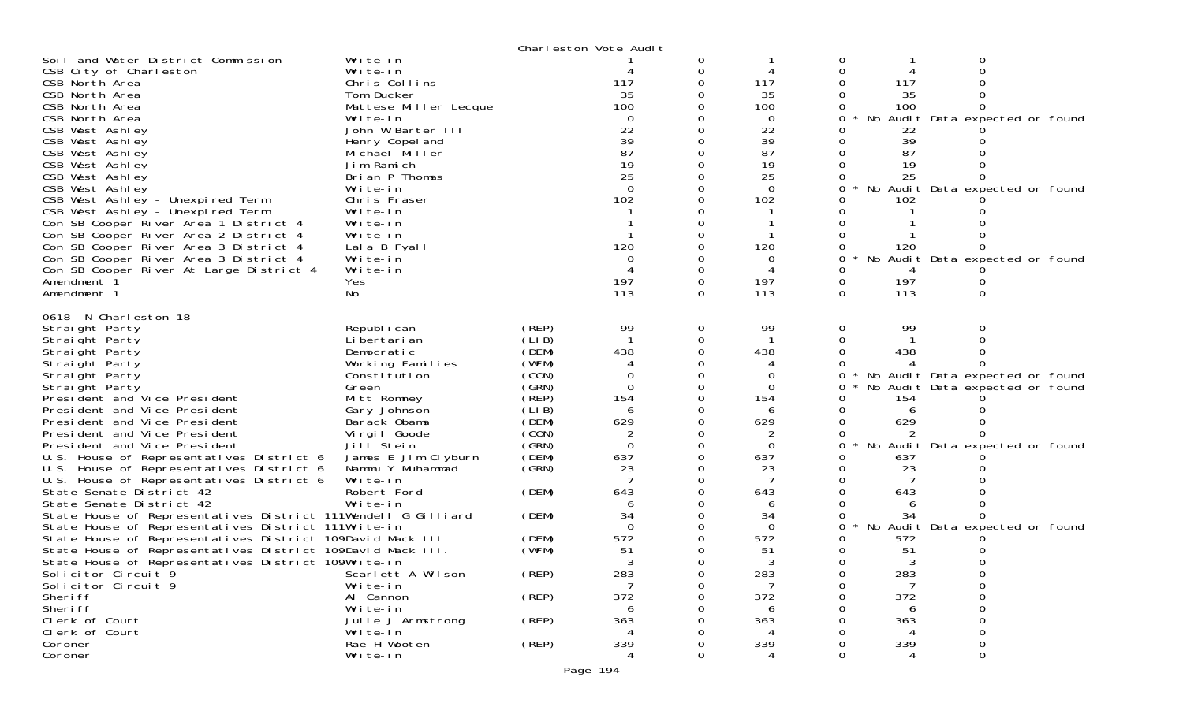Charleston Vote Audit

| Contest | Candidate | Party | | | | | | |
|---|---|---|---|---|---|---|---|---|
| Soil and Water District Commission | Write-in | | 1 | 0 | 1 | 0 | 1 | 0 |
| CSB City of Charleston | Write-in | | 4 | 0 | 4 | 0 | 4 | 0 |
| CSB North Area | Chris Collins | | 117 | 0 | 117 | 0 | 117 | 0 |
| CSB North Area | Tom Ducker | | 35 | 0 | 35 | 0 | 35 | 0 |
| CSB North Area | Mattese Miller Lecque | | 100 | 0 | 100 | 0 | 100 | 0 |
| CSB North Area | Write-in | | 0 | 0 | 0 | 0 * No Audit Data expected or found | | |
| CSB West Ashley | John W Barter III | | 22 | 0 | 22 | 0 | 22 | 0 |
| CSB West Ashley | Henry Copeland | | 39 | 0 | 39 | 0 | 39 | 0 |
| CSB West Ashley | Michael Miller | | 87 | 0 | 87 | 0 | 87 | 0 |
| CSB West Ashley | Jim Ramich | | 19 | 0 | 19 | 0 | 19 | 0 |
| CSB West Ashley | Brian P Thomas | | 25 | 0 | 25 | 0 | 25 | 0 |
| CSB West Ashley | Write-in | | 0 | 0 | 0 | 0 * No Audit Data expected or found | | |
| CSB West Ashley - Unexpired Term | Chris Fraser | | 102 | 0 | 102 | 0 | 102 | 0 |
| CSB West Ashley - Unexpired Term | Write-in | | 1 | 0 | 1 | 0 | 1 | 0 |
| Con SB Cooper River Area 1 District 4 | Write-in | | 1 | 0 | 1 | 0 | 1 | 0 |
| Con SB Cooper River Area 2 District 4 | Write-in | | 1 | 0 | 1 | 0 | 1 | 0 |
| Con SB Cooper River Area 3 District 4 | Lala B Fyall | | 120 | 0 | 120 | 0 | 120 | 0 |
| Con SB Cooper River Area 3 District 4 | Write-in | | 0 | 0 | 0 | 0 * No Audit Data expected or found | | |
| Con SB Cooper River At Large District 4 | Write-in | | 4 | 0 | 4 | 0 | 4 | 0 |
| Amendment 1 | Yes | | 197 | 0 | 197 | 0 | 197 | 0 |
| Amendment 1 | No | | 113 | 0 | 113 | 0 | 113 | 0 |

0618 N Charleston 18

| Contest | Candidate | Party | | | | | | |
|---|---|---|---|---|---|---|---|---|
| Straight Party | Republican | (REP) | 99 | 0 | 99 | 0 | 99 | 0 |
| Straight Party | Libertarian | (LIB) | 1 | 0 | 1 | 0 | 1 | 0 |
| Straight Party | Democratic | (DEM) | 438 | 0 | 438 | 0 | 438 | 0 |
| Straight Party | Working Families | (WFM) | 4 | 0 | 4 | 0 | 4 | 0 |
| Straight Party | Constitution | (CON) | 0 | 0 | 0 | 0 * No Audit Data expected or found | | |
| Straight Party | Green | (GRN) | 0 | 0 | 0 | 0 * No Audit Data expected or found | | |
| President and Vice President | Mitt Romney | (REP) | 154 | 0 | 154 | 0 | 154 | 0 |
| President and Vice President | Gary Johnson | (LIB) | 6 | 0 | 6 | 0 | 6 | 0 |
| President and Vice President | Barack Obama | (DEM) | 629 | 0 | 629 | 0 | 629 | 0 |
| President and Vice President | Virgil Goode | (CON) | 2 | 0 | 2 | 0 | 2 | 0 |
| President and Vice President | Jill Stein | (GRN) | 0 | 0 | 0 | 0 * No Audit Data expected or found | | |
| U.S. House of Representatives District 6 | James E Jim Clyburn | (DEM) | 637 | 0 | 637 | 0 | 637 | 0 |
| U.S. House of Representatives District 6 | Nammu Y Muhammad | (GRN) | 23 | 0 | 23 | 0 | 23 | 0 |
| U.S. House of Representatives District 6 | Write-in | | 7 | 0 | 7 | 0 | 7 | 0 |
| State Senate District 42 | Robert Ford | (DEM) | 643 | 0 | 643 | 0 | 643 | 0 |
| State Senate District 42 | Write-in | | 6 | 0 | 6 | 0 | 6 | 0 |
| State House of Representatives District 111 | Wendell G Gilliard | (DEM) | 34 | 0 | 34 | 0 | 34 | 0 |
| State House of Representatives District 111 | Write-in | | 0 | 0 | 0 | 0 * No Audit Data expected or found | | |
| State House of Representatives District 109 | David Mack III | (DEM) | 572 | 0 | 572 | 0 | 572 | 0 |
| State House of Representatives District 109 | David Mack III. | (WFM) | 51 | 0 | 51 | 0 | 51 | 0 |
| State House of Representatives District 109 | Write-in | | 3 | 0 | 3 | 0 | 3 | 0 |
| Solicitor Circuit 9 | Scarlett A Wilson | (REP) | 283 | 0 | 283 | 0 | 283 | 0 |
| Solicitor Circuit 9 | Write-in | | 7 | 0 | 7 | 0 | 7 | 0 |
| Sheriff | Al Cannon | (REP) | 372 | 0 | 372 | 0 | 372 | 0 |
| Sheriff | Write-in | | 6 | 0 | 6 | 0 | 6 | 0 |
| Clerk of Court | Julie J Armstrong | (REP) | 363 | 0 | 363 | 0 | 363 | 0 |
| Clerk of Court | Write-in | | 4 | 0 | 4 | 0 | 4 | 0 |
| Coroner | Rae H Wooten | (REP) | 339 | 0 | 339 | 0 | 339 | 0 |
| Coroner | Write-in | | 4 | 0 | 4 | 0 | 4 | 0 |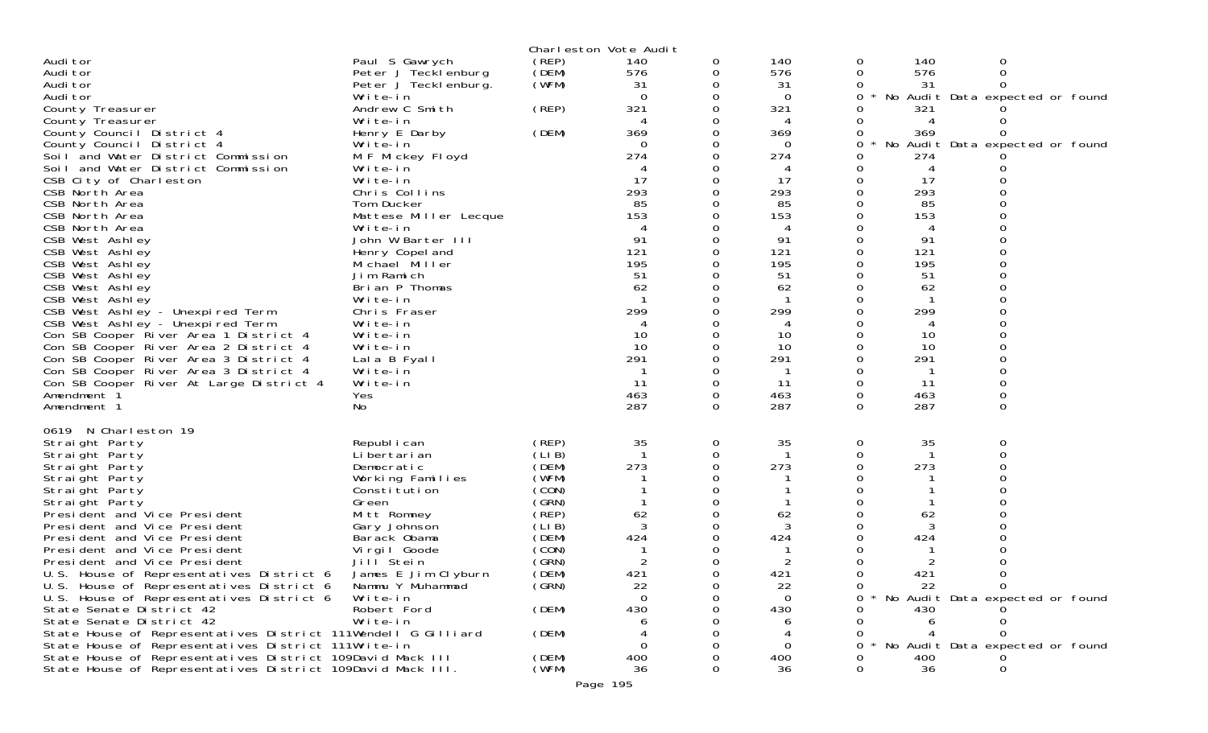Charleston Vote Audit

| | | | | | | | | | |
|---|---|---|---|---|---|---|---|---|---|
| Auditor | Paul S Gawrych | (REP) | 140 | 0 | 140 | 0 | 140 | 0 | |
| Auditor | Peter J Tecklenburg | (DEM) | 576 | 0 | 576 | 0 | 576 | 0 | |
| Auditor | Peter J Tecklenburg. | (WFM) | 31 | 0 | 31 | 0 | 31 | 0 | |
| Auditor | Write-in | | 0 | 0 | 0 | 0 | * No Audit Data expected or found | | |
| County Treasurer | Andrew C Smith | (REP) | 321 | 0 | 321 | 0 | 321 | 0 | |
| County Treasurer | Write-in | | 4 | 0 | 4 | 0 | 4 | 0 | |
| County Council District 4 | Henry E Darby | (DEM) | 369 | 0 | 369 | 0 | 369 | 0 | |
| County Council District 4 | Write-in | | 0 | 0 | 0 | 0 | * No Audit Data expected or found | | |
| Soil and Water District Commission | M F Mickey Floyd | | 274 | 0 | 274 | 0 | 274 | 0 | |
| Soil and Water District Commission | Write-in | | 4 | 0 | 4 | 0 | 4 | 0 | |
| CSB City of Charleston | Write-in | | 17 | 0 | 17 | 0 | 17 | 0 | |
| CSB North Area | Chris Collins | | 293 | 0 | 293 | 0 | 293 | 0 | |
| CSB North Area | Tom Ducker | | 85 | 0 | 85 | 0 | 85 | 0 | |
| CSB North Area | Mattese Miller Lecque | | 153 | 0 | 153 | 0 | 153 | 0 | |
| CSB North Area | Write-in | | 4 | 0 | 4 | 0 | 4 | 0 | |
| CSB West Ashley | John W Barter III | | 91 | 0 | 91 | 0 | 91 | 0 | |
| CSB West Ashley | Henry Copeland | | 121 | 0 | 121 | 0 | 121 | 0 | |
| CSB West Ashley | Michael Miller | | 195 | 0 | 195 | 0 | 195 | 0 | |
| CSB West Ashley | Jim Ramich | | 51 | 0 | 51 | 0 | 51 | 0 | |
| CSB West Ashley | Brian P Thomas | | 62 | 0 | 62 | 0 | 62 | 0 | |
| CSB West Ashley | Write-in | | 1 | 0 | 1 | 0 | 1 | 0 | |
| CSB West Ashley - Unexpired Term | Chris Fraser | | 299 | 0 | 299 | 0 | 299 | 0 | |
| CSB West Ashley - Unexpired Term | Write-in | | 4 | 0 | 4 | 0 | 4 | 0 | |
| Con SB Cooper River Area 1 District 4 | Write-in | | 10 | 0 | 10 | 0 | 10 | 0 | |
| Con SB Cooper River Area 2 District 4 | Write-in | | 10 | 0 | 10 | 0 | 10 | 0 | |
| Con SB Cooper River Area 3 District 4 | Lala B Fyall | | 291 | 0 | 291 | 0 | 291 | 0 | |
| Con SB Cooper River Area 3 District 4 | Write-in | | 1 | 0 | 1 | 0 | 1 | 0 | |
| Con SB Cooper River At Large District 4 | Write-in | | 11 | 0 | 11 | 0 | 11 | 0 | |
| Amendment 1 | Yes | | 463 | 0 | 463 | 0 | 463 | 0 | |
| Amendment 1 | No | | 287 | 0 | 287 | 0 | 287 | 0 | |

0619 N Charleston 19

| | | | | | | | | | |
|---|---|---|---|---|---|---|---|---|---|
| Straight Party | Republican | (REP) | 35 | 0 | 35 | 0 | 35 | 0 | |
| Straight Party | Libertarian | (LIB) | 1 | 0 | 1 | 0 | 1 | 0 | |
| Straight Party | Democratic | (DEM) | 273 | 0 | 273 | 0 | 273 | 0 | |
| Straight Party | Working Families | (WFM) | 1 | 0 | 1 | 0 | 1 | 0 | |
| Straight Party | Constitution | (CON) | 1 | 0 | 1 | 0 | 1 | 0 | |
| Straight Party | Green | (GRN) | 1 | 0 | 1 | 0 | 1 | 0 | |
| President and Vice President | Mitt Romney | (REP) | 62 | 0 | 62 | 0 | 62 | 0 | |
| President and Vice President | Gary Johnson | (LIB) | 3 | 0 | 3 | 0 | 3 | 0 | |
| President and Vice President | Barack Obama | (DEM) | 424 | 0 | 424 | 0 | 424 | 0 | |
| President and Vice President | Virgil Goode | (CON) | 1 | 0 | 1 | 0 | 1 | 0 | |
| President and Vice President | Jill Stein | (GRN) | 2 | 0 | 2 | 0 | 2 | 0 | |
| U.S. House of Representatives District 6 | James E Jim Clyburn | (DEM) | 421 | 0 | 421 | 0 | 421 | 0 | |
| U.S. House of Representatives District 6 | Nammu Y Muhammad | (GRN) | 22 | 0 | 22 | 0 | 22 | 0 | |
| U.S. House of Representatives District 6 | Write-in | | 0 | 0 | 0 | 0 | * No Audit Data expected or found | | |
| State Senate District 42 | Robert Ford | (DEM) | 430 | 0 | 430 | 0 | 430 | 0 | |
| State Senate District 42 | Write-in | | 6 | 0 | 6 | 0 | 6 | 0 | |
| State House of Representatives District 111 | Wendell G Gilliard | (DEM) | 4 | 0 | 4 | 0 | 4 | 0 | |
| State House of Representatives District 111 | Write-in | | 0 | 0 | 0 | 0 | * No Audit Data expected or found | | |
| State House of Representatives District 109 | David Mack III | (DEM) | 400 | 0 | 400 | 0 | 400 | 0 | |
| State House of Representatives District 109 | David Mack III. | (WFM) | 36 | 0 | 36 | 0 | 36 | 0 | |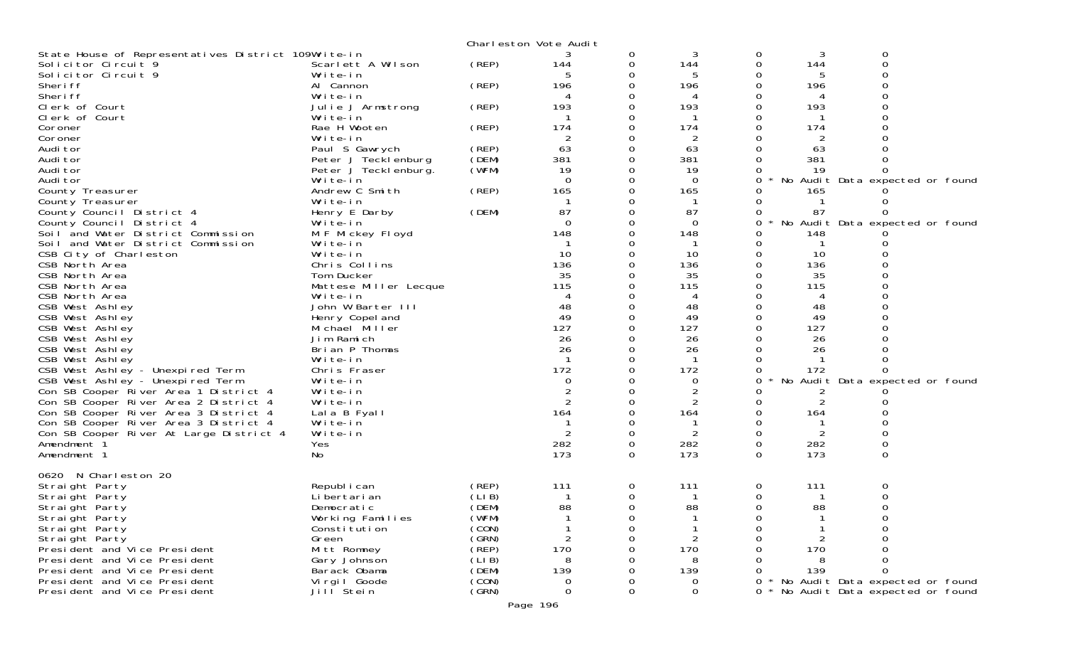Charleston Vote Audit

| Contest | Candidate | Party | | | | | | |
|---|---|---|---|---|---|---|---|---|
| State House of Representatives District 109 | Write-in | | 3 | 0 | 3 | 0 | 3 | 0 |
| Solicitor Circuit 9 | Scarlett A Wilson | (REP) | 144 | 0 | 144 | 0 | 144 | 0 |
| Solicitor Circuit 9 | Write-in | | 5 | 0 | 5 | 0 | 5 | 0 |
| Sheriff | Al Cannon | (REP) | 196 | 0 | 196 | 0 | 196 | 0 |
| Sheriff | Write-in | | 4 | 0 | 4 | 0 | 4 | 0 |
| Clerk of Court | Julie J Armstrong | (REP) | 193 | 0 | 193 | 0 | 193 | 0 |
| Clerk of Court | Write-in | | 1 | 0 | 1 | 0 | 1 | 0 |
| Coroner | Rae H Wooten | (REP) | 174 | 0 | 174 | 0 | 174 | 0 |
| Coroner | Write-in | | 2 | 0 | 2 | 0 | 2 | 0 |
| Auditor | Paul S Gawrych | (REP) | 63 | 0 | 63 | 0 | 63 | 0 |
| Auditor | Peter J Tecklenburg | (DEM) | 381 | 0 | 381 | 0 | 381 | 0 |
| Auditor | Peter J Tecklenburg. | (WFM) | 19 | 0 | 19 | 0 | 19 | 0 |
| Auditor | Write-in | | 0 | 0 | 0 | 0 * | No Audit Data expected or found | |
| County Treasurer | Andrew C Smith | (REP) | 165 | 0 | 165 | 0 | 165 | 0 |
| County Treasurer | Write-in | | 1 | 0 | 1 | 0 | 1 | 0 |
| County Council District 4 | Henry E Darby | (DEM) | 87 | 0 | 87 | 0 | 87 | 0 |
| County Council District 4 | Write-in | | 0 | 0 | 0 | 0 * | No Audit Data expected or found | |
| Soil and Water District Commission | M F Mickey Floyd | | 148 | 0 | 148 | 0 | 148 | 0 |
| Soil and Water District Commission | Write-in | | 1 | 0 | 1 | 0 | 1 | 0 |
| CSB City of Charleston | Write-in | | 10 | 0 | 10 | 0 | 10 | 0 |
| CSB North Area | Chris Collins | | 136 | 0 | 136 | 0 | 136 | 0 |
| CSB North Area | Tom Ducker | | 35 | 0 | 35 | 0 | 35 | 0 |
| CSB North Area | Mattese Miller Lecque | | 115 | 0 | 115 | 0 | 115 | 0 |
| CSB North Area | Write-in | | 4 | 0 | 4 | 0 | 4 | 0 |
| CSB West Ashley | John W Barter III | | 48 | 0 | 48 | 0 | 48 | 0 |
| CSB West Ashley | Henry Copeland | | 49 | 0 | 49 | 0 | 49 | 0 |
| CSB West Ashley | Michael Miller | | 127 | 0 | 127 | 0 | 127 | 0 |
| CSB West Ashley | Jim Ramich | | 26 | 0 | 26 | 0 | 26 | 0 |
| CSB West Ashley | Brian P Thomas | | 26 | 0 | 26 | 0 | 26 | 0 |
| CSB West Ashley | Write-in | | 1 | 0 | 1 | 0 | 1 | 0 |
| CSB West Ashley - Unexpired Term | Chris Fraser | | 172 | 0 | 172 | 0 | 172 | 0 |
| CSB West Ashley - Unexpired Term | Write-in | | 0 | 0 | 0 | 0 * | No Audit Data expected or found | |
| Con SB Cooper River Area 1 District 4 | Write-in | | 2 | 0 | 2 | 0 | 2 | 0 |
| Con SB Cooper River Area 2 District 4 | Write-in | | 2 | 0 | 2 | 0 | 2 | 0 |
| Con SB Cooper River Area 3 District 4 | Lala B Fyall | | 164 | 0 | 164 | 0 | 164 | 0 |
| Con SB Cooper River Area 3 District 4 | Write-in | | 1 | 0 | 1 | 0 | 1 | 0 |
| Con SB Cooper River At Large District 4 | Write-in | | 2 | 0 | 2 | 0 | 2 | 0 |
| Amendment 1 | Yes | | 282 | 0 | 282 | 0 | 282 | 0 |
| Amendment 1 | No | | 173 | 0 | 173 | 0 | 173 | 0 |

0620 N Charleston 20

| Contest | Candidate | Party | | | | | | |
|---|---|---|---|---|---|---|---|---|
| Straight Party | Republican | (REP) | 111 | 0 | 111 | 0 | 111 | 0 |
| Straight Party | Libertarian | (LIB) | 1 | 0 | 1 | 0 | 1 | 0 |
| Straight Party | Democratic | (DEM) | 88 | 0 | 88 | 0 | 88 | 0 |
| Straight Party | Working Families | (WFM) | 1 | 0 | 1 | 0 | 1 | 0 |
| Straight Party | Constitution | (CON) | 1 | 0 | 1 | 0 | 1 | 0 |
| Straight Party | Green | (GRN) | 2 | 0 | 2 | 0 | 2 | 0 |
| President and Vice President | Mitt Romney | (REP) | 170 | 0 | 170 | 0 | 170 | 0 |
| President and Vice President | Gary Johnson | (LIB) | 8 | 0 | 8 | 0 | 8 | 0 |
| President and Vice President | Barack Obama | (DEM) | 139 | 0 | 139 | 0 | 139 | 0 |
| President and Vice President | Virgil Goode | (CON) | 0 | 0 | 0 | 0 * | No Audit Data expected or found | |
| President and Vice President | Jill Stein | (GRN) | 0 | 0 | 0 | 0 * | No Audit Data expected or found | |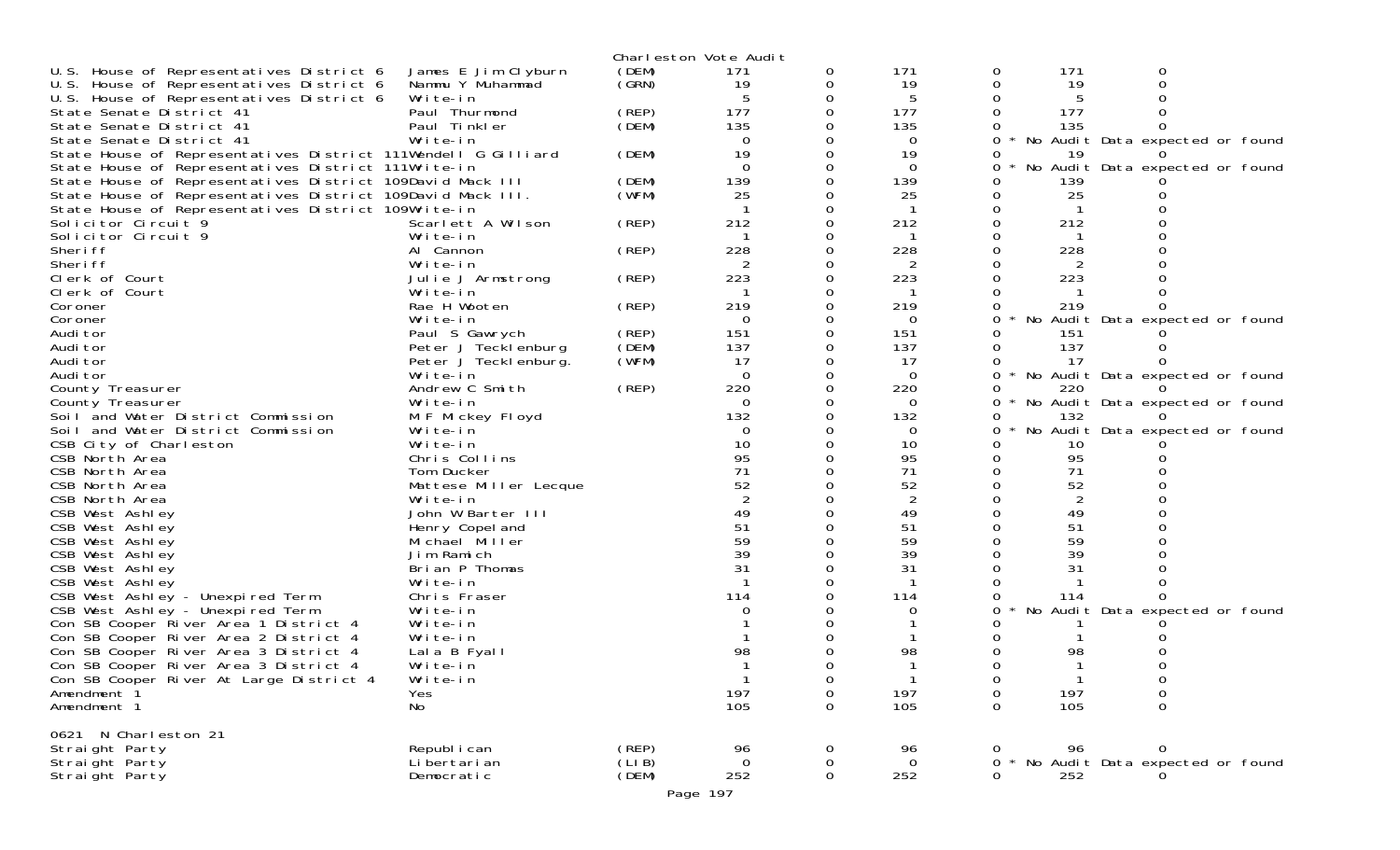Charleston Vote Audit

| Contest | Candidate | Party | | | | | | |
|---|---|---|---|---|---|---|---|---|
| U.S. House of Representatives District 6 | James E Jim Clyburn | (DEM) | 171 | 0 | 171 | 0 | 171 | 0 |
| U.S. House of Representatives District 6 | Nammu Y Muhammad | (GRN) | 19 | 0 | 19 | 0 | 19 | 0 |
| U.S. House of Representatives District 6 | Write-in | | 5 | 0 | 5 | 0 | 5 | 0 |
| State Senate District 41 | Paul Thurmond | (REP) | 177 | 0 | 177 | 0 | 177 | 0 |
| State Senate District 41 | Paul Tinkler | (DEM) | 135 | 0 | 135 | 0 | 135 | 0 |
| State Senate District 41 | Write-in | | 0 | 0 | 0 | 0 * No Audit Data expected or found | | |
| State House of Representatives District 111 | Wendell G Gilliard | (DEM) | 19 | 0 | 19 | 0 | 19 | 0 |
| State House of Representatives District 111 | Write-in | | 0 | 0 | 0 | 0 * No Audit Data expected or found | | |
| State House of Representatives District 109 | David Mack III | (DEM) | 139 | 0 | 139 | 0 | 139 | 0 |
| State House of Representatives District 109 | David Mack III. | (WFM) | 25 | 0 | 25 | 0 | 25 | 0 |
| State House of Representatives District 109 | Write-in | | 1 | 0 | 1 | 0 | 1 | 0 |
| Solicitor Circuit 9 | Scarlett A Wilson | (REP) | 212 | 0 | 212 | 0 | 212 | 0 |
| Solicitor Circuit 9 | Write-in | | 1 | 0 | 1 | 0 | 1 | 0 |
| Sheriff | Al Cannon | (REP) | 228 | 0 | 228 | 0 | 228 | 0 |
| Sheriff | Write-in | | 2 | 0 | 2 | 0 | 2 | 0 |
| Clerk of Court | Julie J Armstrong | (REP) | 223 | 0 | 223 | 0 | 223 | 0 |
| Clerk of Court | Write-in | | 1 | 0 | 1 | 0 | 1 | 0 |
| Coroner | Rae H Wooten | (REP) | 219 | 0 | 219 | 0 | 219 | 0 |
| Coroner | Write-in | | 0 | 0 | 0 | 0 * No Audit Data expected or found | | |
| Auditor | Paul S Gawrych | (REP) | 151 | 0 | 151 | 0 | 151 | 0 |
| Auditor | Peter J Tecklenburg | (DEM) | 137 | 0 | 137 | 0 | 137 | 0 |
| Auditor | Peter J Tecklenburg. | (WFM) | 17 | 0 | 17 | 0 | 17 | 0 |
| Auditor | Write-in | | 0 | 0 | 0 | 0 * No Audit Data expected or found | | |
| County Treasurer | Andrew C Smith | (REP) | 220 | 0 | 220 | 0 | 220 | 0 |
| County Treasurer | Write-in | | 0 | 0 | 0 | 0 * No Audit Data expected or found | | |
| Soil and Water District Commission | M F Mickey Floyd | | 132 | 0 | 132 | 0 | 132 | 0 |
| Soil and Water District Commission | Write-in | | 0 | 0 | 0 | 0 * No Audit Data expected or found | | |
| CSB City of Charleston | Write-in | | 10 | 0 | 10 | 0 | 10 | 0 |
| CSB North Area | Chris Collins | | 95 | 0 | 95 | 0 | 95 | 0 |
| CSB North Area | Tom Ducker | | 71 | 0 | 71 | 0 | 71 | 0 |
| CSB North Area | Mattese Miller Lecque | | 52 | 0 | 52 | 0 | 52 | 0 |
| CSB North Area | Write-in | | 2 | 0 | 2 | 0 | 2 | 0 |
| CSB West Ashley | John W Barter III | | 49 | 0 | 49 | 0 | 49 | 0 |
| CSB West Ashley | Henry Copeland | | 51 | 0 | 51 | 0 | 51 | 0 |
| CSB West Ashley | Michael Miller | | 59 | 0 | 59 | 0 | 59 | 0 |
| CSB West Ashley | Jim Ramich | | 39 | 0 | 39 | 0 | 39 | 0 |
| CSB West Ashley | Brian P Thomas | | 31 | 0 | 31 | 0 | 31 | 0 |
| CSB West Ashley | Write-in | | 1 | 0 | 1 | 0 | 1 | 0 |
| CSB West Ashley - Unexpired Term | Chris Fraser | | 114 | 0 | 114 | 0 | 114 | 0 |
| CSB West Ashley - Unexpired Term | Write-in | | 0 | 0 | 0 | 0 * No Audit Data expected or found | | |
| Con SB Cooper River Area 1 District 4 | Write-in | | 1 | 0 | 1 | 0 | 1 | 0 |
| Con SB Cooper River Area 2 District 4 | Write-in | | 1 | 0 | 1 | 0 | 1 | 0 |
| Con SB Cooper River Area 3 District 4 | Lala B Fyall | | 98 | 0 | 98 | 0 | 98 | 0 |
| Con SB Cooper River Area 3 District 4 | Write-in | | 1 | 0 | 1 | 0 | 1 | 0 |
| Con SB Cooper River At Large District 4 | Write-in | | 1 | 0 | 1 | 0 | 1 | 0 |
| Amendment 1 | Yes | | 197 | 0 | 197 | 0 | 197 | 0 |
| Amendment 1 | No | | 105 | 0 | 105 | 0 | 105 | 0 |

0621 N Charleston 21

| Contest | Candidate | Party | | | | | | |
|---|---|---|---|---|---|---|---|---|
| Straight Party | Republican | (REP) | 96 | 0 | 96 | 0 | 96 | 0 |
| Straight Party | Libertarian | (LIB) | 0 | 0 | 0 | 0 * No Audit Data expected or found | | |
| Straight Party | Democratic | (DEM) | 252 | 0 | 252 | 0 | 252 | 0 |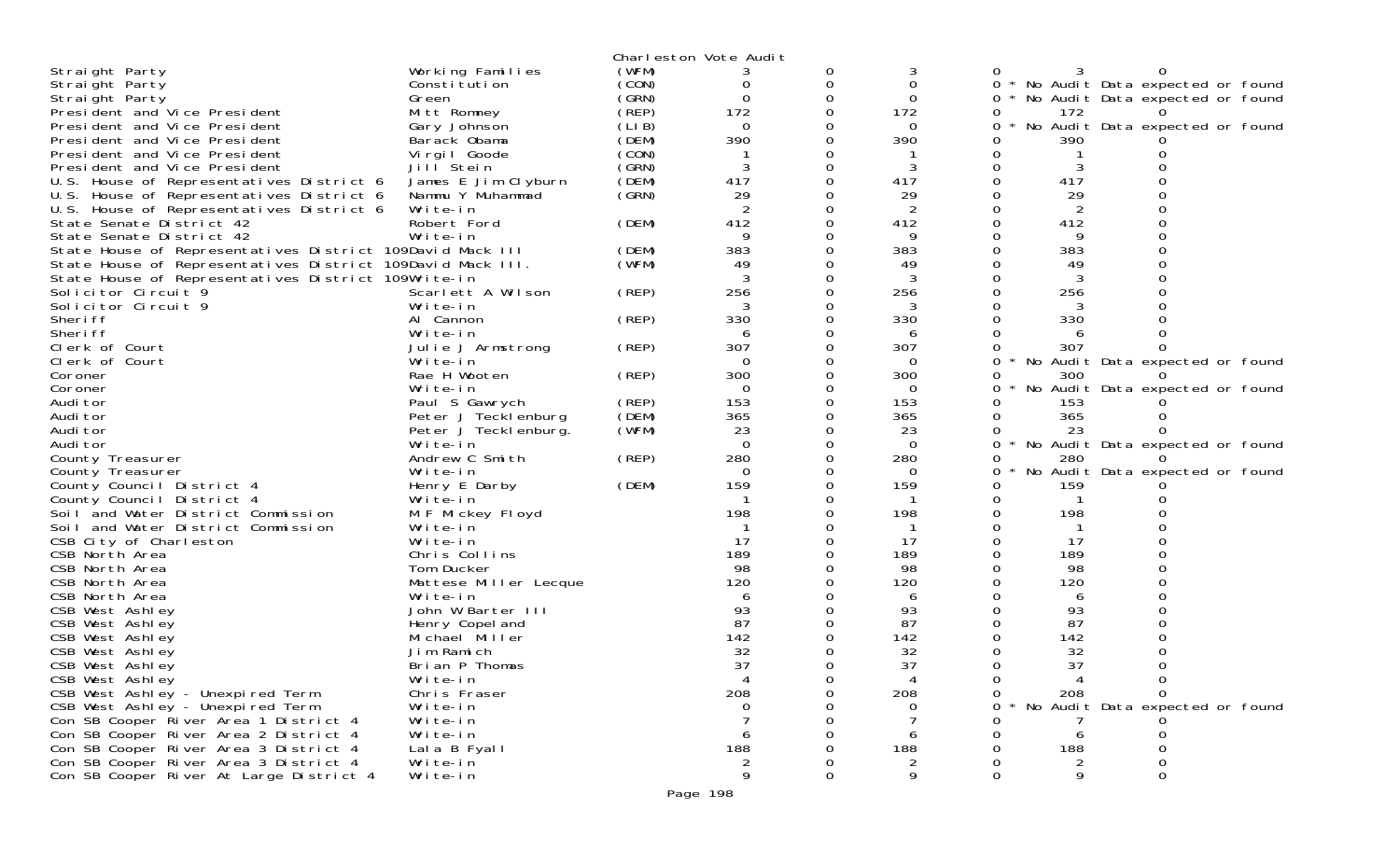Charleston Vote Audit

| Contest | Candidate | Party | | | | | | |
|---|---|---|---|---|---|---|---|---|
| Straight Party | Working Families | (WFM) | 3 | 0 | 3 | 0 | 3 | 0 |
| Straight Party | Constitution | (CON) | 0 | 0 | 0 | 0 | * No Audit Data expected or found | |
| Straight Party | Green | (GRN) | 0 | 0 | 0 | 0 | * No Audit Data expected or found | |
| President and Vice President | Mitt Romney | (REP) | 172 | 0 | 172 | 0 | 172 | 0 |
| President and Vice President | Gary Johnson | (LIB) | 0 | 0 | 0 | 0 | * No Audit Data expected or found | |
| President and Vice President | Barack Obama | (DEM) | 390 | 0 | 390 | 0 | 390 | 0 |
| President and Vice President | Virgil Goode | (CON) | 1 | 0 | 1 | 0 | 1 | 0 |
| President and Vice President | Jill Stein | (GRN) | 3 | 0 | 3 | 0 | 3 | 0 |
| U.S. House of Representatives District 6 | James E Jim Clyburn | (DEM) | 417 | 0 | 417 | 0 | 417 | 0 |
| U.S. House of Representatives District 6 | Nammu Y Muhammad | (GRN) | 29 | 0 | 29 | 0 | 29 | 0 |
| U.S. House of Representatives District 6 | Write-in | | 2 | 0 | 2 | 0 | 2 | 0 |
| State Senate District 42 | Robert Ford | (DEM) | 412 | 0 | 412 | 0 | 412 | 0 |
| State Senate District 42 | Write-in | | 9 | 0 | 9 | 0 | 9 | 0 |
| State House of Representatives District 109 | David Mack III | (DEM) | 383 | 0 | 383 | 0 | 383 | 0 |
| State House of Representatives District 109 | David Mack III. | (WFM) | 49 | 0 | 49 | 0 | 49 | 0 |
| State House of Representatives District 109 | Write-in | | 3 | 0 | 3 | 0 | 3 | 0 |
| Solicitor Circuit 9 | Scarlett A Wilson | (REP) | 256 | 0 | 256 | 0 | 256 | 0 |
| Solicitor Circuit 9 | Write-in | | 3 | 0 | 3 | 0 | 3 | 0 |
| Sheriff | Al Cannon | (REP) | 330 | 0 | 330 | 0 | 330 | 0 |
| Sheriff | Write-in | | 6 | 0 | 6 | 0 | 6 | 0 |
| Clerk of Court | Julie J Armstrong | (REP) | 307 | 0 | 307 | 0 | 307 | 0 |
| Clerk of Court | Write-in | | 0 | 0 | 0 | 0 | * No Audit Data expected or found | |
| Coroner | Rae H Wooten | (REP) | 300 | 0 | 300 | 0 | 300 | 0 |
| Coroner | Write-in | | 0 | 0 | 0 | 0 | * No Audit Data expected or found | |
| Auditor | Paul S Gawrych | (REP) | 153 | 0 | 153 | 0 | 153 | 0 |
| Auditor | Peter J Tecklenburg | (DEM) | 365 | 0 | 365 | 0 | 365 | 0 |
| Auditor | Peter J Tecklenburg. | (WFM) | 23 | 0 | 23 | 0 | 23 | 0 |
| Auditor | Write-in | | 0 | 0 | 0 | 0 | * No Audit Data expected or found | |
| County Treasurer | Andrew C Smith | (REP) | 280 | 0 | 280 | 0 | 280 | 0 |
| County Treasurer | Write-in | | 0 | 0 | 0 | 0 | * No Audit Data expected or found | |
| County Council District 4 | Henry E Darby | (DEM) | 159 | 0 | 159 | 0 | 159 | 0 |
| County Council District 4 | Write-in | | 1 | 0 | 1 | 0 | 1 | 0 |
| Soil and Water District Commission | M F Mickey Floyd | | 198 | 0 | 198 | 0 | 198 | 0 |
| Soil and Water District Commission | Write-in | | 1 | 0 | 1 | 0 | 1 | 0 |
| CSB City of Charleston | Write-in | | 17 | 0 | 17 | 0 | 17 | 0 |
| CSB North Area | Chris Collins | | 189 | 0 | 189 | 0 | 189 | 0 |
| CSB North Area | Tom Ducker | | 98 | 0 | 98 | 0 | 98 | 0 |
| CSB North Area | Mattese Miller Lecque | | 120 | 0 | 120 | 0 | 120 | 0 |
| CSB North Area | Write-in | | 6 | 0 | 6 | 0 | 6 | 0 |
| CSB West Ashley | John W Barter III | | 93 | 0 | 93 | 0 | 93 | 0 |
| CSB West Ashley | Henry Copeland | | 87 | 0 | 87 | 0 | 87 | 0 |
| CSB West Ashley | Michael Miller | | 142 | 0 | 142 | 0 | 142 | 0 |
| CSB West Ashley | Jim Ramich | | 32 | 0 | 32 | 0 | 32 | 0 |
| CSB West Ashley | Brian P Thomas | | 37 | 0 | 37 | 0 | 37 | 0 |
| CSB West Ashley | Write-in | | 4 | 0 | 4 | 0 | 4 | 0 |
| CSB West Ashley - Unexpired Term | Chris Fraser | | 208 | 0 | 208 | 0 | 208 | 0 |
| CSB West Ashley - Unexpired Term | Write-in | | 0 | 0 | 0 | 0 | * No Audit Data expected or found | |
| Con SB Cooper River Area 1 District 4 | Write-in | | 7 | 0 | 7 | 0 | 7 | 0 |
| Con SB Cooper River Area 2 District 4 | Write-in | | 6 | 0 | 6 | 0 | 6 | 0 |
| Con SB Cooper River Area 3 District 4 | Lala B Fyall | | 188 | 0 | 188 | 0 | 188 | 0 |
| Con SB Cooper River Area 3 District 4 | Write-in | | 2 | 0 | 2 | 0 | 2 | 0 |
| Con SB Cooper River At Large District 4 | Write-in | | 9 | 0 | 9 | 0 | 9 | 0 |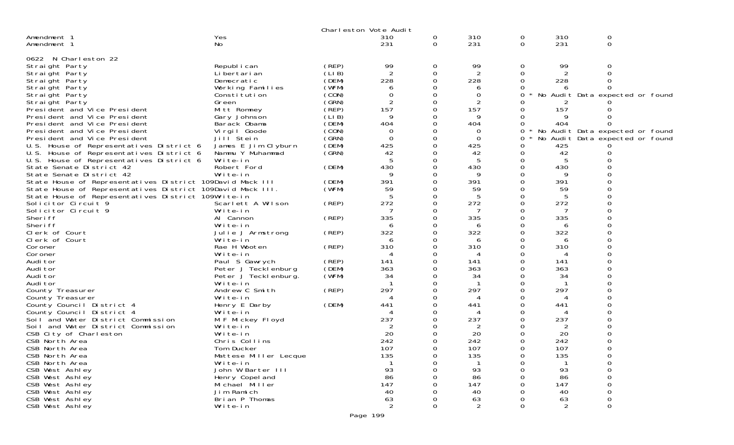Charleston Vote Audit

| | | | | | | | | |
|---|---|---|---|---|---|---|---|---|
| Amendment 1 | Yes | | 310 | 0 | 310 | 0 | 310 | 0 |
| Amendment 1 | No | | 231 | 0 | 231 | 0 | 231 | 0 |

0622 N Charleston 22

| | | | | | | | | |
|---|---|---|---|---|---|---|---|---|
| Straight Party | Republican | (REP) | 99 | 0 | 99 | 0 | 99 | 0 |
| Straight Party | Libertarian | (LIB) | 2 | 0 | 2 | 0 | 2 | 0 |
| Straight Party | Democratic | (DEM) | 228 | 0 | 228 | 0 | 228 | 0 |
| Straight Party | Working Families | (WFM) | 6 | 0 | 6 | 0 | 6 | 0 |
| Straight Party | Constitution | (CON) | 0 | 0 | 0 | 0 * | No Audit Data expected or found | |
| Straight Party | Green | (GRN) | 2 | 0 | 2 | 0 | 2 | 0 |
| President and Vice President | Mitt Romney | (REP) | 157 | 0 | 157 | 0 | 157 | 0 |
| President and Vice President | Gary Johnson | (LIB) | 9 | 0 | 9 | 0 | 9 | 0 |
| President and Vice President | Barack Obama | (DEM) | 404 | 0 | 404 | 0 | 404 | 0 |
| President and Vice President | Virgil Goode | (CON) | 0 | 0 | 0 | 0 * | No Audit Data expected or found | |
| President and Vice President | Jill Stein | (GRN) | 0 | 0 | 0 | 0 * | No Audit Data expected or found | |
| U.S. House of Representatives District 6 | James E Jim Clyburn | (DEM) | 425 | 0 | 425 | 0 | 425 | 0 |
| U.S. House of Representatives District 6 | Nammu Y Muhammad | (GRN) | 42 | 0 | 42 | 0 | 42 | 0 |
| U.S. House of Representatives District 6 | Write-in | | 5 | 0 | 5 | 0 | 5 | 0 |
| State Senate District 42 | Robert Ford | (DEM) | 430 | 0 | 430 | 0 | 430 | 0 |
| State Senate District 42 | Write-in | | 9 | 0 | 9 | 0 | 9 | 0 |
| State House of Representatives District 109 | David Mack III | (DEM) | 391 | 0 | 391 | 0 | 391 | 0 |
| State House of Representatives District 109 | David Mack III. | (WFM) | 59 | 0 | 59 | 0 | 59 | 0 |
| State House of Representatives District 109 | Write-in | | 5 | 0 | 5 | 0 | 5 | 0 |
| Solicitor Circuit 9 | Scarlett A Wilson | (REP) | 272 | 0 | 272 | 0 | 272 | 0 |
| Solicitor Circuit 9 | Write-in | | 7 | 0 | 7 | 0 | 7 | 0 |
| Sheriff | Al Cannon | (REP) | 335 | 0 | 335 | 0 | 335 | 0 |
| Sheriff | Write-in | | 6 | 0 | 6 | 0 | 6 | 0 |
| Clerk of Court | Julie J Armstrong | (REP) | 322 | 0 | 322 | 0 | 322 | 0 |
| Clerk of Court | Write-in | | 6 | 0 | 6 | 0 | 6 | 0 |
| Coroner | Rae H Wooten | (REP) | 310 | 0 | 310 | 0 | 310 | 0 |
| Coroner | Write-in | | 4 | 0 | 4 | 0 | 4 | 0 |
| Auditor | Paul S Gawrych | (REP) | 141 | 0 | 141 | 0 | 141 | 0 |
| Auditor | Peter J Tecklenburg | (DEM) | 363 | 0 | 363 | 0 | 363 | 0 |
| Auditor | Peter J Tecklenburg. | (WFM) | 34 | 0 | 34 | 0 | 34 | 0 |
| Auditor | Write-in | | 1 | 0 | 1 | 0 | 1 | 0 |
| County Treasurer | Andrew C Smith | (REP) | 297 | 0 | 297 | 0 | 297 | 0 |
| County Treasurer | Write-in | | 4 | 0 | 4 | 0 | 4 | 0 |
| County Council District 4 | Henry E Darby | (DEM) | 441 | 0 | 441 | 0 | 441 | 0 |
| County Council District 4 | Write-in | | 4 | 0 | 4 | 0 | 4 | 0 |
| Soil and Water District Commission | M F Mickey Floyd | | 237 | 0 | 237 | 0 | 237 | 0 |
| Soil and Water District Commission | Write-in | | 2 | 0 | 2 | 0 | 2 | 0 |
| CSB City of Charleston | Write-in | | 20 | 0 | 20 | 0 | 20 | 0 |
| CSB North Area | Chris Collins | | 242 | 0 | 242 | 0 | 242 | 0 |
| CSB North Area | Tom Ducker | | 107 | 0 | 107 | 0 | 107 | 0 |
| CSB North Area | Mattese Miller Lecque | | 135 | 0 | 135 | 0 | 135 | 0 |
| CSB North Area | Write-in | | 1 | 0 | 1 | 0 | 1 | 0 |
| CSB West Ashley | John W Barter III | | 93 | 0 | 93 | 0 | 93 | 0 |
| CSB West Ashley | Henry Copeland | | 86 | 0 | 86 | 0 | 86 | 0 |
| CSB West Ashley | Michael Miller | | 147 | 0 | 147 | 0 | 147 | 0 |
| CSB West Ashley | Jim Ramich | | 40 | 0 | 40 | 0 | 40 | 0 |
| CSB West Ashley | Brian P Thomas | | 63 | 0 | 63 | 0 | 63 | 0 |
| CSB West Ashley | Write-in | | 2 | 0 | 2 | 0 | 2 | 0 |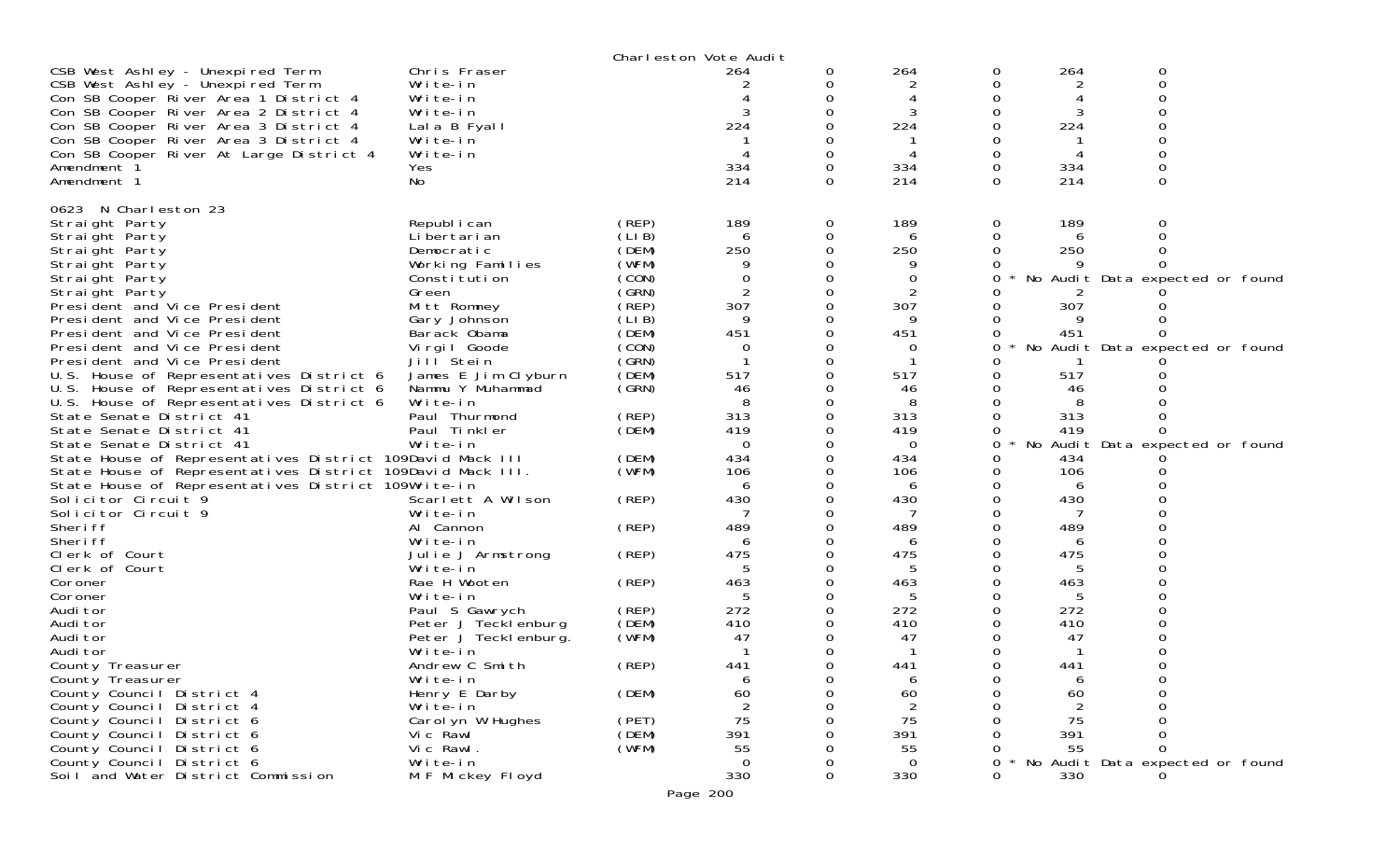Charleston Vote Audit

| Contest | Candidate | Party | Votes | | | | | |
|---|---|---|---|---|---|---|---|---|
| CSB West Ashley - Unexpired Term | Chris Fraser | | 264 | 0 | 264 | 0 | 264 | 0 |
| CSB West Ashley - Unexpired Term | Write-in | | 2 | 0 | 2 | 0 | 2 | 0 |
| Con SB Cooper River Area 1 District 4 | Write-in | | 4 | 0 | 4 | 0 | 4 | 0 |
| Con SB Cooper River Area 2 District 4 | Write-in | | 3 | 0 | 3 | 0 | 3 | 0 |
| Con SB Cooper River Area 3 District 4 | Lala B Fyall | | 224 | 0 | 224 | 0 | 224 | 0 |
| Con SB Cooper River Area 3 District 4 | Write-in | | 1 | 0 | 1 | 0 | 1 | 0 |
| Con SB Cooper River At Large District 4 | Write-in | | 4 | 0 | 4 | 0 | 4 | 0 |
| Amendment 1 | Yes | | 334 | 0 | 334 | 0 | 334 | 0 |
| Amendment 1 | No | | 214 | 0 | 214 | 0 | 214 | 0 |

0623 N Charleston 23

| Contest | Candidate | Party | Votes | | | | | |
|---|---|---|---|---|---|---|---|---|
| Straight Party | Republican | (REP) | 189 | 0 | 189 | 0 | 189 | 0 |
| Straight Party | Libertarian | (LIB) | 6 | 0 | 6 | 0 | 6 | 0 |
| Straight Party | Democratic | (DEM) | 250 | 0 | 250 | 0 | 250 | 0 |
| Straight Party | Working Families | (WFM) | 9 | 0 | 9 | 0 | 9 | 0 |
| Straight Party | Constitution | (CON) | 0 | 0 | 0 | 0 * | No Audit Data expected or found | |
| Straight Party | Green | (GRN) | 2 | 0 | 2 | 0 | 2 | 0 |
| President and Vice President | Mitt Romney | (REP) | 307 | 0 | 307 | 0 | 307 | 0 |
| President and Vice President | Gary Johnson | (LIB) | 9 | 0 | 9 | 0 | 9 | 0 |
| President and Vice President | Barack Obama | (DEM) | 451 | 0 | 451 | 0 | 451 | 0 |
| President and Vice President | Virgil Goode | (CON) | 0 | 0 | 0 | 0 * | No Audit Data expected or found | |
| President and Vice President | Jill Stein | (GRN) | 1 | 0 | 1 | 0 | 1 | 0 |
| U.S. House of Representatives District 6 | James E Jim Clyburn | (DEM) | 517 | 0 | 517 | 0 | 517 | 0 |
| U.S. House of Representatives District 6 | Nammu Y Muhammad | (GRN) | 46 | 0 | 46 | 0 | 46 | 0 |
| U.S. House of Representatives District 6 | Write-in | | 8 | 0 | 8 | 0 | 8 | 0 |
| State Senate District 41 | Paul Thurmond | (REP) | 313 | 0 | 313 | 0 | 313 | 0 |
| State Senate District 41 | Paul Tinkler | (DEM) | 419 | 0 | 419 | 0 | 419 | 0 |
| State Senate District 41 | Write-in | | 0 | 0 | 0 | 0 * | No Audit Data expected or found | |
| State House of Representatives District 109 | David Mack III | (DEM) | 434 | 0 | 434 | 0 | 434 | 0 |
| State House of Representatives District 109 | David Mack III. | (WFM) | 106 | 0 | 106 | 0 | 106 | 0 |
| State House of Representatives District 109 | Write-in | | 6 | 0 | 6 | 0 | 6 | 0 |
| Solicitor Circuit 9 | Scarlett A Wilson | (REP) | 430 | 0 | 430 | 0 | 430 | 0 |
| Solicitor Circuit 9 | Write-in | | 7 | 0 | 7 | 0 | 7 | 0 |
| Sheriff | Al Cannon | (REP) | 489 | 0 | 489 | 0 | 489 | 0 |
| Sheriff | Write-in | | 6 | 0 | 6 | 0 | 6 | 0 |
| Clerk of Court | Julie J Armstrong | (REP) | 475 | 0 | 475 | 0 | 475 | 0 |
| Clerk of Court | Write-in | | 5 | 0 | 5 | 0 | 5 | 0 |
| Coroner | Rae H Wooten | (REP) | 463 | 0 | 463 | 0 | 463 | 0 |
| Coroner | Write-in | | 5 | 0 | 5 | 0 | 5 | 0 |
| Auditor | Paul S Gawrych | (REP) | 272 | 0 | 272 | 0 | 272 | 0 |
| Auditor | Peter J Tecklenburg | (DEM) | 410 | 0 | 410 | 0 | 410 | 0 |
| Auditor | Peter J Tecklenburg. | (WFM) | 47 | 0 | 47 | 0 | 47 | 0 |
| Auditor | Write-in | | 1 | 0 | 1 | 0 | 1 | 0 |
| County Treasurer | Andrew C Smith | (REP) | 441 | 0 | 441 | 0 | 441 | 0 |
| County Treasurer | Write-in | | 6 | 0 | 6 | 0 | 6 | 0 |
| County Council District 4 | Henry E Darby | (DEM) | 60 | 0 | 60 | 0 | 60 | 0 |
| County Council District 4 | Write-in | | 2 | 0 | 2 | 0 | 2 | 0 |
| County Council District 6 | Carolyn W Hughes | (PET) | 75 | 0 | 75 | 0 | 75 | 0 |
| County Council District 6 | Vic Rawl | (DEM) | 391 | 0 | 391 | 0 | 391 | 0 |
| County Council District 6 | Vic Rawl. | (WFM) | 55 | 0 | 55 | 0 | 55 | 0 |
| County Council District 6 | Write-in | | 0 | 0 | 0 | 0 * | No Audit Data expected or found | |
| Soil and Water District Commission | M F Mickey Floyd | | 330 | 0 | 330 | 0 | 330 | 0 |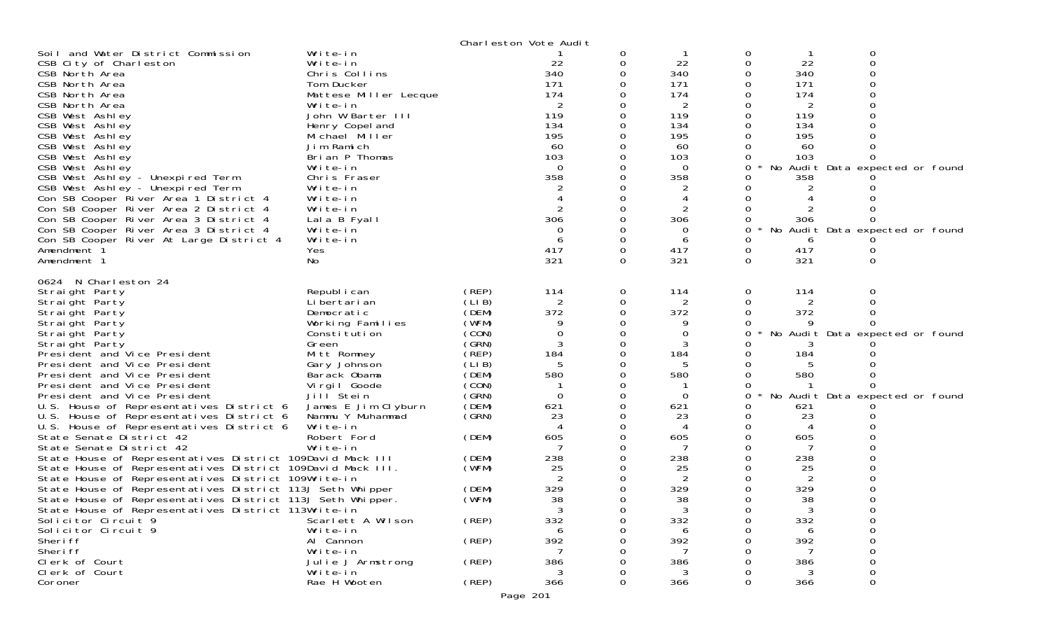Charleston Vote Audit

| Contest | Candidate | Party | | | | | | |
|---|---|---|---|---|---|---|---|---|
| Soil and Water District Commission | Write-in | | 1 | 0 | 1 | 0 | 1 | 0 |
| CSB City of Charleston | Write-in | | 22 | 0 | 22 | 0 | 22 | 0 |
| CSB North Area | Chris Collins | | 340 | 0 | 340 | 0 | 340 | 0 |
| CSB North Area | Tom Ducker | | 171 | 0 | 171 | 0 | 171 | 0 |
| CSB North Area | Mattese Miller Lecque | | 174 | 0 | 174 | 0 | 174 | 0 |
| CSB North Area | Write-in | | 2 | 0 | 2 | 0 | 2 | 0 |
| CSB West Ashley | John W Barter III | | 119 | 0 | 119 | 0 | 119 | 0 |
| CSB West Ashley | Henry Copeland | | 134 | 0 | 134 | 0 | 134 | 0 |
| CSB West Ashley | Michael Miller | | 195 | 0 | 195 | 0 | 195 | 0 |
| CSB West Ashley | Jim Ramich | | 60 | 0 | 60 | 0 | 60 | 0 |
| CSB West Ashley | Brian P Thomas | | 103 | 0 | 103 | 0 | 103 | 0 |
| CSB West Ashley | Write-in | | 0 | 0 | 0 | 0 * No Audit Data expected or found | | |
| CSB West Ashley - Unexpired Term | Chris Fraser | | 358 | 0 | 358 | 0 | 358 | 0 |
| CSB West Ashley - Unexpired Term | Write-in | | 2 | 0 | 2 | 0 | 2 | 0 |
| Con SB Cooper River Area 1 District 4 | Write-in | | 4 | 0 | 4 | 0 | 4 | 0 |
| Con SB Cooper River Area 2 District 4 | Write-in | | 2 | 0 | 2 | 0 | 2 | 0 |
| Con SB Cooper River Area 3 District 4 | Lala B Fyall | | 306 | 0 | 306 | 0 | 306 | 0 |
| Con SB Cooper River Area 3 District 4 | Write-in | | 0 | 0 | 0 | 0 * No Audit Data expected or found | | |
| Con SB Cooper River At Large District 4 | Write-in | | 6 | 0 | 6 | 0 | 6 | 0 |
| Amendment 1 | Yes | | 417 | 0 | 417 | 0 | 417 | 0 |
| Amendment 1 | No | | 321 | 0 | 321 | 0 | 321 | 0 |

0624 N Charleston 24

| Contest | Candidate | Party | | | | | | |
|---|---|---|---|---|---|---|---|---|
| Straight Party | Republican | (REP) | 114 | 0 | 114 | 0 | 114 | 0 |
| Straight Party | Libertarian | (LIB) | 2 | 0 | 2 | 0 | 2 | 0 |
| Straight Party | Democratic | (DEM) | 372 | 0 | 372 | 0 | 372 | 0 |
| Straight Party | Working Families | (WFM) | 9 | 0 | 9 | 0 | 9 | 0 |
| Straight Party | Constitution | (CON) | 0 | 0 | 0 | 0 * No Audit Data expected or found | | |
| Straight Party | Green | (GRN) | 3 | 0 | 3 | 0 | 3 | 0 |
| President and Vice President | Mitt Romney | (REP) | 184 | 0 | 184 | 0 | 184 | 0 |
| President and Vice President | Gary Johnson | (LIB) | 5 | 0 | 5 | 0 | 5 | 0 |
| President and Vice President | Barack Obama | (DEM) | 580 | 0 | 580 | 0 | 580 | 0 |
| President and Vice President | Virgil Goode | (CON) | 1 | 0 | 1 | 0 | 1 | 0 |
| President and Vice President | Jill Stein | (GRN) | 0 | 0 | 0 | 0 * No Audit Data expected or found | | |
| U.S. House of Representatives District 6 | James E Jim Clyburn | (DEM) | 621 | 0 | 621 | 0 | 621 | 0 |
| U.S. House of Representatives District 6 | Nammu Y Muhammad | (GRN) | 23 | 0 | 23 | 0 | 23 | 0 |
| U.S. House of Representatives District 6 | Write-in | | 4 | 0 | 4 | 0 | 4 | 0 |
| State Senate District 42 | Robert Ford | (DEM) | 605 | 0 | 605 | 0 | 605 | 0 |
| State Senate District 42 | Write-in | | 7 | 0 | 7 | 0 | 7 | 0 |
| State House of Representatives District 109 | David Mack III | (DEM) | 238 | 0 | 238 | 0 | 238 | 0 |
| State House of Representatives District 109 | David Mack III. | (WFM) | 25 | 0 | 25 | 0 | 25 | 0 |
| State House of Representatives District 109 | Write-in | | 2 | 0 | 2 | 0 | 2 | 0 |
| State House of Representatives District 113 | J Seth Whipper | (DEM) | 329 | 0 | 329 | 0 | 329 | 0 |
| State House of Representatives District 113 | J Seth Whipper. | (WFM) | 38 | 0 | 38 | 0 | 38 | 0 |
| State House of Representatives District 113 | Write-in | | 3 | 0 | 3 | 0 | 3 | 0 |
| Solicitor Circuit 9 | Scarlett A Wilson | (REP) | 332 | 0 | 332 | 0 | 332 | 0 |
| Solicitor Circuit 9 | Write-in | | 6 | 0 | 6 | 0 | 6 | 0 |
| Sheriff | Al Cannon | (REP) | 392 | 0 | 392 | 0 | 392 | 0 |
| Sheriff | Write-in | | 7 | 0 | 7 | 0 | 7 | 0 |
| Clerk of Court | Julie J Armstrong | (REP) | 386 | 0 | 386 | 0 | 386 | 0 |
| Clerk of Court | Write-in | | 3 | 0 | 3 | 0 | 3 | 0 |
| Coroner | Rae H Wooten | (REP) | 366 | 0 | 366 | 0 | 366 | 0 |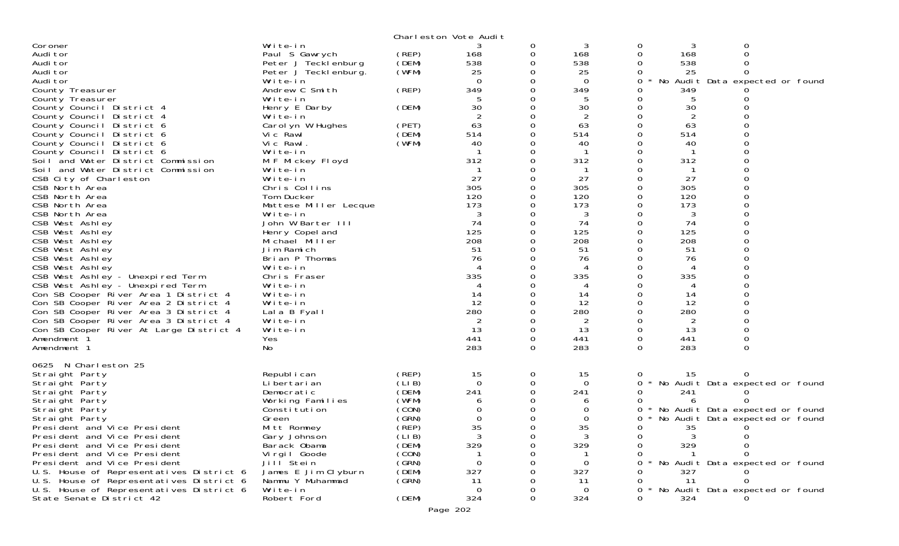Charleston Vote Audit

| Contest | Candidate | Party | Votes | | | | | |
|---|---|---|---|---|---|---|---|---|
| Coroner | Write-in | | 3 | 0 | 3 | 0 | 3 | 0 |
| Auditor | Paul S Gawrych | (REP) | 168 | 0 | 168 | 0 | 168 | 0 |
| Auditor | Peter J Tecklenburg | (DEM) | 538 | 0 | 538 | 0 | 538 | 0 |
| Auditor | Peter J Tecklenburg. | (WFM) | 25 | 0 | 25 | 0 | 25 | 0 |
| Auditor | Write-in | | 0 | 0 | 0 | 0 * | No Audit Data expected or found | |
| County Treasurer | Andrew C Smith | (REP) | 349 | 0 | 349 | 0 | 349 | 0 |
| County Treasurer | Write-in | | 5 | 0 | 5 | 0 | 5 | 0 |
| County Council District 4 | Henry E Darby | (DEM) | 30 | 0 | 30 | 0 | 30 | 0 |
| County Council District 4 | Write-in | | 2 | 0 | 2 | 0 | 2 | 0 |
| County Council District 6 | Carolyn W Hughes | (PET) | 63 | 0 | 63 | 0 | 63 | 0 |
| County Council District 6 | Vic Rawl | (DEM) | 514 | 0 | 514 | 0 | 514 | 0 |
| County Council District 6 | Vic Rawl. | (WFM) | 40 | 0 | 40 | 0 | 40 | 0 |
| County Council District 6 | Write-in | | 1 | 0 | 1 | 0 | 1 | 0 |
| Soil and Water District Commission | M F Mickey Floyd | | 312 | 0 | 312 | 0 | 312 | 0 |
| Soil and Water District Commission | Write-in | | 1 | 0 | 1 | 0 | 1 | 0 |
| CSB City of Charleston | Write-in | | 27 | 0 | 27 | 0 | 27 | 0 |
| CSB North Area | Chris Collins | | 305 | 0 | 305 | 0 | 305 | 0 |
| CSB North Area | Tom Ducker | | 120 | 0 | 120 | 0 | 120 | 0 |
| CSB North Area | Mattese Miller Lecque | | 173 | 0 | 173 | 0 | 173 | 0 |
| CSB North Area | Write-in | | 3 | 0 | 3 | 0 | 3 | 0 |
| CSB West Ashley | John W Barter III | | 74 | 0 | 74 | 0 | 74 | 0 |
| CSB West Ashley | Henry Copeland | | 125 | 0 | 125 | 0 | 125 | 0 |
| CSB West Ashley | Michael Miller | | 208 | 0 | 208 | 0 | 208 | 0 |
| CSB West Ashley | Jim Ramich | | 51 | 0 | 51 | 0 | 51 | 0 |
| CSB West Ashley | Brian P Thomas | | 76 | 0 | 76 | 0 | 76 | 0 |
| CSB West Ashley | Write-in | | 4 | 0 | 4 | 0 | 4 | 0 |
| CSB West Ashley - Unexpired Term | Chris Fraser | | 335 | 0 | 335 | 0 | 335 | 0 |
| CSB West Ashley - Unexpired Term | Write-in | | 4 | 0 | 4 | 0 | 4 | 0 |
| Con SB Cooper River Area 1 District 4 | Write-in | | 14 | 0 | 14 | 0 | 14 | 0 |
| Con SB Cooper River Area 2 District 4 | Write-in | | 12 | 0 | 12 | 0 | 12 | 0 |
| Con SB Cooper River Area 3 District 4 | Lala B Fyall | | 280 | 0 | 280 | 0 | 280 | 0 |
| Con SB Cooper River Area 3 District 4 | Write-in | | 2 | 0 | 2 | 0 | 2 | 0 |
| Con SB Cooper River At Large District 4 | Write-in | | 13 | 0 | 13 | 0 | 13 | 0 |
| Amendment 1 | Yes | | 441 | 0 | 441 | 0 | 441 | 0 |
| Amendment 1 | No | | 283 | 0 | 283 | 0 | 283 | 0 |

0625 N Charleston 25

| Contest | Candidate | Party | Votes | | | | | |
|---|---|---|---|---|---|---|---|---|
| Straight Party | Republican | (REP) | 15 | 0 | 15 | 0 | 15 | 0 |
| Straight Party | Libertarian | (LIB) | 0 | 0 | 0 | 0 * | No Audit Data expected or found | |
| Straight Party | Democratic | (DEM) | 241 | 0 | 241 | 0 | 241 | 0 |
| Straight Party | Working Families | (WFM) | 6 | 0 | 6 | 0 | 6 | 0 |
| Straight Party | Constitution | (CON) | 0 | 0 | 0 | 0 * | No Audit Data expected or found | |
| Straight Party | Green | (GRN) | 0 | 0 | 0 | 0 * | No Audit Data expected or found | |
| President and Vice President | Mitt Romney | (REP) | 35 | 0 | 35 | 0 | 35 | 0 |
| President and Vice President | Gary Johnson | (LIB) | 3 | 0 | 3 | 0 | 3 | 0 |
| President and Vice President | Barack Obama | (DEM) | 329 | 0 | 329 | 0 | 329 | 0 |
| President and Vice President | Virgil Goode | (CON) | 1 | 0 | 1 | 0 | 1 | 0 |
| President and Vice President | Jill Stein | (GRN) | 0 | 0 | 0 | 0 * | No Audit Data expected or found | |
| U.S. House of Representatives District 6 | James E Jim Clyburn | (DEM) | 327 | 0 | 327 | 0 | 327 | 0 |
| U.S. House of Representatives District 6 | Nammu Y Muhammad | (GRN) | 11 | 0 | 11 | 0 | 11 | 0 |
| U.S. House of Representatives District 6 | Write-in | | 0 | 0 | 0 | 0 * | No Audit Data expected or found | |
| State Senate District 42 | Robert Ford | (DEM) | 324 | 0 | 324 | 0 | 324 | 0 |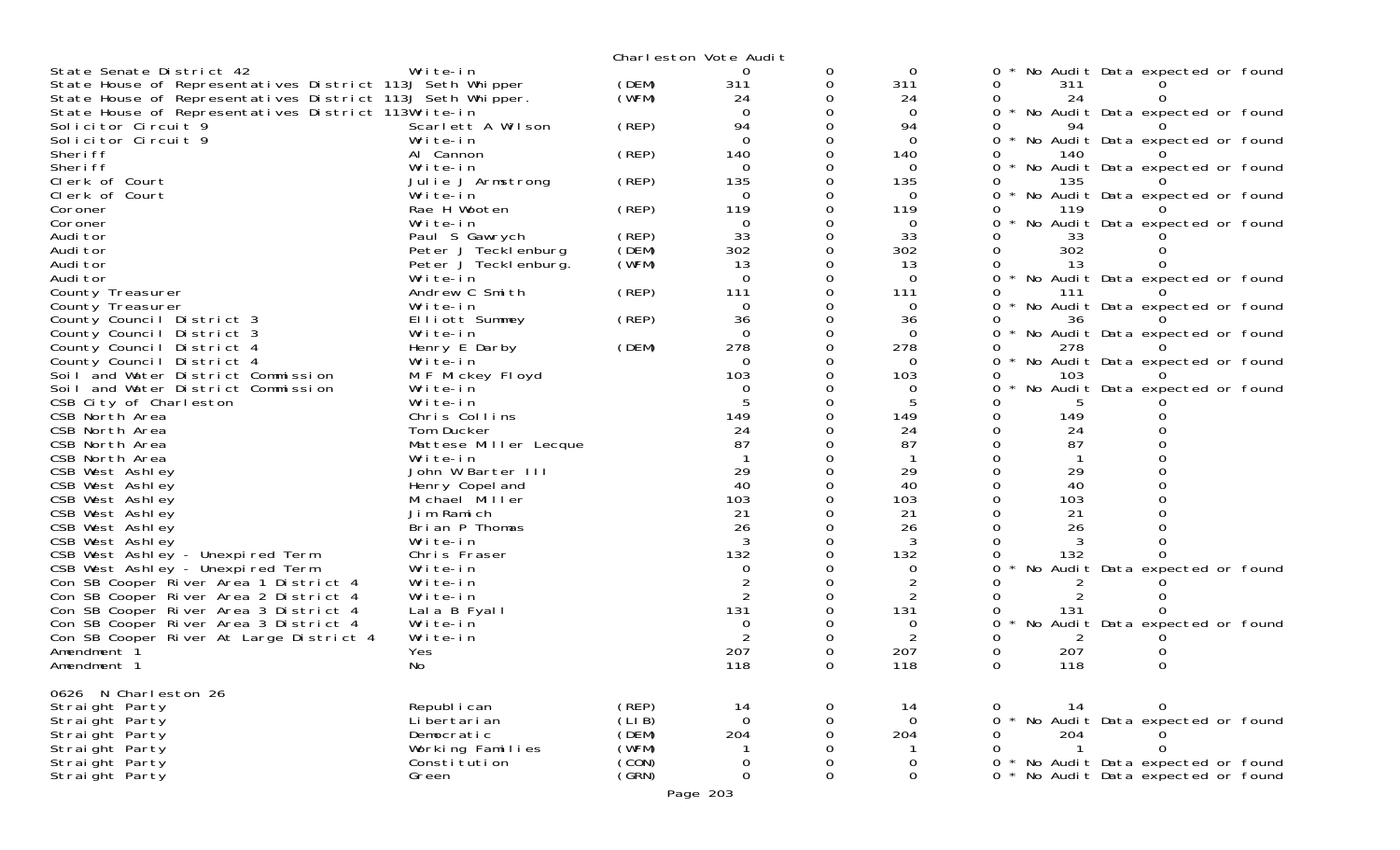Charleston Vote Audit

| Contest | Candidate | Party | Col1 | Col2 | Col3 | Col4 | Col5 | Col6 |
|---|---|---|---|---|---|---|---|---|
| State Senate District 42 | Write-in | | 0 | 0 | 0 | 0 * No Audit Data expected or found | | |
| State House of Representatives District 113 | J Seth Whipper | (DEM) | 311 | 0 | 311 | 0 | 311 | 0 |
| State House of Representatives District 113 | J Seth Whipper. | (WFM) | 24 | 0 | 24 | 0 | 24 | 0 |
| State House of Representatives District 113 | Write-in | | 0 | 0 | 0 | 0 * No Audit Data expected or found | | |
| Solicitor Circuit 9 | Scarlett A Wilson | (REP) | 94 | 0 | 94 | 0 | 94 | 0 |
| Solicitor Circuit 9 | Write-in | | 0 | 0 | 0 | 0 * No Audit Data expected or found | | |
| Sheriff | Al Cannon | (REP) | 140 | 0 | 140 | 0 | 140 | 0 |
| Sheriff | Write-in | | 0 | 0 | 0 | 0 * No Audit Data expected or found | | |
| Clerk of Court | Julie J Armstrong | (REP) | 135 | 0 | 135 | 0 | 135 | 0 |
| Clerk of Court | Write-in | | 0 | 0 | 0 | 0 * No Audit Data expected or found | | |
| Coroner | Rae H Wooten | (REP) | 119 | 0 | 119 | 0 | 119 | 0 |
| Coroner | Write-in | | 0 | 0 | 0 | 0 * No Audit Data expected or found | | |
| Auditor | Paul S Gawrych | (REP) | 33 | 0 | 33 | 0 | 33 | 0 |
| Auditor | Peter J Tecklenburg | (DEM) | 302 | 0 | 302 | 0 | 302 | 0 |
| Auditor | Peter J Tecklenburg. | (WFM) | 13 | 0 | 13 | 0 | 13 | 0 |
| Auditor | Write-in | | 0 | 0 | 0 | 0 * No Audit Data expected or found | | |
| County Treasurer | Andrew C Smith | (REP) | 111 | 0 | 111 | 0 | 111 | 0 |
| County Treasurer | Write-in | | 0 | 0 | 0 | 0 * No Audit Data expected or found | | |
| County Council District 3 | Elliott Summey | (REP) | 36 | 0 | 36 | 0 | 36 | 0 |
| County Council District 3 | Write-in | | 0 | 0 | 0 | 0 * No Audit Data expected or found | | |
| County Council District 4 | Henry E Darby | (DEM) | 278 | 0 | 278 | 0 | 278 | 0 |
| County Council District 4 | Write-in | | 0 | 0 | 0 | 0 * No Audit Data expected or found | | |
| Soil and Water District Commission | M F Mickey Floyd | | 103 | 0 | 103 | 0 | 103 | 0 |
| Soil and Water District Commission | Write-in | | 0 | 0 | 0 | 0 * No Audit Data expected or found | | |
| CSB City of Charleston | Write-in | | 5 | 0 | 5 | 0 | 5 | 0 |
| CSB North Area | Chris Collins | | 149 | 0 | 149 | 0 | 149 | 0 |
| CSB North Area | Tom Ducker | | 24 | 0 | 24 | 0 | 24 | 0 |
| CSB North Area | Mattese Miller Lecque | | 87 | 0 | 87 | 0 | 87 | 0 |
| CSB North Area | Write-in | | 1 | 0 | 1 | 0 | 1 | 0 |
| CSB West Ashley | John W Barter III | | 29 | 0 | 29 | 0 | 29 | 0 |
| CSB West Ashley | Henry Copeland | | 40 | 0 | 40 | 0 | 40 | 0 |
| CSB West Ashley | Michael Miller | | 103 | 0 | 103 | 0 | 103 | 0 |
| CSB West Ashley | Jim Ramich | | 21 | 0 | 21 | 0 | 21 | 0 |
| CSB West Ashley | Brian P Thomas | | 26 | 0 | 26 | 0 | 26 | 0 |
| CSB West Ashley | Write-in | | 3 | 0 | 3 | 0 | 3 | 0 |
| CSB West Ashley - Unexpired Term | Chris Fraser | | 132 | 0 | 132 | 0 | 132 | 0 |
| CSB West Ashley - Unexpired Term | Write-in | | 0 | 0 | 0 | 0 * No Audit Data expected or found | | |
| Con SB Cooper River Area 1 District 4 | Write-in | | 2 | 0 | 2 | 0 | 2 | 0 |
| Con SB Cooper River Area 2 District 4 | Write-in | | 2 | 0 | 2 | 0 | 2 | 0 |
| Con SB Cooper River Area 3 District 4 | Lala B Fyall | | 131 | 0 | 131 | 0 | 131 | 0 |
| Con SB Cooper River Area 3 District 4 | Write-in | | 0 | 0 | 0 | 0 * No Audit Data expected or found | | |
| Con SB Cooper River At Large District 4 | Write-in | | 2 | 0 | 2 | 0 | 2 | 0 |
| Amendment 1 | Yes | | 207 | 0 | 207 | 0 | 207 | 0 |
| Amendment 1 | No | | 118 | 0 | 118 | 0 | 118 | 0 |

0626 N Charleston 26

| Contest | Candidate | Party | Col1 | Col2 | Col3 | Col4 | Col5 | Col6 |
|---|---|---|---|---|---|---|---|---|
| Straight Party | Republican | (REP) | 14 | 0 | 14 | 0 | 14 | 0 |
| Straight Party | Libertarian | (LIB) | 0 | 0 | 0 | 0 * No Audit Data expected or found | | |
| Straight Party | Democratic | (DEM) | 204 | 0 | 204 | 0 | 204 | 0 |
| Straight Party | Working Families | (WFM) | 1 | 0 | 1 | 0 | 1 | 0 |
| Straight Party | Constitution | (CON) | 0 | 0 | 0 | 0 * No Audit Data expected or found | | |
| Straight Party | Green | (GRN) | 0 | 0 | 0 | 0 * No Audit Data expected or found | | |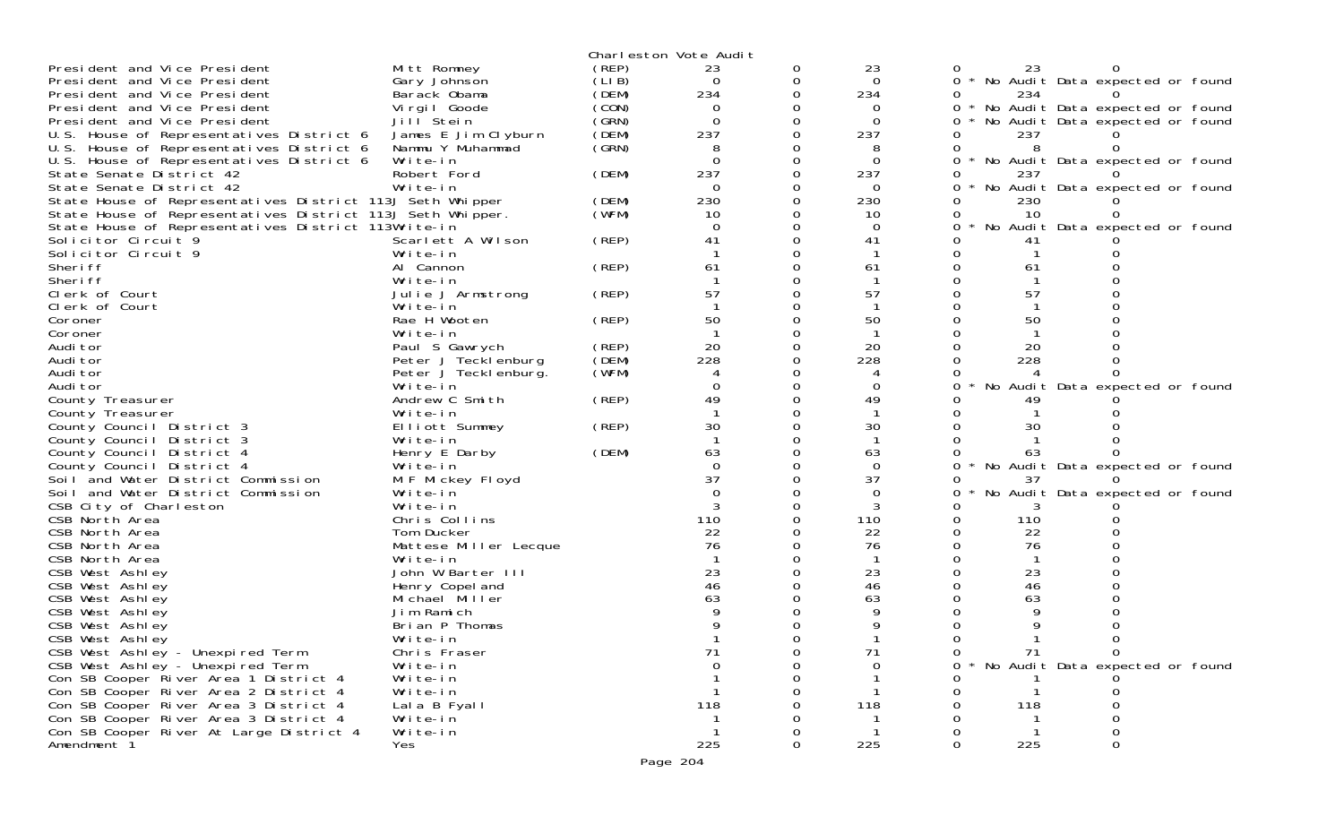Charleston Vote Audit

| Contest | Candidate | Party | | | | | | |
|---|---|---|---|---|---|---|---|---|
| President and Vice President | Mitt Romney | (REP) | 23 | 0 | 23 | 0 | 23 | 0 |
| President and Vice President | Gary Johnson | (LIB) | 0 | 0 | 0 | 0 | * No Audit Data expected or found | |
| President and Vice President | Barack Obama | (DEM) | 234 | 0 | 234 | 0 | 234 | 0 |
| President and Vice President | Virgil Goode | (CON) | 0 | 0 | 0 | 0 | * No Audit Data expected or found | |
| President and Vice President | Jill Stein | (GRN) | 0 | 0 | 0 | 0 | * No Audit Data expected or found | |
| U.S. House of Representatives District 6 | James E Jim Clyburn | (DEM) | 237 | 0 | 237 | 0 | 237 | 0 |
| U.S. House of Representatives District 6 | Nammu Y Muhammad | (GRN) | 8 | 0 | 8 | 0 | 8 | 0 |
| U.S. House of Representatives District 6 | Write-in | | 0 | 0 | 0 | 0 | * No Audit Data expected or found | |
| State Senate District 42 | Robert Ford | (DEM) | 237 | 0 | 237 | 0 | 237 | 0 |
| State Senate District 42 | Write-in | | 0 | 0 | 0 | 0 | * No Audit Data expected or found | |
| State House of Representatives District 113 | J Seth Whipper | (DEM) | 230 | 0 | 230 | 0 | 230 | 0 |
| State House of Representatives District 113 | J Seth Whipper. | (WFM) | 10 | 0 | 10 | 0 | 10 | 0 |
| State House of Representatives District 113 | Write-in | | 0 | 0 | 0 | 0 | * No Audit Data expected or found | |
| Solicitor Circuit 9 | Scarlett A Wilson | (REP) | 41 | 0 | 41 | 0 | 41 | 0 |
| Solicitor Circuit 9 | Write-in | | 1 | 0 | 1 | 0 | 1 | 0 |
| Sheriff | Al Cannon | (REP) | 61 | 0 | 61 | 0 | 61 | 0 |
| Sheriff | Write-in | | 1 | 0 | 1 | 0 | 1 | 0 |
| Clerk of Court | Julie J Armstrong | (REP) | 57 | 0 | 57 | 0 | 57 | 0 |
| Clerk of Court | Write-in | | 1 | 0 | 1 | 0 | 1 | 0 |
| Coroner | Rae H Wooten | (REP) | 50 | 0 | 50 | 0 | 50 | 0 |
| Coroner | Write-in | | 1 | 0 | 1 | 0 | 1 | 0 |
| Auditor | Paul S Gawrych | (REP) | 20 | 0 | 20 | 0 | 20 | 0 |
| Auditor | Peter J Tecklenburg | (DEM) | 228 | 0 | 228 | 0 | 228 | 0 |
| Auditor | Peter J Tecklenburg. | (WFM) | 4 | 0 | 4 | 0 | 4 | 0 |
| Auditor | Write-in | | 0 | 0 | 0 | 0 | * No Audit Data expected or found | |
| County Treasurer | Andrew C Smith | (REP) | 49 | 0 | 49 | 0 | 49 | 0 |
| County Treasurer | Write-in | | 1 | 0 | 1 | 0 | 1 | 0 |
| County Council District 3 | Elliott Summey | (REP) | 30 | 0 | 30 | 0 | 30 | 0 |
| County Council District 3 | Write-in | | 1 | 0 | 1 | 0 | 1 | 0 |
| County Council District 4 | Henry E Darby | (DEM) | 63 | 0 | 63 | 0 | 63 | 0 |
| County Council District 4 | Write-in | | 0 | 0 | 0 | 0 | * No Audit Data expected or found | |
| Soil and Water District Commission | M F Mickey Floyd | | 37 | 0 | 37 | 0 | 37 | 0 |
| Soil and Water District Commission | Write-in | | 0 | 0 | 0 | 0 | * No Audit Data expected or found | |
| CSB City of Charleston | Write-in | | 3 | 0 | 3 | 0 | 3 | 0 |
| CSB North Area | Chris Collins | | 110 | 0 | 110 | 0 | 110 | 0 |
| CSB North Area | Tom Ducker | | 22 | 0 | 22 | 0 | 22 | 0 |
| CSB North Area | Mattese Miller Lecque | | 76 | 0 | 76 | 0 | 76 | 0 |
| CSB North Area | Write-in | | 1 | 0 | 1 | 0 | 1 | 0 |
| CSB West Ashley | John W Barter III | | 23 | 0 | 23 | 0 | 23 | 0 |
| CSB West Ashley | Henry Copeland | | 46 | 0 | 46 | 0 | 46 | 0 |
| CSB West Ashley | Michael Miller | | 63 | 0 | 63 | 0 | 63 | 0 |
| CSB West Ashley | Jim Ramich | | 9 | 0 | 9 | 0 | 9 | 0 |
| CSB West Ashley | Brian P Thomas | | 9 | 0 | 9 | 0 | 9 | 0 |
| CSB West Ashley | Write-in | | 1 | 0 | 1 | 0 | 1 | 0 |
| CSB West Ashley - Unexpired Term | Chris Fraser | | 71 | 0 | 71 | 0 | 71 | 0 |
| CSB West Ashley - Unexpired Term | Write-in | | 0 | 0 | 0 | 0 | * No Audit Data expected or found | |
| Con SB Cooper River Area 1 District 4 | Write-in | | 1 | 0 | 1 | 0 | 1 | 0 |
| Con SB Cooper River Area 2 District 4 | Write-in | | 1 | 0 | 1 | 0 | 1 | 0 |
| Con SB Cooper River Area 3 District 4 | Lala B Fyall | | 118 | 0 | 118 | 0 | 118 | 0 |
| Con SB Cooper River Area 3 District 4 | Write-in | | 1 | 0 | 1 | 0 | 1 | 0 |
| Con SB Cooper River At Large District 4 | Write-in | | 1 | 0 | 1 | 0 | 1 | 0 |
| Amendment 1 | Yes | | 225 | 0 | 225 | 0 | 225 | 0 |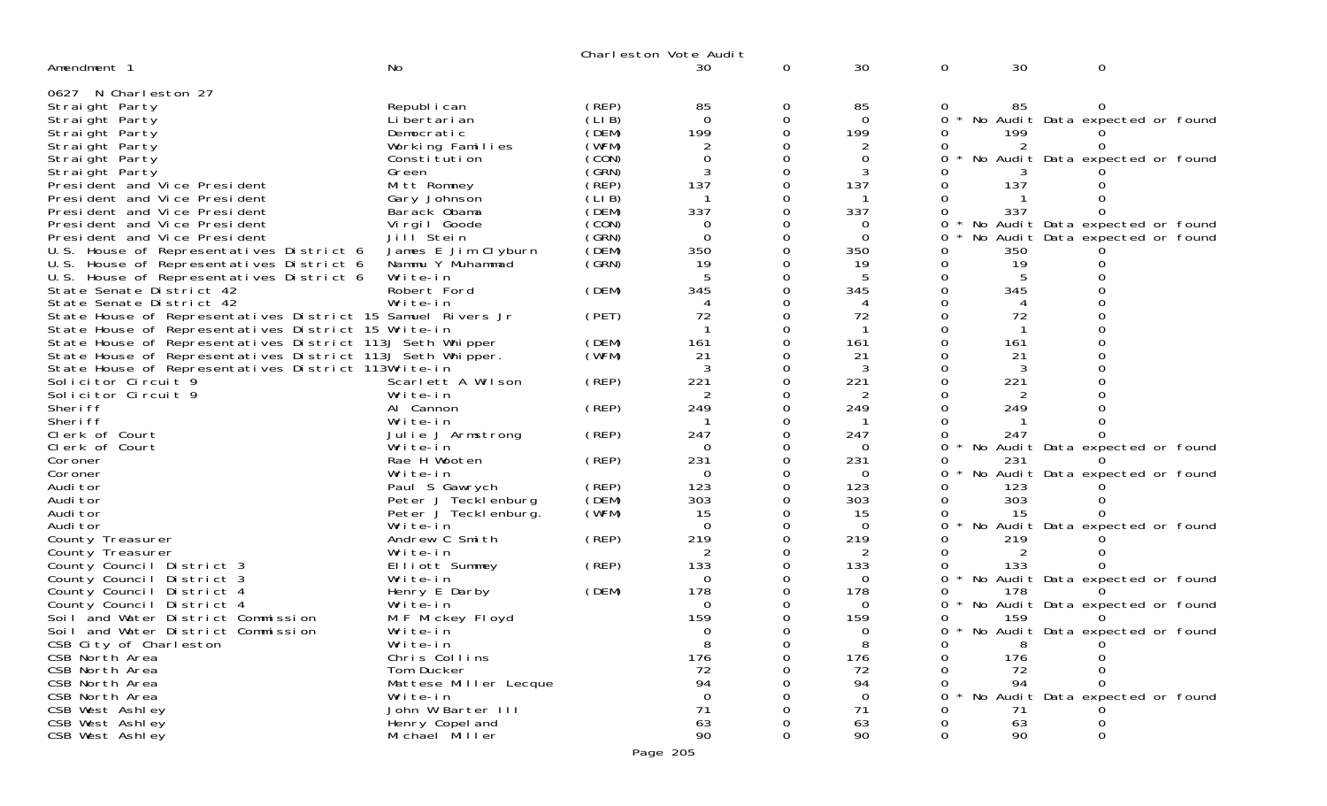Charleston Vote Audit

| Amendment 1 | No | | 30 | 0 | 30 | 0 | 30 | 0 |
|---|---|---|---|---|---|---|---|---|
| **0627 N Charleston 27** | | | | | | | | |
| Straight Party | Republican | (REP) | 85 | 0 | 85 | 0 | 85 | 0 |
| Straight Party | Libertarian | (LIB) | 0 | 0 | 0 | 0 * No Audit Data expected or found | | |
| Straight Party | Democratic | (DEM) | 199 | 0 | 199 | 0 | 199 | 0 |
| Straight Party | Working Families | (WFM) | 2 | 0 | 2 | 0 | 2 | 0 |
| Straight Party | Constitution | (CON) | 0 | 0 | 0 | 0 * No Audit Data expected or found | | |
| Straight Party | Green | (GRN) | 3 | 0 | 3 | 0 | 3 | 0 |
| President and Vice President | Mitt Romney | (REP) | 137 | 0 | 137 | 0 | 137 | 0 |
| President and Vice President | Gary Johnson | (LIB) | 1 | 0 | 1 | 0 | 1 | 0 |
| President and Vice President | Barack Obama | (DEM) | 337 | 0 | 337 | 0 | 337 | 0 |
| President and Vice President | Virgil Goode | (CON) | 0 | 0 | 0 | 0 * No Audit Data expected or found | | |
| President and Vice President | Jill Stein | (GRN) | 0 | 0 | 0 | 0 * No Audit Data expected or found | | |
| U.S. House of Representatives District 6 | James E Jim Clyburn | (DEM) | 350 | 0 | 350 | 0 | 350 | 0 |
| U.S. House of Representatives District 6 | Nammu Y Muhammad | (GRN) | 19 | 0 | 19 | 0 | 19 | 0 |
| U.S. House of Representatives District 6 | Write-in | | 5 | 0 | 5 | 0 | 5 | 0 |
| State Senate District 42 | Robert Ford | (DEM) | 345 | 0 | 345 | 0 | 345 | 0 |
| State Senate District 42 | Write-in | | 4 | 0 | 4 | 0 | 4 | 0 |
| State House of Representatives District 15 | Samuel Rivers Jr | (PET) | 72 | 0 | 72 | 0 | 72 | 0 |
| State House of Representatives District 15 | Write-in | | 1 | 0 | 1 | 0 | 1 | 0 |
| State House of Representatives District 113 | J Seth Whipper | (DEM) | 161 | 0 | 161 | 0 | 161 | 0 |
| State House of Representatives District 113 | J Seth Whipper. | (WFM) | 21 | 0 | 21 | 0 | 21 | 0 |
| State House of Representatives District 113 | Write-in | | 3 | 0 | 3 | 0 | 3 | 0 |
| Solicitor Circuit 9 | Scarlett A Wilson | (REP) | 221 | 0 | 221 | 0 | 221 | 0 |
| Solicitor Circuit 9 | Write-in | | 2 | 0 | 2 | 0 | 2 | 0 |
| Sheriff | Al Cannon | (REP) | 249 | 0 | 249 | 0 | 249 | 0 |
| Sheriff | Write-in | | 1 | 0 | 1 | 0 | 1 | 0 |
| Clerk of Court | Julie J Armstrong | (REP) | 247 | 0 | 247 | 0 | 247 | 0 |
| Clerk of Court | Write-in | | 0 | 0 | 0 | 0 * No Audit Data expected or found | | |
| Coroner | Rae H Wooten | (REP) | 231 | 0 | 231 | 0 | 231 | 0 |
| Coroner | Write-in | | 0 | 0 | 0 | 0 * No Audit Data expected or found | | |
| Auditor | Paul S Gawrych | (REP) | 123 | 0 | 123 | 0 | 123 | 0 |
| Auditor | Peter J Tecklenburg | (DEM) | 303 | 0 | 303 | 0 | 303 | 0 |
| Auditor | Peter J Tecklenburg. | (WFM) | 15 | 0 | 15 | 0 | 15 | 0 |
| Auditor | Write-in | | 0 | 0 | 0 | 0 * No Audit Data expected or found | | |
| County Treasurer | Andrew C Smith | (REP) | 219 | 0 | 219 | 0 | 219 | 0 |
| County Treasurer | Write-in | | 2 | 0 | 2 | 0 | 2 | 0 |
| County Council District 3 | Elliott Summey | (REP) | 133 | 0 | 133 | 0 | 133 | 0 |
| County Council District 3 | Write-in | | 0 | 0 | 0 | 0 * No Audit Data expected or found | | |
| County Council District 4 | Henry E Darby | (DEM) | 178 | 0 | 178 | 0 | 178 | 0 |
| County Council District 4 | Write-in | | 0 | 0 | 0 | 0 * No Audit Data expected or found | | |
| Soil and Water District Commission | M F Mickey Floyd | | 159 | 0 | 159 | 0 | 159 | 0 |
| Soil and Water District Commission | Write-in | | 0 | 0 | 0 | 0 * No Audit Data expected or found | | |
| CSB City of Charleston | Write-in | | 8 | 0 | 8 | 0 | 8 | 0 |
| CSB North Area | Chris Collins | | 176 | 0 | 176 | 0 | 176 | 0 |
| CSB North Area | Tom Ducker | | 72 | 0 | 72 | 0 | 72 | 0 |
| CSB North Area | Mattese Miller Lecque | | 94 | 0 | 94 | 0 | 94 | 0 |
| CSB North Area | Write-in | | 0 | 0 | 0 | 0 * No Audit Data expected or found | | |
| CSB West Ashley | John W Barter III | | 71 | 0 | 71 | 0 | 71 | 0 |
| CSB West Ashley | Henry Copeland | | 63 | 0 | 63 | 0 | 63 | 0 |
| CSB West Ashley | Michael Miller | | 90 | 0 | 90 | 0 | 90 | 0 |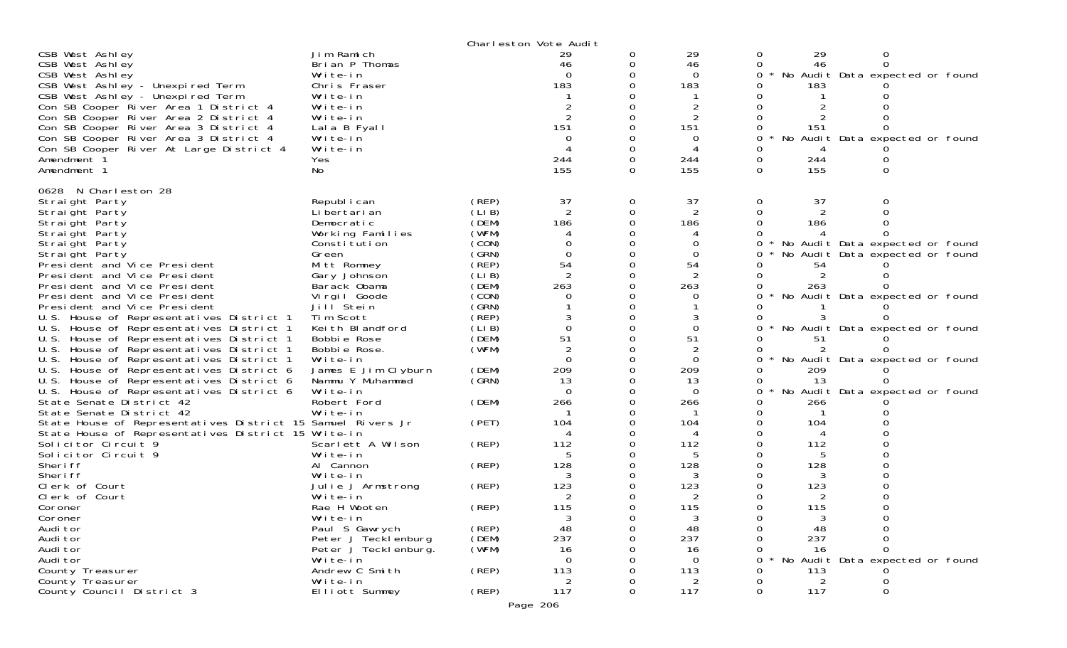Charleston Vote Audit

| Contest | Candidate | Party | | | | | | |
|---|---|---|---|---|---|---|---|---|
| CSB West Ashley | Jim Ramich | | 29 | 0 | 29 | 0 | 29 | 0 |
| CSB West Ashley | Brian P Thomas | | 46 | 0 | 46 | 0 | 46 | 0 |
| CSB West Ashley | Write-in | | 0 | 0 | 0 | 0 * No Audit Data expected or found | | |
| CSB West Ashley - Unexpired Term | Chris Fraser | | 183 | 0 | 183 | 0 | 183 | 0 |
| CSB West Ashley - Unexpired Term | Write-in | | 1 | 0 | 1 | 0 | 1 | 0 |
| Con SB Cooper River Area 1 District 4 | Write-in | | 2 | 0 | 2 | 0 | 2 | 0 |
| Con SB Cooper River Area 2 District 4 | Write-in | | 2 | 0 | 2 | 0 | 2 | 0 |
| Con SB Cooper River Area 3 District 4 | Lala B Fyall | | 151 | 0 | 151 | 0 | 151 | 0 |
| Con SB Cooper River Area 3 District 4 | Write-in | | 0 | 0 | 0 | 0 * No Audit Data expected or found | | |
| Con SB Cooper River At Large District 4 | Write-in | | 4 | 0 | 4 | 0 | 4 | 0 |
| Amendment 1 | Yes | | 244 | 0 | 244 | 0 | 244 | 0 |
| Amendment 1 | No | | 155 | 0 | 155 | 0 | 155 | 0 |

0628 N Charleston 28

| Contest | Candidate | Party | | | | | | |
|---|---|---|---|---|---|---|---|---|
| Straight Party | Republican | (REP) | 37 | 0 | 37 | 0 | 37 | 0 |
| Straight Party | Libertarian | (LIB) | 2 | 0 | 2 | 0 | 2 | 0 |
| Straight Party | Democratic | (DEM) | 186 | 0 | 186 | 0 | 186 | 0 |
| Straight Party | Working Families | (WFM) | 4 | 0 | 4 | 0 | 4 | 0 |
| Straight Party | Constitution | (CON) | 0 | 0 | 0 | 0 * No Audit Data expected or found | | |
| Straight Party | Green | (GRN) | 0 | 0 | 0 | 0 * No Audit Data expected or found | | |
| President and Vice President | Mitt Romney | (REP) | 54 | 0 | 54 | 0 | 54 | 0 |
| President and Vice President | Gary Johnson | (LIB) | 2 | 0 | 2 | 0 | 2 | 0 |
| President and Vice President | Barack Obama | (DEM) | 263 | 0 | 263 | 0 | 263 | 0 |
| President and Vice President | Virgil Goode | (CON) | 0 | 0 | 0 | 0 * No Audit Data expected or found | | |
| President and Vice President | Jill Stein | (GRN) | 1 | 0 | 1 | 0 | 1 | 0 |
| U.S. House of Representatives District 1 | Tim Scott | (REP) | 3 | 0 | 3 | 0 | 3 | 0 |
| U.S. House of Representatives District 1 | Keith Blandford | (LIB) | 0 | 0 | 0 | 0 * No Audit Data expected or found | | |
| U.S. House of Representatives District 1 | Bobbie Rose | (DEM) | 51 | 0 | 51 | 0 | 51 | 0 |
| U.S. House of Representatives District 1 | Bobbie Rose. | (WFM) | 2 | 0 | 2 | 0 | 2 | 0 |
| U.S. House of Representatives District 1 | Write-in | | 0 | 0 | 0 | 0 * No Audit Data expected or found | | |
| U.S. House of Representatives District 6 | James E Jim Clyburn | (DEM) | 209 | 0 | 209 | 0 | 209 | 0 |
| U.S. House of Representatives District 6 | Nammu Y Muhammad | (GRN) | 13 | 0 | 13 | 0 | 13 | 0 |
| U.S. House of Representatives District 6 | Write-in | | 0 | 0 | 0 | 0 * No Audit Data expected or found | | |
| State Senate District 42 | Robert Ford | (DEM) | 266 | 0 | 266 | 0 | 266 | 0 |
| State Senate District 42 | Write-in | | 1 | 0 | 1 | 0 | 1 | 0 |
| State House of Representatives District 15 | Samuel Rivers Jr | (PET) | 104 | 0 | 104 | 0 | 104 | 0 |
| State House of Representatives District 15 | Write-in | | 4 | 0 | 4 | 0 | 4 | 0 |
| Solicitor Circuit 9 | Scarlett A Wilson | (REP) | 112 | 0 | 112 | 0 | 112 | 0 |
| Solicitor Circuit 9 | Write-in | | 5 | 0 | 5 | 0 | 5 | 0 |
| Sheriff | Al Cannon | (REP) | 128 | 0 | 128 | 0 | 128 | 0 |
| Sheriff | Write-in | | 3 | 0 | 3 | 0 | 3 | 0 |
| Clerk of Court | Julie J Armstrong | (REP) | 123 | 0 | 123 | 0 | 123 | 0 |
| Clerk of Court | Write-in | | 2 | 0 | 2 | 0 | 2 | 0 |
| Coroner | Rae H Wooten | (REP) | 115 | 0 | 115 | 0 | 115 | 0 |
| Coroner | Write-in | | 3 | 0 | 3 | 0 | 3 | 0 |
| Auditor | Paul S Gawrych | (REP) | 48 | 0 | 48 | 0 | 48 | 0 |
| Auditor | Peter J Tecklenburg | (DEM) | 237 | 0 | 237 | 0 | 237 | 0 |
| Auditor | Peter J Tecklenburg. | (WFM) | 16 | 0 | 16 | 0 | 16 | 0 |
| Auditor | Write-in | | 0 | 0 | 0 | 0 * No Audit Data expected or found | | |
| County Treasurer | Andrew C Smith | (REP) | 113 | 0 | 113 | 0 | 113 | 0 |
| County Treasurer | Write-in | | 2 | 0 | 2 | 0 | 2 | 0 |
| County Council District 3 | Elliott Summey | (REP) | 117 | 0 | 117 | 0 | 117 | 0 |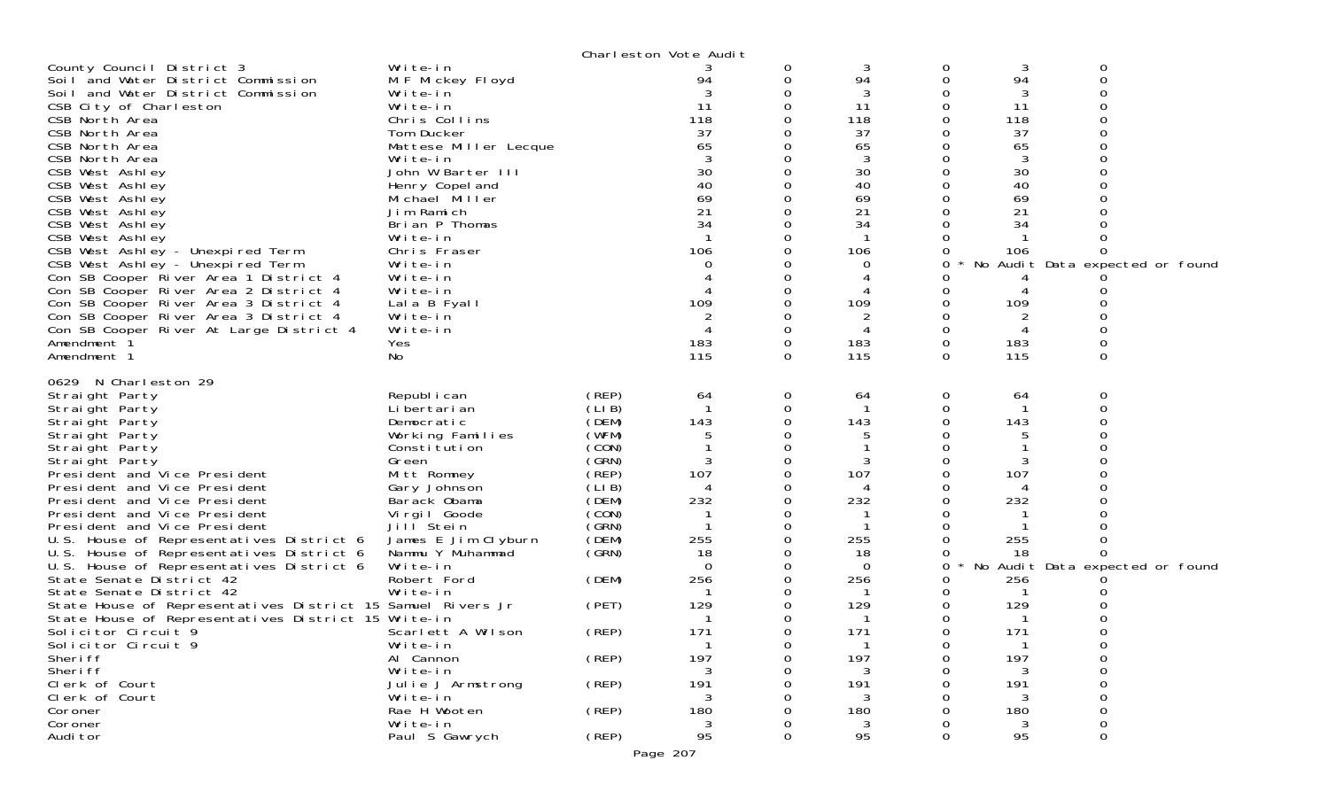Charleston Vote Audit

| | | | | | | | | |
|---|---|---|---|---|---|---|---|---|
| County Council District 3 | Write-in | | 3 | 0 | 3 | 0 | 3 | 0 |
| Soil and Water District Commission | M F Mickey Floyd | | 94 | 0 | 94 | 0 | 94 | 0 |
| Soil and Water District Commission | Write-in | | 3 | 0 | 3 | 0 | 3 | 0 |
| CSB City of Charleston | Write-in | | 11 | 0 | 11 | 0 | 11 | 0 |
| CSB North Area | Chris Collins | | 118 | 0 | 118 | 0 | 118 | 0 |
| CSB North Area | Tom Ducker | | 37 | 0 | 37 | 0 | 37 | 0 |
| CSB North Area | Mattese Miller Lecque | | 65 | 0 | 65 | 0 | 65 | 0 |
| CSB North Area | Write-in | | 3 | 0 | 3 | 0 | 3 | 0 |
| CSB West Ashley | John W Barter III | | 30 | 0 | 30 | 0 | 30 | 0 |
| CSB West Ashley | Henry Copeland | | 40 | 0 | 40 | 0 | 40 | 0 |
| CSB West Ashley | Michael Miller | | 69 | 0 | 69 | 0 | 69 | 0 |
| CSB West Ashley | Jim Ramich | | 21 | 0 | 21 | 0 | 21 | 0 |
| CSB West Ashley | Brian P Thomas | | 34 | 0 | 34 | 0 | 34 | 0 |
| CSB West Ashley | Write-in | | 1 | 0 | 1 | 0 | 1 | 0 |
| CSB West Ashley - Unexpired Term | Chris Fraser | | 106 | 0 | 106 | 0 | 106 | 0 |
| CSB West Ashley - Unexpired Term | Write-in | | 0 | 0 | 0 | 0 * No Audit Data expected or found | | |
| Con SB Cooper River Area 1 District 4 | Write-in | | 4 | 0 | 4 | 0 | 4 | 0 |
| Con SB Cooper River Area 2 District 4 | Write-in | | 4 | 0 | 4 | 0 | 4 | 0 |
| Con SB Cooper River Area 3 District 4 | Lala B Fyall | | 109 | 0 | 109 | 0 | 109 | 0 |
| Con SB Cooper River Area 3 District 4 | Write-in | | 2 | 0 | 2 | 0 | 2 | 0 |
| Con SB Cooper River At Large District 4 | Write-in | | 4 | 0 | 4 | 0 | 4 | 0 |
| Amendment 1 | Yes | | 183 | 0 | 183 | 0 | 183 | 0 |
| Amendment 1 | No | | 115 | 0 | 115 | 0 | 115 | 0 |
| **0629 N Charleston 29** | | | | | | | | |
| Straight Party | Republican | (REP) | 64 | 0 | 64 | 0 | 64 | 0 |
| Straight Party | Libertarian | (LIB) | 1 | 0 | 1 | 0 | 1 | 0 |
| Straight Party | Democratic | (DEM) | 143 | 0 | 143 | 0 | 143 | 0 |
| Straight Party | Working Families | (WFM) | 5 | 0 | 5 | 0 | 5 | 0 |
| Straight Party | Constitution | (CON) | 1 | 0 | 1 | 0 | 1 | 0 |
| Straight Party | Green | (GRN) | 3 | 0 | 3 | 0 | 3 | 0 |
| President and Vice President | Mitt Romney | (REP) | 107 | 0 | 107 | 0 | 107 | 0 |
| President and Vice President | Gary Johnson | (LIB) | 4 | 0 | 4 | 0 | 4 | 0 |
| President and Vice President | Barack Obama | (DEM) | 232 | 0 | 232 | 0 | 232 | 0 |
| President and Vice President | Virgil Goode | (CON) | 1 | 0 | 1 | 0 | 1 | 0 |
| President and Vice President | Jill Stein | (GRN) | 1 | 0 | 1 | 0 | 1 | 0 |
| U.S. House of Representatives District 6 | James E Jim Clyburn | (DEM) | 255 | 0 | 255 | 0 | 255 | 0 |
| U.S. House of Representatives District 6 | Nammu Y Muhammad | (GRN) | 18 | 0 | 18 | 0 | 18 | 0 |
| U.S. House of Representatives District 6 | Write-in | | 0 | 0 | 0 | 0 * No Audit Data expected or found | | |
| State Senate District 42 | Robert Ford | (DEM) | 256 | 0 | 256 | 0 | 256 | 0 |
| State Senate District 42 | Write-in | | 1 | 0 | 1 | 0 | 1 | 0 |
| State House of Representatives District 15 | Samuel Rivers Jr | (PET) | 129 | 0 | 129 | 0 | 129 | 0 |
| State House of Representatives District 15 | Write-in | | 1 | 0 | 1 | 0 | 1 | 0 |
| Solicitor Circuit 9 | Scarlett A Wilson | (REP) | 171 | 0 | 171 | 0 | 171 | 0 |
| Solicitor Circuit 9 | Write-in | | 1 | 0 | 1 | 0 | 1 | 0 |
| Sheriff | Al Cannon | (REP) | 197 | 0 | 197 | 0 | 197 | 0 |
| Sheriff | Write-in | | 3 | 0 | 3 | 0 | 3 | 0 |
| Clerk of Court | Julie J Armstrong | (REP) | 191 | 0 | 191 | 0 | 191 | 0 |
| Clerk of Court | Write-in | | 3 | 0 | 3 | 0 | 3 | 0 |
| Coroner | Rae H Wooten | (REP) | 180 | 0 | 180 | 0 | 180 | 0 |
| Coroner | Write-in | | 3 | 0 | 3 | 0 | 3 | 0 |
| Auditor | Paul S Gawrych | (REP) | 95 | 0 | 95 | 0 | 95 | 0 |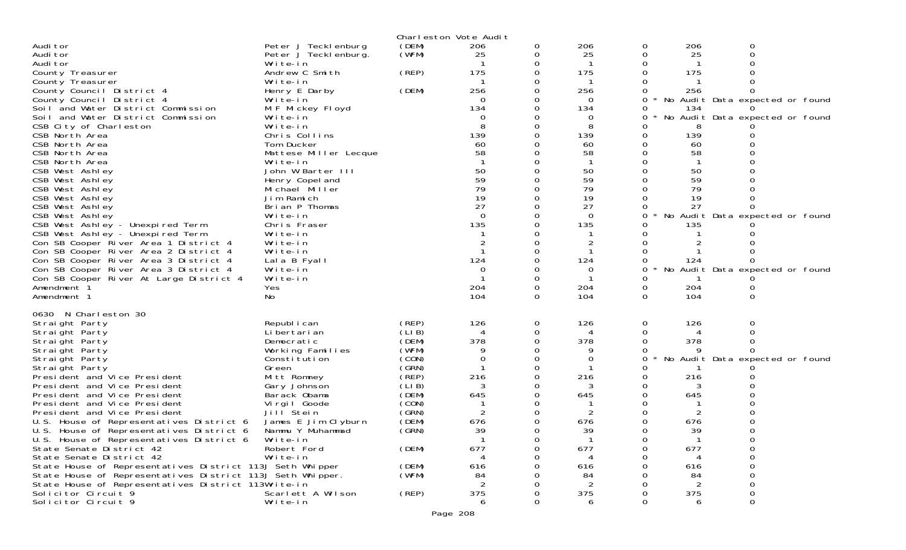Charleston Vote Audit

| | | | | | | | | |
|---|---|---|---|---|---|---|---|---|
| Auditor | Peter J Tecklenburg | (DEM) | 206 | 0 | 206 | 0 | 206 | 0 |
| Auditor | Peter J Tecklenburg. | (WFM) | 25 | 0 | 25 | 0 | 25 | 0 |
| Auditor | Write-in | | 1 | 0 | 1 | 0 | 1 | 0 |
| County Treasurer | Andrew C Smith | (REP) | 175 | 0 | 175 | 0 | 175 | 0 |
| County Treasurer | Write-in | | 1 | 0 | 1 | 0 | 1 | 0 |
| County Council District 4 | Henry E Darby | (DEM) | 256 | 0 | 256 | 0 | 256 | 0 |
| County Council District 4 | Write-in | | 0 | 0 | 0 | 0 * No Audit Data expected or found | | |
| Soil and Water District Commission | M F Mickey Floyd | | 134 | 0 | 134 | 0 | 134 | 0 |
| Soil and Water District Commission | Write-in | | 0 | 0 | 0 | 0 * No Audit Data expected or found | | |
| CSB City of Charleston | Write-in | | 8 | 0 | 8 | 0 | 8 | 0 |
| CSB North Area | Chris Collins | | 139 | 0 | 139 | 0 | 139 | 0 |
| CSB North Area | Tom Ducker | | 60 | 0 | 60 | 0 | 60 | 0 |
| CSB North Area | Mattese Miller Lecque | | 58 | 0 | 58 | 0 | 58 | 0 |
| CSB North Area | Write-in | | 1 | 0 | 1 | 0 | 1 | 0 |
| CSB West Ashley | John W Barter III | | 50 | 0 | 50 | 0 | 50 | 0 |
| CSB West Ashley | Henry Copeland | | 59 | 0 | 59 | 0 | 59 | 0 |
| CSB West Ashley | Michael Miller | | 79 | 0 | 79 | 0 | 79 | 0 |
| CSB West Ashley | Jim Ramich | | 19 | 0 | 19 | 0 | 19 | 0 |
| CSB West Ashley | Brian P Thomas | | 27 | 0 | 27 | 0 | 27 | 0 |
| CSB West Ashley | Write-in | | 0 | 0 | 0 | 0 * No Audit Data expected or found | | |
| CSB West Ashley - Unexpired Term | Chris Fraser | | 135 | 0 | 135 | 0 | 135 | 0 |
| CSB West Ashley - Unexpired Term | Write-in | | 1 | 0 | 1 | 0 | 1 | 0 |
| Con SB Cooper River Area 1 District 4 | Write-in | | 2 | 0 | 2 | 0 | 2 | 0 |
| Con SB Cooper River Area 2 District 4 | Write-in | | 1 | 0 | 1 | 0 | 1 | 0 |
| Con SB Cooper River Area 3 District 4 | Lala B Fyall | | 124 | 0 | 124 | 0 | 124 | 0 |
| Con SB Cooper River Area 3 District 4 | Write-in | | 0 | 0 | 0 | 0 * No Audit Data expected or found | | |
| Con SB Cooper River At Large District 4 | Write-in | | 1 | 0 | 1 | 0 | 1 | 0 |
| Amendment 1 | Yes | | 204 | 0 | 204 | 0 | 204 | 0 |
| Amendment 1 | No | | 104 | 0 | 104 | 0 | 104 | 0 |

0630 N Charleston 30

| | | | | | | | | |
|---|---|---|---|---|---|---|---|---|
| Straight Party | Republican | (REP) | 126 | 0 | 126 | 0 | 126 | 0 |
| Straight Party | Libertarian | (LIB) | 4 | 0 | 4 | 0 | 4 | 0 |
| Straight Party | Democratic | (DEM) | 378 | 0 | 378 | 0 | 378 | 0 |
| Straight Party | Working Families | (WFM) | 9 | 0 | 9 | 0 | 9 | 0 |
| Straight Party | Constitution | (CON) | 0 | 0 | 0 | 0 * No Audit Data expected or found | | |
| Straight Party | Green | (GRN) | 1 | 0 | 1 | 0 | 1 | 0 |
| President and Vice President | Mitt Romney | (REP) | 216 | 0 | 216 | 0 | 216 | 0 |
| President and Vice President | Gary Johnson | (LIB) | 3 | 0 | 3 | 0 | 3 | 0 |
| President and Vice President | Barack Obama | (DEM) | 645 | 0 | 645 | 0 | 645 | 0 |
| President and Vice President | Virgil Goode | (CON) | 1 | 0 | 1 | 0 | 1 | 0 |
| President and Vice President | Jill Stein | (GRN) | 2 | 0 | 2 | 0 | 2 | 0 |
| U.S. House of Representatives District 6 | James E Jim Clyburn | (DEM) | 676 | 0 | 676 | 0 | 676 | 0 |
| U.S. House of Representatives District 6 | Nammu Y Muhammad | (GRN) | 39 | 0 | 39 | 0 | 39 | 0 |
| U.S. House of Representatives District 6 | Write-in | | 1 | 0 | 1 | 0 | 1 | 0 |
| State Senate District 42 | Robert Ford | (DEM) | 677 | 0 | 677 | 0 | 677 | 0 |
| State Senate District 42 | Write-in | | 4 | 0 | 4 | 0 | 4 | 0 |
| State House of Representatives District 113 | J Seth Whipper | (DEM) | 616 | 0 | 616 | 0 | 616 | 0 |
| State House of Representatives District 113 | J Seth Whipper. | (WFM) | 84 | 0 | 84 | 0 | 84 | 0 |
| State House of Representatives District 113 | Write-in | | 2 | 0 | 2 | 0 | 2 | 0 |
| Solicitor Circuit 9 | Scarlett A Wilson | (REP) | 375 | 0 | 375 | 0 | 375 | 0 |
| Solicitor Circuit 9 | Write-in | | 6 | 0 | 6 | 0 | 6 | 0 |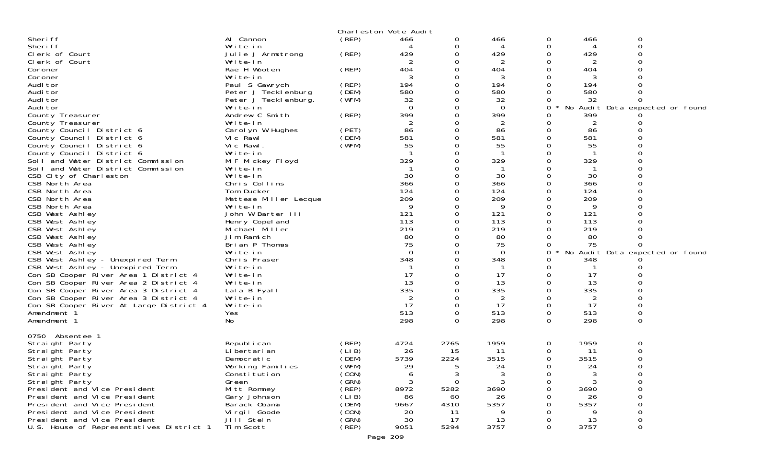Charleston Vote Audit

| Office | Candidate | Party | | | | | | |
|---|---|---|---|---|---|---|---|---|
| Sheriff | Al Cannon | (REP) | 466 | 0 | 466 | 0 | 466 | 0 |
| Sheriff | Write-in | | 4 | 0 | 4 | 0 | 4 | 0 |
| Clerk of Court | Julie J Armstrong | (REP) | 429 | 0 | 429 | 0 | 429 | 0 |
| Clerk of Court | Write-in | | 2 | 0 | 2 | 0 | 2 | 0 |
| Coroner | Rae H Wooten | (REP) | 404 | 0 | 404 | 0 | 404 | 0 |
| Coroner | Write-in | | 3 | 0 | 3 | 0 | 3 | 0 |
| Auditor | Paul S Gawrych | (REP) | 194 | 0 | 194 | 0 | 194 | 0 |
| Auditor | Peter J Tecklenburg | (DEM) | 580 | 0 | 580 | 0 | 580 | 0 |
| Auditor | Peter J Tecklenburg. | (WFM) | 32 | 0 | 32 | 0 | 32 | 0 |
| Auditor | Write-in | | 0 | 0 | 0 | 0 * | No Audit Data expected or found | |
| County Treasurer | Andrew C Smith | (REP) | 399 | 0 | 399 | 0 | 399 | 0 |
| County Treasurer | Write-in | | 2 | 0 | 2 | 0 | 2 | 0 |
| County Council District 6 | Carolyn W Hughes | (PET) | 86 | 0 | 86 | 0 | 86 | 0 |
| County Council District 6 | Vic Rawl | (DEM) | 581 | 0 | 581 | 0 | 581 | 0 |
| County Council District 6 | Vic Rawl. | (WFM) | 55 | 0 | 55 | 0 | 55 | 0 |
| County Council District 6 | Write-in | | 1 | 0 | 1 | 0 | 1 | 0 |
| Soil and Water District Commission | M F Mickey Floyd | | 329 | 0 | 329 | 0 | 329 | 0 |
| Soil and Water District Commission | Write-in | | 1 | 0 | 1 | 0 | 1 | 0 |
| CSB City of Charleston | Write-in | | 30 | 0 | 30 | 0 | 30 | 0 |
| CSB North Area | Chris Collins | | 366 | 0 | 366 | 0 | 366 | 0 |
| CSB North Area | Tom Ducker | | 124 | 0 | 124 | 0 | 124 | 0 |
| CSB North Area | Mattese Miller Lecque | | 209 | 0 | 209 | 0 | 209 | 0 |
| CSB North Area | Write-in | | 9 | 0 | 9 | 0 | 9 | 0 |
| CSB West Ashley | John W Barter III | | 121 | 0 | 121 | 0 | 121 | 0 |
| CSB West Ashley | Henry Copeland | | 113 | 0 | 113 | 0 | 113 | 0 |
| CSB West Ashley | Michael Miller | | 219 | 0 | 219 | 0 | 219 | 0 |
| CSB West Ashley | Jim Ramich | | 80 | 0 | 80 | 0 | 80 | 0 |
| CSB West Ashley | Brian P Thomas | | 75 | 0 | 75 | 0 | 75 | 0 |
| CSB West Ashley | Write-in | | 0 | 0 | 0 | 0 * | No Audit Data expected or found | |
| CSB West Ashley - Unexpired Term | Chris Fraser | | 348 | 0 | 348 | 0 | 348 | 0 |
| CSB West Ashley - Unexpired Term | Write-in | | 1 | 0 | 1 | 0 | 1 | 0 |
| Con SB Cooper River Area 1 District 4 | Write-in | | 17 | 0 | 17 | 0 | 17 | 0 |
| Con SB Cooper River Area 2 District 4 | Write-in | | 13 | 0 | 13 | 0 | 13 | 0 |
| Con SB Cooper River Area 3 District 4 | Lala B Fyall | | 335 | 0 | 335 | 0 | 335 | 0 |
| Con SB Cooper River Area 3 District 4 | Write-in | | 2 | 0 | 2 | 0 | 2 | 0 |
| Con SB Cooper River At Large District 4 | Write-in | | 17 | 0 | 17 | 0 | 17 | 0 |
| Amendment 1 | Yes | | 513 | 0 | 513 | 0 | 513 | 0 |
| Amendment 1 | No | | 298 | 0 | 298 | 0 | 298 | 0 |

0750 Absentee 1

| Office | Candidate | Party | | | | | | |
|---|---|---|---|---|---|---|---|---|
| Straight Party | Republican | (REP) | 4724 | 2765 | 1959 | 0 | 1959 | 0 |
| Straight Party | Libertarian | (LIB) | 26 | 15 | 11 | 0 | 11 | 0 |
| Straight Party | Democratic | (DEM) | 5739 | 2224 | 3515 | 0 | 3515 | 0 |
| Straight Party | Working Families | (WFM) | 29 | 5 | 24 | 0 | 24 | 0 |
| Straight Party | Constitution | (CON) | 6 | 3 | 3 | 0 | 3 | 0 |
| Straight Party | Green | (GRN) | 3 | 0 | 3 | 0 | 3 | 0 |
| President and Vice President | Mitt Romney | (REP) | 8972 | 5282 | 3690 | 0 | 3690 | 0 |
| President and Vice President | Gary Johnson | (LIB) | 86 | 60 | 26 | 0 | 26 | 0 |
| President and Vice President | Barack Obama | (DEM) | 9667 | 4310 | 5357 | 0 | 5357 | 0 |
| President and Vice President | Virgil Goode | (CON) | 20 | 11 | 9 | 0 | 9 | 0 |
| President and Vice President | Jill Stein | (GRN) | 30 | 17 | 13 | 0 | 13 | 0 |
| U.S. House of Representatives District 1 | Tim Scott | (REP) | 9051 | 5294 | 3757 | 0 | 3757 | 0 |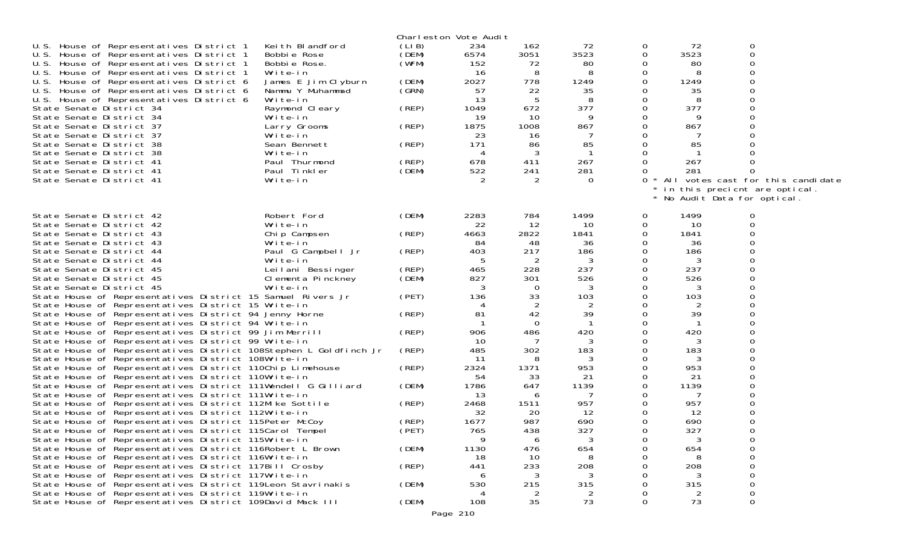Charleston Vote Audit

| Contest | Candidate | Party | | | | | | |
|---|---|---|---|---|---|---|---|---|
| U.S. House of Representatives District 1 | Keith Blandford | (LIB) | 234 | 162 | 72 | 0 | 72 | 0 |
| U.S. House of Representatives District 1 | Bobbie Rose | (DEM) | 6574 | 3051 | 3523 | 0 | 3523 | 0 |
| U.S. House of Representatives District 1 | Bobbie Rose. | (WFM) | 152 | 72 | 80 | 0 | 80 | 0 |
| U.S. House of Representatives District 1 | Write-in | | 16 | 8 | 8 | 0 | 8 | 0 |
| U.S. House of Representatives District 6 | James E Jim Clyburn | (DEM) | 2027 | 778 | 1249 | 0 | 1249 | 0 |
| U.S. House of Representatives District 6 | Nammu Y Muhammad | (GRN) | 57 | 22 | 35 | 0 | 35 | 0 |
| U.S. House of Representatives District 6 | Write-in | | 13 | 5 | 8 | 0 | 8 | 0 |
| State Senate District 34 | Raymond Cleary | (REP) | 1049 | 672 | 377 | 0 | 377 | 0 |
| State Senate District 34 | Write-in | | 19 | 10 | 9 | 0 | 9 | 0 |
| State Senate District 37 | Larry Grooms | (REP) | 1875 | 1008 | 867 | 0 | 867 | 0 |
| State Senate District 37 | Write-in | | 23 | 16 | 7 | 0 | 7 | 0 |
| State Senate District 38 | Sean Bennett | (REP) | 171 | 86 | 85 | 0 | 85 | 0 |
| State Senate District 38 | Write-in | | 4 | 3 | 1 | 0 | 1 | 0 |
| State Senate District 41 | Paul Thurmond | (REP) | 678 | 411 | 267 | 0 | 267 | 0 |
| State Senate District 41 | Paul Tinkler | (DEM) | 522 | 241 | 281 | 0 | 281 | 0 |
| State Senate District 41 | Write-in | | 2 | 2 | 0 | 0 * All votes cast for this candidate * in this precicnt are optical. * No Audit Data for optical. | | |
| State Senate District 42 | Robert Ford | (DEM) | 2283 | 784 | 1499 | 0 | 1499 | 0 |
| State Senate District 42 | Write-in | | 22 | 12 | 10 | 0 | 10 | 0 |
| State Senate District 43 | Chip Campsen | (REP) | 4663 | 2822 | 1841 | 0 | 1841 | 0 |
| State Senate District 43 | Write-in | | 84 | 48 | 36 | 0 | 36 | 0 |
| State Senate District 44 | Paul G Campbell Jr | (REP) | 403 | 217 | 186 | 0 | 186 | 0 |
| State Senate District 44 | Write-in | | 5 | 2 | 3 | 0 | 3 | 0 |
| State Senate District 45 | Leilani Bessinger | (REP) | 465 | 228 | 237 | 0 | 237 | 0 |
| State Senate District 45 | Clementa Pinckney | (DEM) | 827 | 301 | 526 | 0 | 526 | 0 |
| State Senate District 45 | Write-in | | 3 | 0 | 3 | 0 | 3 | 0 |
| State House of Representatives District 15 | Samuel Rivers Jr | (PET) | 136 | 33 | 103 | 0 | 103 | 0 |
| State House of Representatives District 15 | Write-in | | 4 | 2 | 2 | 0 | 2 | 0 |
| State House of Representatives District 94 | Jenny Horne | (REP) | 81 | 42 | 39 | 0 | 39 | 0 |
| State House of Representatives District 94 | Write-in | | 1 | 0 | 1 | 0 | 1 | 0 |
| State House of Representatives District 99 | Jim Merrill | (REP) | 906 | 486 | 420 | 0 | 420 | 0 |
| State House of Representatives District 99 | Write-in | | 10 | 7 | 3 | 0 | 3 | 0 |
| State House of Representatives District 108 | Stephen L Goldfinch Jr | (REP) | 485 | 302 | 183 | 0 | 183 | 0 |
| State House of Representatives District 108 | Write-in | | 11 | 8 | 3 | 0 | 3 | 0 |
| State House of Representatives District 110 | Chip Limehouse | (REP) | 2324 | 1371 | 953 | 0 | 953 | 0 |
| State House of Representatives District 110 | Write-in | | 54 | 33 | 21 | 0 | 21 | 0 |
| State House of Representatives District 111 | Wendell G Gilliard | (DEM) | 1786 | 647 | 1139 | 0 | 1139 | 0 |
| State House of Representatives District 111 | Write-in | | 13 | 6 | 7 | 0 | 7 | 0 |
| State House of Representatives District 112 | Mike Sottile | (REP) | 2468 | 1511 | 957 | 0 | 957 | 0 |
| State House of Representatives District 112 | Write-in | | 32 | 20 | 12 | 0 | 12 | 0 |
| State House of Representatives District 115 | Peter McCoy | (REP) | 1677 | 987 | 690 | 0 | 690 | 0 |
| State House of Representatives District 115 | Carol Tempel | (PET) | 765 | 438 | 327 | 0 | 327 | 0 |
| State House of Representatives District 115 | Write-in | | 9 | 6 | 3 | 0 | 3 | 0 |
| State House of Representatives District 116 | Robert L Brown | (DEM) | 1130 | 476 | 654 | 0 | 654 | 0 |
| State House of Representatives District 116 | Write-in | | 18 | 10 | 8 | 0 | 8 | 0 |
| State House of Representatives District 117 | Bill Crosby | (REP) | 441 | 233 | 208 | 0 | 208 | 0 |
| State House of Representatives District 117 | Write-in | | 6 | 3 | 3 | 0 | 3 | 0 |
| State House of Representatives District 119 | Leon Stavrinakis | (DEM) | 530 | 215 | 315 | 0 | 315 | 0 |
| State House of Representatives District 119 | Write-in | | 4 | 2 | 2 | 0 | 2 | 0 |
| State House of Representatives District 109 | David Mack III | (DEM) | 108 | 35 | 73 | 0 | 73 | 0 |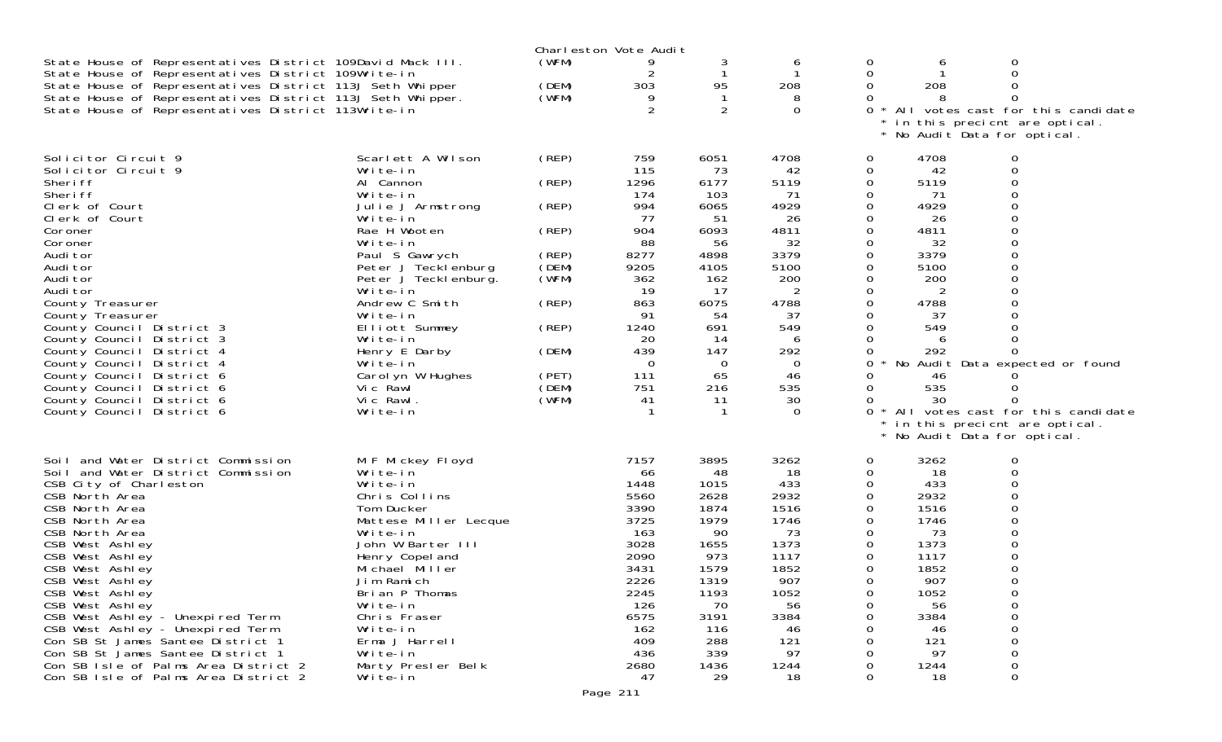Charleston Vote Audit

| Office | Candidate | Party | | | | | | |
|---|---|---|---|---|---|---|---|---|
| State House of Representatives District 109 | David Mack III. | (WFM) | 9 | 3 | 6 | 0 | 6 | 0 |
| State House of Representatives District 109 | Write-in | | 2 | 1 | 1 | 0 | 1 | 0 |
| State House of Representatives District 113 | J Seth Whipper | (DEM) | 303 | 95 | 208 | 0 | 208 | 0 |
| State House of Representatives District 113 | J Seth Whipper. | (WFM) | 9 | 1 | 8 | 0 | 8 | 0 |
| State House of Representatives District 113 | Write-in | | 2 | 2 | 0 | 0 | * All votes cast for this candidate * in this precicnt are optical. * No Audit Data for optical. | |
| Solicitor Circuit 9 | Scarlett A Wilson | (REP) | 759 | 6051 | 4708 | 0 | 4708 | 0 |
| Solicitor Circuit 9 | Write-in | | 115 | 73 | 42 | 0 | 42 | 0 |
| Sheriff | Al Cannon | (REP) | 1296 | 6177 | 5119 | 0 | 5119 | 0 |
| Sheriff | Write-in | | 174 | 103 | 71 | 0 | 71 | 0 |
| Clerk of Court | Julie J Armstrong | (REP) | 994 | 6065 | 4929 | 0 | 4929 | 0 |
| Clerk of Court | Write-in | | 77 | 51 | 26 | 0 | 26 | 0 |
| Coroner | Rae H Wooten | (REP) | 904 | 6093 | 4811 | 0 | 4811 | 0 |
| Coroner | Write-in | | 88 | 56 | 32 | 0 | 32 | 0 |
| Auditor | Paul S Gawrych | (REP) | 8277 | 4898 | 3379 | 0 | 3379 | 0 |
| Auditor | Peter J Tecklenburg | (DEM) | 9205 | 4105 | 5100 | 0 | 5100 | 0 |
| Auditor | Peter J Tecklenburg. | (WFM) | 362 | 162 | 200 | 0 | 200 | 0 |
| Auditor | Write-in | | 19 | 17 | 2 | 0 | 2 | 0 |
| County Treasurer | Andrew C Smith | (REP) | 863 | 6075 | 4788 | 0 | 4788 | 0 |
| County Treasurer | Write-in | | 91 | 54 | 37 | 0 | 37 | 0 |
| County Council District 3 | Elliott Summey | (REP) | 1240 | 691 | 549 | 0 | 549 | 0 |
| County Council District 3 | Write-in | | 20 | 14 | 6 | 0 | 6 | 0 |
| County Council District 4 | Henry E Darby | (DEM) | 439 | 147 | 292 | 0 | 292 | 0 |
| County Council District 4 | Write-in | | 0 | 0 | 0 | 0 | * No Audit Data expected or found | |
| County Council District 6 | Carolyn W Hughes | (PET) | 111 | 65 | 46 | 0 | 46 | 0 |
| County Council District 6 | Vic Rawl | (DEM) | 751 | 216 | 535 | 0 | 535 | 0 |
| County Council District 6 | Vic Rawl. | (WFM) | 41 | 11 | 30 | 0 | 30 | 0 |
| County Council District 6 | Write-in | | 1 | 1 | 0 | 0 | * All votes cast for this candidate * in this precicnt are optical. * No Audit Data for optical. | |
| Soil and Water District Commission | M F Mickey Floyd | | 7157 | 3895 | 3262 | 0 | 3262 | 0 |
| Soil and Water District Commission | Write-in | | 66 | 48 | 18 | 0 | 18 | 0 |
| CSB City of Charleston | Write-in | | 1448 | 1015 | 433 | 0 | 433 | 0 |
| CSB North Area | Chris Collins | | 5560 | 2628 | 2932 | 0 | 2932 | 0 |
| CSB North Area | Tom Ducker | | 3390 | 1874 | 1516 | 0 | 1516 | 0 |
| CSB North Area | Mattese Miller Lecque | | 3725 | 1979 | 1746 | 0 | 1746 | 0 |
| CSB North Area | Write-in | | 163 | 90 | 73 | 0 | 73 | 0 |
| CSB West Ashley | John W Barter III | | 3028 | 1655 | 1373 | 0 | 1373 | 0 |
| CSB West Ashley | Henry Copeland | | 2090 | 973 | 1117 | 0 | 1117 | 0 |
| CSB West Ashley | Michael Miller | | 3431 | 1579 | 1852 | 0 | 1852 | 0 |
| CSB West Ashley | Jim Ramich | | 2226 | 1319 | 907 | 0 | 907 | 0 |
| CSB West Ashley | Brian P Thomas | | 2245 | 1193 | 1052 | 0 | 1052 | 0 |
| CSB West Ashley | Write-in | | 126 | 70 | 56 | 0 | 56 | 0 |
| CSB West Ashley - Unexpired Term | Chris Fraser | | 6575 | 3191 | 3384 | 0 | 3384 | 0 |
| CSB West Ashley - Unexpired Term | Write-in | | 162 | 116 | 46 | 0 | 46 | 0 |
| Con SB St James Santee District 1 | Erma J Harrell | | 409 | 288 | 121 | 0 | 121 | 0 |
| Con SB St James Santee District 1 | Write-in | | 436 | 339 | 97 | 0 | 97 | 0 |
| Con SB Isle of Palms Area District 2 | Marty Presler Belk | | 2680 | 1436 | 1244 | 0 | 1244 | 0 |
| Con SB Isle of Palms Area District 2 | Write-in | | 47 | 29 | 18 | 0 | 18 | 0 |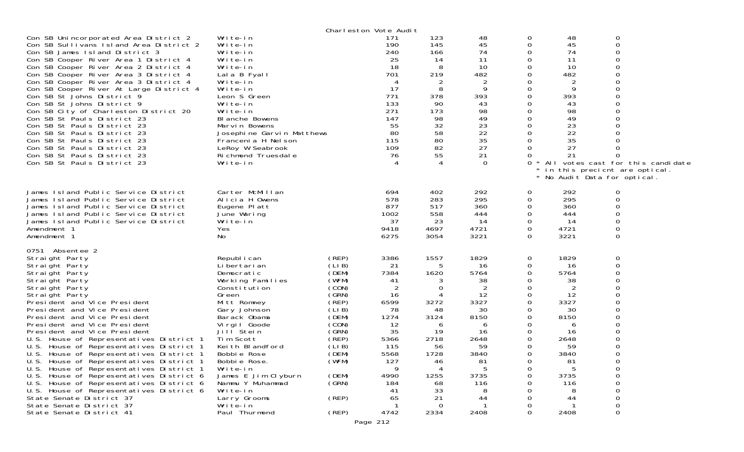Charleston Vote Audit

| | | | | | | | | |
|---|---|---|---|---|---|---|---|---|
| Con SB Unincorporated Area District 2 | Write-in | | 171 | 123 | 48 | 0 | 48 | 0 |
| Con SB Sullivans Island Area District 2 | Write-in | | 190 | 145 | 45 | 0 | 45 | 0 |
| Con SB James Island District 3 | Write-in | | 240 | 166 | 74 | 0 | 74 | 0 |
| Con SB Cooper River Area 1 District 4 | Write-in | | 25 | 14 | 11 | 0 | 11 | 0 |
| Con SB Cooper River Area 2 District 4 | Write-in | | 18 | 8 | 10 | 0 | 10 | 0 |
| Con SB Cooper River Area 3 District 4 | Lala B Fyall | | 701 | 219 | 482 | 0 | 482 | 0 |
| Con SB Cooper River Area 3 District 4 | Write-in | | 4 | 2 | 2 | 0 | 2 | 0 |
| Con SB Cooper River At Large District 4 | Write-in | | 17 | 8 | 9 | 0 | 9 | 0 |
| Con SB St Johns District 9 | Leon S Green | | 771 | 378 | 393 | 0 | 393 | 0 |
| Con SB St Johns District 9 | Write-in | | 133 | 90 | 43 | 0 | 43 | 0 |
| Con SB City of Charleston District 20 | Write-in | | 271 | 173 | 98 | 0 | 98 | 0 |
| Con SB St Pauls District 23 | Blanche Bowens | | 147 | 98 | 49 | 0 | 49 | 0 |
| Con SB St Pauls District 23 | Marvin Bowens | | 55 | 32 | 23 | 0 | 23 | 0 |
| Con SB St Pauls District 23 | Josephine Garvin Matthews | | 80 | 58 | 22 | 0 | 22 | 0 |
| Con SB St Pauls District 23 | Francenia H Nelson | | 115 | 80 | 35 | 0 | 35 | 0 |
| Con SB St Pauls District 23 | LeRoy W Seabrook | | 109 | 82 | 27 | 0 | 27 | 0 |
| Con SB St Pauls District 23 | Richmond Truesdale | | 76 | 55 | 21 | 0 | 21 | 0 |
| Con SB St Pauls District 23 | Write-in | | 4 | 4 | 0 | 0 | * All votes cast for this candidate * in this precicnt are optical. * No Audit Data for optical. | |
| James Island Public Service District | Carter McMillan | | 694 | 402 | 292 | 0 | 292 | 0 |
| James Island Public Service District | Alicia H Owens | | 578 | 283 | 295 | 0 | 295 | 0 |
| James Island Public Service District | Eugene Platt | | 877 | 517 | 360 | 0 | 360 | 0 |
| James Island Public Service District | June Waring | | 1002 | 558 | 444 | 0 | 444 | 0 |
| James Island Public Service District | Write-in | | 37 | 23 | 14 | 0 | 14 | 0 |
| Amendment 1 | Yes | | 9418 | 4697 | 4721 | 0 | 4721 | 0 |
| Amendment 1 | No | | 6275 | 3054 | 3221 | 0 | 3221 | 0 |

0751 Absentee 2

| | | | | | | | | |
|---|---|---|---|---|---|---|---|---|
| Straight Party | Republican | (REP) | 3386 | 1557 | 1829 | 0 | 1829 | 0 |
| Straight Party | Libertarian | (LIB) | 21 | 5 | 16 | 0 | 16 | 0 |
| Straight Party | Democratic | (DEM) | 7384 | 1620 | 5764 | 0 | 5764 | 0 |
| Straight Party | Working Families | (WFM) | 41 | 3 | 38 | 0 | 38 | 0 |
| Straight Party | Constitution | (CON) | 2 | 0 | 2 | 0 | 2 | 0 |
| Straight Party | Green | (GRN) | 16 | 4 | 12 | 0 | 12 | 0 |
| President and Vice President | Mitt Romney | (REP) | 6599 | 3272 | 3327 | 0 | 3327 | 0 |
| President and Vice President | Gary Johnson | (LIB) | 78 | 48 | 30 | 0 | 30 | 0 |
| President and Vice President | Barack Obama | (DEM) | 1274 | 3124 | 8150 | 0 | 8150 | 0 |
| President and Vice President | Virgil Goode | (CON) | 12 | 6 | 6 | 0 | 6 | 0 |
| President and Vice President | Jill Stein | (GRN) | 35 | 19 | 16 | 0 | 16 | 0 |
| U.S. House of Representatives District 1 | Tim Scott | (REP) | 5366 | 2718 | 2648 | 0 | 2648 | 0 |
| U.S. House of Representatives District 1 | Keith Blandford | (LIB) | 115 | 56 | 59 | 0 | 59 | 0 |
| U.S. House of Representatives District 1 | Bobbie Rose | (DEM) | 5568 | 1728 | 3840 | 0 | 3840 | 0 |
| U.S. House of Representatives District 1 | Bobbie Rose. | (WFM) | 127 | 46 | 81 | 0 | 81 | 0 |
| U.S. House of Representatives District 1 | Write-in | | 9 | 4 | 5 | 0 | 5 | 0 |
| U.S. House of Representatives District 6 | James E Jim Clyburn | (DEM) | 4990 | 1255 | 3735 | 0 | 3735 | 0 |
| U.S. House of Representatives District 6 | Nammu Y Muhammad | (GRN) | 184 | 68 | 116 | 0 | 116 | 0 |
| U.S. House of Representatives District 6 | Write-in | | 41 | 33 | 8 | 0 | 8 | 0 |
| State Senate District 37 | Larry Grooms | (REP) | 65 | 21 | 44 | 0 | 44 | 0 |
| State Senate District 37 | Write-in | | 1 | 0 | 1 | 0 | 1 | 0 |
| State Senate District 41 | Paul Thurmond | (REP) | 4742 | 2334 | 2408 | 0 | 2408 | 0 |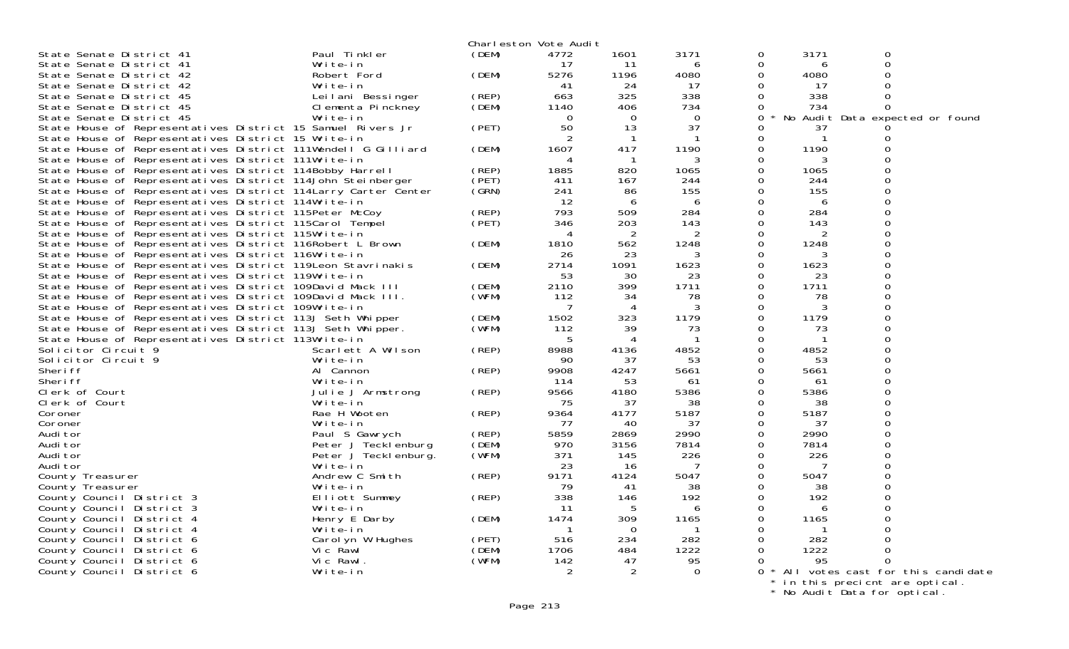Charleston Vote Audit

| Contest | Candidate | Party | | | | | | |
|---|---|---|---|---|---|---|---|---|
| State Senate District 41 | Paul Tinkler | (DEM) | 4772 | 1601 | 3171 | 0 | 3171 | 0 |
| State Senate District 41 | Write-in | | 17 | 11 | 6 | 0 | 6 | 0 |
| State Senate District 42 | Robert Ford | (DEM) | 5276 | 1196 | 4080 | 0 | 4080 | 0 |
| State Senate District 42 | Write-in | | 41 | 24 | 17 | 0 | 17 | 0 |
| State Senate District 45 | Leilani Bessinger | (REP) | 663 | 325 | 338 | 0 | 338 | 0 |
| State Senate District 45 | Clementa Pinckney | (DEM) | 1140 | 406 | 734 | 0 | 734 | 0 |
| State Senate District 45 | Write-in | | 0 | 0 | 0 | 0 * No Audit Data expected or found | | |
| State House of Representatives District 15 | Samuel Rivers Jr | (PET) | 50 | 13 | 37 | 0 | 37 | 0 |
| State House of Representatives District 15 | Write-in | | 2 | 1 | 1 | 0 | 1 | 0 |
| State House of Representatives District 111 | Wendell G Gilliard | (DEM) | 1607 | 417 | 1190 | 0 | 1190 | 0 |
| State House of Representatives District 111 | Write-in | | 4 | 1 | 3 | 0 | 3 | 0 |
| State House of Representatives District 114 | Bobby Harrell | (REP) | 1885 | 820 | 1065 | 0 | 1065 | 0 |
| State House of Representatives District 114 | John Steinberger | (PET) | 411 | 167 | 244 | 0 | 244 | 0 |
| State House of Representatives District 114 | Larry Carter Center | (GRN) | 241 | 86 | 155 | 0 | 155 | 0 |
| State House of Representatives District 114 | Write-in | | 12 | 6 | 6 | 0 | 6 | 0 |
| State House of Representatives District 115 | Peter McCoy | (REP) | 793 | 509 | 284 | 0 | 284 | 0 |
| State House of Representatives District 115 | Carol Tempel | (PET) | 346 | 203 | 143 | 0 | 143 | 0 |
| State House of Representatives District 115 | Write-in | | 4 | 2 | 2 | 0 | 2 | 0 |
| State House of Representatives District 116 | Robert L Brown | (DEM) | 1810 | 562 | 1248 | 0 | 1248 | 0 |
| State House of Representatives District 116 | Write-in | | 26 | 23 | 3 | 0 | 3 | 0 |
| State House of Representatives District 119 | Leon Stavrinakis | (DEM) | 2714 | 1091 | 1623 | 0 | 1623 | 0 |
| State House of Representatives District 119 | Write-in | | 53 | 30 | 23 | 0 | 23 | 0 |
| State House of Representatives District 109 | David Mack III | (DEM) | 2110 | 399 | 1711 | 0 | 1711 | 0 |
| State House of Representatives District 109 | David Mack III. | (WFM) | 112 | 34 | 78 | 0 | 78 | 0 |
| State House of Representatives District 109 | Write-in | | 7 | 4 | 3 | 0 | 3 | 0 |
| State House of Representatives District 113 | J Seth Whipper | (DEM) | 1502 | 323 | 1179 | 0 | 1179 | 0 |
| State House of Representatives District 113 | J Seth Whipper. | (WFM) | 112 | 39 | 73 | 0 | 73 | 0 |
| State House of Representatives District 113 | Write-in | | 5 | 4 | 1 | 0 | 1 | 0 |
| Solicitor Circuit 9 | Scarlett A Wilson | (REP) | 8988 | 4136 | 4852 | 0 | 4852 | 0 |
| Solicitor Circuit 9 | Write-in | | 90 | 37 | 53 | 0 | 53 | 0 |
| Sheriff | Al Cannon | (REP) | 9908 | 4247 | 5661 | 0 | 5661 | 0 |
| Sheriff | Write-in | | 114 | 53 | 61 | 0 | 61 | 0 |
| Clerk of Court | Julie J Armstrong | (REP) | 9566 | 4180 | 5386 | 0 | 5386 | 0 |
| Clerk of Court | Write-in | | 75 | 37 | 38 | 0 | 38 | 0 |
| Coroner | Rae H Wooten | (REP) | 9364 | 4177 | 5187 | 0 | 5187 | 0 |
| Coroner | Write-in | | 77 | 40 | 37 | 0 | 37 | 0 |
| Auditor | Paul S Gawrych | (REP) | 5859 | 2869 | 2990 | 0 | 2990 | 0 |
| Auditor | Peter J Tecklenburg | (DEM) | 970 | 3156 | 7814 | 0 | 7814 | 0 |
| Auditor | Peter J Tecklenburg. | (WFM) | 371 | 145 | 226 | 0 | 226 | 0 |
| Auditor | Write-in | | 23 | 16 | 7 | 0 | 7 | 0 |
| County Treasurer | Andrew C Smith | (REP) | 9171 | 4124 | 5047 | 0 | 5047 | 0 |
| County Treasurer | Write-in | | 79 | 41 | 38 | 0 | 38 | 0 |
| County Council District 3 | Elliott Summey | (REP) | 338 | 146 | 192 | 0 | 192 | 0 |
| County Council District 3 | Write-in | | 11 | 5 | 6 | 0 | 6 | 0 |
| County Council District 4 | Henry E Darby | (DEM) | 1474 | 309 | 1165 | 0 | 1165 | 0 |
| County Council District 4 | Write-in | | 1 | 0 | 1 | 0 | 1 | 0 |
| County Council District 6 | Carolyn W Hughes | (PET) | 516 | 234 | 282 | 0 | 282 | 0 |
| County Council District 6 | Vic Rawl | (DEM) | 1706 | 484 | 1222 | 0 | 1222 | 0 |
| County Council District 6 | Vic Rawl. | (WFM) | 142 | 47 | 95 | 0 | 95 | 0 |
| County Council District 6 | Write-in | | 2 | 2 | 0 | 0 * All votes cast for this candidate * in this precicnt are optical. * No Audit Data for optical. | | |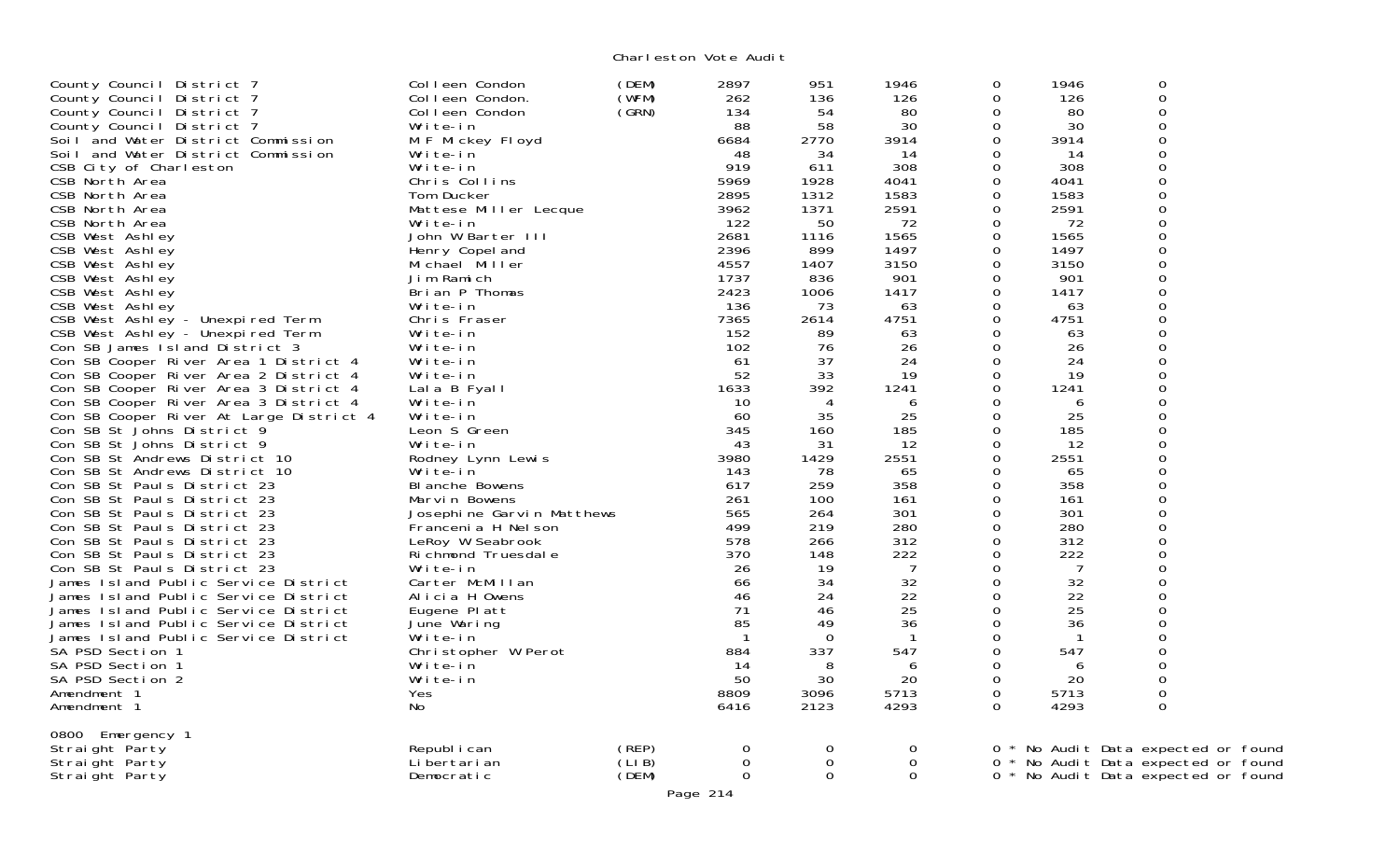Charleston Vote Audit

| Contest | Candidate | Party | | | | | | |
|---|---|---|---|---|---|---|---|---|
| County Council District 7 | Colleen Condon | (DEM) | 2897 | 951 | 1946 | 0 | 1946 | 0 |
| County Council District 7 | Colleen Condon. | (WFM) | 262 | 136 | 126 | 0 | 126 | 0 |
| County Council District 7 | Colleen Condon | (GRN) | 134 | 54 | 80 | 0 | 80 | 0 |
| County Council District 7 | Write-in | | 88 | 58 | 30 | 0 | 30 | 0 |
| Soil and Water District Commission | M F Mickey Floyd | | 6684 | 2770 | 3914 | 0 | 3914 | 0 |
| Soil and Water District Commission | Write-in | | 48 | 34 | 14 | 0 | 14 | 0 |
| CSB City of Charleston | Write-in | | 919 | 611 | 308 | 0 | 308 | 0 |
| CSB North Area | Chris Collins | | 5969 | 1928 | 4041 | 0 | 4041 | 0 |
| CSB North Area | Tom Ducker | | 2895 | 1312 | 1583 | 0 | 1583 | 0 |
| CSB North Area | Mattese Miller Lecque | | 3962 | 1371 | 2591 | 0 | 2591 | 0 |
| CSB North Area | Write-in | | 122 | 50 | 72 | 0 | 72 | 0 |
| CSB West Ashley | John W Barter III | | 2681 | 1116 | 1565 | 0 | 1565 | 0 |
| CSB West Ashley | Henry Copeland | | 2396 | 899 | 1497 | 0 | 1497 | 0 |
| CSB West Ashley | Michael Miller | | 4557 | 1407 | 3150 | 0 | 3150 | 0 |
| CSB West Ashley | Jim Ramich | | 1737 | 836 | 901 | 0 | 901 | 0 |
| CSB West Ashley | Brian P Thomas | | 2423 | 1006 | 1417 | 0 | 1417 | 0 |
| CSB West Ashley | Write-in | | 136 | 73 | 63 | 0 | 63 | 0 |
| CSB West Ashley - Unexpired Term | Chris Fraser | | 7365 | 2614 | 4751 | 0 | 4751 | 0 |
| CSB West Ashley - Unexpired Term | Write-in | | 152 | 89 | 63 | 0 | 63 | 0 |
| Con SB James Island District 3 | Write-in | | 102 | 76 | 26 | 0 | 26 | 0 |
| Con SB Cooper River Area 1 District 4 | Write-in | | 61 | 37 | 24 | 0 | 24 | 0 |
| Con SB Cooper River Area 2 District 4 | Write-in | | 52 | 33 | 19 | 0 | 19 | 0 |
| Con SB Cooper River Area 3 District 4 | Lala B Fyall | | 1633 | 392 | 1241 | 0 | 1241 | 0 |
| Con SB Cooper River Area 3 District 4 | Write-in | | 10 | 4 | 6 | 0 | 6 | 0 |
| Con SB Cooper River At Large District 4 | Write-in | | 60 | 35 | 25 | 0 | 25 | 0 |
| Con SB St Johns District 9 | Leon S Green | | 345 | 160 | 185 | 0 | 185 | 0 |
| Con SB St Johns District 9 | Write-in | | 43 | 31 | 12 | 0 | 12 | 0 |
| Con SB St Andrews District 10 | Rodney Lynn Lewis | | 3980 | 1429 | 2551 | 0 | 2551 | 0 |
| Con SB St Andrews District 10 | Write-in | | 143 | 78 | 65 | 0 | 65 | 0 |
| Con SB St Pauls District 23 | Blanche Bowens | | 617 | 259 | 358 | 0 | 358 | 0 |
| Con SB St Pauls District 23 | Marvin Bowens | | 261 | 100 | 161 | 0 | 161 | 0 |
| Con SB St Pauls District 23 | Josephine Garvin Matthews | | 565 | 264 | 301 | 0 | 301 | 0 |
| Con SB St Pauls District 23 | Francenia H Nelson | | 499 | 219 | 280 | 0 | 280 | 0 |
| Con SB St Pauls District 23 | LeRoy W Seabrook | | 578 | 266 | 312 | 0 | 312 | 0 |
| Con SB St Pauls District 23 | Richmond Truesdale | | 370 | 148 | 222 | 0 | 222 | 0 |
| Con SB St Pauls District 23 | Write-in | | 26 | 19 | 7 | 0 | 7 | 0 |
| James Island Public Service District | Carter McMillan | | 66 | 34 | 32 | 0 | 32 | 0 |
| James Island Public Service District | Alicia H Owens | | 46 | 24 | 22 | 0 | 22 | 0 |
| James Island Public Service District | Eugene Platt | | 71 | 46 | 25 | 0 | 25 | 0 |
| James Island Public Service District | June Waring | | 85 | 49 | 36 | 0 | 36 | 0 |
| James Island Public Service District | Write-in | | 1 | 0 | 1 | 0 | 1 | 0 |
| SA PSD Section 1 | Christopher W Perot | | 884 | 337 | 547 | 0 | 547 | 0 |
| SA PSD Section 1 | Write-in | | 14 | 8 | 6 | 0 | 6 | 0 |
| SA PSD Section 2 | Write-in | | 50 | 30 | 20 | 0 | 20 | 0 |
| Amendment 1 | Yes | | 8809 | 3096 | 5713 | 0 | 5713 | 0 |
| Amendment 1 | No | | 6416 | 2123 | 4293 | 0 | 4293 | 0 |

0800 Emergency 1

| Contest | Candidate | Party | | | | | |
|---|---|---|---|---|---|---|---|
| Straight Party | Republican | (REP) | 0 | 0 | 0 | 0 | * No Audit Data expected or found |
| Straight Party | Libertarian | (LIB) | 0 | 0 | 0 | 0 | * No Audit Data expected or found |
| Straight Party | Democratic | (DEM) | 0 | 0 | 0 | 0 | * No Audit Data expected or found |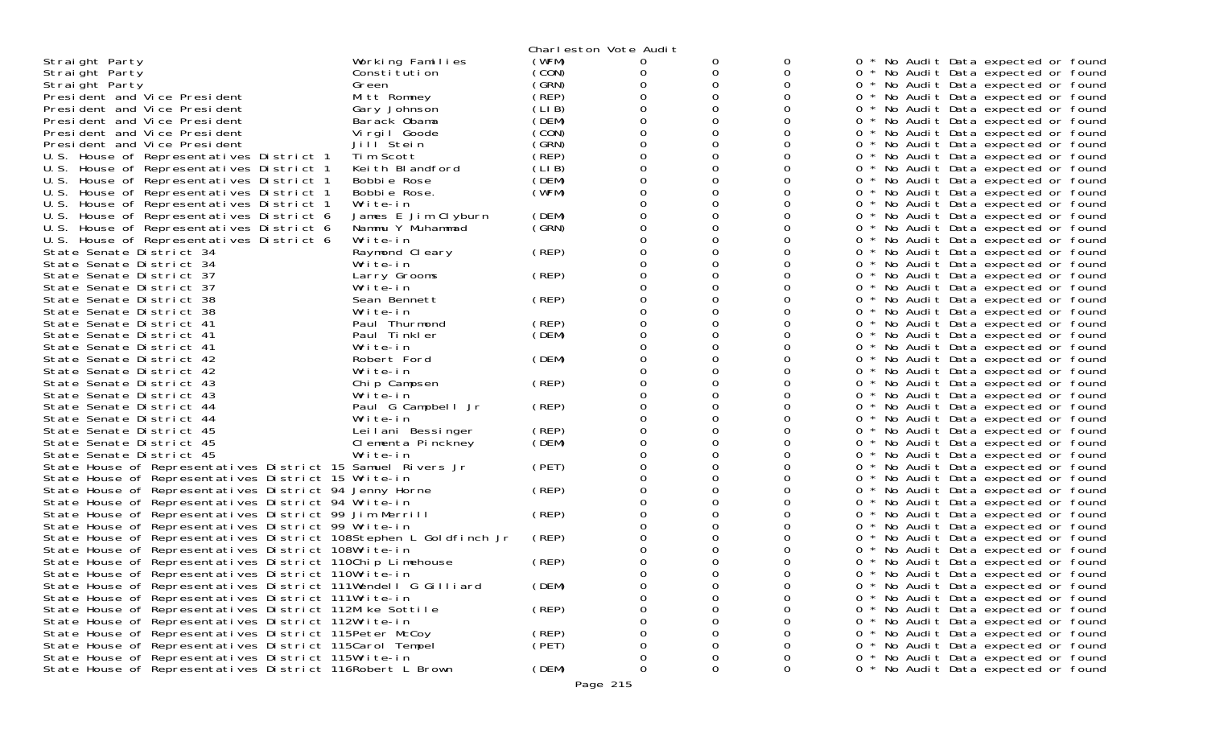Charleston Vote Audit

| Contest | Candidate | Party | | | | | |
|---|---|---|---|---|---|---|---|
| Straight Party | Working Families | (WFM) | 0 | 0 | 0 | 0 | * No Audit Data expected or found |
| Straight Party | Constitution | (CON) | 0 | 0 | 0 | 0 | * No Audit Data expected or found |
| Straight Party | Green | (GRN) | 0 | 0 | 0 | 0 | * No Audit Data expected or found |
| President and Vice President | Mitt Romney | (REP) | 0 | 0 | 0 | 0 | * No Audit Data expected or found |
| President and Vice President | Gary Johnson | (LIB) | 0 | 0 | 0 | 0 | * No Audit Data expected or found |
| President and Vice President | Barack Obama | (DEM) | 0 | 0 | 0 | 0 | * No Audit Data expected or found |
| President and Vice President | Virgil Goode | (CON) | 0 | 0 | 0 | 0 | * No Audit Data expected or found |
| President and Vice President | Jill Stein | (GRN) | 0 | 0 | 0 | 0 | * No Audit Data expected or found |
| U.S. House of Representatives District 1 | Tim Scott | (REP) | 0 | 0 | 0 | 0 | * No Audit Data expected or found |
| U.S. House of Representatives District 1 | Keith Blandford | (LIB) | 0 | 0 | 0 | 0 | * No Audit Data expected or found |
| U.S. House of Representatives District 1 | Bobbie Rose | (DEM) | 0 | 0 | 0 | 0 | * No Audit Data expected or found |
| U.S. House of Representatives District 1 | Bobbie Rose. | (WFM) | 0 | 0 | 0 | 0 | * No Audit Data expected or found |
| U.S. House of Representatives District 1 | Write-in | | 0 | 0 | 0 | 0 | * No Audit Data expected or found |
| U.S. House of Representatives District 6 | James E Jim Clyburn | (DEM) | 0 | 0 | 0 | 0 | * No Audit Data expected or found |
| U.S. House of Representatives District 6 | Nammu Y Muhammad | (GRN) | 0 | 0 | 0 | 0 | * No Audit Data expected or found |
| U.S. House of Representatives District 6 | Write-in | | 0 | 0 | 0 | 0 | * No Audit Data expected or found |
| State Senate District 34 | Raymond Cleary | (REP) | 0 | 0 | 0 | 0 | * No Audit Data expected or found |
| State Senate District 34 | Write-in | | 0 | 0 | 0 | 0 | * No Audit Data expected or found |
| State Senate District 37 | Larry Grooms | (REP) | 0 | 0 | 0 | 0 | * No Audit Data expected or found |
| State Senate District 37 | Write-in | | 0 | 0 | 0 | 0 | * No Audit Data expected or found |
| State Senate District 38 | Sean Bennett | (REP) | 0 | 0 | 0 | 0 | * No Audit Data expected or found |
| State Senate District 38 | Write-in | | 0 | 0 | 0 | 0 | * No Audit Data expected or found |
| State Senate District 41 | Paul Thurmond | (REP) | 0 | 0 | 0 | 0 | * No Audit Data expected or found |
| State Senate District 41 | Paul Tinkler | (DEM) | 0 | 0 | 0 | 0 | * No Audit Data expected or found |
| State Senate District 41 | Write-in | | 0 | 0 | 0 | 0 | * No Audit Data expected or found |
| State Senate District 42 | Robert Ford | (DEM) | 0 | 0 | 0 | 0 | * No Audit Data expected or found |
| State Senate District 42 | Write-in | | 0 | 0 | 0 | 0 | * No Audit Data expected or found |
| State Senate District 43 | Chip Campsen | (REP) | 0 | 0 | 0 | 0 | * No Audit Data expected or found |
| State Senate District 43 | Write-in | | 0 | 0 | 0 | 0 | * No Audit Data expected or found |
| State Senate District 44 | Paul G Campbell Jr | (REP) | 0 | 0 | 0 | 0 | * No Audit Data expected or found |
| State Senate District 44 | Write-in | | 0 | 0 | 0 | 0 | * No Audit Data expected or found |
| State Senate District 45 | Leilani Bessinger | (REP) | 0 | 0 | 0 | 0 | * No Audit Data expected or found |
| State Senate District 45 | Clementa Pinckney | (DEM) | 0 | 0 | 0 | 0 | * No Audit Data expected or found |
| State Senate District 45 | Write-in | | 0 | 0 | 0 | 0 | * No Audit Data expected or found |
| State House of Representatives District 15 | Samuel Rivers Jr | (PET) | 0 | 0 | 0 | 0 | * No Audit Data expected or found |
| State House of Representatives District 15 | Write-in | | 0 | 0 | 0 | 0 | * No Audit Data expected or found |
| State House of Representatives District 94 | Jenny Horne | (REP) | 0 | 0 | 0 | 0 | * No Audit Data expected or found |
| State House of Representatives District 94 | Write-in | | 0 | 0 | 0 | 0 | * No Audit Data expected or found |
| State House of Representatives District 99 | Jim Merrill | (REP) | 0 | 0 | 0 | 0 | * No Audit Data expected or found |
| State House of Representatives District 99 | Write-in | | 0 | 0 | 0 | 0 | * No Audit Data expected or found |
| State House of Representatives District 108 | Stephen L Goldfinch Jr | (REP) | 0 | 0 | 0 | 0 | * No Audit Data expected or found |
| State House of Representatives District 108 | Write-in | | 0 | 0 | 0 | 0 | * No Audit Data expected or found |
| State House of Representatives District 110 | Chip Limehouse | (REP) | 0 | 0 | 0 | 0 | * No Audit Data expected or found |
| State House of Representatives District 110 | Write-in | | 0 | 0 | 0 | 0 | * No Audit Data expected or found |
| State House of Representatives District 111 | Wendell G Gilliard | (DEM) | 0 | 0 | 0 | 0 | * No Audit Data expected or found |
| State House of Representatives District 111 | Write-in | | 0 | 0 | 0 | 0 | * No Audit Data expected or found |
| State House of Representatives District 112 | Mike Sottile | (REP) | 0 | 0 | 0 | 0 | * No Audit Data expected or found |
| State House of Representatives District 112 | Write-in | | 0 | 0 | 0 | 0 | * No Audit Data expected or found |
| State House of Representatives District 115 | Peter McCoy | (REP) | 0 | 0 | 0 | 0 | * No Audit Data expected or found |
| State House of Representatives District 115 | Carol Tempel | (PET) | 0 | 0 | 0 | 0 | * No Audit Data expected or found |
| State House of Representatives District 115 | Write-in | | 0 | 0 | 0 | 0 | * No Audit Data expected or found |
| State House of Representatives District 116 | Robert L Brown | (DEM) | 0 | 0 | 0 | 0 | * No Audit Data expected or found |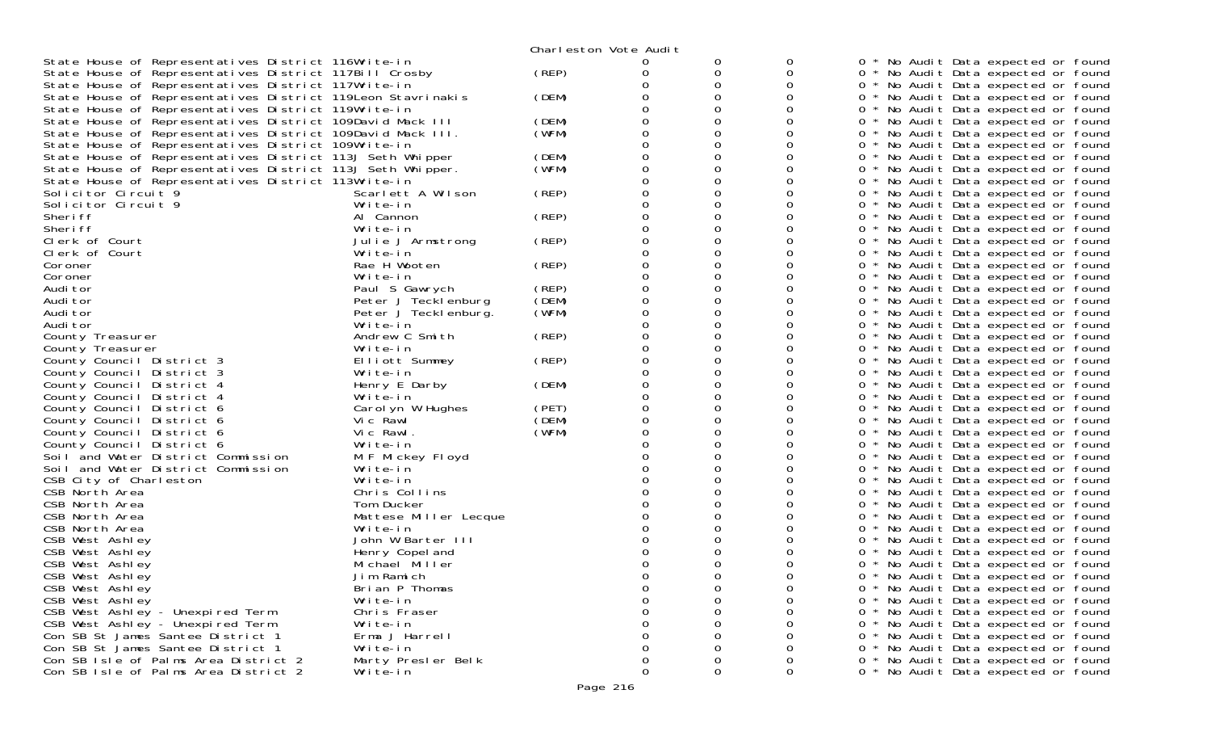Charleston Vote Audit

| Contest | Candidate | Party | | | | | |
|---|---|---|---|---|---|---|---|
| State House of Representatives District 116 | Write-in | | 0 | 0 | 0 | 0 | * No Audit Data expected or found |
| State House of Representatives District 117 | Bill Crosby | (REP) | 0 | 0 | 0 | 0 | * No Audit Data expected or found |
| State House of Representatives District 117 | Write-in | | 0 | 0 | 0 | 0 | * No Audit Data expected or found |
| State House of Representatives District 119 | Leon Stavrinakis | (DEM) | 0 | 0 | 0 | 0 | * No Audit Data expected or found |
| State House of Representatives District 119 | Write-in | | 0 | 0 | 0 | 0 | * No Audit Data expected or found |
| State House of Representatives District 109 | David Mack III | (DEM) | 0 | 0 | 0 | 0 | * No Audit Data expected or found |
| State House of Representatives District 109 | David Mack III. | (WFM) | 0 | 0 | 0 | 0 | * No Audit Data expected or found |
| State House of Representatives District 109 | Write-in | | 0 | 0 | 0 | 0 | * No Audit Data expected or found |
| State House of Representatives District 113 | J Seth Whipper | (DEM) | 0 | 0 | 0 | 0 | * No Audit Data expected or found |
| State House of Representatives District 113 | J Seth Whipper. | (WFM) | 0 | 0 | 0 | 0 | * No Audit Data expected or found |
| State House of Representatives District 113 | Write-in | | 0 | 0 | 0 | 0 | * No Audit Data expected or found |
| Solicitor Circuit 9 | Scarlett A Wilson | (REP) | 0 | 0 | 0 | 0 | * No Audit Data expected or found |
| Solicitor Circuit 9 | Write-in | | 0 | 0 | 0 | 0 | * No Audit Data expected or found |
| Sheriff | Al Cannon | (REP) | 0 | 0 | 0 | 0 | * No Audit Data expected or found |
| Sheriff | Write-in | | 0 | 0 | 0 | 0 | * No Audit Data expected or found |
| Clerk of Court | Julie J Armstrong | (REP) | 0 | 0 | 0 | 0 | * No Audit Data expected or found |
| Clerk of Court | Write-in | | 0 | 0 | 0 | 0 | * No Audit Data expected or found |
| Coroner | Rae H Wooten | (REP) | 0 | 0 | 0 | 0 | * No Audit Data expected or found |
| Coroner | Write-in | | 0 | 0 | 0 | 0 | * No Audit Data expected or found |
| Auditor | Paul S Gawrych | (REP) | 0 | 0 | 0 | 0 | * No Audit Data expected or found |
| Auditor | Peter J Tecklenburg | (DEM) | 0 | 0 | 0 | 0 | * No Audit Data expected or found |
| Auditor | Peter J Tecklenburg. | (WFM) | 0 | 0 | 0 | 0 | * No Audit Data expected or found |
| Auditor | Write-in | | 0 | 0 | 0 | 0 | * No Audit Data expected or found |
| County Treasurer | Andrew C Smith | (REP) | 0 | 0 | 0 | 0 | * No Audit Data expected or found |
| County Treasurer | Write-in | | 0 | 0 | 0 | 0 | * No Audit Data expected or found |
| County Council District 3 | Elliott Summey | (REP) | 0 | 0 | 0 | 0 | * No Audit Data expected or found |
| County Council District 3 | Write-in | | 0 | 0 | 0 | 0 | * No Audit Data expected or found |
| County Council District 4 | Henry E Darby | (DEM) | 0 | 0 | 0 | 0 | * No Audit Data expected or found |
| County Council District 4 | Write-in | | 0 | 0 | 0 | 0 | * No Audit Data expected or found |
| County Council District 6 | Carolyn W Hughes | (PET) | 0 | 0 | 0 | 0 | * No Audit Data expected or found |
| County Council District 6 | Vic Rawl | (DEM) | 0 | 0 | 0 | 0 | * No Audit Data expected or found |
| County Council District 6 | Vic Rawl. | (WFM) | 0 | 0 | 0 | 0 | * No Audit Data expected or found |
| County Council District 6 | Write-in | | 0 | 0 | 0 | 0 | * No Audit Data expected or found |
| Soil and Water District Commission | M F Mickey Floyd | | 0 | 0 | 0 | 0 | * No Audit Data expected or found |
| Soil and Water District Commission | Write-in | | 0 | 0 | 0 | 0 | * No Audit Data expected or found |
| CSB City of Charleston | Write-in | | 0 | 0 | 0 | 0 | * No Audit Data expected or found |
| CSB North Area | Chris Collins | | 0 | 0 | 0 | 0 | * No Audit Data expected or found |
| CSB North Area | Tom Ducker | | 0 | 0 | 0 | 0 | * No Audit Data expected or found |
| CSB North Area | Mattese Miller Lecque | | 0 | 0 | 0 | 0 | * No Audit Data expected or found |
| CSB North Area | Write-in | | 0 | 0 | 0 | 0 | * No Audit Data expected or found |
| CSB West Ashley | John W Barter III | | 0 | 0 | 0 | 0 | * No Audit Data expected or found |
| CSB West Ashley | Henry Copeland | | 0 | 0 | 0 | 0 | * No Audit Data expected or found |
| CSB West Ashley | Michael Miller | | 0 | 0 | 0 | 0 | * No Audit Data expected or found |
| CSB West Ashley | Jim Ramich | | 0 | 0 | 0 | 0 | * No Audit Data expected or found |
| CSB West Ashley | Brian P Thomas | | 0 | 0 | 0 | 0 | * No Audit Data expected or found |
| CSB West Ashley | Write-in | | 0 | 0 | 0 | 0 | * No Audit Data expected or found |
| CSB West Ashley - Unexpired Term | Chris Fraser | | 0 | 0 | 0 | 0 | * No Audit Data expected or found |
| CSB West Ashley - Unexpired Term | Write-in | | 0 | 0 | 0 | 0 | * No Audit Data expected or found |
| Con SB St James Santee District 1 | Erma J Harrell | | 0 | 0 | 0 | 0 | * No Audit Data expected or found |
| Con SB St James Santee District 1 | Write-in | | 0 | 0 | 0 | 0 | * No Audit Data expected or found |
| Con SB Isle of Palms Area District 2 | Marty Presler Belk | | 0 | 0 | 0 | 0 | * No Audit Data expected or found |
| Con SB Isle of Palms Area District 2 | Write-in | | 0 | 0 | 0 | 0 | * No Audit Data expected or found |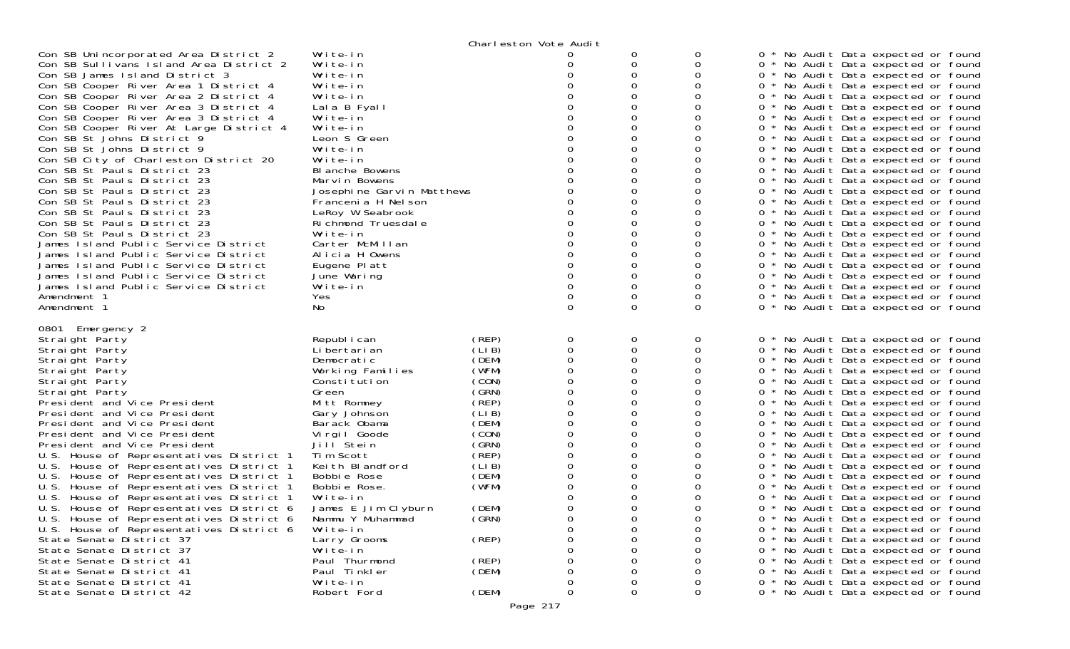Charleston Vote Audit

| | | | | | | |
|---|---|---|---|---|---|---|
| Con SB Unincorporated Area District 2 | Write-in | | 0 | 0 | 0 | 0 * No Audit Data expected or found |
| Con SB Sullivans Island Area District 2 | Write-in | | 0 | 0 | 0 | 0 * No Audit Data expected or found |
| Con SB James Island District 3 | Write-in | | 0 | 0 | 0 | 0 * No Audit Data expected or found |
| Con SB Cooper River Area 1 District 4 | Write-in | | 0 | 0 | 0 | 0 * No Audit Data expected or found |
| Con SB Cooper River Area 2 District 4 | Write-in | | 0 | 0 | 0 | 0 * No Audit Data expected or found |
| Con SB Cooper River Area 3 District 4 | Lala B Fyall | | 0 | 0 | 0 | 0 * No Audit Data expected or found |
| Con SB Cooper River Area 3 District 4 | Write-in | | 0 | 0 | 0 | 0 * No Audit Data expected or found |
| Con SB Cooper River At Large District 4 | Write-in | | 0 | 0 | 0 | 0 * No Audit Data expected or found |
| Con SB St Johns District 9 | Leon S Green | | 0 | 0 | 0 | 0 * No Audit Data expected or found |
| Con SB St Johns District 9 | Write-in | | 0 | 0 | 0 | 0 * No Audit Data expected or found |
| Con SB City of Charleston District 20 | Write-in | | 0 | 0 | 0 | 0 * No Audit Data expected or found |
| Con SB St Pauls District 23 | Blanche Bowens | | 0 | 0 | 0 | 0 * No Audit Data expected or found |
| Con SB St Pauls District 23 | Marvin Bowens | | 0 | 0 | 0 | 0 * No Audit Data expected or found |
| Con SB St Pauls District 23 | Josephine Garvin Matthews | | 0 | 0 | 0 | 0 * No Audit Data expected or found |
| Con SB St Pauls District 23 | Francenia H Nelson | | 0 | 0 | 0 | 0 * No Audit Data expected or found |
| Con SB St Pauls District 23 | LeRoy W Seabrook | | 0 | 0 | 0 | 0 * No Audit Data expected or found |
| Con SB St Pauls District 23 | Richmond Truesdale | | 0 | 0 | 0 | 0 * No Audit Data expected or found |
| Con SB St Pauls District 23 | Write-in | | 0 | 0 | 0 | 0 * No Audit Data expected or found |
| James Island Public Service District | Carter McMillan | | 0 | 0 | 0 | 0 * No Audit Data expected or found |
| James Island Public Service District | Alicia H Owens | | 0 | 0 | 0 | 0 * No Audit Data expected or found |
| James Island Public Service District | Eugene Platt | | 0 | 0 | 0 | 0 * No Audit Data expected or found |
| James Island Public Service District | June Waring | | 0 | 0 | 0 | 0 * No Audit Data expected or found |
| James Island Public Service District | Write-in | | 0 | 0 | 0 | 0 * No Audit Data expected or found |
| Amendment 1 | Yes | | 0 | 0 | 0 | 0 * No Audit Data expected or found |
| Amendment 1 | No | | 0 | 0 | 0 | 0 * No Audit Data expected or found |

0801 Emergency 2

| | | | | | | |
|---|---|---|---|---|---|---|
| Straight Party | Republican | (REP) | 0 | 0 | 0 | 0 * No Audit Data expected or found |
| Straight Party | Libertarian | (LIB) | 0 | 0 | 0 | 0 * No Audit Data expected or found |
| Straight Party | Democratic | (DEM) | 0 | 0 | 0 | 0 * No Audit Data expected or found |
| Straight Party | Working Families | (WFM) | 0 | 0 | 0 | 0 * No Audit Data expected or found |
| Straight Party | Constitution | (CON) | 0 | 0 | 0 | 0 * No Audit Data expected or found |
| Straight Party | Green | (GRN) | 0 | 0 | 0 | 0 * No Audit Data expected or found |
| President and Vice President | Mitt Romney | (REP) | 0 | 0 | 0 | 0 * No Audit Data expected or found |
| President and Vice President | Gary Johnson | (LIB) | 0 | 0 | 0 | 0 * No Audit Data expected or found |
| President and Vice President | Barack Obama | (DEM) | 0 | 0 | 0 | 0 * No Audit Data expected or found |
| President and Vice President | Virgil Goode | (CON) | 0 | 0 | 0 | 0 * No Audit Data expected or found |
| President and Vice President | Jill Stein | (GRN) | 0 | 0 | 0 | 0 * No Audit Data expected or found |
| U.S. House of Representatives District 1 | Tim Scott | (REP) | 0 | 0 | 0 | 0 * No Audit Data expected or found |
| U.S. House of Representatives District 1 | Keith Blandford | (LIB) | 0 | 0 | 0 | 0 * No Audit Data expected or found |
| U.S. House of Representatives District 1 | Bobbie Rose | (DEM) | 0 | 0 | 0 | 0 * No Audit Data expected or found |
| U.S. House of Representatives District 1 | Bobbie Rose. | (WFM) | 0 | 0 | 0 | 0 * No Audit Data expected or found |
| U.S. House of Representatives District 1 | Write-in | | 0 | 0 | 0 | 0 * No Audit Data expected or found |
| U.S. House of Representatives District 6 | James E Jim Clyburn | (DEM) | 0 | 0 | 0 | 0 * No Audit Data expected or found |
| U.S. House of Representatives District 6 | Nammu Y Muhammad | (GRN) | 0 | 0 | 0 | 0 * No Audit Data expected or found |
| U.S. House of Representatives District 6 | Write-in | | 0 | 0 | 0 | 0 * No Audit Data expected or found |
| State Senate District 37 | Larry Grooms | (REP) | 0 | 0 | 0 | 0 * No Audit Data expected or found |
| State Senate District 37 | Write-in | | 0 | 0 | 0 | 0 * No Audit Data expected or found |
| State Senate District 41 | Paul Thurmond | (REP) | 0 | 0 | 0 | 0 * No Audit Data expected or found |
| State Senate District 41 | Paul Tinkler | (DEM) | 0 | 0 | 0 | 0 * No Audit Data expected or found |
| State Senate District 41 | Write-in | | 0 | 0 | 0 | 0 * No Audit Data expected or found |
| State Senate District 42 | Robert Ford | (DEM) | 0 | 0 | 0 | 0 * No Audit Data expected or found |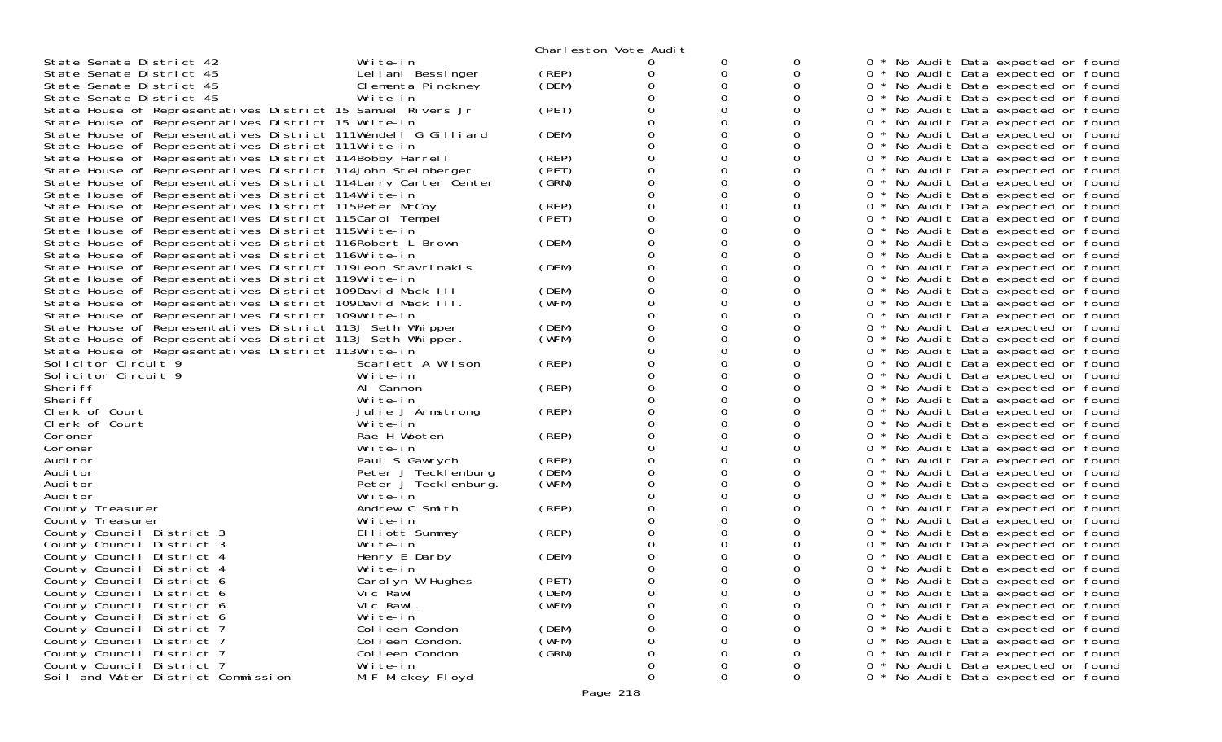Charleston Vote Audit

| Contest | Candidate | Party | | | | | |
|---|---|---|---|---|---|---|---|
| State Senate District 42 | Write-in | | 0 | 0 | 0 | 0 | * No Audit Data expected or found |
| State Senate District 45 | Leilani Bessinger | (REP) | 0 | 0 | 0 | 0 | * No Audit Data expected or found |
| State Senate District 45 | Clementa Pinckney | (DEM) | 0 | 0 | 0 | 0 | * No Audit Data expected or found |
| State Senate District 45 | Write-in | | 0 | 0 | 0 | 0 | * No Audit Data expected or found |
| State House of Representatives District 15 | Samuel Rivers Jr | (PET) | 0 | 0 | 0 | 0 | * No Audit Data expected or found |
| State House of Representatives District 15 | Write-in | | 0 | 0 | 0 | 0 | * No Audit Data expected or found |
| State House of Representatives District 111 | Wendell G Gilliard | (DEM) | 0 | 0 | 0 | 0 | * No Audit Data expected or found |
| State House of Representatives District 111 | Write-in | | 0 | 0 | 0 | 0 | * No Audit Data expected or found |
| State House of Representatives District 114 | Bobby Harrell | (REP) | 0 | 0 | 0 | 0 | * No Audit Data expected or found |
| State House of Representatives District 114 | John Steinberger | (PET) | 0 | 0 | 0 | 0 | * No Audit Data expected or found |
| State House of Representatives District 114 | Larry Carter Center | (GRN) | 0 | 0 | 0 | 0 | * No Audit Data expected or found |
| State House of Representatives District 114 | Write-in | | 0 | 0 | 0 | 0 | * No Audit Data expected or found |
| State House of Representatives District 115 | Peter McCoy | (REP) | 0 | 0 | 0 | 0 | * No Audit Data expected or found |
| State House of Representatives District 115 | Carol Tempel | (PET) | 0 | 0 | 0 | 0 | * No Audit Data expected or found |
| State House of Representatives District 115 | Write-in | | 0 | 0 | 0 | 0 | * No Audit Data expected or found |
| State House of Representatives District 116 | Robert L Brown | (DEM) | 0 | 0 | 0 | 0 | * No Audit Data expected or found |
| State House of Representatives District 116 | Write-in | | 0 | 0 | 0 | 0 | * No Audit Data expected or found |
| State House of Representatives District 119 | Leon Stavrinakis | (DEM) | 0 | 0 | 0 | 0 | * No Audit Data expected or found |
| State House of Representatives District 119 | Write-in | | 0 | 0 | 0 | 0 | * No Audit Data expected or found |
| State House of Representatives District 109 | David Mack III | (DEM) | 0 | 0 | 0 | 0 | * No Audit Data expected or found |
| State House of Representatives District 109 | David Mack III. | (WFM) | 0 | 0 | 0 | 0 | * No Audit Data expected or found |
| State House of Representatives District 109 | Write-in | | 0 | 0 | 0 | 0 | * No Audit Data expected or found |
| State House of Representatives District 113 | J Seth Whipper | (DEM) | 0 | 0 | 0 | 0 | * No Audit Data expected or found |
| State House of Representatives District 113 | J Seth Whipper. | (WFM) | 0 | 0 | 0 | 0 | * No Audit Data expected or found |
| State House of Representatives District 113 | Write-in | | 0 | 0 | 0 | 0 | * No Audit Data expected or found |
| Solicitor Circuit 9 | Scarlett A Wilson | (REP) | 0 | 0 | 0 | 0 | * No Audit Data expected or found |
| Solicitor Circuit 9 | Write-in | | 0 | 0 | 0 | 0 | * No Audit Data expected or found |
| Sheriff | Al Cannon | (REP) | 0 | 0 | 0 | 0 | * No Audit Data expected or found |
| Sheriff | Write-in | | 0 | 0 | 0 | 0 | * No Audit Data expected or found |
| Clerk of Court | Julie J Armstrong | (REP) | 0 | 0 | 0 | 0 | * No Audit Data expected or found |
| Clerk of Court | Write-in | | 0 | 0 | 0 | 0 | * No Audit Data expected or found |
| Coroner | Rae H Wooten | (REP) | 0 | 0 | 0 | 0 | * No Audit Data expected or found |
| Coroner | Write-in | | 0 | 0 | 0 | 0 | * No Audit Data expected or found |
| Auditor | Paul S Gawrych | (REP) | 0 | 0 | 0 | 0 | * No Audit Data expected or found |
| Auditor | Peter J Tecklenburg | (DEM) | 0 | 0 | 0 | 0 | * No Audit Data expected or found |
| Auditor | Peter J Tecklenburg. | (WFM) | 0 | 0 | 0 | 0 | * No Audit Data expected or found |
| Auditor | Write-in | | 0 | 0 | 0 | 0 | * No Audit Data expected or found |
| County Treasurer | Andrew C Smith | (REP) | 0 | 0 | 0 | 0 | * No Audit Data expected or found |
| County Treasurer | Write-in | | 0 | 0 | 0 | 0 | * No Audit Data expected or found |
| County Council District 3 | Elliott Summey | (REP) | 0 | 0 | 0 | 0 | * No Audit Data expected or found |
| County Council District 3 | Write-in | | 0 | 0 | 0 | 0 | * No Audit Data expected or found |
| County Council District 4 | Henry E Darby | (DEM) | 0 | 0 | 0 | 0 | * No Audit Data expected or found |
| County Council District 4 | Write-in | | 0 | 0 | 0 | 0 | * No Audit Data expected or found |
| County Council District 6 | Carolyn W Hughes | (PET) | 0 | 0 | 0 | 0 | * No Audit Data expected or found |
| County Council District 6 | Vic Rawl | (DEM) | 0 | 0 | 0 | 0 | * No Audit Data expected or found |
| County Council District 6 | Vic Rawl. | (WFM) | 0 | 0 | 0 | 0 | * No Audit Data expected or found |
| County Council District 6 | Write-in | | 0 | 0 | 0 | 0 | * No Audit Data expected or found |
| County Council District 7 | Colleen Condon | (DEM) | 0 | 0 | 0 | 0 | * No Audit Data expected or found |
| County Council District 7 | Colleen Condon. | (WFM) | 0 | 0 | 0 | 0 | * No Audit Data expected or found |
| County Council District 7 | Colleen Condon | (GRN) | 0 | 0 | 0 | 0 | * No Audit Data expected or found |
| County Council District 7 | Write-in | | 0 | 0 | 0 | 0 | * No Audit Data expected or found |
| Soil and Water District Commission | M F Mickey Floyd | | 0 | 0 | 0 | 0 | * No Audit Data expected or found |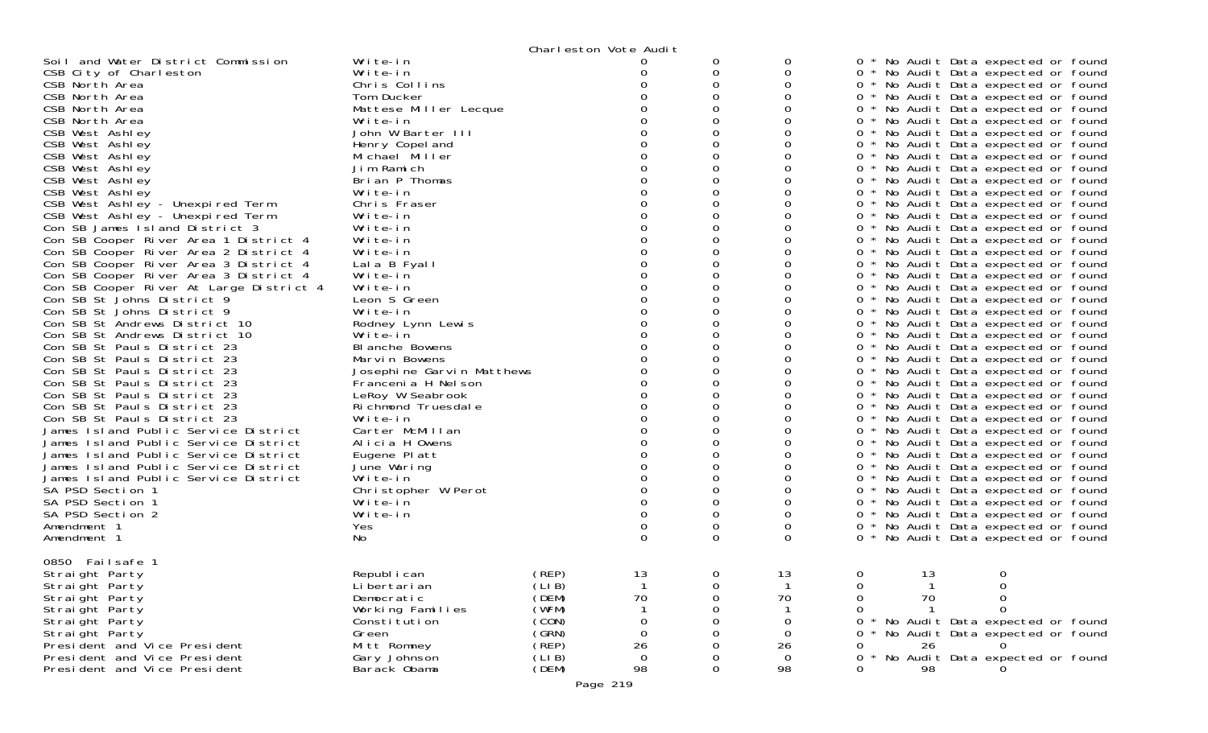| Contest | Candidate | Party | | | | | | |
|---|---|---|---|---|---|---|---|---|
| Soil and Water District Commission | Write-in | | 0 | 0 | 0 | 0 * No Audit Data expected or found | | |
| CSB City of Charleston | Write-in | | 0 | 0 | 0 | 0 * No Audit Data expected or found | | |
| CSB North Area | Chris Collins | | 0 | 0 | 0 | 0 * No Audit Data expected or found | | |
| CSB North Area | Tom Ducker | | 0 | 0 | 0 | 0 * No Audit Data expected or found | | |
| CSB North Area | Mattese Miller Lecque | | 0 | 0 | 0 | 0 * No Audit Data expected or found | | |
| CSB North Area | Write-in | | 0 | 0 | 0 | 0 * No Audit Data expected or found | | |
| CSB West Ashley | John W Barter III | | 0 | 0 | 0 | 0 * No Audit Data expected or found | | |
| CSB West Ashley | Henry Copeland | | 0 | 0 | 0 | 0 * No Audit Data expected or found | | |
| CSB West Ashley | Michael Miller | | 0 | 0 | 0 | 0 * No Audit Data expected or found | | |
| CSB West Ashley | Jim Ramich | | 0 | 0 | 0 | 0 * No Audit Data expected or found | | |
| CSB West Ashley | Brian P Thomas | | 0 | 0 | 0 | 0 * No Audit Data expected or found | | |
| CSB West Ashley | Write-in | | 0 | 0 | 0 | 0 * No Audit Data expected or found | | |
| CSB West Ashley - Unexpired Term | Chris Fraser | | 0 | 0 | 0 | 0 * No Audit Data expected or found | | |
| CSB West Ashley - Unexpired Term | Write-in | | 0 | 0 | 0 | 0 * No Audit Data expected or found | | |
| Con SB James Island District 3 | Write-in | | 0 | 0 | 0 | 0 * No Audit Data expected or found | | |
| Con SB Cooper River Area 1 District 4 | Write-in | | 0 | 0 | 0 | 0 * No Audit Data expected or found | | |
| Con SB Cooper River Area 2 District 4 | Write-in | | 0 | 0 | 0 | 0 * No Audit Data expected or found | | |
| Con SB Cooper River Area 3 District 4 | Lala B Fyall | | 0 | 0 | 0 | 0 * No Audit Data expected or found | | |
| Con SB Cooper River Area 3 District 4 | Write-in | | 0 | 0 | 0 | 0 * No Audit Data expected or found | | |
| Con SB Cooper River At Large District 4 | Write-in | | 0 | 0 | 0 | 0 * No Audit Data expected or found | | |
| Con SB St Johns District 9 | Leon S Green | | 0 | 0 | 0 | 0 * No Audit Data expected or found | | |
| Con SB St Johns District 9 | Write-in | | 0 | 0 | 0 | 0 * No Audit Data expected or found | | |
| Con SB St Andrews District 10 | Rodney Lynn Lewis | | 0 | 0 | 0 | 0 * No Audit Data expected or found | | |
| Con SB St Andrews District 10 | Write-in | | 0 | 0 | 0 | 0 * No Audit Data expected or found | | |
| Con SB St Pauls District 23 | Blanche Bowens | | 0 | 0 | 0 | 0 * No Audit Data expected or found | | |
| Con SB St Pauls District 23 | Marvin Bowens | | 0 | 0 | 0 | 0 * No Audit Data expected or found | | |
| Con SB St Pauls District 23 | Josephine Garvin Matthews | | 0 | 0 | 0 | 0 * No Audit Data expected or found | | |
| Con SB St Pauls District 23 | Francenia H Nelson | | 0 | 0 | 0 | 0 * No Audit Data expected or found | | |
| Con SB St Pauls District 23 | LeRoy W Seabrook | | 0 | 0 | 0 | 0 * No Audit Data expected or found | | |
| Con SB St Pauls District 23 | Richmond Truesdale | | 0 | 0 | 0 | 0 * No Audit Data expected or found | | |
| Con SB St Pauls District 23 | Write-in | | 0 | 0 | 0 | 0 * No Audit Data expected or found | | |
| James Island Public Service District | Carter McMillan | | 0 | 0 | 0 | 0 * No Audit Data expected or found | | |
| James Island Public Service District | Alicia H Owens | | 0 | 0 | 0 | 0 * No Audit Data expected or found | | |
| James Island Public Service District | Eugene Platt | | 0 | 0 | 0 | 0 * No Audit Data expected or found | | |
| James Island Public Service District | June Waring | | 0 | 0 | 0 | 0 * No Audit Data expected or found | | |
| James Island Public Service District | Write-in | | 0 | 0 | 0 | 0 * No Audit Data expected or found | | |
| SA PSD Section 1 | Christopher W Perot | | 0 | 0 | 0 | 0 * No Audit Data expected or found | | |
| SA PSD Section 1 | Write-in | | 0 | 0 | 0 | 0 * No Audit Data expected or found | | |
| SA PSD Section 2 | Write-in | | 0 | 0 | 0 | 0 * No Audit Data expected or found | | |
| Amendment 1 | Yes | | 0 | 0 | 0 | 0 * No Audit Data expected or found | | |
| Amendment 1 | No | | 0 | 0 | 0 | 0 * No Audit Data expected or found | | |

0850 Failsafe 1

| Contest | Candidate | Party | | | | | | |
|---|---|---|---|---|---|---|---|---|
| Straight Party | Republican | (REP) | 13 | 0 | 13 | 0 | 13 | 0 |
| Straight Party | Libertarian | (LIB) | 1 | 0 | 1 | 0 | 1 | 0 |
| Straight Party | Democratic | (DEM) | 70 | 0 | 70 | 0 | 70 | 0 |
| Straight Party | Working Families | (WFM) | 1 | 0 | 1 | 0 | 1 | 0 |
| Straight Party | Constitution | (CON) | 0 | 0 | 0 | 0 * No Audit Data expected or found | | |
| Straight Party | Green | (GRN) | 0 | 0 | 0 | 0 * No Audit Data expected or found | | |
| President and Vice President | Mitt Romney | (REP) | 26 | 0 | 26 | 0 | 26 | 0 |
| President and Vice President | Gary Johnson | (LIB) | 0 | 0 | 0 | 0 * No Audit Data expected or found | | |
| President and Vice President | Barack Obama | (DEM) | 98 | 0 | 98 | 0 | 98 | 0 |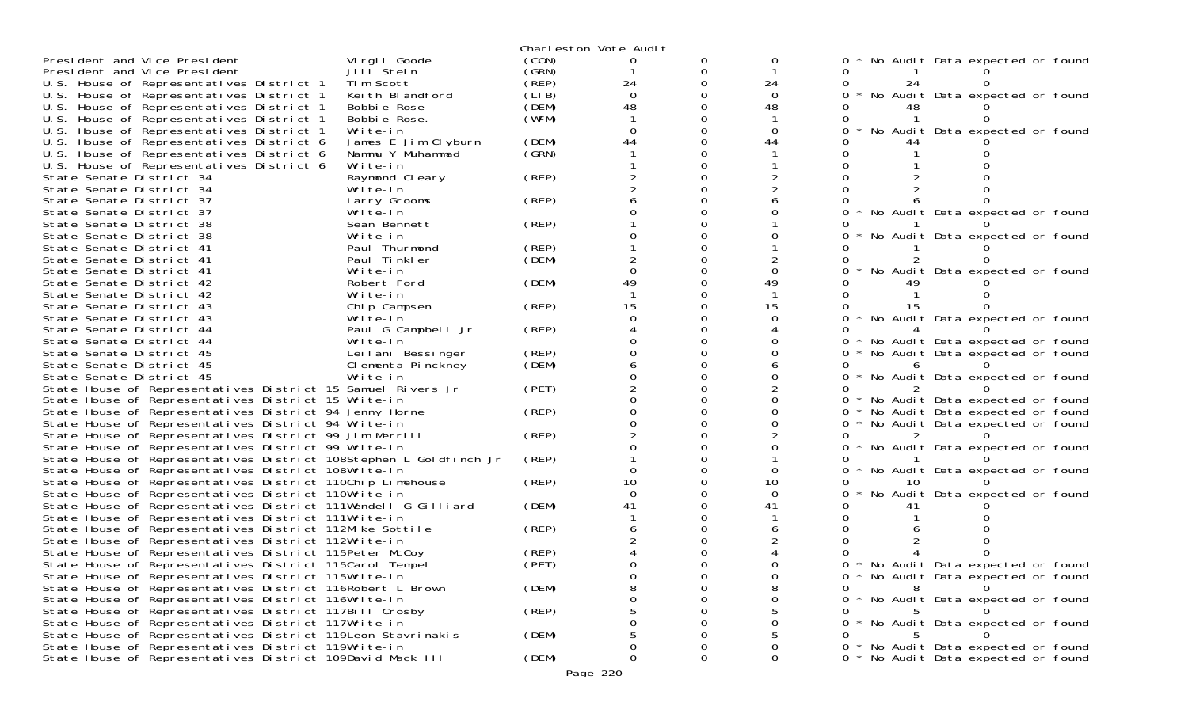Charleston Vote Audit

| Office | Candidate | Party | | | | | | | |
|---|---|---|---|---|---|---|---|---|---|
| President and Vice President | Virgil Goode | (CON) | 0 | 0 | 0 | 0 * No Audit Data expected or found | | | |
| President and Vice President | Jill Stein | (GRN) | 1 | 0 | 1 | 0 | 1 | 0 | |
| U.S. House of Representatives District 1 | Tim Scott | (REP) | 24 | 0 | 24 | 0 | 24 | 0 | |
| U.S. House of Representatives District 1 | Keith Blandford | (LIB) | 0 | 0 | 0 | 0 * No Audit Data expected or found | | | |
| U.S. House of Representatives District 1 | Bobbie Rose | (DEM) | 48 | 0 | 48 | 0 | 48 | 0 | |
| U.S. House of Representatives District 1 | Bobbie Rose. | (WFM) | 1 | 0 | 1 | 0 | 1 | 0 | |
| U.S. House of Representatives District 1 | Write-in | | 0 | 0 | 0 | 0 * No Audit Data expected or found | | | |
| U.S. House of Representatives District 6 | James E Jim Clyburn | (DEM) | 44 | 0 | 44 | 0 | 44 | 0 | |
| U.S. House of Representatives District 6 | Nammu Y Muhammad | (GRN) | 1 | 0 | 1 | 0 | 1 | 0 | |
| U.S. House of Representatives District 6 | Write-in | | 1 | 0 | 1 | 0 | 1 | 0 | |
| State Senate District 34 | Raymond Cleary | (REP) | 2 | 0 | 2 | 0 | 2 | 0 | |
| State Senate District 34 | Write-in | | 2 | 0 | 2 | 0 | 2 | 0 | |
| State Senate District 37 | Larry Grooms | (REP) | 6 | 0 | 6 | 0 | 6 | 0 | |
| State Senate District 37 | Write-in | | 0 | 0 | 0 | 0 * No Audit Data expected or found | | | |
| State Senate District 38 | Sean Bennett | (REP) | 1 | 0 | 1 | 0 | 1 | 0 | |
| State Senate District 38 | Write-in | | 0 | 0 | 0 | 0 * No Audit Data expected or found | | | |
| State Senate District 41 | Paul Thurmond | (REP) | 1 | 0 | 1 | 0 | 1 | 0 | |
| State Senate District 41 | Paul Tinkler | (DEM) | 2 | 0 | 2 | 0 | 2 | 0 | |
| State Senate District 41 | Write-in | | 0 | 0 | 0 | 0 * No Audit Data expected or found | | | |
| State Senate District 42 | Robert Ford | (DEM) | 49 | 0 | 49 | 0 | 49 | 0 | |
| State Senate District 42 | Write-in | | 1 | 0 | 1 | 0 | 1 | 0 | |
| State Senate District 43 | Chip Campsen | (REP) | 15 | 0 | 15 | 0 | 15 | 0 | |
| State Senate District 43 | Write-in | | 0 | 0 | 0 | 0 * No Audit Data expected or found | | | |
| State Senate District 44 | Paul G Campbell Jr | (REP) | 4 | 0 | 4 | 0 | 4 | 0 | |
| State Senate District 44 | Write-in | | 0 | 0 | 0 | 0 * No Audit Data expected or found | | | |
| State Senate District 45 | Leilani Bessinger | (REP) | 0 | 0 | 0 | 0 * No Audit Data expected or found | | | |
| State Senate District 45 | Clementa Pinckney | (DEM) | 6 | 0 | 6 | 0 | 6 | 0 | |
| State Senate District 45 | Write-in | | 0 | 0 | 0 | 0 * No Audit Data expected or found | | | |
| State House of Representatives District 15 | Samuel Rivers Jr | (PET) | 2 | 0 | 2 | 0 | 2 | 0 | |
| State House of Representatives District 15 | Write-in | | 0 | 0 | 0 | 0 * No Audit Data expected or found | | | |
| State House of Representatives District 94 | Jenny Horne | (REP) | 0 | 0 | 0 | 0 * No Audit Data expected or found | | | |
| State House of Representatives District 94 | Write-in | | 0 | 0 | 0 | 0 * No Audit Data expected or found | | | |
| State House of Representatives District 99 | Jim Merrill | (REP) | 2 | 0 | 2 | 0 | 2 | 0 | |
| State House of Representatives District 99 | Write-in | | 0 | 0 | 0 | 0 * No Audit Data expected or found | | | |
| State House of Representatives District 108 | Stephen L Goldfinch Jr | (REP) | 1 | 0 | 1 | 0 | 1 | 0 | |
| State House of Representatives District 108 | Write-in | | 0 | 0 | 0 | 0 * No Audit Data expected or found | | | |
| State House of Representatives District 110 | Chip Limehouse | (REP) | 10 | 0 | 10 | 0 | 10 | 0 | |
| State House of Representatives District 110 | Write-in | | 0 | 0 | 0 | 0 * No Audit Data expected or found | | | |
| State House of Representatives District 111 | Wendell G Gilliard | (DEM) | 41 | 0 | 41 | 0 | 41 | 0 | |
| State House of Representatives District 111 | Write-in | | 1 | 0 | 1 | 0 | 1 | 0 | |
| State House of Representatives District 112 | Mike Sottile | (REP) | 6 | 0 | 6 | 0 | 6 | 0 | |
| State House of Representatives District 112 | Write-in | | 2 | 0 | 2 | 0 | 2 | 0 | |
| State House of Representatives District 115 | Peter McCoy | (REP) | 4 | 0 | 4 | 0 | 4 | 0 | |
| State House of Representatives District 115 | Carol Tempel | (PET) | 0 | 0 | 0 | 0 * No Audit Data expected or found | | | |
| State House of Representatives District 115 | Write-in | | 0 | 0 | 0 | 0 * No Audit Data expected or found | | | |
| State House of Representatives District 116 | Robert L Brown | (DEM) | 8 | 0 | 8 | 0 | 8 | 0 | |
| State House of Representatives District 116 | Write-in | | 0 | 0 | 0 | 0 * No Audit Data expected or found | | | |
| State House of Representatives District 117 | Bill Crosby | (REP) | 5 | 0 | 5 | 0 | 5 | 0 | |
| State House of Representatives District 117 | Write-in | | 0 | 0 | 0 | 0 * No Audit Data expected or found | | | |
| State House of Representatives District 119 | Leon Stavrinakis | (DEM) | 5 | 0 | 5 | 0 | 5 | 0 | |
| State House of Representatives District 119 | Write-in | | 0 | 0 | 0 | 0 * No Audit Data expected or found | | | |
| State House of Representatives District 109 | David Mack III | (DEM) | 0 | 0 | 0 | 0 * No Audit Data expected or found | | | |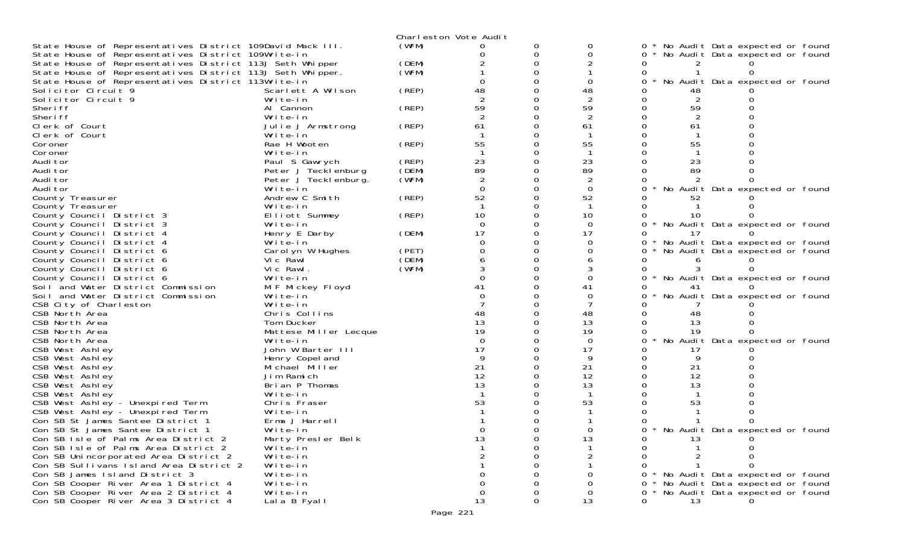Charleston Vote Audit

| Contest | Candidate | Party | Votes | | | | | | |
|---|---|---|---|---|---|---|---|---|---|
| State House of Representatives District 109 | David Mack III. | (WFM) | 0 | 0 | 0 | 0 * No Audit Data expected or found | | | |
| State House of Representatives District 109 | Write-in | | 0 | 0 | 0 | 0 * No Audit Data expected or found | | | |
| State House of Representatives District 113 | J Seth Whipper | (DEM) | 2 | 0 | 2 | 0 | 2 | 0 | |
| State House of Representatives District 113 | J Seth Whipper. | (WFM) | 1 | 0 | 1 | 0 | 1 | 0 | |
| State House of Representatives District 113 | Write-in | | 0 | 0 | 0 | 0 * No Audit Data expected or found | | | |
| Solicitor Circuit 9 | Scarlett A Wilson | (REP) | 48 | 0 | 48 | 0 | 48 | 0 | |
| Solicitor Circuit 9 | Write-in | | 2 | 0 | 2 | 0 | 2 | 0 | |
| Sheriff | Al Cannon | (REP) | 59 | 0 | 59 | 0 | 59 | 0 | |
| Sheriff | Write-in | | 2 | 0 | 2 | 0 | 2 | 0 | |
| Clerk of Court | Julie J Armstrong | (REP) | 61 | 0 | 61 | 0 | 61 | 0 | |
| Clerk of Court | Write-in | | 1 | 0 | 1 | 0 | 1 | 0 | |
| Coroner | Rae H Wooten | (REP) | 55 | 0 | 55 | 0 | 55 | 0 | |
| Coroner | Write-in | | 1 | 0 | 1 | 0 | 1 | 0 | |
| Auditor | Paul S Gawrych | (REP) | 23 | 0 | 23 | 0 | 23 | 0 | |
| Auditor | Peter J Tecklenburg | (DEM) | 89 | 0 | 89 | 0 | 89 | 0 | |
| Auditor | Peter J Tecklenburg. | (WFM) | 2 | 0 | 2 | 0 | 2 | 0 | |
| Auditor | Write-in | | 0 | 0 | 0 | 0 * No Audit Data expected or found | | | |
| County Treasurer | Andrew C Smith | (REP) | 52 | 0 | 52 | 0 | 52 | 0 | |
| County Treasurer | Write-in | | 1 | 0 | 1 | 0 | 1 | 0 | |
| County Council District 3 | Elliott Summey | (REP) | 10 | 0 | 10 | 0 | 10 | 0 | |
| County Council District 3 | Write-in | | 0 | 0 | 0 | 0 * No Audit Data expected or found | | | |
| County Council District 4 | Henry E Darby | (DEM) | 17 | 0 | 17 | 0 | 17 | 0 | |
| County Council District 4 | Write-in | | 0 | 0 | 0 | 0 * No Audit Data expected or found | | | |
| County Council District 6 | Carolyn W Hughes | (PET) | 0 | 0 | 0 | 0 * No Audit Data expected or found | | | |
| County Council District 6 | Vic Rawl | (DEM) | 6 | 0 | 6 | 0 | 6 | 0 | |
| County Council District 6 | Vic Rawl. | (WFM) | 3 | 0 | 3 | 0 | 3 | 0 | |
| County Council District 6 | Write-in | | 0 | 0 | 0 | 0 * No Audit Data expected or found | | | |
| Soil and Water District Commission | M F Mickey Floyd | | 41 | 0 | 41 | 0 | 41 | 0 | |
| Soil and Water District Commission | Write-in | | 0 | 0 | 0 | 0 * No Audit Data expected or found | | | |
| CSB City of Charleston | Write-in | | 7 | 0 | 7 | 0 | 7 | 0 | |
| CSB North Area | Chris Collins | | 48 | 0 | 48 | 0 | 48 | 0 | |
| CSB North Area | Tom Ducker | | 13 | 0 | 13 | 0 | 13 | 0 | |
| CSB North Area | Mattese Miller Lecque | | 19 | 0 | 19 | 0 | 19 | 0 | |
| CSB North Area | Write-in | | 0 | 0 | 0 | 0 * No Audit Data expected or found | | | |
| CSB West Ashley | John W Barter III | | 17 | 0 | 17 | 0 | 17 | 0 | |
| CSB West Ashley | Henry Copeland | | 9 | 0 | 9 | 0 | 9 | 0 | |
| CSB West Ashley | Michael Miller | | 21 | 0 | 21 | 0 | 21 | 0 | |
| CSB West Ashley | Jim Ramich | | 12 | 0 | 12 | 0 | 12 | 0 | |
| CSB West Ashley | Brian P Thomas | | 13 | 0 | 13 | 0 | 13 | 0 | |
| CSB West Ashley | Write-in | | 1 | 0 | 1 | 0 | 1 | 0 | |
| CSB West Ashley - Unexpired Term | Chris Fraser | | 53 | 0 | 53 | 0 | 53 | 0 | |
| CSB West Ashley - Unexpired Term | Write-in | | 1 | 0 | 1 | 0 | 1 | 0 | |
| Con SB St James Santee District 1 | Erma J Harrell | | 1 | 0 | 1 | 0 | 1 | 0 | |
| Con SB St James Santee District 1 | Write-in | | 0 | 0 | 0 | 0 * No Audit Data expected or found | | | |
| Con SB Isle of Palms Area District 2 | Marty Presler Belk | | 13 | 0 | 13 | 0 | 13 | 0 | |
| Con SB Isle of Palms Area District 2 | Write-in | | 1 | 0 | 1 | 0 | 1 | 0 | |
| Con SB Unincorporated Area District 2 | Write-in | | 2 | 0 | 2 | 0 | 2 | 0 | |
| Con SB Sullivans Island Area District 2 | Write-in | | 1 | 0 | 1 | 0 | 1 | 0 | |
| Con SB James Island District 3 | Write-in | | 0 | 0 | 0 | 0 * No Audit Data expected or found | | | |
| Con SB Cooper River Area 1 District 4 | Write-in | | 0 | 0 | 0 | 0 * No Audit Data expected or found | | | |
| Con SB Cooper River Area 2 District 4 | Write-in | | 0 | 0 | 0 | 0 * No Audit Data expected or found | | | |
| Con SB Cooper River Area 3 District 4 | Lala B Fyall | | 13 | 0 | 13 | 0 | 13 | 0 | |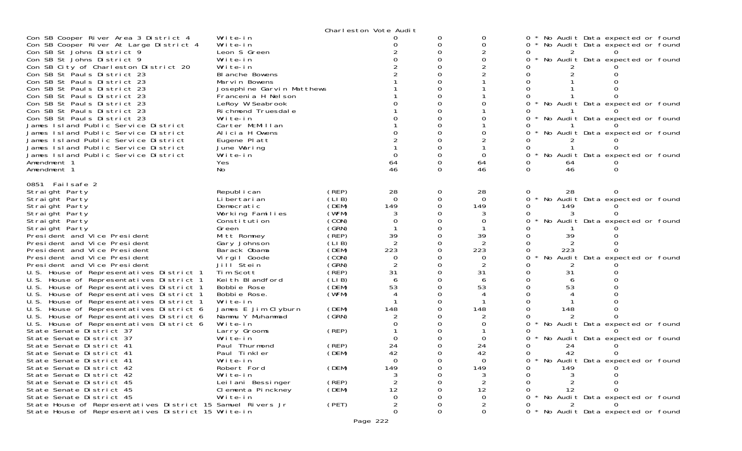Charleston Vote Audit

| Contest | Candidate | Party | | | | | | | |
|---|---|---|---|---|---|---|---|---|---|
| Con SB Cooper River Area 3 District 4 | Write-in | | 0 | 0 | 0 | 0 * No Audit Data expected or found | | | |
| Con SB Cooper River At Large District 4 | Write-in | | 0 | 0 | 0 | 0 * No Audit Data expected or found | | | |
| Con SB St Johns District 9 | Leon S Green | | 2 | 0 | 2 | 0 | 2 | 0 | |
| Con SB St Johns District 9 | Write-in | | 0 | 0 | 0 | 0 * No Audit Data expected or found | | | |
| Con SB City of Charleston District 20 | Write-in | | 2 | 0 | 2 | 0 | 2 | 0 | |
| Con SB St Pauls District 23 | Blanche Bowens | | 2 | 0 | 2 | 0 | 2 | 0 | |
| Con SB St Pauls District 23 | Marvin Bowens | | 1 | 0 | 1 | 0 | 1 | 0 | |
| Con SB St Pauls District 23 | Josephine Garvin Matthews | | 1 | 0 | 1 | 0 | 1 | 0 | |
| Con SB St Pauls District 23 | Francenia H Nelson | | 1 | 0 | 1 | 0 | 1 | 0 | |
| Con SB St Pauls District 23 | LeRoy W Seabrook | | 0 | 0 | 0 | 0 * No Audit Data expected or found | | | |
| Con SB St Pauls District 23 | Richmond Truesdale | | 1 | 0 | 1 | 0 | 1 | 0 | |
| Con SB St Pauls District 23 | Write-in | | 0 | 0 | 0 | 0 * No Audit Data expected or found | | | |
| James Island Public Service District | Carter McMillan | | 1 | 0 | 1 | 0 | 1 | 0 | |
| James Island Public Service District | Alicia H Owens | | 0 | 0 | 0 | 0 * No Audit Data expected or found | | | |
| James Island Public Service District | Eugene Platt | | 2 | 0 | 2 | 0 | 2 | 0 | |
| James Island Public Service District | June Waring | | 1 | 0 | 1 | 0 | 1 | 0 | |
| James Island Public Service District | Write-in | | 0 | 0 | 0 | 0 * No Audit Data expected or found | | | |
| Amendment 1 | Yes | | 64 | 0 | 64 | 0 | 64 | 0 | |
| Amendment 1 | No | | 46 | 0 | 46 | 0 | 46 | 0 | |

0851 Failsafe 2

| Contest | Candidate | Party | | | | | | | |
|---|---|---|---|---|---|---|---|---|---|
| Straight Party | Republican | (REP) | 28 | 0 | 28 | 0 | 28 | 0 | |
| Straight Party | Libertarian | (LIB) | 0 | 0 | 0 | 0 * No Audit Data expected or found | | | |
| Straight Party | Democratic | (DEM) | 149 | 0 | 149 | 0 | 149 | 0 | |
| Straight Party | Working Families | (WFM) | 3 | 0 | 3 | 0 | 3 | 0 | |
| Straight Party | Constitution | (CON) | 0 | 0 | 0 | 0 * No Audit Data expected or found | | | |
| Straight Party | Green | (GRN) | 1 | 0 | 1 | 0 | 1 | 0 | |
| President and Vice President | Mitt Romney | (REP) | 39 | 0 | 39 | 0 | 39 | 0 | |
| President and Vice President | Gary Johnson | (LIB) | 2 | 0 | 2 | 0 | 2 | 0 | |
| President and Vice President | Barack Obama | (DEM) | 223 | 0 | 223 | 0 | 223 | 0 | |
| President and Vice President | Virgil Goode | (CON) | 0 | 0 | 0 | 0 * No Audit Data expected or found | | | |
| President and Vice President | Jill Stein | (GRN) | 2 | 0 | 2 | 0 | 2 | 0 | |
| U.S. House of Representatives District 1 | Tim Scott | (REP) | 31 | 0 | 31 | 0 | 31 | 0 | |
| U.S. House of Representatives District 1 | Keith Blandford | (LIB) | 6 | 0 | 6 | 0 | 6 | 0 | |
| U.S. House of Representatives District 1 | Bobbie Rose | (DEM) | 53 | 0 | 53 | 0 | 53 | 0 | |
| U.S. House of Representatives District 1 | Bobbie Rose. | (WFM) | 4 | 0 | 4 | 0 | 4 | 0 | |
| U.S. House of Representatives District 1 | Write-in | | 1 | 0 | 1 | 0 | 1 | 0 | |
| U.S. House of Representatives District 6 | James E Jim Clyburn | (DEM) | 148 | 0 | 148 | 0 | 148 | 0 | |
| U.S. House of Representatives District 6 | Nammu Y Muhammad | (GRN) | 2 | 0 | 2 | 0 | 2 | 0 | |
| U.S. House of Representatives District 6 | Write-in | | 0 | 0 | 0 | 0 * No Audit Data expected or found | | | |
| State Senate District 37 | Larry Grooms | (REP) | 1 | 0 | 1 | 0 | 1 | 0 | |
| State Senate District 37 | Write-in | | 0 | 0 | 0 | 0 * No Audit Data expected or found | | | |
| State Senate District 41 | Paul Thurmond | (REP) | 24 | 0 | 24 | 0 | 24 | 0 | |
| State Senate District 41 | Paul Tinkler | (DEM) | 42 | 0 | 42 | 0 | 42 | 0 | |
| State Senate District 41 | Write-in | | 0 | 0 | 0 | 0 * No Audit Data expected or found | | | |
| State Senate District 42 | Robert Ford | (DEM) | 149 | 0 | 149 | 0 | 149 | 0 | |
| State Senate District 42 | Write-in | | 3 | 0 | 3 | 0 | 3 | 0 | |
| State Senate District 45 | Leilani Bessinger | (REP) | 2 | 0 | 2 | 0 | 2 | 0 | |
| State Senate District 45 | Clementa Pinckney | (DEM) | 12 | 0 | 12 | 0 | 12 | 0 | |
| State Senate District 45 | Write-in | | 0 | 0 | 0 | 0 * No Audit Data expected or found | | | |
| State House of Representatives District 15 | Samuel Rivers Jr | (PET) | 2 | 0 | 2 | 0 | 2 | 0 | |
| State House of Representatives District 15 | Write-in | | 0 | 0 | 0 | 0 * No Audit Data expected or found | | | |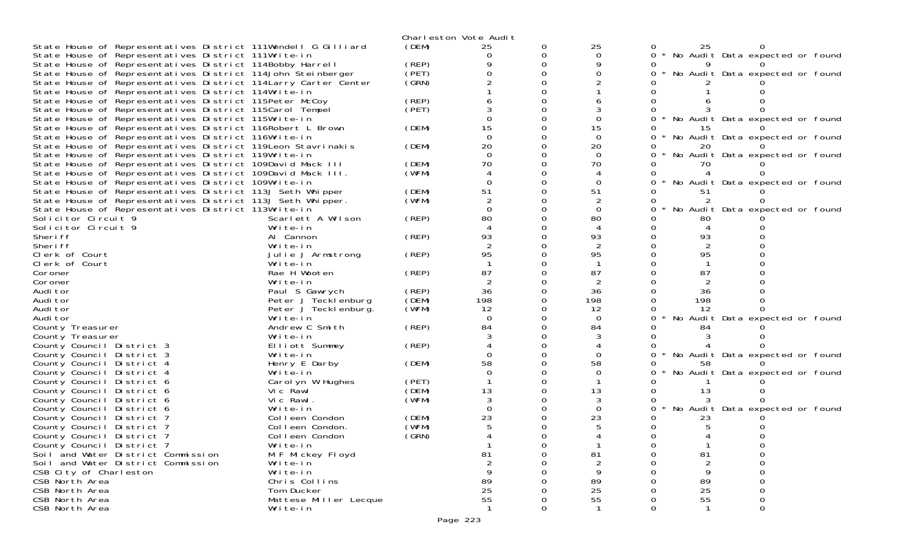Charleston Vote Audit

| Office | Candidate | Party | | | | | | |
|---|---|---|---|---|---|---|---|---|
| State House of Representatives District 111 | Wendell G Gilliard | (DEM) | 25 | 0 | 25 | 0 | 25 | 0 |
| State House of Representatives District 111 | Write-in | | 0 | 0 | 0 | 0 * No Audit Data expected or found | | |
| State House of Representatives District 114 | Bobby Harrell | (REP) | 9 | 0 | 9 | 0 | 9 | 0 |
| State House of Representatives District 114 | John Steinberger | (PET) | 0 | 0 | 0 | 0 * No Audit Data expected or found | | |
| State House of Representatives District 114 | Larry Carter Center | (GRN) | 2 | 0 | 2 | 0 | 2 | 0 |
| State House of Representatives District 114 | Write-in | | 1 | 0 | 1 | 0 | 1 | 0 |
| State House of Representatives District 115 | Peter McCoy | (REP) | 6 | 0 | 6 | 0 | 6 | 0 |
| State House of Representatives District 115 | Carol Tempel | (PET) | 3 | 0 | 3 | 0 | 3 | 0 |
| State House of Representatives District 115 | Write-in | | 0 | 0 | 0 | 0 * No Audit Data expected or found | | |
| State House of Representatives District 116 | Robert L Brown | (DEM) | 15 | 0 | 15 | 0 | 15 | 0 |
| State House of Representatives District 116 | Write-in | | 0 | 0 | 0 | 0 * No Audit Data expected or found | | |
| State House of Representatives District 119 | Leon Stavrinakis | (DEM) | 20 | 0 | 20 | 0 | 20 | 0 |
| State House of Representatives District 119 | Write-in | | 0 | 0 | 0 | 0 * No Audit Data expected or found | | |
| State House of Representatives District 109 | David Mack III | (DEM) | 70 | 0 | 70 | 0 | 70 | 0 |
| State House of Representatives District 109 | David Mack III. | (WFM) | 4 | 0 | 4 | 0 | 4 | 0 |
| State House of Representatives District 109 | Write-in | | 0 | 0 | 0 | 0 * No Audit Data expected or found | | |
| State House of Representatives District 113 | J Seth Whipper | (DEM) | 51 | 0 | 51 | 0 | 51 | 0 |
| State House of Representatives District 113 | J Seth Whipper. | (WFM) | 2 | 0 | 2 | 0 | 2 | 0 |
| State House of Representatives District 113 | Write-in | | 0 | 0 | 0 | 0 * No Audit Data expected or found | | |
| Solicitor Circuit 9 | Scarlett A Wilson | (REP) | 80 | 0 | 80 | 0 | 80 | 0 |
| Solicitor Circuit 9 | Write-in | | 4 | 0 | 4 | 0 | 4 | 0 |
| Sheriff | Al Cannon | (REP) | 93 | 0 | 93 | 0 | 93 | 0 |
| Sheriff | Write-in | | 2 | 0 | 2 | 0 | 2 | 0 |
| Clerk of Court | Julie J Armstrong | (REP) | 95 | 0 | 95 | 0 | 95 | 0 |
| Clerk of Court | Write-in | | 1 | 0 | 1 | 0 | 1 | 0 |
| Coroner | Rae H Wooten | (REP) | 87 | 0 | 87 | 0 | 87 | 0 |
| Coroner | Write-in | | 2 | 0 | 2 | 0 | 2 | 0 |
| Auditor | Paul S Gawrych | (REP) | 36 | 0 | 36 | 0 | 36 | 0 |
| Auditor | Peter J Tecklenburg | (DEM) | 198 | 0 | 198 | 0 | 198 | 0 |
| Auditor | Peter J Tecklenburg. | (WFM) | 12 | 0 | 12 | 0 | 12 | 0 |
| Auditor | Write-in | | 0 | 0 | 0 | 0 * No Audit Data expected or found | | |
| County Treasurer | Andrew C Smith | (REP) | 84 | 0 | 84 | 0 | 84 | 0 |
| County Treasurer | Write-in | | 3 | 0 | 3 | 0 | 3 | 0 |
| County Council District 3 | Elliott Summey | (REP) | 4 | 0 | 4 | 0 | 4 | 0 |
| County Council District 3 | Write-in | | 0 | 0 | 0 | 0 * No Audit Data expected or found | | |
| County Council District 4 | Henry E Darby | (DEM) | 58 | 0 | 58 | 0 | 58 | 0 |
| County Council District 4 | Write-in | | 0 | 0 | 0 | 0 * No Audit Data expected or found | | |
| County Council District 6 | Carolyn W Hughes | (PET) | 1 | 0 | 1 | 0 | 1 | 0 |
| County Council District 6 | Vic Rawl | (DEM) | 13 | 0 | 13 | 0 | 13 | 0 |
| County Council District 6 | Vic Rawl. | (WFM) | 3 | 0 | 3 | 0 | 3 | 0 |
| County Council District 6 | Write-in | | 0 | 0 | 0 | 0 * No Audit Data expected or found | | |
| County Council District 7 | Colleen Condon | (DEM) | 23 | 0 | 23 | 0 | 23 | 0 |
| County Council District 7 | Colleen Condon. | (WFM) | 5 | 0 | 5 | 0 | 5 | 0 |
| County Council District 7 | Colleen Condon | (GRN) | 4 | 0 | 4 | 0 | 4 | 0 |
| County Council District 7 | Write-in | | 1 | 0 | 1 | 0 | 1 | 0 |
| Soil and Water District Commission | M F Mickey Floyd | | 81 | 0 | 81 | 0 | 81 | 0 |
| Soil and Water District Commission | Write-in | | 2 | 0 | 2 | 0 | 2 | 0 |
| CSB City of Charleston | Write-in | | 9 | 0 | 9 | 0 | 9 | 0 |
| CSB North Area | Chris Collins | | 89 | 0 | 89 | 0 | 89 | 0 |
| CSB North Area | Tom Ducker | | 25 | 0 | 25 | 0 | 25 | 0 |
| CSB North Area | Mattese Miller Lecque | | 55 | 0 | 55 | 0 | 55 | 0 |
| CSB North Area | Write-in | | 1 | 0 | 1 | 0 | 1 | 0 |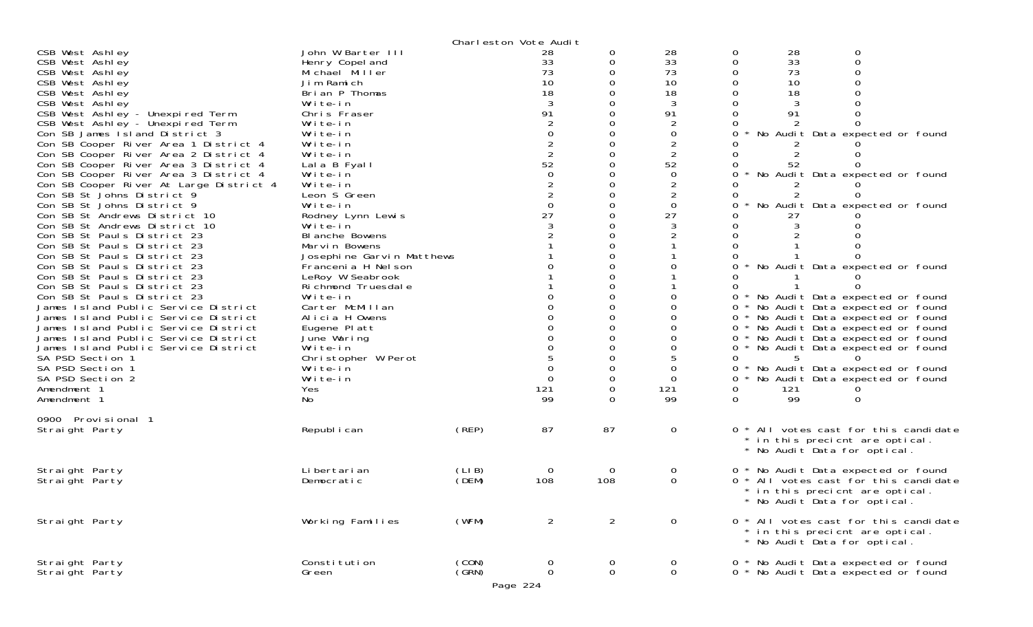Charleston Vote Audit

| Contest | Candidate | Party | Total | Optical | iVotronic | Optical Audit | iVotronic Audit | Difference |
|---|---|---|---|---|---|---|---|---|
| CSB West Ashley | John W Barter III | | 28 | 0 | 28 | 0 | 28 | 0 |
| CSB West Ashley | Henry Copeland | | 33 | 0 | 33 | 0 | 33 | 0 |
| CSB West Ashley | Michael Miller | | 73 | 0 | 73 | 0 | 73 | 0 |
| CSB West Ashley | Jim Ramich | | 10 | 0 | 10 | 0 | 10 | 0 |
| CSB West Ashley | Brian P Thomas | | 18 | 0 | 18 | 0 | 18 | 0 |
| CSB West Ashley | Write-in | | 3 | 0 | 3 | 0 | 3 | 0 |
| CSB West Ashley - Unexpired Term | Chris Fraser | | 91 | 0 | 91 | 0 | 91 | 0 |
| CSB West Ashley - Unexpired Term | Write-in | | 2 | 0 | 2 | 0 | 2 | 0 |
| Con SB James Island District 3 | Write-in | | 0 | 0 | 0 | 0 * No Audit Data expected or found | | |
| Con SB Cooper River Area 1 District 4 | Write-in | | 2 | 0 | 2 | 0 | 2 | 0 |
| Con SB Cooper River Area 2 District 4 | Write-in | | 2 | 0 | 2 | 0 | 2 | 0 |
| Con SB Cooper River Area 3 District 4 | Lala B Fyall | | 52 | 0 | 52 | 0 | 52 | 0 |
| Con SB Cooper River Area 3 District 4 | Write-in | | 0 | 0 | 0 | 0 * No Audit Data expected or found | | |
| Con SB Cooper River At Large District 4 | Write-in | | 2 | 0 | 2 | 0 | 2 | 0 |
| Con SB St Johns District 9 | Leon S Green | | 2 | 0 | 2 | 0 | 2 | 0 |
| Con SB St Johns District 9 | Write-in | | 0 | 0 | 0 | 0 * No Audit Data expected or found | | |
| Con SB St Andrews District 10 | Rodney Lynn Lewis | | 27 | 0 | 27 | 0 | 27 | 0 |
| Con SB St Andrews District 10 | Write-in | | 3 | 0 | 3 | 0 | 3 | 0 |
| Con SB St Pauls District 23 | Blanche Bowens | | 2 | 0 | 2 | 0 | 2 | 0 |
| Con SB St Pauls District 23 | Marvin Bowens | | 1 | 0 | 1 | 0 | 1 | 0 |
| Con SB St Pauls District 23 | Josephine Garvin Matthews | | 1 | 0 | 1 | 0 | 1 | 0 |
| Con SB St Pauls District 23 | Francenia H Nelson | | 0 | 0 | 0 | 0 * No Audit Data expected or found | | |
| Con SB St Pauls District 23 | LeRoy W Seabrook | | 1 | 0 | 1 | 0 | 1 | 0 |
| Con SB St Pauls District 23 | Richmond Truesdale | | 1 | 0 | 1 | 0 | 1 | 0 |
| Con SB St Pauls District 23 | Write-in | | 0 | 0 | 0 | 0 * No Audit Data expected or found | | |
| James Island Public Service District | Carter McMillan | | 0 | 0 | 0 | 0 * No Audit Data expected or found | | |
| James Island Public Service District | Alicia H Owens | | 0 | 0 | 0 | 0 * No Audit Data expected or found | | |
| James Island Public Service District | Eugene Platt | | 0 | 0 | 0 | 0 * No Audit Data expected or found | | |
| James Island Public Service District | June Waring | | 0 | 0 | 0 | 0 * No Audit Data expected or found | | |
| James Island Public Service District | Write-in | | 0 | 0 | 0 | 0 * No Audit Data expected or found | | |
| SA PSD Section 1 | Christopher W Perot | | 5 | 0 | 5 | 0 | 5 | 0 |
| SA PSD Section 1 | Write-in | | 0 | 0 | 0 | 0 * No Audit Data expected or found | | |
| SA PSD Section 2 | Write-in | | 0 | 0 | 0 | 0 * No Audit Data expected or found | | |
| Amendment 1 | Yes | | 121 | 0 | 121 | 0 | 121 | 0 |
| Amendment 1 | No | | 99 | 0 | 99 | 0 | 99 | 0 |

0900 Provisional 1

| Contest | Candidate | Party | Total | Optical | iVotronic | Note |
|---|---|---|---|---|---|---|
| Straight Party | Republican | (REP) | 87 | 87 | 0 | 0 * All votes cast for this candidate * in this precicnt are optical. * No Audit Data for optical. |
| Straight Party | Libertarian | (LIB) | 0 | 0 | 0 | 0 * No Audit Data expected or found |
| Straight Party | Democratic | (DEM) | 108 | 108 | 0 | 0 * All votes cast for this candidate * in this precicnt are optical. * No Audit Data for optical. |
| Straight Party | Working Families | (WFM) | 2 | 2 | 0 | 0 * All votes cast for this candidate * in this precicnt are optical. * No Audit Data for optical. |
| Straight Party | Constitution | (CON) | 0 | 0 | 0 | 0 * No Audit Data expected or found |
| Straight Party | Green | (GRN) | 0 | 0 | 0 | 0 * No Audit Data expected or found |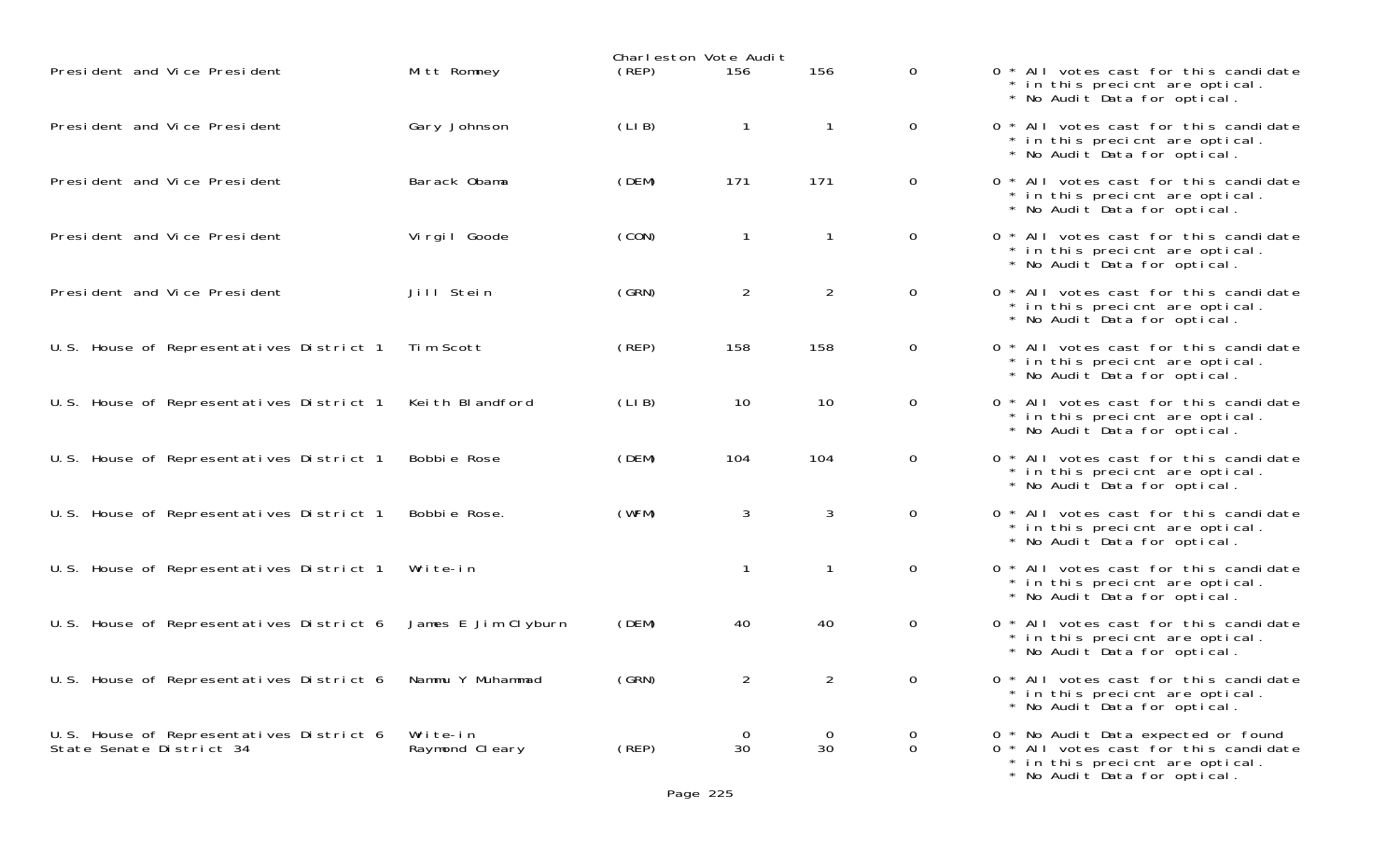Charleston Vote Audit

| Contest | Candidate | Party | | | | | Notes |
|---|---|---|---|---|---|---|---|
| President and Vice President | Mitt Romney | (REP) | 156 | 156 | 0 | 0 | * All votes cast for this candidate * in this precicnt are optical. * No Audit Data for optical. |
| President and Vice President | Gary Johnson | (LIB) | 1 | 1 | 0 | 0 | * All votes cast for this candidate * in this precicnt are optical. * No Audit Data for optical. |
| President and Vice President | Barack Obama | (DEM) | 171 | 171 | 0 | 0 | * All votes cast for this candidate * in this precicnt are optical. * No Audit Data for optical. |
| President and Vice President | Virgil Goode | (CON) | 1 | 1 | 0 | 0 | * All votes cast for this candidate * in this precicnt are optical. * No Audit Data for optical. |
| President and Vice President | Jill Stein | (GRN) | 2 | 2 | 0 | 0 | * All votes cast for this candidate * in this precicnt are optical. * No Audit Data for optical. |
| U.S. House of Representatives District 1 | Tim Scott | (REP) | 158 | 158 | 0 | 0 | * All votes cast for this candidate * in this precicnt are optical. * No Audit Data for optical. |
| U.S. House of Representatives District 1 | Keith Blandford | (LIB) | 10 | 10 | 0 | 0 | * All votes cast for this candidate * in this precicnt are optical. * No Audit Data for optical. |
| U.S. House of Representatives District 1 | Bobbie Rose | (DEM) | 104 | 104 | 0 | 0 | * All votes cast for this candidate * in this precicnt are optical. * No Audit Data for optical. |
| U.S. House of Representatives District 1 | Bobbie Rose. | (WFM) | 3 | 3 | 0 | 0 | * All votes cast for this candidate * in this precicnt are optical. * No Audit Data for optical. |
| U.S. House of Representatives District 1 | Write-in | | 1 | 1 | 0 | 0 | * All votes cast for this candidate * in this precicnt are optical. * No Audit Data for optical. |
| U.S. House of Representatives District 6 | James E Jim Clyburn | (DEM) | 40 | 40 | 0 | 0 | * All votes cast for this candidate * in this precicnt are optical. * No Audit Data for optical. |
| U.S. House of Representatives District 6 | Nammu Y Muhammad | (GRN) | 2 | 2 | 0 | 0 | * All votes cast for this candidate * in this precicnt are optical. * No Audit Data for optical. |
| U.S. House of Representatives District 6 | Write-in | | 0 | 0 | 0 | 0 | * No Audit Data expected or found |
| State Senate District 34 | Raymond Cleary | (REP) | 30 | 30 | 0 | 0 | * All votes cast for this candidate * in this precicnt are optical. * No Audit Data for optical. |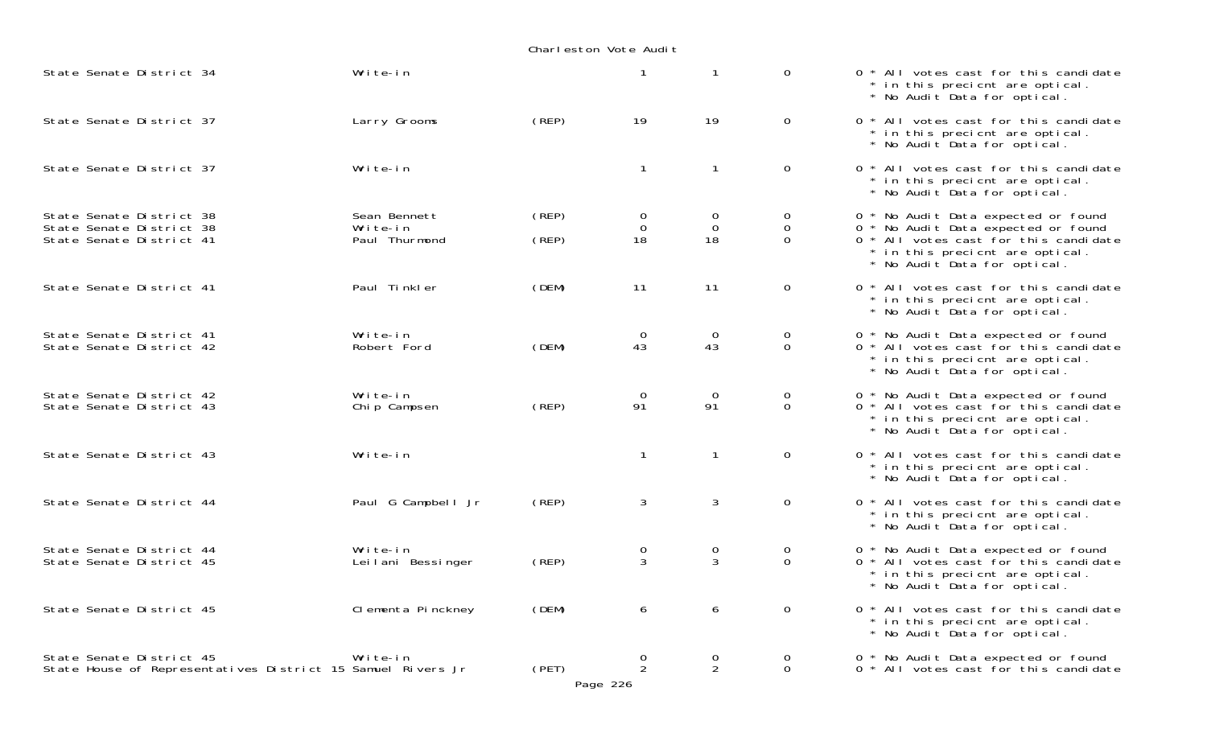Charleston Vote Audit

| Contest | Candidate | Party | | | | Notes |
|---|---|---|---|---|---|---|
| State Senate District 34 | Write-in | | 1 | 1 | 0 | 0 * All votes cast for this candidate * in this precicnt are optical. * No Audit Data for optical. |
| State Senate District 37 | Larry Grooms | (REP) | 19 | 19 | 0 | 0 * All votes cast for this candidate * in this precicnt are optical. * No Audit Data for optical. |
| State Senate District 37 | Write-in | | 1 | 1 | 0 | 0 * All votes cast for this candidate * in this precicnt are optical. * No Audit Data for optical. |
| State Senate District 38 | Sean Bennett | (REP) | 0 | 0 | 0 | 0 * No Audit Data expected or found |
| State Senate District 38 | Write-in | | 0 | 0 | 0 | 0 * No Audit Data expected or found |
| State Senate District 41 | Paul Thurmond | (REP) | 18 | 18 | 0 | 0 * All votes cast for this candidate * in this precicnt are optical. * No Audit Data for optical. |
| State Senate District 41 | Paul Tinkler | (DEM) | 11 | 11 | 0 | 0 * All votes cast for this candidate * in this precicnt are optical. * No Audit Data for optical. |
| State Senate District 41 | Write-in | | 0 | 0 | 0 | 0 * No Audit Data expected or found |
| State Senate District 42 | Robert Ford | (DEM) | 43 | 43 | 0 | 0 * All votes cast for this candidate * in this precicnt are optical. * No Audit Data for optical. |
| State Senate District 42 | Write-in | | 0 | 0 | 0 | 0 * No Audit Data expected or found |
| State Senate District 43 | Chip Campsen | (REP) | 91 | 91 | 0 | 0 * All votes cast for this candidate * in this precicnt are optical. * No Audit Data for optical. |
| State Senate District 43 | Write-in | | 1 | 1 | 0 | 0 * All votes cast for this candidate * in this precicnt are optical. * No Audit Data for optical. |
| State Senate District 44 | Paul G Campbell Jr | (REP) | 3 | 3 | 0 | 0 * All votes cast for this candidate * in this precicnt are optical. * No Audit Data for optical. |
| State Senate District 44 | Write-in | | 0 | 0 | 0 | 0 * No Audit Data expected or found |
| State Senate District 45 | Leilani Bessinger | (REP) | 3 | 3 | 0 | 0 * All votes cast for this candidate * in this precicnt are optical. * No Audit Data for optical. |
| State Senate District 45 | Clementa Pinckney | (DEM) | 6 | 6 | 0 | 0 * All votes cast for this candidate * in this precicnt are optical. * No Audit Data for optical. |
| State Senate District 45 | Write-in | | 0 | 0 | 0 | 0 * No Audit Data expected or found |
| State House of Representatives District 15 | Samuel Rivers Jr | (PET) | 2 | 2 | 0 | 0 * All votes cast for this candidate |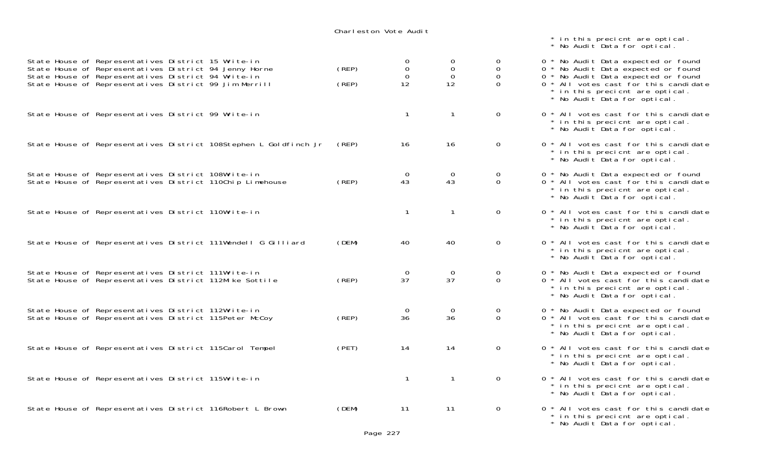Charleston Vote Audit

* in this precicnt are optical.
* No Audit Data for optical.

| Contest / Candidate | Party | | | | | Notes |
|---|---|---|---|---|---|---|
| State House of Representatives District 15 Write-in | | 0 | 0 | 0 | 0 | * No Audit Data expected or found |
| State House of Representatives District 94 Jenny Horne | (REP) | 0 | 0 | 0 | 0 | * No Audit Data expected or found |
| State House of Representatives District 94 Write-in | | 0 | 0 | 0 | 0 | * No Audit Data expected or found |
| State House of Representatives District 99 Jim Merrill | (REP) | 12 | 12 | 0 | 0 | * All votes cast for this candidate * in this precicnt are optical. * No Audit Data for optical. |
| State House of Representatives District 99 Write-in | | 1 | 1 | 0 | 0 | * All votes cast for this candidate * in this precicnt are optical. * No Audit Data for optical. |
| State House of Representatives District 108Stephen L Goldfinch Jr | (REP) | 16 | 16 | 0 | 0 | * All votes cast for this candidate * in this precicnt are optical. * No Audit Data for optical. |
| State House of Representatives District 108Write-in | | 0 | 0 | 0 | 0 | * No Audit Data expected or found |
| State House of Representatives District 110Chip Limehouse | (REP) | 43 | 43 | 0 | 0 | * All votes cast for this candidate * in this precicnt are optical. * No Audit Data for optical. |
| State House of Representatives District 110Write-in | | 1 | 1 | 0 | 0 | * All votes cast for this candidate * in this precicnt are optical. * No Audit Data for optical. |
| State House of Representatives District 111Wendell G Gilliard | (DEM) | 40 | 40 | 0 | 0 | * All votes cast for this candidate * in this precicnt are optical. * No Audit Data for optical. |
| State House of Representatives District 111Write-in | | 0 | 0 | 0 | 0 | * No Audit Data expected or found |
| State House of Representatives District 112Mike Sottile | (REP) | 37 | 37 | 0 | 0 | * All votes cast for this candidate * in this precicnt are optical. * No Audit Data for optical. |
| State House of Representatives District 112Write-in | | 0 | 0 | 0 | 0 | * No Audit Data expected or found |
| State House of Representatives District 115Peter McCoy | (REP) | 36 | 36 | 0 | 0 | * All votes cast for this candidate * in this precicnt are optical. * No Audit Data for optical. |
| State House of Representatives District 115Carol Tempel | (PET) | 14 | 14 | 0 | 0 | * All votes cast for this candidate * in this precicnt are optical. * No Audit Data for optical. |
| State House of Representatives District 115Write-in | | 1 | 1 | 0 | 0 | * All votes cast for this candidate * in this precicnt are optical. * No Audit Data for optical. |
| State House of Representatives District 116Robert L Brown | (DEM) | 11 | 11 | 0 | 0 | * All votes cast for this candidate * in this precicnt are optical. * No Audit Data for optical. |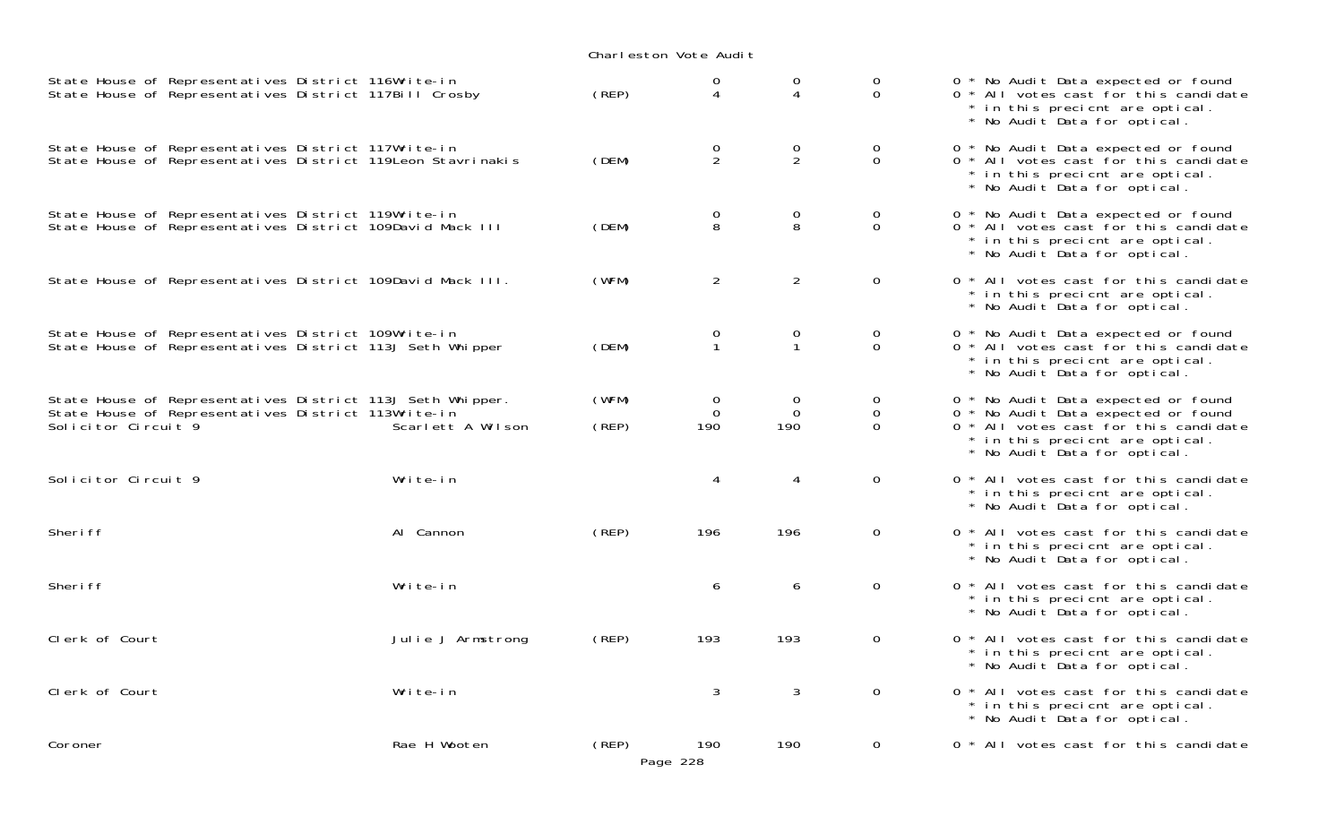Charleston Vote Audit

| Office | Candidate | Party | | | | | Notes |
|---|---|---|---|---|---|---|---|
| State House of Representatives District 116 | Write-in | | 0 | 0 | 0 | 0 | * No Audit Data expected or found |
| State House of Representatives District 117 | Bill Crosby | (REP) | 4 | 4 | 0 | 0 | * All votes cast for this candidate * in this precicnt are optical. * No Audit Data for optical. |
| State House of Representatives District 117 | Write-in | | 0 | 0 | 0 | 0 | * No Audit Data expected or found |
| State House of Representatives District 119 | Leon Stavrinakis | (DEM) | 2 | 2 | 0 | 0 | * All votes cast for this candidate * in this precicnt are optical. * No Audit Data for optical. |
| State House of Representatives District 119 | Write-in | | 0 | 0 | 0 | 0 | * No Audit Data expected or found |
| State House of Representatives District 109 | David Mack III | (DEM) | 8 | 8 | 0 | 0 | * All votes cast for this candidate * in this precicnt are optical. * No Audit Data for optical. |
| State House of Representatives District 109 | David Mack III. | (WFM) | 2 | 2 | 0 | 0 | * All votes cast for this candidate * in this precicnt are optical. * No Audit Data for optical. |
| State House of Representatives District 109 | Write-in | | 0 | 0 | 0 | 0 | * No Audit Data expected or found |
| State House of Representatives District 113 | J Seth Whipper | (DEM) | 1 | 1 | 0 | 0 | * All votes cast for this candidate * in this precicnt are optical. * No Audit Data for optical. |
| State House of Representatives District 113 | J Seth Whipper. | (WFM) | 0 | 0 | 0 | 0 | * No Audit Data expected or found |
| State House of Representatives District 113 | Write-in | | 0 | 0 | 0 | 0 | * No Audit Data expected or found |
| Solicitor Circuit 9 | Scarlett A Wilson | (REP) | 190 | 190 | 0 | 0 | * All votes cast for this candidate * in this precicnt are optical. * No Audit Data for optical. |
| Solicitor Circuit 9 | Write-in | | 4 | 4 | 0 | 0 | * All votes cast for this candidate * in this precicnt are optical. * No Audit Data for optical. |
| Sheriff | Al Cannon | (REP) | 196 | 196 | 0 | 0 | * All votes cast for this candidate * in this precicnt are optical. * No Audit Data for optical. |
| Sheriff | Write-in | | 6 | 6 | 0 | 0 | * All votes cast for this candidate * in this precicnt are optical. * No Audit Data for optical. |
| Clerk of Court | Julie J Armstrong | (REP) | 193 | 193 | 0 | 0 | * All votes cast for this candidate * in this precicnt are optical. * No Audit Data for optical. |
| Clerk of Court | Write-in | | 3 | 3 | 0 | 0 | * All votes cast for this candidate * in this precicnt are optical. * No Audit Data for optical. |
| Coroner | Rae H Wooten | (REP) | 190 | 190 | 0 | 0 | * All votes cast for this candidate |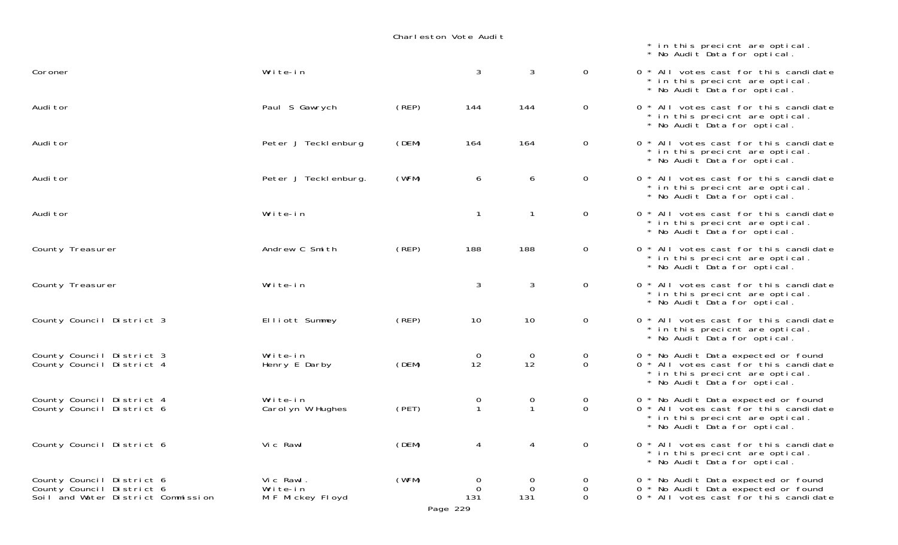Charleston Vote Audit

| | | | | | | | |
|---|---|---|---|---|---|---|---|
| | | | | | | | * in this precicnt are optical. * No Audit Data for optical. |
| Coroner | Write-in | | 3 | 3 | 0 | 0 | * All votes cast for this candidate * in this precicnt are optical. * No Audit Data for optical. |
| Auditor | Paul S Gawrych | (REP) | 144 | 144 | 0 | 0 | * All votes cast for this candidate * in this precicnt are optical. * No Audit Data for optical. |
| Auditor | Peter J Tecklenburg | (DEM) | 164 | 164 | 0 | 0 | * All votes cast for this candidate * in this precicnt are optical. * No Audit Data for optical. |
| Auditor | Peter J Tecklenburg. | (WFM) | 6 | 6 | 0 | 0 | * All votes cast for this candidate * in this precicnt are optical. * No Audit Data for optical. |
| Auditor | Write-in | | 1 | 1 | 0 | 0 | * All votes cast for this candidate * in this precicnt are optical. * No Audit Data for optical. |
| County Treasurer | Andrew C Smith | (REP) | 188 | 188 | 0 | 0 | * All votes cast for this candidate * in this precicnt are optical. * No Audit Data for optical. |
| County Treasurer | Write-in | | 3 | 3 | 0 | 0 | * All votes cast for this candidate * in this precicnt are optical. * No Audit Data for optical. |
| County Council District 3 | Elliott Summey | (REP) | 10 | 10 | 0 | 0 | * All votes cast for this candidate * in this precicnt are optical. * No Audit Data for optical. |
| County Council District 3 | Write-in | | 0 | 0 | 0 | 0 | * No Audit Data expected or found |
| County Council District 4 | Henry E Darby | (DEM) | 12 | 12 | 0 | 0 | * All votes cast for this candidate * in this precicnt are optical. * No Audit Data for optical. |
| County Council District 4 | Write-in | | 0 | 0 | 0 | 0 | * No Audit Data expected or found |
| County Council District 6 | Carolyn W Hughes | (PET) | 1 | 1 | 0 | 0 | * All votes cast for this candidate * in this precicnt are optical. * No Audit Data for optical. |
| County Council District 6 | Vic Rawl | (DEM) | 4 | 4 | 0 | 0 | * All votes cast for this candidate * in this precicnt are optical. * No Audit Data for optical. |
| County Council District 6 | Vic Rawl. | (WFM) | 0 | 0 | 0 | 0 | * No Audit Data expected or found |
| County Council District 6 | Write-in | | 0 | 0 | 0 | 0 | * No Audit Data expected or found |
| Soil and Water District Commission | M F Mickey Floyd | | 131 | 131 | 0 | 0 | * All votes cast for this candidate |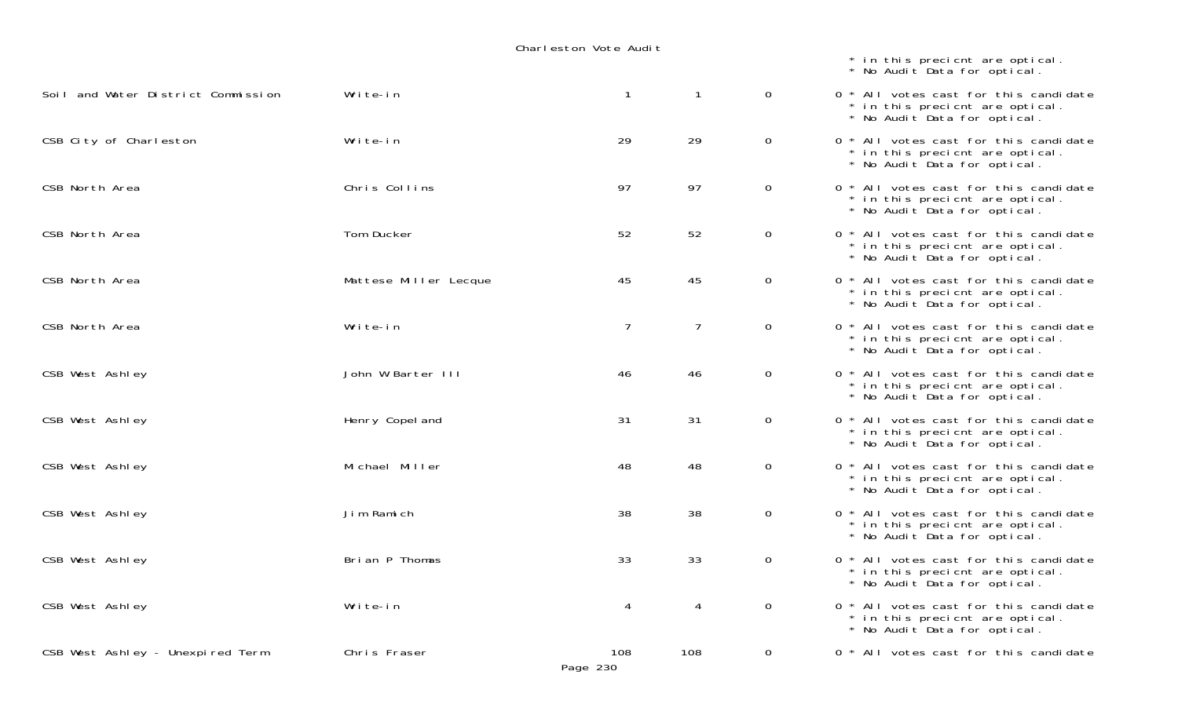Charleston Vote Audit

| | | | | | |
|---|---|---|---|---|---|
| | | | | | * in this precicnt are optical. * No Audit Data for optical. |
| Soil and Water District Commission | Write-in | 1 | 1 | 0 | 0 * All votes cast for this candidate * in this precicnt are optical. * No Audit Data for optical. |
| CSB City of Charleston | Write-in | 29 | 29 | 0 | 0 * All votes cast for this candidate * in this precicnt are optical. * No Audit Data for optical. |
| CSB North Area | Chris Collins | 97 | 97 | 0 | 0 * All votes cast for this candidate * in this precicnt are optical. * No Audit Data for optical. |
| CSB North Area | Tom Ducker | 52 | 52 | 0 | 0 * All votes cast for this candidate * in this precicnt are optical. * No Audit Data for optical. |
| CSB North Area | Mattese Miller Lecque | 45 | 45 | 0 | 0 * All votes cast for this candidate * in this precicnt are optical. * No Audit Data for optical. |
| CSB North Area | Write-in | 7 | 7 | 0 | 0 * All votes cast for this candidate * in this precicnt are optical. * No Audit Data for optical. |
| CSB West Ashley | John W Barter III | 46 | 46 | 0 | 0 * All votes cast for this candidate * in this precicnt are optical. * No Audit Data for optical. |
| CSB West Ashley | Henry Copeland | 31 | 31 | 0 | 0 * All votes cast for this candidate * in this precicnt are optical. * No Audit Data for optical. |
| CSB West Ashley | Michael Miller | 48 | 48 | 0 | 0 * All votes cast for this candidate * in this precicnt are optical. * No Audit Data for optical. |
| CSB West Ashley | Jim Ramich | 38 | 38 | 0 | 0 * All votes cast for this candidate * in this precicnt are optical. * No Audit Data for optical. |
| CSB West Ashley | Brian P Thomas | 33 | 33 | 0 | 0 * All votes cast for this candidate * in this precicnt are optical. * No Audit Data for optical. |
| CSB West Ashley | Write-in | 4 | 4 | 0 | 0 * All votes cast for this candidate * in this precicnt are optical. * No Audit Data for optical. |
| CSB West Ashley - Unexpired Term | Chris Fraser | 108 | 108 | 0 | 0 * All votes cast for this candidate |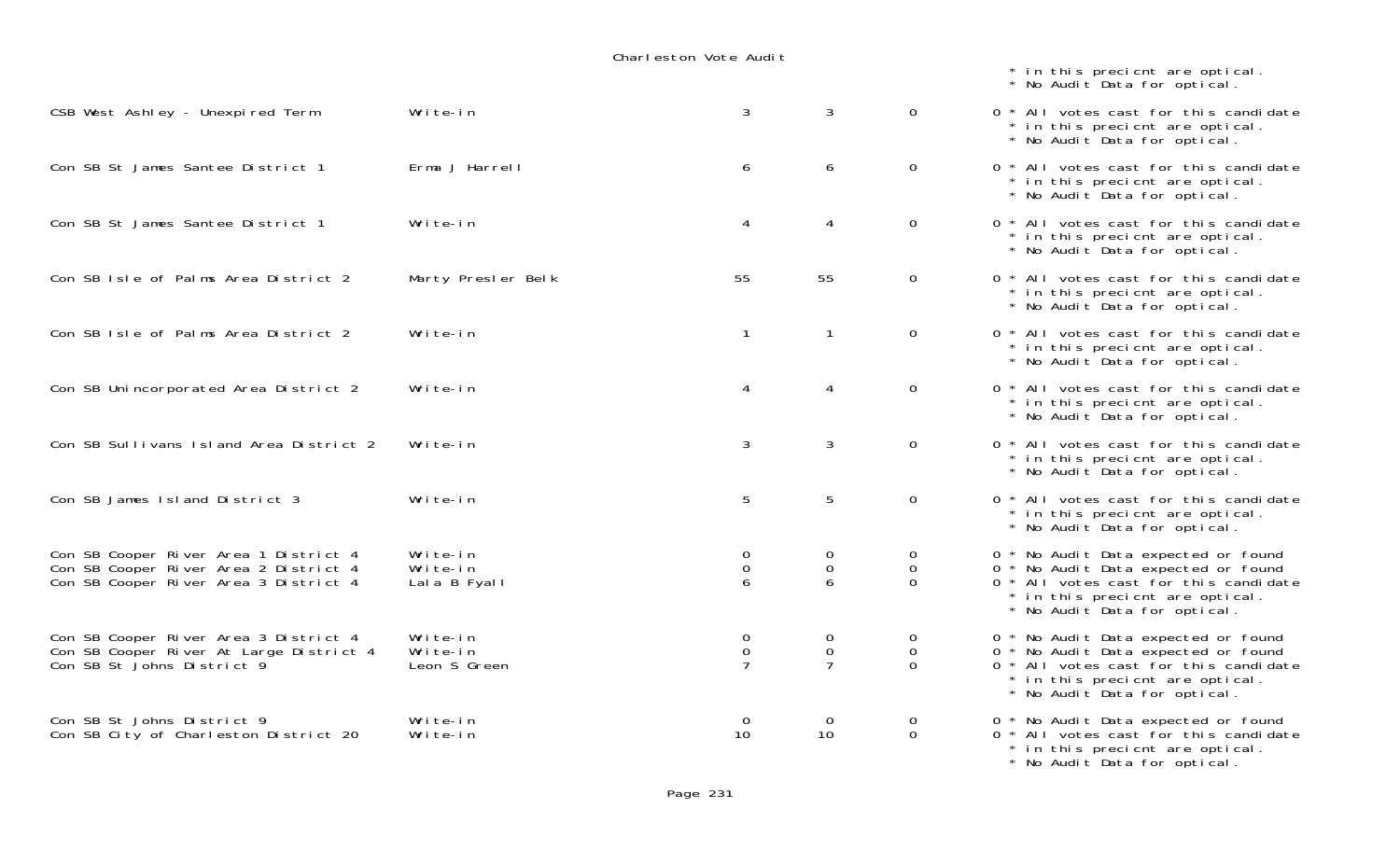Charleston Vote Audit

| Contest | Candidate | | | | Notes |
|---|---|---|---|---|---|
| | | | | | * in this precicnt are optical.<br>* No Audit Data for optical. |
| CSB West Ashley - Unexpired Term | Write-in | 3 | 3 | 0 | 0 * All votes cast for this candidate<br>* in this precicnt are optical.<br>* No Audit Data for optical. |
| Con SB St James Santee District 1 | Erma J Harrell | 6 | 6 | 0 | 0 * All votes cast for this candidate<br>* in this precicnt are optical.<br>* No Audit Data for optical. |
| Con SB St James Santee District 1 | Write-in | 4 | 4 | 0 | 0 * All votes cast for this candidate<br>* in this precicnt are optical.<br>* No Audit Data for optical. |
| Con SB Isle of Palms Area District 2 | Marty Presler Belk | 55 | 55 | 0 | 0 * All votes cast for this candidate<br>* in this precicnt are optical.<br>* No Audit Data for optical. |
| Con SB Isle of Palms Area District 2 | Write-in | 1 | 1 | 0 | 0 * All votes cast for this candidate<br>* in this precicnt are optical.<br>* No Audit Data for optical. |
| Con SB Unincorporated Area District 2 | Write-in | 4 | 4 | 0 | 0 * All votes cast for this candidate<br>* in this precicnt are optical.<br>* No Audit Data for optical. |
| Con SB Sullivans Island Area District 2 | Write-in | 3 | 3 | 0 | 0 * All votes cast for this candidate<br>* in this precicnt are optical.<br>* No Audit Data for optical. |
| Con SB James Island District 3 | Write-in | 5 | 5 | 0 | 0 * All votes cast for this candidate<br>* in this precicnt are optical.<br>* No Audit Data for optical. |
| Con SB Cooper River Area 1 District 4 | Write-in | 0 | 0 | 0 | 0 * No Audit Data expected or found |
| Con SB Cooper River Area 2 District 4 | Write-in | 0 | 0 | 0 | 0 * No Audit Data expected or found |
| Con SB Cooper River Area 3 District 4 | Lala B Fyall | 6 | 6 | 0 | 0 * All votes cast for this candidate<br>* in this precicnt are optical.<br>* No Audit Data for optical. |
| Con SB Cooper River Area 3 District 4 | Write-in | 0 | 0 | 0 | 0 * No Audit Data expected or found |
| Con SB Cooper River At Large District 4 | Write-in | 0 | 0 | 0 | 0 * No Audit Data expected or found |
| Con SB St Johns District 9 | Leon S Green | 7 | 7 | 0 | 0 * All votes cast for this candidate<br>* in this precicnt are optical.<br>* No Audit Data for optical. |
| Con SB St Johns District 9 | Write-in | 0 | 0 | 0 | 0 * No Audit Data expected or found |
| Con SB City of Charleston District 20 | Write-in | 10 | 10 | 0 | 0 * All votes cast for this candidate<br>* in this precicnt are optical.<br>* No Audit Data for optical. |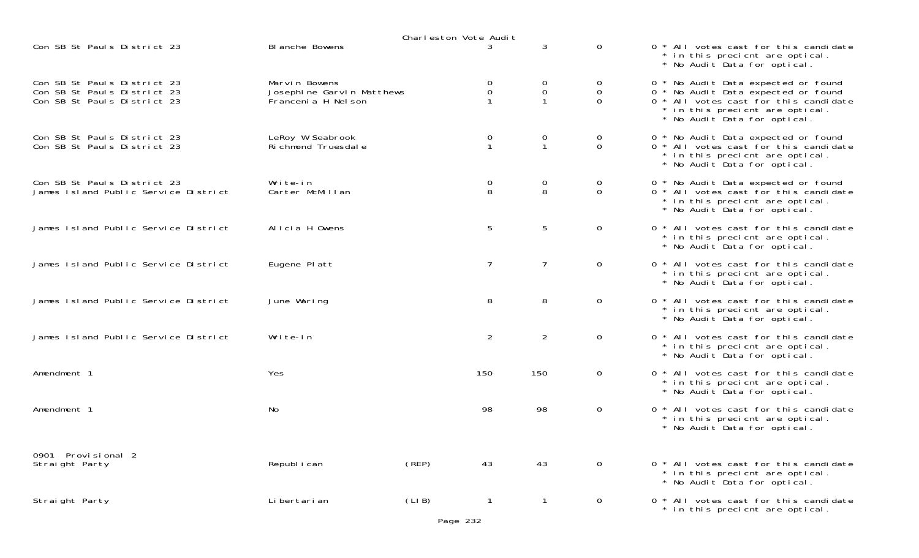| | | | | | | |
|---|---|---|---|---|---|---|
| Con SB St Pauls District 23 | Blanche Bowens | | 3 | 3 | 0 | 0 * All votes cast for this candidate * in this precicnt are optical. * No Audit Data for optical. |
| Con SB St Pauls District 23 | Marvin Bowens | | 0 | 0 | 0 | 0 * No Audit Data expected or found |
| Con SB St Pauls District 23 | Josephine Garvin Matthews | | 0 | 0 | 0 | 0 * No Audit Data expected or found |
| Con SB St Pauls District 23 | Francenia H Nelson | | 1 | 1 | 0 | 0 * All votes cast for this candidate * in this precicnt are optical. * No Audit Data for optical. |
| Con SB St Pauls District 23 | LeRoy W Seabrook | | 0 | 0 | 0 | 0 * No Audit Data expected or found |
| Con SB St Pauls District 23 | Richmond Truesdale | | 1 | 1 | 0 | 0 * All votes cast for this candidate * in this precicnt are optical. * No Audit Data for optical. |
| Con SB St Pauls District 23 | Write-in | | 0 | 0 | 0 | 0 * No Audit Data expected or found |
| James Island Public Service District | Carter McMillan | | 8 | 8 | 0 | 0 * All votes cast for this candidate * in this precicnt are optical. * No Audit Data for optical. |
| James Island Public Service District | Alicia H Owens | | 5 | 5 | 0 | 0 * All votes cast for this candidate * in this precicnt are optical. * No Audit Data for optical. |
| James Island Public Service District | Eugene Platt | | 7 | 7 | 0 | 0 * All votes cast for this candidate * in this precicnt are optical. * No Audit Data for optical. |
| James Island Public Service District | June Waring | | 8 | 8 | 0 | 0 * All votes cast for this candidate * in this precicnt are optical. * No Audit Data for optical. |
| James Island Public Service District | Write-in | | 2 | 2 | 0 | 0 * All votes cast for this candidate * in this precicnt are optical. * No Audit Data for optical. |
| Amendment 1 | Yes | | 150 | 150 | 0 | 0 * All votes cast for this candidate * in this precicnt are optical. * No Audit Data for optical. |
| Amendment 1 | No | | 98 | 98 | 0 | 0 * All votes cast for this candidate * in this precicnt are optical. * No Audit Data for optical. |
| **0901 Provisional 2** | | | | | | |
| Straight Party | Republican | (REP) | 43 | 43 | 0 | 0 * All votes cast for this candidate * in this precicnt are optical. * No Audit Data for optical. |
| Straight Party | Libertarian | (LIB) | 1 | 1 | 0 | 0 * All votes cast for this candidate * in this precicnt are optical. |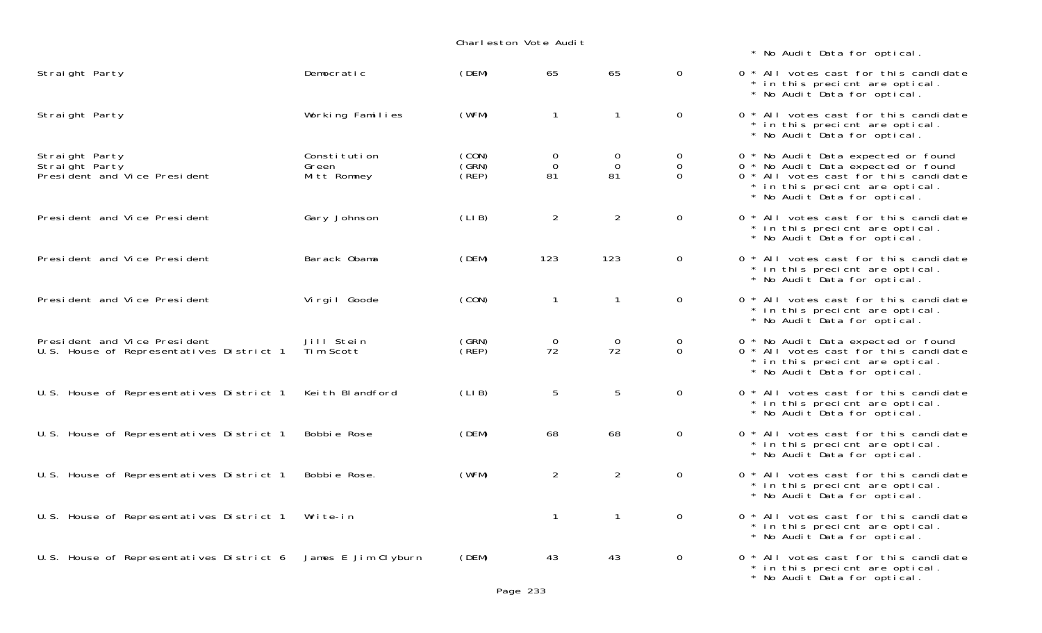# Charleston Vote Audit

| | | | | | | | |
|---|---|---|---|---|---|---|---|
| | | | | | | | * No Audit Data for optical. |
| Straight Party | Democratic | (DEM) | 65 | 65 | 0 | 0 | * All votes cast for this candidate * in this precicnt are optical. * No Audit Data for optical. |
| Straight Party | Working Families | (WFM) | 1 | 1 | 0 | 0 | * All votes cast for this candidate * in this precicnt are optical. * No Audit Data for optical. |
| Straight Party | Constitution | (CON) | 0 | 0 | 0 | 0 | * No Audit Data expected or found |
| Straight Party | Green | (GRN) | 0 | 0 | 0 | 0 | * No Audit Data expected or found |
| President and Vice President | Mitt Romney | (REP) | 81 | 81 | 0 | 0 | * All votes cast for this candidate * in this precicnt are optical. * No Audit Data for optical. |
| President and Vice President | Gary Johnson | (LIB) | 2 | 2 | 0 | 0 | * All votes cast for this candidate * in this precicnt are optical. * No Audit Data for optical. |
| President and Vice President | Barack Obama | (DEM) | 123 | 123 | 0 | 0 | * All votes cast for this candidate * in this precicnt are optical. * No Audit Data for optical. |
| President and Vice President | Virgil Goode | (CON) | 1 | 1 | 0 | 0 | * All votes cast for this candidate * in this precicnt are optical. * No Audit Data for optical. |
| President and Vice President | Jill Stein | (GRN) | 0 | 0 | 0 | 0 | * No Audit Data expected or found |
| U.S. House of Representatives District 1 | Tim Scott | (REP) | 72 | 72 | 0 | 0 | * All votes cast for this candidate * in this precicnt are optical. * No Audit Data for optical. |
| U.S. House of Representatives District 1 | Keith Blandford | (LIB) | 5 | 5 | 0 | 0 | * All votes cast for this candidate * in this precicnt are optical. * No Audit Data for optical. |
| U.S. House of Representatives District 1 | Bobbie Rose | (DEM) | 68 | 68 | 0 | 0 | * All votes cast for this candidate * in this precicnt are optical. * No Audit Data for optical. |
| U.S. House of Representatives District 1 | Bobbie Rose. | (WFM) | 2 | 2 | 0 | 0 | * All votes cast for this candidate * in this precicnt are optical. * No Audit Data for optical. |
| U.S. House of Representatives District 1 | Write-in | | 1 | 1 | 0 | 0 | * All votes cast for this candidate * in this precicnt are optical. * No Audit Data for optical. |
| U.S. House of Representatives District 6 | James E Jim Clyburn | (DEM) | 43 | 43 | 0 | 0 | * All votes cast for this candidate * in this precicnt are optical. * No Audit Data for optical. |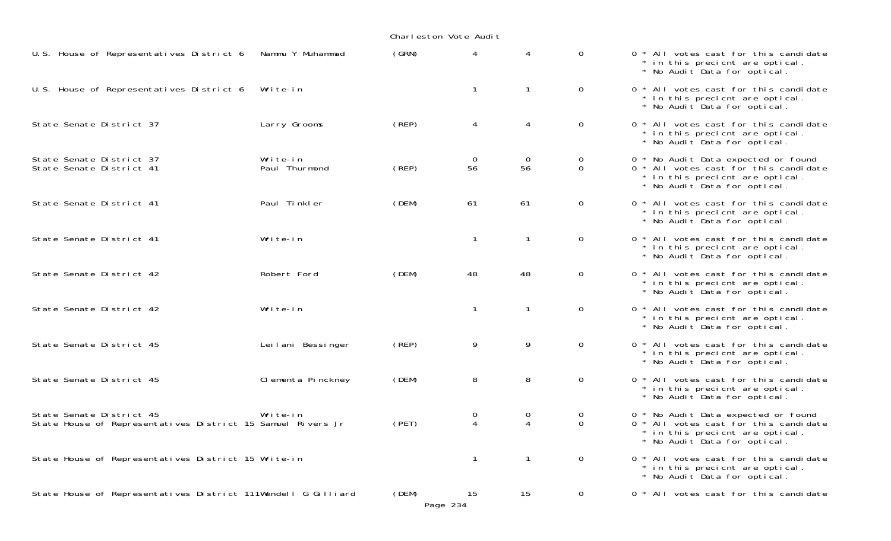Charleston Vote Audit

| Contest | Candidate | Party | | | | | Notes |
|---|---|---|---|---|---|---|---|
| U.S. House of Representatives District 6 | Nammu Y Muhammad | (GRN) | 4 | 4 | 0 | 0 | * All votes cast for this candidate * in this precicnt are optical. * No Audit Data for optical. |
| U.S. House of Representatives District 6 | Write-in | | 1 | 1 | 0 | 0 | * All votes cast for this candidate * in this precicnt are optical. * No Audit Data for optical. |
| State Senate District 37 | Larry Grooms | (REP) | 4 | 4 | 0 | 0 | * All votes cast for this candidate * in this precicnt are optical. * No Audit Data for optical. |
| State Senate District 37 | Write-in | | 0 | 0 | 0 | 0 | * No Audit Data expected or found |
| State Senate District 41 | Paul Thurmond | (REP) | 56 | 56 | 0 | 0 | * All votes cast for this candidate * in this precicnt are optical. * No Audit Data for optical. |
| State Senate District 41 | Paul Tinkler | (DEM) | 61 | 61 | 0 | 0 | * All votes cast for this candidate * in this precicnt are optical. * No Audit Data for optical. |
| State Senate District 41 | Write-in | | 1 | 1 | 0 | 0 | * All votes cast for this candidate * in this precicnt are optical. * No Audit Data for optical. |
| State Senate District 42 | Robert Ford | (DEM) | 48 | 48 | 0 | 0 | * All votes cast for this candidate * in this precicnt are optical. * No Audit Data for optical. |
| State Senate District 42 | Write-in | | 1 | 1 | 0 | 0 | * All votes cast for this candidate * in this precicnt are optical. * No Audit Data for optical. |
| State Senate District 45 | Leilani Bessinger | (REP) | 9 | 9 | 0 | 0 | * All votes cast for this candidate * in this precicnt are optical. * No Audit Data for optical. |
| State Senate District 45 | Clementa Pinckney | (DEM) | 8 | 8 | 0 | 0 | * All votes cast for this candidate * in this precicnt are optical. * No Audit Data for optical. |
| State Senate District 45 | Write-in | | 0 | 0 | 0 | 0 | * No Audit Data expected or found |
| State House of Representatives District 15 | Samuel Rivers Jr | (PET) | 4 | 4 | 0 | 0 | * All votes cast for this candidate * in this precicnt are optical. * No Audit Data for optical. |
| State House of Representatives District 15 | Write-in | | 1 | 1 | 0 | 0 | * All votes cast for this candidate * in this precicnt are optical. * No Audit Data for optical. |
| State House of Representatives District 111 | Wendell G Gilliard | (DEM) | 15 | 15 | 0 | 0 | * All votes cast for this candidate |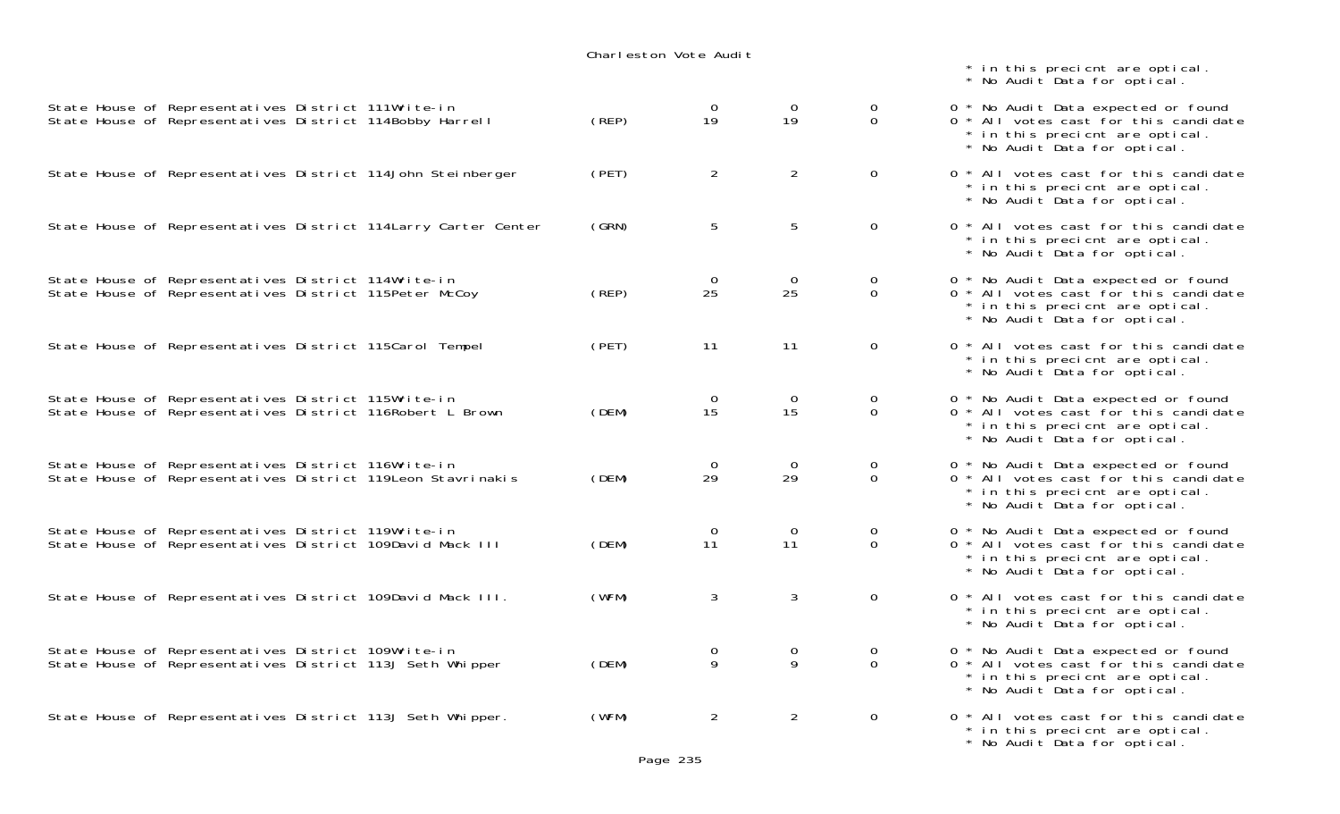Charleston Vote Audit

| Contest / Candidate | Party | | | | Notes |
|---|---|---|---|---|---|
| | | | | | * in this precicnt are optical.<br>* No Audit Data for optical. |
| State House of Representatives District 111Write-in | | 0 | 0 | 0 | 0 * No Audit Data expected or found |
| State House of Representatives District 114Bobby Harrell | (REP) | 19 | 19 | 0 | 0 * All votes cast for this candidate<br>* in this precicnt are optical.<br>* No Audit Data for optical. |
| State House of Representatives District 114John Steinberger | (PET) | 2 | 2 | 0 | 0 * All votes cast for this candidate<br>* in this precicnt are optical.<br>* No Audit Data for optical. |
| State House of Representatives District 114Larry Carter Center | (GRN) | 5 | 5 | 0 | 0 * All votes cast for this candidate<br>* in this precicnt are optical.<br>* No Audit Data for optical. |
| State House of Representatives District 114Write-in | | 0 | 0 | 0 | 0 * No Audit Data expected or found |
| State House of Representatives District 115Peter McCoy | (REP) | 25 | 25 | 0 | 0 * All votes cast for this candidate<br>* in this precicnt are optical.<br>* No Audit Data for optical. |
| State House of Representatives District 115Carol Tempel | (PET) | 11 | 11 | 0 | 0 * All votes cast for this candidate<br>* in this precicnt are optical.<br>* No Audit Data for optical. |
| State House of Representatives District 115Write-in | | 0 | 0 | 0 | 0 * No Audit Data expected or found |
| State House of Representatives District 116Robert L Brown | (DEM) | 15 | 15 | 0 | 0 * All votes cast for this candidate<br>* in this precicnt are optical.<br>* No Audit Data for optical. |
| State House of Representatives District 116Write-in | | 0 | 0 | 0 | 0 * No Audit Data expected or found |
| State House of Representatives District 119Leon Stavrinakis | (DEM) | 29 | 29 | 0 | 0 * All votes cast for this candidate<br>* in this precicnt are optical.<br>* No Audit Data for optical. |
| State House of Representatives District 119Write-in | | 0 | 0 | 0 | 0 * No Audit Data expected or found |
| State House of Representatives District 109David Mack III | (DEM) | 11 | 11 | 0 | 0 * All votes cast for this candidate<br>* in this precicnt are optical.<br>* No Audit Data for optical. |
| State House of Representatives District 109David Mack III. | (WFM) | 3 | 3 | 0 | 0 * All votes cast for this candidate<br>* in this precicnt are optical.<br>* No Audit Data for optical. |
| State House of Representatives District 109Write-in | | 0 | 0 | 0 | 0 * No Audit Data expected or found |
| State House of Representatives District 113J Seth Whipper | (DEM) | 9 | 9 | 0 | 0 * All votes cast for this candidate<br>* in this precicnt are optical.<br>* No Audit Data for optical. |
| State House of Representatives District 113J Seth Whipper. | (WFM) | 2 | 2 | 0 | 0 * All votes cast for this candidate<br>* in this precicnt are optical.<br>* No Audit Data for optical. |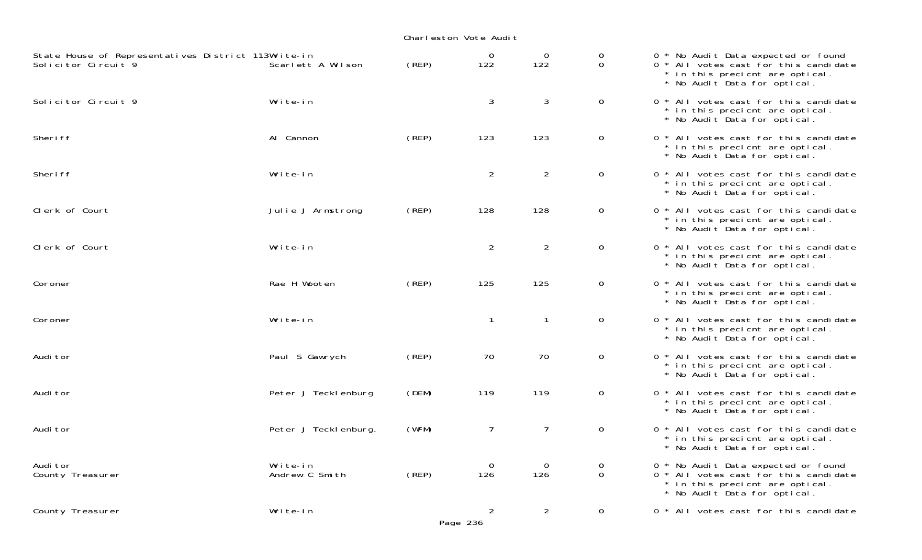Charleston Vote Audit

| Office | Candidate | Party | | | | | Notes |
|---|---|---|---|---|---|---|---|
| State House of Representatives District 113 | Write-in | | 0 | 0 | 0 | 0 | * No Audit Data expected or found |
| Solicitor Circuit 9 | Scarlett A Wilson | (REP) | 122 | 122 | 0 | 0 | * All votes cast for this candidate * in this precicnt are optical. * No Audit Data for optical. |
| Solicitor Circuit 9 | Write-in | | 3 | 3 | 0 | 0 | * All votes cast for this candidate * in this precicnt are optical. * No Audit Data for optical. |
| Sheriff | Al Cannon | (REP) | 123 | 123 | 0 | 0 | * All votes cast for this candidate * in this precicnt are optical. * No Audit Data for optical. |
| Sheriff | Write-in | | 2 | 2 | 0 | 0 | * All votes cast for this candidate * in this precicnt are optical. * No Audit Data for optical. |
| Clerk of Court | Julie J Armstrong | (REP) | 128 | 128 | 0 | 0 | * All votes cast for this candidate * in this precicnt are optical. * No Audit Data for optical. |
| Clerk of Court | Write-in | | 2 | 2 | 0 | 0 | * All votes cast for this candidate * in this precicnt are optical. * No Audit Data for optical. |
| Coroner | Rae H Wooten | (REP) | 125 | 125 | 0 | 0 | * All votes cast for this candidate * in this precicnt are optical. * No Audit Data for optical. |
| Coroner | Write-in | | 1 | 1 | 0 | 0 | * All votes cast for this candidate * in this precicnt are optical. * No Audit Data for optical. |
| Auditor | Paul S Gawrych | (REP) | 70 | 70 | 0 | 0 | * All votes cast for this candidate * in this precicnt are optical. * No Audit Data for optical. |
| Auditor | Peter J Tecklenburg | (DEM) | 119 | 119 | 0 | 0 | * All votes cast for this candidate * in this precicnt are optical. * No Audit Data for optical. |
| Auditor | Peter J Tecklenburg. | (WFM) | 7 | 7 | 0 | 0 | * All votes cast for this candidate * in this precicnt are optical. * No Audit Data for optical. |
| Auditor | Write-in | | 0 | 0 | 0 | 0 | * No Audit Data expected or found |
| County Treasurer | Andrew C Smith | (REP) | 126 | 126 | 0 | 0 | * All votes cast for this candidate * in this precicnt are optical. * No Audit Data for optical. |
| County Treasurer | Write-in | | 2 | 2 | 0 | 0 | * All votes cast for this candidate |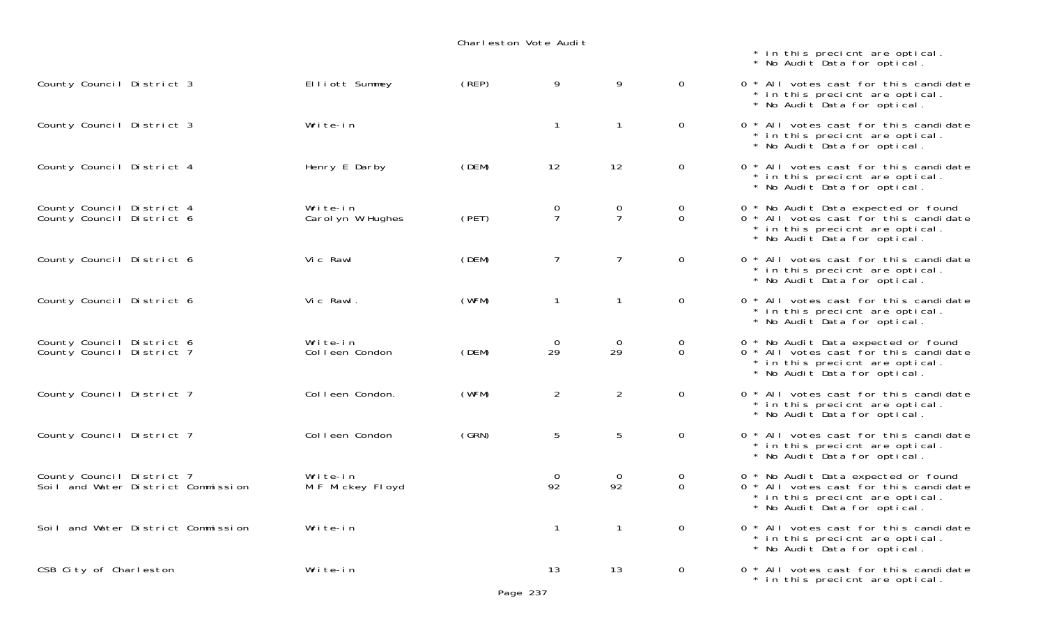Charleston Vote Audit

| | | | | | | |
|---|---|---|---|---|---|---|
| | | | | | | * in this precicnt are optical.<br>* No Audit Data for optical. |
| County Council District 3 | Elliott Summey | (REP) | 9 | 9 | 0 | 0 * All votes cast for this candidate<br>* in this precicnt are optical.<br>* No Audit Data for optical. |
| County Council District 3 | Write-in | | 1 | 1 | 0 | 0 * All votes cast for this candidate<br>* in this precicnt are optical.<br>* No Audit Data for optical. |
| County Council District 4 | Henry E Darby | (DEM) | 12 | 12 | 0 | 0 * All votes cast for this candidate<br>* in this precicnt are optical.<br>* No Audit Data for optical. |
| County Council District 4 | Write-in | | 0 | 0 | 0 | 0 * No Audit Data expected or found |
| County Council District 6 | Carolyn W Hughes | (PET) | 7 | 7 | 0 | 0 * All votes cast for this candidate<br>* in this precicnt are optical.<br>* No Audit Data for optical. |
| County Council District 6 | Vic Rawl | (DEM) | 7 | 7 | 0 | 0 * All votes cast for this candidate<br>* in this precicnt are optical.<br>* No Audit Data for optical. |
| County Council District 6 | Vic Rawl. | (WFM) | 1 | 1 | 0 | 0 * All votes cast for this candidate<br>* in this precicnt are optical.<br>* No Audit Data for optical. |
| County Council District 6 | Write-in | | 0 | 0 | 0 | 0 * No Audit Data expected or found |
| County Council District 7 | Colleen Condon | (DEM) | 29 | 29 | 0 | 0 * All votes cast for this candidate<br>* in this precicnt are optical.<br>* No Audit Data for optical. |
| County Council District 7 | Colleen Condon. | (WFM) | 2 | 2 | 0 | 0 * All votes cast for this candidate<br>* in this precicnt are optical.<br>* No Audit Data for optical. |
| County Council District 7 | Colleen Condon | (GRN) | 5 | 5 | 0 | 0 * All votes cast for this candidate<br>* in this precicnt are optical.<br>* No Audit Data for optical. |
| County Council District 7 | Write-in | | 0 | 0 | 0 | 0 * No Audit Data expected or found |
| Soil and Water District Commission | M F Mickey Floyd | | 92 | 92 | 0 | 0 * All votes cast for this candidate<br>* in this precicnt are optical.<br>* No Audit Data for optical. |
| Soil and Water District Commission | Write-in | | 1 | 1 | 0 | 0 * All votes cast for this candidate<br>* in this precicnt are optical.<br>* No Audit Data for optical. |
| CSB City of Charleston | Write-in | | 13 | 13 | 0 | 0 * All votes cast for this candidate<br>* in this precicnt are optical. |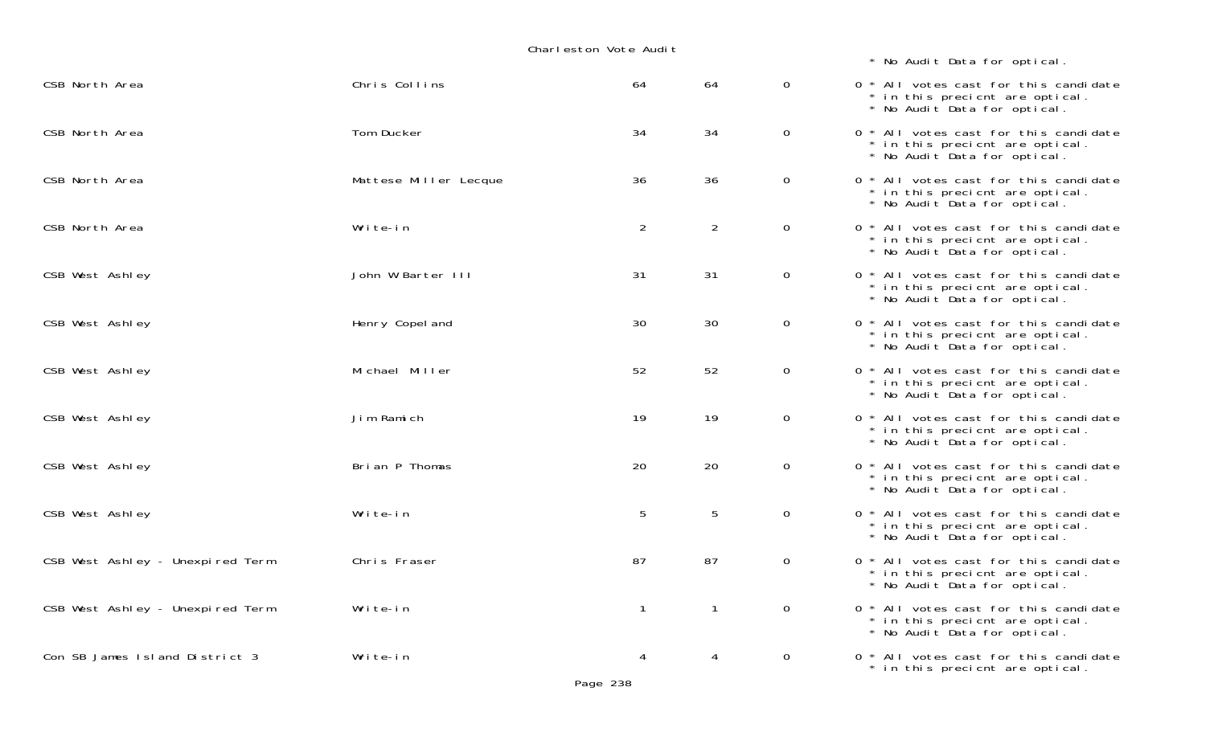Charleston Vote Audit

* No Audit Data for optical.

| | | | | | |
|---|---|---|---|---|---|
| CSB North Area | Chris Collins | 64 | 64 | 0 | 0 * All votes cast for this candidate * in this precicnt are optical. * No Audit Data for optical. |
| CSB North Area | Tom Ducker | 34 | 34 | 0 | 0 * All votes cast for this candidate * in this precicnt are optical. * No Audit Data for optical. |
| CSB North Area | Mattese Miller Lecque | 36 | 36 | 0 | 0 * All votes cast for this candidate * in this precicnt are optical. * No Audit Data for optical. |
| CSB North Area | Write-in | 2 | 2 | 0 | 0 * All votes cast for this candidate * in this precicnt are optical. * No Audit Data for optical. |
| CSB West Ashley | John W Barter III | 31 | 31 | 0 | 0 * All votes cast for this candidate * in this precicnt are optical. * No Audit Data for optical. |
| CSB West Ashley | Henry Copeland | 30 | 30 | 0 | 0 * All votes cast for this candidate * in this precicnt are optical. * No Audit Data for optical. |
| CSB West Ashley | Michael Miller | 52 | 52 | 0 | 0 * All votes cast for this candidate * in this precicnt are optical. * No Audit Data for optical. |
| CSB West Ashley | Jim Ramich | 19 | 19 | 0 | 0 * All votes cast for this candidate * in this precicnt are optical. * No Audit Data for optical. |
| CSB West Ashley | Brian P Thomas | 20 | 20 | 0 | 0 * All votes cast for this candidate * in this precicnt are optical. * No Audit Data for optical. |
| CSB West Ashley | Write-in | 5 | 5 | 0 | 0 * All votes cast for this candidate * in this precicnt are optical. * No Audit Data for optical. |
| CSB West Ashley - Unexpired Term | Chris Fraser | 87 | 87 | 0 | 0 * All votes cast for this candidate * in this precicnt are optical. * No Audit Data for optical. |
| CSB West Ashley - Unexpired Term | Write-in | 1 | 1 | 0 | 0 * All votes cast for this candidate * in this precicnt are optical. * No Audit Data for optical. |
| Con SB James Island District 3 | Write-in | 4 | 4 | 0 | 0 * All votes cast for this candidate * in this precicnt are optical. |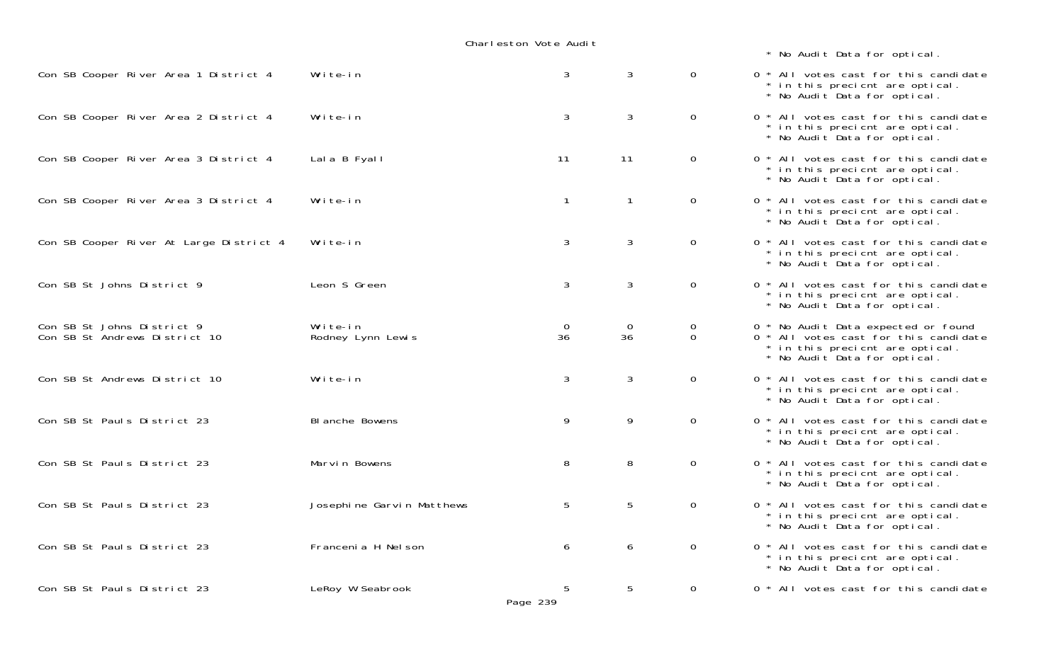Charleston Vote Audit

* No Audit Data for optical.

| Contest | Candidate | | | | | Notes |
|---|---|---|---|---|---|---|
| Con SB Cooper River Area 1 District 4 | Write-in | 3 | 3 | 0 | 0 | * All votes cast for this candidate * in this precicnt are optical. * No Audit Data for optical. |
| Con SB Cooper River Area 2 District 4 | Write-in | 3 | 3 | 0 | 0 | * All votes cast for this candidate * in this precicnt are optical. * No Audit Data for optical. |
| Con SB Cooper River Area 3 District 4 | Lala B Fyall | 11 | 11 | 0 | 0 | * All votes cast for this candidate * in this precicnt are optical. * No Audit Data for optical. |
| Con SB Cooper River Area 3 District 4 | Write-in | 1 | 1 | 0 | 0 | * All votes cast for this candidate * in this precicnt are optical. * No Audit Data for optical. |
| Con SB Cooper River At Large District 4 | Write-in | 3 | 3 | 0 | 0 | * All votes cast for this candidate * in this precicnt are optical. * No Audit Data for optical. |
| Con SB St Johns District 9 | Leon S Green | 3 | 3 | 0 | 0 | * All votes cast for this candidate * in this precicnt are optical. * No Audit Data for optical. |
| Con SB St Johns District 9 | Write-in | 0 | 0 | 0 | 0 | * No Audit Data expected or found |
| Con SB St Andrews District 10 | Rodney Lynn Lewis | 36 | 36 | 0 | 0 | * All votes cast for this candidate * in this precicnt are optical. * No Audit Data for optical. |
| Con SB St Andrews District 10 | Write-in | 3 | 3 | 0 | 0 | * All votes cast for this candidate * in this precicnt are optical. * No Audit Data for optical. |
| Con SB St Pauls District 23 | Blanche Bowens | 9 | 9 | 0 | 0 | * All votes cast for this candidate * in this precicnt are optical. * No Audit Data for optical. |
| Con SB St Pauls District 23 | Marvin Bowens | 8 | 8 | 0 | 0 | * All votes cast for this candidate * in this precicnt are optical. * No Audit Data for optical. |
| Con SB St Pauls District 23 | Josephine Garvin Matthews | 5 | 5 | 0 | 0 | * All votes cast for this candidate * in this precicnt are optical. * No Audit Data for optical. |
| Con SB St Pauls District 23 | Francenia H Nelson | 6 | 6 | 0 | 0 | * All votes cast for this candidate * in this precicnt are optical. * No Audit Data for optical. |
| Con SB St Pauls District 23 | LeRoy W Seabrook | 5 | 5 | 0 | 0 | * All votes cast for this candidate |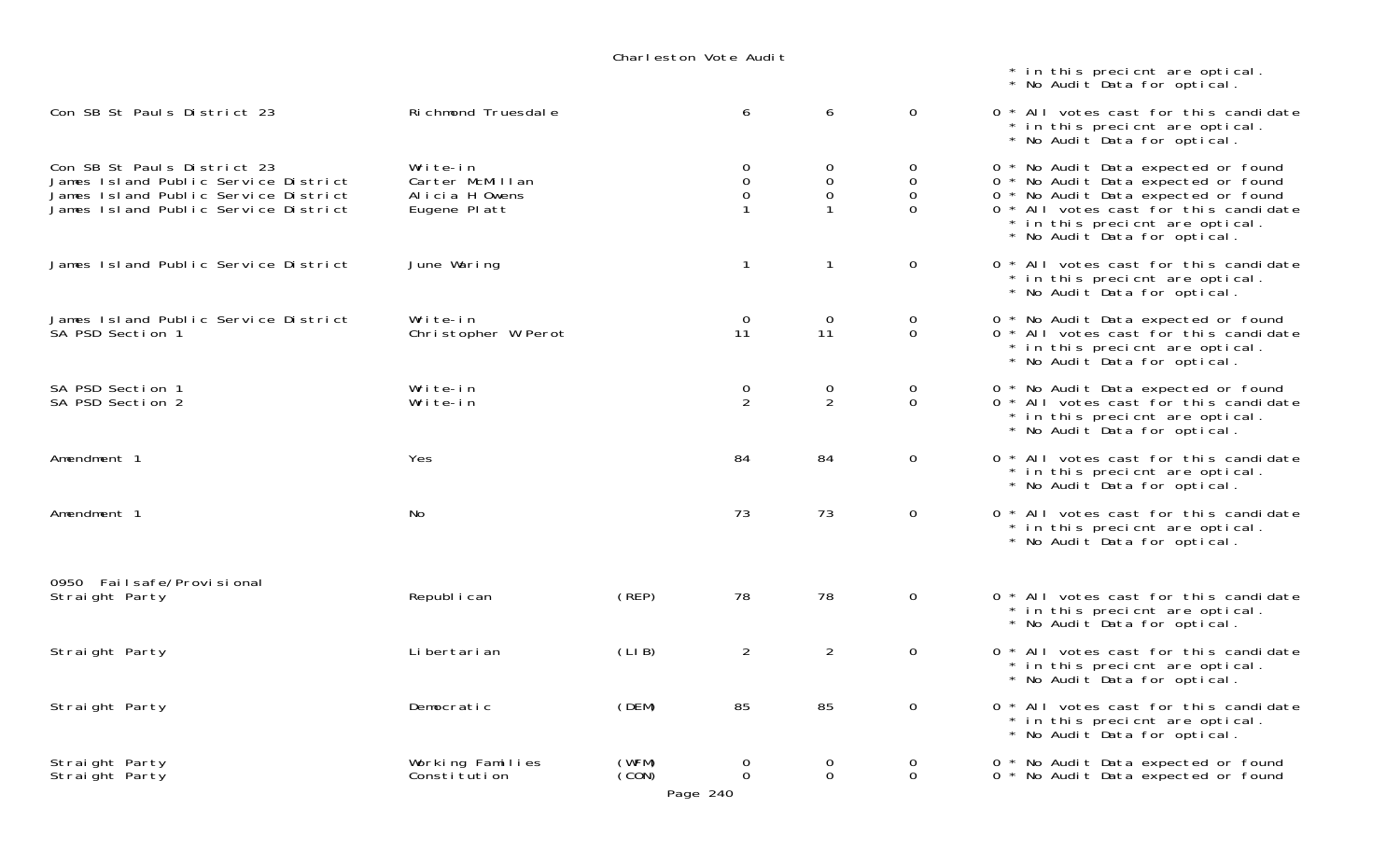Charleston Vote Audit

| Contest | Candidate | Party | | | | Notes |
|---|---|---|---|---|---|---|
| | | | | | | * in this precicnt are optical. * No Audit Data for optical. |
| Con SB St Pauls District 23 | Richmond Truesdale | | 6 | 6 | 0 | 0 * All votes cast for this candidate * in this precicnt are optical. * No Audit Data for optical. |
| Con SB St Pauls District 23 | Write-in | | 0 | 0 | 0 | 0 * No Audit Data expected or found |
| James Island Public Service District | Carter McMillan | | 0 | 0 | 0 | 0 * No Audit Data expected or found |
| James Island Public Service District | Alicia H Owens | | 0 | 0 | 0 | 0 * No Audit Data expected or found |
| James Island Public Service District | Eugene Platt | | 1 | 1 | 0 | 0 * All votes cast for this candidate * in this precicnt are optical. * No Audit Data for optical. |
| James Island Public Service District | June Waring | | 1 | 1 | 0 | 0 * All votes cast for this candidate * in this precicnt are optical. * No Audit Data for optical. |
| James Island Public Service District | Write-in | | 0 | 0 | 0 | 0 * No Audit Data expected or found |
| SA PSD Section 1 | Christopher W Perot | | 11 | 11 | 0 | 0 * All votes cast for this candidate * in this precicnt are optical. * No Audit Data for optical. |
| SA PSD Section 1 | Write-in | | 0 | 0 | 0 | 0 * No Audit Data expected or found |
| SA PSD Section 2 | Write-in | | 2 | 2 | 0 | 0 * All votes cast for this candidate * in this precicnt are optical. * No Audit Data for optical. |
| Amendment 1 | Yes | | 84 | 84 | 0 | 0 * All votes cast for this candidate * in this precicnt are optical. * No Audit Data for optical. |
| Amendment 1 | No | | 73 | 73 | 0 | 0 * All votes cast for this candidate * in this precicnt are optical. * No Audit Data for optical. |
| **0950 Failsafe/Provisional** | | | | | | |
| Straight Party | Republican | (REP) | 78 | 78 | 0 | 0 * All votes cast for this candidate * in this precicnt are optical. * No Audit Data for optical. |
| Straight Party | Libertarian | (LIB) | 2 | 2 | 0 | 0 * All votes cast for this candidate * in this precicnt are optical. * No Audit Data for optical. |
| Straight Party | Democratic | (DEM) | 85 | 85 | 0 | 0 * All votes cast for this candidate * in this precicnt are optical. * No Audit Data for optical. |
| Straight Party | Working Families | (WFM) | 0 | 0 | 0 | 0 * No Audit Data expected or found |
| Straight Party | Constitution | (CON) | 0 | 0 | 0 | 0 * No Audit Data expected or found |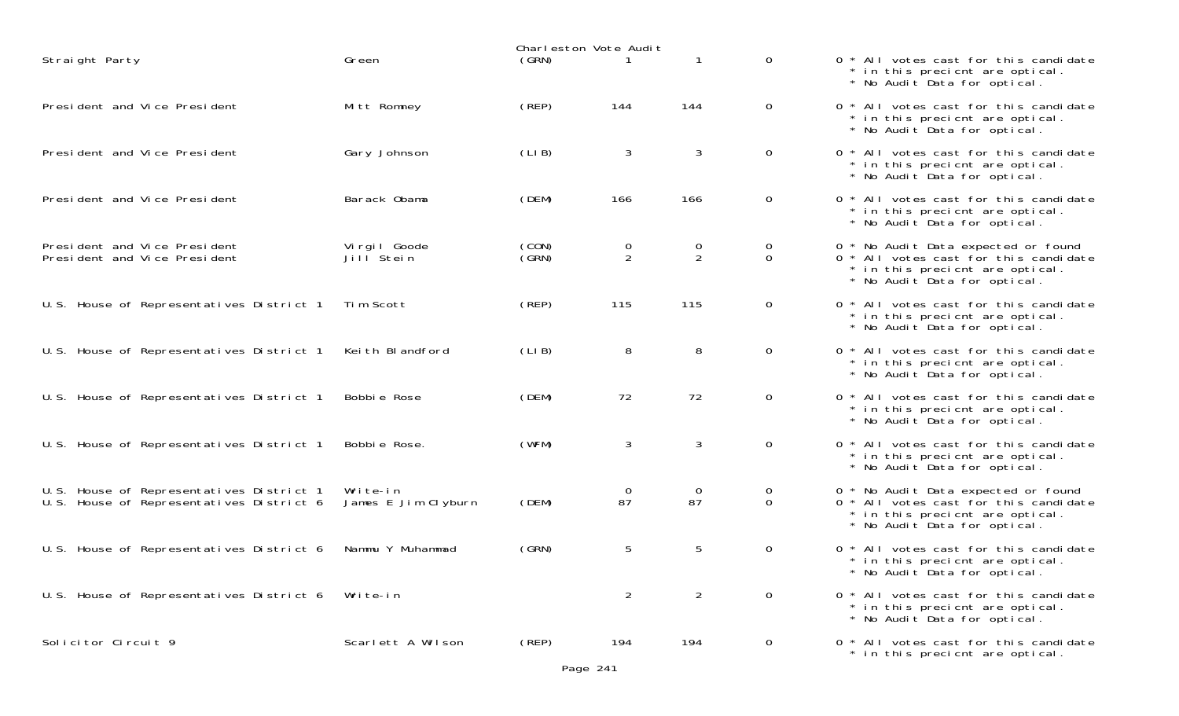Charleston Vote Audit

| Office | Candidate | Party | | | | | Notes |
|---|---|---|---|---|---|---|---|
| Straight Party | Green | (GRN) | 1 | 1 | 0 | 0 | * All votes cast for this candidate * in this precicnt are optical. * No Audit Data for optical. |
| President and Vice President | Mitt Romney | (REP) | 144 | 144 | 0 | 0 | * All votes cast for this candidate * in this precicnt are optical. * No Audit Data for optical. |
| President and Vice President | Gary Johnson | (LIB) | 3 | 3 | 0 | 0 | * All votes cast for this candidate * in this precicnt are optical. * No Audit Data for optical. |
| President and Vice President | Barack Obama | (DEM) | 166 | 166 | 0 | 0 | * All votes cast for this candidate * in this precicnt are optical. * No Audit Data for optical. |
| President and Vice President | Virgil Goode | (CON) | 0 | 0 | 0 | 0 | * No Audit Data expected or found |
| President and Vice President | Jill Stein | (GRN) | 2 | 2 | 0 | 0 | * All votes cast for this candidate * in this precicnt are optical. * No Audit Data for optical. |
| U.S. House of Representatives District 1 | Tim Scott | (REP) | 115 | 115 | 0 | 0 | * All votes cast for this candidate * in this precicnt are optical. * No Audit Data for optical. |
| U.S. House of Representatives District 1 | Keith Blandford | (LIB) | 8 | 8 | 0 | 0 | * All votes cast for this candidate * in this precicnt are optical. * No Audit Data for optical. |
| U.S. House of Representatives District 1 | Bobbie Rose | (DEM) | 72 | 72 | 0 | 0 | * All votes cast for this candidate * in this precicnt are optical. * No Audit Data for optical. |
| U.S. House of Representatives District 1 | Bobbie Rose. | (WFM) | 3 | 3 | 0 | 0 | * All votes cast for this candidate * in this precicnt are optical. * No Audit Data for optical. |
| U.S. House of Representatives District 1 | Write-in | | 0 | 0 | 0 | 0 | * No Audit Data expected or found |
| U.S. House of Representatives District 6 | James E Jim Clyburn | (DEM) | 87 | 87 | 0 | 0 | * All votes cast for this candidate * in this precicnt are optical. * No Audit Data for optical. |
| U.S. House of Representatives District 6 | Nammu Y Muhammad | (GRN) | 5 | 5 | 0 | 0 | * All votes cast for this candidate * in this precicnt are optical. * No Audit Data for optical. |
| U.S. House of Representatives District 6 | Write-in | | 2 | 2 | 0 | 0 | * All votes cast for this candidate * in this precicnt are optical. * No Audit Data for optical. |
| Solicitor Circuit 9 | Scarlett A Wilson | (REP) | 194 | 194 | 0 | 0 | * All votes cast for this candidate * in this precicnt are optical. |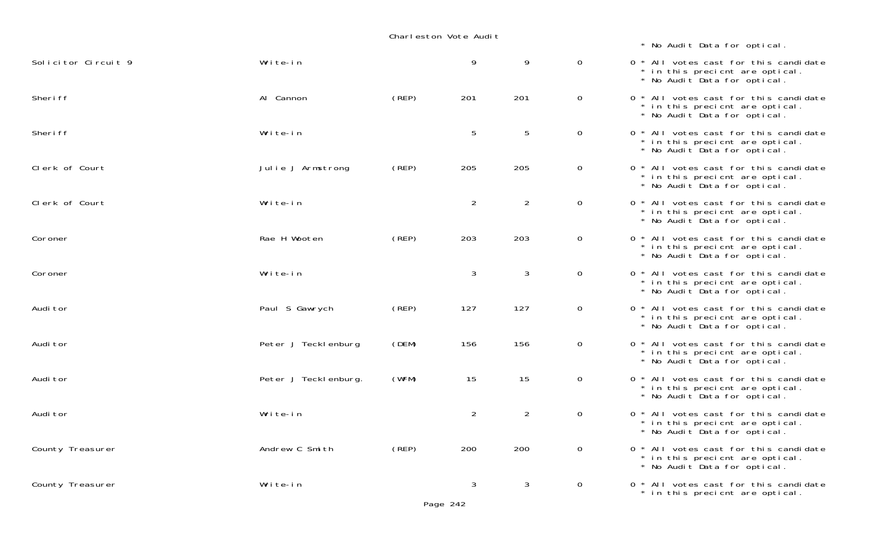Charleston Vote Audit

* No Audit Data for optical.

| Office | Candidate | Party | | | | | Notes |
|---|---|---|---|---|---|---|---|
| Solicitor Circuit 9 | Write-in | | 9 | 9 | 0 | 0 | * All votes cast for this candidate * in this precicnt are optical. * No Audit Data for optical. |
| Sheriff | Al Cannon | (REP) | 201 | 201 | 0 | 0 | * All votes cast for this candidate * in this precicnt are optical. * No Audit Data for optical. |
| Sheriff | Write-in | | 5 | 5 | 0 | 0 | * All votes cast for this candidate * in this precicnt are optical. * No Audit Data for optical. |
| Clerk of Court | Julie J Armstrong | (REP) | 205 | 205 | 0 | 0 | * All votes cast for this candidate * in this precicnt are optical. * No Audit Data for optical. |
| Clerk of Court | Write-in | | 2 | 2 | 0 | 0 | * All votes cast for this candidate * in this precicnt are optical. * No Audit Data for optical. |
| Coroner | Rae H Wooten | (REP) | 203 | 203 | 0 | 0 | * All votes cast for this candidate * in this precicnt are optical. * No Audit Data for optical. |
| Coroner | Write-in | | 3 | 3 | 0 | 0 | * All votes cast for this candidate * in this precicnt are optical. * No Audit Data for optical. |
| Auditor | Paul S Gawrych | (REP) | 127 | 127 | 0 | 0 | * All votes cast for this candidate * in this precicnt are optical. * No Audit Data for optical. |
| Auditor | Peter J Tecklenburg | (DEM) | 156 | 156 | 0 | 0 | * All votes cast for this candidate * in this precicnt are optical. * No Audit Data for optical. |
| Auditor | Peter J Tecklenburg. | (WFM) | 15 | 15 | 0 | 0 | * All votes cast for this candidate * in this precicnt are optical. * No Audit Data for optical. |
| Auditor | Write-in | | 2 | 2 | 0 | 0 | * All votes cast for this candidate * in this precicnt are optical. * No Audit Data for optical. |
| County Treasurer | Andrew C Smith | (REP) | 200 | 200 | 0 | 0 | * All votes cast for this candidate * in this precicnt are optical. * No Audit Data for optical. |
| County Treasurer | Write-in | | 3 | 3 | 0 | 0 | * All votes cast for this candidate * in this precicnt are optical. |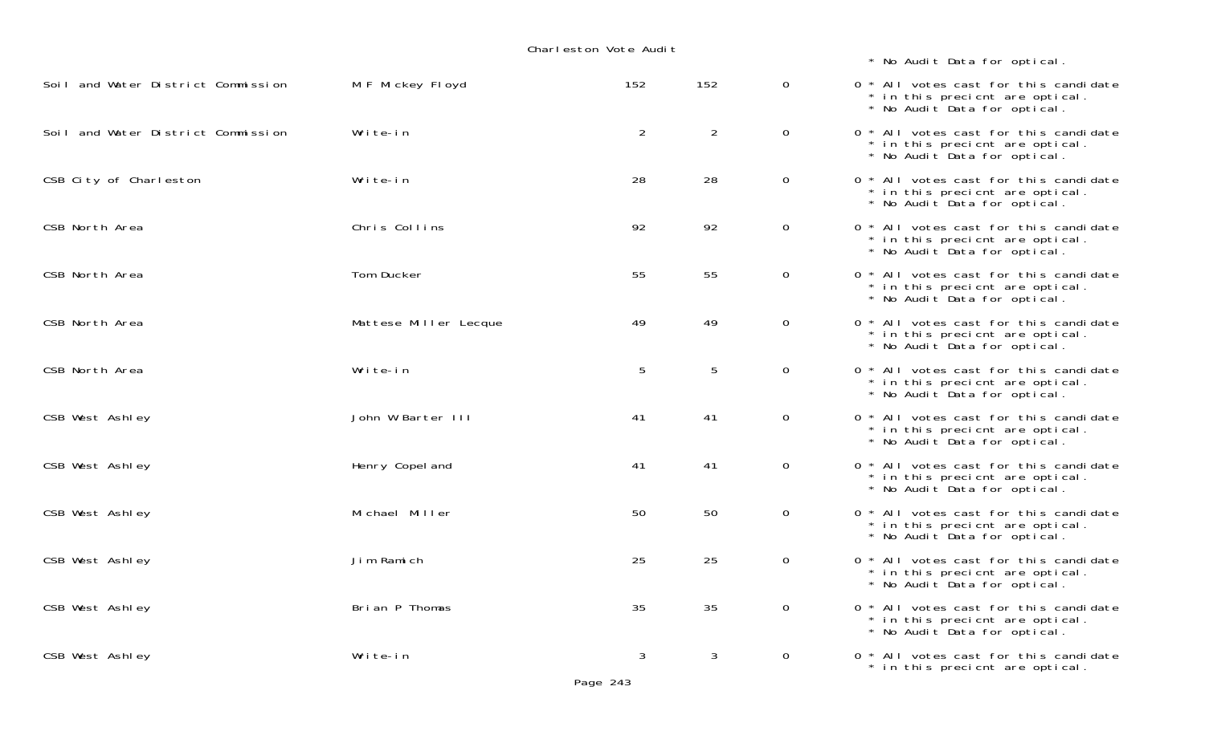Charleston Vote Audit

* No Audit Data for optical.

| | | | | | |
|---|---|---|---|---|---|
| Soil and Water District Commission | M F Mickey Floyd | 152 | 152 | 0 | 0 * All votes cast for this candidate * in this precicnt are optical. * No Audit Data for optical. |
| Soil and Water District Commission | Write-in | 2 | 2 | 0 | 0 * All votes cast for this candidate * in this precicnt are optical. * No Audit Data for optical. |
| CSB City of Charleston | Write-in | 28 | 28 | 0 | 0 * All votes cast for this candidate * in this precicnt are optical. * No Audit Data for optical. |
| CSB North Area | Chris Collins | 92 | 92 | 0 | 0 * All votes cast for this candidate * in this precicnt are optical. * No Audit Data for optical. |
| CSB North Area | Tom Ducker | 55 | 55 | 0 | 0 * All votes cast for this candidate * in this precicnt are optical. * No Audit Data for optical. |
| CSB North Area | Mattese Miller Lecque | 49 | 49 | 0 | 0 * All votes cast for this candidate * in this precicnt are optical. * No Audit Data for optical. |
| CSB North Area | Write-in | 5 | 5 | 0 | 0 * All votes cast for this candidate * in this precicnt are optical. * No Audit Data for optical. |
| CSB West Ashley | John W Barter III | 41 | 41 | 0 | 0 * All votes cast for this candidate * in this precicnt are optical. * No Audit Data for optical. |
| CSB West Ashley | Henry Copeland | 41 | 41 | 0 | 0 * All votes cast for this candidate * in this precicnt are optical. * No Audit Data for optical. |
| CSB West Ashley | Michael Miller | 50 | 50 | 0 | 0 * All votes cast for this candidate * in this precicnt are optical. * No Audit Data for optical. |
| CSB West Ashley | Jim Ramich | 25 | 25 | 0 | 0 * All votes cast for this candidate * in this precicnt are optical. * No Audit Data for optical. |
| CSB West Ashley | Brian P Thomas | 35 | 35 | 0 | 0 * All votes cast for this candidate * in this precicnt are optical. * No Audit Data for optical. |
| CSB West Ashley | Write-in | 3 | 3 | 0 | 0 * All votes cast for this candidate * in this precicnt are optical. |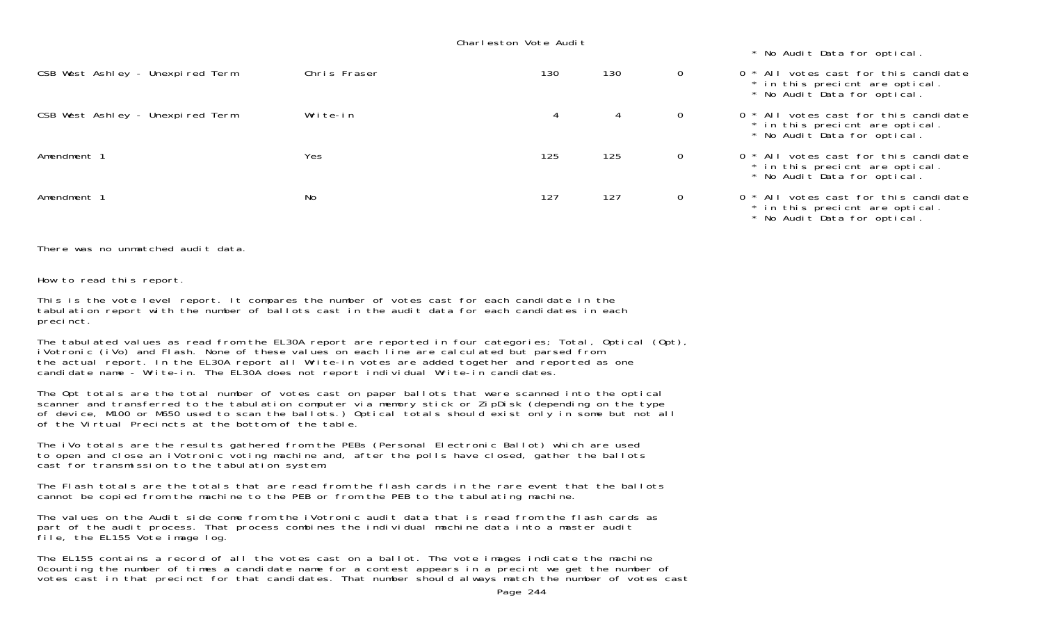Charleston Vote Audit

\* No Audit Data for optical.

| | | | | | | |
|---|---|---|---|---|---|---|
| CSB West Ashley - Unexpired Term | Chris Fraser | 130 | 130 | 0 | 0 | * All votes cast for this candidate * in this precicnt are optical. * No Audit Data for optical. |
| CSB West Ashley - Unexpired Term | Write-in | 4 | 4 | 0 | 0 | * All votes cast for this candidate * in this precicnt are optical. * No Audit Data for optical. |
| Amendment 1 | Yes | 125 | 125 | 0 | 0 | * All votes cast for this candidate * in this precicnt are optical. * No Audit Data for optical. |
| Amendment 1 | No | 127 | 127 | 0 | 0 | * All votes cast for this candidate * in this precicnt are optical. * No Audit Data for optical. |

There was no unmatched audit data.

How to read this report.

This is the vote level report. It compares the number of votes cast for each candidate in the tabulation report with the number of ballots cast in the audit data for each candidates in each precinct.

The tabulated values as read from the EL30A report are reported in four categories; Total, Optical (Opt), iVotronic (iVo) and Flash. None of these values on each line are calculated but parsed from the actual report. In the EL30A report all Write-in votes are added together and reported as one candidate name - Write-in. The EL30A does not report individual Write-in candidates.

The Opt totals are the total number of votes cast on paper ballots that were scanned into the optical scanner and transferred to the tabulation computer via memory stick or ZipDisk (depending on the type of device, M100 or M650 used to scan the ballots.) Optical totals should exist only in some but not all of the Virtual Precincts at the bottom of the table.

The iVo totals are the results gathered from the PEBs (Personal Electronic Ballot) which are used to open and close an iVotronic voting machine and, after the polls have closed, gather the ballots cast for transmission to the tabulation system.

The Flash totals are the totals that are read from the flash cards in the rare event that the ballots cannot be copied from the machine to the PEB or from the PEB to the tabulating machine.

The values on the Audit side come from the iVotronic audit data that is read from the flash cards as part of the audit process. That process combines the individual machine data into a master audit file, the EL155 Vote image log.

The EL155 contains a record of all the votes cast on a ballot. The vote images indicate the machine 0counting the number of times a candidate name for a contest appears in a precint we get the number of votes cast in that precinct for that candidates. That number should always match the number of votes cast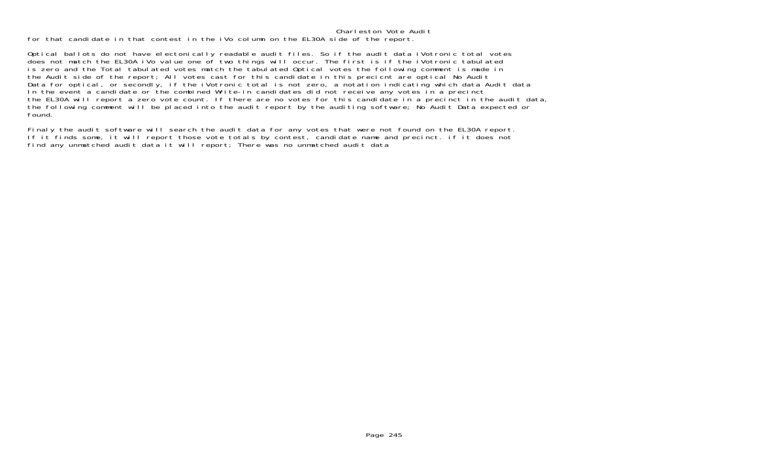for that candidate in that contest in the iVo column on the EL30A side of the report.

Optical ballots do not have electonically readable audit files. So if the audit data iVotronic total votes does not match the EL30A iVo value one of two things will occur. The first is if the iVotronic tabulated is zero and the Total tabulated votes match the tabulated Optical votes the following comment is made in the Audit side of the report; All votes cast for this candidate in this precicnt are optical No Audit Data for optical, or secondly, if the iVotronic total is not zero, a notation indicating which data Audit data In the event a candidate or the combined Write-in candidates did not receive any votes in a precinct the EL30A will report a zero vote count. If there are no votes for this candidate in a precinct in the audit data, the following comment will be placed into the audit report by the auditing software; No Audit Data expected or found.

Finaly the audit software will search the audit data for any votes that were not found on the EL30A report. If it finds some, it will report those vote totals by contest, candidate name and precinct. if it does not find any unmatched audit data it will report; There was no unmatched audit data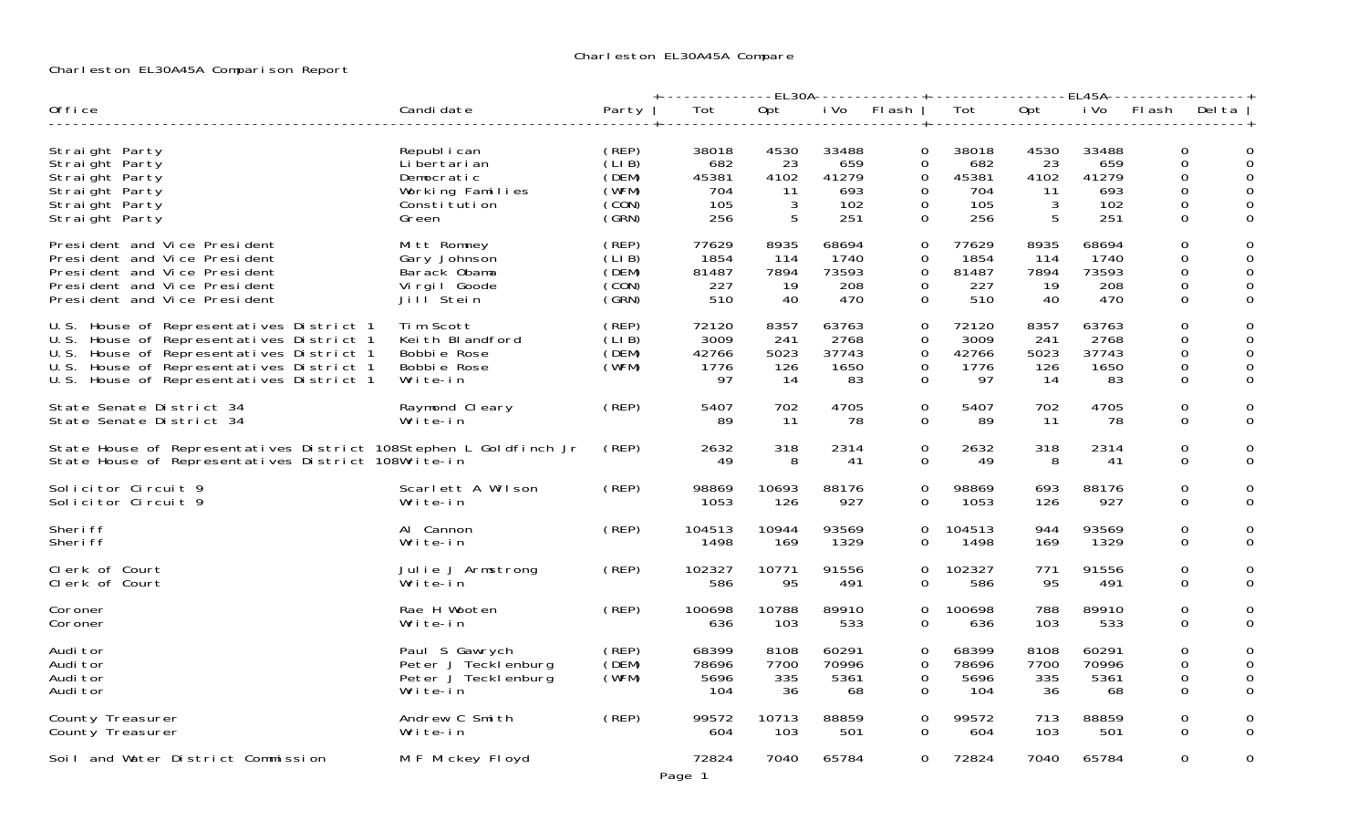Charleston EL30A45A Compare

Charleston EL30A45A Comparison Report

| Office | Candidate | Party | EL30A Tot | EL30A Opt | EL30A iVo | EL30A Flash | EL45A Tot | EL45A Opt | EL45A iVo | EL45A Flash | Delta |
|---|---|---|---|---|---|---|---|---|---|---|---|
| Straight Party | Republican | (REP) | 38018 | 4530 | 33488 | 0 | 38018 | 4530 | 33488 | 0 | 0 |
| Straight Party | Libertarian | (LIB) | 682 | 23 | 659 | 0 | 682 | 23 | 659 | 0 | 0 |
| Straight Party | Democratic | (DEM) | 45381 | 4102 | 41279 | 0 | 45381 | 4102 | 41279 | 0 | 0 |
| Straight Party | Working Families | (WFM) | 704 | 11 | 693 | 0 | 704 | 11 | 693 | 0 | 0 |
| Straight Party | Constitution | (CON) | 105 | 3 | 102 | 0 | 105 | 3 | 102 | 0 | 0 |
| Straight Party | Green | (GRN) | 256 | 5 | 251 | 0 | 256 | 5 | 251 | 0 | 0 |
| President and Vice President | Mitt Romney | (REP) | 77629 | 8935 | 68694 | 0 | 77629 | 8935 | 68694 | 0 | 0 |
| President and Vice President | Gary Johnson | (LIB) | 1854 | 114 | 1740 | 0 | 1854 | 114 | 1740 | 0 | 0 |
| President and Vice President | Barack Obama | (DEM) | 81487 | 7894 | 73593 | 0 | 81487 | 7894 | 73593 | 0 | 0 |
| President and Vice President | Virgil Goode | (CON) | 227 | 19 | 208 | 0 | 227 | 19 | 208 | 0 | 0 |
| President and Vice President | Jill Stein | (GRN) | 510 | 40 | 470 | 0 | 510 | 40 | 470 | 0 | 0 |
| U.S. House of Representatives District 1 | Tim Scott | (REP) | 72120 | 8357 | 63763 | 0 | 72120 | 8357 | 63763 | 0 | 0 |
| U.S. House of Representatives District 1 | Keith Blandford | (LIB) | 3009 | 241 | 2768 | 0 | 3009 | 241 | 2768 | 0 | 0 |
| U.S. House of Representatives District 1 | Bobbie Rose | (DEM) | 42766 | 5023 | 37743 | 0 | 42766 | 5023 | 37743 | 0 | 0 |
| U.S. House of Representatives District 1 | Bobbie Rose | (WFM) | 1776 | 126 | 1650 | 0 | 1776 | 126 | 1650 | 0 | 0 |
| U.S. House of Representatives District 1 | Write-in | | 97 | 14 | 83 | 0 | 97 | 14 | 83 | 0 | 0 |
| State Senate District 34 | Raymond Cleary | (REP) | 5407 | 702 | 4705 | 0 | 5407 | 702 | 4705 | 0 | 0 |
| State Senate District 34 | Write-in | | 89 | 11 | 78 | 0 | 89 | 11 | 78 | 0 | 0 |
| State House of Representatives District 108 | Stephen L Goldfinch Jr | (REP) | 2632 | 318 | 2314 | 0 | 2632 | 318 | 2314 | 0 | 0 |
| State House of Representatives District 108 | Write-in | | 49 | 8 | 41 | 0 | 49 | 8 | 41 | 0 | 0 |
| Solicitor Circuit 9 | Scarlett A Wilson | (REP) | 98869 | 10693 | 88176 | 0 | 98869 | 693 | 88176 | 0 | 0 |
| Solicitor Circuit 9 | Write-in | | 1053 | 126 | 927 | 0 | 1053 | 126 | 927 | 0 | 0 |
| Sheriff | Al Cannon | (REP) | 104513 | 10944 | 93569 | 0 | 104513 | 944 | 93569 | 0 | 0 |
| Sheriff | Write-in | | 1498 | 169 | 1329 | 0 | 1498 | 169 | 1329 | 0 | 0 |
| Clerk of Court | Julie J Armstrong | (REP) | 102327 | 10771 | 91556 | 0 | 102327 | 771 | 91556 | 0 | 0 |
| Clerk of Court | Write-in | | 586 | 95 | 491 | 0 | 586 | 95 | 491 | 0 | 0 |
| Coroner | Rae H Wooten | (REP) | 100698 | 10788 | 89910 | 0 | 100698 | 788 | 89910 | 0 | 0 |
| Coroner | Write-in | | 636 | 103 | 533 | 0 | 636 | 103 | 533 | 0 | 0 |
| Auditor | Paul S Gawrych | (REP) | 68399 | 8108 | 60291 | 0 | 68399 | 8108 | 60291 | 0 | 0 |
| Auditor | Peter J Tecklenburg | (DEM) | 78696 | 7700 | 70996 | 0 | 78696 | 7700 | 70996 | 0 | 0 |
| Auditor | Peter J Tecklenburg | (WFM) | 5696 | 335 | 5361 | 0 | 5696 | 335 | 5361 | 0 | 0 |
| Auditor | Write-in | | 104 | 36 | 68 | 0 | 104 | 36 | 68 | 0 | 0 |
| County Treasurer | Andrew C Smith | (REP) | 99572 | 10713 | 88859 | 0 | 99572 | 713 | 88859 | 0 | 0 |
| County Treasurer | Write-in | | 604 | 103 | 501 | 0 | 604 | 103 | 501 | 0 | 0 |
| Soil and Water District Commission | M F Mickey Floyd | | 72824 | 7040 | 65784 | 0 | 72824 | 7040 | 65784 | 0 | 0 |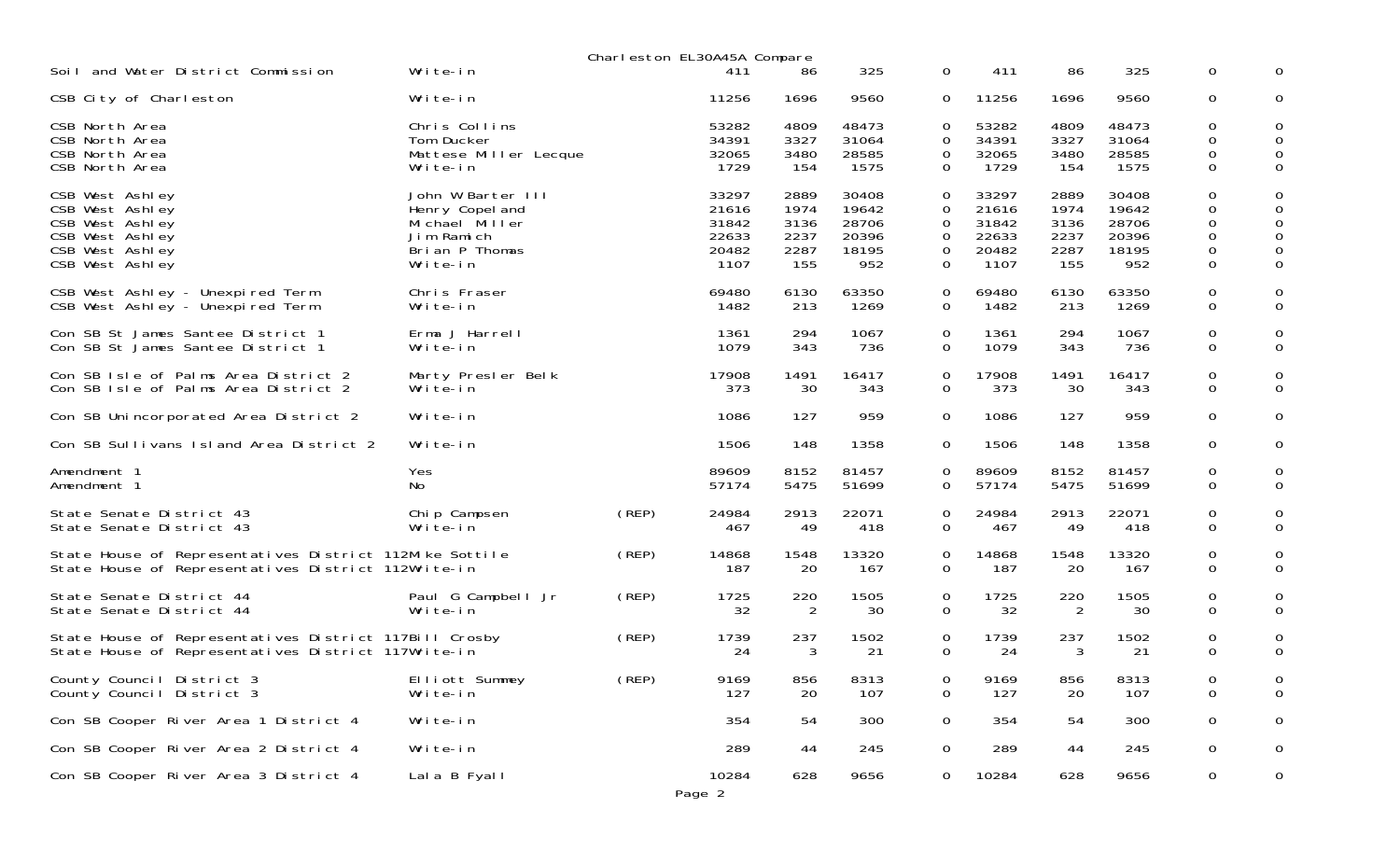Charleston EL30A45A Compare

| Contest | Candidate | Party | | | | | | | | | |
|---|---|---|---|---|---|---|---|---|---|---|---|
| Soil and Water District Commission | Write-in | | 411 | 86 | 325 | 0 | 411 | 86 | 325 | 0 | 0 |
| CSB City of Charleston | Write-in | | 11256 | 1696 | 9560 | 0 | 11256 | 1696 | 9560 | 0 | 0 |
| CSB North Area | Chris Collins | | 53282 | 4809 | 48473 | 0 | 53282 | 4809 | 48473 | 0 | 0 |
| CSB North Area | Tom Ducker | | 34391 | 3327 | 31064 | 0 | 34391 | 3327 | 31064 | 0 | 0 |
| CSB North Area | Mattese Miller Lecque | | 32065 | 3480 | 28585 | 0 | 32065 | 3480 | 28585 | 0 | 0 |
| CSB North Area | Write-in | | 1729 | 154 | 1575 | 0 | 1729 | 154 | 1575 | 0 | 0 |
| CSB West Ashley | John W Barter III | | 33297 | 2889 | 30408 | 0 | 33297 | 2889 | 30408 | 0 | 0 |
| CSB West Ashley | Henry Copeland | | 21616 | 1974 | 19642 | 0 | 21616 | 1974 | 19642 | 0 | 0 |
| CSB West Ashley | Michael Miller | | 31842 | 3136 | 28706 | 0 | 31842 | 3136 | 28706 | 0 | 0 |
| CSB West Ashley | Jim Ramich | | 22633 | 2237 | 20396 | 0 | 22633 | 2237 | 20396 | 0 | 0 |
| CSB West Ashley | Brian P Thomas | | 20482 | 2287 | 18195 | 0 | 20482 | 2287 | 18195 | 0 | 0 |
| CSB West Ashley | Write-in | | 1107 | 155 | 952 | 0 | 1107 | 155 | 952 | 0 | 0 |
| CSB West Ashley - Unexpired Term | Chris Fraser | | 69480 | 6130 | 63350 | 0 | 69480 | 6130 | 63350 | 0 | 0 |
| CSB West Ashley - Unexpired Term | Write-in | | 1482 | 213 | 1269 | 0 | 1482 | 213 | 1269 | 0 | 0 |
| Con SB St James Santee District 1 | Erma J Harrell | | 1361 | 294 | 1067 | 0 | 1361 | 294 | 1067 | 0 | 0 |
| Con SB St James Santee District 1 | Write-in | | 1079 | 343 | 736 | 0 | 1079 | 343 | 736 | 0 | 0 |
| Con SB Isle of Palms Area District 2 | Marty Presler Belk | | 17908 | 1491 | 16417 | 0 | 17908 | 1491 | 16417 | 0 | 0 |
| Con SB Isle of Palms Area District 2 | Write-in | | 373 | 30 | 343 | 0 | 373 | 30 | 343 | 0 | 0 |
| Con SB Unincorporated Area District 2 | Write-in | | 1086 | 127 | 959 | 0 | 1086 | 127 | 959 | 0 | 0 |
| Con SB Sullivans Island Area District 2 | Write-in | | 1506 | 148 | 1358 | 0 | 1506 | 148 | 1358 | 0 | 0 |
| Amendment 1 | Yes | | 89609 | 8152 | 81457 | 0 | 89609 | 8152 | 81457 | 0 | 0 |
| Amendment 1 | No | | 57174 | 5475 | 51699 | 0 | 57174 | 5475 | 51699 | 0 | 0 |
| State Senate District 43 | Chip Campsen | (REP) | 24984 | 2913 | 22071 | 0 | 24984 | 2913 | 22071 | 0 | 0 |
| State Senate District 43 | Write-in | | 467 | 49 | 418 | 0 | 467 | 49 | 418 | 0 | 0 |
| State House of Representatives District 112 | Mike Sottile | (REP) | 14868 | 1548 | 13320 | 0 | 14868 | 1548 | 13320 | 0 | 0 |
| State House of Representatives District 112 | Write-in | | 187 | 20 | 167 | 0 | 187 | 20 | 167 | 0 | 0 |
| State Senate District 44 | Paul G Campbell Jr | (REP) | 1725 | 220 | 1505 | 0 | 1725 | 220 | 1505 | 0 | 0 |
| State Senate District 44 | Write-in | | 32 | 2 | 30 | 0 | 32 | 2 | 30 | 0 | 0 |
| State House of Representatives District 117 | Bill Crosby | (REP) | 1739 | 237 | 1502 | 0 | 1739 | 237 | 1502 | 0 | 0 |
| State House of Representatives District 117 | Write-in | | 24 | 3 | 21 | 0 | 24 | 3 | 21 | 0 | 0 |
| County Council District 3 | Elliott Summey | (REP) | 9169 | 856 | 8313 | 0 | 9169 | 856 | 8313 | 0 | 0 |
| County Council District 3 | Write-in | | 127 | 20 | 107 | 0 | 127 | 20 | 107 | 0 | 0 |
| Con SB Cooper River Area 1 District 4 | Write-in | | 354 | 54 | 300 | 0 | 354 | 54 | 300 | 0 | 0 |
| Con SB Cooper River Area 2 District 4 | Write-in | | 289 | 44 | 245 | 0 | 289 | 44 | 245 | 0 | 0 |
| Con SB Cooper River Area 3 District 4 | Lala B Fyall | | 10284 | 628 | 9656 | 0 | 10284 | 628 | 9656 | 0 | 0 |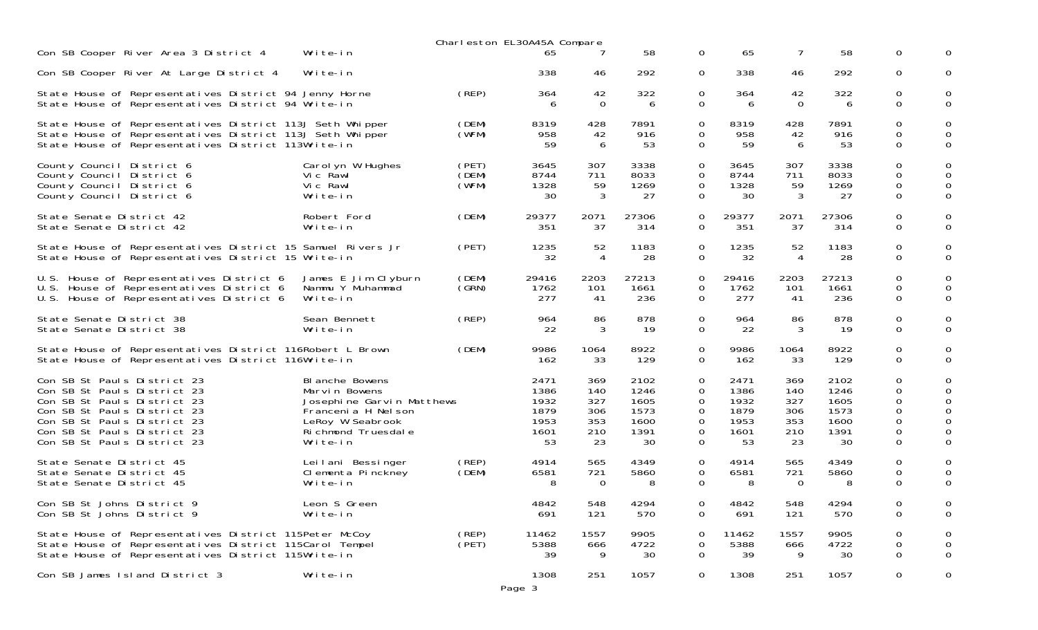Charleston EL30A45A Compare

| Contest | Candidate | Party | | | | | | | | | |
|---|---|---|---|---|---|---|---|---|---|---|---|
| Con SB Cooper River Area 3 District 4 | Write-in | | 65 | 7 | 58 | 0 | 65 | 7 | 58 | 0 | 0 |
| Con SB Cooper River At Large District 4 | Write-in | | 338 | 46 | 292 | 0 | 338 | 46 | 292 | 0 | 0 |
| State House of Representatives District 94 | Jenny Horne | (REP) | 364 | 42 | 322 | 0 | 364 | 42 | 322 | 0 | 0 |
| State House of Representatives District 94 | Write-in | | 6 | 0 | 6 | 0 | 6 | 0 | 6 | 0 | 0 |
| State House of Representatives District 113 | J Seth Whipper | (DEM) | 8319 | 428 | 7891 | 0 | 8319 | 428 | 7891 | 0 | 0 |
| State House of Representatives District 113 | J Seth Whipper | (WFM) | 958 | 42 | 916 | 0 | 958 | 42 | 916 | 0 | 0 |
| State House of Representatives District 113 | Write-in | | 59 | 6 | 53 | 0 | 59 | 6 | 53 | 0 | 0 |
| County Council District 6 | Carolyn W Hughes | (PET) | 3645 | 307 | 3338 | 0 | 3645 | 307 | 3338 | 0 | 0 |
| County Council District 6 | Vic Rawl | (DEM) | 8744 | 711 | 8033 | 0 | 8744 | 711 | 8033 | 0 | 0 |
| County Council District 6 | Vic Rawl | (WFM) | 1328 | 59 | 1269 | 0 | 1328 | 59 | 1269 | 0 | 0 |
| County Council District 6 | Write-in | | 30 | 3 | 27 | 0 | 30 | 3 | 27 | 0 | 0 |
| State Senate District 42 | Robert Ford | (DEM) | 29377 | 2071 | 27306 | 0 | 29377 | 2071 | 27306 | 0 | 0 |
| State Senate District 42 | Write-in | | 351 | 37 | 314 | 0 | 351 | 37 | 314 | 0 | 0 |
| State House of Representatives District 15 | Samuel Rivers Jr | (PET) | 1235 | 52 | 1183 | 0 | 1235 | 52 | 1183 | 0 | 0 |
| State House of Representatives District 15 | Write-in | | 32 | 4 | 28 | 0 | 32 | 4 | 28 | 0 | 0 |
| U.S. House of Representatives District 6 | James E Jim Clyburn | (DEM) | 29416 | 2203 | 27213 | 0 | 29416 | 2203 | 27213 | 0 | 0 |
| U.S. House of Representatives District 6 | Nammu Y Muhammad | (GRN) | 1762 | 101 | 1661 | 0 | 1762 | 101 | 1661 | 0 | 0 |
| U.S. House of Representatives District 6 | Write-in | | 277 | 41 | 236 | 0 | 277 | 41 | 236 | 0 | 0 |
| State Senate District 38 | Sean Bennett | (REP) | 964 | 86 | 878 | 0 | 964 | 86 | 878 | 0 | 0 |
| State Senate District 38 | Write-in | | 22 | 3 | 19 | 0 | 22 | 3 | 19 | 0 | 0 |
| State House of Representatives District 116 | Robert L Brown | (DEM) | 9986 | 1064 | 8922 | 0 | 9986 | 1064 | 8922 | 0 | 0 |
| State House of Representatives District 116 | Write-in | | 162 | 33 | 129 | 0 | 162 | 33 | 129 | 0 | 0 |
| Con SB St Pauls District 23 | Blanche Bowens | | 2471 | 369 | 2102 | 0 | 2471 | 369 | 2102 | 0 | 0 |
| Con SB St Pauls District 23 | Marvin Bowens | | 1386 | 140 | 1246 | 0 | 1386 | 140 | 1246 | 0 | 0 |
| Con SB St Pauls District 23 | Josephine Garvin Matthews | | 1932 | 327 | 1605 | 0 | 1932 | 327 | 1605 | 0 | 0 |
| Con SB St Pauls District 23 | Francenia H Nelson | | 1879 | 306 | 1573 | 0 | 1879 | 306 | 1573 | 0 | 0 |
| Con SB St Pauls District 23 | LeRoy W Seabrook | | 1953 | 353 | 1600 | 0 | 1953 | 353 | 1600 | 0 | 0 |
| Con SB St Pauls District 23 | Richmond Truesdale | | 1601 | 210 | 1391 | 0 | 1601 | 210 | 1391 | 0 | 0 |
| Con SB St Pauls District 23 | Write-in | | 53 | 23 | 30 | 0 | 53 | 23 | 30 | 0 | 0 |
| State Senate District 45 | Leilani Bessinger | (REP) | 4914 | 565 | 4349 | 0 | 4914 | 565 | 4349 | 0 | 0 |
| State Senate District 45 | Clementa Pinckney | (DEM) | 6581 | 721 | 5860 | 0 | 6581 | 721 | 5860 | 0 | 0 |
| State Senate District 45 | Write-in | | 8 | 0 | 8 | 0 | 8 | 0 | 8 | 0 | 0 |
| Con SB St Johns District 9 | Leon S Green | | 4842 | 548 | 4294 | 0 | 4842 | 548 | 4294 | 0 | 0 |
| Con SB St Johns District 9 | Write-in | | 691 | 121 | 570 | 0 | 691 | 121 | 570 | 0 | 0 |
| State House of Representatives District 115 | Peter McCoy | (REP) | 11462 | 1557 | 9905 | 0 | 11462 | 1557 | 9905 | 0 | 0 |
| State House of Representatives District 115 | Carol Tempel | (PET) | 5388 | 666 | 4722 | 0 | 5388 | 666 | 4722 | 0 | 0 |
| State House of Representatives District 115 | Write-in | | 39 | 9 | 30 | 0 | 39 | 9 | 30 | 0 | 0 |
| Con SB James Island District 3 | Write-in | | 1308 | 251 | 1057 | 0 | 1308 | 251 | 1057 | 0 | 0 |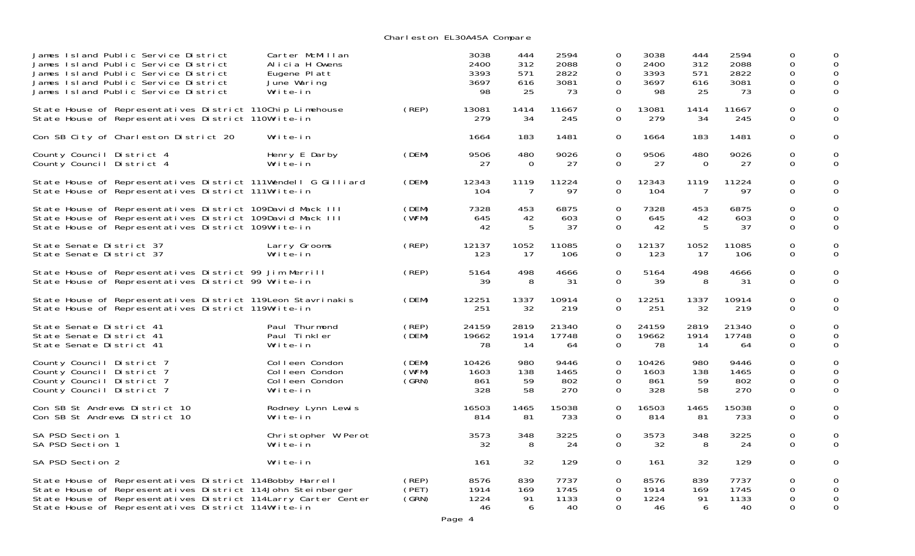Charleston EL30A45A Compare

| Contest | Candidate | Party | | | | | | | | | | |
|---|---|---|---|---|---|---|---|---|---|---|---|---|
| James Island Public Service District | Carter McMillan | | 3038 | 444 | 2594 | 0 | 3038 | 444 | 2594 | 0 | 0 |
| James Island Public Service District | Alicia H Owens | | 2400 | 312 | 2088 | 0 | 2400 | 312 | 2088 | 0 | 0 |
| James Island Public Service District | Eugene Platt | | 3393 | 571 | 2822 | 0 | 3393 | 571 | 2822 | 0 | 0 |
| James Island Public Service District | June Waring | | 3697 | 616 | 3081 | 0 | 3697 | 616 | 3081 | 0 | 0 |
| James Island Public Service District | Write-in | | 98 | 25 | 73 | 0 | 98 | 25 | 73 | 0 | 0 |
| State House of Representatives District 110 | Chip Limehouse | (REP) | 13081 | 1414 | 11667 | 0 | 13081 | 1414 | 11667 | 0 | 0 |
| State House of Representatives District 110 | Write-in | | 279 | 34 | 245 | 0 | 279 | 34 | 245 | 0 | 0 |
| Con SB City of Charleston District 20 | Write-in | | 1664 | 183 | 1481 | 0 | 1664 | 183 | 1481 | 0 | 0 |
| County Council District 4 | Henry E Darby | (DEM) | 9506 | 480 | 9026 | 0 | 9506 | 480 | 9026 | 0 | 0 |
| County Council District 4 | Write-in | | 27 | 0 | 27 | 0 | 27 | 0 | 27 | 0 | 0 |
| State House of Representatives District 111 | Wendell G Gilliard | (DEM) | 12343 | 1119 | 11224 | 0 | 12343 | 1119 | 11224 | 0 | 0 |
| State House of Representatives District 111 | Write-in | | 104 | 7 | 97 | 0 | 104 | 7 | 97 | 0 | 0 |
| State House of Representatives District 109 | David Mack III | (DEM) | 7328 | 453 | 6875 | 0 | 7328 | 453 | 6875 | 0 | 0 |
| State House of Representatives District 109 | David Mack III | (WFM) | 645 | 42 | 603 | 0 | 645 | 42 | 603 | 0 | 0 |
| State House of Representatives District 109 | Write-in | | 42 | 5 | 37 | 0 | 42 | 5 | 37 | 0 | 0 |
| State Senate District 37 | Larry Grooms | (REP) | 12137 | 1052 | 11085 | 0 | 12137 | 1052 | 11085 | 0 | 0 |
| State Senate District 37 | Write-in | | 123 | 17 | 106 | 0 | 123 | 17 | 106 | 0 | 0 |
| State House of Representatives District 99 | Jim Merrill | (REP) | 5164 | 498 | 4666 | 0 | 5164 | 498 | 4666 | 0 | 0 |
| State House of Representatives District 99 | Write-in | | 39 | 8 | 31 | 0 | 39 | 8 | 31 | 0 | 0 |
| State House of Representatives District 119 | Leon Stavrinakis | (DEM) | 12251 | 1337 | 10914 | 0 | 12251 | 1337 | 10914 | 0 | 0 |
| State House of Representatives District 119 | Write-in | | 251 | 32 | 219 | 0 | 251 | 32 | 219 | 0 | 0 |
| State Senate District 41 | Paul Thurmond | (REP) | 24159 | 2819 | 21340 | 0 | 24159 | 2819 | 21340 | 0 | 0 |
| State Senate District 41 | Paul Tinkler | (DEM) | 19662 | 1914 | 17748 | 0 | 19662 | 1914 | 17748 | 0 | 0 |
| State Senate District 41 | Write-in | | 78 | 14 | 64 | 0 | 78 | 14 | 64 | 0 | 0 |
| County Council District 7 | Colleen Condon | (DEM) | 10426 | 980 | 9446 | 0 | 10426 | 980 | 9446 | 0 | 0 |
| County Council District 7 | Colleen Condon | (WFM) | 1603 | 138 | 1465 | 0 | 1603 | 138 | 1465 | 0 | 0 |
| County Council District 7 | Colleen Condon | (GRN) | 861 | 59 | 802 | 0 | 861 | 59 | 802 | 0 | 0 |
| County Council District 7 | Write-in | | 328 | 58 | 270 | 0 | 328 | 58 | 270 | 0 | 0 |
| Con SB St Andrews District 10 | Rodney Lynn Lewis | | 16503 | 1465 | 15038 | 0 | 16503 | 1465 | 15038 | 0 | 0 |
| Con SB St Andrews District 10 | Write-in | | 814 | 81 | 733 | 0 | 814 | 81 | 733 | 0 | 0 |
| SA PSD Section 1 | Christopher W Perot | | 3573 | 348 | 3225 | 0 | 3573 | 348 | 3225 | 0 | 0 |
| SA PSD Section 1 | Write-in | | 32 | 8 | 24 | 0 | 32 | 8 | 24 | 0 | 0 |
| SA PSD Section 2 | Write-in | | 161 | 32 | 129 | 0 | 161 | 32 | 129 | 0 | 0 |
| State House of Representatives District 114 | Bobby Harrell | (REP) | 8576 | 839 | 7737 | 0 | 8576 | 839 | 7737 | 0 | 0 |
| State House of Representatives District 114 | John Steinberger | (PET) | 1914 | 169 | 1745 | 0 | 1914 | 169 | 1745 | 0 | 0 |
| State House of Representatives District 114 | Larry Carter Center | (GRN) | 1224 | 91 | 1133 | 0 | 1224 | 91 | 1133 | 0 | 0 |
| State House of Representatives District 114 | Write-in | | 46 | 6 | 40 | 0 | 46 | 6 | 40 | 0 | 0 |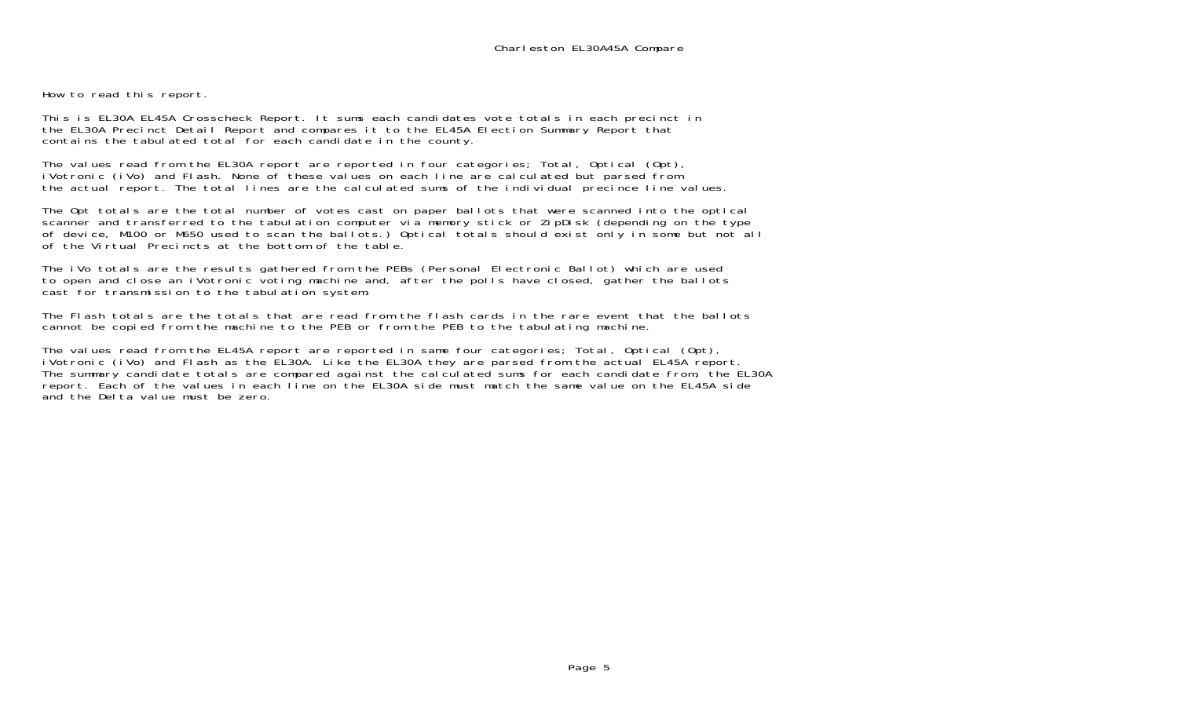How to read this report.

This is EL30A EL45A Crosscheck Report. It sums each candidates vote totals in each precinct in the EL30A Precinct Detail Report and compares it to the EL45A Election Summary Report that contains the tabulated total for each candidate in the county.

The values read from the EL30A report are reported in four categories; Total, Optical (Opt), iVotronic (iVo) and Flash. None of these values on each line are calculated but parsed from the actual report. The total lines are the calculated sums of the individual precince line values.

The Opt totals are the total number of votes cast on paper ballots that were scanned into the optical scanner and transferred to the tabulation computer via memory stick or ZipDisk (depending on the type of device, M100 or M650 used to scan the ballots.) Optical totals should exist only in some but not all of the Virtual Precincts at the bottom of the table.

The iVo totals are the results gathered from the PEBs (Personal Electronic Ballot) which are used to open and close an iVotronic voting machine and, after the polls have closed, gather the ballots cast for transmission to the tabulation system.

The Flash totals are the totals that are read from the flash cards in the rare event that the ballots cannot be copied from the machine to the PEB or from the PEB to the tabulating machine.

The values read from the EL45A report are reported in same four categories; Total, Optical (Opt), iVotronic (iVo) and Flash as the EL30A. Like the EL30A they are parsed from the actual EL45A report. The summary candidate totals are compared against the calculated sums for each candidate from, the EL30A report. Each of the values in each line on the EL30A side must match the same value on the EL45A side and the Delta value must be zero.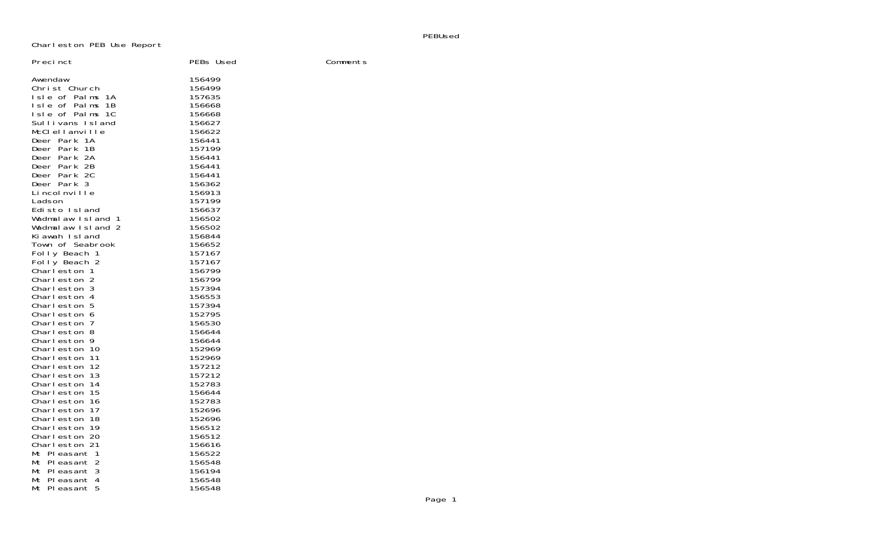Charleston PEB Use Report

| Precinct | PEBs Used | Comments |
|---|---|---|
| Awendaw | 156499 | |
| Christ Church | 156499 | |
| Isle of Palms 1A | 157635 | |
| Isle of Palms 1B | 156668 | |
| Isle of Palms 1C | 156668 | |
| Sullivans Island | 156627 | |
| McClellanville | 156622 | |
| Deer Park 1A | 156441 | |
| Deer Park 1B | 157199 | |
| Deer Park 2A | 156441 | |
| Deer Park 2B | 156441 | |
| Deer Park 2C | 156441 | |
| Deer Park 3 | 156362 | |
| Lincolnville | 156913 | |
| Ladson | 157199 | |
| Edisto Island | 156637 | |
| Wadmalaw Island 1 | 156502 | |
| Wadmalaw Island 2 | 156502 | |
| Kiawah Island | 156844 | |
| Town of Seabrook | 156652 | |
| Folly Beach 1 | 157167 | |
| Folly Beach 2 | 157167 | |
| Charleston 1 | 156799 | |
| Charleston 2 | 156799 | |
| Charleston 3 | 157394 | |
| Charleston 4 | 156553 | |
| Charleston 5 | 157394 | |
| Charleston 6 | 152795 | |
| Charleston 7 | 156530 | |
| Charleston 8 | 156644 | |
| Charleston 9 | 156644 | |
| Charleston 10 | 152969 | |
| Charleston 11 | 152969 | |
| Charleston 12 | 157212 | |
| Charleston 13 | 157212 | |
| Charleston 14 | 152783 | |
| Charleston 15 | 156644 | |
| Charleston 16 | 152783 | |
| Charleston 17 | 152696 | |
| Charleston 18 | 152696 | |
| Charleston 19 | 156512 | |
| Charleston 20 | 156512 | |
| Charleston 21 | 156616 | |
| Mt Pleasant 1 | 156522 | |
| Mt Pleasant 2 | 156548 | |
| Mt Pleasant 3 | 156194 | |
| Mt Pleasant 4 | 156548 | |
| Mt Pleasant 5 | 156548 | |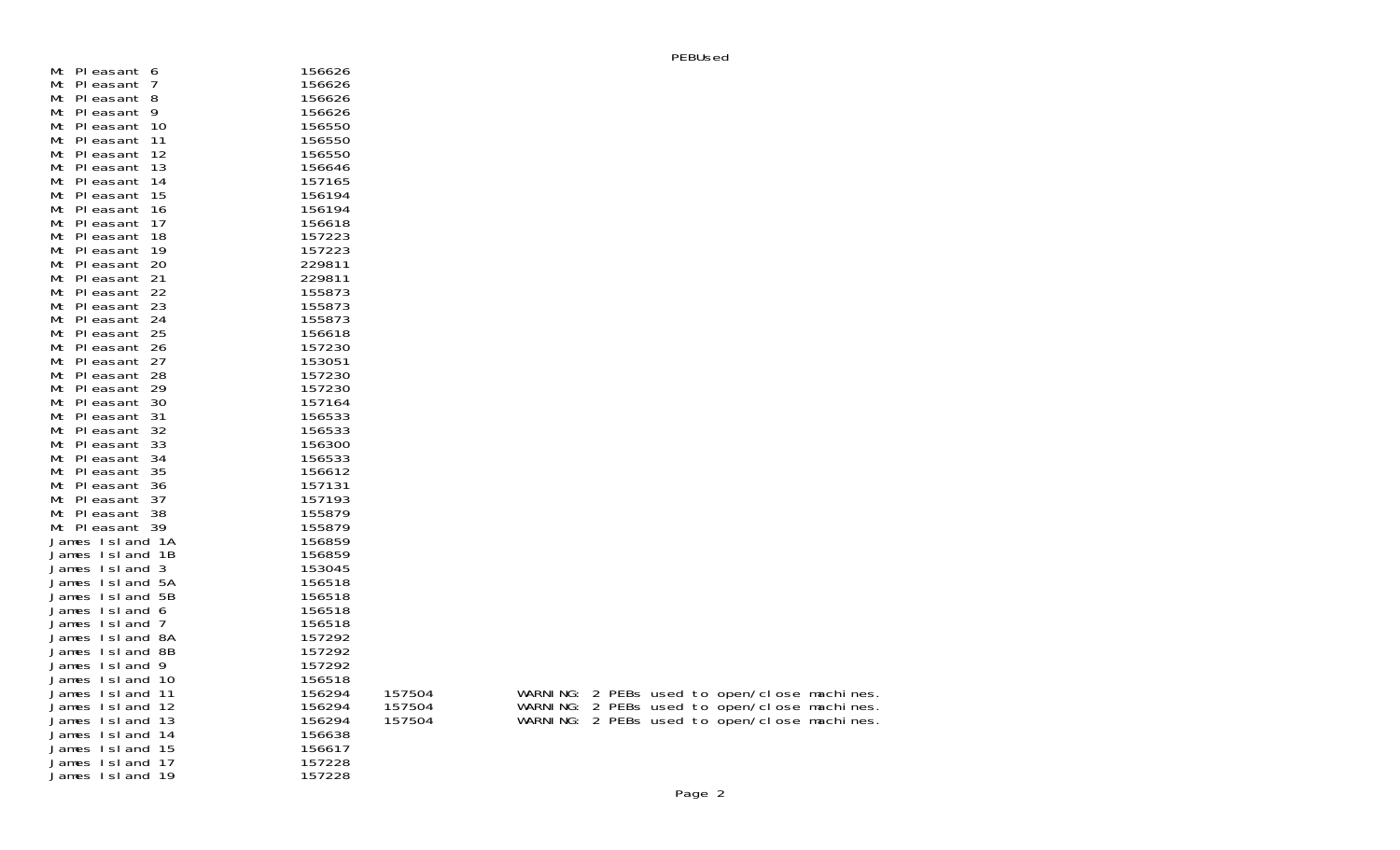PEBUsed

| | | | |
|---|---|---|---|
| Mt Pleasant 6 | 156626 | | |
| Mt Pleasant 7 | 156626 | | |
| Mt Pleasant 8 | 156626 | | |
| Mt Pleasant 9 | 156626 | | |
| Mt Pleasant 10 | 156550 | | |
| Mt Pleasant 11 | 156550 | | |
| Mt Pleasant 12 | 156550 | | |
| Mt Pleasant 13 | 156646 | | |
| Mt Pleasant 14 | 157165 | | |
| Mt Pleasant 15 | 156194 | | |
| Mt Pleasant 16 | 156194 | | |
| Mt Pleasant 17 | 156618 | | |
| Mt Pleasant 18 | 157223 | | |
| Mt Pleasant 19 | 157223 | | |
| Mt Pleasant 20 | 229811 | | |
| Mt Pleasant 21 | 229811 | | |
| Mt Pleasant 22 | 155873 | | |
| Mt Pleasant 23 | 155873 | | |
| Mt Pleasant 24 | 155873 | | |
| Mt Pleasant 25 | 156618 | | |
| Mt Pleasant 26 | 157230 | | |
| Mt Pleasant 27 | 153051 | | |
| Mt Pleasant 28 | 157230 | | |
| Mt Pleasant 29 | 157230 | | |
| Mt Pleasant 30 | 157164 | | |
| Mt Pleasant 31 | 156533 | | |
| Mt Pleasant 32 | 156533 | | |
| Mt Pleasant 33 | 156300 | | |
| Mt Pleasant 34 | 156533 | | |
| Mt Pleasant 35 | 156612 | | |
| Mt Pleasant 36 | 157131 | | |
| Mt Pleasant 37 | 157193 | | |
| Mt Pleasant 38 | 155879 | | |
| Mt Pleasant 39 | 155879 | | |
| James Island 1A | 156859 | | |
| James Island 1B | 156859 | | |
| James Island 3 | 153045 | | |
| James Island 5A | 156518 | | |
| James Island 5B | 156518 | | |
| James Island 6 | 156518 | | |
| James Island 7 | 156518 | | |
| James Island 8A | 157292 | | |
| James Island 8B | 157292 | | |
| James Island 9 | 157292 | | |
| James Island 10 | 156518 | | |
| James Island 11 | 156294 | 157504 | WARNING: 2 PEBs used to open/close machines. |
| James Island 12 | 156294 | 157504 | WARNING: 2 PEBs used to open/close machines. |
| James Island 13 | 156294 | 157504 | WARNING: 2 PEBs used to open/close machines. |
| James Island 14 | 156638 | | |
| James Island 15 | 156617 | | |
| James Island 17 | 157228 | | |
| James Island 19 | 157228 | | |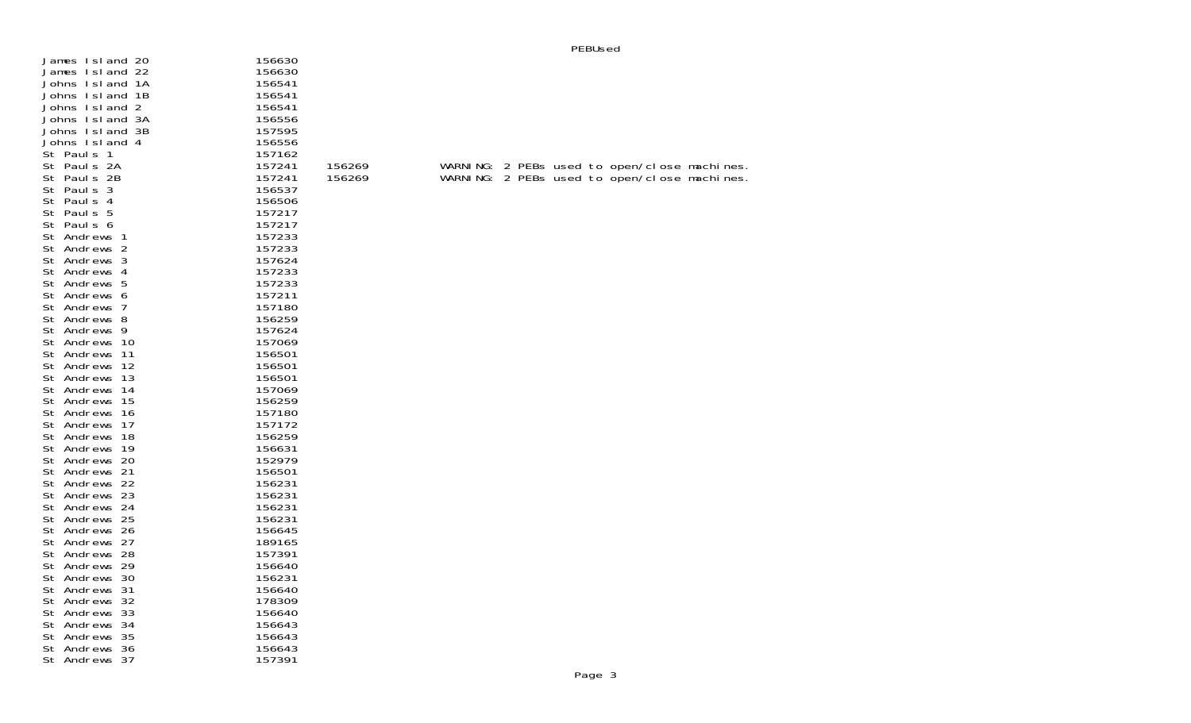| | | | |
|---|---|---|---|
| James Island 20 | 156630 | | |
| James Island 22 | 156630 | | |
| Johns Island 1A | 156541 | | |
| Johns Island 1B | 156541 | | |
| Johns Island 2 | 156541 | | |
| Johns Island 3A | 156556 | | |
| Johns Island 3B | 157595 | | |
| Johns Island 4 | 156556 | | |
| St Pauls 1 | 157162 | | |
| St Pauls 2A | 157241 | 156269 | WARNING: 2 PEBs used to open/close machines. |
| St Pauls 2B | 157241 | 156269 | WARNING: 2 PEBs used to open/close machines. |
| St Pauls 3 | 156537 | | |
| St Pauls 4 | 156506 | | |
| St Pauls 5 | 157217 | | |
| St Pauls 6 | 157217 | | |
| St Andrews 1 | 157233 | | |
| St Andrews 2 | 157233 | | |
| St Andrews 3 | 157624 | | |
| St Andrews 4 | 157233 | | |
| St Andrews 5 | 157233 | | |
| St Andrews 6 | 157211 | | |
| St Andrews 7 | 157180 | | |
| St Andrews 8 | 156259 | | |
| St Andrews 9 | 157624 | | |
| St Andrews 10 | 157069 | | |
| St Andrews 11 | 156501 | | |
| St Andrews 12 | 156501 | | |
| St Andrews 13 | 156501 | | |
| St Andrews 14 | 157069 | | |
| St Andrews 15 | 156259 | | |
| St Andrews 16 | 157180 | | |
| St Andrews 17 | 157172 | | |
| St Andrews 18 | 156259 | | |
| St Andrews 19 | 156631 | | |
| St Andrews 20 | 152979 | | |
| St Andrews 21 | 156501 | | |
| St Andrews 22 | 156231 | | |
| St Andrews 23 | 156231 | | |
| St Andrews 24 | 156231 | | |
| St Andrews 25 | 156231 | | |
| St Andrews 26 | 156645 | | |
| St Andrews 27 | 189165 | | |
| St Andrews 28 | 157391 | | |
| St Andrews 29 | 156640 | | |
| St Andrews 30 | 156231 | | |
| St Andrews 31 | 156640 | | |
| St Andrews 32 | 178309 | | |
| St Andrews 33 | 156640 | | |
| St Andrews 34 | 156643 | | |
| St Andrews 35 | 156643 | | |
| St Andrews 36 | 156643 | | |
| St Andrews 37 | 157391 | | |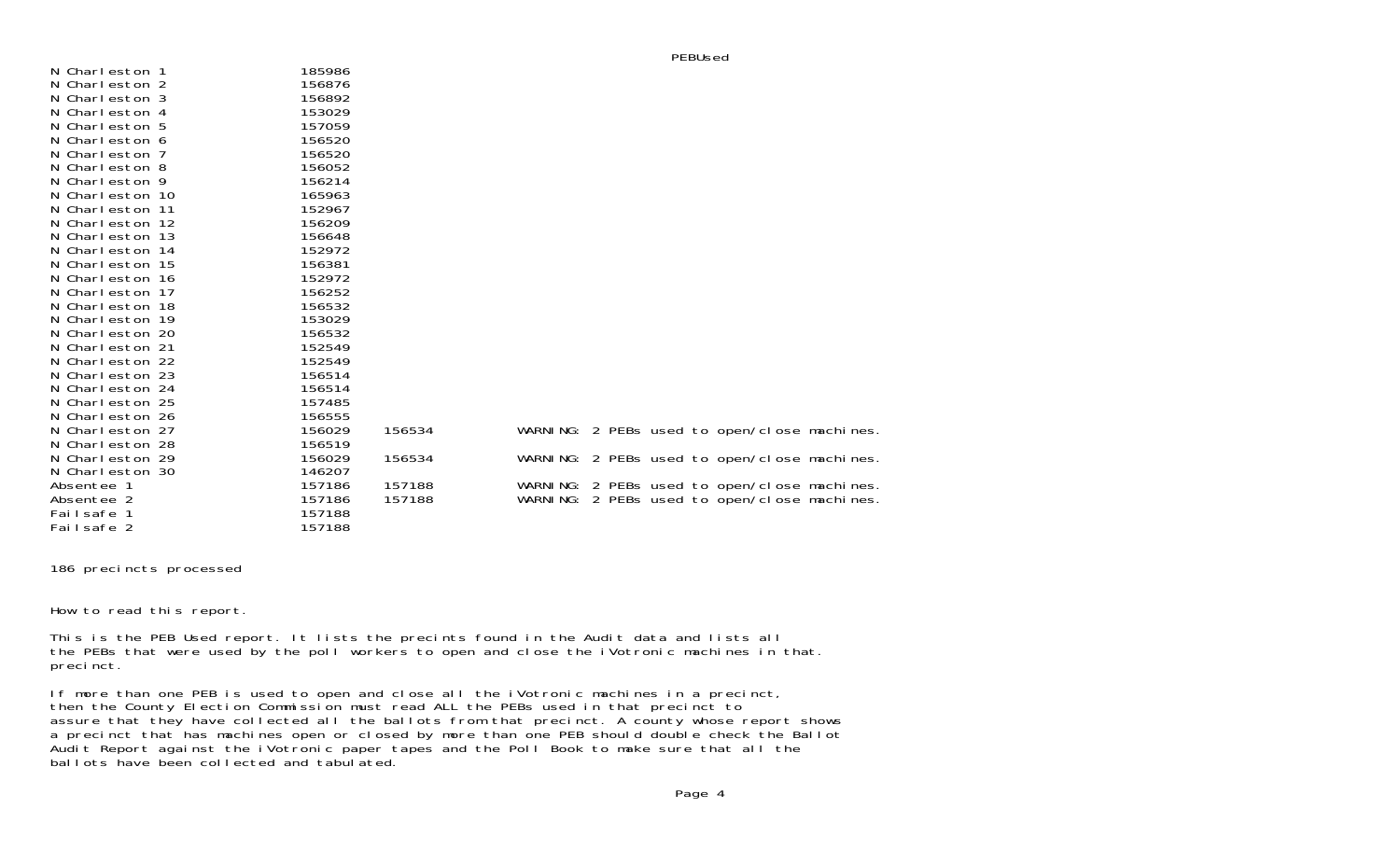PEBUsed

| | | | |
|---|---|---|---|
| N Charleston 1 | 185986 | | |
| N Charleston 2 | 156876 | | |
| N Charleston 3 | 156892 | | |
| N Charleston 4 | 153029 | | |
| N Charleston 5 | 157059 | | |
| N Charleston 6 | 156520 | | |
| N Charleston 7 | 156520 | | |
| N Charleston 8 | 156052 | | |
| N Charleston 9 | 156214 | | |
| N Charleston 10 | 165963 | | |
| N Charleston 11 | 152967 | | |
| N Charleston 12 | 156209 | | |
| N Charleston 13 | 156648 | | |
| N Charleston 14 | 152972 | | |
| N Charleston 15 | 156381 | | |
| N Charleston 16 | 152972 | | |
| N Charleston 17 | 156252 | | |
| N Charleston 18 | 156532 | | |
| N Charleston 19 | 153029 | | |
| N Charleston 20 | 156532 | | |
| N Charleston 21 | 152549 | | |
| N Charleston 22 | 152549 | | |
| N Charleston 23 | 156514 | | |
| N Charleston 24 | 156514 | | |
| N Charleston 25 | 157485 | | |
| N Charleston 26 | 156555 | | |
| N Charleston 27 | 156029 | 156534 | WARNING: 2 PEBs used to open/close machines. |
| N Charleston 28 | 156519 | | |
| N Charleston 29 | 156029 | 156534 | WARNING: 2 PEBs used to open/close machines. |
| N Charleston 30 | 146207 | | |
| Absentee 1 | 157186 | 157188 | WARNING: 2 PEBs used to open/close machines. |
| Absentee 2 | 157186 | 157188 | WARNING: 2 PEBs used to open/close machines. |
| Failsafe 1 | 157188 | | |
| Failsafe 2 | 157188 | | |

186 precincts processed

How to read this report.

This is the PEB Used report. It lists the precints found in the Audit data and lists all the PEBs that were used by the poll workers to open and close the iVotronic machines in that. precinct.

If more than one PEB is used to open and close all the iVotronic machines in a precinct, then the County Election Commission must read ALL the PEBs used in that precinct to assure that they have collected all the ballots from that precinct. A county whose report shows a precinct that has machines open or closed by more than one PEB should double check the Ballot Audit Report against the iVotronic paper tapes and the Poll Book to make sure that all the ballots have been collected and tabulated.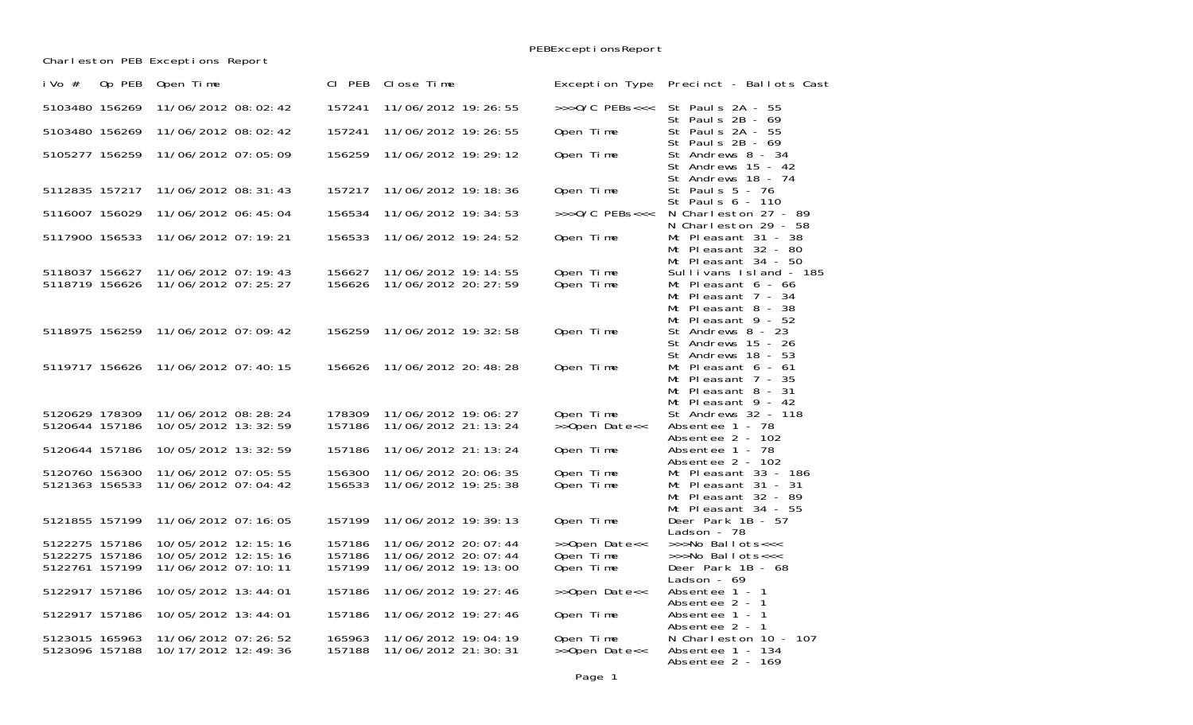PEBExceptionsReport

Charleston PEB Exceptions Report

| iVo # | Op PEB | Open Time | Cl PEB | Close Time | Exception Type | Precinct - Ballots Cast |
|---|---|---|---|---|---|---|
| 5103480 | 156269 | 11/06/2012 08:02:42 | 157241 | 11/06/2012 19:26:55 | >>>O/C PEBs<<< | St Pauls 2A - 55<br>St Pauls 2B - 69 |
| 5103480 | 156269 | 11/06/2012 08:02:42 | 157241 | 11/06/2012 19:26:55 | Open Time | St Pauls 2A - 55<br>St Pauls 2B - 69 |
| 5105277 | 156259 | 11/06/2012 07:05:09 | 156259 | 11/06/2012 19:29:12 | Open Time | St Andrews 8 - 34<br>St Andrews 15 - 42<br>St Andrews 18 - 74 |
| 5112835 | 157217 | 11/06/2012 08:31:43 | 157217 | 11/06/2012 19:18:36 | Open Time | St Pauls 5 - 76<br>St Pauls 6 - 110 |
| 5116007 | 156029 | 11/06/2012 06:45:04 | 156534 | 11/06/2012 19:34:53 | >>>O/C PEBs<<< | N Charleston 27 - 89<br>N Charleston 29 - 58 |
| 5117900 | 156533 | 11/06/2012 07:19:21 | 156533 | 11/06/2012 19:24:52 | Open Time | Mt Pleasant 31 - 38<br>Mt Pleasant 32 - 80<br>Mt Pleasant 34 - 50 |
| 5118037 | 156627 | 11/06/2012 07:19:43 | 156627 | 11/06/2012 19:14:55 | Open Time | Sullivans Island - 185 |
| 5118719 | 156626 | 11/06/2012 07:25:27 | 156626 | 11/06/2012 20:27:59 | Open Time | Mt Pleasant 6 - 66<br>Mt Pleasant 7 - 34<br>Mt Pleasant 8 - 38<br>Mt Pleasant 9 - 52 |
| 5118975 | 156259 | 11/06/2012 07:09:42 | 156259 | 11/06/2012 19:32:58 | Open Time | St Andrews 8 - 23<br>St Andrews 15 - 26<br>St Andrews 18 - 53 |
| 5119717 | 156626 | 11/06/2012 07:40:15 | 156626 | 11/06/2012 20:48:28 | Open Time | Mt Pleasant 6 - 61<br>Mt Pleasant 7 - 35<br>Mt Pleasant 8 - 31<br>Mt Pleasant 9 - 42 |
| 5120629 | 178309 | 11/06/2012 08:28:24 | 178309 | 11/06/2012 19:06:27 | Open Time | St Andrews 32 - 118 |
| 5120644 | 157186 | 10/05/2012 13:32:59 | 157186 | 11/06/2012 21:13:24 | >>Open Date<< | Absentee 1 - 78<br>Absentee 2 - 102 |
| 5120644 | 157186 | 10/05/2012 13:32:59 | 157186 | 11/06/2012 21:13:24 | Open Time | Absentee 1 - 78<br>Absentee 2 - 102 |
| 5120760 | 156300 | 11/06/2012 07:05:55 | 156300 | 11/06/2012 20:06:35 | Open Time | Mt Pleasant 33 - 186 |
| 5121363 | 156533 | 11/06/2012 07:04:42 | 156533 | 11/06/2012 19:25:38 | Open Time | Mt Pleasant 31 - 31<br>Mt Pleasant 32 - 89<br>Mt Pleasant 34 - 55 |
| 5121855 | 157199 | 11/06/2012 07:16:05 | 157199 | 11/06/2012 19:39:13 | Open Time | Deer Park 1B - 57<br>Ladson - 78 |
| 5122275 | 157186 | 10/05/2012 12:15:16 | 157186 | 11/06/2012 20:07:44 | >>Open Date<< | >>>No Ballots<<< |
| 5122275 | 157186 | 10/05/2012 12:15:16 | 157186 | 11/06/2012 20:07:44 | Open Time | >>>No Ballots<<< |
| 5122761 | 157199 | 11/06/2012 07:10:11 | 157199 | 11/06/2012 19:13:00 | Open Time | Deer Park 1B - 68<br>Ladson - 69 |
| 5122917 | 157186 | 10/05/2012 13:44:01 | 157186 | 11/06/2012 19:27:46 | >>Open Date<< | Absentee 1 - 1<br>Absentee 2 - 1 |
| 5122917 | 157186 | 10/05/2012 13:44:01 | 157186 | 11/06/2012 19:27:46 | Open Time | Absentee 1 - 1<br>Absentee 2 - 1 |
| 5123015 | 165963 | 11/06/2012 07:26:52 | 165963 | 11/06/2012 19:04:19 | Open Time | N Charleston 10 - 107 |
| 5123096 | 157188 | 10/17/2012 12:49:36 | 157188 | 11/06/2012 21:30:31 | >>Open Date<< | Absentee 1 - 134<br>Absentee 2 - 169 |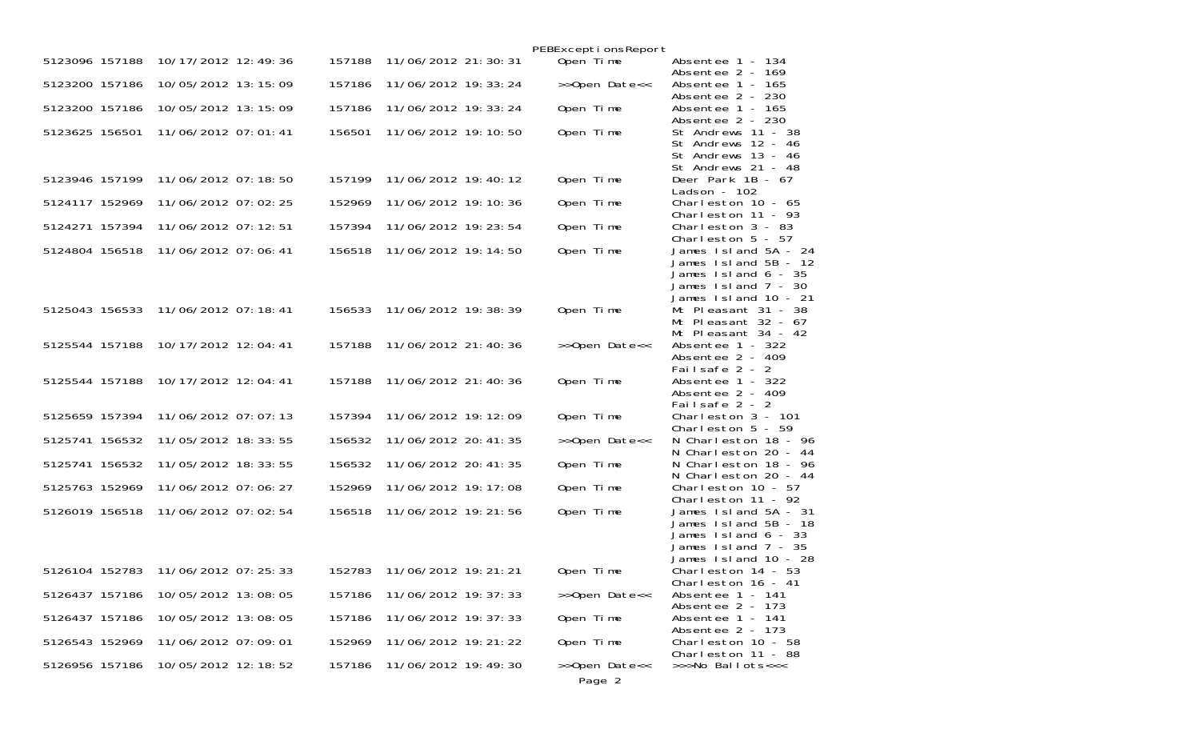# PEBExceptionsReport

| | | | | | | |
|---|---|---|---|---|---|---|
| 5123096 | 157188 | 10/17/2012 12:49:36 | 157188 | 11/06/2012 21:30:31 | Open Time | Absentee 1 - 134<br>Absentee 2 - 169 |
| 5123200 | 157186 | 10/05/2012 13:15:09 | 157186 | 11/06/2012 19:33:24 | >>Open Date<< | Absentee 1 - 165<br>Absentee 2 - 230 |
| 5123200 | 157186 | 10/05/2012 13:15:09 | 157186 | 11/06/2012 19:33:24 | Open Time | Absentee 1 - 165<br>Absentee 2 - 230 |
| 5123625 | 156501 | 11/06/2012 07:01:41 | 156501 | 11/06/2012 19:10:50 | Open Time | St Andrews 11 - 38<br>St Andrews 12 - 46<br>St Andrews 13 - 46<br>St Andrews 21 - 48 |
| 5123946 | 157199 | 11/06/2012 07:18:50 | 157199 | 11/06/2012 19:40:12 | Open Time | Deer Park 1B - 67<br>Ladson - 102 |
| 5124117 | 152969 | 11/06/2012 07:02:25 | 152969 | 11/06/2012 19:10:36 | Open Time | Charleston 10 - 65<br>Charleston 11 - 93 |
| 5124271 | 157394 | 11/06/2012 07:12:51 | 157394 | 11/06/2012 19:23:54 | Open Time | Charleston 3 - 83<br>Charleston 5 - 57 |
| 5124804 | 156518 | 11/06/2012 07:06:41 | 156518 | 11/06/2012 19:14:50 | Open Time | James Island 5A - 24<br>James Island 5B - 12<br>James Island 6 - 35<br>James Island 7 - 30<br>James Island 10 - 21 |
| 5125043 | 156533 | 11/06/2012 07:18:41 | 156533 | 11/06/2012 19:38:39 | Open Time | Mt Pleasant 31 - 38<br>Mt Pleasant 32 - 67<br>Mt Pleasant 34 - 42 |
| 5125544 | 157188 | 10/17/2012 12:04:41 | 157188 | 11/06/2012 21:40:36 | >>Open Date<< | Absentee 1 - 322<br>Absentee 2 - 409<br>Failsafe 2 - 2 |
| 5125544 | 157188 | 10/17/2012 12:04:41 | 157188 | 11/06/2012 21:40:36 | Open Time | Absentee 1 - 322<br>Absentee 2 - 409<br>Failsafe 2 - 2 |
| 5125659 | 157394 | 11/06/2012 07:07:13 | 157394 | 11/06/2012 19:12:09 | Open Time | Charleston 3 - 101<br>Charleston 5 - 59 |
| 5125741 | 156532 | 11/05/2012 18:33:55 | 156532 | 11/06/2012 20:41:35 | >>Open Date<< | N Charleston 18 - 96<br>N Charleston 20 - 44 |
| 5125741 | 156532 | 11/05/2012 18:33:55 | 156532 | 11/06/2012 20:41:35 | Open Time | N Charleston 18 - 96<br>N Charleston 20 - 44 |
| 5125763 | 152969 | 11/06/2012 07:06:27 | 152969 | 11/06/2012 19:17:08 | Open Time | Charleston 10 - 57<br>Charleston 11 - 92 |
| 5126019 | 156518 | 11/06/2012 07:02:54 | 156518 | 11/06/2012 19:21:56 | Open Time | James Island 5A - 31<br>James Island 5B - 18<br>James Island 6 - 33<br>James Island 7 - 35<br>James Island 10 - 28 |
| 5126104 | 152783 | 11/06/2012 07:25:33 | 152783 | 11/06/2012 19:21:21 | Open Time | Charleston 14 - 53<br>Charleston 16 - 41 |
| 5126437 | 157186 | 10/05/2012 13:08:05 | 157186 | 11/06/2012 19:37:33 | >>Open Date<< | Absentee 1 - 141<br>Absentee 2 - 173 |
| 5126437 | 157186 | 10/05/2012 13:08:05 | 157186 | 11/06/2012 19:37:33 | Open Time | Absentee 1 - 141<br>Absentee 2 - 173 |
| 5126543 | 152969 | 11/06/2012 07:09:01 | 152969 | 11/06/2012 19:21:22 | Open Time | Charleston 10 - 58<br>Charleston 11 - 88 |
| 5126956 | 157186 | 10/05/2012 12:18:52 | 157186 | 11/06/2012 19:49:30 | >>Open Date<< | >>>No Ballots<<< |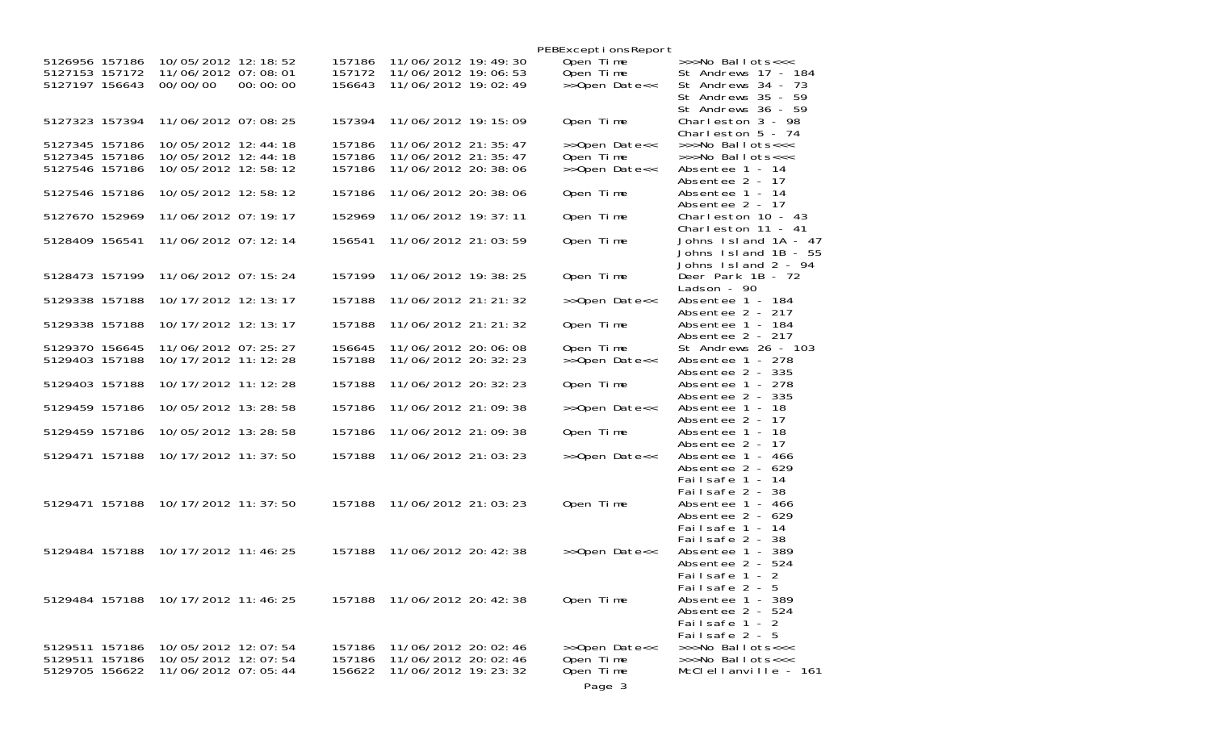PEBExceptionsReport

| | | | | | | |
|---|---|---|---|---|---|---|
| 5126956 | 157186 | 10/05/2012 12:18:52 | 157186 | 11/06/2012 19:49:30 | Open Time | >>>No Ballots<<< |
| 5127153 | 157172 | 11/06/2012 07:08:01 | 157172 | 11/06/2012 19:06:53 | Open Time | St Andrews 17 - 184 |
| 5127197 | 156643 | 00/00/00 00:00:00 | 156643 | 11/06/2012 19:02:49 | >>Open Date<< | St Andrews 34 - 73<br>St Andrews 35 - 59<br>St Andrews 36 - 59 |
| 5127323 | 157394 | 11/06/2012 07:08:25 | 157394 | 11/06/2012 19:15:09 | Open Time | Charleston 3 - 98<br>Charleston 5 - 74 |
| 5127345 | 157186 | 10/05/2012 12:44:18 | 157186 | 11/06/2012 21:35:47 | >>Open Date<< | >>>No Ballots<<< |
| 5127345 | 157186 | 10/05/2012 12:44:18 | 157186 | 11/06/2012 21:35:47 | Open Time | >>>No Ballots<<< |
| 5127546 | 157186 | 10/05/2012 12:58:12 | 157186 | 11/06/2012 20:38:06 | >>Open Date<< | Absentee 1 - 14<br>Absentee 2 - 17 |
| 5127546 | 157186 | 10/05/2012 12:58:12 | 157186 | 11/06/2012 20:38:06 | Open Time | Absentee 1 - 14<br>Absentee 2 - 17 |
| 5127670 | 152969 | 11/06/2012 07:19:17 | 152969 | 11/06/2012 19:37:11 | Open Time | Charleston 10 - 43<br>Charleston 11 - 41 |
| 5128409 | 156541 | 11/06/2012 07:12:14 | 156541 | 11/06/2012 21:03:59 | Open Time | Johns Island 1A - 47<br>Johns Island 1B - 55<br>Johns Island 2 - 94 |
| 5128473 | 157199 | 11/06/2012 07:15:24 | 157199 | 11/06/2012 19:38:25 | Open Time | Deer Park 1B - 72<br>Ladson - 90 |
| 5129338 | 157188 | 10/17/2012 12:13:17 | 157188 | 11/06/2012 21:21:32 | >>Open Date<< | Absentee 1 - 184<br>Absentee 2 - 217 |
| 5129338 | 157188 | 10/17/2012 12:13:17 | 157188 | 11/06/2012 21:21:32 | Open Time | Absentee 1 - 184<br>Absentee 2 - 217 |
| 5129370 | 156645 | 11/06/2012 07:25:27 | 156645 | 11/06/2012 20:06:08 | Open Time | St Andrews 26 - 103 |
| 5129403 | 157188 | 10/17/2012 11:12:28 | 157188 | 11/06/2012 20:32:23 | >>Open Date<< | Absentee 1 - 278<br>Absentee 2 - 335 |
| 5129403 | 157188 | 10/17/2012 11:12:28 | 157188 | 11/06/2012 20:32:23 | Open Time | Absentee 1 - 278<br>Absentee 2 - 335 |
| 5129459 | 157186 | 10/05/2012 13:28:58 | 157186 | 11/06/2012 21:09:38 | >>Open Date<< | Absentee 1 - 18<br>Absentee 2 - 17 |
| 5129459 | 157186 | 10/05/2012 13:28:58 | 157186 | 11/06/2012 21:09:38 | Open Time | Absentee 1 - 18<br>Absentee 2 - 17 |
| 5129471 | 157188 | 10/17/2012 11:37:50 | 157188 | 11/06/2012 21:03:23 | >>Open Date<< | Absentee 1 - 466<br>Absentee 2 - 629<br>Failsafe 1 - 14<br>Failsafe 2 - 38 |
| 5129471 | 157188 | 10/17/2012 11:37:50 | 157188 | 11/06/2012 21:03:23 | Open Time | Absentee 1 - 466<br>Absentee 2 - 629<br>Failsafe 1 - 14<br>Failsafe 2 - 38 |
| 5129484 | 157188 | 10/17/2012 11:46:25 | 157188 | 11/06/2012 20:42:38 | >>Open Date<< | Absentee 1 - 389<br>Absentee 2 - 524<br>Failsafe 1 - 2<br>Failsafe 2 - 5 |
| 5129484 | 157188 | 10/17/2012 11:46:25 | 157188 | 11/06/2012 20:42:38 | Open Time | Absentee 1 - 389<br>Absentee 2 - 524<br>Failsafe 1 - 2<br>Failsafe 2 - 5 |
| 5129511 | 157186 | 10/05/2012 12:07:54 | 157186 | 11/06/2012 20:02:46 | >>Open Date<< | >>>No Ballots<<< |
| 5129511 | 157186 | 10/05/2012 12:07:54 | 157186 | 11/06/2012 20:02:46 | Open Time | >>>No Ballots<<< |
| 5129705 | 156622 | 11/06/2012 07:05:44 | 156622 | 11/06/2012 19:23:32 | Open Time | McClellanville - 161 |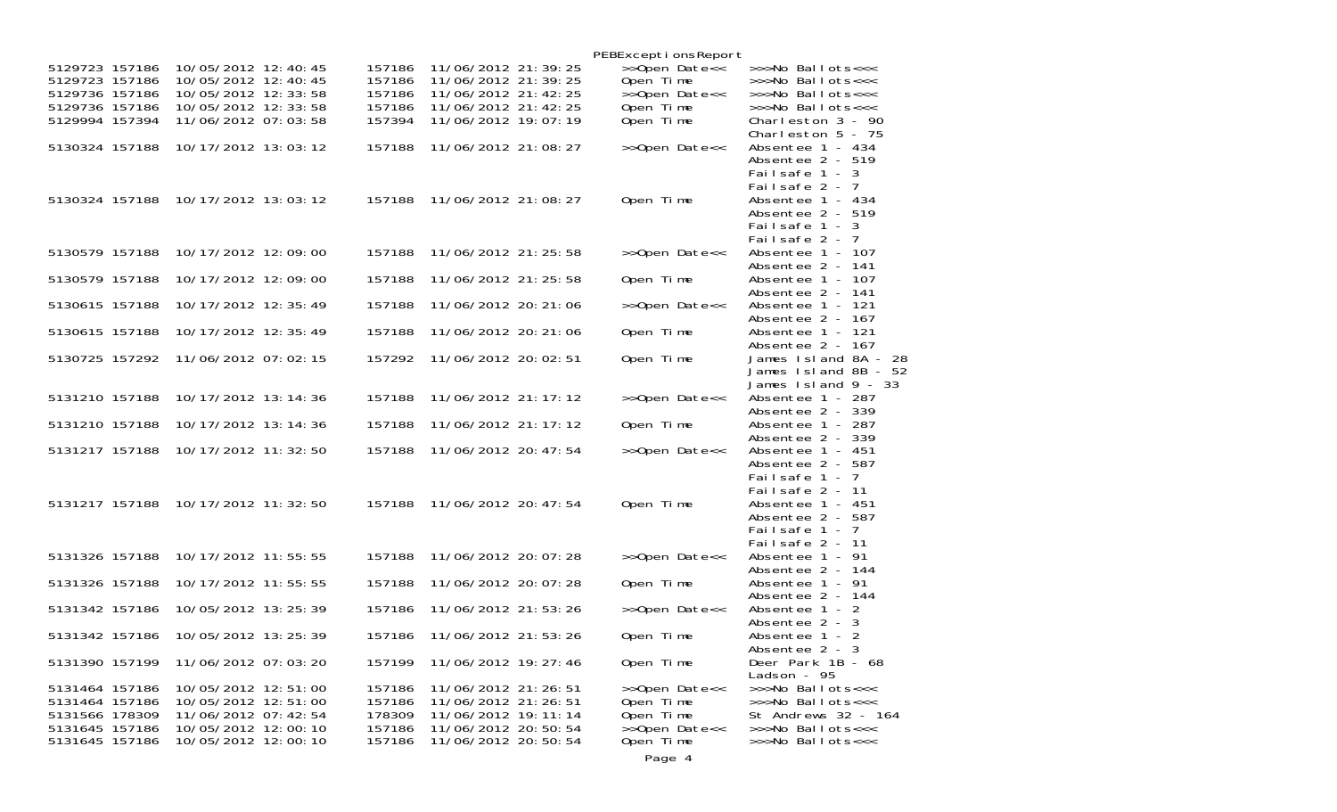PEBExceptionsReport

| | | | | | | |
|---|---|---|---|---|---|---|
| 5129723 | 157186 | 10/05/2012 12:40:45 | 157186 | 11/06/2012 21:39:25 | >>Open Date<< | >>>No Ballots<<< |
| 5129723 | 157186 | 10/05/2012 12:40:45 | 157186 | 11/06/2012 21:39:25 | Open Time | >>>No Ballots<<< |
| 5129736 | 157186 | 10/05/2012 12:33:58 | 157186 | 11/06/2012 21:42:25 | >>Open Date<< | >>>No Ballots<<< |
| 5129736 | 157186 | 10/05/2012 12:33:58 | 157186 | 11/06/2012 21:42:25 | Open Time | >>>No Ballots<<< |
| 5129994 | 157394 | 11/06/2012 07:03:58 | 157394 | 11/06/2012 19:07:19 | Open Time | Charleston 3 - 90<br>Charleston 5 - 75 |
| 5130324 | 157188 | 10/17/2012 13:03:12 | 157188 | 11/06/2012 21:08:27 | >>Open Date<< | Absentee 1 - 434<br>Absentee 2 - 519<br>Failsafe 1 - 3<br>Failsafe 2 - 7 |
| 5130324 | 157188 | 10/17/2012 13:03:12 | 157188 | 11/06/2012 21:08:27 | Open Time | Absentee 1 - 434<br>Absentee 2 - 519<br>Failsafe 1 - 3<br>Failsafe 2 - 7 |
| 5130579 | 157188 | 10/17/2012 12:09:00 | 157188 | 11/06/2012 21:25:58 | >>Open Date<< | Absentee 1 - 107<br>Absentee 2 - 141 |
| 5130579 | 157188 | 10/17/2012 12:09:00 | 157188 | 11/06/2012 21:25:58 | Open Time | Absentee 1 - 107<br>Absentee 2 - 141 |
| 5130615 | 157188 | 10/17/2012 12:35:49 | 157188 | 11/06/2012 20:21:06 | >>Open Date<< | Absentee 1 - 121<br>Absentee 2 - 167 |
| 5130615 | 157188 | 10/17/2012 12:35:49 | 157188 | 11/06/2012 20:21:06 | Open Time | Absentee 1 - 121<br>Absentee 2 - 167 |
| 5130725 | 157292 | 11/06/2012 07:02:15 | 157292 | 11/06/2012 20:02:51 | Open Time | James Island 8A - 28<br>James Island 8B - 52<br>James Island 9 - 33 |
| 5131210 | 157188 | 10/17/2012 13:14:36 | 157188 | 11/06/2012 21:17:12 | >>Open Date<< | Absentee 1 - 287<br>Absentee 2 - 339 |
| 5131210 | 157188 | 10/17/2012 13:14:36 | 157188 | 11/06/2012 21:17:12 | Open Time | Absentee 1 - 287<br>Absentee 2 - 339 |
| 5131217 | 157188 | 10/17/2012 11:32:50 | 157188 | 11/06/2012 20:47:54 | >>Open Date<< | Absentee 1 - 451<br>Absentee 2 - 587<br>Failsafe 1 - 7<br>Failsafe 2 - 11 |
| 5131217 | 157188 | 10/17/2012 11:32:50 | 157188 | 11/06/2012 20:47:54 | Open Time | Absentee 1 - 451<br>Absentee 2 - 587<br>Failsafe 1 - 7<br>Failsafe 2 - 11 |
| 5131326 | 157188 | 10/17/2012 11:55:55 | 157188 | 11/06/2012 20:07:28 | >>Open Date<< | Absentee 1 - 91<br>Absentee 2 - 144 |
| 5131326 | 157188 | 10/17/2012 11:55:55 | 157188 | 11/06/2012 20:07:28 | Open Time | Absentee 1 - 91<br>Absentee 2 - 144 |
| 5131342 | 157186 | 10/05/2012 13:25:39 | 157186 | 11/06/2012 21:53:26 | >>Open Date<< | Absentee 1 - 2<br>Absentee 2 - 3 |
| 5131342 | 157186 | 10/05/2012 13:25:39 | 157186 | 11/06/2012 21:53:26 | Open Time | Absentee 1 - 2<br>Absentee 2 - 3 |
| 5131390 | 157199 | 11/06/2012 07:03:20 | 157199 | 11/06/2012 19:27:46 | Open Time | Deer Park 1B - 68<br>Ladson - 95 |
| 5131464 | 157186 | 10/05/2012 12:51:00 | 157186 | 11/06/2012 21:26:51 | >>Open Date<< | >>>No Ballots<<< |
| 5131464 | 157186 | 10/05/2012 12:51:00 | 157186 | 11/06/2012 21:26:51 | Open Time | >>>No Ballots<<< |
| 5131566 | 178309 | 11/06/2012 07:42:54 | 178309 | 11/06/2012 19:11:14 | Open Time | St Andrews 32 - 164 |
| 5131645 | 157186 | 10/05/2012 12:00:10 | 157186 | 11/06/2012 20:50:54 | >>Open Date<< | >>>No Ballots<<< |
| 5131645 | 157186 | 10/05/2012 12:00:10 | 157186 | 11/06/2012 20:50:54 | Open Time | >>>No Ballots<<< |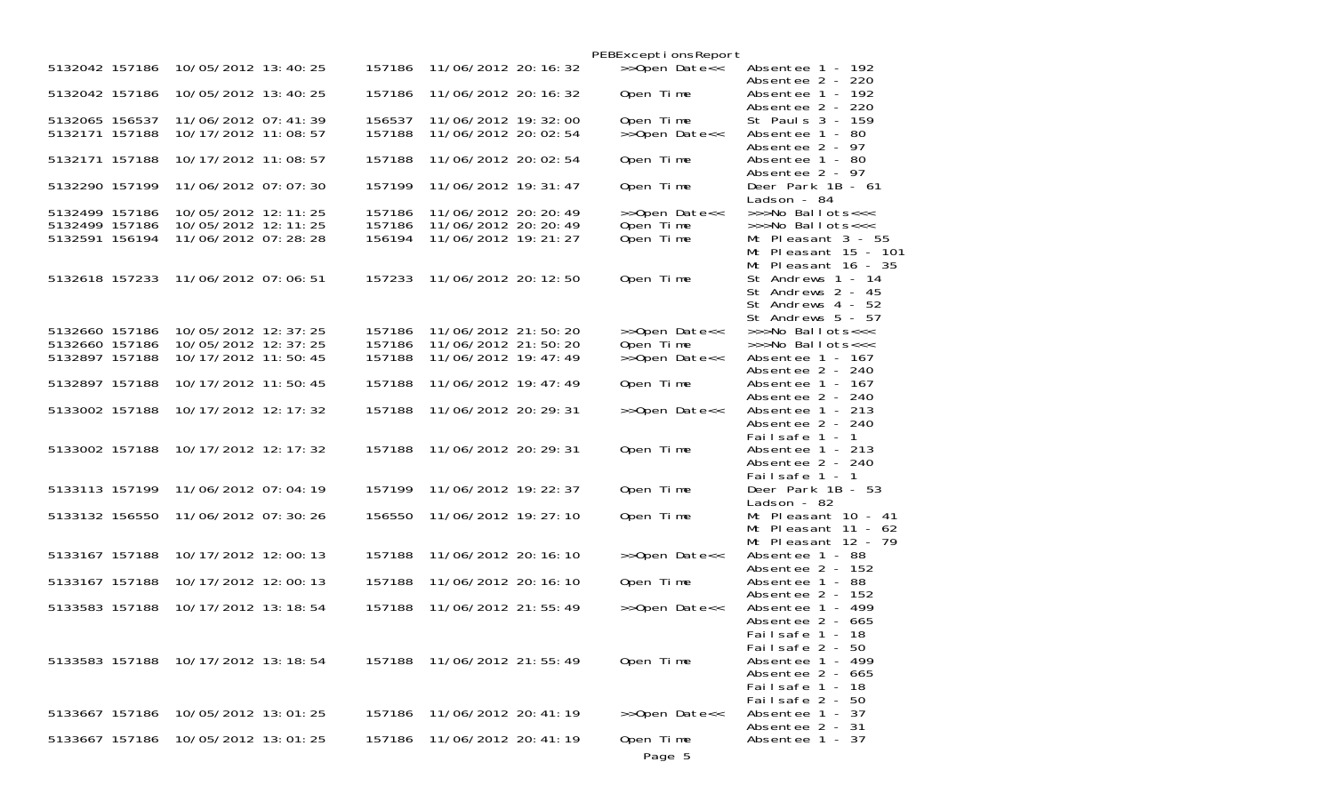PEBExceptionsReport

| | | | | | | |
|---|---|---|---|---|---|---|
| 5132042 | 157186 | 10/05/2012 13:40:25 | 157186 | 11/06/2012 20:16:32 | >>Open Date<< | Absentee 1 - 192<br>Absentee 2 - 220 |
| 5132042 | 157186 | 10/05/2012 13:40:25 | 157186 | 11/06/2012 20:16:32 | Open Time | Absentee 1 - 192<br>Absentee 2 - 220 |
| 5132065 | 156537 | 11/06/2012 07:41:39 | 156537 | 11/06/2012 19:32:00 | Open Time | St Pauls 3 - 159 |
| 5132171 | 157188 | 10/17/2012 11:08:57 | 157188 | 11/06/2012 20:02:54 | >>Open Date<< | Absentee 1 - 80<br>Absentee 2 - 97 |
| 5132171 | 157188 | 10/17/2012 11:08:57 | 157188 | 11/06/2012 20:02:54 | Open Time | Absentee 1 - 80<br>Absentee 2 - 97 |
| 5132290 | 157199 | 11/06/2012 07:07:30 | 157199 | 11/06/2012 19:31:47 | Open Time | Deer Park 1B - 61<br>Ladson - 84 |
| 5132499 | 157186 | 10/05/2012 12:11:25 | 157186 | 11/06/2012 20:20:49 | >>Open Date<< | >>>No Ballots<<< |
| 5132499 | 157186 | 10/05/2012 12:11:25 | 157186 | 11/06/2012 20:20:49 | Open Time | >>>No Ballots<<< |
| 5132591 | 156194 | 11/06/2012 07:28:28 | 156194 | 11/06/2012 19:21:27 | Open Time | Mt Pleasant 3 - 55<br>Mt Pleasant 15 - 101<br>Mt Pleasant 16 - 35 |
| 5132618 | 157233 | 11/06/2012 07:06:51 | 157233 | 11/06/2012 20:12:50 | Open Time | St Andrews 1 - 14<br>St Andrews 2 - 45<br>St Andrews 4 - 52<br>St Andrews 5 - 57 |
| 5132660 | 157186 | 10/05/2012 12:37:25 | 157186 | 11/06/2012 21:50:20 | >>Open Date<< | >>>No Ballots<<< |
| 5132660 | 157186 | 10/05/2012 12:37:25 | 157186 | 11/06/2012 21:50:20 | Open Time | >>>No Ballots<<< |
| 5132897 | 157188 | 10/17/2012 11:50:45 | 157188 | 11/06/2012 19:47:49 | >>Open Date<< | Absentee 1 - 167<br>Absentee 2 - 240 |
| 5132897 | 157188 | 10/17/2012 11:50:45 | 157188 | 11/06/2012 19:47:49 | Open Time | Absentee 1 - 167<br>Absentee 2 - 240 |
| 5133002 | 157188 | 10/17/2012 12:17:32 | 157188 | 11/06/2012 20:29:31 | >>Open Date<< | Absentee 1 - 213<br>Absentee 2 - 240<br>Failsafe 1 - 1 |
| 5133002 | 157188 | 10/17/2012 12:17:32 | 157188 | 11/06/2012 20:29:31 | Open Time | Absentee 1 - 213<br>Absentee 2 - 240<br>Failsafe 1 - 1 |
| 5133113 | 157199 | 11/06/2012 07:04:19 | 157199 | 11/06/2012 19:22:37 | Open Time | Deer Park 1B - 53<br>Ladson - 82 |
| 5133132 | 156550 | 11/06/2012 07:30:26 | 156550 | 11/06/2012 19:27:10 | Open Time | Mt Pleasant 10 - 41<br>Mt Pleasant 11 - 62<br>Mt Pleasant 12 - 79 |
| 5133167 | 157188 | 10/17/2012 12:00:13 | 157188 | 11/06/2012 20:16:10 | >>Open Date<< | Absentee 1 - 88<br>Absentee 2 - 152 |
| 5133167 | 157188 | 10/17/2012 12:00:13 | 157188 | 11/06/2012 20:16:10 | Open Time | Absentee 1 - 88<br>Absentee 2 - 152 |
| 5133583 | 157188 | 10/17/2012 13:18:54 | 157188 | 11/06/2012 21:55:49 | >>Open Date<< | Absentee 1 - 499<br>Absentee 2 - 665<br>Failsafe 1 - 18<br>Failsafe 2 - 50 |
| 5133583 | 157188 | 10/17/2012 13:18:54 | 157188 | 11/06/2012 21:55:49 | Open Time | Absentee 1 - 499<br>Absentee 2 - 665<br>Failsafe 1 - 18<br>Failsafe 2 - 50 |
| 5133667 | 157186 | 10/05/2012 13:01:25 | 157186 | 11/06/2012 20:41:19 | >>Open Date<< | Absentee 1 - 37<br>Absentee 2 - 31 |
| 5133667 | 157186 | 10/05/2012 13:01:25 | 157186 | 11/06/2012 20:41:19 | Open Time | Absentee 1 - 37 |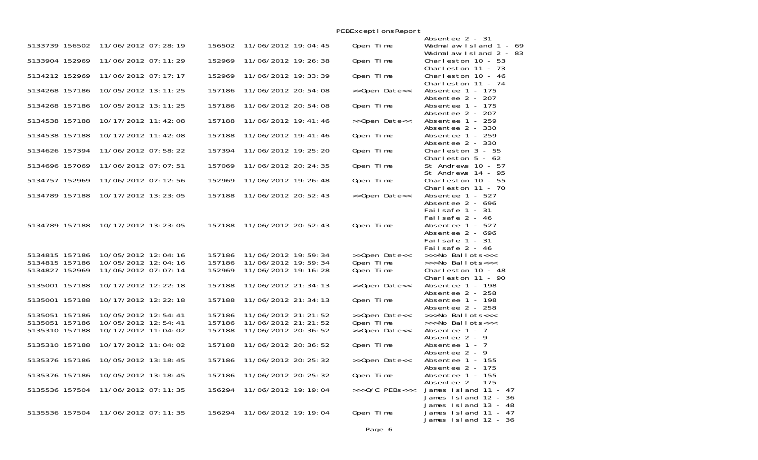| | | | | | | |
|---|---|---|---|---|---|---|
| | | | | | | Absentee 2 - 31 |
| 5133739 | 156502 | 11/06/2012 07:28:19 | 156502 | 11/06/2012 19:04:45 | Open Time | Wadmalaw Island 1 - 69 |
| | | | | | | Wadmalaw Island 2 - 83 |
| 5133904 | 152969 | 11/06/2012 07:11:29 | 152969 | 11/06/2012 19:26:38 | Open Time | Charleston 10 - 53 |
| | | | | | | Charleston 11 - 73 |
| 5134212 | 152969 | 11/06/2012 07:17:17 | 152969 | 11/06/2012 19:33:39 | Open Time | Charleston 10 - 46 |
| | | | | | | Charleston 11 - 74 |
| 5134268 | 157186 | 10/05/2012 13:11:25 | 157186 | 11/06/2012 20:54:08 | >>Open Date<< | Absentee 1 - 175 |
| | | | | | | Absentee 2 - 207 |
| 5134268 | 157186 | 10/05/2012 13:11:25 | 157186 | 11/06/2012 20:54:08 | Open Time | Absentee 1 - 175 |
| | | | | | | Absentee 2 - 207 |
| 5134538 | 157188 | 10/17/2012 11:42:08 | 157188 | 11/06/2012 19:41:46 | >>Open Date<< | Absentee 1 - 259 |
| | | | | | | Absentee 2 - 330 |
| 5134538 | 157188 | 10/17/2012 11:42:08 | 157188 | 11/06/2012 19:41:46 | Open Time | Absentee 1 - 259 |
| | | | | | | Absentee 2 - 330 |
| 5134626 | 157394 | 11/06/2012 07:58:22 | 157394 | 11/06/2012 19:25:20 | Open Time | Charleston 3 - 55 |
| | | | | | | Charleston 5 - 62 |
| 5134696 | 157069 | 11/06/2012 07:07:51 | 157069 | 11/06/2012 20:24:35 | Open Time | St Andrews 10 - 57 |
| | | | | | | St Andrews 14 - 95 |
| 5134757 | 152969 | 11/06/2012 07:12:56 | 152969 | 11/06/2012 19:26:48 | Open Time | Charleston 10 - 55 |
| | | | | | | Charleston 11 - 70 |
| 5134789 | 157188 | 10/17/2012 13:23:05 | 157188 | 11/06/2012 20:52:43 | >>Open Date<< | Absentee 1 - 527 |
| | | | | | | Absentee 2 - 696 |
| | | | | | | Failsafe 1 - 31 |
| | | | | | | Failsafe 2 - 46 |
| 5134789 | 157188 | 10/17/2012 13:23:05 | 157188 | 11/06/2012 20:52:43 | Open Time | Absentee 1 - 527 |
| | | | | | | Absentee 2 - 696 |
| | | | | | | Failsafe 1 - 31 |
| | | | | | | Failsafe 2 - 46 |
| 5134815 | 157186 | 10/05/2012 12:04:16 | 157186 | 11/06/2012 19:59:34 | >>Open Date<< | >>>No Ballots<<< |
| 5134815 | 157186 | 10/05/2012 12:04:16 | 157186 | 11/06/2012 19:59:34 | Open Time | >>>No Ballots<<< |
| 5134827 | 152969 | 11/06/2012 07:07:14 | 152969 | 11/06/2012 19:16:28 | Open Time | Charleston 10 - 48 |
| | | | | | | Charleston 11 - 90 |
| 5135001 | 157188 | 10/17/2012 12:22:18 | 157188 | 11/06/2012 21:34:13 | >>Open Date<< | Absentee 1 - 198 |
| | | | | | | Absentee 2 - 258 |
| 5135001 | 157188 | 10/17/2012 12:22:18 | 157188 | 11/06/2012 21:34:13 | Open Time | Absentee 1 - 198 |
| | | | | | | Absentee 2 - 258 |
| 5135051 | 157186 | 10/05/2012 12:54:41 | 157186 | 11/06/2012 21:21:52 | >>Open Date<< | >>>No Ballots<<< |
| 5135051 | 157186 | 10/05/2012 12:54:41 | 157186 | 11/06/2012 21:21:52 | Open Time | >>>No Ballots<<< |
| 5135310 | 157188 | 10/17/2012 11:04:02 | 157188 | 11/06/2012 20:36:52 | >>Open Date<< | Absentee 1 - 7 |
| | | | | | | Absentee 2 - 9 |
| 5135310 | 157188 | 10/17/2012 11:04:02 | 157188 | 11/06/2012 20:36:52 | Open Time | Absentee 1 - 7 |
| | | | | | | Absentee 2 - 9 |
| 5135376 | 157186 | 10/05/2012 13:18:45 | 157186 | 11/06/2012 20:25:32 | >>Open Date<< | Absentee 1 - 155 |
| | | | | | | Absentee 2 - 175 |
| 5135376 | 157186 | 10/05/2012 13:18:45 | 157186 | 11/06/2012 20:25:32 | Open Time | Absentee 1 - 155 |
| | | | | | | Absentee 2 - 175 |
| 5135536 | 157504 | 11/06/2012 07:11:35 | 156294 | 11/06/2012 19:19:04 | >>>O/C PEBs<<< | James Island 11 - 47 |
| | | | | | | James Island 12 - 36 |
| | | | | | | James Island 13 - 48 |
| 5135536 | 157504 | 11/06/2012 07:11:35 | 156294 | 11/06/2012 19:19:04 | Open Time | James Island 11 - 47 |
| | | | | | | James Island 12 - 36 |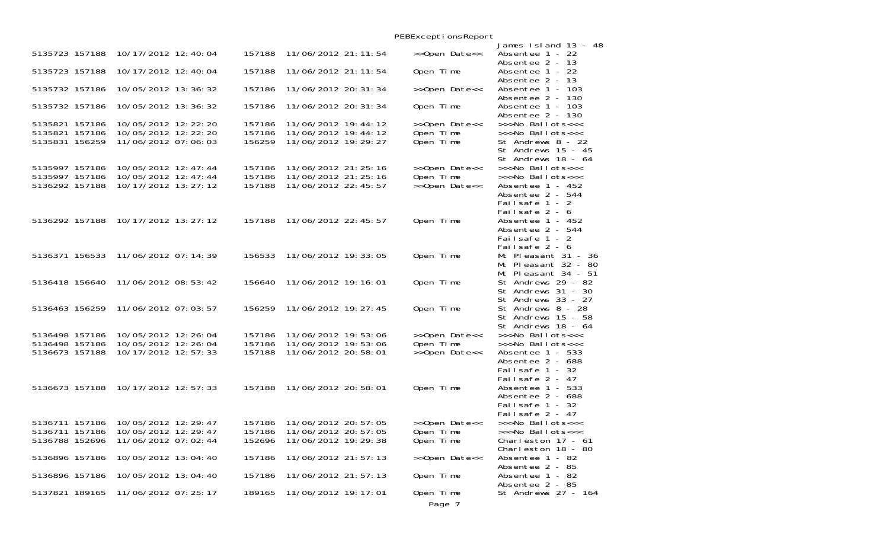PEBExceptionsReport

| | | | | | | |
|---|---|---|---|---|---|---|
| | | | | | | James Island 13 - 48 |
| 5135723 | 157188 | 10/17/2012 12:40:04 | 157188 | 11/06/2012 21:11:54 | >>Open Date<< | Absentee 1 - 22<br>Absentee 2 - 13 |
| 5135723 | 157188 | 10/17/2012 12:40:04 | 157188 | 11/06/2012 21:11:54 | Open Time | Absentee 1 - 22<br>Absentee 2 - 13 |
| 5135732 | 157186 | 10/05/2012 13:36:32 | 157186 | 11/06/2012 20:31:34 | >>Open Date<< | Absentee 1 - 103<br>Absentee 2 - 130 |
| 5135732 | 157186 | 10/05/2012 13:36:32 | 157186 | 11/06/2012 20:31:34 | Open Time | Absentee 1 - 103<br>Absentee 2 - 130 |
| 5135821 | 157186 | 10/05/2012 12:22:20 | 157186 | 11/06/2012 19:44:12 | >>Open Date<< | >>>No Ballots<<< |
| 5135821 | 157186 | 10/05/2012 12:22:20 | 157186 | 11/06/2012 19:44:12 | Open Time | >>>No Ballots<<< |
| 5135831 | 156259 | 11/06/2012 07:06:03 | 156259 | 11/06/2012 19:29:27 | Open Time | St Andrews 8 - 22<br>St Andrews 15 - 45<br>St Andrews 18 - 64 |
| 5135997 | 157186 | 10/05/2012 12:47:44 | 157186 | 11/06/2012 21:25:16 | >>Open Date<< | >>>No Ballots<<< |
| 5135997 | 157186 | 10/05/2012 12:47:44 | 157186 | 11/06/2012 21:25:16 | Open Time | >>>No Ballots<<< |
| 5136292 | 157188 | 10/17/2012 13:27:12 | 157188 | 11/06/2012 22:45:57 | >>Open Date<< | Absentee 1 - 452<br>Absentee 2 - 544<br>Failsafe 1 - 2<br>Failsafe 2 - 6 |
| 5136292 | 157188 | 10/17/2012 13:27:12 | 157188 | 11/06/2012 22:45:57 | Open Time | Absentee 1 - 452<br>Absentee 2 - 544<br>Failsafe 1 - 2<br>Failsafe 2 - 6 |
| 5136371 | 156533 | 11/06/2012 07:14:39 | 156533 | 11/06/2012 19:33:05 | Open Time | Mt Pleasant 31 - 36<br>Mt Pleasant 32 - 80<br>Mt Pleasant 34 - 51 |
| 5136418 | 156640 | 11/06/2012 08:53:42 | 156640 | 11/06/2012 19:16:01 | Open Time | St Andrews 29 - 82<br>St Andrews 31 - 30<br>St Andrews 33 - 27 |
| 5136463 | 156259 | 11/06/2012 07:03:57 | 156259 | 11/06/2012 19:27:45 | Open Time | St Andrews 8 - 28<br>St Andrews 15 - 58<br>St Andrews 18 - 64 |
| 5136498 | 157186 | 10/05/2012 12:26:04 | 157186 | 11/06/2012 19:53:06 | >>Open Date<< | >>>No Ballots<<< |
| 5136498 | 157186 | 10/05/2012 12:26:04 | 157186 | 11/06/2012 19:53:06 | Open Time | >>>No Ballots<<< |
| 5136673 | 157188 | 10/17/2012 12:57:33 | 157188 | 11/06/2012 20:58:01 | >>Open Date<< | Absentee 1 - 533<br>Absentee 2 - 688<br>Failsafe 1 - 32<br>Failsafe 2 - 47 |
| 5136673 | 157188 | 10/17/2012 12:57:33 | 157188 | 11/06/2012 20:58:01 | Open Time | Absentee 1 - 533<br>Absentee 2 - 688<br>Failsafe 1 - 32<br>Failsafe 2 - 47 |
| 5136711 | 157186 | 10/05/2012 12:29:47 | 157186 | 11/06/2012 20:57:05 | >>Open Date<< | >>>No Ballots<<< |
| 5136711 | 157186 | 10/05/2012 12:29:47 | 157186 | 11/06/2012 20:57:05 | Open Time | >>>No Ballots<<< |
| 5136788 | 152696 | 11/06/2012 07:02:44 | 152696 | 11/06/2012 19:29:38 | Open Time | Charleston 17 - 61<br>Charleston 18 - 80 |
| 5136896 | 157186 | 10/05/2012 13:04:40 | 157186 | 11/06/2012 21:57:13 | >>Open Date<< | Absentee 1 - 82<br>Absentee 2 - 85 |
| 5136896 | 157186 | 10/05/2012 13:04:40 | 157186 | 11/06/2012 21:57:13 | Open Time | Absentee 1 - 82<br>Absentee 2 - 85 |
| 5137821 | 189165 | 11/06/2012 07:25:17 | 189165 | 11/06/2012 19:17:01 | Open Time | St Andrews 27 - 164 |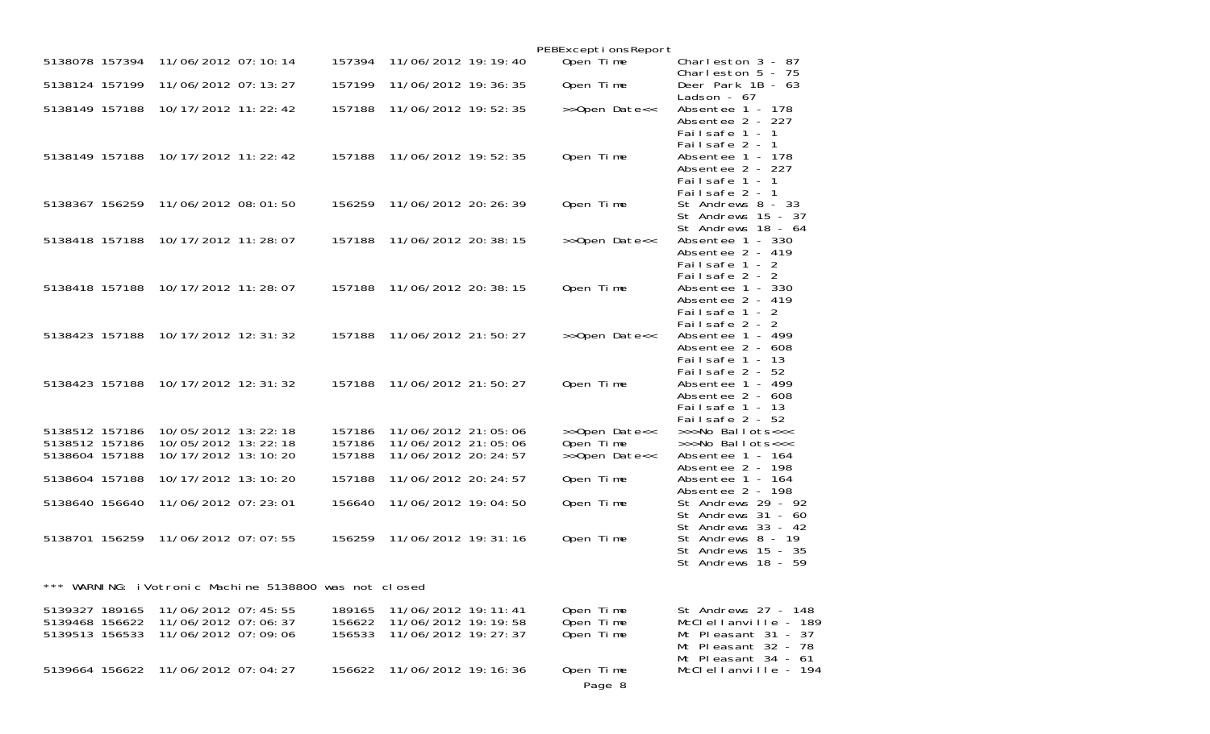PEBExceptionsReport

| | | | | | | |
|---|---|---|---|---|---|---|
| 5138078 | 157394 | 11/06/2012 07:10:14 | 157394 | 11/06/2012 19:19:40 | Open Time | Charleston 3 - 87<br>Charleston 5 - 75 |
| 5138124 | 157199 | 11/06/2012 07:13:27 | 157199 | 11/06/2012 19:36:35 | Open Time | Deer Park 1B - 63<br>Ladson - 67 |
| 5138149 | 157188 | 10/17/2012 11:22:42 | 157188 | 11/06/2012 19:52:35 | >>Open Date<< | Absentee 1 - 178<br>Absentee 2 - 227<br>Failsafe 1 - 1<br>Failsafe 2 - 1 |
| 5138149 | 157188 | 10/17/2012 11:22:42 | 157188 | 11/06/2012 19:52:35 | Open Time | Absentee 1 - 178<br>Absentee 2 - 227<br>Failsafe 1 - 1<br>Failsafe 2 - 1 |
| 5138367 | 156259 | 11/06/2012 08:01:50 | 156259 | 11/06/2012 20:26:39 | Open Time | St Andrews 8 - 33<br>St Andrews 15 - 37<br>St Andrews 18 - 64 |
| 5138418 | 157188 | 10/17/2012 11:28:07 | 157188 | 11/06/2012 20:38:15 | >>Open Date<< | Absentee 1 - 330<br>Absentee 2 - 419<br>Failsafe 1 - 2<br>Failsafe 2 - 2 |
| 5138418 | 157188 | 10/17/2012 11:28:07 | 157188 | 11/06/2012 20:38:15 | Open Time | Absentee 1 - 330<br>Absentee 2 - 419<br>Failsafe 1 - 2<br>Failsafe 2 - 2 |
| 5138423 | 157188 | 10/17/2012 12:31:32 | 157188 | 11/06/2012 21:50:27 | >>Open Date<< | Absentee 1 - 499<br>Absentee 2 - 608<br>Failsafe 1 - 13<br>Failsafe 2 - 52 |
| 5138423 | 157188 | 10/17/2012 12:31:32 | 157188 | 11/06/2012 21:50:27 | Open Time | Absentee 1 - 499<br>Absentee 2 - 608<br>Failsafe 1 - 13<br>Failsafe 2 - 52 |
| 5138512 | 157186 | 10/05/2012 13:22:18 | 157186 | 11/06/2012 21:05:06 | >>Open Date<< | >>>No Ballots<<< |
| 5138512 | 157186 | 10/05/2012 13:22:18 | 157186 | 11/06/2012 21:05:06 | Open Time | >>>No Ballots<<< |
| 5138604 | 157188 | 10/17/2012 13:10:20 | 157188 | 11/06/2012 20:24:57 | >>Open Date<< | Absentee 1 - 164<br>Absentee 2 - 198 |
| 5138604 | 157188 | 10/17/2012 13:10:20 | 157188 | 11/06/2012 20:24:57 | Open Time | Absentee 1 - 164<br>Absentee 2 - 198 |
| 5138640 | 156640 | 11/06/2012 07:23:01 | 156640 | 11/06/2012 19:04:50 | Open Time | St Andrews 29 - 92<br>St Andrews 31 - 60<br>St Andrews 33 - 42 |
| 5138701 | 156259 | 11/06/2012 07:07:55 | 156259 | 11/06/2012 19:31:16 | Open Time | St Andrews 8 - 19<br>St Andrews 15 - 35<br>St Andrews 18 - 59 |

*** WARNING: iVotronic Machine 5138800 was not closed

| | | | | | | |
|---|---|---|---|---|---|---|
| 5139327 | 189165 | 11/06/2012 07:45:55 | 189165 | 11/06/2012 19:11:41 | Open Time | St Andrews 27 - 148 |
| 5139468 | 156622 | 11/06/2012 07:06:37 | 156622 | 11/06/2012 19:19:58 | Open Time | McClellanville - 189 |
| 5139513 | 156533 | 11/06/2012 07:09:06 | 156533 | 11/06/2012 19:27:37 | Open Time | Mt Pleasant 31 - 37<br>Mt Pleasant 32 - 78<br>Mt Pleasant 34 - 61 |
| 5139664 | 156622 | 11/06/2012 07:04:27 | 156622 | 11/06/2012 19:16:36 | Open Time | McClellanville - 194 |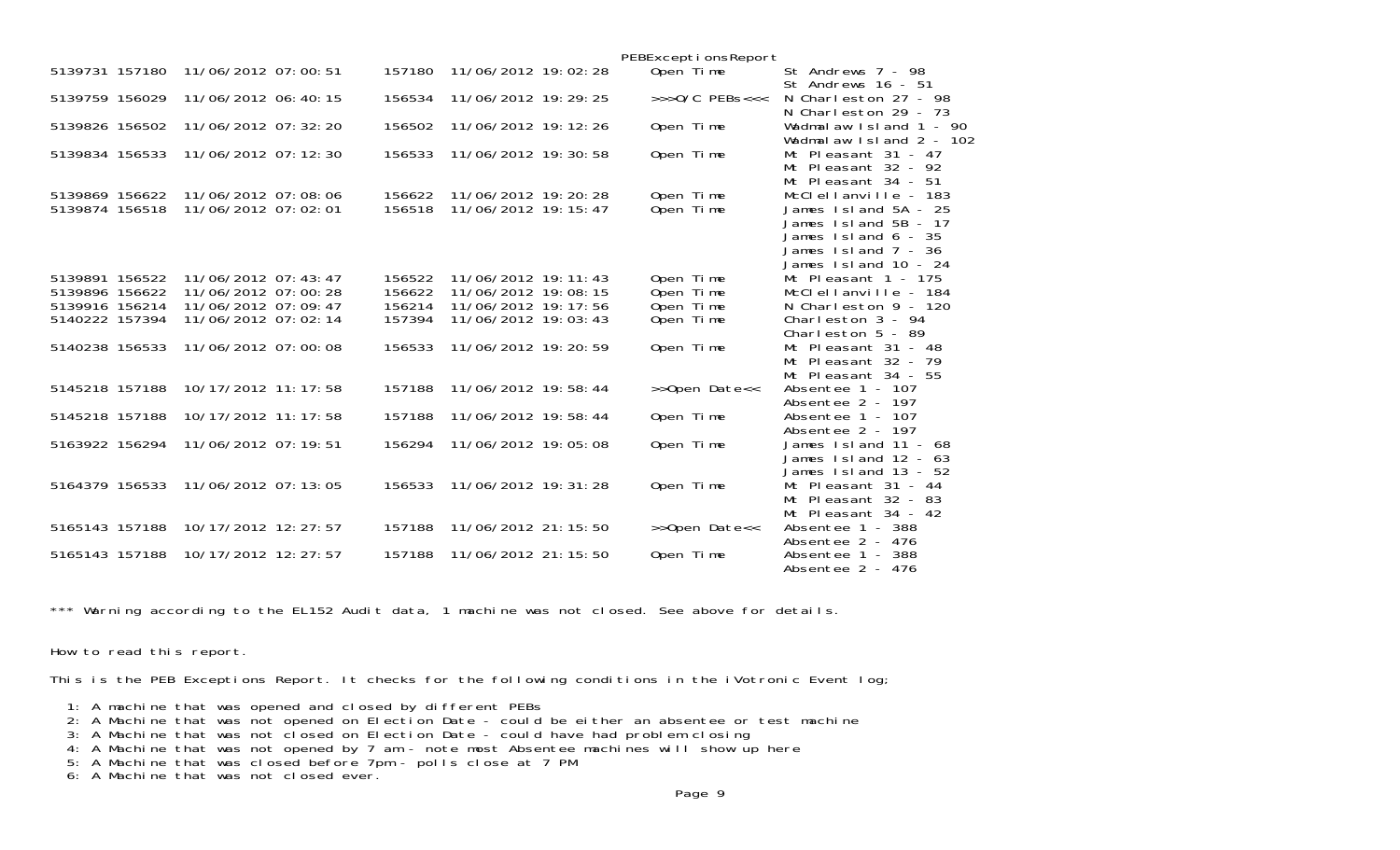PEBExceptionsReport

| | | | | | | |
|---|---|---|---|---|---|---|
| 5139731 | 157180 | 11/06/2012 07:00:51 | 157180 | 11/06/2012 19:02:28 | Open Time | St Andrews 7 - 98<br>St Andrews 16 - 51 |
| 5139759 | 156029 | 11/06/2012 06:40:15 | 156534 | 11/06/2012 19:29:25 | >>>O/C PEBs<<< | N Charleston 27 - 98<br>N Charleston 29 - 73 |
| 5139826 | 156502 | 11/06/2012 07:32:20 | 156502 | 11/06/2012 19:12:26 | Open Time | Wadmalaw Island 1 - 90<br>Wadmalaw Island 2 - 102 |
| 5139834 | 156533 | 11/06/2012 07:12:30 | 156533 | 11/06/2012 19:30:58 | Open Time | Mt Pleasant 31 - 47<br>Mt Pleasant 32 - 92<br>Mt Pleasant 34 - 51 |
| 5139869 | 156622 | 11/06/2012 07:08:06 | 156622 | 11/06/2012 19:20:28 | Open Time | McClellanville - 183 |
| 5139874 | 156518 | 11/06/2012 07:02:01 | 156518 | 11/06/2012 19:15:47 | Open Time | James Island 5A - 25<br>James Island 5B - 17<br>James Island 6 - 35<br>James Island 7 - 36<br>James Island 10 - 24 |
| 5139891 | 156522 | 11/06/2012 07:43:47 | 156522 | 11/06/2012 19:11:43 | Open Time | Mt Pleasant 1 - 175 |
| 5139896 | 156622 | 11/06/2012 07:00:28 | 156622 | 11/06/2012 19:08:15 | Open Time | McClellanville - 184 |
| 5139916 | 156214 | 11/06/2012 07:09:47 | 156214 | 11/06/2012 19:17:56 | Open Time | N Charleston 9 - 120 |
| 5140222 | 157394 | 11/06/2012 07:02:14 | 157394 | 11/06/2012 19:03:43 | Open Time | Charleston 3 - 94<br>Charleston 5 - 89 |
| 5140238 | 156533 | 11/06/2012 07:00:08 | 156533 | 11/06/2012 19:20:59 | Open Time | Mt Pleasant 31 - 48<br>Mt Pleasant 32 - 79<br>Mt Pleasant 34 - 55 |
| 5145218 | 157188 | 10/17/2012 11:17:58 | 157188 | 11/06/2012 19:58:44 | >>Open Date<< | Absentee 1 - 107<br>Absentee 2 - 197 |
| 5145218 | 157188 | 10/17/2012 11:17:58 | 157188 | 11/06/2012 19:58:44 | Open Time | Absentee 1 - 107<br>Absentee 2 - 197 |
| 5163922 | 156294 | 11/06/2012 07:19:51 | 156294 | 11/06/2012 19:05:08 | Open Time | James Island 11 - 68<br>James Island 12 - 63<br>James Island 13 - 52 |
| 5164379 | 156533 | 11/06/2012 07:13:05 | 156533 | 11/06/2012 19:31:28 | Open Time | Mt Pleasant 31 - 44<br>Mt Pleasant 32 - 83<br>Mt Pleasant 34 - 42 |
| 5165143 | 157188 | 10/17/2012 12:27:57 | 157188 | 11/06/2012 21:15:50 | >>Open Date<< | Absentee 1 - 388<br>Absentee 2 - 476 |
| 5165143 | 157188 | 10/17/2012 12:27:57 | 157188 | 11/06/2012 21:15:50 | Open Time | Absentee 1 - 388<br>Absentee 2 - 476 |

*** Warning according to the EL152 Audit data, 1 machine was not closed. See above for details.

How to read this report.

This is the PEB Exceptions Report. It checks for the following conditions in the iVotronic Event log;

1: A machine that was opened and closed by different PEBs
2: A Machine that was not opened on Election Date - could be either an absentee or test machine
3: A Machine that was not closed on Election Date - could have had problem closing
4: A Machine that was not opened by 7 am - note most Absentee machines will show up here
5: A Machine that was closed before 7pm - polls close at 7 PM
6: A Machine that was not closed ever.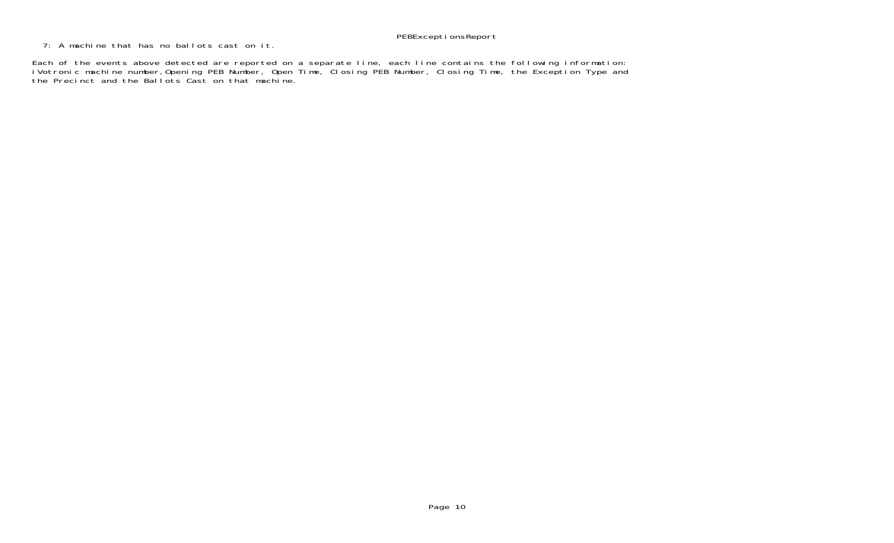7: A machine that has no ballots cast on it.

Each of the events above detected are reported on a separate line, each line contains the following information:
iVotronic machine number,Opening PEB Number, Open Time, Closing PEB Number, Closing Time, the Exception Type and
the Precinct and the Ballots Cast on that machine.